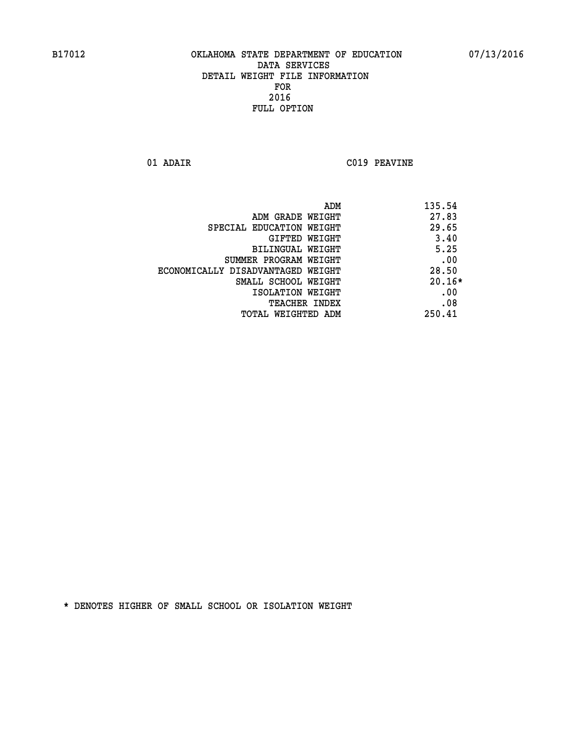B17012 OKLAHOMA STATE DEPARTMENT OF EDUCATION 07/13/2016

DATA SERVICES
DETAIL WEIGHT FILE INFORMATION
FOR
2016
FULL OPTION

01 ADAIR C019 PEAVINE

| | |
|---|---|
| ADM | 135.54 |
| ADM GRADE WEIGHT | 27.83 |
| SPECIAL EDUCATION WEIGHT | 29.65 |
| GIFTED WEIGHT | 3.40 |
| BILINGUAL WEIGHT | 5.25 |
| SUMMER PROGRAM WEIGHT | .00 |
| ECONOMICALLY DISADVANTAGED WEIGHT | 28.50 |
| SMALL SCHOOL WEIGHT | 20.16* |
| ISOLATION WEIGHT | .00 |
| TEACHER INDEX | .08 |
| TOTAL WEIGHTED ADM | 250.41 |

* DENOTES HIGHER OF SMALL SCHOOL OR ISOLATION WEIGHT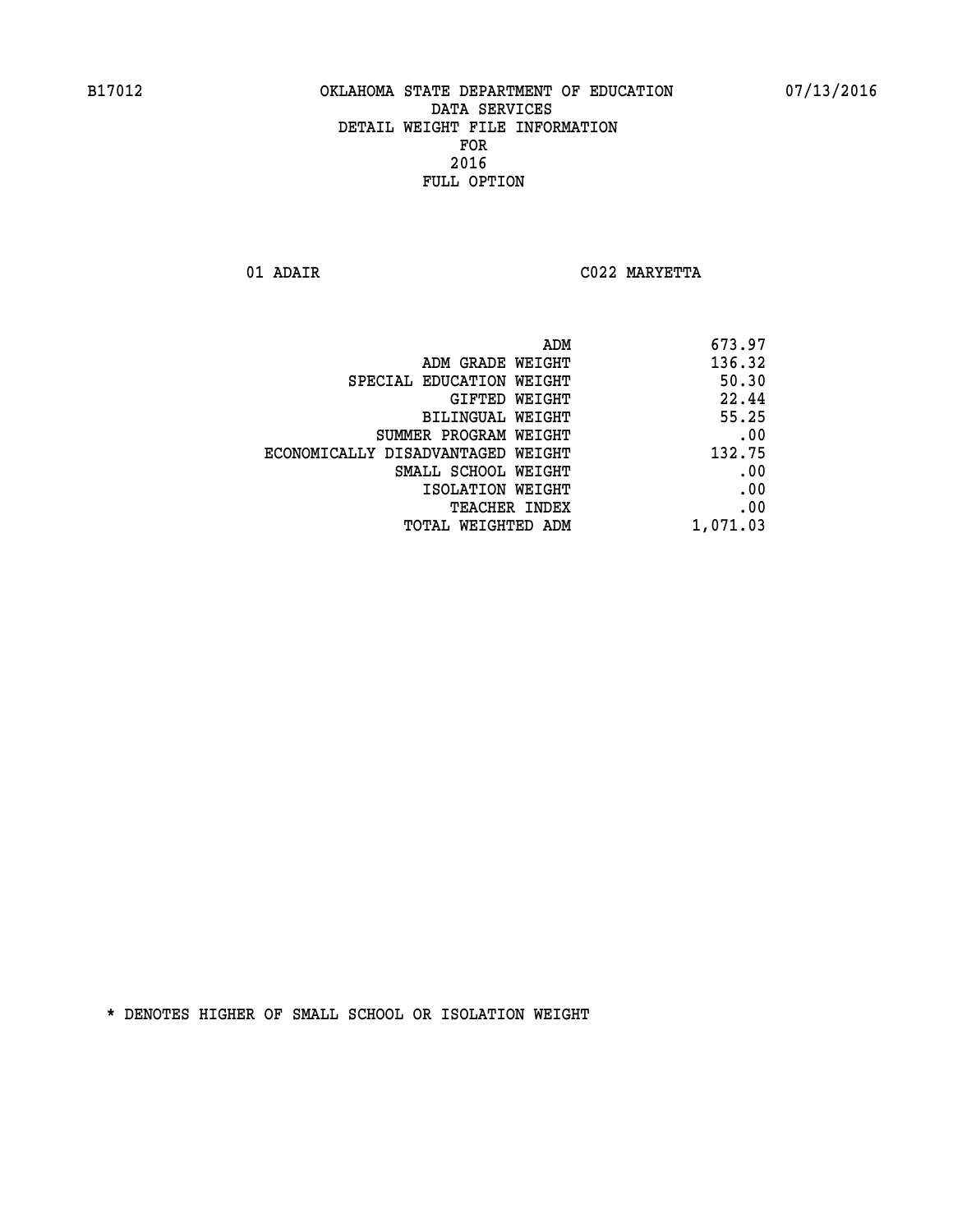B17012 OKLAHOMA STATE DEPARTMENT OF EDUCATION 07/13/2016

DATA SERVICES
DETAIL WEIGHT FILE INFORMATION
FOR
2016
FULL OPTION

01 ADAIR C022 MARYETTA

| | |
|---|---|
| ADM | 673.97 |
| ADM GRADE WEIGHT | 136.32 |
| SPECIAL EDUCATION WEIGHT | 50.30 |
| GIFTED WEIGHT | 22.44 |
| BILINGUAL WEIGHT | 55.25 |
| SUMMER PROGRAM WEIGHT | .00 |
| ECONOMICALLY DISADVANTAGED WEIGHT | 132.75 |
| SMALL SCHOOL WEIGHT | .00 |
| ISOLATION WEIGHT | .00 |
| TEACHER INDEX | .00 |
| TOTAL WEIGHTED ADM | 1,071.03 |

* DENOTES HIGHER OF SMALL SCHOOL OR ISOLATION WEIGHT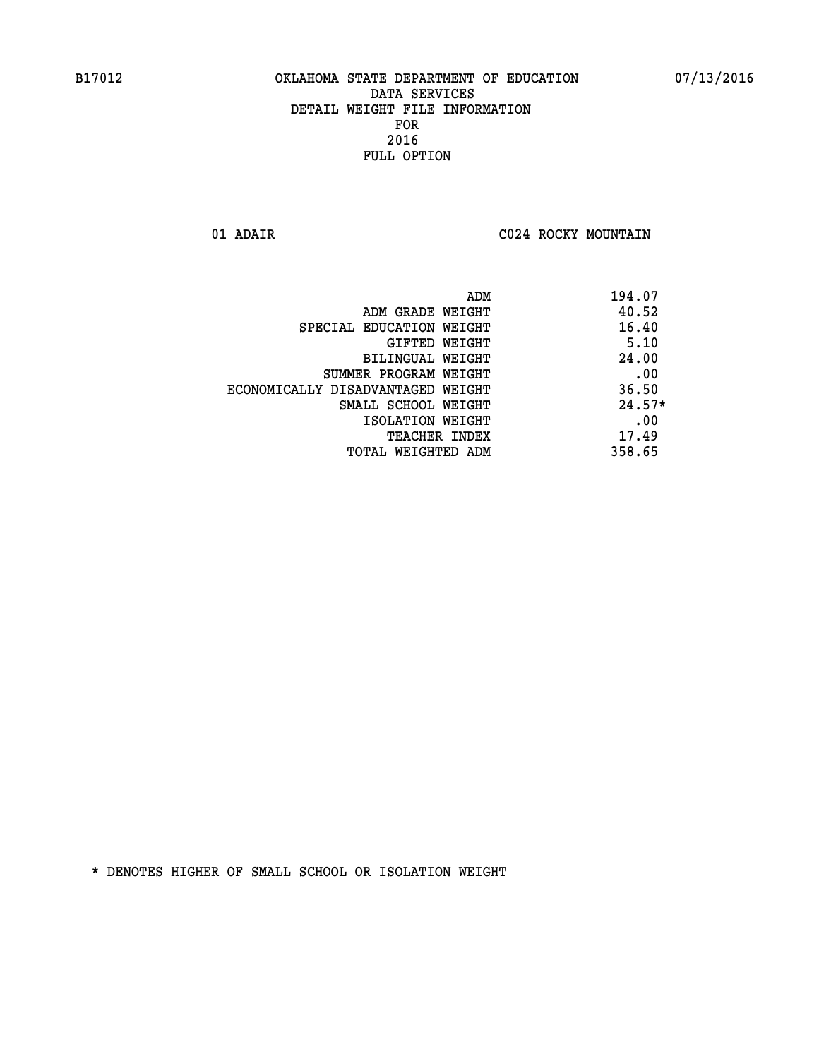B17012 OKLAHOMA STATE DEPARTMENT OF EDUCATION 07/13/2016

DATA SERVICES

DETAIL WEIGHT FILE INFORMATION

FOR

2016

FULL OPTION

01 ADAIR C024 ROCKY MOUNTAIN

| | |
|---|---|
| ADM | 194.07 |
| ADM GRADE WEIGHT | 40.52 |
| SPECIAL EDUCATION WEIGHT | 16.40 |
| GIFTED WEIGHT | 5.10 |
| BILINGUAL WEIGHT | 24.00 |
| SUMMER PROGRAM WEIGHT | .00 |
| ECONOMICALLY DISADVANTAGED WEIGHT | 36.50 |
| SMALL SCHOOL WEIGHT | 24.57* |
| ISOLATION WEIGHT | .00 |
| TEACHER INDEX | 17.49 |
| TOTAL WEIGHTED ADM | 358.65 |

* DENOTES HIGHER OF SMALL SCHOOL OR ISOLATION WEIGHT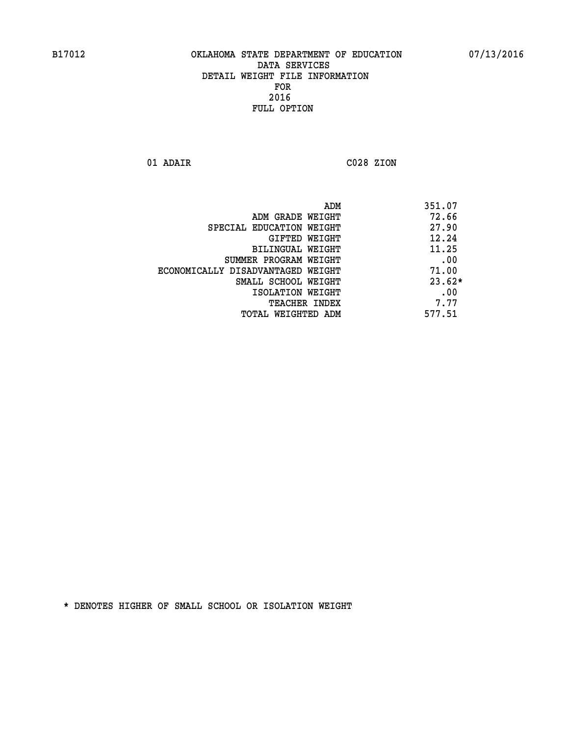B17012 OKLAHOMA STATE DEPARTMENT OF EDUCATION 07/13/2016

DATA SERVICES
DETAIL WEIGHT FILE INFORMATION
FOR
2016
FULL OPTION

01 ADAIR C028 ZION

| | |
|---|---|
| ADM | 351.07 |
| ADM GRADE WEIGHT | 72.66 |
| SPECIAL EDUCATION WEIGHT | 27.90 |
| GIFTED WEIGHT | 12.24 |
| BILINGUAL WEIGHT | 11.25 |
| SUMMER PROGRAM WEIGHT | .00 |
| ECONOMICALLY DISADVANTAGED WEIGHT | 71.00 |
| SMALL SCHOOL WEIGHT | 23.62* |
| ISOLATION WEIGHT | .00 |
| TEACHER INDEX | 7.77 |
| TOTAL WEIGHTED ADM | 577.51 |

* DENOTES HIGHER OF SMALL SCHOOL OR ISOLATION WEIGHT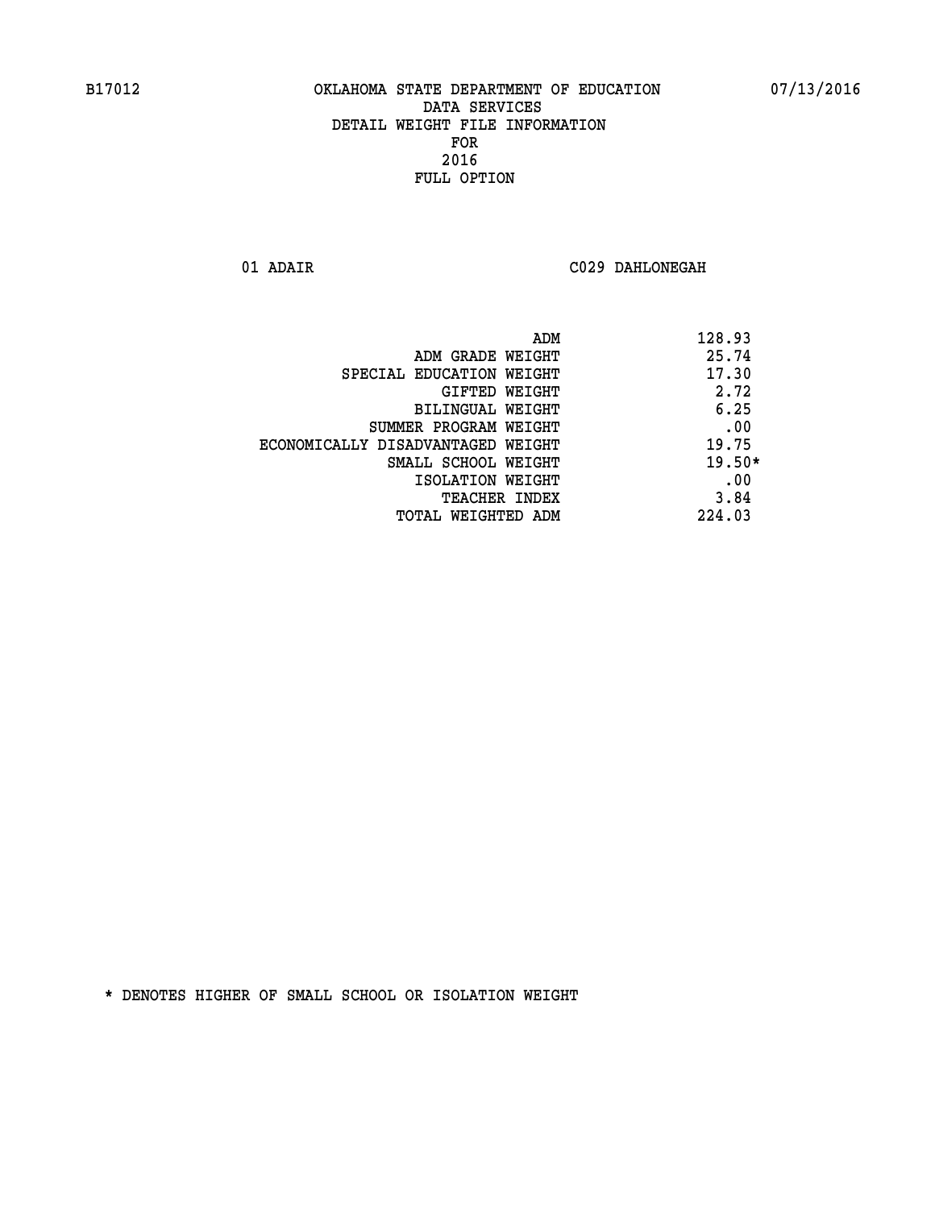B17012 OKLAHOMA STATE DEPARTMENT OF EDUCATION 07/13/2016
DATA SERVICES
DETAIL WEIGHT FILE INFORMATION
FOR
2016
FULL OPTION

01 ADAIR C029 DAHLONEGAH

| | |
|---|---|
| ADM | 128.93 |
| ADM GRADE WEIGHT | 25.74 |
| SPECIAL EDUCATION WEIGHT | 17.30 |
| GIFTED WEIGHT | 2.72 |
| BILINGUAL WEIGHT | 6.25 |
| SUMMER PROGRAM WEIGHT | .00 |
| ECONOMICALLY DISADVANTAGED WEIGHT | 19.75 |
| SMALL SCHOOL WEIGHT | 19.50* |
| ISOLATION WEIGHT | .00 |
| TEACHER INDEX | 3.84 |
| TOTAL WEIGHTED ADM | 224.03 |

* DENOTES HIGHER OF SMALL SCHOOL OR ISOLATION WEIGHT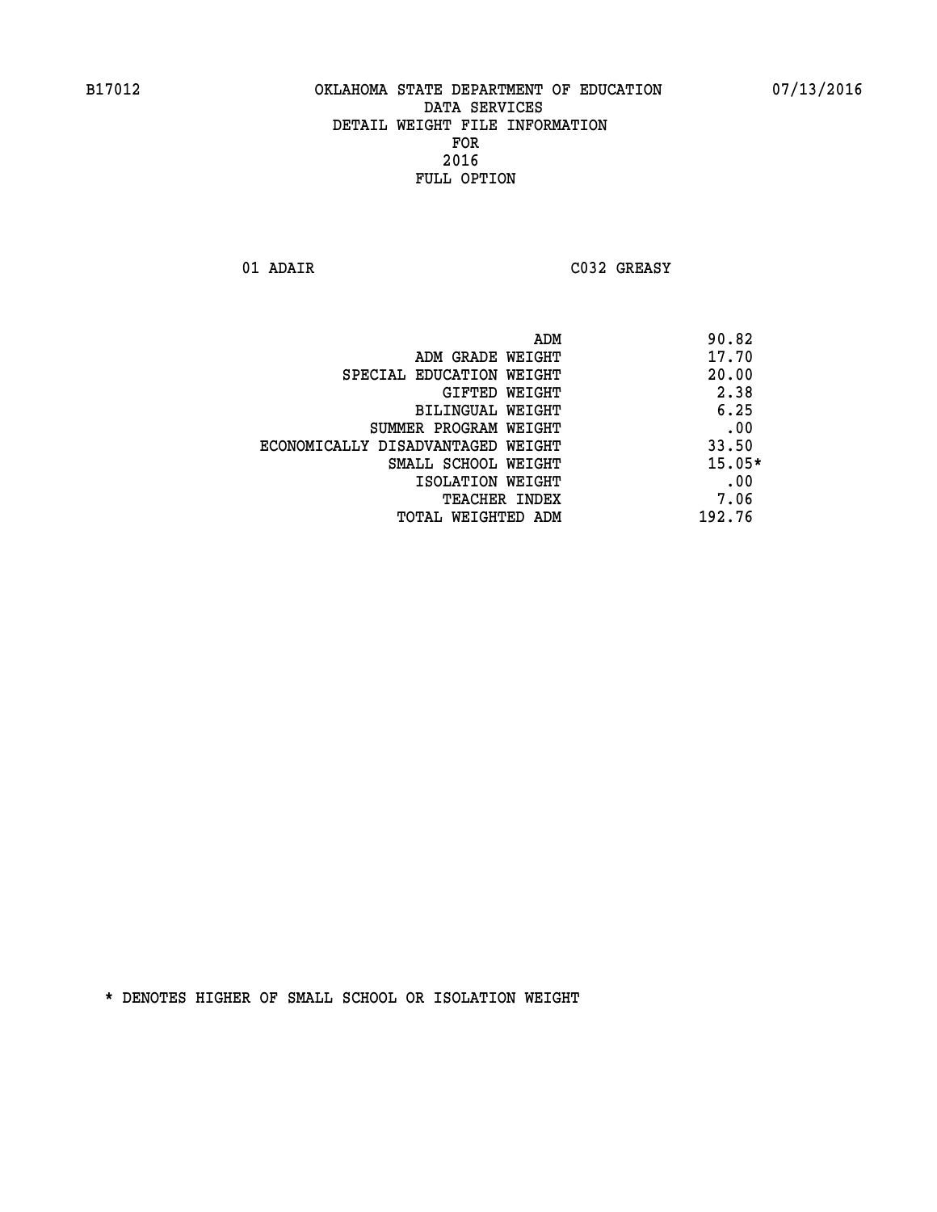B17012 OKLAHOMA STATE DEPARTMENT OF EDUCATION 07/13/2016

DATA SERVICES
DETAIL WEIGHT FILE INFORMATION
FOR
2016
FULL OPTION

01 ADAIR C032 GREASY

| | |
|---|---|
| ADM | 90.82 |
| ADM GRADE WEIGHT | 17.70 |
| SPECIAL EDUCATION WEIGHT | 20.00 |
| GIFTED WEIGHT | 2.38 |
| BILINGUAL WEIGHT | 6.25 |
| SUMMER PROGRAM WEIGHT | .00 |
| ECONOMICALLY DISADVANTAGED WEIGHT | 33.50 |
| SMALL SCHOOL WEIGHT | 15.05* |
| ISOLATION WEIGHT | .00 |
| TEACHER INDEX | 7.06 |
| TOTAL WEIGHTED ADM | 192.76 |

* DENOTES HIGHER OF SMALL SCHOOL OR ISOLATION WEIGHT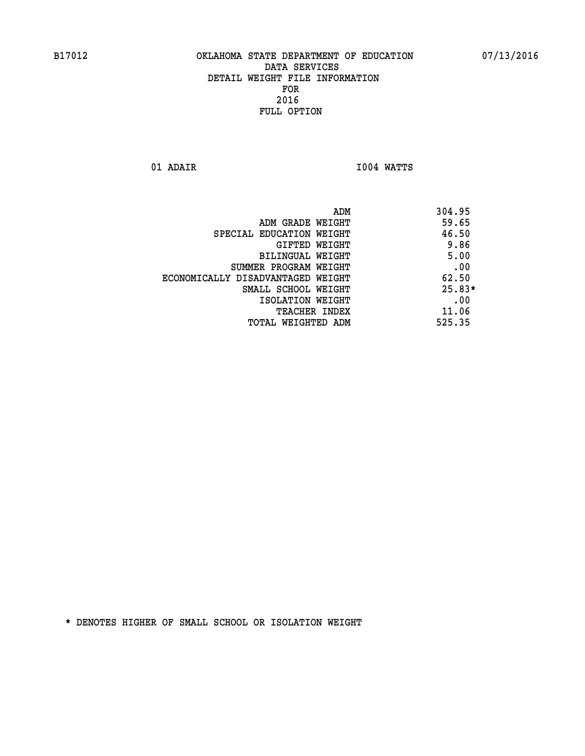B17012 OKLAHOMA STATE DEPARTMENT OF EDUCATION 07/13/2016

DATA SERVICES
DETAIL WEIGHT FILE INFORMATION
FOR
2016
FULL OPTION

01 ADAIR I004 WATTS

| | |
|---|---|
| ADM | 304.95 |
| ADM GRADE WEIGHT | 59.65 |
| SPECIAL EDUCATION WEIGHT | 46.50 |
| GIFTED WEIGHT | 9.86 |
| BILINGUAL WEIGHT | 5.00 |
| SUMMER PROGRAM WEIGHT | .00 |
| ECONOMICALLY DISADVANTAGED WEIGHT | 62.50 |
| SMALL SCHOOL WEIGHT | 25.83* |
| ISOLATION WEIGHT | .00 |
| TEACHER INDEX | 11.06 |
| TOTAL WEIGHTED ADM | 525.35 |

* DENOTES HIGHER OF SMALL SCHOOL OR ISOLATION WEIGHT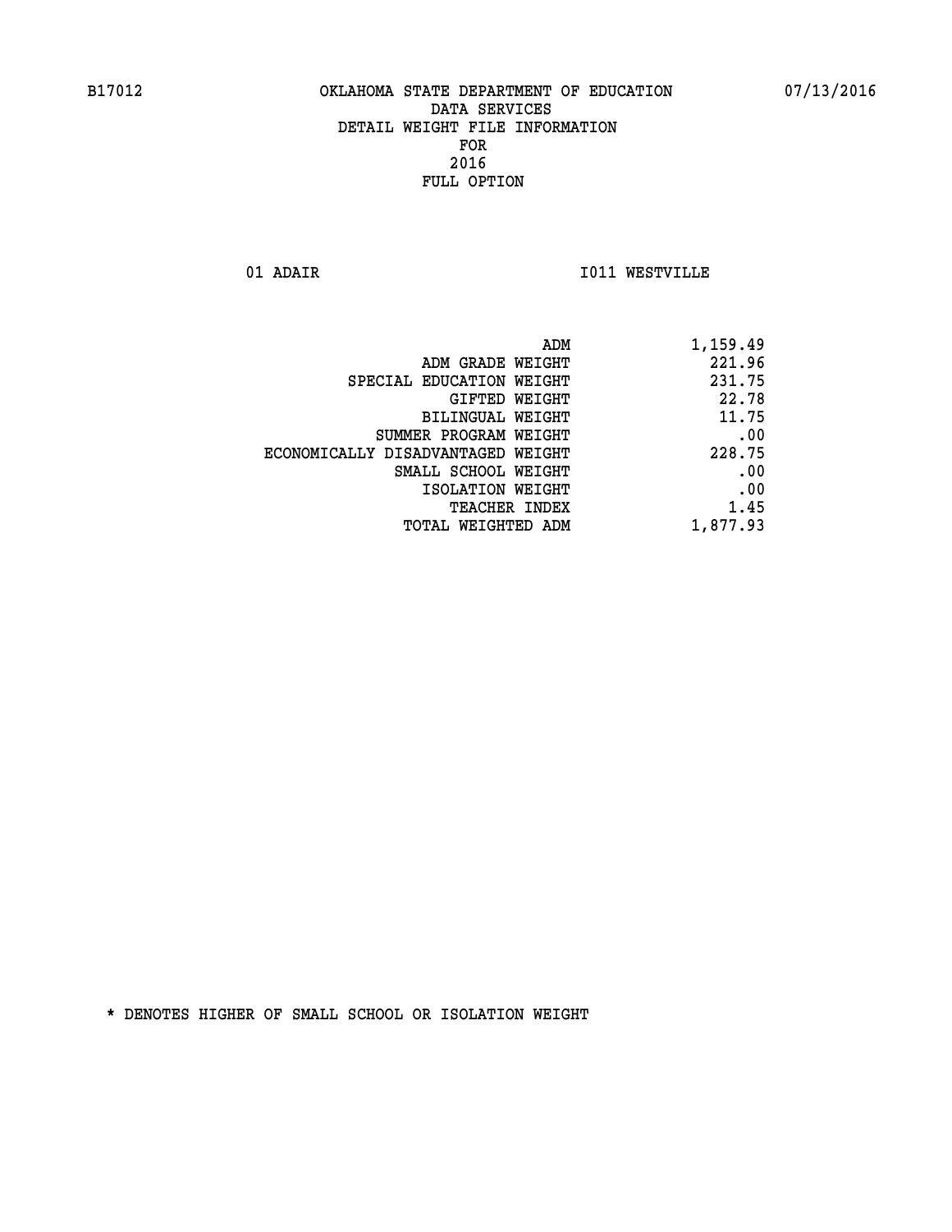B17012 OKLAHOMA STATE DEPARTMENT OF EDUCATION 07/13/2016

DATA SERVICES
DETAIL WEIGHT FILE INFORMATION
FOR
2016
FULL OPTION

01 ADAIR I011 WESTVILLE

| | |
|---|---|
| ADM | 1,159.49 |
| ADM GRADE WEIGHT | 221.96 |
| SPECIAL EDUCATION WEIGHT | 231.75 |
| GIFTED WEIGHT | 22.78 |
| BILINGUAL WEIGHT | 11.75 |
| SUMMER PROGRAM WEIGHT | .00 |
| ECONOMICALLY DISADVANTAGED WEIGHT | 228.75 |
| SMALL SCHOOL WEIGHT | .00 |
| ISOLATION WEIGHT | .00 |
| TEACHER INDEX | 1.45 |
| TOTAL WEIGHTED ADM | 1,877.93 |

* DENOTES HIGHER OF SMALL SCHOOL OR ISOLATION WEIGHT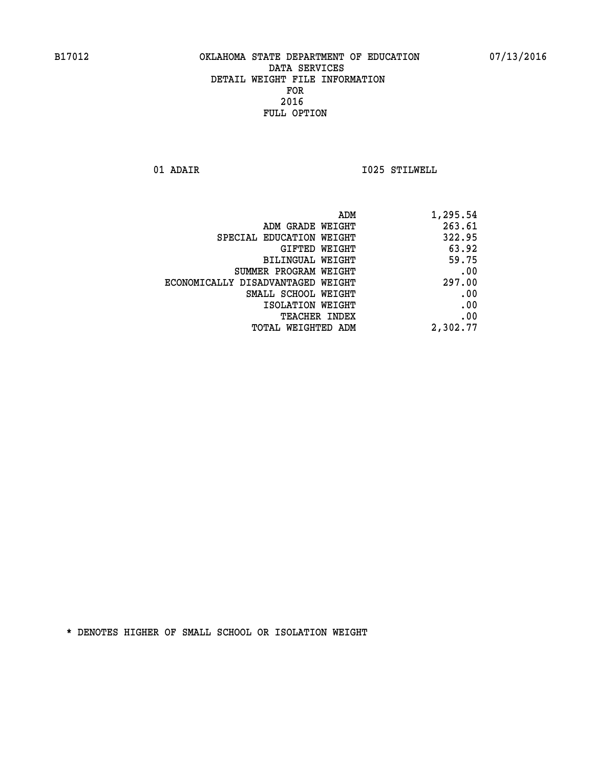B17012 OKLAHOMA STATE DEPARTMENT OF EDUCATION 07/13/2016

DATA SERVICES
DETAIL WEIGHT FILE INFORMATION
FOR
2016
FULL OPTION

01 ADAIR I025 STILWELL

| | |
|---|---|
| ADM | 1,295.54 |
| ADM GRADE WEIGHT | 263.61 |
| SPECIAL EDUCATION WEIGHT | 322.95 |
| GIFTED WEIGHT | 63.92 |
| BILINGUAL WEIGHT | 59.75 |
| SUMMER PROGRAM WEIGHT | .00 |
| ECONOMICALLY DISADVANTAGED WEIGHT | 297.00 |
| SMALL SCHOOL WEIGHT | .00 |
| ISOLATION WEIGHT | .00 |
| TEACHER INDEX | .00 |
| TOTAL WEIGHTED ADM | 2,302.77 |

* DENOTES HIGHER OF SMALL SCHOOL OR ISOLATION WEIGHT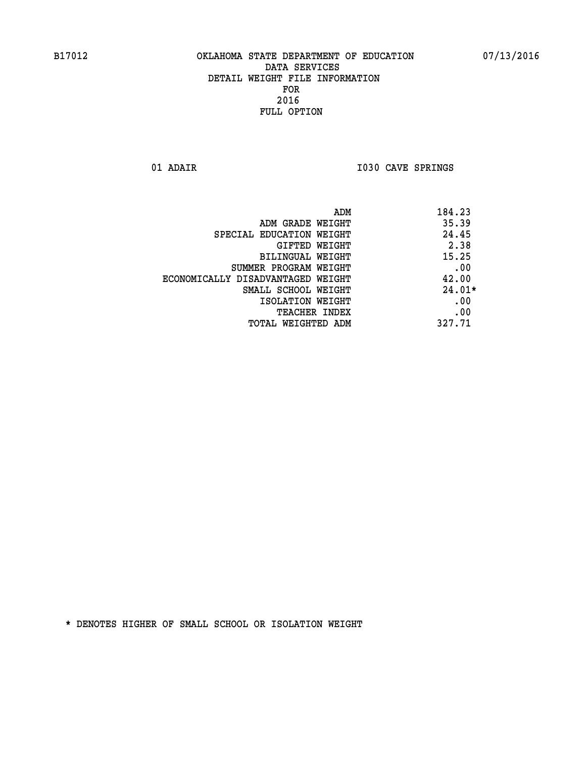B17012 OKLAHOMA STATE DEPARTMENT OF EDUCATION 07/13/2016

DATA SERVICES

DETAIL WEIGHT FILE INFORMATION

FOR

2016

FULL OPTION

01 ADAIR I030 CAVE SPRINGS

| | |
|---|---|
| ADM | 184.23 |
| ADM GRADE WEIGHT | 35.39 |
| SPECIAL EDUCATION WEIGHT | 24.45 |
| GIFTED WEIGHT | 2.38 |
| BILINGUAL WEIGHT | 15.25 |
| SUMMER PROGRAM WEIGHT | .00 |
| ECONOMICALLY DISADVANTAGED WEIGHT | 42.00 |
| SMALL SCHOOL WEIGHT | 24.01* |
| ISOLATION WEIGHT | .00 |
| TEACHER INDEX | .00 |
| TOTAL WEIGHTED ADM | 327.71 |

* DENOTES HIGHER OF SMALL SCHOOL OR ISOLATION WEIGHT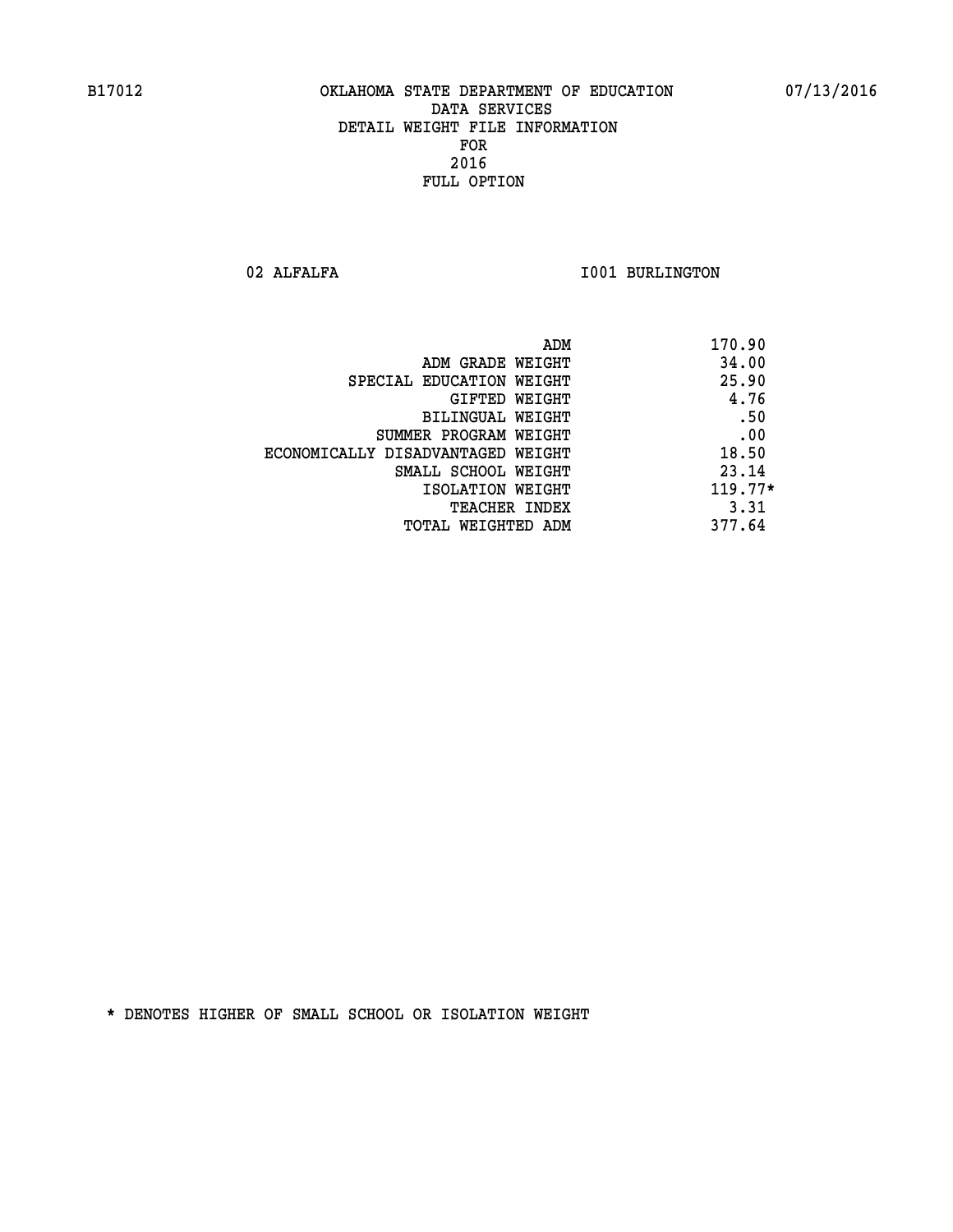B17012 OKLAHOMA STATE DEPARTMENT OF EDUCATION 07/13/2016

DATA SERVICES
DETAIL WEIGHT FILE INFORMATION
FOR
2016
FULL OPTION

02 ALFALFA I001 BURLINGTON

| | |
|---|---|
| ADM | 170.90 |
| ADM GRADE WEIGHT | 34.00 |
| SPECIAL EDUCATION WEIGHT | 25.90 |
| GIFTED WEIGHT | 4.76 |
| BILINGUAL WEIGHT | .50 |
| SUMMER PROGRAM WEIGHT | .00 |
| ECONOMICALLY DISADVANTAGED WEIGHT | 18.50 |
| SMALL SCHOOL WEIGHT | 23.14 |
| ISOLATION WEIGHT | 119.77* |
| TEACHER INDEX | 3.31 |
| TOTAL WEIGHTED ADM | 377.64 |

* DENOTES HIGHER OF SMALL SCHOOL OR ISOLATION WEIGHT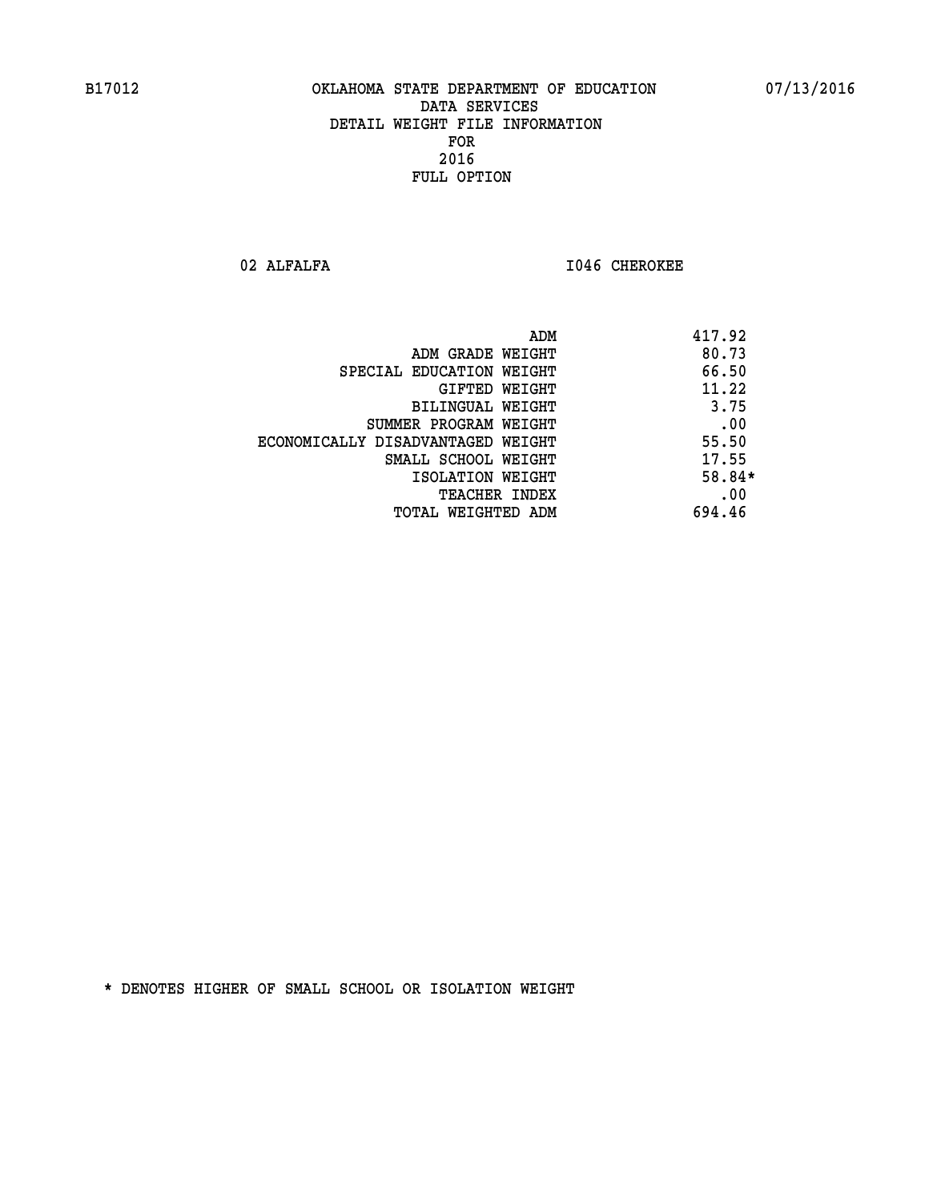B17012 OKLAHOMA STATE DEPARTMENT OF EDUCATION 07/13/2016

DATA SERVICES

DETAIL WEIGHT FILE INFORMATION

FOR

2016

FULL OPTION

02 ALFALFA I046 CHEROKEE

| | |
|---|---|
| ADM | 417.92 |
| ADM GRADE WEIGHT | 80.73 |
| SPECIAL EDUCATION WEIGHT | 66.50 |
| GIFTED WEIGHT | 11.22 |
| BILINGUAL WEIGHT | 3.75 |
| SUMMER PROGRAM WEIGHT | .00 |
| ECONOMICALLY DISADVANTAGED WEIGHT | 55.50 |
| SMALL SCHOOL WEIGHT | 17.55 |
| ISOLATION WEIGHT | 58.84* |
| TEACHER INDEX | .00 |
| TOTAL WEIGHTED ADM | 694.46 |

* DENOTES HIGHER OF SMALL SCHOOL OR ISOLATION WEIGHT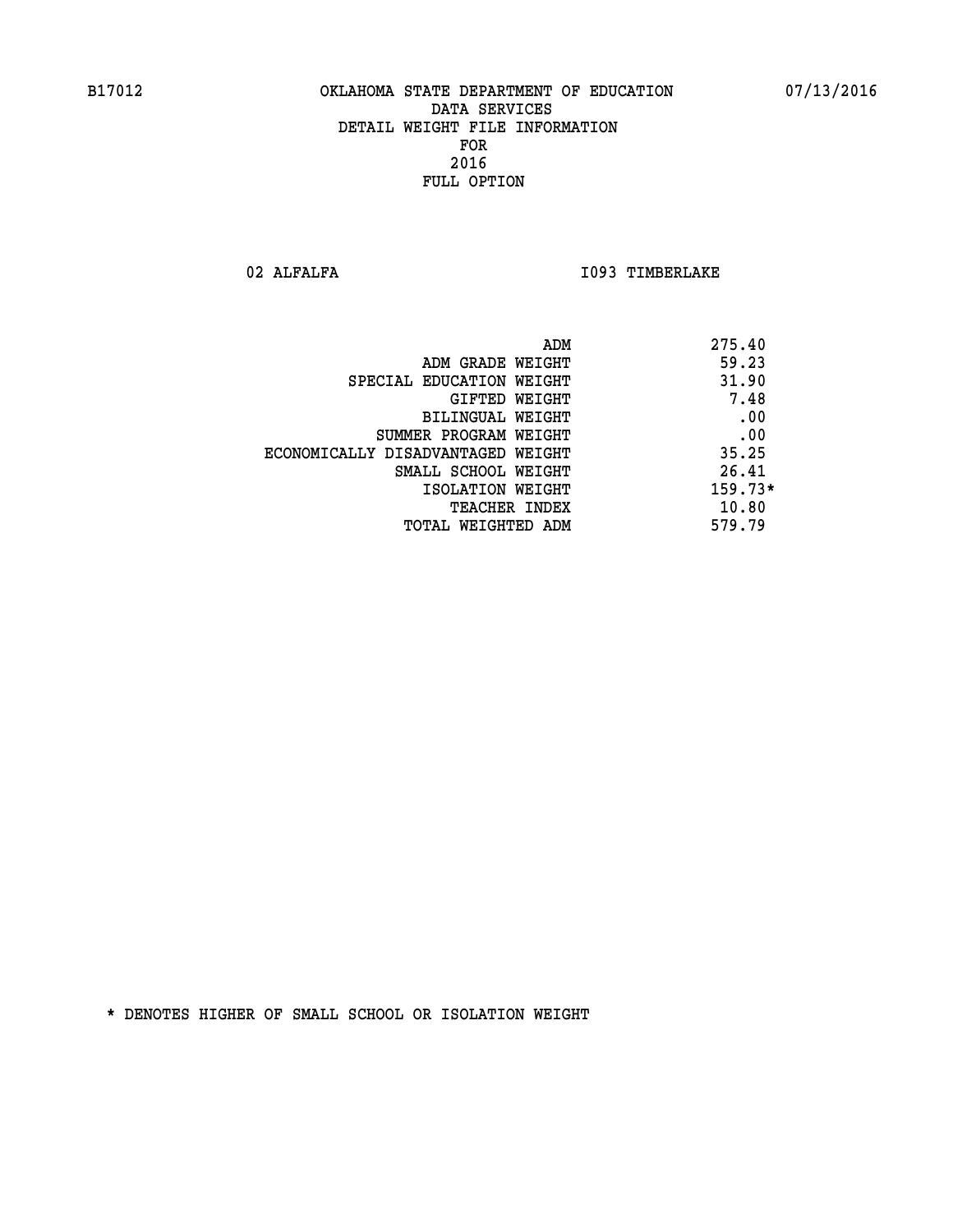B17012 OKLAHOMA STATE DEPARTMENT OF EDUCATION 07/13/2016

DATA SERVICES
DETAIL WEIGHT FILE INFORMATION
FOR
2016
FULL OPTION

02 ALFALFA I093 TIMBERLAKE

| | |
|---|---|
| ADM | 275.40 |
| ADM GRADE WEIGHT | 59.23 |
| SPECIAL EDUCATION WEIGHT | 31.90 |
| GIFTED WEIGHT | 7.48 |
| BILINGUAL WEIGHT | .00 |
| SUMMER PROGRAM WEIGHT | .00 |
| ECONOMICALLY DISADVANTAGED WEIGHT | 35.25 |
| SMALL SCHOOL WEIGHT | 26.41 |
| ISOLATION WEIGHT | 159.73* |
| TEACHER INDEX | 10.80 |
| TOTAL WEIGHTED ADM | 579.79 |

* DENOTES HIGHER OF SMALL SCHOOL OR ISOLATION WEIGHT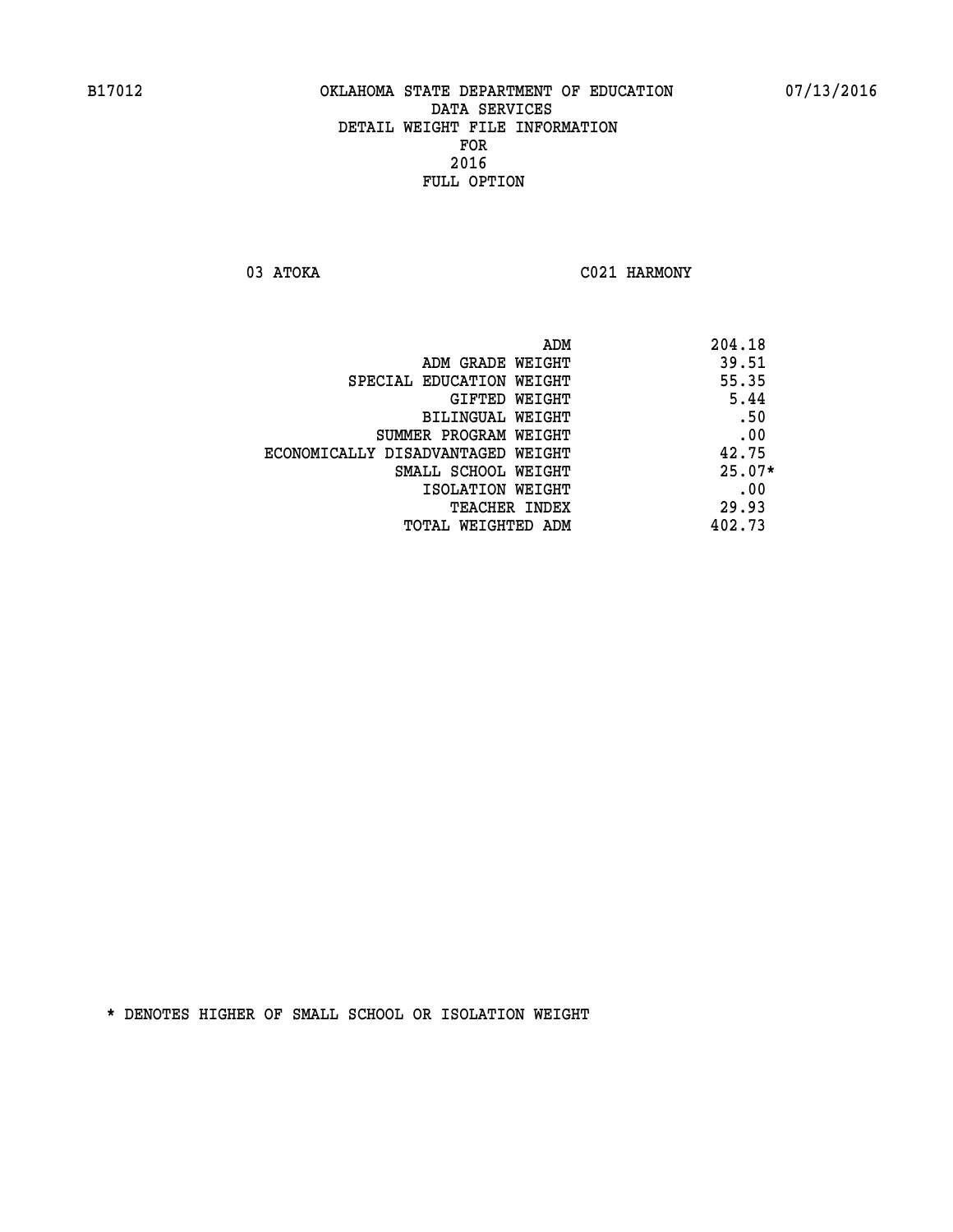B17012 OKLAHOMA STATE DEPARTMENT OF EDUCATION 07/13/2016

DATA SERVICES
DETAIL WEIGHT FILE INFORMATION
FOR
2016
FULL OPTION

03 ATOKA C021 HARMONY

| | |
|---|---|
| ADM | 204.18 |
| ADM GRADE WEIGHT | 39.51 |
| SPECIAL EDUCATION WEIGHT | 55.35 |
| GIFTED WEIGHT | 5.44 |
| BILINGUAL WEIGHT | .50 |
| SUMMER PROGRAM WEIGHT | .00 |
| ECONOMICALLY DISADVANTAGED WEIGHT | 42.75 |
| SMALL SCHOOL WEIGHT | 25.07* |
| ISOLATION WEIGHT | .00 |
| TEACHER INDEX | 29.93 |
| TOTAL WEIGHTED ADM | 402.73 |

* DENOTES HIGHER OF SMALL SCHOOL OR ISOLATION WEIGHT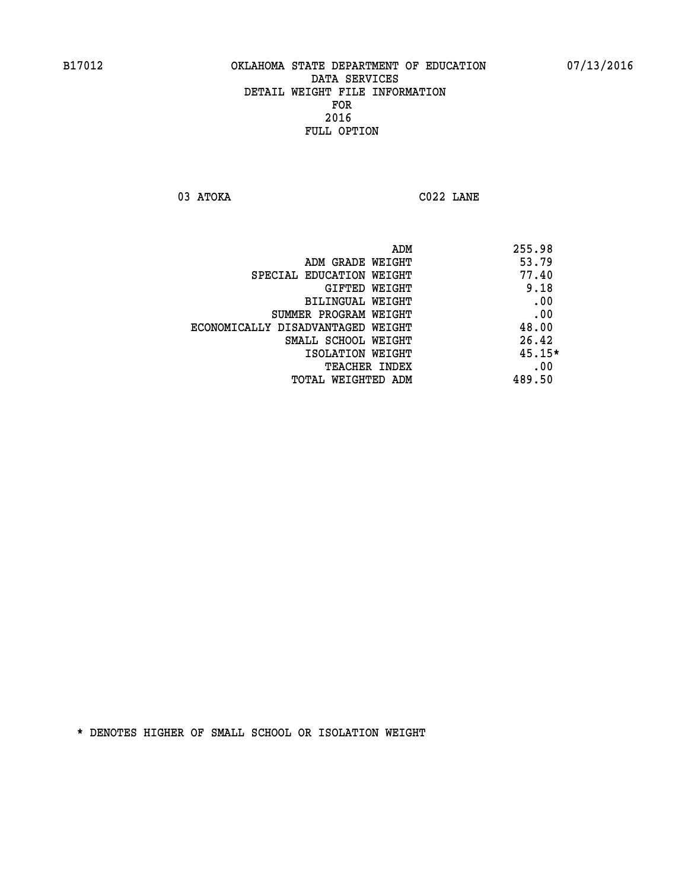# OKLAHOMA STATE DEPARTMENT OF EDUCATION
## DATA SERVICES
## DETAIL WEIGHT FILE INFORMATION
## FOR
## 2016
## FULL OPTION

03 ATOKA C022 LANE

| | |
|---|---|
| ADM | 255.98 |
| ADM GRADE WEIGHT | 53.79 |
| SPECIAL EDUCATION WEIGHT | 77.40 |
| GIFTED WEIGHT | 9.18 |
| BILINGUAL WEIGHT | .00 |
| SUMMER PROGRAM WEIGHT | .00 |
| ECONOMICALLY DISADVANTAGED WEIGHT | 48.00 |
| SMALL SCHOOL WEIGHT | 26.42 |
| ISOLATION WEIGHT | 45.15* |
| TEACHER INDEX | .00 |
| TOTAL WEIGHTED ADM | 489.50 |

* DENOTES HIGHER OF SMALL SCHOOL OR ISOLATION WEIGHT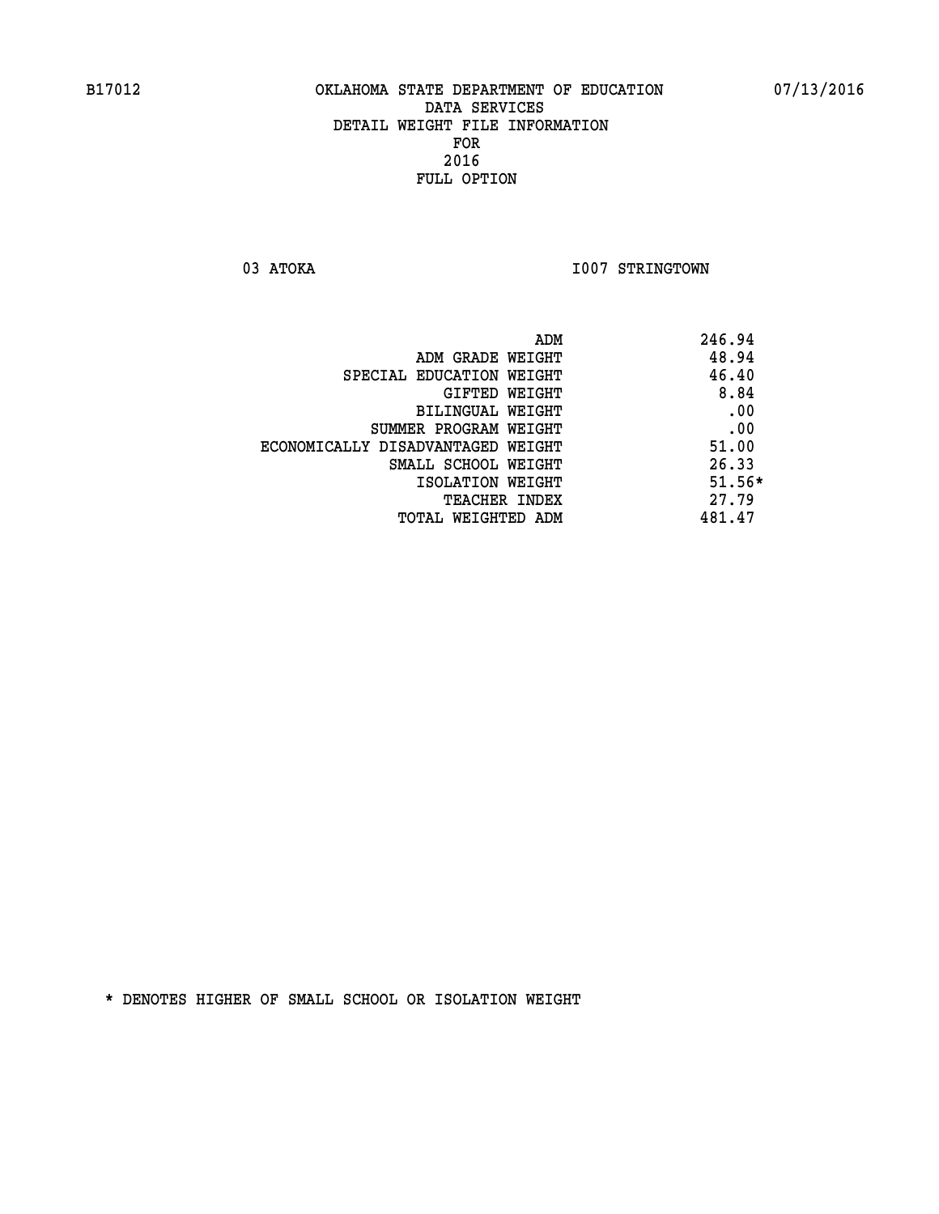B17012 OKLAHOMA STATE DEPARTMENT OF EDUCATION 07/13/2016

DATA SERVICES
DETAIL WEIGHT FILE INFORMATION
FOR
2016
FULL OPTION

03 ATOKA I007 STRINGTOWN

| | |
|---|---|
| ADM | 246.94 |
| ADM GRADE WEIGHT | 48.94 |
| SPECIAL EDUCATION WEIGHT | 46.40 |
| GIFTED WEIGHT | 8.84 |
| BILINGUAL WEIGHT | .00 |
| SUMMER PROGRAM WEIGHT | .00 |
| ECONOMICALLY DISADVANTAGED WEIGHT | 51.00 |
| SMALL SCHOOL WEIGHT | 26.33 |
| ISOLATION WEIGHT | 51.56* |
| TEACHER INDEX | 27.79 |
| TOTAL WEIGHTED ADM | 481.47 |

* DENOTES HIGHER OF SMALL SCHOOL OR ISOLATION WEIGHT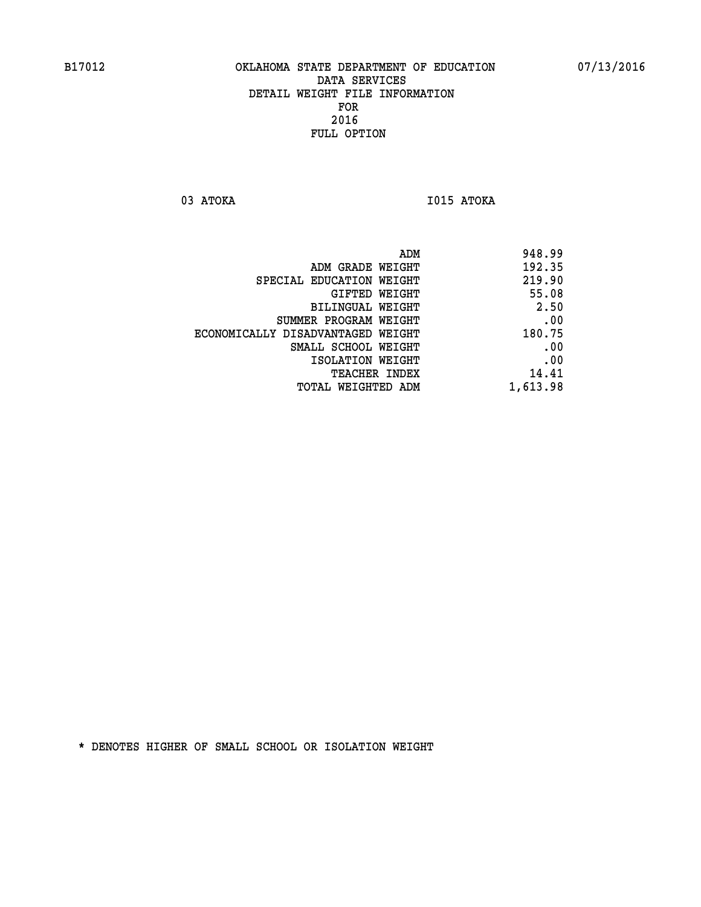B17012 OKLAHOMA STATE DEPARTMENT OF EDUCATION 07/13/2016

DATA SERVICES
DETAIL WEIGHT FILE INFORMATION
FOR
2016
FULL OPTION

03 ATOKA I015 ATOKA

| | |
|---|---|
| ADM | 948.99 |
| ADM GRADE WEIGHT | 192.35 |
| SPECIAL EDUCATION WEIGHT | 219.90 |
| GIFTED WEIGHT | 55.08 |
| BILINGUAL WEIGHT | 2.50 |
| SUMMER PROGRAM WEIGHT | .00 |
| ECONOMICALLY DISADVANTAGED WEIGHT | 180.75 |
| SMALL SCHOOL WEIGHT | .00 |
| ISOLATION WEIGHT | .00 |
| TEACHER INDEX | 14.41 |
| TOTAL WEIGHTED ADM | 1,613.98 |

* DENOTES HIGHER OF SMALL SCHOOL OR ISOLATION WEIGHT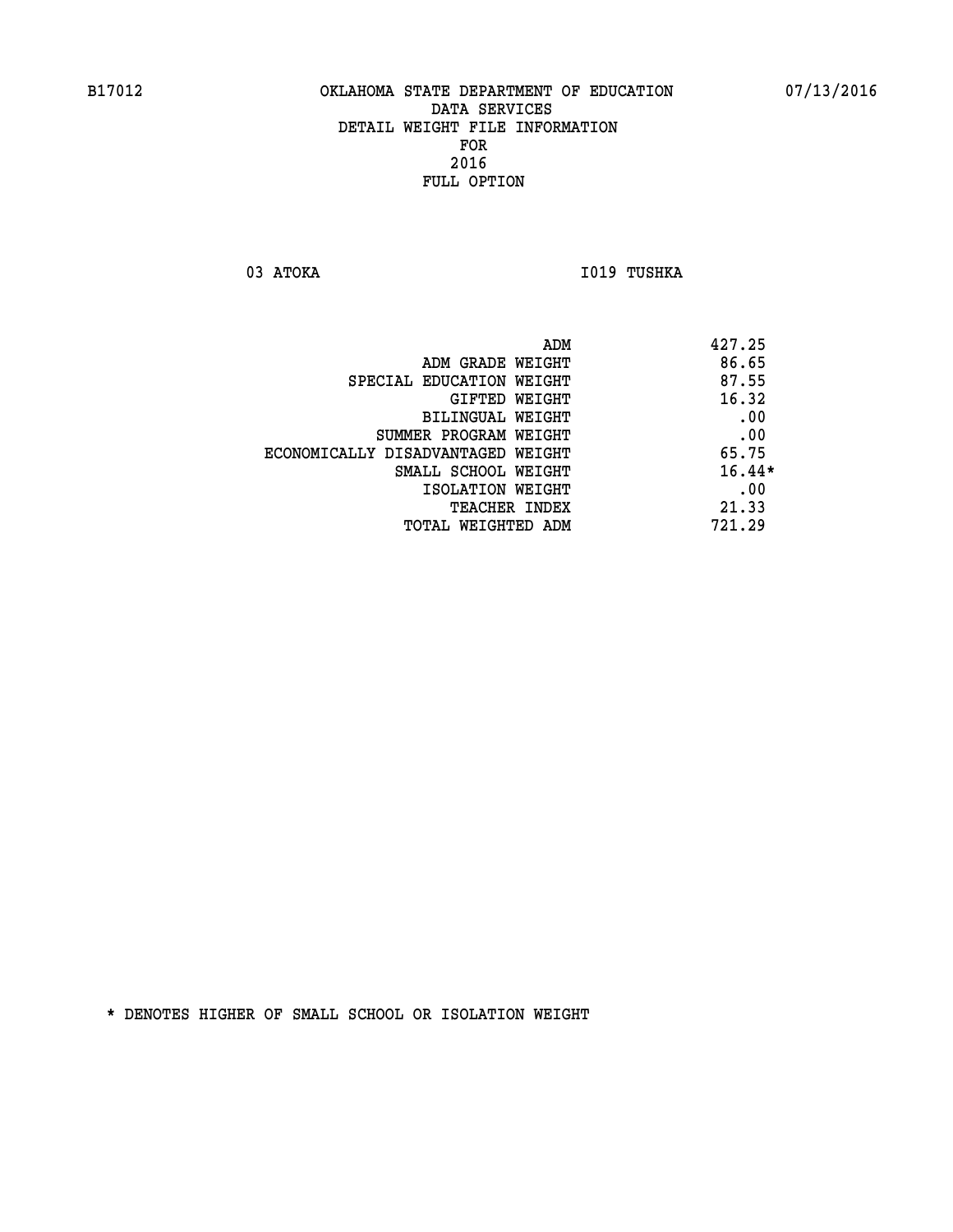B17012 OKLAHOMA STATE DEPARTMENT OF EDUCATION 07/13/2016

DATA SERVICES
DETAIL WEIGHT FILE INFORMATION
FOR
2016
FULL OPTION

03 ATOKA I019 TUSHKA

| | |
|---|---|
| ADM | 427.25 |
| ADM GRADE WEIGHT | 86.65 |
| SPECIAL EDUCATION WEIGHT | 87.55 |
| GIFTED WEIGHT | 16.32 |
| BILINGUAL WEIGHT | .00 |
| SUMMER PROGRAM WEIGHT | .00 |
| ECONOMICALLY DISADVANTAGED WEIGHT | 65.75 |
| SMALL SCHOOL WEIGHT | 16.44* |
| ISOLATION WEIGHT | .00 |
| TEACHER INDEX | 21.33 |
| TOTAL WEIGHTED ADM | 721.29 |

* DENOTES HIGHER OF SMALL SCHOOL OR ISOLATION WEIGHT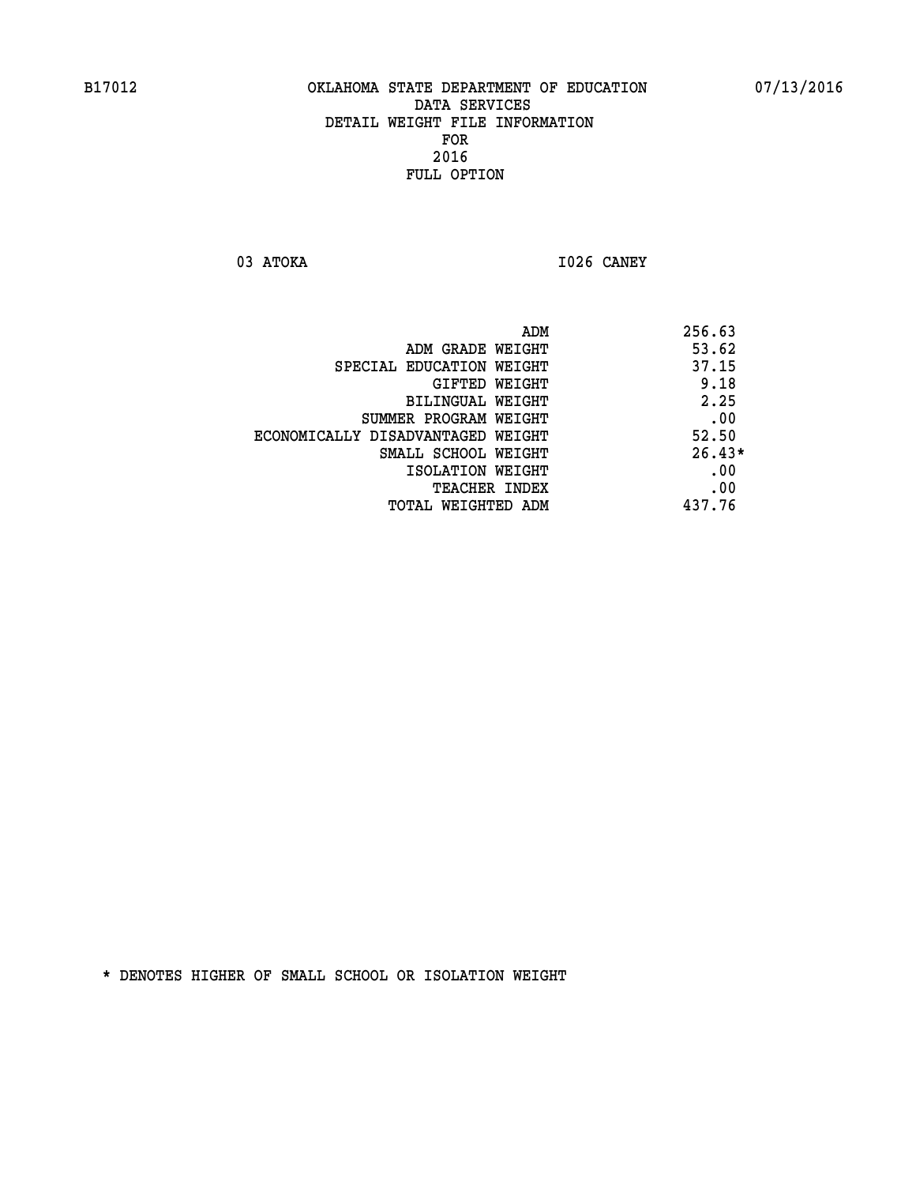B17012 OKLAHOMA STATE DEPARTMENT OF EDUCATION 07/13/2016

DATA SERVICES
DETAIL WEIGHT FILE INFORMATION
FOR
2016
FULL OPTION

03 ATOKA I026 CANEY

| | |
|---|---|
| ADM | 256.63 |
| ADM GRADE WEIGHT | 53.62 |
| SPECIAL EDUCATION WEIGHT | 37.15 |
| GIFTED WEIGHT | 9.18 |
| BILINGUAL WEIGHT | 2.25 |
| SUMMER PROGRAM WEIGHT | .00 |
| ECONOMICALLY DISADVANTAGED WEIGHT | 52.50 |
| SMALL SCHOOL WEIGHT | 26.43* |
| ISOLATION WEIGHT | .00 |
| TEACHER INDEX | .00 |
| TOTAL WEIGHTED ADM | 437.76 |

* DENOTES HIGHER OF SMALL SCHOOL OR ISOLATION WEIGHT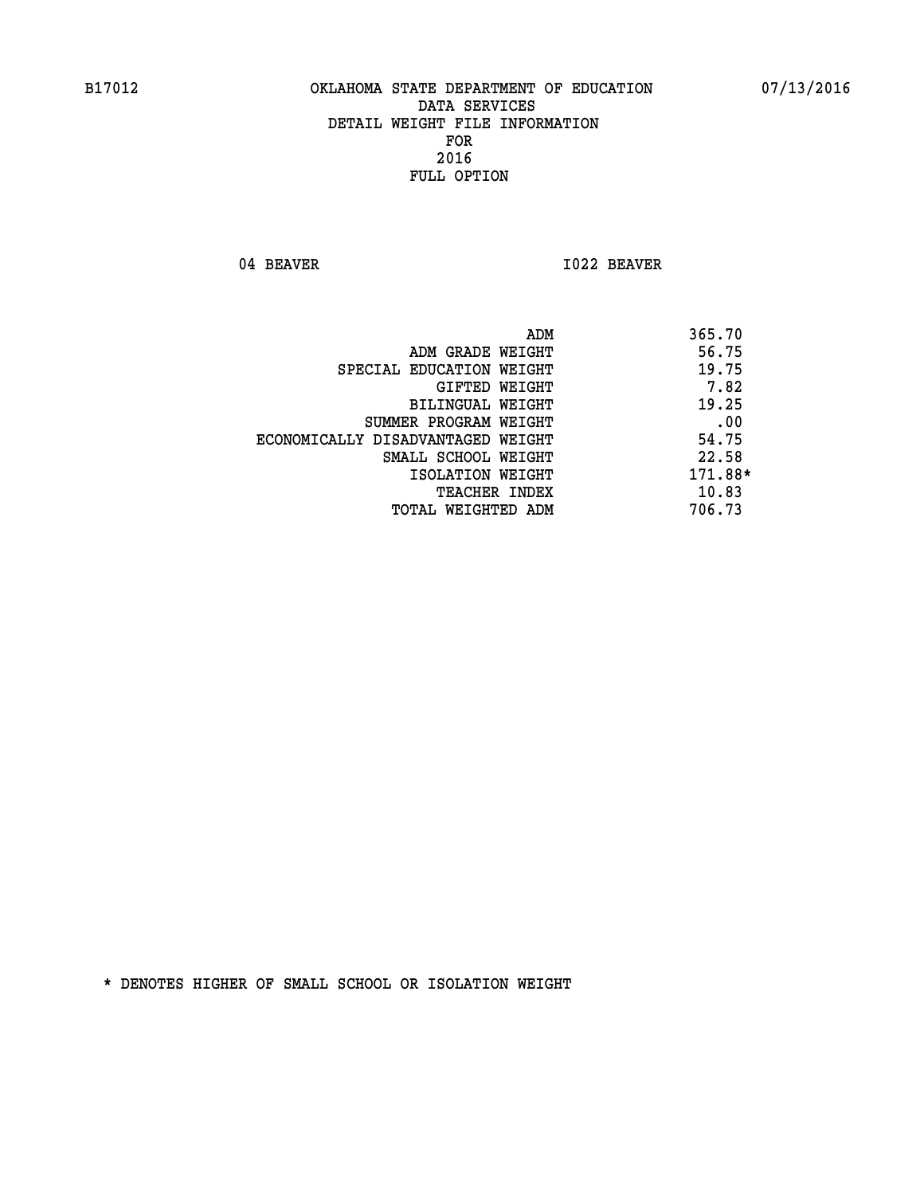B17012 OKLAHOMA STATE DEPARTMENT OF EDUCATION 07/13/2016

DATA SERVICES
DETAIL WEIGHT FILE INFORMATION
FOR
2016
FULL OPTION

04 BEAVER I022 BEAVER

| | |
|---|---|
| ADM | 365.70 |
| ADM GRADE WEIGHT | 56.75 |
| SPECIAL EDUCATION WEIGHT | 19.75 |
| GIFTED WEIGHT | 7.82 |
| BILINGUAL WEIGHT | 19.25 |
| SUMMER PROGRAM WEIGHT | .00 |
| ECONOMICALLY DISADVANTAGED WEIGHT | 54.75 |
| SMALL SCHOOL WEIGHT | 22.58 |
| ISOLATION WEIGHT | 171.88* |
| TEACHER INDEX | 10.83 |
| TOTAL WEIGHTED ADM | 706.73 |

* DENOTES HIGHER OF SMALL SCHOOL OR ISOLATION WEIGHT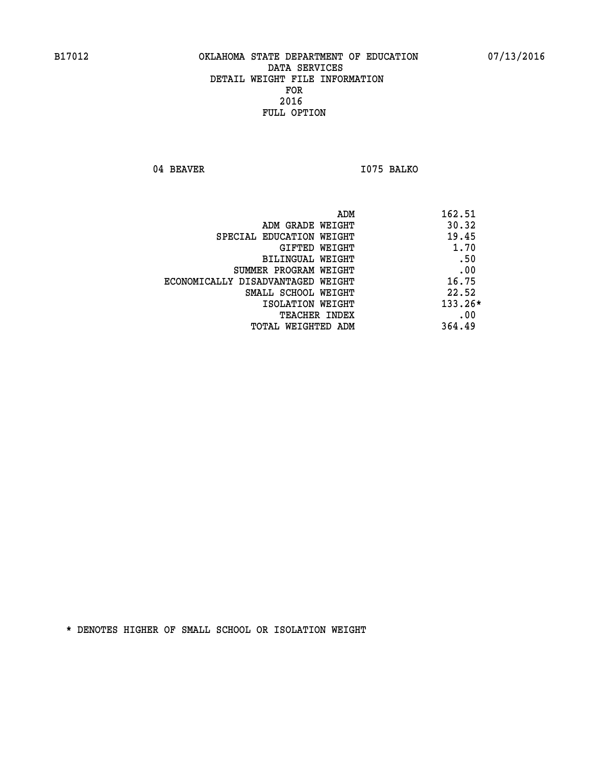B17012 OKLAHOMA STATE DEPARTMENT OF EDUCATION 07/13/2016
DATA SERVICES
DETAIL WEIGHT FILE INFORMATION
FOR
2016
FULL OPTION

04 BEAVER I075 BALKO

| | |
|---|---|
| ADM | 162.51 |
| ADM GRADE WEIGHT | 30.32 |
| SPECIAL EDUCATION WEIGHT | 19.45 |
| GIFTED WEIGHT | 1.70 |
| BILINGUAL WEIGHT | .50 |
| SUMMER PROGRAM WEIGHT | .00 |
| ECONOMICALLY DISADVANTAGED WEIGHT | 16.75 |
| SMALL SCHOOL WEIGHT | 22.52 |
| ISOLATION WEIGHT | 133.26* |
| TEACHER INDEX | .00 |
| TOTAL WEIGHTED ADM | 364.49 |

* DENOTES HIGHER OF SMALL SCHOOL OR ISOLATION WEIGHT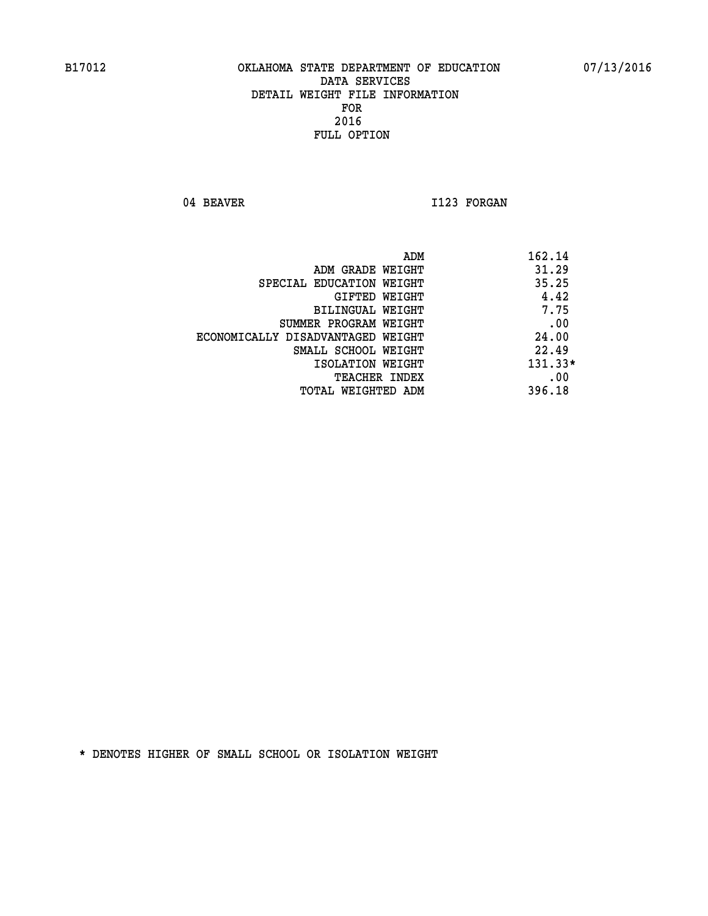B17012 OKLAHOMA STATE DEPARTMENT OF EDUCATION 07/13/2016

DATA SERVICES

DETAIL WEIGHT FILE INFORMATION

FOR

2016

FULL OPTION

04 BEAVER I123 FORGAN

| | |
|---|---|
| ADM | 162.14 |
| ADM GRADE WEIGHT | 31.29 |
| SPECIAL EDUCATION WEIGHT | 35.25 |
| GIFTED WEIGHT | 4.42 |
| BILINGUAL WEIGHT | 7.75 |
| SUMMER PROGRAM WEIGHT | .00 |
| ECONOMICALLY DISADVANTAGED WEIGHT | 24.00 |
| SMALL SCHOOL WEIGHT | 22.49 |
| ISOLATION WEIGHT | 131.33* |
| TEACHER INDEX | .00 |
| TOTAL WEIGHTED ADM | 396.18 |

* DENOTES HIGHER OF SMALL SCHOOL OR ISOLATION WEIGHT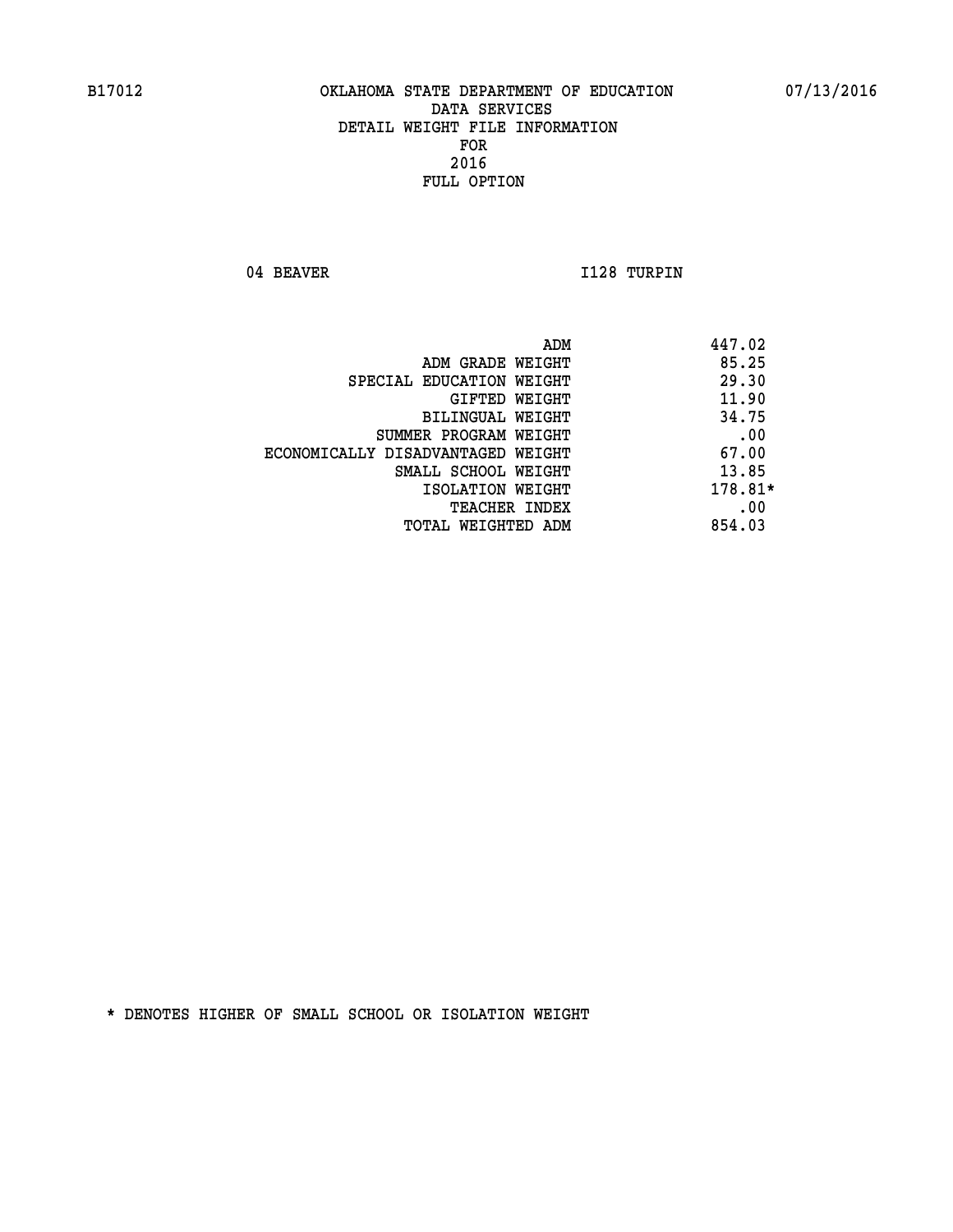B17012 OKLAHOMA STATE DEPARTMENT OF EDUCATION 07/13/2016

DATA SERVICES
DETAIL WEIGHT FILE INFORMATION
FOR
2016
FULL OPTION

04 BEAVER I128 TURPIN

| | |
|---|---|
| ADM | 447.02 |
| ADM GRADE WEIGHT | 85.25 |
| SPECIAL EDUCATION WEIGHT | 29.30 |
| GIFTED WEIGHT | 11.90 |
| BILINGUAL WEIGHT | 34.75 |
| SUMMER PROGRAM WEIGHT | .00 |
| ECONOMICALLY DISADVANTAGED WEIGHT | 67.00 |
| SMALL SCHOOL WEIGHT | 13.85 |
| ISOLATION WEIGHT | 178.81* |
| TEACHER INDEX | .00 |
| TOTAL WEIGHTED ADM | 854.03 |

* DENOTES HIGHER OF SMALL SCHOOL OR ISOLATION WEIGHT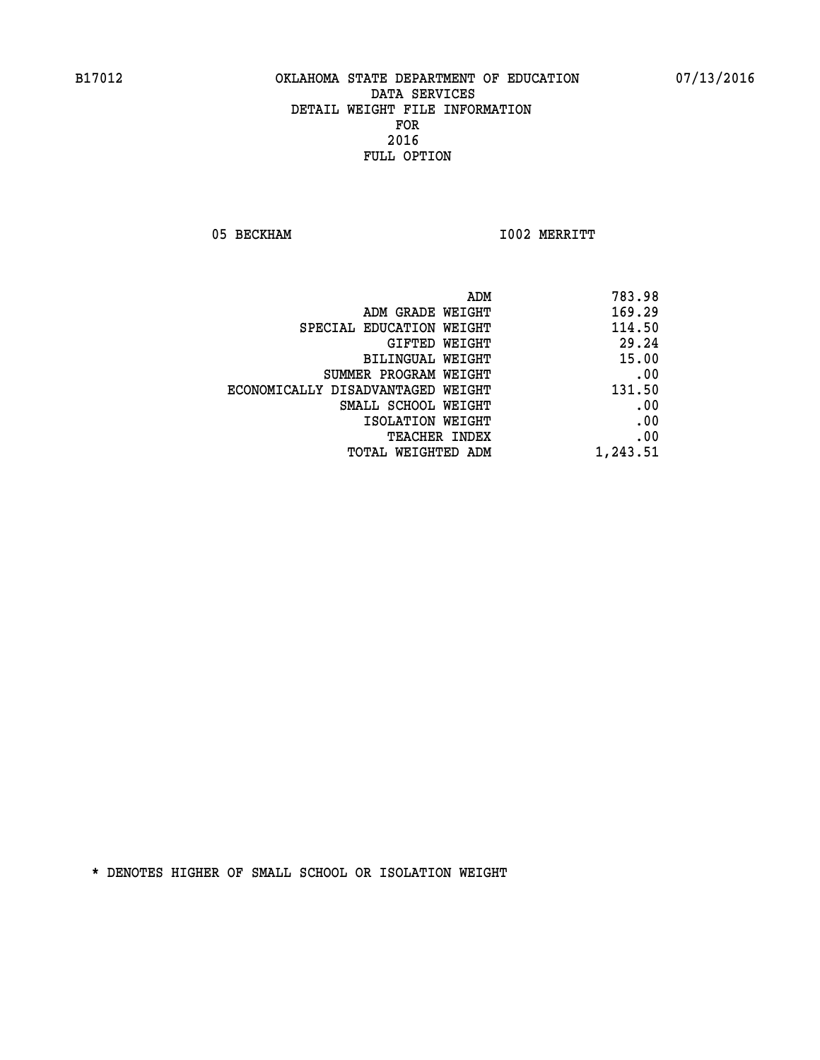B17012 OKLAHOMA STATE DEPARTMENT OF EDUCATION 07/13/2016

DATA SERVICES
DETAIL WEIGHT FILE INFORMATION
FOR
2016
FULL OPTION

05 BECKHAM I002 MERRITT

| | |
|---|---|
| ADM | 783.98 |
| ADM GRADE WEIGHT | 169.29 |
| SPECIAL EDUCATION WEIGHT | 114.50 |
| GIFTED WEIGHT | 29.24 |
| BILINGUAL WEIGHT | 15.00 |
| SUMMER PROGRAM WEIGHT | .00 |
| ECONOMICALLY DISADVANTAGED WEIGHT | 131.50 |
| SMALL SCHOOL WEIGHT | .00 |
| ISOLATION WEIGHT | .00 |
| TEACHER INDEX | .00 |
| TOTAL WEIGHTED ADM | 1,243.51 |

* DENOTES HIGHER OF SMALL SCHOOL OR ISOLATION WEIGHT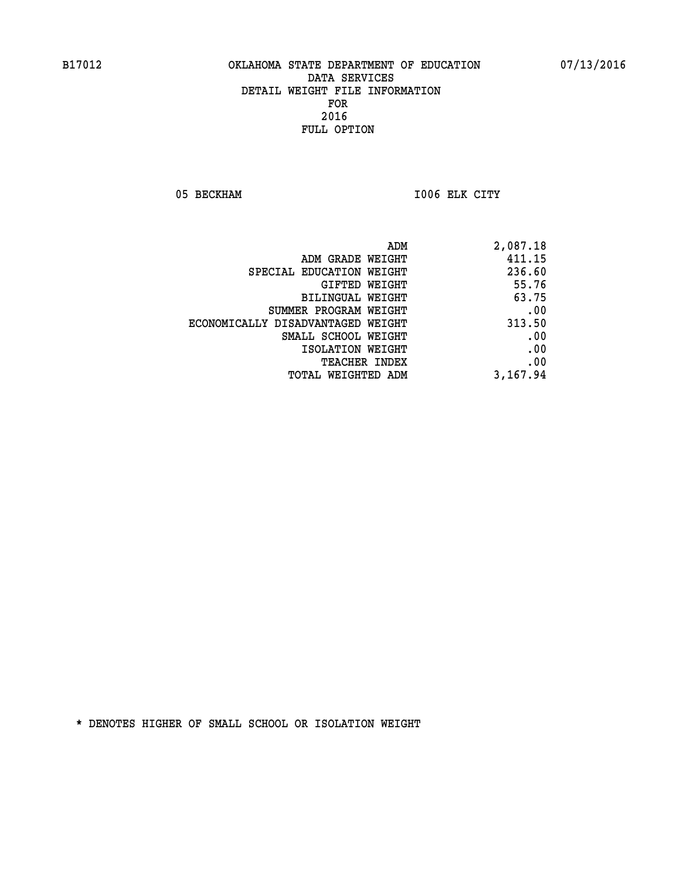B17012 OKLAHOMA STATE DEPARTMENT OF EDUCATION 07/13/2016

DATA SERVICES
DETAIL WEIGHT FILE INFORMATION
FOR
2016
FULL OPTION

05 BECKHAM I006 ELK CITY

| | |
|---|---|
| ADM | 2,087.18 |
| ADM GRADE WEIGHT | 411.15 |
| SPECIAL EDUCATION WEIGHT | 236.60 |
| GIFTED WEIGHT | 55.76 |
| BILINGUAL WEIGHT | 63.75 |
| SUMMER PROGRAM WEIGHT | .00 |
| ECONOMICALLY DISADVANTAGED WEIGHT | 313.50 |
| SMALL SCHOOL WEIGHT | .00 |
| ISOLATION WEIGHT | .00 |
| TEACHER INDEX | .00 |
| TOTAL WEIGHTED ADM | 3,167.94 |

* DENOTES HIGHER OF SMALL SCHOOL OR ISOLATION WEIGHT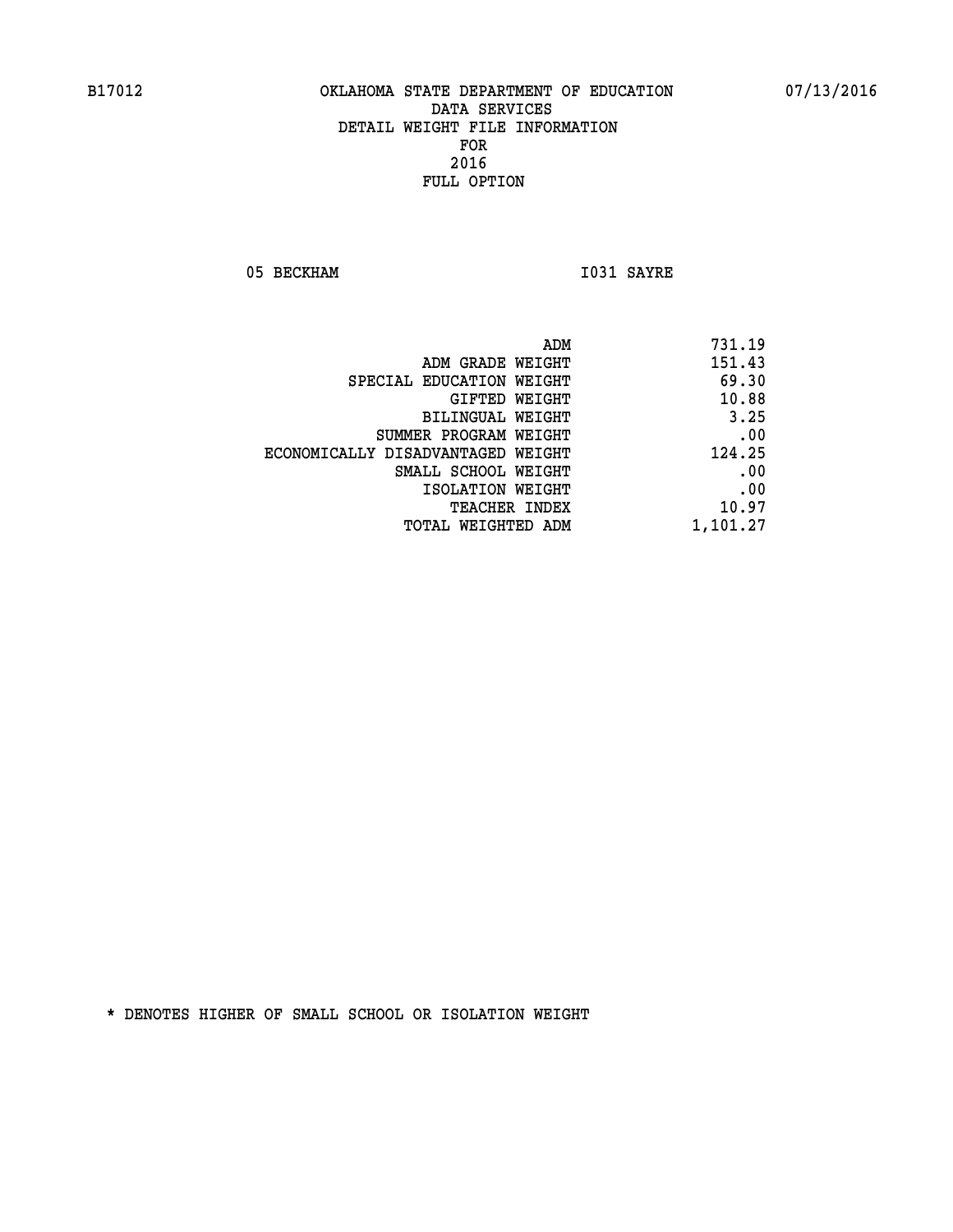B17012 OKLAHOMA STATE DEPARTMENT OF EDUCATION 07/13/2016

DATA SERVICES
DETAIL WEIGHT FILE INFORMATION
FOR
2016
FULL OPTION

05 BECKHAM I031 SAYRE

| | |
|---|---|
| ADM | 731.19 |
| ADM GRADE WEIGHT | 151.43 |
| SPECIAL EDUCATION WEIGHT | 69.30 |
| GIFTED WEIGHT | 10.88 |
| BILINGUAL WEIGHT | 3.25 |
| SUMMER PROGRAM WEIGHT | .00 |
| ECONOMICALLY DISADVANTAGED WEIGHT | 124.25 |
| SMALL SCHOOL WEIGHT | .00 |
| ISOLATION WEIGHT | .00 |
| TEACHER INDEX | 10.97 |
| TOTAL WEIGHTED ADM | 1,101.27 |

* DENOTES HIGHER OF SMALL SCHOOL OR ISOLATION WEIGHT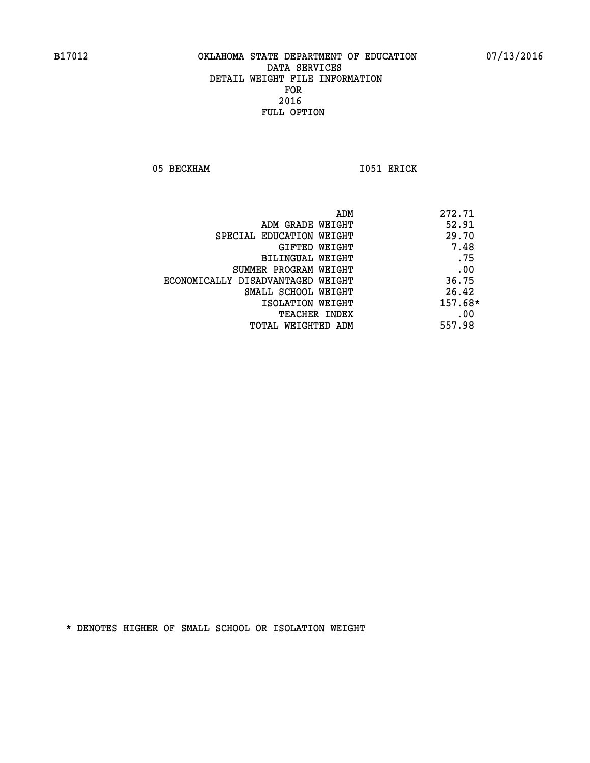B17012 OKLAHOMA STATE DEPARTMENT OF EDUCATION 07/13/2016

DATA SERVICES
DETAIL WEIGHT FILE INFORMATION
FOR
2016
FULL OPTION

05 BECKHAM I051 ERICK

| | |
|---|---|
| ADM | 272.71 |
| ADM GRADE WEIGHT | 52.91 |
| SPECIAL EDUCATION WEIGHT | 29.70 |
| GIFTED WEIGHT | 7.48 |
| BILINGUAL WEIGHT | .75 |
| SUMMER PROGRAM WEIGHT | .00 |
| ECONOMICALLY DISADVANTAGED WEIGHT | 36.75 |
| SMALL SCHOOL WEIGHT | 26.42 |
| ISOLATION WEIGHT | 157.68* |
| TEACHER INDEX | .00 |
| TOTAL WEIGHTED ADM | 557.98 |

* DENOTES HIGHER OF SMALL SCHOOL OR ISOLATION WEIGHT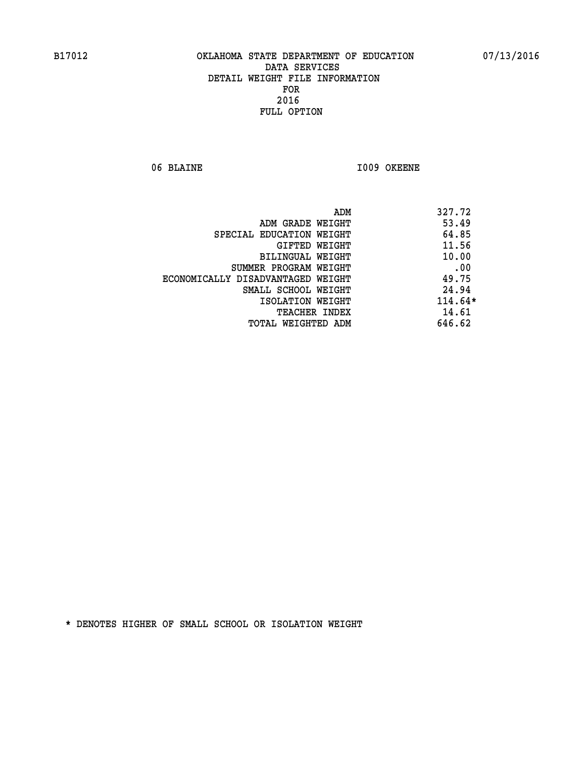# OKLAHOMA STATE DEPARTMENT OF EDUCATION
## DATA SERVICES
## DETAIL WEIGHT FILE INFORMATION
## FOR
## 2016
## FULL OPTION

B17012 07/13/2016

06 BLAINE I009 OKEENE

| | |
|---|---|
| ADM | 327.72 |
| ADM GRADE WEIGHT | 53.49 |
| SPECIAL EDUCATION WEIGHT | 64.85 |
| GIFTED WEIGHT | 11.56 |
| BILINGUAL WEIGHT | 10.00 |
| SUMMER PROGRAM WEIGHT | .00 |
| ECONOMICALLY DISADVANTAGED WEIGHT | 49.75 |
| SMALL SCHOOL WEIGHT | 24.94 |
| ISOLATION WEIGHT | 114.64* |
| TEACHER INDEX | 14.61 |
| TOTAL WEIGHTED ADM | 646.62 |

* DENOTES HIGHER OF SMALL SCHOOL OR ISOLATION WEIGHT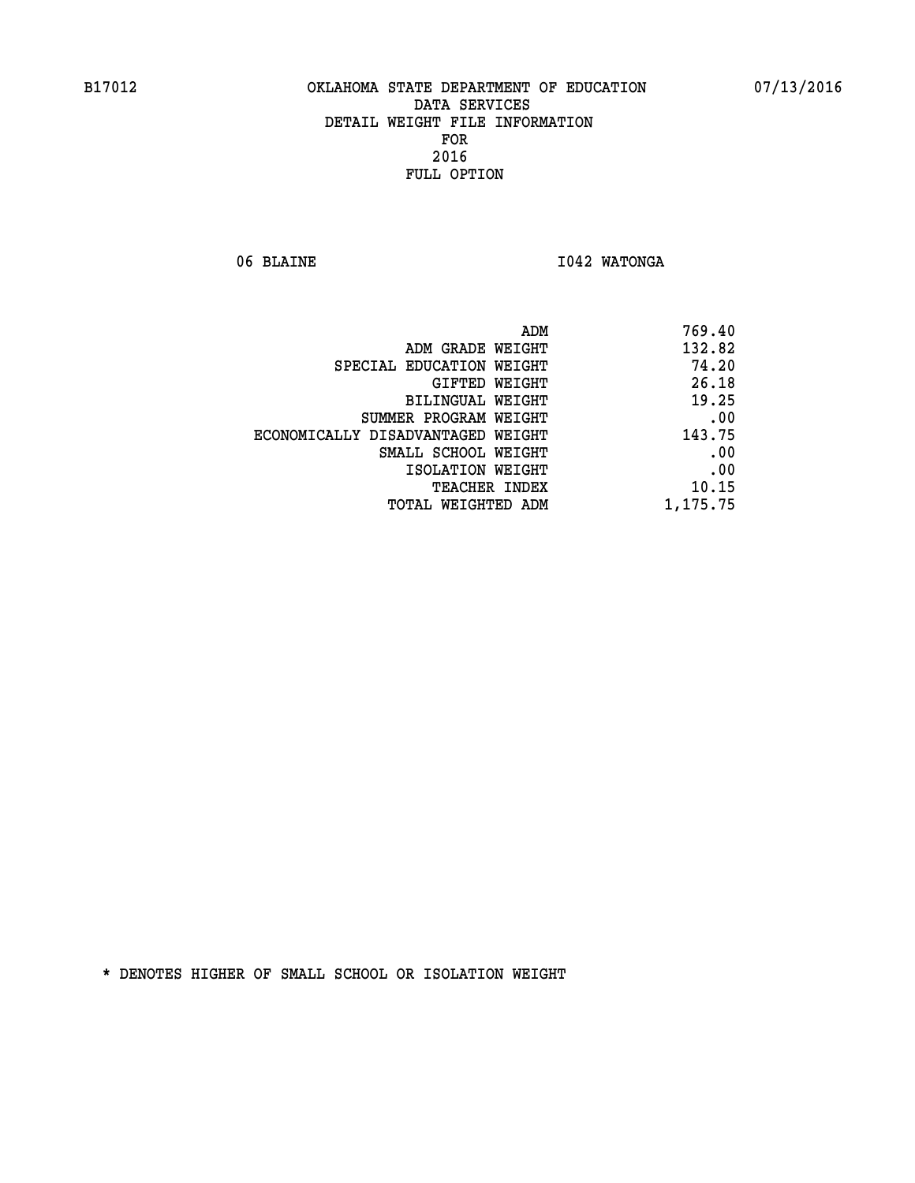B17012 OKLAHOMA STATE DEPARTMENT OF EDUCATION 07/13/2016

DATA SERVICES
DETAIL WEIGHT FILE INFORMATION
FOR
2016
FULL OPTION

06 BLAINE I042 WATONGA

| | |
|---|---|
| ADM | 769.40 |
| ADM GRADE WEIGHT | 132.82 |
| SPECIAL EDUCATION WEIGHT | 74.20 |
| GIFTED WEIGHT | 26.18 |
| BILINGUAL WEIGHT | 19.25 |
| SUMMER PROGRAM WEIGHT | .00 |
| ECONOMICALLY DISADVANTAGED WEIGHT | 143.75 |
| SMALL SCHOOL WEIGHT | .00 |
| ISOLATION WEIGHT | .00 |
| TEACHER INDEX | 10.15 |
| TOTAL WEIGHTED ADM | 1,175.75 |

* DENOTES HIGHER OF SMALL SCHOOL OR ISOLATION WEIGHT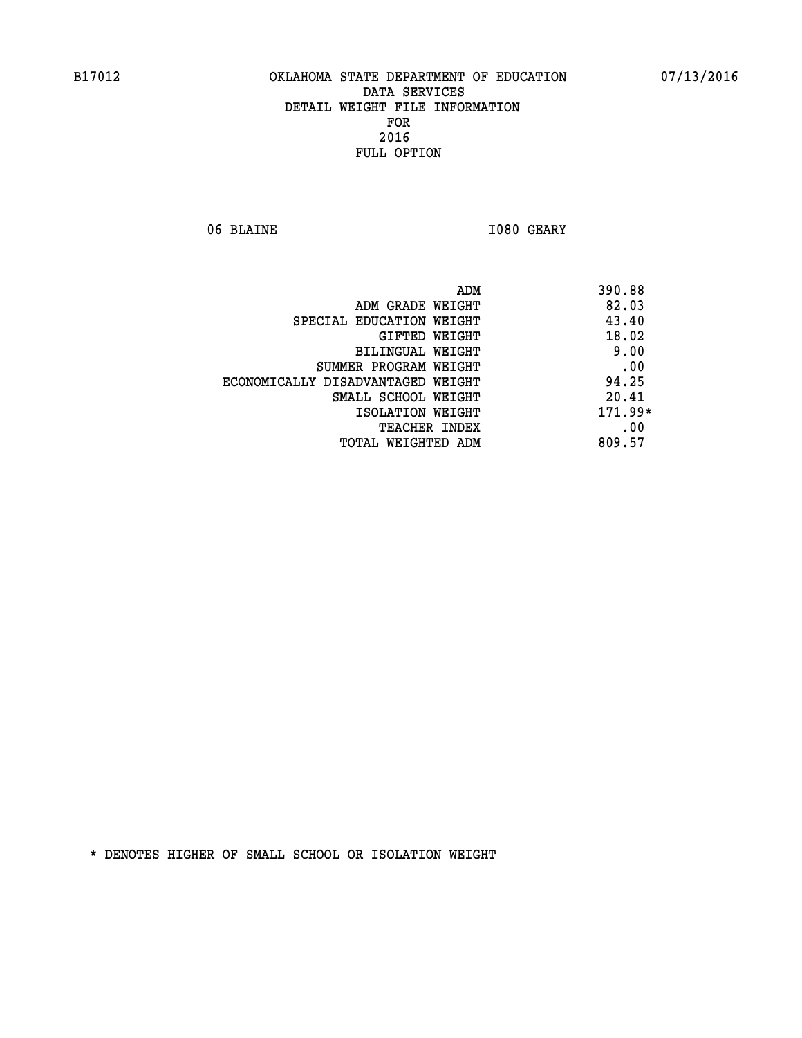B17012 OKLAHOMA STATE DEPARTMENT OF EDUCATION 07/13/2016

DATA SERVICES
DETAIL WEIGHT FILE INFORMATION
FOR
2016
FULL OPTION

06 BLAINE I080 GEARY

| | |
|---|---|
| ADM | 390.88 |
| ADM GRADE WEIGHT | 82.03 |
| SPECIAL EDUCATION WEIGHT | 43.40 |
| GIFTED WEIGHT | 18.02 |
| BILINGUAL WEIGHT | 9.00 |
| SUMMER PROGRAM WEIGHT | .00 |
| ECONOMICALLY DISADVANTAGED WEIGHT | 94.25 |
| SMALL SCHOOL WEIGHT | 20.41 |
| ISOLATION WEIGHT | 171.99* |
| TEACHER INDEX | .00 |
| TOTAL WEIGHTED ADM | 809.57 |

* DENOTES HIGHER OF SMALL SCHOOL OR ISOLATION WEIGHT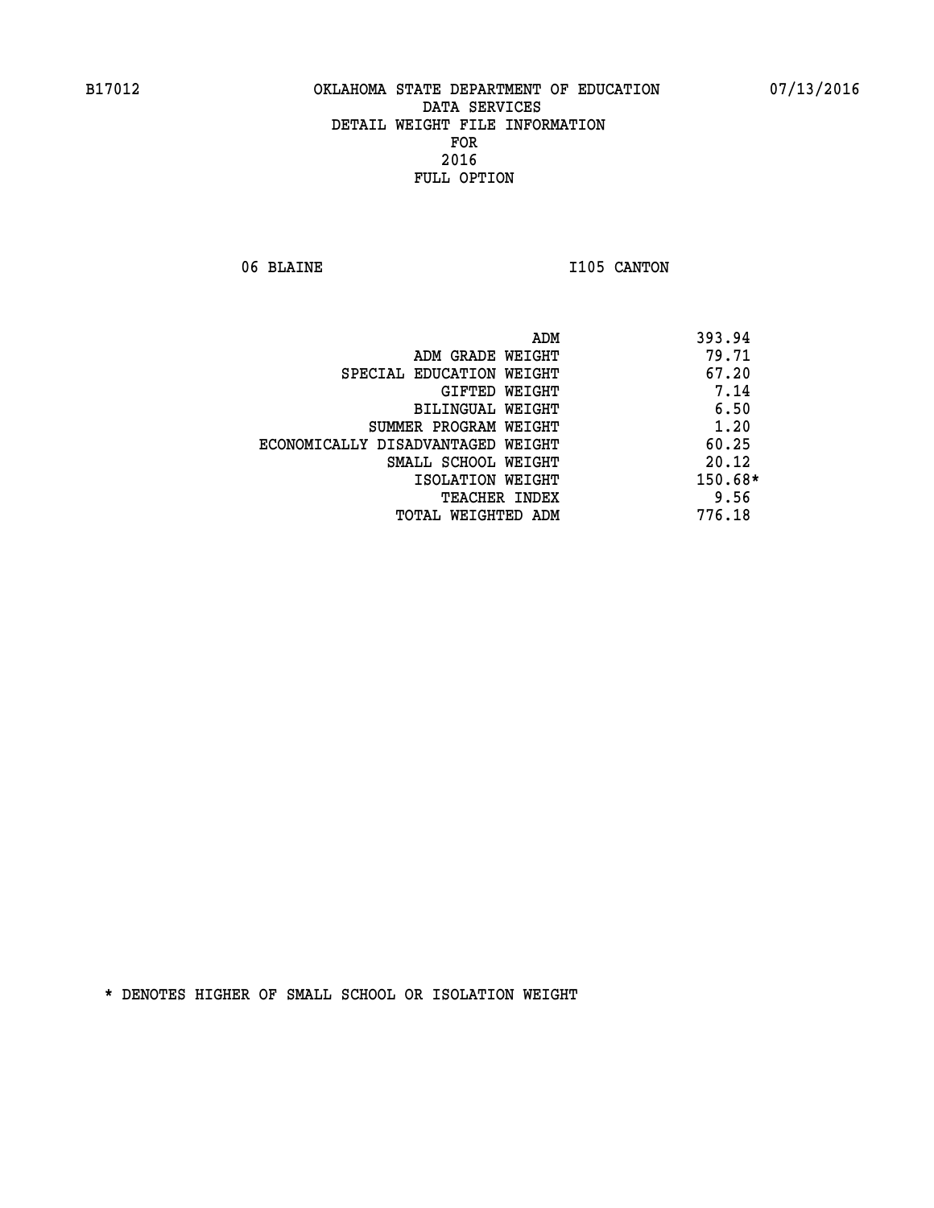B17012 OKLAHOMA STATE DEPARTMENT OF EDUCATION 07/13/2016

DATA SERVICES
DETAIL WEIGHT FILE INFORMATION
FOR
2016
FULL OPTION

06 BLAINE I105 CANTON

| | |
|---|---|
| ADM | 393.94 |
| ADM GRADE WEIGHT | 79.71 |
| SPECIAL EDUCATION WEIGHT | 67.20 |
| GIFTED WEIGHT | 7.14 |
| BILINGUAL WEIGHT | 6.50 |
| SUMMER PROGRAM WEIGHT | 1.20 |
| ECONOMICALLY DISADVANTAGED WEIGHT | 60.25 |
| SMALL SCHOOL WEIGHT | 20.12 |
| ISOLATION WEIGHT | 150.68* |
| TEACHER INDEX | 9.56 |
| TOTAL WEIGHTED ADM | 776.18 |

* DENOTES HIGHER OF SMALL SCHOOL OR ISOLATION WEIGHT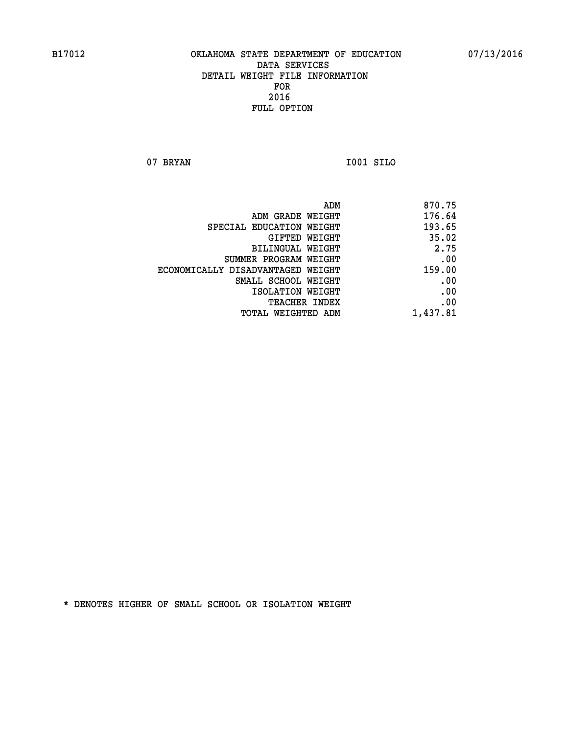B17012 OKLAHOMA STATE DEPARTMENT OF EDUCATION 07/13/2016

DATA SERVICES
DETAIL WEIGHT FILE INFORMATION
FOR
2016
FULL OPTION

07 BRYAN I001 SILO

| | |
|---|---|
| ADM | 870.75 |
| ADM GRADE WEIGHT | 176.64 |
| SPECIAL EDUCATION WEIGHT | 193.65 |
| GIFTED WEIGHT | 35.02 |
| BILINGUAL WEIGHT | 2.75 |
| SUMMER PROGRAM WEIGHT | .00 |
| ECONOMICALLY DISADVANTAGED WEIGHT | 159.00 |
| SMALL SCHOOL WEIGHT | .00 |
| ISOLATION WEIGHT | .00 |
| TEACHER INDEX | .00 |
| TOTAL WEIGHTED ADM | 1,437.81 |

* DENOTES HIGHER OF SMALL SCHOOL OR ISOLATION WEIGHT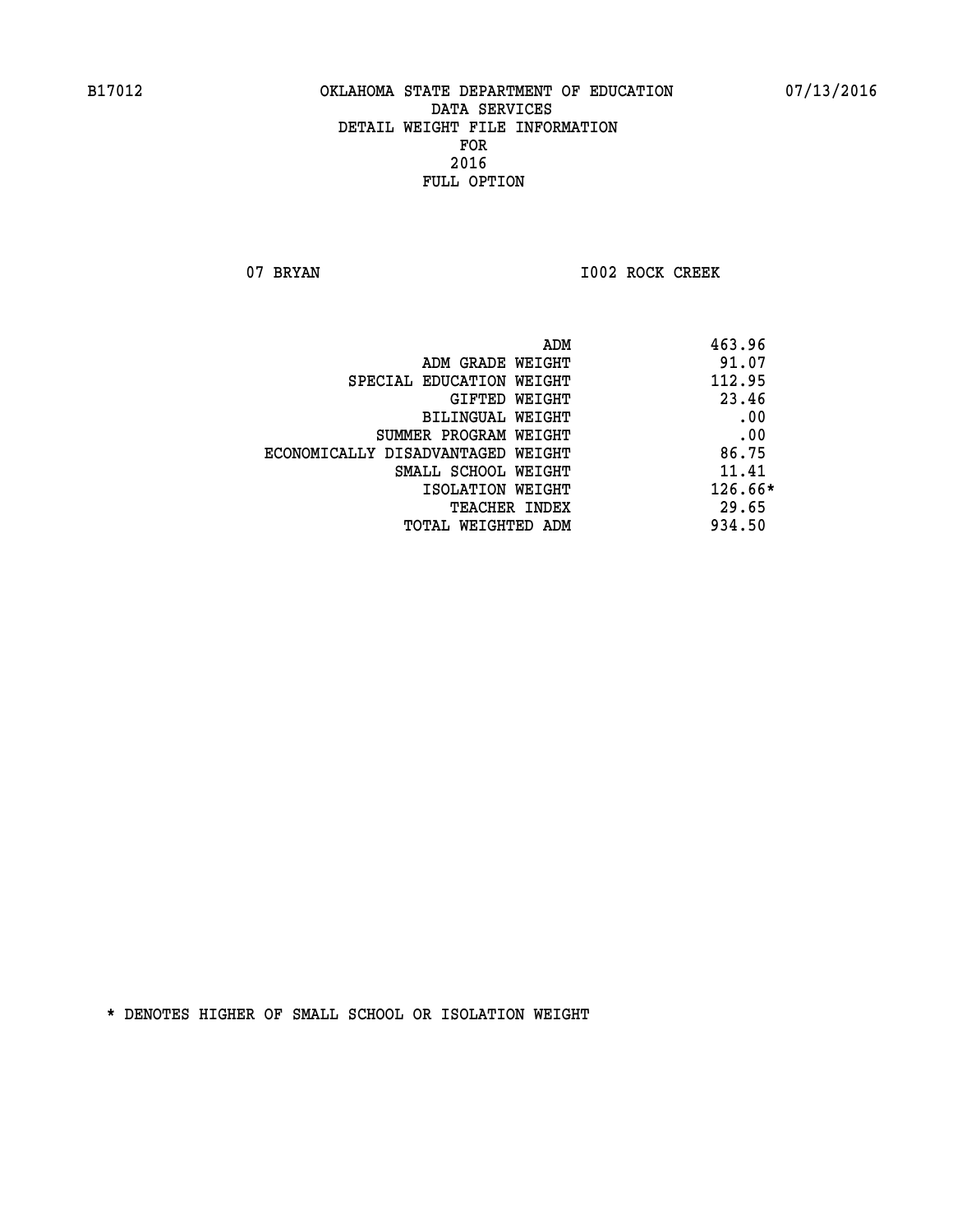B17012 OKLAHOMA STATE DEPARTMENT OF EDUCATION 07/13/2016

DATA SERVICES
DETAIL WEIGHT FILE INFORMATION
FOR
2016
FULL OPTION

07 BRYAN I002 ROCK CREEK

| | |
|---|---|
| ADM | 463.96 |
| ADM GRADE WEIGHT | 91.07 |
| SPECIAL EDUCATION WEIGHT | 112.95 |
| GIFTED WEIGHT | 23.46 |
| BILINGUAL WEIGHT | .00 |
| SUMMER PROGRAM WEIGHT | .00 |
| ECONOMICALLY DISADVANTAGED WEIGHT | 86.75 |
| SMALL SCHOOL WEIGHT | 11.41 |
| ISOLATION WEIGHT | 126.66* |
| TEACHER INDEX | 29.65 |
| TOTAL WEIGHTED ADM | 934.50 |

* DENOTES HIGHER OF SMALL SCHOOL OR ISOLATION WEIGHT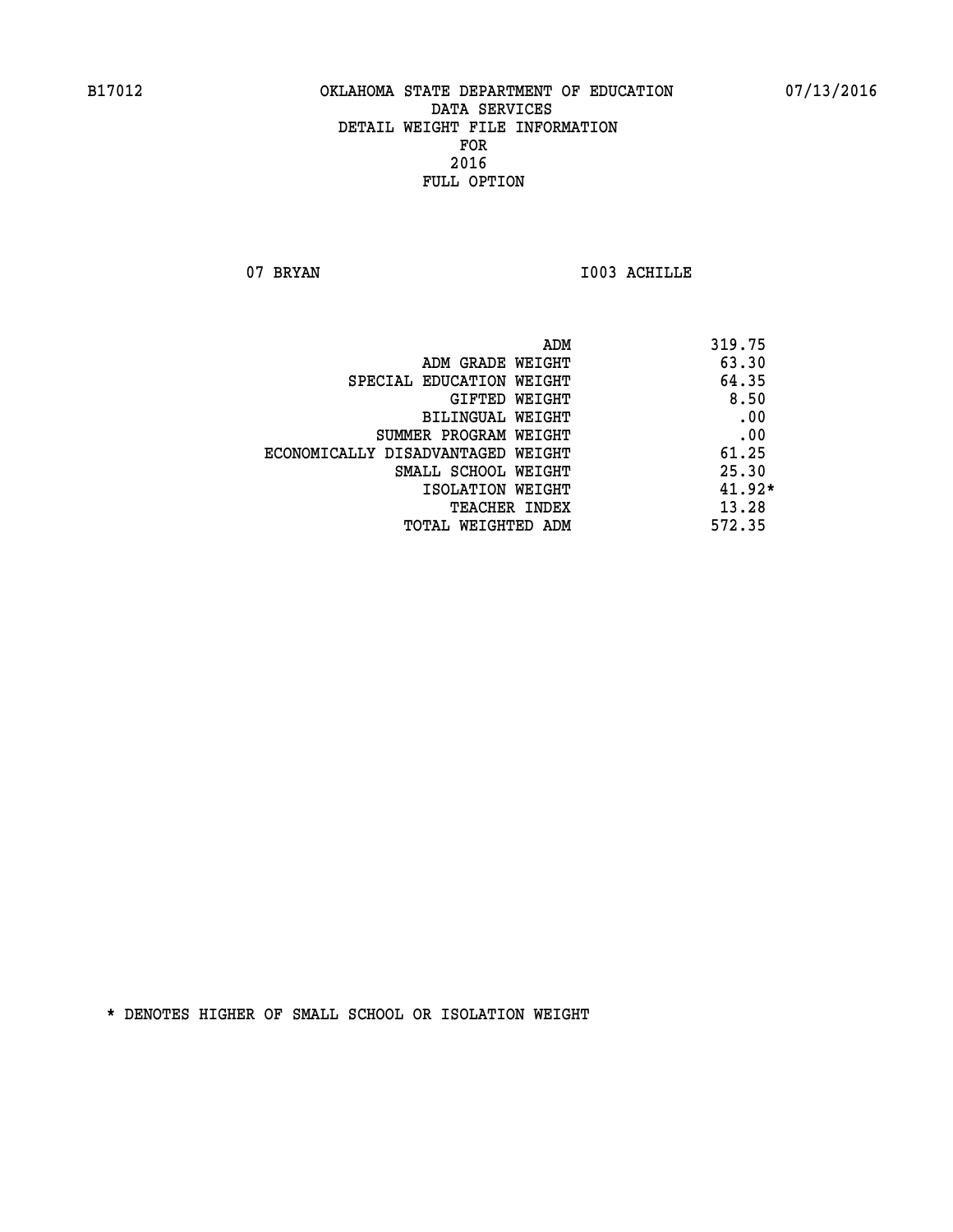B17012 OKLAHOMA STATE DEPARTMENT OF EDUCATION 07/13/2016

DATA SERVICES
DETAIL WEIGHT FILE INFORMATION
FOR
2016
FULL OPTION

07 BRYAN I003 ACHILLE

| | |
|---|---|
| ADM | 319.75 |
| ADM GRADE WEIGHT | 63.30 |
| SPECIAL EDUCATION WEIGHT | 64.35 |
| GIFTED WEIGHT | 8.50 |
| BILINGUAL WEIGHT | .00 |
| SUMMER PROGRAM WEIGHT | .00 |
| ECONOMICALLY DISADVANTAGED WEIGHT | 61.25 |
| SMALL SCHOOL WEIGHT | 25.30 |
| ISOLATION WEIGHT | 41.92* |
| TEACHER INDEX | 13.28 |
| TOTAL WEIGHTED ADM | 572.35 |

* DENOTES HIGHER OF SMALL SCHOOL OR ISOLATION WEIGHT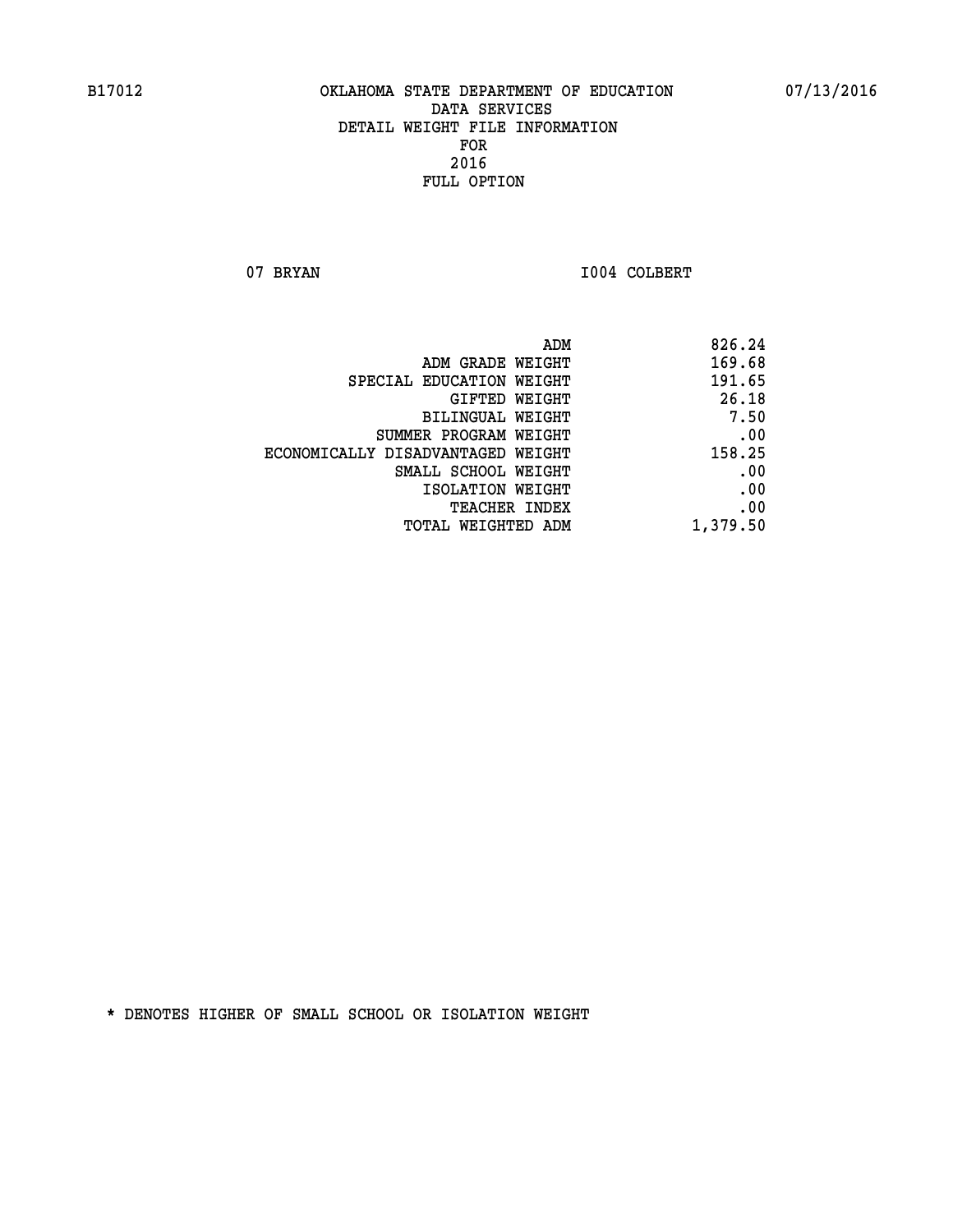B17012 OKLAHOMA STATE DEPARTMENT OF EDUCATION 07/13/2016

DATA SERVICES
DETAIL WEIGHT FILE INFORMATION
FOR
2016
FULL OPTION

07 BRYAN I004 COLBERT

| | |
|---|---|
| ADM | 826.24 |
| ADM GRADE WEIGHT | 169.68 |
| SPECIAL EDUCATION WEIGHT | 191.65 |
| GIFTED WEIGHT | 26.18 |
| BILINGUAL WEIGHT | 7.50 |
| SUMMER PROGRAM WEIGHT | .00 |
| ECONOMICALLY DISADVANTAGED WEIGHT | 158.25 |
| SMALL SCHOOL WEIGHT | .00 |
| ISOLATION WEIGHT | .00 |
| TEACHER INDEX | .00 |
| TOTAL WEIGHTED ADM | 1,379.50 |

* DENOTES HIGHER OF SMALL SCHOOL OR ISOLATION WEIGHT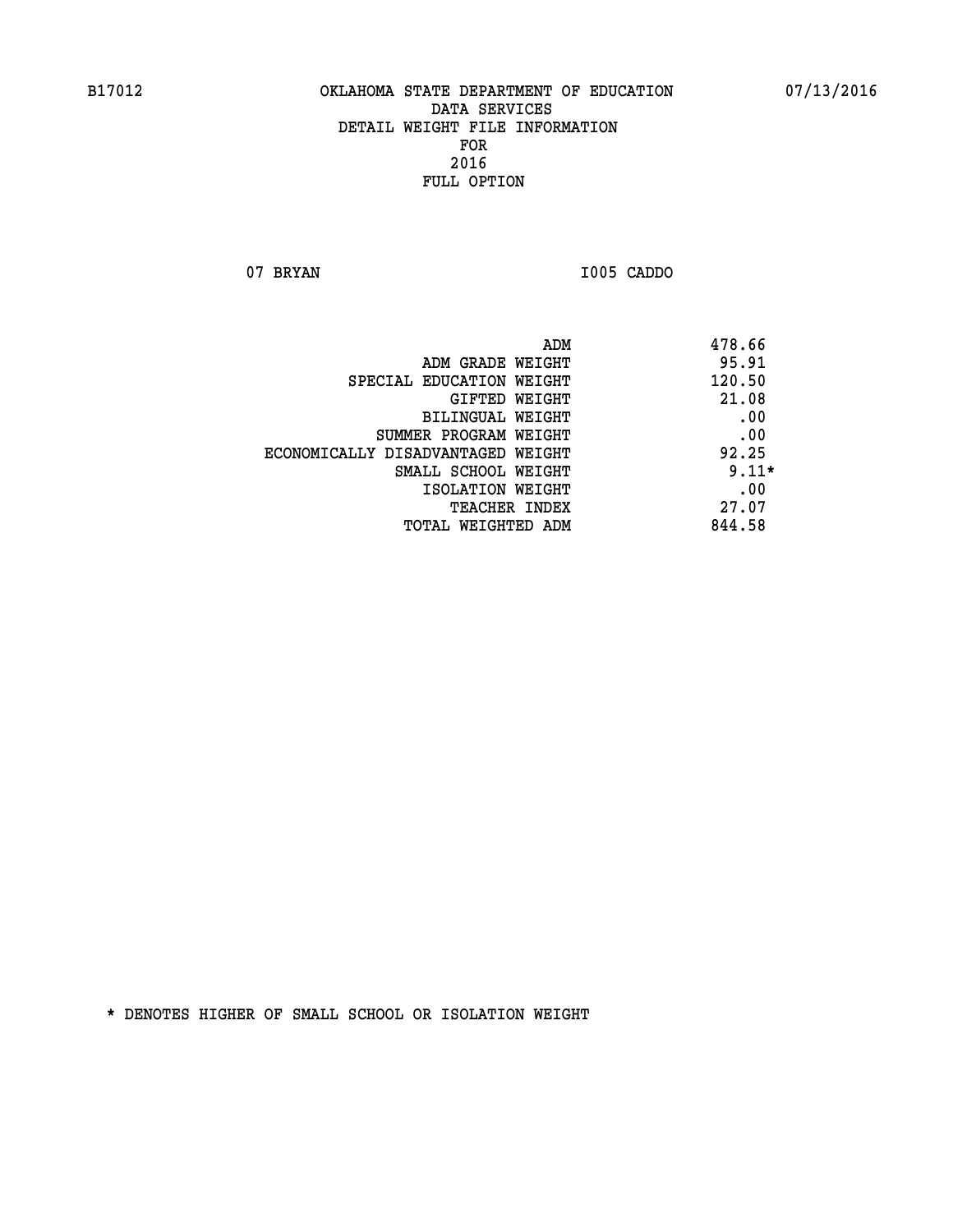B17012 OKLAHOMA STATE DEPARTMENT OF EDUCATION 07/13/2016

DATA SERVICES
DETAIL WEIGHT FILE INFORMATION
FOR
2016
FULL OPTION

07 BRYAN I005 CADDO

| | |
|---|---|
| ADM | 478.66 |
| ADM GRADE WEIGHT | 95.91 |
| SPECIAL EDUCATION WEIGHT | 120.50 |
| GIFTED WEIGHT | 21.08 |
| BILINGUAL WEIGHT | .00 |
| SUMMER PROGRAM WEIGHT | .00 |
| ECONOMICALLY DISADVANTAGED WEIGHT | 92.25 |
| SMALL SCHOOL WEIGHT | 9.11* |
| ISOLATION WEIGHT | .00 |
| TEACHER INDEX | 27.07 |
| TOTAL WEIGHTED ADM | 844.58 |

* DENOTES HIGHER OF SMALL SCHOOL OR ISOLATION WEIGHT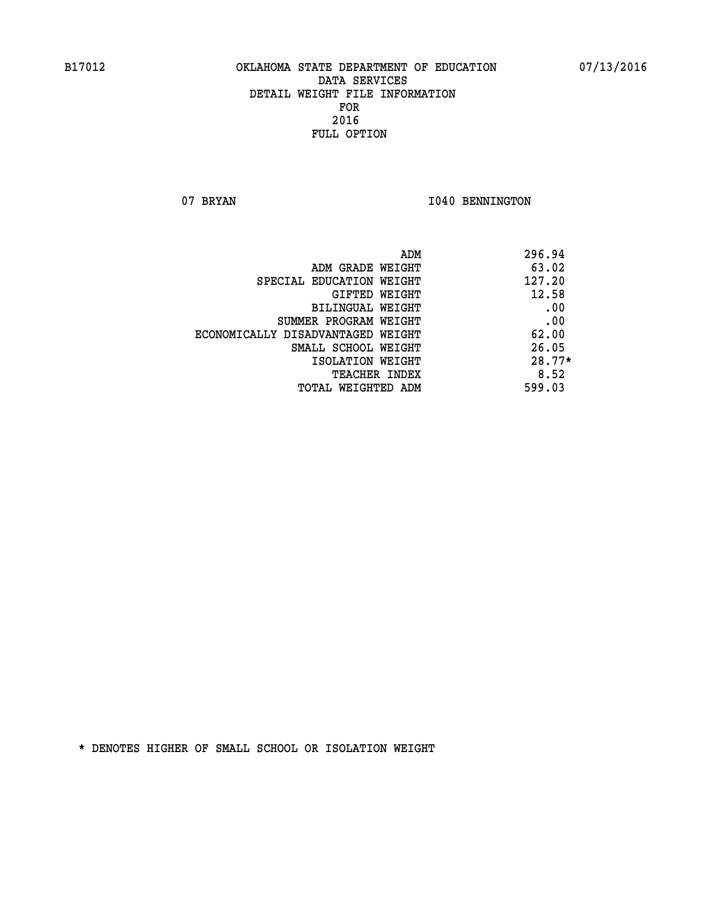B17012 OKLAHOMA STATE DEPARTMENT OF EDUCATION 07/13/2016

DATA SERVICES
DETAIL WEIGHT FILE INFORMATION
FOR
2016
FULL OPTION

07 BRYAN I040 BENNINGTON

| | |
|---|---|
| ADM | 296.94 |
| ADM GRADE WEIGHT | 63.02 |
| SPECIAL EDUCATION WEIGHT | 127.20 |
| GIFTED WEIGHT | 12.58 |
| BILINGUAL WEIGHT | .00 |
| SUMMER PROGRAM WEIGHT | .00 |
| ECONOMICALLY DISADVANTAGED WEIGHT | 62.00 |
| SMALL SCHOOL WEIGHT | 26.05 |
| ISOLATION WEIGHT | 28.77* |
| TEACHER INDEX | 8.52 |
| TOTAL WEIGHTED ADM | 599.03 |

* DENOTES HIGHER OF SMALL SCHOOL OR ISOLATION WEIGHT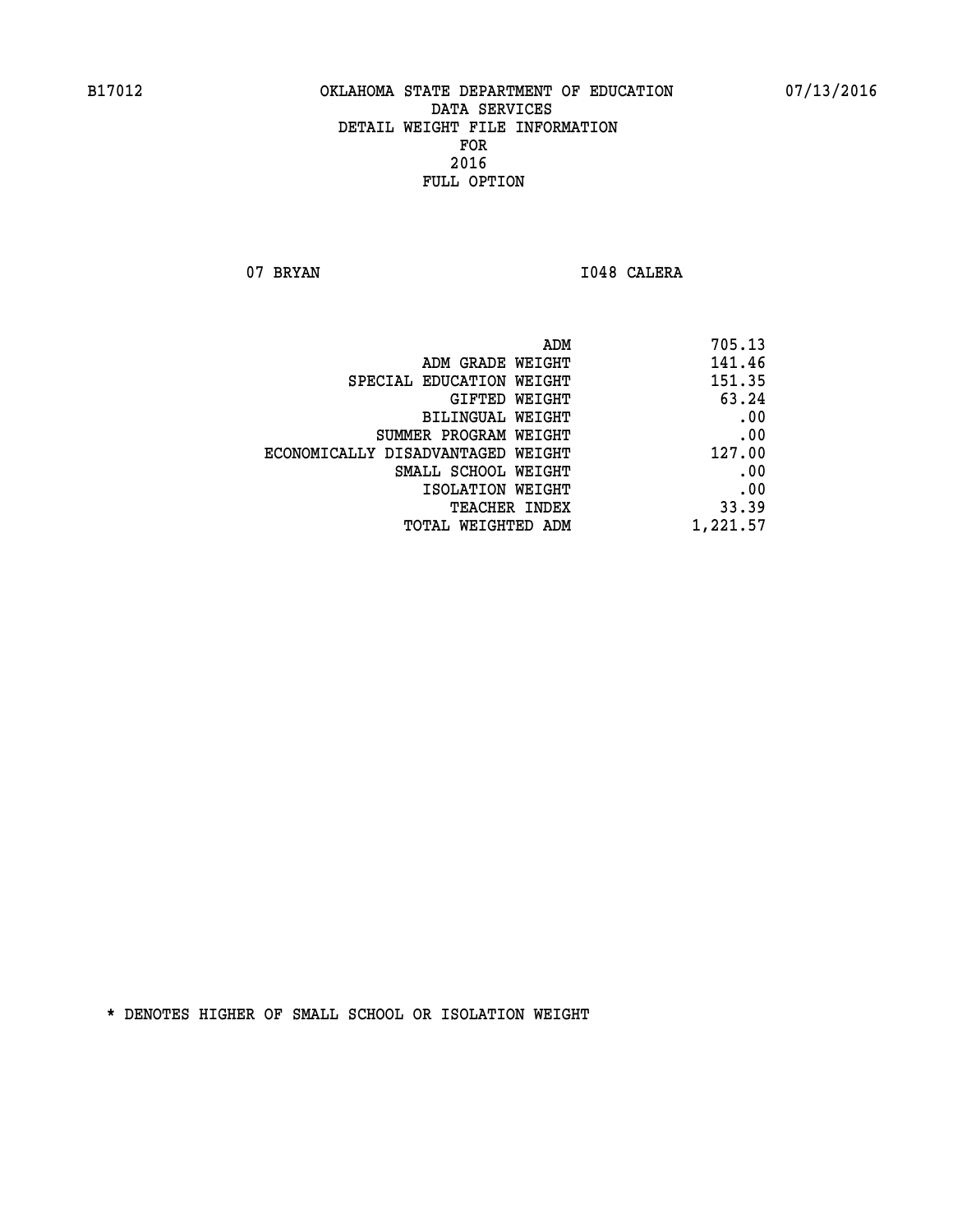B17012 OKLAHOMA STATE DEPARTMENT OF EDUCATION 07/13/2016

DATA SERVICES
DETAIL WEIGHT FILE INFORMATION
FOR
2016
FULL OPTION

07 BRYAN I048 CALERA

| | |
|---|---|
| ADM | 705.13 |
| ADM GRADE WEIGHT | 141.46 |
| SPECIAL EDUCATION WEIGHT | 151.35 |
| GIFTED WEIGHT | 63.24 |
| BILINGUAL WEIGHT | .00 |
| SUMMER PROGRAM WEIGHT | .00 |
| ECONOMICALLY DISADVANTAGED WEIGHT | 127.00 |
| SMALL SCHOOL WEIGHT | .00 |
| ISOLATION WEIGHT | .00 |
| TEACHER INDEX | 33.39 |
| TOTAL WEIGHTED ADM | 1,221.57 |

* DENOTES HIGHER OF SMALL SCHOOL OR ISOLATION WEIGHT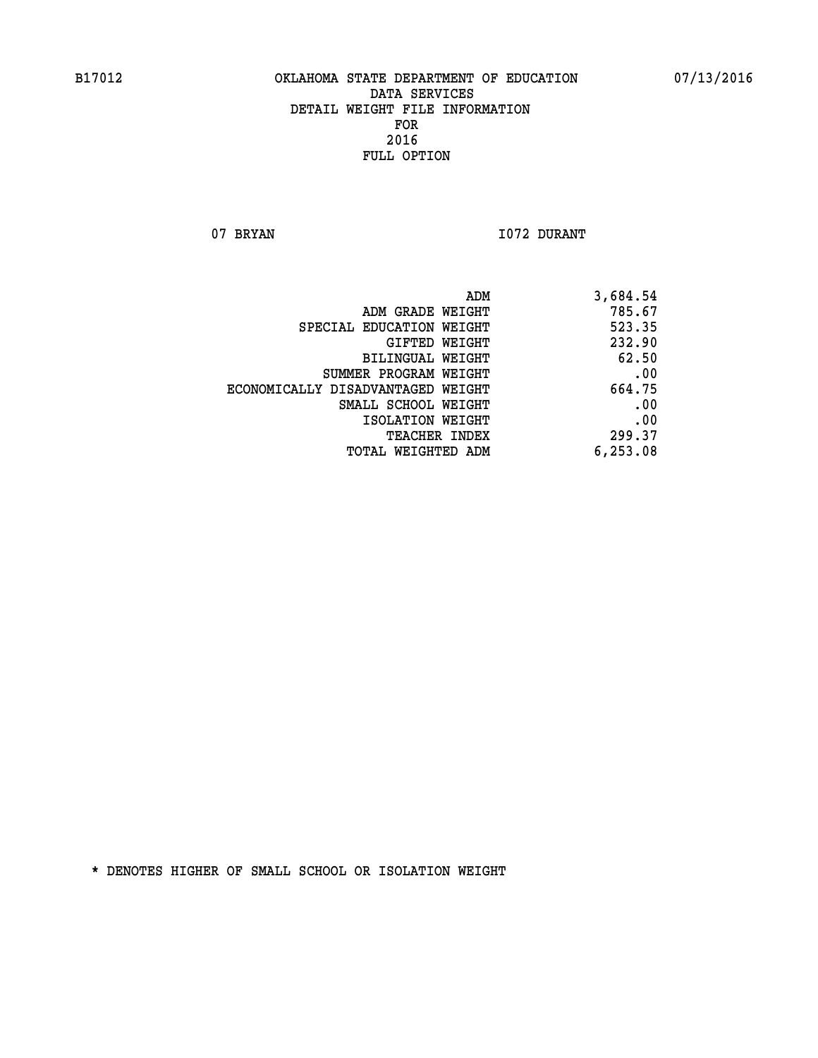B17012 OKLAHOMA STATE DEPARTMENT OF EDUCATION 07/13/2016

DATA SERVICES
DETAIL WEIGHT FILE INFORMATION
FOR
2016
FULL OPTION

07 BRYAN I072 DURANT

| | |
|---|---|
| ADM | 3,684.54 |
| ADM GRADE WEIGHT | 785.67 |
| SPECIAL EDUCATION WEIGHT | 523.35 |
| GIFTED WEIGHT | 232.90 |
| BILINGUAL WEIGHT | 62.50 |
| SUMMER PROGRAM WEIGHT | .00 |
| ECONOMICALLY DISADVANTAGED WEIGHT | 664.75 |
| SMALL SCHOOL WEIGHT | .00 |
| ISOLATION WEIGHT | .00 |
| TEACHER INDEX | 299.37 |
| TOTAL WEIGHTED ADM | 6,253.08 |

* DENOTES HIGHER OF SMALL SCHOOL OR ISOLATION WEIGHT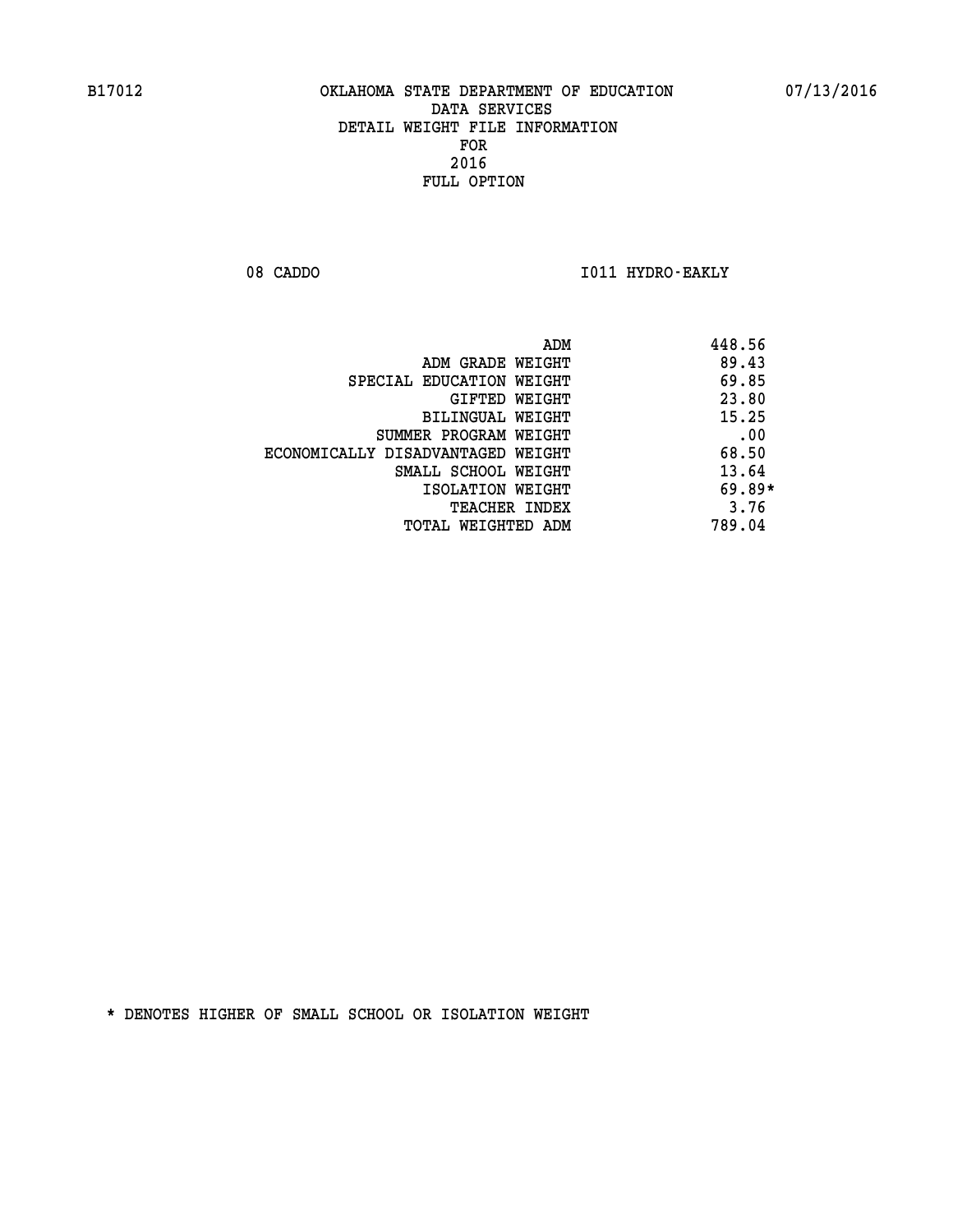B17012 OKLAHOMA STATE DEPARTMENT OF EDUCATION 07/13/2016

DATA SERVICES
DETAIL WEIGHT FILE INFORMATION
FOR
2016
FULL OPTION

08 CADDO I011 HYDRO-EAKLY

| | |
|---|---|
| ADM | 448.56 |
| ADM GRADE WEIGHT | 89.43 |
| SPECIAL EDUCATION WEIGHT | 69.85 |
| GIFTED WEIGHT | 23.80 |
| BILINGUAL WEIGHT | 15.25 |
| SUMMER PROGRAM WEIGHT | .00 |
| ECONOMICALLY DISADVANTAGED WEIGHT | 68.50 |
| SMALL SCHOOL WEIGHT | 13.64 |
| ISOLATION WEIGHT | 69.89* |
| TEACHER INDEX | 3.76 |
| TOTAL WEIGHTED ADM | 789.04 |

* DENOTES HIGHER OF SMALL SCHOOL OR ISOLATION WEIGHT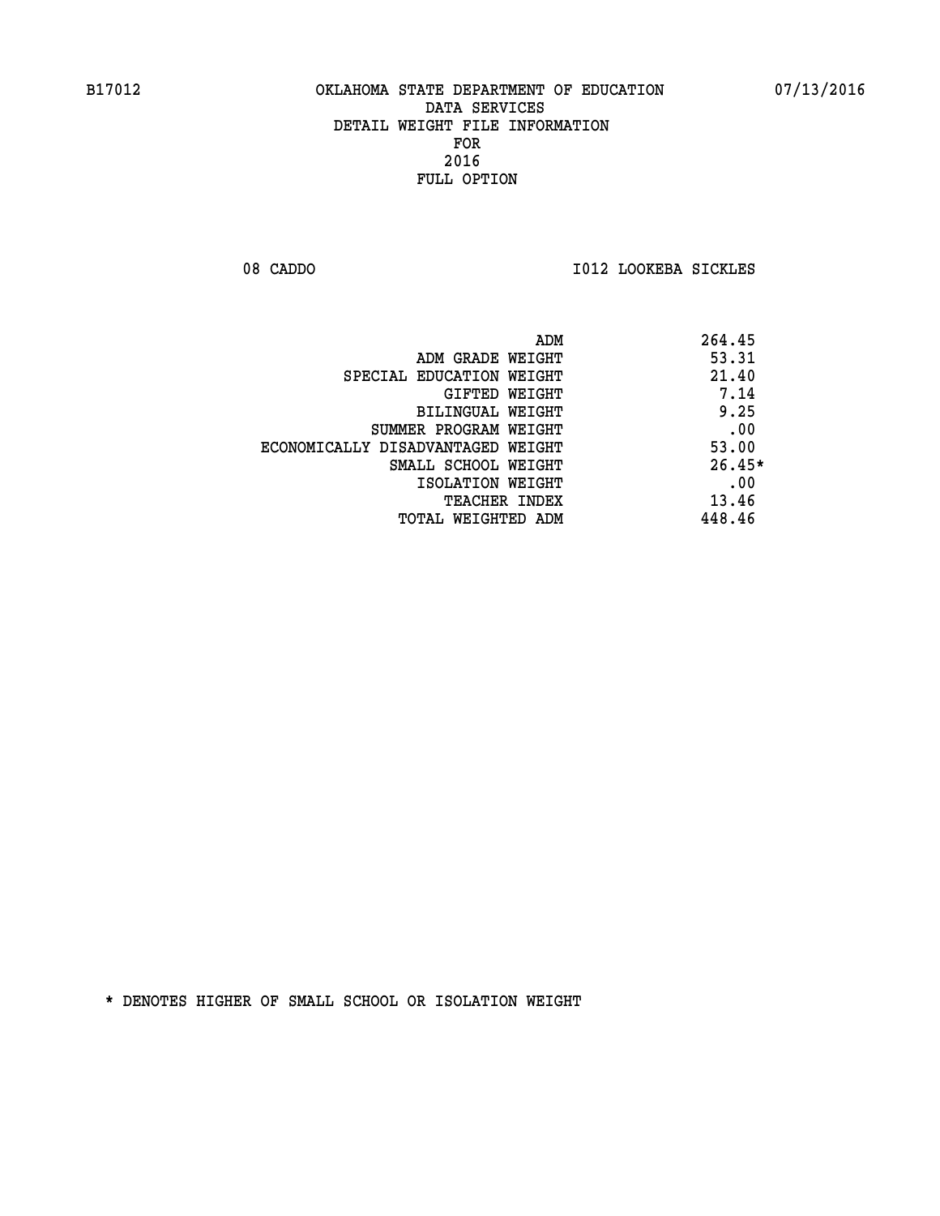OKLAHOMA STATE DEPARTMENT OF EDUCATION
DATA SERVICES
DETAIL WEIGHT FILE INFORMATION
FOR
2016
FULL OPTION

08 CADDO I012 LOOKEBA SICKLES

| | |
|---|---|
| ADM | 264.45 |
| ADM GRADE WEIGHT | 53.31 |
| SPECIAL EDUCATION WEIGHT | 21.40 |
| GIFTED WEIGHT | 7.14 |
| BILINGUAL WEIGHT | 9.25 |
| SUMMER PROGRAM WEIGHT | .00 |
| ECONOMICALLY DISADVANTAGED WEIGHT | 53.00 |
| SMALL SCHOOL WEIGHT | 26.45* |
| ISOLATION WEIGHT | .00 |
| TEACHER INDEX | 13.46 |
| TOTAL WEIGHTED ADM | 448.46 |

* DENOTES HIGHER OF SMALL SCHOOL OR ISOLATION WEIGHT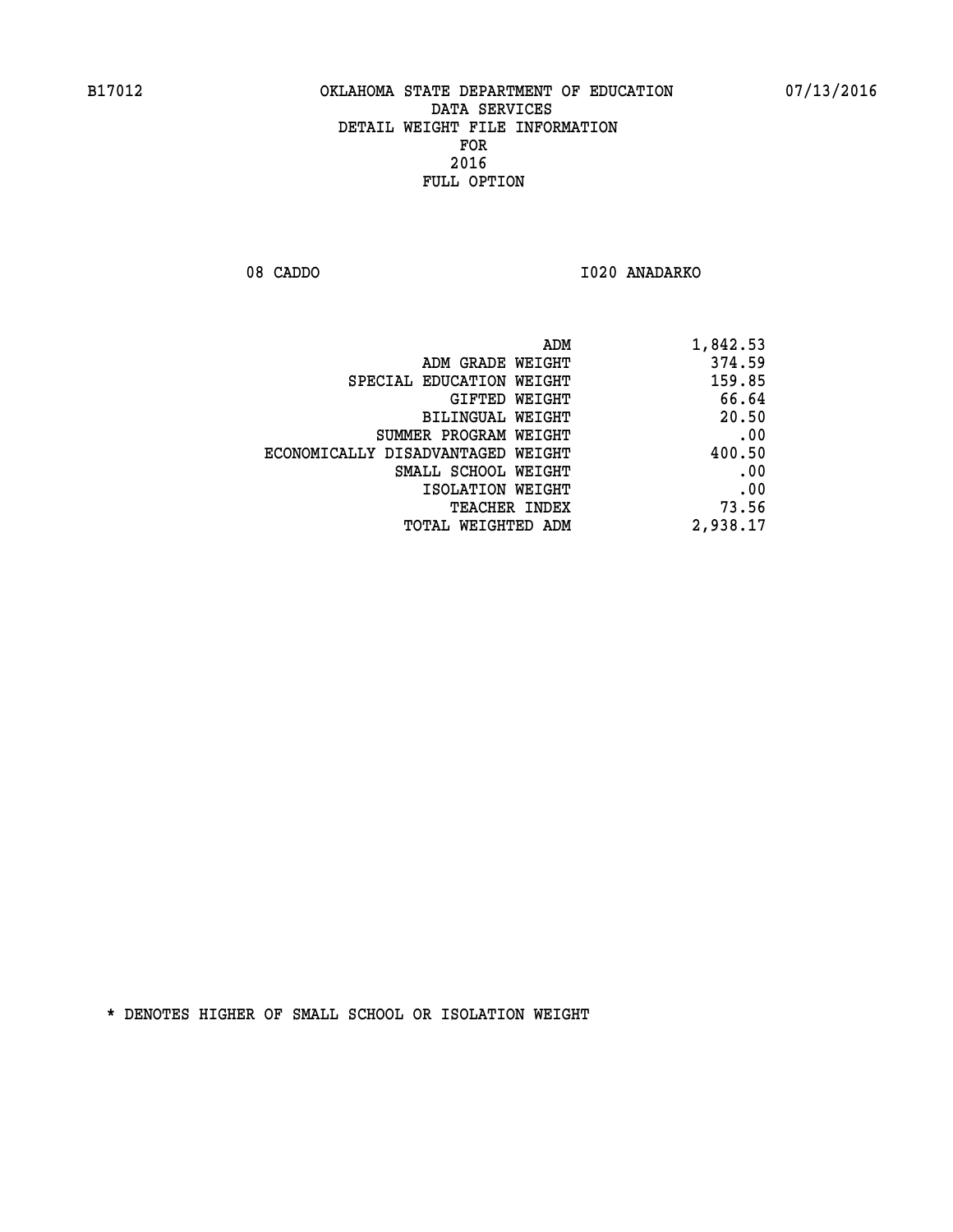B17012 OKLAHOMA STATE DEPARTMENT OF EDUCATION 07/13/2016

DATA SERVICES
DETAIL WEIGHT FILE INFORMATION
FOR
2016
FULL OPTION

08 CADDO I020 ANADARKO

| | |
|---|---|
| ADM | 1,842.53 |
| ADM GRADE WEIGHT | 374.59 |
| SPECIAL EDUCATION WEIGHT | 159.85 |
| GIFTED WEIGHT | 66.64 |
| BILINGUAL WEIGHT | 20.50 |
| SUMMER PROGRAM WEIGHT | .00 |
| ECONOMICALLY DISADVANTAGED WEIGHT | 400.50 |
| SMALL SCHOOL WEIGHT | .00 |
| ISOLATION WEIGHT | .00 |
| TEACHER INDEX | 73.56 |
| TOTAL WEIGHTED ADM | 2,938.17 |

* DENOTES HIGHER OF SMALL SCHOOL OR ISOLATION WEIGHT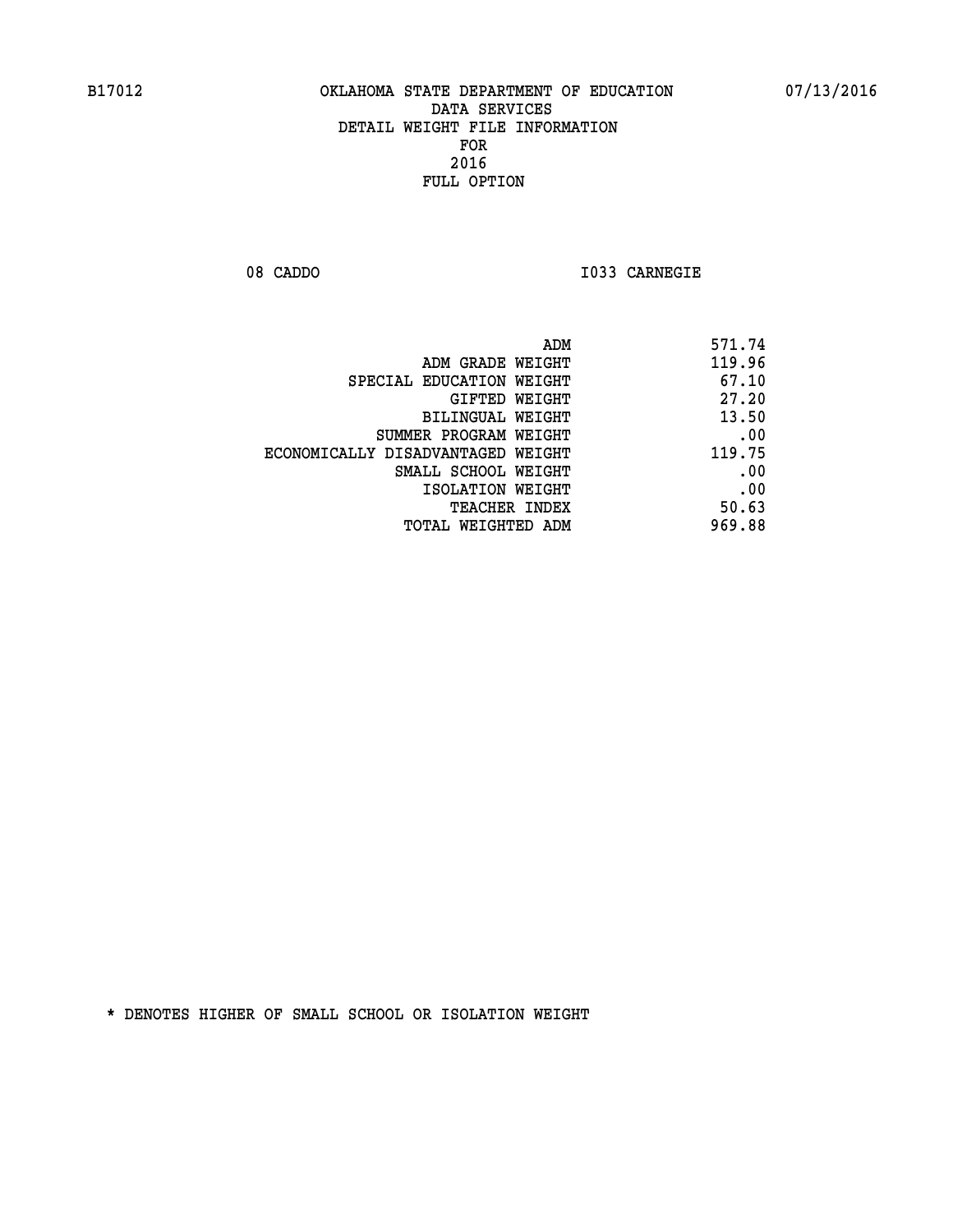B17012 OKLAHOMA STATE DEPARTMENT OF EDUCATION 07/13/2016

DATA SERVICES
DETAIL WEIGHT FILE INFORMATION
FOR
2016
FULL OPTION

08 CADDO I033 CARNEGIE

| | |
|---|---|
| ADM | 571.74 |
| ADM GRADE WEIGHT | 119.96 |
| SPECIAL EDUCATION WEIGHT | 67.10 |
| GIFTED WEIGHT | 27.20 |
| BILINGUAL WEIGHT | 13.50 |
| SUMMER PROGRAM WEIGHT | .00 |
| ECONOMICALLY DISADVANTAGED WEIGHT | 119.75 |
| SMALL SCHOOL WEIGHT | .00 |
| ISOLATION WEIGHT | .00 |
| TEACHER INDEX | 50.63 |
| TOTAL WEIGHTED ADM | 969.88 |

* DENOTES HIGHER OF SMALL SCHOOL OR ISOLATION WEIGHT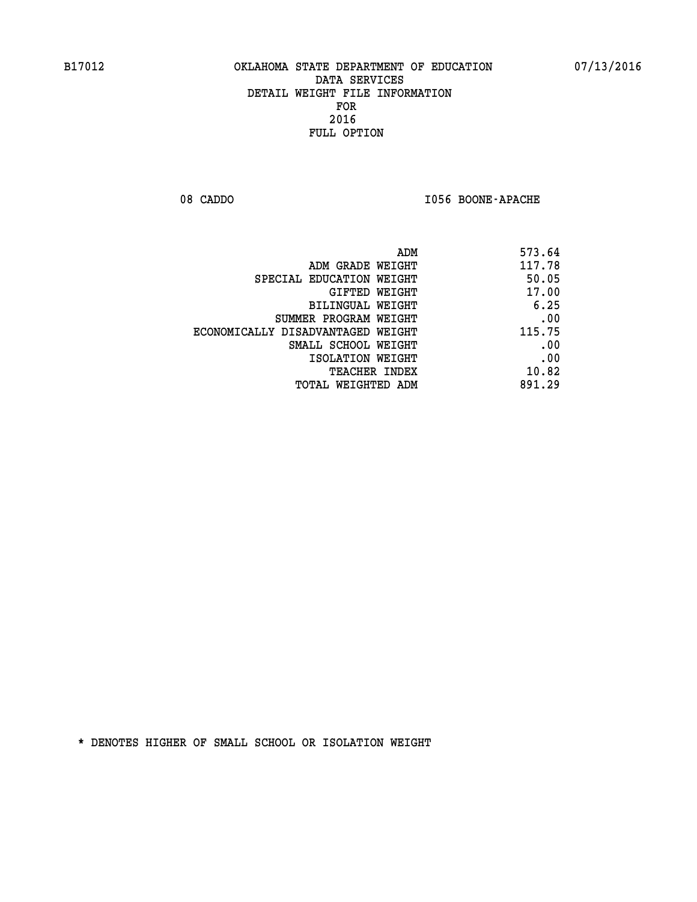B17012 OKLAHOMA STATE DEPARTMENT OF EDUCATION 07/13/2016

DATA SERVICES

DETAIL WEIGHT FILE INFORMATION

FOR

2016

FULL OPTION

08 CADDO I056 BOONE-APACHE

| | |
|---|---|
| ADM | 573.64 |
| ADM GRADE WEIGHT | 117.78 |
| SPECIAL EDUCATION WEIGHT | 50.05 |
| GIFTED WEIGHT | 17.00 |
| BILINGUAL WEIGHT | 6.25 |
| SUMMER PROGRAM WEIGHT | .00 |
| ECONOMICALLY DISADVANTAGED WEIGHT | 115.75 |
| SMALL SCHOOL WEIGHT | .00 |
| ISOLATION WEIGHT | .00 |
| TEACHER INDEX | 10.82 |
| TOTAL WEIGHTED ADM | 891.29 |

* DENOTES HIGHER OF SMALL SCHOOL OR ISOLATION WEIGHT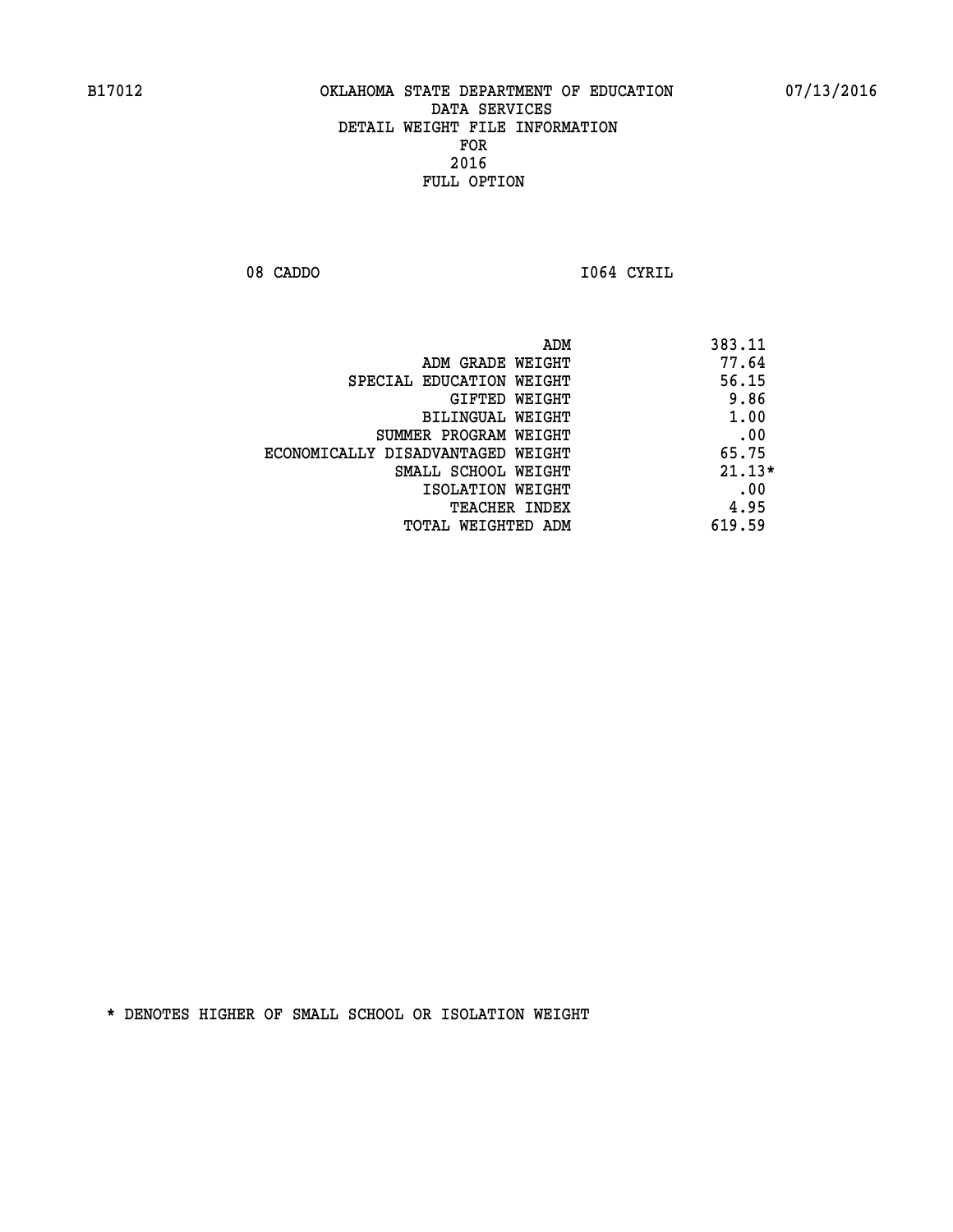B17012 OKLAHOMA STATE DEPARTMENT OF EDUCATION 07/13/2016

DATA SERVICES
DETAIL WEIGHT FILE INFORMATION
FOR
2016
FULL OPTION

08 CADDO I064 CYRIL

| | |
|---|---|
| ADM | 383.11 |
| ADM GRADE WEIGHT | 77.64 |
| SPECIAL EDUCATION WEIGHT | 56.15 |
| GIFTED WEIGHT | 9.86 |
| BILINGUAL WEIGHT | 1.00 |
| SUMMER PROGRAM WEIGHT | .00 |
| ECONOMICALLY DISADVANTAGED WEIGHT | 65.75 |
| SMALL SCHOOL WEIGHT | 21.13* |
| ISOLATION WEIGHT | .00 |
| TEACHER INDEX | 4.95 |
| TOTAL WEIGHTED ADM | 619.59 |

* DENOTES HIGHER OF SMALL SCHOOL OR ISOLATION WEIGHT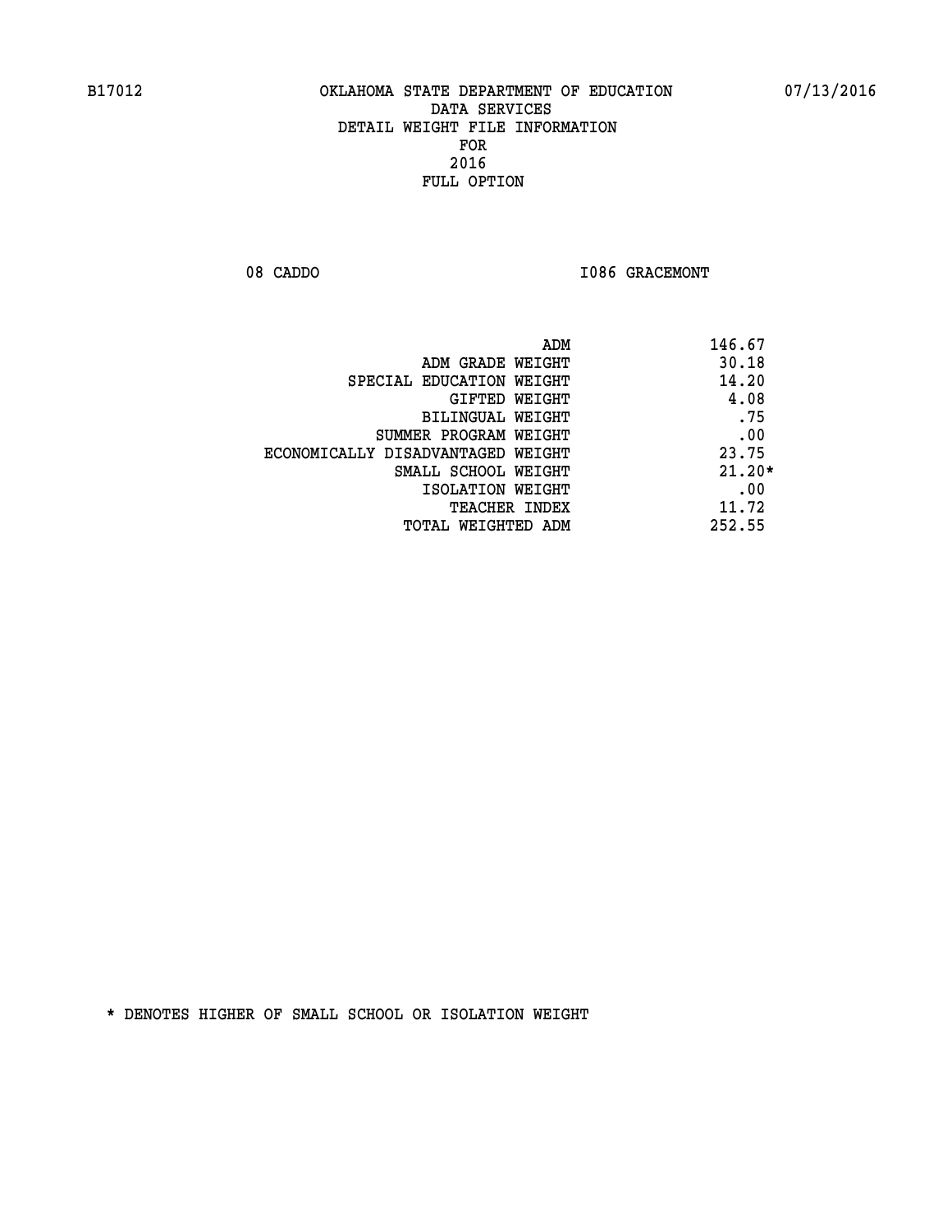B17012 OKLAHOMA STATE DEPARTMENT OF EDUCATION 07/13/2016

DATA SERVICES

DETAIL WEIGHT FILE INFORMATION

FOR

2016

FULL OPTION

08 CADDO I086 GRACEMONT

| | |
|---|---|
| ADM | 146.67 |
| ADM GRADE WEIGHT | 30.18 |
| SPECIAL EDUCATION WEIGHT | 14.20 |
| GIFTED WEIGHT | 4.08 |
| BILINGUAL WEIGHT | .75 |
| SUMMER PROGRAM WEIGHT | .00 |
| ECONOMICALLY DISADVANTAGED WEIGHT | 23.75 |
| SMALL SCHOOL WEIGHT | 21.20* |
| ISOLATION WEIGHT | .00 |
| TEACHER INDEX | 11.72 |
| TOTAL WEIGHTED ADM | 252.55 |

* DENOTES HIGHER OF SMALL SCHOOL OR ISOLATION WEIGHT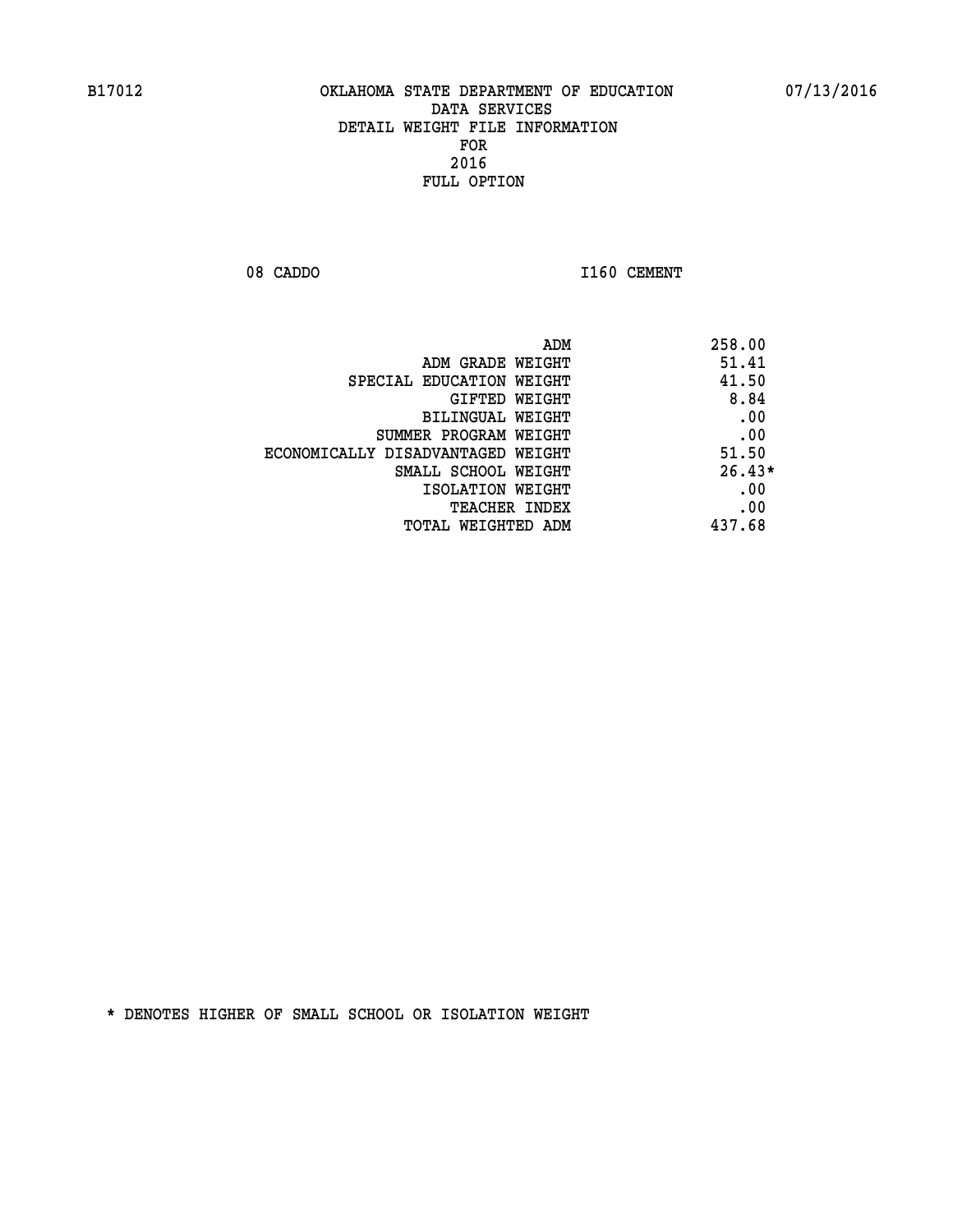B17012 OKLAHOMA STATE DEPARTMENT OF EDUCATION 07/13/2016

DATA SERVICES
DETAIL WEIGHT FILE INFORMATION
FOR
2016
FULL OPTION

08 CADDO I160 CEMENT

| | |
|---|---|
| ADM | 258.00 |
| ADM GRADE WEIGHT | 51.41 |
| SPECIAL EDUCATION WEIGHT | 41.50 |
| GIFTED WEIGHT | 8.84 |
| BILINGUAL WEIGHT | .00 |
| SUMMER PROGRAM WEIGHT | .00 |
| ECONOMICALLY DISADVANTAGED WEIGHT | 51.50 |
| SMALL SCHOOL WEIGHT | 26.43* |
| ISOLATION WEIGHT | .00 |
| TEACHER INDEX | .00 |
| TOTAL WEIGHTED ADM | 437.68 |

* DENOTES HIGHER OF SMALL SCHOOL OR ISOLATION WEIGHT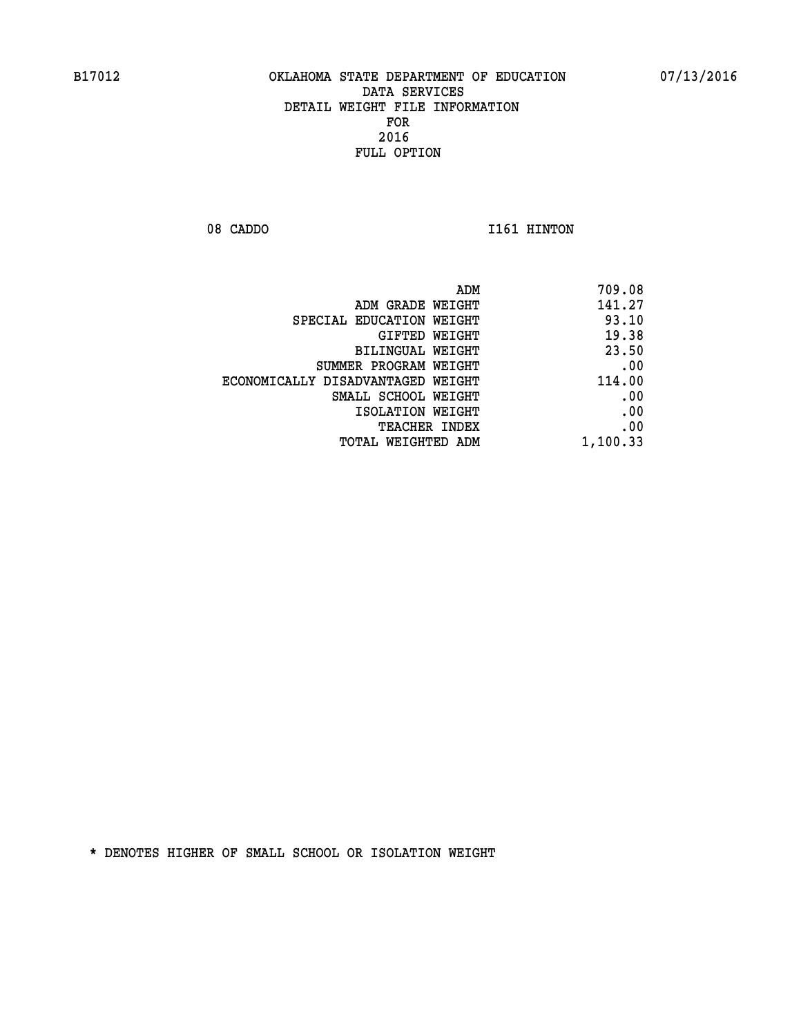B17012 OKLAHOMA STATE DEPARTMENT OF EDUCATION 07/13/2016

DATA SERVICES

DETAIL WEIGHT FILE INFORMATION

FOR

2016

FULL OPTION

08 CADDO I161 HINTON

| | |
|---|---|
| ADM | 709.08 |
| ADM GRADE WEIGHT | 141.27 |
| SPECIAL EDUCATION WEIGHT | 93.10 |
| GIFTED WEIGHT | 19.38 |
| BILINGUAL WEIGHT | 23.50 |
| SUMMER PROGRAM WEIGHT | .00 |
| ECONOMICALLY DISADVANTAGED WEIGHT | 114.00 |
| SMALL SCHOOL WEIGHT | .00 |
| ISOLATION WEIGHT | .00 |
| TEACHER INDEX | .00 |
| TOTAL WEIGHTED ADM | 1,100.33 |

* DENOTES HIGHER OF SMALL SCHOOL OR ISOLATION WEIGHT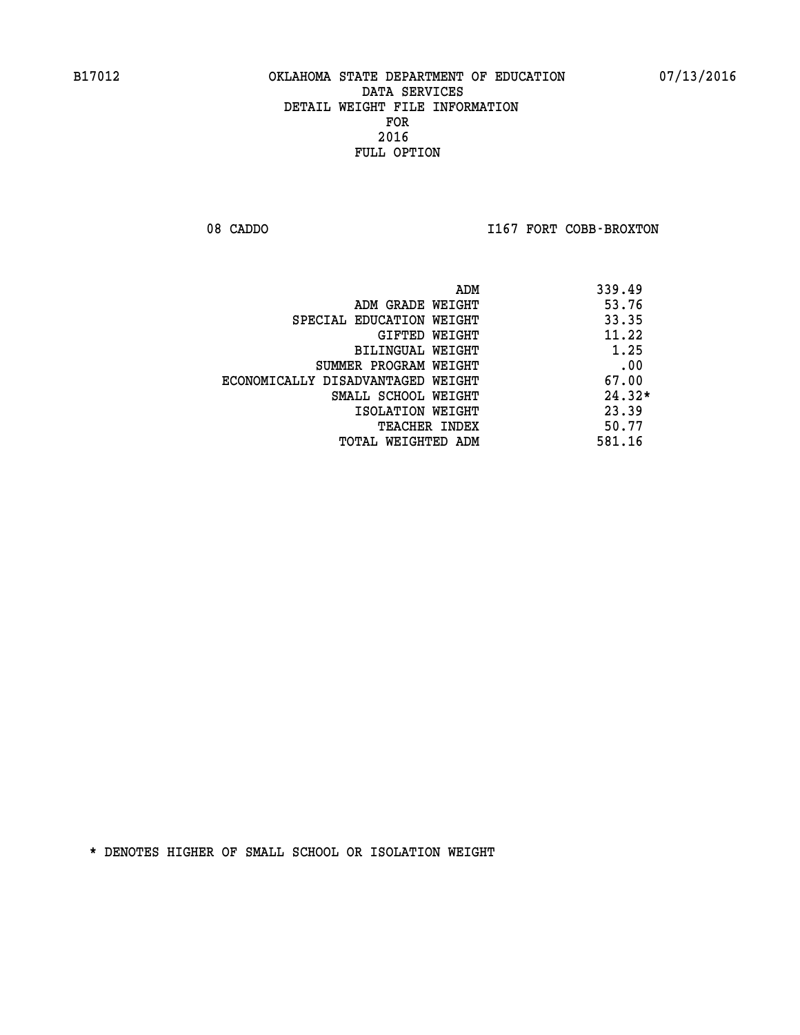B17012 OKLAHOMA STATE DEPARTMENT OF EDUCATION 07/13/2016

DATA SERVICES
DETAIL WEIGHT FILE INFORMATION
FOR
2016
FULL OPTION

08 CADDO I167 FORT COBB-BROXTON

| | |
|---|---|
| ADM | 339.49 |
| ADM GRADE WEIGHT | 53.76 |
| SPECIAL EDUCATION WEIGHT | 33.35 |
| GIFTED WEIGHT | 11.22 |
| BILINGUAL WEIGHT | 1.25 |
| SUMMER PROGRAM WEIGHT | .00 |
| ECONOMICALLY DISADVANTAGED WEIGHT | 67.00 |
| SMALL SCHOOL WEIGHT | 24.32* |
| ISOLATION WEIGHT | 23.39 |
| TEACHER INDEX | 50.77 |
| TOTAL WEIGHTED ADM | 581.16 |

* DENOTES HIGHER OF SMALL SCHOOL OR ISOLATION WEIGHT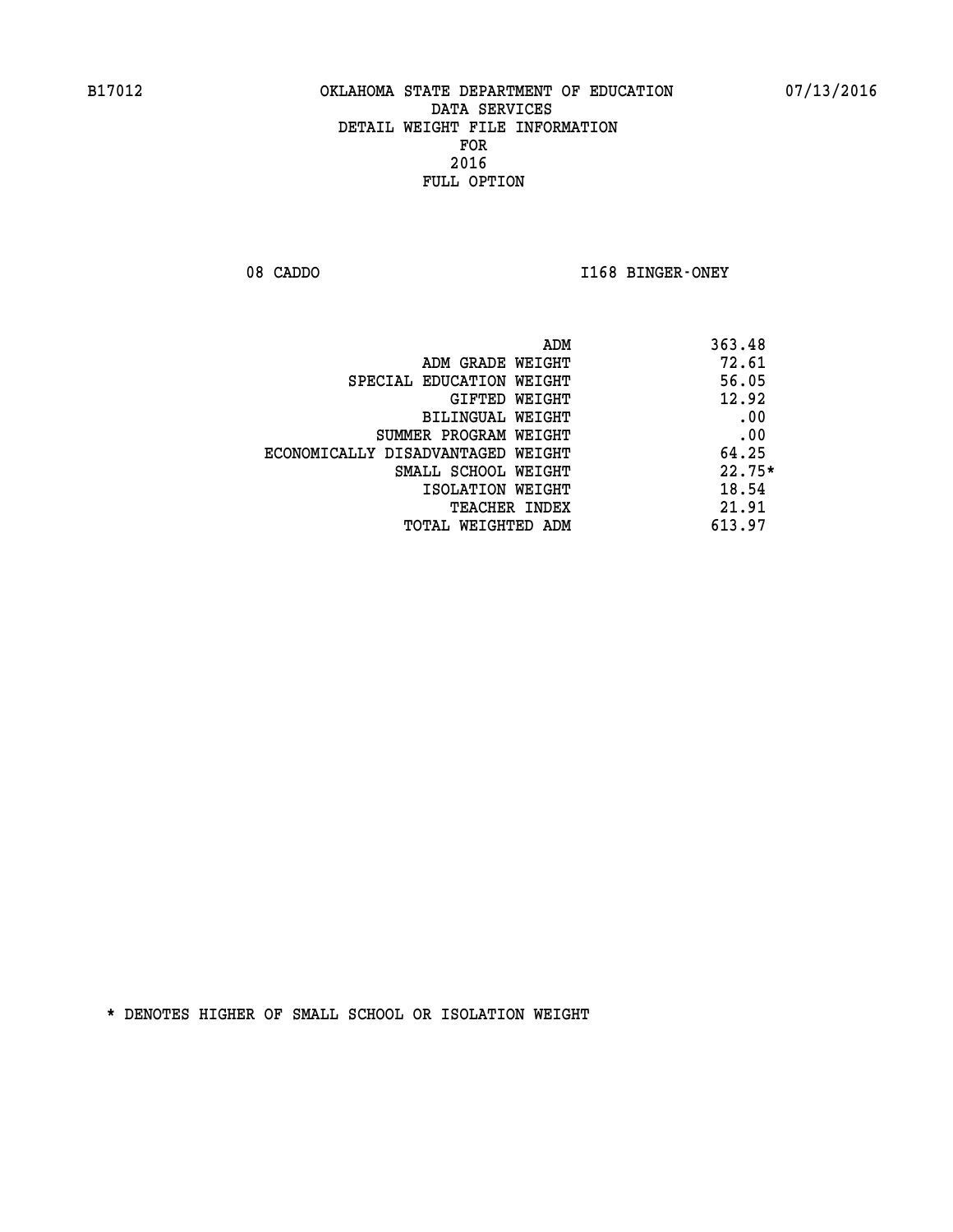B17012 OKLAHOMA STATE DEPARTMENT OF EDUCATION 07/13/2016

DATA SERVICES
DETAIL WEIGHT FILE INFORMATION
FOR
2016
FULL OPTION

08 CADDO I168 BINGER-ONEY

| | |
|---|---|
| ADM | 363.48 |
| ADM GRADE WEIGHT | 72.61 |
| SPECIAL EDUCATION WEIGHT | 56.05 |
| GIFTED WEIGHT | 12.92 |
| BILINGUAL WEIGHT | .00 |
| SUMMER PROGRAM WEIGHT | .00 |
| ECONOMICALLY DISADVANTAGED WEIGHT | 64.25 |
| SMALL SCHOOL WEIGHT | 22.75* |
| ISOLATION WEIGHT | 18.54 |
| TEACHER INDEX | 21.91 |
| TOTAL WEIGHTED ADM | 613.97 |

* DENOTES HIGHER OF SMALL SCHOOL OR ISOLATION WEIGHT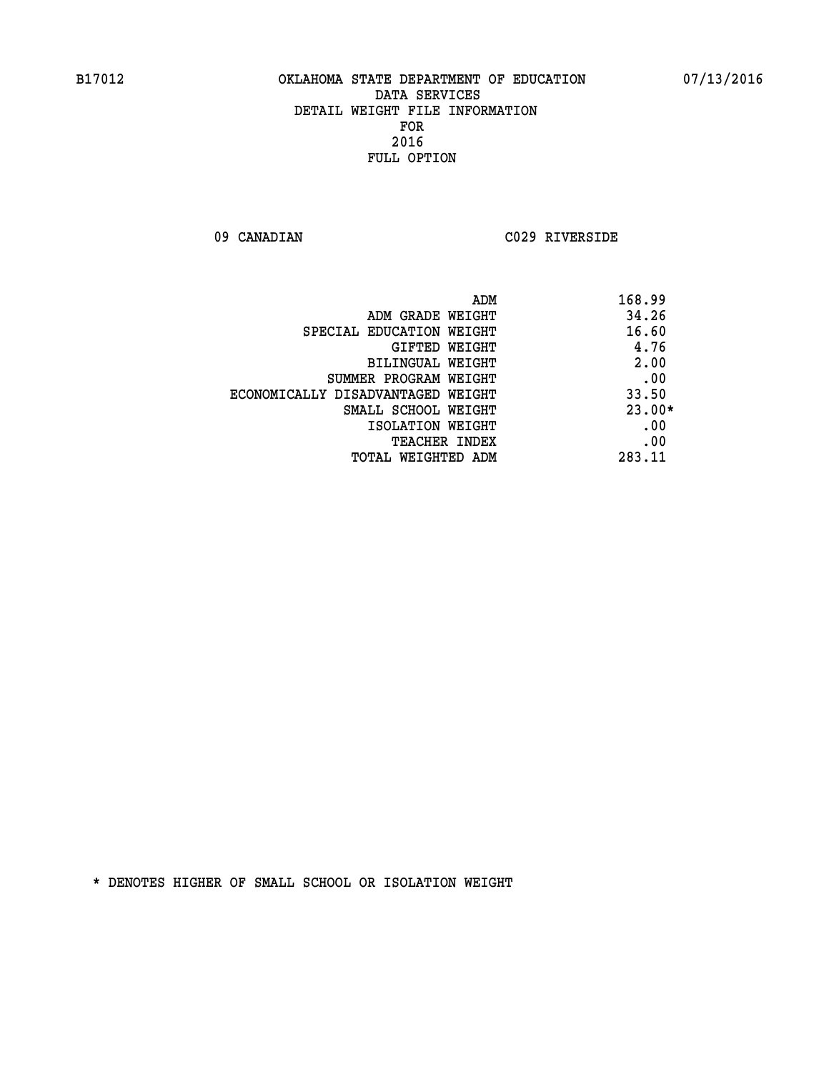B17012 OKLAHOMA STATE DEPARTMENT OF EDUCATION 07/13/2016

DATA SERVICES

DETAIL WEIGHT FILE INFORMATION

FOR

2016

FULL OPTION

09 CANADIAN C029 RIVERSIDE

| | |
|---|---|
| ADM | 168.99 |
| ADM GRADE WEIGHT | 34.26 |
| SPECIAL EDUCATION WEIGHT | 16.60 |
| GIFTED WEIGHT | 4.76 |
| BILINGUAL WEIGHT | 2.00 |
| SUMMER PROGRAM WEIGHT | .00 |
| ECONOMICALLY DISADVANTAGED WEIGHT | 33.50 |
| SMALL SCHOOL WEIGHT | 23.00* |
| ISOLATION WEIGHT | .00 |
| TEACHER INDEX | .00 |
| TOTAL WEIGHTED ADM | 283.11 |

* DENOTES HIGHER OF SMALL SCHOOL OR ISOLATION WEIGHT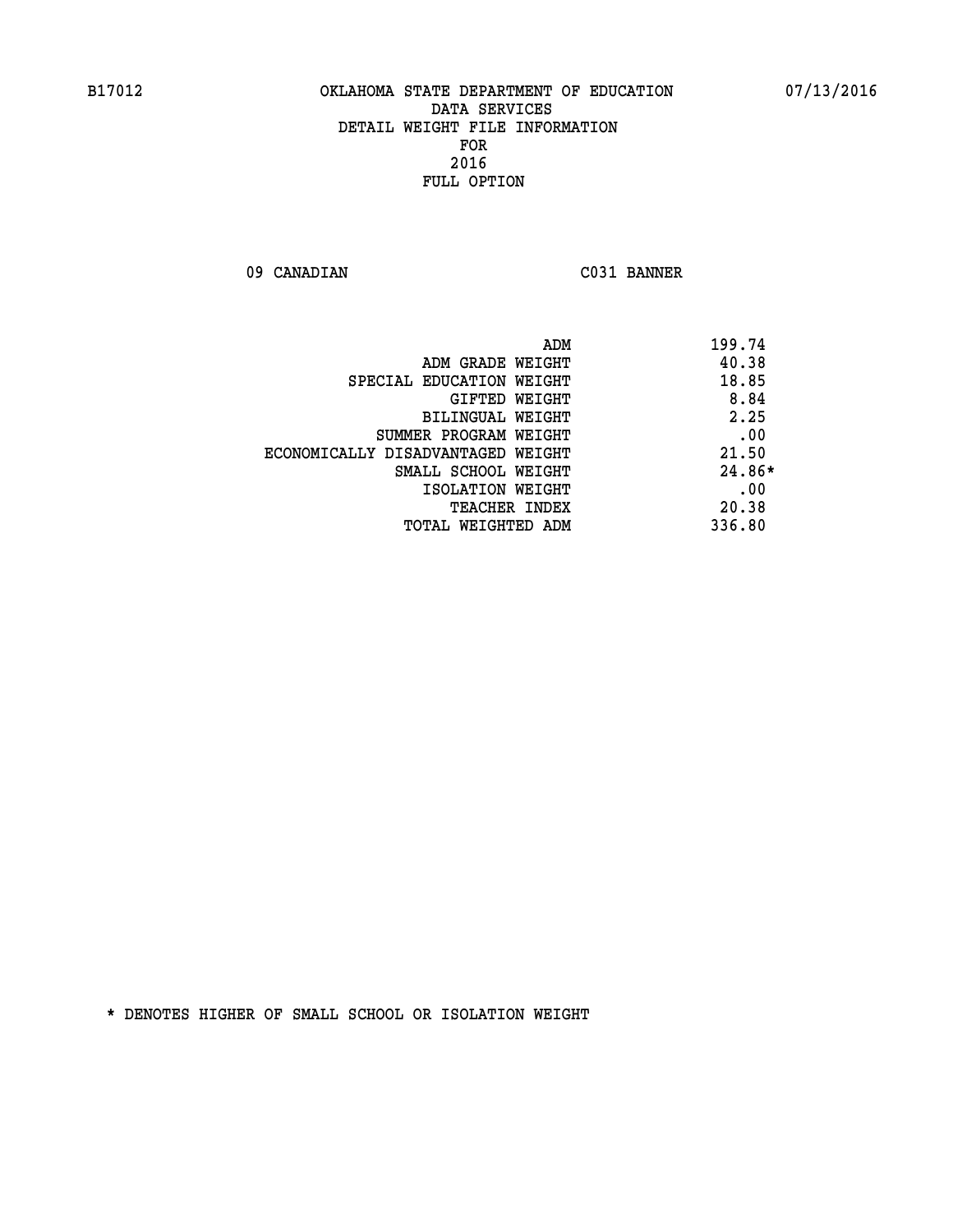B17012 OKLAHOMA STATE DEPARTMENT OF EDUCATION 07/13/2016

DATA SERVICES
DETAIL WEIGHT FILE INFORMATION
FOR
2016
FULL OPTION

09 CANADIAN C031 BANNER

| | |
|---|---|
| ADM | 199.74 |
| ADM GRADE WEIGHT | 40.38 |
| SPECIAL EDUCATION WEIGHT | 18.85 |
| GIFTED WEIGHT | 8.84 |
| BILINGUAL WEIGHT | 2.25 |
| SUMMER PROGRAM WEIGHT | .00 |
| ECONOMICALLY DISADVANTAGED WEIGHT | 21.50 |
| SMALL SCHOOL WEIGHT | 24.86* |
| ISOLATION WEIGHT | .00 |
| TEACHER INDEX | 20.38 |
| TOTAL WEIGHTED ADM | 336.80 |

* DENOTES HIGHER OF SMALL SCHOOL OR ISOLATION WEIGHT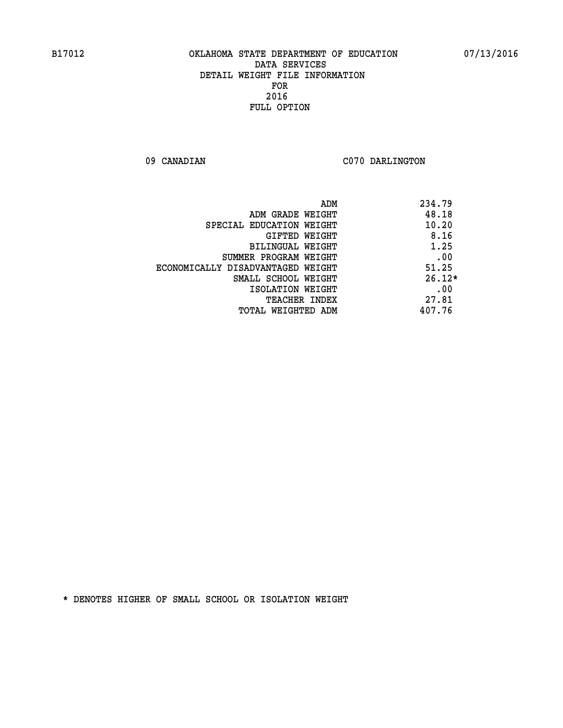B17012 OKLAHOMA STATE DEPARTMENT OF EDUCATION 07/13/2016

DATA SERVICES
DETAIL WEIGHT FILE INFORMATION
FOR
2016
FULL OPTION

09 CANADIAN C070 DARLINGTON

| | |
|---|---|
| ADM | 234.79 |
| ADM GRADE WEIGHT | 48.18 |
| SPECIAL EDUCATION WEIGHT | 10.20 |
| GIFTED WEIGHT | 8.16 |
| BILINGUAL WEIGHT | 1.25 |
| SUMMER PROGRAM WEIGHT | .00 |
| ECONOMICALLY DISADVANTAGED WEIGHT | 51.25 |
| SMALL SCHOOL WEIGHT | 26.12* |
| ISOLATION WEIGHT | .00 |
| TEACHER INDEX | 27.81 |
| TOTAL WEIGHTED ADM | 407.76 |

* DENOTES HIGHER OF SMALL SCHOOL OR ISOLATION WEIGHT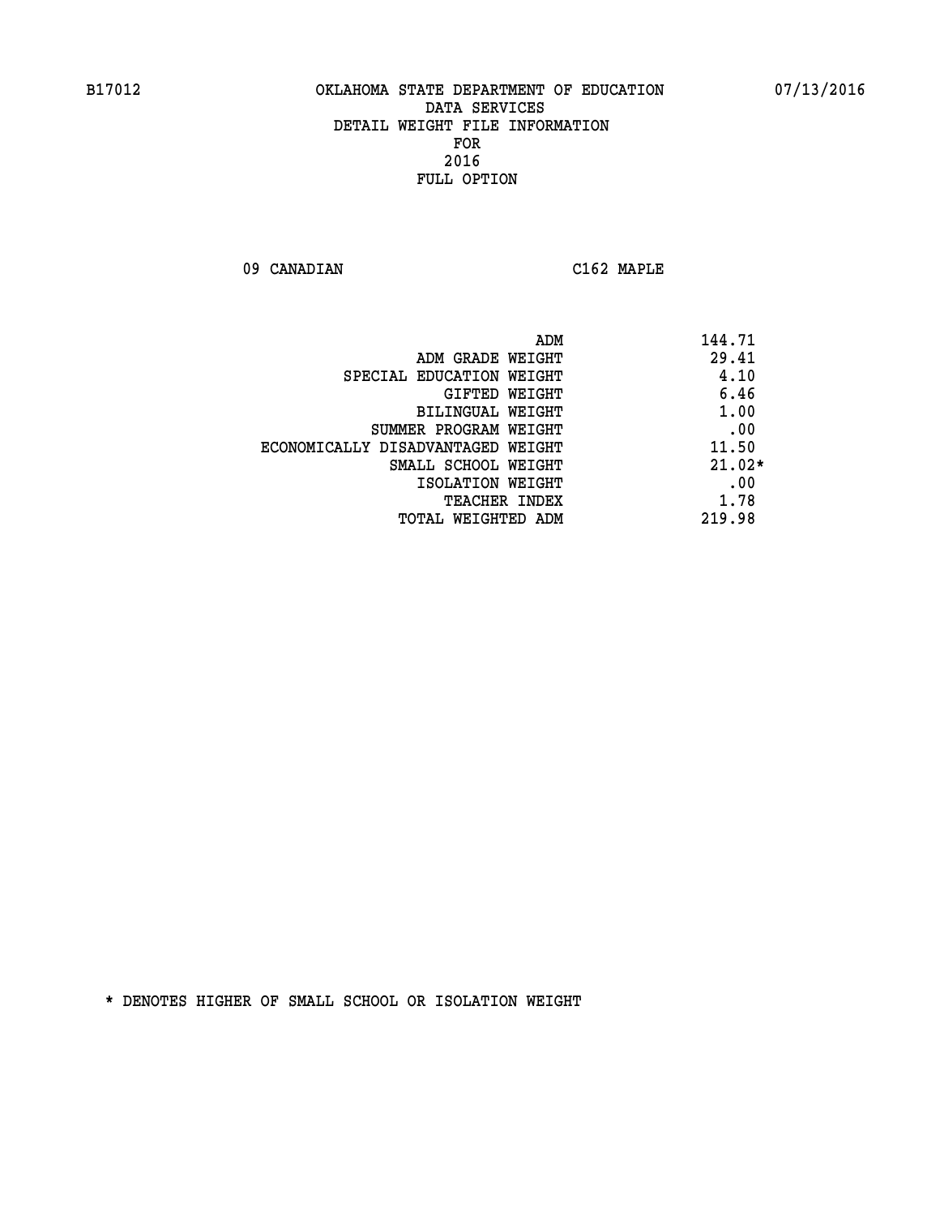B17012 OKLAHOMA STATE DEPARTMENT OF EDUCATION 07/13/2016

DATA SERVICES
DETAIL WEIGHT FILE INFORMATION
FOR
2016
FULL OPTION

09 CANADIAN C162 MAPLE

| | |
|---|---|
| ADM | 144.71 |
| ADM GRADE WEIGHT | 29.41 |
| SPECIAL EDUCATION WEIGHT | 4.10 |
| GIFTED WEIGHT | 6.46 |
| BILINGUAL WEIGHT | 1.00 |
| SUMMER PROGRAM WEIGHT | .00 |
| ECONOMICALLY DISADVANTAGED WEIGHT | 11.50 |
| SMALL SCHOOL WEIGHT | 21.02* |
| ISOLATION WEIGHT | .00 |
| TEACHER INDEX | 1.78 |
| TOTAL WEIGHTED ADM | 219.98 |

* DENOTES HIGHER OF SMALL SCHOOL OR ISOLATION WEIGHT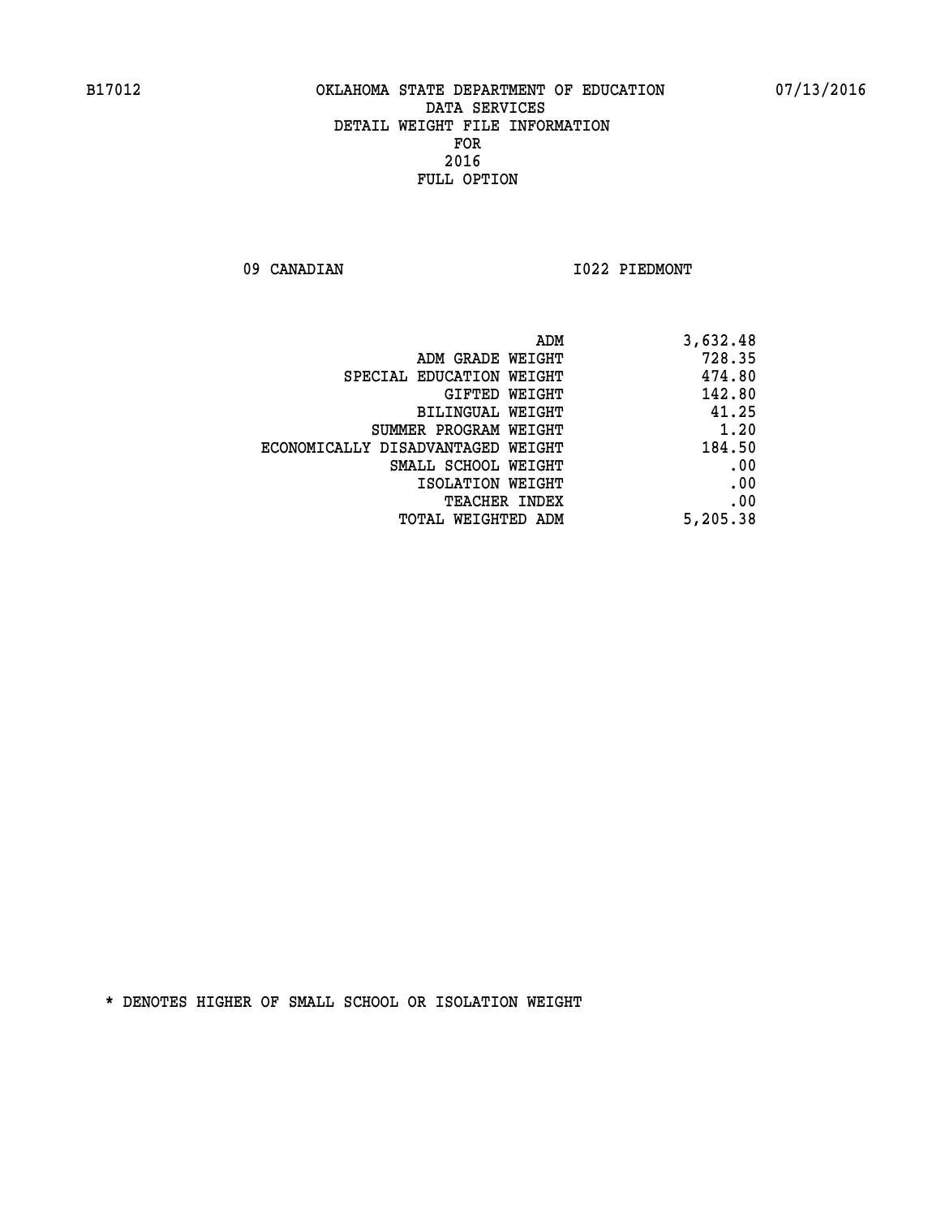B17012 OKLAHOMA STATE DEPARTMENT OF EDUCATION 07/13/2016

DATA SERVICES

DETAIL WEIGHT FILE INFORMATION

FOR

2016

FULL OPTION

09 CANADIAN I022 PIEDMONT

| | |
|---|---|
| ADM | 3,632.48 |
| ADM GRADE WEIGHT | 728.35 |
| SPECIAL EDUCATION WEIGHT | 474.80 |
| GIFTED WEIGHT | 142.80 |
| BILINGUAL WEIGHT | 41.25 |
| SUMMER PROGRAM WEIGHT | 1.20 |
| ECONOMICALLY DISADVANTAGED WEIGHT | 184.50 |
| SMALL SCHOOL WEIGHT | .00 |
| ISOLATION WEIGHT | .00 |
| TEACHER INDEX | .00 |
| TOTAL WEIGHTED ADM | 5,205.38 |

* DENOTES HIGHER OF SMALL SCHOOL OR ISOLATION WEIGHT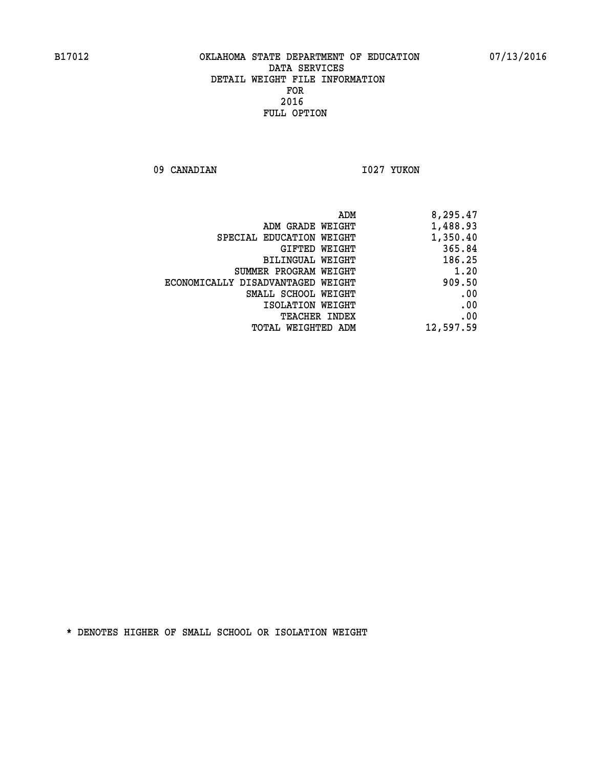B17012 OKLAHOMA STATE DEPARTMENT OF EDUCATION 07/13/2016
DATA SERVICES
DETAIL WEIGHT FILE INFORMATION
FOR
2016
FULL OPTION

09 CANADIAN I027 YUKON

| | |
|---|---|
| ADM | 8,295.47 |
| ADM GRADE WEIGHT | 1,488.93 |
| SPECIAL EDUCATION WEIGHT | 1,350.40 |
| GIFTED WEIGHT | 365.84 |
| BILINGUAL WEIGHT | 186.25 |
| SUMMER PROGRAM WEIGHT | 1.20 |
| ECONOMICALLY DISADVANTAGED WEIGHT | 909.50 |
| SMALL SCHOOL WEIGHT | .00 |
| ISOLATION WEIGHT | .00 |
| TEACHER INDEX | .00 |
| TOTAL WEIGHTED ADM | 12,597.59 |

* DENOTES HIGHER OF SMALL SCHOOL OR ISOLATION WEIGHT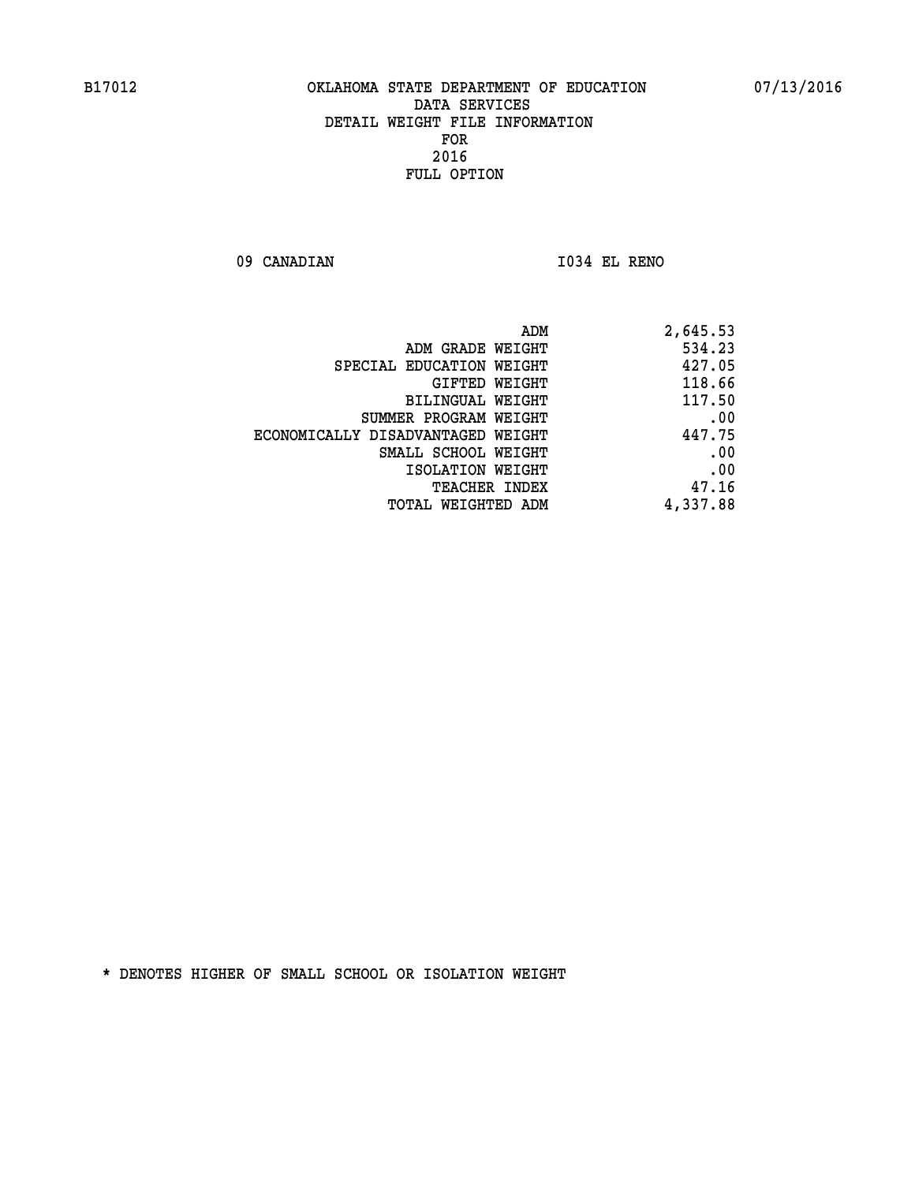B17012 OKLAHOMA STATE DEPARTMENT OF EDUCATION 07/13/2016

DATA SERVICES

DETAIL WEIGHT FILE INFORMATION

FOR

2016

FULL OPTION

09 CANADIAN I034 EL RENO

| | |
|---|---|
| ADM | 2,645.53 |
| ADM GRADE WEIGHT | 534.23 |
| SPECIAL EDUCATION WEIGHT | 427.05 |
| GIFTED WEIGHT | 118.66 |
| BILINGUAL WEIGHT | 117.50 |
| SUMMER PROGRAM WEIGHT | .00 |
| ECONOMICALLY DISADVANTAGED WEIGHT | 447.75 |
| SMALL SCHOOL WEIGHT | .00 |
| ISOLATION WEIGHT | .00 |
| TEACHER INDEX | 47.16 |
| TOTAL WEIGHTED ADM | 4,337.88 |

* DENOTES HIGHER OF SMALL SCHOOL OR ISOLATION WEIGHT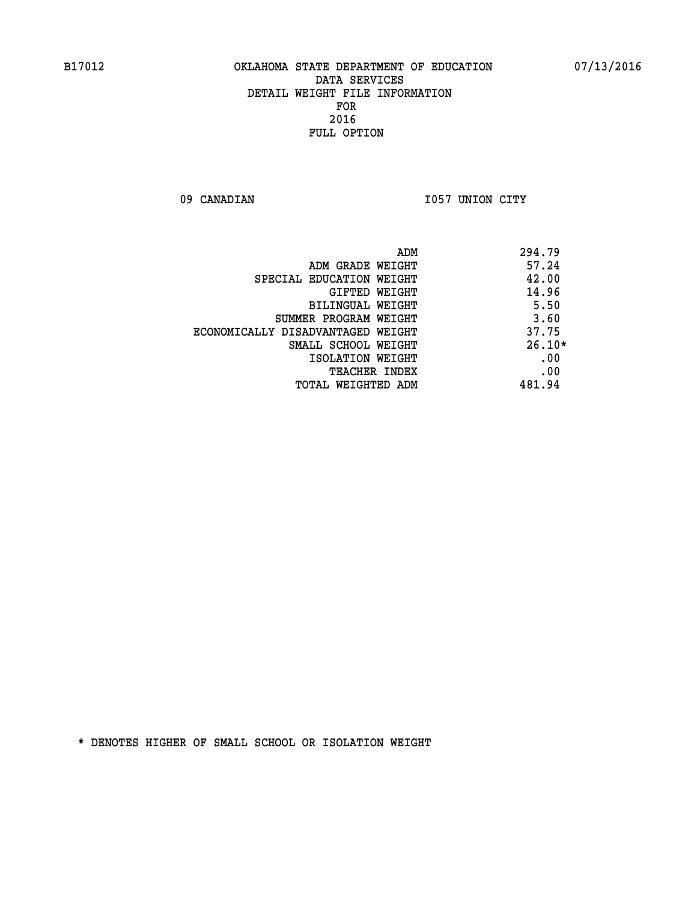B17012 OKLAHOMA STATE DEPARTMENT OF EDUCATION 07/13/2016

DATA SERVICES

DETAIL WEIGHT FILE INFORMATION

FOR

2016

FULL OPTION

09 CANADIAN I057 UNION CITY

| | |
|---|---|
| ADM | 294.79 |
| ADM GRADE WEIGHT | 57.24 |
| SPECIAL EDUCATION WEIGHT | 42.00 |
| GIFTED WEIGHT | 14.96 |
| BILINGUAL WEIGHT | 5.50 |
| SUMMER PROGRAM WEIGHT | 3.60 |
| ECONOMICALLY DISADVANTAGED WEIGHT | 37.75 |
| SMALL SCHOOL WEIGHT | 26.10* |
| ISOLATION WEIGHT | .00 |
| TEACHER INDEX | .00 |
| TOTAL WEIGHTED ADM | 481.94 |

* DENOTES HIGHER OF SMALL SCHOOL OR ISOLATION WEIGHT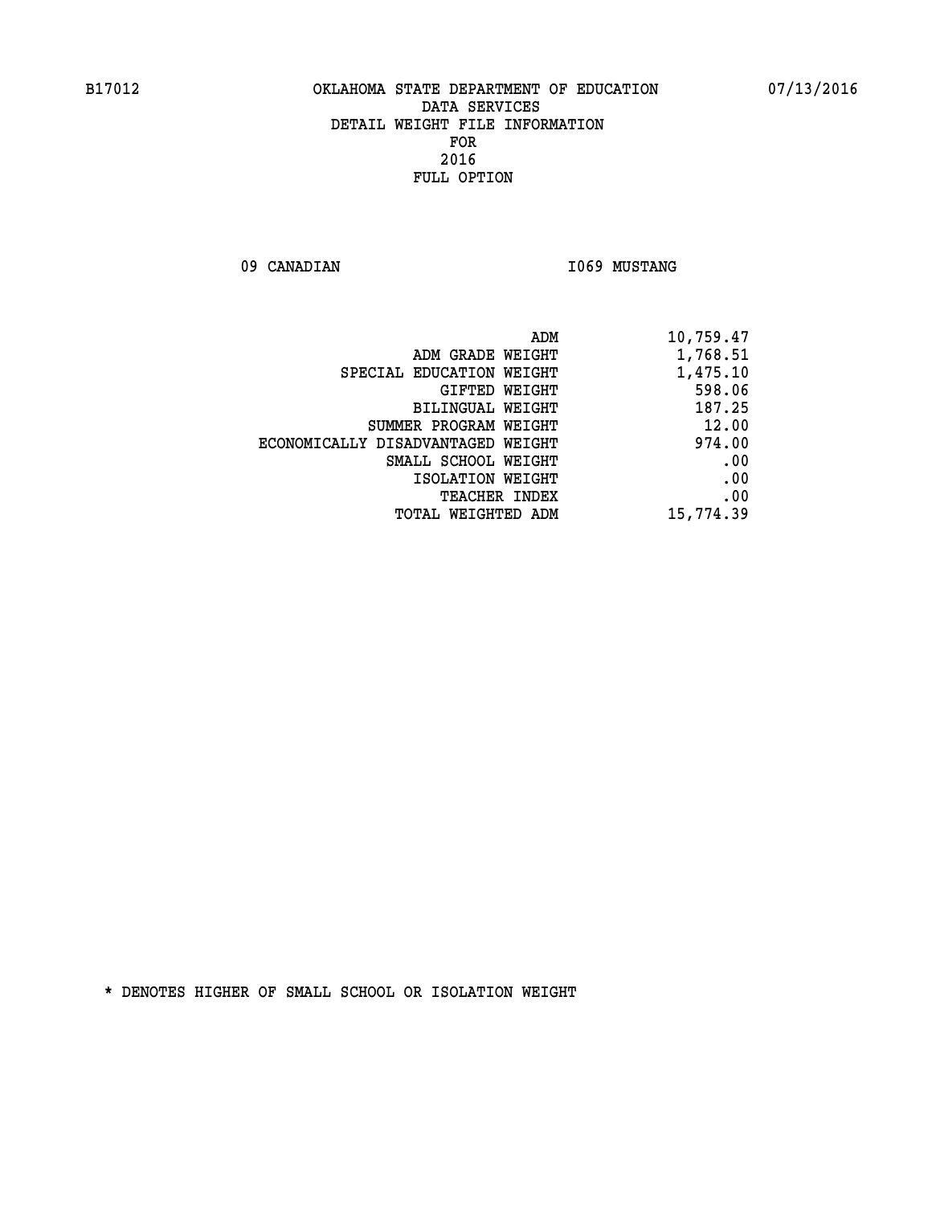B17012 OKLAHOMA STATE DEPARTMENT OF EDUCATION 07/13/2016

DATA SERVICES
DETAIL WEIGHT FILE INFORMATION
FOR
2016
FULL OPTION

09 CANADIAN I069 MUSTANG

| | |
|---|---|
| ADM | 10,759.47 |
| ADM GRADE WEIGHT | 1,768.51 |
| SPECIAL EDUCATION WEIGHT | 1,475.10 |
| GIFTED WEIGHT | 598.06 |
| BILINGUAL WEIGHT | 187.25 |
| SUMMER PROGRAM WEIGHT | 12.00 |
| ECONOMICALLY DISADVANTAGED WEIGHT | 974.00 |
| SMALL SCHOOL WEIGHT | .00 |
| ISOLATION WEIGHT | .00 |
| TEACHER INDEX | .00 |
| TOTAL WEIGHTED ADM | 15,774.39 |

* DENOTES HIGHER OF SMALL SCHOOL OR ISOLATION WEIGHT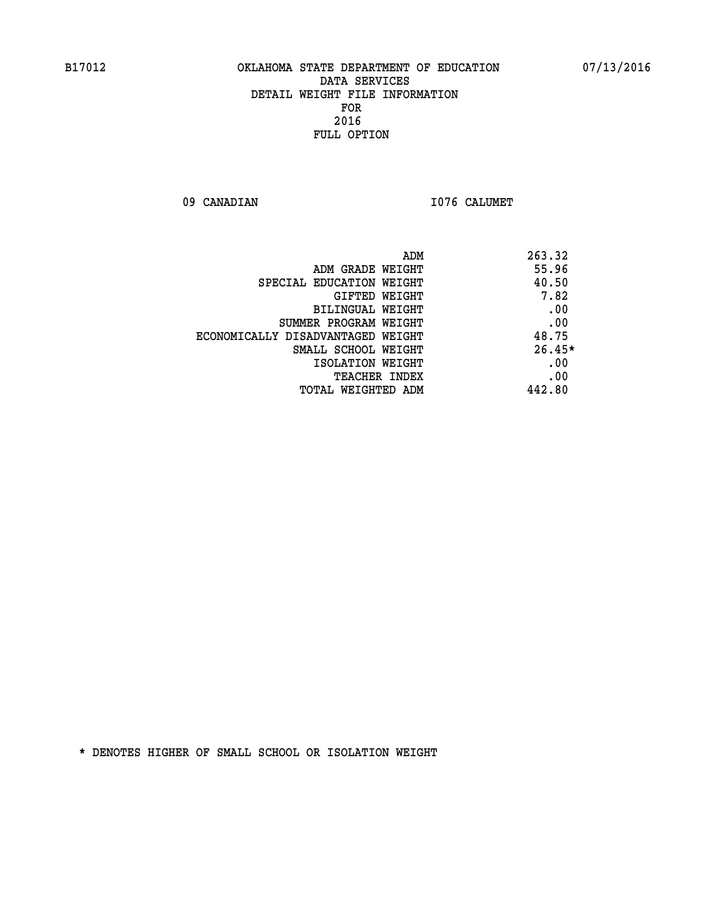B17012 OKLAHOMA STATE DEPARTMENT OF EDUCATION 07/13/2016

DATA SERVICES
DETAIL WEIGHT FILE INFORMATION
FOR
2016
FULL OPTION

09 CANADIAN I076 CALUMET

| | |
|---|---|
| ADM | 263.32 |
| ADM GRADE WEIGHT | 55.96 |
| SPECIAL EDUCATION WEIGHT | 40.50 |
| GIFTED WEIGHT | 7.82 |
| BILINGUAL WEIGHT | .00 |
| SUMMER PROGRAM WEIGHT | .00 |
| ECONOMICALLY DISADVANTAGED WEIGHT | 48.75 |
| SMALL SCHOOL WEIGHT | 26.45* |
| ISOLATION WEIGHT | .00 |
| TEACHER INDEX | .00 |
| TOTAL WEIGHTED ADM | 442.80 |

* DENOTES HIGHER OF SMALL SCHOOL OR ISOLATION WEIGHT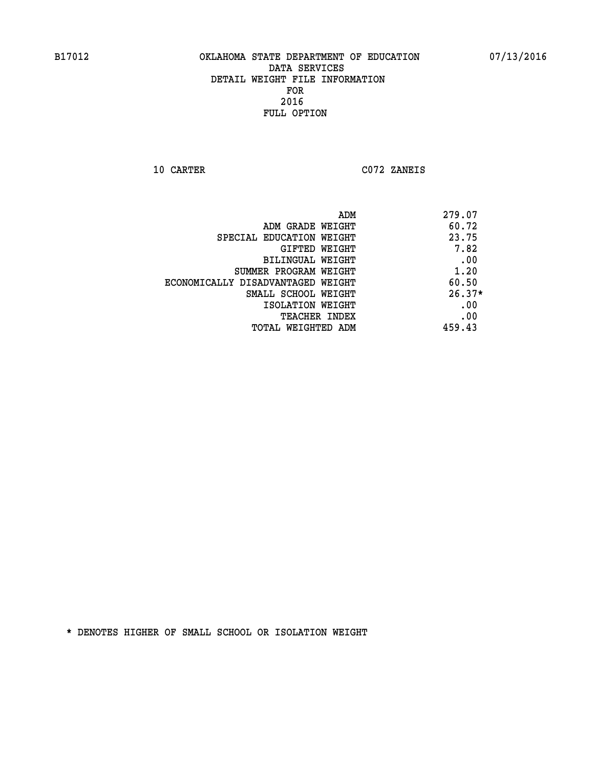B17012 OKLAHOMA STATE DEPARTMENT OF EDUCATION 07/13/2016

DATA SERVICES

DETAIL WEIGHT FILE INFORMATION

FOR

2016

FULL OPTION

10 CARTER C072 ZANEIS

| | |
|---|---|
| ADM | 279.07 |
| ADM GRADE WEIGHT | 60.72 |
| SPECIAL EDUCATION WEIGHT | 23.75 |
| GIFTED WEIGHT | 7.82 |
| BILINGUAL WEIGHT | .00 |
| SUMMER PROGRAM WEIGHT | 1.20 |
| ECONOMICALLY DISADVANTAGED WEIGHT | 60.50 |
| SMALL SCHOOL WEIGHT | 26.37* |
| ISOLATION WEIGHT | .00 |
| TEACHER INDEX | .00 |
| TOTAL WEIGHTED ADM | 459.43 |

* DENOTES HIGHER OF SMALL SCHOOL OR ISOLATION WEIGHT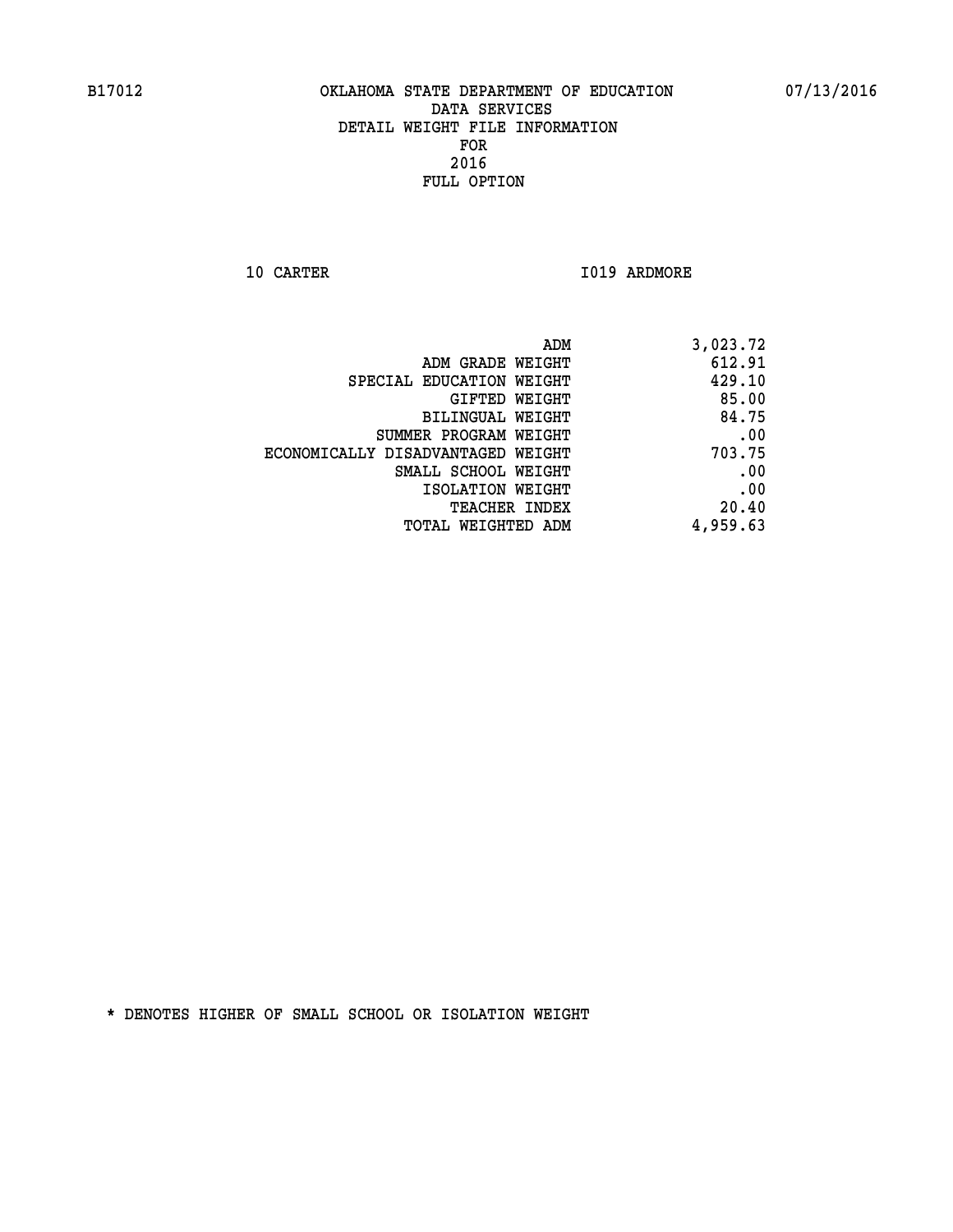B17012 OKLAHOMA STATE DEPARTMENT OF EDUCATION 07/13/2016

DATA SERVICES
DETAIL WEIGHT FILE INFORMATION
FOR
2016
FULL OPTION

10 CARTER I019 ARDMORE

| | |
|---|---|
| ADM | 3,023.72 |
| ADM GRADE WEIGHT | 612.91 |
| SPECIAL EDUCATION WEIGHT | 429.10 |
| GIFTED WEIGHT | 85.00 |
| BILINGUAL WEIGHT | 84.75 |
| SUMMER PROGRAM WEIGHT | .00 |
| ECONOMICALLY DISADVANTAGED WEIGHT | 703.75 |
| SMALL SCHOOL WEIGHT | .00 |
| ISOLATION WEIGHT | .00 |
| TEACHER INDEX | 20.40 |
| TOTAL WEIGHTED ADM | 4,959.63 |

* DENOTES HIGHER OF SMALL SCHOOL OR ISOLATION WEIGHT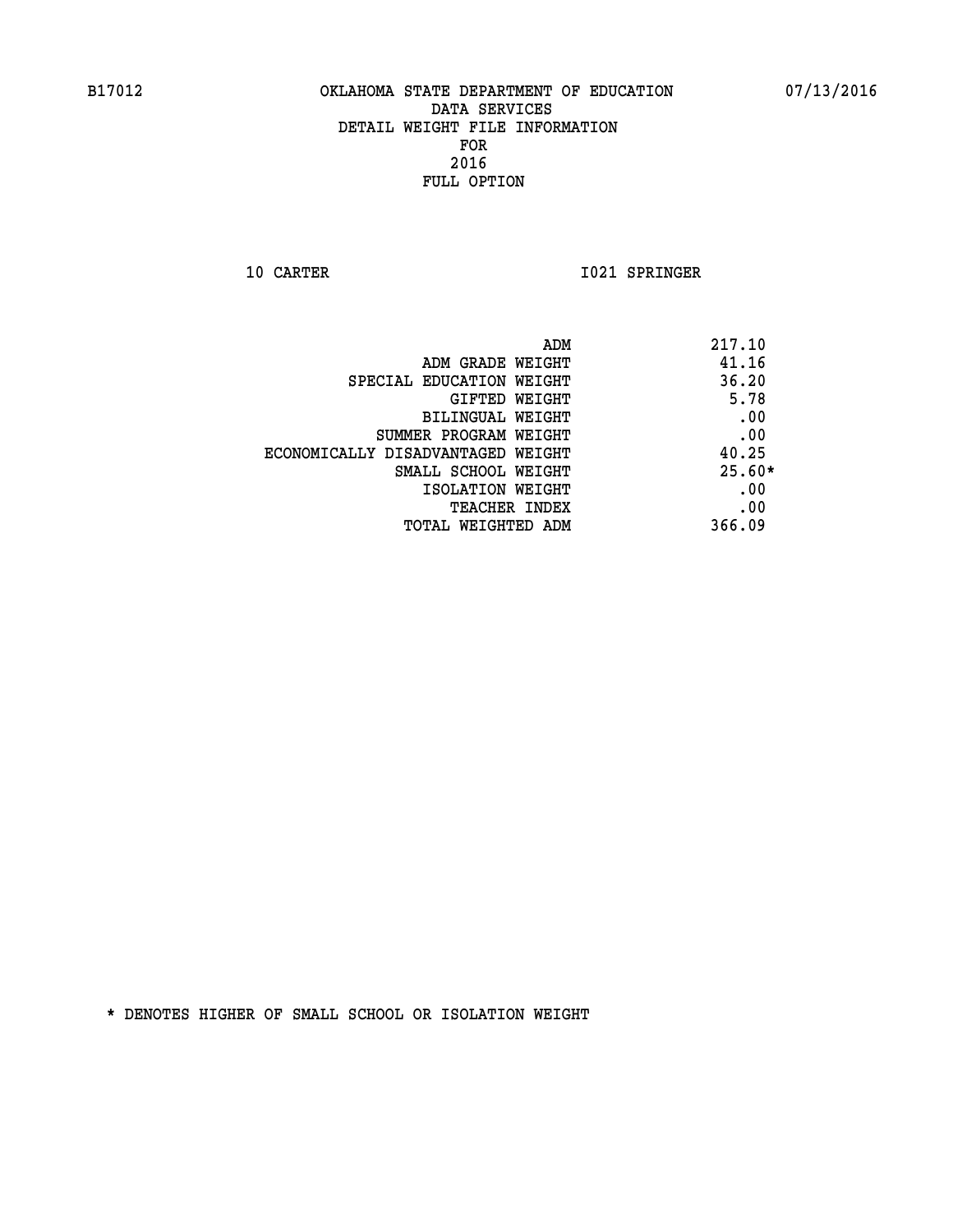B17012 OKLAHOMA STATE DEPARTMENT OF EDUCATION 07/13/2016
DATA SERVICES
DETAIL WEIGHT FILE INFORMATION
FOR
2016
FULL OPTION

10 CARTER I021 SPRINGER

| | |
|---|---|
| ADM | 217.10 |
| ADM GRADE WEIGHT | 41.16 |
| SPECIAL EDUCATION WEIGHT | 36.20 |
| GIFTED WEIGHT | 5.78 |
| BILINGUAL WEIGHT | .00 |
| SUMMER PROGRAM WEIGHT | .00 |
| ECONOMICALLY DISADVANTAGED WEIGHT | 40.25 |
| SMALL SCHOOL WEIGHT | 25.60* |
| ISOLATION WEIGHT | .00 |
| TEACHER INDEX | .00 |
| TOTAL WEIGHTED ADM | 366.09 |

* DENOTES HIGHER OF SMALL SCHOOL OR ISOLATION WEIGHT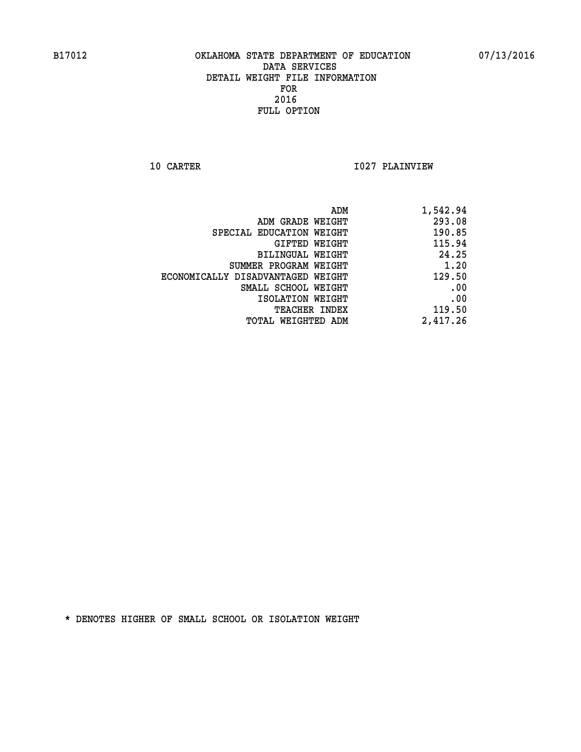B17012 OKLAHOMA STATE DEPARTMENT OF EDUCATION 07/13/2016

DATA SERVICES

DETAIL WEIGHT FILE INFORMATION

FOR

2016

FULL OPTION

10 CARTER I027 PLAINVIEW

| | |
|---|---|
| ADM | 1,542.94 |
| ADM GRADE WEIGHT | 293.08 |
| SPECIAL EDUCATION WEIGHT | 190.85 |
| GIFTED WEIGHT | 115.94 |
| BILINGUAL WEIGHT | 24.25 |
| SUMMER PROGRAM WEIGHT | 1.20 |
| ECONOMICALLY DISADVANTAGED WEIGHT | 129.50 |
| SMALL SCHOOL WEIGHT | .00 |
| ISOLATION WEIGHT | .00 |
| TEACHER INDEX | 119.50 |
| TOTAL WEIGHTED ADM | 2,417.26 |

* DENOTES HIGHER OF SMALL SCHOOL OR ISOLATION WEIGHT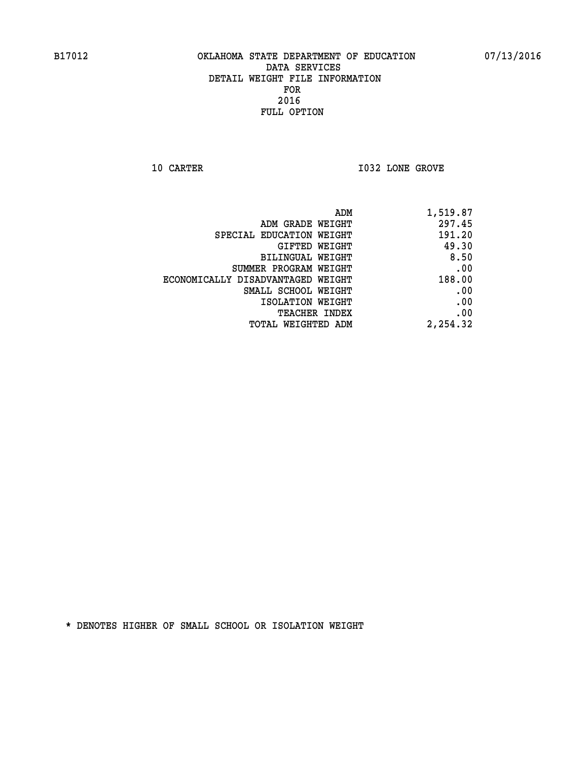B17012 OKLAHOMA STATE DEPARTMENT OF EDUCATION 07/13/2016

DATA SERVICES
DETAIL WEIGHT FILE INFORMATION
FOR
2016
FULL OPTION

10 CARTER I032 LONE GROVE

| | |
|---|---|
| ADM | 1,519.87 |
| ADM GRADE WEIGHT | 297.45 |
| SPECIAL EDUCATION WEIGHT | 191.20 |
| GIFTED WEIGHT | 49.30 |
| BILINGUAL WEIGHT | 8.50 |
| SUMMER PROGRAM WEIGHT | .00 |
| ECONOMICALLY DISADVANTAGED WEIGHT | 188.00 |
| SMALL SCHOOL WEIGHT | .00 |
| ISOLATION WEIGHT | .00 |
| TEACHER INDEX | .00 |
| TOTAL WEIGHTED ADM | 2,254.32 |

* DENOTES HIGHER OF SMALL SCHOOL OR ISOLATION WEIGHT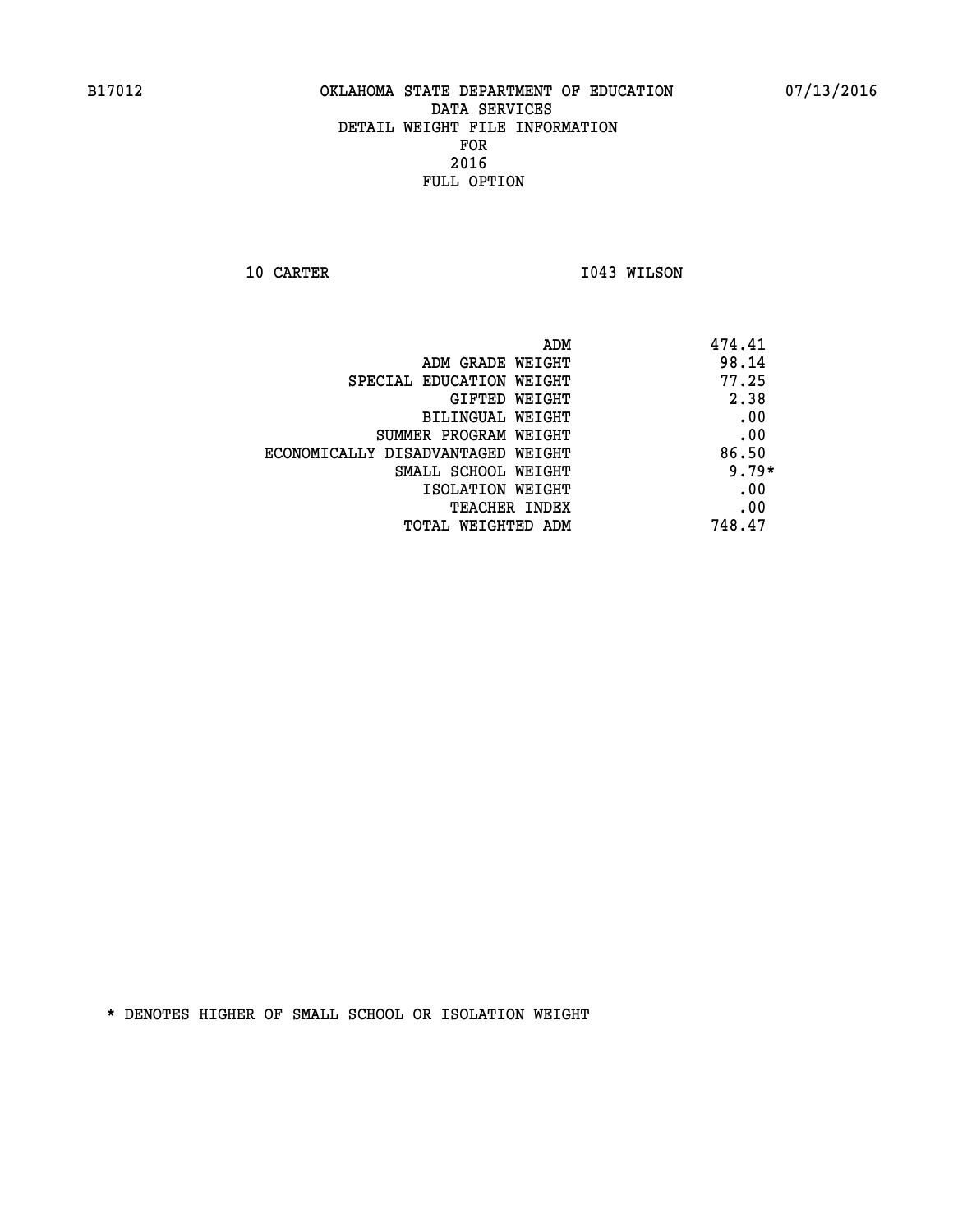B17012 OKLAHOMA STATE DEPARTMENT OF EDUCATION 07/13/2016

DATA SERVICES
DETAIL WEIGHT FILE INFORMATION
FOR
2016
FULL OPTION

10 CARTER I043 WILSON

| | |
|---|---|
| ADM | 474.41 |
| ADM GRADE WEIGHT | 98.14 |
| SPECIAL EDUCATION WEIGHT | 77.25 |
| GIFTED WEIGHT | 2.38 |
| BILINGUAL WEIGHT | .00 |
| SUMMER PROGRAM WEIGHT | .00 |
| ECONOMICALLY DISADVANTAGED WEIGHT | 86.50 |
| SMALL SCHOOL WEIGHT | 9.79* |
| ISOLATION WEIGHT | .00 |
| TEACHER INDEX | .00 |
| TOTAL WEIGHTED ADM | 748.47 |

* DENOTES HIGHER OF SMALL SCHOOL OR ISOLATION WEIGHT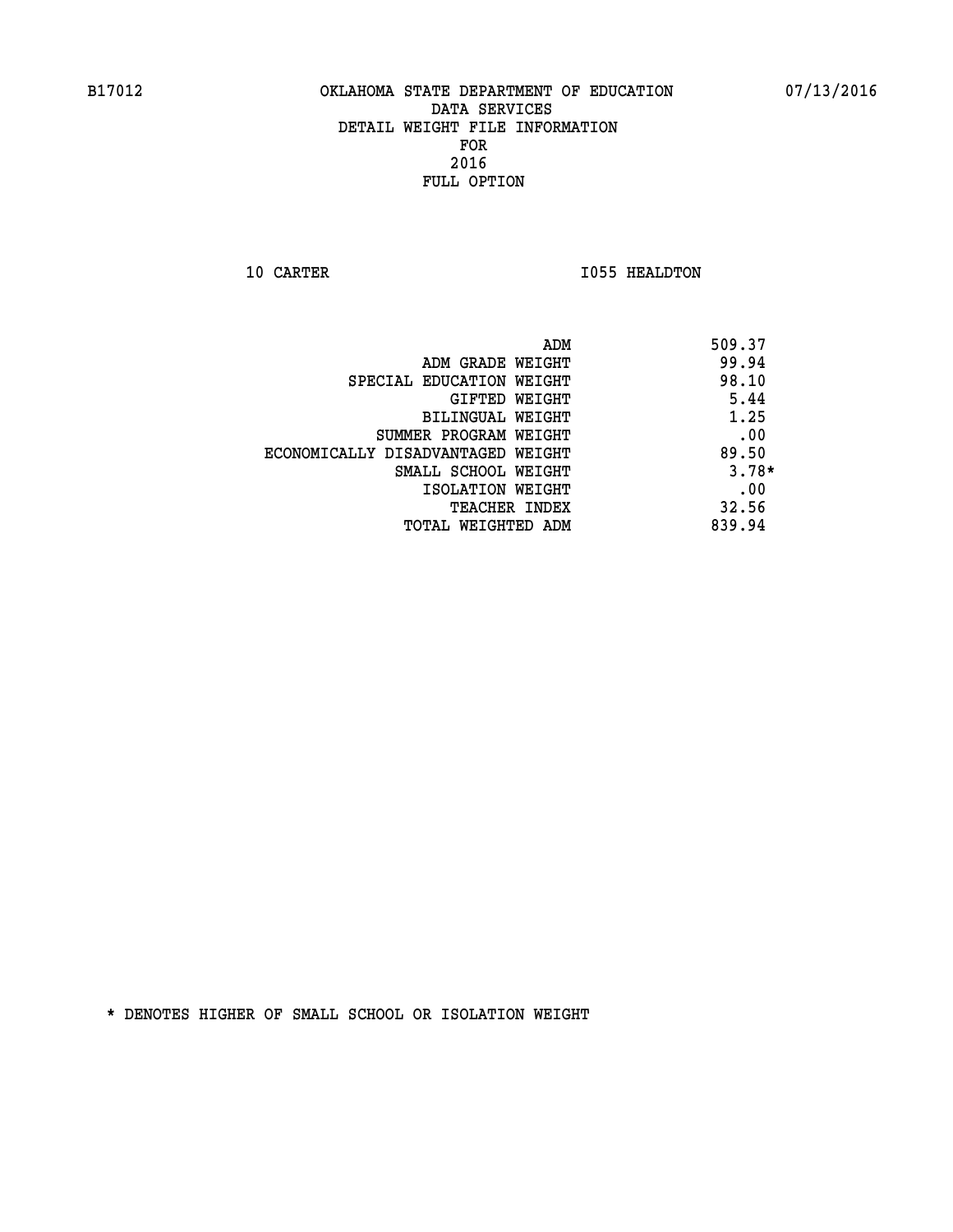B17012 OKLAHOMA STATE DEPARTMENT OF EDUCATION 07/13/2016

DATA SERVICES
DETAIL WEIGHT FILE INFORMATION
FOR
2016
FULL OPTION

10 CARTER I055 HEALDTON

| | |
|---|---|
| ADM | 509.37 |
| ADM GRADE WEIGHT | 99.94 |
| SPECIAL EDUCATION WEIGHT | 98.10 |
| GIFTED WEIGHT | 5.44 |
| BILINGUAL WEIGHT | 1.25 |
| SUMMER PROGRAM WEIGHT | .00 |
| ECONOMICALLY DISADVANTAGED WEIGHT | 89.50 |
| SMALL SCHOOL WEIGHT | 3.78* |
| ISOLATION WEIGHT | .00 |
| TEACHER INDEX | 32.56 |
| TOTAL WEIGHTED ADM | 839.94 |

* DENOTES HIGHER OF SMALL SCHOOL OR ISOLATION WEIGHT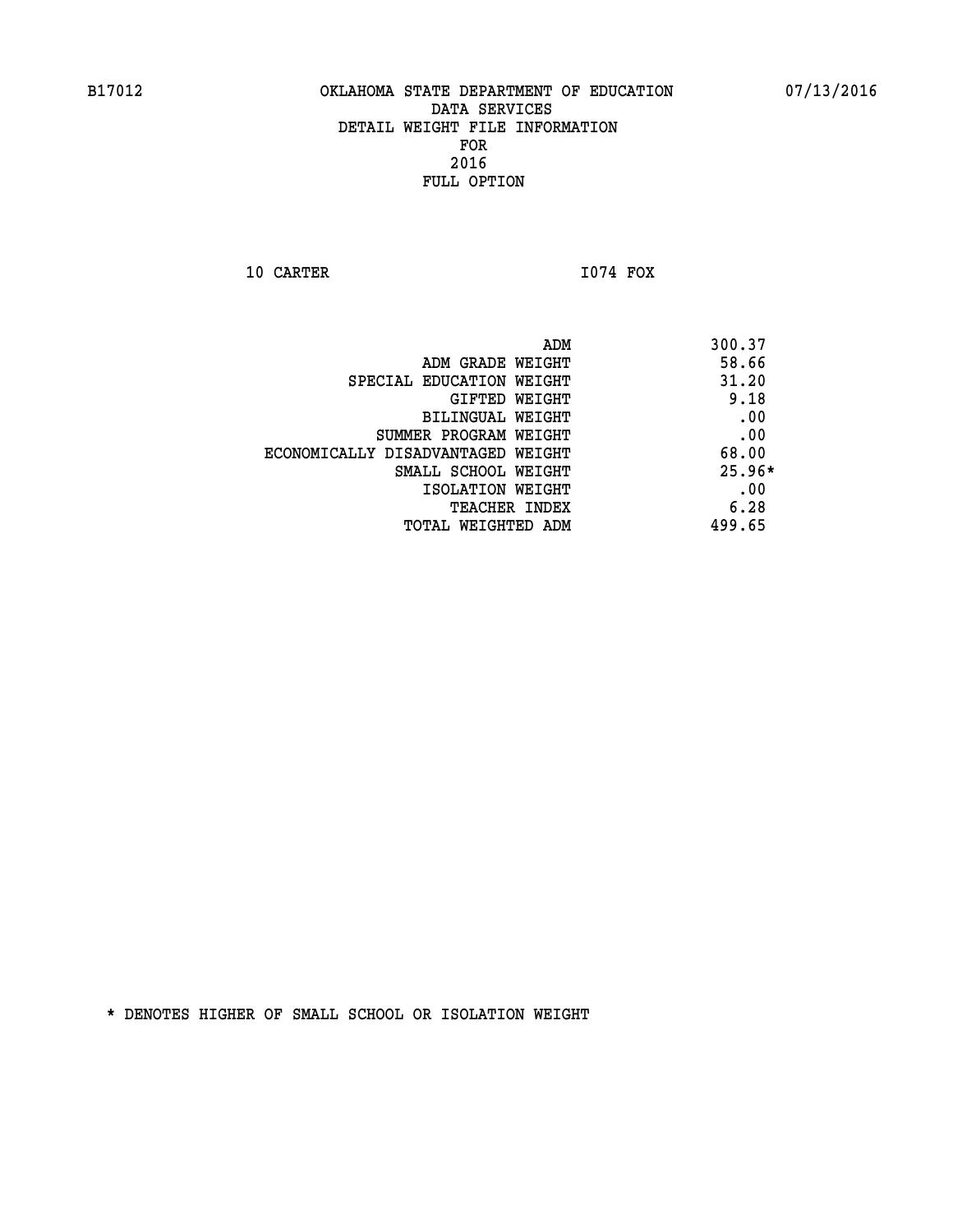B17012 OKLAHOMA STATE DEPARTMENT OF EDUCATION 07/13/2016

DATA SERVICES

DETAIL WEIGHT FILE INFORMATION

FOR

2016

FULL OPTION

10 CARTER I074 FOX

| | |
|---|---|
| ADM | 300.37 |
| ADM GRADE WEIGHT | 58.66 |
| SPECIAL EDUCATION WEIGHT | 31.20 |
| GIFTED WEIGHT | 9.18 |
| BILINGUAL WEIGHT | .00 |
| SUMMER PROGRAM WEIGHT | .00 |
| ECONOMICALLY DISADVANTAGED WEIGHT | 68.00 |
| SMALL SCHOOL WEIGHT | 25.96* |
| ISOLATION WEIGHT | .00 |
| TEACHER INDEX | 6.28 |
| TOTAL WEIGHTED ADM | 499.65 |

* DENOTES HIGHER OF SMALL SCHOOL OR ISOLATION WEIGHT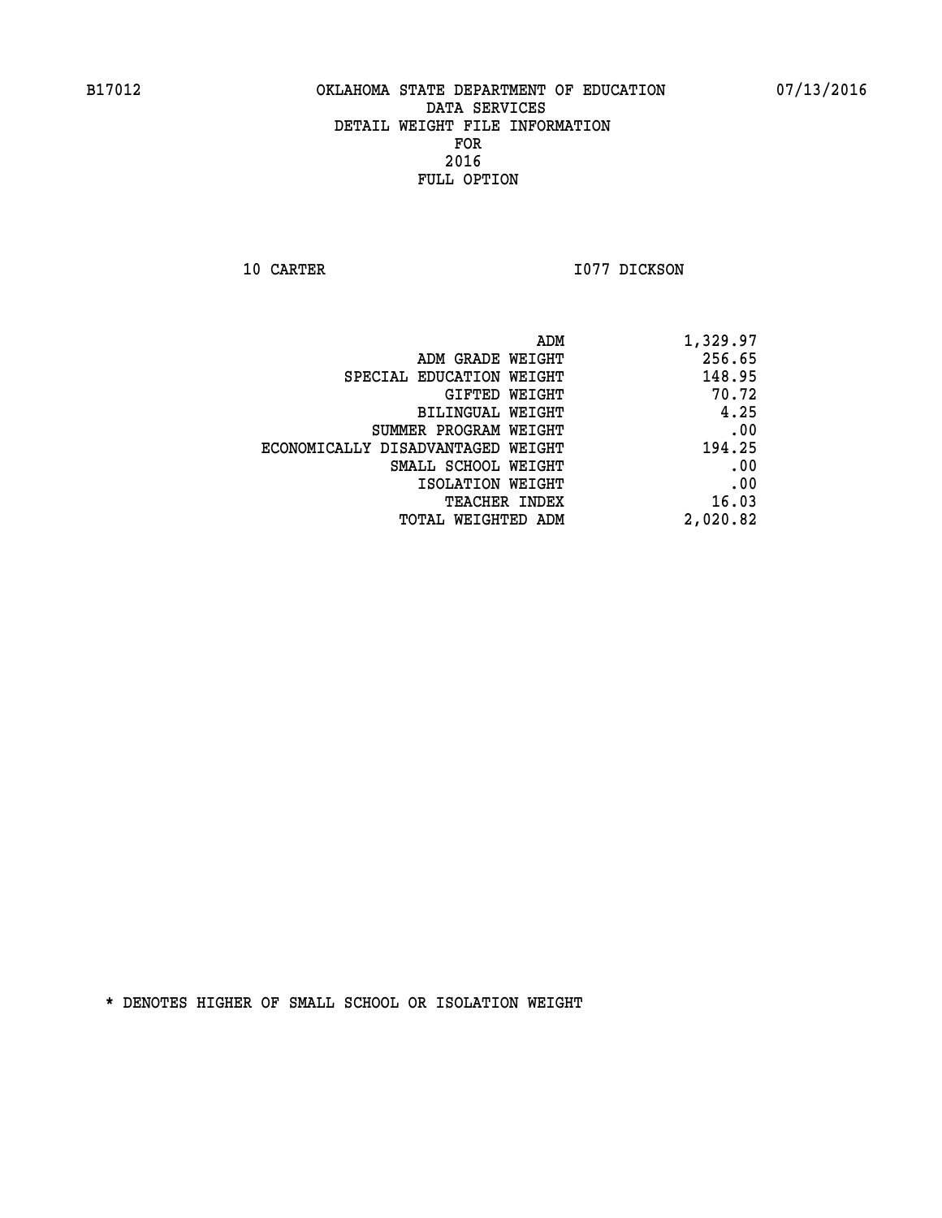B17012 OKLAHOMA STATE DEPARTMENT OF EDUCATION 07/13/2016

DATA SERVICES
DETAIL WEIGHT FILE INFORMATION
FOR
2016
FULL OPTION

10 CARTER I077 DICKSON

| | |
|---|---|
| ADM | 1,329.97 |
| ADM GRADE WEIGHT | 256.65 |
| SPECIAL EDUCATION WEIGHT | 148.95 |
| GIFTED WEIGHT | 70.72 |
| BILINGUAL WEIGHT | 4.25 |
| SUMMER PROGRAM WEIGHT | .00 |
| ECONOMICALLY DISADVANTAGED WEIGHT | 194.25 |
| SMALL SCHOOL WEIGHT | .00 |
| ISOLATION WEIGHT | .00 |
| TEACHER INDEX | 16.03 |
| TOTAL WEIGHTED ADM | 2,020.82 |

* DENOTES HIGHER OF SMALL SCHOOL OR ISOLATION WEIGHT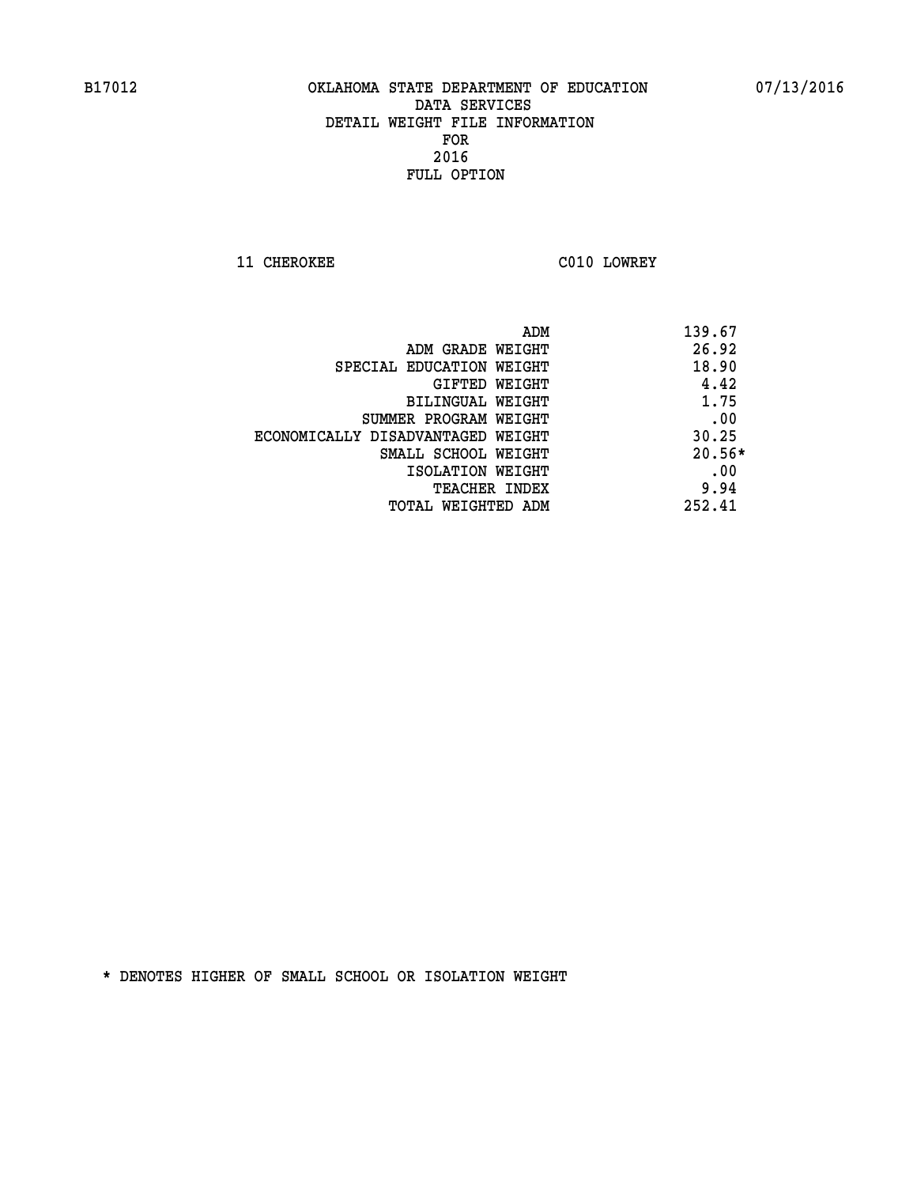B17012 OKLAHOMA STATE DEPARTMENT OF EDUCATION 07/13/2016

DATA SERVICES
DETAIL WEIGHT FILE INFORMATION
FOR
2016
FULL OPTION

11 CHEROKEE C010 LOWREY

| | |
|---|---|
| ADM | 139.67 |
| ADM GRADE WEIGHT | 26.92 |
| SPECIAL EDUCATION WEIGHT | 18.90 |
| GIFTED WEIGHT | 4.42 |
| BILINGUAL WEIGHT | 1.75 |
| SUMMER PROGRAM WEIGHT | .00 |
| ECONOMICALLY DISADVANTAGED WEIGHT | 30.25 |
| SMALL SCHOOL WEIGHT | 20.56* |
| ISOLATION WEIGHT | .00 |
| TEACHER INDEX | 9.94 |
| TOTAL WEIGHTED ADM | 252.41 |

* DENOTES HIGHER OF SMALL SCHOOL OR ISOLATION WEIGHT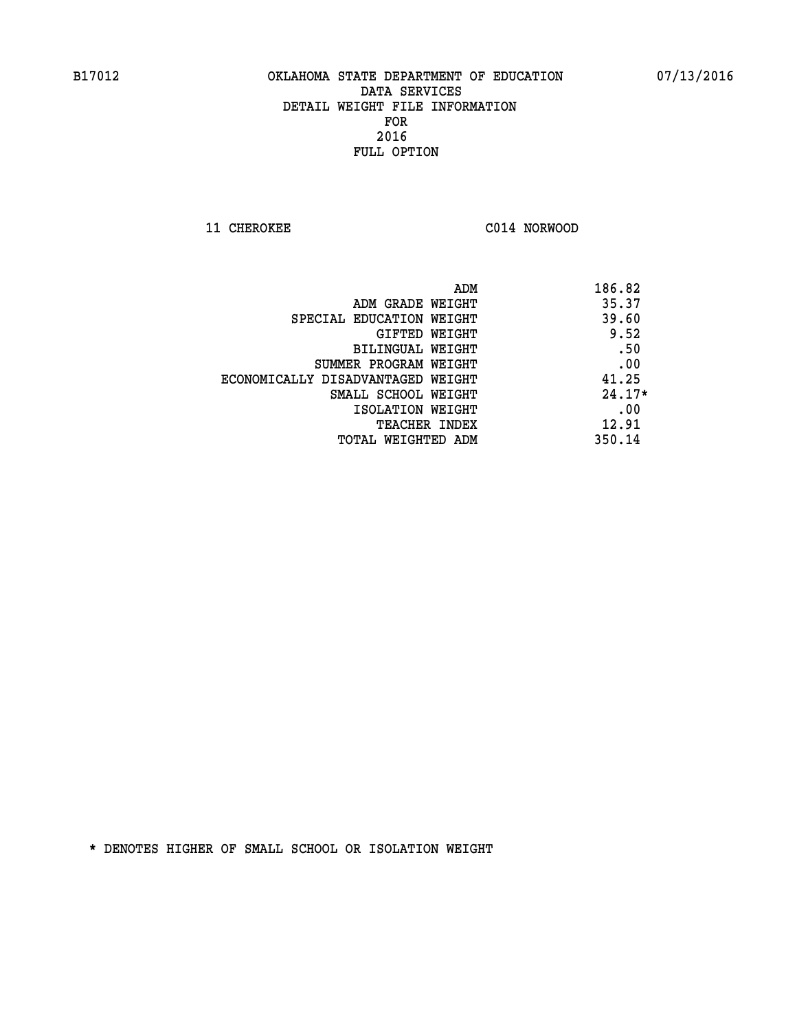B17012 OKLAHOMA STATE DEPARTMENT OF EDUCATION 07/13/2016

DATA SERVICES
DETAIL WEIGHT FILE INFORMATION
FOR
2016
FULL OPTION

11 CHEROKEE C014 NORWOOD

| | |
|---|---|
| ADM | 186.82 |
| ADM GRADE WEIGHT | 35.37 |
| SPECIAL EDUCATION WEIGHT | 39.60 |
| GIFTED WEIGHT | 9.52 |
| BILINGUAL WEIGHT | .50 |
| SUMMER PROGRAM WEIGHT | .00 |
| ECONOMICALLY DISADVANTAGED WEIGHT | 41.25 |
| SMALL SCHOOL WEIGHT | 24.17* |
| ISOLATION WEIGHT | .00 |
| TEACHER INDEX | 12.91 |
| TOTAL WEIGHTED ADM | 350.14 |

* DENOTES HIGHER OF SMALL SCHOOL OR ISOLATION WEIGHT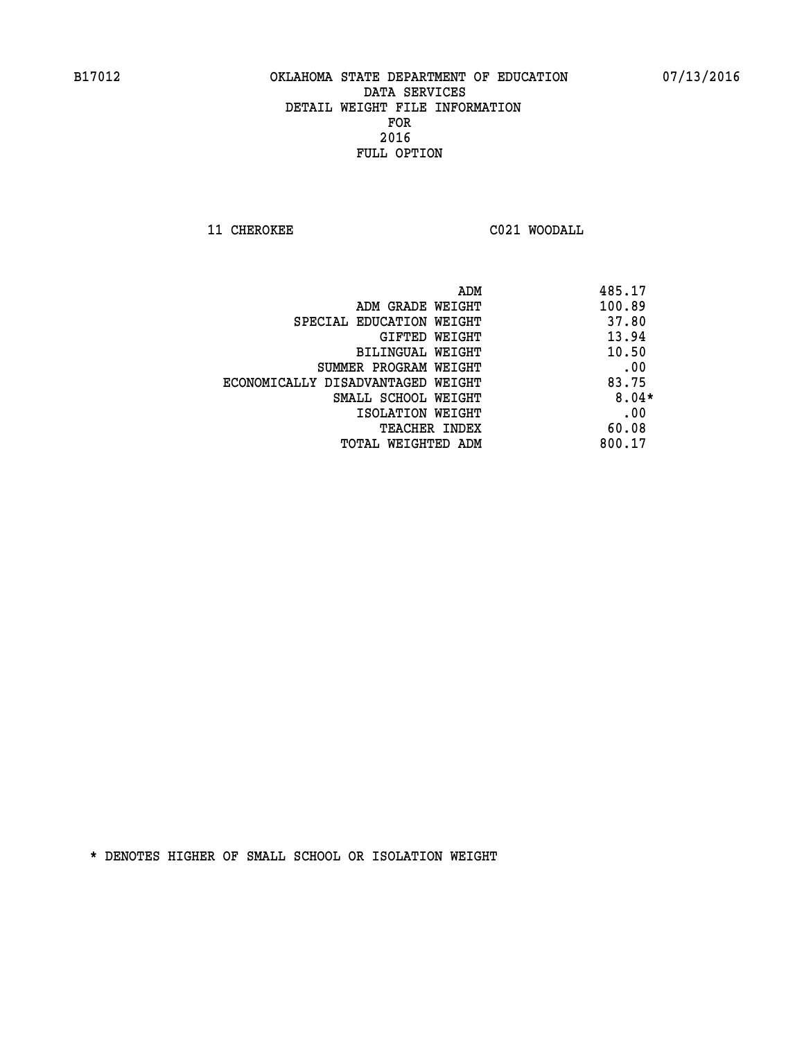OKLAHOMA STATE DEPARTMENT OF EDUCATION
DATA SERVICES
DETAIL WEIGHT FILE INFORMATION
FOR
2016
FULL OPTION

11 CHEROKEE C021 WOODALL

| | |
|---|---|
| ADM | 485.17 |
| ADM GRADE WEIGHT | 100.89 |
| SPECIAL EDUCATION WEIGHT | 37.80 |
| GIFTED WEIGHT | 13.94 |
| BILINGUAL WEIGHT | 10.50 |
| SUMMER PROGRAM WEIGHT | .00 |
| ECONOMICALLY DISADVANTAGED WEIGHT | 83.75 |
| SMALL SCHOOL WEIGHT | 8.04* |
| ISOLATION WEIGHT | .00 |
| TEACHER INDEX | 60.08 |
| TOTAL WEIGHTED ADM | 800.17 |

* DENOTES HIGHER OF SMALL SCHOOL OR ISOLATION WEIGHT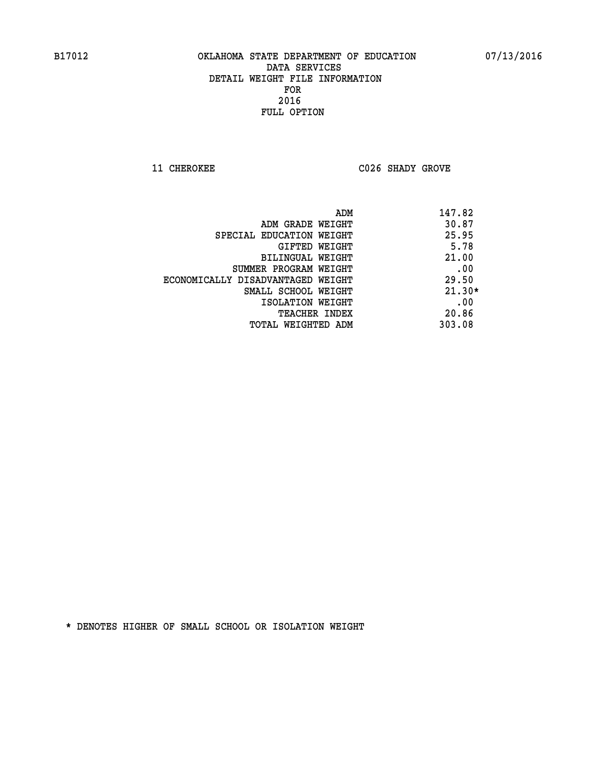OKLAHOMA STATE DEPARTMENT OF EDUCATION
DATA SERVICES
DETAIL WEIGHT FILE INFORMATION
FOR
2016
FULL OPTION

11 CHEROKEE C026 SHADY GROVE

| | |
|---|---|
| ADM | 147.82 |
| ADM GRADE WEIGHT | 30.87 |
| SPECIAL EDUCATION WEIGHT | 25.95 |
| GIFTED WEIGHT | 5.78 |
| BILINGUAL WEIGHT | 21.00 |
| SUMMER PROGRAM WEIGHT | .00 |
| ECONOMICALLY DISADVANTAGED WEIGHT | 29.50 |
| SMALL SCHOOL WEIGHT | 21.30* |
| ISOLATION WEIGHT | .00 |
| TEACHER INDEX | 20.86 |
| TOTAL WEIGHTED ADM | 303.08 |

* DENOTES HIGHER OF SMALL SCHOOL OR ISOLATION WEIGHT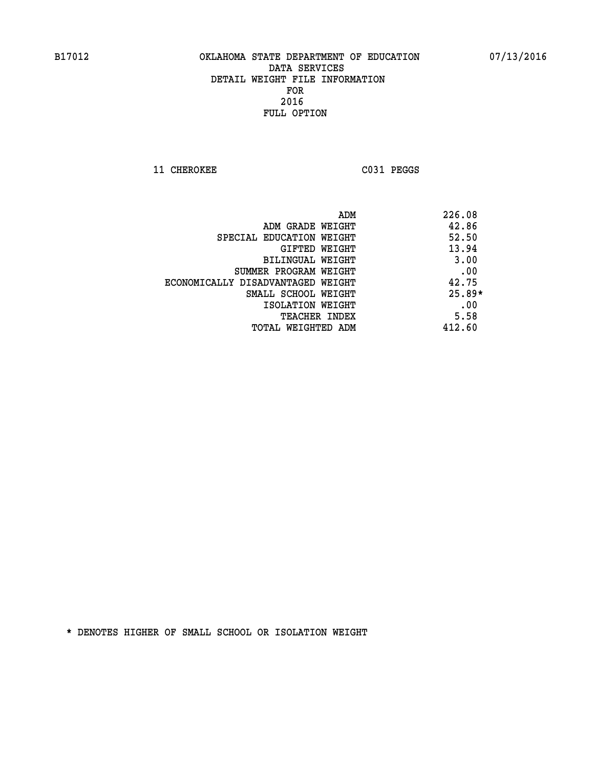OKLAHOMA STATE DEPARTMENT OF EDUCATION
DATA SERVICES
DETAIL WEIGHT FILE INFORMATION
FOR
2016
FULL OPTION

11 CHEROKEE C031 PEGGS

| | |
|---|---|
| ADM | 226.08 |
| ADM GRADE WEIGHT | 42.86 |
| SPECIAL EDUCATION WEIGHT | 52.50 |
| GIFTED WEIGHT | 13.94 |
| BILINGUAL WEIGHT | 3.00 |
| SUMMER PROGRAM WEIGHT | .00 |
| ECONOMICALLY DISADVANTAGED WEIGHT | 42.75 |
| SMALL SCHOOL WEIGHT | 25.89* |
| ISOLATION WEIGHT | .00 |
| TEACHER INDEX | 5.58 |
| TOTAL WEIGHTED ADM | 412.60 |

* DENOTES HIGHER OF SMALL SCHOOL OR ISOLATION WEIGHT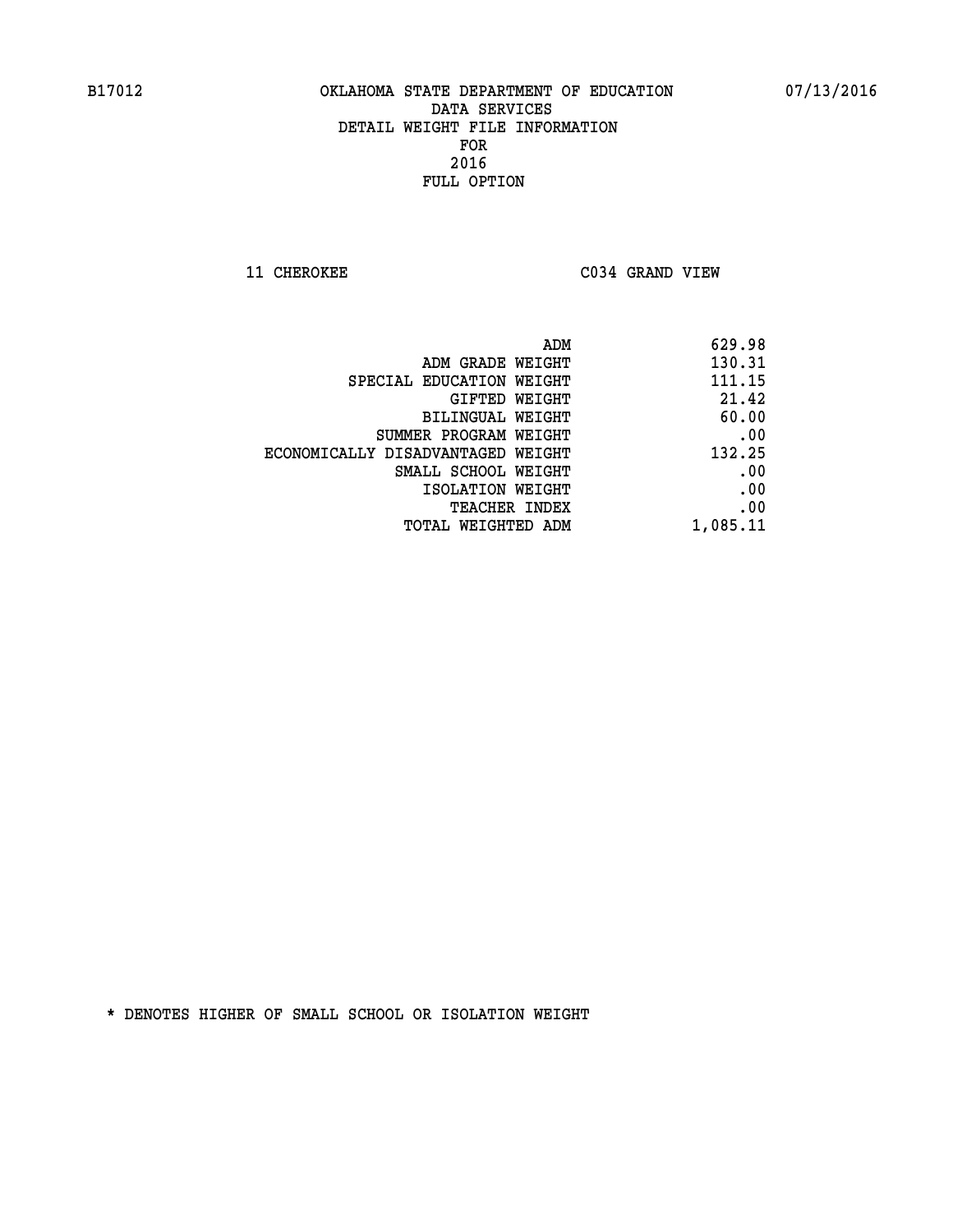OKLAHOMA STATE DEPARTMENT OF EDUCATION
DATA SERVICES
DETAIL WEIGHT FILE INFORMATION
FOR
2016
FULL OPTION

11 CHEROKEE C034 GRAND VIEW

| | |
|---|---|
| ADM | 629.98 |
| ADM GRADE WEIGHT | 130.31 |
| SPECIAL EDUCATION WEIGHT | 111.15 |
| GIFTED WEIGHT | 21.42 |
| BILINGUAL WEIGHT | 60.00 |
| SUMMER PROGRAM WEIGHT | .00 |
| ECONOMICALLY DISADVANTAGED WEIGHT | 132.25 |
| SMALL SCHOOL WEIGHT | .00 |
| ISOLATION WEIGHT | .00 |
| TEACHER INDEX | .00 |
| TOTAL WEIGHTED ADM | 1,085.11 |

* DENOTES HIGHER OF SMALL SCHOOL OR ISOLATION WEIGHT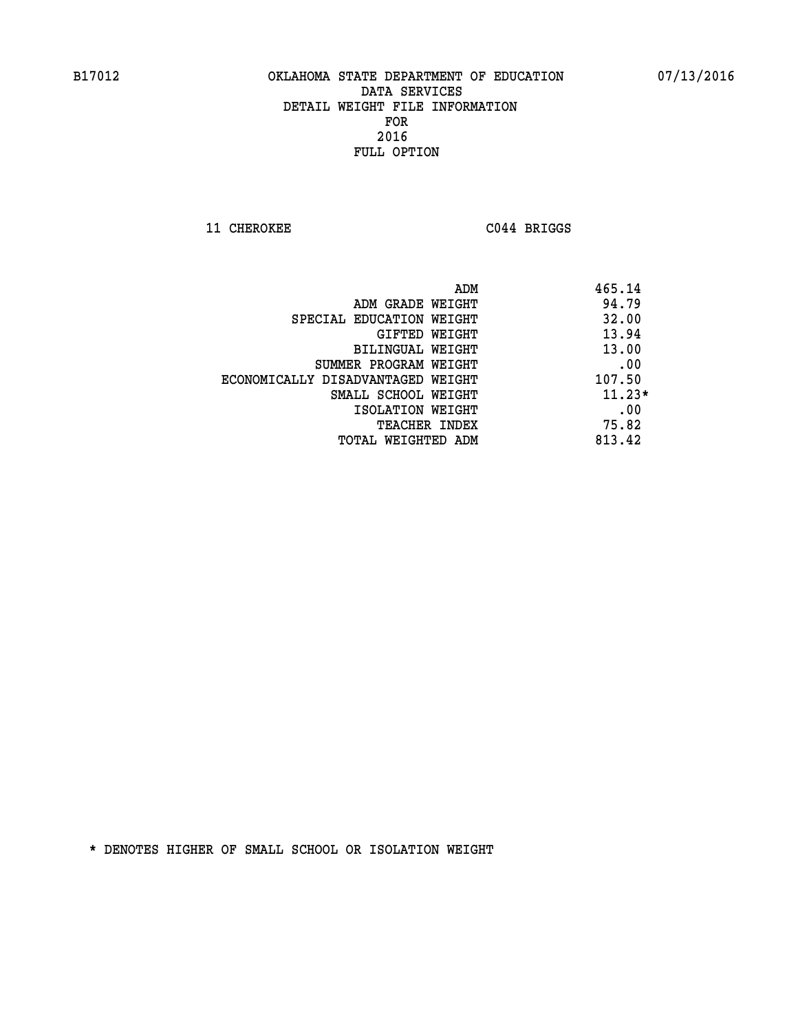B17012 OKLAHOMA STATE DEPARTMENT OF EDUCATION 07/13/2016

DATA SERVICES
DETAIL WEIGHT FILE INFORMATION
FOR
2016
FULL OPTION

11 CHEROKEE C044 BRIGGS

| | |
|---|---|
| ADM | 465.14 |
| ADM GRADE WEIGHT | 94.79 |
| SPECIAL EDUCATION WEIGHT | 32.00 |
| GIFTED WEIGHT | 13.94 |
| BILINGUAL WEIGHT | 13.00 |
| SUMMER PROGRAM WEIGHT | .00 |
| ECONOMICALLY DISADVANTAGED WEIGHT | 107.50 |
| SMALL SCHOOL WEIGHT | 11.23* |
| ISOLATION WEIGHT | .00 |
| TEACHER INDEX | 75.82 |
| TOTAL WEIGHTED ADM | 813.42 |

* DENOTES HIGHER OF SMALL SCHOOL OR ISOLATION WEIGHT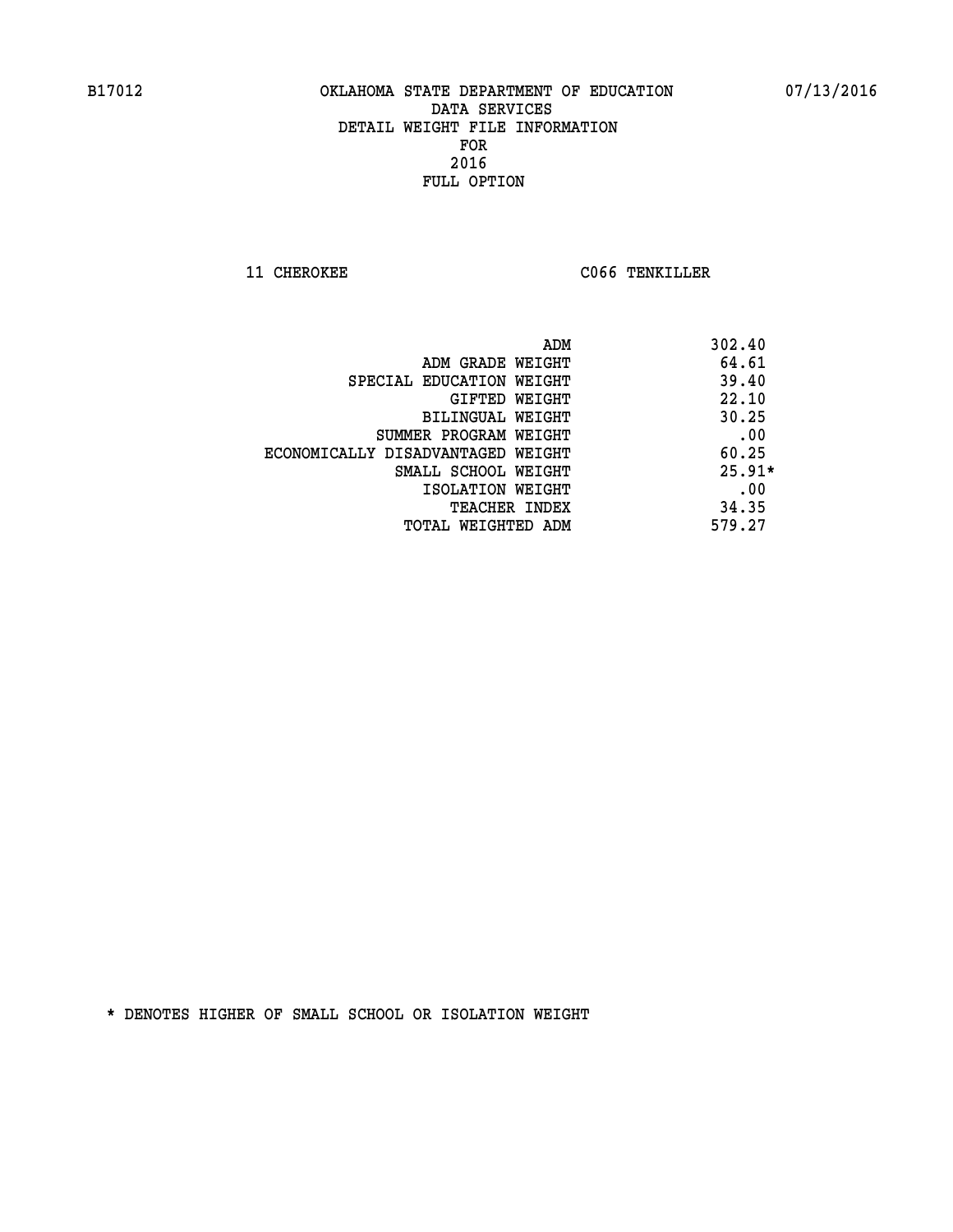# OKLAHOMA STATE DEPARTMENT OF EDUCATION
## DATA SERVICES
## DETAIL WEIGHT FILE INFORMATION
## FOR
## 2016
## FULL OPTION

11 CHEROKEE C066 TENKILLER

| | |
|---|---|
| ADM | 302.40 |
| ADM GRADE WEIGHT | 64.61 |
| SPECIAL EDUCATION WEIGHT | 39.40 |
| GIFTED WEIGHT | 22.10 |
| BILINGUAL WEIGHT | 30.25 |
| SUMMER PROGRAM WEIGHT | .00 |
| ECONOMICALLY DISADVANTAGED WEIGHT | 60.25 |
| SMALL SCHOOL WEIGHT | 25.91* |
| ISOLATION WEIGHT | .00 |
| TEACHER INDEX | 34.35 |
| TOTAL WEIGHTED ADM | 579.27 |

* DENOTES HIGHER OF SMALL SCHOOL OR ISOLATION WEIGHT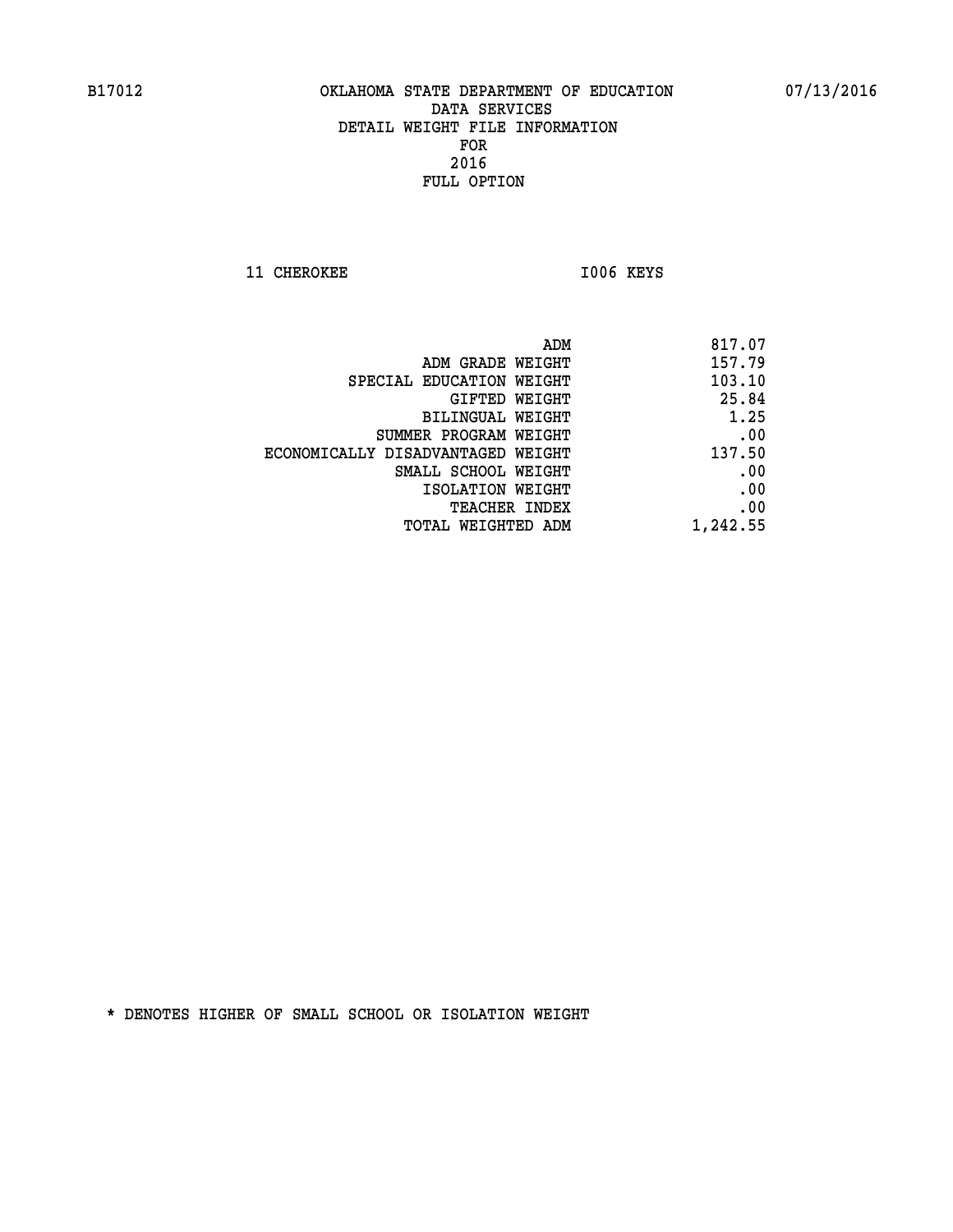B17012 OKLAHOMA STATE DEPARTMENT OF EDUCATION 07/13/2016

DATA SERVICES
DETAIL WEIGHT FILE INFORMATION
FOR
2016
FULL OPTION

11 CHEROKEE I006 KEYS

| | |
|---|---|
| ADM | 817.07 |
| ADM GRADE WEIGHT | 157.79 |
| SPECIAL EDUCATION WEIGHT | 103.10 |
| GIFTED WEIGHT | 25.84 |
| BILINGUAL WEIGHT | 1.25 |
| SUMMER PROGRAM WEIGHT | .00 |
| ECONOMICALLY DISADVANTAGED WEIGHT | 137.50 |
| SMALL SCHOOL WEIGHT | .00 |
| ISOLATION WEIGHT | .00 |
| TEACHER INDEX | .00 |
| TOTAL WEIGHTED ADM | 1,242.55 |

* DENOTES HIGHER OF SMALL SCHOOL OR ISOLATION WEIGHT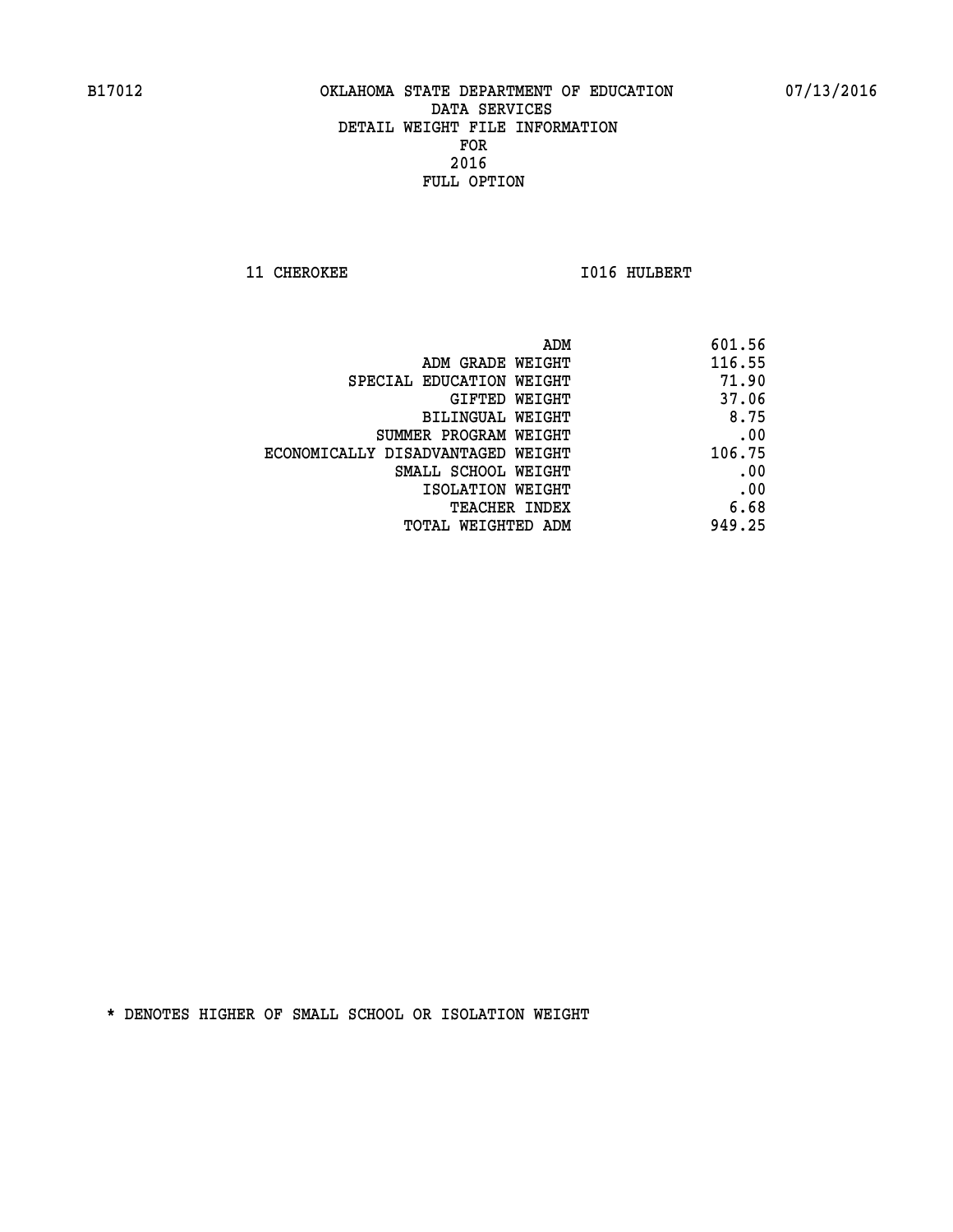B17012 OKLAHOMA STATE DEPARTMENT OF EDUCATION 07/13/2016
DATA SERVICES
DETAIL WEIGHT FILE INFORMATION
FOR
2016
FULL OPTION

11 CHEROKEE I016 HULBERT

| | |
|---|---|
| ADM | 601.56 |
| ADM GRADE WEIGHT | 116.55 |
| SPECIAL EDUCATION WEIGHT | 71.90 |
| GIFTED WEIGHT | 37.06 |
| BILINGUAL WEIGHT | 8.75 |
| SUMMER PROGRAM WEIGHT | .00 |
| ECONOMICALLY DISADVANTAGED WEIGHT | 106.75 |
| SMALL SCHOOL WEIGHT | .00 |
| ISOLATION WEIGHT | .00 |
| TEACHER INDEX | 6.68 |
| TOTAL WEIGHTED ADM | 949.25 |

* DENOTES HIGHER OF SMALL SCHOOL OR ISOLATION WEIGHT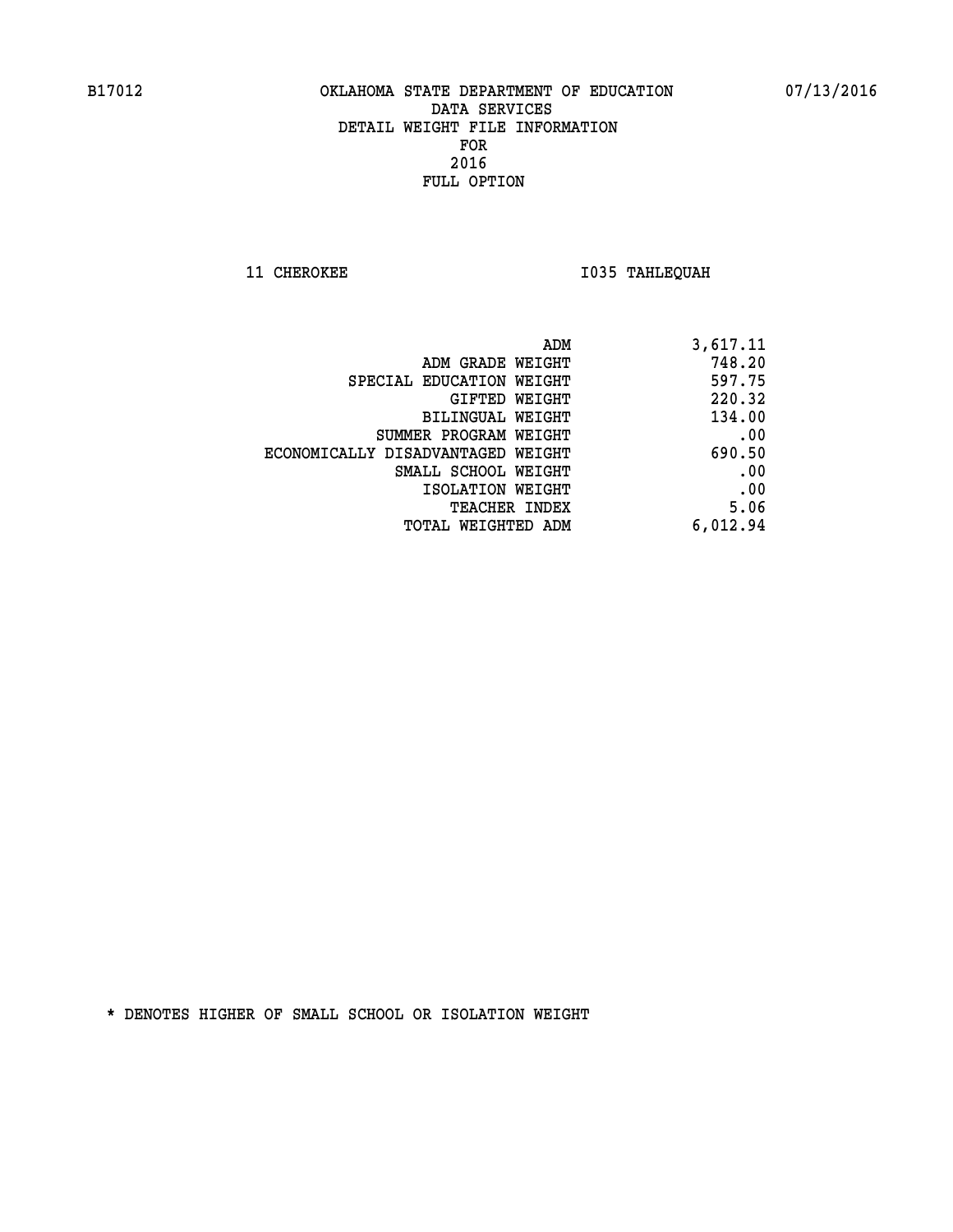B17012 OKLAHOMA STATE DEPARTMENT OF EDUCATION 07/13/2016

DATA SERVICES
DETAIL WEIGHT FILE INFORMATION
FOR
2016
FULL OPTION

11 CHEROKEE I035 TAHLEQUAH

| | |
|---|---|
| ADM | 3,617.11 |
| ADM GRADE WEIGHT | 748.20 |
| SPECIAL EDUCATION WEIGHT | 597.75 |
| GIFTED WEIGHT | 220.32 |
| BILINGUAL WEIGHT | 134.00 |
| SUMMER PROGRAM WEIGHT | .00 |
| ECONOMICALLY DISADVANTAGED WEIGHT | 690.50 |
| SMALL SCHOOL WEIGHT | .00 |
| ISOLATION WEIGHT | .00 |
| TEACHER INDEX | 5.06 |
| TOTAL WEIGHTED ADM | 6,012.94 |

* DENOTES HIGHER OF SMALL SCHOOL OR ISOLATION WEIGHT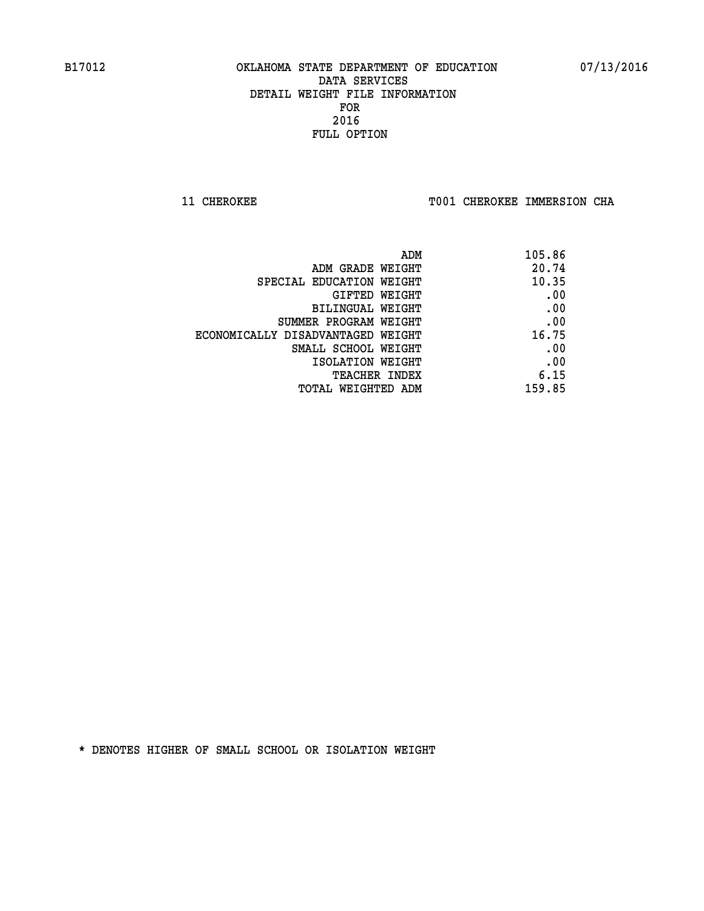B17012 OKLAHOMA STATE DEPARTMENT OF EDUCATION 07/13/2016

DATA SERVICES
DETAIL WEIGHT FILE INFORMATION
FOR
2016
FULL OPTION

11 CHEROKEE T001 CHEROKEE IMMERSION CHA

| | |
|---|---|
| ADM | 105.86 |
| ADM GRADE WEIGHT | 20.74 |
| SPECIAL EDUCATION WEIGHT | 10.35 |
| GIFTED WEIGHT | .00 |
| BILINGUAL WEIGHT | .00 |
| SUMMER PROGRAM WEIGHT | .00 |
| ECONOMICALLY DISADVANTAGED WEIGHT | 16.75 |
| SMALL SCHOOL WEIGHT | .00 |
| ISOLATION WEIGHT | .00 |
| TEACHER INDEX | 6.15 |
| TOTAL WEIGHTED ADM | 159.85 |

* DENOTES HIGHER OF SMALL SCHOOL OR ISOLATION WEIGHT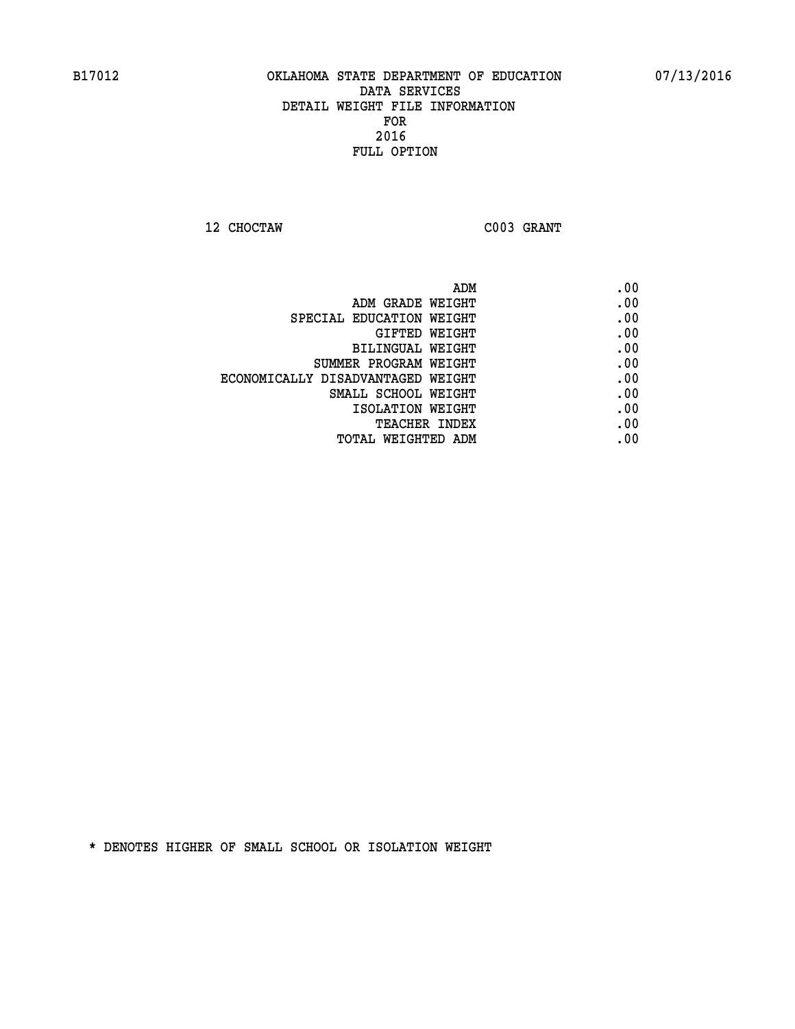B17012 OKLAHOMA STATE DEPARTMENT OF EDUCATION 07/13/2016
DATA SERVICES
DETAIL WEIGHT FILE INFORMATION
FOR
2016
FULL OPTION

12 CHOCTAW C003 GRANT

| | |
|---|---|
| ADM | .00 |
| ADM GRADE WEIGHT | .00 |
| SPECIAL EDUCATION WEIGHT | .00 |
| GIFTED WEIGHT | .00 |
| BILINGUAL WEIGHT | .00 |
| SUMMER PROGRAM WEIGHT | .00 |
| ECONOMICALLY DISADVANTAGED WEIGHT | .00 |
| SMALL SCHOOL WEIGHT | .00 |
| ISOLATION WEIGHT | .00 |
| TEACHER INDEX | .00 |
| TOTAL WEIGHTED ADM | .00 |

* DENOTES HIGHER OF SMALL SCHOOL OR ISOLATION WEIGHT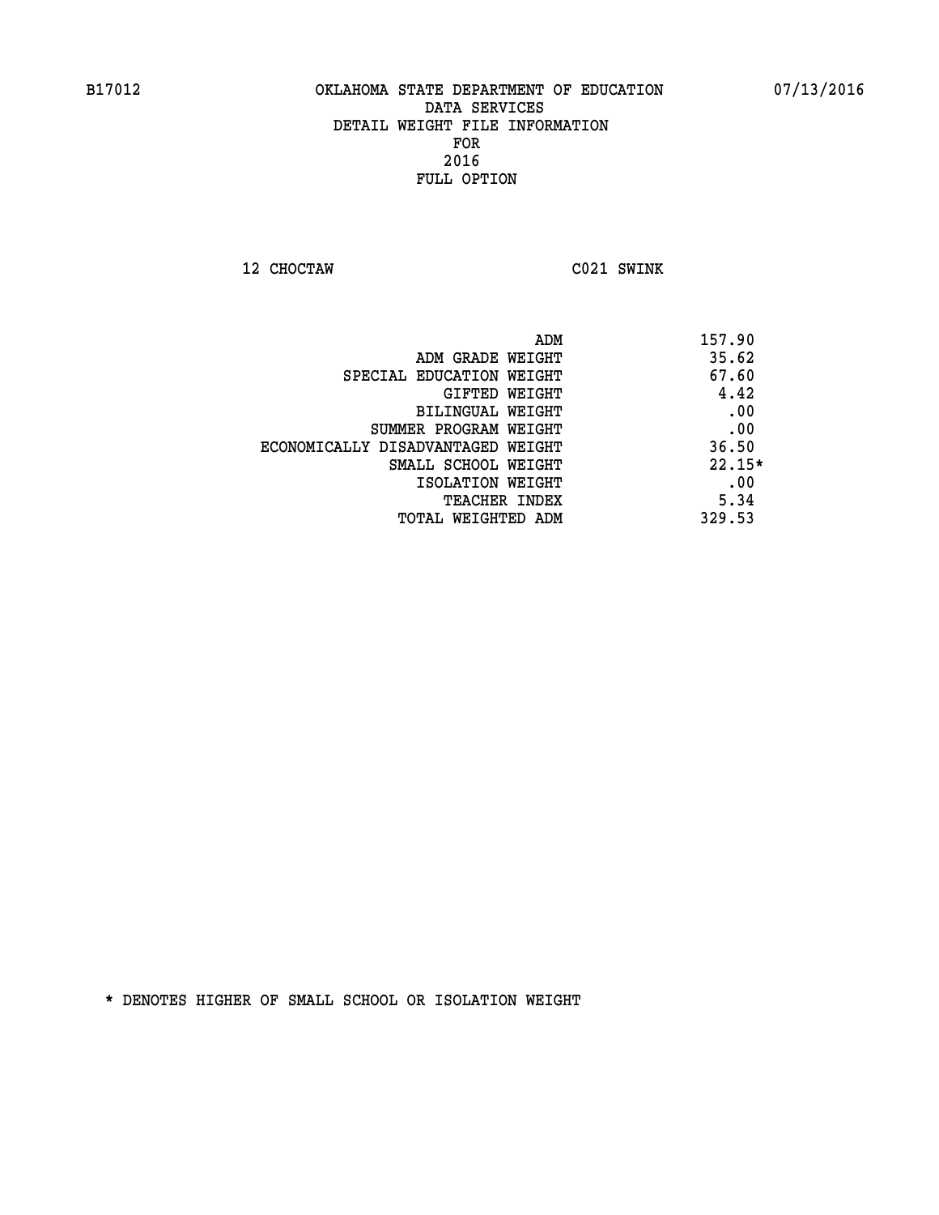B17012 OKLAHOMA STATE DEPARTMENT OF EDUCATION 07/13/2016

DATA SERVICES
DETAIL WEIGHT FILE INFORMATION
FOR
2016
FULL OPTION

12 CHOCTAW C021 SWINK

| | |
|---|---|
| ADM | 157.90 |
| ADM GRADE WEIGHT | 35.62 |
| SPECIAL EDUCATION WEIGHT | 67.60 |
| GIFTED WEIGHT | 4.42 |
| BILINGUAL WEIGHT | .00 |
| SUMMER PROGRAM WEIGHT | .00 |
| ECONOMICALLY DISADVANTAGED WEIGHT | 36.50 |
| SMALL SCHOOL WEIGHT | 22.15* |
| ISOLATION WEIGHT | .00 |
| TEACHER INDEX | 5.34 |
| TOTAL WEIGHTED ADM | 329.53 |

* DENOTES HIGHER OF SMALL SCHOOL OR ISOLATION WEIGHT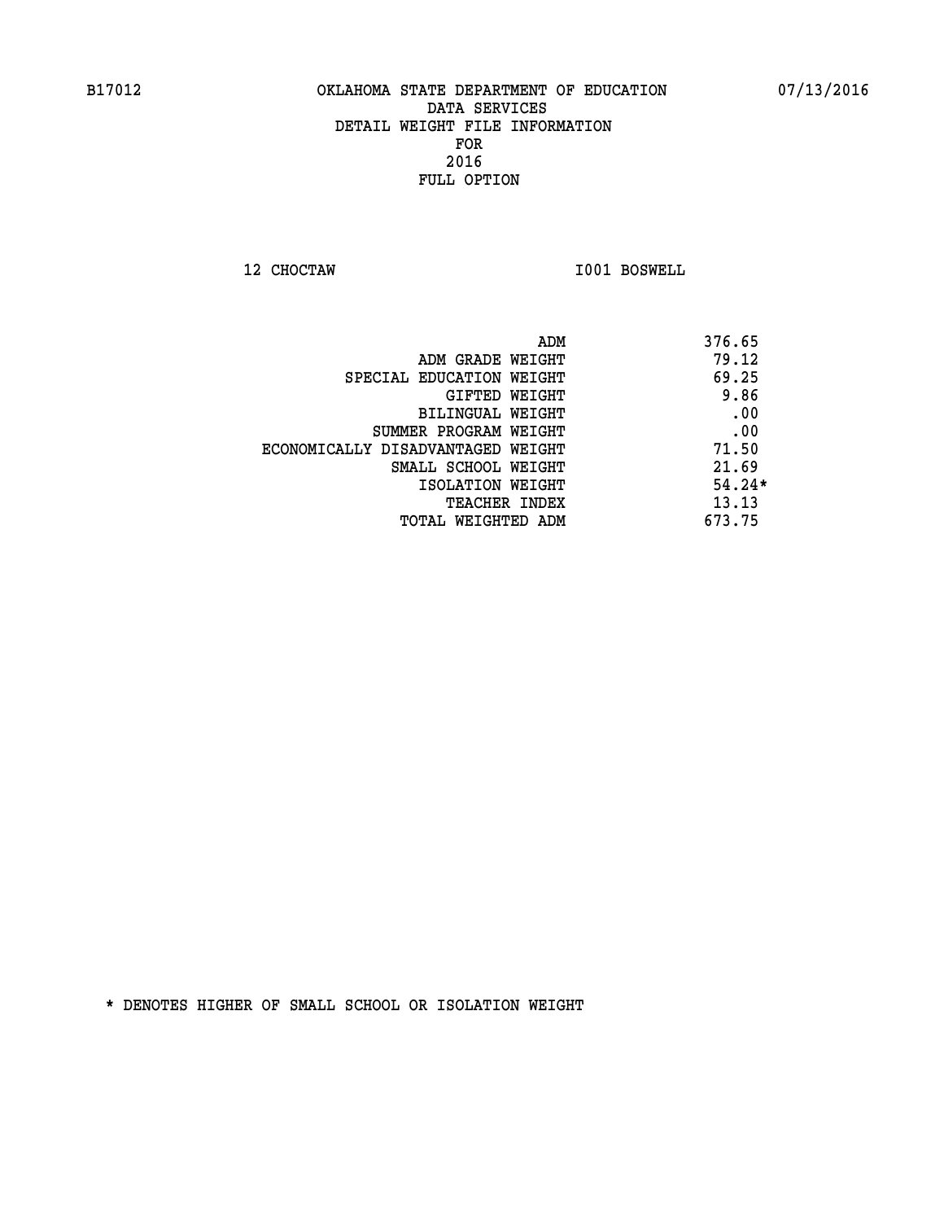B17012 OKLAHOMA STATE DEPARTMENT OF EDUCATION 07/13/2016

DATA SERVICES
DETAIL WEIGHT FILE INFORMATION
FOR
2016
FULL OPTION

12 CHOCTAW I001 BOSWELL

| | |
|---|---|
| ADM | 376.65 |
| ADM GRADE WEIGHT | 79.12 |
| SPECIAL EDUCATION WEIGHT | 69.25 |
| GIFTED WEIGHT | 9.86 |
| BILINGUAL WEIGHT | .00 |
| SUMMER PROGRAM WEIGHT | .00 |
| ECONOMICALLY DISADVANTAGED WEIGHT | 71.50 |
| SMALL SCHOOL WEIGHT | 21.69 |
| ISOLATION WEIGHT | 54.24* |
| TEACHER INDEX | 13.13 |
| TOTAL WEIGHTED ADM | 673.75 |

* DENOTES HIGHER OF SMALL SCHOOL OR ISOLATION WEIGHT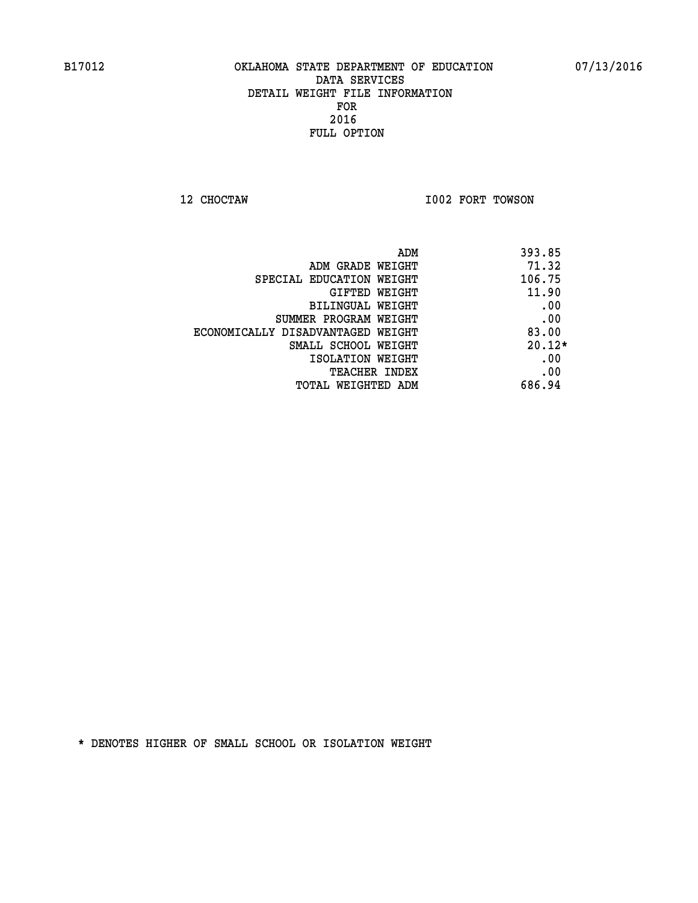B17012 OKLAHOMA STATE DEPARTMENT OF EDUCATION 07/13/2016

DATA SERVICES
DETAIL WEIGHT FILE INFORMATION
FOR
2016
FULL OPTION

12 CHOCTAW I002 FORT TOWSON

| | |
|---|---|
| ADM | 393.85 |
| ADM GRADE WEIGHT | 71.32 |
| SPECIAL EDUCATION WEIGHT | 106.75 |
| GIFTED WEIGHT | 11.90 |
| BILINGUAL WEIGHT | .00 |
| SUMMER PROGRAM WEIGHT | .00 |
| ECONOMICALLY DISADVANTAGED WEIGHT | 83.00 |
| SMALL SCHOOL WEIGHT | 20.12* |
| ISOLATION WEIGHT | .00 |
| TEACHER INDEX | .00 |
| TOTAL WEIGHTED ADM | 686.94 |

* DENOTES HIGHER OF SMALL SCHOOL OR ISOLATION WEIGHT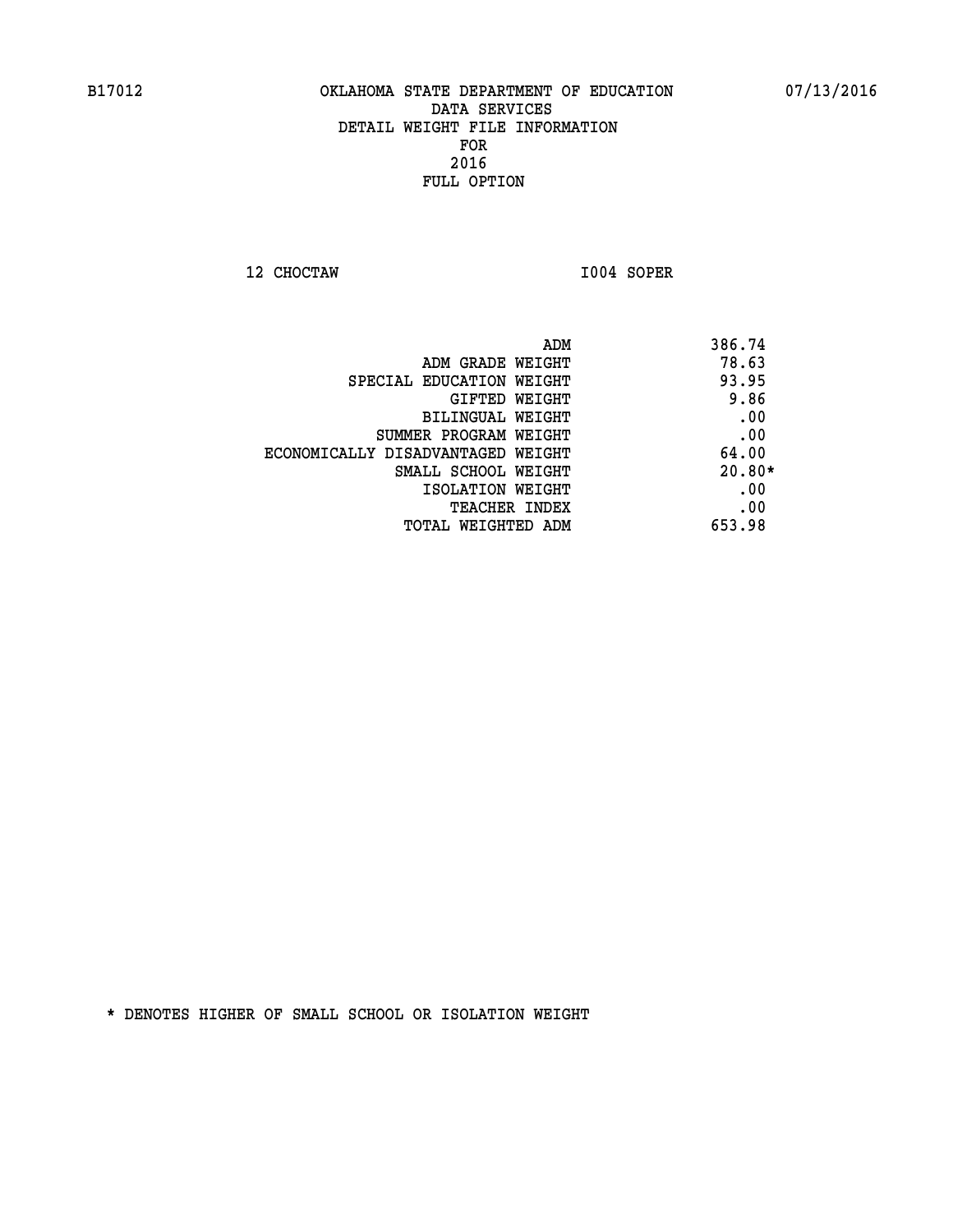B17012 OKLAHOMA STATE DEPARTMENT OF EDUCATION 07/13/2016

DATA SERVICES
DETAIL WEIGHT FILE INFORMATION
FOR
2016
FULL OPTION

12 CHOCTAW I004 SOPER

| | |
|---|---|
| ADM | 386.74 |
| ADM GRADE WEIGHT | 78.63 |
| SPECIAL EDUCATION WEIGHT | 93.95 |
| GIFTED WEIGHT | 9.86 |
| BILINGUAL WEIGHT | .00 |
| SUMMER PROGRAM WEIGHT | .00 |
| ECONOMICALLY DISADVANTAGED WEIGHT | 64.00 |
| SMALL SCHOOL WEIGHT | 20.80* |
| ISOLATION WEIGHT | .00 |
| TEACHER INDEX | .00 |
| TOTAL WEIGHTED ADM | 653.98 |

* DENOTES HIGHER OF SMALL SCHOOL OR ISOLATION WEIGHT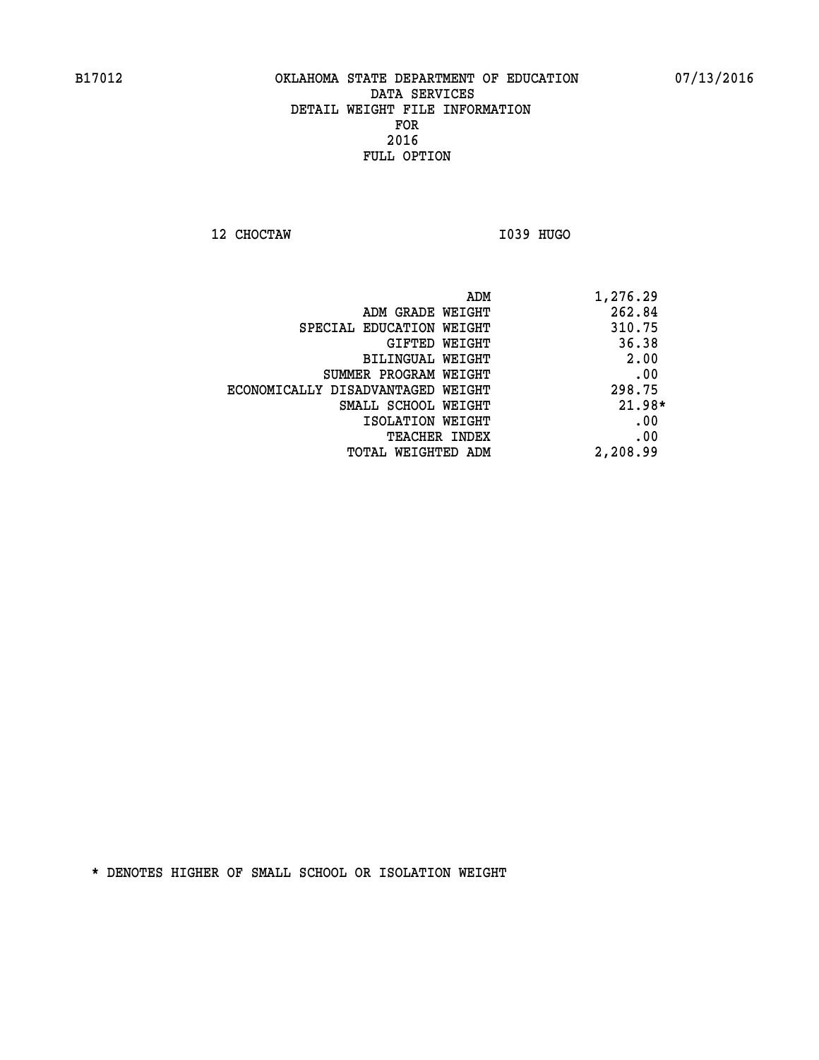B17012 OKLAHOMA STATE DEPARTMENT OF EDUCATION 07/13/2016

DATA SERVICES
DETAIL WEIGHT FILE INFORMATION
FOR
2016
FULL OPTION

12 CHOCTAW I039 HUGO

| | |
|---|---|
| ADM | 1,276.29 |
| ADM GRADE WEIGHT | 262.84 |
| SPECIAL EDUCATION WEIGHT | 310.75 |
| GIFTED WEIGHT | 36.38 |
| BILINGUAL WEIGHT | 2.00 |
| SUMMER PROGRAM WEIGHT | .00 |
| ECONOMICALLY DISADVANTAGED WEIGHT | 298.75 |
| SMALL SCHOOL WEIGHT | 21.98* |
| ISOLATION WEIGHT | .00 |
| TEACHER INDEX | .00 |
| TOTAL WEIGHTED ADM | 2,208.99 |

* DENOTES HIGHER OF SMALL SCHOOL OR ISOLATION WEIGHT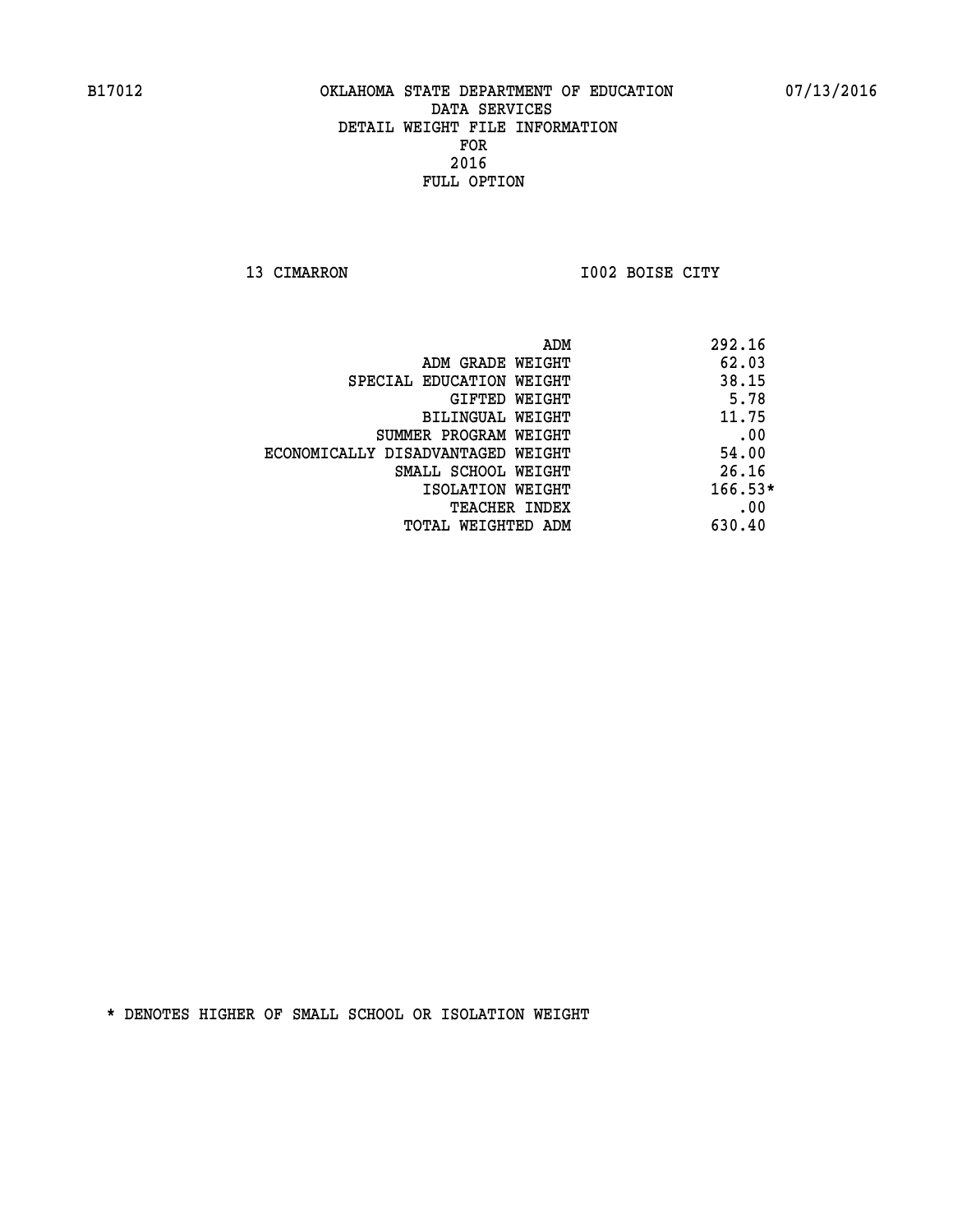OKLAHOMA STATE DEPARTMENT OF EDUCATION
DATA SERVICES
DETAIL WEIGHT FILE INFORMATION
FOR
2016
FULL OPTION

13 CIMARRON I002 BOISE CITY

| | |
|---|---|
| ADM | 292.16 |
| ADM GRADE WEIGHT | 62.03 |
| SPECIAL EDUCATION WEIGHT | 38.15 |
| GIFTED WEIGHT | 5.78 |
| BILINGUAL WEIGHT | 11.75 |
| SUMMER PROGRAM WEIGHT | .00 |
| ECONOMICALLY DISADVANTAGED WEIGHT | 54.00 |
| SMALL SCHOOL WEIGHT | 26.16 |
| ISOLATION WEIGHT | 166.53* |
| TEACHER INDEX | .00 |
| TOTAL WEIGHTED ADM | 630.40 |

* DENOTES HIGHER OF SMALL SCHOOL OR ISOLATION WEIGHT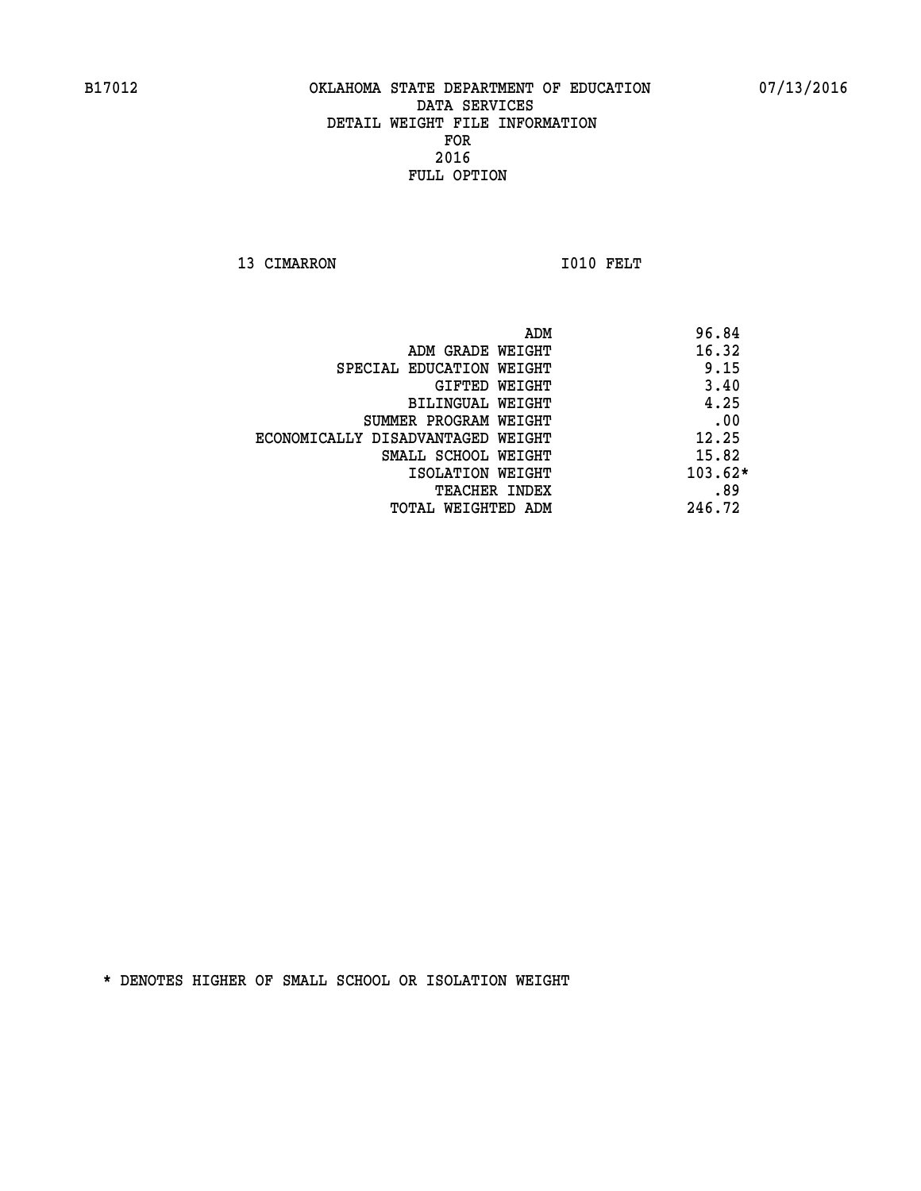B17012 OKLAHOMA STATE DEPARTMENT OF EDUCATION 07/13/2016

DATA SERVICES
DETAIL WEIGHT FILE INFORMATION
FOR
2016
FULL OPTION

13 CIMARRON I010 FELT

| | |
|---|---|
| ADM | 96.84 |
| ADM GRADE WEIGHT | 16.32 |
| SPECIAL EDUCATION WEIGHT | 9.15 |
| GIFTED WEIGHT | 3.40 |
| BILINGUAL WEIGHT | 4.25 |
| SUMMER PROGRAM WEIGHT | .00 |
| ECONOMICALLY DISADVANTAGED WEIGHT | 12.25 |
| SMALL SCHOOL WEIGHT | 15.82 |
| ISOLATION WEIGHT | 103.62* |
| TEACHER INDEX | .89 |
| TOTAL WEIGHTED ADM | 246.72 |

* DENOTES HIGHER OF SMALL SCHOOL OR ISOLATION WEIGHT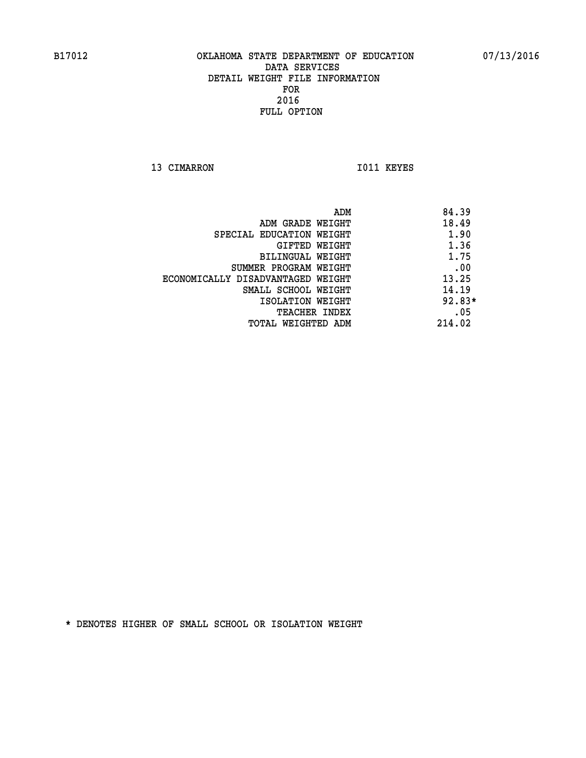B17012 OKLAHOMA STATE DEPARTMENT OF EDUCATION 07/13/2016

DATA SERVICES
DETAIL WEIGHT FILE INFORMATION
FOR
2016
FULL OPTION

13 CIMARRON I011 KEYES

| | |
|---|---|
| ADM | 84.39 |
| ADM GRADE WEIGHT | 18.49 |
| SPECIAL EDUCATION WEIGHT | 1.90 |
| GIFTED WEIGHT | 1.36 |
| BILINGUAL WEIGHT | 1.75 |
| SUMMER PROGRAM WEIGHT | .00 |
| ECONOMICALLY DISADVANTAGED WEIGHT | 13.25 |
| SMALL SCHOOL WEIGHT | 14.19 |
| ISOLATION WEIGHT | 92.83* |
| TEACHER INDEX | .05 |
| TOTAL WEIGHTED ADM | 214.02 |

* DENOTES HIGHER OF SMALL SCHOOL OR ISOLATION WEIGHT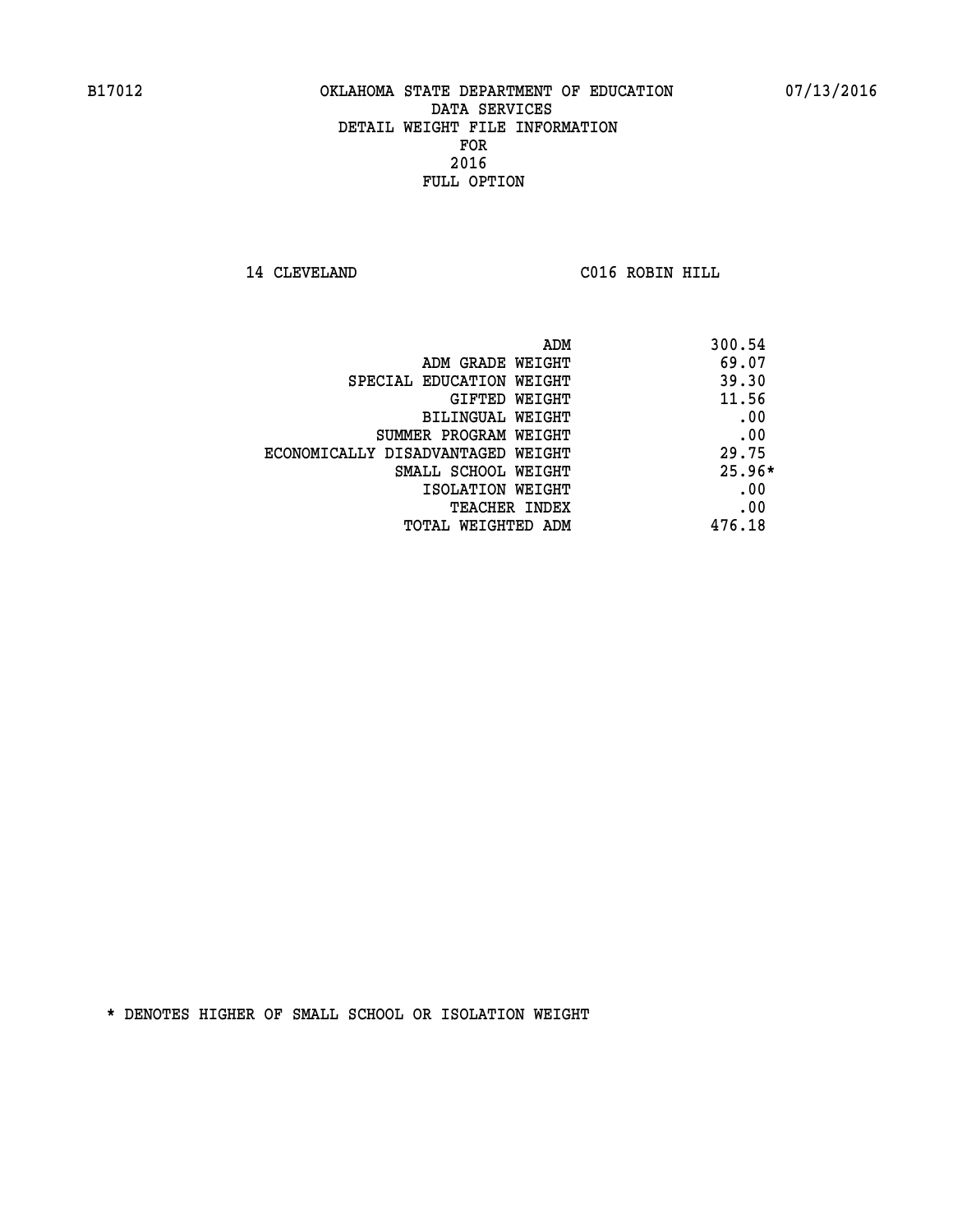B17012 OKLAHOMA STATE DEPARTMENT OF EDUCATION 07/13/2016
DATA SERVICES
DETAIL WEIGHT FILE INFORMATION
FOR
2016
FULL OPTION

14 CLEVELAND C016 ROBIN HILL

| | |
|---|---|
| ADM | 300.54 |
| ADM GRADE WEIGHT | 69.07 |
| SPECIAL EDUCATION WEIGHT | 39.30 |
| GIFTED WEIGHT | 11.56 |
| BILINGUAL WEIGHT | .00 |
| SUMMER PROGRAM WEIGHT | .00 |
| ECONOMICALLY DISADVANTAGED WEIGHT | 29.75 |
| SMALL SCHOOL WEIGHT | 25.96* |
| ISOLATION WEIGHT | .00 |
| TEACHER INDEX | .00 |
| TOTAL WEIGHTED ADM | 476.18 |

* DENOTES HIGHER OF SMALL SCHOOL OR ISOLATION WEIGHT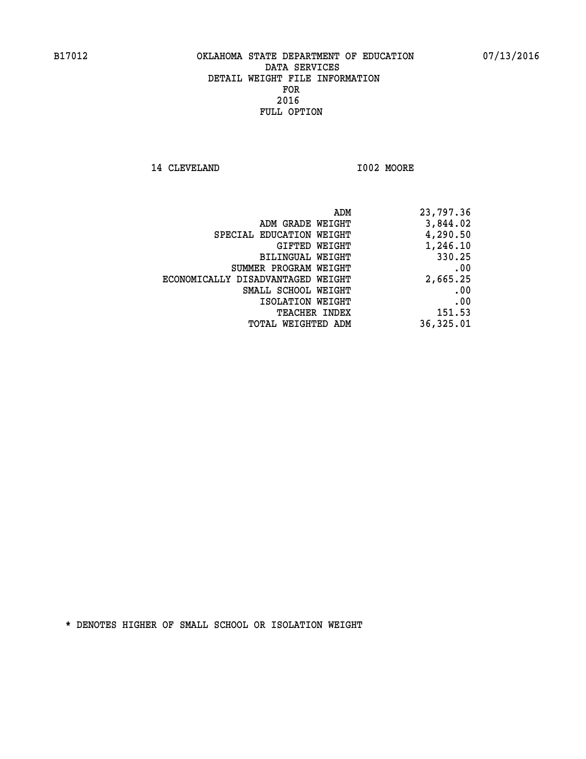B17012 OKLAHOMA STATE DEPARTMENT OF EDUCATION 07/13/2016

DATA SERVICES
DETAIL WEIGHT FILE INFORMATION
FOR
2016
FULL OPTION

14 CLEVELAND I002 MOORE

| | |
|---|---|
| ADM | 23,797.36 |
| ADM GRADE WEIGHT | 3,844.02 |
| SPECIAL EDUCATION WEIGHT | 4,290.50 |
| GIFTED WEIGHT | 1,246.10 |
| BILINGUAL WEIGHT | 330.25 |
| SUMMER PROGRAM WEIGHT | .00 |
| ECONOMICALLY DISADVANTAGED WEIGHT | 2,665.25 |
| SMALL SCHOOL WEIGHT | .00 |
| ISOLATION WEIGHT | .00 |
| TEACHER INDEX | 151.53 |
| TOTAL WEIGHTED ADM | 36,325.01 |

* DENOTES HIGHER OF SMALL SCHOOL OR ISOLATION WEIGHT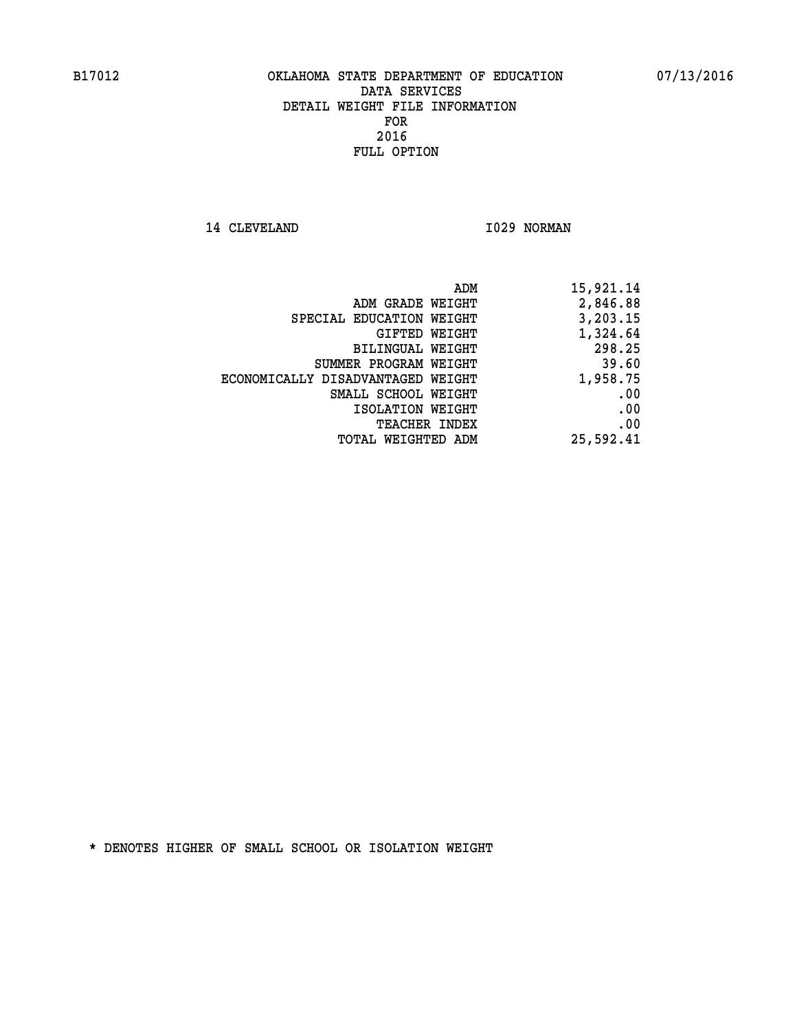B17012 OKLAHOMA STATE DEPARTMENT OF EDUCATION 07/13/2016

DATA SERVICES

DETAIL WEIGHT FILE INFORMATION

FOR

2016

FULL OPTION

14 CLEVELAND I029 NORMAN

| | |
|---|---|
| ADM | 15,921.14 |
| ADM GRADE WEIGHT | 2,846.88 |
| SPECIAL EDUCATION WEIGHT | 3,203.15 |
| GIFTED WEIGHT | 1,324.64 |
| BILINGUAL WEIGHT | 298.25 |
| SUMMER PROGRAM WEIGHT | 39.60 |
| ECONOMICALLY DISADVANTAGED WEIGHT | 1,958.75 |
| SMALL SCHOOL WEIGHT | .00 |
| ISOLATION WEIGHT | .00 |
| TEACHER INDEX | .00 |
| TOTAL WEIGHTED ADM | 25,592.41 |

* DENOTES HIGHER OF SMALL SCHOOL OR ISOLATION WEIGHT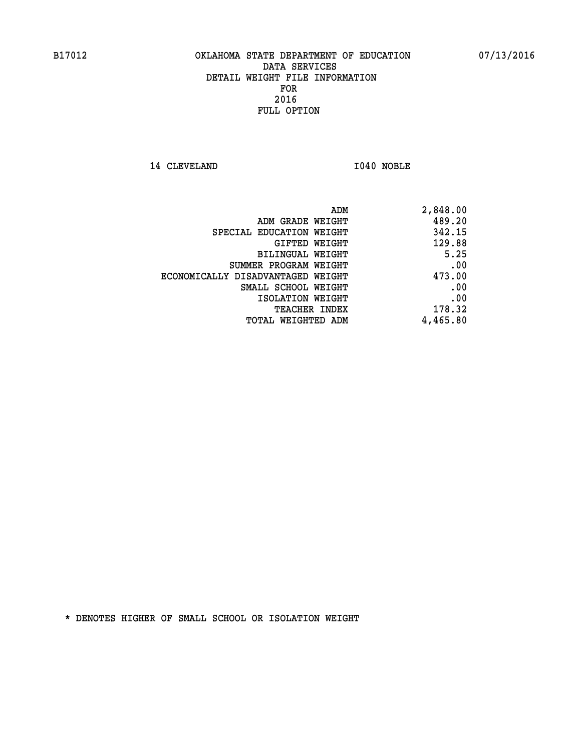B17012 OKLAHOMA STATE DEPARTMENT OF EDUCATION 07/13/2016

DATA SERVICES

DETAIL WEIGHT FILE INFORMATION

FOR

2016

FULL OPTION

14 CLEVELAND I040 NOBLE

| | |
|---|---|
| ADM | 2,848.00 |
| ADM GRADE WEIGHT | 489.20 |
| SPECIAL EDUCATION WEIGHT | 342.15 |
| GIFTED WEIGHT | 129.88 |
| BILINGUAL WEIGHT | 5.25 |
| SUMMER PROGRAM WEIGHT | .00 |
| ECONOMICALLY DISADVANTAGED WEIGHT | 473.00 |
| SMALL SCHOOL WEIGHT | .00 |
| ISOLATION WEIGHT | .00 |
| TEACHER INDEX | 178.32 |
| TOTAL WEIGHTED ADM | 4,465.80 |

* DENOTES HIGHER OF SMALL SCHOOL OR ISOLATION WEIGHT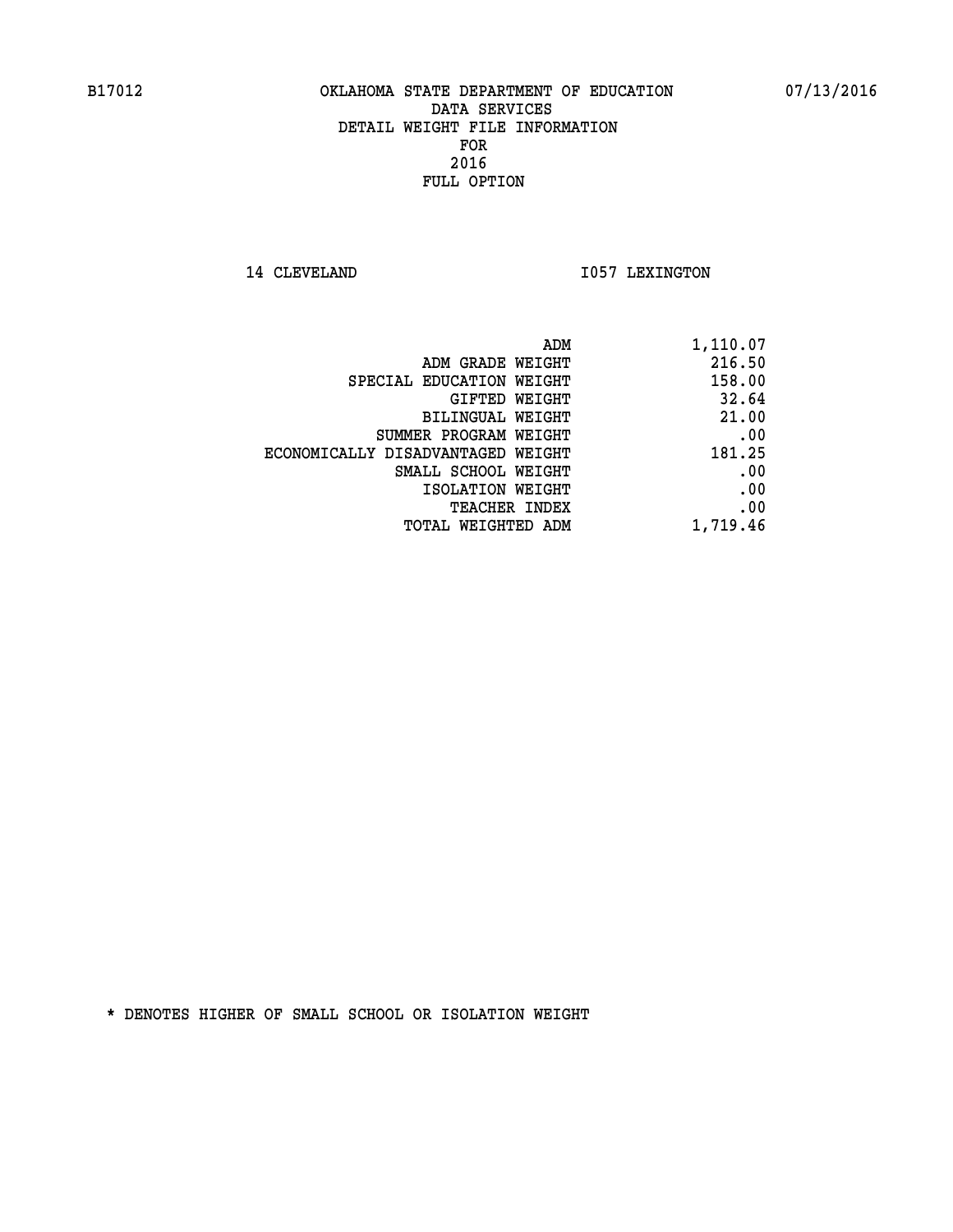B17012 OKLAHOMA STATE DEPARTMENT OF EDUCATION 07/13/2016

DATA SERVICES
DETAIL WEIGHT FILE INFORMATION
FOR
2016
FULL OPTION

14 CLEVELAND I057 LEXINGTON

| | |
|---|---|
| ADM | 1,110.07 |
| ADM GRADE WEIGHT | 216.50 |
| SPECIAL EDUCATION WEIGHT | 158.00 |
| GIFTED WEIGHT | 32.64 |
| BILINGUAL WEIGHT | 21.00 |
| SUMMER PROGRAM WEIGHT | .00 |
| ECONOMICALLY DISADVANTAGED WEIGHT | 181.25 |
| SMALL SCHOOL WEIGHT | .00 |
| ISOLATION WEIGHT | .00 |
| TEACHER INDEX | .00 |
| TOTAL WEIGHTED ADM | 1,719.46 |

* DENOTES HIGHER OF SMALL SCHOOL OR ISOLATION WEIGHT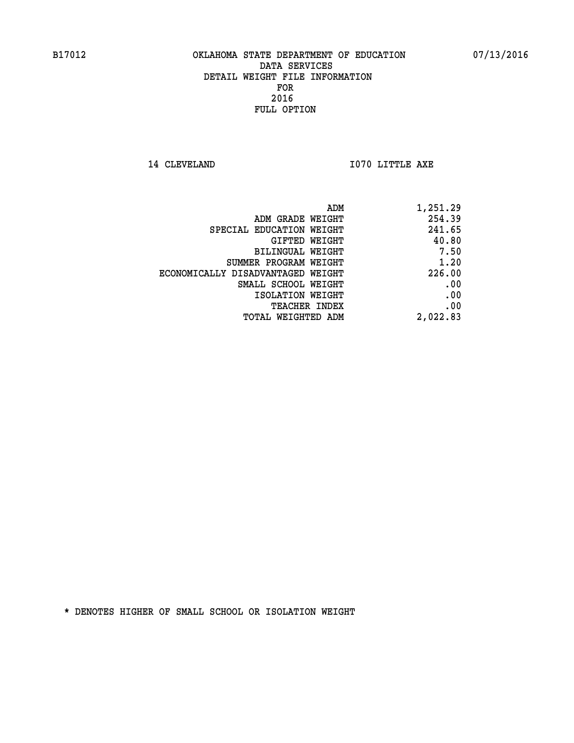B17012 OKLAHOMA STATE DEPARTMENT OF EDUCATION 07/13/2016

DATA SERVICES
DETAIL WEIGHT FILE INFORMATION
FOR
2016
FULL OPTION

14 CLEVELAND I070 LITTLE AXE

| | |
|---|---|
| ADM | 1,251.29 |
| ADM GRADE WEIGHT | 254.39 |
| SPECIAL EDUCATION WEIGHT | 241.65 |
| GIFTED WEIGHT | 40.80 |
| BILINGUAL WEIGHT | 7.50 |
| SUMMER PROGRAM WEIGHT | 1.20 |
| ECONOMICALLY DISADVANTAGED WEIGHT | 226.00 |
| SMALL SCHOOL WEIGHT | .00 |
| ISOLATION WEIGHT | .00 |
| TEACHER INDEX | .00 |
| TOTAL WEIGHTED ADM | 2,022.83 |

* DENOTES HIGHER OF SMALL SCHOOL OR ISOLATION WEIGHT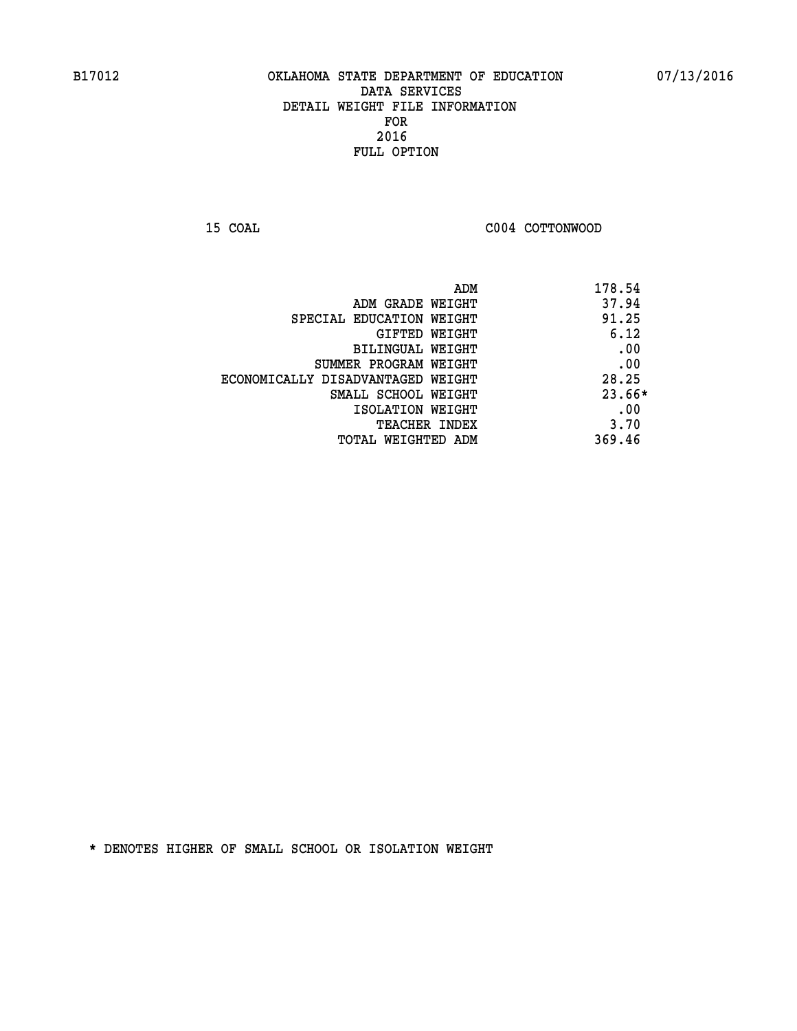B17012 OKLAHOMA STATE DEPARTMENT OF EDUCATION 07/13/2016

DATA SERVICES
DETAIL WEIGHT FILE INFORMATION
FOR
2016
FULL OPTION

15 COAL C004 COTTONWOOD

| | |
|---|---|
| ADM | 178.54 |
| ADM GRADE WEIGHT | 37.94 |
| SPECIAL EDUCATION WEIGHT | 91.25 |
| GIFTED WEIGHT | 6.12 |
| BILINGUAL WEIGHT | .00 |
| SUMMER PROGRAM WEIGHT | .00 |
| ECONOMICALLY DISADVANTAGED WEIGHT | 28.25 |
| SMALL SCHOOL WEIGHT | 23.66* |
| ISOLATION WEIGHT | .00 |
| TEACHER INDEX | 3.70 |
| TOTAL WEIGHTED ADM | 369.46 |

* DENOTES HIGHER OF SMALL SCHOOL OR ISOLATION WEIGHT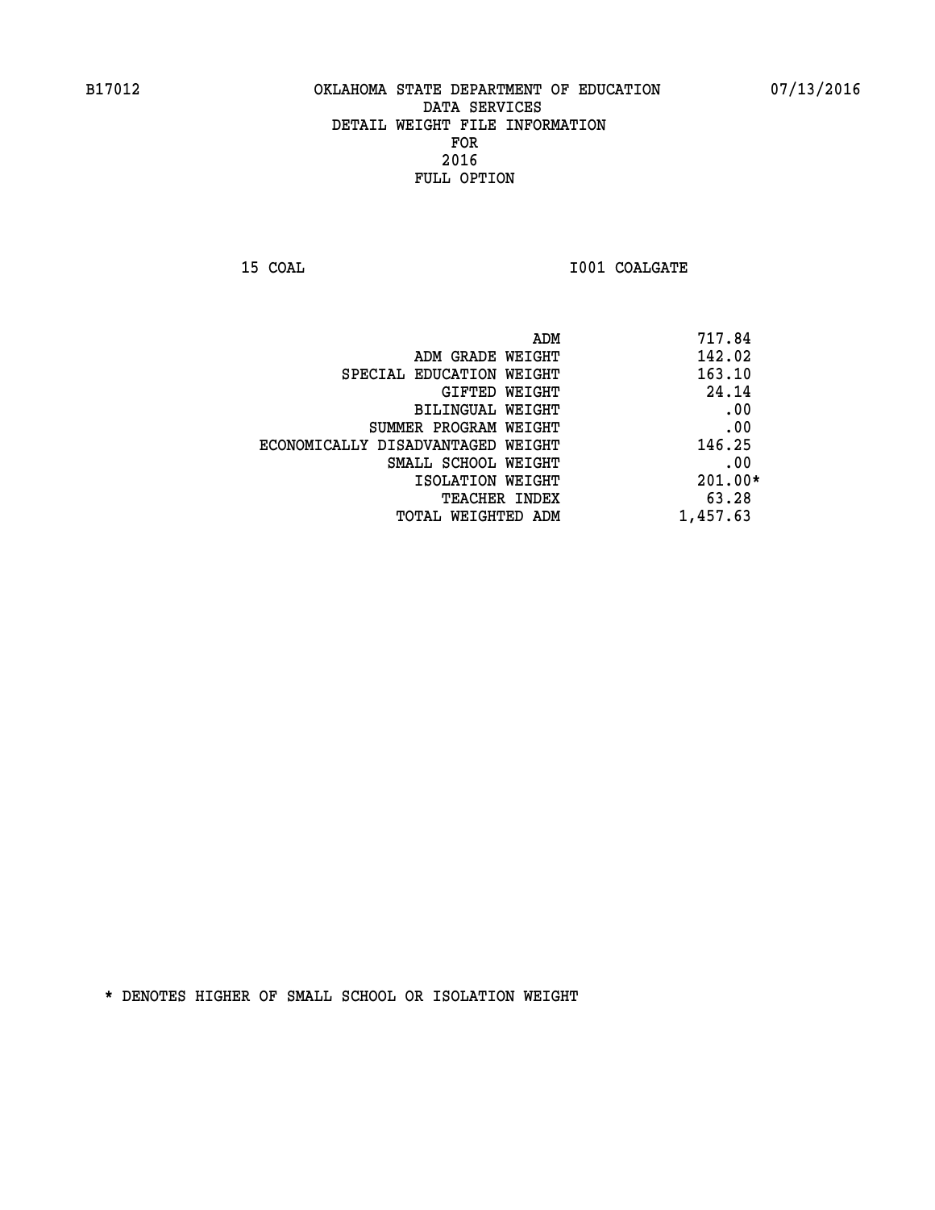B17012 OKLAHOMA STATE DEPARTMENT OF EDUCATION 07/13/2016

DATA SERVICES
DETAIL WEIGHT FILE INFORMATION
FOR
2016
FULL OPTION

15 COAL I001 COALGATE

| | |
|---|---|
| ADM | 717.84 |
| ADM GRADE WEIGHT | 142.02 |
| SPECIAL EDUCATION WEIGHT | 163.10 |
| GIFTED WEIGHT | 24.14 |
| BILINGUAL WEIGHT | .00 |
| SUMMER PROGRAM WEIGHT | .00 |
| ECONOMICALLY DISADVANTAGED WEIGHT | 146.25 |
| SMALL SCHOOL WEIGHT | .00 |
| ISOLATION WEIGHT | 201.00* |
| TEACHER INDEX | 63.28 |
| TOTAL WEIGHTED ADM | 1,457.63 |

* DENOTES HIGHER OF SMALL SCHOOL OR ISOLATION WEIGHT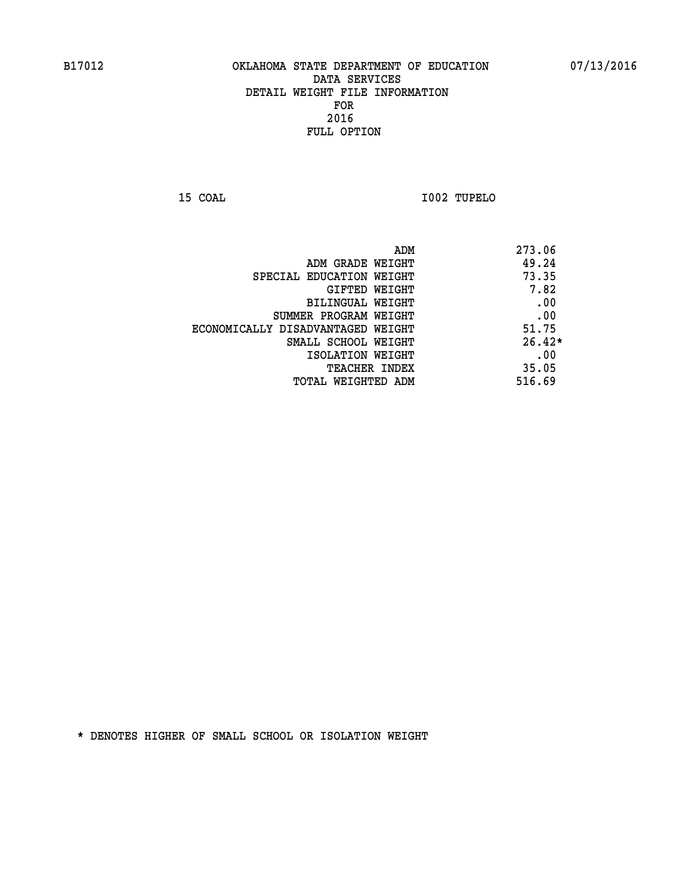B17012 OKLAHOMA STATE DEPARTMENT OF EDUCATION 07/13/2016

DATA SERVICES
DETAIL WEIGHT FILE INFORMATION
FOR
2016
FULL OPTION

15 COAL I002 TUPELO

| | |
|---|---|
| ADM | 273.06 |
| ADM GRADE WEIGHT | 49.24 |
| SPECIAL EDUCATION WEIGHT | 73.35 |
| GIFTED WEIGHT | 7.82 |
| BILINGUAL WEIGHT | .00 |
| SUMMER PROGRAM WEIGHT | .00 |
| ECONOMICALLY DISADVANTAGED WEIGHT | 51.75 |
| SMALL SCHOOL WEIGHT | 26.42* |
| ISOLATION WEIGHT | .00 |
| TEACHER INDEX | 35.05 |
| TOTAL WEIGHTED ADM | 516.69 |

* DENOTES HIGHER OF SMALL SCHOOL OR ISOLATION WEIGHT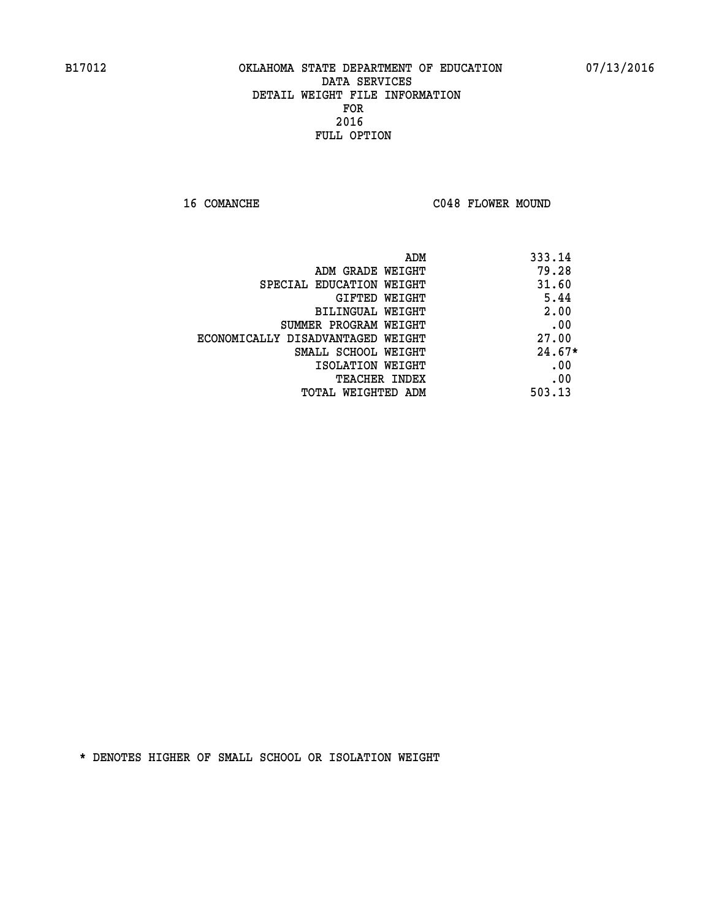B17012 OKLAHOMA STATE DEPARTMENT OF EDUCATION 07/13/2016

DATA SERVICES

DETAIL WEIGHT FILE INFORMATION

FOR

2016

FULL OPTION

16 COMANCHE C048 FLOWER MOUND

| | |
|---|---|
| ADM | 333.14 |
| ADM GRADE WEIGHT | 79.28 |
| SPECIAL EDUCATION WEIGHT | 31.60 |
| GIFTED WEIGHT | 5.44 |
| BILINGUAL WEIGHT | 2.00 |
| SUMMER PROGRAM WEIGHT | .00 |
| ECONOMICALLY DISADVANTAGED WEIGHT | 27.00 |
| SMALL SCHOOL WEIGHT | 24.67* |
| ISOLATION WEIGHT | .00 |
| TEACHER INDEX | .00 |
| TOTAL WEIGHTED ADM | 503.13 |

* DENOTES HIGHER OF SMALL SCHOOL OR ISOLATION WEIGHT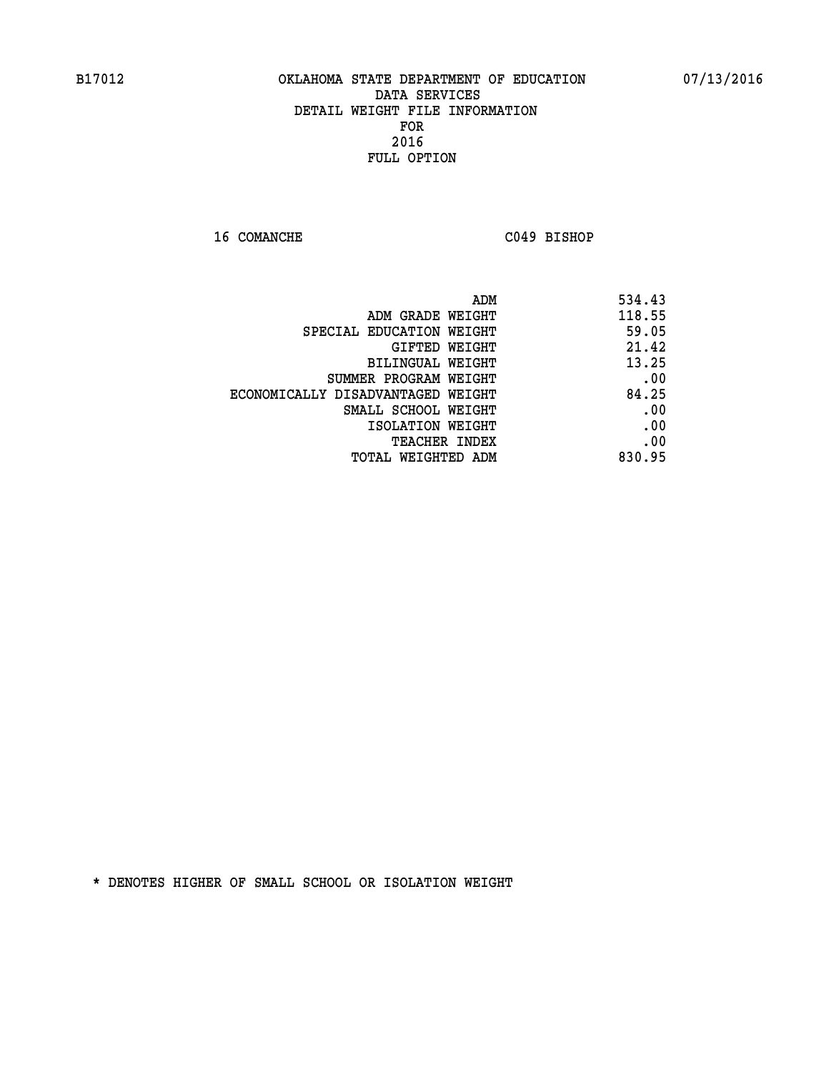B17012 OKLAHOMA STATE DEPARTMENT OF EDUCATION 07/13/2016

DATA SERVICES
DETAIL WEIGHT FILE INFORMATION
FOR
2016
FULL OPTION

16 COMANCHE C049 BISHOP

| | |
|---|---|
| ADM | 534.43 |
| ADM GRADE WEIGHT | 118.55 |
| SPECIAL EDUCATION WEIGHT | 59.05 |
| GIFTED WEIGHT | 21.42 |
| BILINGUAL WEIGHT | 13.25 |
| SUMMER PROGRAM WEIGHT | .00 |
| ECONOMICALLY DISADVANTAGED WEIGHT | 84.25 |
| SMALL SCHOOL WEIGHT | .00 |
| ISOLATION WEIGHT | .00 |
| TEACHER INDEX | .00 |
| TOTAL WEIGHTED ADM | 830.95 |

* DENOTES HIGHER OF SMALL SCHOOL OR ISOLATION WEIGHT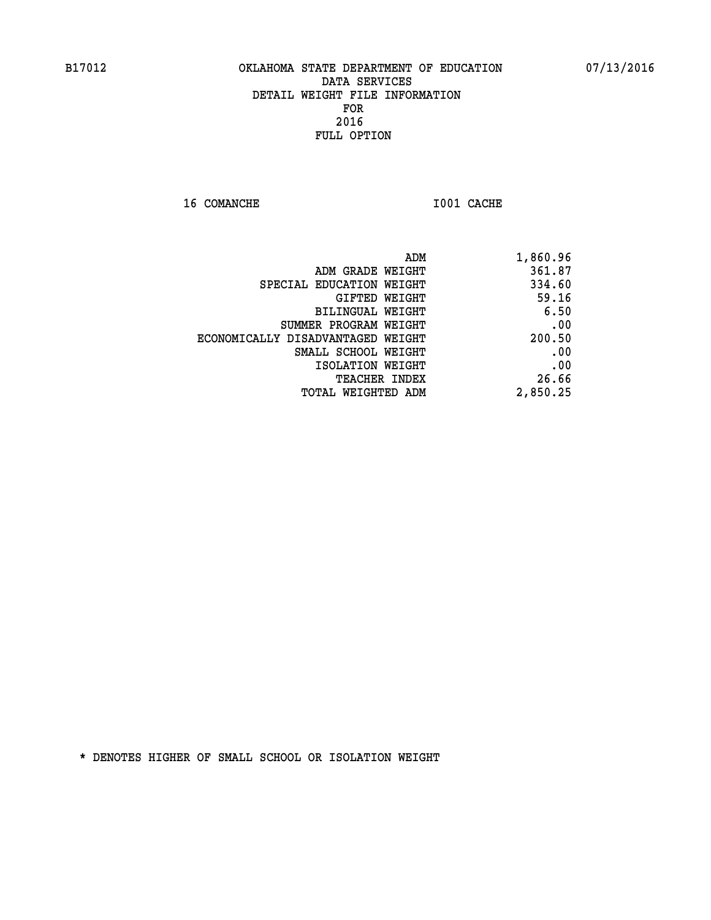B17012 OKLAHOMA STATE DEPARTMENT OF EDUCATION 07/13/2016

DATA SERVICES
DETAIL WEIGHT FILE INFORMATION
FOR
2016
FULL OPTION

16 COMANCHE I001 CACHE

| | |
|---|---|
| ADM | 1,860.96 |
| ADM GRADE WEIGHT | 361.87 |
| SPECIAL EDUCATION WEIGHT | 334.60 |
| GIFTED WEIGHT | 59.16 |
| BILINGUAL WEIGHT | 6.50 |
| SUMMER PROGRAM WEIGHT | .00 |
| ECONOMICALLY DISADVANTAGED WEIGHT | 200.50 |
| SMALL SCHOOL WEIGHT | .00 |
| ISOLATION WEIGHT | .00 |
| TEACHER INDEX | 26.66 |
| TOTAL WEIGHTED ADM | 2,850.25 |

* DENOTES HIGHER OF SMALL SCHOOL OR ISOLATION WEIGHT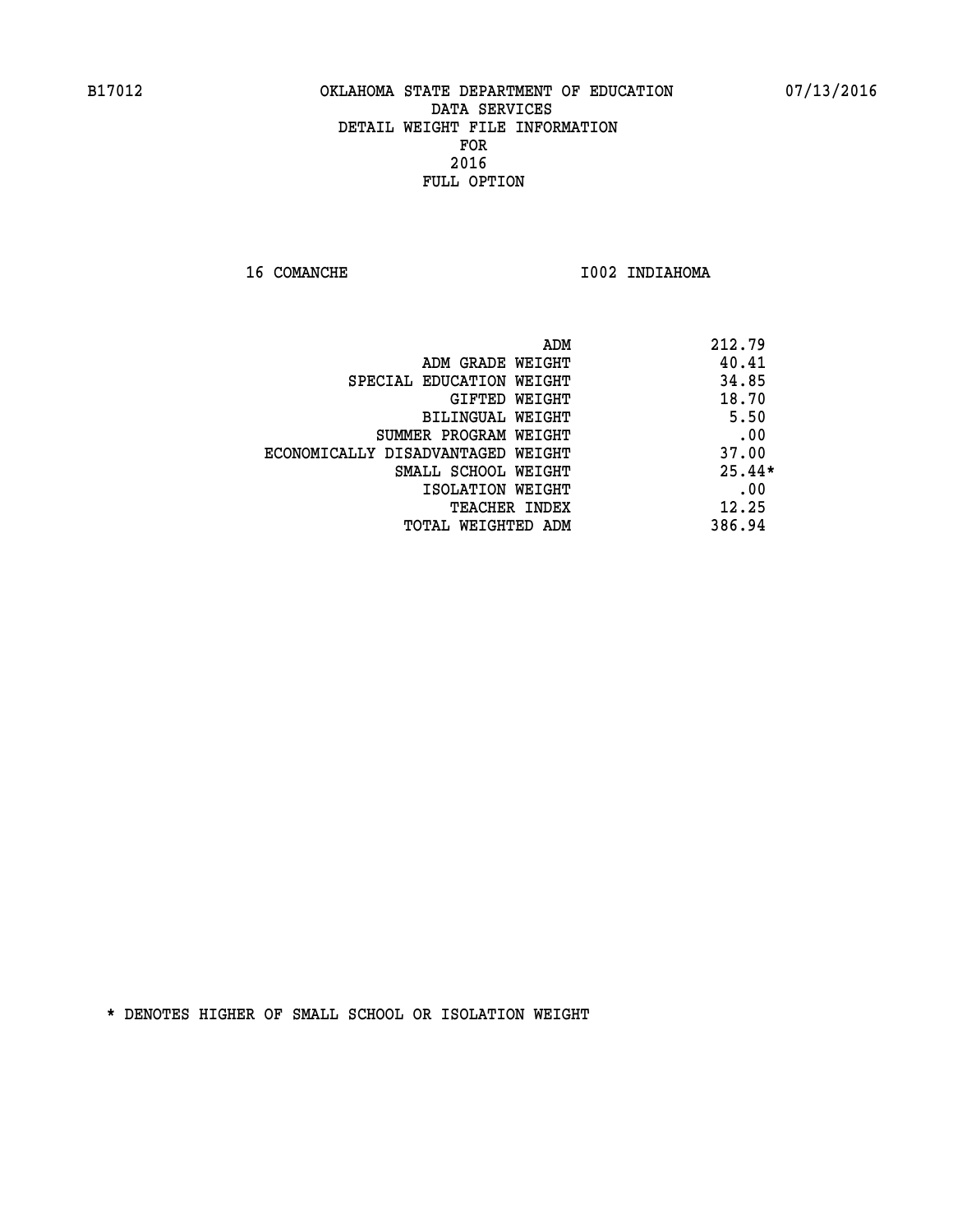B17012 OKLAHOMA STATE DEPARTMENT OF EDUCATION 07/13/2016

DATA SERVICES
DETAIL WEIGHT FILE INFORMATION
FOR
2016
FULL OPTION

16 COMANCHE I002 INDIAHOMA

| | |
|---|---|
| ADM | 212.79 |
| ADM GRADE WEIGHT | 40.41 |
| SPECIAL EDUCATION WEIGHT | 34.85 |
| GIFTED WEIGHT | 18.70 |
| BILINGUAL WEIGHT | 5.50 |
| SUMMER PROGRAM WEIGHT | .00 |
| ECONOMICALLY DISADVANTAGED WEIGHT | 37.00 |
| SMALL SCHOOL WEIGHT | 25.44* |
| ISOLATION WEIGHT | .00 |
| TEACHER INDEX | 12.25 |
| TOTAL WEIGHTED ADM | 386.94 |

* DENOTES HIGHER OF SMALL SCHOOL OR ISOLATION WEIGHT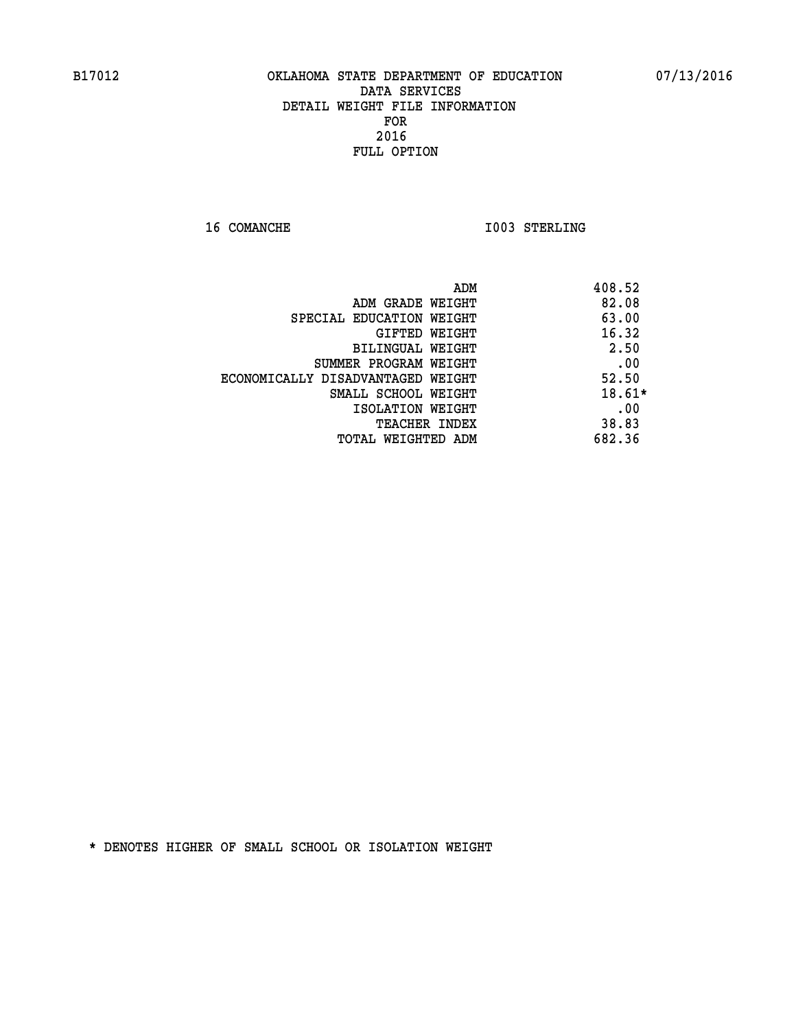B17012 OKLAHOMA STATE DEPARTMENT OF EDUCATION 07/13/2016

DATA SERVICES
DETAIL WEIGHT FILE INFORMATION
FOR
2016
FULL OPTION

16 COMANCHE I003 STERLING

| | |
|---|---|
| ADM | 408.52 |
| ADM GRADE WEIGHT | 82.08 |
| SPECIAL EDUCATION WEIGHT | 63.00 |
| GIFTED WEIGHT | 16.32 |
| BILINGUAL WEIGHT | 2.50 |
| SUMMER PROGRAM WEIGHT | .00 |
| ECONOMICALLY DISADVANTAGED WEIGHT | 52.50 |
| SMALL SCHOOL WEIGHT | 18.61* |
| ISOLATION WEIGHT | .00 |
| TEACHER INDEX | 38.83 |
| TOTAL WEIGHTED ADM | 682.36 |

* DENOTES HIGHER OF SMALL SCHOOL OR ISOLATION WEIGHT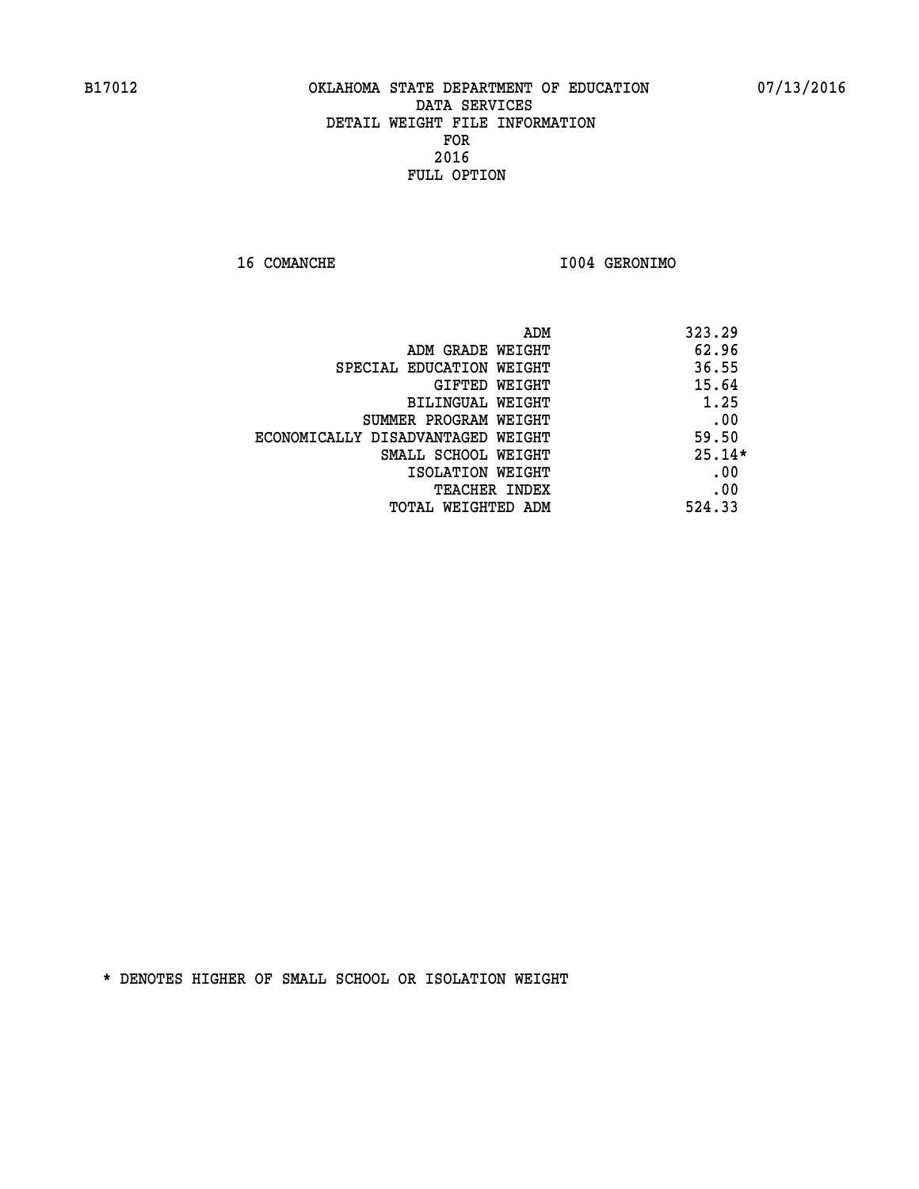B17012 OKLAHOMA STATE DEPARTMENT OF EDUCATION 07/13/2016

DATA SERVICES

DETAIL WEIGHT FILE INFORMATION

FOR

2016

FULL OPTION

16 COMANCHE I004 GERONIMO

| | |
|---|---|
| ADM | 323.29 |
| ADM GRADE WEIGHT | 62.96 |
| SPECIAL EDUCATION WEIGHT | 36.55 |
| GIFTED WEIGHT | 15.64 |
| BILINGUAL WEIGHT | 1.25 |
| SUMMER PROGRAM WEIGHT | .00 |
| ECONOMICALLY DISADVANTAGED WEIGHT | 59.50 |
| SMALL SCHOOL WEIGHT | 25.14* |
| ISOLATION WEIGHT | .00 |
| TEACHER INDEX | .00 |
| TOTAL WEIGHTED ADM | 524.33 |

* DENOTES HIGHER OF SMALL SCHOOL OR ISOLATION WEIGHT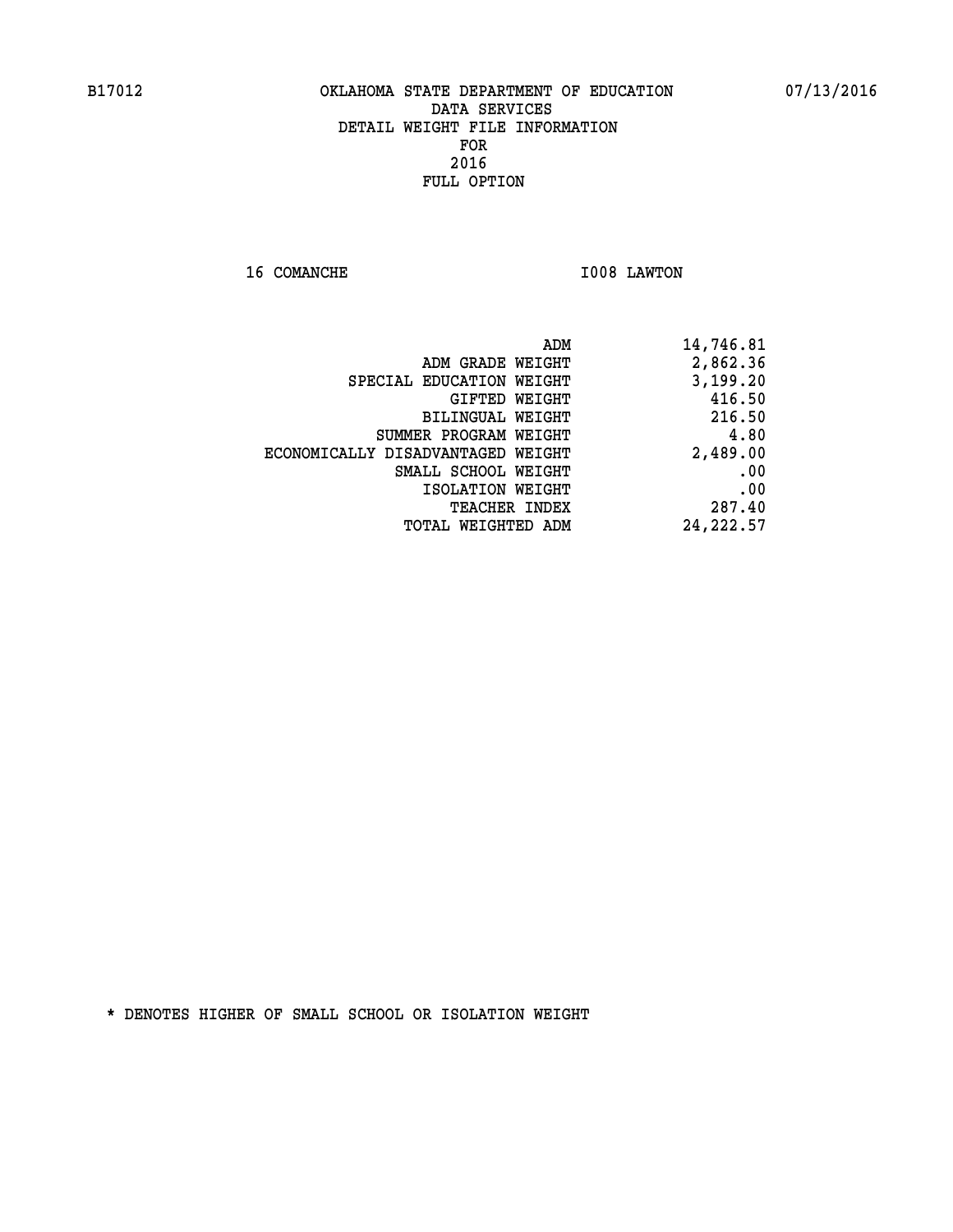B17012 OKLAHOMA STATE DEPARTMENT OF EDUCATION 07/13/2016

DATA SERVICES
DETAIL WEIGHT FILE INFORMATION
FOR
2016
FULL OPTION

16 COMANCHE I008 LAWTON

| | |
|---|---|
| ADM | 14,746.81 |
| ADM GRADE WEIGHT | 2,862.36 |
| SPECIAL EDUCATION WEIGHT | 3,199.20 |
| GIFTED WEIGHT | 416.50 |
| BILINGUAL WEIGHT | 216.50 |
| SUMMER PROGRAM WEIGHT | 4.80 |
| ECONOMICALLY DISADVANTAGED WEIGHT | 2,489.00 |
| SMALL SCHOOL WEIGHT | .00 |
| ISOLATION WEIGHT | .00 |
| TEACHER INDEX | 287.40 |
| TOTAL WEIGHTED ADM | 24,222.57 |

* DENOTES HIGHER OF SMALL SCHOOL OR ISOLATION WEIGHT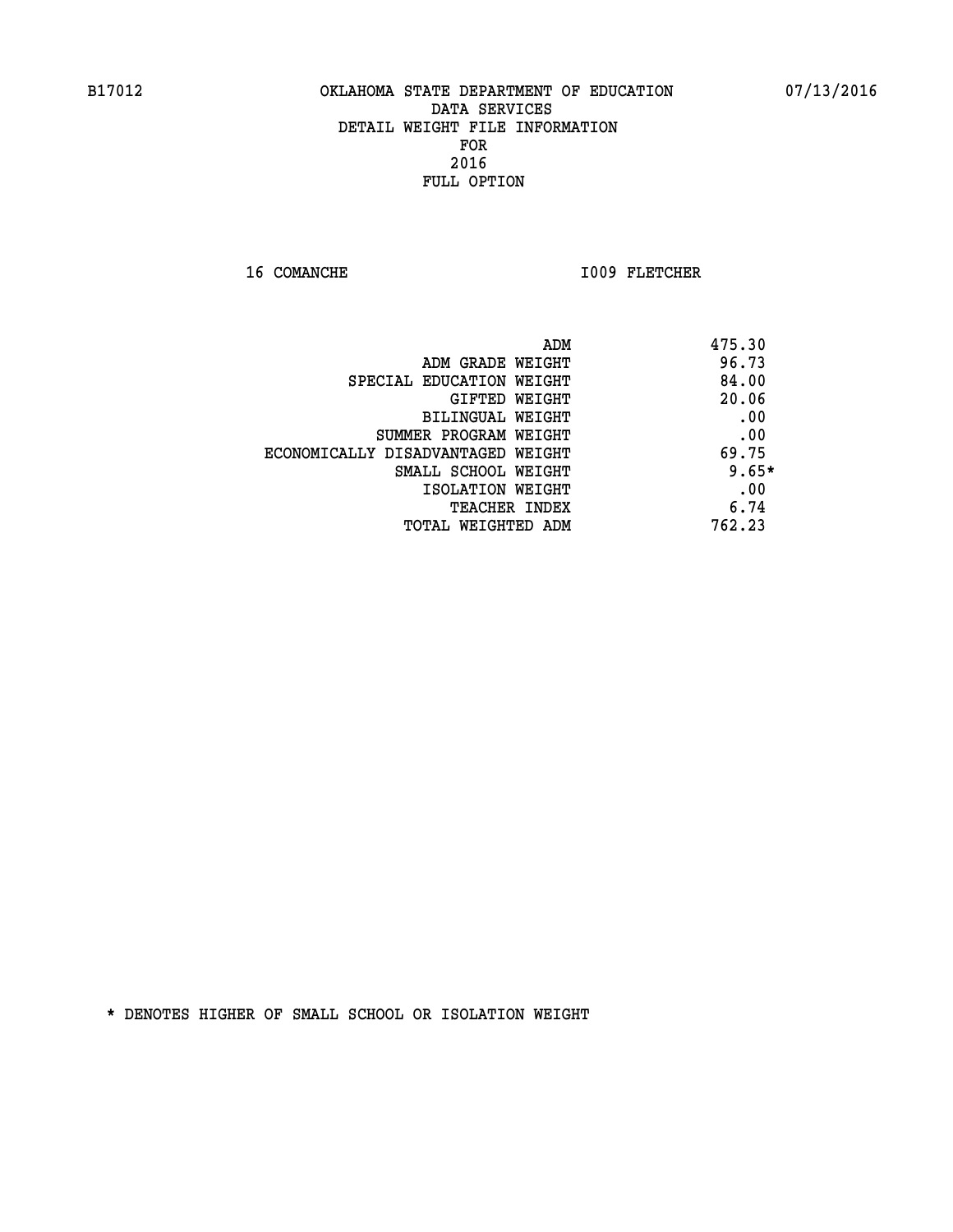B17012 OKLAHOMA STATE DEPARTMENT OF EDUCATION 07/13/2016

DATA SERVICES
DETAIL WEIGHT FILE INFORMATION
FOR
2016
FULL OPTION

16 COMANCHE I009 FLETCHER

| | |
|---|---|
| ADM | 475.30 |
| ADM GRADE WEIGHT | 96.73 |
| SPECIAL EDUCATION WEIGHT | 84.00 |
| GIFTED WEIGHT | 20.06 |
| BILINGUAL WEIGHT | .00 |
| SUMMER PROGRAM WEIGHT | .00 |
| ECONOMICALLY DISADVANTAGED WEIGHT | 69.75 |
| SMALL SCHOOL WEIGHT | 9.65* |
| ISOLATION WEIGHT | .00 |
| TEACHER INDEX | 6.74 |
| TOTAL WEIGHTED ADM | 762.23 |

* DENOTES HIGHER OF SMALL SCHOOL OR ISOLATION WEIGHT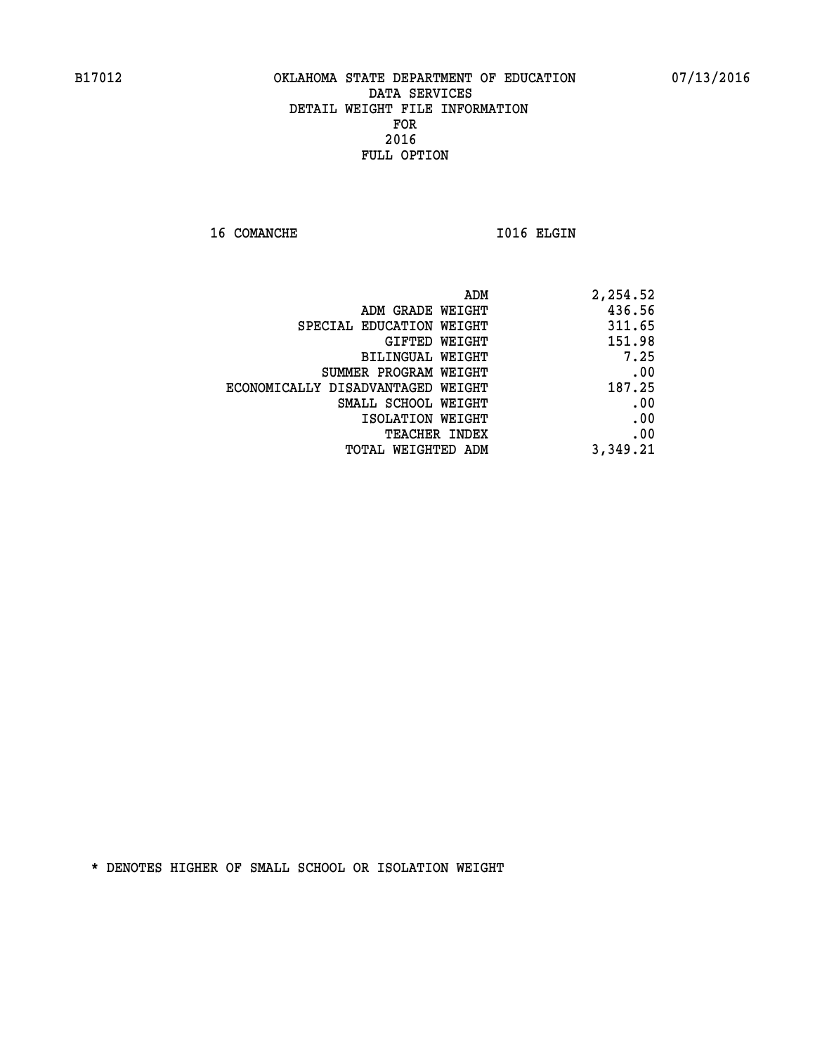B17012 OKLAHOMA STATE DEPARTMENT OF EDUCATION 07/13/2016

DATA SERVICES
DETAIL WEIGHT FILE INFORMATION
FOR
2016
FULL OPTION

16 COMANCHE I016 ELGIN

| | |
|---|---|
| ADM | 2,254.52 |
| ADM GRADE WEIGHT | 436.56 |
| SPECIAL EDUCATION WEIGHT | 311.65 |
| GIFTED WEIGHT | 151.98 |
| BILINGUAL WEIGHT | 7.25 |
| SUMMER PROGRAM WEIGHT | .00 |
| ECONOMICALLY DISADVANTAGED WEIGHT | 187.25 |
| SMALL SCHOOL WEIGHT | .00 |
| ISOLATION WEIGHT | .00 |
| TEACHER INDEX | .00 |
| TOTAL WEIGHTED ADM | 3,349.21 |

* DENOTES HIGHER OF SMALL SCHOOL OR ISOLATION WEIGHT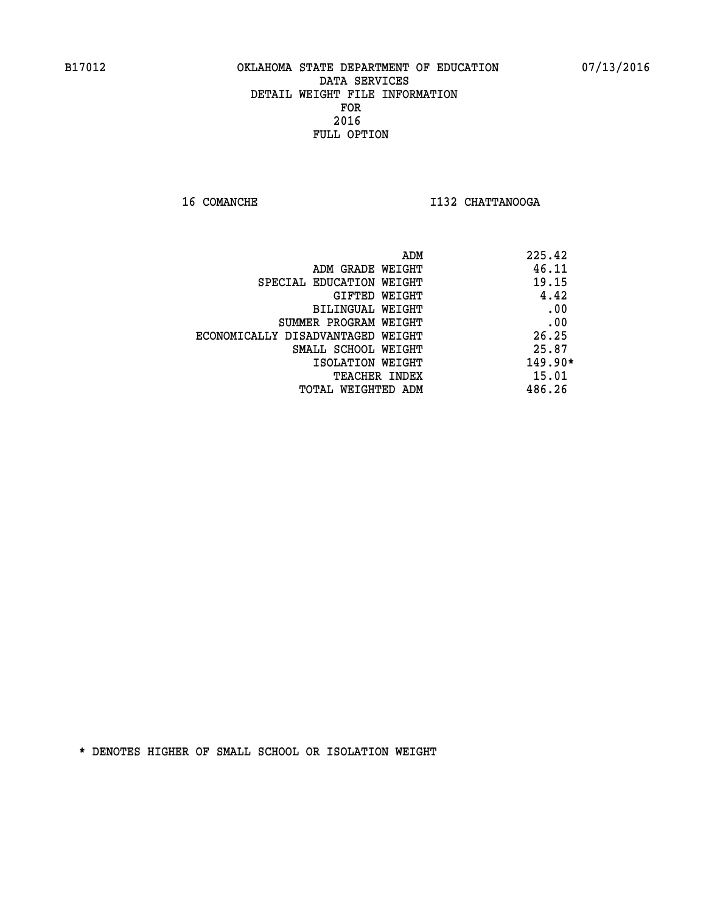B17012 OKLAHOMA STATE DEPARTMENT OF EDUCATION 07/13/2016

DATA SERVICES
DETAIL WEIGHT FILE INFORMATION
FOR
2016
FULL OPTION

16 COMANCHE I132 CHATTANOOGA

| | |
|---|---|
| ADM | 225.42 |
| ADM GRADE WEIGHT | 46.11 |
| SPECIAL EDUCATION WEIGHT | 19.15 |
| GIFTED WEIGHT | 4.42 |
| BILINGUAL WEIGHT | .00 |
| SUMMER PROGRAM WEIGHT | .00 |
| ECONOMICALLY DISADVANTAGED WEIGHT | 26.25 |
| SMALL SCHOOL WEIGHT | 25.87 |
| ISOLATION WEIGHT | 149.90* |
| TEACHER INDEX | 15.01 |
| TOTAL WEIGHTED ADM | 486.26 |

* DENOTES HIGHER OF SMALL SCHOOL OR ISOLATION WEIGHT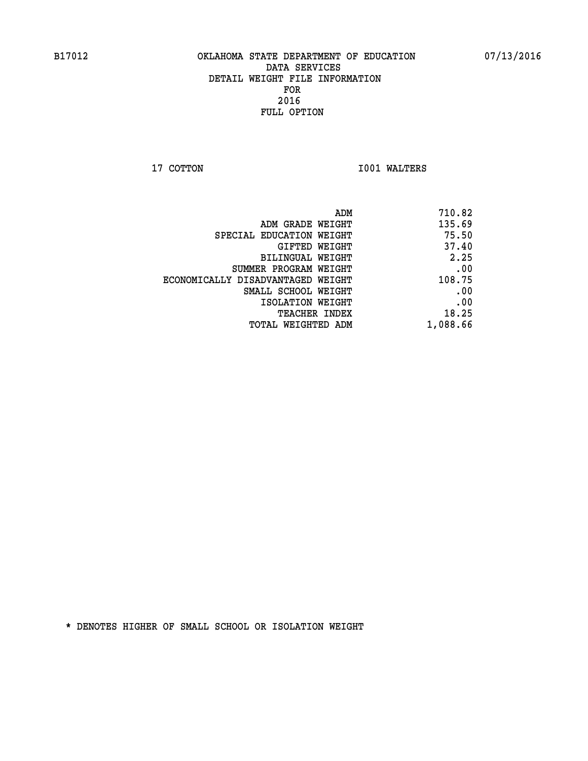B17012 OKLAHOMA STATE DEPARTMENT OF EDUCATION 07/13/2016

DATA SERVICES

DETAIL WEIGHT FILE INFORMATION

FOR

2016

FULL OPTION

17 COTTON I001 WALTERS

| | |
|---|---|
| ADM | 710.82 |
| ADM GRADE WEIGHT | 135.69 |
| SPECIAL EDUCATION WEIGHT | 75.50 |
| GIFTED WEIGHT | 37.40 |
| BILINGUAL WEIGHT | 2.25 |
| SUMMER PROGRAM WEIGHT | .00 |
| ECONOMICALLY DISADVANTAGED WEIGHT | 108.75 |
| SMALL SCHOOL WEIGHT | .00 |
| ISOLATION WEIGHT | .00 |
| TEACHER INDEX | 18.25 |
| TOTAL WEIGHTED ADM | 1,088.66 |

* DENOTES HIGHER OF SMALL SCHOOL OR ISOLATION WEIGHT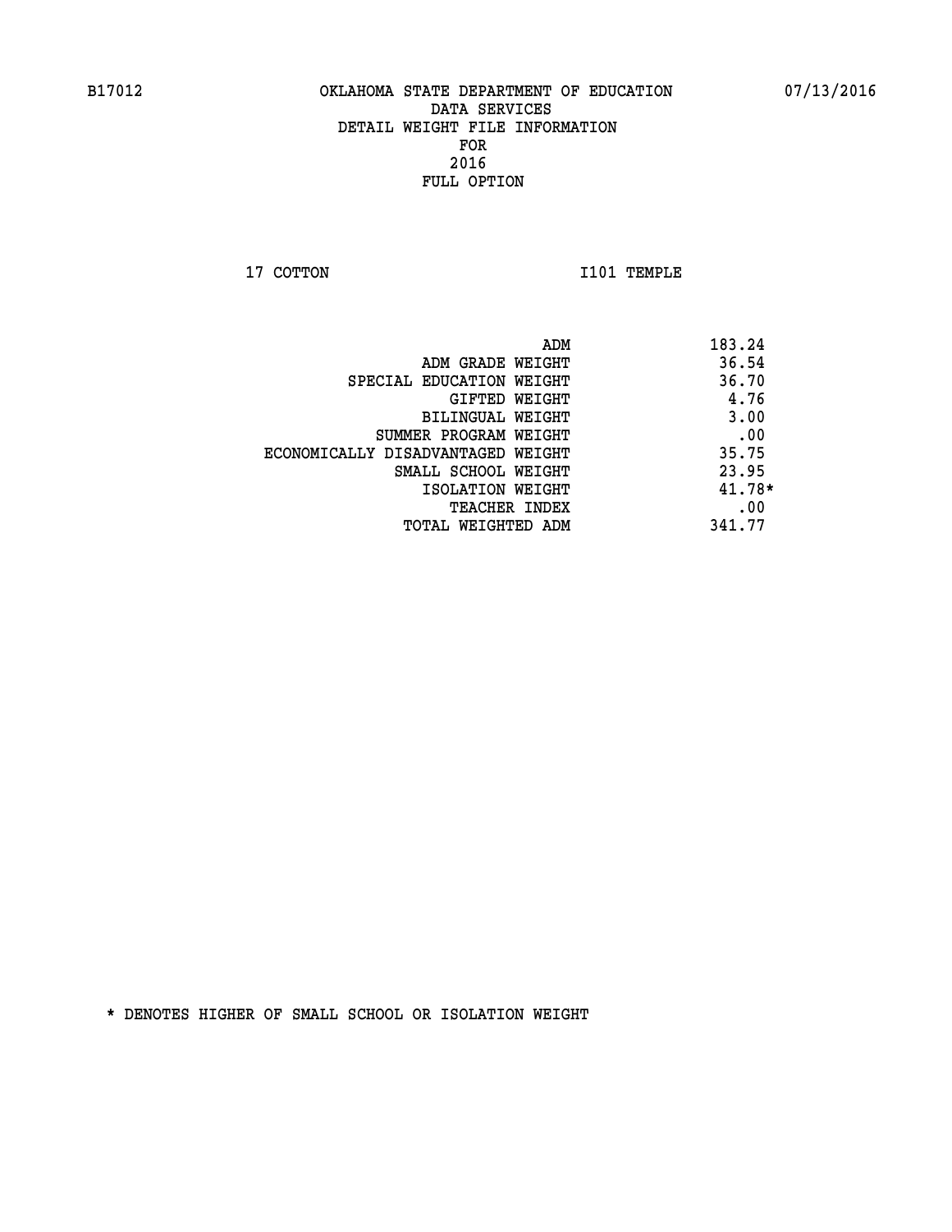B17012 OKLAHOMA STATE DEPARTMENT OF EDUCATION 07/13/2016

DATA SERVICES
DETAIL WEIGHT FILE INFORMATION
FOR
2016
FULL OPTION

17 COTTON I101 TEMPLE

| | |
|---|---|
| ADM | 183.24 |
| ADM GRADE WEIGHT | 36.54 |
| SPECIAL EDUCATION WEIGHT | 36.70 |
| GIFTED WEIGHT | 4.76 |
| BILINGUAL WEIGHT | 3.00 |
| SUMMER PROGRAM WEIGHT | .00 |
| ECONOMICALLY DISADVANTAGED WEIGHT | 35.75 |
| SMALL SCHOOL WEIGHT | 23.95 |
| ISOLATION WEIGHT | 41.78* |
| TEACHER INDEX | .00 |
| TOTAL WEIGHTED ADM | 341.77 |

* DENOTES HIGHER OF SMALL SCHOOL OR ISOLATION WEIGHT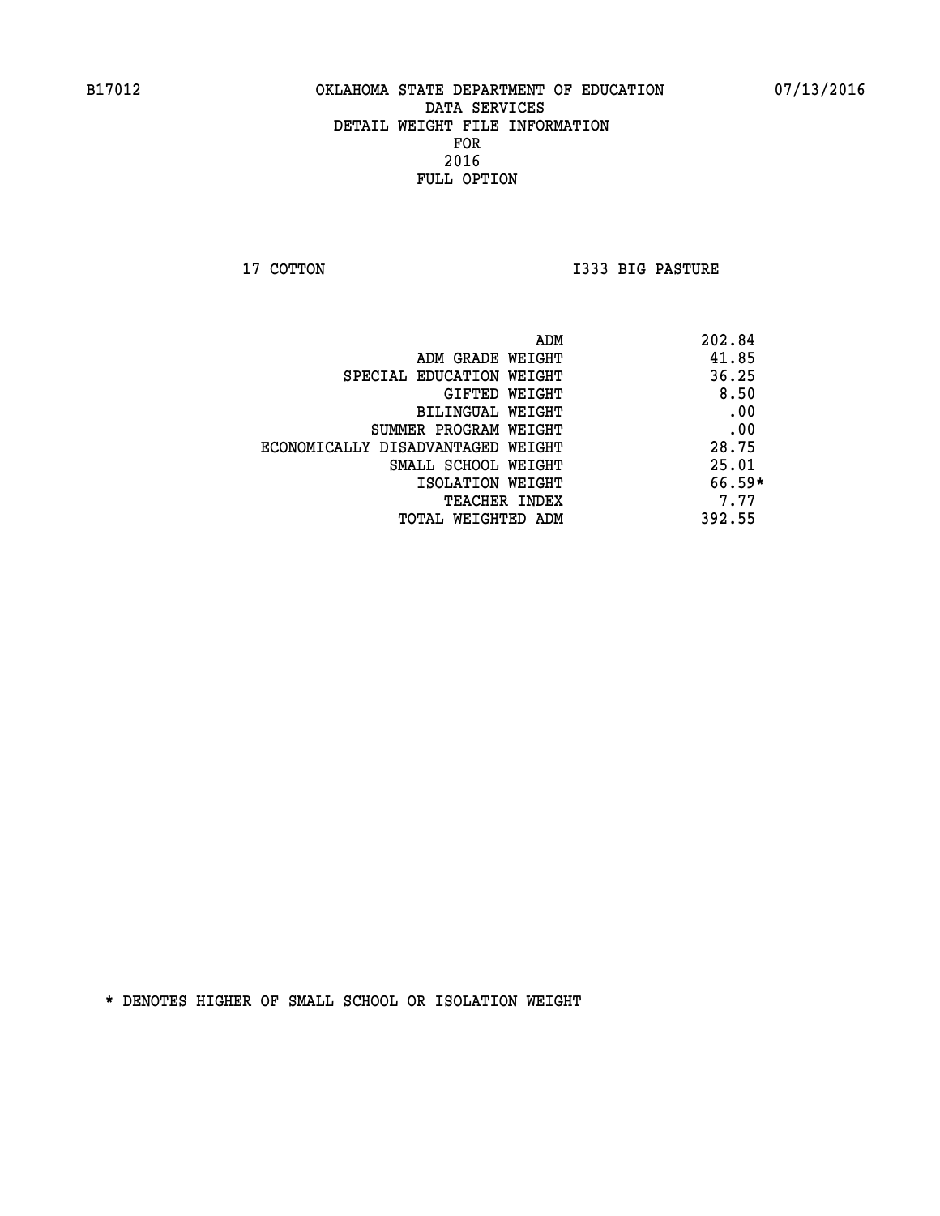B17012 OKLAHOMA STATE DEPARTMENT OF EDUCATION 07/13/2016

DATA SERVICES
DETAIL WEIGHT FILE INFORMATION
FOR
2016
FULL OPTION

17 COTTON I333 BIG PASTURE

| | |
|---|---|
| ADM | 202.84 |
| ADM GRADE WEIGHT | 41.85 |
| SPECIAL EDUCATION WEIGHT | 36.25 |
| GIFTED WEIGHT | 8.50 |
| BILINGUAL WEIGHT | .00 |
| SUMMER PROGRAM WEIGHT | .00 |
| ECONOMICALLY DISADVANTAGED WEIGHT | 28.75 |
| SMALL SCHOOL WEIGHT | 25.01 |
| ISOLATION WEIGHT | 66.59* |
| TEACHER INDEX | 7.77 |
| TOTAL WEIGHTED ADM | 392.55 |

* DENOTES HIGHER OF SMALL SCHOOL OR ISOLATION WEIGHT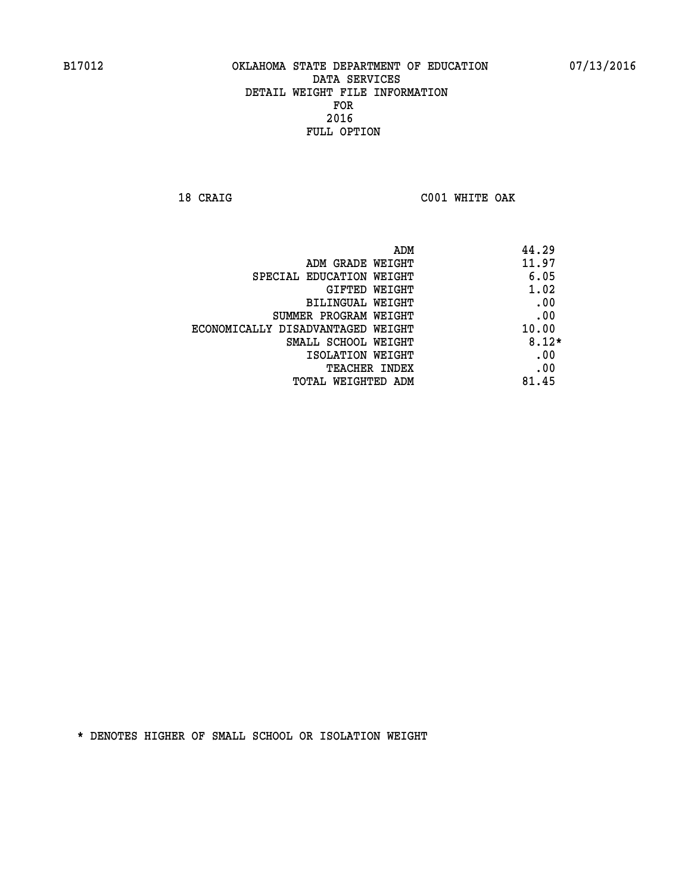B17012 OKLAHOMA STATE DEPARTMENT OF EDUCATION 07/13/2016

DATA SERVICES
DETAIL WEIGHT FILE INFORMATION
FOR
2016
FULL OPTION

18 CRAIG C001 WHITE OAK

| | |
|---|---|
| ADM | 44.29 |
| ADM GRADE WEIGHT | 11.97 |
| SPECIAL EDUCATION WEIGHT | 6.05 |
| GIFTED WEIGHT | 1.02 |
| BILINGUAL WEIGHT | .00 |
| SUMMER PROGRAM WEIGHT | .00 |
| ECONOMICALLY DISADVANTAGED WEIGHT | 10.00 |
| SMALL SCHOOL WEIGHT | 8.12* |
| ISOLATION WEIGHT | .00 |
| TEACHER INDEX | .00 |
| TOTAL WEIGHTED ADM | 81.45 |

* DENOTES HIGHER OF SMALL SCHOOL OR ISOLATION WEIGHT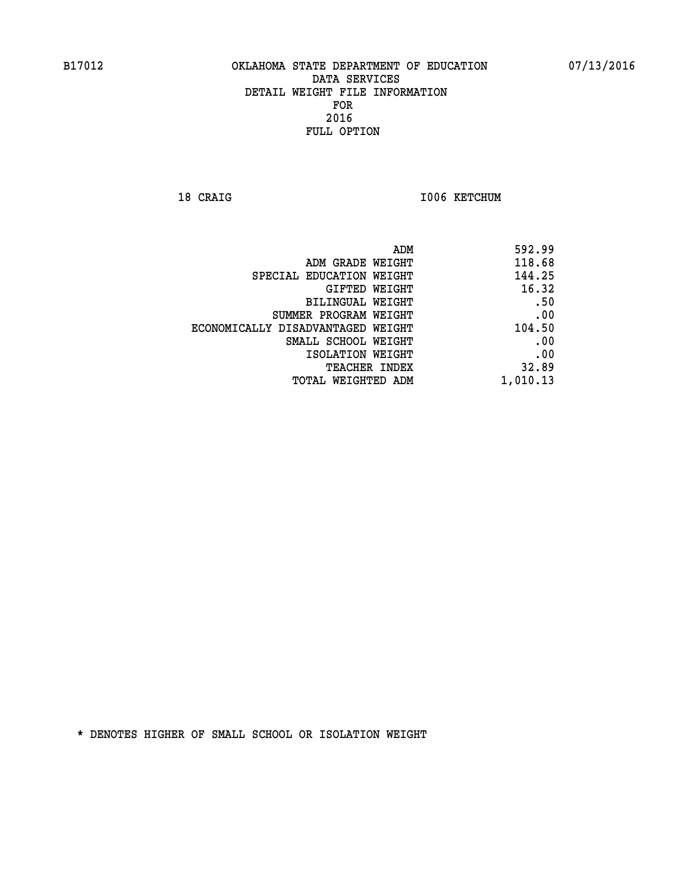B17012 OKLAHOMA STATE DEPARTMENT OF EDUCATION 07/13/2016

DATA SERVICES

DETAIL WEIGHT FILE INFORMATION

FOR

2016

FULL OPTION

18 CRAIG I006 KETCHUM

| | |
|---|---|
| ADM | 592.99 |
| ADM GRADE WEIGHT | 118.68 |
| SPECIAL EDUCATION WEIGHT | 144.25 |
| GIFTED WEIGHT | 16.32 |
| BILINGUAL WEIGHT | .50 |
| SUMMER PROGRAM WEIGHT | .00 |
| ECONOMICALLY DISADVANTAGED WEIGHT | 104.50 |
| SMALL SCHOOL WEIGHT | .00 |
| ISOLATION WEIGHT | .00 |
| TEACHER INDEX | 32.89 |
| TOTAL WEIGHTED ADM | 1,010.13 |

* DENOTES HIGHER OF SMALL SCHOOL OR ISOLATION WEIGHT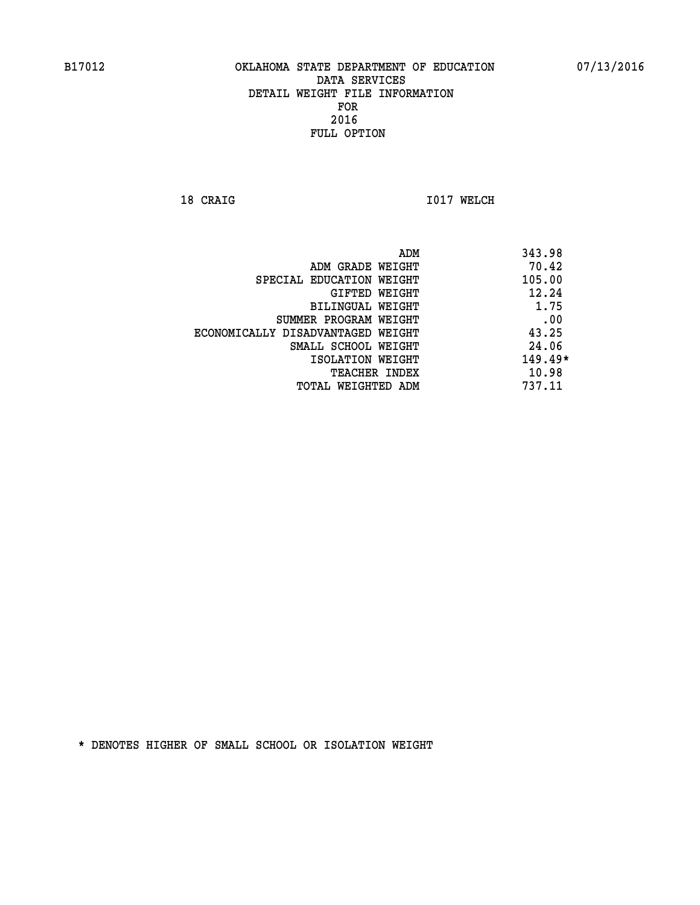B17012 OKLAHOMA STATE DEPARTMENT OF EDUCATION 07/13/2016

DATA SERVICES
DETAIL WEIGHT FILE INFORMATION
FOR
2016
FULL OPTION

18 CRAIG I017 WELCH

| | |
|---|---|
| ADM | 343.98 |
| ADM GRADE WEIGHT | 70.42 |
| SPECIAL EDUCATION WEIGHT | 105.00 |
| GIFTED WEIGHT | 12.24 |
| BILINGUAL WEIGHT | 1.75 |
| SUMMER PROGRAM WEIGHT | .00 |
| ECONOMICALLY DISADVANTAGED WEIGHT | 43.25 |
| SMALL SCHOOL WEIGHT | 24.06 |
| ISOLATION WEIGHT | 149.49* |
| TEACHER INDEX | 10.98 |
| TOTAL WEIGHTED ADM | 737.11 |

* DENOTES HIGHER OF SMALL SCHOOL OR ISOLATION WEIGHT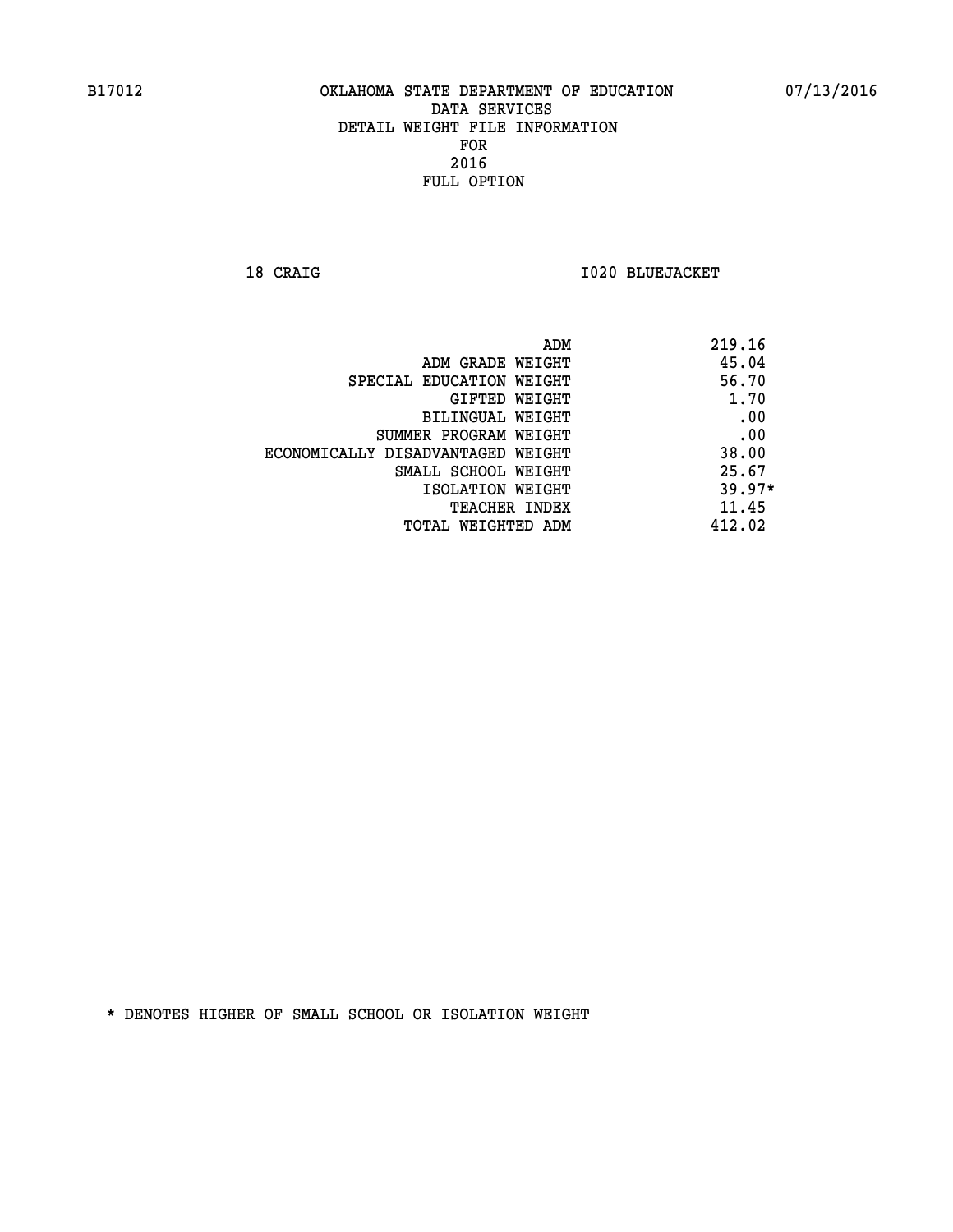B17012 OKLAHOMA STATE DEPARTMENT OF EDUCATION 07/13/2016

DATA SERVICES
DETAIL WEIGHT FILE INFORMATION
FOR
2016
FULL OPTION

18 CRAIG I020 BLUEJACKET

| | |
|---|---|
| ADM | 219.16 |
| ADM GRADE WEIGHT | 45.04 |
| SPECIAL EDUCATION WEIGHT | 56.70 |
| GIFTED WEIGHT | 1.70 |
| BILINGUAL WEIGHT | .00 |
| SUMMER PROGRAM WEIGHT | .00 |
| ECONOMICALLY DISADVANTAGED WEIGHT | 38.00 |
| SMALL SCHOOL WEIGHT | 25.67 |
| ISOLATION WEIGHT | 39.97* |
| TEACHER INDEX | 11.45 |
| TOTAL WEIGHTED ADM | 412.02 |

* DENOTES HIGHER OF SMALL SCHOOL OR ISOLATION WEIGHT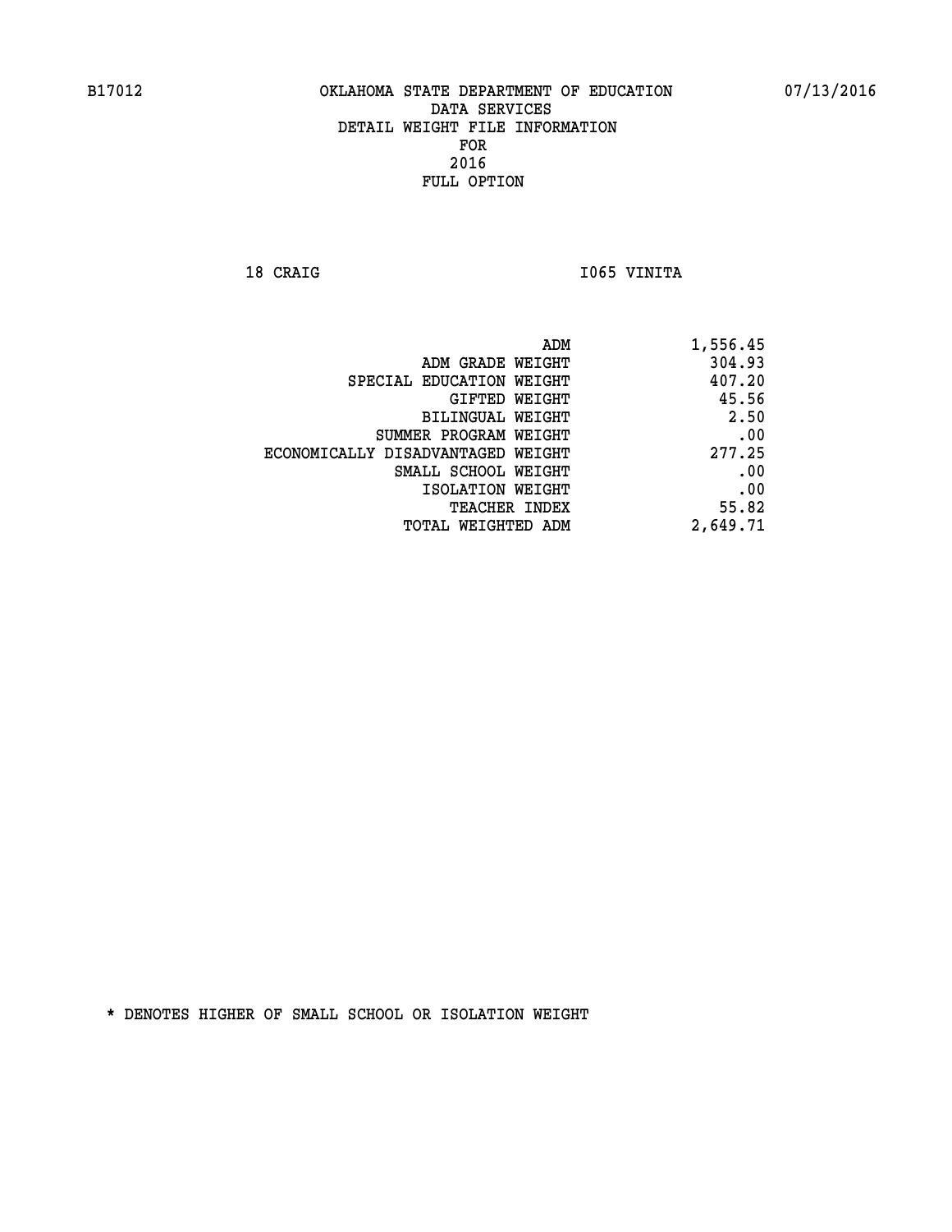B17012 OKLAHOMA STATE DEPARTMENT OF EDUCATION 07/13/2016

DATA SERVICES
DETAIL WEIGHT FILE INFORMATION
FOR
2016
FULL OPTION

18 CRAIG I065 VINITA

| | |
|---|---|
| ADM | 1,556.45 |
| ADM GRADE WEIGHT | 304.93 |
| SPECIAL EDUCATION WEIGHT | 407.20 |
| GIFTED WEIGHT | 45.56 |
| BILINGUAL WEIGHT | 2.50 |
| SUMMER PROGRAM WEIGHT | .00 |
| ECONOMICALLY DISADVANTAGED WEIGHT | 277.25 |
| SMALL SCHOOL WEIGHT | .00 |
| ISOLATION WEIGHT | .00 |
| TEACHER INDEX | 55.82 |
| TOTAL WEIGHTED ADM | 2,649.71 |

* DENOTES HIGHER OF SMALL SCHOOL OR ISOLATION WEIGHT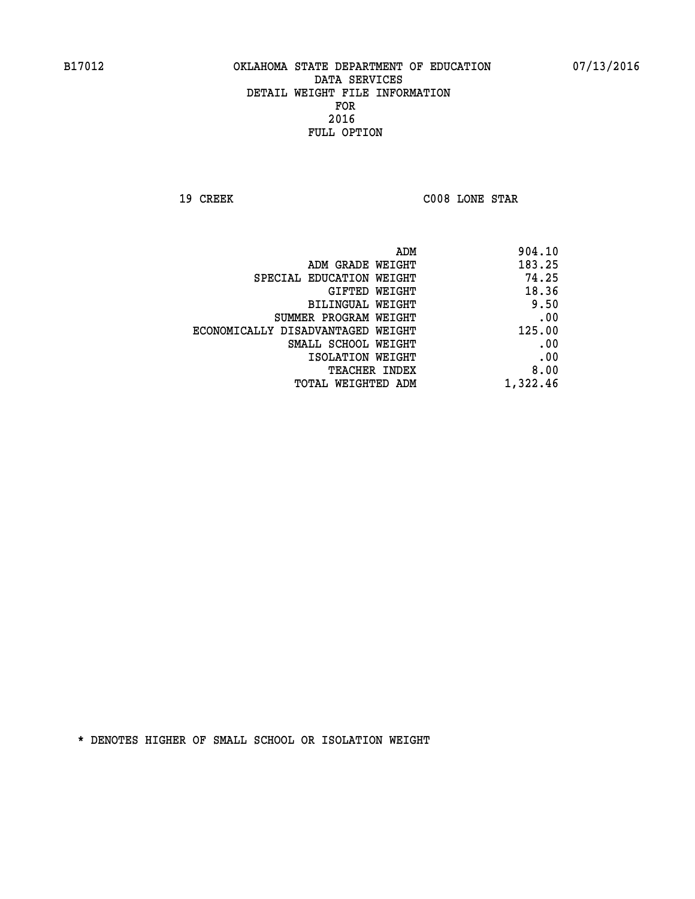B17012 OKLAHOMA STATE DEPARTMENT OF EDUCATION 07/13/2016

DATA SERVICES
DETAIL WEIGHT FILE INFORMATION
FOR
2016
FULL OPTION

19 CREEK C008 LONE STAR

| | |
|---|---|
| ADM | 904.10 |
| ADM GRADE WEIGHT | 183.25 |
| SPECIAL EDUCATION WEIGHT | 74.25 |
| GIFTED WEIGHT | 18.36 |
| BILINGUAL WEIGHT | 9.50 |
| SUMMER PROGRAM WEIGHT | .00 |
| ECONOMICALLY DISADVANTAGED WEIGHT | 125.00 |
| SMALL SCHOOL WEIGHT | .00 |
| ISOLATION WEIGHT | .00 |
| TEACHER INDEX | 8.00 |
| TOTAL WEIGHTED ADM | 1,322.46 |

* DENOTES HIGHER OF SMALL SCHOOL OR ISOLATION WEIGHT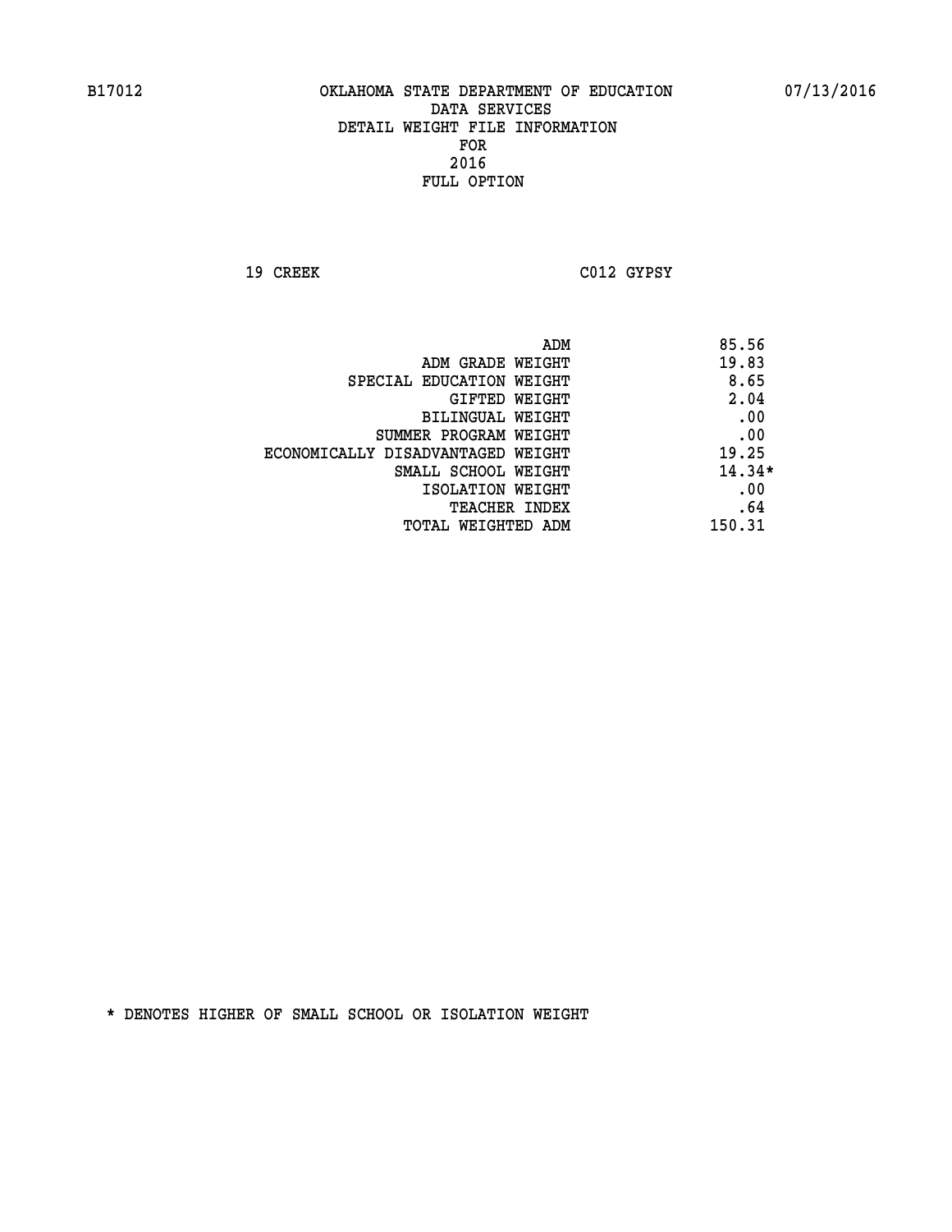B17012 OKLAHOMA STATE DEPARTMENT OF EDUCATION 07/13/2016

DATA SERVICES

DETAIL WEIGHT FILE INFORMATION

FOR

2016

FULL OPTION

19 CREEK C012 GYPSY

| | |
|---|---|
| ADM | 85.56 |
| ADM GRADE WEIGHT | 19.83 |
| SPECIAL EDUCATION WEIGHT | 8.65 |
| GIFTED WEIGHT | 2.04 |
| BILINGUAL WEIGHT | .00 |
| SUMMER PROGRAM WEIGHT | .00 |
| ECONOMICALLY DISADVANTAGED WEIGHT | 19.25 |
| SMALL SCHOOL WEIGHT | 14.34* |
| ISOLATION WEIGHT | .00 |
| TEACHER INDEX | .64 |
| TOTAL WEIGHTED ADM | 150.31 |

* DENOTES HIGHER OF SMALL SCHOOL OR ISOLATION WEIGHT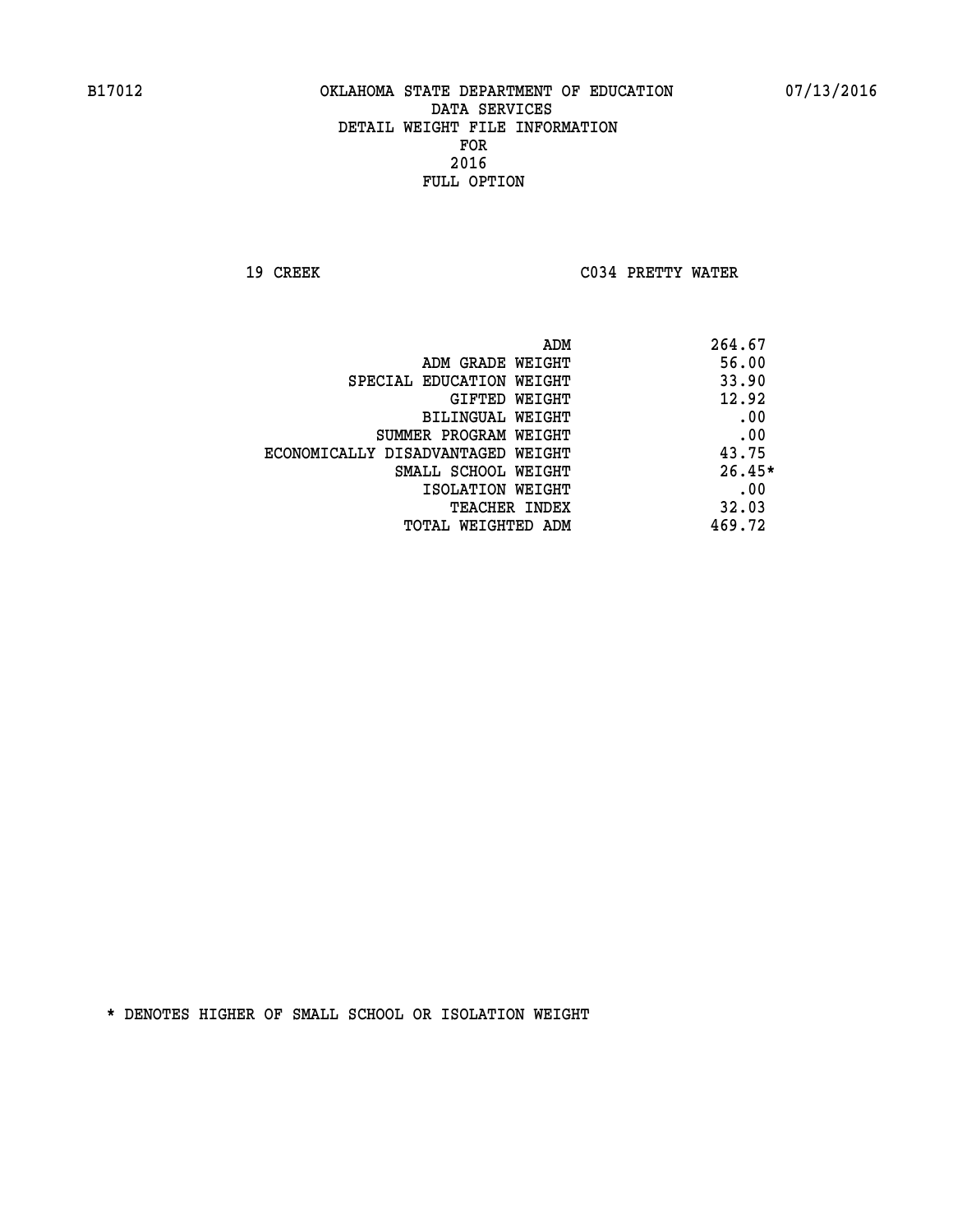B17012 OKLAHOMA STATE DEPARTMENT OF EDUCATION 07/13/2016

DATA SERVICES
DETAIL WEIGHT FILE INFORMATION
FOR
2016
FULL OPTION

19 CREEK C034 PRETTY WATER

| | |
|---|---|
| ADM | 264.67 |
| ADM GRADE WEIGHT | 56.00 |
| SPECIAL EDUCATION WEIGHT | 33.90 |
| GIFTED WEIGHT | 12.92 |
| BILINGUAL WEIGHT | .00 |
| SUMMER PROGRAM WEIGHT | .00 |
| ECONOMICALLY DISADVANTAGED WEIGHT | 43.75 |
| SMALL SCHOOL WEIGHT | 26.45* |
| ISOLATION WEIGHT | .00 |
| TEACHER INDEX | 32.03 |
| TOTAL WEIGHTED ADM | 469.72 |

* DENOTES HIGHER OF SMALL SCHOOL OR ISOLATION WEIGHT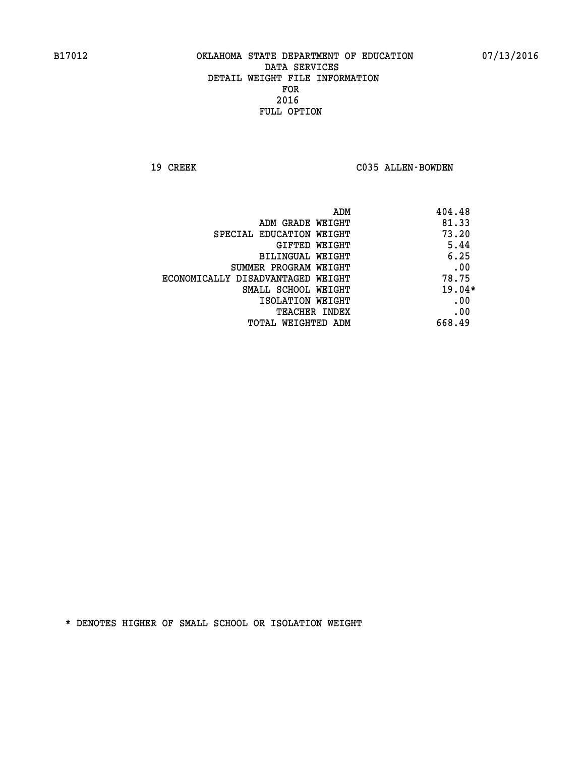OKLAHOMA STATE DEPARTMENT OF EDUCATION
DATA SERVICES
DETAIL WEIGHT FILE INFORMATION
FOR
2016
FULL OPTION

19 CREEK C035 ALLEN-BOWDEN

| | |
|---|---|
| ADM | 404.48 |
| ADM GRADE WEIGHT | 81.33 |
| SPECIAL EDUCATION WEIGHT | 73.20 |
| GIFTED WEIGHT | 5.44 |
| BILINGUAL WEIGHT | 6.25 |
| SUMMER PROGRAM WEIGHT | .00 |
| ECONOMICALLY DISADVANTAGED WEIGHT | 78.75 |
| SMALL SCHOOL WEIGHT | 19.04* |
| ISOLATION WEIGHT | .00 |
| TEACHER INDEX | .00 |
| TOTAL WEIGHTED ADM | 668.49 |

* DENOTES HIGHER OF SMALL SCHOOL OR ISOLATION WEIGHT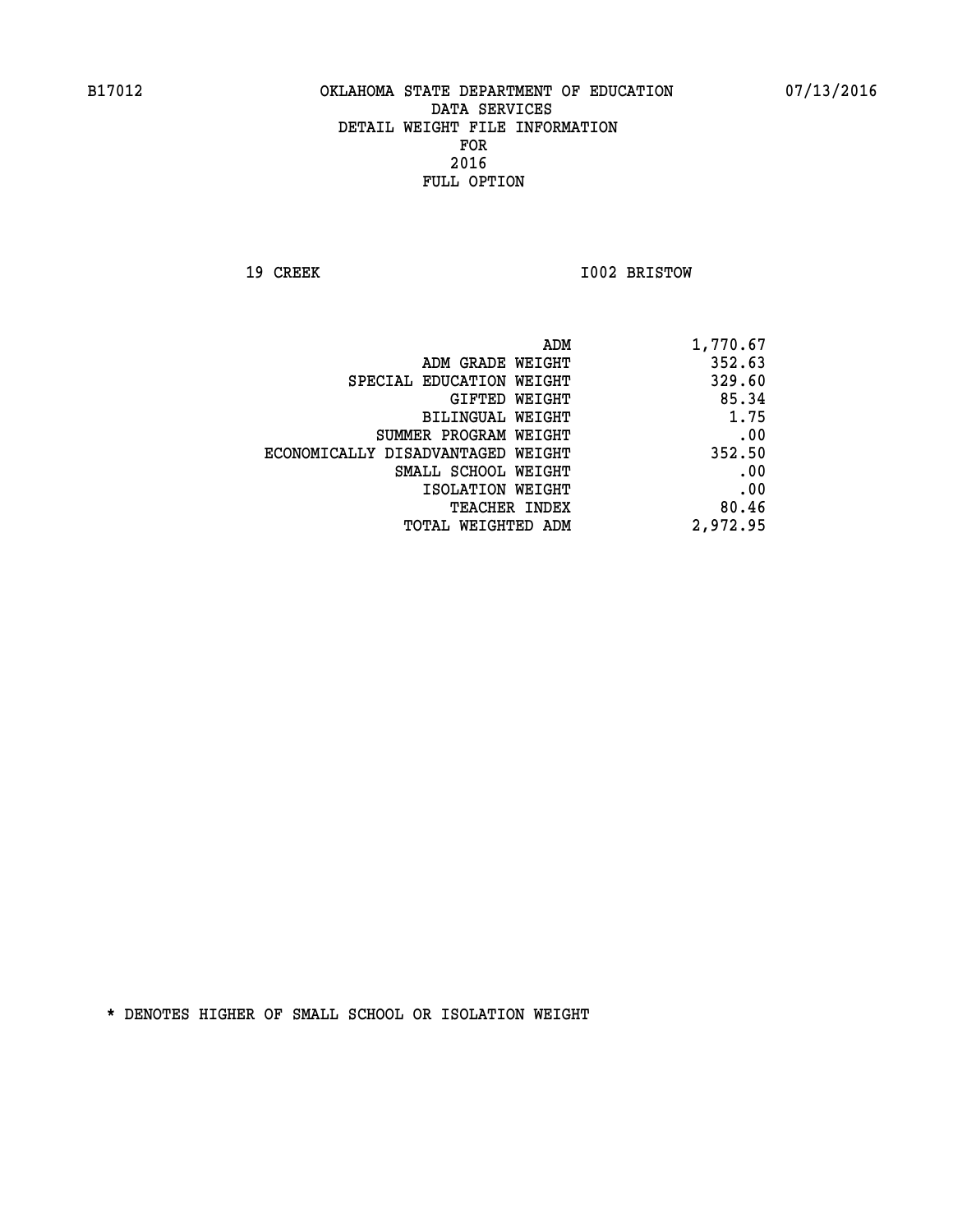B17012 OKLAHOMA STATE DEPARTMENT OF EDUCATION 07/13/2016

DATA SERVICES

DETAIL WEIGHT FILE INFORMATION

FOR

2016

FULL OPTION

19 CREEK I002 BRISTOW

| | |
|---|---|
| ADM | 1,770.67 |
| ADM GRADE WEIGHT | 352.63 |
| SPECIAL EDUCATION WEIGHT | 329.60 |
| GIFTED WEIGHT | 85.34 |
| BILINGUAL WEIGHT | 1.75 |
| SUMMER PROGRAM WEIGHT | .00 |
| ECONOMICALLY DISADVANTAGED WEIGHT | 352.50 |
| SMALL SCHOOL WEIGHT | .00 |
| ISOLATION WEIGHT | .00 |
| TEACHER INDEX | 80.46 |
| TOTAL WEIGHTED ADM | 2,972.95 |

* DENOTES HIGHER OF SMALL SCHOOL OR ISOLATION WEIGHT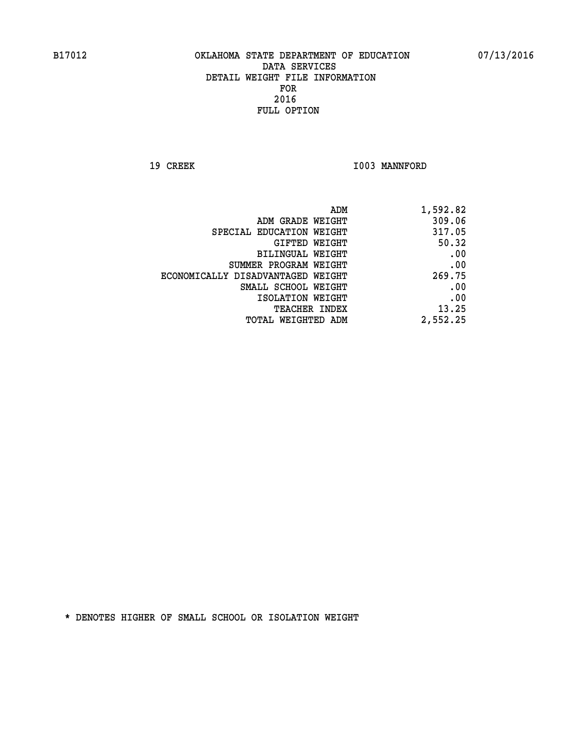B17012 OKLAHOMA STATE DEPARTMENT OF EDUCATION 07/13/2016

DATA SERVICES
DETAIL WEIGHT FILE INFORMATION
FOR
2016
FULL OPTION

19 CREEK I003 MANNFORD

| | |
|---|---|
| ADM | 1,592.82 |
| ADM GRADE WEIGHT | 309.06 |
| SPECIAL EDUCATION WEIGHT | 317.05 |
| GIFTED WEIGHT | 50.32 |
| BILINGUAL WEIGHT | .00 |
| SUMMER PROGRAM WEIGHT | .00 |
| ECONOMICALLY DISADVANTAGED WEIGHT | 269.75 |
| SMALL SCHOOL WEIGHT | .00 |
| ISOLATION WEIGHT | .00 |
| TEACHER INDEX | 13.25 |
| TOTAL WEIGHTED ADM | 2,552.25 |

* DENOTES HIGHER OF SMALL SCHOOL OR ISOLATION WEIGHT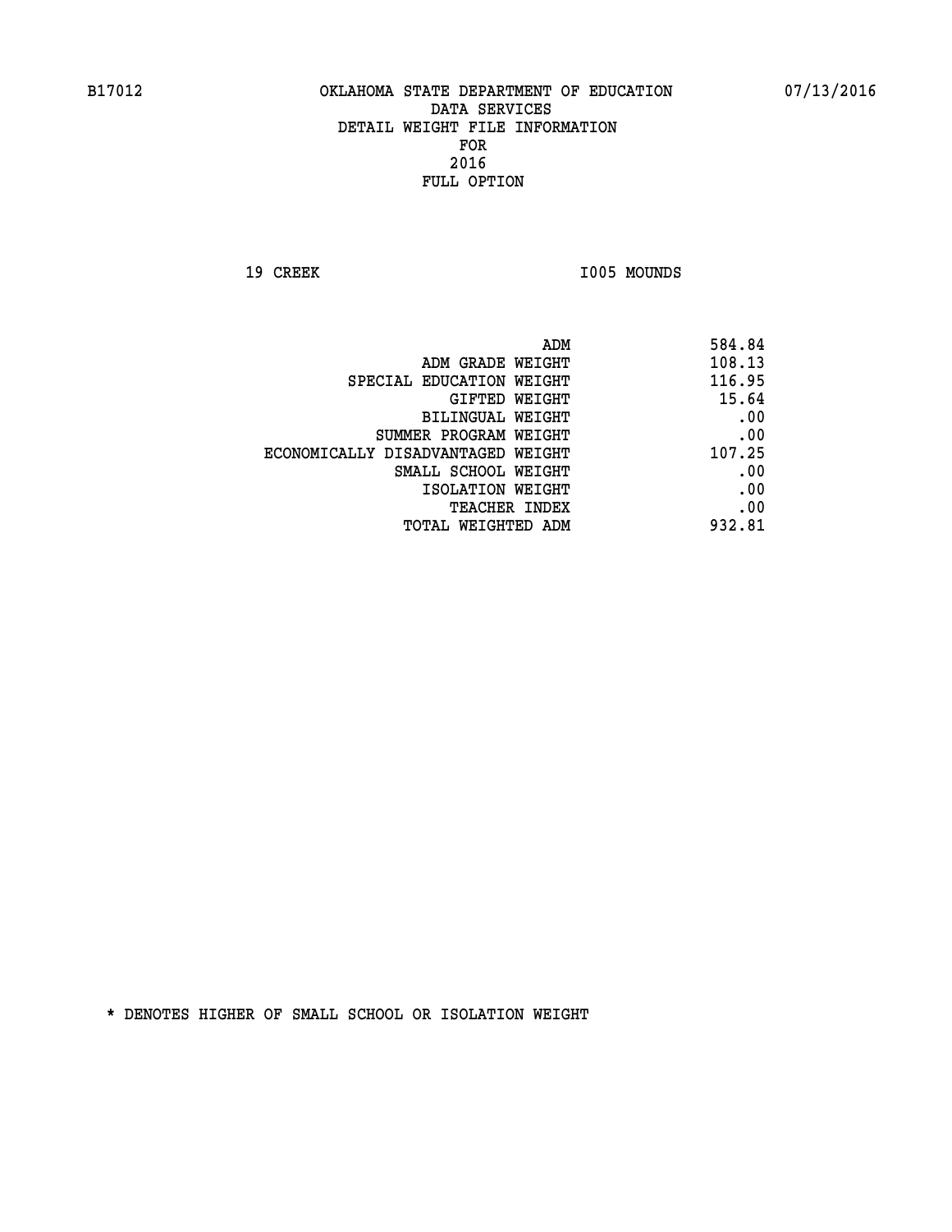B17012 OKLAHOMA STATE DEPARTMENT OF EDUCATION 07/13/2016

DATA SERVICES

DETAIL WEIGHT FILE INFORMATION

FOR

2016

FULL OPTION

19 CREEK I005 MOUNDS

| | |
|---|---|
| ADM | 584.84 |
| ADM GRADE WEIGHT | 108.13 |
| SPECIAL EDUCATION WEIGHT | 116.95 |
| GIFTED WEIGHT | 15.64 |
| BILINGUAL WEIGHT | .00 |
| SUMMER PROGRAM WEIGHT | .00 |
| ECONOMICALLY DISADVANTAGED WEIGHT | 107.25 |
| SMALL SCHOOL WEIGHT | .00 |
| ISOLATION WEIGHT | .00 |
| TEACHER INDEX | .00 |
| TOTAL WEIGHTED ADM | 932.81 |

* DENOTES HIGHER OF SMALL SCHOOL OR ISOLATION WEIGHT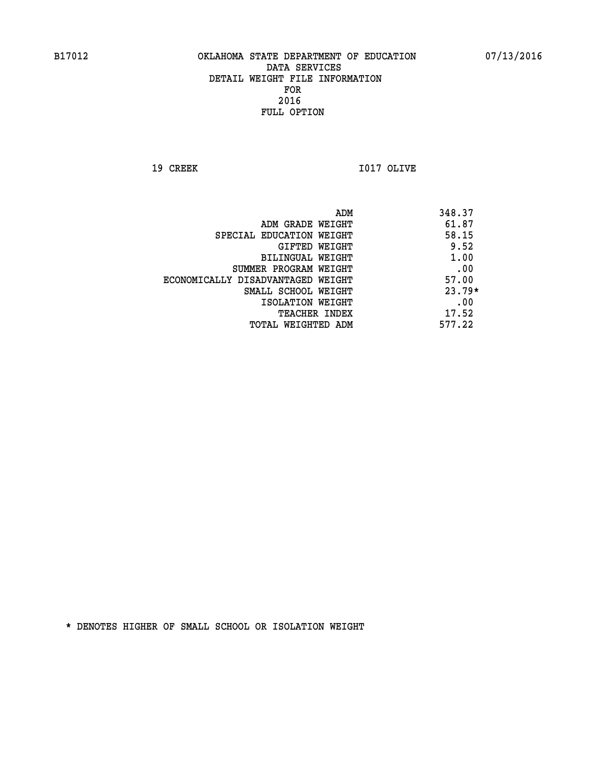B17012 OKLAHOMA STATE DEPARTMENT OF EDUCATION 07/13/2016

DATA SERVICES
DETAIL WEIGHT FILE INFORMATION
FOR
2016
FULL OPTION

19 CREEK I017 OLIVE

| | |
|---|---|
| ADM | 348.37 |
| ADM GRADE WEIGHT | 61.87 |
| SPECIAL EDUCATION WEIGHT | 58.15 |
| GIFTED WEIGHT | 9.52 |
| BILINGUAL WEIGHT | 1.00 |
| SUMMER PROGRAM WEIGHT | .00 |
| ECONOMICALLY DISADVANTAGED WEIGHT | 57.00 |
| SMALL SCHOOL WEIGHT | 23.79* |
| ISOLATION WEIGHT | .00 |
| TEACHER INDEX | 17.52 |
| TOTAL WEIGHTED ADM | 577.22 |

* DENOTES HIGHER OF SMALL SCHOOL OR ISOLATION WEIGHT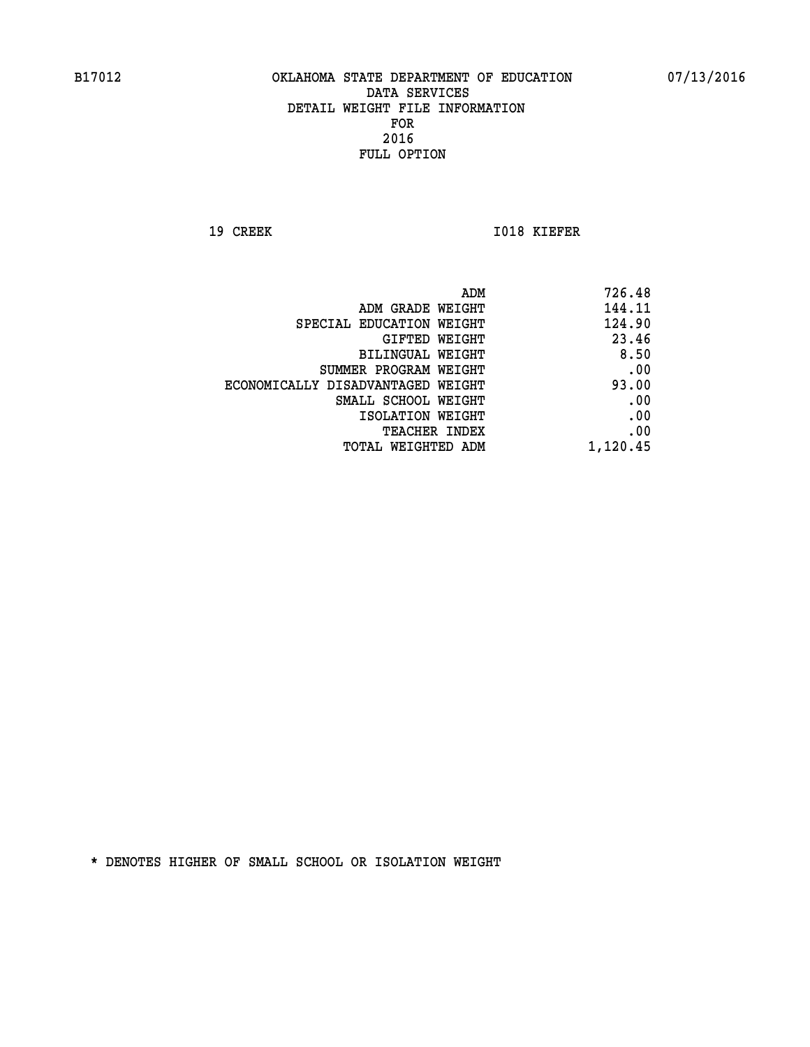B17012 OKLAHOMA STATE DEPARTMENT OF EDUCATION 07/13/2016

DATA SERVICES
DETAIL WEIGHT FILE INFORMATION
FOR
2016
FULL OPTION

19 CREEK I018 KIEFER

| | |
|---|---|
| ADM | 726.48 |
| ADM GRADE WEIGHT | 144.11 |
| SPECIAL EDUCATION WEIGHT | 124.90 |
| GIFTED WEIGHT | 23.46 |
| BILINGUAL WEIGHT | 8.50 |
| SUMMER PROGRAM WEIGHT | .00 |
| ECONOMICALLY DISADVANTAGED WEIGHT | 93.00 |
| SMALL SCHOOL WEIGHT | .00 |
| ISOLATION WEIGHT | .00 |
| TEACHER INDEX | .00 |
| TOTAL WEIGHTED ADM | 1,120.45 |

* DENOTES HIGHER OF SMALL SCHOOL OR ISOLATION WEIGHT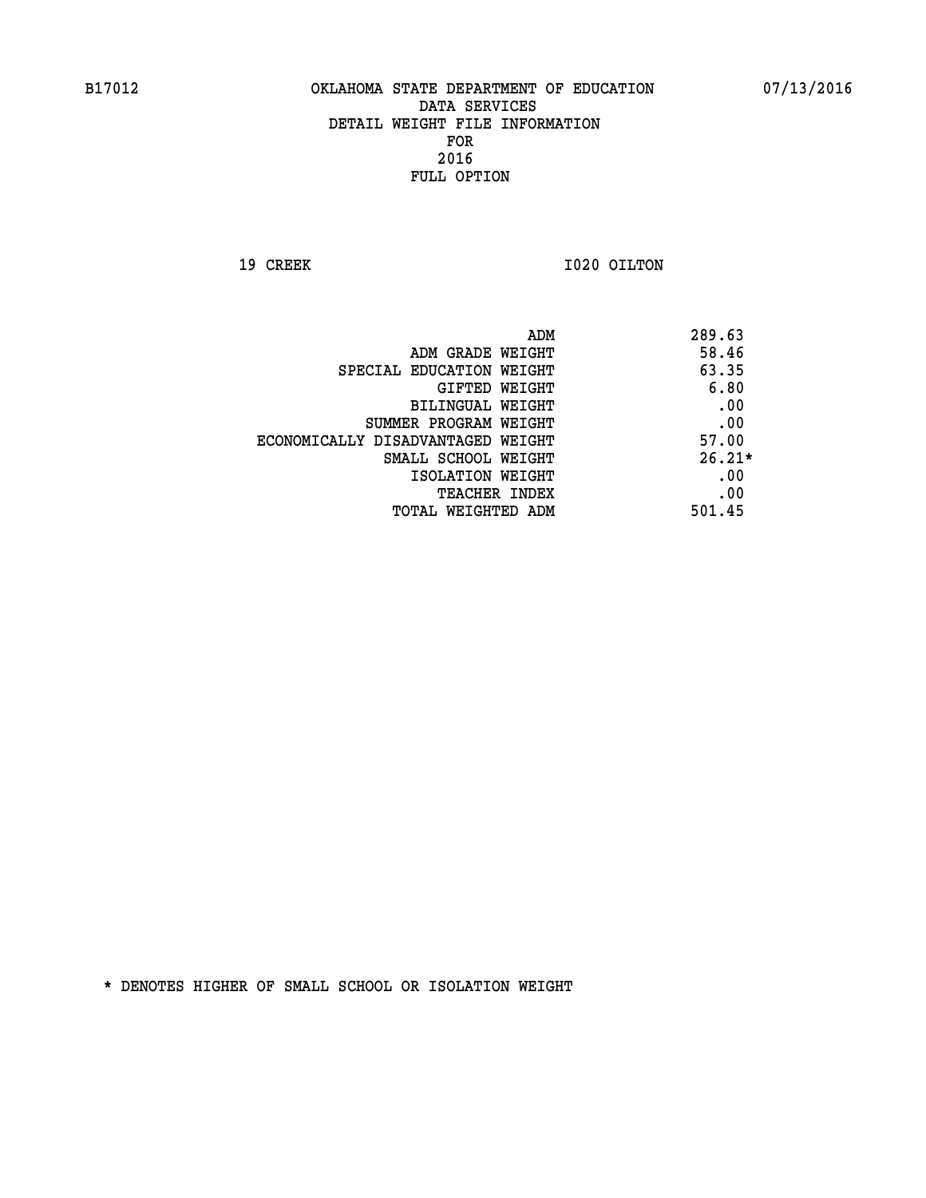B17012 OKLAHOMA STATE DEPARTMENT OF EDUCATION 07/13/2016

DATA SERVICES
DETAIL WEIGHT FILE INFORMATION
FOR
2016
FULL OPTION

19 CREEK I020 OILTON

| | |
|---|---|
| ADM | 289.63 |
| ADM GRADE WEIGHT | 58.46 |
| SPECIAL EDUCATION WEIGHT | 63.35 |
| GIFTED WEIGHT | 6.80 |
| BILINGUAL WEIGHT | .00 |
| SUMMER PROGRAM WEIGHT | .00 |
| ECONOMICALLY DISADVANTAGED WEIGHT | 57.00 |
| SMALL SCHOOL WEIGHT | 26.21* |
| ISOLATION WEIGHT | .00 |
| TEACHER INDEX | .00 |
| TOTAL WEIGHTED ADM | 501.45 |

* DENOTES HIGHER OF SMALL SCHOOL OR ISOLATION WEIGHT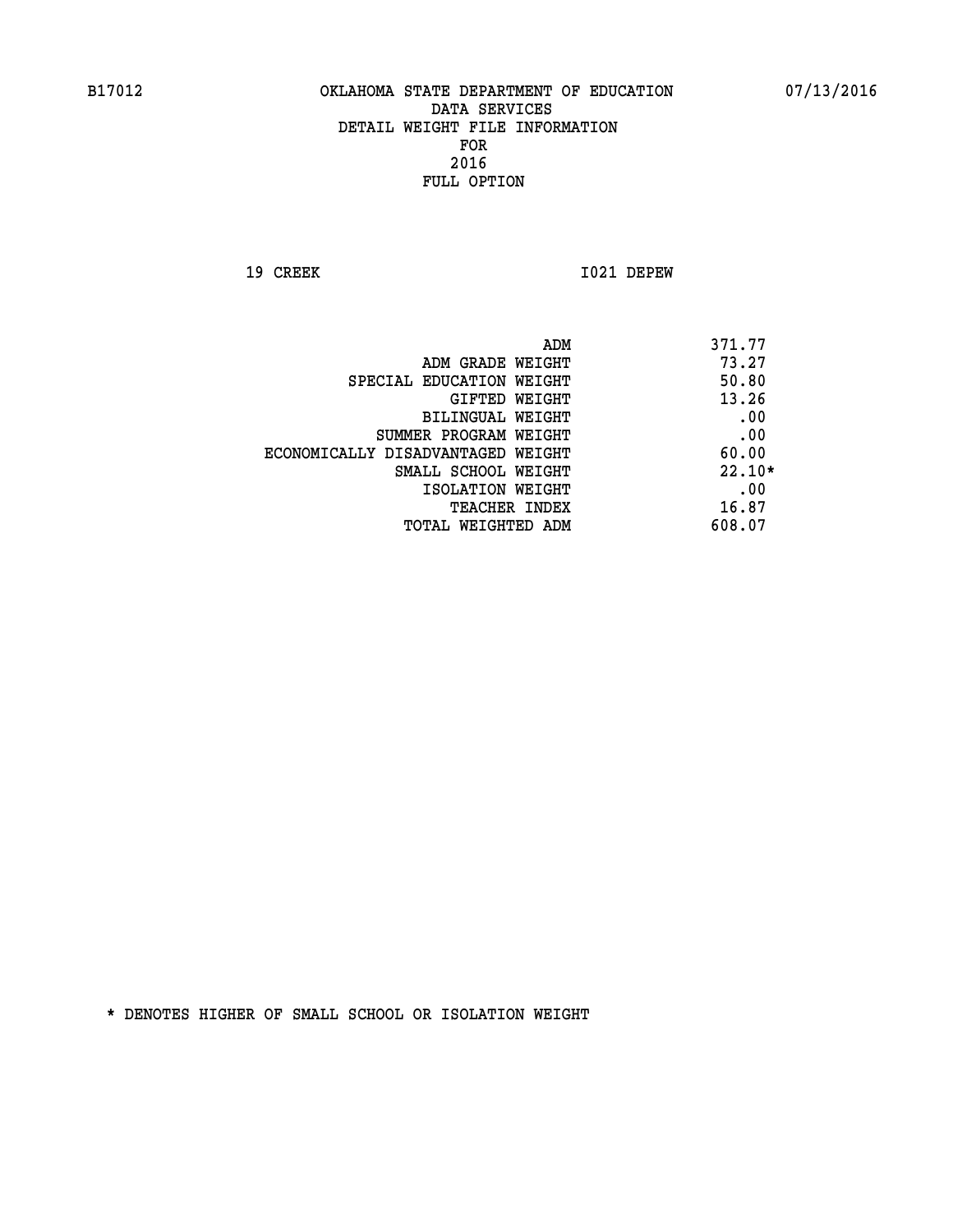B17012 OKLAHOMA STATE DEPARTMENT OF EDUCATION 07/13/2016

DATA SERVICES
DETAIL WEIGHT FILE INFORMATION
FOR
2016
FULL OPTION

19 CREEK I021 DEPEW

| | |
|---|---|
| ADM | 371.77 |
| ADM GRADE WEIGHT | 73.27 |
| SPECIAL EDUCATION WEIGHT | 50.80 |
| GIFTED WEIGHT | 13.26 |
| BILINGUAL WEIGHT | .00 |
| SUMMER PROGRAM WEIGHT | .00 |
| ECONOMICALLY DISADVANTAGED WEIGHT | 60.00 |
| SMALL SCHOOL WEIGHT | 22.10* |
| ISOLATION WEIGHT | .00 |
| TEACHER INDEX | 16.87 |
| TOTAL WEIGHTED ADM | 608.07 |

* DENOTES HIGHER OF SMALL SCHOOL OR ISOLATION WEIGHT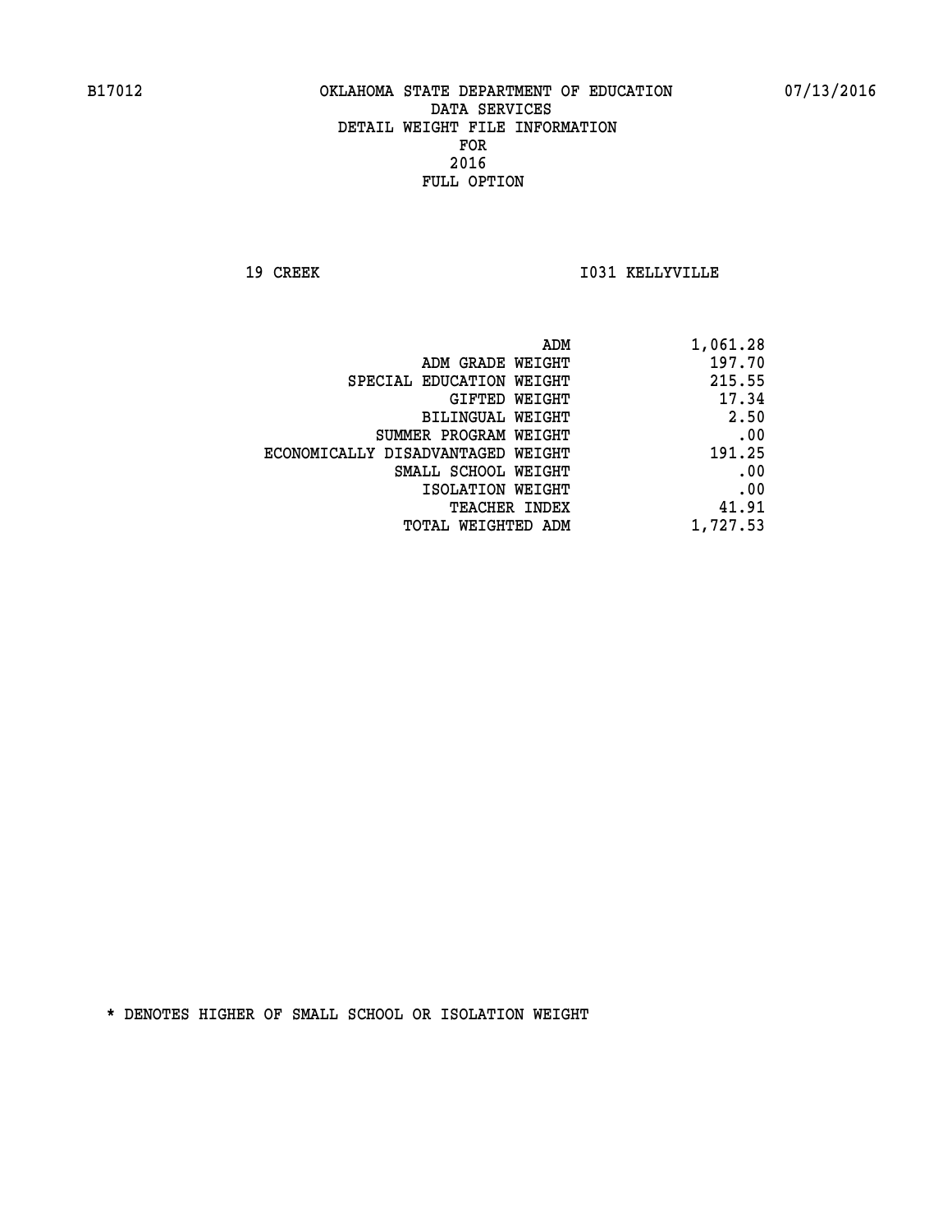B17012 OKLAHOMA STATE DEPARTMENT OF EDUCATION 07/13/2016

DATA SERVICES

DETAIL WEIGHT FILE INFORMATION

FOR

2016

FULL OPTION

19 CREEK I031 KELLYVILLE

| | |
|---|---|
| ADM | 1,061.28 |
| ADM GRADE WEIGHT | 197.70 |
| SPECIAL EDUCATION WEIGHT | 215.55 |
| GIFTED WEIGHT | 17.34 |
| BILINGUAL WEIGHT | 2.50 |
| SUMMER PROGRAM WEIGHT | .00 |
| ECONOMICALLY DISADVANTAGED WEIGHT | 191.25 |
| SMALL SCHOOL WEIGHT | .00 |
| ISOLATION WEIGHT | .00 |
| TEACHER INDEX | 41.91 |
| TOTAL WEIGHTED ADM | 1,727.53 |

* DENOTES HIGHER OF SMALL SCHOOL OR ISOLATION WEIGHT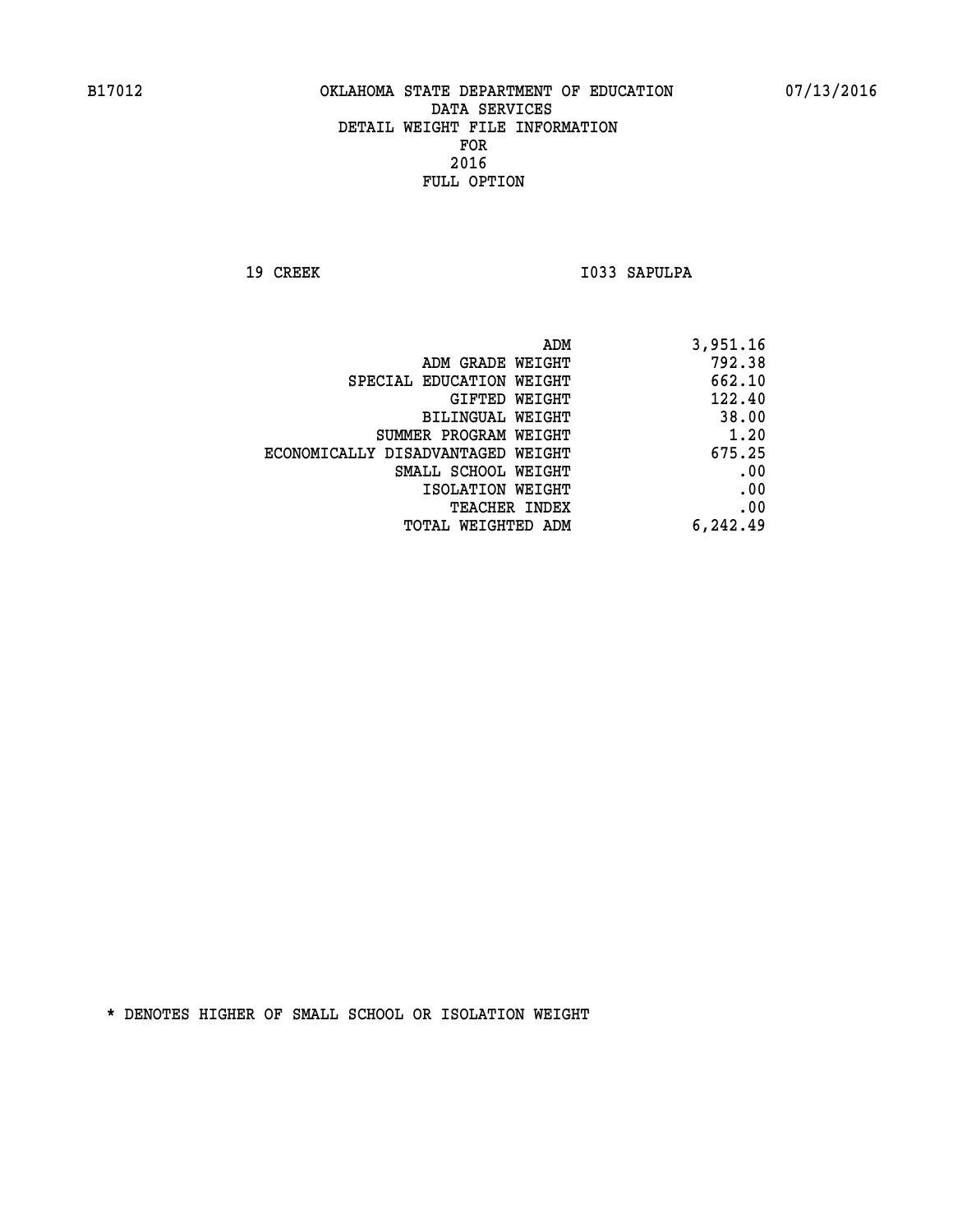B17012 OKLAHOMA STATE DEPARTMENT OF EDUCATION 07/13/2016
DATA SERVICES
DETAIL WEIGHT FILE INFORMATION
FOR
2016
FULL OPTION

19 CREEK I033 SAPULPA

| | |
|---|---|
| ADM | 3,951.16 |
| ADM GRADE WEIGHT | 792.38 |
| SPECIAL EDUCATION WEIGHT | 662.10 |
| GIFTED WEIGHT | 122.40 |
| BILINGUAL WEIGHT | 38.00 |
| SUMMER PROGRAM WEIGHT | 1.20 |
| ECONOMICALLY DISADVANTAGED WEIGHT | 675.25 |
| SMALL SCHOOL WEIGHT | .00 |
| ISOLATION WEIGHT | .00 |
| TEACHER INDEX | .00 |
| TOTAL WEIGHTED ADM | 6,242.49 |

* DENOTES HIGHER OF SMALL SCHOOL OR ISOLATION WEIGHT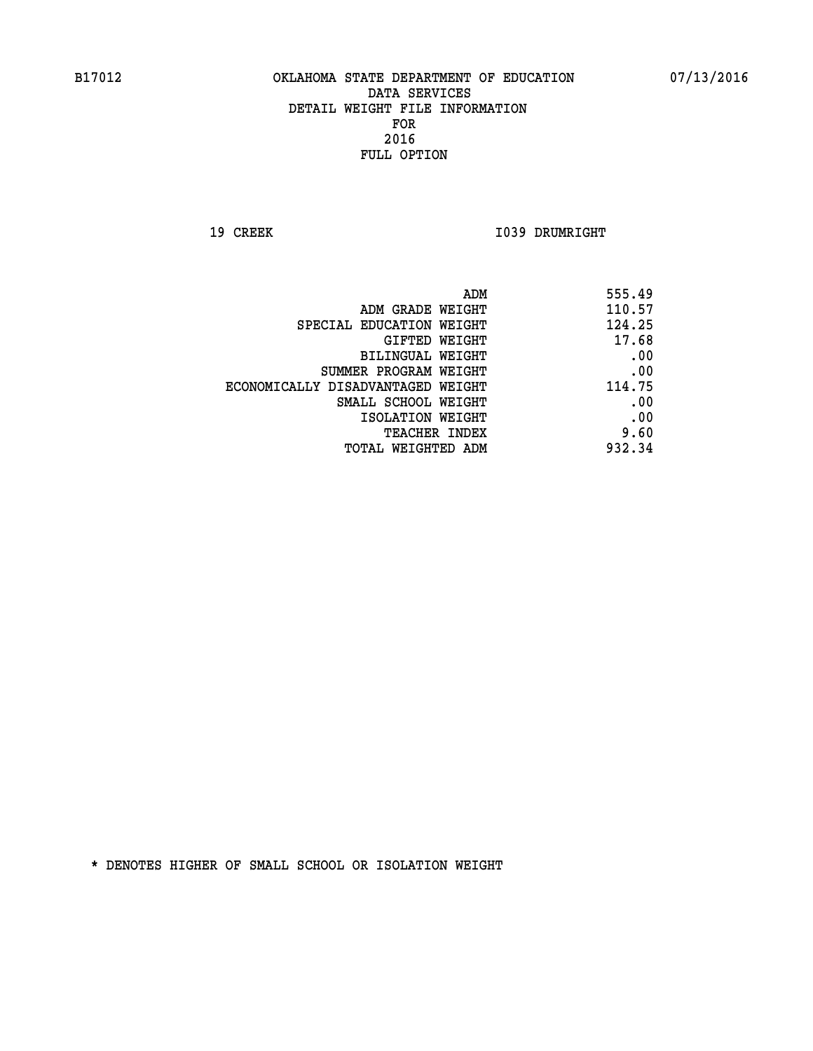B17012 OKLAHOMA STATE DEPARTMENT OF EDUCATION 07/13/2016

DATA SERVICES

DETAIL WEIGHT FILE INFORMATION

FOR

2016

FULL OPTION

19 CREEK I039 DRUMRIGHT

| | |
|---|---|
| ADM | 555.49 |
| ADM GRADE WEIGHT | 110.57 |
| SPECIAL EDUCATION WEIGHT | 124.25 |
| GIFTED WEIGHT | 17.68 |
| BILINGUAL WEIGHT | .00 |
| SUMMER PROGRAM WEIGHT | .00 |
| ECONOMICALLY DISADVANTAGED WEIGHT | 114.75 |
| SMALL SCHOOL WEIGHT | .00 |
| ISOLATION WEIGHT | .00 |
| TEACHER INDEX | 9.60 |
| TOTAL WEIGHTED ADM | 932.34 |

* DENOTES HIGHER OF SMALL SCHOOL OR ISOLATION WEIGHT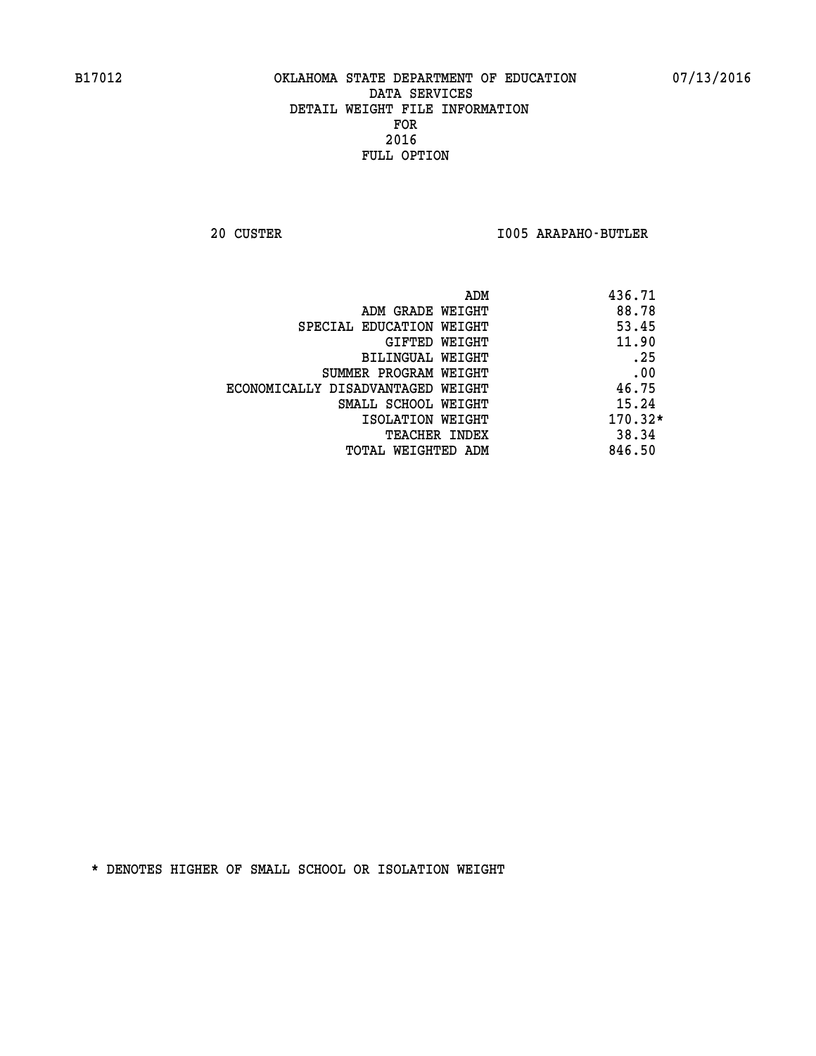OKLAHOMA STATE DEPARTMENT OF EDUCATION
DATA SERVICES
DETAIL WEIGHT FILE INFORMATION
FOR
2016
FULL OPTION

20 CUSTER I005 ARAPAHO-BUTLER

| | |
|---|---|
| ADM | 436.71 |
| ADM GRADE WEIGHT | 88.78 |
| SPECIAL EDUCATION WEIGHT | 53.45 |
| GIFTED WEIGHT | 11.90 |
| BILINGUAL WEIGHT | .25 |
| SUMMER PROGRAM WEIGHT | .00 |
| ECONOMICALLY DISADVANTAGED WEIGHT | 46.75 |
| SMALL SCHOOL WEIGHT | 15.24 |
| ISOLATION WEIGHT | 170.32* |
| TEACHER INDEX | 38.34 |
| TOTAL WEIGHTED ADM | 846.50 |

* DENOTES HIGHER OF SMALL SCHOOL OR ISOLATION WEIGHT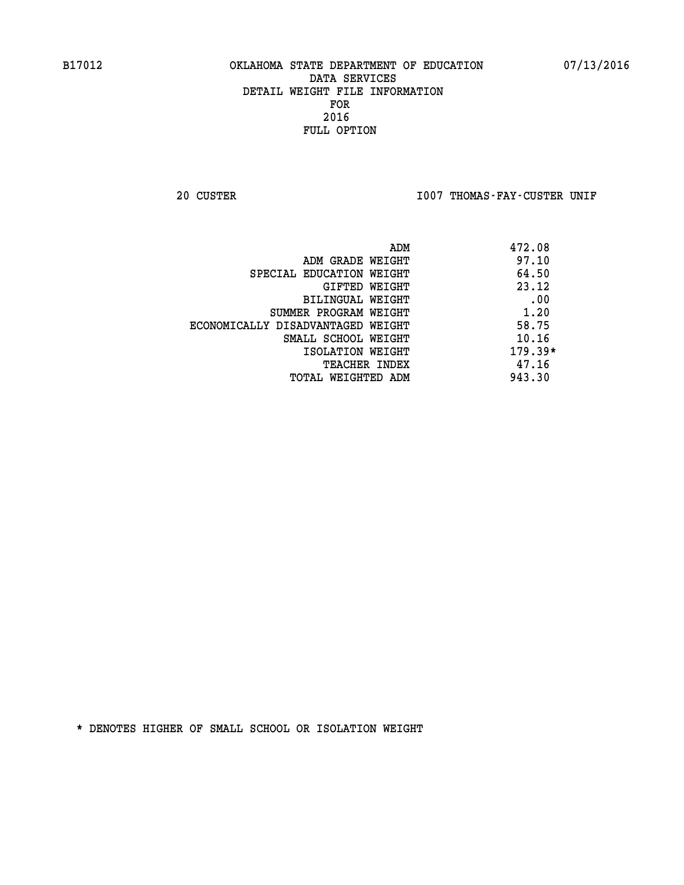B17012 OKLAHOMA STATE DEPARTMENT OF EDUCATION 07/13/2016

DATA SERVICES

DETAIL WEIGHT FILE INFORMATION

FOR

2016

FULL OPTION

20 CUSTER I007 THOMAS-FAY-CUSTER UNIF

| | |
|---|---|
| ADM | 472.08 |
| ADM GRADE WEIGHT | 97.10 |
| SPECIAL EDUCATION WEIGHT | 64.50 |
| GIFTED WEIGHT | 23.12 |
| BILINGUAL WEIGHT | .00 |
| SUMMER PROGRAM WEIGHT | 1.20 |
| ECONOMICALLY DISADVANTAGED WEIGHT | 58.75 |
| SMALL SCHOOL WEIGHT | 10.16 |
| ISOLATION WEIGHT | 179.39* |
| TEACHER INDEX | 47.16 |
| TOTAL WEIGHTED ADM | 943.30 |

* DENOTES HIGHER OF SMALL SCHOOL OR ISOLATION WEIGHT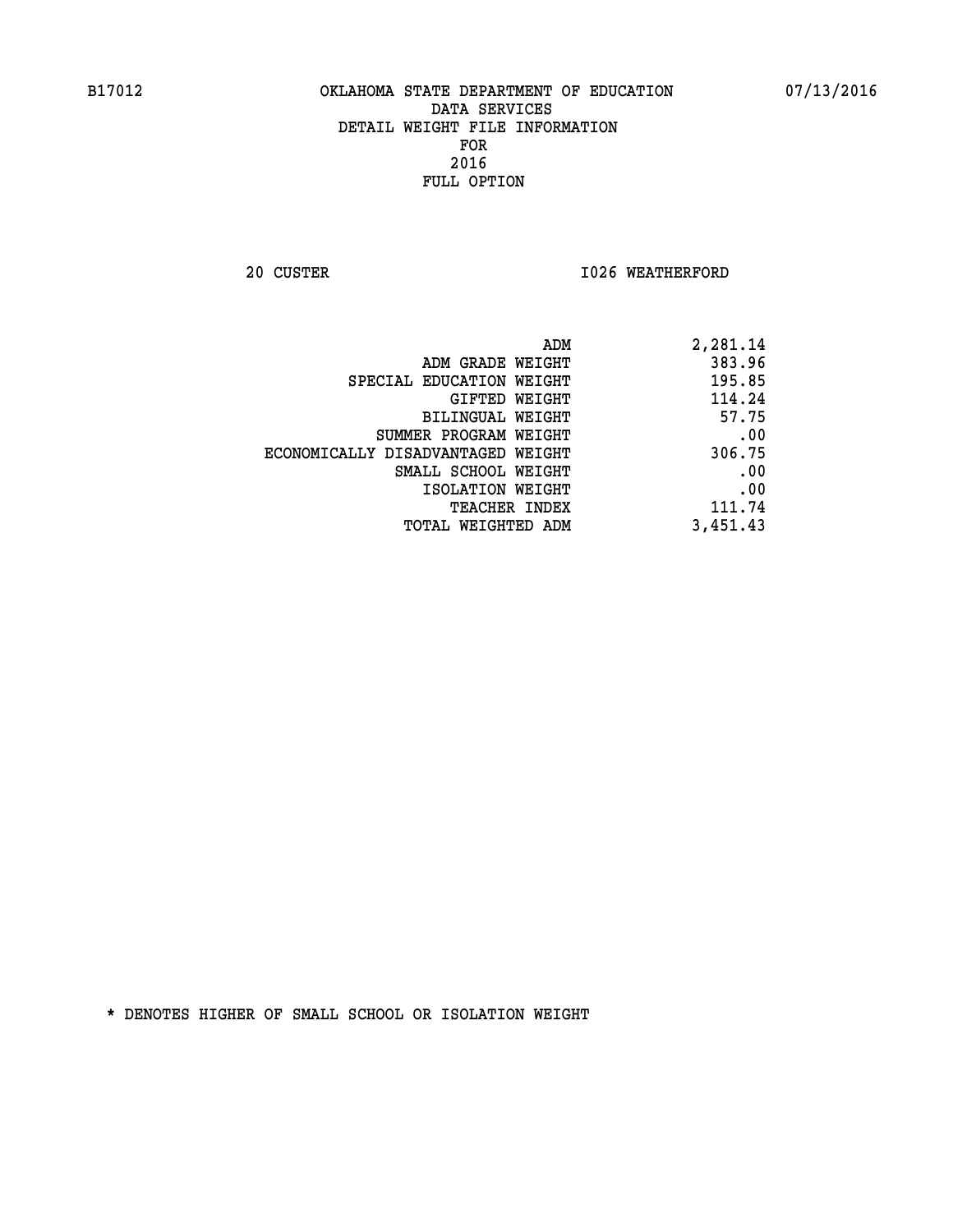B17012 OKLAHOMA STATE DEPARTMENT OF EDUCATION 07/13/2016

DATA SERVICES
DETAIL WEIGHT FILE INFORMATION
FOR
2016
FULL OPTION

20 CUSTER I026 WEATHERFORD

| | |
|---|---|
| ADM | 2,281.14 |
| ADM GRADE WEIGHT | 383.96 |
| SPECIAL EDUCATION WEIGHT | 195.85 |
| GIFTED WEIGHT | 114.24 |
| BILINGUAL WEIGHT | 57.75 |
| SUMMER PROGRAM WEIGHT | .00 |
| ECONOMICALLY DISADVANTAGED WEIGHT | 306.75 |
| SMALL SCHOOL WEIGHT | .00 |
| ISOLATION WEIGHT | .00 |
| TEACHER INDEX | 111.74 |
| TOTAL WEIGHTED ADM | 3,451.43 |

* DENOTES HIGHER OF SMALL SCHOOL OR ISOLATION WEIGHT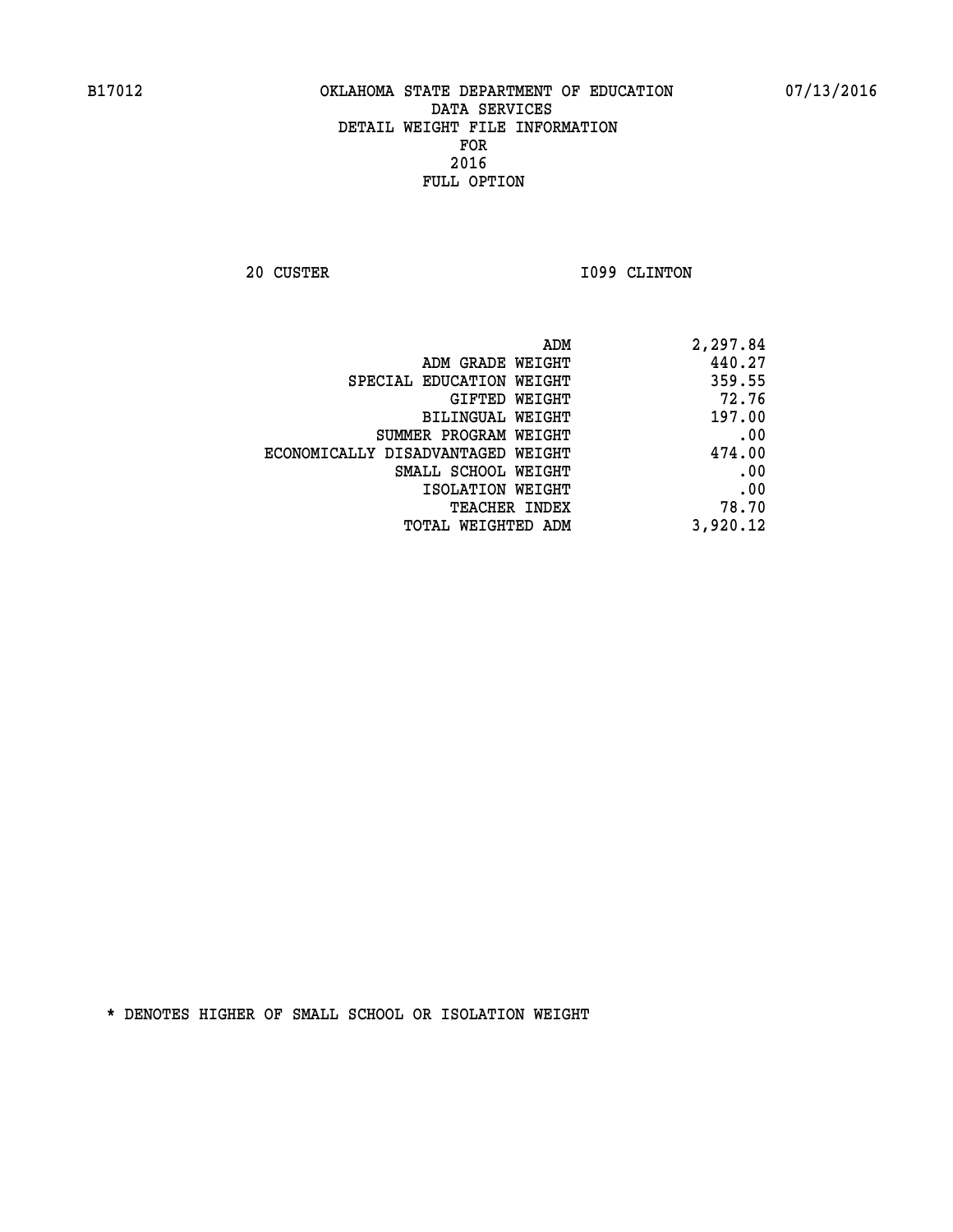B17012 OKLAHOMA STATE DEPARTMENT OF EDUCATION 07/13/2016

DATA SERVICES
DETAIL WEIGHT FILE INFORMATION
FOR
2016
FULL OPTION

20 CUSTER I099 CLINTON

| | |
|---|---|
| ADM | 2,297.84 |
| ADM GRADE WEIGHT | 440.27 |
| SPECIAL EDUCATION WEIGHT | 359.55 |
| GIFTED WEIGHT | 72.76 |
| BILINGUAL WEIGHT | 197.00 |
| SUMMER PROGRAM WEIGHT | .00 |
| ECONOMICALLY DISADVANTAGED WEIGHT | 474.00 |
| SMALL SCHOOL WEIGHT | .00 |
| ISOLATION WEIGHT | .00 |
| TEACHER INDEX | 78.70 |
| TOTAL WEIGHTED ADM | 3,920.12 |

* DENOTES HIGHER OF SMALL SCHOOL OR ISOLATION WEIGHT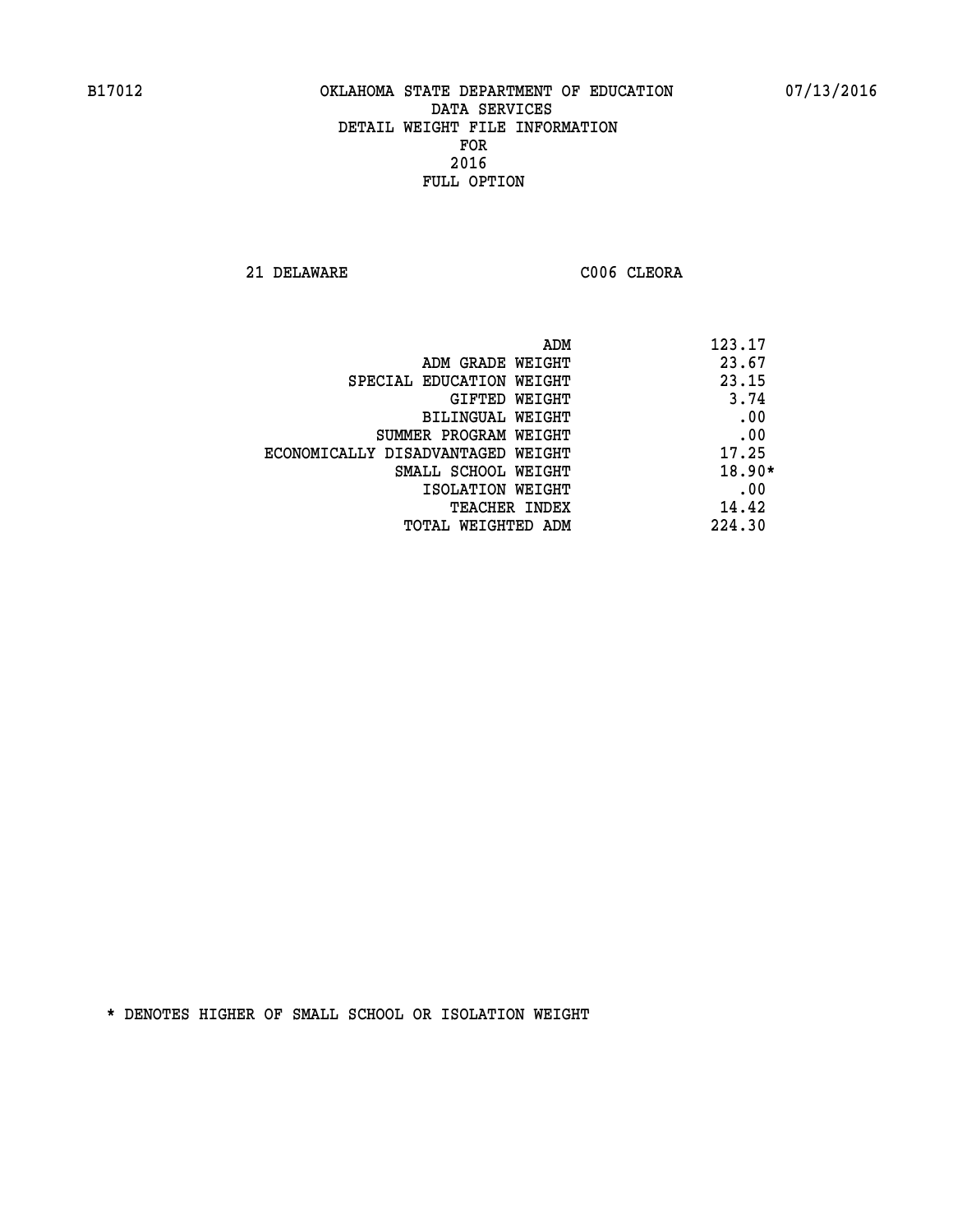B17012 OKLAHOMA STATE DEPARTMENT OF EDUCATION 07/13/2016
DATA SERVICES
DETAIL WEIGHT FILE INFORMATION
FOR
2016
FULL OPTION

21 DELAWARE C006 CLEORA

| | |
|---|---|
| ADM | 123.17 |
| ADM GRADE WEIGHT | 23.67 |
| SPECIAL EDUCATION WEIGHT | 23.15 |
| GIFTED WEIGHT | 3.74 |
| BILINGUAL WEIGHT | .00 |
| SUMMER PROGRAM WEIGHT | .00 |
| ECONOMICALLY DISADVANTAGED WEIGHT | 17.25 |
| SMALL SCHOOL WEIGHT | 18.90* |
| ISOLATION WEIGHT | .00 |
| TEACHER INDEX | 14.42 |
| TOTAL WEIGHTED ADM | 224.30 |

* DENOTES HIGHER OF SMALL SCHOOL OR ISOLATION WEIGHT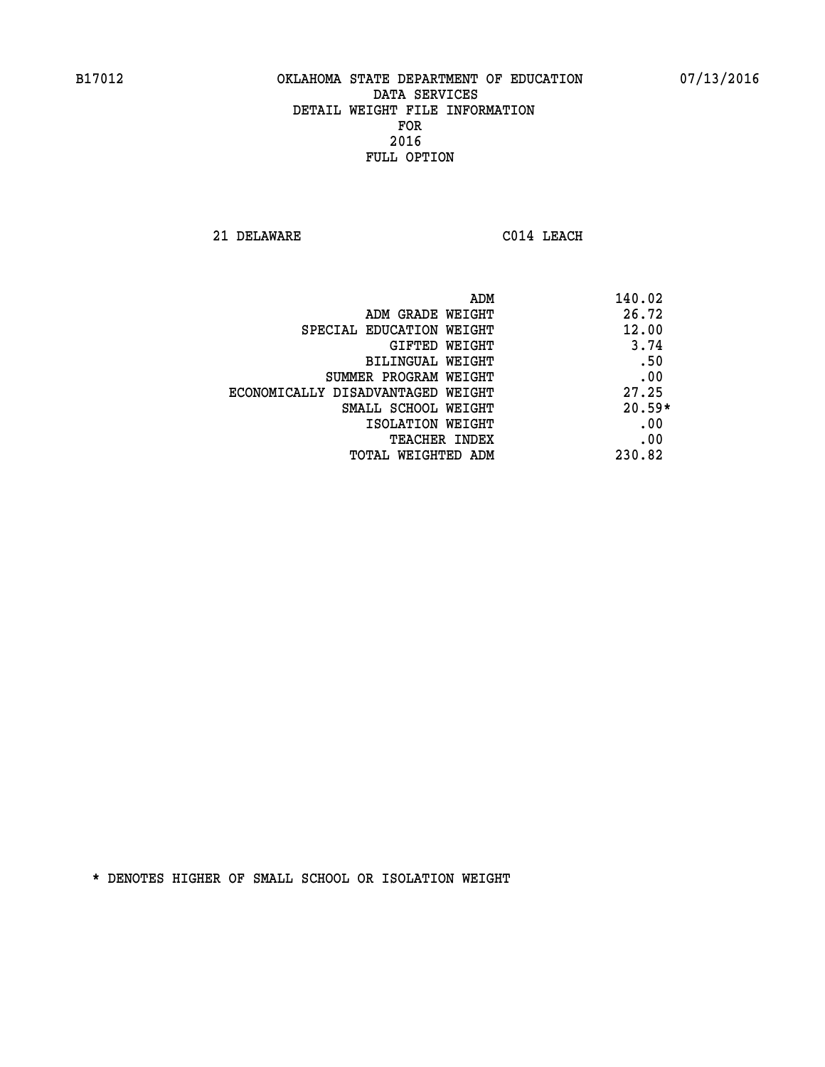B17012 OKLAHOMA STATE DEPARTMENT OF EDUCATION 07/13/2016

DATA SERVICES
DETAIL WEIGHT FILE INFORMATION
FOR
2016
FULL OPTION

21 DELAWARE C014 LEACH

| | |
|---|---|
| ADM | 140.02 |
| ADM GRADE WEIGHT | 26.72 |
| SPECIAL EDUCATION WEIGHT | 12.00 |
| GIFTED WEIGHT | 3.74 |
| BILINGUAL WEIGHT | .50 |
| SUMMER PROGRAM WEIGHT | .00 |
| ECONOMICALLY DISADVANTAGED WEIGHT | 27.25 |
| SMALL SCHOOL WEIGHT | 20.59* |
| ISOLATION WEIGHT | .00 |
| TEACHER INDEX | .00 |
| TOTAL WEIGHTED ADM | 230.82 |

* DENOTES HIGHER OF SMALL SCHOOL OR ISOLATION WEIGHT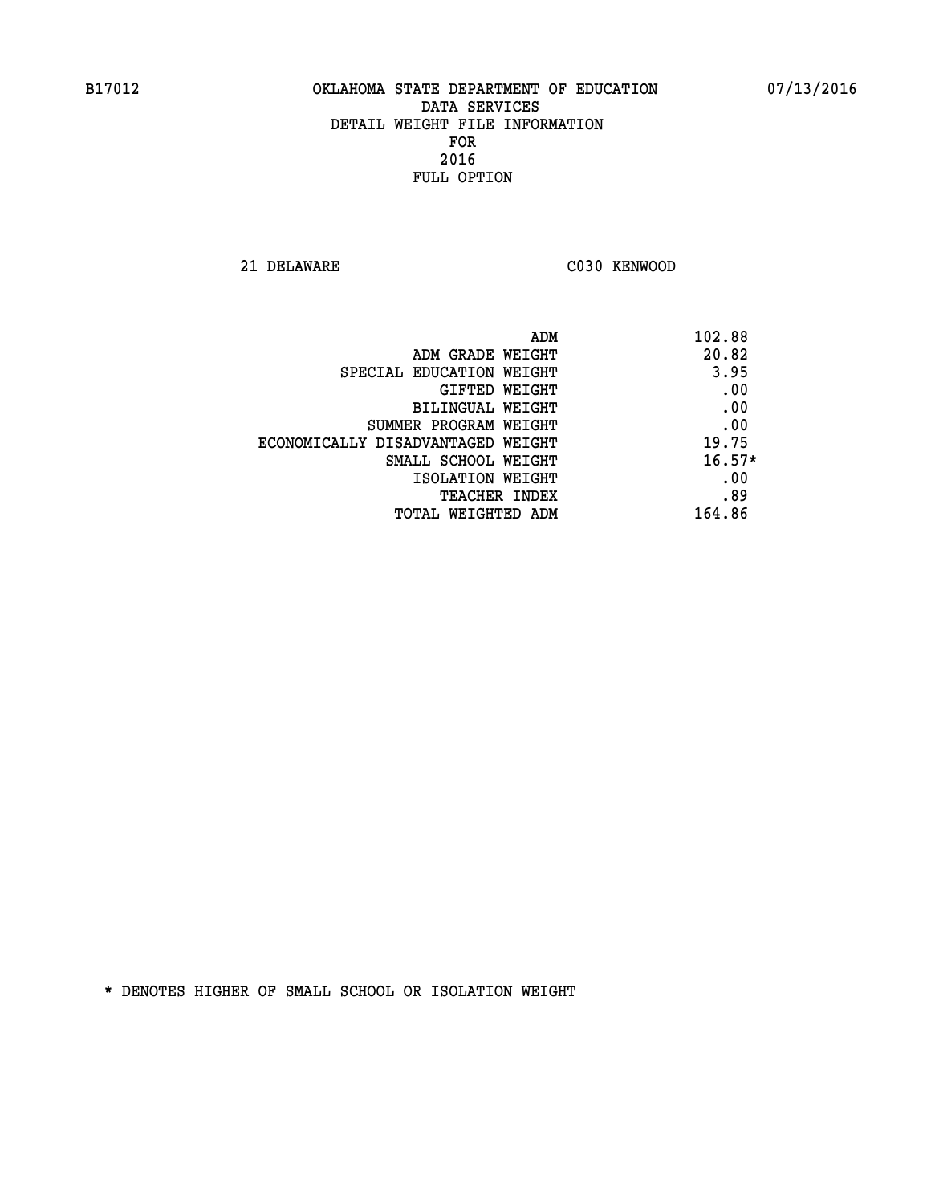B17012 OKLAHOMA STATE DEPARTMENT OF EDUCATION 07/13/2016
DATA SERVICES
DETAIL WEIGHT FILE INFORMATION
FOR
2016
FULL OPTION

21 DELAWARE C030 KENWOOD

| | |
|---|---|
| ADM | 102.88 |
| ADM GRADE WEIGHT | 20.82 |
| SPECIAL EDUCATION WEIGHT | 3.95 |
| GIFTED WEIGHT | .00 |
| BILINGUAL WEIGHT | .00 |
| SUMMER PROGRAM WEIGHT | .00 |
| ECONOMICALLY DISADVANTAGED WEIGHT | 19.75 |
| SMALL SCHOOL WEIGHT | 16.57* |
| ISOLATION WEIGHT | .00 |
| TEACHER INDEX | .89 |
| TOTAL WEIGHTED ADM | 164.86 |

* DENOTES HIGHER OF SMALL SCHOOL OR ISOLATION WEIGHT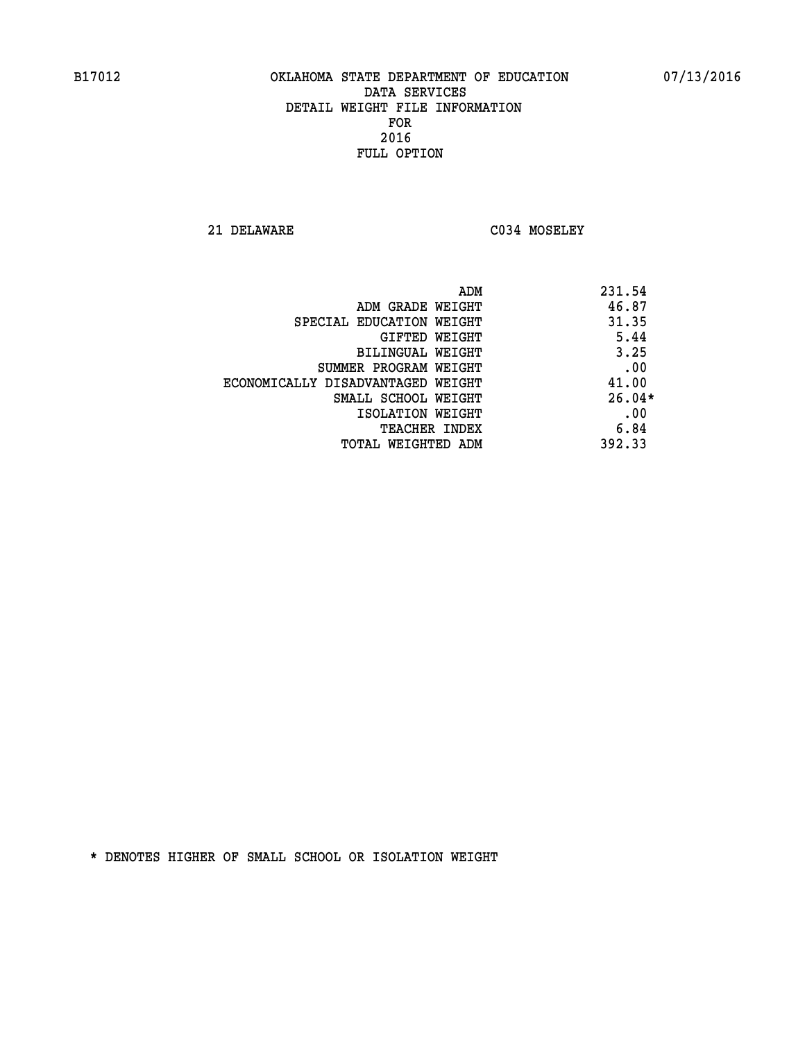# OKLAHOMA STATE DEPARTMENT OF EDUCATION
## DATA SERVICES
## DETAIL WEIGHT FILE INFORMATION
## FOR
## 2016
## FULL OPTION

21 DELAWARE C034 MOSELEY

| | |
|---|---|
| ADM | 231.54 |
| ADM GRADE WEIGHT | 46.87 |
| SPECIAL EDUCATION WEIGHT | 31.35 |
| GIFTED WEIGHT | 5.44 |
| BILINGUAL WEIGHT | 3.25 |
| SUMMER PROGRAM WEIGHT | .00 |
| ECONOMICALLY DISADVANTAGED WEIGHT | 41.00 |
| SMALL SCHOOL WEIGHT | 26.04* |
| ISOLATION WEIGHT | .00 |
| TEACHER INDEX | 6.84 |
| TOTAL WEIGHTED ADM | 392.33 |

* DENOTES HIGHER OF SMALL SCHOOL OR ISOLATION WEIGHT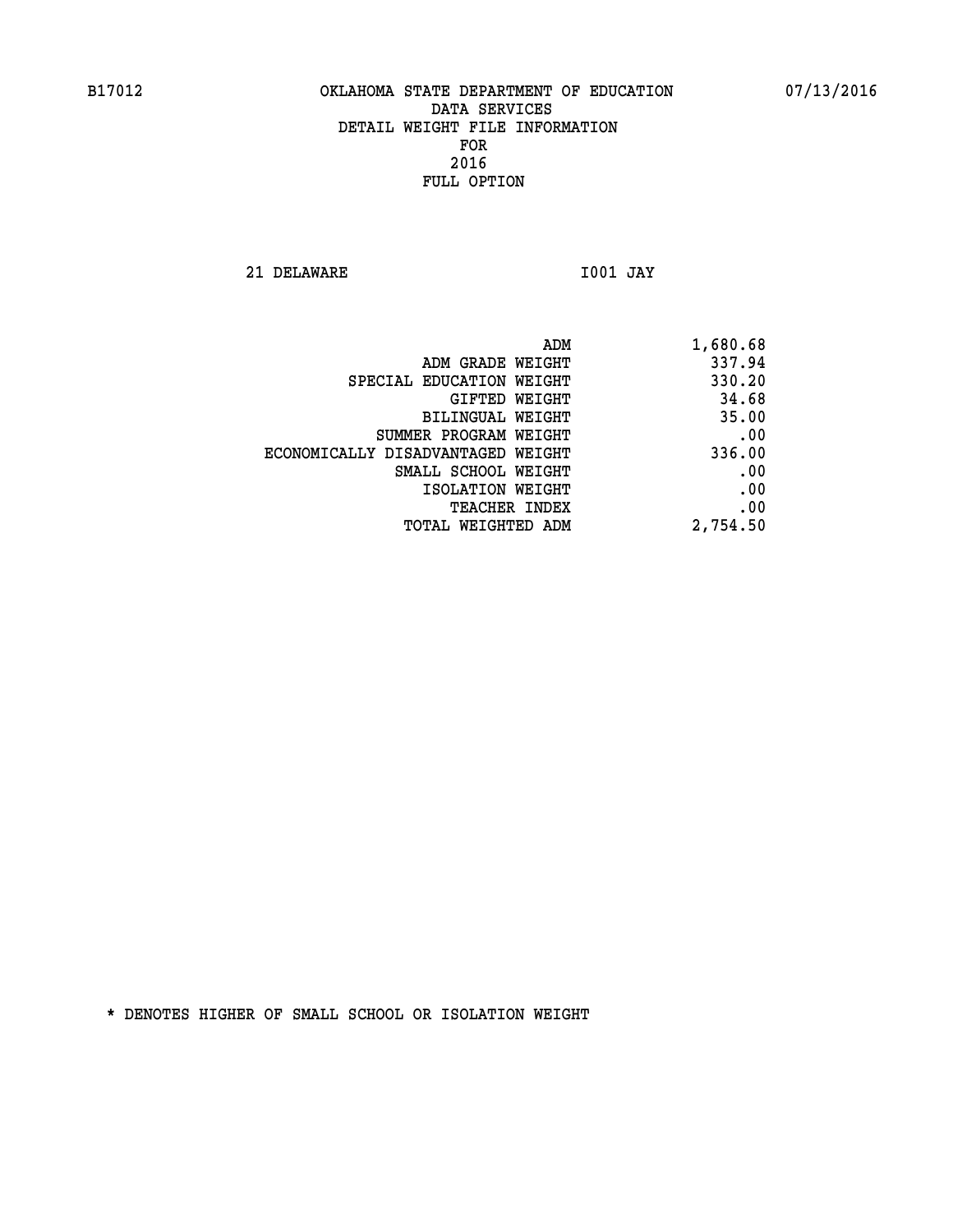B17012 OKLAHOMA STATE DEPARTMENT OF EDUCATION 07/13/2016

DATA SERVICES
DETAIL WEIGHT FILE INFORMATION
FOR
2016
FULL OPTION

21 DELAWARE I001 JAY

| | |
|---|---|
| ADM | 1,680.68 |
| ADM GRADE WEIGHT | 337.94 |
| SPECIAL EDUCATION WEIGHT | 330.20 |
| GIFTED WEIGHT | 34.68 |
| BILINGUAL WEIGHT | 35.00 |
| SUMMER PROGRAM WEIGHT | .00 |
| ECONOMICALLY DISADVANTAGED WEIGHT | 336.00 |
| SMALL SCHOOL WEIGHT | .00 |
| ISOLATION WEIGHT | .00 |
| TEACHER INDEX | .00 |
| TOTAL WEIGHTED ADM | 2,754.50 |

* DENOTES HIGHER OF SMALL SCHOOL OR ISOLATION WEIGHT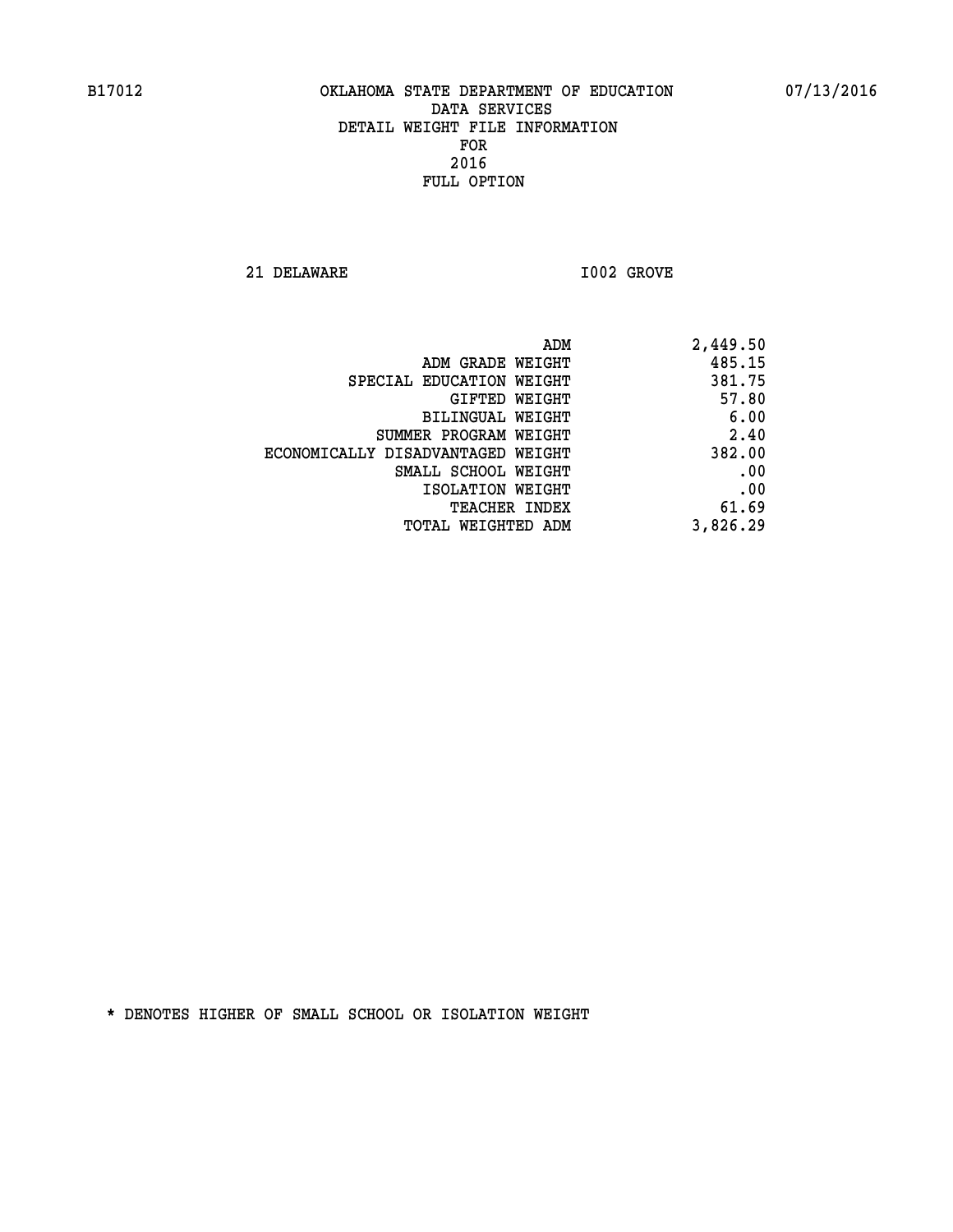B17012 OKLAHOMA STATE DEPARTMENT OF EDUCATION 07/13/2016

DATA SERVICES
DETAIL WEIGHT FILE INFORMATION
FOR
2016
FULL OPTION

21 DELAWARE I002 GROVE

| | |
|---|---|
| ADM | 2,449.50 |
| ADM GRADE WEIGHT | 485.15 |
| SPECIAL EDUCATION WEIGHT | 381.75 |
| GIFTED WEIGHT | 57.80 |
| BILINGUAL WEIGHT | 6.00 |
| SUMMER PROGRAM WEIGHT | 2.40 |
| ECONOMICALLY DISADVANTAGED WEIGHT | 382.00 |
| SMALL SCHOOL WEIGHT | .00 |
| ISOLATION WEIGHT | .00 |
| TEACHER INDEX | 61.69 |
| TOTAL WEIGHTED ADM | 3,826.29 |

* DENOTES HIGHER OF SMALL SCHOOL OR ISOLATION WEIGHT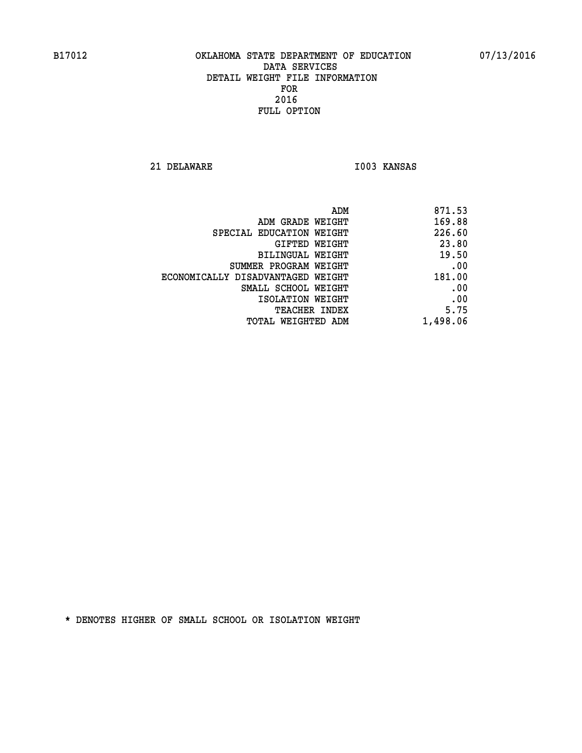B17012 OKLAHOMA STATE DEPARTMENT OF EDUCATION 07/13/2016

DATA SERVICES
DETAIL WEIGHT FILE INFORMATION
FOR
2016
FULL OPTION

21 DELAWARE I003 KANSAS

| | |
|---|---|
| ADM | 871.53 |
| ADM GRADE WEIGHT | 169.88 |
| SPECIAL EDUCATION WEIGHT | 226.60 |
| GIFTED WEIGHT | 23.80 |
| BILINGUAL WEIGHT | 19.50 |
| SUMMER PROGRAM WEIGHT | .00 |
| ECONOMICALLY DISADVANTAGED WEIGHT | 181.00 |
| SMALL SCHOOL WEIGHT | .00 |
| ISOLATION WEIGHT | .00 |
| TEACHER INDEX | 5.75 |
| TOTAL WEIGHTED ADM | 1,498.06 |

* DENOTES HIGHER OF SMALL SCHOOL OR ISOLATION WEIGHT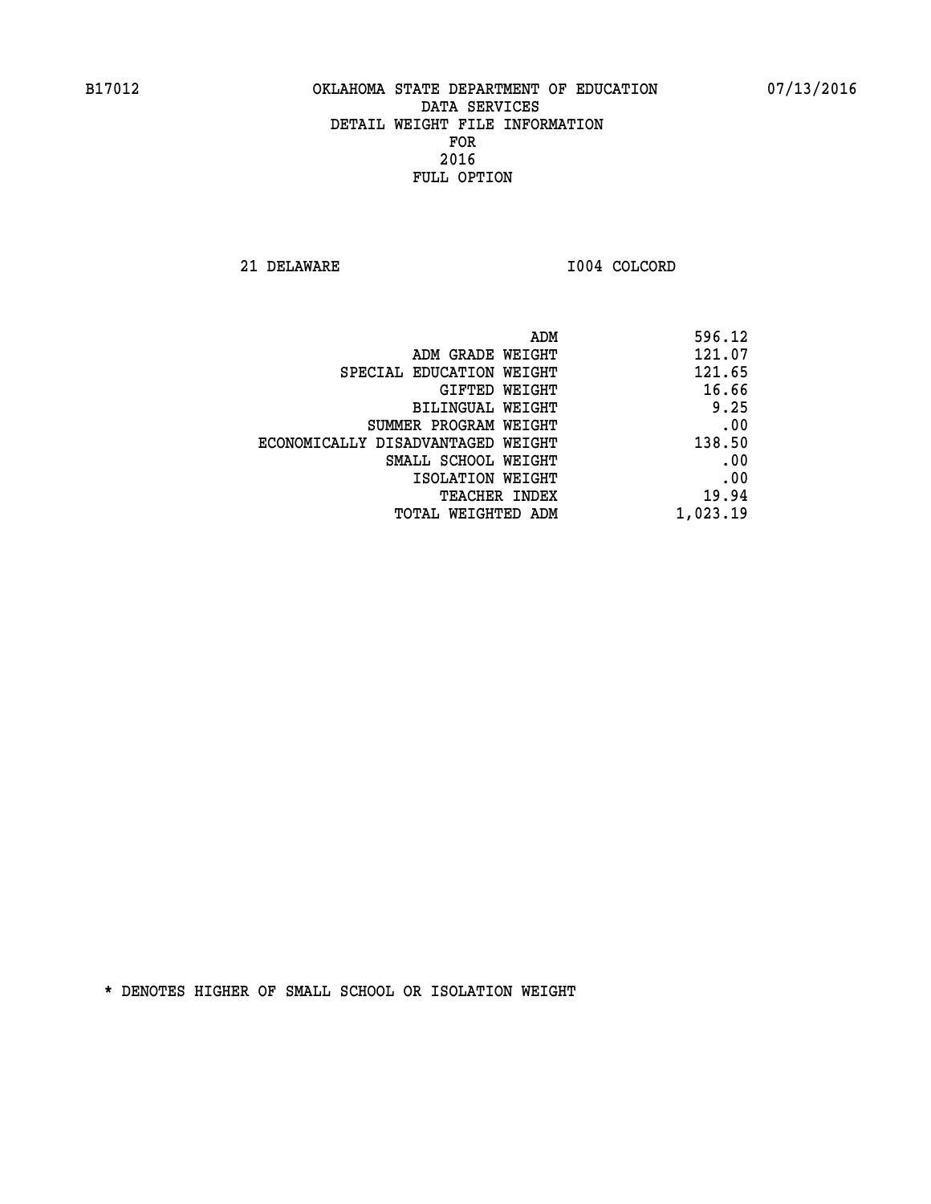B17012 OKLAHOMA STATE DEPARTMENT OF EDUCATION 07/13/2016

DATA SERVICES
DETAIL WEIGHT FILE INFORMATION
FOR
2016
FULL OPTION

21 DELAWARE I004 COLCORD

| | |
|---|---|
| ADM | 596.12 |
| ADM GRADE WEIGHT | 121.07 |
| SPECIAL EDUCATION WEIGHT | 121.65 |
| GIFTED WEIGHT | 16.66 |
| BILINGUAL WEIGHT | 9.25 |
| SUMMER PROGRAM WEIGHT | .00 |
| ECONOMICALLY DISADVANTAGED WEIGHT | 138.50 |
| SMALL SCHOOL WEIGHT | .00 |
| ISOLATION WEIGHT | .00 |
| TEACHER INDEX | 19.94 |
| TOTAL WEIGHTED ADM | 1,023.19 |

* DENOTES HIGHER OF SMALL SCHOOL OR ISOLATION WEIGHT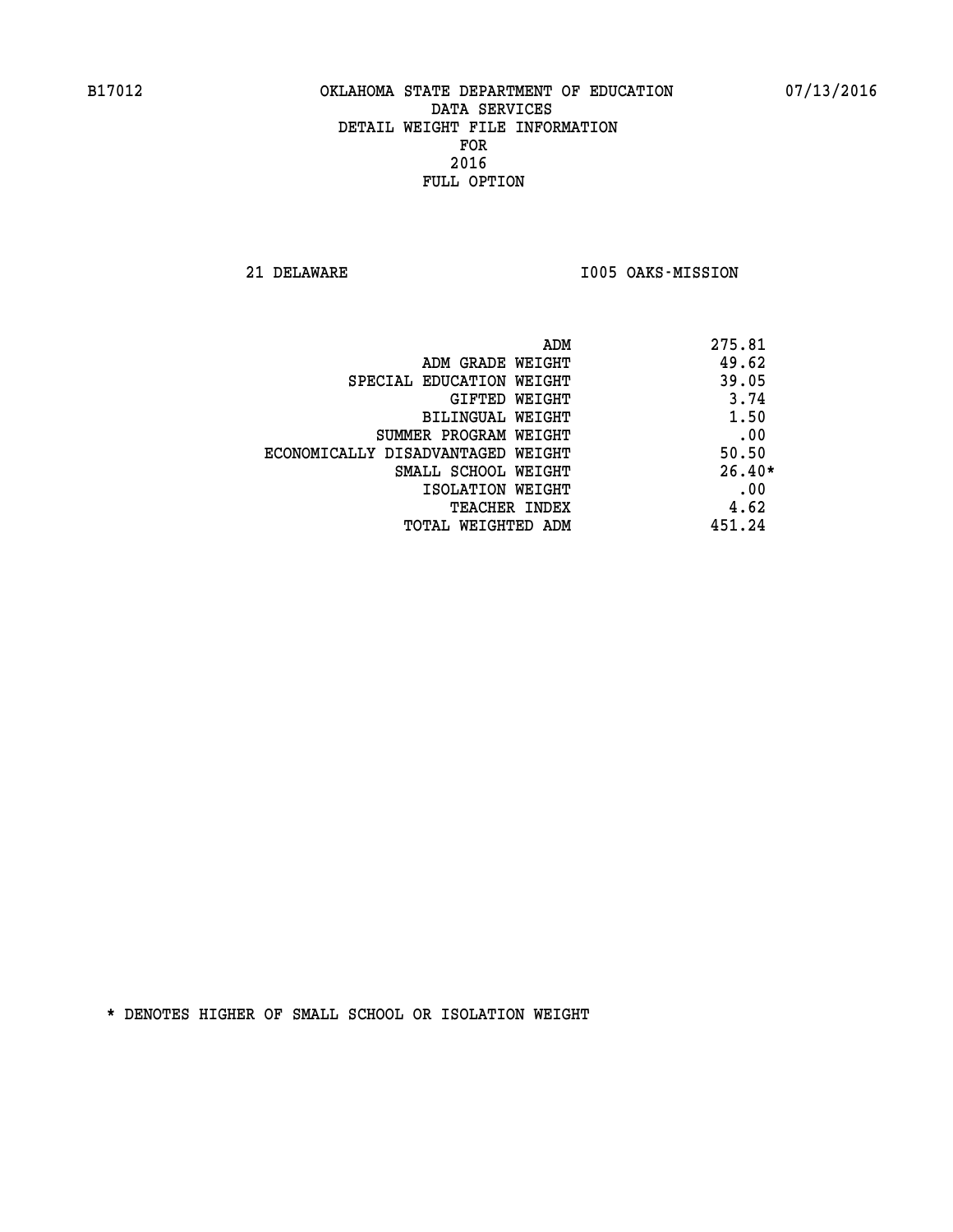B17012 OKLAHOMA STATE DEPARTMENT OF EDUCATION 07/13/2016

DATA SERVICES
DETAIL WEIGHT FILE INFORMATION
FOR
2016
FULL OPTION

21 DELAWARE I005 OAKS-MISSION

| | |
|---|---|
| ADM | 275.81 |
| ADM GRADE WEIGHT | 49.62 |
| SPECIAL EDUCATION WEIGHT | 39.05 |
| GIFTED WEIGHT | 3.74 |
| BILINGUAL WEIGHT | 1.50 |
| SUMMER PROGRAM WEIGHT | .00 |
| ECONOMICALLY DISADVANTAGED WEIGHT | 50.50 |
| SMALL SCHOOL WEIGHT | 26.40* |
| ISOLATION WEIGHT | .00 |
| TEACHER INDEX | 4.62 |
| TOTAL WEIGHTED ADM | 451.24 |

* DENOTES HIGHER OF SMALL SCHOOL OR ISOLATION WEIGHT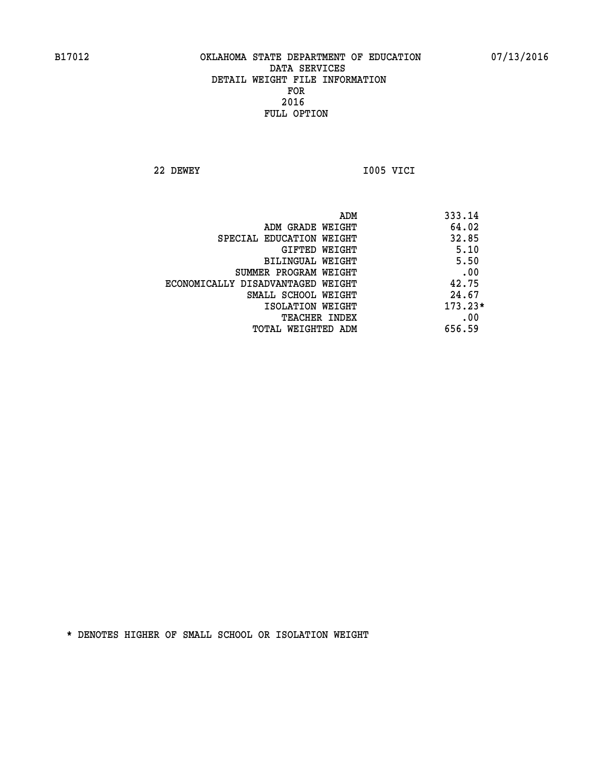B17012 OKLAHOMA STATE DEPARTMENT OF EDUCATION 07/13/2016

DATA SERVICES
DETAIL WEIGHT FILE INFORMATION
FOR
2016
FULL OPTION

22 DEWEY I005 VICI

| | |
|---|---|
| ADM | 333.14 |
| ADM GRADE WEIGHT | 64.02 |
| SPECIAL EDUCATION WEIGHT | 32.85 |
| GIFTED WEIGHT | 5.10 |
| BILINGUAL WEIGHT | 5.50 |
| SUMMER PROGRAM WEIGHT | .00 |
| ECONOMICALLY DISADVANTAGED WEIGHT | 42.75 |
| SMALL SCHOOL WEIGHT | 24.67 |
| ISOLATION WEIGHT | 173.23* |
| TEACHER INDEX | .00 |
| TOTAL WEIGHTED ADM | 656.59 |

* DENOTES HIGHER OF SMALL SCHOOL OR ISOLATION WEIGHT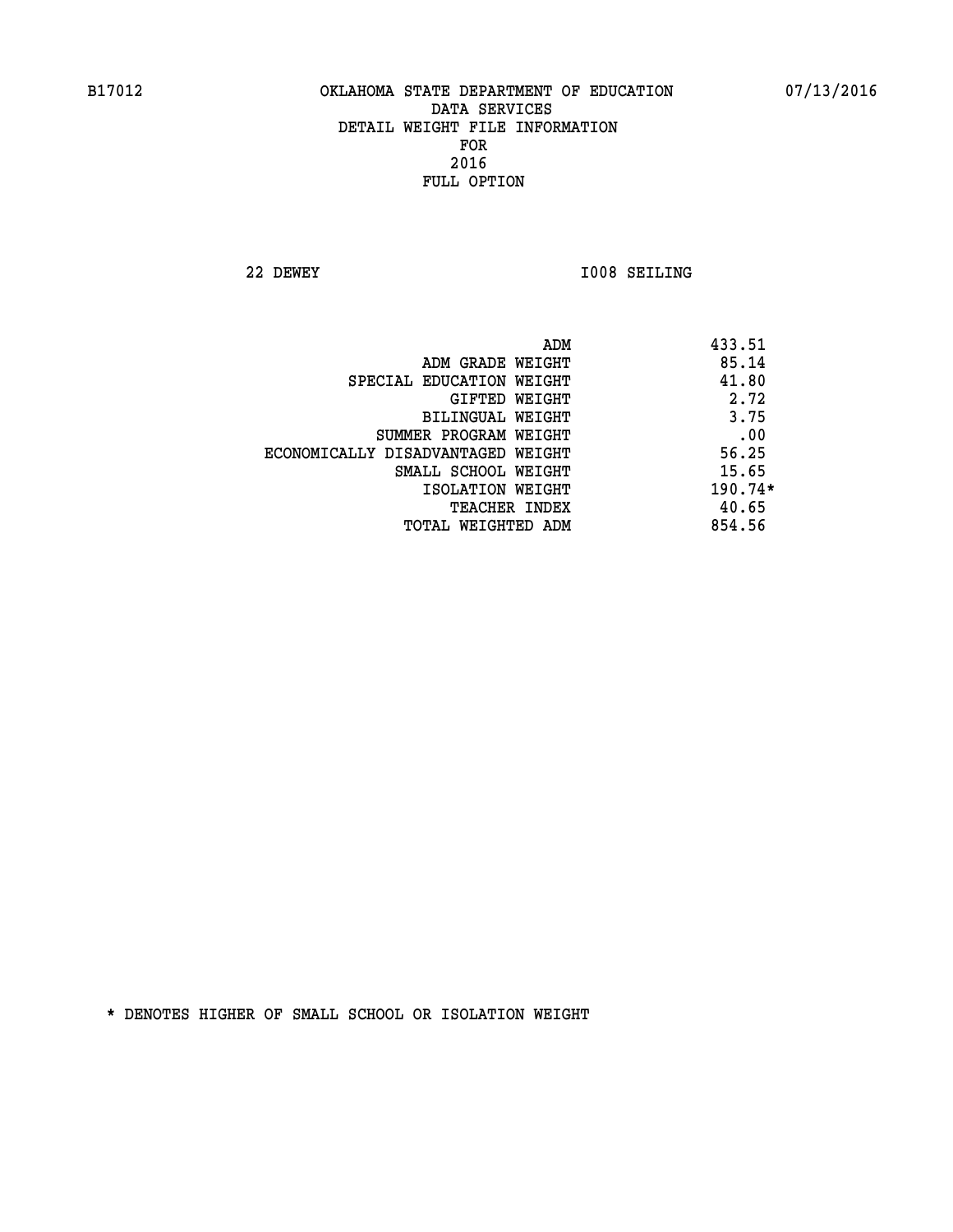B17012 OKLAHOMA STATE DEPARTMENT OF EDUCATION 07/13/2016
DATA SERVICES
DETAIL WEIGHT FILE INFORMATION
FOR
2016
FULL OPTION

22 DEWEY I008 SEILING

| | |
|---|---|
| ADM | 433.51 |
| ADM GRADE WEIGHT | 85.14 |
| SPECIAL EDUCATION WEIGHT | 41.80 |
| GIFTED WEIGHT | 2.72 |
| BILINGUAL WEIGHT | 3.75 |
| SUMMER PROGRAM WEIGHT | .00 |
| ECONOMICALLY DISADVANTAGED WEIGHT | 56.25 |
| SMALL SCHOOL WEIGHT | 15.65 |
| ISOLATION WEIGHT | 190.74* |
| TEACHER INDEX | 40.65 |
| TOTAL WEIGHTED ADM | 854.56 |

* DENOTES HIGHER OF SMALL SCHOOL OR ISOLATION WEIGHT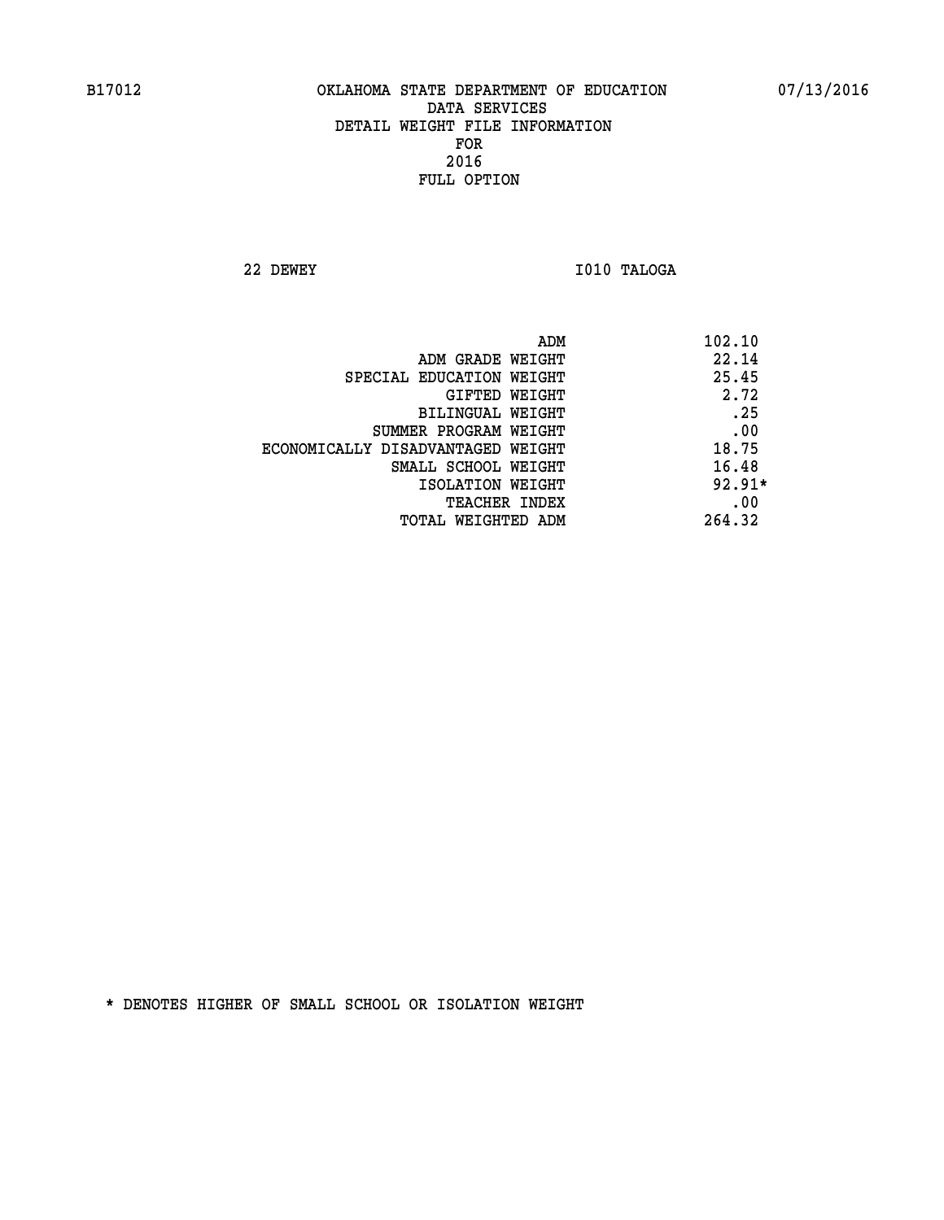B17012 OKLAHOMA STATE DEPARTMENT OF EDUCATION 07/13/2016

DATA SERVICES
DETAIL WEIGHT FILE INFORMATION
FOR
2016
FULL OPTION

22 DEWEY I010 TALOGA

| | |
|---|---|
| ADM | 102.10 |
| ADM GRADE WEIGHT | 22.14 |
| SPECIAL EDUCATION WEIGHT | 25.45 |
| GIFTED WEIGHT | 2.72 |
| BILINGUAL WEIGHT | .25 |
| SUMMER PROGRAM WEIGHT | .00 |
| ECONOMICALLY DISADVANTAGED WEIGHT | 18.75 |
| SMALL SCHOOL WEIGHT | 16.48 |
| ISOLATION WEIGHT | 92.91* |
| TEACHER INDEX | .00 |
| TOTAL WEIGHTED ADM | 264.32 |

* DENOTES HIGHER OF SMALL SCHOOL OR ISOLATION WEIGHT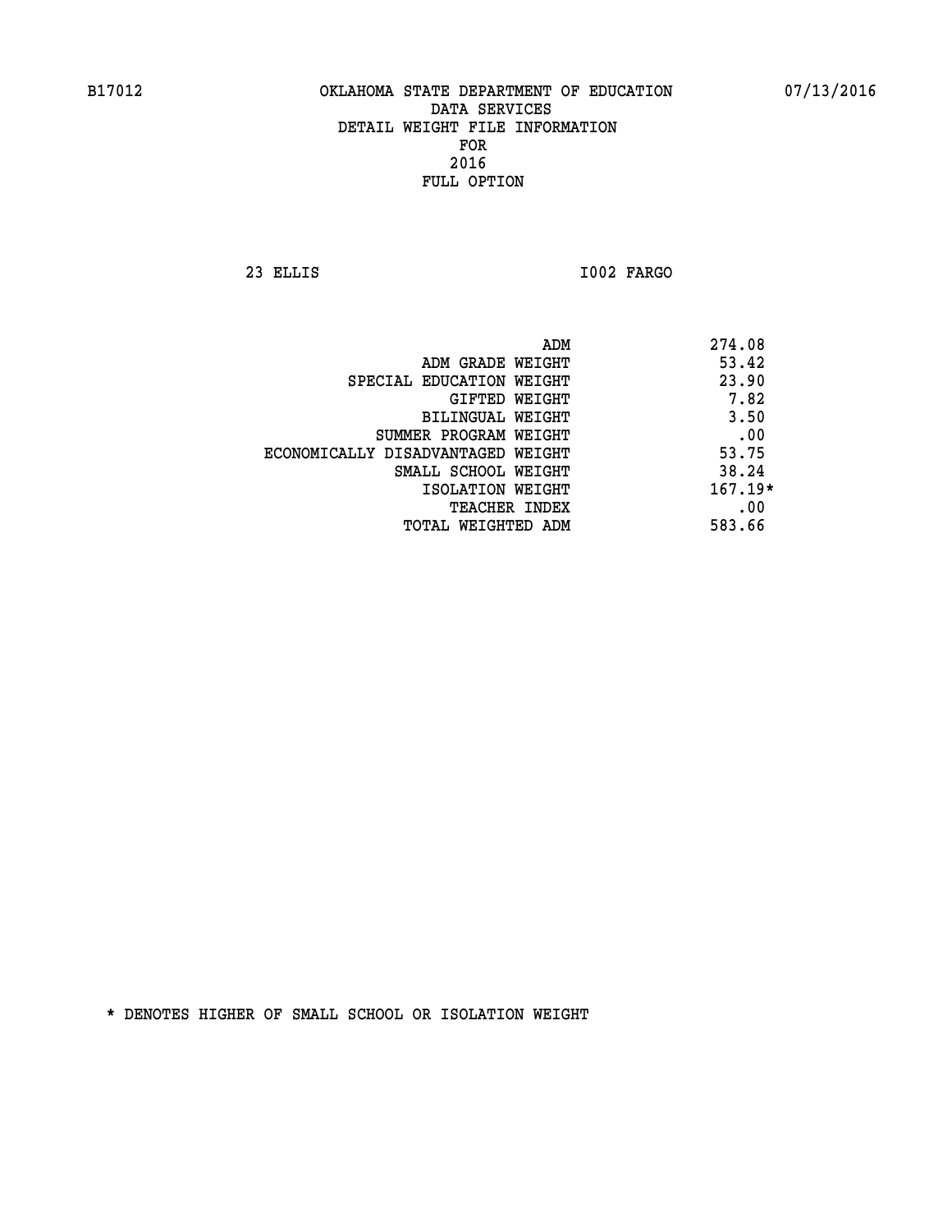B17012 OKLAHOMA STATE DEPARTMENT OF EDUCATION 07/13/2016

DATA SERVICES
DETAIL WEIGHT FILE INFORMATION
FOR
2016
FULL OPTION

23 ELLIS I002 FARGO

| | |
|---|---|
| ADM | 274.08 |
| ADM GRADE WEIGHT | 53.42 |
| SPECIAL EDUCATION WEIGHT | 23.90 |
| GIFTED WEIGHT | 7.82 |
| BILINGUAL WEIGHT | 3.50 |
| SUMMER PROGRAM WEIGHT | .00 |
| ECONOMICALLY DISADVANTAGED WEIGHT | 53.75 |
| SMALL SCHOOL WEIGHT | 38.24 |
| ISOLATION WEIGHT | 167.19* |
| TEACHER INDEX | .00 |
| TOTAL WEIGHTED ADM | 583.66 |

* DENOTES HIGHER OF SMALL SCHOOL OR ISOLATION WEIGHT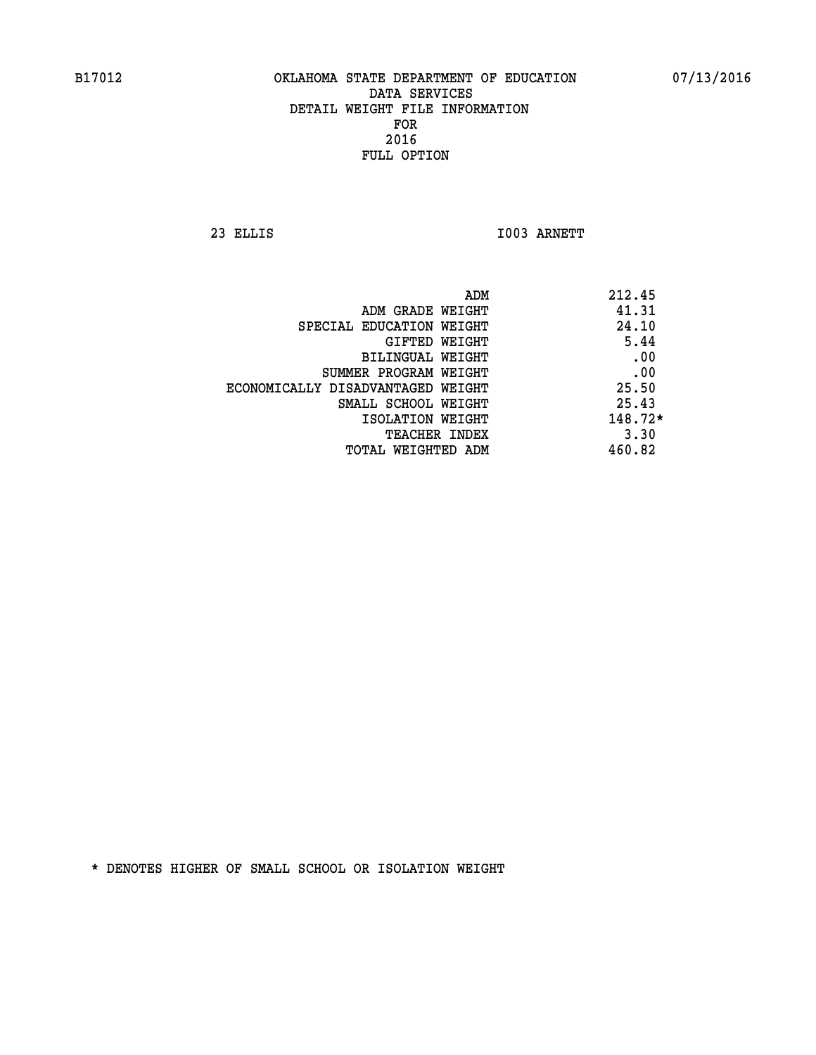B17012 OKLAHOMA STATE DEPARTMENT OF EDUCATION 07/13/2016

DATA SERVICES
DETAIL WEIGHT FILE INFORMATION
FOR
2016
FULL OPTION

23 ELLIS I003 ARNETT

| | |
|---|---|
| ADM | 212.45 |
| ADM GRADE WEIGHT | 41.31 |
| SPECIAL EDUCATION WEIGHT | 24.10 |
| GIFTED WEIGHT | 5.44 |
| BILINGUAL WEIGHT | .00 |
| SUMMER PROGRAM WEIGHT | .00 |
| ECONOMICALLY DISADVANTAGED WEIGHT | 25.50 |
| SMALL SCHOOL WEIGHT | 25.43 |
| ISOLATION WEIGHT | 148.72* |
| TEACHER INDEX | 3.30 |
| TOTAL WEIGHTED ADM | 460.82 |

* DENOTES HIGHER OF SMALL SCHOOL OR ISOLATION WEIGHT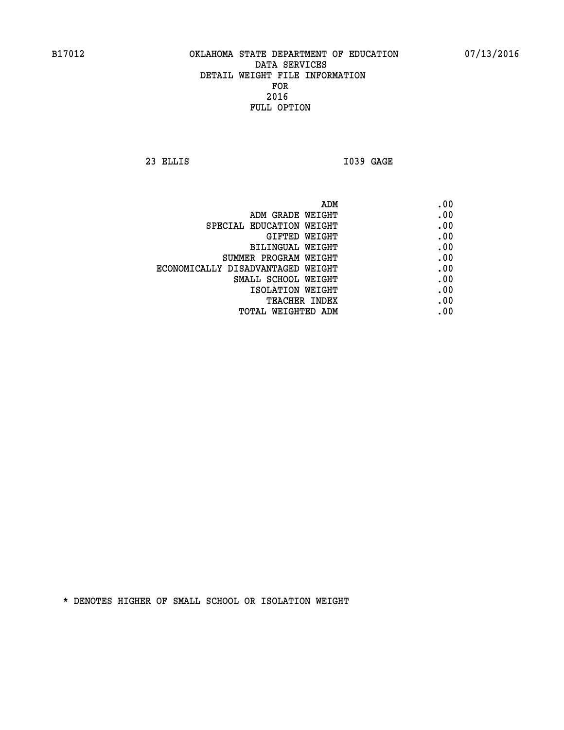B17012 OKLAHOMA STATE DEPARTMENT OF EDUCATION 07/13/2016
DATA SERVICES
DETAIL WEIGHT FILE INFORMATION
FOR
2016
FULL OPTION

23 ELLIS I039 GAGE

| | |
|---|---|
| ADM | .00 |
| ADM GRADE WEIGHT | .00 |
| SPECIAL EDUCATION WEIGHT | .00 |
| GIFTED WEIGHT | .00 |
| BILINGUAL WEIGHT | .00 |
| SUMMER PROGRAM WEIGHT | .00 |
| ECONOMICALLY DISADVANTAGED WEIGHT | .00 |
| SMALL SCHOOL WEIGHT | .00 |
| ISOLATION WEIGHT | .00 |
| TEACHER INDEX | .00 |
| TOTAL WEIGHTED ADM | .00 |

* DENOTES HIGHER OF SMALL SCHOOL OR ISOLATION WEIGHT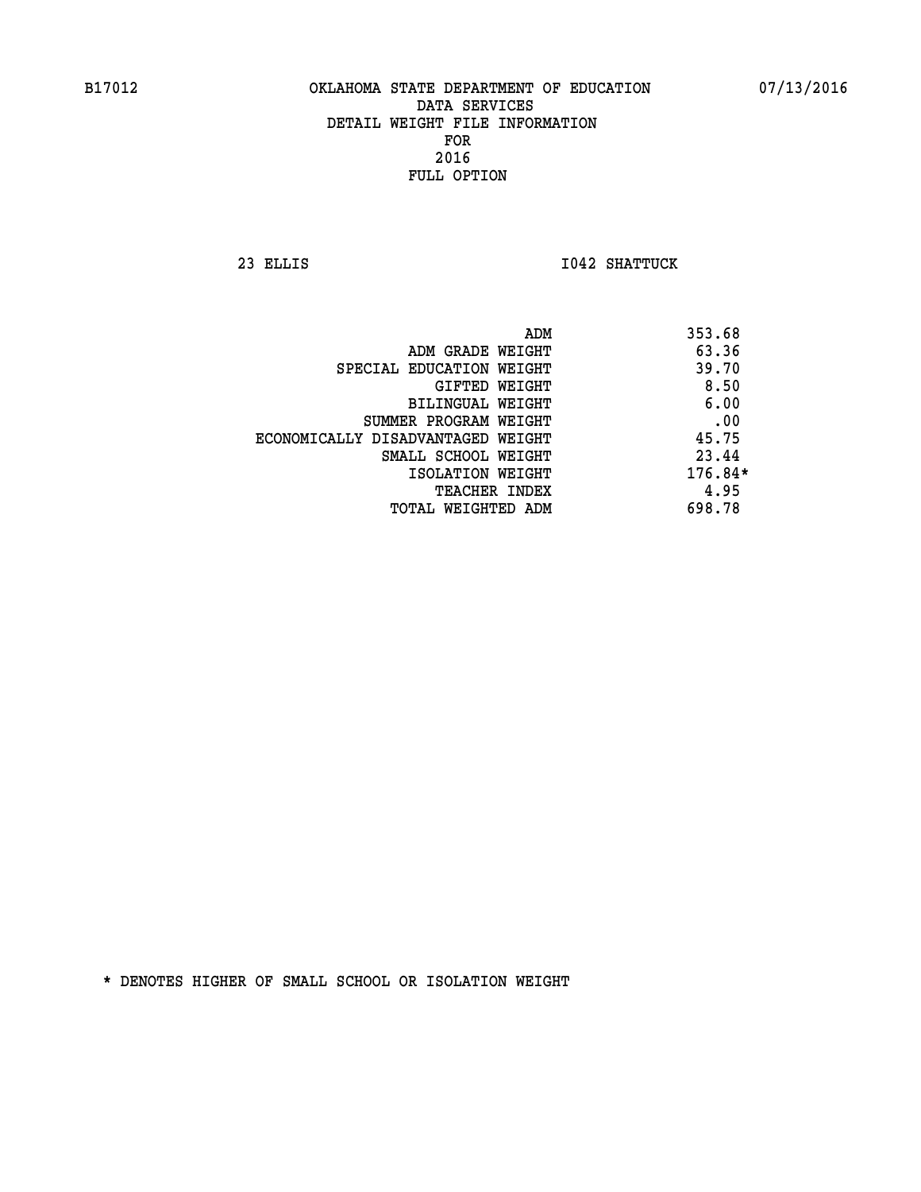B17012 OKLAHOMA STATE DEPARTMENT OF EDUCATION 07/13/2016

DATA SERVICES
DETAIL WEIGHT FILE INFORMATION
FOR
2016
FULL OPTION

23 ELLIS I042 SHATTUCK

| | |
|---|---|
| ADM | 353.68 |
| ADM GRADE WEIGHT | 63.36 |
| SPECIAL EDUCATION WEIGHT | 39.70 |
| GIFTED WEIGHT | 8.50 |
| BILINGUAL WEIGHT | 6.00 |
| SUMMER PROGRAM WEIGHT | .00 |
| ECONOMICALLY DISADVANTAGED WEIGHT | 45.75 |
| SMALL SCHOOL WEIGHT | 23.44 |
| ISOLATION WEIGHT | 176.84* |
| TEACHER INDEX | 4.95 |
| TOTAL WEIGHTED ADM | 698.78 |

* DENOTES HIGHER OF SMALL SCHOOL OR ISOLATION WEIGHT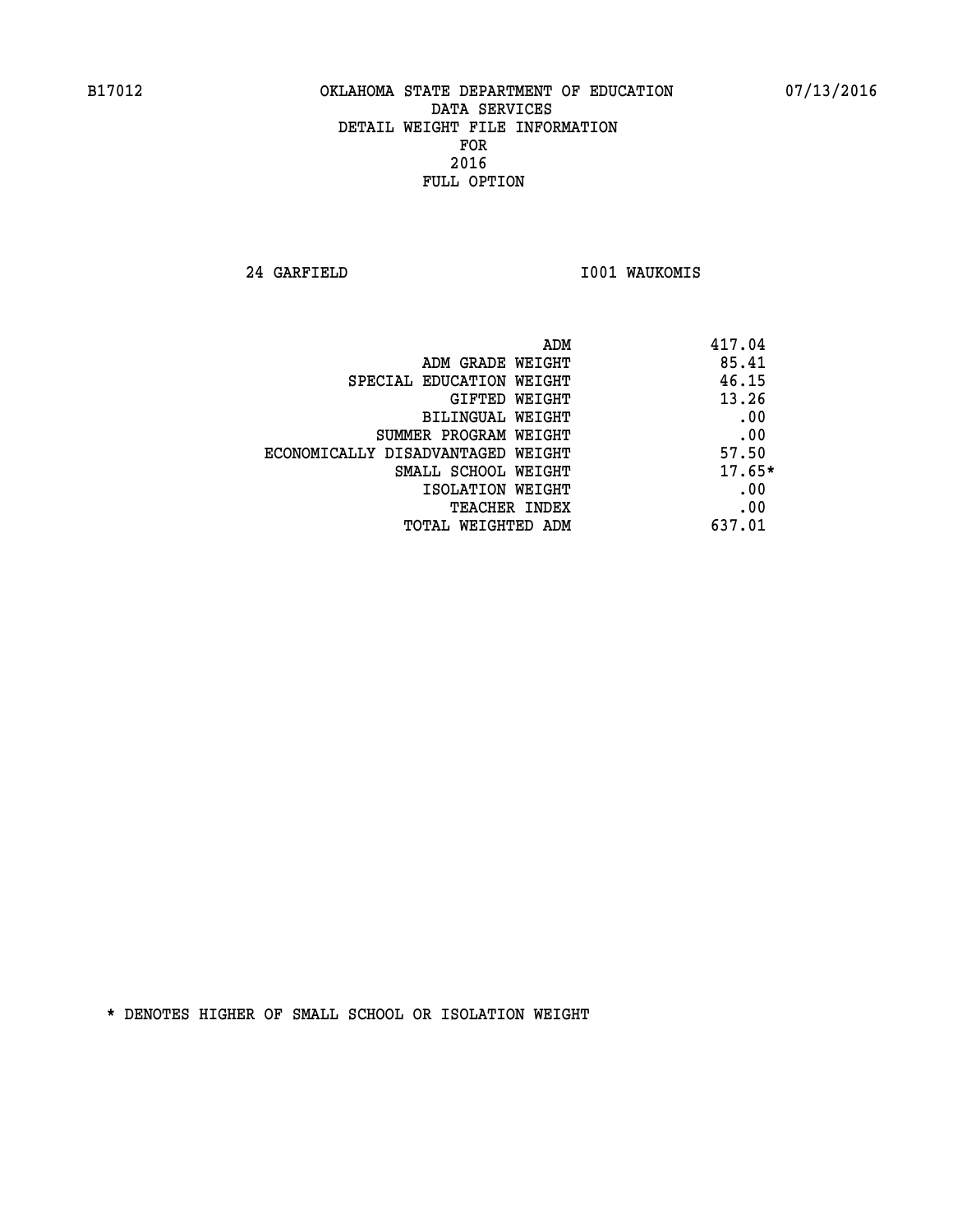B17012 OKLAHOMA STATE DEPARTMENT OF EDUCATION 07/13/2016

DATA SERVICES
DETAIL WEIGHT FILE INFORMATION
FOR
2016
FULL OPTION

24 GARFIELD I001 WAUKOMIS

| | |
|---|---|
| ADM | 417.04 |
| ADM GRADE WEIGHT | 85.41 |
| SPECIAL EDUCATION WEIGHT | 46.15 |
| GIFTED WEIGHT | 13.26 |
| BILINGUAL WEIGHT | .00 |
| SUMMER PROGRAM WEIGHT | .00 |
| ECONOMICALLY DISADVANTAGED WEIGHT | 57.50 |
| SMALL SCHOOL WEIGHT | 17.65* |
| ISOLATION WEIGHT | .00 |
| TEACHER INDEX | .00 |
| TOTAL WEIGHTED ADM | 637.01 |

* DENOTES HIGHER OF SMALL SCHOOL OR ISOLATION WEIGHT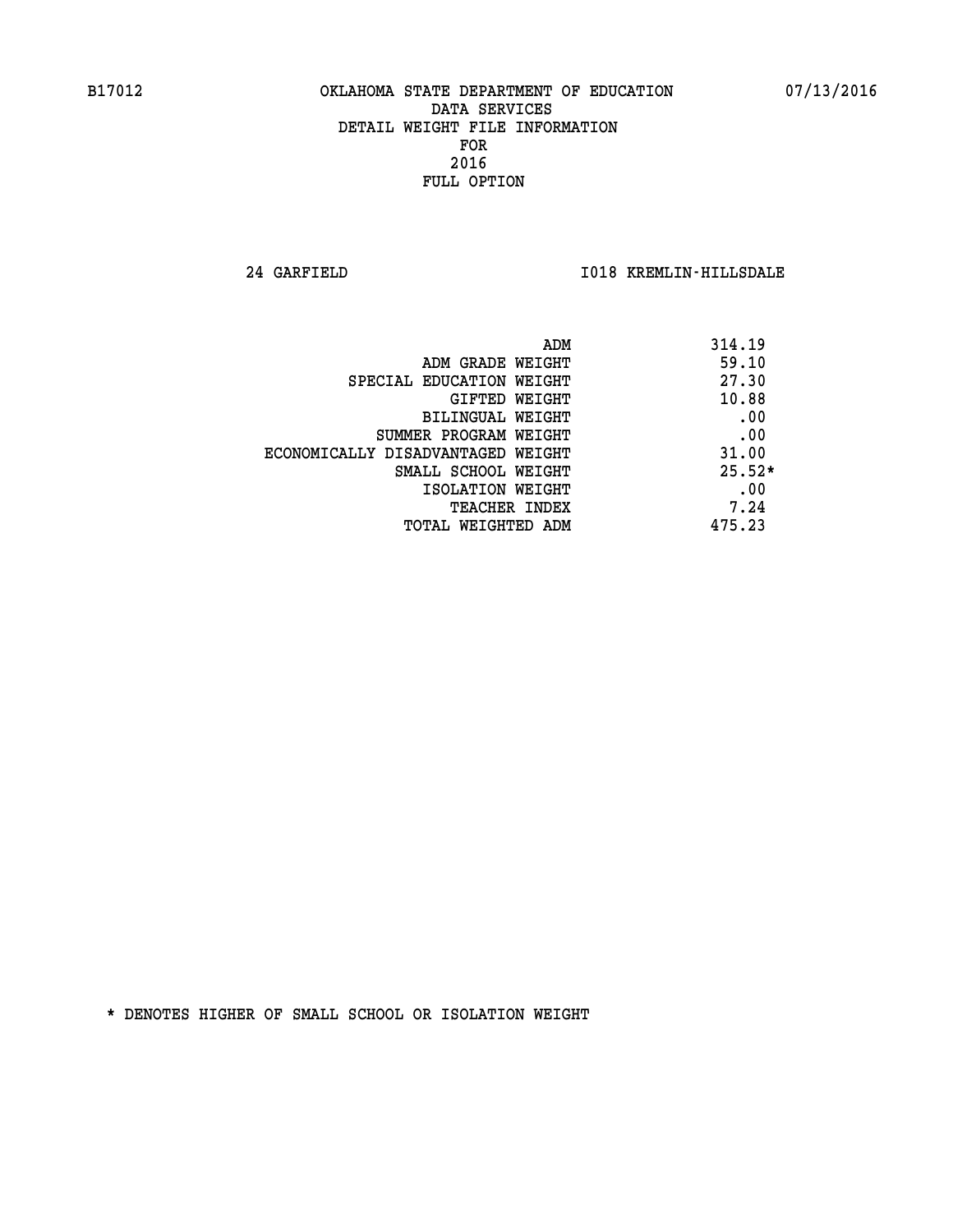B17012 OKLAHOMA STATE DEPARTMENT OF EDUCATION 07/13/2016
DATA SERVICES
DETAIL WEIGHT FILE INFORMATION
FOR
2016
FULL OPTION

24 GARFIELD I018 KREMLIN-HILLSDALE

| | |
|---|---|
| ADM | 314.19 |
| ADM GRADE WEIGHT | 59.10 |
| SPECIAL EDUCATION WEIGHT | 27.30 |
| GIFTED WEIGHT | 10.88 |
| BILINGUAL WEIGHT | .00 |
| SUMMER PROGRAM WEIGHT | .00 |
| ECONOMICALLY DISADVANTAGED WEIGHT | 31.00 |
| SMALL SCHOOL WEIGHT | 25.52* |
| ISOLATION WEIGHT | .00 |
| TEACHER INDEX | 7.24 |
| TOTAL WEIGHTED ADM | 475.23 |

* DENOTES HIGHER OF SMALL SCHOOL OR ISOLATION WEIGHT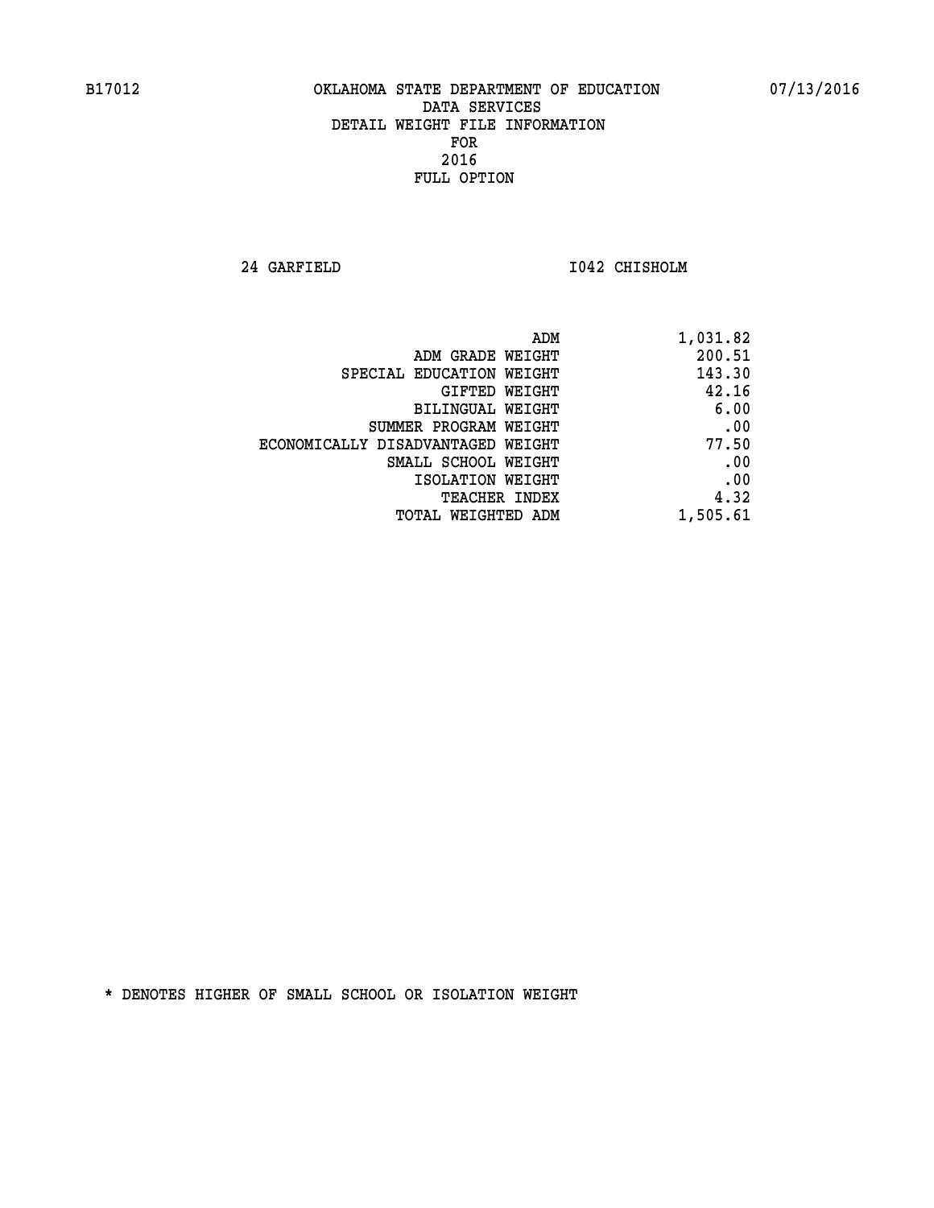B17012 OKLAHOMA STATE DEPARTMENT OF EDUCATION 07/13/2016

DATA SERVICES
DETAIL WEIGHT FILE INFORMATION
FOR
2016
FULL OPTION

24 GARFIELD I042 CHISHOLM

| | |
|---|---|
| ADM | 1,031.82 |
| ADM GRADE WEIGHT | 200.51 |
| SPECIAL EDUCATION WEIGHT | 143.30 |
| GIFTED WEIGHT | 42.16 |
| BILINGUAL WEIGHT | 6.00 |
| SUMMER PROGRAM WEIGHT | .00 |
| ECONOMICALLY DISADVANTAGED WEIGHT | 77.50 |
| SMALL SCHOOL WEIGHT | .00 |
| ISOLATION WEIGHT | .00 |
| TEACHER INDEX | 4.32 |
| TOTAL WEIGHTED ADM | 1,505.61 |

* DENOTES HIGHER OF SMALL SCHOOL OR ISOLATION WEIGHT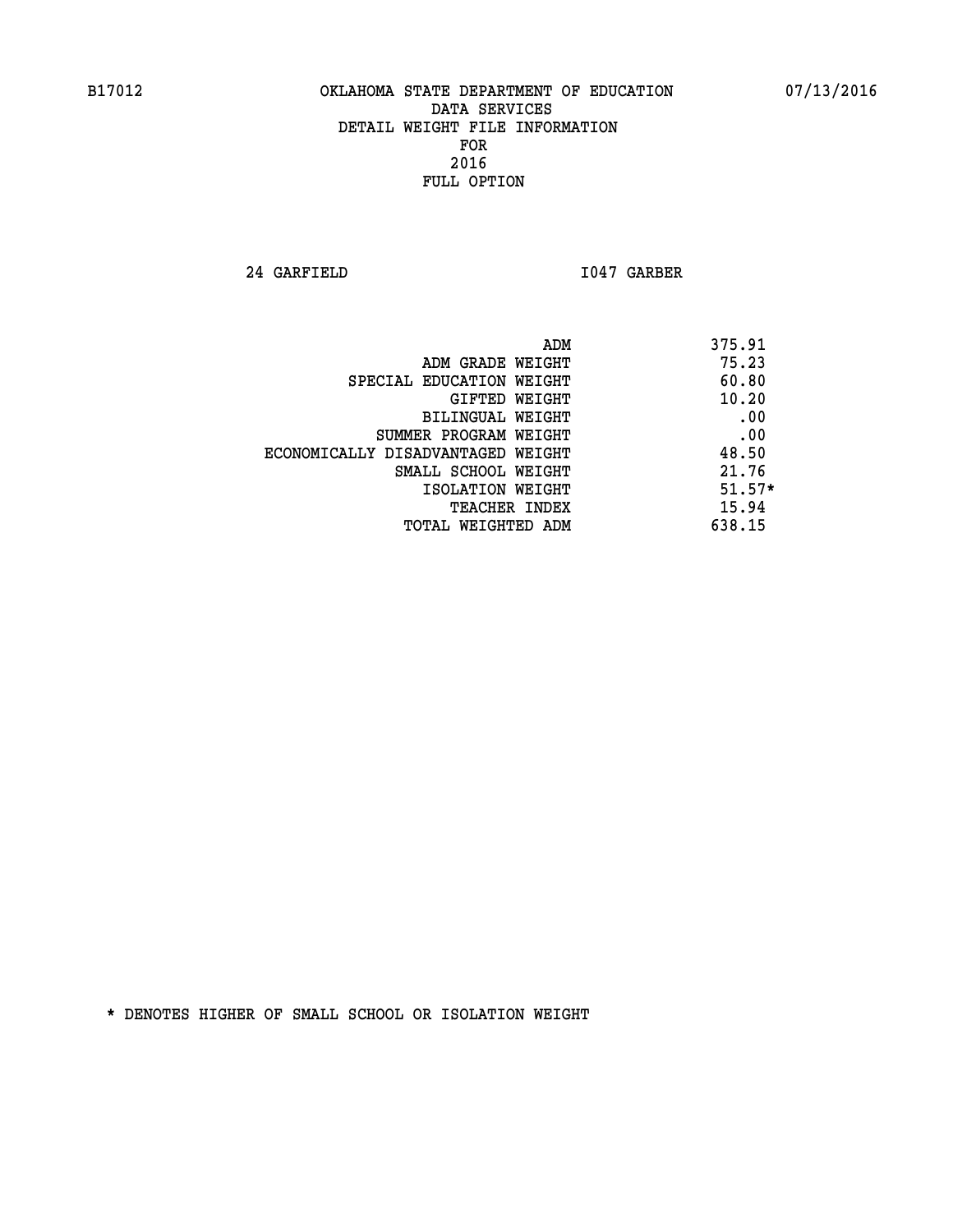B17012 OKLAHOMA STATE DEPARTMENT OF EDUCATION 07/13/2016

DATA SERVICES
DETAIL WEIGHT FILE INFORMATION
FOR
2016
FULL OPTION

24 GARFIELD I047 GARBER

| | |
|---|---|
| ADM | 375.91 |
| ADM GRADE WEIGHT | 75.23 |
| SPECIAL EDUCATION WEIGHT | 60.80 |
| GIFTED WEIGHT | 10.20 |
| BILINGUAL WEIGHT | .00 |
| SUMMER PROGRAM WEIGHT | .00 |
| ECONOMICALLY DISADVANTAGED WEIGHT | 48.50 |
| SMALL SCHOOL WEIGHT | 21.76 |
| ISOLATION WEIGHT | 51.57* |
| TEACHER INDEX | 15.94 |
| TOTAL WEIGHTED ADM | 638.15 |

* DENOTES HIGHER OF SMALL SCHOOL OR ISOLATION WEIGHT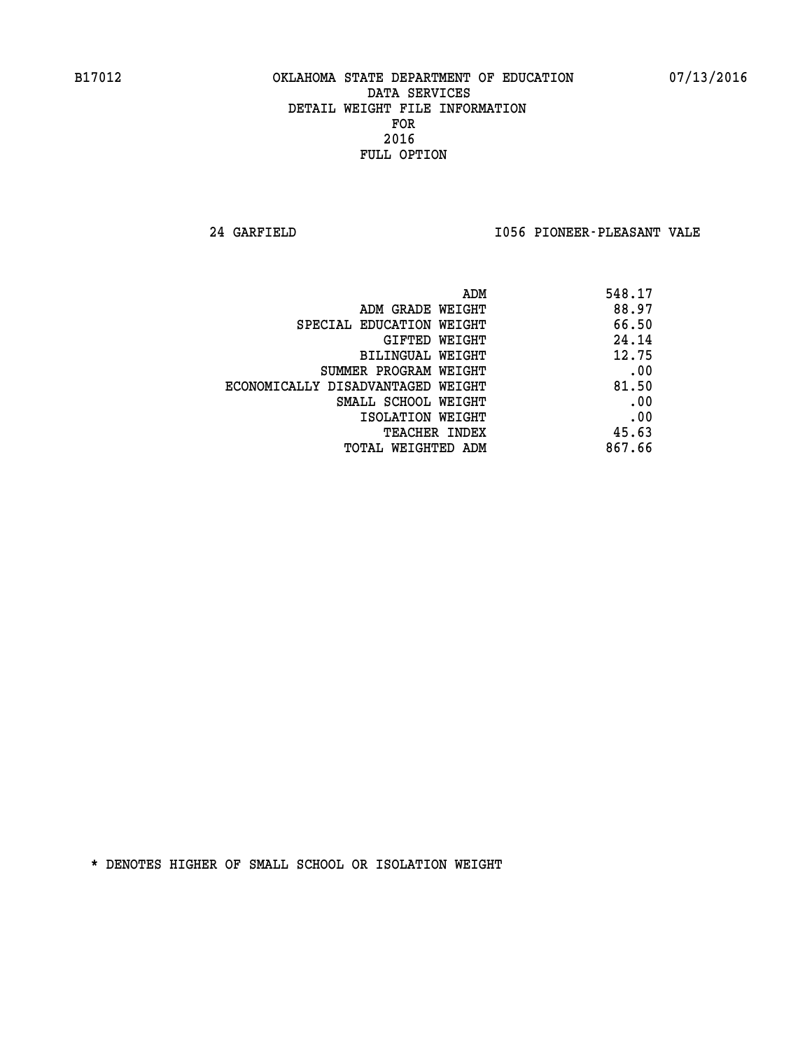B17012 OKLAHOMA STATE DEPARTMENT OF EDUCATION 07/13/2016

DATA SERVICES
DETAIL WEIGHT FILE INFORMATION
FOR
2016
FULL OPTION

24 GARFIELD I056 PIONEER-PLEASANT VALE

| | |
|---|---|
| ADM | 548.17 |
| ADM GRADE WEIGHT | 88.97 |
| SPECIAL EDUCATION WEIGHT | 66.50 |
| GIFTED WEIGHT | 24.14 |
| BILINGUAL WEIGHT | 12.75 |
| SUMMER PROGRAM WEIGHT | .00 |
| ECONOMICALLY DISADVANTAGED WEIGHT | 81.50 |
| SMALL SCHOOL WEIGHT | .00 |
| ISOLATION WEIGHT | .00 |
| TEACHER INDEX | 45.63 |
| TOTAL WEIGHTED ADM | 867.66 |

* DENOTES HIGHER OF SMALL SCHOOL OR ISOLATION WEIGHT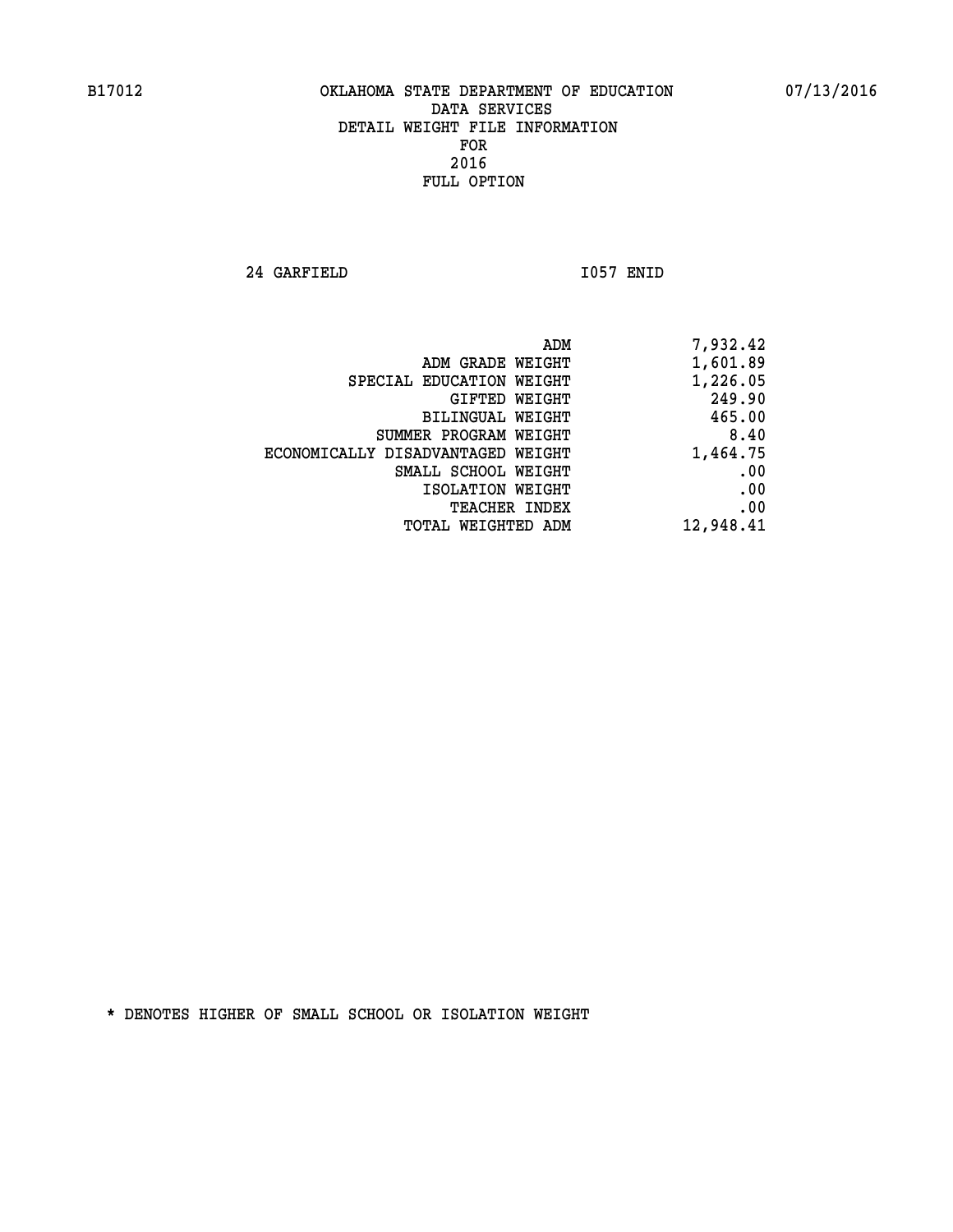B17012 OKLAHOMA STATE DEPARTMENT OF EDUCATION 07/13/2016

DATA SERVICES
DETAIL WEIGHT FILE INFORMATION
FOR
2016
FULL OPTION

24 GARFIELD I057 ENID

| | |
|---|---|
| ADM | 7,932.42 |
| ADM GRADE WEIGHT | 1,601.89 |
| SPECIAL EDUCATION WEIGHT | 1,226.05 |
| GIFTED WEIGHT | 249.90 |
| BILINGUAL WEIGHT | 465.00 |
| SUMMER PROGRAM WEIGHT | 8.40 |
| ECONOMICALLY DISADVANTAGED WEIGHT | 1,464.75 |
| SMALL SCHOOL WEIGHT | .00 |
| ISOLATION WEIGHT | .00 |
| TEACHER INDEX | .00 |
| TOTAL WEIGHTED ADM | 12,948.41 |

* DENOTES HIGHER OF SMALL SCHOOL OR ISOLATION WEIGHT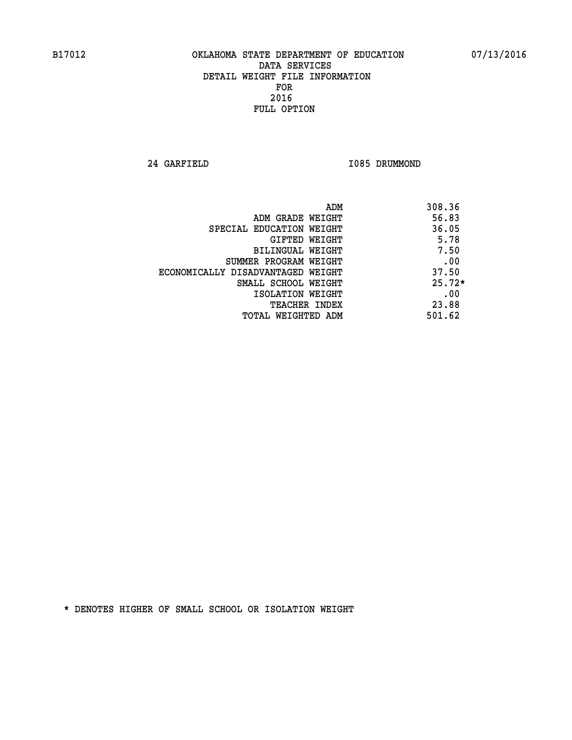B17012 OKLAHOMA STATE DEPARTMENT OF EDUCATION 07/13/2016

DATA SERVICES
DETAIL WEIGHT FILE INFORMATION
FOR
2016
FULL OPTION

24 GARFIELD I085 DRUMMOND

| | |
|---|---|
| ADM | 308.36 |
| ADM GRADE WEIGHT | 56.83 |
| SPECIAL EDUCATION WEIGHT | 36.05 |
| GIFTED WEIGHT | 5.78 |
| BILINGUAL WEIGHT | 7.50 |
| SUMMER PROGRAM WEIGHT | .00 |
| ECONOMICALLY DISADVANTAGED WEIGHT | 37.50 |
| SMALL SCHOOL WEIGHT | 25.72* |
| ISOLATION WEIGHT | .00 |
| TEACHER INDEX | 23.88 |
| TOTAL WEIGHTED ADM | 501.62 |

* DENOTES HIGHER OF SMALL SCHOOL OR ISOLATION WEIGHT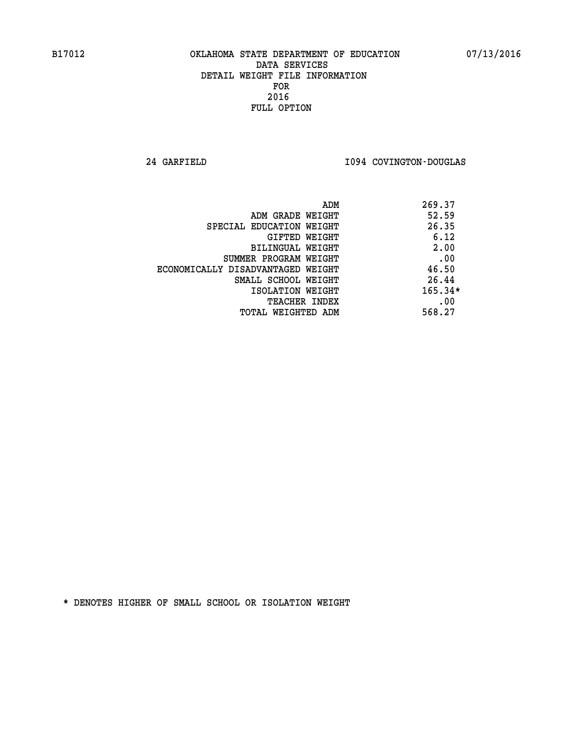B17012 OKLAHOMA STATE DEPARTMENT OF EDUCATION 07/13/2016

DATA SERVICES
DETAIL WEIGHT FILE INFORMATION
FOR
2016
FULL OPTION

24 GARFIELD I094 COVINGTON-DOUGLAS

| | |
|---|---|
| ADM | 269.37 |
| ADM GRADE WEIGHT | 52.59 |
| SPECIAL EDUCATION WEIGHT | 26.35 |
| GIFTED WEIGHT | 6.12 |
| BILINGUAL WEIGHT | 2.00 |
| SUMMER PROGRAM WEIGHT | .00 |
| ECONOMICALLY DISADVANTAGED WEIGHT | 46.50 |
| SMALL SCHOOL WEIGHT | 26.44 |
| ISOLATION WEIGHT | 165.34* |
| TEACHER INDEX | .00 |
| TOTAL WEIGHTED ADM | 568.27 |

* DENOTES HIGHER OF SMALL SCHOOL OR ISOLATION WEIGHT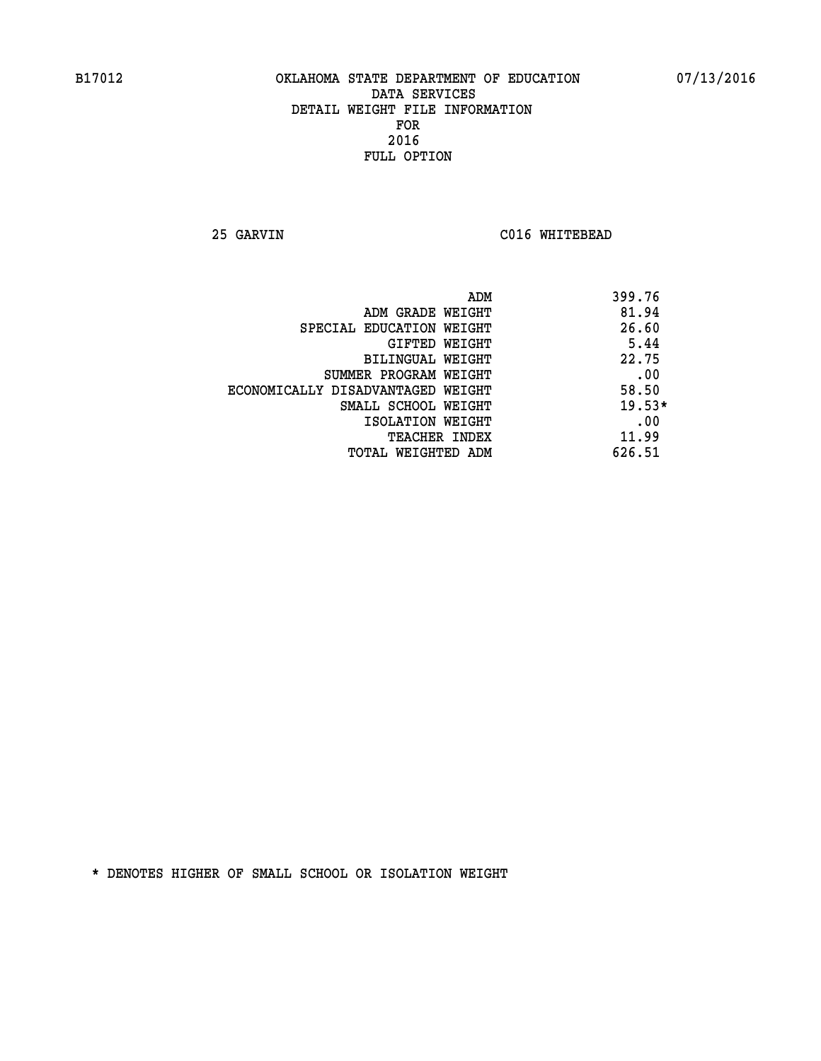B17012 OKLAHOMA STATE DEPARTMENT OF EDUCATION 07/13/2016

DATA SERVICES
DETAIL WEIGHT FILE INFORMATION
FOR
2016
FULL OPTION

25 GARVIN C016 WHITEBEAD

| | |
|---|---|
| ADM | 399.76 |
| ADM GRADE WEIGHT | 81.94 |
| SPECIAL EDUCATION WEIGHT | 26.60 |
| GIFTED WEIGHT | 5.44 |
| BILINGUAL WEIGHT | 22.75 |
| SUMMER PROGRAM WEIGHT | .00 |
| ECONOMICALLY DISADVANTAGED WEIGHT | 58.50 |
| SMALL SCHOOL WEIGHT | 19.53* |
| ISOLATION WEIGHT | .00 |
| TEACHER INDEX | 11.99 |
| TOTAL WEIGHTED ADM | 626.51 |

* DENOTES HIGHER OF SMALL SCHOOL OR ISOLATION WEIGHT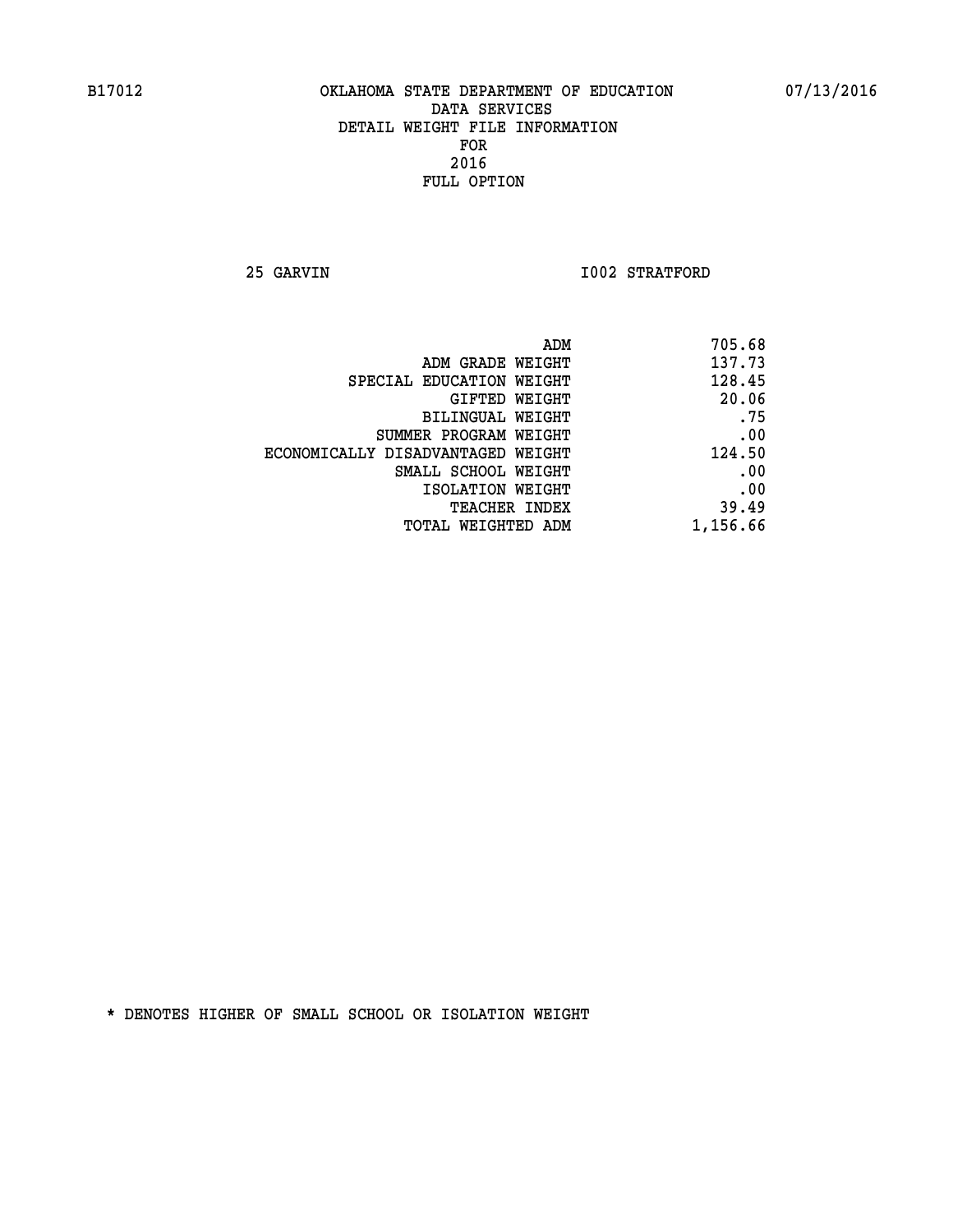B17012 OKLAHOMA STATE DEPARTMENT OF EDUCATION 07/13/2016

DATA SERVICES
DETAIL WEIGHT FILE INFORMATION
FOR
2016
FULL OPTION

25 GARVIN I002 STRATFORD

| | |
|---|---|
| ADM | 705.68 |
| ADM GRADE WEIGHT | 137.73 |
| SPECIAL EDUCATION WEIGHT | 128.45 |
| GIFTED WEIGHT | 20.06 |
| BILINGUAL WEIGHT | .75 |
| SUMMER PROGRAM WEIGHT | .00 |
| ECONOMICALLY DISADVANTAGED WEIGHT | 124.50 |
| SMALL SCHOOL WEIGHT | .00 |
| ISOLATION WEIGHT | .00 |
| TEACHER INDEX | 39.49 |
| TOTAL WEIGHTED ADM | 1,156.66 |

* DENOTES HIGHER OF SMALL SCHOOL OR ISOLATION WEIGHT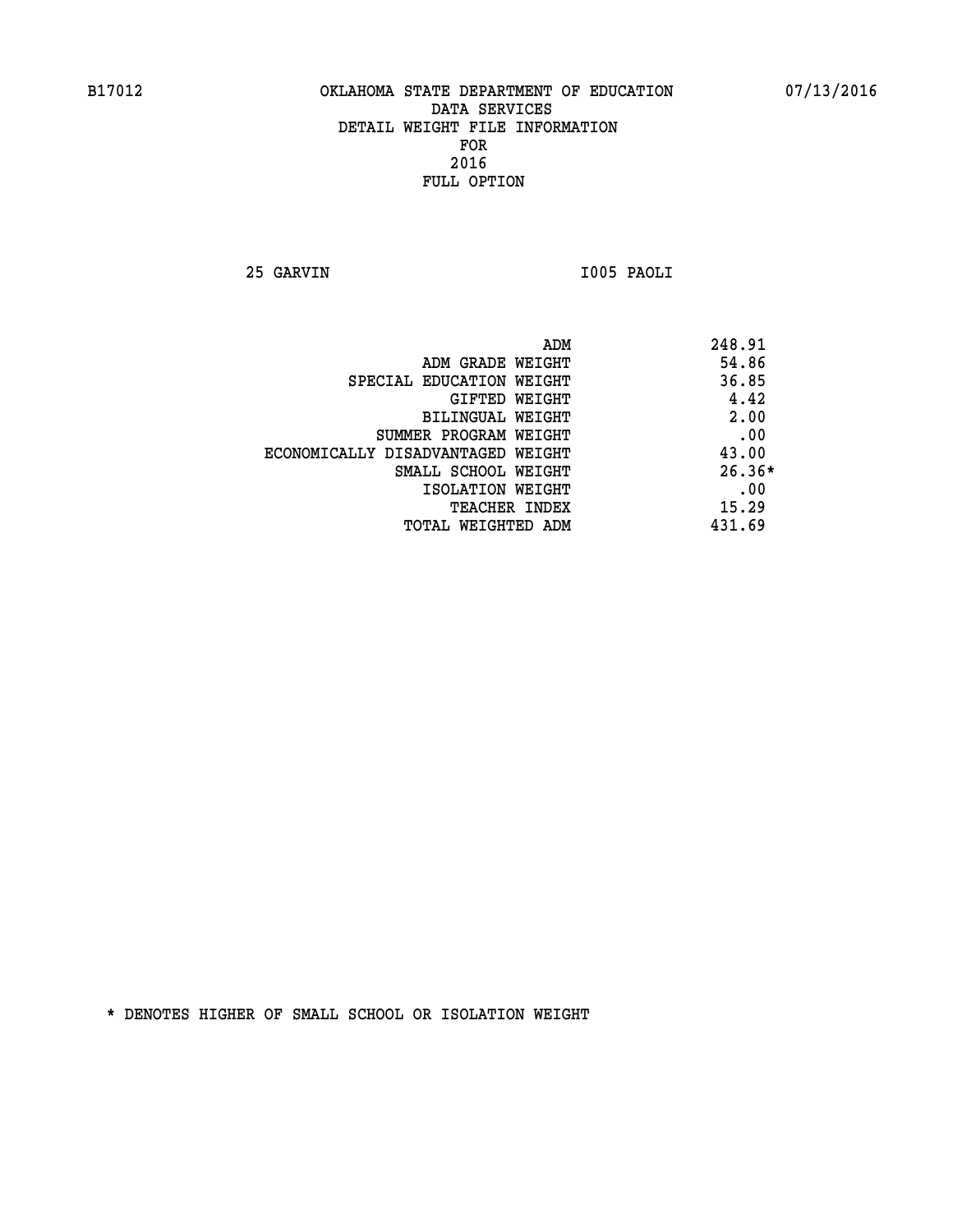OKLAHOMA STATE DEPARTMENT OF EDUCATION
DATA SERVICES
DETAIL WEIGHT FILE INFORMATION
FOR
2016
FULL OPTION

25 GARVIN I005 PAOLI

| | |
|---|---|
| ADM | 248.91 |
| ADM GRADE WEIGHT | 54.86 |
| SPECIAL EDUCATION WEIGHT | 36.85 |
| GIFTED WEIGHT | 4.42 |
| BILINGUAL WEIGHT | 2.00 |
| SUMMER PROGRAM WEIGHT | .00 |
| ECONOMICALLY DISADVANTAGED WEIGHT | 43.00 |
| SMALL SCHOOL WEIGHT | 26.36* |
| ISOLATION WEIGHT | .00 |
| TEACHER INDEX | 15.29 |
| TOTAL WEIGHTED ADM | 431.69 |

* DENOTES HIGHER OF SMALL SCHOOL OR ISOLATION WEIGHT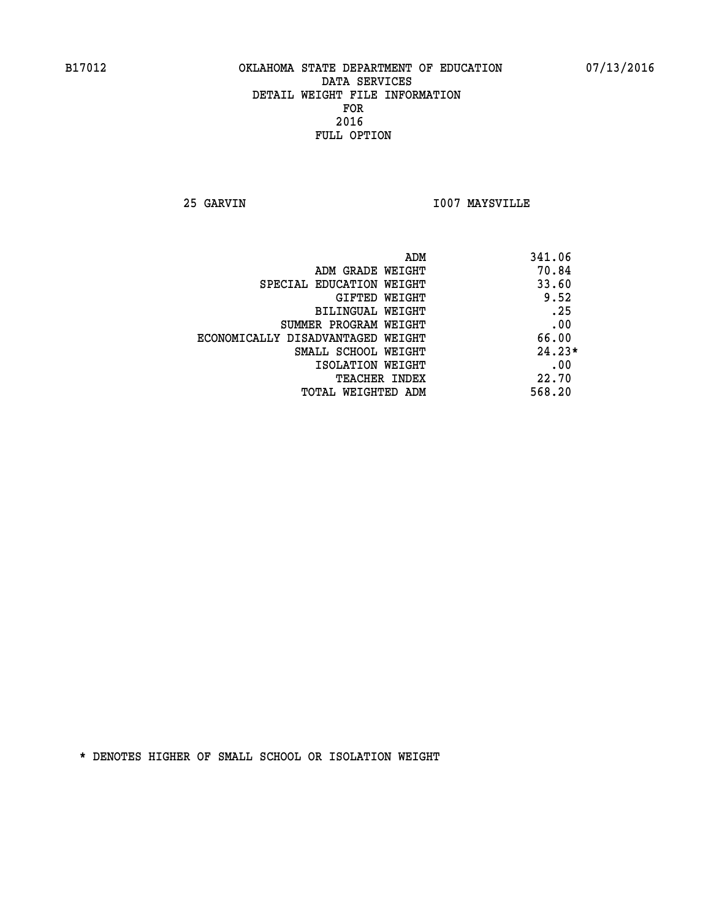B17012 OKLAHOMA STATE DEPARTMENT OF EDUCATION 07/13/2016

DATA SERVICES
DETAIL WEIGHT FILE INFORMATION
FOR
2016
FULL OPTION

25 GARVIN I007 MAYSVILLE

| | |
|---|---|
| ADM | 341.06 |
| ADM GRADE WEIGHT | 70.84 |
| SPECIAL EDUCATION WEIGHT | 33.60 |
| GIFTED WEIGHT | 9.52 |
| BILINGUAL WEIGHT | .25 |
| SUMMER PROGRAM WEIGHT | .00 |
| ECONOMICALLY DISADVANTAGED WEIGHT | 66.00 |
| SMALL SCHOOL WEIGHT | 24.23* |
| ISOLATION WEIGHT | .00 |
| TEACHER INDEX | 22.70 |
| TOTAL WEIGHTED ADM | 568.20 |

* DENOTES HIGHER OF SMALL SCHOOL OR ISOLATION WEIGHT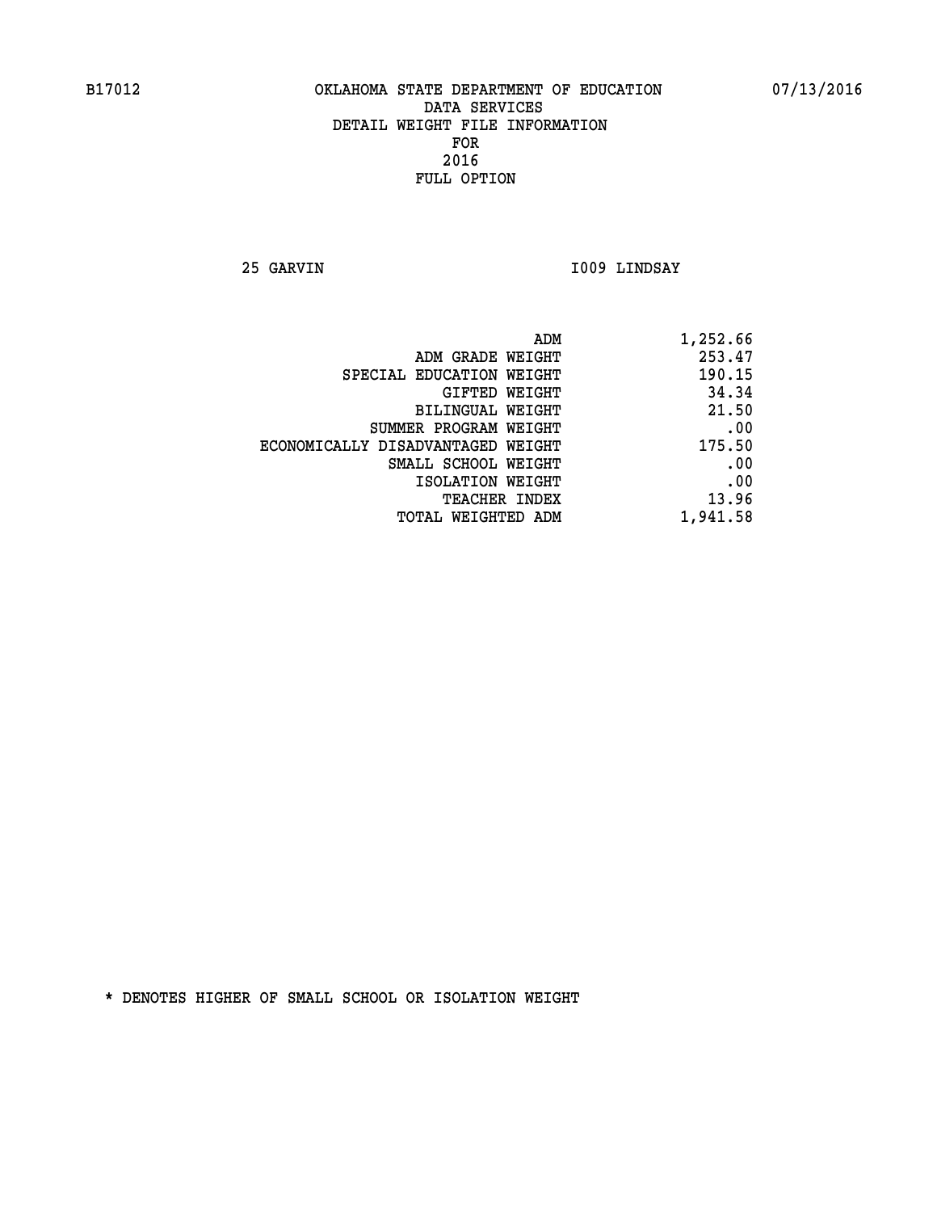B17012 OKLAHOMA STATE DEPARTMENT OF EDUCATION 07/13/2016

DATA SERVICES
DETAIL WEIGHT FILE INFORMATION
FOR
2016
FULL OPTION

25 GARVIN I009 LINDSAY

| | |
|---|---|
| ADM | 1,252.66 |
| ADM GRADE WEIGHT | 253.47 |
| SPECIAL EDUCATION WEIGHT | 190.15 |
| GIFTED WEIGHT | 34.34 |
| BILINGUAL WEIGHT | 21.50 |
| SUMMER PROGRAM WEIGHT | .00 |
| ECONOMICALLY DISADVANTAGED WEIGHT | 175.50 |
| SMALL SCHOOL WEIGHT | .00 |
| ISOLATION WEIGHT | .00 |
| TEACHER INDEX | 13.96 |
| TOTAL WEIGHTED ADM | 1,941.58 |

* DENOTES HIGHER OF SMALL SCHOOL OR ISOLATION WEIGHT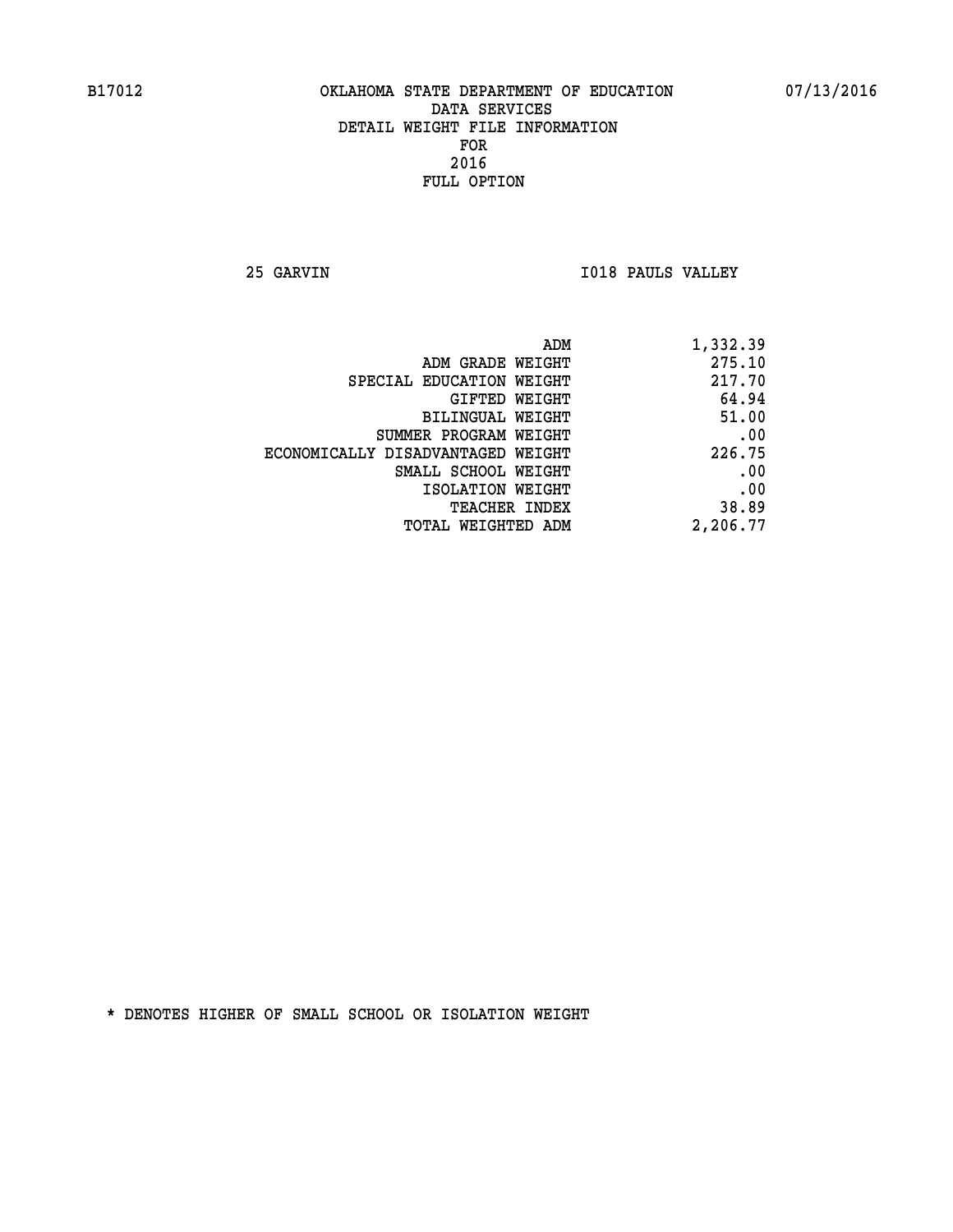B17012 OKLAHOMA STATE DEPARTMENT OF EDUCATION 07/13/2016

DATA SERVICES
DETAIL WEIGHT FILE INFORMATION
FOR
2016
FULL OPTION

25 GARVIN I018 PAULS VALLEY

| | |
|---|---|
| ADM | 1,332.39 |
| ADM GRADE WEIGHT | 275.10 |
| SPECIAL EDUCATION WEIGHT | 217.70 |
| GIFTED WEIGHT | 64.94 |
| BILINGUAL WEIGHT | 51.00 |
| SUMMER PROGRAM WEIGHT | .00 |
| ECONOMICALLY DISADVANTAGED WEIGHT | 226.75 |
| SMALL SCHOOL WEIGHT | .00 |
| ISOLATION WEIGHT | .00 |
| TEACHER INDEX | 38.89 |
| TOTAL WEIGHTED ADM | 2,206.77 |

* DENOTES HIGHER OF SMALL SCHOOL OR ISOLATION WEIGHT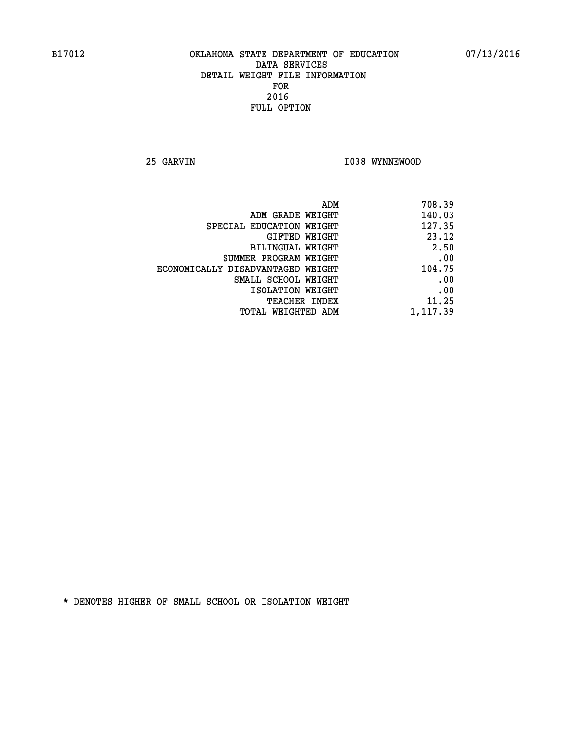B17012 OKLAHOMA STATE DEPARTMENT OF EDUCATION 07/13/2016

DATA SERVICES
DETAIL WEIGHT FILE INFORMATION
FOR
2016
FULL OPTION

25 GARVIN I038 WYNNEWOOD

| | |
|---|---|
| ADM | 708.39 |
| ADM GRADE WEIGHT | 140.03 |
| SPECIAL EDUCATION WEIGHT | 127.35 |
| GIFTED WEIGHT | 23.12 |
| BILINGUAL WEIGHT | 2.50 |
| SUMMER PROGRAM WEIGHT | .00 |
| ECONOMICALLY DISADVANTAGED WEIGHT | 104.75 |
| SMALL SCHOOL WEIGHT | .00 |
| ISOLATION WEIGHT | .00 |
| TEACHER INDEX | 11.25 |
| TOTAL WEIGHTED ADM | 1,117.39 |

* DENOTES HIGHER OF SMALL SCHOOL OR ISOLATION WEIGHT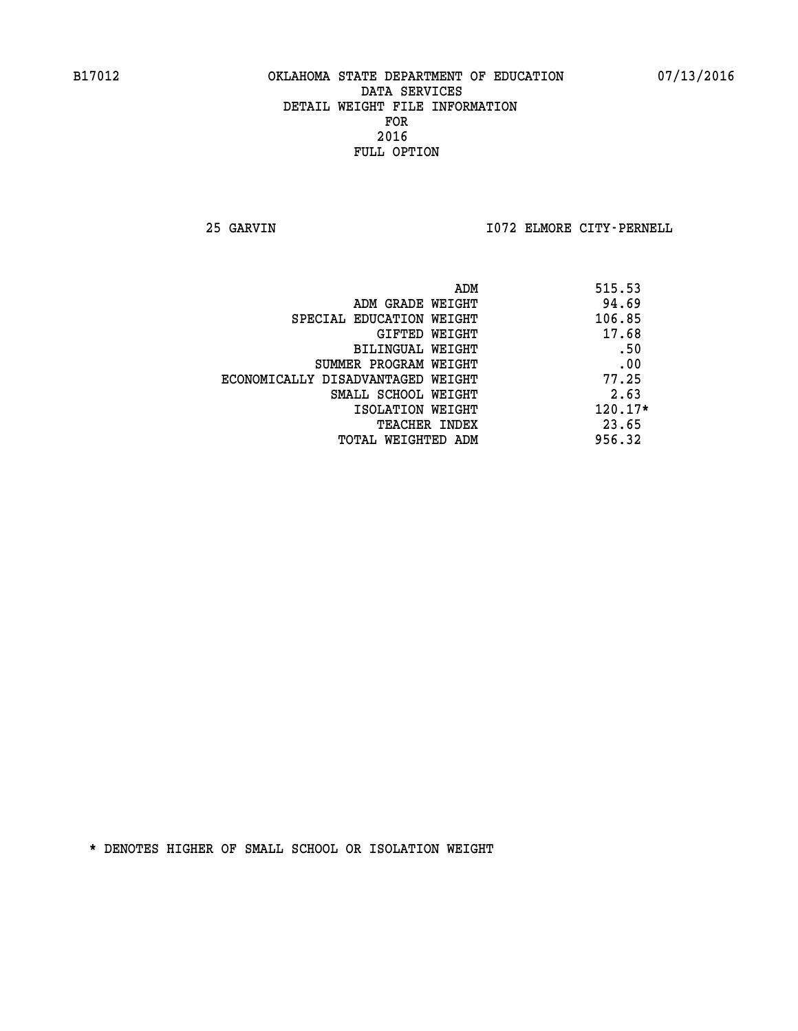B17012 OKLAHOMA STATE DEPARTMENT OF EDUCATION 07/13/2016

DATA SERVICES
DETAIL WEIGHT FILE INFORMATION
FOR
2016
FULL OPTION

25 GARVIN I072 ELMORE CITY-PERNELL

| | |
|---|---|
| ADM | 515.53 |
| ADM GRADE WEIGHT | 94.69 |
| SPECIAL EDUCATION WEIGHT | 106.85 |
| GIFTED WEIGHT | 17.68 |
| BILINGUAL WEIGHT | .50 |
| SUMMER PROGRAM WEIGHT | .00 |
| ECONOMICALLY DISADVANTAGED WEIGHT | 77.25 |
| SMALL SCHOOL WEIGHT | 2.63 |
| ISOLATION WEIGHT | 120.17* |
| TEACHER INDEX | 23.65 |
| TOTAL WEIGHTED ADM | 956.32 |

* DENOTES HIGHER OF SMALL SCHOOL OR ISOLATION WEIGHT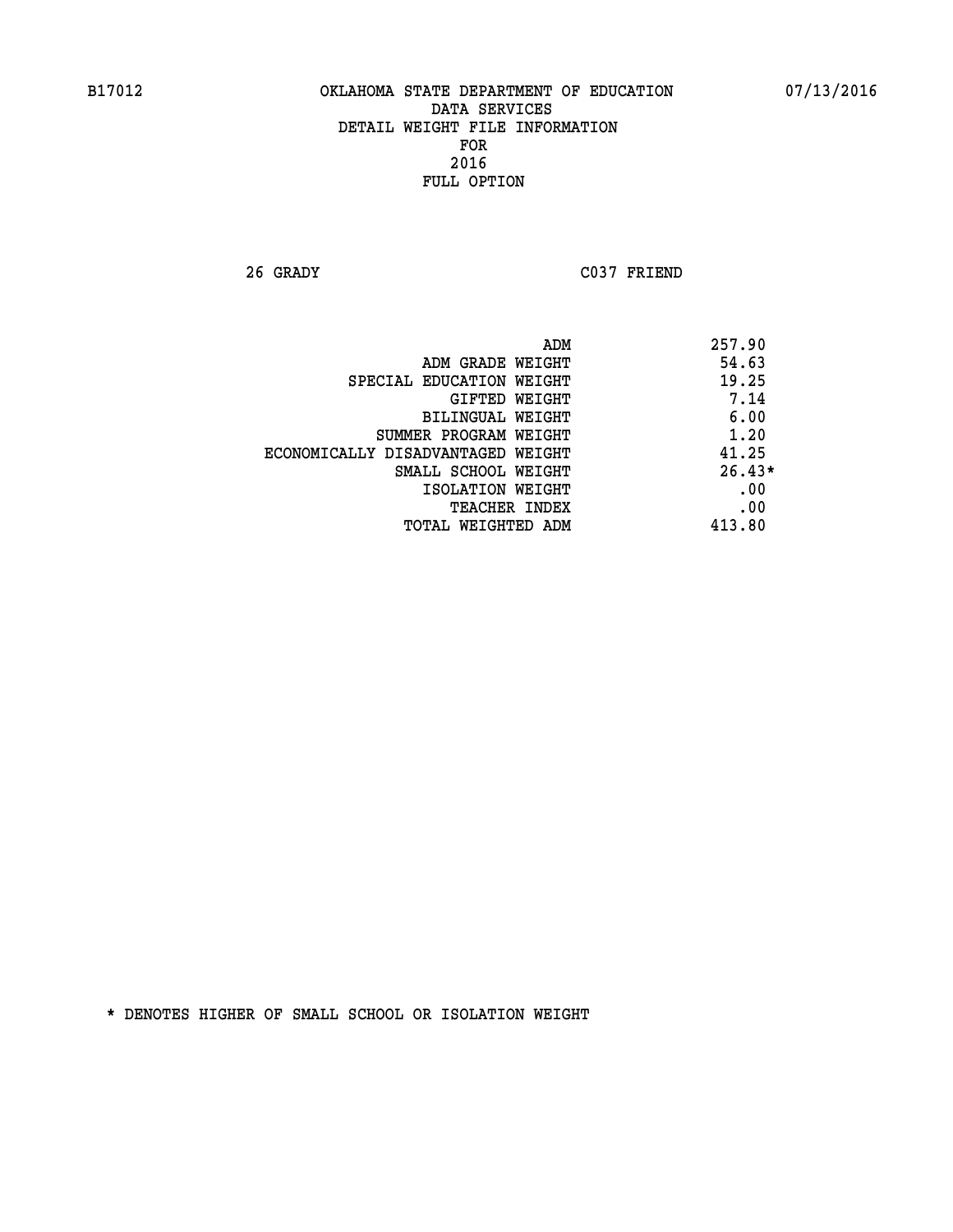B17012 OKLAHOMA STATE DEPARTMENT OF EDUCATION 07/13/2016

DATA SERVICES
DETAIL WEIGHT FILE INFORMATION
FOR
2016
FULL OPTION

26 GRADY C037 FRIEND

| | |
|---|---|
| ADM | 257.90 |
| ADM GRADE WEIGHT | 54.63 |
| SPECIAL EDUCATION WEIGHT | 19.25 |
| GIFTED WEIGHT | 7.14 |
| BILINGUAL WEIGHT | 6.00 |
| SUMMER PROGRAM WEIGHT | 1.20 |
| ECONOMICALLY DISADVANTAGED WEIGHT | 41.25 |
| SMALL SCHOOL WEIGHT | 26.43* |
| ISOLATION WEIGHT | .00 |
| TEACHER INDEX | .00 |
| TOTAL WEIGHTED ADM | 413.80 |

* DENOTES HIGHER OF SMALL SCHOOL OR ISOLATION WEIGHT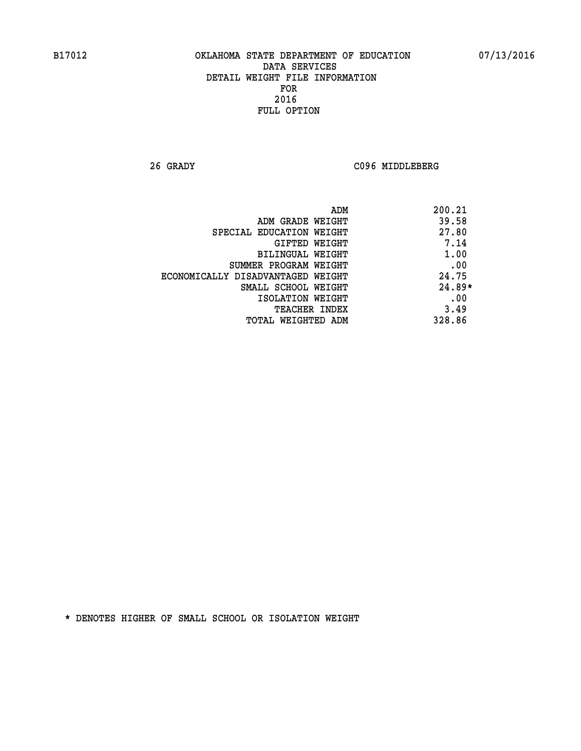B17012 OKLAHOMA STATE DEPARTMENT OF EDUCATION 07/13/2016

DATA SERVICES

DETAIL WEIGHT FILE INFORMATION

FOR

2016

FULL OPTION

26 GRADY C096 MIDDLEBERG

| | |
|---|---|
| ADM | 200.21 |
| ADM GRADE WEIGHT | 39.58 |
| SPECIAL EDUCATION WEIGHT | 27.80 |
| GIFTED WEIGHT | 7.14 |
| BILINGUAL WEIGHT | 1.00 |
| SUMMER PROGRAM WEIGHT | .00 |
| ECONOMICALLY DISADVANTAGED WEIGHT | 24.75 |
| SMALL SCHOOL WEIGHT | 24.89* |
| ISOLATION WEIGHT | .00 |
| TEACHER INDEX | 3.49 |
| TOTAL WEIGHTED ADM | 328.86 |

* DENOTES HIGHER OF SMALL SCHOOL OR ISOLATION WEIGHT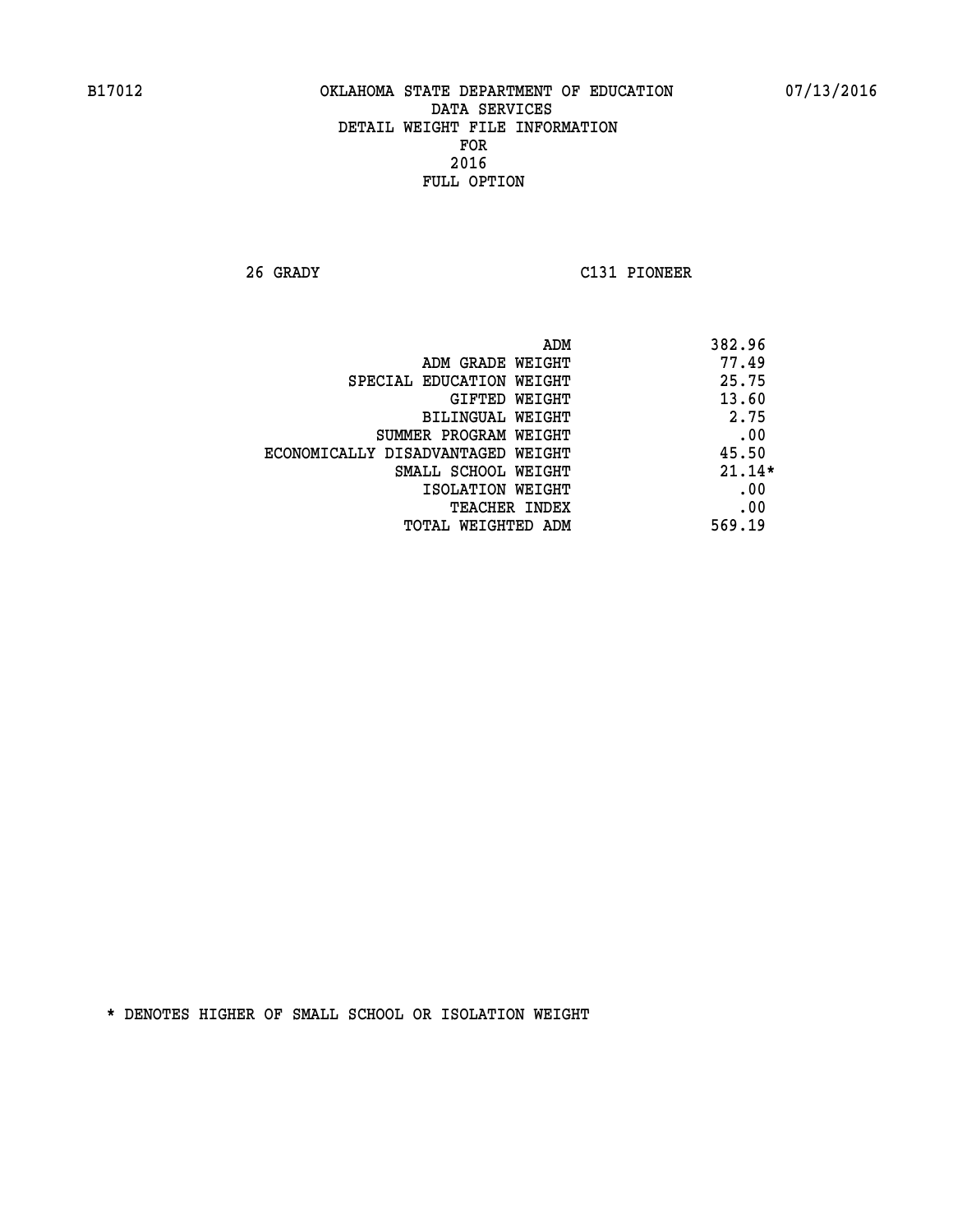B17012 OKLAHOMA STATE DEPARTMENT OF EDUCATION 07/13/2016

DATA SERVICES
DETAIL WEIGHT FILE INFORMATION
FOR
2016
FULL OPTION

26 GRADY C131 PIONEER

| | |
|---|---|
| ADM | 382.96 |
| ADM GRADE WEIGHT | 77.49 |
| SPECIAL EDUCATION WEIGHT | 25.75 |
| GIFTED WEIGHT | 13.60 |
| BILINGUAL WEIGHT | 2.75 |
| SUMMER PROGRAM WEIGHT | .00 |
| ECONOMICALLY DISADVANTAGED WEIGHT | 45.50 |
| SMALL SCHOOL WEIGHT | 21.14* |
| ISOLATION WEIGHT | .00 |
| TEACHER INDEX | .00 |
| TOTAL WEIGHTED ADM | 569.19 |

* DENOTES HIGHER OF SMALL SCHOOL OR ISOLATION WEIGHT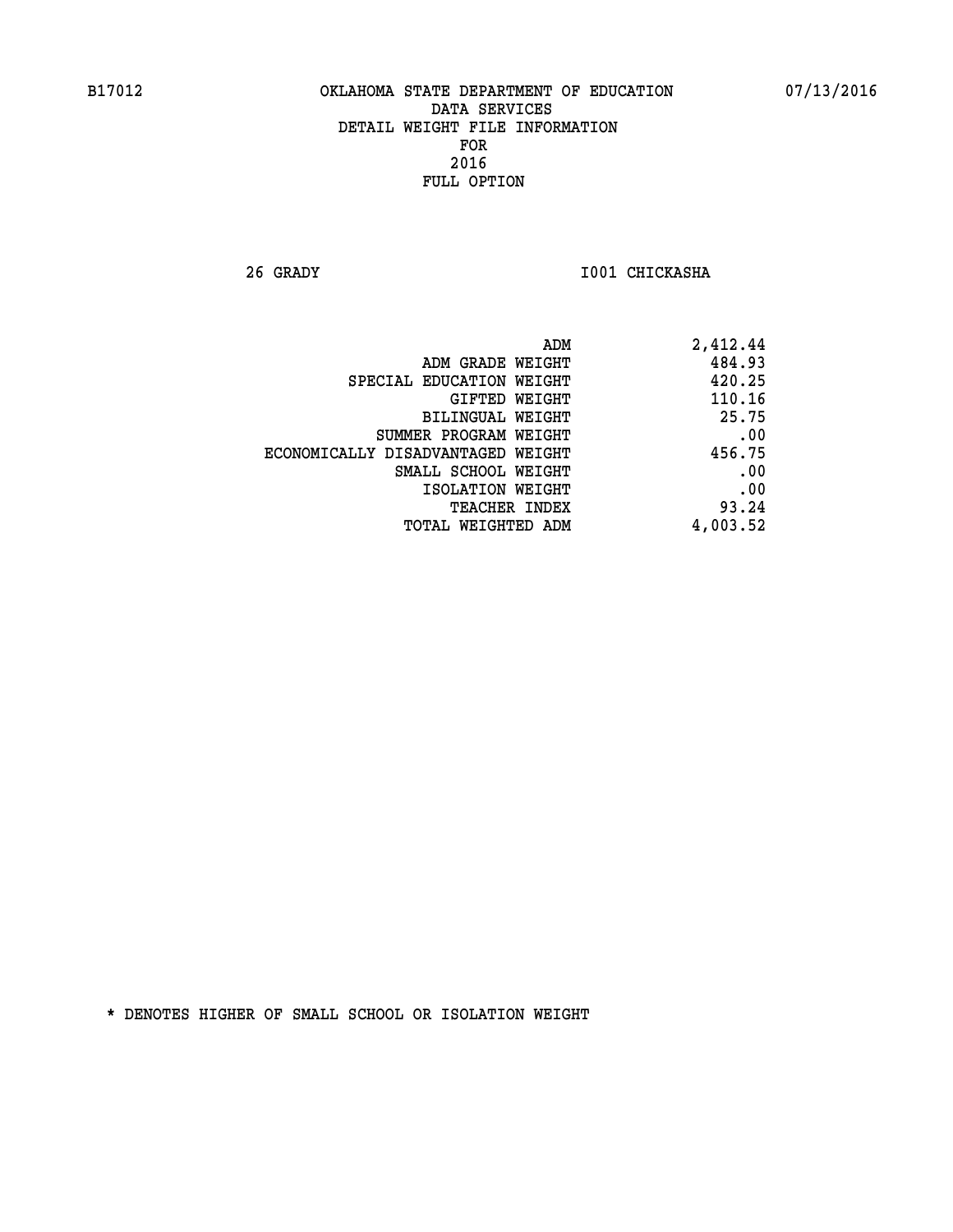B17012 OKLAHOMA STATE DEPARTMENT OF EDUCATION 07/13/2016

DATA SERVICES
DETAIL WEIGHT FILE INFORMATION
FOR
2016
FULL OPTION

26 GRADY I001 CHICKASHA

| | |
|---|---|
| ADM | 2,412.44 |
| ADM GRADE WEIGHT | 484.93 |
| SPECIAL EDUCATION WEIGHT | 420.25 |
| GIFTED WEIGHT | 110.16 |
| BILINGUAL WEIGHT | 25.75 |
| SUMMER PROGRAM WEIGHT | .00 |
| ECONOMICALLY DISADVANTAGED WEIGHT | 456.75 |
| SMALL SCHOOL WEIGHT | .00 |
| ISOLATION WEIGHT | .00 |
| TEACHER INDEX | 93.24 |
| TOTAL WEIGHTED ADM | 4,003.52 |

* DENOTES HIGHER OF SMALL SCHOOL OR ISOLATION WEIGHT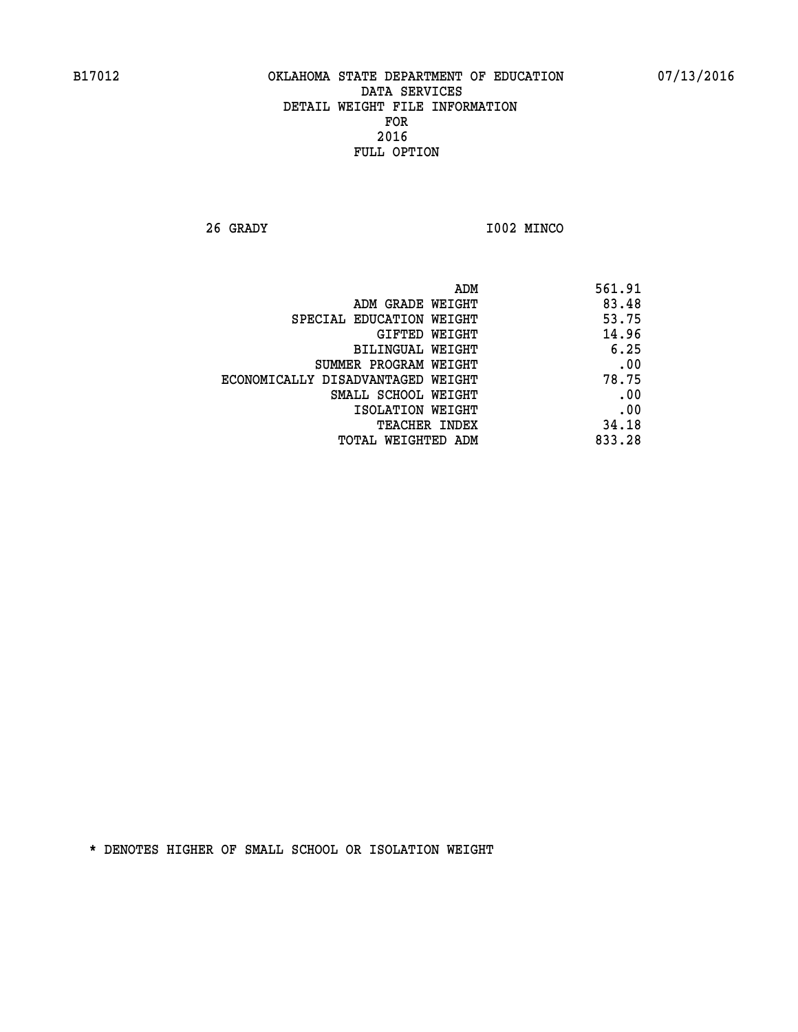B17012 OKLAHOMA STATE DEPARTMENT OF EDUCATION 07/13/2016

DATA SERVICES
DETAIL WEIGHT FILE INFORMATION
FOR
2016
FULL OPTION

26 GRADY I002 MINCO

| | |
|---|---|
| ADM | 561.91 |
| ADM GRADE WEIGHT | 83.48 |
| SPECIAL EDUCATION WEIGHT | 53.75 |
| GIFTED WEIGHT | 14.96 |
| BILINGUAL WEIGHT | 6.25 |
| SUMMER PROGRAM WEIGHT | .00 |
| ECONOMICALLY DISADVANTAGED WEIGHT | 78.75 |
| SMALL SCHOOL WEIGHT | .00 |
| ISOLATION WEIGHT | .00 |
| TEACHER INDEX | 34.18 |
| TOTAL WEIGHTED ADM | 833.28 |

* DENOTES HIGHER OF SMALL SCHOOL OR ISOLATION WEIGHT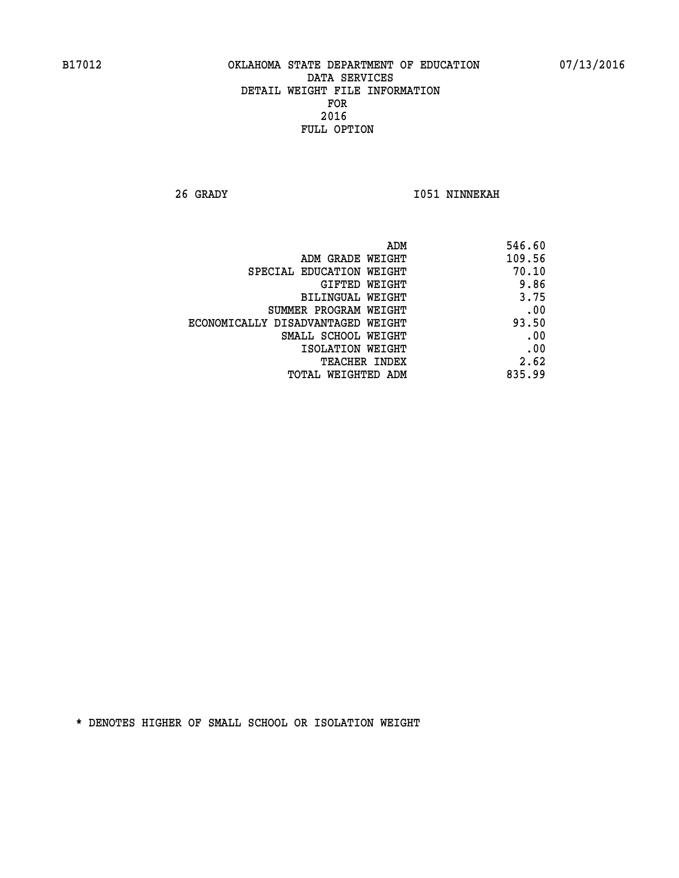B17012 OKLAHOMA STATE DEPARTMENT OF EDUCATION 07/13/2016

DATA SERVICES
DETAIL WEIGHT FILE INFORMATION
FOR
2016
FULL OPTION

26 GRADY I051 NINNEKAH

| | |
|---|---|
| ADM | 546.60 |
| ADM GRADE WEIGHT | 109.56 |
| SPECIAL EDUCATION WEIGHT | 70.10 |
| GIFTED WEIGHT | 9.86 |
| BILINGUAL WEIGHT | 3.75 |
| SUMMER PROGRAM WEIGHT | .00 |
| ECONOMICALLY DISADVANTAGED WEIGHT | 93.50 |
| SMALL SCHOOL WEIGHT | .00 |
| ISOLATION WEIGHT | .00 |
| TEACHER INDEX | 2.62 |
| TOTAL WEIGHTED ADM | 835.99 |

* DENOTES HIGHER OF SMALL SCHOOL OR ISOLATION WEIGHT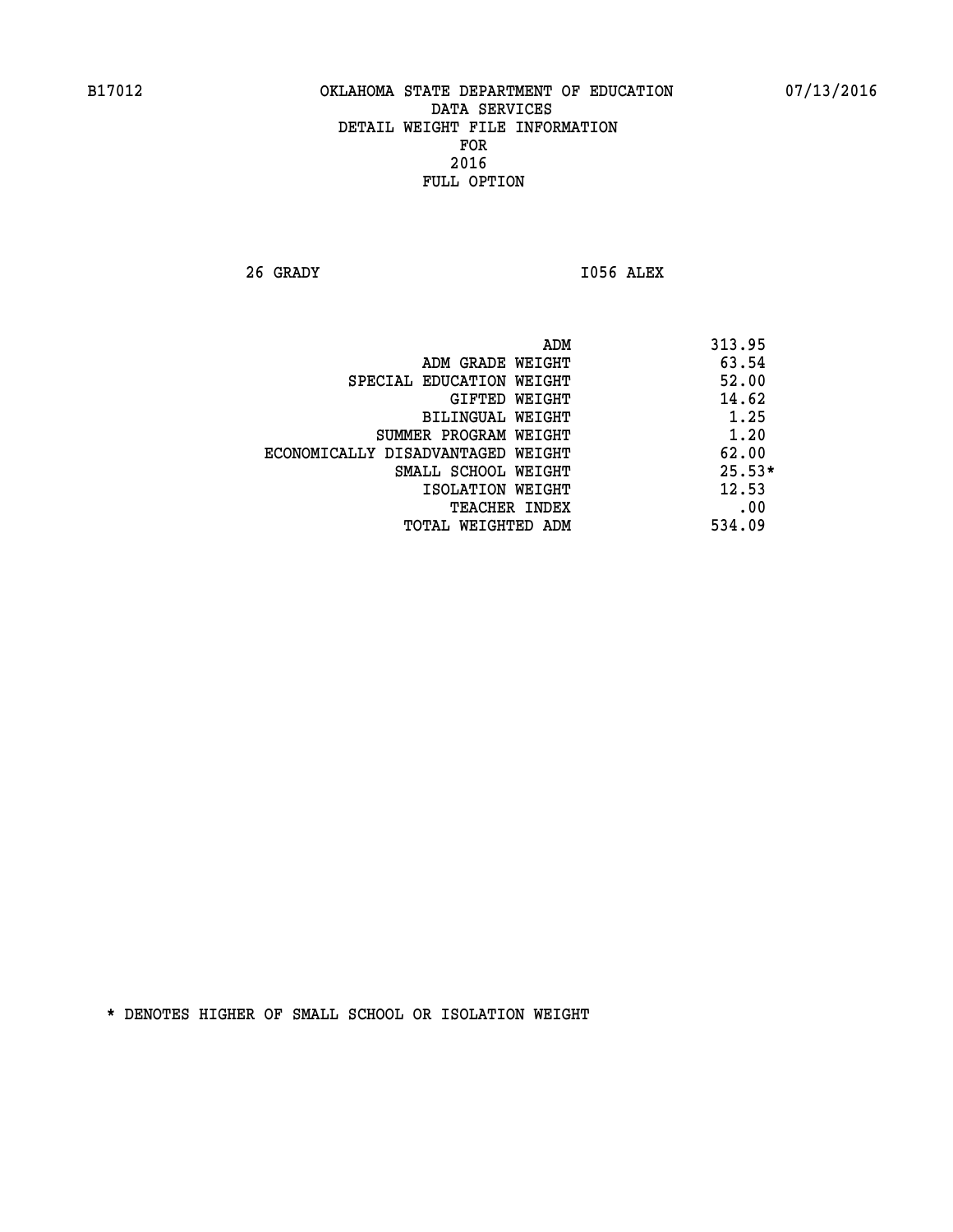B17012 OKLAHOMA STATE DEPARTMENT OF EDUCATION 07/13/2016

DATA SERVICES
DETAIL WEIGHT FILE INFORMATION
FOR
2016
FULL OPTION

26 GRADY I056 ALEX

| | |
|---|---|
| ADM | 313.95 |
| ADM GRADE WEIGHT | 63.54 |
| SPECIAL EDUCATION WEIGHT | 52.00 |
| GIFTED WEIGHT | 14.62 |
| BILINGUAL WEIGHT | 1.25 |
| SUMMER PROGRAM WEIGHT | 1.20 |
| ECONOMICALLY DISADVANTAGED WEIGHT | 62.00 |
| SMALL SCHOOL WEIGHT | 25.53* |
| ISOLATION WEIGHT | 12.53 |
| TEACHER INDEX | .00 |
| TOTAL WEIGHTED ADM | 534.09 |

* DENOTES HIGHER OF SMALL SCHOOL OR ISOLATION WEIGHT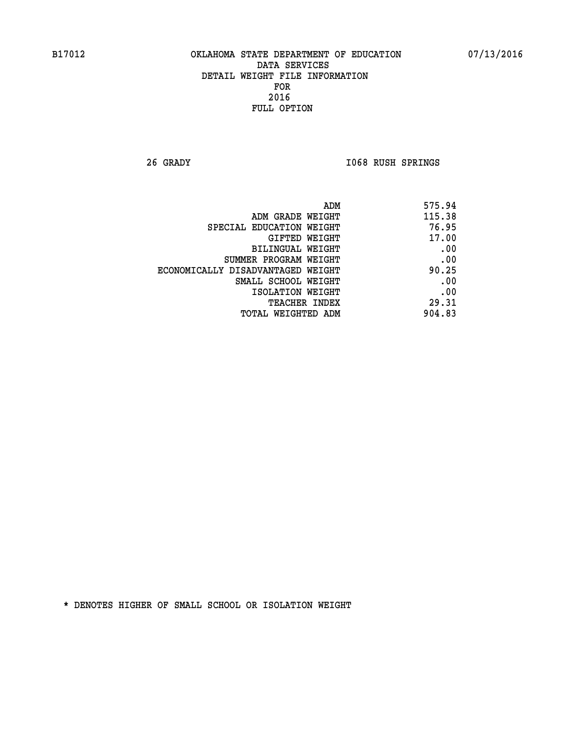B17012 OKLAHOMA STATE DEPARTMENT OF EDUCATION 07/13/2016

DATA SERVICES
DETAIL WEIGHT FILE INFORMATION
FOR
2016
FULL OPTION

26 GRADY I068 RUSH SPRINGS

| | |
|---|---|
| ADM | 575.94 |
| ADM GRADE WEIGHT | 115.38 |
| SPECIAL EDUCATION WEIGHT | 76.95 |
| GIFTED WEIGHT | 17.00 |
| BILINGUAL WEIGHT | .00 |
| SUMMER PROGRAM WEIGHT | .00 |
| ECONOMICALLY DISADVANTAGED WEIGHT | 90.25 |
| SMALL SCHOOL WEIGHT | .00 |
| ISOLATION WEIGHT | .00 |
| TEACHER INDEX | 29.31 |
| TOTAL WEIGHTED ADM | 904.83 |

* DENOTES HIGHER OF SMALL SCHOOL OR ISOLATION WEIGHT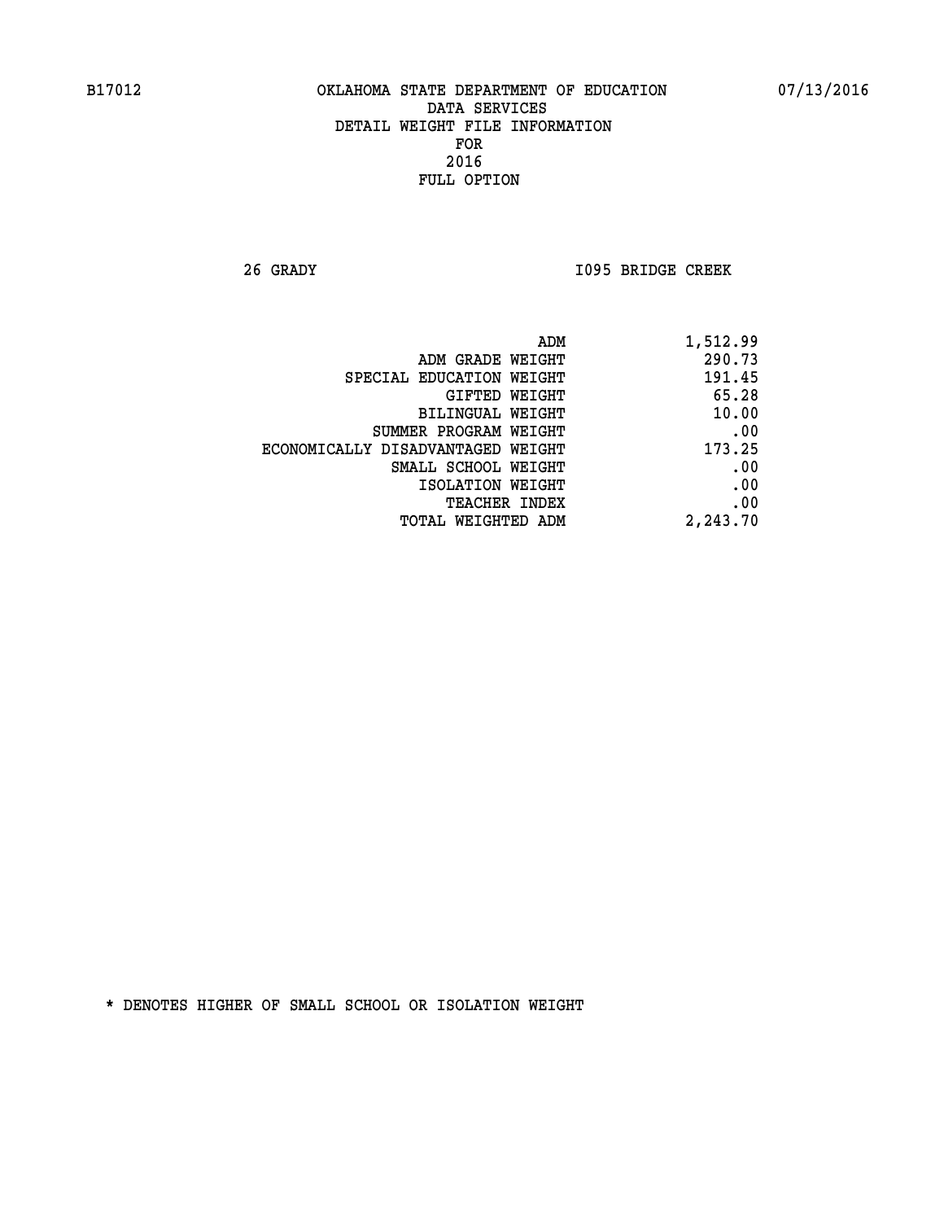B17012 OKLAHOMA STATE DEPARTMENT OF EDUCATION 07/13/2016

DATA SERVICES

DETAIL WEIGHT FILE INFORMATION

FOR

2016

FULL OPTION

26 GRADY I095 BRIDGE CREEK

| | |
|---|---|
| ADM | 1,512.99 |
| ADM GRADE WEIGHT | 290.73 |
| SPECIAL EDUCATION WEIGHT | 191.45 |
| GIFTED WEIGHT | 65.28 |
| BILINGUAL WEIGHT | 10.00 |
| SUMMER PROGRAM WEIGHT | .00 |
| ECONOMICALLY DISADVANTAGED WEIGHT | 173.25 |
| SMALL SCHOOL WEIGHT | .00 |
| ISOLATION WEIGHT | .00 |
| TEACHER INDEX | .00 |
| TOTAL WEIGHTED ADM | 2,243.70 |

* DENOTES HIGHER OF SMALL SCHOOL OR ISOLATION WEIGHT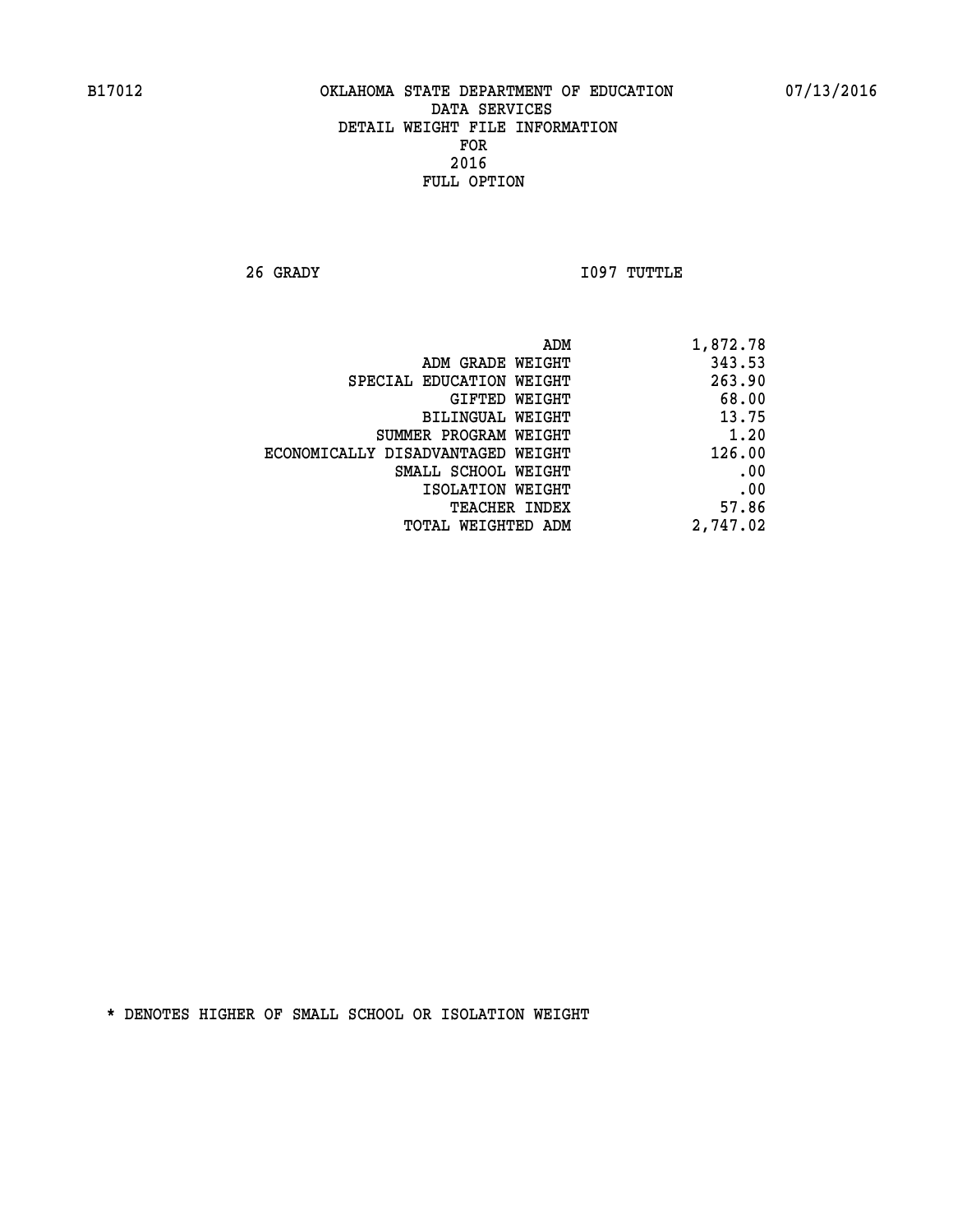B17012 OKLAHOMA STATE DEPARTMENT OF EDUCATION 07/13/2016

DATA SERVICES
DETAIL WEIGHT FILE INFORMATION
FOR
2016
FULL OPTION

26 GRADY I097 TUTTLE

| | |
|---|---|
| ADM | 1,872.78 |
| ADM GRADE WEIGHT | 343.53 |
| SPECIAL EDUCATION WEIGHT | 263.90 |
| GIFTED WEIGHT | 68.00 |
| BILINGUAL WEIGHT | 13.75 |
| SUMMER PROGRAM WEIGHT | 1.20 |
| ECONOMICALLY DISADVANTAGED WEIGHT | 126.00 |
| SMALL SCHOOL WEIGHT | .00 |
| ISOLATION WEIGHT | .00 |
| TEACHER INDEX | 57.86 |
| TOTAL WEIGHTED ADM | 2,747.02 |

* DENOTES HIGHER OF SMALL SCHOOL OR ISOLATION WEIGHT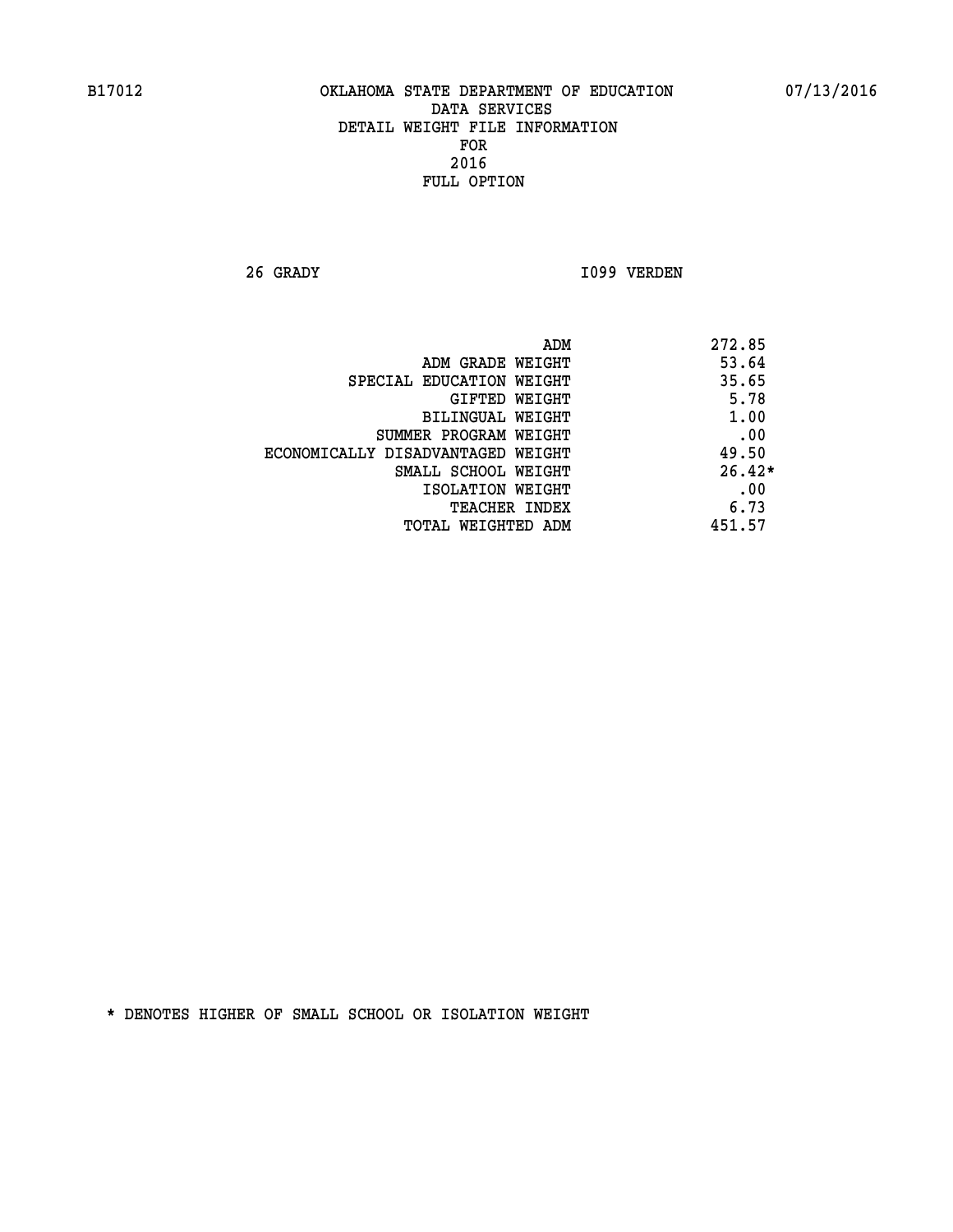B17012 OKLAHOMA STATE DEPARTMENT OF EDUCATION 07/13/2016

DATA SERVICES
DETAIL WEIGHT FILE INFORMATION
FOR
2016
FULL OPTION

26 GRADY I099 VERDEN

| | |
|---|---|
| ADM | 272.85 |
| ADM GRADE WEIGHT | 53.64 |
| SPECIAL EDUCATION WEIGHT | 35.65 |
| GIFTED WEIGHT | 5.78 |
| BILINGUAL WEIGHT | 1.00 |
| SUMMER PROGRAM WEIGHT | .00 |
| ECONOMICALLY DISADVANTAGED WEIGHT | 49.50 |
| SMALL SCHOOL WEIGHT | 26.42* |
| ISOLATION WEIGHT | .00 |
| TEACHER INDEX | 6.73 |
| TOTAL WEIGHTED ADM | 451.57 |

* DENOTES HIGHER OF SMALL SCHOOL OR ISOLATION WEIGHT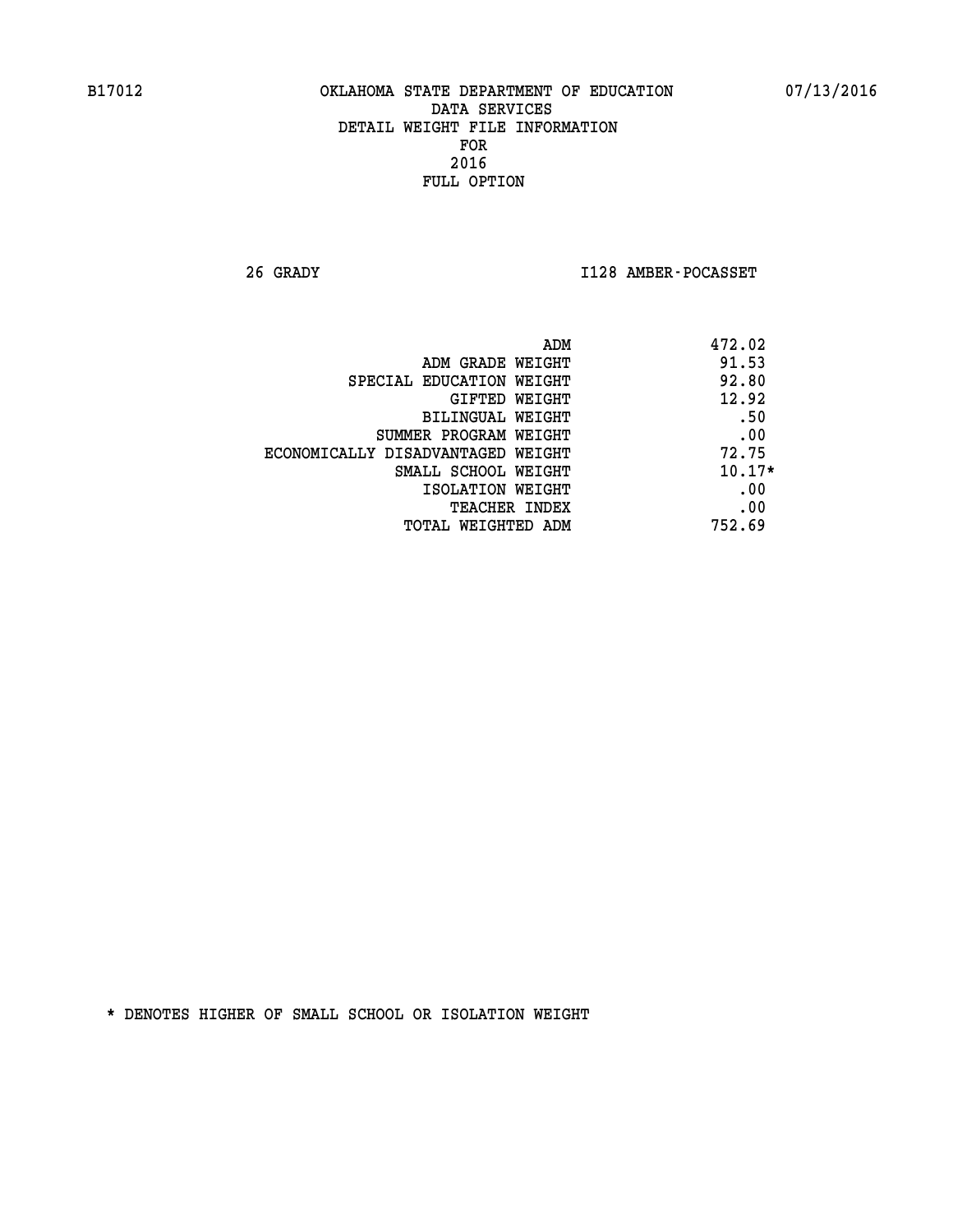B17012 OKLAHOMA STATE DEPARTMENT OF EDUCATION 07/13/2016
DATA SERVICES
DETAIL WEIGHT FILE INFORMATION
FOR
2016
FULL OPTION

26 GRADY I128 AMBER-POCASSET

| | |
|---|---|
| ADM | 472.02 |
| ADM GRADE WEIGHT | 91.53 |
| SPECIAL EDUCATION WEIGHT | 92.80 |
| GIFTED WEIGHT | 12.92 |
| BILINGUAL WEIGHT | .50 |
| SUMMER PROGRAM WEIGHT | .00 |
| ECONOMICALLY DISADVANTAGED WEIGHT | 72.75 |
| SMALL SCHOOL WEIGHT | 10.17* |
| ISOLATION WEIGHT | .00 |
| TEACHER INDEX | .00 |
| TOTAL WEIGHTED ADM | 752.69 |

* DENOTES HIGHER OF SMALL SCHOOL OR ISOLATION WEIGHT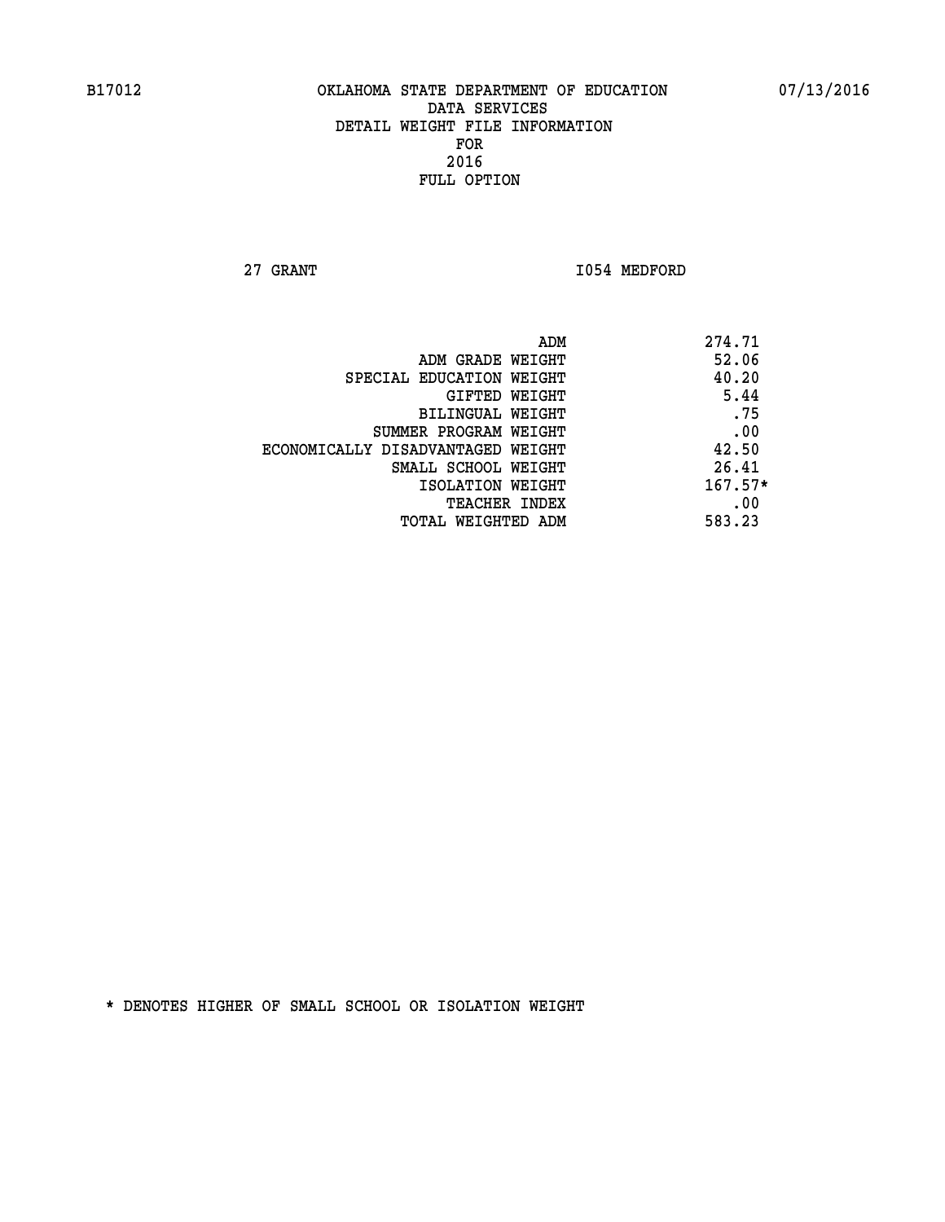B17012 OKLAHOMA STATE DEPARTMENT OF EDUCATION 07/13/2016

DATA SERVICES
DETAIL WEIGHT FILE INFORMATION
FOR
2016
FULL OPTION

27 GRANT I054 MEDFORD

| | |
|---|---|
| ADM | 274.71 |
| ADM GRADE WEIGHT | 52.06 |
| SPECIAL EDUCATION WEIGHT | 40.20 |
| GIFTED WEIGHT | 5.44 |
| BILINGUAL WEIGHT | .75 |
| SUMMER PROGRAM WEIGHT | .00 |
| ECONOMICALLY DISADVANTAGED WEIGHT | 42.50 |
| SMALL SCHOOL WEIGHT | 26.41 |
| ISOLATION WEIGHT | 167.57* |
| TEACHER INDEX | .00 |
| TOTAL WEIGHTED ADM | 583.23 |

* DENOTES HIGHER OF SMALL SCHOOL OR ISOLATION WEIGHT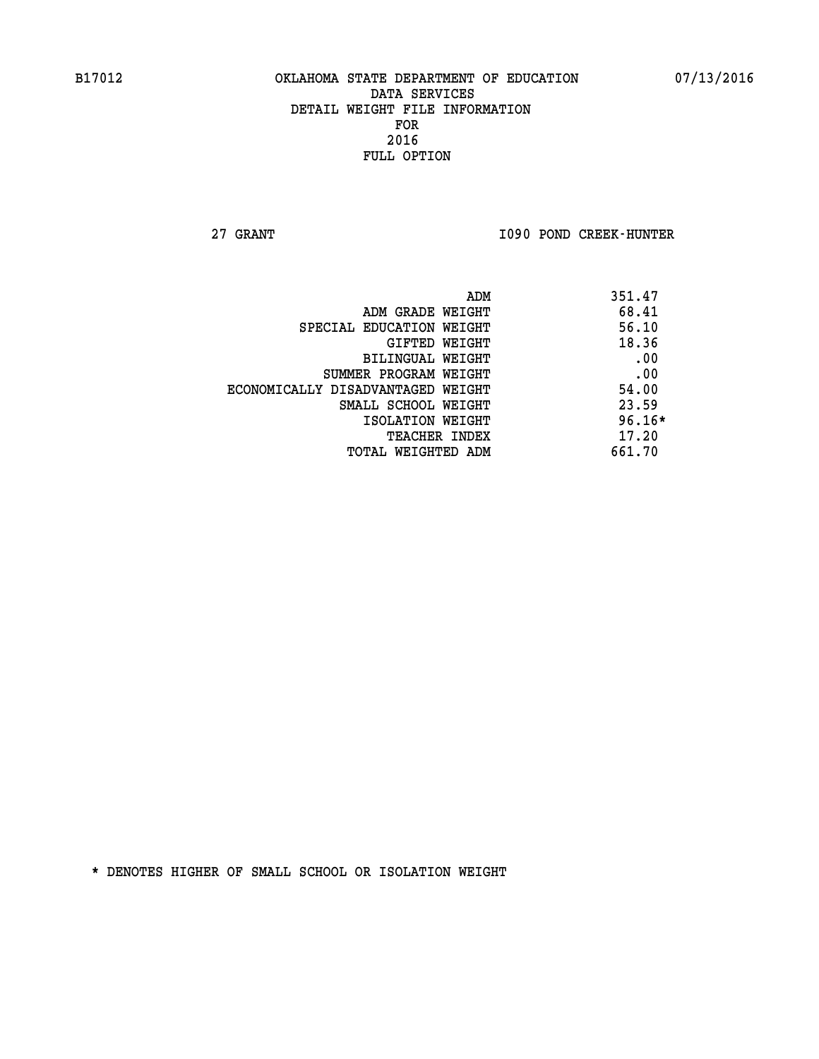B17012 OKLAHOMA STATE DEPARTMENT OF EDUCATION 07/13/2016

DATA SERVICES
DETAIL WEIGHT FILE INFORMATION
FOR
2016
FULL OPTION

27 GRANT I090 POND CREEK-HUNTER

| | |
|---|---|
| ADM | 351.47 |
| ADM GRADE WEIGHT | 68.41 |
| SPECIAL EDUCATION WEIGHT | 56.10 |
| GIFTED WEIGHT | 18.36 |
| BILINGUAL WEIGHT | .00 |
| SUMMER PROGRAM WEIGHT | .00 |
| ECONOMICALLY DISADVANTAGED WEIGHT | 54.00 |
| SMALL SCHOOL WEIGHT | 23.59 |
| ISOLATION WEIGHT | 96.16* |
| TEACHER INDEX | 17.20 |
| TOTAL WEIGHTED ADM | 661.70 |

* DENOTES HIGHER OF SMALL SCHOOL OR ISOLATION WEIGHT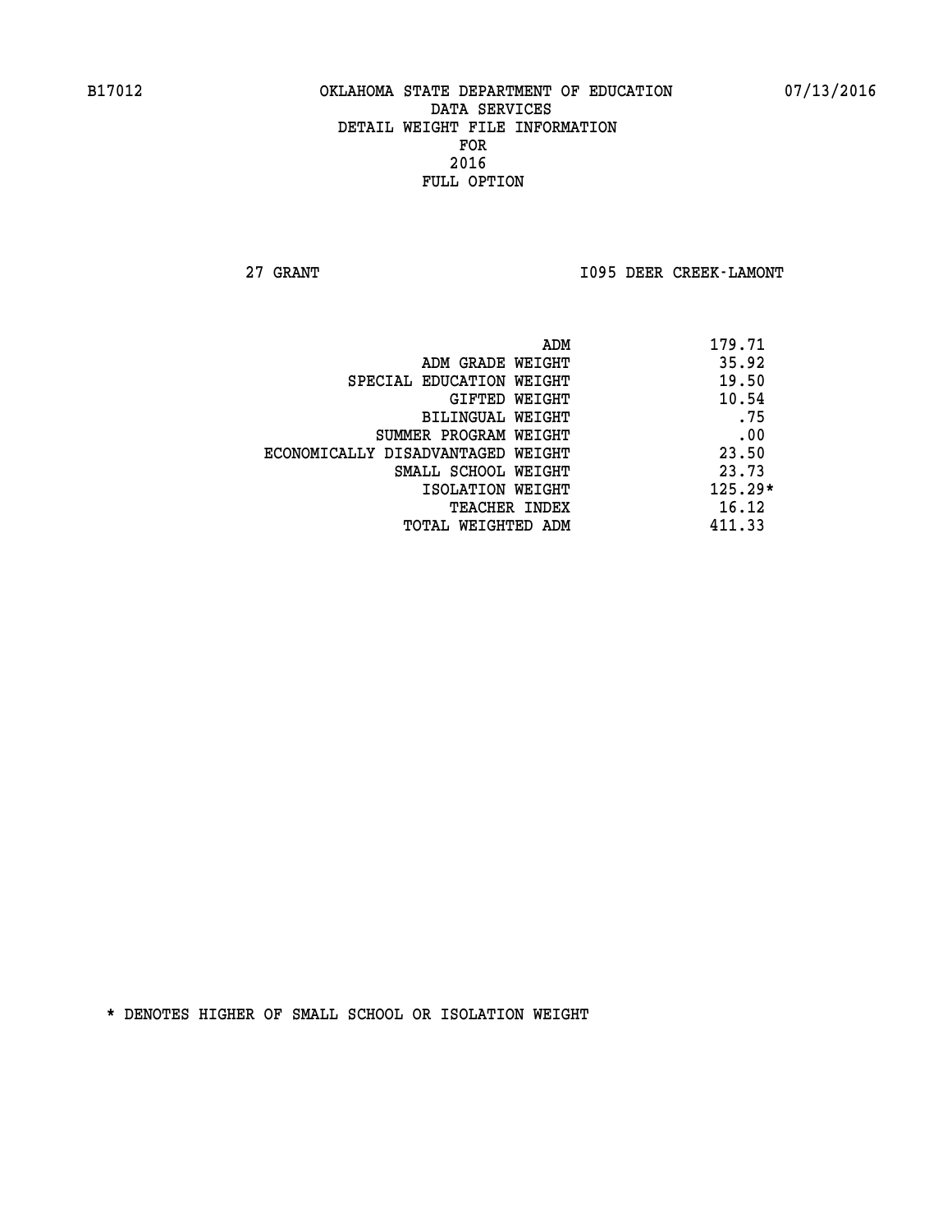B17012 OKLAHOMA STATE DEPARTMENT OF EDUCATION 07/13/2016

DATA SERVICES
DETAIL WEIGHT FILE INFORMATION
FOR
2016
FULL OPTION

27 GRANT I095 DEER CREEK-LAMONT

| | |
|---|---|
| ADM | 179.71 |
| ADM GRADE WEIGHT | 35.92 |
| SPECIAL EDUCATION WEIGHT | 19.50 |
| GIFTED WEIGHT | 10.54 |
| BILINGUAL WEIGHT | .75 |
| SUMMER PROGRAM WEIGHT | .00 |
| ECONOMICALLY DISADVANTAGED WEIGHT | 23.50 |
| SMALL SCHOOL WEIGHT | 23.73 |
| ISOLATION WEIGHT | 125.29* |
| TEACHER INDEX | 16.12 |
| TOTAL WEIGHTED ADM | 411.33 |

* DENOTES HIGHER OF SMALL SCHOOL OR ISOLATION WEIGHT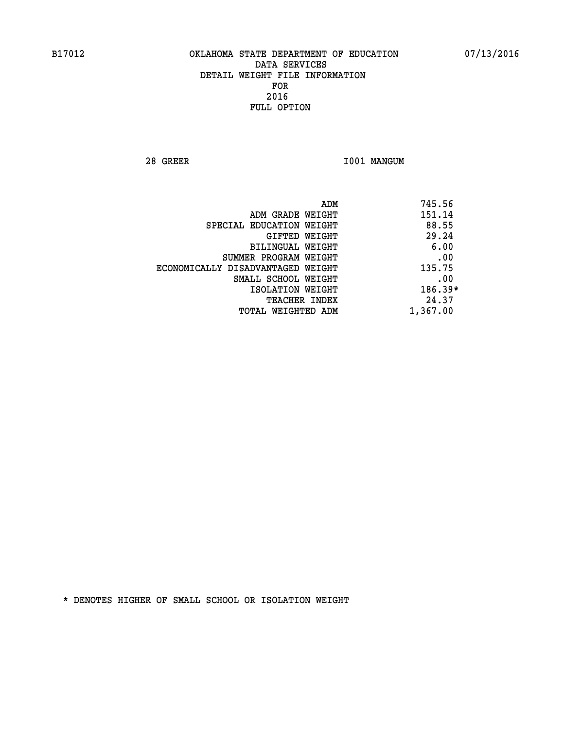B17012 OKLAHOMA STATE DEPARTMENT OF EDUCATION 07/13/2016

DATA SERVICES
DETAIL WEIGHT FILE INFORMATION
FOR
2016
FULL OPTION

28 GREER I001 MANGUM

| | |
|---|---|
| ADM | 745.56 |
| ADM GRADE WEIGHT | 151.14 |
| SPECIAL EDUCATION WEIGHT | 88.55 |
| GIFTED WEIGHT | 29.24 |
| BILINGUAL WEIGHT | 6.00 |
| SUMMER PROGRAM WEIGHT | .00 |
| ECONOMICALLY DISADVANTAGED WEIGHT | 135.75 |
| SMALL SCHOOL WEIGHT | .00 |
| ISOLATION WEIGHT | 186.39* |
| TEACHER INDEX | 24.37 |
| TOTAL WEIGHTED ADM | 1,367.00 |

* DENOTES HIGHER OF SMALL SCHOOL OR ISOLATION WEIGHT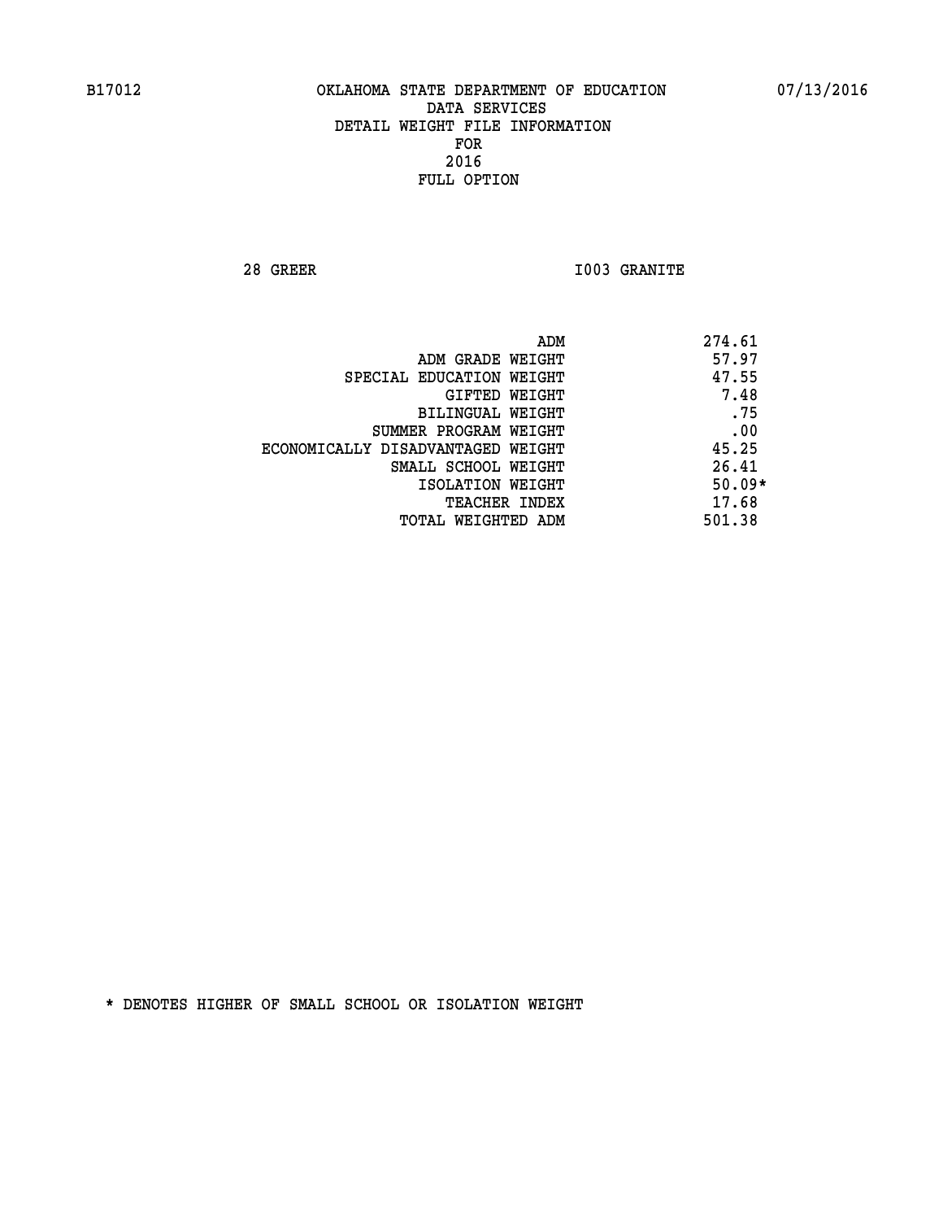B17012 OKLAHOMA STATE DEPARTMENT OF EDUCATION 07/13/2016

DATA SERVICES
DETAIL WEIGHT FILE INFORMATION
FOR
2016
FULL OPTION

28 GREER I003 GRANITE

| | |
|---|---|
| ADM | 274.61 |
| ADM GRADE WEIGHT | 57.97 |
| SPECIAL EDUCATION WEIGHT | 47.55 |
| GIFTED WEIGHT | 7.48 |
| BILINGUAL WEIGHT | .75 |
| SUMMER PROGRAM WEIGHT | .00 |
| ECONOMICALLY DISADVANTAGED WEIGHT | 45.25 |
| SMALL SCHOOL WEIGHT | 26.41 |
| ISOLATION WEIGHT | 50.09* |
| TEACHER INDEX | 17.68 |
| TOTAL WEIGHTED ADM | 501.38 |

* DENOTES HIGHER OF SMALL SCHOOL OR ISOLATION WEIGHT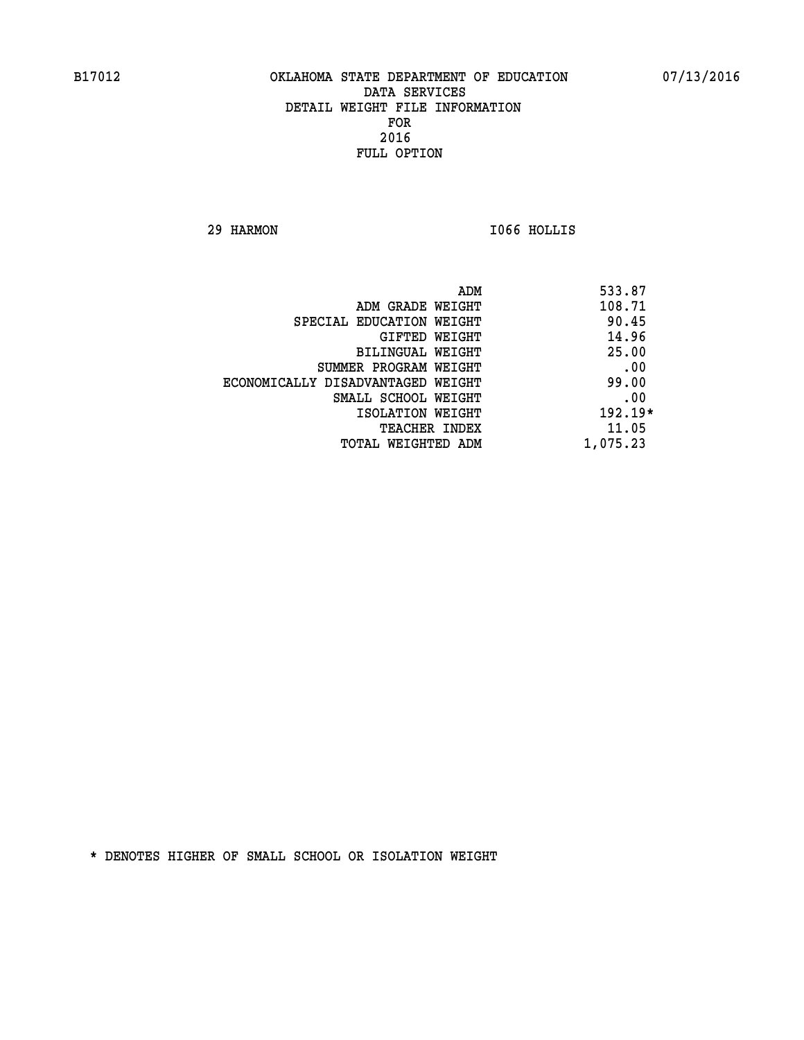B17012 OKLAHOMA STATE DEPARTMENT OF EDUCATION 07/13/2016

DATA SERVICES
DETAIL WEIGHT FILE INFORMATION
FOR
2016
FULL OPTION

29 HARMON I066 HOLLIS

| | |
|---|---|
| ADM | 533.87 |
| ADM GRADE WEIGHT | 108.71 |
| SPECIAL EDUCATION WEIGHT | 90.45 |
| GIFTED WEIGHT | 14.96 |
| BILINGUAL WEIGHT | 25.00 |
| SUMMER PROGRAM WEIGHT | .00 |
| ECONOMICALLY DISADVANTAGED WEIGHT | 99.00 |
| SMALL SCHOOL WEIGHT | .00 |
| ISOLATION WEIGHT | 192.19* |
| TEACHER INDEX | 11.05 |
| TOTAL WEIGHTED ADM | 1,075.23 |

* DENOTES HIGHER OF SMALL SCHOOL OR ISOLATION WEIGHT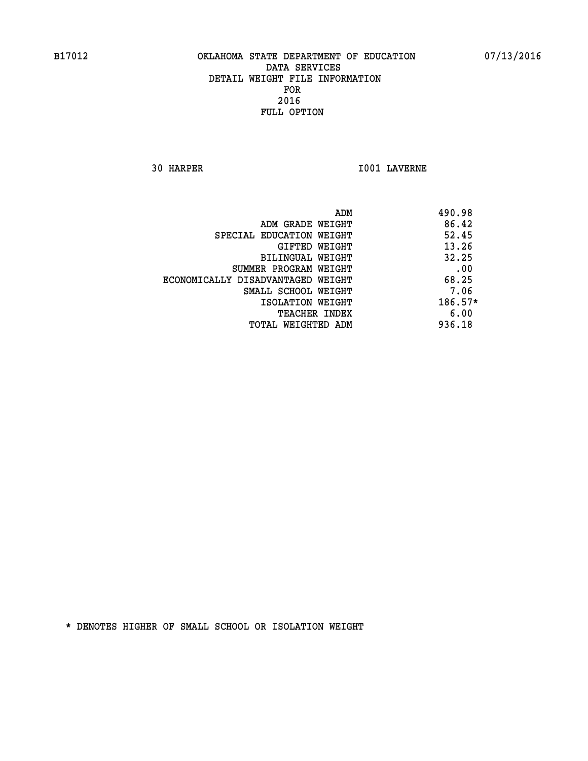B17012 OKLAHOMA STATE DEPARTMENT OF EDUCATION 07/13/2016

DATA SERVICES
DETAIL WEIGHT FILE INFORMATION
FOR
2016
FULL OPTION

30 HARPER I001 LAVERNE

| | |
|---|---|
| ADM | 490.98 |
| ADM GRADE WEIGHT | 86.42 |
| SPECIAL EDUCATION WEIGHT | 52.45 |
| GIFTED WEIGHT | 13.26 |
| BILINGUAL WEIGHT | 32.25 |
| SUMMER PROGRAM WEIGHT | .00 |
| ECONOMICALLY DISADVANTAGED WEIGHT | 68.25 |
| SMALL SCHOOL WEIGHT | 7.06 |
| ISOLATION WEIGHT | 186.57* |
| TEACHER INDEX | 6.00 |
| TOTAL WEIGHTED ADM | 936.18 |

* DENOTES HIGHER OF SMALL SCHOOL OR ISOLATION WEIGHT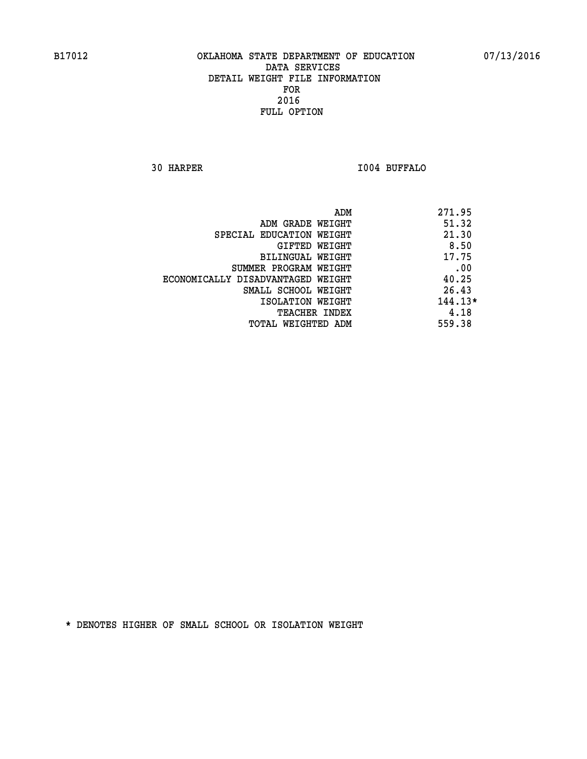B17012 OKLAHOMA STATE DEPARTMENT OF EDUCATION 07/13/2016

DATA SERVICES
DETAIL WEIGHT FILE INFORMATION
FOR
2016
FULL OPTION

30 HARPER I004 BUFFALO

| | |
|---|---|
| ADM | 271.95 |
| ADM GRADE WEIGHT | 51.32 |
| SPECIAL EDUCATION WEIGHT | 21.30 |
| GIFTED WEIGHT | 8.50 |
| BILINGUAL WEIGHT | 17.75 |
| SUMMER PROGRAM WEIGHT | .00 |
| ECONOMICALLY DISADVANTAGED WEIGHT | 40.25 |
| SMALL SCHOOL WEIGHT | 26.43 |
| ISOLATION WEIGHT | 144.13* |
| TEACHER INDEX | 4.18 |
| TOTAL WEIGHTED ADM | 559.38 |

* DENOTES HIGHER OF SMALL SCHOOL OR ISOLATION WEIGHT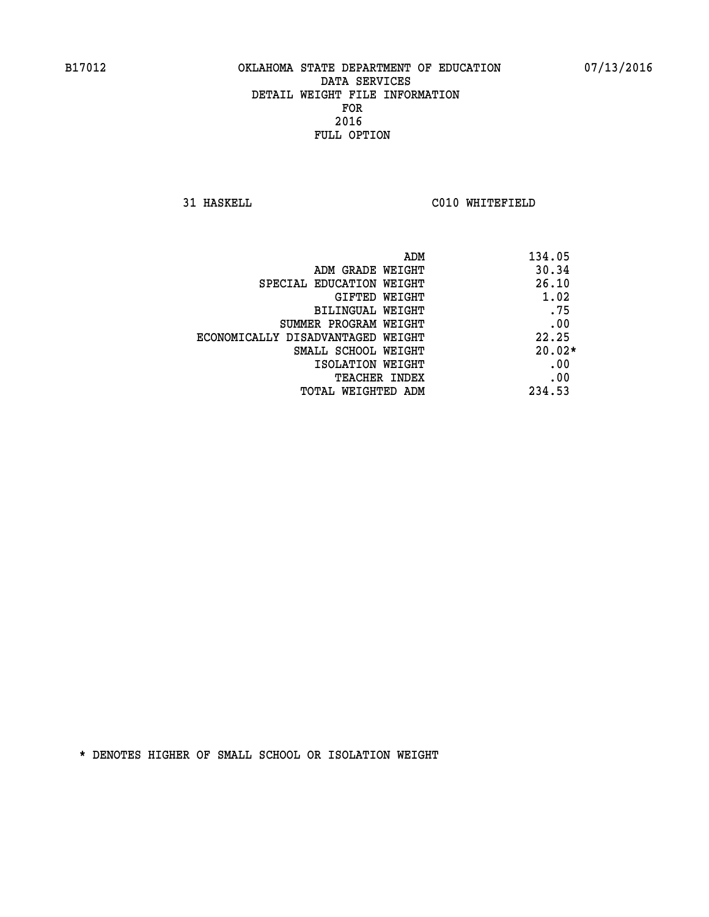B17012 OKLAHOMA STATE DEPARTMENT OF EDUCATION 07/13/2016

DATA SERVICES
DETAIL WEIGHT FILE INFORMATION
FOR
2016
FULL OPTION

31 HASKELL C010 WHITEFIELD

| | |
|---|---|
| ADM | 134.05 |
| ADM GRADE WEIGHT | 30.34 |
| SPECIAL EDUCATION WEIGHT | 26.10 |
| GIFTED WEIGHT | 1.02 |
| BILINGUAL WEIGHT | .75 |
| SUMMER PROGRAM WEIGHT | .00 |
| ECONOMICALLY DISADVANTAGED WEIGHT | 22.25 |
| SMALL SCHOOL WEIGHT | 20.02* |
| ISOLATION WEIGHT | .00 |
| TEACHER INDEX | .00 |
| TOTAL WEIGHTED ADM | 234.53 |

* DENOTES HIGHER OF SMALL SCHOOL OR ISOLATION WEIGHT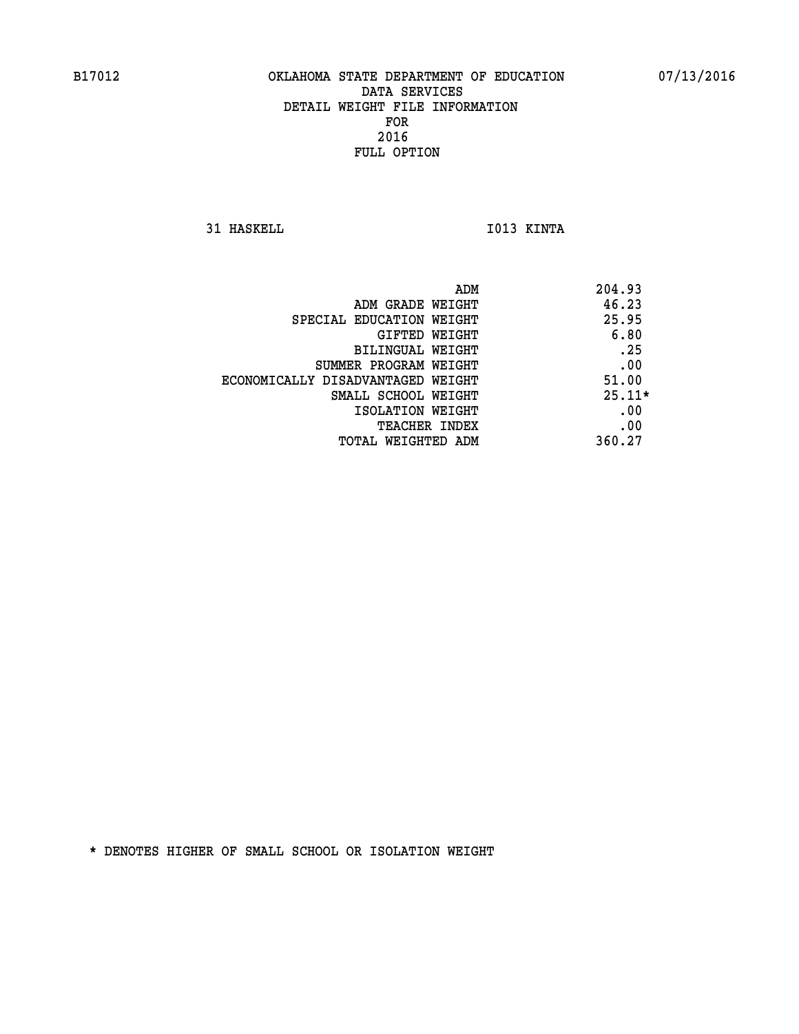B17012 OKLAHOMA STATE DEPARTMENT OF EDUCATION 07/13/2016

DATA SERVICES
DETAIL WEIGHT FILE INFORMATION
FOR
2016
FULL OPTION

31 HASKELL I013 KINTA

| | |
|---|---|
| ADM | 204.93 |
| ADM GRADE WEIGHT | 46.23 |
| SPECIAL EDUCATION WEIGHT | 25.95 |
| GIFTED WEIGHT | 6.80 |
| BILINGUAL WEIGHT | .25 |
| SUMMER PROGRAM WEIGHT | .00 |
| ECONOMICALLY DISADVANTAGED WEIGHT | 51.00 |
| SMALL SCHOOL WEIGHT | 25.11* |
| ISOLATION WEIGHT | .00 |
| TEACHER INDEX | .00 |
| TOTAL WEIGHTED ADM | 360.27 |

* DENOTES HIGHER OF SMALL SCHOOL OR ISOLATION WEIGHT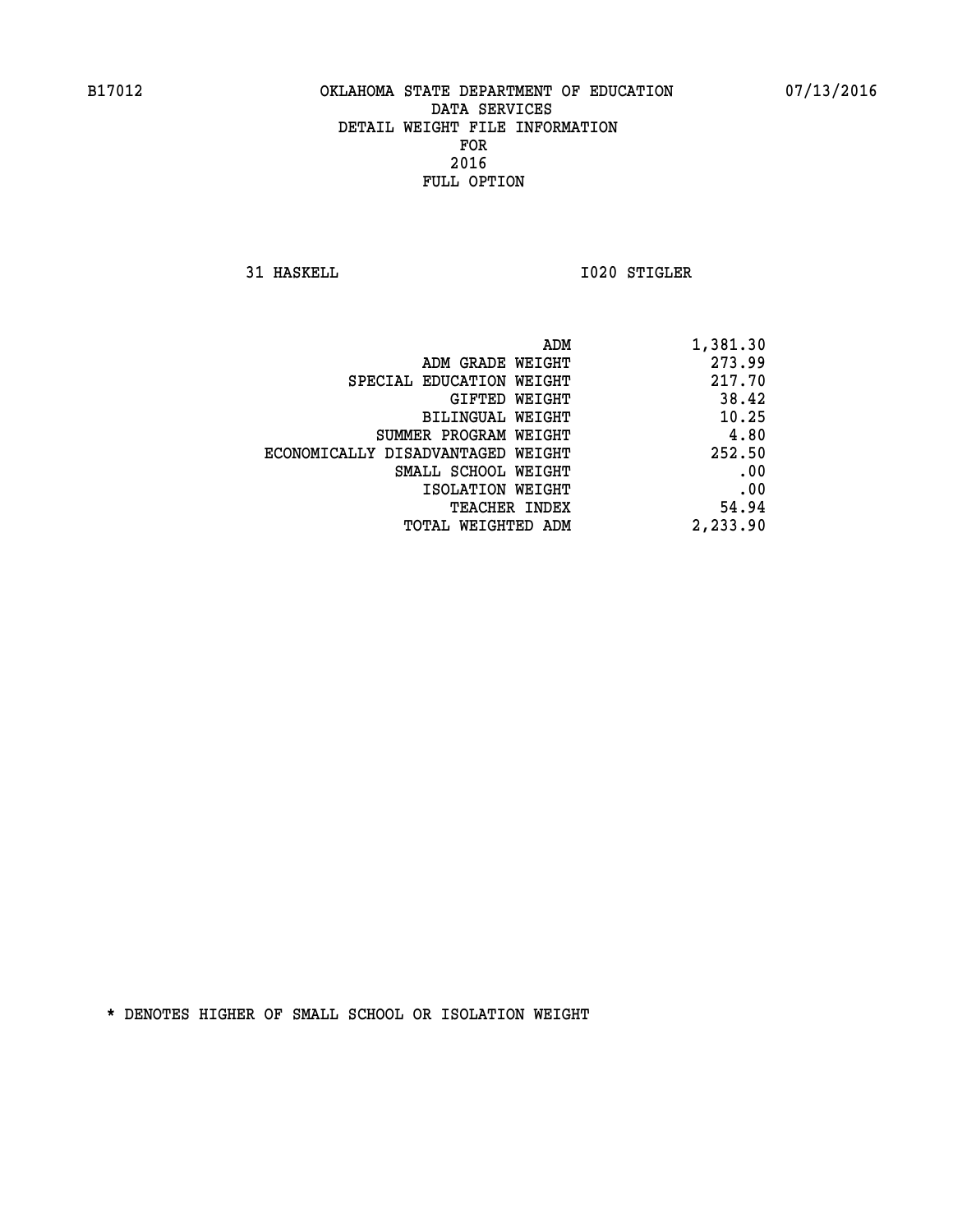B17012 OKLAHOMA STATE DEPARTMENT OF EDUCATION 07/13/2016

DATA SERVICES
DETAIL WEIGHT FILE INFORMATION
FOR
2016
FULL OPTION

31 HASKELL I020 STIGLER

| | |
|---|---|
| ADM | 1,381.30 |
| ADM GRADE WEIGHT | 273.99 |
| SPECIAL EDUCATION WEIGHT | 217.70 |
| GIFTED WEIGHT | 38.42 |
| BILINGUAL WEIGHT | 10.25 |
| SUMMER PROGRAM WEIGHT | 4.80 |
| ECONOMICALLY DISADVANTAGED WEIGHT | 252.50 |
| SMALL SCHOOL WEIGHT | .00 |
| ISOLATION WEIGHT | .00 |
| TEACHER INDEX | 54.94 |
| TOTAL WEIGHTED ADM | 2,233.90 |

* DENOTES HIGHER OF SMALL SCHOOL OR ISOLATION WEIGHT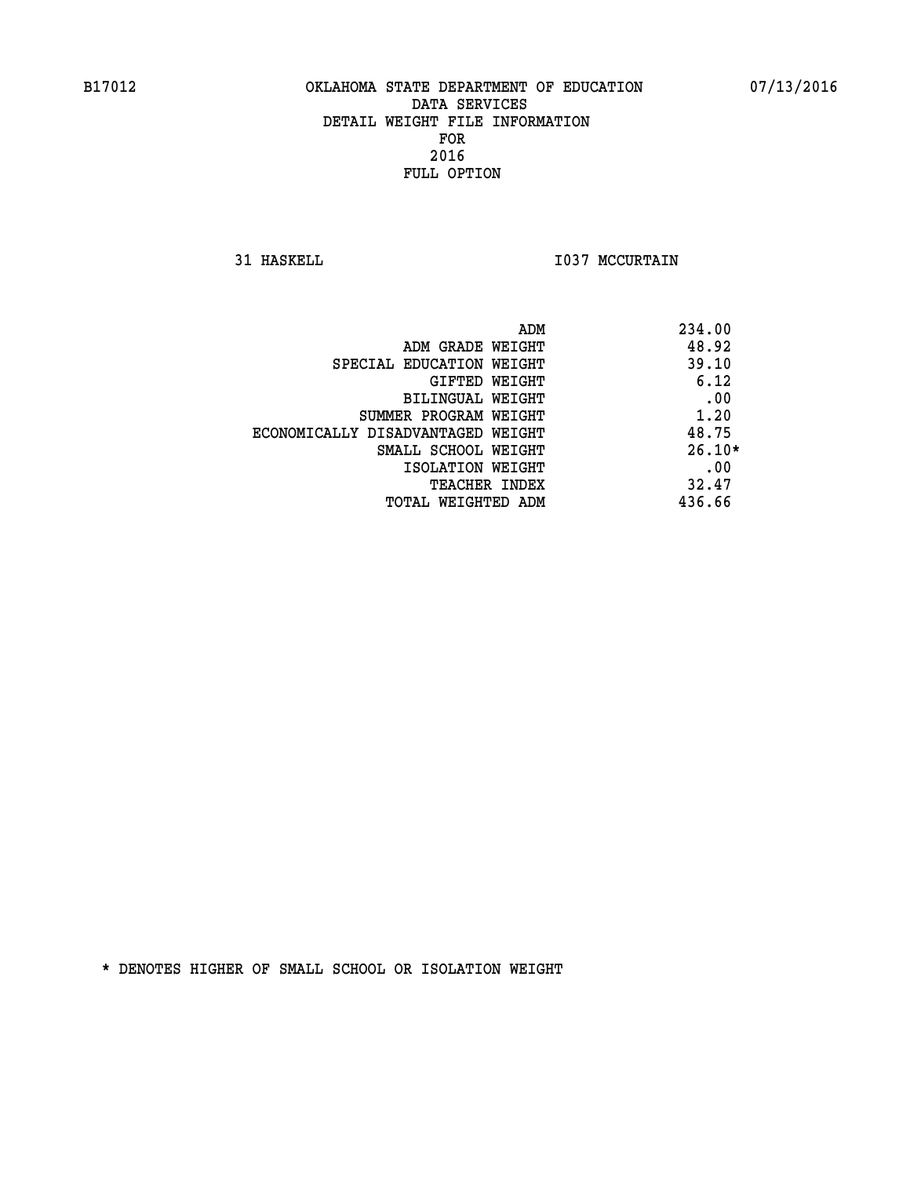B17012 OKLAHOMA STATE DEPARTMENT OF EDUCATION 07/13/2016

DATA SERVICES
DETAIL WEIGHT FILE INFORMATION
FOR
2016
FULL OPTION

31 HASKELL I037 MCCURTAIN

| | |
|---|---|
| ADM | 234.00 |
| ADM GRADE WEIGHT | 48.92 |
| SPECIAL EDUCATION WEIGHT | 39.10 |
| GIFTED WEIGHT | 6.12 |
| BILINGUAL WEIGHT | .00 |
| SUMMER PROGRAM WEIGHT | 1.20 |
| ECONOMICALLY DISADVANTAGED WEIGHT | 48.75 |
| SMALL SCHOOL WEIGHT | 26.10* |
| ISOLATION WEIGHT | .00 |
| TEACHER INDEX | 32.47 |
| TOTAL WEIGHTED ADM | 436.66 |

* DENOTES HIGHER OF SMALL SCHOOL OR ISOLATION WEIGHT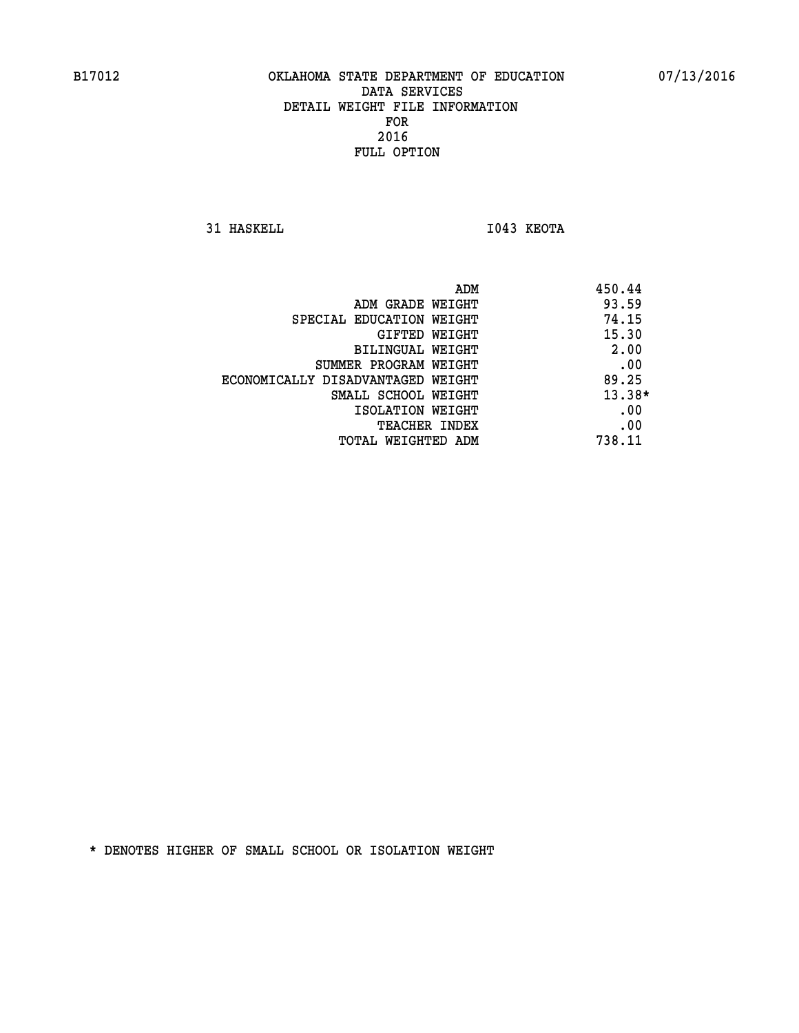B17012 OKLAHOMA STATE DEPARTMENT OF EDUCATION 07/13/2016

DATA SERVICES
DETAIL WEIGHT FILE INFORMATION
FOR
2016
FULL OPTION

31 HASKELL I043 KEOTA

| | |
|---|---|
| ADM | 450.44 |
| ADM GRADE WEIGHT | 93.59 |
| SPECIAL EDUCATION WEIGHT | 74.15 |
| GIFTED WEIGHT | 15.30 |
| BILINGUAL WEIGHT | 2.00 |
| SUMMER PROGRAM WEIGHT | .00 |
| ECONOMICALLY DISADVANTAGED WEIGHT | 89.25 |
| SMALL SCHOOL WEIGHT | 13.38* |
| ISOLATION WEIGHT | .00 |
| TEACHER INDEX | .00 |
| TOTAL WEIGHTED ADM | 738.11 |

* DENOTES HIGHER OF SMALL SCHOOL OR ISOLATION WEIGHT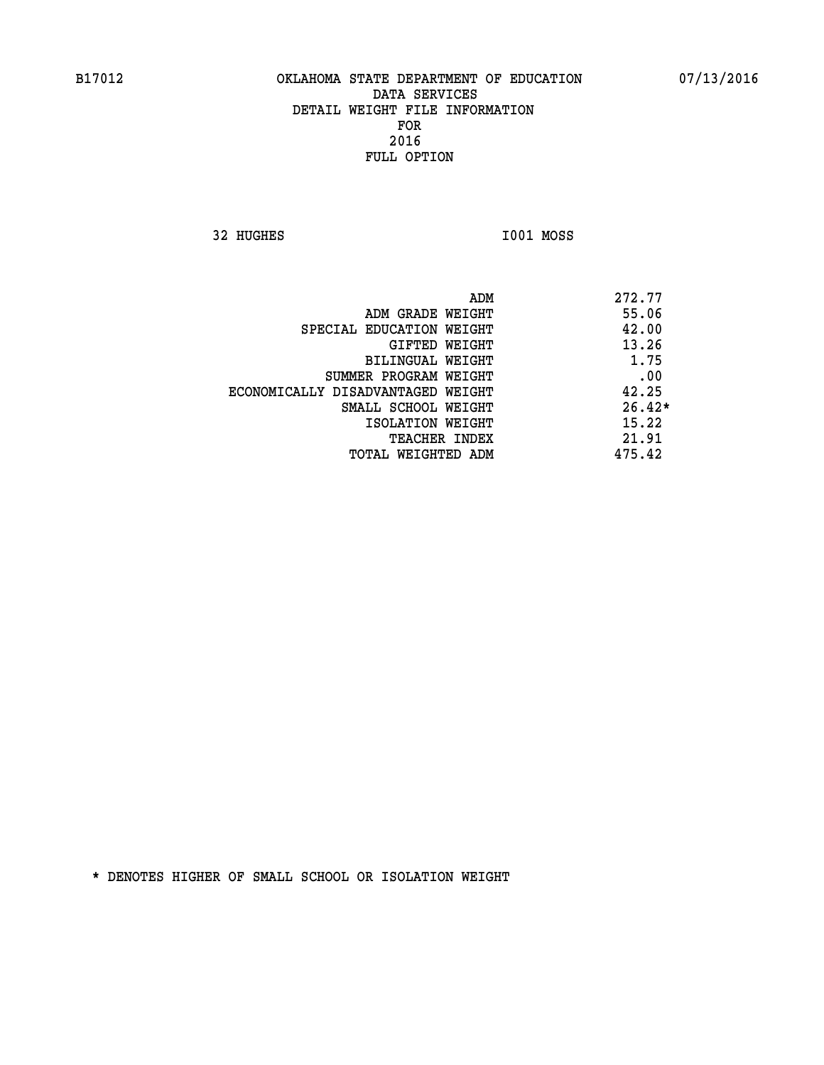B17012 OKLAHOMA STATE DEPARTMENT OF EDUCATION 07/13/2016

DATA SERVICES
DETAIL WEIGHT FILE INFORMATION
FOR
2016
FULL OPTION

32 HUGHES I001 MOSS

| | |
|---|---|
| ADM | 272.77 |
| ADM GRADE WEIGHT | 55.06 |
| SPECIAL EDUCATION WEIGHT | 42.00 |
| GIFTED WEIGHT | 13.26 |
| BILINGUAL WEIGHT | 1.75 |
| SUMMER PROGRAM WEIGHT | .00 |
| ECONOMICALLY DISADVANTAGED WEIGHT | 42.25 |
| SMALL SCHOOL WEIGHT | 26.42* |
| ISOLATION WEIGHT | 15.22 |
| TEACHER INDEX | 21.91 |
| TOTAL WEIGHTED ADM | 475.42 |

* DENOTES HIGHER OF SMALL SCHOOL OR ISOLATION WEIGHT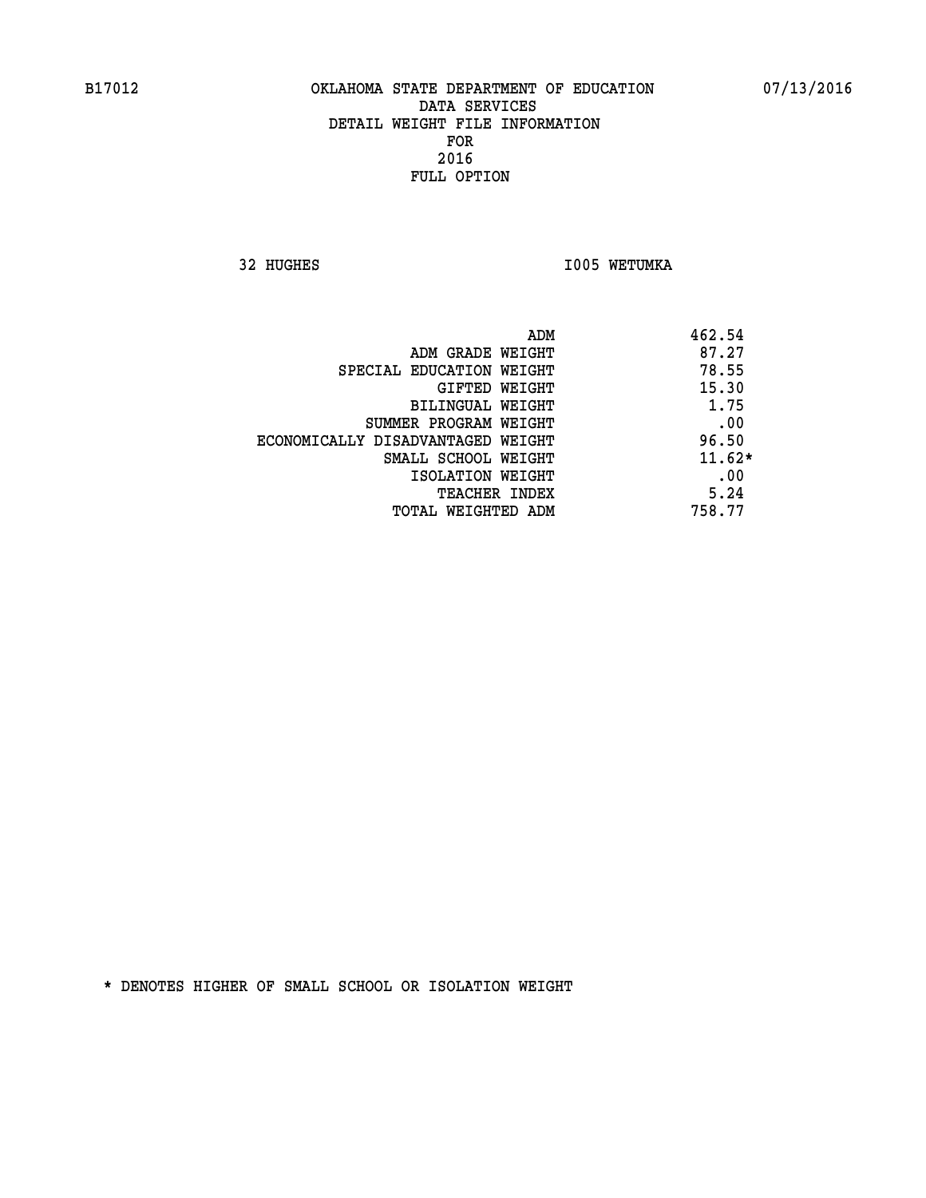B17012 OKLAHOMA STATE DEPARTMENT OF EDUCATION 07/13/2016

DATA SERVICES
DETAIL WEIGHT FILE INFORMATION
FOR
2016
FULL OPTION

32 HUGHES I005 WETUMKA

| | |
|---|---|
| ADM | 462.54 |
| ADM GRADE WEIGHT | 87.27 |
| SPECIAL EDUCATION WEIGHT | 78.55 |
| GIFTED WEIGHT | 15.30 |
| BILINGUAL WEIGHT | 1.75 |
| SUMMER PROGRAM WEIGHT | .00 |
| ECONOMICALLY DISADVANTAGED WEIGHT | 96.50 |
| SMALL SCHOOL WEIGHT | 11.62* |
| ISOLATION WEIGHT | .00 |
| TEACHER INDEX | 5.24 |
| TOTAL WEIGHTED ADM | 758.77 |

* DENOTES HIGHER OF SMALL SCHOOL OR ISOLATION WEIGHT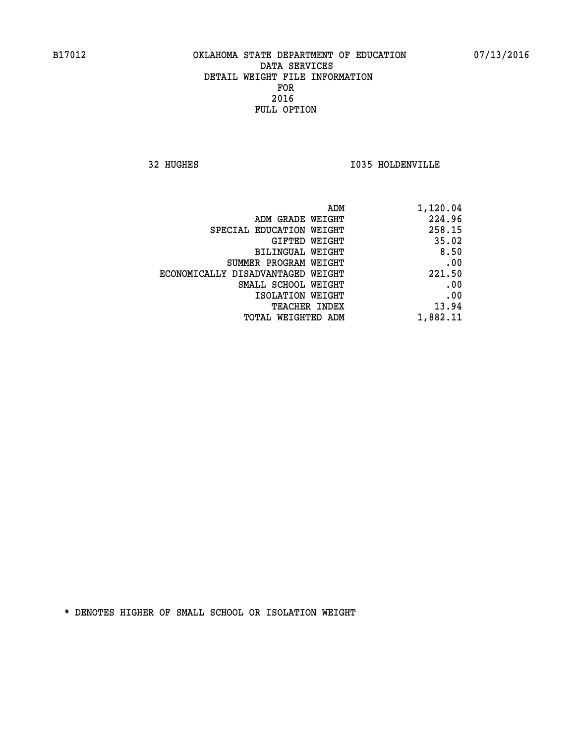B17012 OKLAHOMA STATE DEPARTMENT OF EDUCATION 07/13/2016

DATA SERVICES
DETAIL WEIGHT FILE INFORMATION
FOR
2016
FULL OPTION

32 HUGHES I035 HOLDENVILLE

| | |
|---|---|
| ADM | 1,120.04 |
| ADM GRADE WEIGHT | 224.96 |
| SPECIAL EDUCATION WEIGHT | 258.15 |
| GIFTED WEIGHT | 35.02 |
| BILINGUAL WEIGHT | 8.50 |
| SUMMER PROGRAM WEIGHT | .00 |
| ECONOMICALLY DISADVANTAGED WEIGHT | 221.50 |
| SMALL SCHOOL WEIGHT | .00 |
| ISOLATION WEIGHT | .00 |
| TEACHER INDEX | 13.94 |
| TOTAL WEIGHTED ADM | 1,882.11 |

* DENOTES HIGHER OF SMALL SCHOOL OR ISOLATION WEIGHT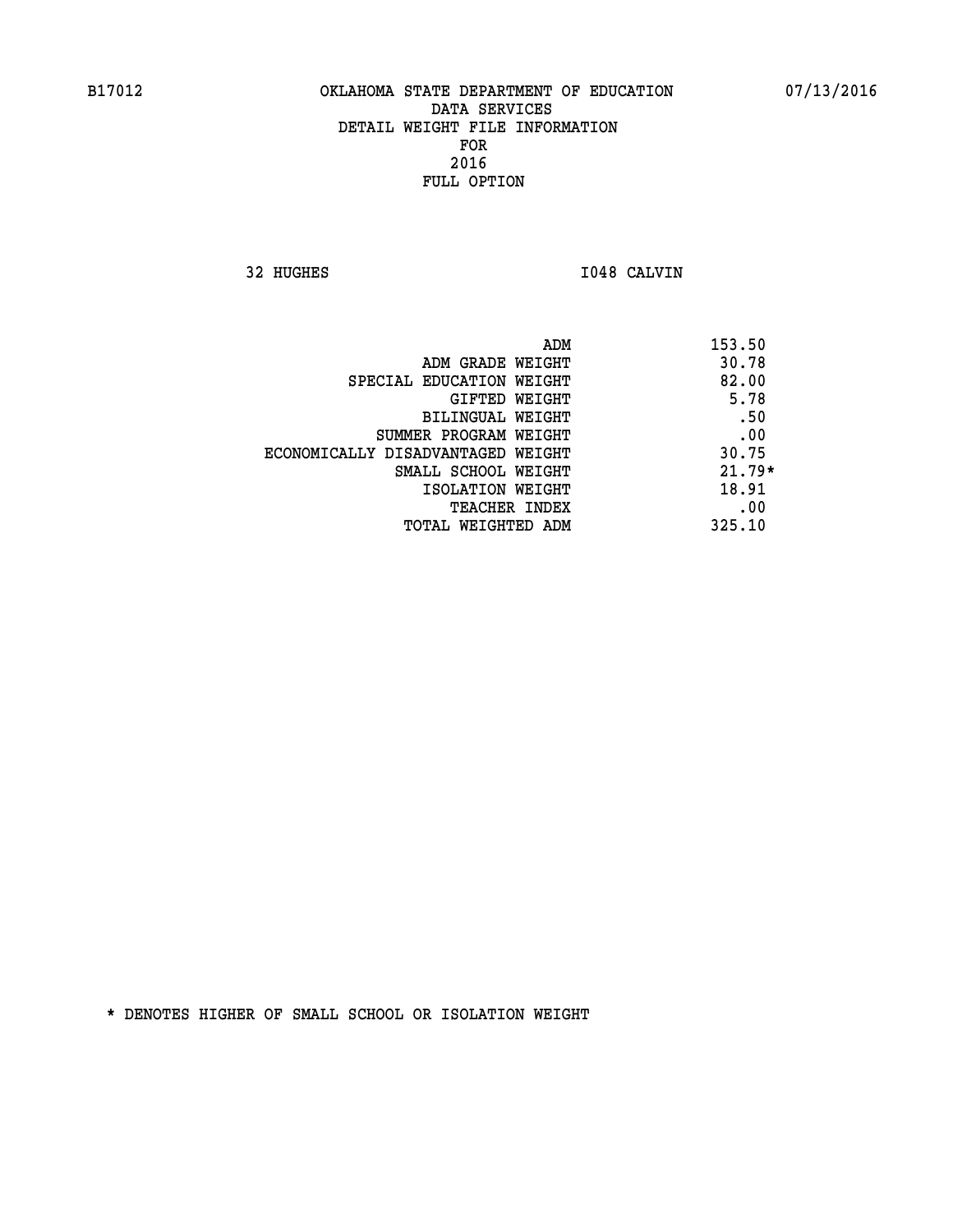B17012 OKLAHOMA STATE DEPARTMENT OF EDUCATION 07/13/2016

DATA SERVICES
DETAIL WEIGHT FILE INFORMATION
FOR
2016
FULL OPTION

32 HUGHES I048 CALVIN

| | |
|---|---|
| ADM | 153.50 |
| ADM GRADE WEIGHT | 30.78 |
| SPECIAL EDUCATION WEIGHT | 82.00 |
| GIFTED WEIGHT | 5.78 |
| BILINGUAL WEIGHT | .50 |
| SUMMER PROGRAM WEIGHT | .00 |
| ECONOMICALLY DISADVANTAGED WEIGHT | 30.75 |
| SMALL SCHOOL WEIGHT | 21.79* |
| ISOLATION WEIGHT | 18.91 |
| TEACHER INDEX | .00 |
| TOTAL WEIGHTED ADM | 325.10 |

* DENOTES HIGHER OF SMALL SCHOOL OR ISOLATION WEIGHT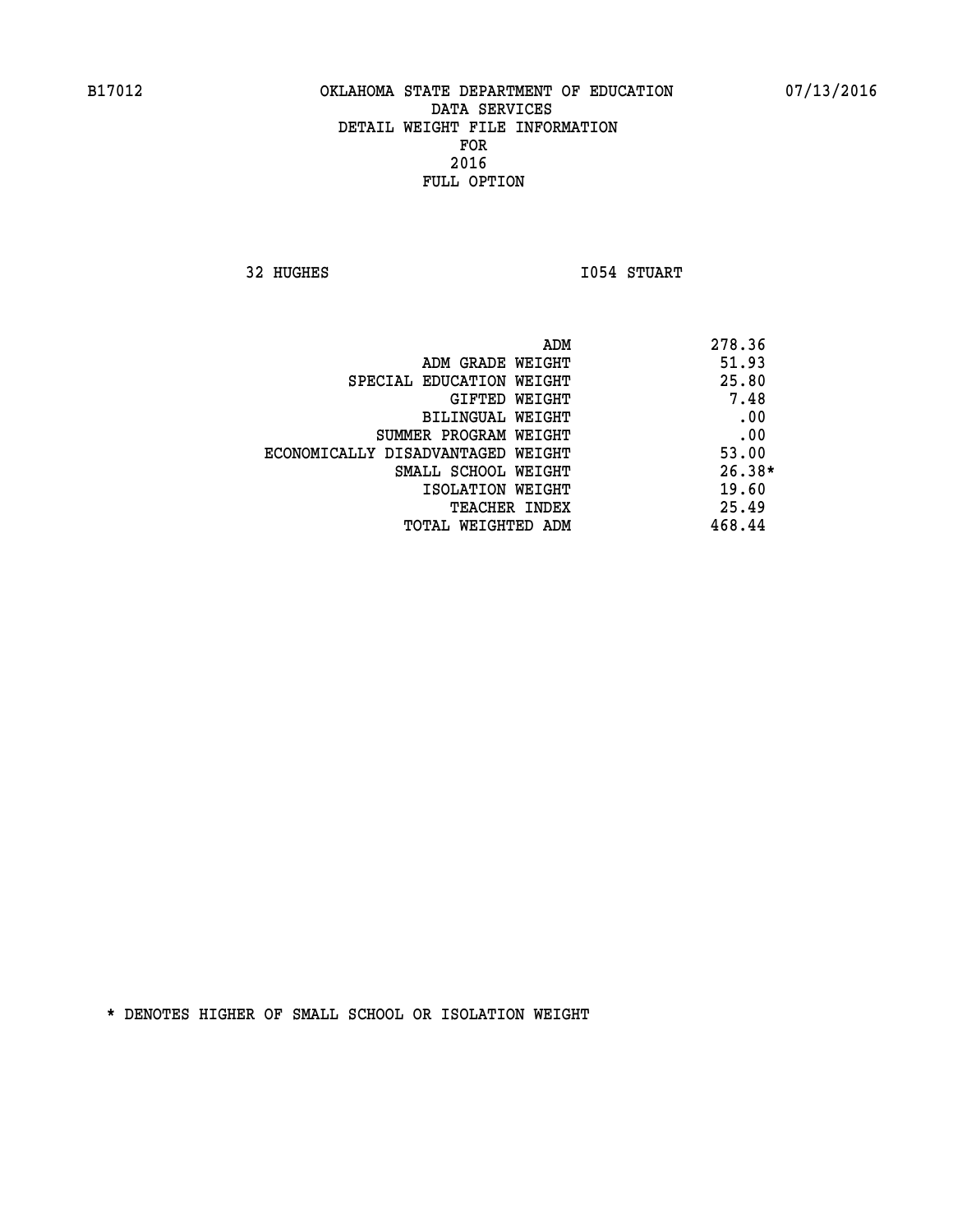B17012 OKLAHOMA STATE DEPARTMENT OF EDUCATION 07/13/2016
DATA SERVICES
DETAIL WEIGHT FILE INFORMATION
FOR
2016
FULL OPTION

32 HUGHES I054 STUART

| | |
|---|---|
| ADM | 278.36 |
| ADM GRADE WEIGHT | 51.93 |
| SPECIAL EDUCATION WEIGHT | 25.80 |
| GIFTED WEIGHT | 7.48 |
| BILINGUAL WEIGHT | .00 |
| SUMMER PROGRAM WEIGHT | .00 |
| ECONOMICALLY DISADVANTAGED WEIGHT | 53.00 |
| SMALL SCHOOL WEIGHT | 26.38* |
| ISOLATION WEIGHT | 19.60 |
| TEACHER INDEX | 25.49 |
| TOTAL WEIGHTED ADM | 468.44 |

* DENOTES HIGHER OF SMALL SCHOOL OR ISOLATION WEIGHT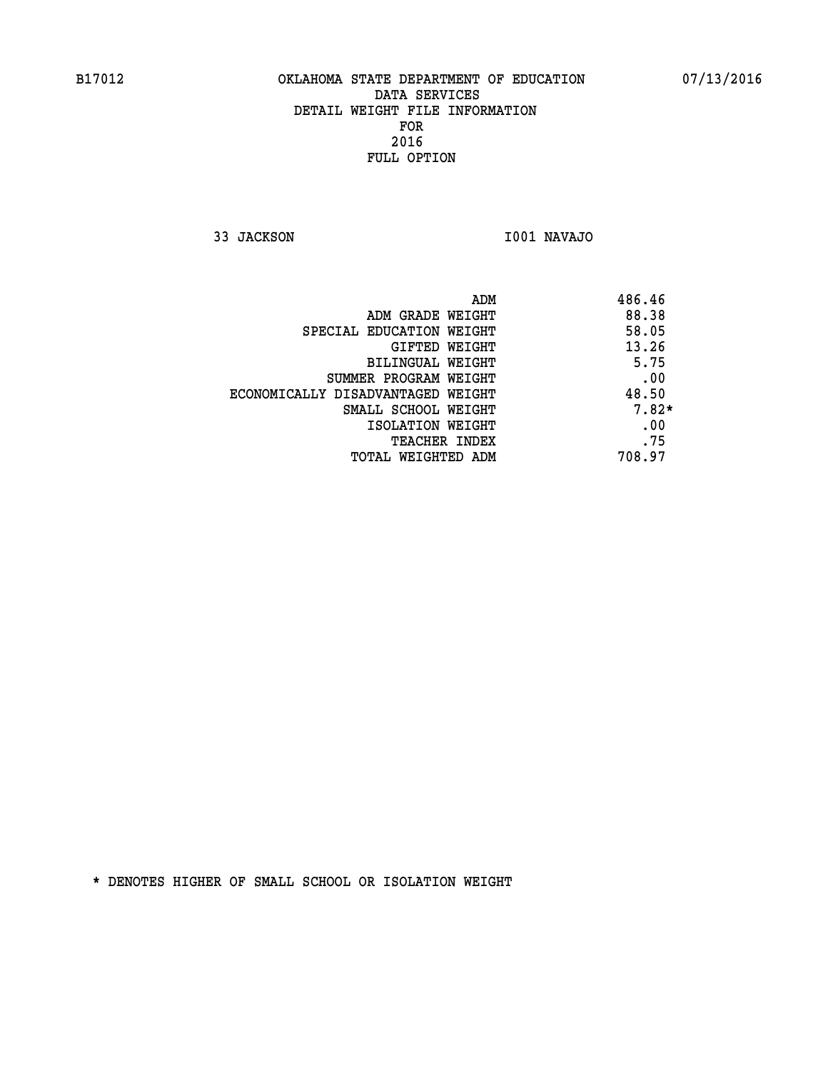B17012 OKLAHOMA STATE DEPARTMENT OF EDUCATION 07/13/2016

DATA SERVICES
DETAIL WEIGHT FILE INFORMATION
FOR
2016
FULL OPTION

33 JACKSON I001 NAVAJO

| | |
|---|---|
| ADM | 486.46 |
| ADM GRADE WEIGHT | 88.38 |
| SPECIAL EDUCATION WEIGHT | 58.05 |
| GIFTED WEIGHT | 13.26 |
| BILINGUAL WEIGHT | 5.75 |
| SUMMER PROGRAM WEIGHT | .00 |
| ECONOMICALLY DISADVANTAGED WEIGHT | 48.50 |
| SMALL SCHOOL WEIGHT | 7.82* |
| ISOLATION WEIGHT | .00 |
| TEACHER INDEX | .75 |
| TOTAL WEIGHTED ADM | 708.97 |

* DENOTES HIGHER OF SMALL SCHOOL OR ISOLATION WEIGHT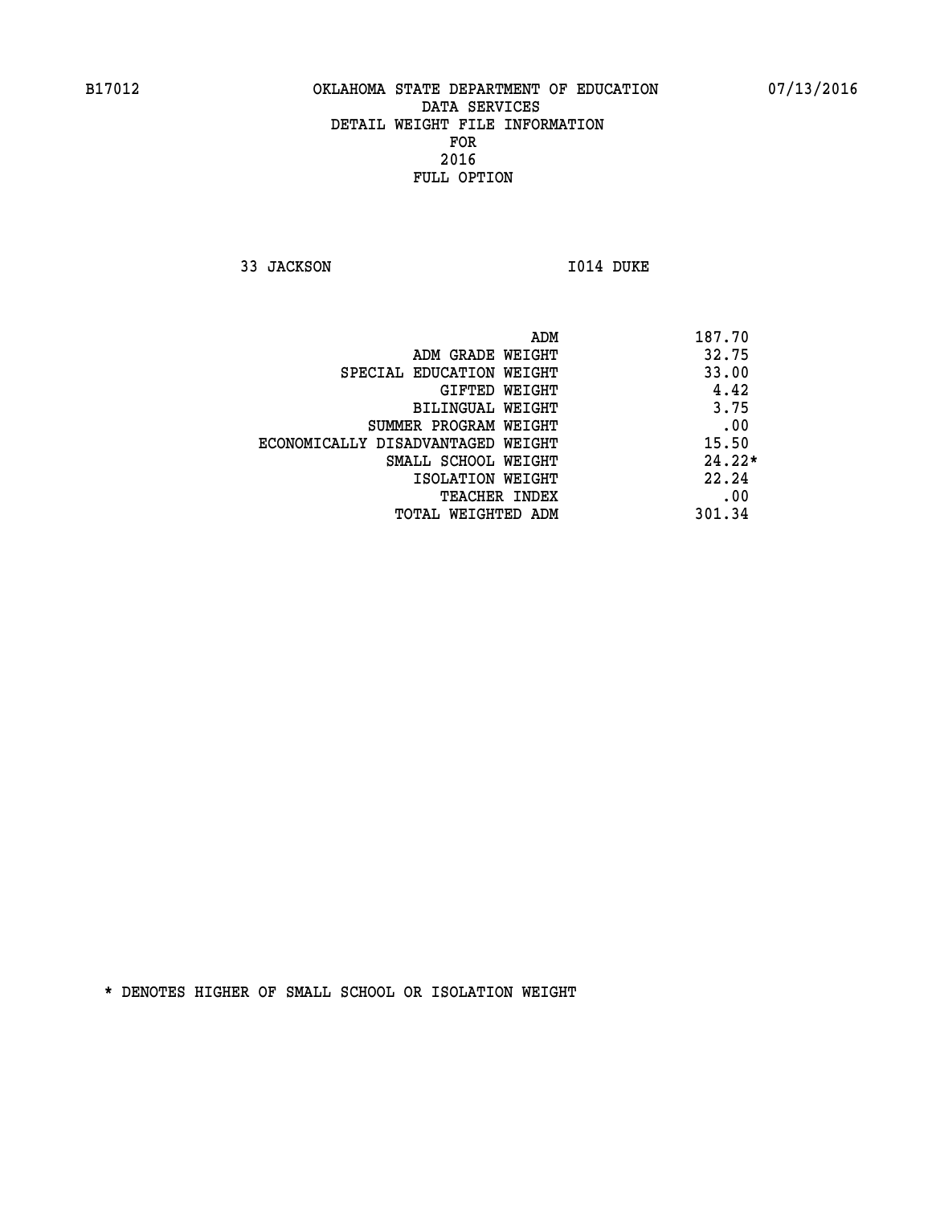B17012 OKLAHOMA STATE DEPARTMENT OF EDUCATION 07/13/2016
DATA SERVICES
DETAIL WEIGHT FILE INFORMATION
FOR
2016
FULL OPTION

33 JACKSON I014 DUKE

| | |
|---|---|
| ADM | 187.70 |
| ADM GRADE WEIGHT | 32.75 |
| SPECIAL EDUCATION WEIGHT | 33.00 |
| GIFTED WEIGHT | 4.42 |
| BILINGUAL WEIGHT | 3.75 |
| SUMMER PROGRAM WEIGHT | .00 |
| ECONOMICALLY DISADVANTAGED WEIGHT | 15.50 |
| SMALL SCHOOL WEIGHT | 24.22* |
| ISOLATION WEIGHT | 22.24 |
| TEACHER INDEX | .00 |
| TOTAL WEIGHTED ADM | 301.34 |

* DENOTES HIGHER OF SMALL SCHOOL OR ISOLATION WEIGHT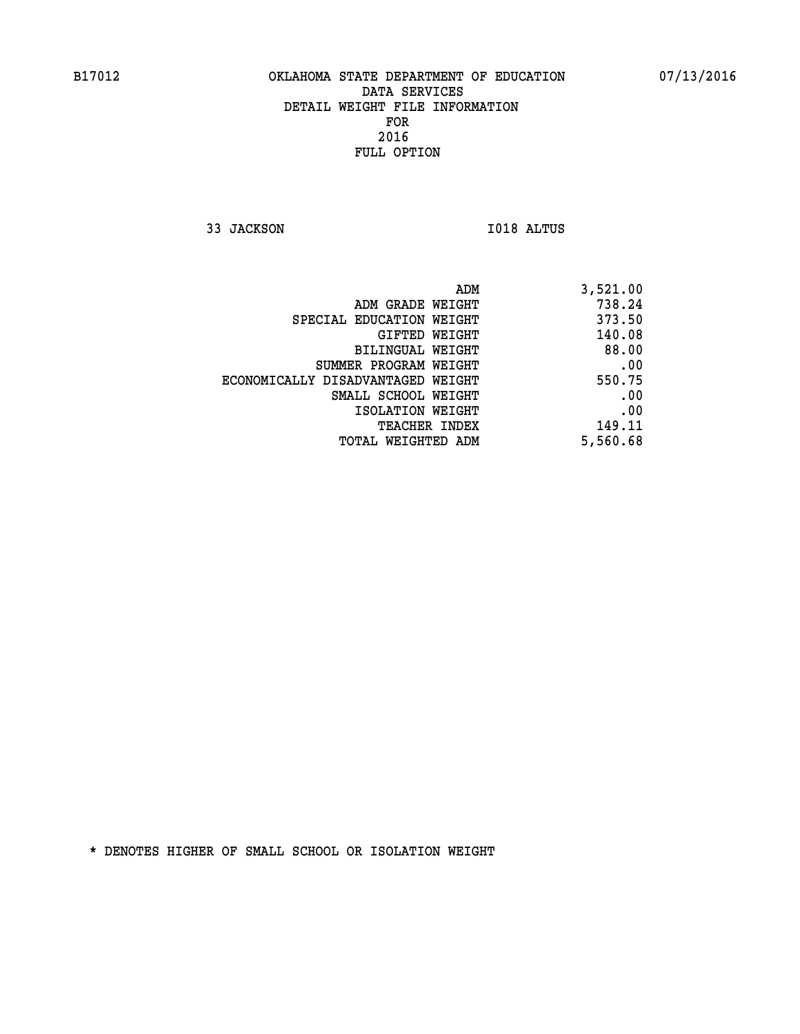# OKLAHOMA STATE DEPARTMENT OF EDUCATION
## DATA SERVICES
## DETAIL WEIGHT FILE INFORMATION
## FOR
## 2016
## FULL OPTION

33 JACKSON I018 ALTUS

| | |
|---|---|
| ADM | 3,521.00 |
| ADM GRADE WEIGHT | 738.24 |
| SPECIAL EDUCATION WEIGHT | 373.50 |
| GIFTED WEIGHT | 140.08 |
| BILINGUAL WEIGHT | 88.00 |
| SUMMER PROGRAM WEIGHT | .00 |
| ECONOMICALLY DISADVANTAGED WEIGHT | 550.75 |
| SMALL SCHOOL WEIGHT | .00 |
| ISOLATION WEIGHT | .00 |
| TEACHER INDEX | 149.11 |
| TOTAL WEIGHTED ADM | 5,560.68 |

* DENOTES HIGHER OF SMALL SCHOOL OR ISOLATION WEIGHT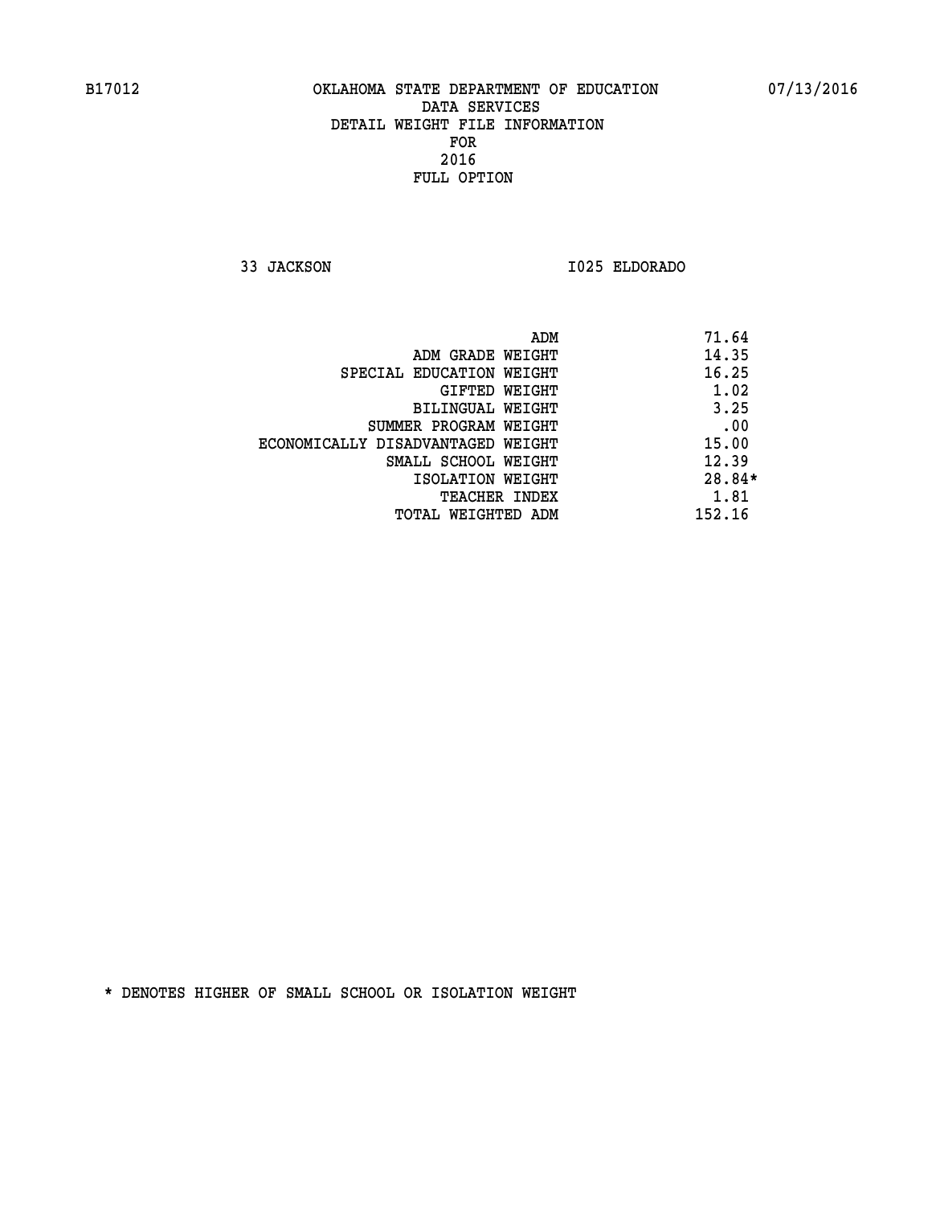B17012 OKLAHOMA STATE DEPARTMENT OF EDUCATION 07/13/2016

DATA SERVICES
DETAIL WEIGHT FILE INFORMATION
FOR
2016
FULL OPTION

33 JACKSON I025 ELDORADO

| | |
|---|---|
| ADM | 71.64 |
| ADM GRADE WEIGHT | 14.35 |
| SPECIAL EDUCATION WEIGHT | 16.25 |
| GIFTED WEIGHT | 1.02 |
| BILINGUAL WEIGHT | 3.25 |
| SUMMER PROGRAM WEIGHT | .00 |
| ECONOMICALLY DISADVANTAGED WEIGHT | 15.00 |
| SMALL SCHOOL WEIGHT | 12.39 |
| ISOLATION WEIGHT | 28.84* |
| TEACHER INDEX | 1.81 |
| TOTAL WEIGHTED ADM | 152.16 |

* DENOTES HIGHER OF SMALL SCHOOL OR ISOLATION WEIGHT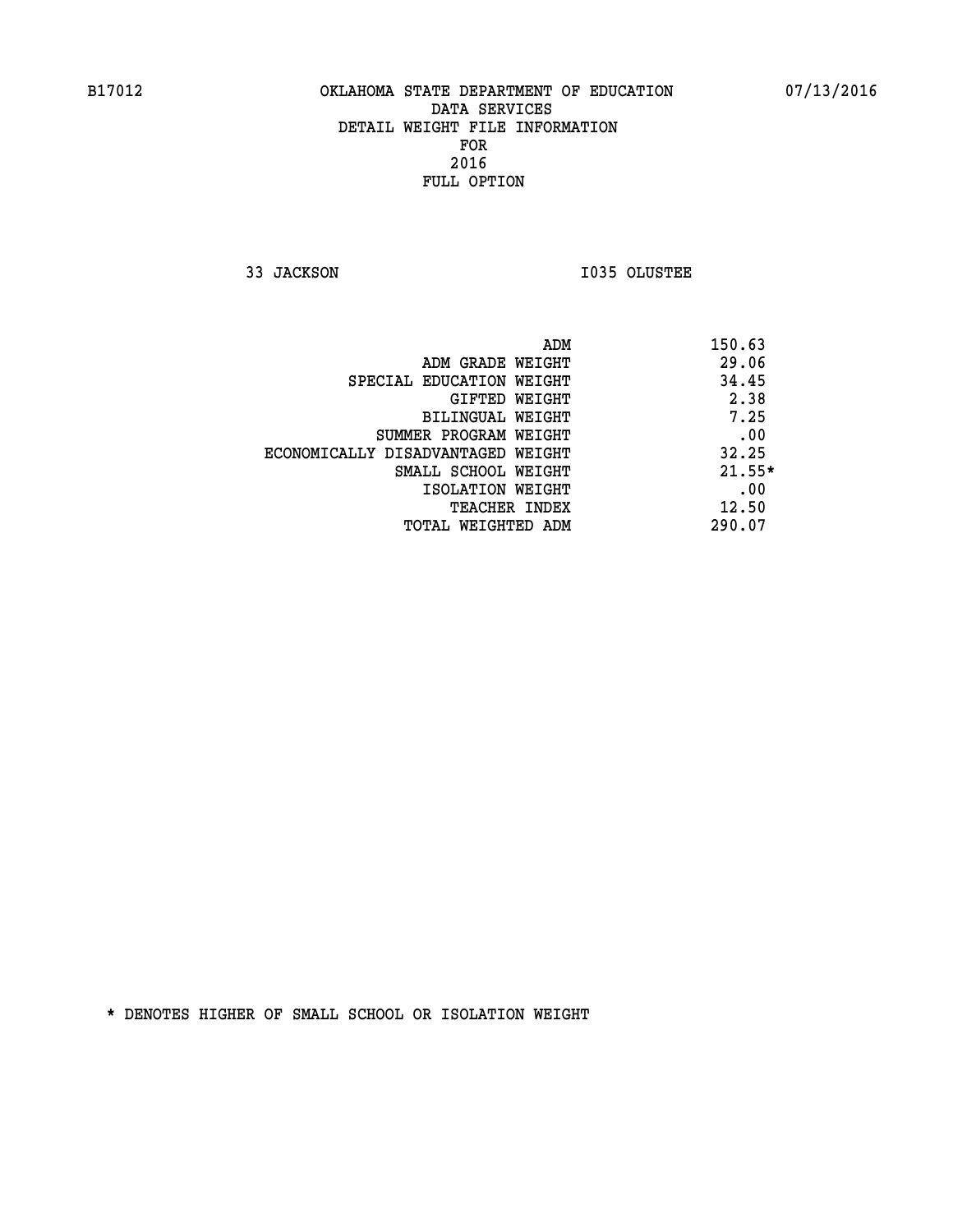B17012 OKLAHOMA STATE DEPARTMENT OF EDUCATION 07/13/2016

DATA SERVICES
DETAIL WEIGHT FILE INFORMATION
FOR
2016
FULL OPTION

33 JACKSON I035 OLUSTEE

| | |
|---|---|
| ADM | 150.63 |
| ADM GRADE WEIGHT | 29.06 |
| SPECIAL EDUCATION WEIGHT | 34.45 |
| GIFTED WEIGHT | 2.38 |
| BILINGUAL WEIGHT | 7.25 |
| SUMMER PROGRAM WEIGHT | .00 |
| ECONOMICALLY DISADVANTAGED WEIGHT | 32.25 |
| SMALL SCHOOL WEIGHT | 21.55* |
| ISOLATION WEIGHT | .00 |
| TEACHER INDEX | 12.50 |
| TOTAL WEIGHTED ADM | 290.07 |

* DENOTES HIGHER OF SMALL SCHOOL OR ISOLATION WEIGHT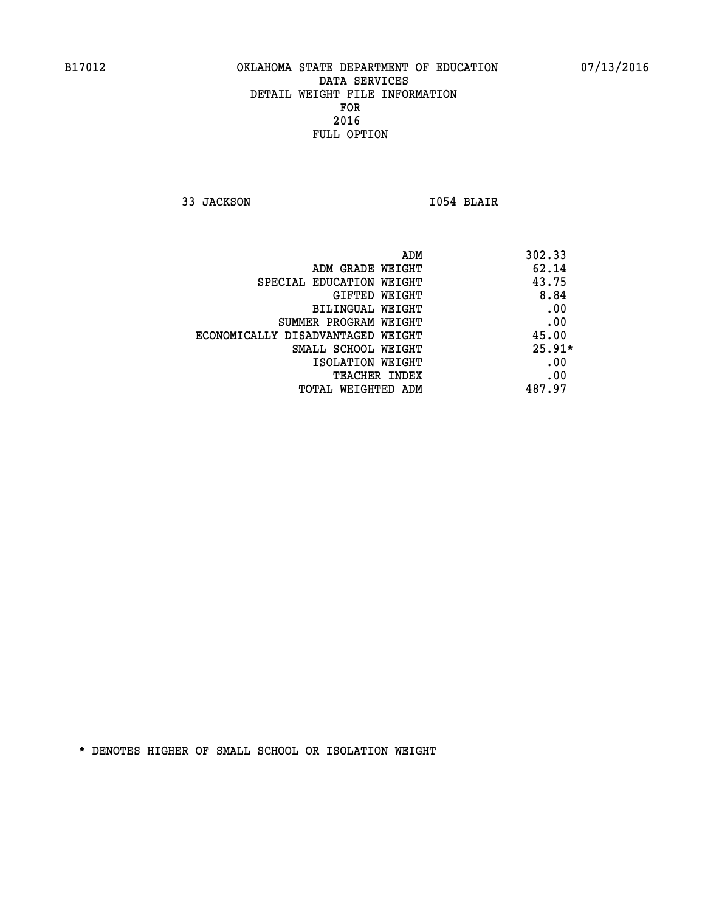B17012 OKLAHOMA STATE DEPARTMENT OF EDUCATION 07/13/2016

DATA SERVICES
DETAIL WEIGHT FILE INFORMATION
FOR
2016
FULL OPTION

33 JACKSON I054 BLAIR

| | |
|---|---|
| ADM | 302.33 |
| ADM GRADE WEIGHT | 62.14 |
| SPECIAL EDUCATION WEIGHT | 43.75 |
| GIFTED WEIGHT | 8.84 |
| BILINGUAL WEIGHT | .00 |
| SUMMER PROGRAM WEIGHT | .00 |
| ECONOMICALLY DISADVANTAGED WEIGHT | 45.00 |
| SMALL SCHOOL WEIGHT | 25.91* |
| ISOLATION WEIGHT | .00 |
| TEACHER INDEX | .00 |
| TOTAL WEIGHTED ADM | 487.97 |

* DENOTES HIGHER OF SMALL SCHOOL OR ISOLATION WEIGHT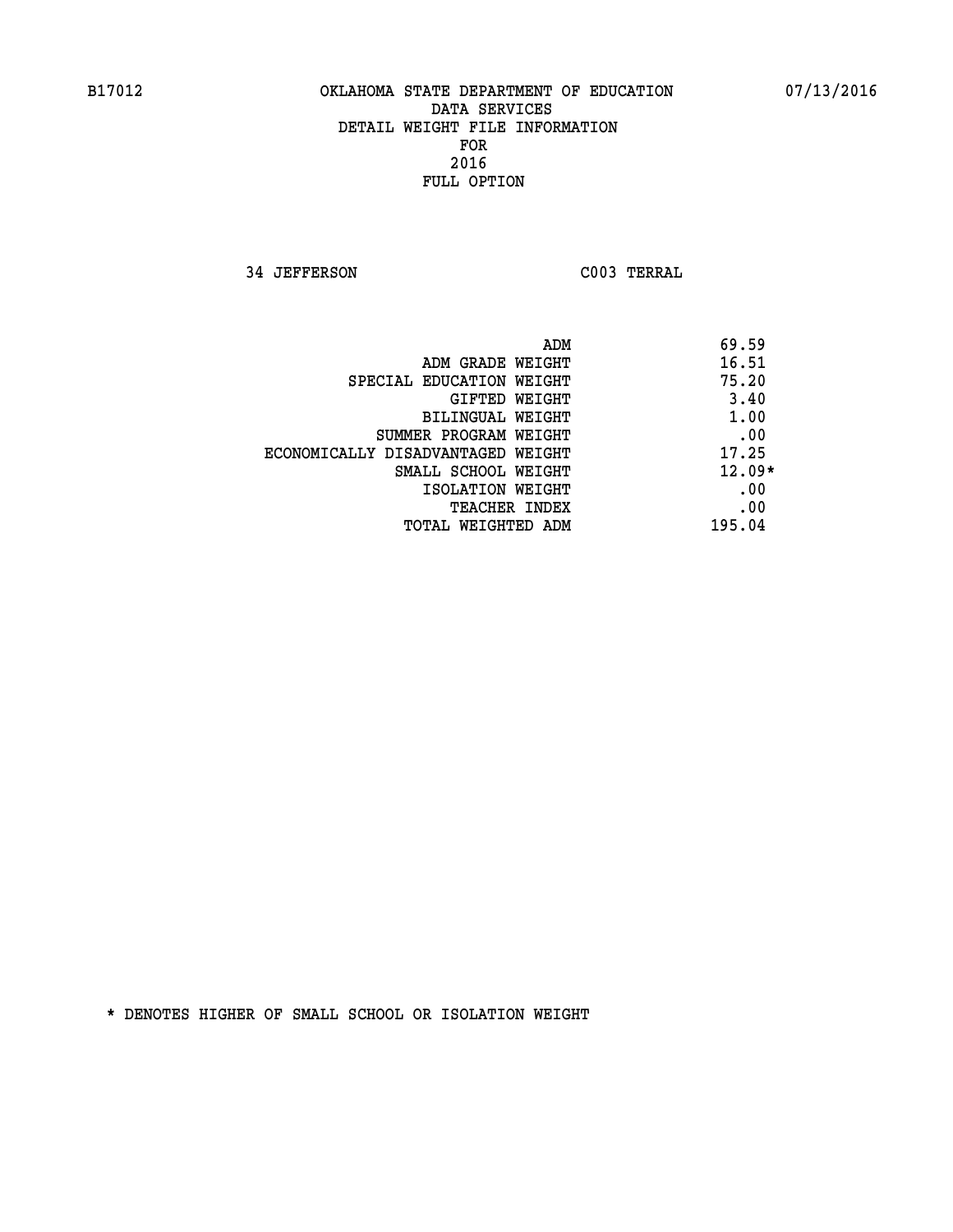B17012 OKLAHOMA STATE DEPARTMENT OF EDUCATION 07/13/2016

DATA SERVICES
DETAIL WEIGHT FILE INFORMATION
FOR
2016
FULL OPTION

34 JEFFERSON C003 TERRAL

| | |
|---|---|
| ADM | 69.59 |
| ADM GRADE WEIGHT | 16.51 |
| SPECIAL EDUCATION WEIGHT | 75.20 |
| GIFTED WEIGHT | 3.40 |
| BILINGUAL WEIGHT | 1.00 |
| SUMMER PROGRAM WEIGHT | .00 |
| ECONOMICALLY DISADVANTAGED WEIGHT | 17.25 |
| SMALL SCHOOL WEIGHT | 12.09* |
| ISOLATION WEIGHT | .00 |
| TEACHER INDEX | .00 |
| TOTAL WEIGHTED ADM | 195.04 |

* DENOTES HIGHER OF SMALL SCHOOL OR ISOLATION WEIGHT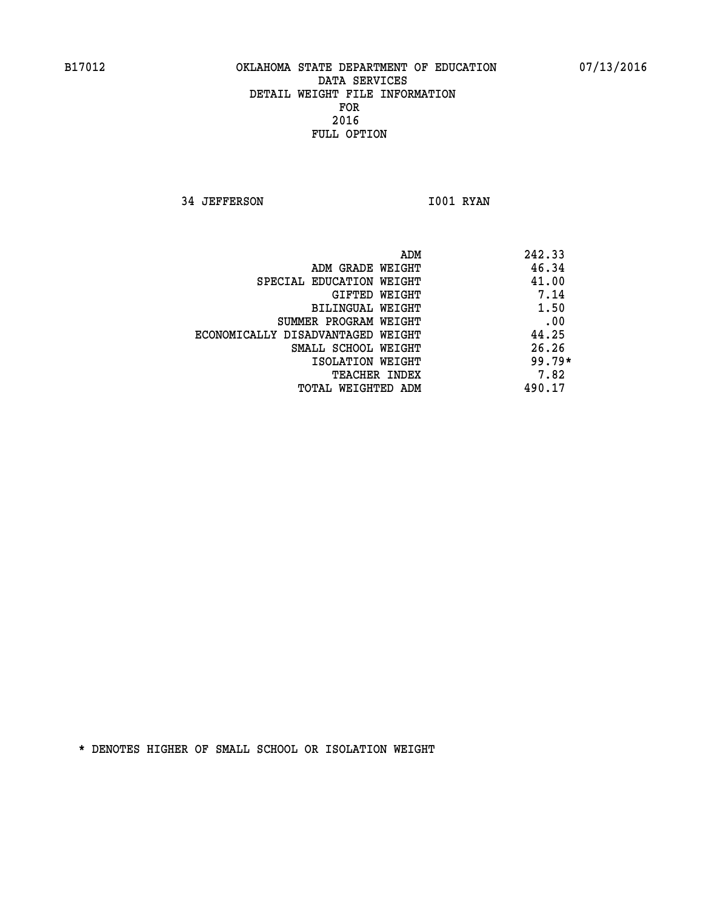B17012 OKLAHOMA STATE DEPARTMENT OF EDUCATION 07/13/2016

DATA SERVICES
DETAIL WEIGHT FILE INFORMATION
FOR
2016
FULL OPTION

34 JEFFERSON I001 RYAN

| | |
|---|---|
| ADM | 242.33 |
| ADM GRADE WEIGHT | 46.34 |
| SPECIAL EDUCATION WEIGHT | 41.00 |
| GIFTED WEIGHT | 7.14 |
| BILINGUAL WEIGHT | 1.50 |
| SUMMER PROGRAM WEIGHT | .00 |
| ECONOMICALLY DISADVANTAGED WEIGHT | 44.25 |
| SMALL SCHOOL WEIGHT | 26.26 |
| ISOLATION WEIGHT | 99.79* |
| TEACHER INDEX | 7.82 |
| TOTAL WEIGHTED ADM | 490.17 |

* DENOTES HIGHER OF SMALL SCHOOL OR ISOLATION WEIGHT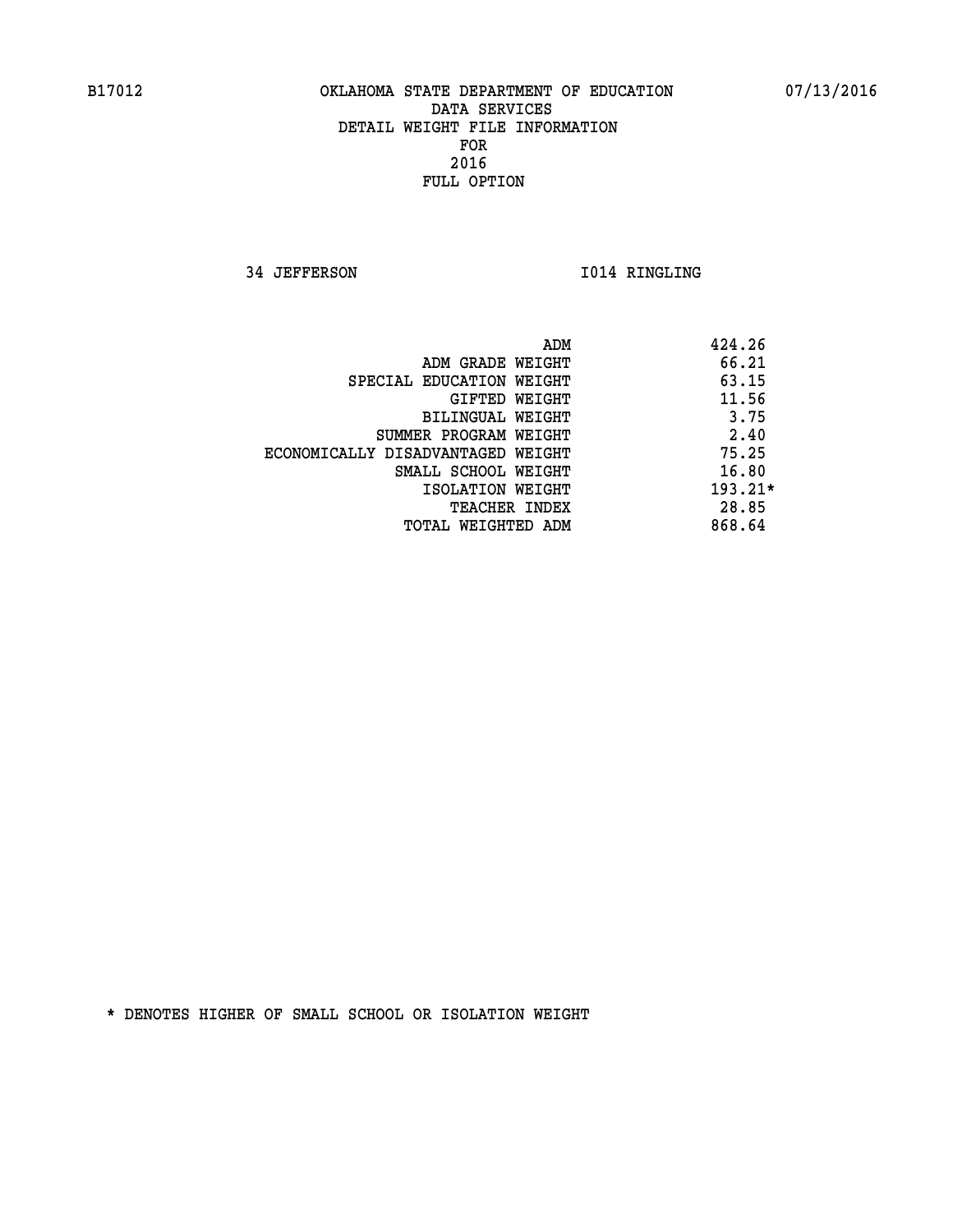B17012 OKLAHOMA STATE DEPARTMENT OF EDUCATION 07/13/2016

DATA SERVICES
DETAIL WEIGHT FILE INFORMATION
FOR
2016
FULL OPTION

34 JEFFERSON I014 RINGLING

| | |
|---|---|
| ADM | 424.26 |
| ADM GRADE WEIGHT | 66.21 |
| SPECIAL EDUCATION WEIGHT | 63.15 |
| GIFTED WEIGHT | 11.56 |
| BILINGUAL WEIGHT | 3.75 |
| SUMMER PROGRAM WEIGHT | 2.40 |
| ECONOMICALLY DISADVANTAGED WEIGHT | 75.25 |
| SMALL SCHOOL WEIGHT | 16.80 |
| ISOLATION WEIGHT | 193.21* |
| TEACHER INDEX | 28.85 |
| TOTAL WEIGHTED ADM | 868.64 |

* DENOTES HIGHER OF SMALL SCHOOL OR ISOLATION WEIGHT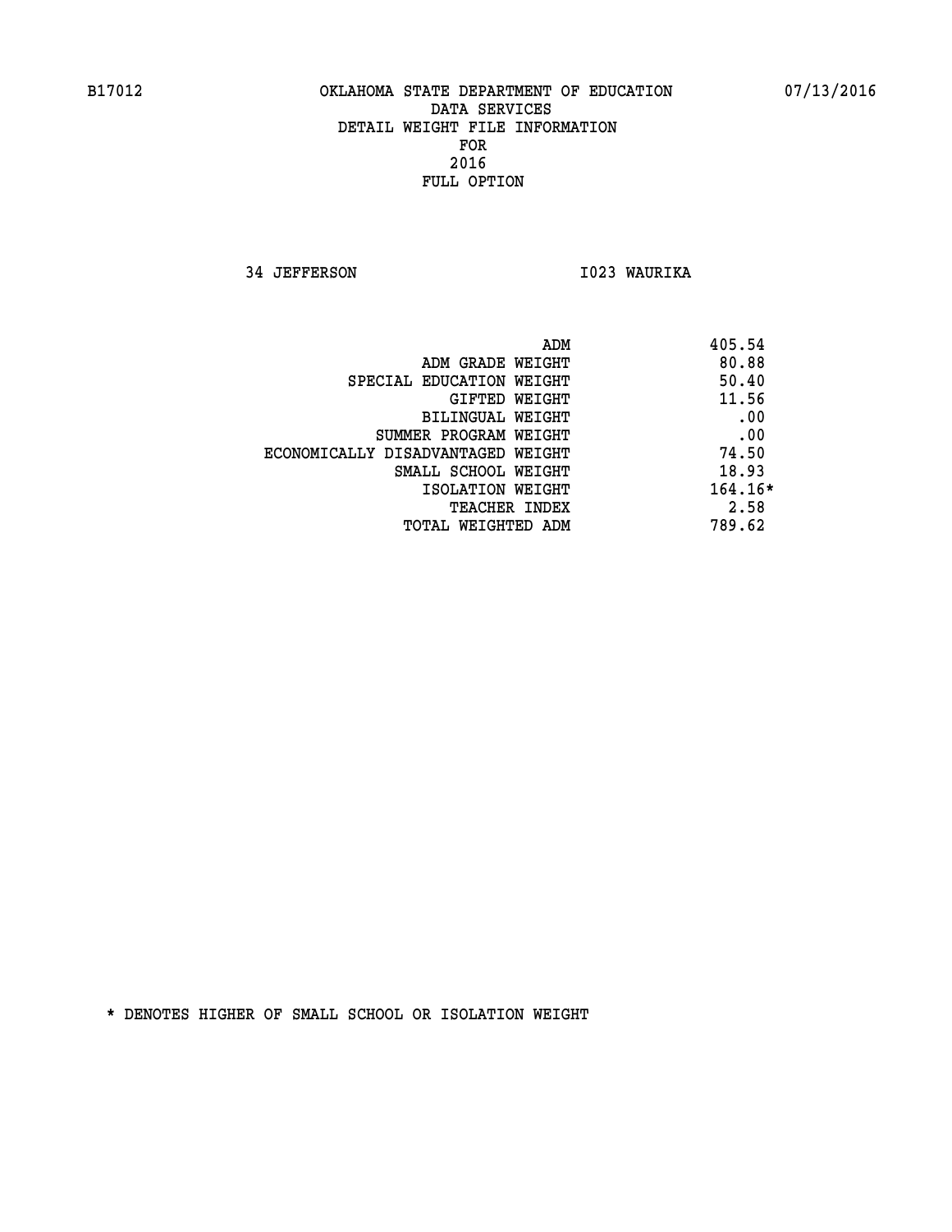OKLAHOMA STATE DEPARTMENT OF EDUCATION
DATA SERVICES
DETAIL WEIGHT FILE INFORMATION
FOR
2016
FULL OPTION

34 JEFFERSON    I023 WAURIKA

| | |
|---|---|
| ADM | 405.54 |
| ADM GRADE WEIGHT | 80.88 |
| SPECIAL EDUCATION WEIGHT | 50.40 |
| GIFTED WEIGHT | 11.56 |
| BILINGUAL WEIGHT | .00 |
| SUMMER PROGRAM WEIGHT | .00 |
| ECONOMICALLY DISADVANTAGED WEIGHT | 74.50 |
| SMALL SCHOOL WEIGHT | 18.93 |
| ISOLATION WEIGHT | 164.16* |
| TEACHER INDEX | 2.58 |
| TOTAL WEIGHTED ADM | 789.62 |

* DENOTES HIGHER OF SMALL SCHOOL OR ISOLATION WEIGHT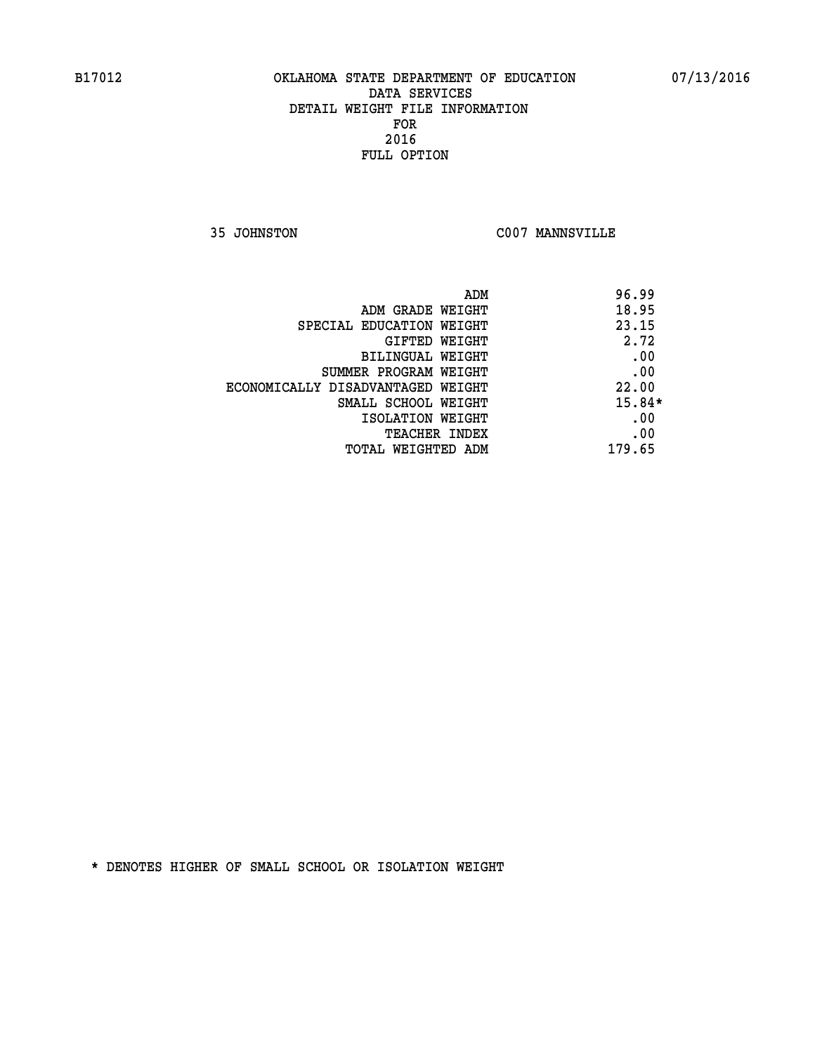B17012 OKLAHOMA STATE DEPARTMENT OF EDUCATION 07/13/2016

DATA SERVICES
DETAIL WEIGHT FILE INFORMATION
FOR
2016
FULL OPTION

35 JOHNSTON C007 MANNSVILLE

| | |
|---|---|
| ADM | 96.99 |
| ADM GRADE WEIGHT | 18.95 |
| SPECIAL EDUCATION WEIGHT | 23.15 |
| GIFTED WEIGHT | 2.72 |
| BILINGUAL WEIGHT | .00 |
| SUMMER PROGRAM WEIGHT | .00 |
| ECONOMICALLY DISADVANTAGED WEIGHT | 22.00 |
| SMALL SCHOOL WEIGHT | 15.84* |
| ISOLATION WEIGHT | .00 |
| TEACHER INDEX | .00 |
| TOTAL WEIGHTED ADM | 179.65 |

* DENOTES HIGHER OF SMALL SCHOOL OR ISOLATION WEIGHT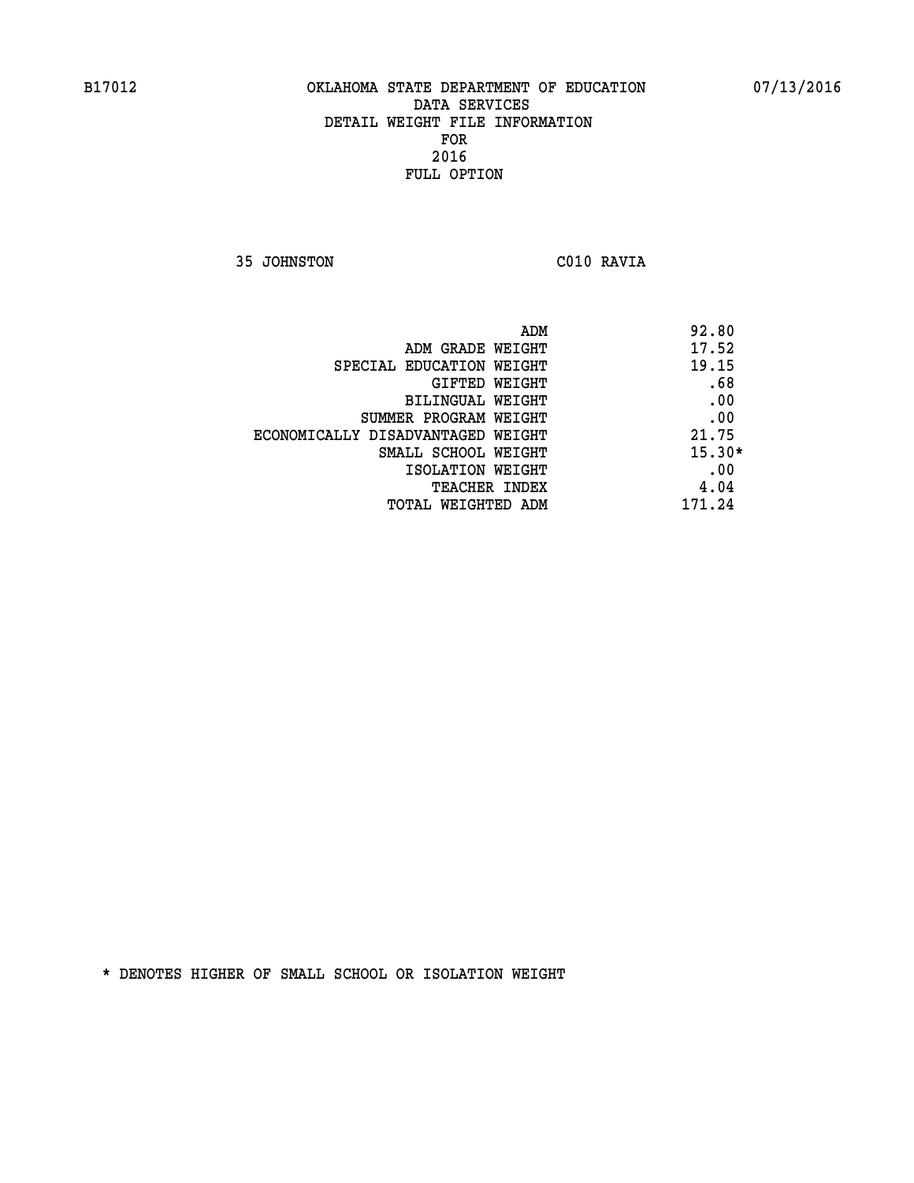B17012 OKLAHOMA STATE DEPARTMENT OF EDUCATION 07/13/2016

DATA SERVICES
DETAIL WEIGHT FILE INFORMATION
FOR
2016
FULL OPTION

35 JOHNSTON C010 RAVIA

| | |
|---|---|
| ADM | 92.80 |
| ADM GRADE WEIGHT | 17.52 |
| SPECIAL EDUCATION WEIGHT | 19.15 |
| GIFTED WEIGHT | .68 |
| BILINGUAL WEIGHT | .00 |
| SUMMER PROGRAM WEIGHT | .00 |
| ECONOMICALLY DISADVANTAGED WEIGHT | 21.75 |
| SMALL SCHOOL WEIGHT | 15.30* |
| ISOLATION WEIGHT | .00 |
| TEACHER INDEX | 4.04 |
| TOTAL WEIGHTED ADM | 171.24 |

* DENOTES HIGHER OF SMALL SCHOOL OR ISOLATION WEIGHT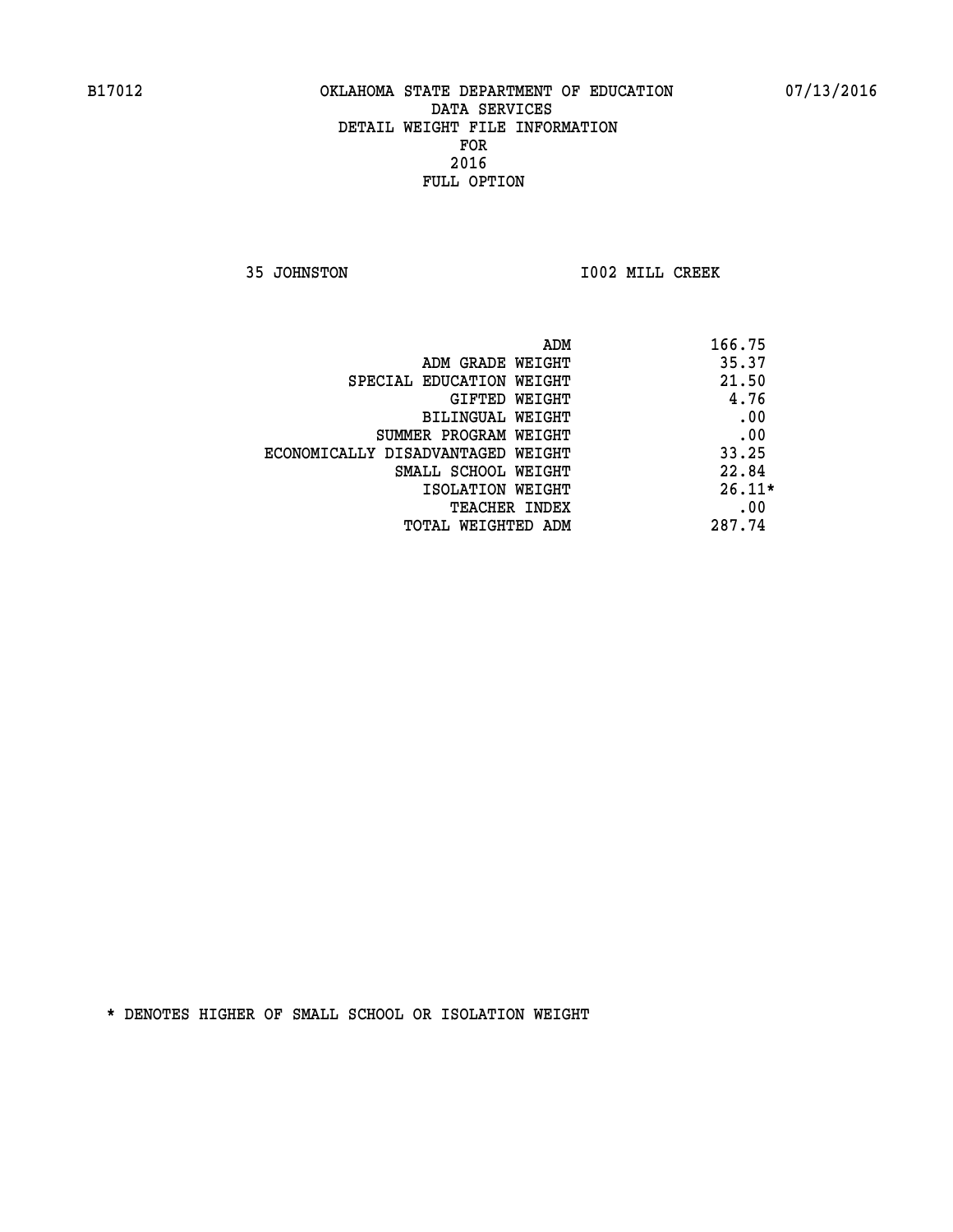B17012 OKLAHOMA STATE DEPARTMENT OF EDUCATION 07/13/2016

DATA SERVICES
DETAIL WEIGHT FILE INFORMATION
FOR
2016
FULL OPTION

35 JOHNSTON I002 MILL CREEK

| | |
|---|---|
| ADM | 166.75 |
| ADM GRADE WEIGHT | 35.37 |
| SPECIAL EDUCATION WEIGHT | 21.50 |
| GIFTED WEIGHT | 4.76 |
| BILINGUAL WEIGHT | .00 |
| SUMMER PROGRAM WEIGHT | .00 |
| ECONOMICALLY DISADVANTAGED WEIGHT | 33.25 |
| SMALL SCHOOL WEIGHT | 22.84 |
| ISOLATION WEIGHT | 26.11* |
| TEACHER INDEX | .00 |
| TOTAL WEIGHTED ADM | 287.74 |

* DENOTES HIGHER OF SMALL SCHOOL OR ISOLATION WEIGHT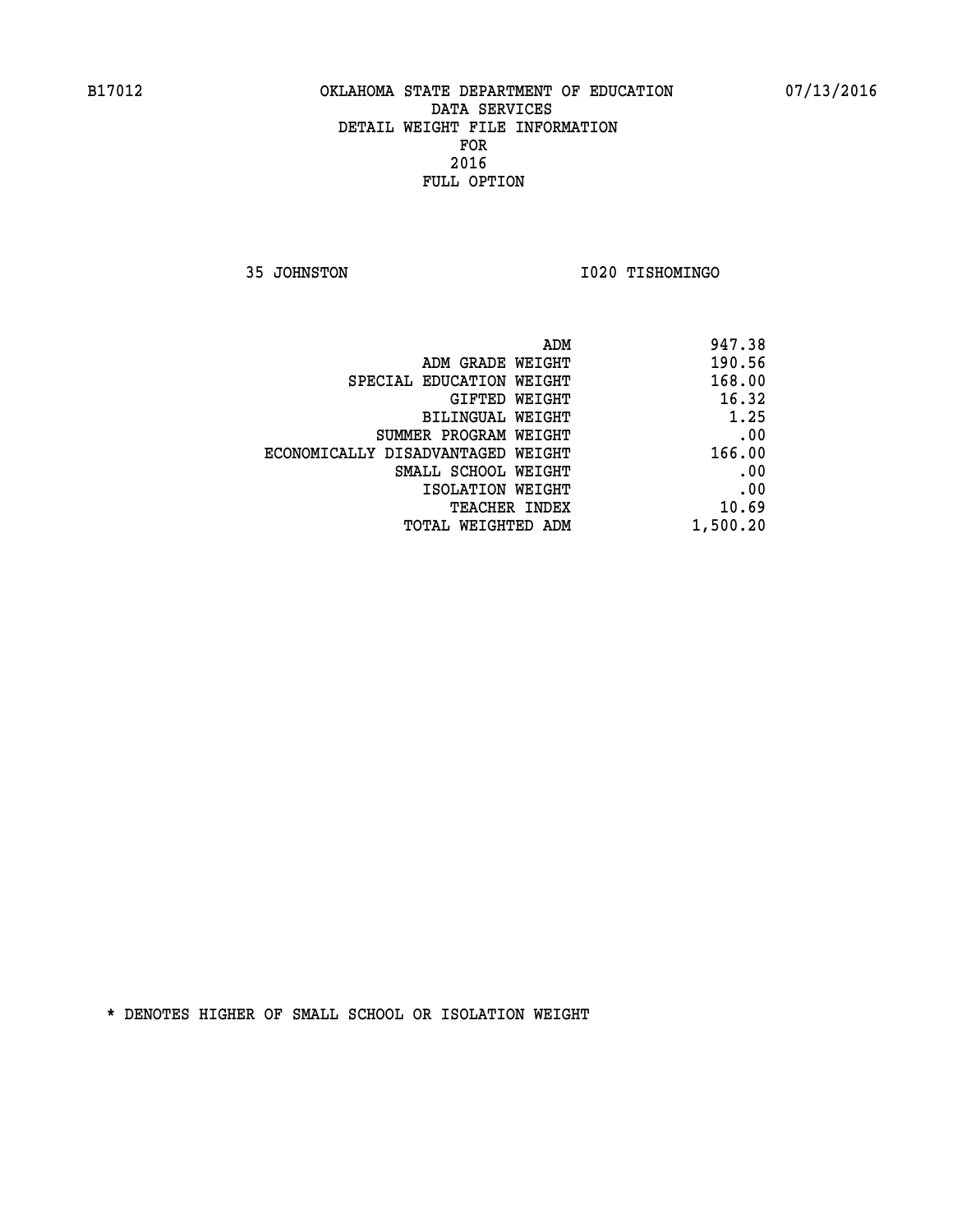B17012 OKLAHOMA STATE DEPARTMENT OF EDUCATION 07/13/2016

DATA SERVICES
DETAIL WEIGHT FILE INFORMATION
FOR
2016
FULL OPTION

35 JOHNSTON I020 TISHOMINGO

| | |
|---|---|
| ADM | 947.38 |
| ADM GRADE WEIGHT | 190.56 |
| SPECIAL EDUCATION WEIGHT | 168.00 |
| GIFTED WEIGHT | 16.32 |
| BILINGUAL WEIGHT | 1.25 |
| SUMMER PROGRAM WEIGHT | .00 |
| ECONOMICALLY DISADVANTAGED WEIGHT | 166.00 |
| SMALL SCHOOL WEIGHT | .00 |
| ISOLATION WEIGHT | .00 |
| TEACHER INDEX | 10.69 |
| TOTAL WEIGHTED ADM | 1,500.20 |

* DENOTES HIGHER OF SMALL SCHOOL OR ISOLATION WEIGHT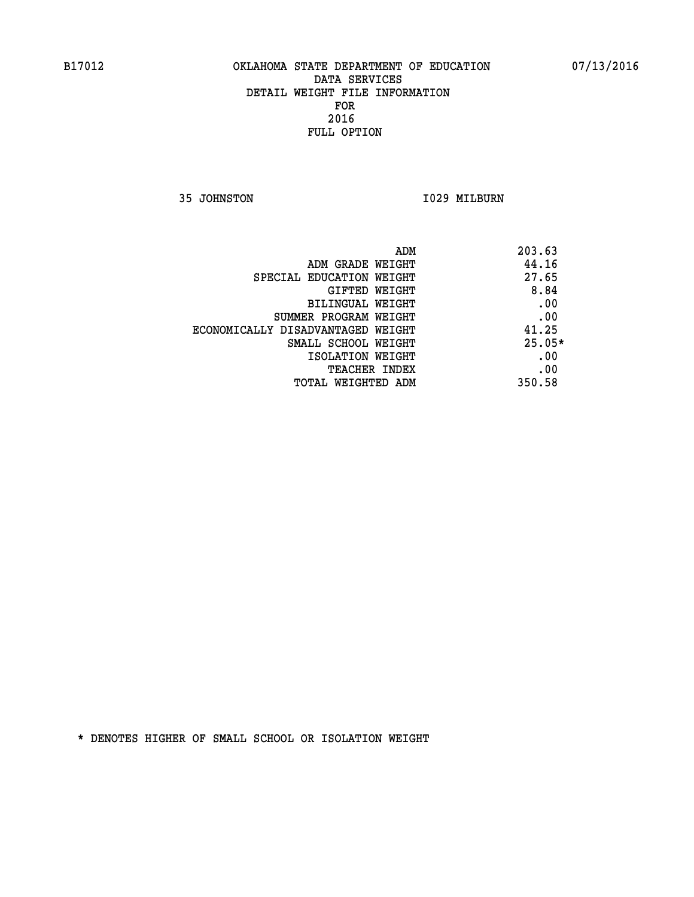B17012 OKLAHOMA STATE DEPARTMENT OF EDUCATION 07/13/2016

DATA SERVICES
DETAIL WEIGHT FILE INFORMATION
FOR
2016
FULL OPTION

35 JOHNSTON I029 MILBURN

| | |
|---|---|
| ADM | 203.63 |
| ADM GRADE WEIGHT | 44.16 |
| SPECIAL EDUCATION WEIGHT | 27.65 |
| GIFTED WEIGHT | 8.84 |
| BILINGUAL WEIGHT | .00 |
| SUMMER PROGRAM WEIGHT | .00 |
| ECONOMICALLY DISADVANTAGED WEIGHT | 41.25 |
| SMALL SCHOOL WEIGHT | 25.05* |
| ISOLATION WEIGHT | .00 |
| TEACHER INDEX | .00 |
| TOTAL WEIGHTED ADM | 350.58 |

* DENOTES HIGHER OF SMALL SCHOOL OR ISOLATION WEIGHT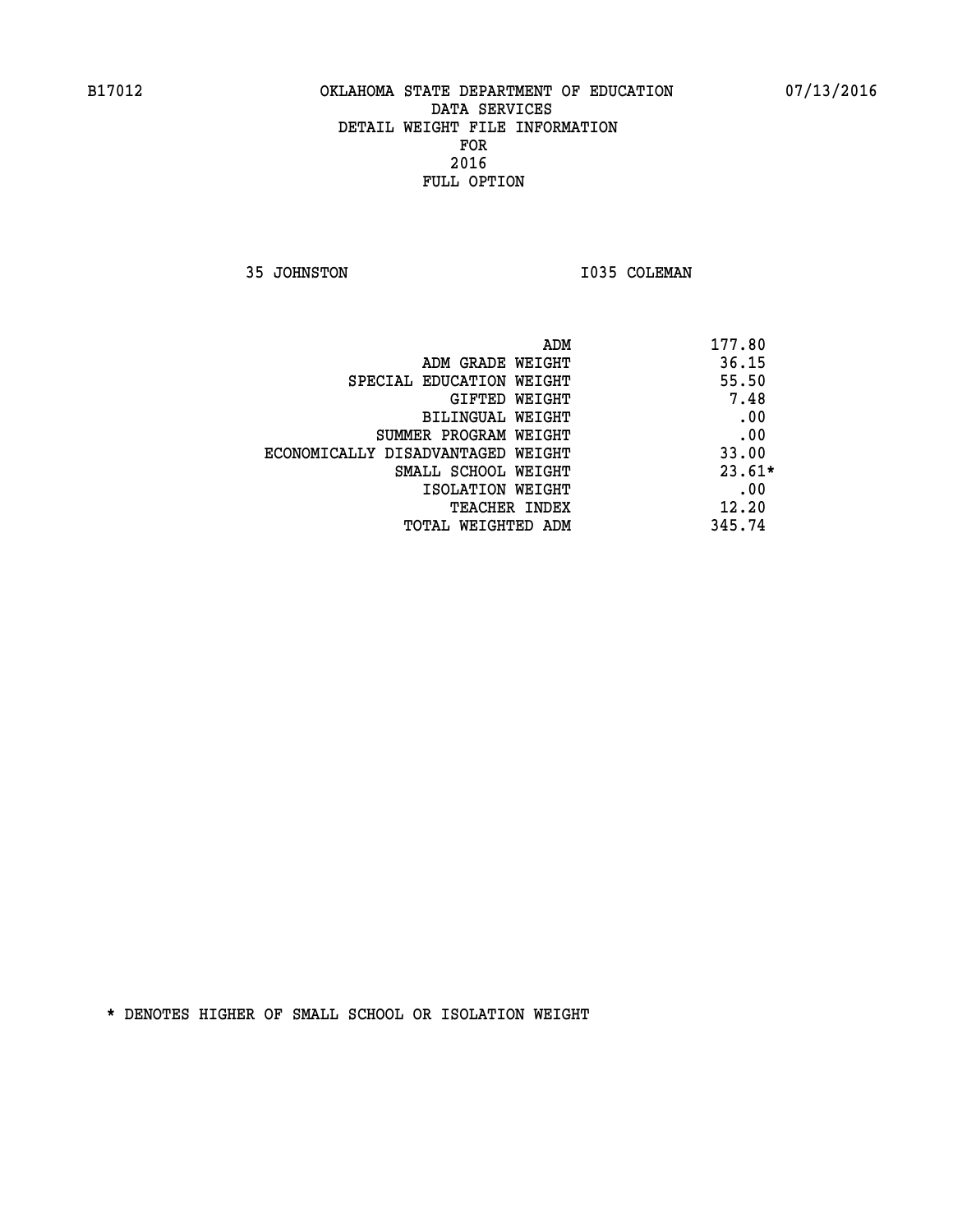B17012 OKLAHOMA STATE DEPARTMENT OF EDUCATION 07/13/2016

DATA SERVICES
DETAIL WEIGHT FILE INFORMATION
FOR
2016
FULL OPTION

35 JOHNSTON I035 COLEMAN

| | |
|---|---|
| ADM | 177.80 |
| ADM GRADE WEIGHT | 36.15 |
| SPECIAL EDUCATION WEIGHT | 55.50 |
| GIFTED WEIGHT | 7.48 |
| BILINGUAL WEIGHT | .00 |
| SUMMER PROGRAM WEIGHT | .00 |
| ECONOMICALLY DISADVANTAGED WEIGHT | 33.00 |
| SMALL SCHOOL WEIGHT | 23.61* |
| ISOLATION WEIGHT | .00 |
| TEACHER INDEX | 12.20 |
| TOTAL WEIGHTED ADM | 345.74 |

* DENOTES HIGHER OF SMALL SCHOOL OR ISOLATION WEIGHT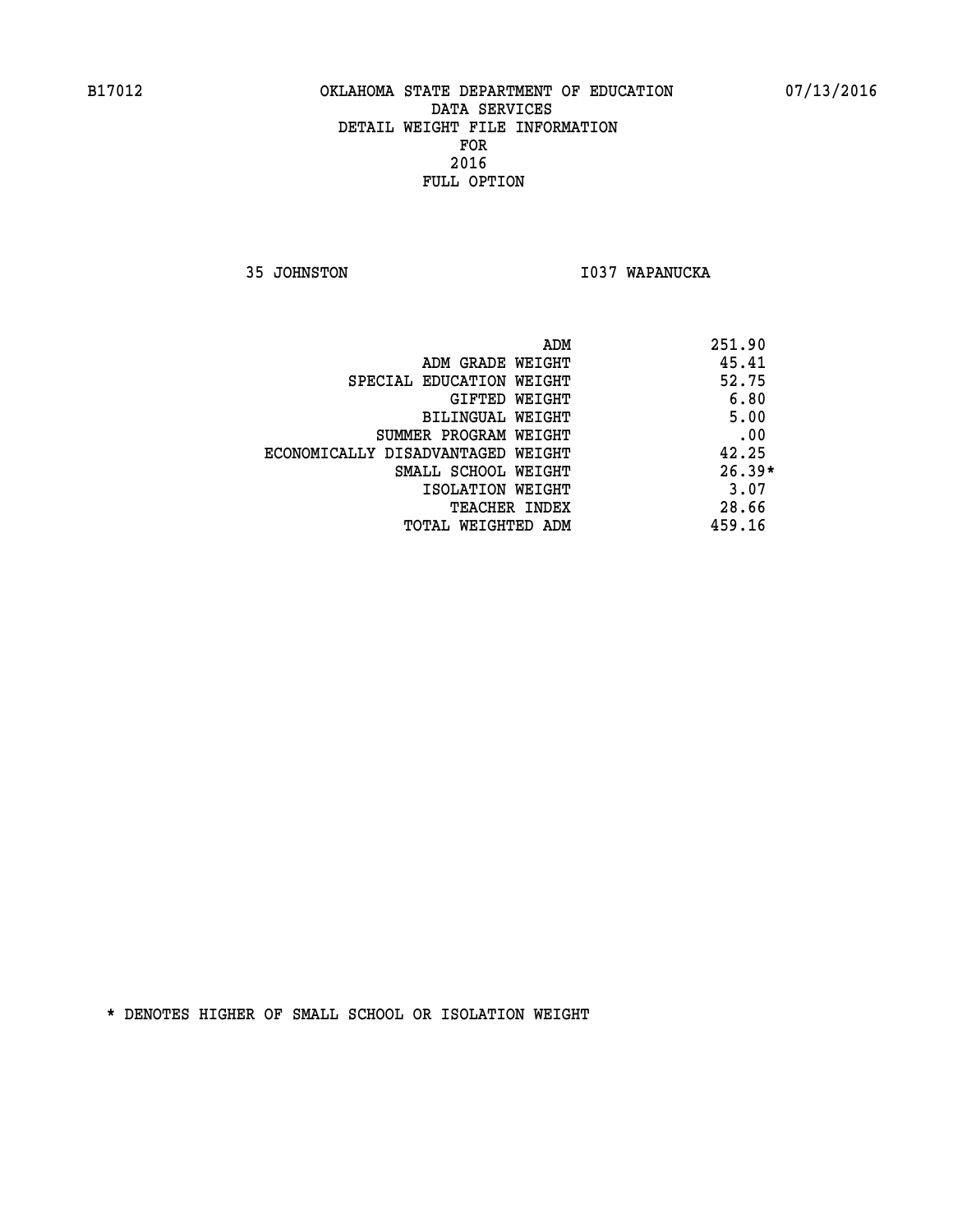B17012 OKLAHOMA STATE DEPARTMENT OF EDUCATION 07/13/2016

DATA SERVICES
DETAIL WEIGHT FILE INFORMATION
FOR
2016
FULL OPTION

35 JOHNSTON I037 WAPANUCKA

| | |
|---|---|
| ADM | 251.90 |
| ADM GRADE WEIGHT | 45.41 |
| SPECIAL EDUCATION WEIGHT | 52.75 |
| GIFTED WEIGHT | 6.80 |
| BILINGUAL WEIGHT | 5.00 |
| SUMMER PROGRAM WEIGHT | .00 |
| ECONOMICALLY DISADVANTAGED WEIGHT | 42.25 |
| SMALL SCHOOL WEIGHT | 26.39* |
| ISOLATION WEIGHT | 3.07 |
| TEACHER INDEX | 28.66 |
| TOTAL WEIGHTED ADM | 459.16 |

* DENOTES HIGHER OF SMALL SCHOOL OR ISOLATION WEIGHT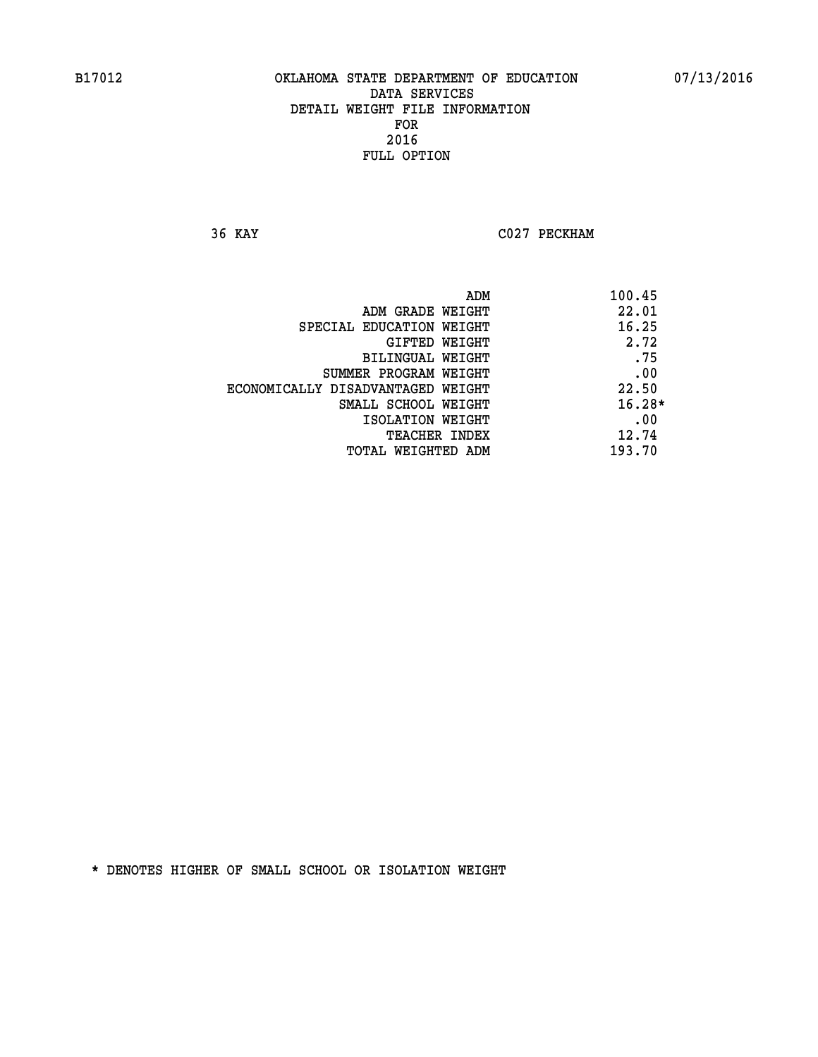B17012 OKLAHOMA STATE DEPARTMENT OF EDUCATION 07/13/2016

DATA SERVICES
DETAIL WEIGHT FILE INFORMATION
FOR
2016
FULL OPTION

36 KAY C027 PECKHAM

| | |
|---|---|
| ADM | 100.45 |
| ADM GRADE WEIGHT | 22.01 |
| SPECIAL EDUCATION WEIGHT | 16.25 |
| GIFTED WEIGHT | 2.72 |
| BILINGUAL WEIGHT | .75 |
| SUMMER PROGRAM WEIGHT | .00 |
| ECONOMICALLY DISADVANTAGED WEIGHT | 22.50 |
| SMALL SCHOOL WEIGHT | 16.28* |
| ISOLATION WEIGHT | .00 |
| TEACHER INDEX | 12.74 |
| TOTAL WEIGHTED ADM | 193.70 |

* DENOTES HIGHER OF SMALL SCHOOL OR ISOLATION WEIGHT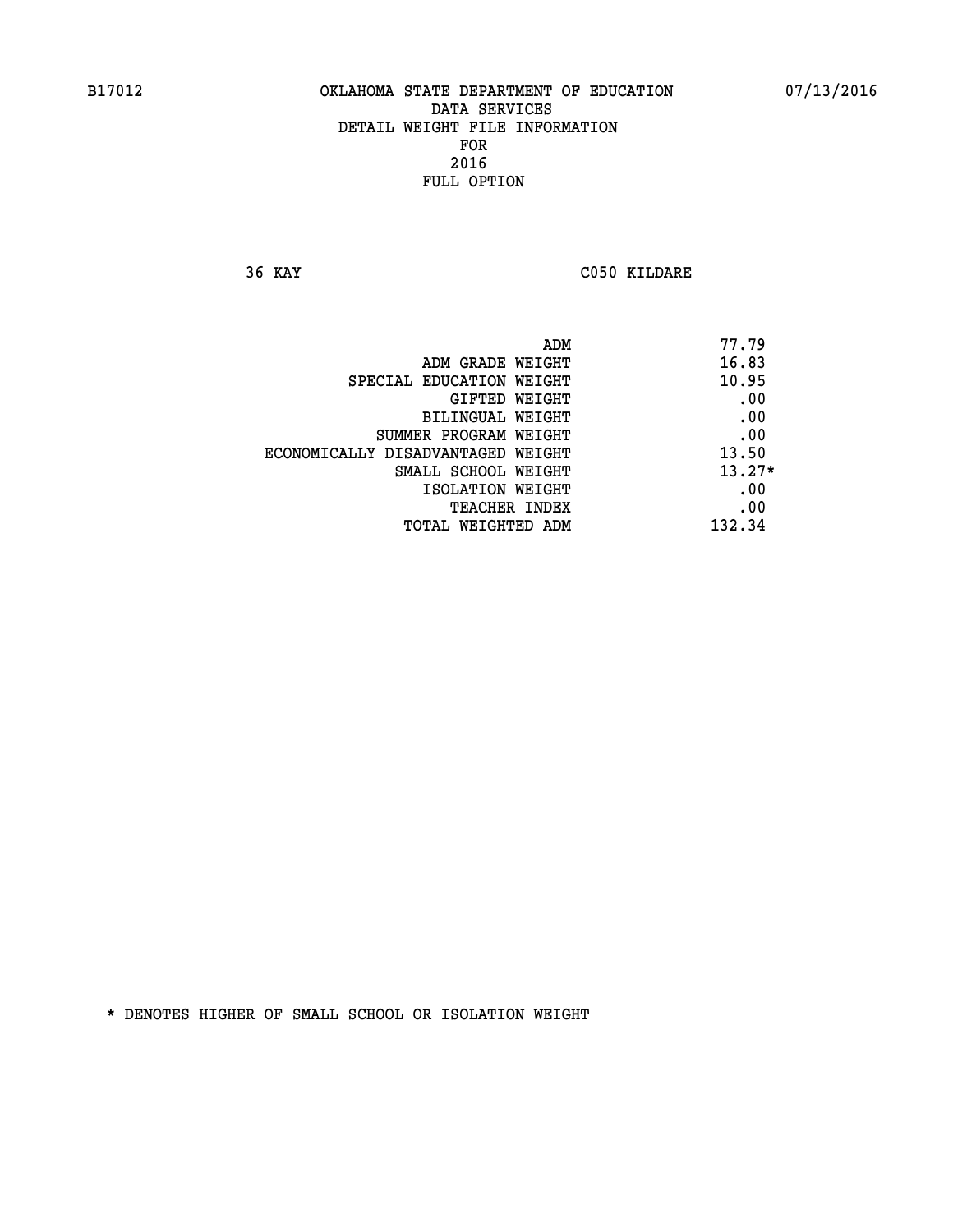B17012 OKLAHOMA STATE DEPARTMENT OF EDUCATION 07/13/2016

DATA SERVICES

DETAIL WEIGHT FILE INFORMATION

FOR

2016

FULL OPTION

36 KAY C050 KILDARE

| | |
|---|---|
| ADM | 77.79 |
| ADM GRADE WEIGHT | 16.83 |
| SPECIAL EDUCATION WEIGHT | 10.95 |
| GIFTED WEIGHT | .00 |
| BILINGUAL WEIGHT | .00 |
| SUMMER PROGRAM WEIGHT | .00 |
| ECONOMICALLY DISADVANTAGED WEIGHT | 13.50 |
| SMALL SCHOOL WEIGHT | 13.27* |
| ISOLATION WEIGHT | .00 |
| TEACHER INDEX | .00 |
| TOTAL WEIGHTED ADM | 132.34 |

* DENOTES HIGHER OF SMALL SCHOOL OR ISOLATION WEIGHT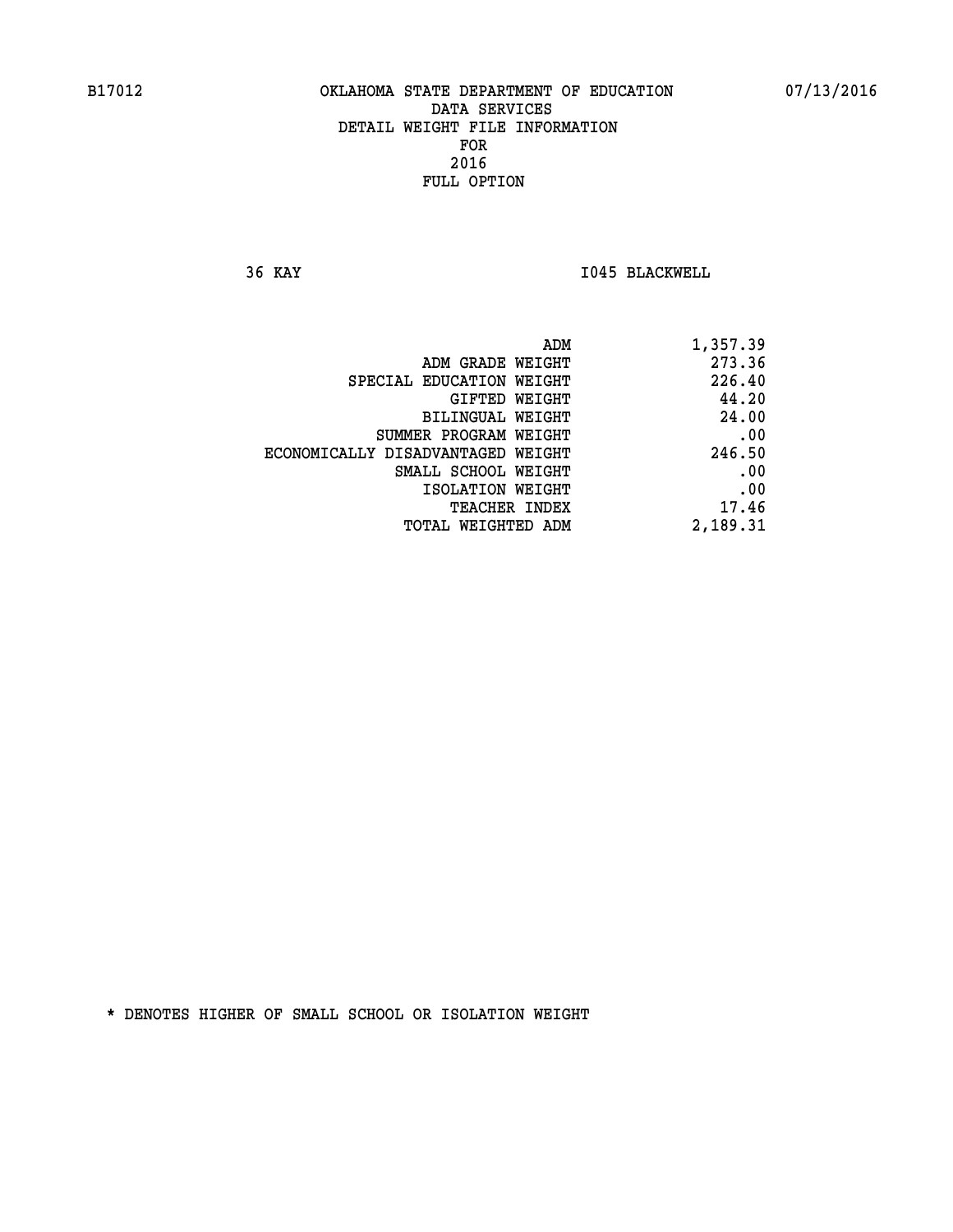B17012 OKLAHOMA STATE DEPARTMENT OF EDUCATION 07/13/2016

DATA SERVICES

DETAIL WEIGHT FILE INFORMATION

FOR

2016

FULL OPTION

36 KAY I045 BLACKWELL

| | |
|---|---|
| ADM | 1,357.39 |
| ADM GRADE WEIGHT | 273.36 |
| SPECIAL EDUCATION WEIGHT | 226.40 |
| GIFTED WEIGHT | 44.20 |
| BILINGUAL WEIGHT | 24.00 |
| SUMMER PROGRAM WEIGHT | .00 |
| ECONOMICALLY DISADVANTAGED WEIGHT | 246.50 |
| SMALL SCHOOL WEIGHT | .00 |
| ISOLATION WEIGHT | .00 |
| TEACHER INDEX | 17.46 |
| TOTAL WEIGHTED ADM | 2,189.31 |

* DENOTES HIGHER OF SMALL SCHOOL OR ISOLATION WEIGHT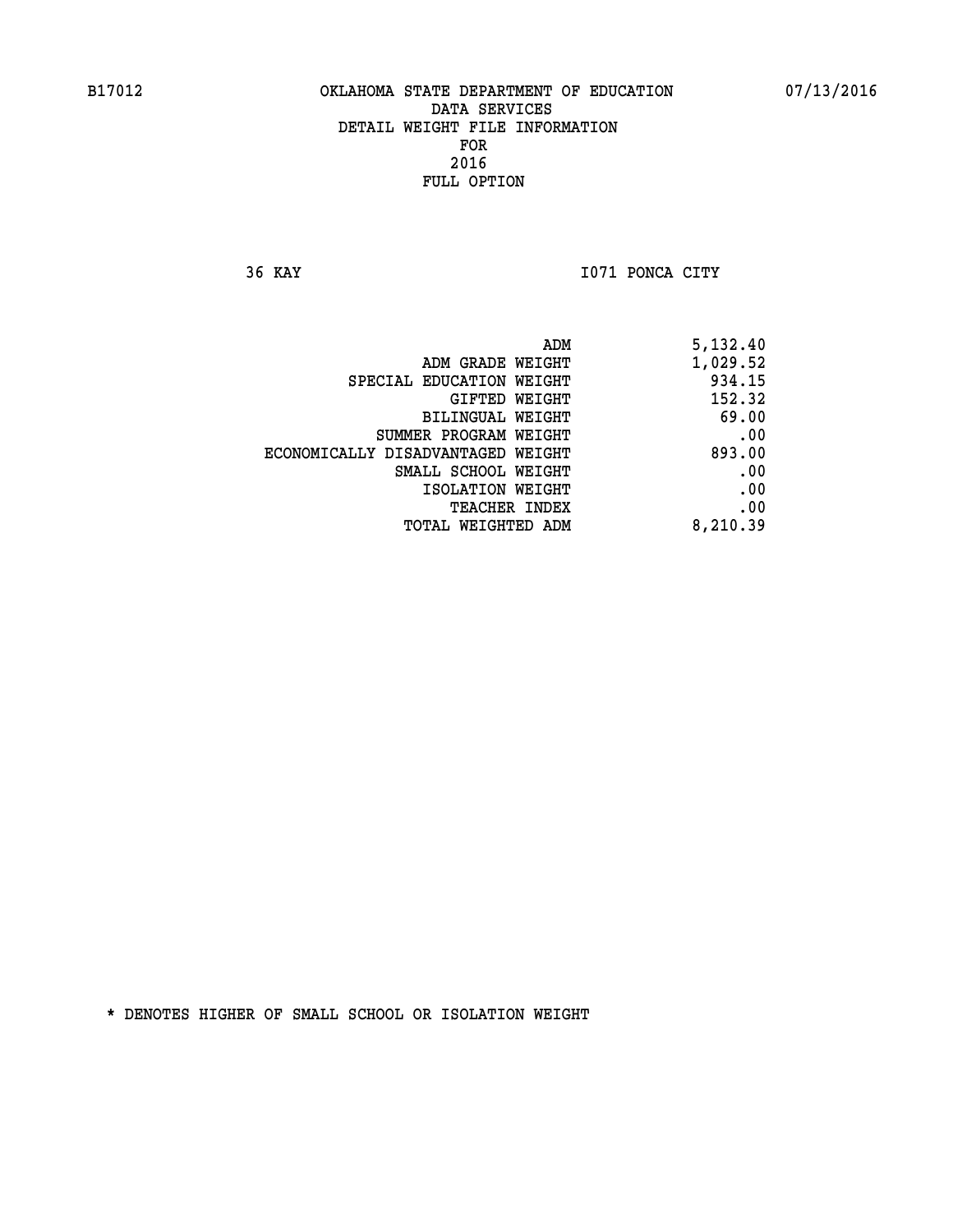B17012 OKLAHOMA STATE DEPARTMENT OF EDUCATION 07/13/2016

DATA SERVICES
DETAIL WEIGHT FILE INFORMATION
FOR
2016
FULL OPTION

36 KAY I071 PONCA CITY

| | |
|---|---|
| ADM | 5,132.40 |
| ADM GRADE WEIGHT | 1,029.52 |
| SPECIAL EDUCATION WEIGHT | 934.15 |
| GIFTED WEIGHT | 152.32 |
| BILINGUAL WEIGHT | 69.00 |
| SUMMER PROGRAM WEIGHT | .00 |
| ECONOMICALLY DISADVANTAGED WEIGHT | 893.00 |
| SMALL SCHOOL WEIGHT | .00 |
| ISOLATION WEIGHT | .00 |
| TEACHER INDEX | .00 |
| TOTAL WEIGHTED ADM | 8,210.39 |

* DENOTES HIGHER OF SMALL SCHOOL OR ISOLATION WEIGHT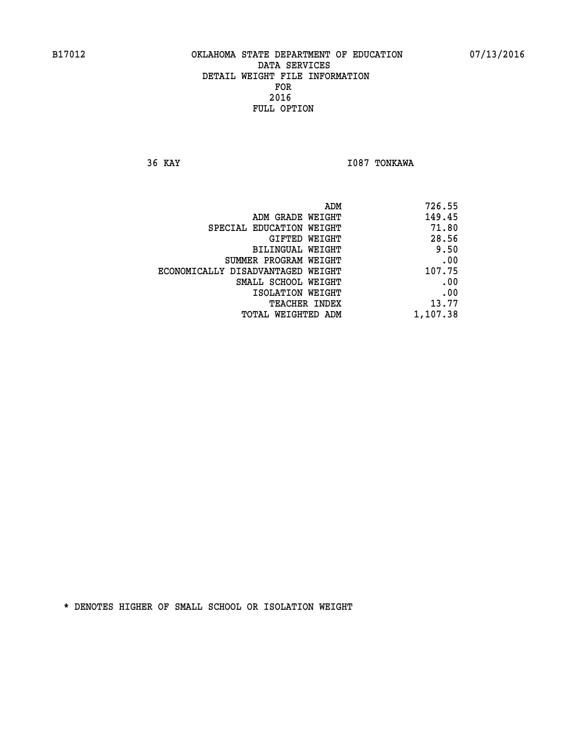# OKLAHOMA STATE DEPARTMENT OF EDUCATION
## DATA SERVICES
## DETAIL WEIGHT FILE INFORMATION
## FOR
## 2016
## FULL OPTION

36 KAY I087 TONKAWA

| | |
|---|---|
| ADM | 726.55 |
| ADM GRADE WEIGHT | 149.45 |
| SPECIAL EDUCATION WEIGHT | 71.80 |
| GIFTED WEIGHT | 28.56 |
| BILINGUAL WEIGHT | 9.50 |
| SUMMER PROGRAM WEIGHT | .00 |
| ECONOMICALLY DISADVANTAGED WEIGHT | 107.75 |
| SMALL SCHOOL WEIGHT | .00 |
| ISOLATION WEIGHT | .00 |
| TEACHER INDEX | 13.77 |
| TOTAL WEIGHTED ADM | 1,107.38 |

* DENOTES HIGHER OF SMALL SCHOOL OR ISOLATION WEIGHT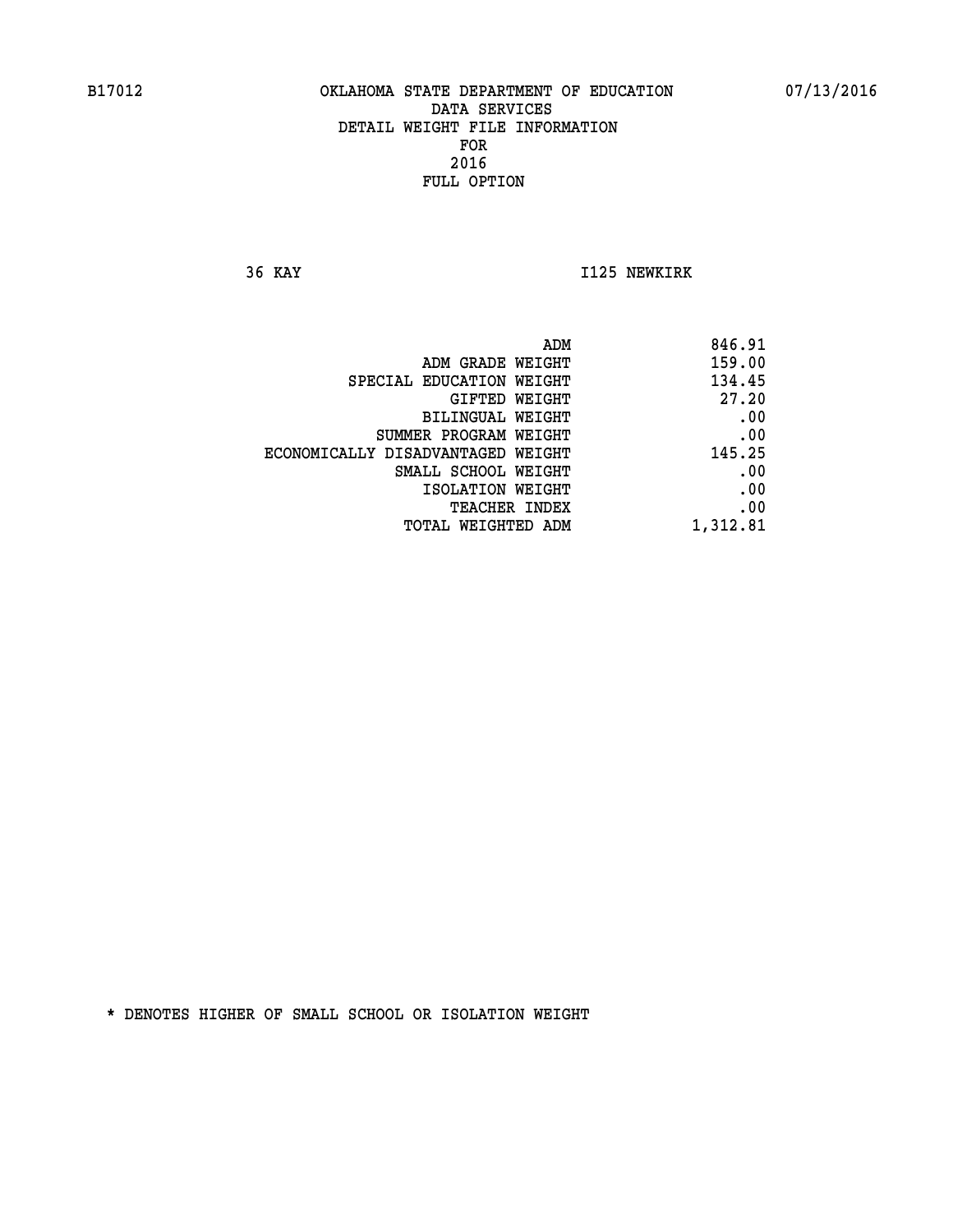B17012 OKLAHOMA STATE DEPARTMENT OF EDUCATION 07/13/2016

DATA SERVICES
DETAIL WEIGHT FILE INFORMATION
FOR
2016
FULL OPTION

36 KAY I125 NEWKIRK

| | |
|---|---|
| ADM | 846.91 |
| ADM GRADE WEIGHT | 159.00 |
| SPECIAL EDUCATION WEIGHT | 134.45 |
| GIFTED WEIGHT | 27.20 |
| BILINGUAL WEIGHT | .00 |
| SUMMER PROGRAM WEIGHT | .00 |
| ECONOMICALLY DISADVANTAGED WEIGHT | 145.25 |
| SMALL SCHOOL WEIGHT | .00 |
| ISOLATION WEIGHT | .00 |
| TEACHER INDEX | .00 |
| TOTAL WEIGHTED ADM | 1,312.81 |

* DENOTES HIGHER OF SMALL SCHOOL OR ISOLATION WEIGHT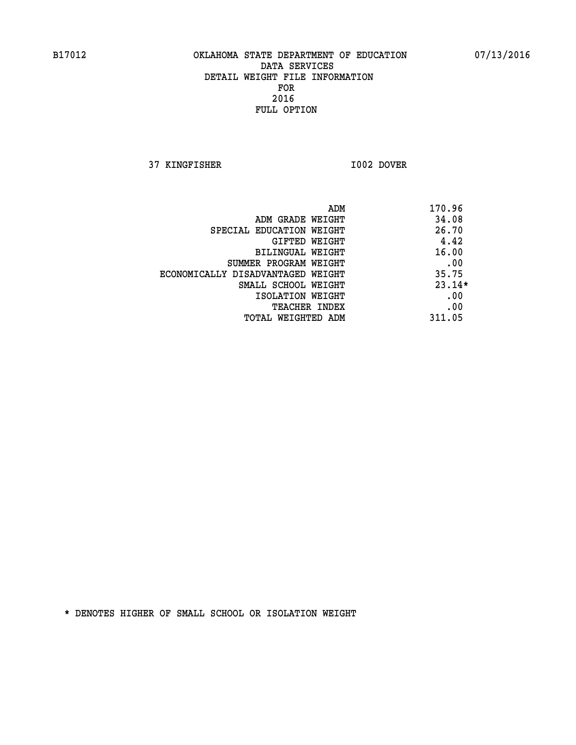B17012 OKLAHOMA STATE DEPARTMENT OF EDUCATION 07/13/2016
DATA SERVICES
DETAIL WEIGHT FILE INFORMATION
FOR
2016
FULL OPTION

37 KINGFISHER I002 DOVER

| | |
|---|---|
| ADM | 170.96 |
| ADM GRADE WEIGHT | 34.08 |
| SPECIAL EDUCATION WEIGHT | 26.70 |
| GIFTED WEIGHT | 4.42 |
| BILINGUAL WEIGHT | 16.00 |
| SUMMER PROGRAM WEIGHT | .00 |
| ECONOMICALLY DISADVANTAGED WEIGHT | 35.75 |
| SMALL SCHOOL WEIGHT | 23.14* |
| ISOLATION WEIGHT | .00 |
| TEACHER INDEX | .00 |
| TOTAL WEIGHTED ADM | 311.05 |

* DENOTES HIGHER OF SMALL SCHOOL OR ISOLATION WEIGHT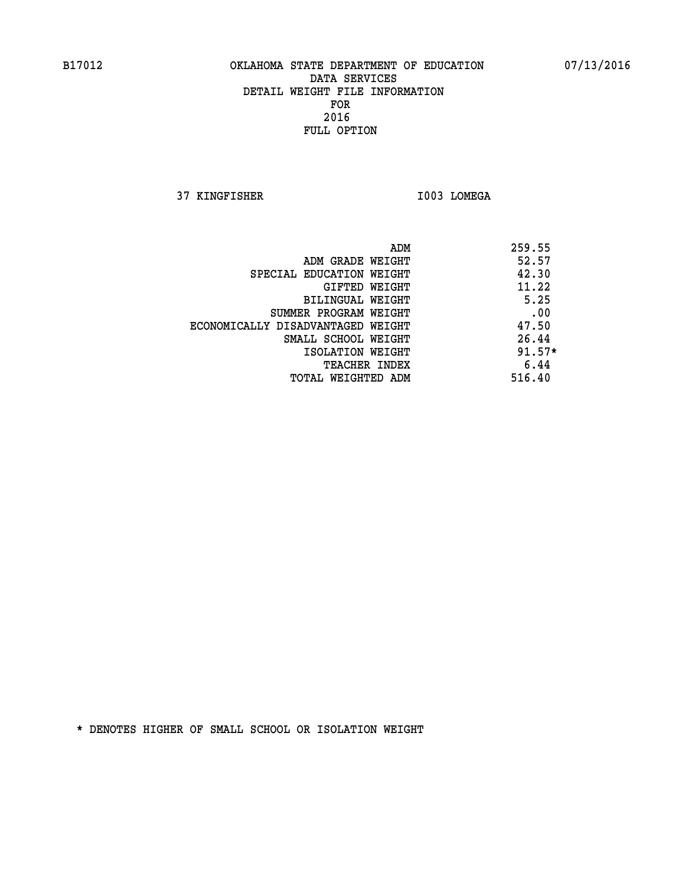B17012 OKLAHOMA STATE DEPARTMENT OF EDUCATION 07/13/2016

DATA SERVICES
DETAIL WEIGHT FILE INFORMATION
FOR
2016
FULL OPTION

37 KINGFISHER I003 LOMEGA

| | |
|---|---|
| ADM | 259.55 |
| ADM GRADE WEIGHT | 52.57 |
| SPECIAL EDUCATION WEIGHT | 42.30 |
| GIFTED WEIGHT | 11.22 |
| BILINGUAL WEIGHT | 5.25 |
| SUMMER PROGRAM WEIGHT | .00 |
| ECONOMICALLY DISADVANTAGED WEIGHT | 47.50 |
| SMALL SCHOOL WEIGHT | 26.44 |
| ISOLATION WEIGHT | 91.57* |
| TEACHER INDEX | 6.44 |
| TOTAL WEIGHTED ADM | 516.40 |

* DENOTES HIGHER OF SMALL SCHOOL OR ISOLATION WEIGHT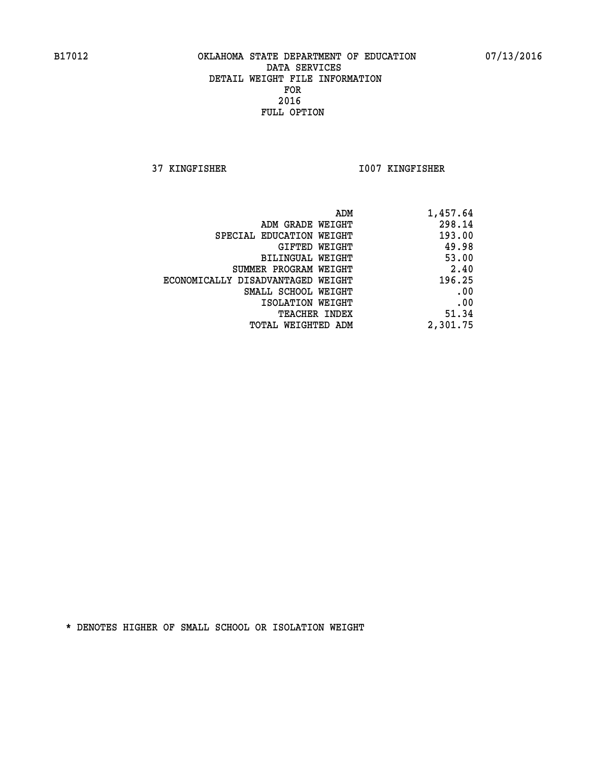OKLAHOMA STATE DEPARTMENT OF EDUCATION
DATA SERVICES
DETAIL WEIGHT FILE INFORMATION
FOR
2016
FULL OPTION

37 KINGFISHER I007 KINGFISHER

| | |
|---|---|
| ADM | 1,457.64 |
| ADM GRADE WEIGHT | 298.14 |
| SPECIAL EDUCATION WEIGHT | 193.00 |
| GIFTED WEIGHT | 49.98 |
| BILINGUAL WEIGHT | 53.00 |
| SUMMER PROGRAM WEIGHT | 2.40 |
| ECONOMICALLY DISADVANTAGED WEIGHT | 196.25 |
| SMALL SCHOOL WEIGHT | .00 |
| ISOLATION WEIGHT | .00 |
| TEACHER INDEX | 51.34 |
| TOTAL WEIGHTED ADM | 2,301.75 |

* DENOTES HIGHER OF SMALL SCHOOL OR ISOLATION WEIGHT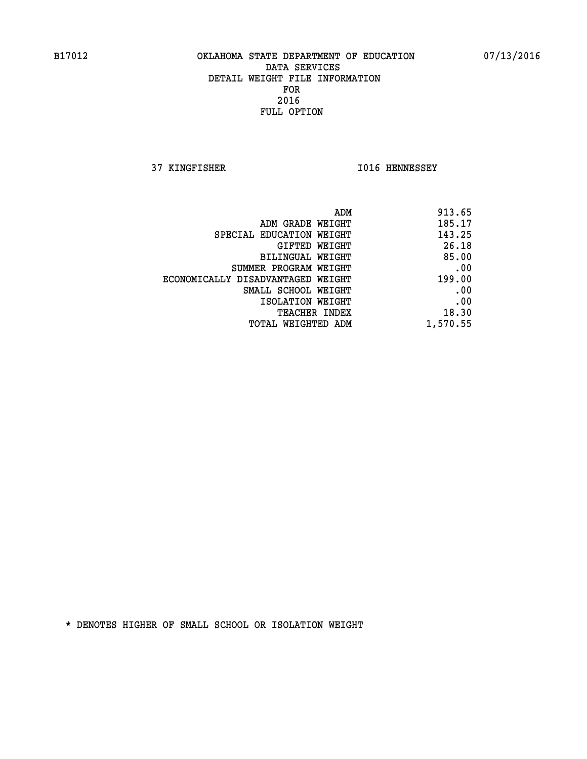B17012 OKLAHOMA STATE DEPARTMENT OF EDUCATION 07/13/2016

DATA SERVICES
DETAIL WEIGHT FILE INFORMATION
FOR
2016
FULL OPTION

37 KINGFISHER I016 HENNESSEY

| | |
|---|---|
| ADM | 913.65 |
| ADM GRADE WEIGHT | 185.17 |
| SPECIAL EDUCATION WEIGHT | 143.25 |
| GIFTED WEIGHT | 26.18 |
| BILINGUAL WEIGHT | 85.00 |
| SUMMER PROGRAM WEIGHT | .00 |
| ECONOMICALLY DISADVANTAGED WEIGHT | 199.00 |
| SMALL SCHOOL WEIGHT | .00 |
| ISOLATION WEIGHT | .00 |
| TEACHER INDEX | 18.30 |
| TOTAL WEIGHTED ADM | 1,570.55 |

* DENOTES HIGHER OF SMALL SCHOOL OR ISOLATION WEIGHT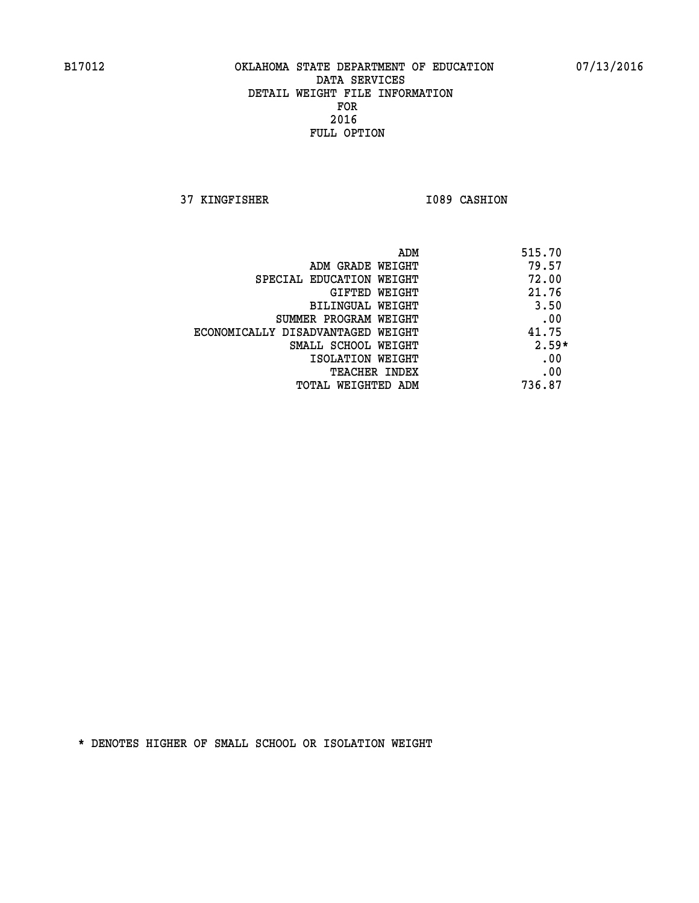B17012 OKLAHOMA STATE DEPARTMENT OF EDUCATION 07/13/2016

DATA SERVICES
DETAIL WEIGHT FILE INFORMATION
FOR
2016
FULL OPTION

37 KINGFISHER I089 CASHION

| | |
|---|---|
| ADM | 515.70 |
| ADM GRADE WEIGHT | 79.57 |
| SPECIAL EDUCATION WEIGHT | 72.00 |
| GIFTED WEIGHT | 21.76 |
| BILINGUAL WEIGHT | 3.50 |
| SUMMER PROGRAM WEIGHT | .00 |
| ECONOMICALLY DISADVANTAGED WEIGHT | 41.75 |
| SMALL SCHOOL WEIGHT | 2.59* |
| ISOLATION WEIGHT | .00 |
| TEACHER INDEX | .00 |
| TOTAL WEIGHTED ADM | 736.87 |

* DENOTES HIGHER OF SMALL SCHOOL OR ISOLATION WEIGHT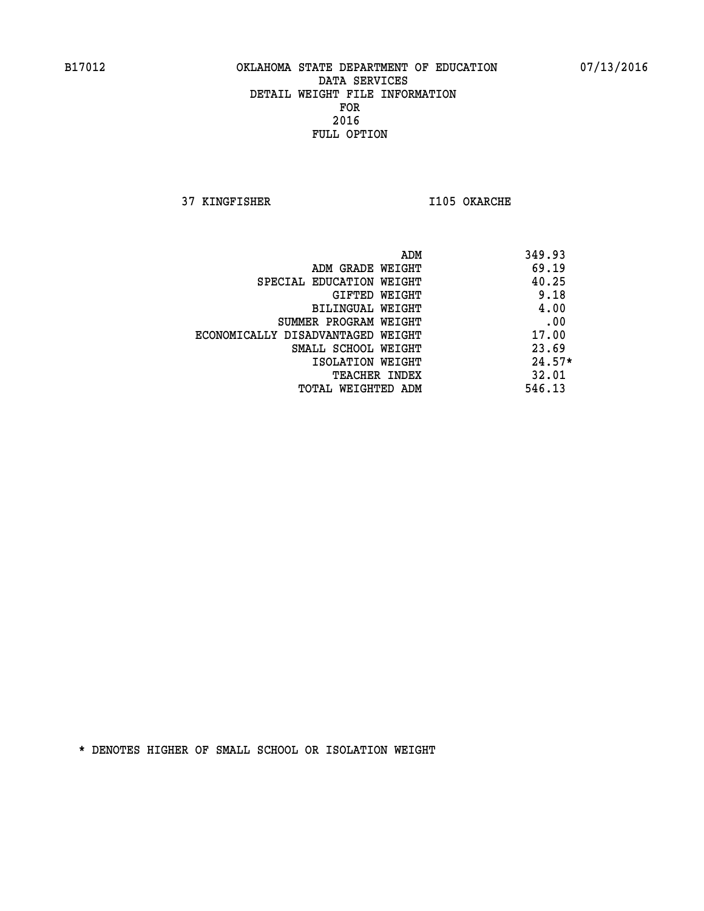B17012 OKLAHOMA STATE DEPARTMENT OF EDUCATION 07/13/2016

DATA SERVICES
DETAIL WEIGHT FILE INFORMATION
FOR
2016
FULL OPTION

37 KINGFISHER I105 OKARCHE

| | |
|---|---|
| ADM | 349.93 |
| ADM GRADE WEIGHT | 69.19 |
| SPECIAL EDUCATION WEIGHT | 40.25 |
| GIFTED WEIGHT | 9.18 |
| BILINGUAL WEIGHT | 4.00 |
| SUMMER PROGRAM WEIGHT | .00 |
| ECONOMICALLY DISADVANTAGED WEIGHT | 17.00 |
| SMALL SCHOOL WEIGHT | 23.69 |
| ISOLATION WEIGHT | 24.57* |
| TEACHER INDEX | 32.01 |
| TOTAL WEIGHTED ADM | 546.13 |

* DENOTES HIGHER OF SMALL SCHOOL OR ISOLATION WEIGHT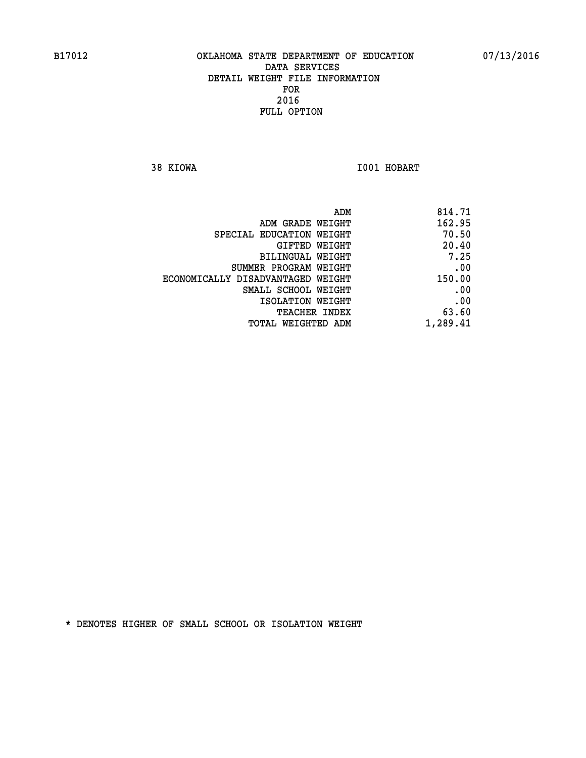B17012 OKLAHOMA STATE DEPARTMENT OF EDUCATION 07/13/2016

DATA SERVICES
DETAIL WEIGHT FILE INFORMATION
FOR
2016
FULL OPTION

38 KIOWA I001 HOBART

| | |
|---|---|
| ADM | 814.71 |
| ADM GRADE WEIGHT | 162.95 |
| SPECIAL EDUCATION WEIGHT | 70.50 |
| GIFTED WEIGHT | 20.40 |
| BILINGUAL WEIGHT | 7.25 |
| SUMMER PROGRAM WEIGHT | .00 |
| ECONOMICALLY DISADVANTAGED WEIGHT | 150.00 |
| SMALL SCHOOL WEIGHT | .00 |
| ISOLATION WEIGHT | .00 |
| TEACHER INDEX | 63.60 |
| TOTAL WEIGHTED ADM | 1,289.41 |

* DENOTES HIGHER OF SMALL SCHOOL OR ISOLATION WEIGHT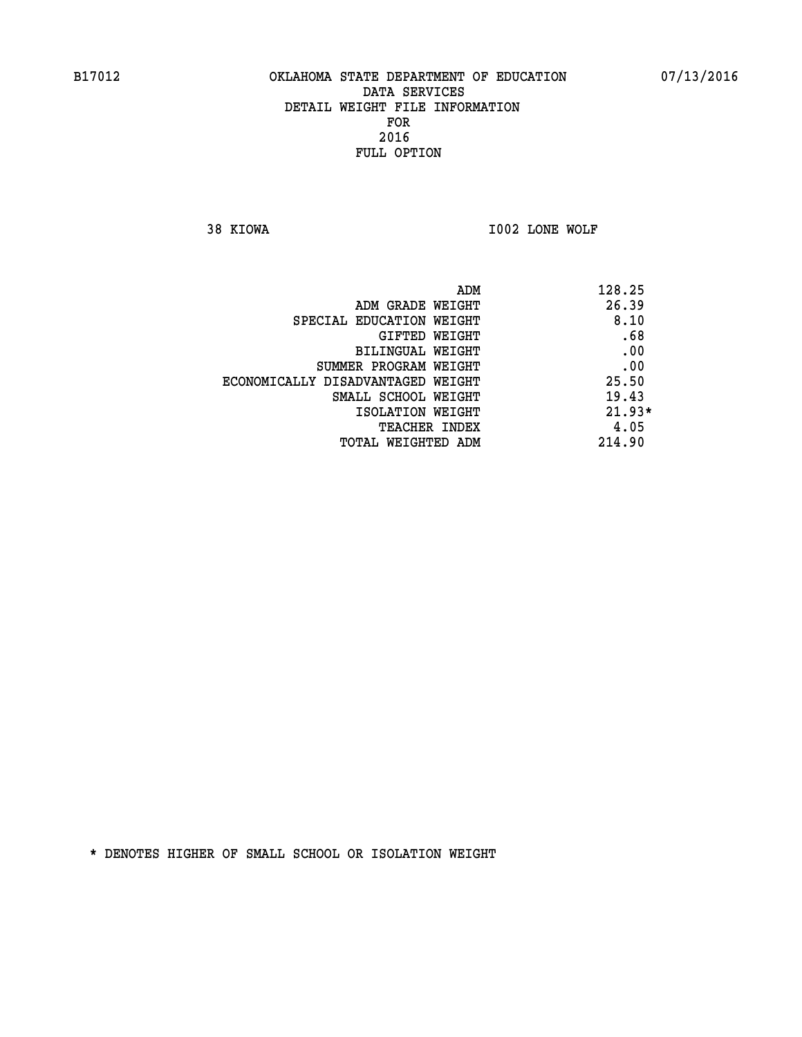B17012 OKLAHOMA STATE DEPARTMENT OF EDUCATION 07/13/2016
DATA SERVICES
DETAIL WEIGHT FILE INFORMATION
FOR
2016
FULL OPTION

38 KIOWA I002 LONE WOLF

| | |
|---|---|
| ADM | 128.25 |
| ADM GRADE WEIGHT | 26.39 |
| SPECIAL EDUCATION WEIGHT | 8.10 |
| GIFTED WEIGHT | .68 |
| BILINGUAL WEIGHT | .00 |
| SUMMER PROGRAM WEIGHT | .00 |
| ECONOMICALLY DISADVANTAGED WEIGHT | 25.50 |
| SMALL SCHOOL WEIGHT | 19.43 |
| ISOLATION WEIGHT | 21.93* |
| TEACHER INDEX | 4.05 |
| TOTAL WEIGHTED ADM | 214.90 |

* DENOTES HIGHER OF SMALL SCHOOL OR ISOLATION WEIGHT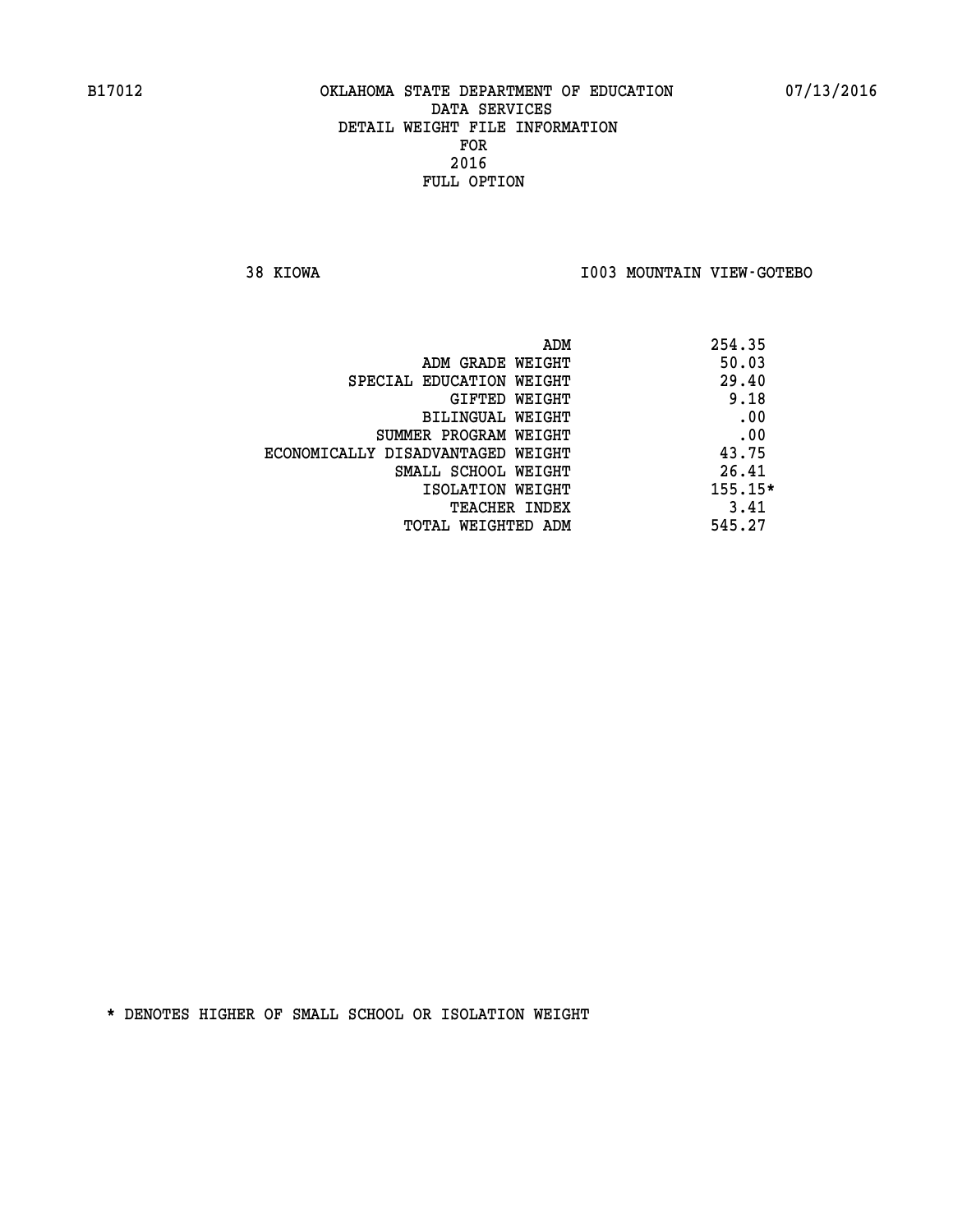B17012 OKLAHOMA STATE DEPARTMENT OF EDUCATION 07/13/2016

DATA SERVICES
DETAIL WEIGHT FILE INFORMATION
FOR
2016
FULL OPTION

38 KIOWA I003 MOUNTAIN VIEW-GOTEBO

| | |
|---|---|
| ADM | 254.35 |
| ADM GRADE WEIGHT | 50.03 |
| SPECIAL EDUCATION WEIGHT | 29.40 |
| GIFTED WEIGHT | 9.18 |
| BILINGUAL WEIGHT | .00 |
| SUMMER PROGRAM WEIGHT | .00 |
| ECONOMICALLY DISADVANTAGED WEIGHT | 43.75 |
| SMALL SCHOOL WEIGHT | 26.41 |
| ISOLATION WEIGHT | 155.15* |
| TEACHER INDEX | 3.41 |
| TOTAL WEIGHTED ADM | 545.27 |

* DENOTES HIGHER OF SMALL SCHOOL OR ISOLATION WEIGHT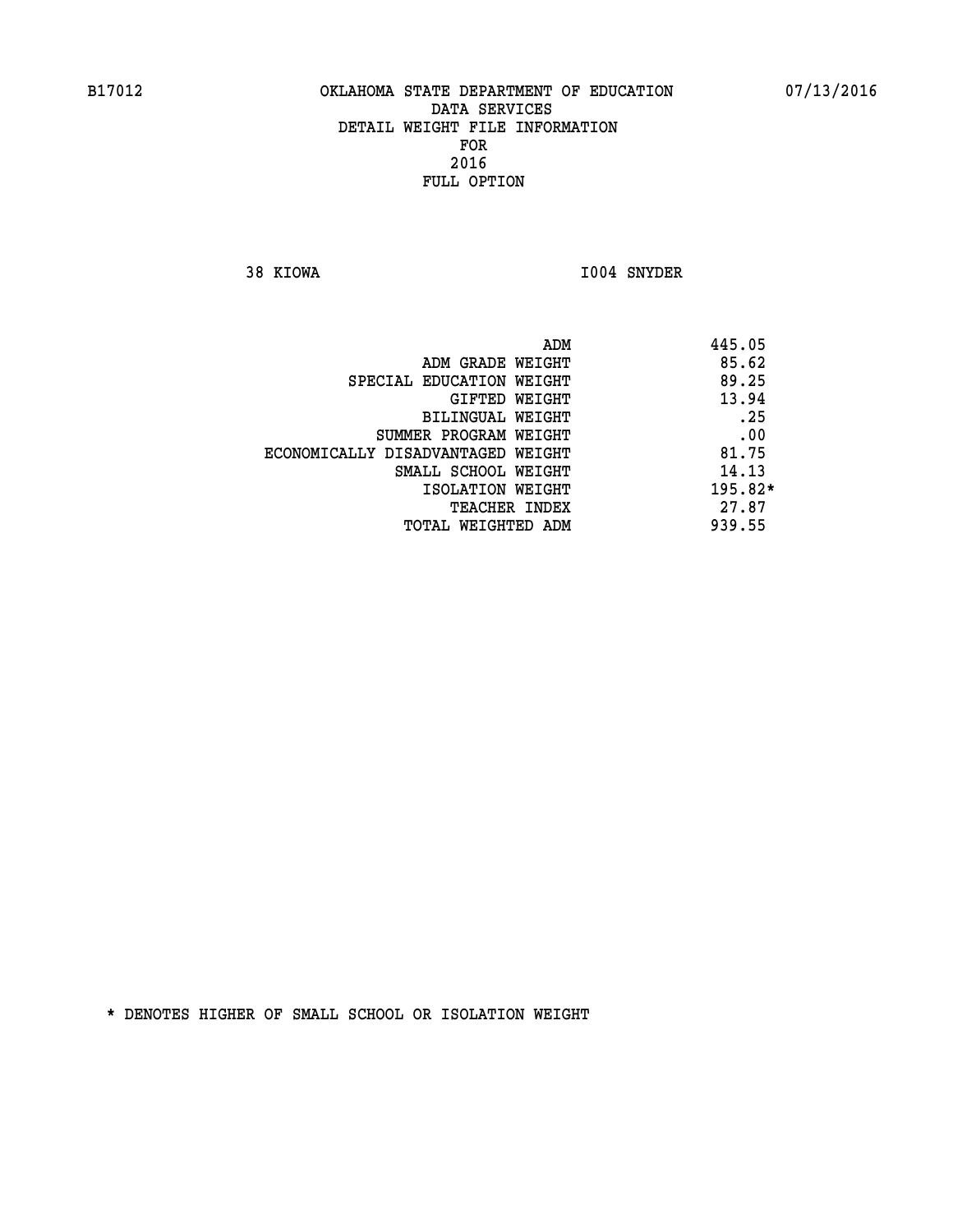B17012 OKLAHOMA STATE DEPARTMENT OF EDUCATION 07/13/2016

DATA SERVICES
DETAIL WEIGHT FILE INFORMATION
FOR
2016
FULL OPTION

38 KIOWA I004 SNYDER

| | |
|---|---|
| ADM | 445.05 |
| ADM GRADE WEIGHT | 85.62 |
| SPECIAL EDUCATION WEIGHT | 89.25 |
| GIFTED WEIGHT | 13.94 |
| BILINGUAL WEIGHT | .25 |
| SUMMER PROGRAM WEIGHT | .00 |
| ECONOMICALLY DISADVANTAGED WEIGHT | 81.75 |
| SMALL SCHOOL WEIGHT | 14.13 |
| ISOLATION WEIGHT | 195.82* |
| TEACHER INDEX | 27.87 |
| TOTAL WEIGHTED ADM | 939.55 |

* DENOTES HIGHER OF SMALL SCHOOL OR ISOLATION WEIGHT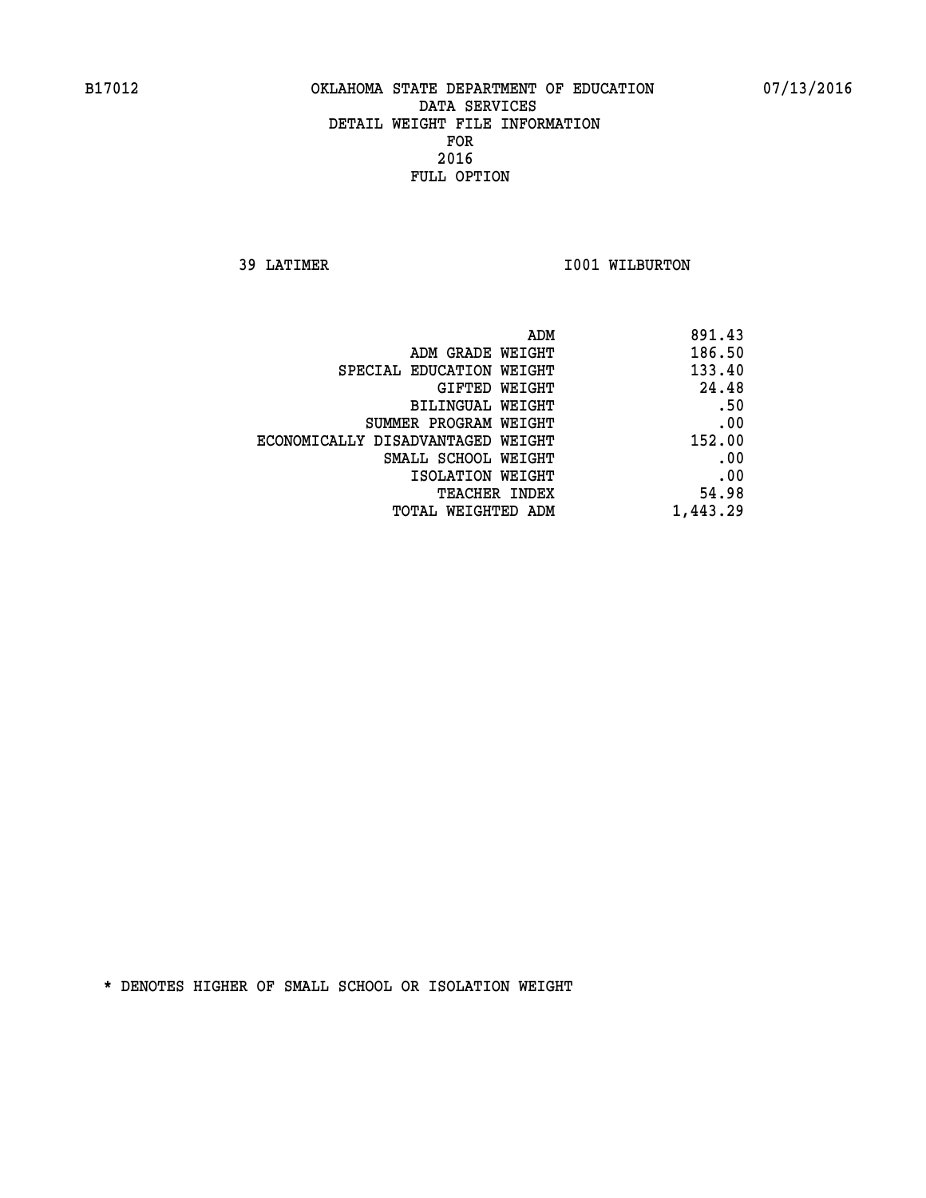B17012 OKLAHOMA STATE DEPARTMENT OF EDUCATION 07/13/2016

DATA SERVICES
DETAIL WEIGHT FILE INFORMATION
FOR
2016
FULL OPTION

39 LATIMER I001 WILBURTON

| | |
|---|---|
| ADM | 891.43 |
| ADM GRADE WEIGHT | 186.50 |
| SPECIAL EDUCATION WEIGHT | 133.40 |
| GIFTED WEIGHT | 24.48 |
| BILINGUAL WEIGHT | .50 |
| SUMMER PROGRAM WEIGHT | .00 |
| ECONOMICALLY DISADVANTAGED WEIGHT | 152.00 |
| SMALL SCHOOL WEIGHT | .00 |
| ISOLATION WEIGHT | .00 |
| TEACHER INDEX | 54.98 |
| TOTAL WEIGHTED ADM | 1,443.29 |

* DENOTES HIGHER OF SMALL SCHOOL OR ISOLATION WEIGHT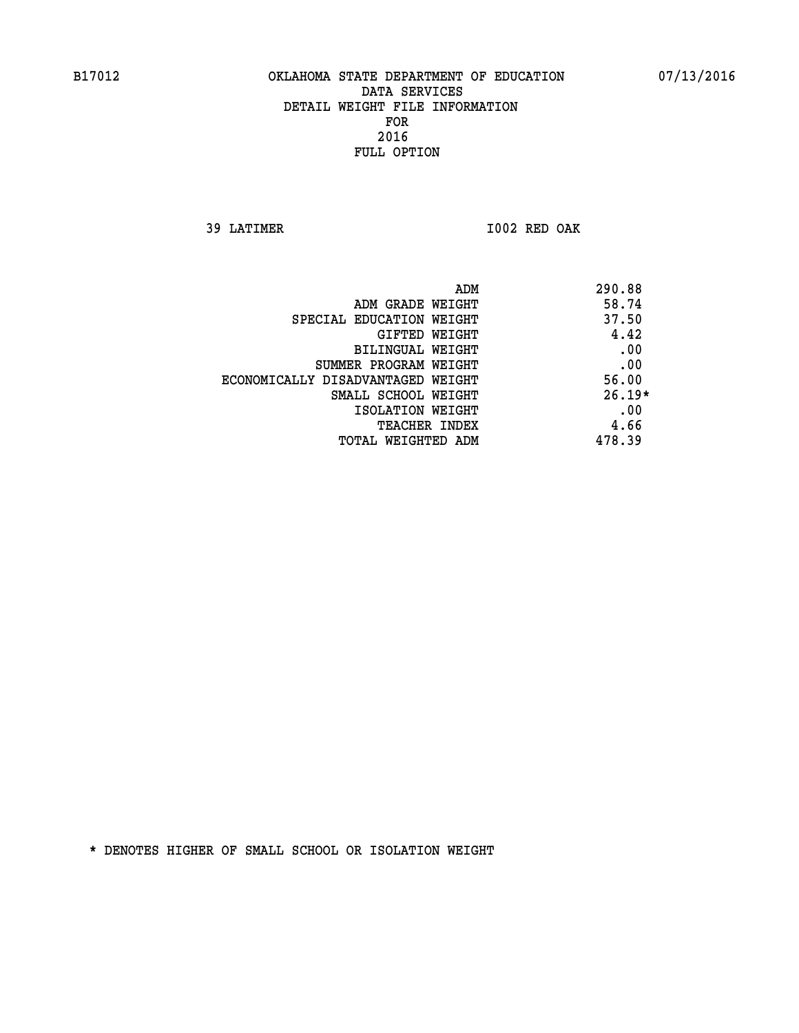B17012 OKLAHOMA STATE DEPARTMENT OF EDUCATION 07/13/2016

DATA SERVICES

DETAIL WEIGHT FILE INFORMATION

FOR

2016

FULL OPTION

39 LATIMER I002 RED OAK

| | |
|---|---|
| ADM | 290.88 |
| ADM GRADE WEIGHT | 58.74 |
| SPECIAL EDUCATION WEIGHT | 37.50 |
| GIFTED WEIGHT | 4.42 |
| BILINGUAL WEIGHT | .00 |
| SUMMER PROGRAM WEIGHT | .00 |
| ECONOMICALLY DISADVANTAGED WEIGHT | 56.00 |
| SMALL SCHOOL WEIGHT | 26.19* |
| ISOLATION WEIGHT | .00 |
| TEACHER INDEX | 4.66 |
| TOTAL WEIGHTED ADM | 478.39 |

* DENOTES HIGHER OF SMALL SCHOOL OR ISOLATION WEIGHT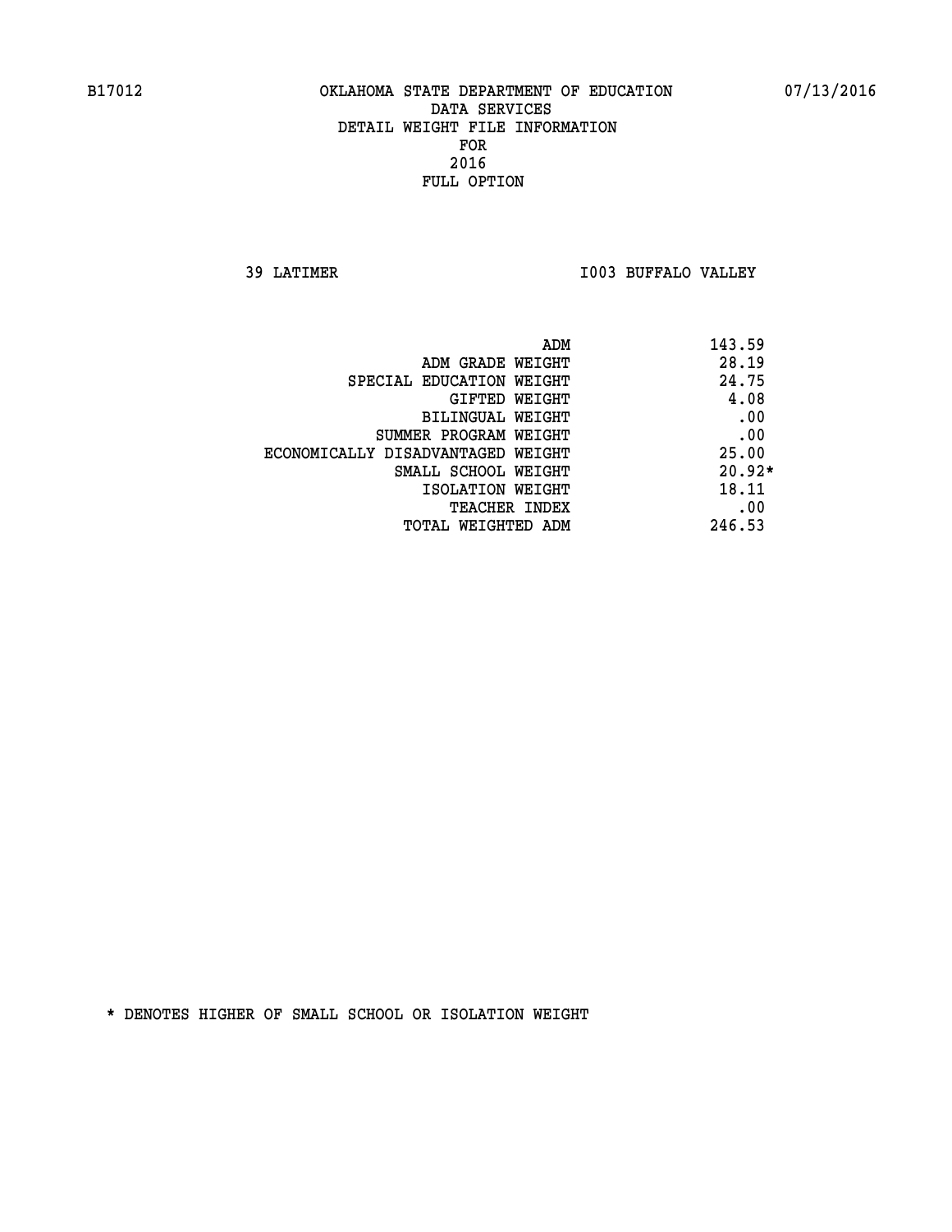B17012 OKLAHOMA STATE DEPARTMENT OF EDUCATION 07/13/2016

DATA SERVICES
DETAIL WEIGHT FILE INFORMATION
FOR
2016
FULL OPTION

39 LATIMER I003 BUFFALO VALLEY

| | |
|---|---|
| ADM | 143.59 |
| ADM GRADE WEIGHT | 28.19 |
| SPECIAL EDUCATION WEIGHT | 24.75 |
| GIFTED WEIGHT | 4.08 |
| BILINGUAL WEIGHT | .00 |
| SUMMER PROGRAM WEIGHT | .00 |
| ECONOMICALLY DISADVANTAGED WEIGHT | 25.00 |
| SMALL SCHOOL WEIGHT | 20.92* |
| ISOLATION WEIGHT | 18.11 |
| TEACHER INDEX | .00 |
| TOTAL WEIGHTED ADM | 246.53 |

* DENOTES HIGHER OF SMALL SCHOOL OR ISOLATION WEIGHT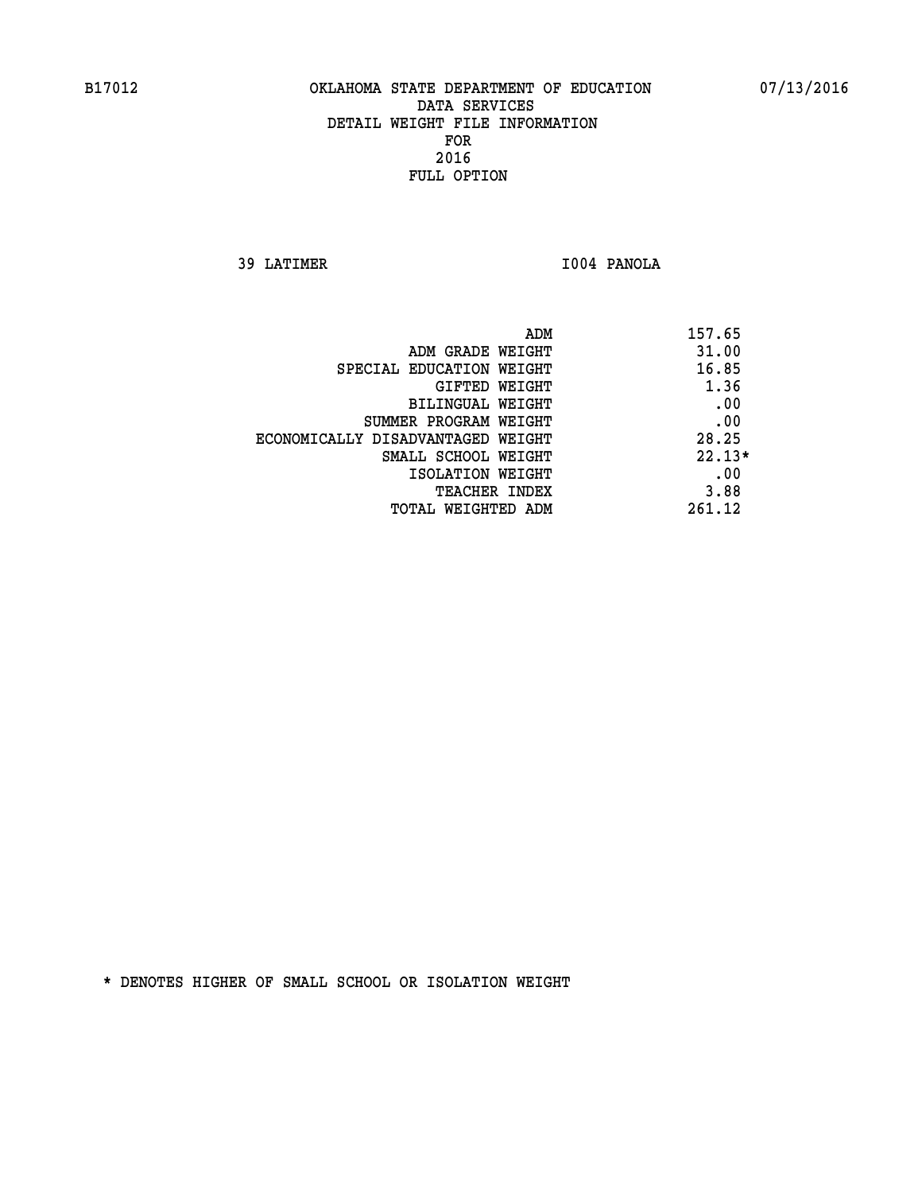B17012 OKLAHOMA STATE DEPARTMENT OF EDUCATION 07/13/2016

DATA SERVICES
DETAIL WEIGHT FILE INFORMATION
FOR
2016
FULL OPTION

39 LATIMER I004 PANOLA

| | |
|---|---|
| ADM | 157.65 |
| ADM GRADE WEIGHT | 31.00 |
| SPECIAL EDUCATION WEIGHT | 16.85 |
| GIFTED WEIGHT | 1.36 |
| BILINGUAL WEIGHT | .00 |
| SUMMER PROGRAM WEIGHT | .00 |
| ECONOMICALLY DISADVANTAGED WEIGHT | 28.25 |
| SMALL SCHOOL WEIGHT | 22.13* |
| ISOLATION WEIGHT | .00 |
| TEACHER INDEX | 3.88 |
| TOTAL WEIGHTED ADM | 261.12 |

* DENOTES HIGHER OF SMALL SCHOOL OR ISOLATION WEIGHT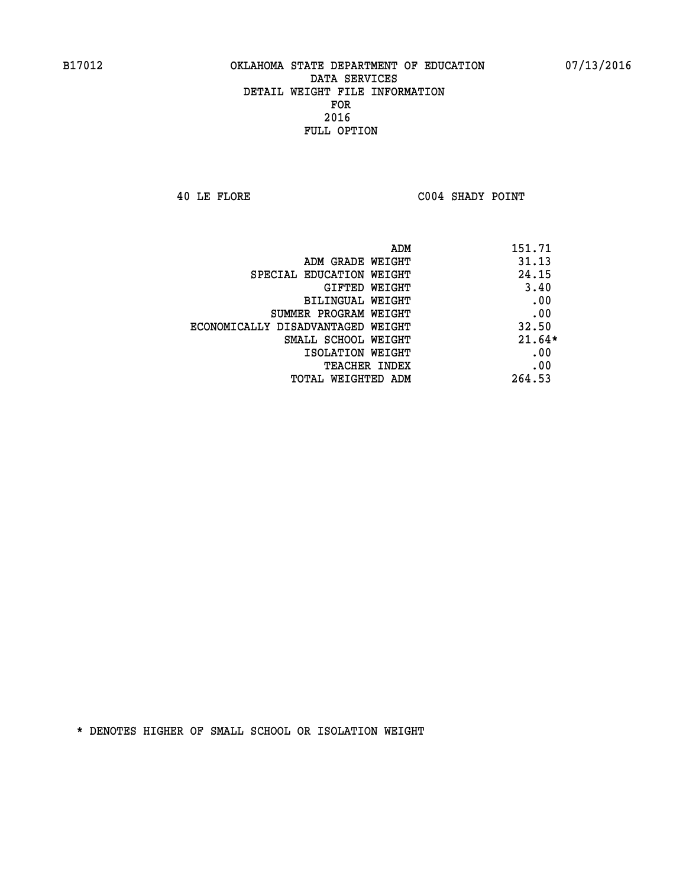B17012 OKLAHOMA STATE DEPARTMENT OF EDUCATION 07/13/2016

DATA SERVICES
DETAIL WEIGHT FILE INFORMATION
FOR
2016
FULL OPTION

40 LE FLORE C004 SHADY POINT

| | |
|---|---|
| ADM | 151.71 |
| ADM GRADE WEIGHT | 31.13 |
| SPECIAL EDUCATION WEIGHT | 24.15 |
| GIFTED WEIGHT | 3.40 |
| BILINGUAL WEIGHT | .00 |
| SUMMER PROGRAM WEIGHT | .00 |
| ECONOMICALLY DISADVANTAGED WEIGHT | 32.50 |
| SMALL SCHOOL WEIGHT | 21.64* |
| ISOLATION WEIGHT | .00 |
| TEACHER INDEX | .00 |
| TOTAL WEIGHTED ADM | 264.53 |

* DENOTES HIGHER OF SMALL SCHOOL OR ISOLATION WEIGHT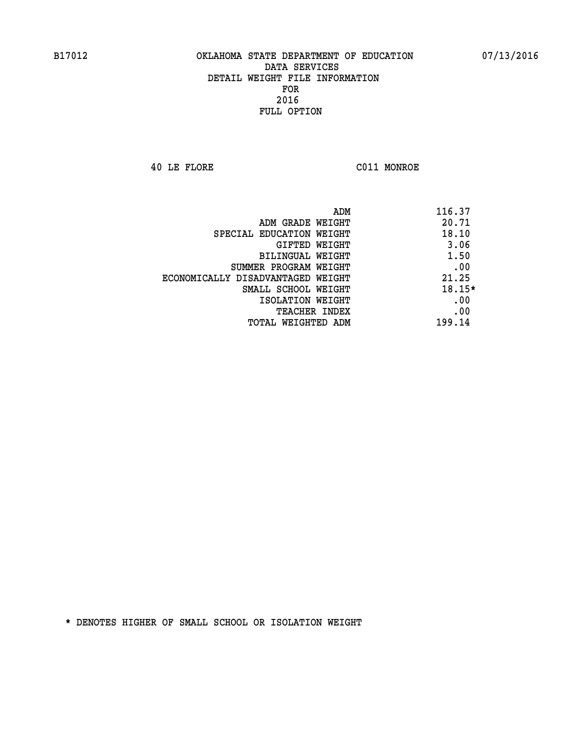B17012 OKLAHOMA STATE DEPARTMENT OF EDUCATION 07/13/2016

DATA SERVICES
DETAIL WEIGHT FILE INFORMATION
FOR
2016
FULL OPTION

40 LE FLORE C011 MONROE

| | |
|---|---|
| ADM | 116.37 |
| ADM GRADE WEIGHT | 20.71 |
| SPECIAL EDUCATION WEIGHT | 18.10 |
| GIFTED WEIGHT | 3.06 |
| BILINGUAL WEIGHT | 1.50 |
| SUMMER PROGRAM WEIGHT | .00 |
| ECONOMICALLY DISADVANTAGED WEIGHT | 21.25 |
| SMALL SCHOOL WEIGHT | 18.15* |
| ISOLATION WEIGHT | .00 |
| TEACHER INDEX | .00 |
| TOTAL WEIGHTED ADM | 199.14 |

* DENOTES HIGHER OF SMALL SCHOOL OR ISOLATION WEIGHT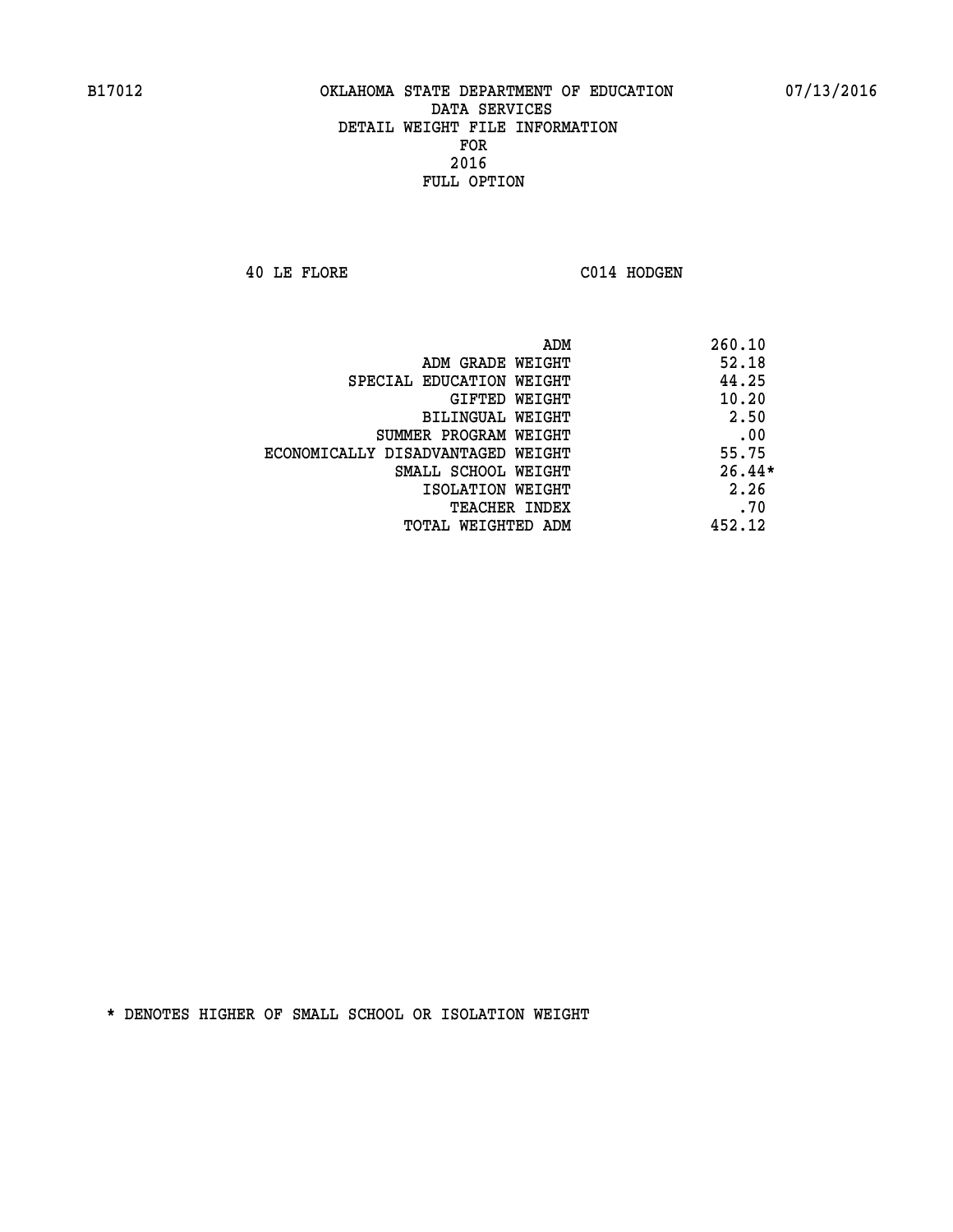B17012 OKLAHOMA STATE DEPARTMENT OF EDUCATION 07/13/2016

DATA SERVICES
DETAIL WEIGHT FILE INFORMATION
FOR
2016
FULL OPTION

40 LE FLORE C014 HODGEN

| | |
|---|---|
| ADM | 260.10 |
| ADM GRADE WEIGHT | 52.18 |
| SPECIAL EDUCATION WEIGHT | 44.25 |
| GIFTED WEIGHT | 10.20 |
| BILINGUAL WEIGHT | 2.50 |
| SUMMER PROGRAM WEIGHT | .00 |
| ECONOMICALLY DISADVANTAGED WEIGHT | 55.75 |
| SMALL SCHOOL WEIGHT | 26.44* |
| ISOLATION WEIGHT | 2.26 |
| TEACHER INDEX | .70 |
| TOTAL WEIGHTED ADM | 452.12 |

* DENOTES HIGHER OF SMALL SCHOOL OR ISOLATION WEIGHT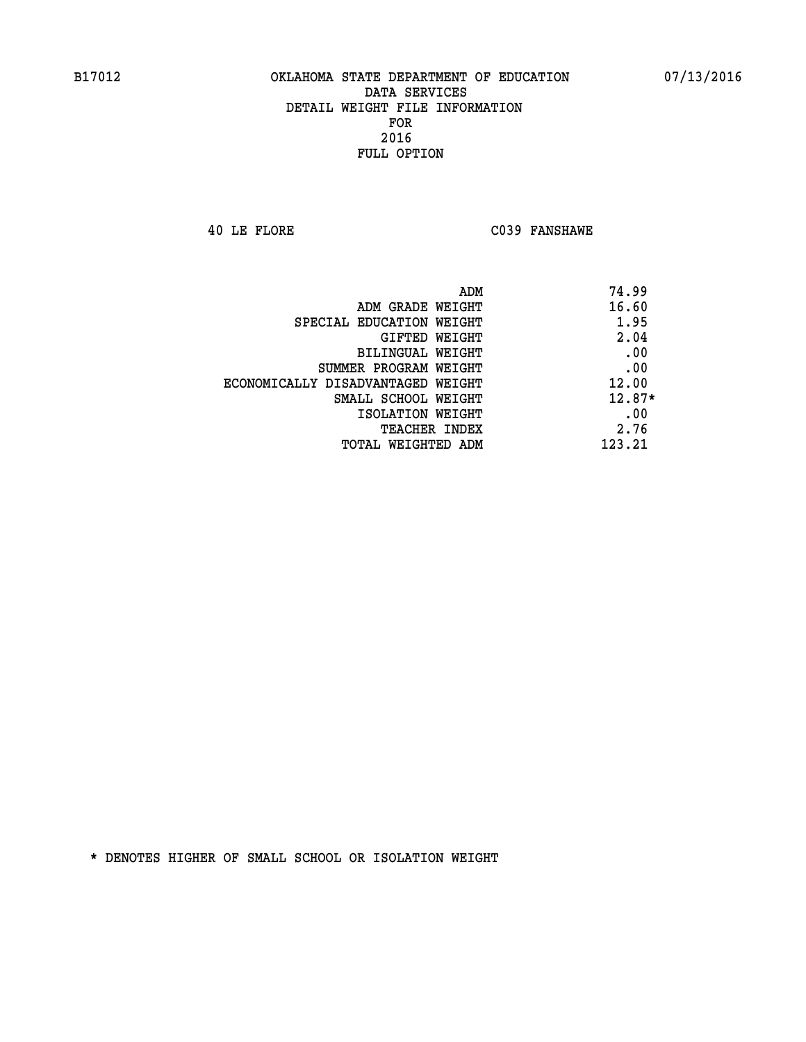B17012 OKLAHOMA STATE DEPARTMENT OF EDUCATION 07/13/2016

DATA SERVICES
DETAIL WEIGHT FILE INFORMATION
FOR
2016
FULL OPTION

40 LE FLORE C039 FANSHAWE

| | |
|---|---|
| ADM | 74.99 |
| ADM GRADE WEIGHT | 16.60 |
| SPECIAL EDUCATION WEIGHT | 1.95 |
| GIFTED WEIGHT | 2.04 |
| BILINGUAL WEIGHT | .00 |
| SUMMER PROGRAM WEIGHT | .00 |
| ECONOMICALLY DISADVANTAGED WEIGHT | 12.00 |
| SMALL SCHOOL WEIGHT | 12.87* |
| ISOLATION WEIGHT | .00 |
| TEACHER INDEX | 2.76 |
| TOTAL WEIGHTED ADM | 123.21 |

* DENOTES HIGHER OF SMALL SCHOOL OR ISOLATION WEIGHT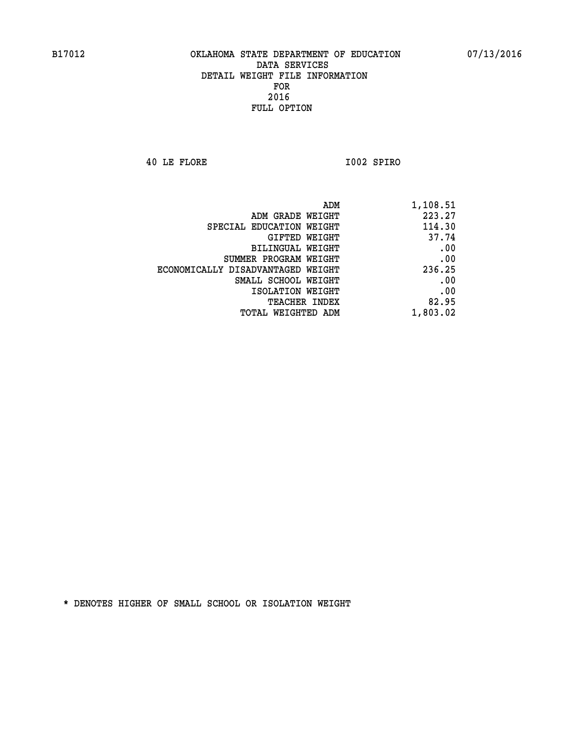B17012 OKLAHOMA STATE DEPARTMENT OF EDUCATION 07/13/2016

DATA SERVICES
DETAIL WEIGHT FILE INFORMATION
FOR
2016
FULL OPTION

40 LE FLORE I002 SPIRO

| | |
|---|---|
| ADM | 1,108.51 |
| ADM GRADE WEIGHT | 223.27 |
| SPECIAL EDUCATION WEIGHT | 114.30 |
| GIFTED WEIGHT | 37.74 |
| BILINGUAL WEIGHT | .00 |
| SUMMER PROGRAM WEIGHT | .00 |
| ECONOMICALLY DISADVANTAGED WEIGHT | 236.25 |
| SMALL SCHOOL WEIGHT | .00 |
| ISOLATION WEIGHT | .00 |
| TEACHER INDEX | 82.95 |
| TOTAL WEIGHTED ADM | 1,803.02 |

* DENOTES HIGHER OF SMALL SCHOOL OR ISOLATION WEIGHT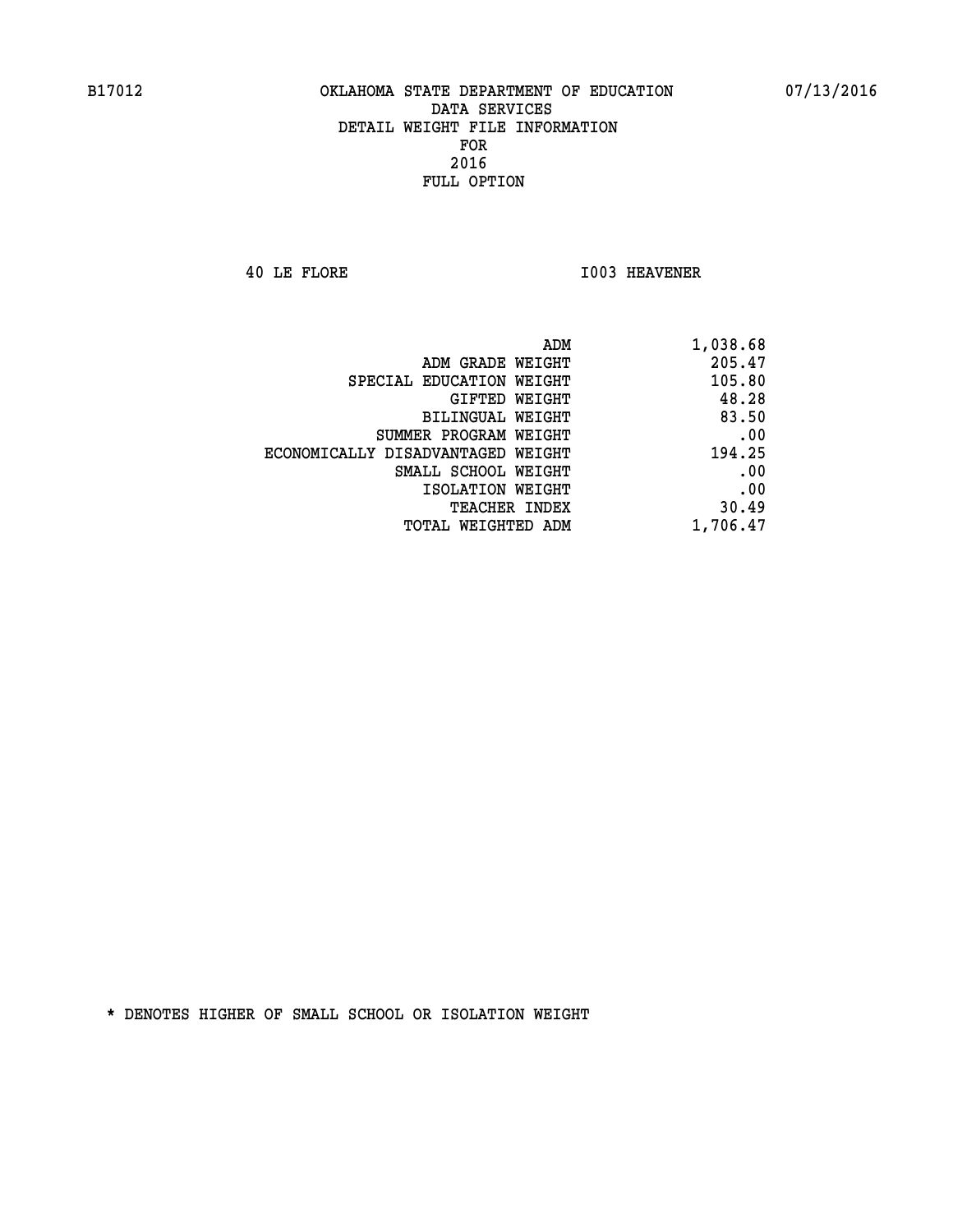B17012 OKLAHOMA STATE DEPARTMENT OF EDUCATION 07/13/2016

DATA SERVICES
DETAIL WEIGHT FILE INFORMATION
FOR
2016
FULL OPTION

40 LE FLORE I003 HEAVENER

| | |
|---|---|
| ADM | 1,038.68 |
| ADM GRADE WEIGHT | 205.47 |
| SPECIAL EDUCATION WEIGHT | 105.80 |
| GIFTED WEIGHT | 48.28 |
| BILINGUAL WEIGHT | 83.50 |
| SUMMER PROGRAM WEIGHT | .00 |
| ECONOMICALLY DISADVANTAGED WEIGHT | 194.25 |
| SMALL SCHOOL WEIGHT | .00 |
| ISOLATION WEIGHT | .00 |
| TEACHER INDEX | 30.49 |
| TOTAL WEIGHTED ADM | 1,706.47 |

* DENOTES HIGHER OF SMALL SCHOOL OR ISOLATION WEIGHT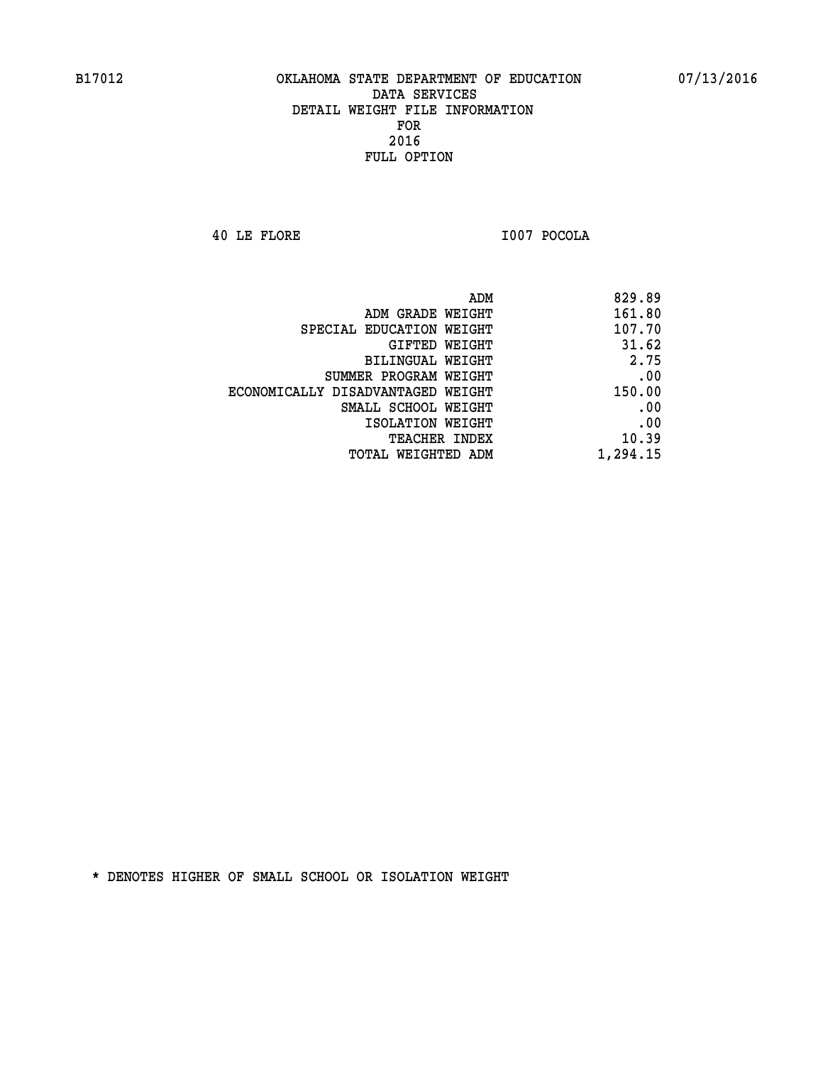B17012 OKLAHOMA STATE DEPARTMENT OF EDUCATION 07/13/2016

DATA SERVICES

DETAIL WEIGHT FILE INFORMATION

FOR

2016

FULL OPTION

40 LE FLORE I007 POCOLA

| | |
|---|---|
| ADM | 829.89 |
| ADM GRADE WEIGHT | 161.80 |
| SPECIAL EDUCATION WEIGHT | 107.70 |
| GIFTED WEIGHT | 31.62 |
| BILINGUAL WEIGHT | 2.75 |
| SUMMER PROGRAM WEIGHT | .00 |
| ECONOMICALLY DISADVANTAGED WEIGHT | 150.00 |
| SMALL SCHOOL WEIGHT | .00 |
| ISOLATION WEIGHT | .00 |
| TEACHER INDEX | 10.39 |
| TOTAL WEIGHTED ADM | 1,294.15 |

* DENOTES HIGHER OF SMALL SCHOOL OR ISOLATION WEIGHT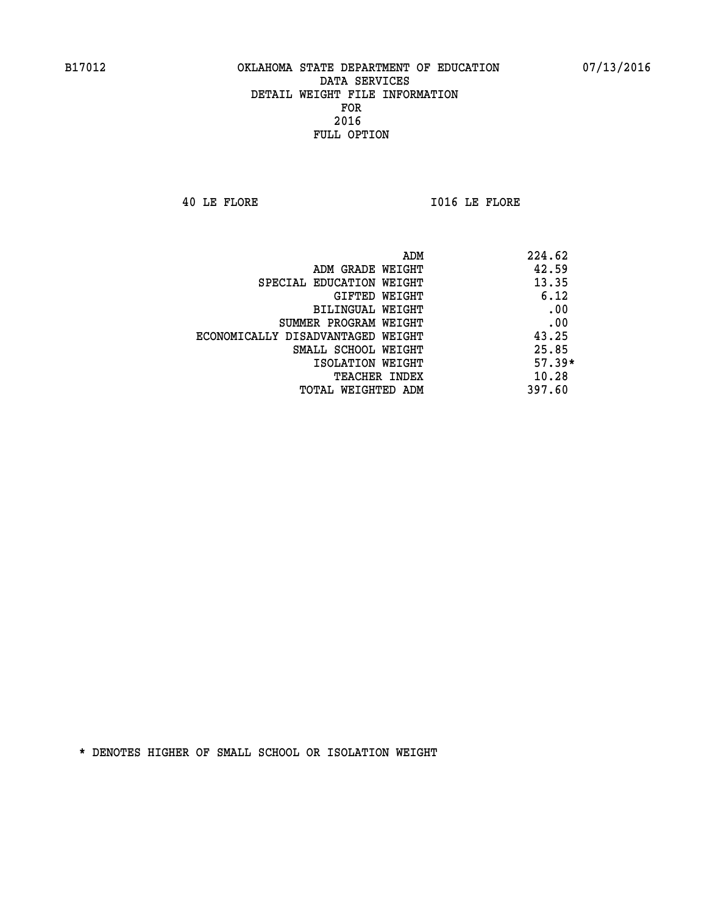B17012 OKLAHOMA STATE DEPARTMENT OF EDUCATION 07/13/2016

DATA SERVICES

DETAIL WEIGHT FILE INFORMATION

FOR

2016

FULL OPTION

40 LE FLORE I016 LE FLORE

| | |
|---|---|
| ADM | 224.62 |
| ADM GRADE WEIGHT | 42.59 |
| SPECIAL EDUCATION WEIGHT | 13.35 |
| GIFTED WEIGHT | 6.12 |
| BILINGUAL WEIGHT | .00 |
| SUMMER PROGRAM WEIGHT | .00 |
| ECONOMICALLY DISADVANTAGED WEIGHT | 43.25 |
| SMALL SCHOOL WEIGHT | 25.85 |
| ISOLATION WEIGHT | 57.39* |
| TEACHER INDEX | 10.28 |
| TOTAL WEIGHTED ADM | 397.60 |

* DENOTES HIGHER OF SMALL SCHOOL OR ISOLATION WEIGHT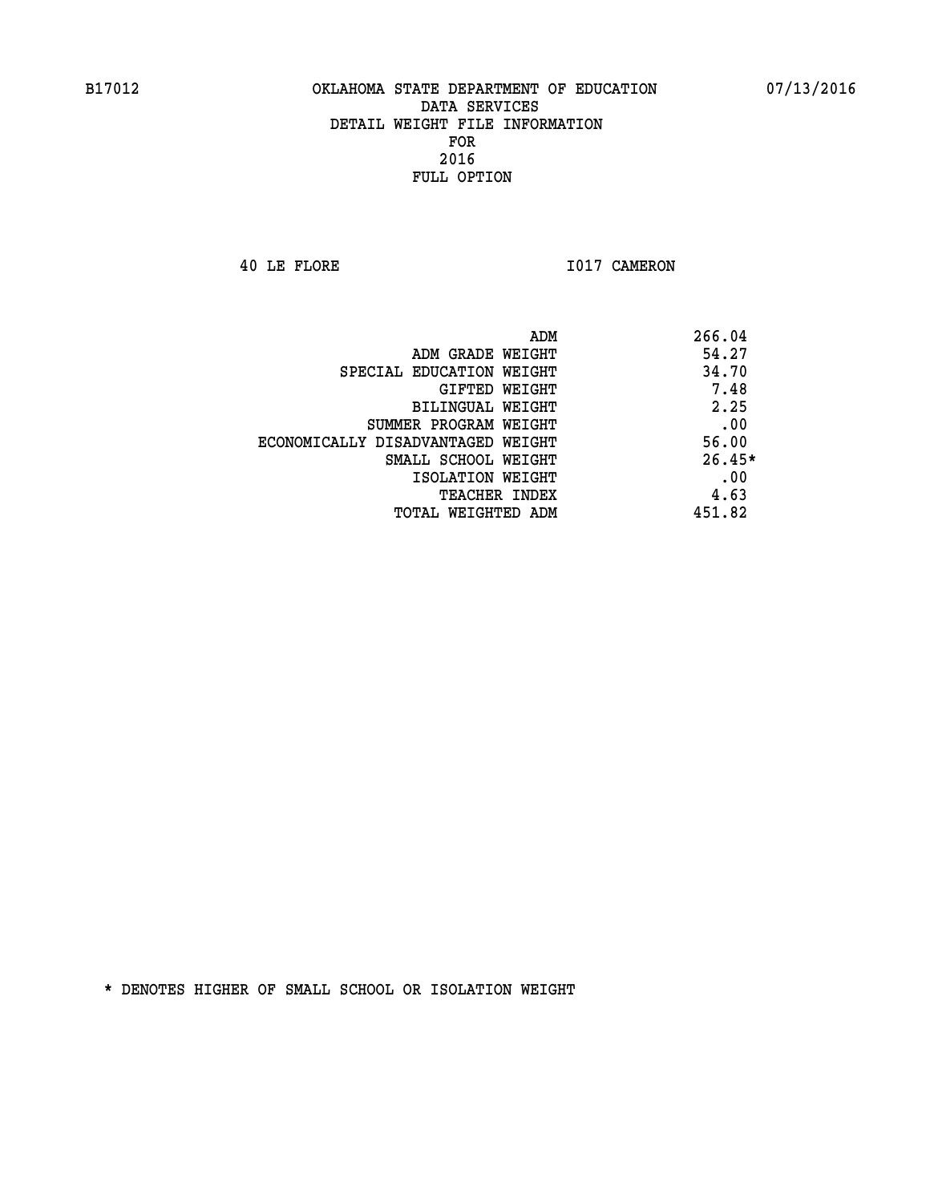B17012 OKLAHOMA STATE DEPARTMENT OF EDUCATION 07/13/2016

DATA SERVICES
DETAIL WEIGHT FILE INFORMATION
FOR
2016
FULL OPTION

40 LE FLORE I017 CAMERON

| | |
|---|---|
| ADM | 266.04 |
| ADM GRADE WEIGHT | 54.27 |
| SPECIAL EDUCATION WEIGHT | 34.70 |
| GIFTED WEIGHT | 7.48 |
| BILINGUAL WEIGHT | 2.25 |
| SUMMER PROGRAM WEIGHT | .00 |
| ECONOMICALLY DISADVANTAGED WEIGHT | 56.00 |
| SMALL SCHOOL WEIGHT | 26.45* |
| ISOLATION WEIGHT | .00 |
| TEACHER INDEX | 4.63 |
| TOTAL WEIGHTED ADM | 451.82 |

* DENOTES HIGHER OF SMALL SCHOOL OR ISOLATION WEIGHT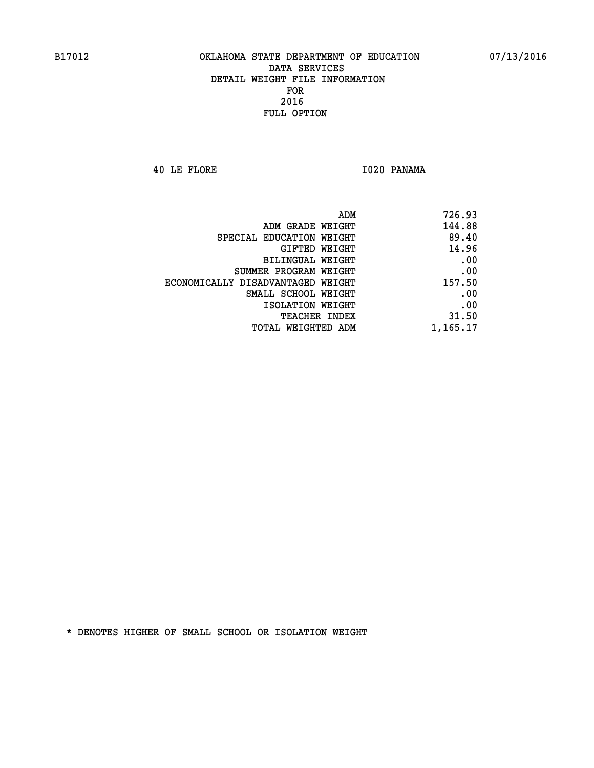B17012 OKLAHOMA STATE DEPARTMENT OF EDUCATION 07/13/2016

DATA SERVICES
DETAIL WEIGHT FILE INFORMATION
FOR
2016
FULL OPTION

40 LE FLORE I020 PANAMA

| | |
|---|---|
| ADM | 726.93 |
| ADM GRADE WEIGHT | 144.88 |
| SPECIAL EDUCATION WEIGHT | 89.40 |
| GIFTED WEIGHT | 14.96 |
| BILINGUAL WEIGHT | .00 |
| SUMMER PROGRAM WEIGHT | .00 |
| ECONOMICALLY DISADVANTAGED WEIGHT | 157.50 |
| SMALL SCHOOL WEIGHT | .00 |
| ISOLATION WEIGHT | .00 |
| TEACHER INDEX | 31.50 |
| TOTAL WEIGHTED ADM | 1,165.17 |

* DENOTES HIGHER OF SMALL SCHOOL OR ISOLATION WEIGHT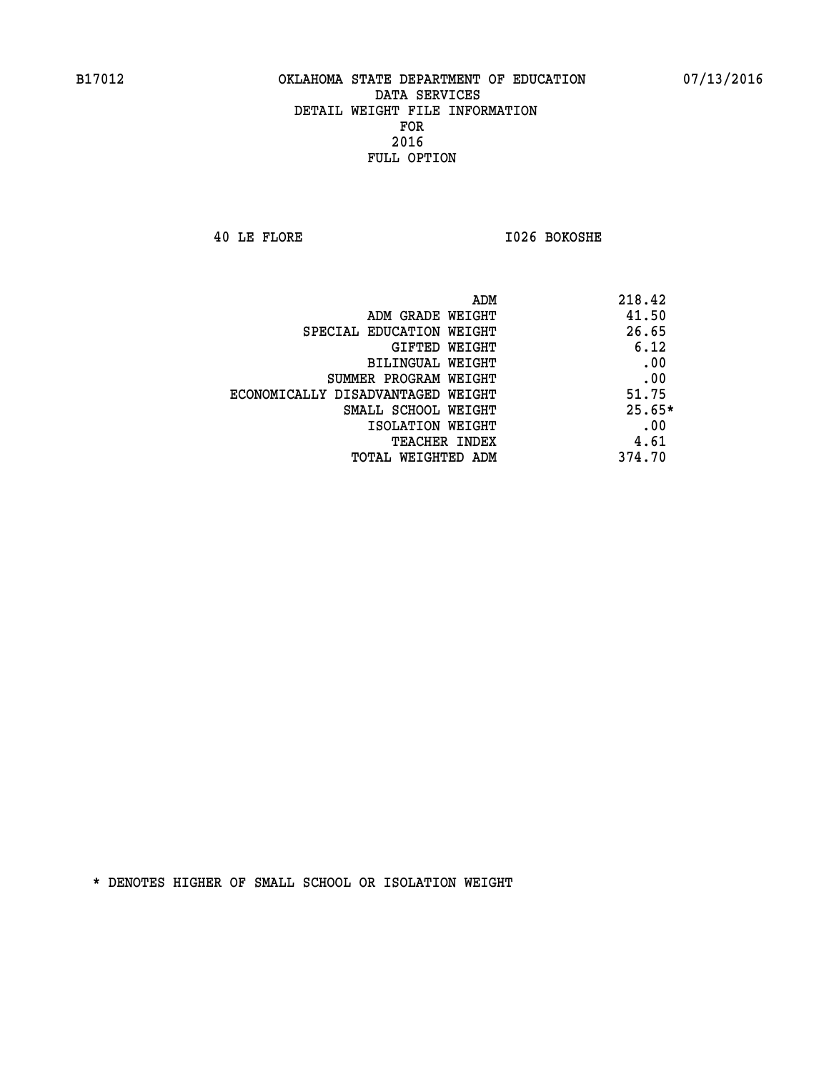B17012 OKLAHOMA STATE DEPARTMENT OF EDUCATION 07/13/2016

DATA SERVICES
DETAIL WEIGHT FILE INFORMATION
FOR
2016
FULL OPTION

40 LE FLORE I026 BOKOSHE

| | |
|---|---|
| ADM | 218.42 |
| ADM GRADE WEIGHT | 41.50 |
| SPECIAL EDUCATION WEIGHT | 26.65 |
| GIFTED WEIGHT | 6.12 |
| BILINGUAL WEIGHT | .00 |
| SUMMER PROGRAM WEIGHT | .00 |
| ECONOMICALLY DISADVANTAGED WEIGHT | 51.75 |
| SMALL SCHOOL WEIGHT | 25.65* |
| ISOLATION WEIGHT | .00 |
| TEACHER INDEX | 4.61 |
| TOTAL WEIGHTED ADM | 374.70 |

* DENOTES HIGHER OF SMALL SCHOOL OR ISOLATION WEIGHT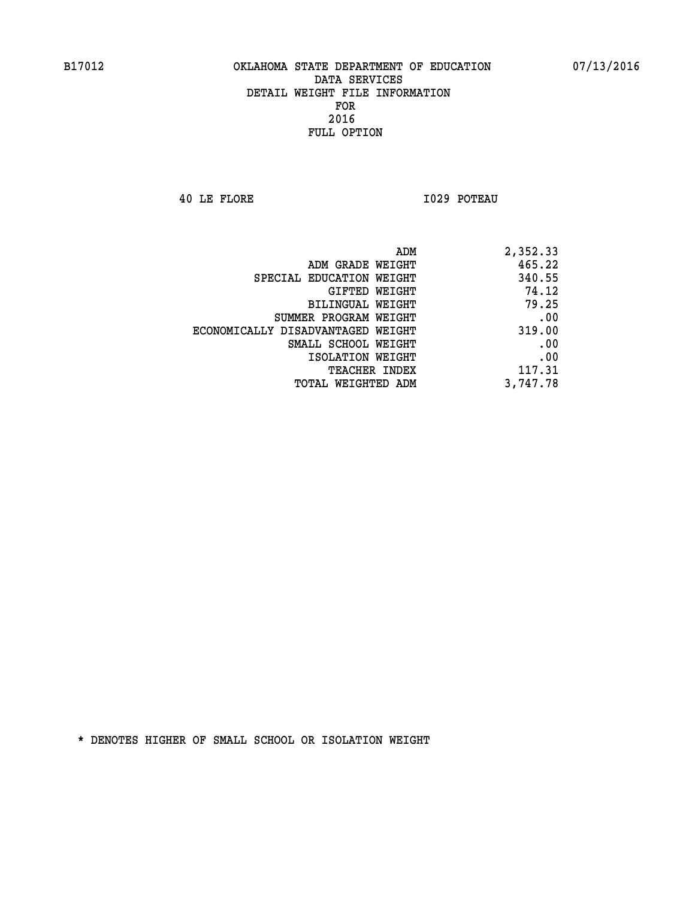B17012 OKLAHOMA STATE DEPARTMENT OF EDUCATION 07/13/2016

DATA SERVICES
DETAIL WEIGHT FILE INFORMATION
FOR
2016
FULL OPTION

40 LE FLORE I029 POTEAU

| | |
|---|---|
| ADM | 2,352.33 |
| ADM GRADE WEIGHT | 465.22 |
| SPECIAL EDUCATION WEIGHT | 340.55 |
| GIFTED WEIGHT | 74.12 |
| BILINGUAL WEIGHT | 79.25 |
| SUMMER PROGRAM WEIGHT | .00 |
| ECONOMICALLY DISADVANTAGED WEIGHT | 319.00 |
| SMALL SCHOOL WEIGHT | .00 |
| ISOLATION WEIGHT | .00 |
| TEACHER INDEX | 117.31 |
| TOTAL WEIGHTED ADM | 3,747.78 |

* DENOTES HIGHER OF SMALL SCHOOL OR ISOLATION WEIGHT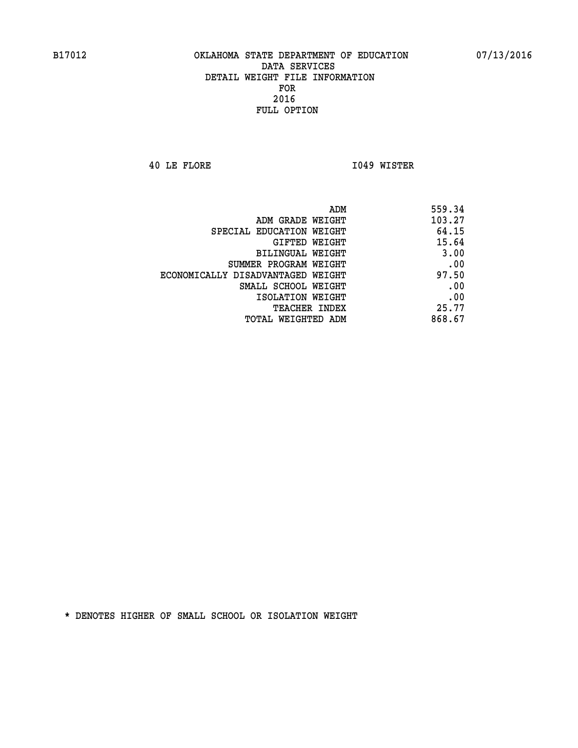B17012 OKLAHOMA STATE DEPARTMENT OF EDUCATION 07/13/2016

DATA SERVICES
DETAIL WEIGHT FILE INFORMATION
FOR
2016
FULL OPTION

40 LE FLORE I049 WISTER

| | |
|---|---|
| ADM | 559.34 |
| ADM GRADE WEIGHT | 103.27 |
| SPECIAL EDUCATION WEIGHT | 64.15 |
| GIFTED WEIGHT | 15.64 |
| BILINGUAL WEIGHT | 3.00 |
| SUMMER PROGRAM WEIGHT | .00 |
| ECONOMICALLY DISADVANTAGED WEIGHT | 97.50 |
| SMALL SCHOOL WEIGHT | .00 |
| ISOLATION WEIGHT | .00 |
| TEACHER INDEX | 25.77 |
| TOTAL WEIGHTED ADM | 868.67 |

* DENOTES HIGHER OF SMALL SCHOOL OR ISOLATION WEIGHT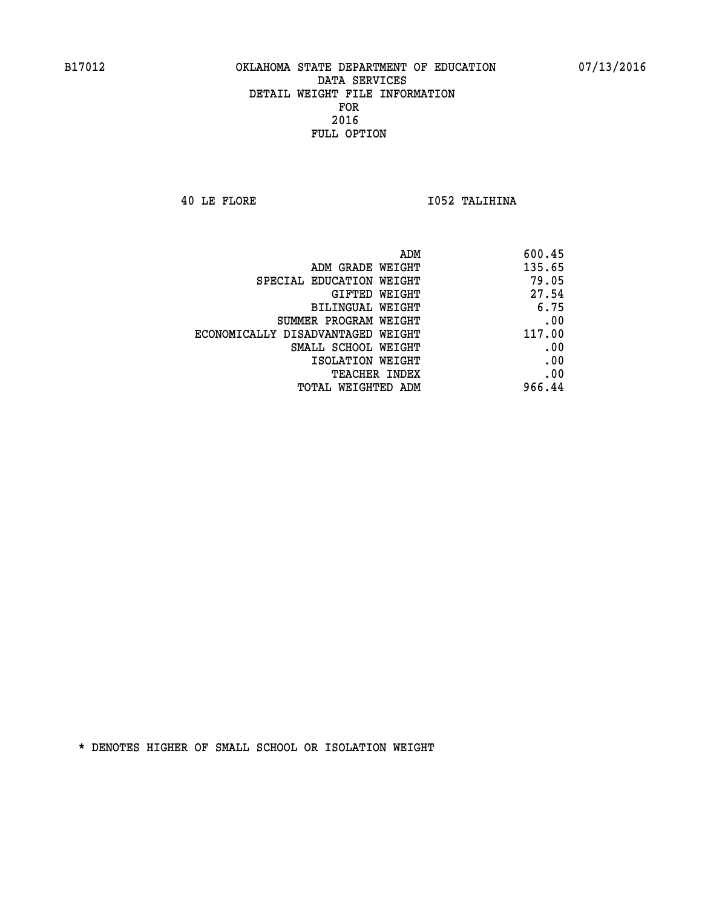B17012 OKLAHOMA STATE DEPARTMENT OF EDUCATION 07/13/2016

DATA SERVICES
DETAIL WEIGHT FILE INFORMATION
FOR
2016
FULL OPTION

40 LE FLORE I052 TALIHINA

| | |
|---|---|
| ADM | 600.45 |
| ADM GRADE WEIGHT | 135.65 |
| SPECIAL EDUCATION WEIGHT | 79.05 |
| GIFTED WEIGHT | 27.54 |
| BILINGUAL WEIGHT | 6.75 |
| SUMMER PROGRAM WEIGHT | .00 |
| ECONOMICALLY DISADVANTAGED WEIGHT | 117.00 |
| SMALL SCHOOL WEIGHT | .00 |
| ISOLATION WEIGHT | .00 |
| TEACHER INDEX | .00 |
| TOTAL WEIGHTED ADM | 966.44 |

* DENOTES HIGHER OF SMALL SCHOOL OR ISOLATION WEIGHT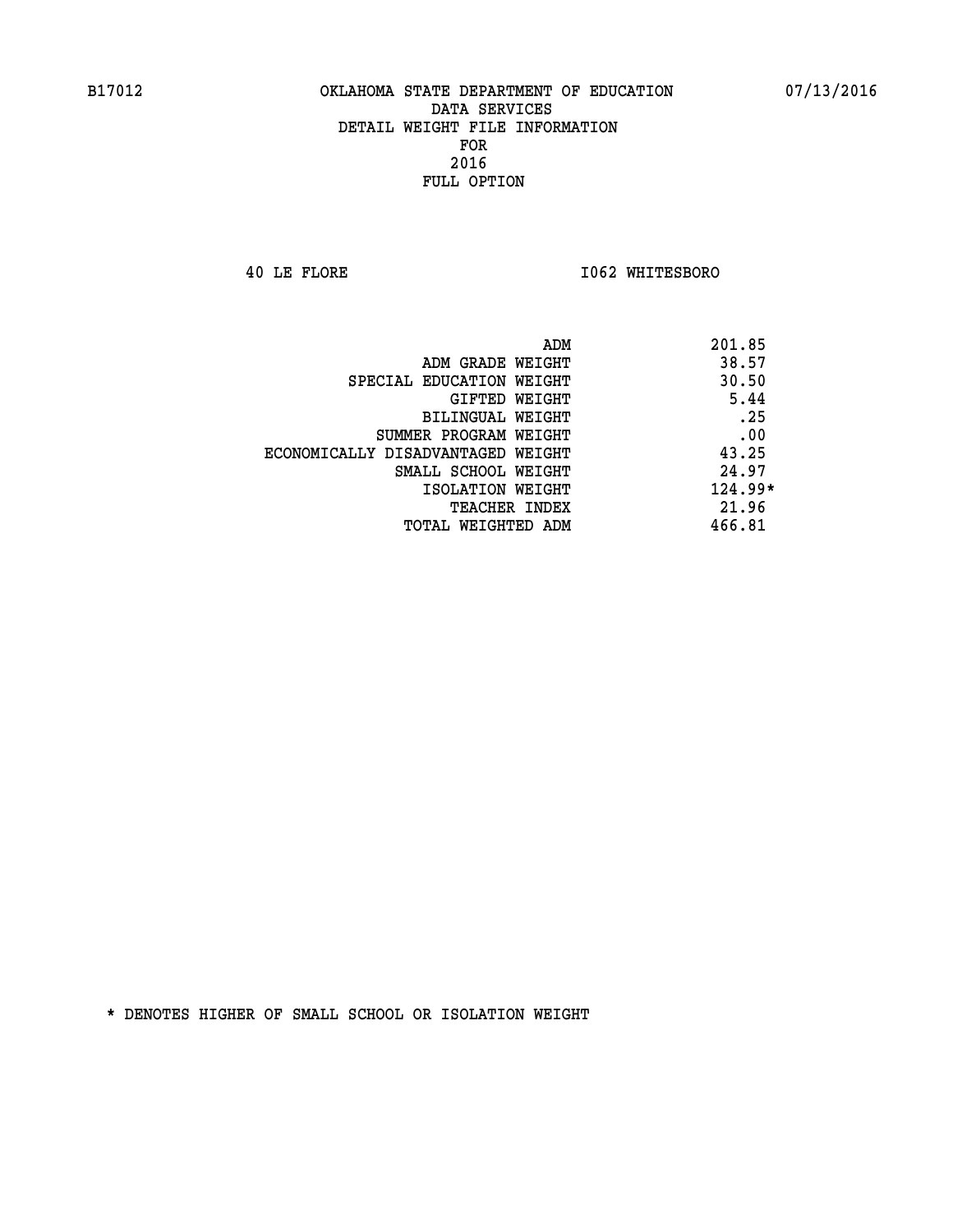B17012 OKLAHOMA STATE DEPARTMENT OF EDUCATION 07/13/2016

DATA SERVICES
DETAIL WEIGHT FILE INFORMATION
FOR
2016
FULL OPTION

40 LE FLORE I062 WHITESBORO

| | |
|---|---|
| ADM | 201.85 |
| ADM GRADE WEIGHT | 38.57 |
| SPECIAL EDUCATION WEIGHT | 30.50 |
| GIFTED WEIGHT | 5.44 |
| BILINGUAL WEIGHT | .25 |
| SUMMER PROGRAM WEIGHT | .00 |
| ECONOMICALLY DISADVANTAGED WEIGHT | 43.25 |
| SMALL SCHOOL WEIGHT | 24.97 |
| ISOLATION WEIGHT | 124.99* |
| TEACHER INDEX | 21.96 |
| TOTAL WEIGHTED ADM | 466.81 |

* DENOTES HIGHER OF SMALL SCHOOL OR ISOLATION WEIGHT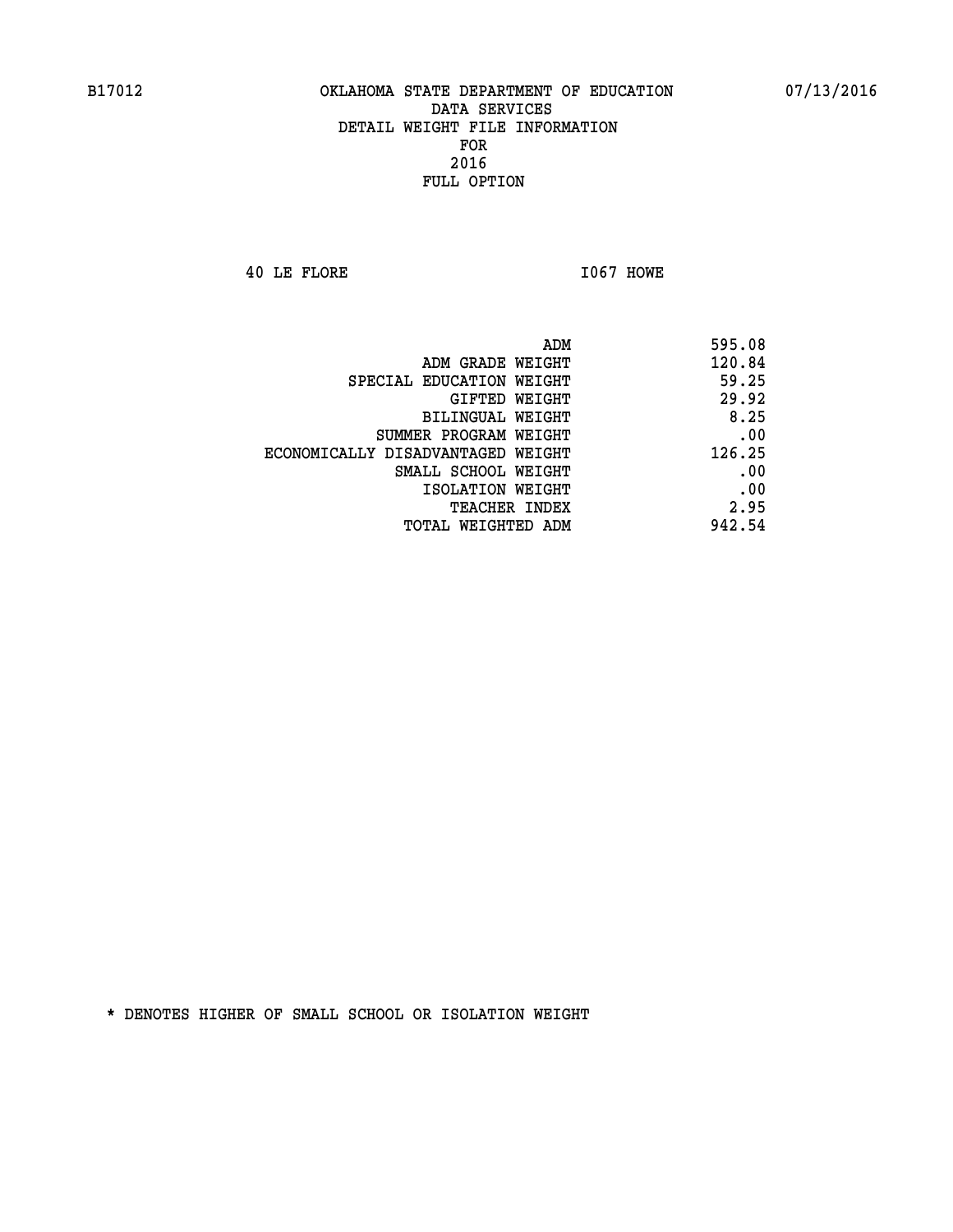B17012 OKLAHOMA STATE DEPARTMENT OF EDUCATION 07/13/2016

DATA SERVICES
DETAIL WEIGHT FILE INFORMATION
FOR
2016
FULL OPTION

40 LE FLORE I067 HOWE

| | |
|---|---|
| ADM | 595.08 |
| ADM GRADE WEIGHT | 120.84 |
| SPECIAL EDUCATION WEIGHT | 59.25 |
| GIFTED WEIGHT | 29.92 |
| BILINGUAL WEIGHT | 8.25 |
| SUMMER PROGRAM WEIGHT | .00 |
| ECONOMICALLY DISADVANTAGED WEIGHT | 126.25 |
| SMALL SCHOOL WEIGHT | .00 |
| ISOLATION WEIGHT | .00 |
| TEACHER INDEX | 2.95 |
| TOTAL WEIGHTED ADM | 942.54 |

* DENOTES HIGHER OF SMALL SCHOOL OR ISOLATION WEIGHT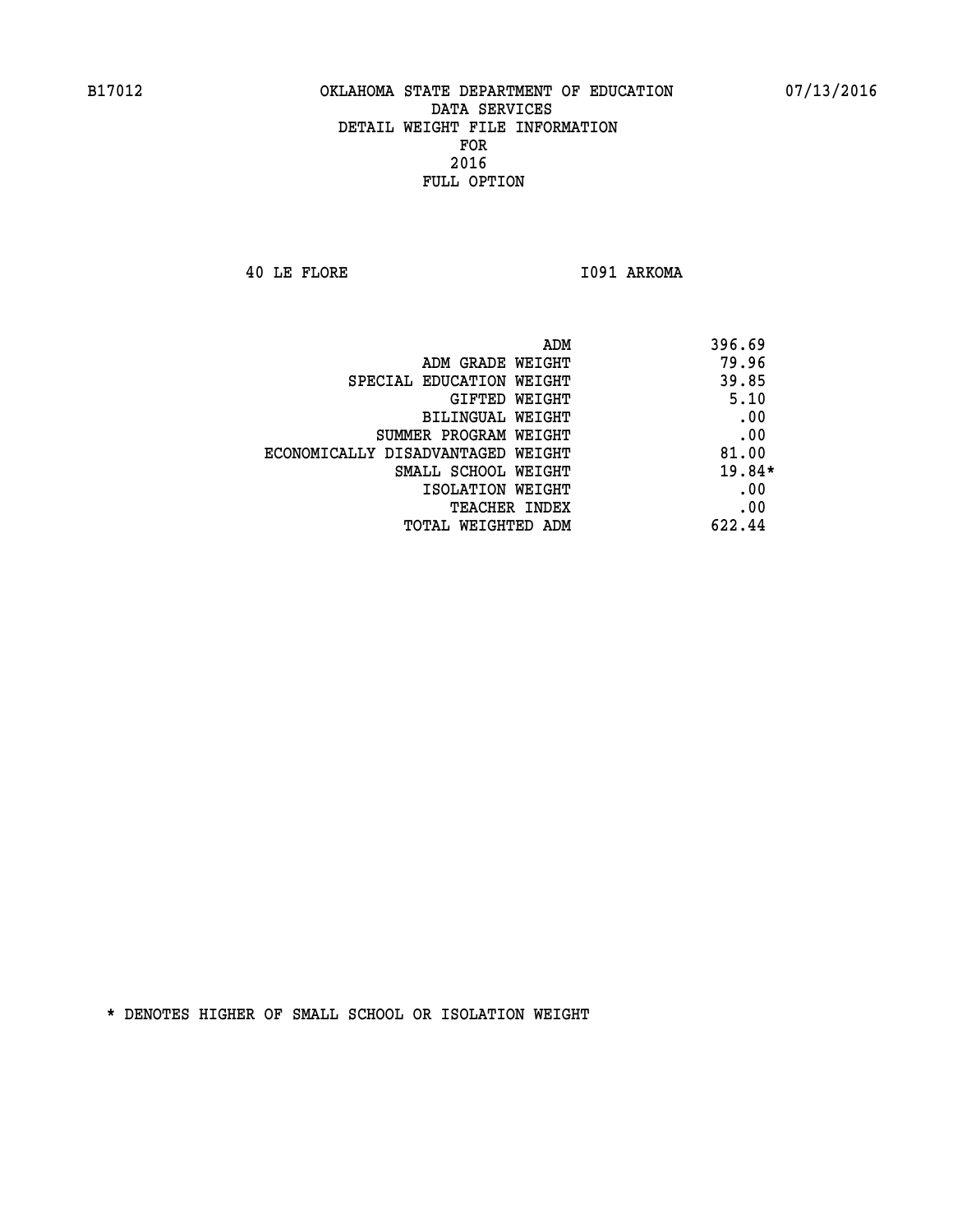B17012 OKLAHOMA STATE DEPARTMENT OF EDUCATION 07/13/2016
DATA SERVICES
DETAIL WEIGHT FILE INFORMATION
FOR
2016
FULL OPTION

40 LE FLORE I091 ARKOMA

| | |
|---|---|
| ADM | 396.69 |
| ADM GRADE WEIGHT | 79.96 |
| SPECIAL EDUCATION WEIGHT | 39.85 |
| GIFTED WEIGHT | 5.10 |
| BILINGUAL WEIGHT | .00 |
| SUMMER PROGRAM WEIGHT | .00 |
| ECONOMICALLY DISADVANTAGED WEIGHT | 81.00 |
| SMALL SCHOOL WEIGHT | 19.84* |
| ISOLATION WEIGHT | .00 |
| TEACHER INDEX | .00 |
| TOTAL WEIGHTED ADM | 622.44 |

* DENOTES HIGHER OF SMALL SCHOOL OR ISOLATION WEIGHT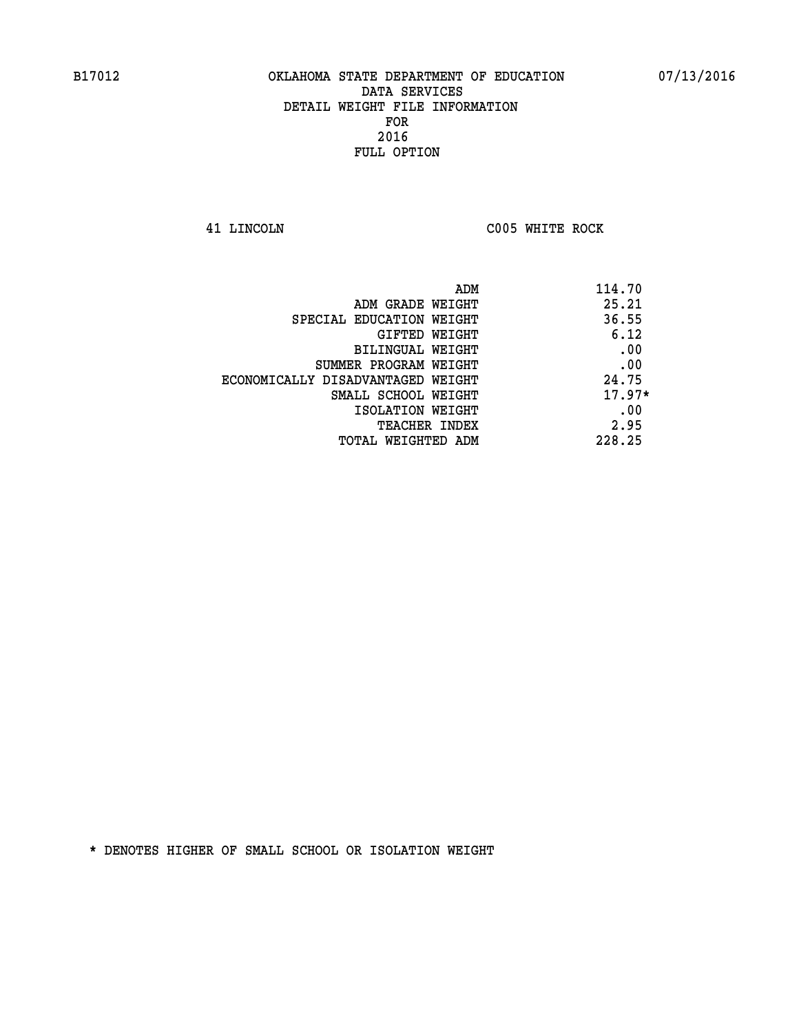41 LINCOLN C005 WHITE ROCK

| | |
|---|---|
| ADM | 114.70 |
| ADM GRADE WEIGHT | 25.21 |
| SPECIAL EDUCATION WEIGHT | 36.55 |
| GIFTED WEIGHT | 6.12 |
| BILINGUAL WEIGHT | .00 |
| SUMMER PROGRAM WEIGHT | .00 |
| ECONOMICALLY DISADVANTAGED WEIGHT | 24.75 |
| SMALL SCHOOL WEIGHT | 17.97* |
| ISOLATION WEIGHT | .00 |
| TEACHER INDEX | 2.95 |
| TOTAL WEIGHTED ADM | 228.25 |

* DENOTES HIGHER OF SMALL SCHOOL OR ISOLATION WEIGHT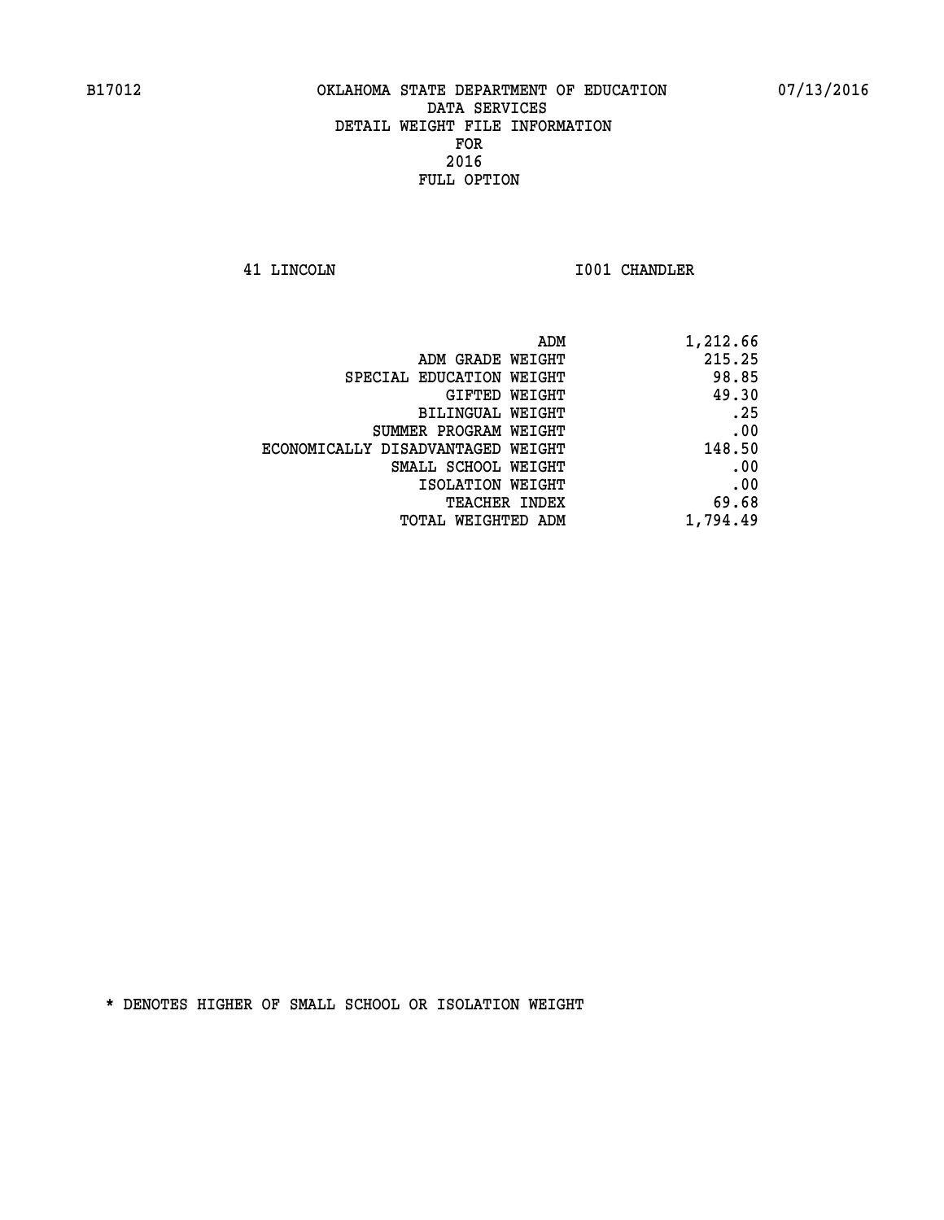B17012 OKLAHOMA STATE DEPARTMENT OF EDUCATION 07/13/2016

DATA SERVICES
DETAIL WEIGHT FILE INFORMATION
FOR
2016
FULL OPTION

41 LINCOLN I001 CHANDLER

| | |
|---|---|
| ADM | 1,212.66 |
| ADM GRADE WEIGHT | 215.25 |
| SPECIAL EDUCATION WEIGHT | 98.85 |
| GIFTED WEIGHT | 49.30 |
| BILINGUAL WEIGHT | .25 |
| SUMMER PROGRAM WEIGHT | .00 |
| ECONOMICALLY DISADVANTAGED WEIGHT | 148.50 |
| SMALL SCHOOL WEIGHT | .00 |
| ISOLATION WEIGHT | .00 |
| TEACHER INDEX | 69.68 |
| TOTAL WEIGHTED ADM | 1,794.49 |

* DENOTES HIGHER OF SMALL SCHOOL OR ISOLATION WEIGHT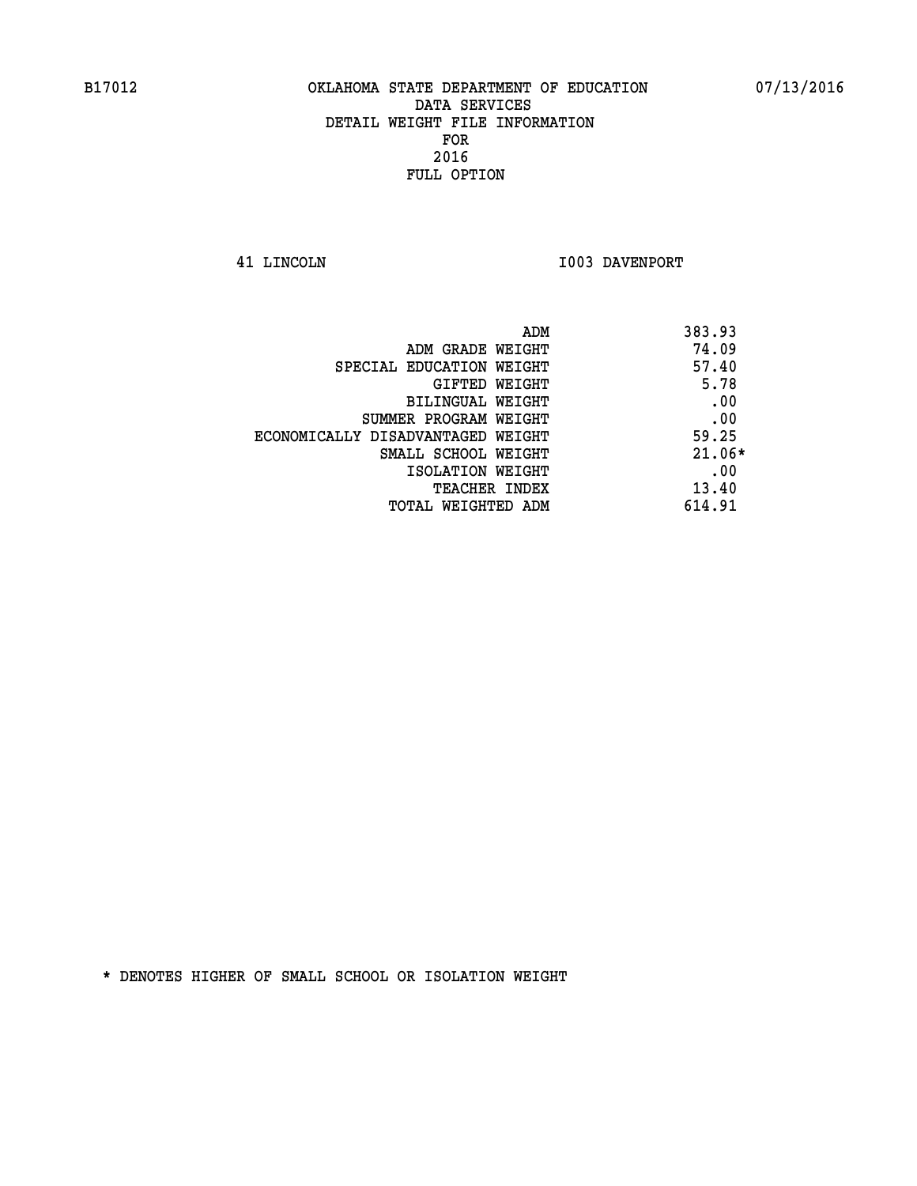B17012 OKLAHOMA STATE DEPARTMENT OF EDUCATION 07/13/2016

DATA SERVICES
DETAIL WEIGHT FILE INFORMATION
FOR
2016
FULL OPTION

41 LINCOLN I003 DAVENPORT

| | |
|---|---|
| ADM | 383.93 |
| ADM GRADE WEIGHT | 74.09 |
| SPECIAL EDUCATION WEIGHT | 57.40 |
| GIFTED WEIGHT | 5.78 |
| BILINGUAL WEIGHT | .00 |
| SUMMER PROGRAM WEIGHT | .00 |
| ECONOMICALLY DISADVANTAGED WEIGHT | 59.25 |
| SMALL SCHOOL WEIGHT | 21.06* |
| ISOLATION WEIGHT | .00 |
| TEACHER INDEX | 13.40 |
| TOTAL WEIGHTED ADM | 614.91 |

* DENOTES HIGHER OF SMALL SCHOOL OR ISOLATION WEIGHT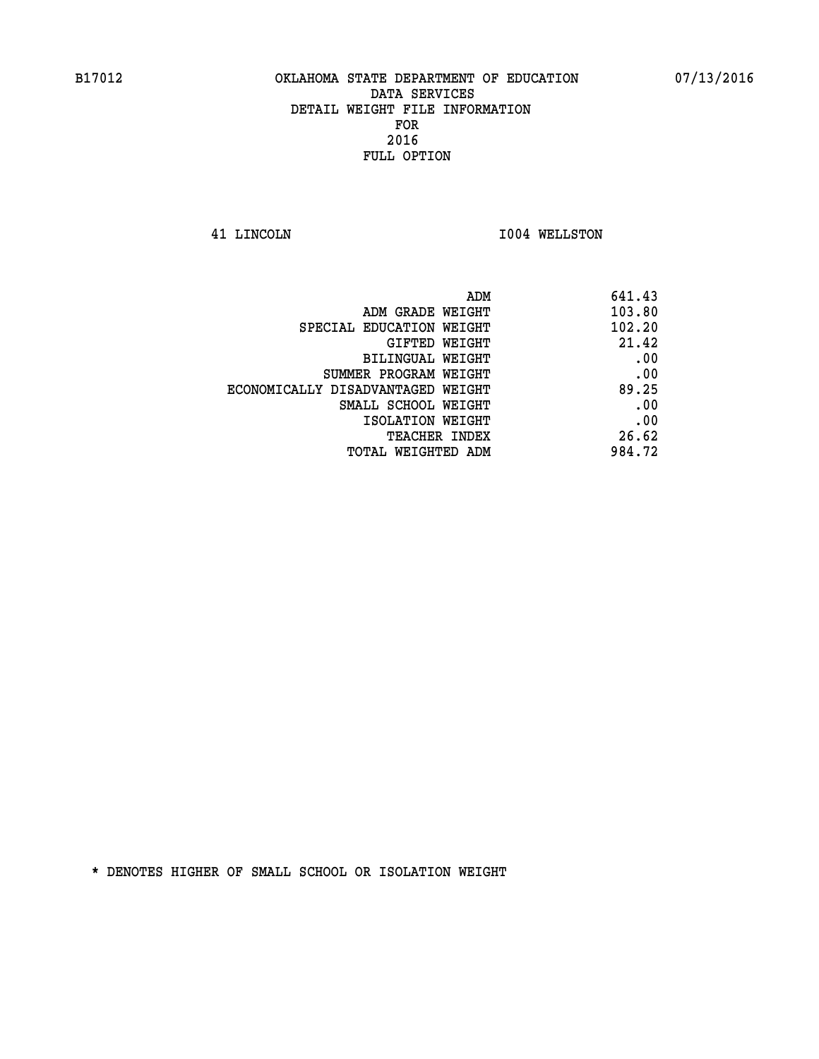B17012 OKLAHOMA STATE DEPARTMENT OF EDUCATION 07/13/2016

DATA SERVICES
DETAIL WEIGHT FILE INFORMATION
FOR
2016
FULL OPTION

41 LINCOLN I004 WELLSTON

| | |
|---|---|
| ADM | 641.43 |
| ADM GRADE WEIGHT | 103.80 |
| SPECIAL EDUCATION WEIGHT | 102.20 |
| GIFTED WEIGHT | 21.42 |
| BILINGUAL WEIGHT | .00 |
| SUMMER PROGRAM WEIGHT | .00 |
| ECONOMICALLY DISADVANTAGED WEIGHT | 89.25 |
| SMALL SCHOOL WEIGHT | .00 |
| ISOLATION WEIGHT | .00 |
| TEACHER INDEX | 26.62 |
| TOTAL WEIGHTED ADM | 984.72 |

* DENOTES HIGHER OF SMALL SCHOOL OR ISOLATION WEIGHT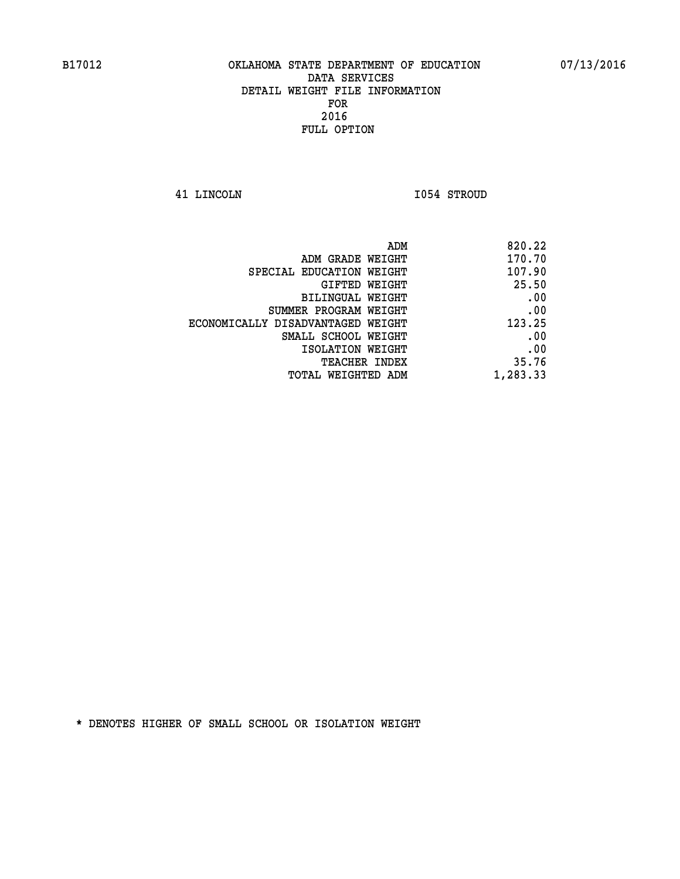B17012 OKLAHOMA STATE DEPARTMENT OF EDUCATION 07/13/2016

DATA SERVICES
DETAIL WEIGHT FILE INFORMATION
FOR
2016
FULL OPTION

41 LINCOLN I054 STROUD

| | |
|---|---|
| ADM | 820.22 |
| ADM GRADE WEIGHT | 170.70 |
| SPECIAL EDUCATION WEIGHT | 107.90 |
| GIFTED WEIGHT | 25.50 |
| BILINGUAL WEIGHT | .00 |
| SUMMER PROGRAM WEIGHT | .00 |
| ECONOMICALLY DISADVANTAGED WEIGHT | 123.25 |
| SMALL SCHOOL WEIGHT | .00 |
| ISOLATION WEIGHT | .00 |
| TEACHER INDEX | 35.76 |
| TOTAL WEIGHTED ADM | 1,283.33 |

* DENOTES HIGHER OF SMALL SCHOOL OR ISOLATION WEIGHT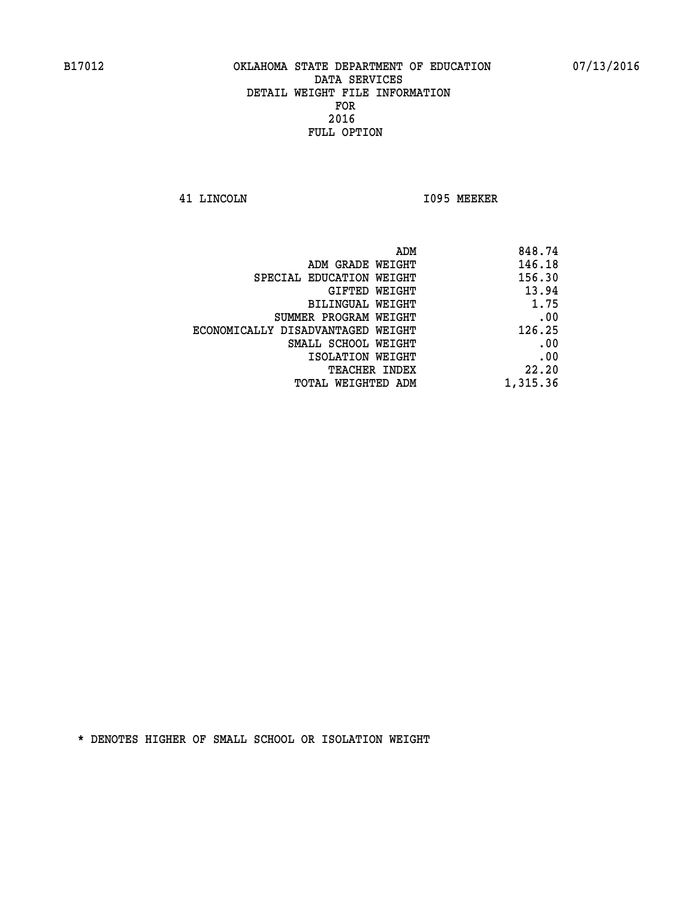B17012 OKLAHOMA STATE DEPARTMENT OF EDUCATION 07/13/2016

DATA SERVICES

DETAIL WEIGHT FILE INFORMATION

FOR

2016

FULL OPTION

41 LINCOLN I095 MEEKER

| | |
|---|---|
| ADM | 848.74 |
| ADM GRADE WEIGHT | 146.18 |
| SPECIAL EDUCATION WEIGHT | 156.30 |
| GIFTED WEIGHT | 13.94 |
| BILINGUAL WEIGHT | 1.75 |
| SUMMER PROGRAM WEIGHT | .00 |
| ECONOMICALLY DISADVANTAGED WEIGHT | 126.25 |
| SMALL SCHOOL WEIGHT | .00 |
| ISOLATION WEIGHT | .00 |
| TEACHER INDEX | 22.20 |
| TOTAL WEIGHTED ADM | 1,315.36 |

* DENOTES HIGHER OF SMALL SCHOOL OR ISOLATION WEIGHT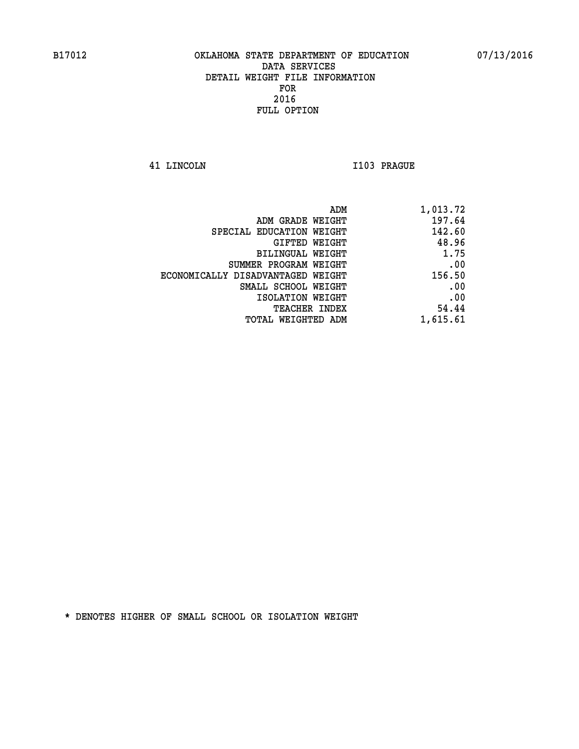B17012 OKLAHOMA STATE DEPARTMENT OF EDUCATION 07/13/2016

DATA SERVICES
DETAIL WEIGHT FILE INFORMATION
FOR
2016
FULL OPTION

41 LINCOLN I103 PRAGUE

| | |
|---|---|
| ADM | 1,013.72 |
| ADM GRADE WEIGHT | 197.64 |
| SPECIAL EDUCATION WEIGHT | 142.60 |
| GIFTED WEIGHT | 48.96 |
| BILINGUAL WEIGHT | 1.75 |
| SUMMER PROGRAM WEIGHT | .00 |
| ECONOMICALLY DISADVANTAGED WEIGHT | 156.50 |
| SMALL SCHOOL WEIGHT | .00 |
| ISOLATION WEIGHT | .00 |
| TEACHER INDEX | 54.44 |
| TOTAL WEIGHTED ADM | 1,615.61 |

* DENOTES HIGHER OF SMALL SCHOOL OR ISOLATION WEIGHT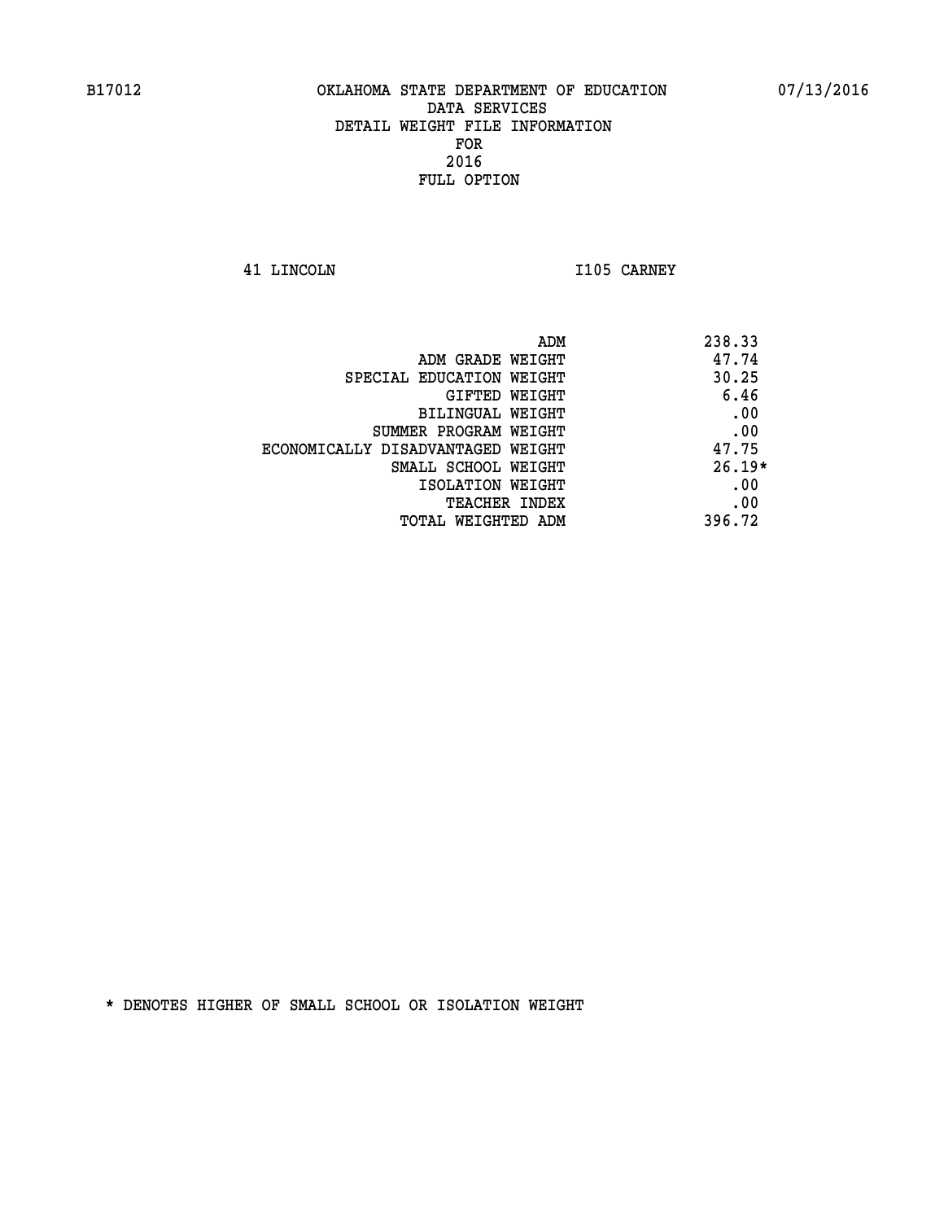B17012 OKLAHOMA STATE DEPARTMENT OF EDUCATION 07/13/2016

DATA SERVICES
DETAIL WEIGHT FILE INFORMATION
FOR
2016
FULL OPTION

41 LINCOLN I105 CARNEY

| | |
|---|---|
| ADM | 238.33 |
| ADM GRADE WEIGHT | 47.74 |
| SPECIAL EDUCATION WEIGHT | 30.25 |
| GIFTED WEIGHT | 6.46 |
| BILINGUAL WEIGHT | .00 |
| SUMMER PROGRAM WEIGHT | .00 |
| ECONOMICALLY DISADVANTAGED WEIGHT | 47.75 |
| SMALL SCHOOL WEIGHT | 26.19* |
| ISOLATION WEIGHT | .00 |
| TEACHER INDEX | .00 |
| TOTAL WEIGHTED ADM | 396.72 |

* DENOTES HIGHER OF SMALL SCHOOL OR ISOLATION WEIGHT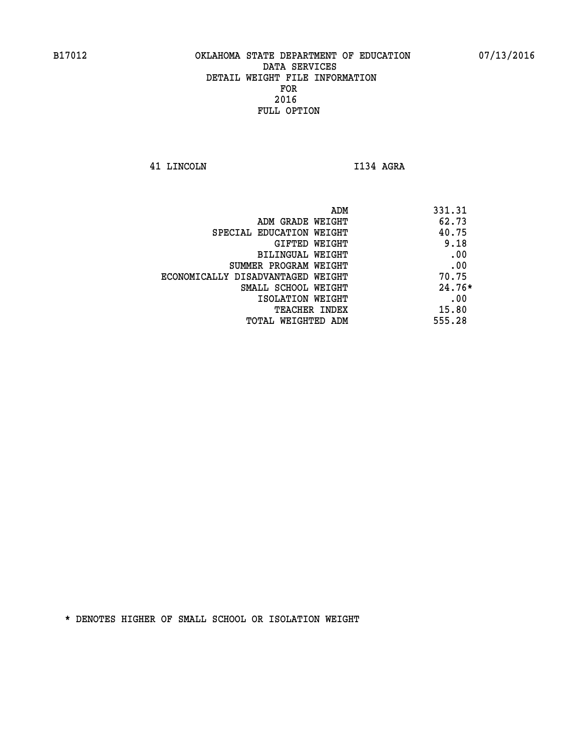OKLAHOMA STATE DEPARTMENT OF EDUCATION
DATA SERVICES
DETAIL WEIGHT FILE INFORMATION
FOR
2016
FULL OPTION

41 LINCOLN I134 AGRA

| | |
|---|---|
| ADM | 331.31 |
| ADM GRADE WEIGHT | 62.73 |
| SPECIAL EDUCATION WEIGHT | 40.75 |
| GIFTED WEIGHT | 9.18 |
| BILINGUAL WEIGHT | .00 |
| SUMMER PROGRAM WEIGHT | .00 |
| ECONOMICALLY DISADVANTAGED WEIGHT | 70.75 |
| SMALL SCHOOL WEIGHT | 24.76* |
| ISOLATION WEIGHT | .00 |
| TEACHER INDEX | 15.80 |
| TOTAL WEIGHTED ADM | 555.28 |

* DENOTES HIGHER OF SMALL SCHOOL OR ISOLATION WEIGHT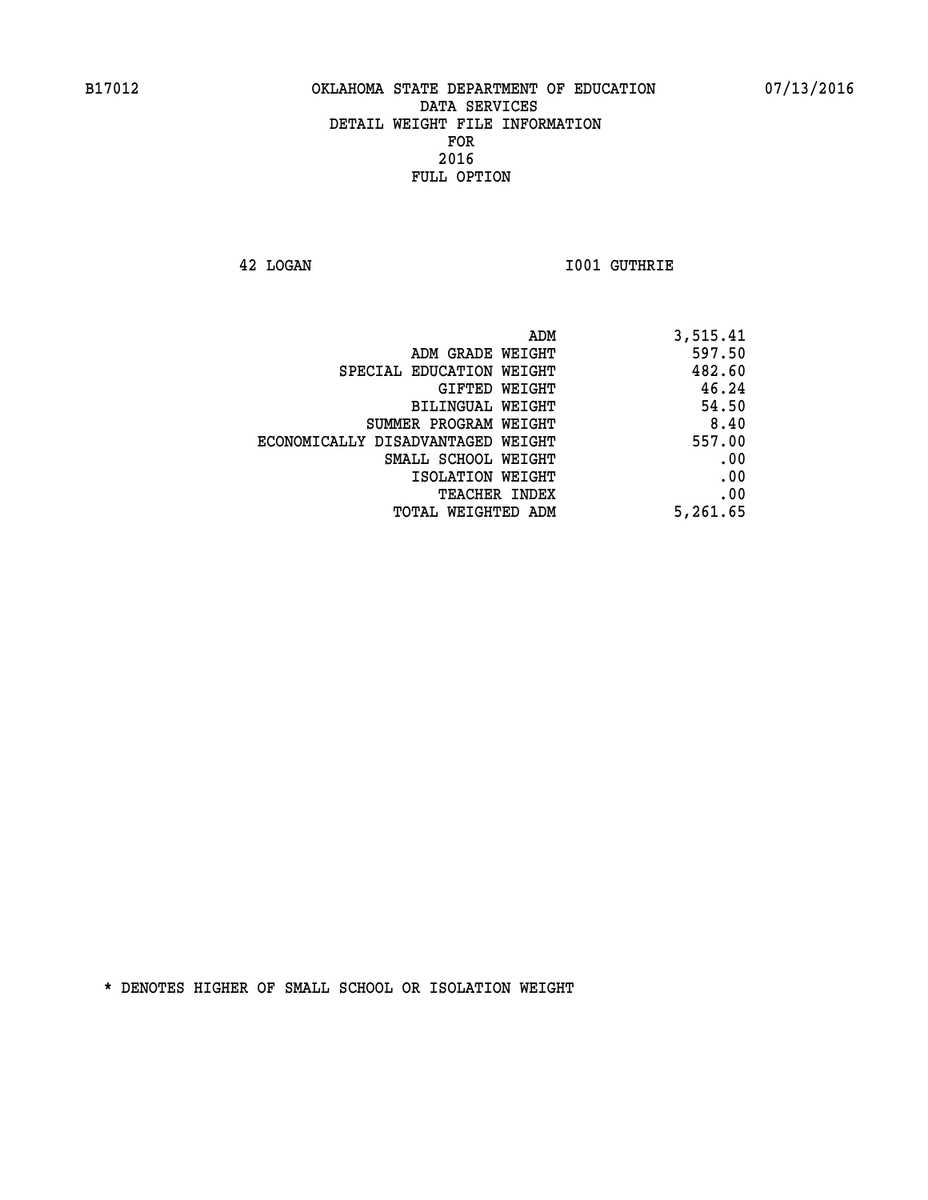B17012 OKLAHOMA STATE DEPARTMENT OF EDUCATION 07/13/2016

DATA SERVICES

DETAIL WEIGHT FILE INFORMATION

FOR

2016

FULL OPTION

42 LOGAN I001 GUTHRIE

| | |
|---|---|
| ADM | 3,515.41 |
| ADM GRADE WEIGHT | 597.50 |
| SPECIAL EDUCATION WEIGHT | 482.60 |
| GIFTED WEIGHT | 46.24 |
| BILINGUAL WEIGHT | 54.50 |
| SUMMER PROGRAM WEIGHT | 8.40 |
| ECONOMICALLY DISADVANTAGED WEIGHT | 557.00 |
| SMALL SCHOOL WEIGHT | .00 |
| ISOLATION WEIGHT | .00 |
| TEACHER INDEX | .00 |
| TOTAL WEIGHTED ADM | 5,261.65 |

* DENOTES HIGHER OF SMALL SCHOOL OR ISOLATION WEIGHT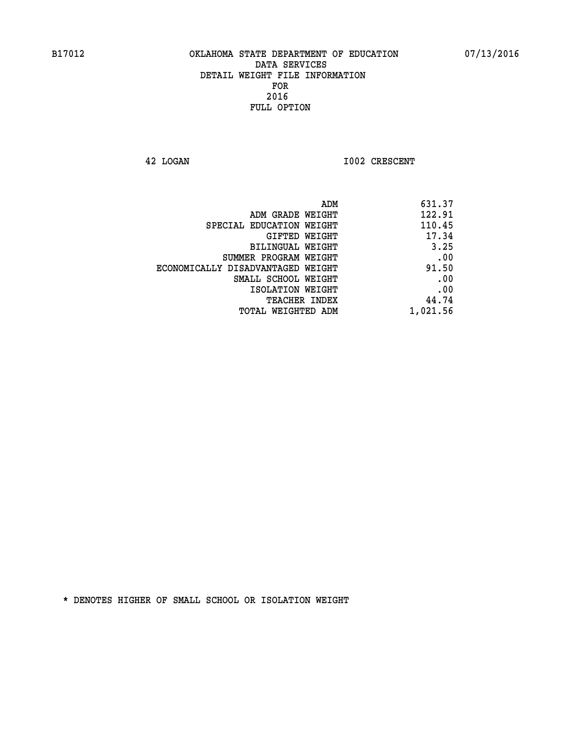B17012 OKLAHOMA STATE DEPARTMENT OF EDUCATION 07/13/2016

DATA SERVICES
DETAIL WEIGHT FILE INFORMATION
FOR
2016
FULL OPTION

42 LOGAN I002 CRESCENT

| | |
|---|---|
| ADM | 631.37 |
| ADM GRADE WEIGHT | 122.91 |
| SPECIAL EDUCATION WEIGHT | 110.45 |
| GIFTED WEIGHT | 17.34 |
| BILINGUAL WEIGHT | 3.25 |
| SUMMER PROGRAM WEIGHT | .00 |
| ECONOMICALLY DISADVANTAGED WEIGHT | 91.50 |
| SMALL SCHOOL WEIGHT | .00 |
| ISOLATION WEIGHT | .00 |
| TEACHER INDEX | 44.74 |
| TOTAL WEIGHTED ADM | 1,021.56 |

* DENOTES HIGHER OF SMALL SCHOOL OR ISOLATION WEIGHT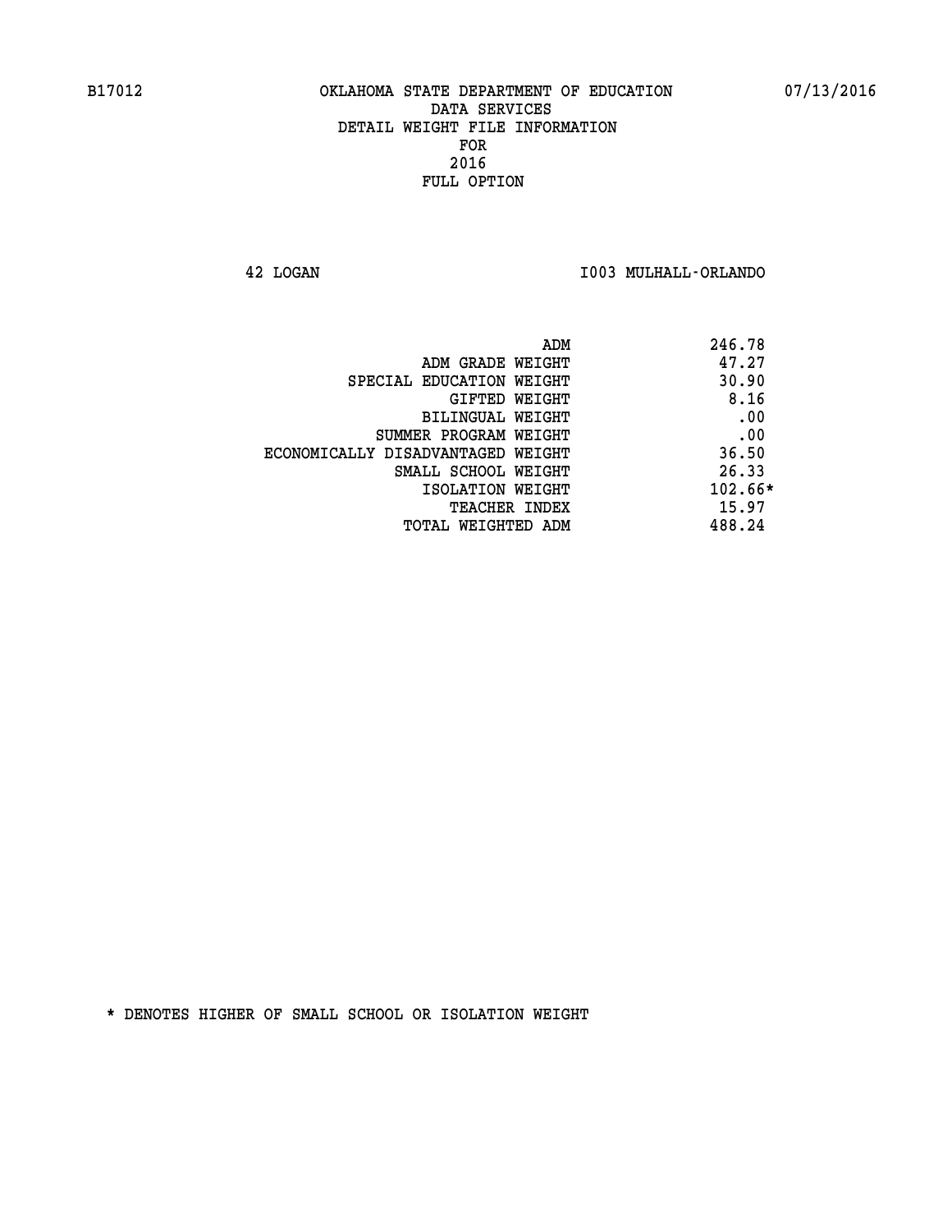B17012 OKLAHOMA STATE DEPARTMENT OF EDUCATION 07/13/2016

DATA SERVICES
DETAIL WEIGHT FILE INFORMATION
FOR
2016
FULL OPTION

42 LOGAN I003 MULHALL-ORLANDO

| | |
|---|---|
| ADM | 246.78 |
| ADM GRADE WEIGHT | 47.27 |
| SPECIAL EDUCATION WEIGHT | 30.90 |
| GIFTED WEIGHT | 8.16 |
| BILINGUAL WEIGHT | .00 |
| SUMMER PROGRAM WEIGHT | .00 |
| ECONOMICALLY DISADVANTAGED WEIGHT | 36.50 |
| SMALL SCHOOL WEIGHT | 26.33 |
| ISOLATION WEIGHT | 102.66* |
| TEACHER INDEX | 15.97 |
| TOTAL WEIGHTED ADM | 488.24 |

* DENOTES HIGHER OF SMALL SCHOOL OR ISOLATION WEIGHT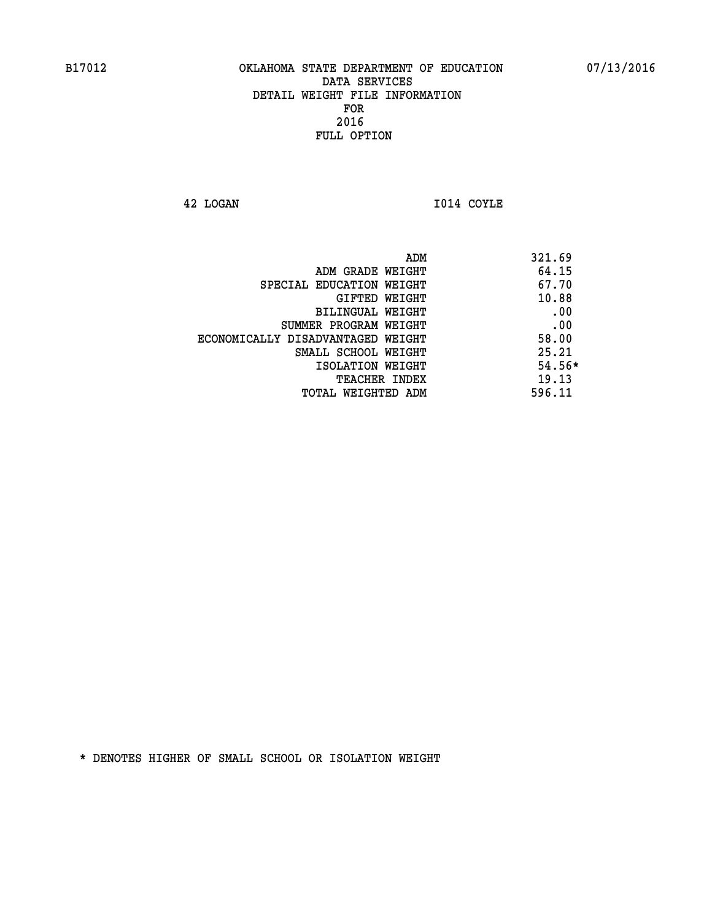B17012 OKLAHOMA STATE DEPARTMENT OF EDUCATION 07/13/2016

DATA SERVICES

DETAIL WEIGHT FILE INFORMATION

FOR

2016

FULL OPTION

42 LOGAN I014 COYLE

| | |
|---|---|
| ADM | 321.69 |
| ADM GRADE WEIGHT | 64.15 |
| SPECIAL EDUCATION WEIGHT | 67.70 |
| GIFTED WEIGHT | 10.88 |
| BILINGUAL WEIGHT | .00 |
| SUMMER PROGRAM WEIGHT | .00 |
| ECONOMICALLY DISADVANTAGED WEIGHT | 58.00 |
| SMALL SCHOOL WEIGHT | 25.21 |
| ISOLATION WEIGHT | 54.56* |
| TEACHER INDEX | 19.13 |
| TOTAL WEIGHTED ADM | 596.11 |

* DENOTES HIGHER OF SMALL SCHOOL OR ISOLATION WEIGHT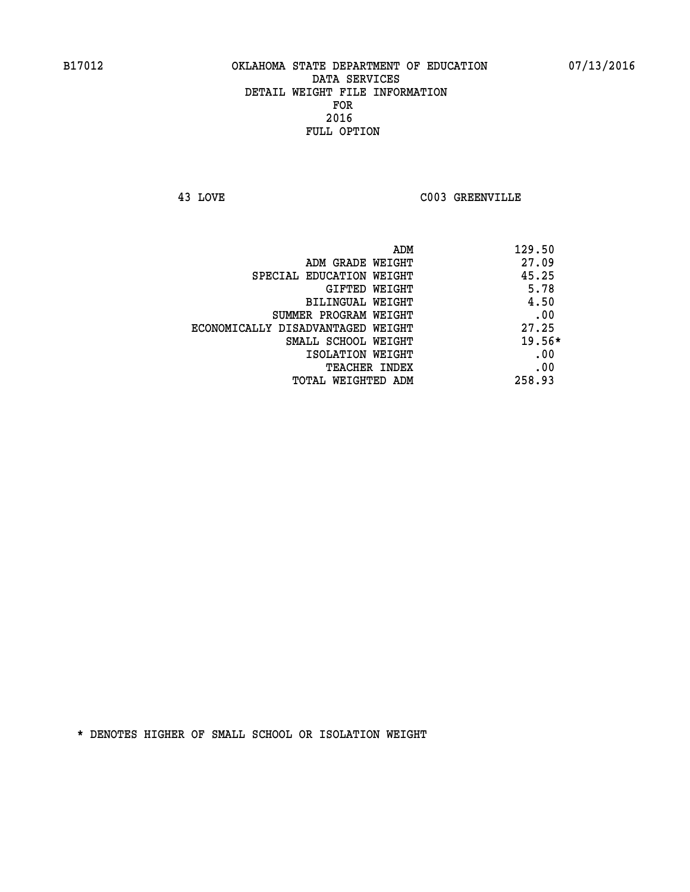B17012 OKLAHOMA STATE DEPARTMENT OF EDUCATION 07/13/2016

DATA SERVICES
DETAIL WEIGHT FILE INFORMATION
FOR
2016
FULL OPTION

43 LOVE C003 GREENVILLE

| | |
|---|---|
| ADM | 129.50 |
| ADM GRADE WEIGHT | 27.09 |
| SPECIAL EDUCATION WEIGHT | 45.25 |
| GIFTED WEIGHT | 5.78 |
| BILINGUAL WEIGHT | 4.50 |
| SUMMER PROGRAM WEIGHT | .00 |
| ECONOMICALLY DISADVANTAGED WEIGHT | 27.25 |
| SMALL SCHOOL WEIGHT | 19.56* |
| ISOLATION WEIGHT | .00 |
| TEACHER INDEX | .00 |
| TOTAL WEIGHTED ADM | 258.93 |

* DENOTES HIGHER OF SMALL SCHOOL OR ISOLATION WEIGHT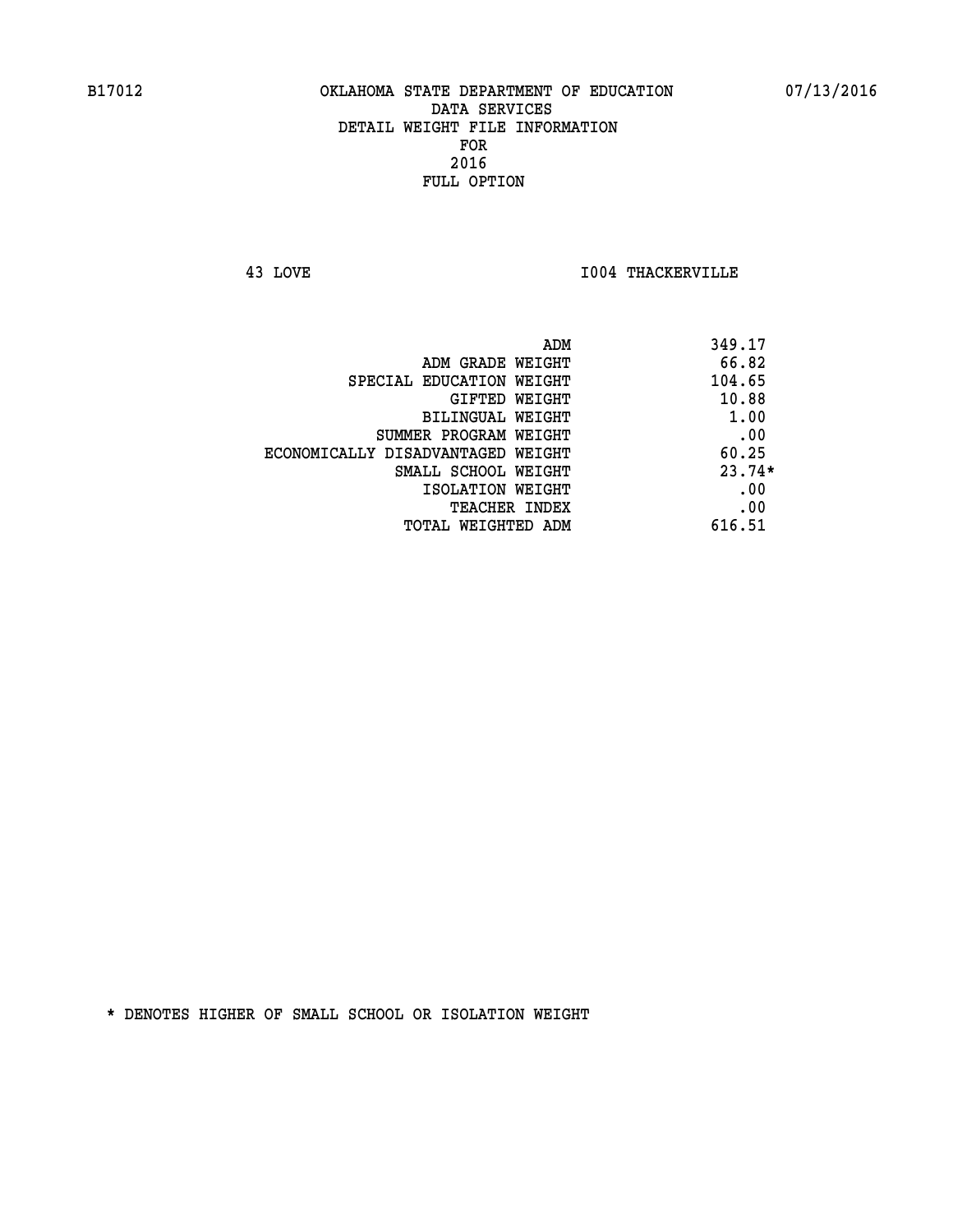B17012 OKLAHOMA STATE DEPARTMENT OF EDUCATION 07/13/2016

DATA SERVICES
DETAIL WEIGHT FILE INFORMATION
FOR
2016
FULL OPTION

43 LOVE I004 THACKERVILLE

| | |
|---|---|
| ADM | 349.17 |
| ADM GRADE WEIGHT | 66.82 |
| SPECIAL EDUCATION WEIGHT | 104.65 |
| GIFTED WEIGHT | 10.88 |
| BILINGUAL WEIGHT | 1.00 |
| SUMMER PROGRAM WEIGHT | .00 |
| ECONOMICALLY DISADVANTAGED WEIGHT | 60.25 |
| SMALL SCHOOL WEIGHT | 23.74* |
| ISOLATION WEIGHT | .00 |
| TEACHER INDEX | .00 |
| TOTAL WEIGHTED ADM | 616.51 |

* DENOTES HIGHER OF SMALL SCHOOL OR ISOLATION WEIGHT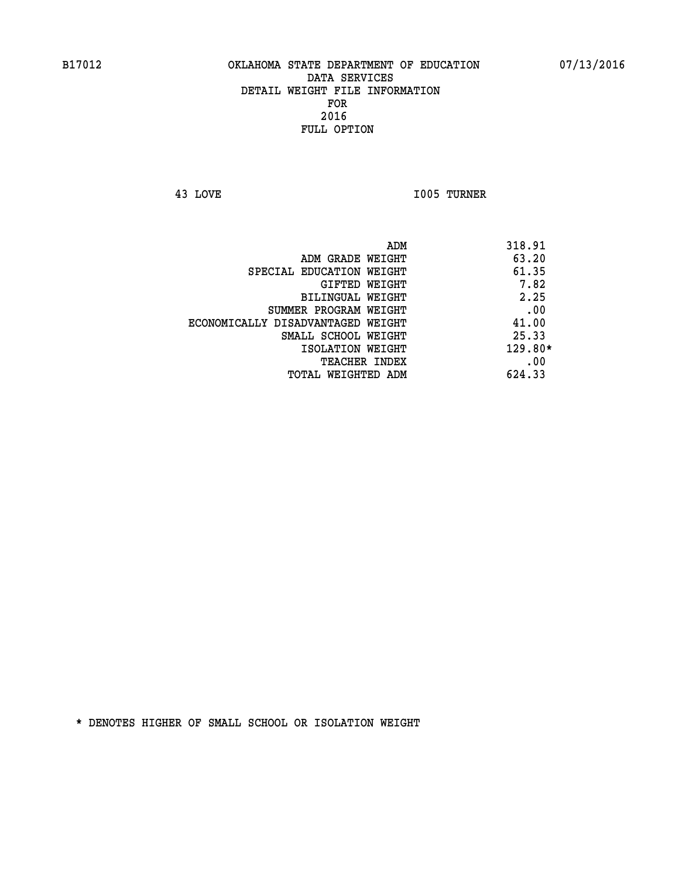B17012 OKLAHOMA STATE DEPARTMENT OF EDUCATION 07/13/2016

DATA SERVICES
DETAIL WEIGHT FILE INFORMATION
FOR
2016
FULL OPTION

43 LOVE I005 TURNER

| | |
|---|---|
| ADM | 318.91 |
| ADM GRADE WEIGHT | 63.20 |
| SPECIAL EDUCATION WEIGHT | 61.35 |
| GIFTED WEIGHT | 7.82 |
| BILINGUAL WEIGHT | 2.25 |
| SUMMER PROGRAM WEIGHT | .00 |
| ECONOMICALLY DISADVANTAGED WEIGHT | 41.00 |
| SMALL SCHOOL WEIGHT | 25.33 |
| ISOLATION WEIGHT | 129.80* |
| TEACHER INDEX | .00 |
| TOTAL WEIGHTED ADM | 624.33 |

* DENOTES HIGHER OF SMALL SCHOOL OR ISOLATION WEIGHT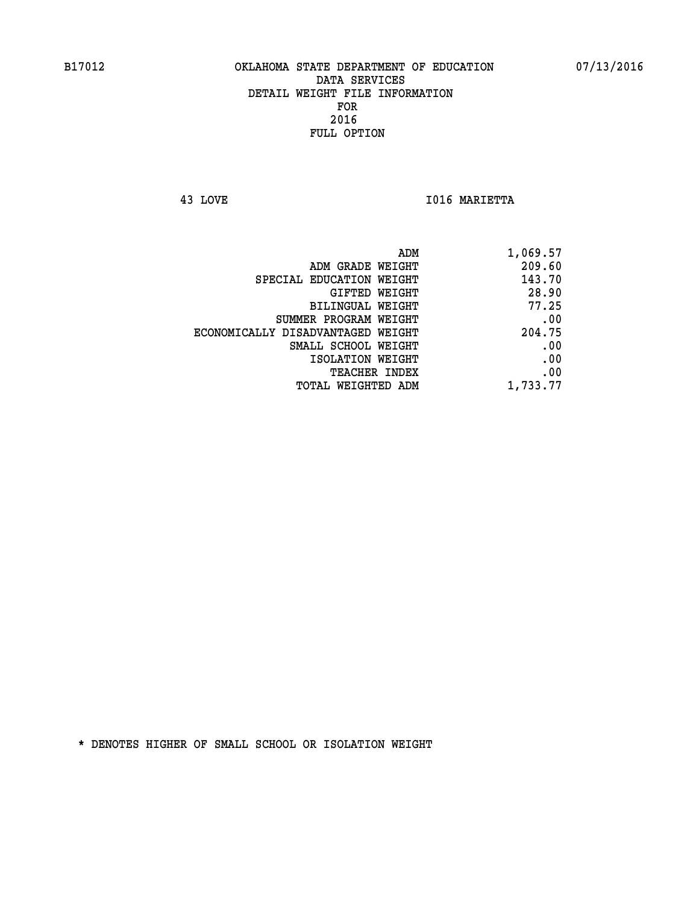B17012 OKLAHOMA STATE DEPARTMENT OF EDUCATION 07/13/2016

DATA SERVICES
DETAIL WEIGHT FILE INFORMATION
FOR
2016
FULL OPTION

43 LOVE I016 MARIETTA

| | |
|---|---|
| ADM | 1,069.57 |
| ADM GRADE WEIGHT | 209.60 |
| SPECIAL EDUCATION WEIGHT | 143.70 |
| GIFTED WEIGHT | 28.90 |
| BILINGUAL WEIGHT | 77.25 |
| SUMMER PROGRAM WEIGHT | .00 |
| ECONOMICALLY DISADVANTAGED WEIGHT | 204.75 |
| SMALL SCHOOL WEIGHT | .00 |
| ISOLATION WEIGHT | .00 |
| TEACHER INDEX | .00 |
| TOTAL WEIGHTED ADM | 1,733.77 |

* DENOTES HIGHER OF SMALL SCHOOL OR ISOLATION WEIGHT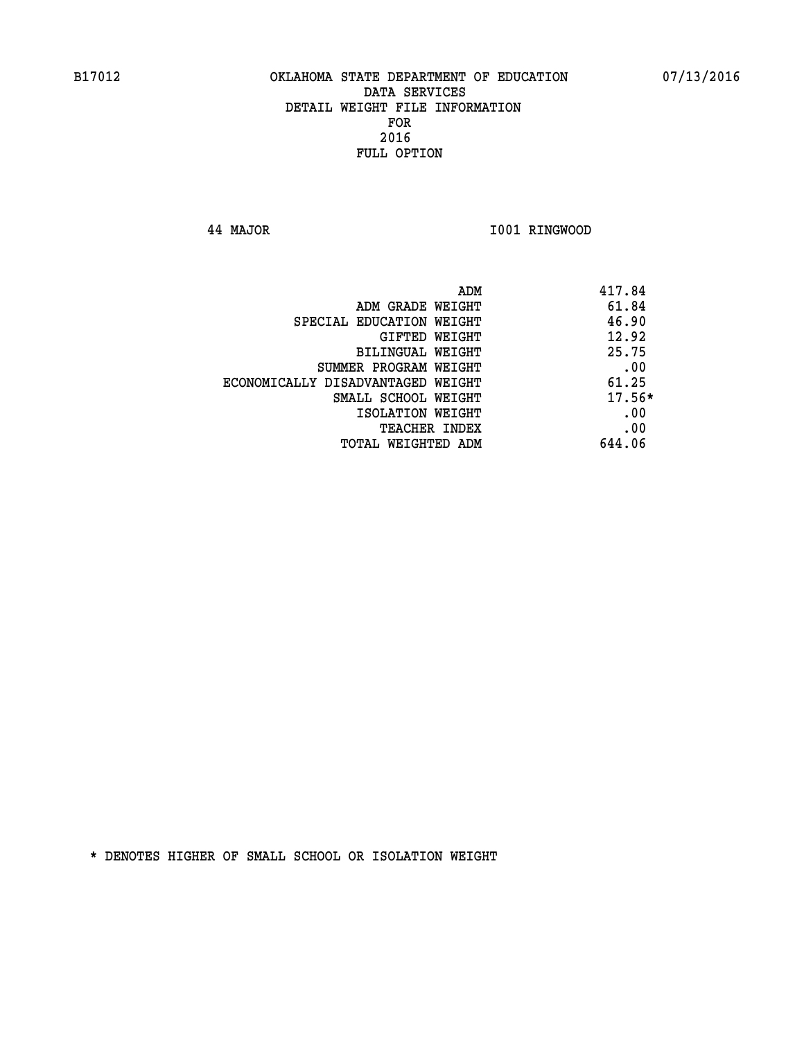B17012 OKLAHOMA STATE DEPARTMENT OF EDUCATION 07/13/2016

DATA SERVICES
DETAIL WEIGHT FILE INFORMATION
FOR
2016
FULL OPTION

44 MAJOR I001 RINGWOOD

| | |
|---|---|
| ADM | 417.84 |
| ADM GRADE WEIGHT | 61.84 |
| SPECIAL EDUCATION WEIGHT | 46.90 |
| GIFTED WEIGHT | 12.92 |
| BILINGUAL WEIGHT | 25.75 |
| SUMMER PROGRAM WEIGHT | .00 |
| ECONOMICALLY DISADVANTAGED WEIGHT | 61.25 |
| SMALL SCHOOL WEIGHT | 17.56* |
| ISOLATION WEIGHT | .00 |
| TEACHER INDEX | .00 |
| TOTAL WEIGHTED ADM | 644.06 |

* DENOTES HIGHER OF SMALL SCHOOL OR ISOLATION WEIGHT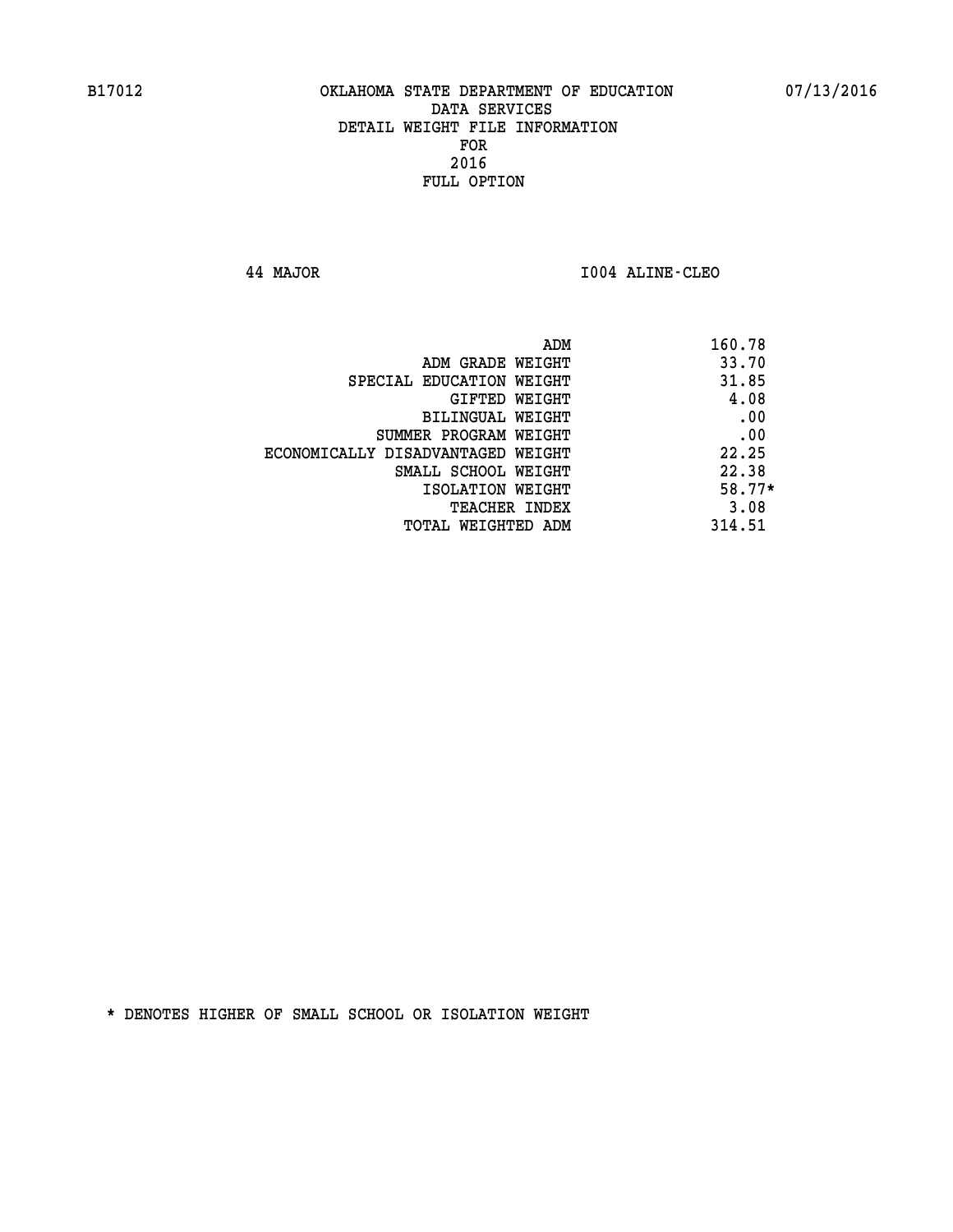B17012 OKLAHOMA STATE DEPARTMENT OF EDUCATION 07/13/2016

DATA SERVICES
DETAIL WEIGHT FILE INFORMATION
FOR
2016
FULL OPTION

44 MAJOR I004 ALINE-CLEO

| | |
|---|---|
| ADM | 160.78 |
| ADM GRADE WEIGHT | 33.70 |
| SPECIAL EDUCATION WEIGHT | 31.85 |
| GIFTED WEIGHT | 4.08 |
| BILINGUAL WEIGHT | .00 |
| SUMMER PROGRAM WEIGHT | .00 |
| ECONOMICALLY DISADVANTAGED WEIGHT | 22.25 |
| SMALL SCHOOL WEIGHT | 22.38 |
| ISOLATION WEIGHT | 58.77* |
| TEACHER INDEX | 3.08 |
| TOTAL WEIGHTED ADM | 314.51 |

* DENOTES HIGHER OF SMALL SCHOOL OR ISOLATION WEIGHT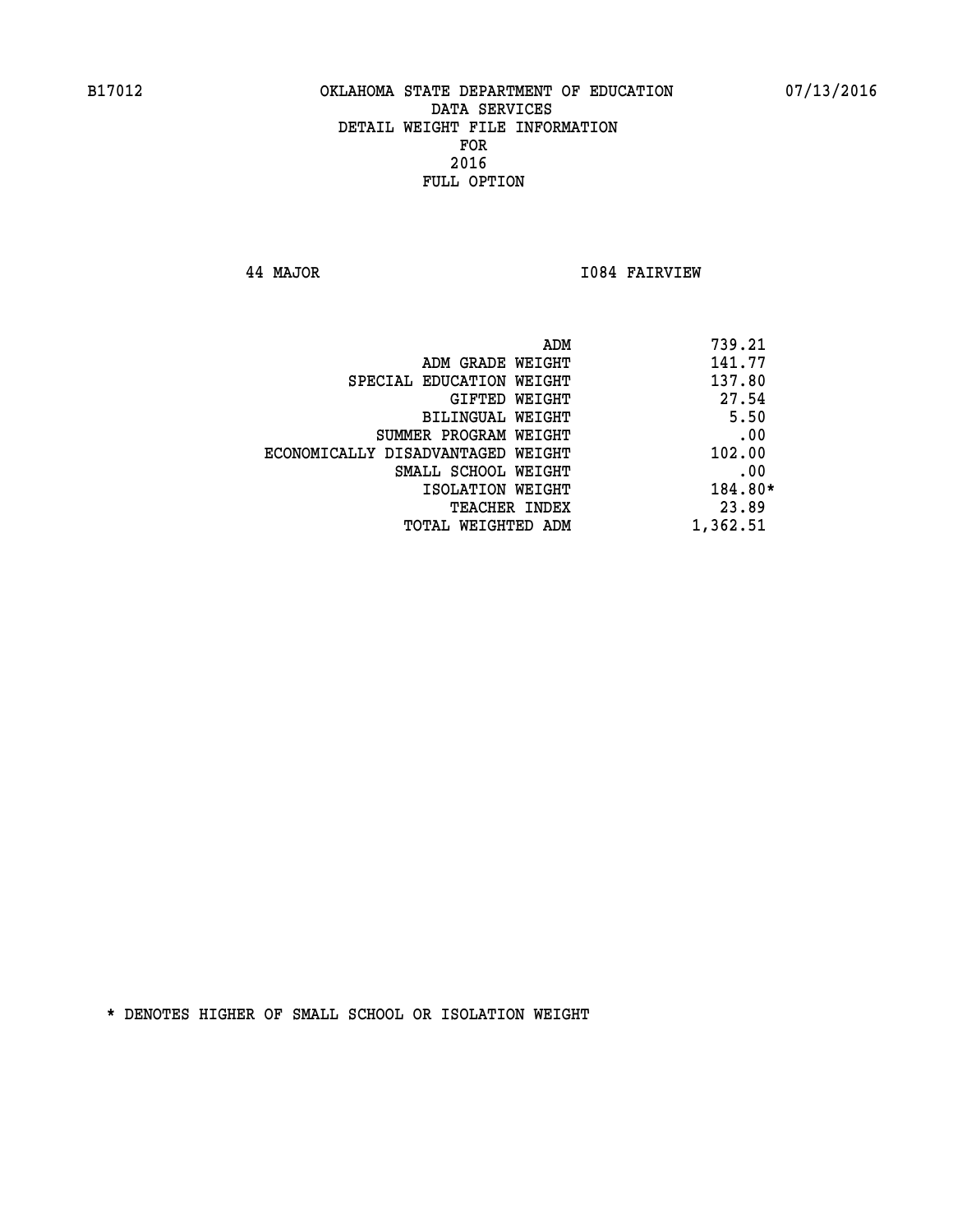B17012 OKLAHOMA STATE DEPARTMENT OF EDUCATION 07/13/2016

DATA SERVICES
DETAIL WEIGHT FILE INFORMATION
FOR
2016
FULL OPTION

44 MAJOR I084 FAIRVIEW

| | |
|---|---|
| ADM | 739.21 |
| ADM GRADE WEIGHT | 141.77 |
| SPECIAL EDUCATION WEIGHT | 137.80 |
| GIFTED WEIGHT | 27.54 |
| BILINGUAL WEIGHT | 5.50 |
| SUMMER PROGRAM WEIGHT | .00 |
| ECONOMICALLY DISADVANTAGED WEIGHT | 102.00 |
| SMALL SCHOOL WEIGHT | .00 |
| ISOLATION WEIGHT | 184.80* |
| TEACHER INDEX | 23.89 |
| TOTAL WEIGHTED ADM | 1,362.51 |

* DENOTES HIGHER OF SMALL SCHOOL OR ISOLATION WEIGHT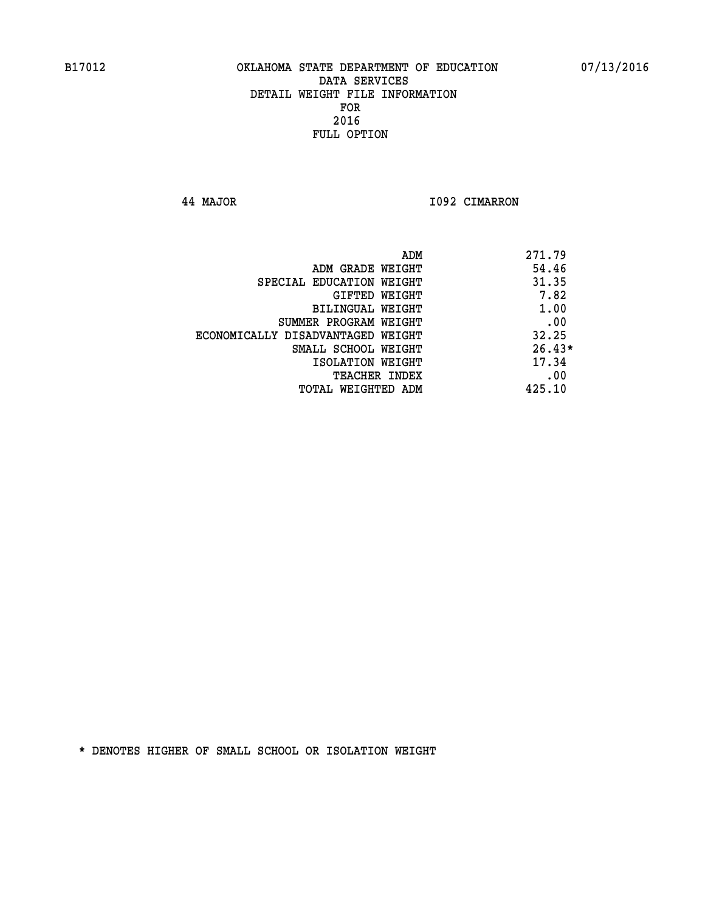B17012 OKLAHOMA STATE DEPARTMENT OF EDUCATION 07/13/2016
DATA SERVICES
DETAIL WEIGHT FILE INFORMATION
FOR
2016
FULL OPTION

44 MAJOR I092 CIMARRON

| | |
|---|---|
| ADM | 271.79 |
| ADM GRADE WEIGHT | 54.46 |
| SPECIAL EDUCATION WEIGHT | 31.35 |
| GIFTED WEIGHT | 7.82 |
| BILINGUAL WEIGHT | 1.00 |
| SUMMER PROGRAM WEIGHT | .00 |
| ECONOMICALLY DISADVANTAGED WEIGHT | 32.25 |
| SMALL SCHOOL WEIGHT | 26.43* |
| ISOLATION WEIGHT | 17.34 |
| TEACHER INDEX | .00 |
| TOTAL WEIGHTED ADM | 425.10 |

* DENOTES HIGHER OF SMALL SCHOOL OR ISOLATION WEIGHT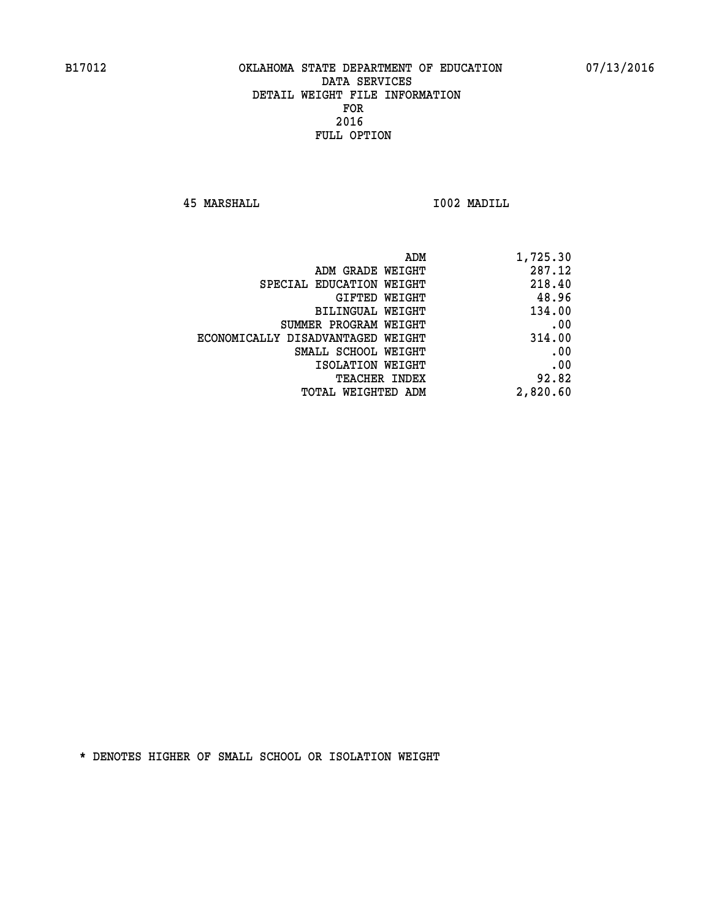B17012 OKLAHOMA STATE DEPARTMENT OF EDUCATION 07/13/2016

DATA SERVICES
DETAIL WEIGHT FILE INFORMATION
FOR
2016
FULL OPTION

45 MARSHALL I002 MADILL

| | |
|---|---|
| ADM | 1,725.30 |
| ADM GRADE WEIGHT | 287.12 |
| SPECIAL EDUCATION WEIGHT | 218.40 |
| GIFTED WEIGHT | 48.96 |
| BILINGUAL WEIGHT | 134.00 |
| SUMMER PROGRAM WEIGHT | .00 |
| ECONOMICALLY DISADVANTAGED WEIGHT | 314.00 |
| SMALL SCHOOL WEIGHT | .00 |
| ISOLATION WEIGHT | .00 |
| TEACHER INDEX | 92.82 |
| TOTAL WEIGHTED ADM | 2,820.60 |

* DENOTES HIGHER OF SMALL SCHOOL OR ISOLATION WEIGHT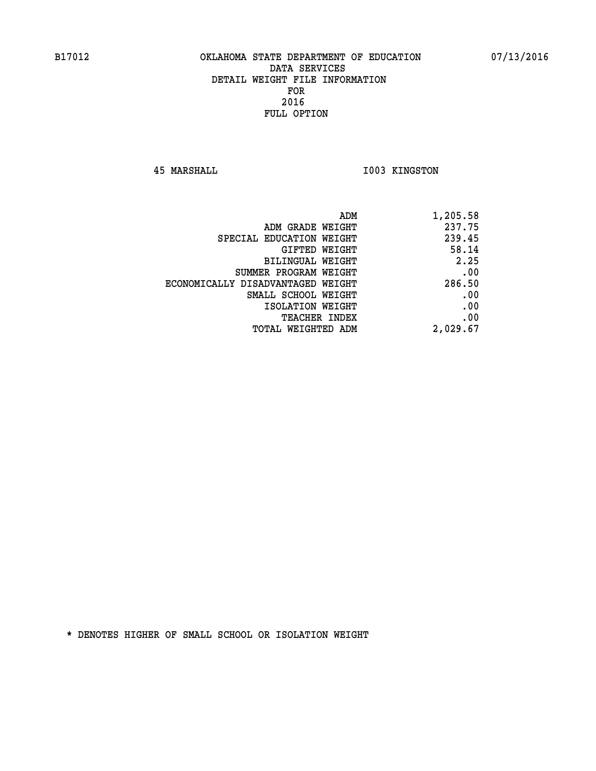B17012 OKLAHOMA STATE DEPARTMENT OF EDUCATION 07/13/2016

DATA SERVICES
DETAIL WEIGHT FILE INFORMATION
FOR
2016
FULL OPTION

45 MARSHALL I003 KINGSTON

| | |
|---|---|
| ADM | 1,205.58 |
| ADM GRADE WEIGHT | 237.75 |
| SPECIAL EDUCATION WEIGHT | 239.45 |
| GIFTED WEIGHT | 58.14 |
| BILINGUAL WEIGHT | 2.25 |
| SUMMER PROGRAM WEIGHT | .00 |
| ECONOMICALLY DISADVANTAGED WEIGHT | 286.50 |
| SMALL SCHOOL WEIGHT | .00 |
| ISOLATION WEIGHT | .00 |
| TEACHER INDEX | .00 |
| TOTAL WEIGHTED ADM | 2,029.67 |

* DENOTES HIGHER OF SMALL SCHOOL OR ISOLATION WEIGHT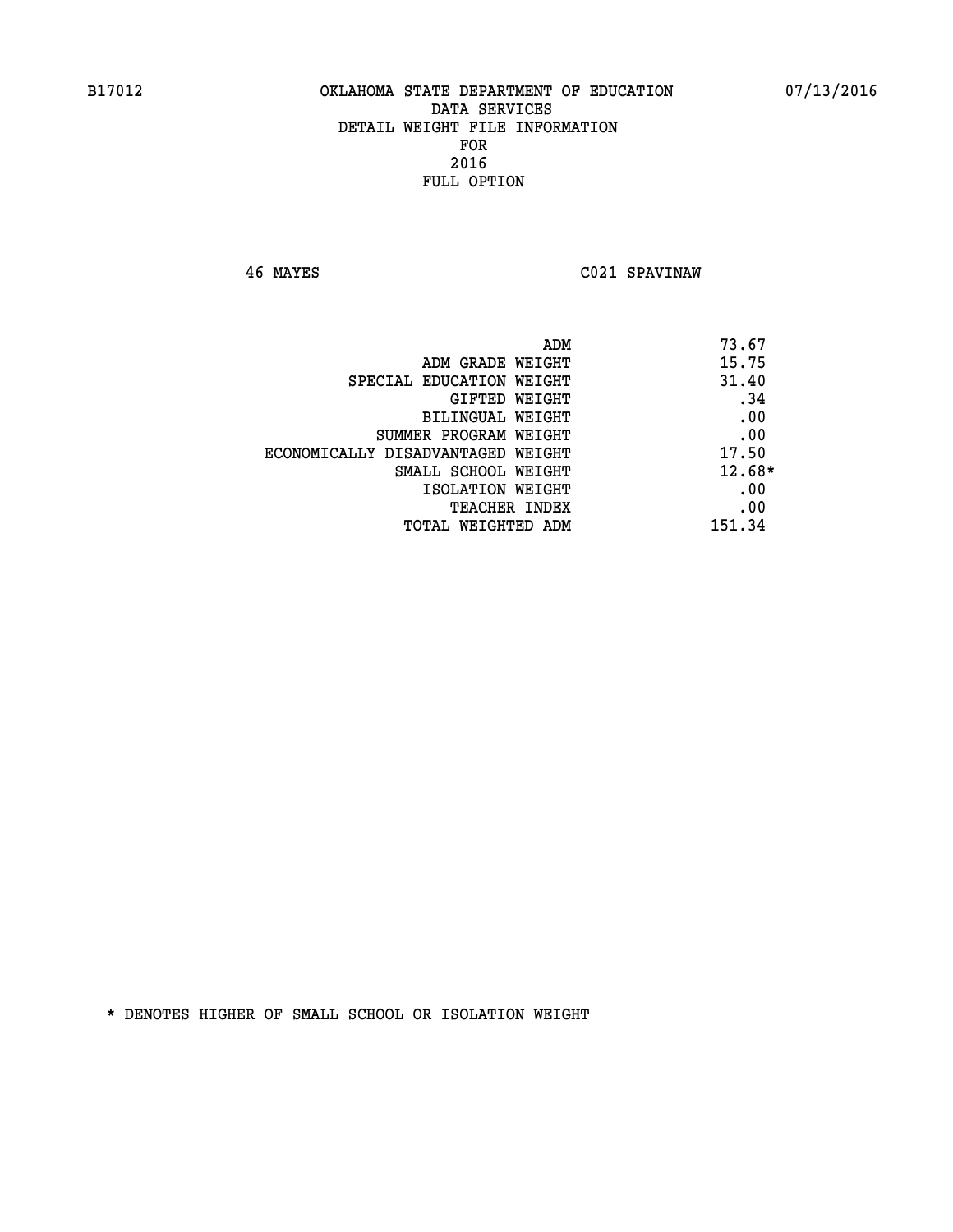B17012 OKLAHOMA STATE DEPARTMENT OF EDUCATION 07/13/2016
DATA SERVICES
DETAIL WEIGHT FILE INFORMATION
FOR
2016
FULL OPTION

46 MAYES C021 SPAVINAW

| | |
|---|---|
| ADM | 73.67 |
| ADM GRADE WEIGHT | 15.75 |
| SPECIAL EDUCATION WEIGHT | 31.40 |
| GIFTED WEIGHT | .34 |
| BILINGUAL WEIGHT | .00 |
| SUMMER PROGRAM WEIGHT | .00 |
| ECONOMICALLY DISADVANTAGED WEIGHT | 17.50 |
| SMALL SCHOOL WEIGHT | 12.68* |
| ISOLATION WEIGHT | .00 |
| TEACHER INDEX | .00 |
| TOTAL WEIGHTED ADM | 151.34 |

* DENOTES HIGHER OF SMALL SCHOOL OR ISOLATION WEIGHT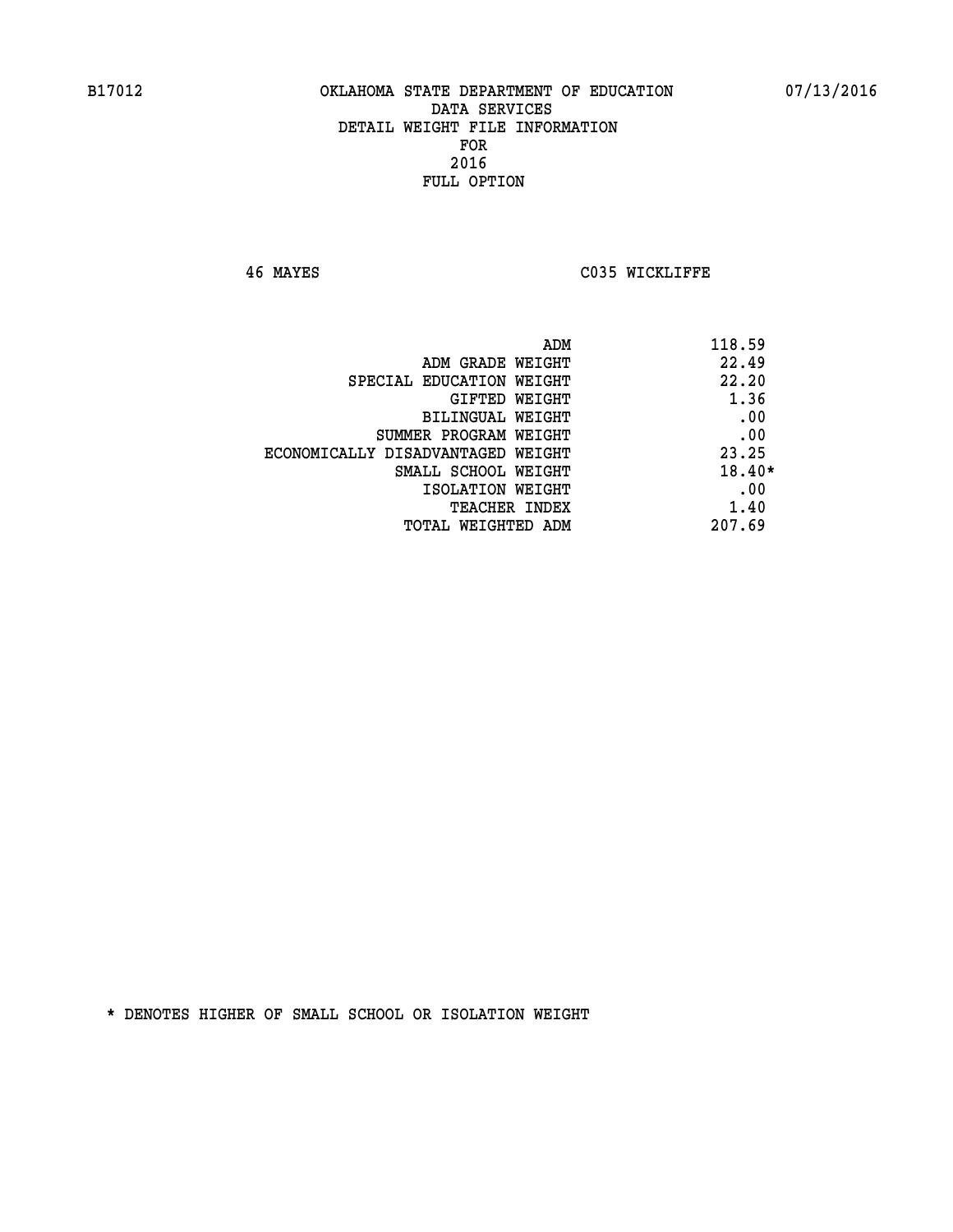B17012 OKLAHOMA STATE DEPARTMENT OF EDUCATION 07/13/2016

DATA SERVICES
DETAIL WEIGHT FILE INFORMATION
FOR
2016
FULL OPTION

46 MAYES C035 WICKLIFFE

| | |
|---|---|
| ADM | 118.59 |
| ADM GRADE WEIGHT | 22.49 |
| SPECIAL EDUCATION WEIGHT | 22.20 |
| GIFTED WEIGHT | 1.36 |
| BILINGUAL WEIGHT | .00 |
| SUMMER PROGRAM WEIGHT | .00 |
| ECONOMICALLY DISADVANTAGED WEIGHT | 23.25 |
| SMALL SCHOOL WEIGHT | 18.40* |
| ISOLATION WEIGHT | .00 |
| TEACHER INDEX | 1.40 |
| TOTAL WEIGHTED ADM | 207.69 |

* DENOTES HIGHER OF SMALL SCHOOL OR ISOLATION WEIGHT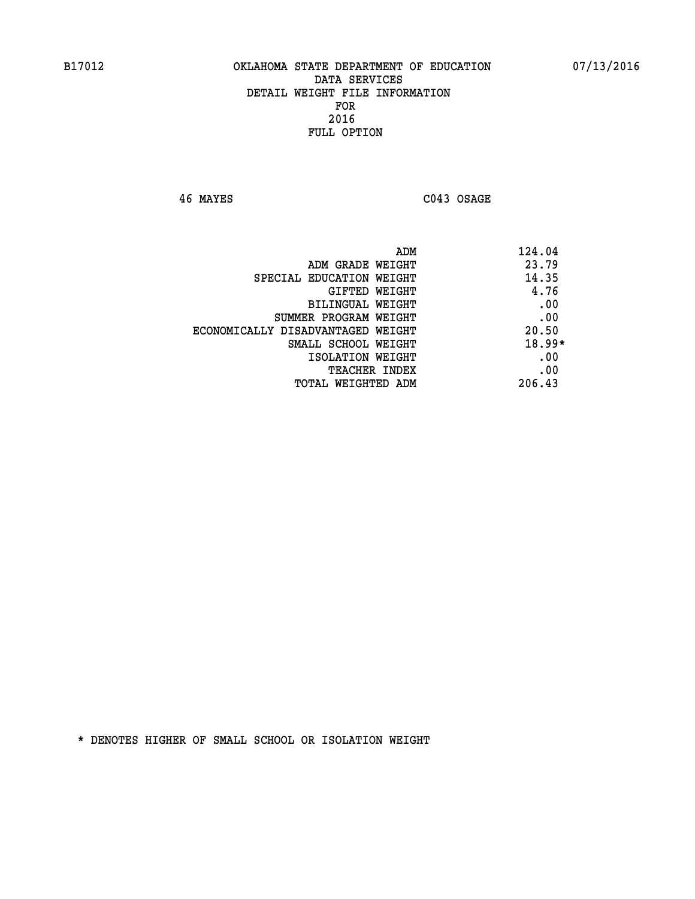B17012 OKLAHOMA STATE DEPARTMENT OF EDUCATION 07/13/2016

DATA SERVICES
DETAIL WEIGHT FILE INFORMATION
FOR
2016
FULL OPTION

46 MAYES C043 OSAGE

| | |
|---|---|
| ADM | 124.04 |
| ADM GRADE WEIGHT | 23.79 |
| SPECIAL EDUCATION WEIGHT | 14.35 |
| GIFTED WEIGHT | 4.76 |
| BILINGUAL WEIGHT | .00 |
| SUMMER PROGRAM WEIGHT | .00 |
| ECONOMICALLY DISADVANTAGED WEIGHT | 20.50 |
| SMALL SCHOOL WEIGHT | 18.99* |
| ISOLATION WEIGHT | .00 |
| TEACHER INDEX | .00 |
| TOTAL WEIGHTED ADM | 206.43 |

* DENOTES HIGHER OF SMALL SCHOOL OR ISOLATION WEIGHT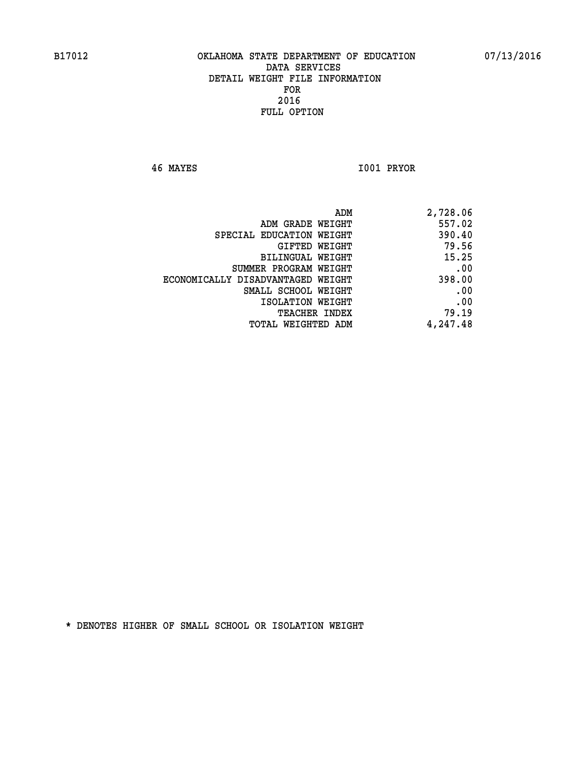B17012 OKLAHOMA STATE DEPARTMENT OF EDUCATION 07/13/2016

DATA SERVICES
DETAIL WEIGHT FILE INFORMATION
FOR
2016
FULL OPTION

46 MAYES I001 PRYOR

| | |
|---|---|
| ADM | 2,728.06 |
| ADM GRADE WEIGHT | 557.02 |
| SPECIAL EDUCATION WEIGHT | 390.40 |
| GIFTED WEIGHT | 79.56 |
| BILINGUAL WEIGHT | 15.25 |
| SUMMER PROGRAM WEIGHT | .00 |
| ECONOMICALLY DISADVANTAGED WEIGHT | 398.00 |
| SMALL SCHOOL WEIGHT | .00 |
| ISOLATION WEIGHT | .00 |
| TEACHER INDEX | 79.19 |
| TOTAL WEIGHTED ADM | 4,247.48 |

* DENOTES HIGHER OF SMALL SCHOOL OR ISOLATION WEIGHT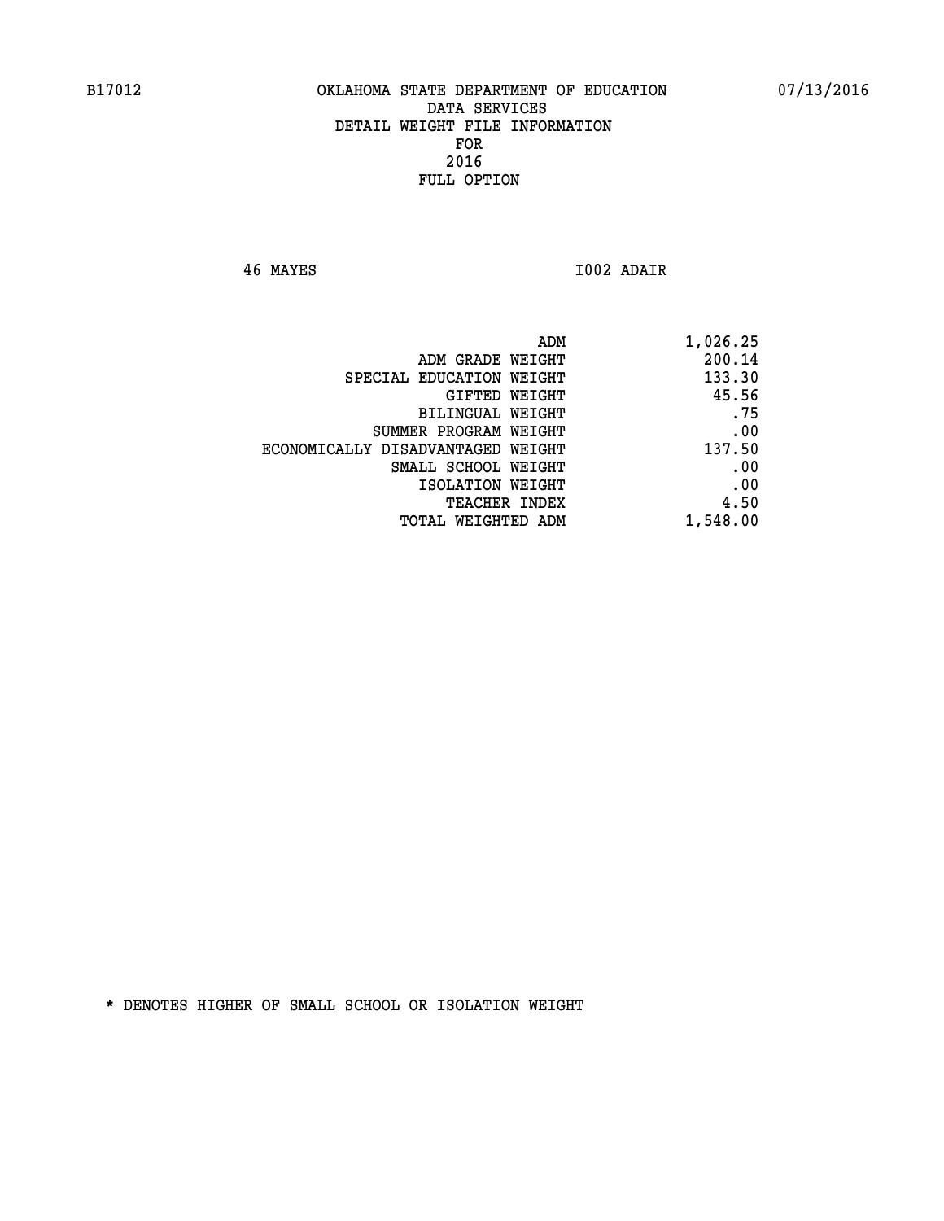B17012 OKLAHOMA STATE DEPARTMENT OF EDUCATION 07/13/2016

DATA SERVICES
DETAIL WEIGHT FILE INFORMATION
FOR
2016
FULL OPTION

46 MAYES I002 ADAIR

| | |
|---|---|
| ADM | 1,026.25 |
| ADM GRADE WEIGHT | 200.14 |
| SPECIAL EDUCATION WEIGHT | 133.30 |
| GIFTED WEIGHT | 45.56 |
| BILINGUAL WEIGHT | .75 |
| SUMMER PROGRAM WEIGHT | .00 |
| ECONOMICALLY DISADVANTAGED WEIGHT | 137.50 |
| SMALL SCHOOL WEIGHT | .00 |
| ISOLATION WEIGHT | .00 |
| TEACHER INDEX | 4.50 |
| TOTAL WEIGHTED ADM | 1,548.00 |

* DENOTES HIGHER OF SMALL SCHOOL OR ISOLATION WEIGHT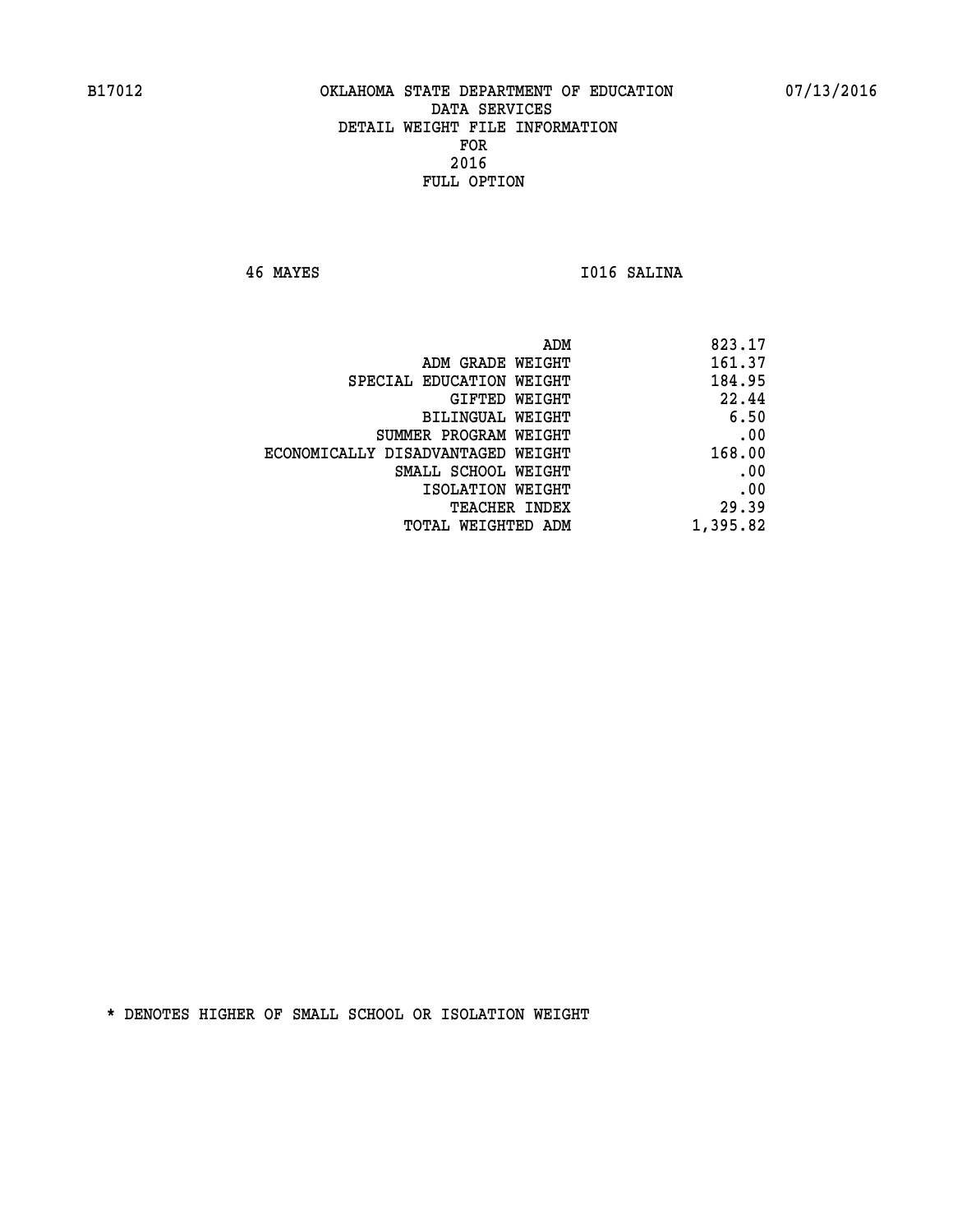B17012 OKLAHOMA STATE DEPARTMENT OF EDUCATION 07/13/2016
DATA SERVICES
DETAIL WEIGHT FILE INFORMATION
FOR
2016
FULL OPTION

46 MAYES I016 SALINA

| | |
|---|---|
| ADM | 823.17 |
| ADM GRADE WEIGHT | 161.37 |
| SPECIAL EDUCATION WEIGHT | 184.95 |
| GIFTED WEIGHT | 22.44 |
| BILINGUAL WEIGHT | 6.50 |
| SUMMER PROGRAM WEIGHT | .00 |
| ECONOMICALLY DISADVANTAGED WEIGHT | 168.00 |
| SMALL SCHOOL WEIGHT | .00 |
| ISOLATION WEIGHT | .00 |
| TEACHER INDEX | 29.39 |
| TOTAL WEIGHTED ADM | 1,395.82 |

* DENOTES HIGHER OF SMALL SCHOOL OR ISOLATION WEIGHT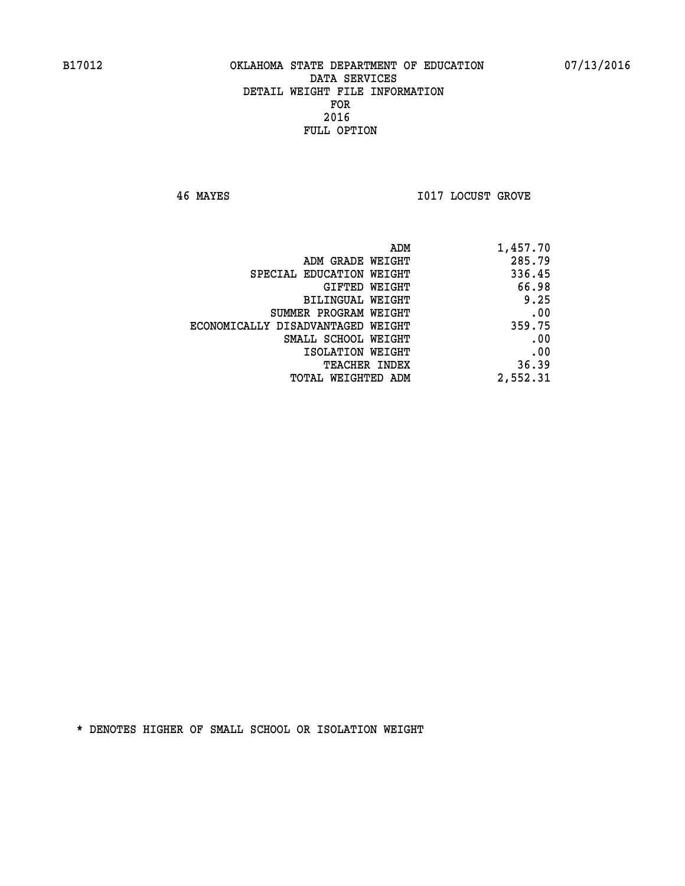B17012 OKLAHOMA STATE DEPARTMENT OF EDUCATION 07/13/2016

DATA SERVICES
DETAIL WEIGHT FILE INFORMATION
FOR
2016
FULL OPTION

46 MAYES I017 LOCUST GROVE

| | |
|---|---|
| ADM | 1,457.70 |
| ADM GRADE WEIGHT | 285.79 |
| SPECIAL EDUCATION WEIGHT | 336.45 |
| GIFTED WEIGHT | 66.98 |
| BILINGUAL WEIGHT | 9.25 |
| SUMMER PROGRAM WEIGHT | .00 |
| ECONOMICALLY DISADVANTAGED WEIGHT | 359.75 |
| SMALL SCHOOL WEIGHT | .00 |
| ISOLATION WEIGHT | .00 |
| TEACHER INDEX | 36.39 |
| TOTAL WEIGHTED ADM | 2,552.31 |

* DENOTES HIGHER OF SMALL SCHOOL OR ISOLATION WEIGHT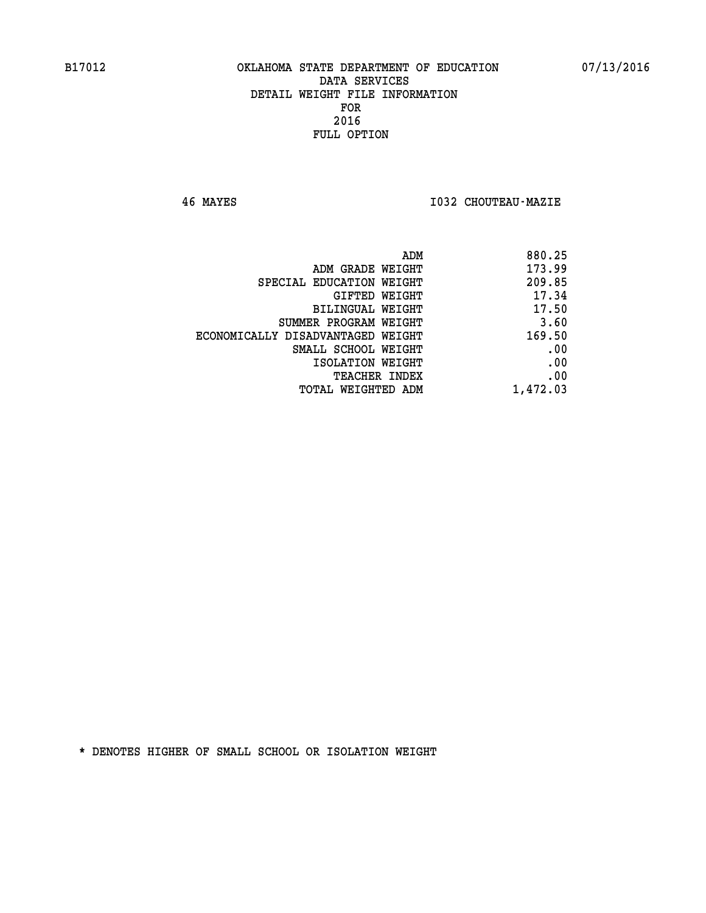B17012 OKLAHOMA STATE DEPARTMENT OF EDUCATION 07/13/2016

DATA SERVICES
DETAIL WEIGHT FILE INFORMATION
FOR
2016
FULL OPTION

46 MAYES I032 CHOUTEAU-MAZIE

| | |
|---|---|
| ADM | 880.25 |
| ADM GRADE WEIGHT | 173.99 |
| SPECIAL EDUCATION WEIGHT | 209.85 |
| GIFTED WEIGHT | 17.34 |
| BILINGUAL WEIGHT | 17.50 |
| SUMMER PROGRAM WEIGHT | 3.60 |
| ECONOMICALLY DISADVANTAGED WEIGHT | 169.50 |
| SMALL SCHOOL WEIGHT | .00 |
| ISOLATION WEIGHT | .00 |
| TEACHER INDEX | .00 |
| TOTAL WEIGHTED ADM | 1,472.03 |

* DENOTES HIGHER OF SMALL SCHOOL OR ISOLATION WEIGHT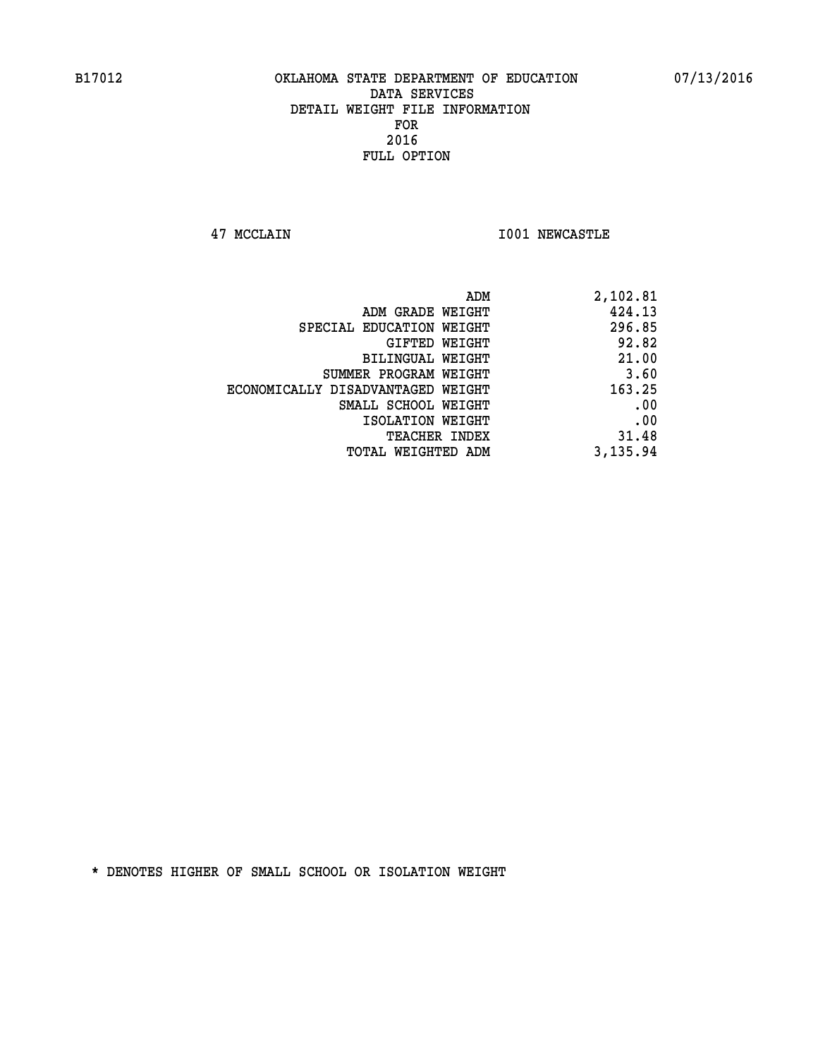B17012 OKLAHOMA STATE DEPARTMENT OF EDUCATION 07/13/2016

DATA SERVICES
DETAIL WEIGHT FILE INFORMATION
FOR
2016
FULL OPTION

47 MCCLAIN I001 NEWCASTLE

| | |
|---|---|
| ADM | 2,102.81 |
| ADM GRADE WEIGHT | 424.13 |
| SPECIAL EDUCATION WEIGHT | 296.85 |
| GIFTED WEIGHT | 92.82 |
| BILINGUAL WEIGHT | 21.00 |
| SUMMER PROGRAM WEIGHT | 3.60 |
| ECONOMICALLY DISADVANTAGED WEIGHT | 163.25 |
| SMALL SCHOOL WEIGHT | .00 |
| ISOLATION WEIGHT | .00 |
| TEACHER INDEX | 31.48 |
| TOTAL WEIGHTED ADM | 3,135.94 |

* DENOTES HIGHER OF SMALL SCHOOL OR ISOLATION WEIGHT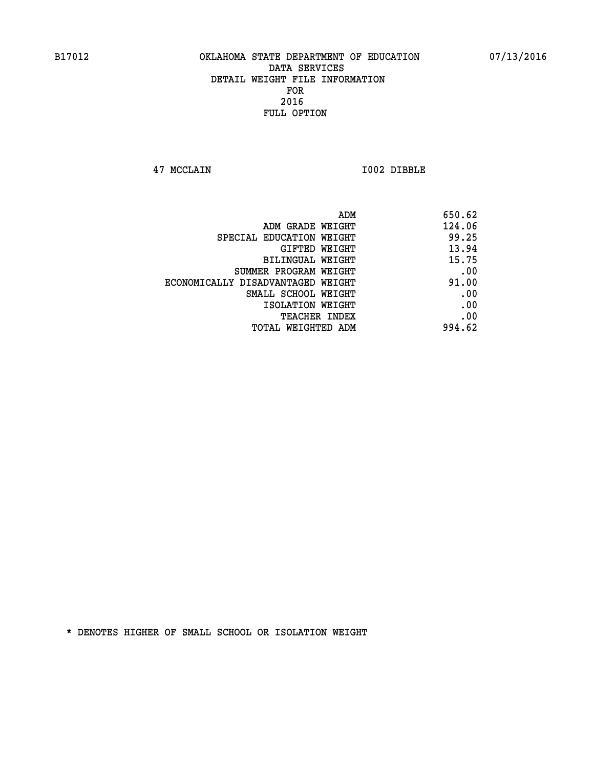B17012 OKLAHOMA STATE DEPARTMENT OF EDUCATION 07/13/2016
DATA SERVICES
DETAIL WEIGHT FILE INFORMATION
FOR
2016
FULL OPTION

47 MCCLAIN I002 DIBBLE

| | |
|---|---|
| ADM | 650.62 |
| ADM GRADE WEIGHT | 124.06 |
| SPECIAL EDUCATION WEIGHT | 99.25 |
| GIFTED WEIGHT | 13.94 |
| BILINGUAL WEIGHT | 15.75 |
| SUMMER PROGRAM WEIGHT | .00 |
| ECONOMICALLY DISADVANTAGED WEIGHT | 91.00 |
| SMALL SCHOOL WEIGHT | .00 |
| ISOLATION WEIGHT | .00 |
| TEACHER INDEX | .00 |
| TOTAL WEIGHTED ADM | 994.62 |

* DENOTES HIGHER OF SMALL SCHOOL OR ISOLATION WEIGHT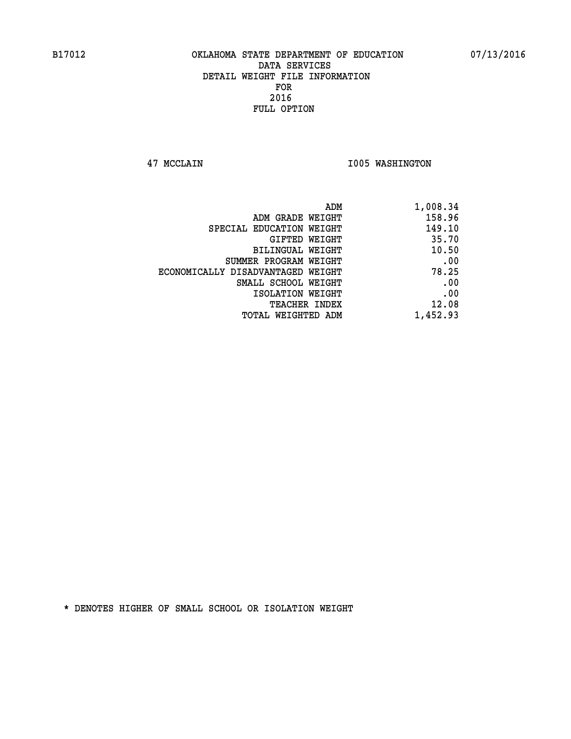B17012 OKLAHOMA STATE DEPARTMENT OF EDUCATION 07/13/2016

DATA SERVICES
DETAIL WEIGHT FILE INFORMATION
FOR
2016
FULL OPTION

47 MCCLAIN I005 WASHINGTON

| | |
|---|---|
| ADM | 1,008.34 |
| ADM GRADE WEIGHT | 158.96 |
| SPECIAL EDUCATION WEIGHT | 149.10 |
| GIFTED WEIGHT | 35.70 |
| BILINGUAL WEIGHT | 10.50 |
| SUMMER PROGRAM WEIGHT | .00 |
| ECONOMICALLY DISADVANTAGED WEIGHT | 78.25 |
| SMALL SCHOOL WEIGHT | .00 |
| ISOLATION WEIGHT | .00 |
| TEACHER INDEX | 12.08 |
| TOTAL WEIGHTED ADM | 1,452.93 |

* DENOTES HIGHER OF SMALL SCHOOL OR ISOLATION WEIGHT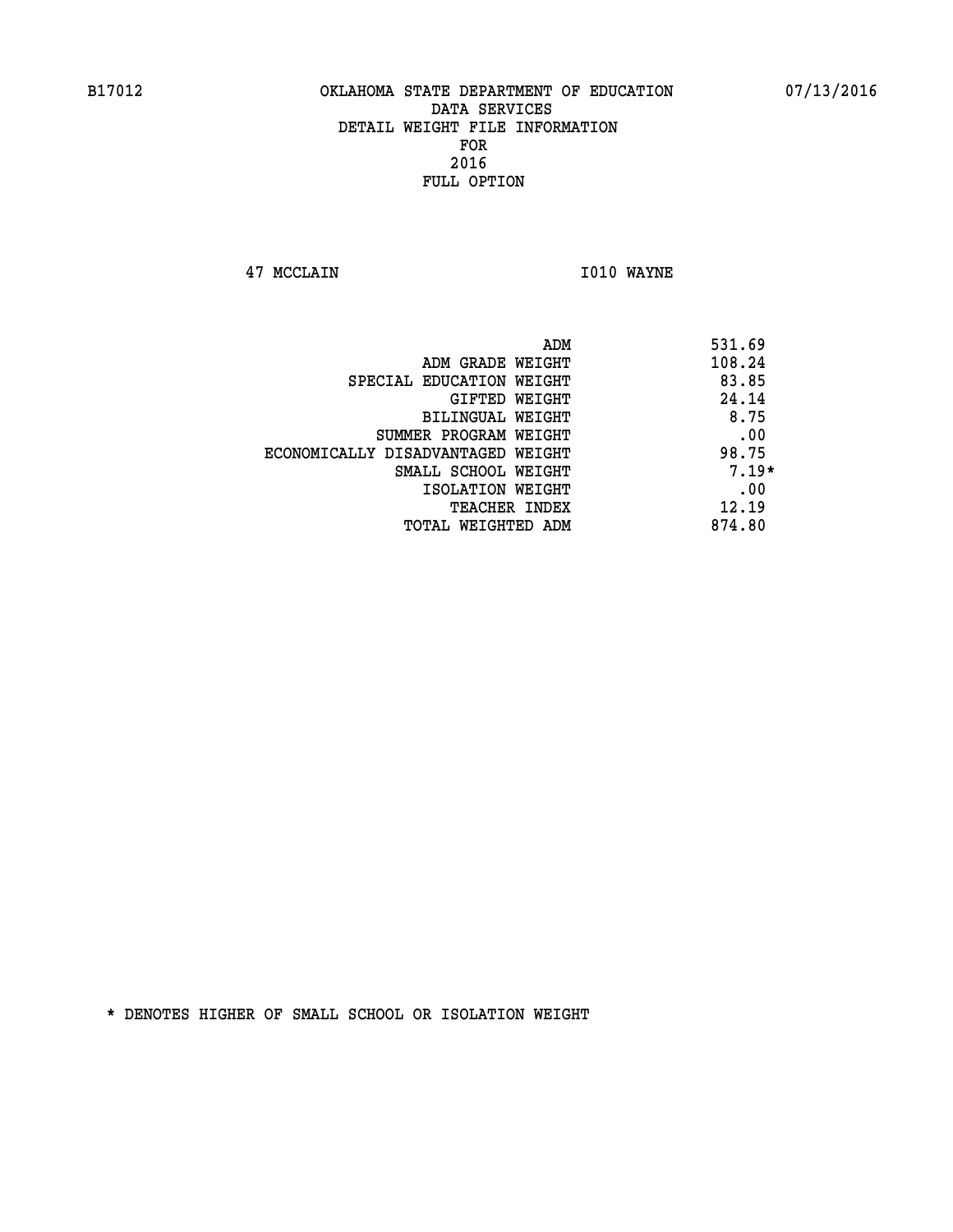B17012 OKLAHOMA STATE DEPARTMENT OF EDUCATION 07/13/2016

DATA SERVICES
DETAIL WEIGHT FILE INFORMATION
FOR
2016
FULL OPTION

47 MCCLAIN I010 WAYNE

| | |
|---|---|
| ADM | 531.69 |
| ADM GRADE WEIGHT | 108.24 |
| SPECIAL EDUCATION WEIGHT | 83.85 |
| GIFTED WEIGHT | 24.14 |
| BILINGUAL WEIGHT | 8.75 |
| SUMMER PROGRAM WEIGHT | .00 |
| ECONOMICALLY DISADVANTAGED WEIGHT | 98.75 |
| SMALL SCHOOL WEIGHT | 7.19* |
| ISOLATION WEIGHT | .00 |
| TEACHER INDEX | 12.19 |
| TOTAL WEIGHTED ADM | 874.80 |

* DENOTES HIGHER OF SMALL SCHOOL OR ISOLATION WEIGHT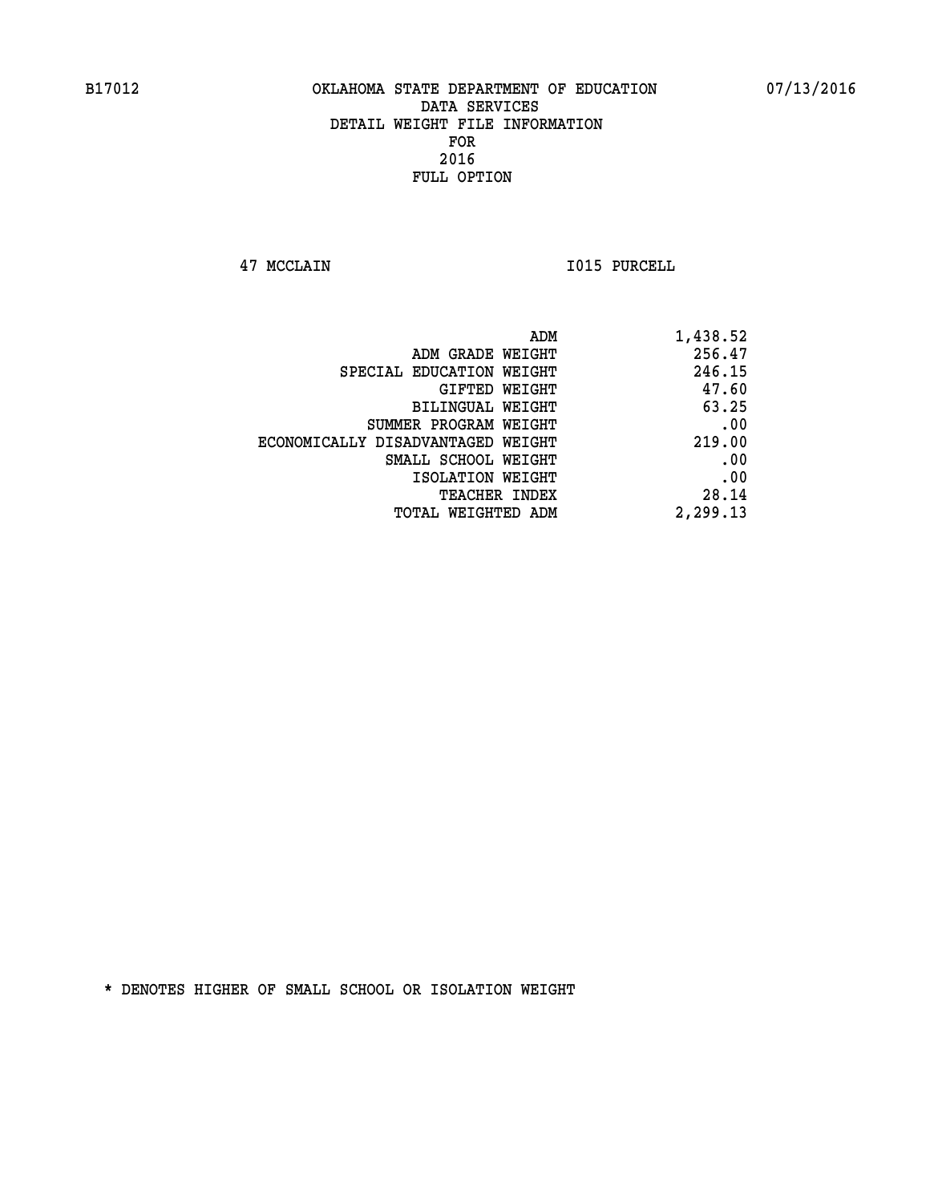B17012 OKLAHOMA STATE DEPARTMENT OF EDUCATION 07/13/2016

DATA SERVICES
DETAIL WEIGHT FILE INFORMATION
FOR
2016
FULL OPTION

47 MCCLAIN I015 PURCELL

| | |
|---|---|
| ADM | 1,438.52 |
| ADM GRADE WEIGHT | 256.47 |
| SPECIAL EDUCATION WEIGHT | 246.15 |
| GIFTED WEIGHT | 47.60 |
| BILINGUAL WEIGHT | 63.25 |
| SUMMER PROGRAM WEIGHT | .00 |
| ECONOMICALLY DISADVANTAGED WEIGHT | 219.00 |
| SMALL SCHOOL WEIGHT | .00 |
| ISOLATION WEIGHT | .00 |
| TEACHER INDEX | 28.14 |
| TOTAL WEIGHTED ADM | 2,299.13 |

* DENOTES HIGHER OF SMALL SCHOOL OR ISOLATION WEIGHT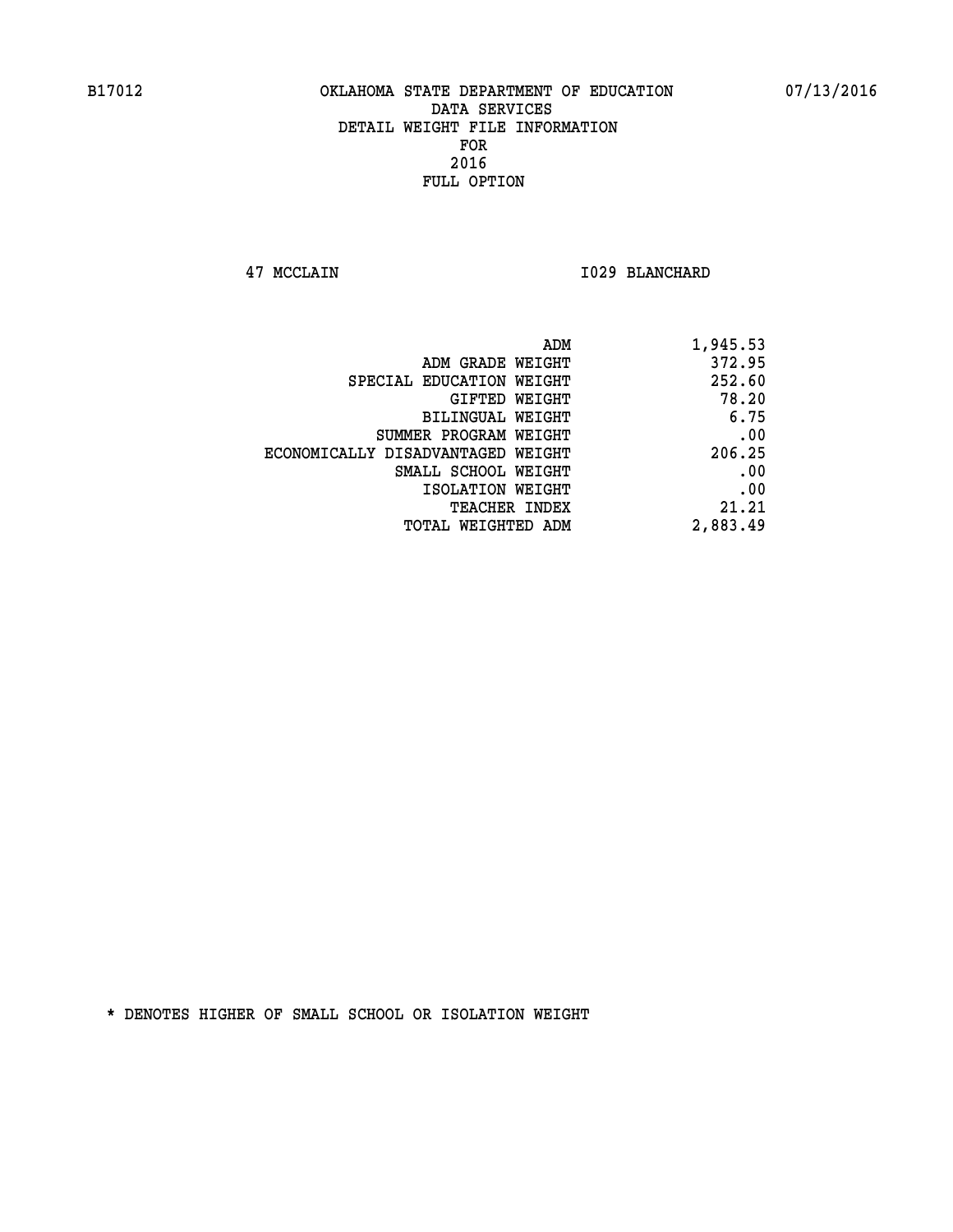B17012 OKLAHOMA STATE DEPARTMENT OF EDUCATION 07/13/2016

DATA SERVICES
DETAIL WEIGHT FILE INFORMATION
FOR
2016
FULL OPTION

47 MCCLAIN I029 BLANCHARD

| | |
|---|---|
| ADM | 1,945.53 |
| ADM GRADE WEIGHT | 372.95 |
| SPECIAL EDUCATION WEIGHT | 252.60 |
| GIFTED WEIGHT | 78.20 |
| BILINGUAL WEIGHT | 6.75 |
| SUMMER PROGRAM WEIGHT | .00 |
| ECONOMICALLY DISADVANTAGED WEIGHT | 206.25 |
| SMALL SCHOOL WEIGHT | .00 |
| ISOLATION WEIGHT | .00 |
| TEACHER INDEX | 21.21 |
| TOTAL WEIGHTED ADM | 2,883.49 |

* DENOTES HIGHER OF SMALL SCHOOL OR ISOLATION WEIGHT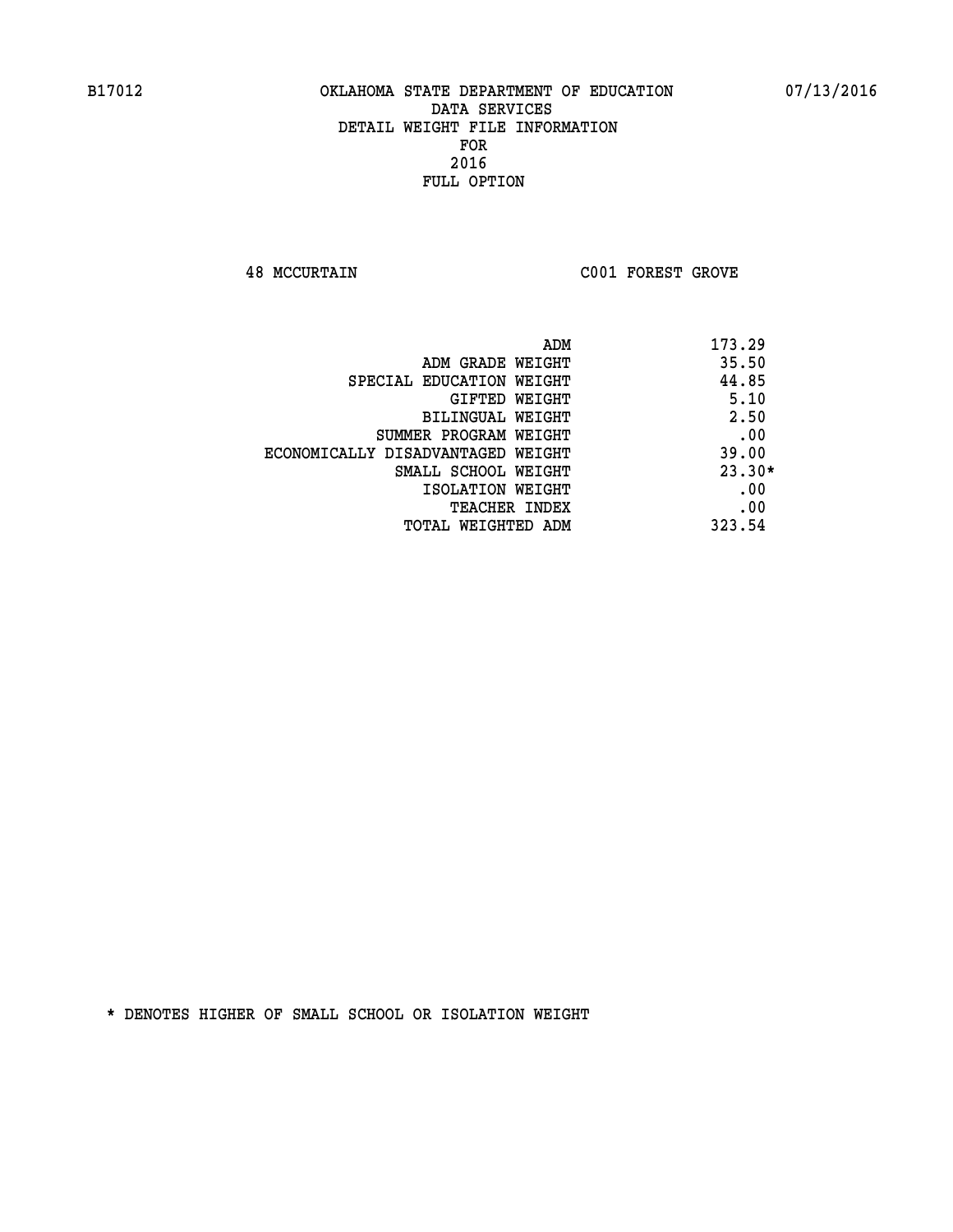B17012 OKLAHOMA STATE DEPARTMENT OF EDUCATION 07/13/2016

DATA SERVICES
DETAIL WEIGHT FILE INFORMATION
FOR
2016
FULL OPTION

48 MCCURTAIN C001 FOREST GROVE

| | |
|---|---|
| ADM | 173.29 |
| ADM GRADE WEIGHT | 35.50 |
| SPECIAL EDUCATION WEIGHT | 44.85 |
| GIFTED WEIGHT | 5.10 |
| BILINGUAL WEIGHT | 2.50 |
| SUMMER PROGRAM WEIGHT | .00 |
| ECONOMICALLY DISADVANTAGED WEIGHT | 39.00 |
| SMALL SCHOOL WEIGHT | 23.30* |
| ISOLATION WEIGHT | .00 |
| TEACHER INDEX | .00 |
| TOTAL WEIGHTED ADM | 323.54 |

* DENOTES HIGHER OF SMALL SCHOOL OR ISOLATION WEIGHT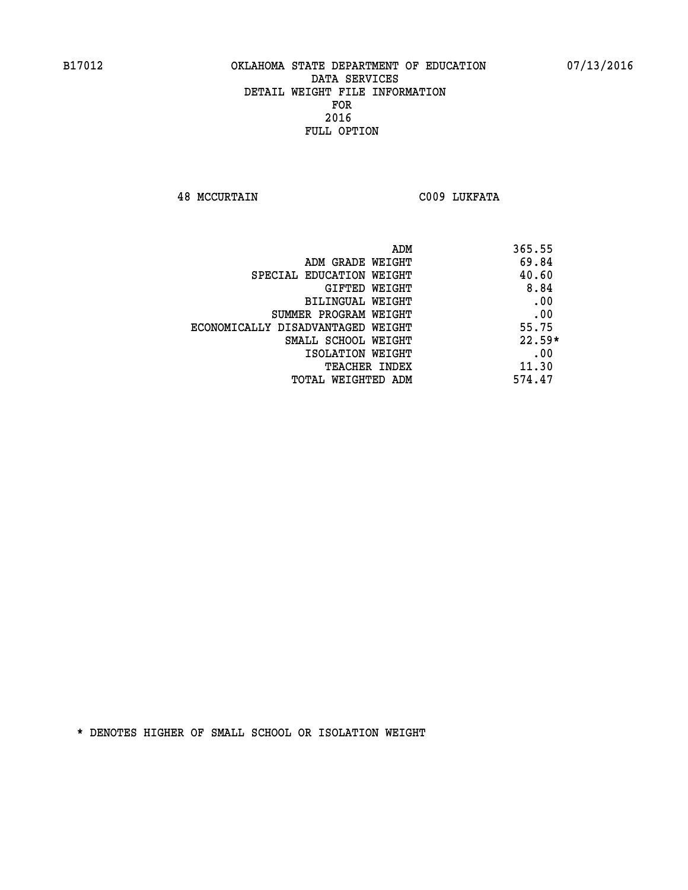B17012 OKLAHOMA STATE DEPARTMENT OF EDUCATION 07/13/2016

DATA SERVICES
DETAIL WEIGHT FILE INFORMATION
FOR
2016
FULL OPTION

48 MCCURTAIN C009 LUKFATA

| | |
|---|---|
| ADM | 365.55 |
| ADM GRADE WEIGHT | 69.84 |
| SPECIAL EDUCATION WEIGHT | 40.60 |
| GIFTED WEIGHT | 8.84 |
| BILINGUAL WEIGHT | .00 |
| SUMMER PROGRAM WEIGHT | .00 |
| ECONOMICALLY DISADVANTAGED WEIGHT | 55.75 |
| SMALL SCHOOL WEIGHT | 22.59* |
| ISOLATION WEIGHT | .00 |
| TEACHER INDEX | 11.30 |
| TOTAL WEIGHTED ADM | 574.47 |

* DENOTES HIGHER OF SMALL SCHOOL OR ISOLATION WEIGHT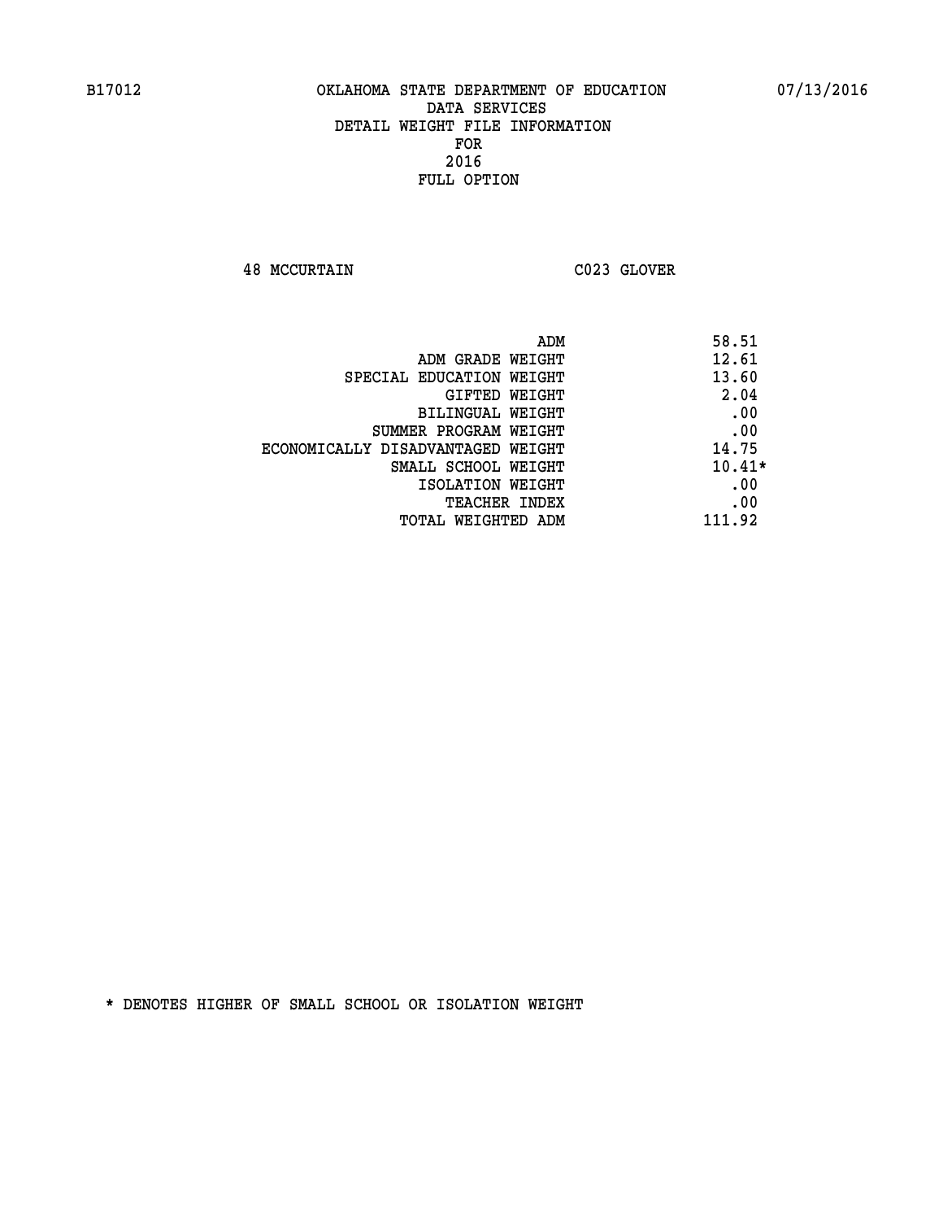B17012 OKLAHOMA STATE DEPARTMENT OF EDUCATION 07/13/2016

DATA SERVICES
DETAIL WEIGHT FILE INFORMATION
FOR
2016
FULL OPTION

48 MCCURTAIN C023 GLOVER

| | |
|---|---|
| ADM | 58.51 |
| ADM GRADE WEIGHT | 12.61 |
| SPECIAL EDUCATION WEIGHT | 13.60 |
| GIFTED WEIGHT | 2.04 |
| BILINGUAL WEIGHT | .00 |
| SUMMER PROGRAM WEIGHT | .00 |
| ECONOMICALLY DISADVANTAGED WEIGHT | 14.75 |
| SMALL SCHOOL WEIGHT | 10.41* |
| ISOLATION WEIGHT | .00 |
| TEACHER INDEX | .00 |
| TOTAL WEIGHTED ADM | 111.92 |

* DENOTES HIGHER OF SMALL SCHOOL OR ISOLATION WEIGHT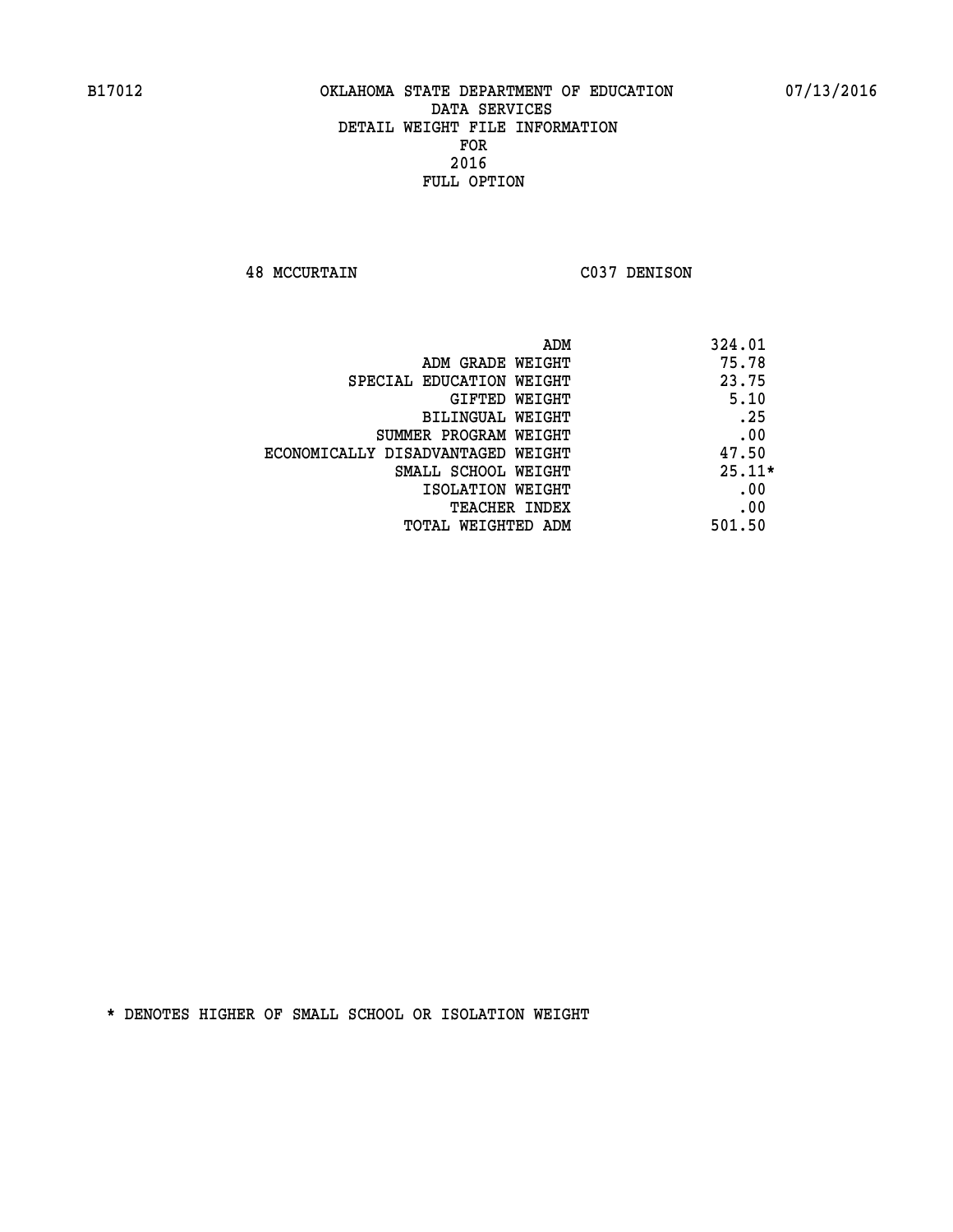B17012 OKLAHOMA STATE DEPARTMENT OF EDUCATION 07/13/2016

DATA SERVICES

DETAIL WEIGHT FILE INFORMATION

FOR

2016

FULL OPTION

48 MCCURTAIN C037 DENISON

| | |
|---|---|
| ADM | 324.01 |
| ADM GRADE WEIGHT | 75.78 |
| SPECIAL EDUCATION WEIGHT | 23.75 |
| GIFTED WEIGHT | 5.10 |
| BILINGUAL WEIGHT | .25 |
| SUMMER PROGRAM WEIGHT | .00 |
| ECONOMICALLY DISADVANTAGED WEIGHT | 47.50 |
| SMALL SCHOOL WEIGHT | 25.11* |
| ISOLATION WEIGHT | .00 |
| TEACHER INDEX | .00 |
| TOTAL WEIGHTED ADM | 501.50 |

* DENOTES HIGHER OF SMALL SCHOOL OR ISOLATION WEIGHT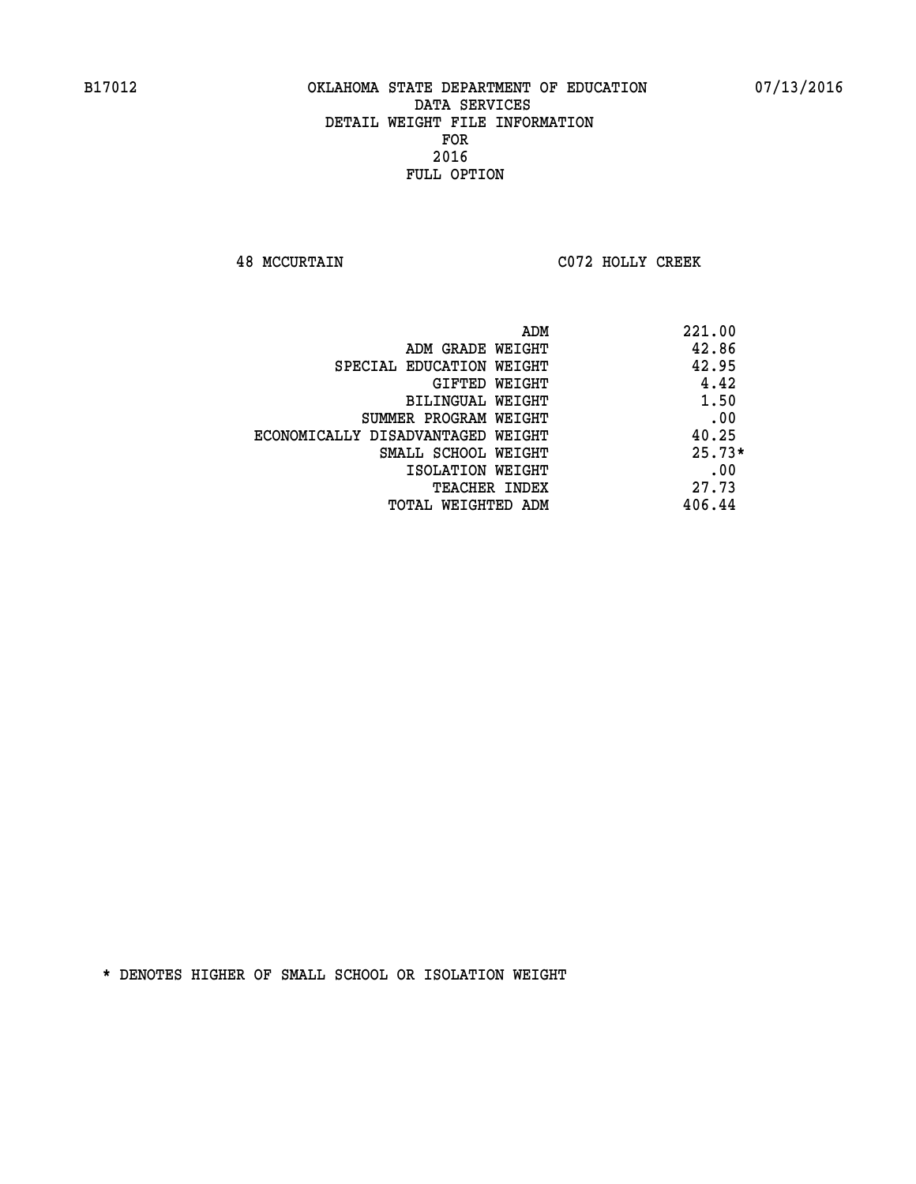OKLAHOMA STATE DEPARTMENT OF EDUCATION
DATA SERVICES
DETAIL WEIGHT FILE INFORMATION
FOR
2016
FULL OPTION

48 MCCURTAIN C072 HOLLY CREEK

| | |
|---|---|
| ADM | 221.00 |
| ADM GRADE WEIGHT | 42.86 |
| SPECIAL EDUCATION WEIGHT | 42.95 |
| GIFTED WEIGHT | 4.42 |
| BILINGUAL WEIGHT | 1.50 |
| SUMMER PROGRAM WEIGHT | .00 |
| ECONOMICALLY DISADVANTAGED WEIGHT | 40.25 |
| SMALL SCHOOL WEIGHT | 25.73* |
| ISOLATION WEIGHT | .00 |
| TEACHER INDEX | 27.73 |
| TOTAL WEIGHTED ADM | 406.44 |

* DENOTES HIGHER OF SMALL SCHOOL OR ISOLATION WEIGHT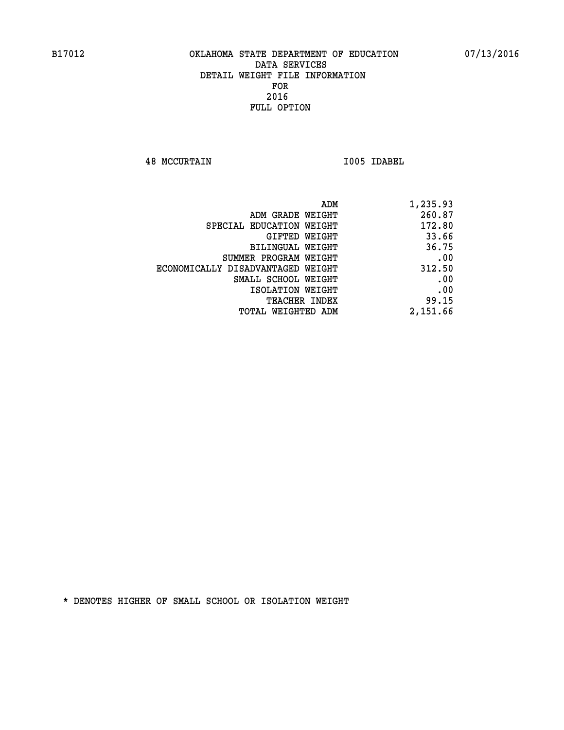B17012 OKLAHOMA STATE DEPARTMENT OF EDUCATION 07/13/2016

DATA SERVICES
DETAIL WEIGHT FILE INFORMATION
FOR
2016
FULL OPTION

48 MCCURTAIN I005 IDABEL

| | |
|---|---|
| ADM | 1,235.93 |
| ADM GRADE WEIGHT | 260.87 |
| SPECIAL EDUCATION WEIGHT | 172.80 |
| GIFTED WEIGHT | 33.66 |
| BILINGUAL WEIGHT | 36.75 |
| SUMMER PROGRAM WEIGHT | .00 |
| ECONOMICALLY DISADVANTAGED WEIGHT | 312.50 |
| SMALL SCHOOL WEIGHT | .00 |
| ISOLATION WEIGHT | .00 |
| TEACHER INDEX | 99.15 |
| TOTAL WEIGHTED ADM | 2,151.66 |

* DENOTES HIGHER OF SMALL SCHOOL OR ISOLATION WEIGHT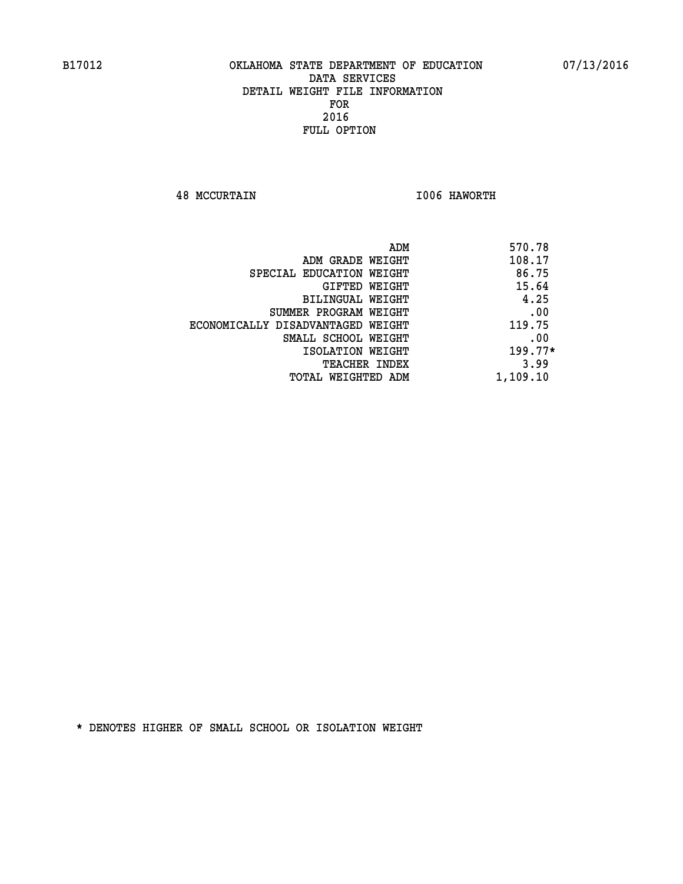B17012 OKLAHOMA STATE DEPARTMENT OF EDUCATION 07/13/2016

DATA SERVICES
DETAIL WEIGHT FILE INFORMATION
FOR
2016
FULL OPTION

48 MCCURTAIN I006 HAWORTH

| | |
|---|---|
| ADM | 570.78 |
| ADM GRADE WEIGHT | 108.17 |
| SPECIAL EDUCATION WEIGHT | 86.75 |
| GIFTED WEIGHT | 15.64 |
| BILINGUAL WEIGHT | 4.25 |
| SUMMER PROGRAM WEIGHT | .00 |
| ECONOMICALLY DISADVANTAGED WEIGHT | 119.75 |
| SMALL SCHOOL WEIGHT | .00 |
| ISOLATION WEIGHT | 199.77* |
| TEACHER INDEX | 3.99 |
| TOTAL WEIGHTED ADM | 1,109.10 |

* DENOTES HIGHER OF SMALL SCHOOL OR ISOLATION WEIGHT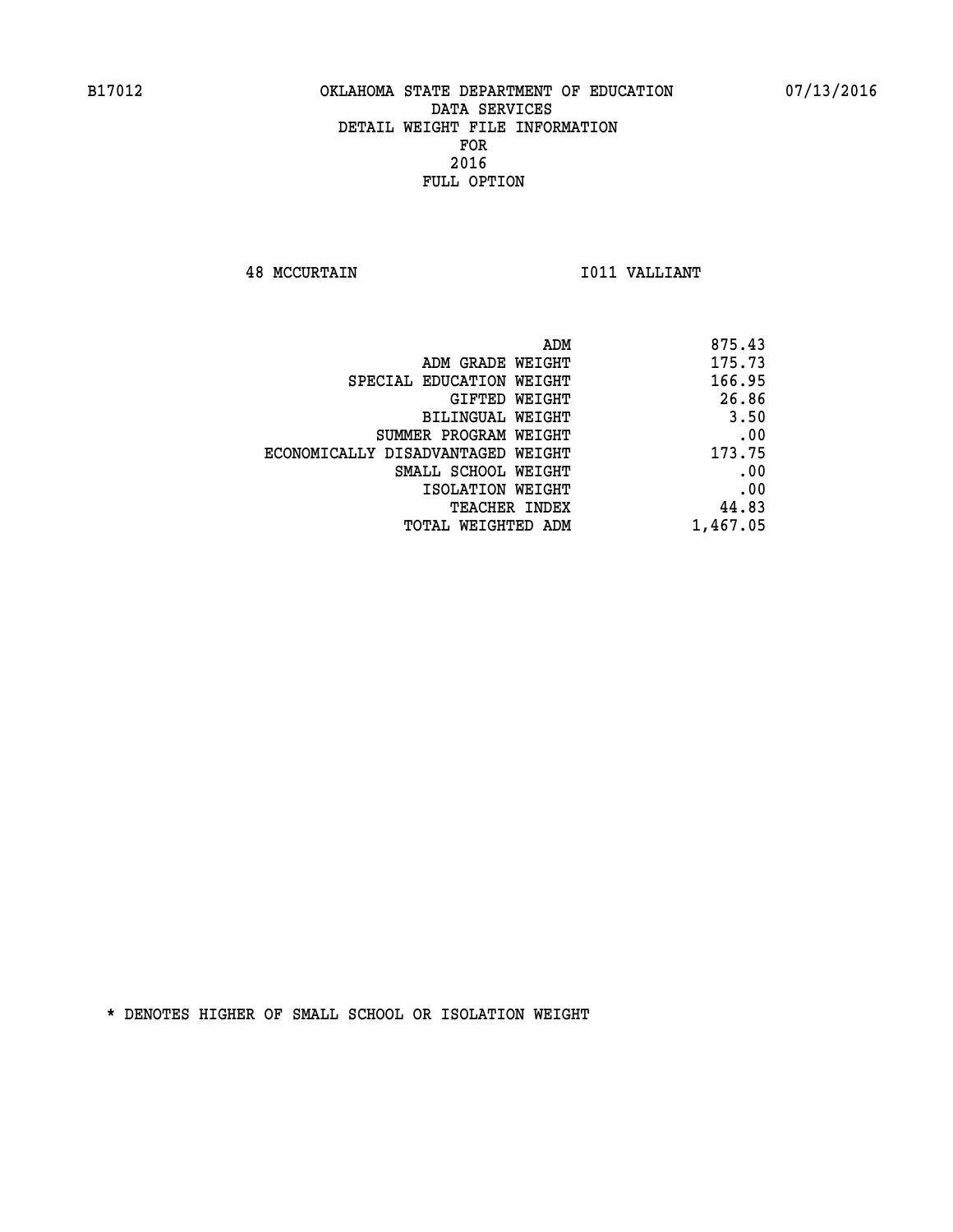B17012 OKLAHOMA STATE DEPARTMENT OF EDUCATION 07/13/2016

DATA SERVICES
DETAIL WEIGHT FILE INFORMATION
FOR
2016
FULL OPTION

48 MCCURTAIN I011 VALLIANT

| | |
|---|---|
| ADM | 875.43 |
| ADM GRADE WEIGHT | 175.73 |
| SPECIAL EDUCATION WEIGHT | 166.95 |
| GIFTED WEIGHT | 26.86 |
| BILINGUAL WEIGHT | 3.50 |
| SUMMER PROGRAM WEIGHT | .00 |
| ECONOMICALLY DISADVANTAGED WEIGHT | 173.75 |
| SMALL SCHOOL WEIGHT | .00 |
| ISOLATION WEIGHT | .00 |
| TEACHER INDEX | 44.83 |
| TOTAL WEIGHTED ADM | 1,467.05 |

* DENOTES HIGHER OF SMALL SCHOOL OR ISOLATION WEIGHT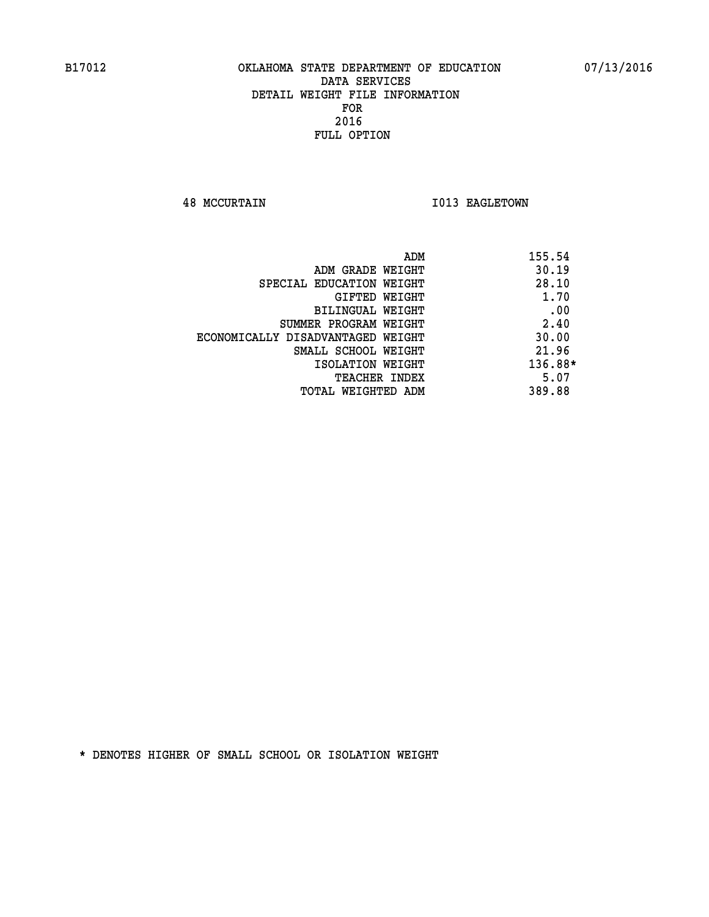B17012 OKLAHOMA STATE DEPARTMENT OF EDUCATION 07/13/2016

DATA SERVICES
DETAIL WEIGHT FILE INFORMATION
FOR
2016
FULL OPTION

48 MCCURTAIN I013 EAGLETOWN

| | |
|---|---|
| ADM | 155.54 |
| ADM GRADE WEIGHT | 30.19 |
| SPECIAL EDUCATION WEIGHT | 28.10 |
| GIFTED WEIGHT | 1.70 |
| BILINGUAL WEIGHT | .00 |
| SUMMER PROGRAM WEIGHT | 2.40 |
| ECONOMICALLY DISADVANTAGED WEIGHT | 30.00 |
| SMALL SCHOOL WEIGHT | 21.96 |
| ISOLATION WEIGHT | 136.88* |
| TEACHER INDEX | 5.07 |
| TOTAL WEIGHTED ADM | 389.88 |

* DENOTES HIGHER OF SMALL SCHOOL OR ISOLATION WEIGHT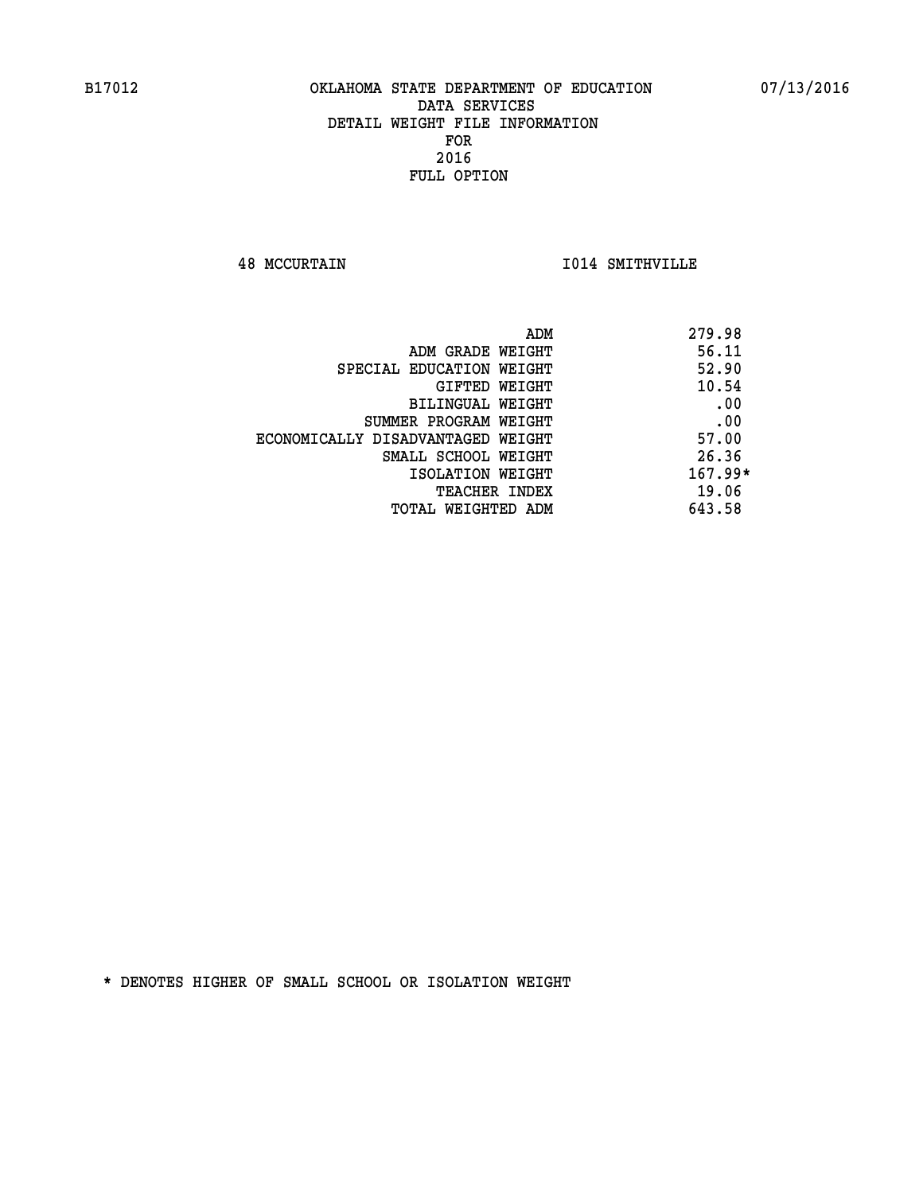B17012 OKLAHOMA STATE DEPARTMENT OF EDUCATION 07/13/2016

DATA SERVICES
DETAIL WEIGHT FILE INFORMATION
FOR
2016
FULL OPTION

48 MCCURTAIN I014 SMITHVILLE

| | |
|---|---|
| ADM | 279.98 |
| ADM GRADE WEIGHT | 56.11 |
| SPECIAL EDUCATION WEIGHT | 52.90 |
| GIFTED WEIGHT | 10.54 |
| BILINGUAL WEIGHT | .00 |
| SUMMER PROGRAM WEIGHT | .00 |
| ECONOMICALLY DISADVANTAGED WEIGHT | 57.00 |
| SMALL SCHOOL WEIGHT | 26.36 |
| ISOLATION WEIGHT | 167.99* |
| TEACHER INDEX | 19.06 |
| TOTAL WEIGHTED ADM | 643.58 |

* DENOTES HIGHER OF SMALL SCHOOL OR ISOLATION WEIGHT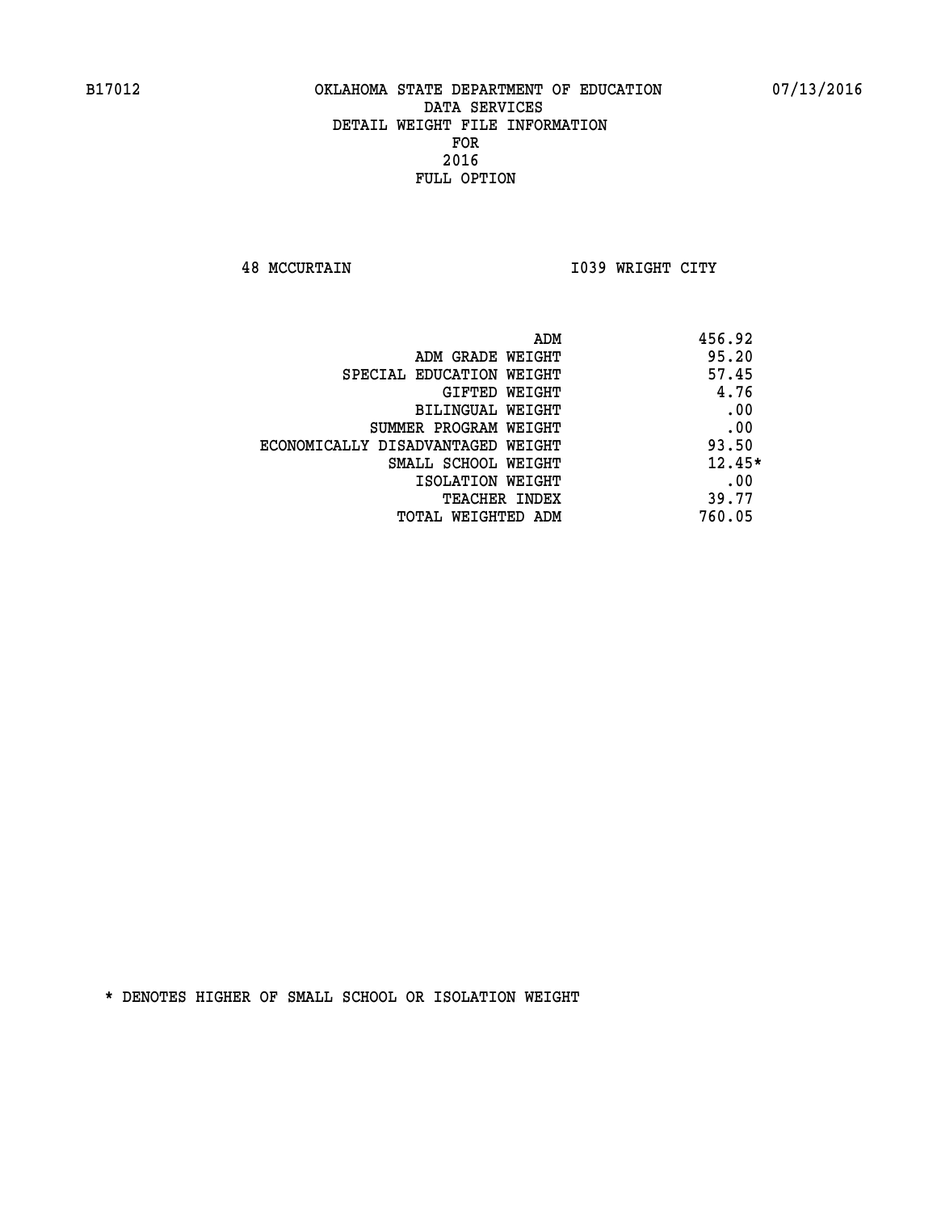B17012 OKLAHOMA STATE DEPARTMENT OF EDUCATION 07/13/2016

DATA SERVICES
DETAIL WEIGHT FILE INFORMATION
FOR
2016
FULL OPTION

48 MCCURTAIN I039 WRIGHT CITY

| | |
|---|---|
| ADM | 456.92 |
| ADM GRADE WEIGHT | 95.20 |
| SPECIAL EDUCATION WEIGHT | 57.45 |
| GIFTED WEIGHT | 4.76 |
| BILINGUAL WEIGHT | .00 |
| SUMMER PROGRAM WEIGHT | .00 |
| ECONOMICALLY DISADVANTAGED WEIGHT | 93.50 |
| SMALL SCHOOL WEIGHT | 12.45* |
| ISOLATION WEIGHT | .00 |
| TEACHER INDEX | 39.77 |
| TOTAL WEIGHTED ADM | 760.05 |

* DENOTES HIGHER OF SMALL SCHOOL OR ISOLATION WEIGHT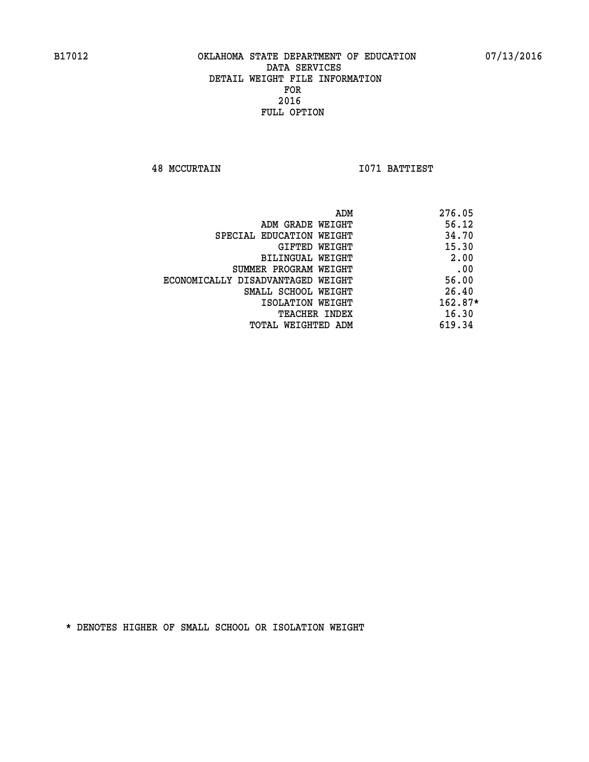B17012 OKLAHOMA STATE DEPARTMENT OF EDUCATION 07/13/2016

DATA SERVICES
DETAIL WEIGHT FILE INFORMATION
FOR
2016
FULL OPTION

48 MCCURTAIN I071 BATTIEST

| | |
|---|---|
| ADM | 276.05 |
| ADM GRADE WEIGHT | 56.12 |
| SPECIAL EDUCATION WEIGHT | 34.70 |
| GIFTED WEIGHT | 15.30 |
| BILINGUAL WEIGHT | 2.00 |
| SUMMER PROGRAM WEIGHT | .00 |
| ECONOMICALLY DISADVANTAGED WEIGHT | 56.00 |
| SMALL SCHOOL WEIGHT | 26.40 |
| ISOLATION WEIGHT | 162.87* |
| TEACHER INDEX | 16.30 |
| TOTAL WEIGHTED ADM | 619.34 |

* DENOTES HIGHER OF SMALL SCHOOL OR ISOLATION WEIGHT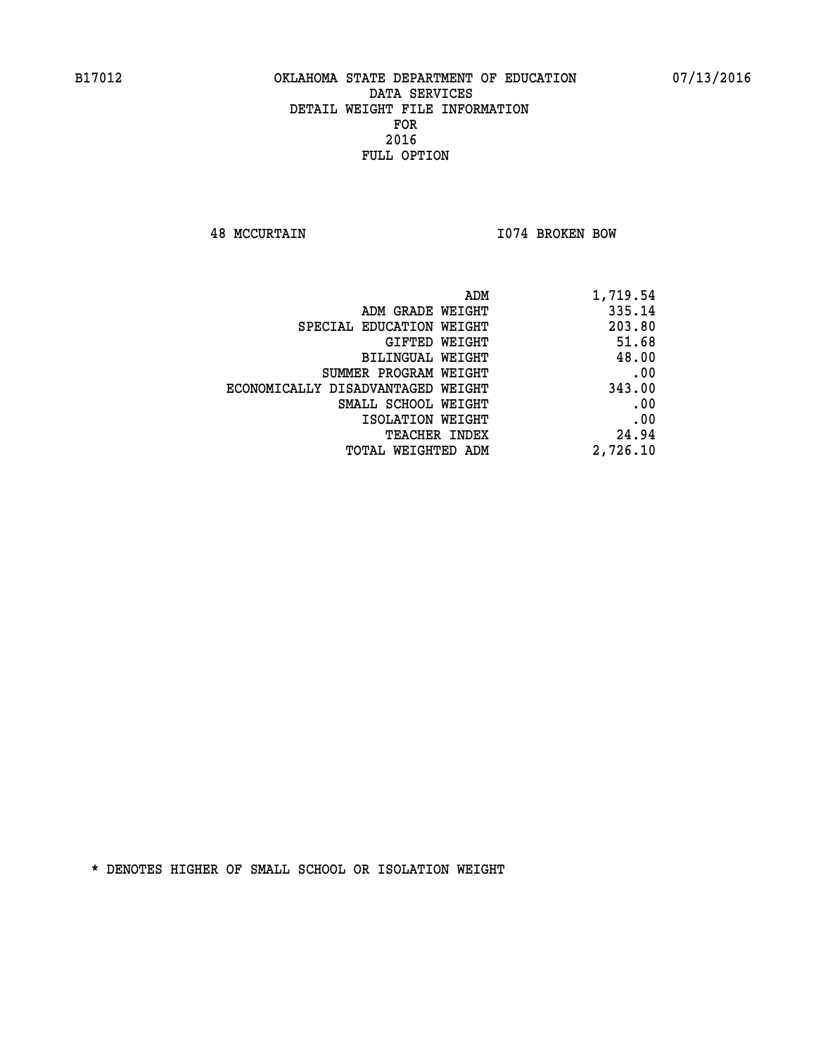B17012 OKLAHOMA STATE DEPARTMENT OF EDUCATION 07/13/2016

DATA SERVICES
DETAIL WEIGHT FILE INFORMATION
FOR
2016
FULL OPTION

48 MCCURTAIN I074 BROKEN BOW

| | |
|---|---|
| ADM | 1,719.54 |
| ADM GRADE WEIGHT | 335.14 |
| SPECIAL EDUCATION WEIGHT | 203.80 |
| GIFTED WEIGHT | 51.68 |
| BILINGUAL WEIGHT | 48.00 |
| SUMMER PROGRAM WEIGHT | .00 |
| ECONOMICALLY DISADVANTAGED WEIGHT | 343.00 |
| SMALL SCHOOL WEIGHT | .00 |
| ISOLATION WEIGHT | .00 |
| TEACHER INDEX | 24.94 |
| TOTAL WEIGHTED ADM | 2,726.10 |

* DENOTES HIGHER OF SMALL SCHOOL OR ISOLATION WEIGHT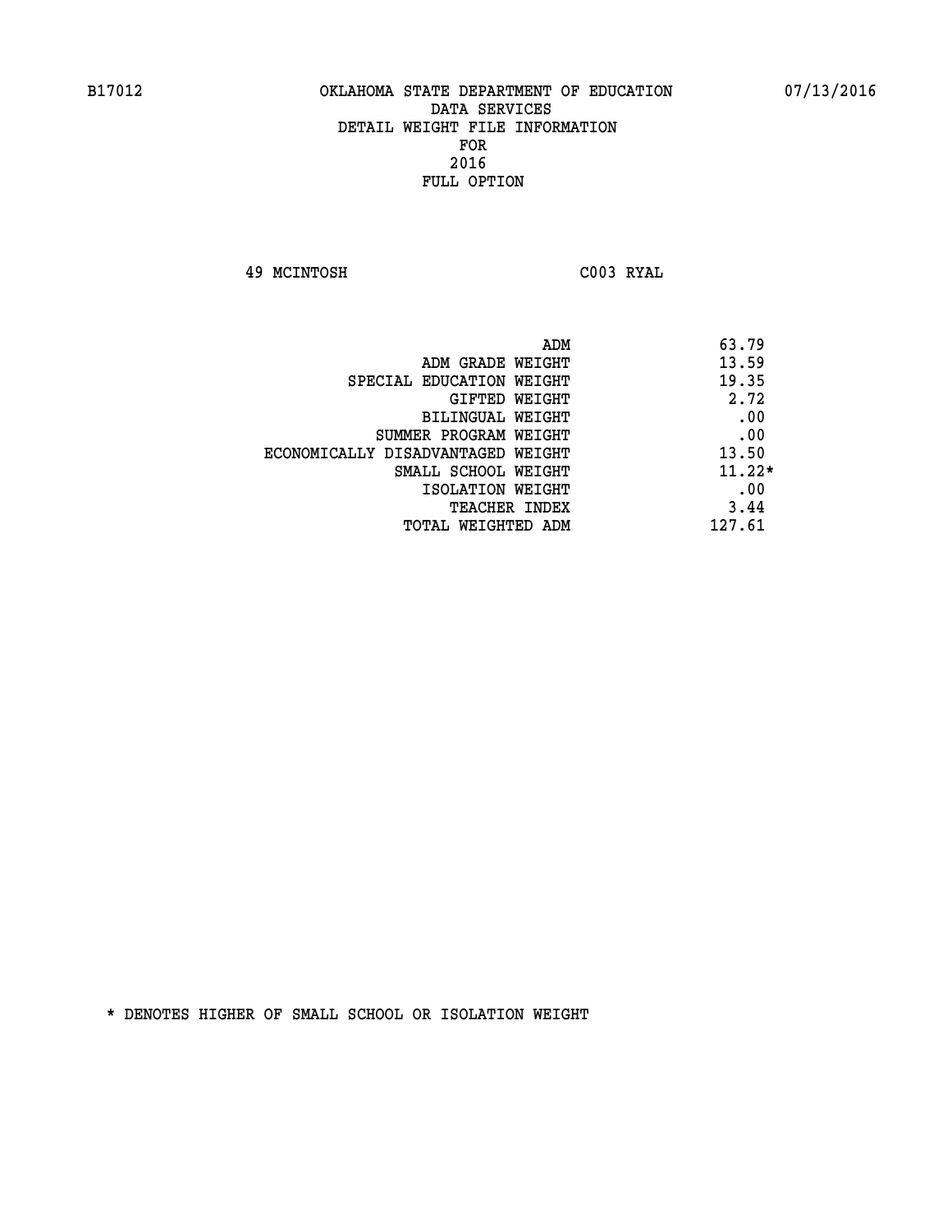B17012 OKLAHOMA STATE DEPARTMENT OF EDUCATION 07/13/2016

DATA SERVICES
DETAIL WEIGHT FILE INFORMATION
FOR
2016
FULL OPTION

49 MCINTOSH C003 RYAL

| | |
|---|---|
| ADM | 63.79 |
| ADM GRADE WEIGHT | 13.59 |
| SPECIAL EDUCATION WEIGHT | 19.35 |
| GIFTED WEIGHT | 2.72 |
| BILINGUAL WEIGHT | .00 |
| SUMMER PROGRAM WEIGHT | .00 |
| ECONOMICALLY DISADVANTAGED WEIGHT | 13.50 |
| SMALL SCHOOL WEIGHT | 11.22* |
| ISOLATION WEIGHT | .00 |
| TEACHER INDEX | 3.44 |
| TOTAL WEIGHTED ADM | 127.61 |

* DENOTES HIGHER OF SMALL SCHOOL OR ISOLATION WEIGHT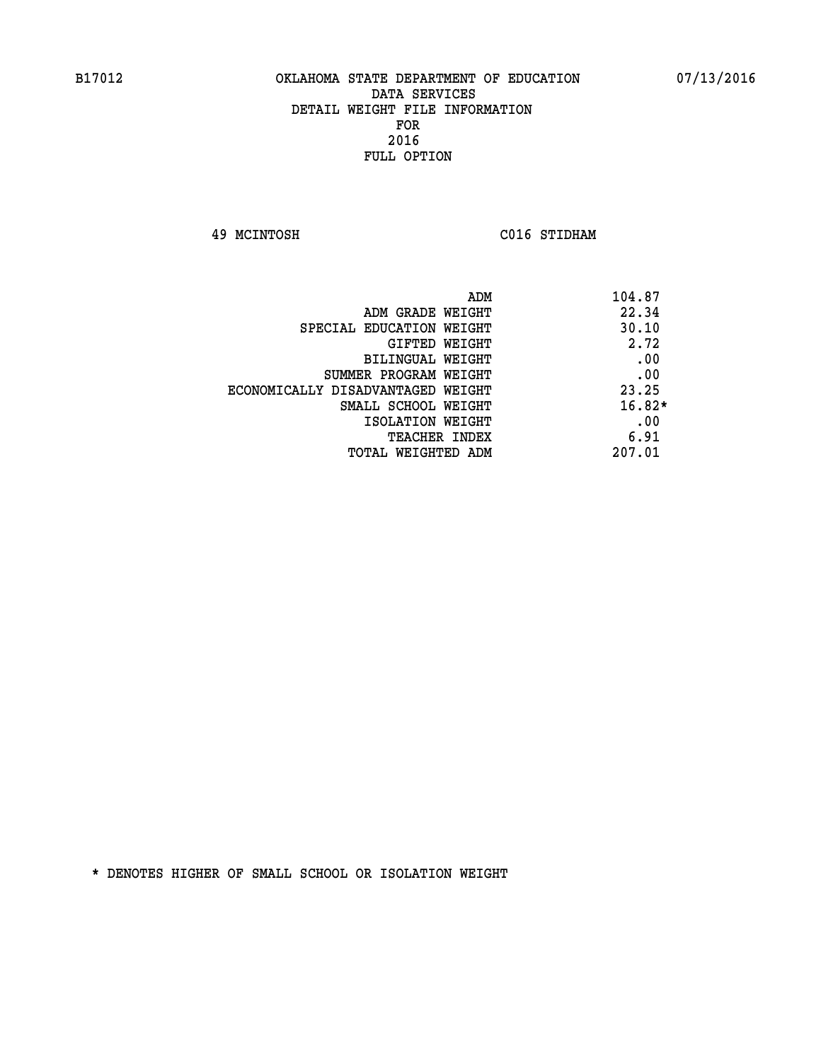B17012 OKLAHOMA STATE DEPARTMENT OF EDUCATION 07/13/2016

DATA SERVICES
DETAIL WEIGHT FILE INFORMATION
FOR
2016
FULL OPTION

49 MCINTOSH C016 STIDHAM

| | |
|---|---|
| ADM | 104.87 |
| ADM GRADE WEIGHT | 22.34 |
| SPECIAL EDUCATION WEIGHT | 30.10 |
| GIFTED WEIGHT | 2.72 |
| BILINGUAL WEIGHT | .00 |
| SUMMER PROGRAM WEIGHT | .00 |
| ECONOMICALLY DISADVANTAGED WEIGHT | 23.25 |
| SMALL SCHOOL WEIGHT | 16.82* |
| ISOLATION WEIGHT | .00 |
| TEACHER INDEX | 6.91 |
| TOTAL WEIGHTED ADM | 207.01 |

* DENOTES HIGHER OF SMALL SCHOOL OR ISOLATION WEIGHT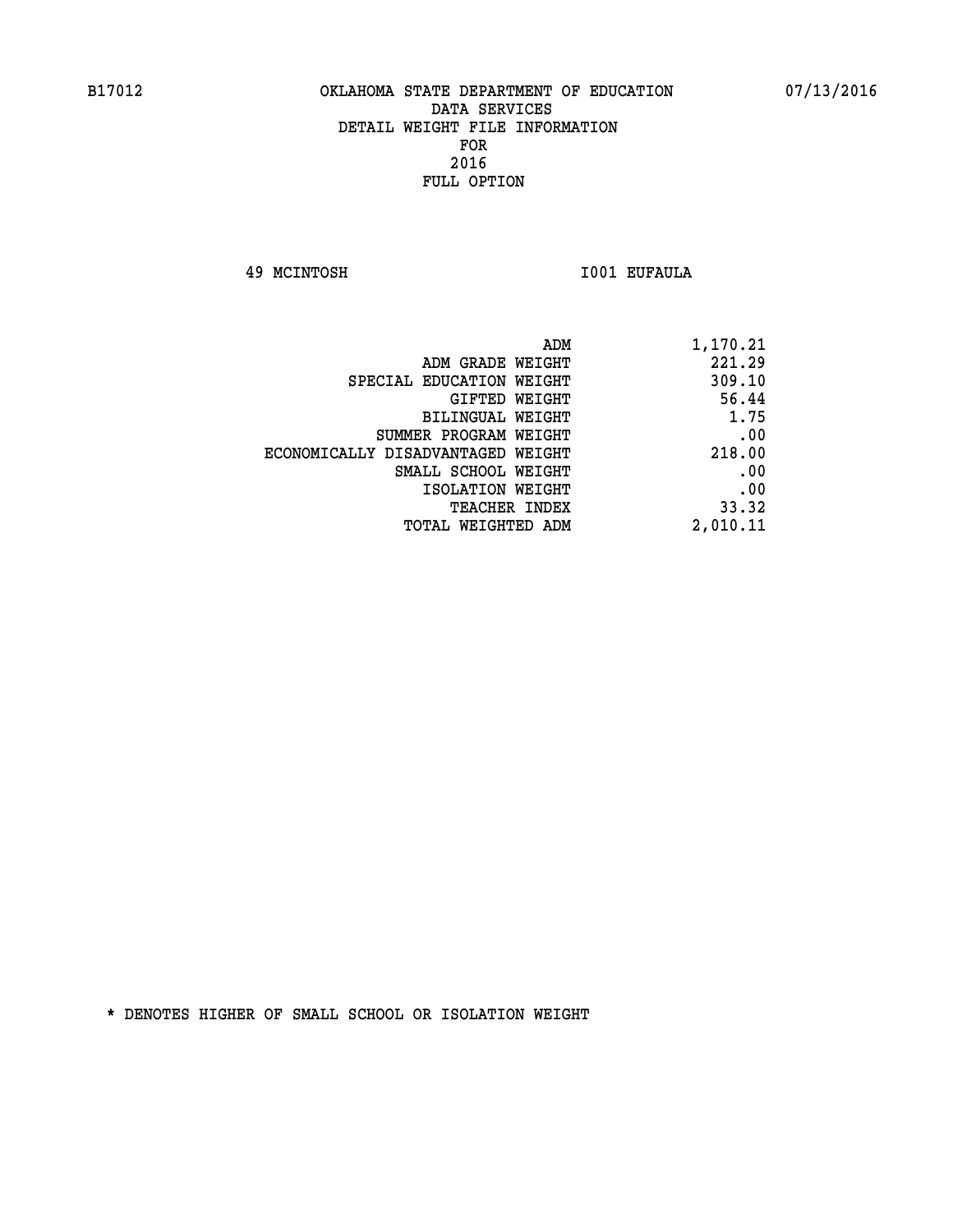B17012 OKLAHOMA STATE DEPARTMENT OF EDUCATION 07/13/2016

DATA SERVICES
DETAIL WEIGHT FILE INFORMATION
FOR
2016
FULL OPTION

49 MCINTOSH I001 EUFAULA

| | |
|---|---|
| ADM | 1,170.21 |
| ADM GRADE WEIGHT | 221.29 |
| SPECIAL EDUCATION WEIGHT | 309.10 |
| GIFTED WEIGHT | 56.44 |
| BILINGUAL WEIGHT | 1.75 |
| SUMMER PROGRAM WEIGHT | .00 |
| ECONOMICALLY DISADVANTAGED WEIGHT | 218.00 |
| SMALL SCHOOL WEIGHT | .00 |
| ISOLATION WEIGHT | .00 |
| TEACHER INDEX | 33.32 |
| TOTAL WEIGHTED ADM | 2,010.11 |

* DENOTES HIGHER OF SMALL SCHOOL OR ISOLATION WEIGHT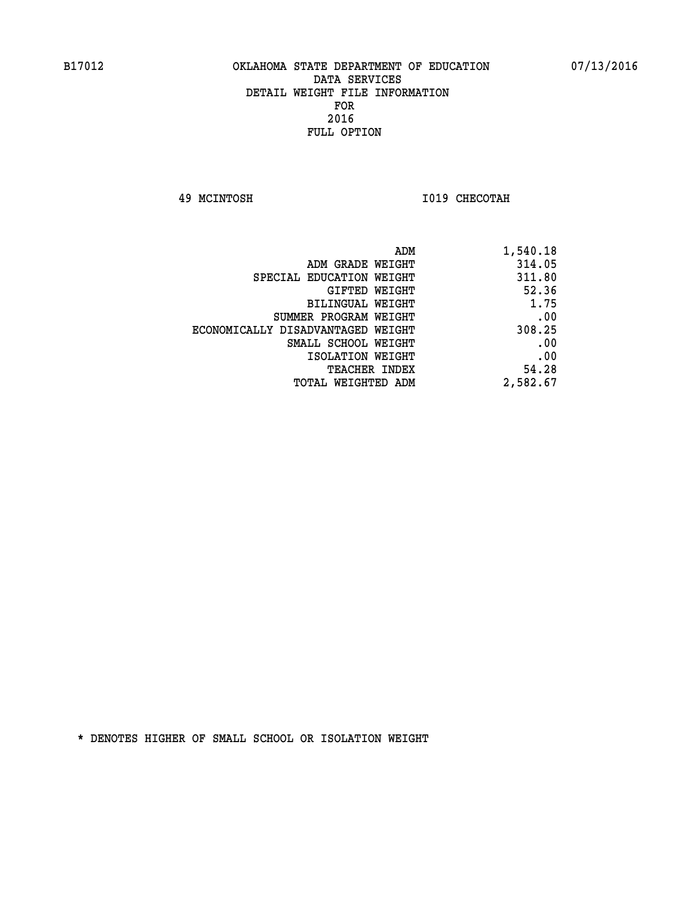B17012 OKLAHOMA STATE DEPARTMENT OF EDUCATION 07/13/2016

DATA SERVICES
DETAIL WEIGHT FILE INFORMATION
FOR
2016
FULL OPTION

49 MCINTOSH I019 CHECOTAH

| | |
|---|---|
| ADM | 1,540.18 |
| ADM GRADE WEIGHT | 314.05 |
| SPECIAL EDUCATION WEIGHT | 311.80 |
| GIFTED WEIGHT | 52.36 |
| BILINGUAL WEIGHT | 1.75 |
| SUMMER PROGRAM WEIGHT | .00 |
| ECONOMICALLY DISADVANTAGED WEIGHT | 308.25 |
| SMALL SCHOOL WEIGHT | .00 |
| ISOLATION WEIGHT | .00 |
| TEACHER INDEX | 54.28 |
| TOTAL WEIGHTED ADM | 2,582.67 |

* DENOTES HIGHER OF SMALL SCHOOL OR ISOLATION WEIGHT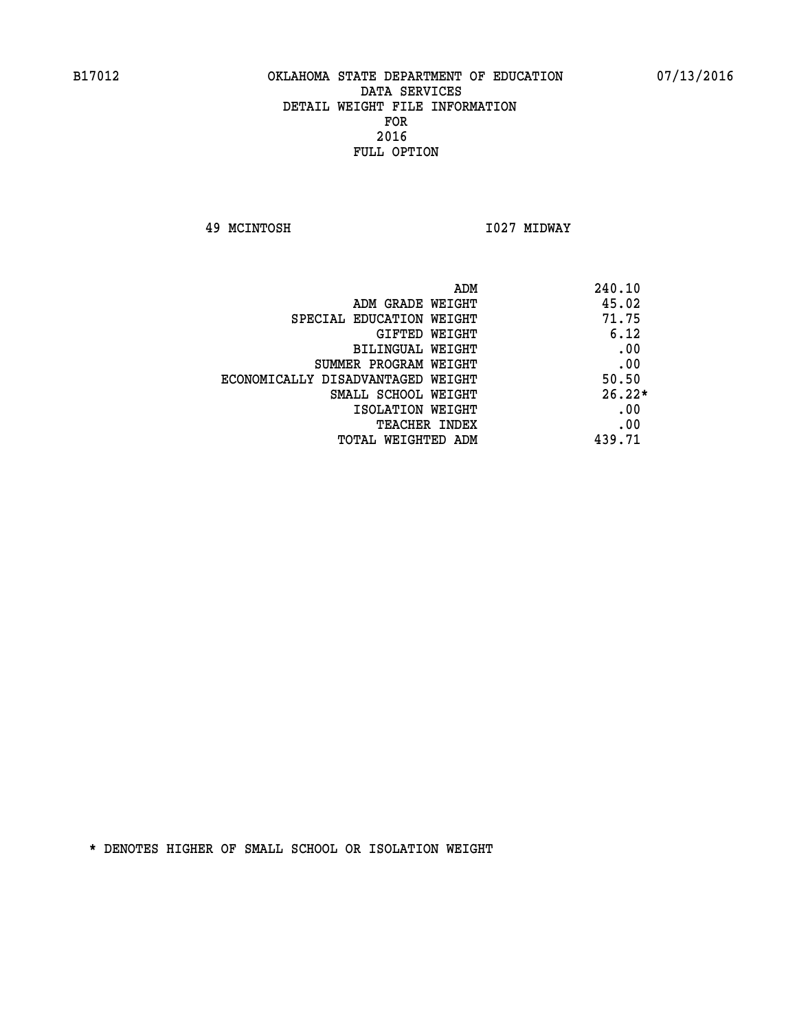B17012 OKLAHOMA STATE DEPARTMENT OF EDUCATION 07/13/2016

DATA SERVICES
DETAIL WEIGHT FILE INFORMATION
FOR
2016
FULL OPTION

49 MCINTOSH I027 MIDWAY

| | |
|---|---|
| ADM | 240.10 |
| ADM GRADE WEIGHT | 45.02 |
| SPECIAL EDUCATION WEIGHT | 71.75 |
| GIFTED WEIGHT | 6.12 |
| BILINGUAL WEIGHT | .00 |
| SUMMER PROGRAM WEIGHT | .00 |
| ECONOMICALLY DISADVANTAGED WEIGHT | 50.50 |
| SMALL SCHOOL WEIGHT | 26.22* |
| ISOLATION WEIGHT | .00 |
| TEACHER INDEX | .00 |
| TOTAL WEIGHTED ADM | 439.71 |

* DENOTES HIGHER OF SMALL SCHOOL OR ISOLATION WEIGHT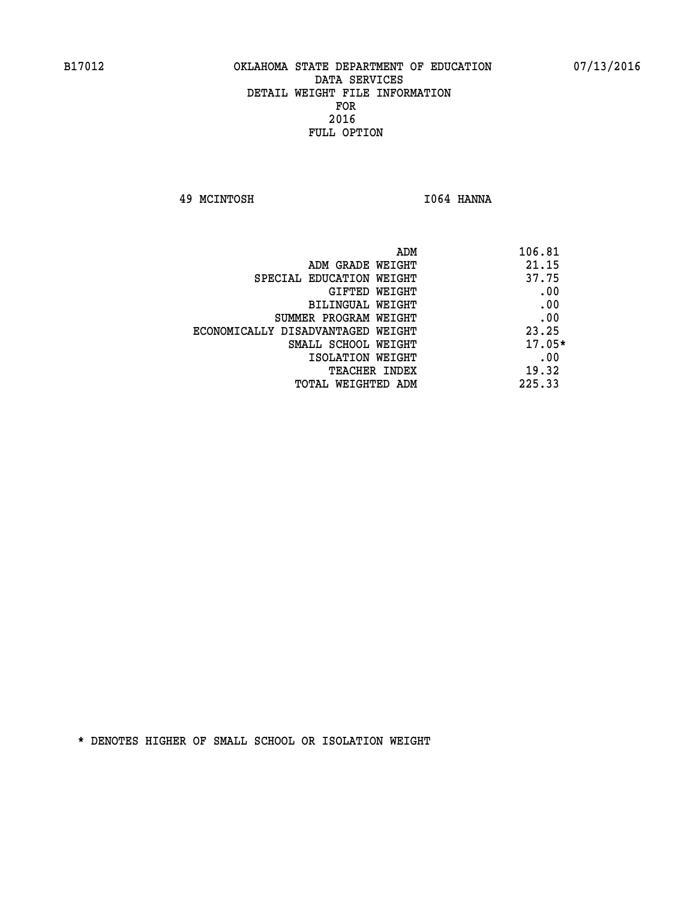B17012 OKLAHOMA STATE DEPARTMENT OF EDUCATION 07/13/2016

DATA SERVICES
DETAIL WEIGHT FILE INFORMATION
FOR
2016
FULL OPTION

49 MCINTOSH I064 HANNA

| | |
|---|---|
| ADM | 106.81 |
| ADM GRADE WEIGHT | 21.15 |
| SPECIAL EDUCATION WEIGHT | 37.75 |
| GIFTED WEIGHT | .00 |
| BILINGUAL WEIGHT | .00 |
| SUMMER PROGRAM WEIGHT | .00 |
| ECONOMICALLY DISADVANTAGED WEIGHT | 23.25 |
| SMALL SCHOOL WEIGHT | 17.05* |
| ISOLATION WEIGHT | .00 |
| TEACHER INDEX | 19.32 |
| TOTAL WEIGHTED ADM | 225.33 |

* DENOTES HIGHER OF SMALL SCHOOL OR ISOLATION WEIGHT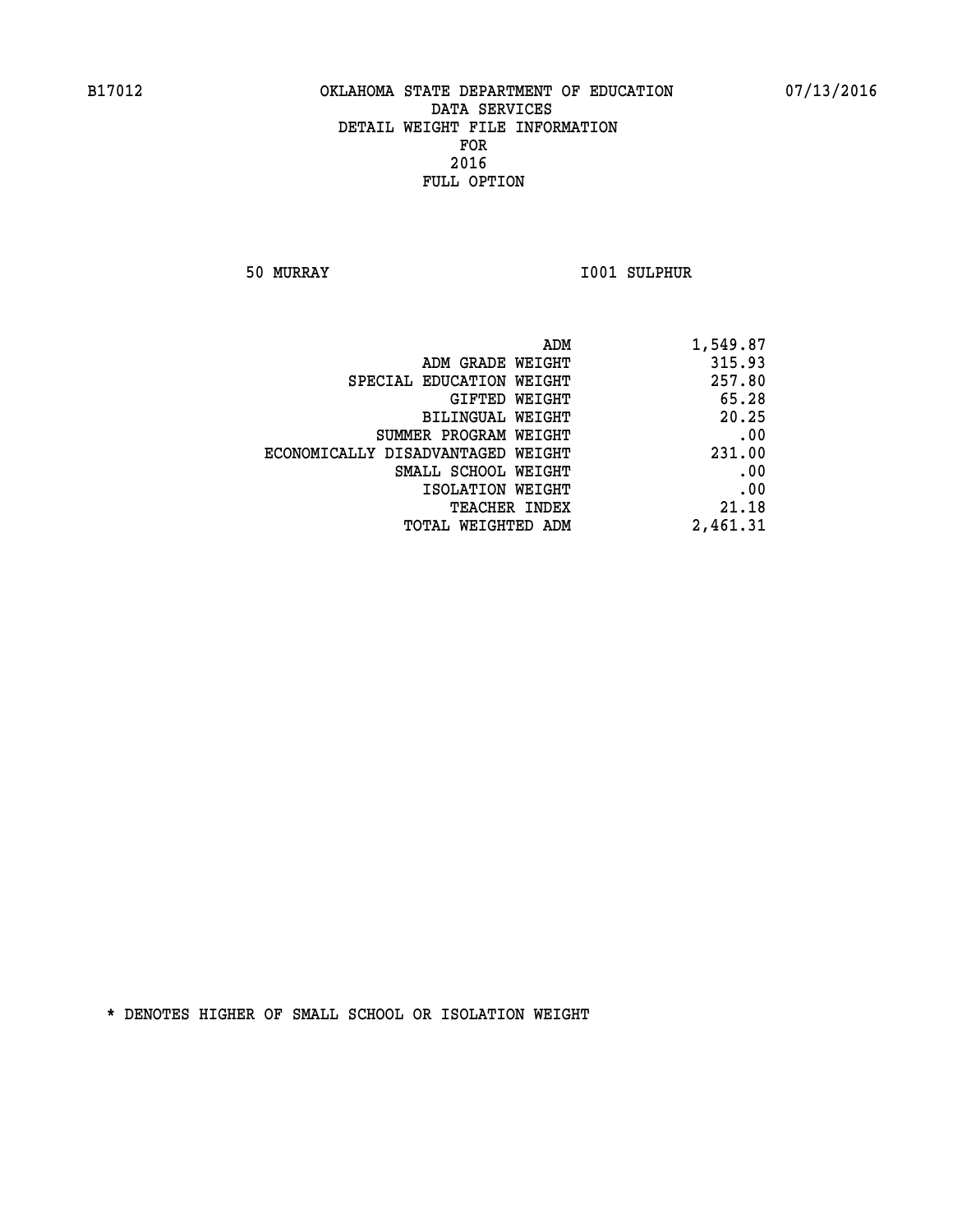B17012 OKLAHOMA STATE DEPARTMENT OF EDUCATION 07/13/2016

DATA SERVICES
DETAIL WEIGHT FILE INFORMATION
FOR
2016
FULL OPTION

50 MURRAY I001 SULPHUR

| | |
|---|---|
| ADM | 1,549.87 |
| ADM GRADE WEIGHT | 315.93 |
| SPECIAL EDUCATION WEIGHT | 257.80 |
| GIFTED WEIGHT | 65.28 |
| BILINGUAL WEIGHT | 20.25 |
| SUMMER PROGRAM WEIGHT | .00 |
| ECONOMICALLY DISADVANTAGED WEIGHT | 231.00 |
| SMALL SCHOOL WEIGHT | .00 |
| ISOLATION WEIGHT | .00 |
| TEACHER INDEX | 21.18 |
| TOTAL WEIGHTED ADM | 2,461.31 |

* DENOTES HIGHER OF SMALL SCHOOL OR ISOLATION WEIGHT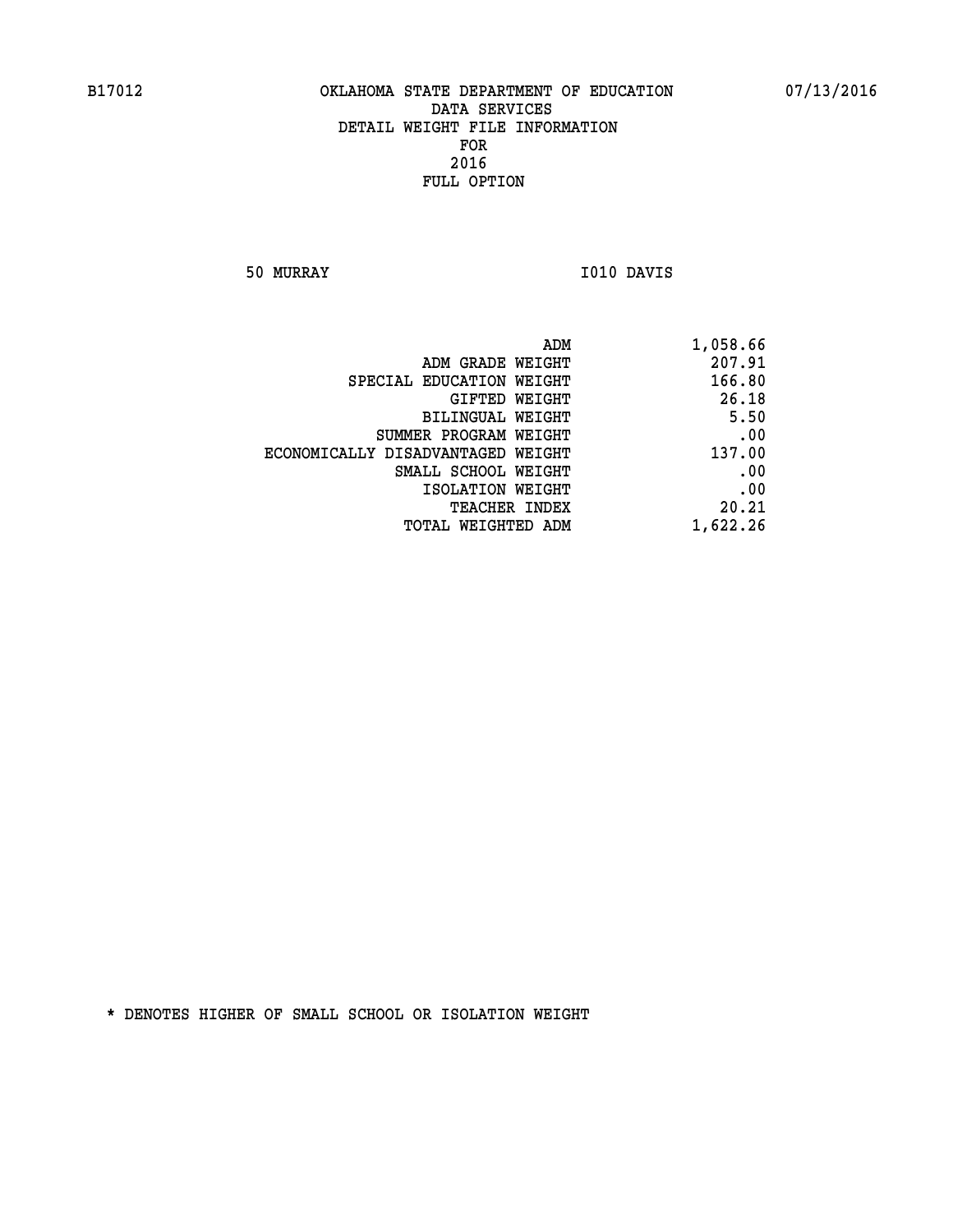B17012 OKLAHOMA STATE DEPARTMENT OF EDUCATION 07/13/2016

DATA SERVICES
DETAIL WEIGHT FILE INFORMATION
FOR
2016
FULL OPTION

50 MURRAY I010 DAVIS

| | |
|---|---|
| ADM | 1,058.66 |
| ADM GRADE WEIGHT | 207.91 |
| SPECIAL EDUCATION WEIGHT | 166.80 |
| GIFTED WEIGHT | 26.18 |
| BILINGUAL WEIGHT | 5.50 |
| SUMMER PROGRAM WEIGHT | .00 |
| ECONOMICALLY DISADVANTAGED WEIGHT | 137.00 |
| SMALL SCHOOL WEIGHT | .00 |
| ISOLATION WEIGHT | .00 |
| TEACHER INDEX | 20.21 |
| TOTAL WEIGHTED ADM | 1,622.26 |

* DENOTES HIGHER OF SMALL SCHOOL OR ISOLATION WEIGHT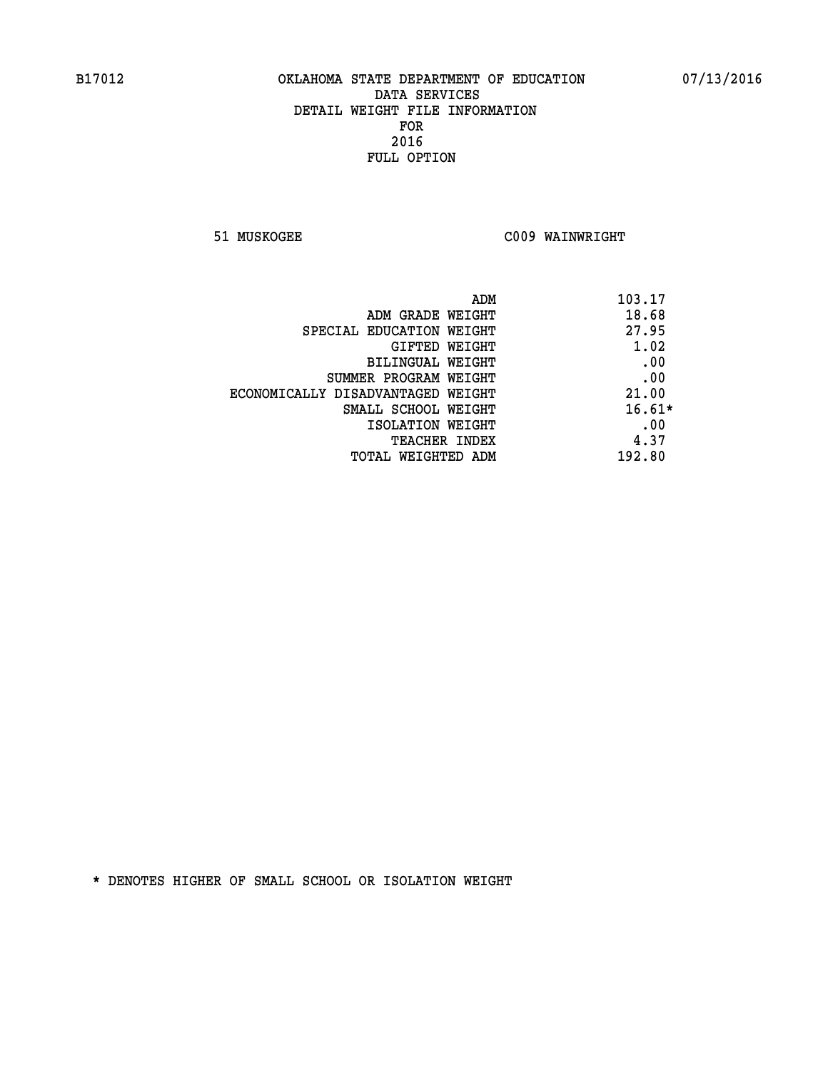B17012 OKLAHOMA STATE DEPARTMENT OF EDUCATION 07/13/2016

DATA SERVICES
DETAIL WEIGHT FILE INFORMATION
FOR
2016
FULL OPTION

51 MUSKOGEE C009 WAINWRIGHT

| | |
|---|---|
| ADM | 103.17 |
| ADM GRADE WEIGHT | 18.68 |
| SPECIAL EDUCATION WEIGHT | 27.95 |
| GIFTED WEIGHT | 1.02 |
| BILINGUAL WEIGHT | .00 |
| SUMMER PROGRAM WEIGHT | .00 |
| ECONOMICALLY DISADVANTAGED WEIGHT | 21.00 |
| SMALL SCHOOL WEIGHT | 16.61* |
| ISOLATION WEIGHT | .00 |
| TEACHER INDEX | 4.37 |
| TOTAL WEIGHTED ADM | 192.80 |

* DENOTES HIGHER OF SMALL SCHOOL OR ISOLATION WEIGHT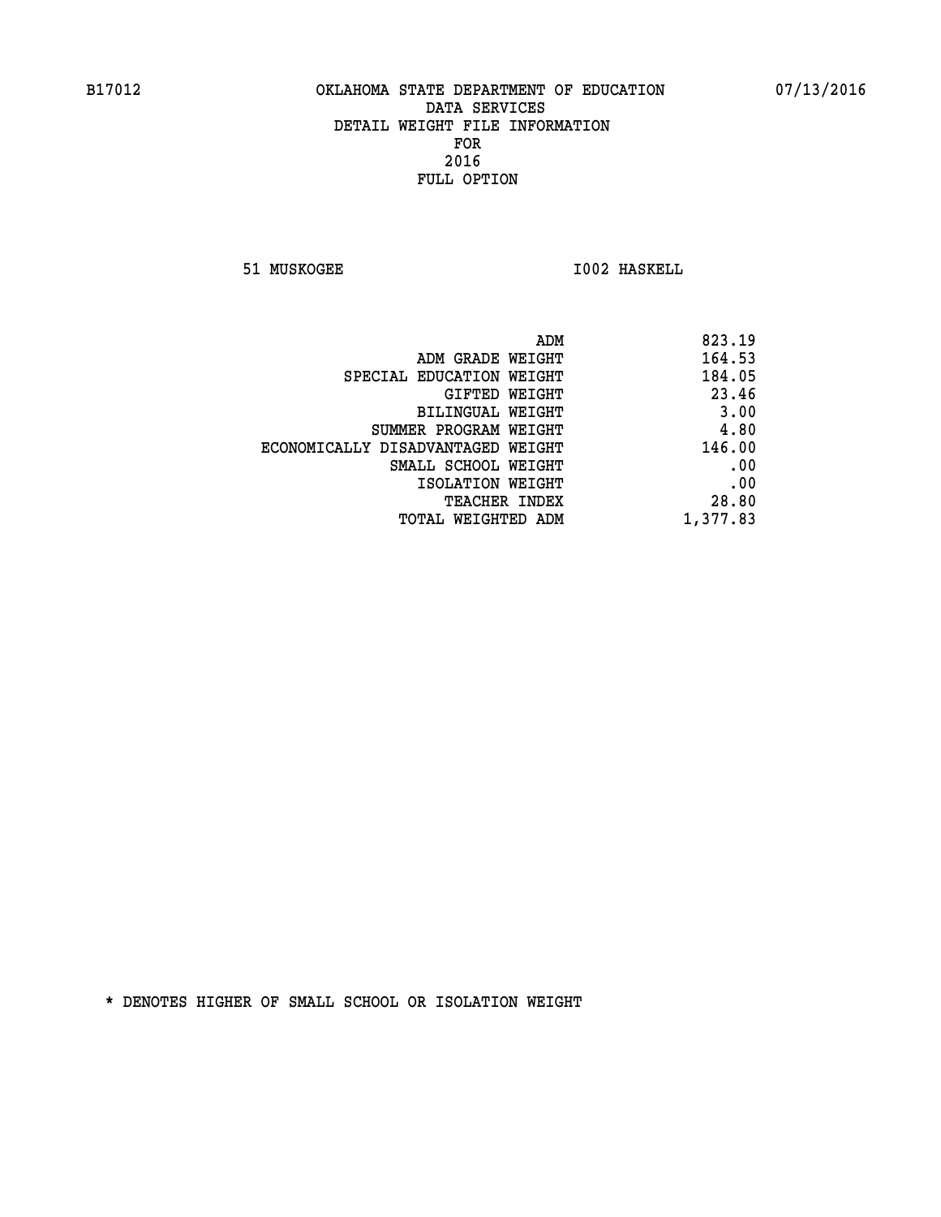B17012 OKLAHOMA STATE DEPARTMENT OF EDUCATION 07/13/2016

DATA SERVICES
DETAIL WEIGHT FILE INFORMATION
FOR
2016
FULL OPTION

51 MUSKOGEE I002 HASKELL

| | |
|---|---|
| ADM | 823.19 |
| ADM GRADE WEIGHT | 164.53 |
| SPECIAL EDUCATION WEIGHT | 184.05 |
| GIFTED WEIGHT | 23.46 |
| BILINGUAL WEIGHT | 3.00 |
| SUMMER PROGRAM WEIGHT | 4.80 |
| ECONOMICALLY DISADVANTAGED WEIGHT | 146.00 |
| SMALL SCHOOL WEIGHT | .00 |
| ISOLATION WEIGHT | .00 |
| TEACHER INDEX | 28.80 |
| TOTAL WEIGHTED ADM | 1,377.83 |

* DENOTES HIGHER OF SMALL SCHOOL OR ISOLATION WEIGHT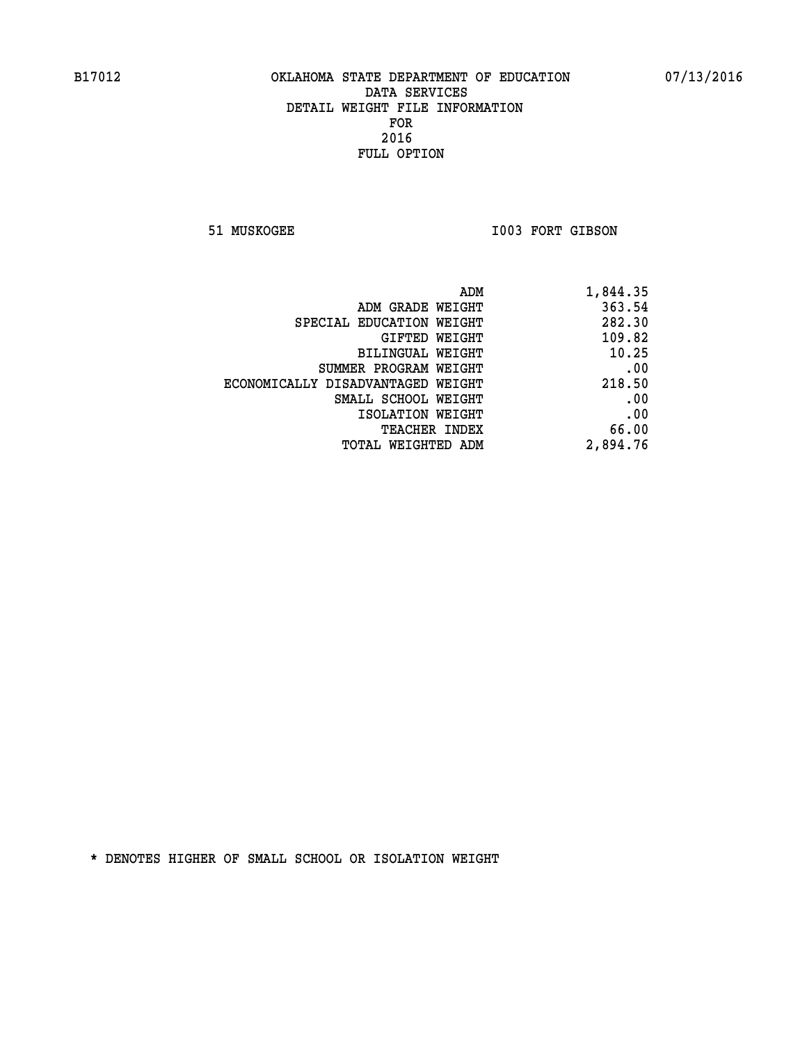B17012 OKLAHOMA STATE DEPARTMENT OF EDUCATION 07/13/2016

DATA SERVICES
DETAIL WEIGHT FILE INFORMATION
FOR
2016
FULL OPTION

51 MUSKOGEE I003 FORT GIBSON

| | |
|---|---|
| ADM | 1,844.35 |
| ADM GRADE WEIGHT | 363.54 |
| SPECIAL EDUCATION WEIGHT | 282.30 |
| GIFTED WEIGHT | 109.82 |
| BILINGUAL WEIGHT | 10.25 |
| SUMMER PROGRAM WEIGHT | .00 |
| ECONOMICALLY DISADVANTAGED WEIGHT | 218.50 |
| SMALL SCHOOL WEIGHT | .00 |
| ISOLATION WEIGHT | .00 |
| TEACHER INDEX | 66.00 |
| TOTAL WEIGHTED ADM | 2,894.76 |

* DENOTES HIGHER OF SMALL SCHOOL OR ISOLATION WEIGHT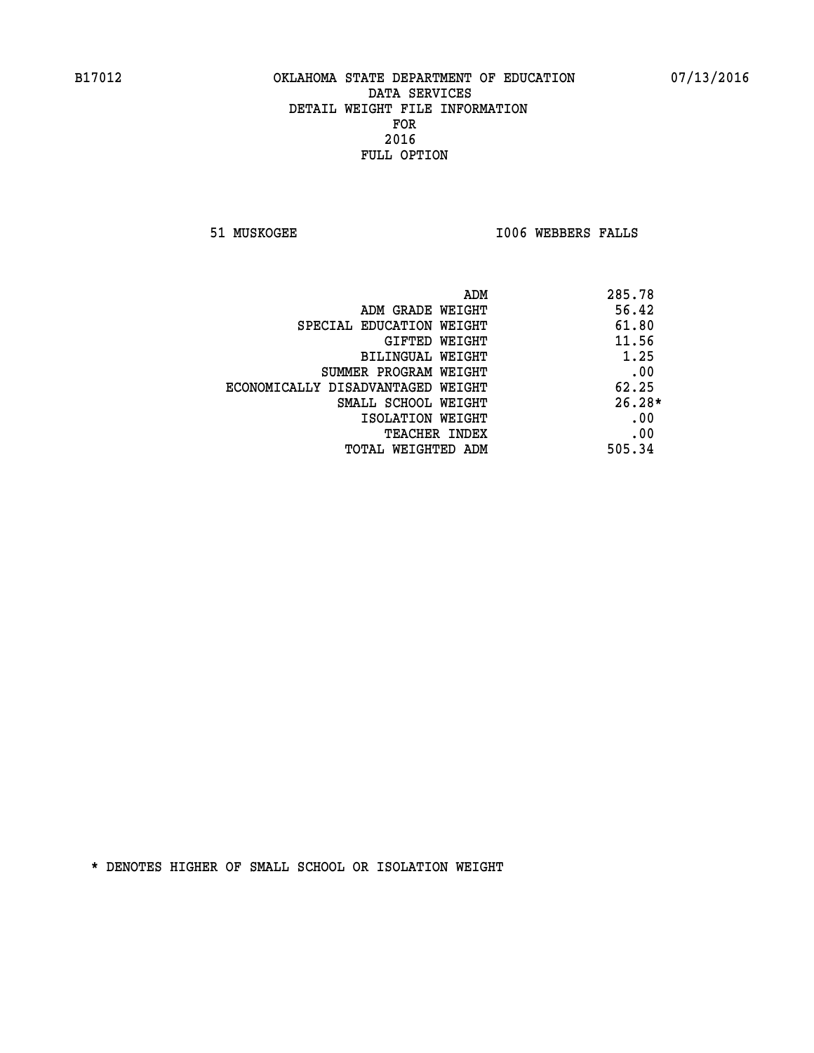B17012 OKLAHOMA STATE DEPARTMENT OF EDUCATION 07/13/2016

DATA SERVICES
DETAIL WEIGHT FILE INFORMATION
FOR
2016
FULL OPTION

51 MUSKOGEE I006 WEBBERS FALLS

| | |
|---|---|
| ADM | 285.78 |
| ADM GRADE WEIGHT | 56.42 |
| SPECIAL EDUCATION WEIGHT | 61.80 |
| GIFTED WEIGHT | 11.56 |
| BILINGUAL WEIGHT | 1.25 |
| SUMMER PROGRAM WEIGHT | .00 |
| ECONOMICALLY DISADVANTAGED WEIGHT | 62.25 |
| SMALL SCHOOL WEIGHT | 26.28* |
| ISOLATION WEIGHT | .00 |
| TEACHER INDEX | .00 |
| TOTAL WEIGHTED ADM | 505.34 |

* DENOTES HIGHER OF SMALL SCHOOL OR ISOLATION WEIGHT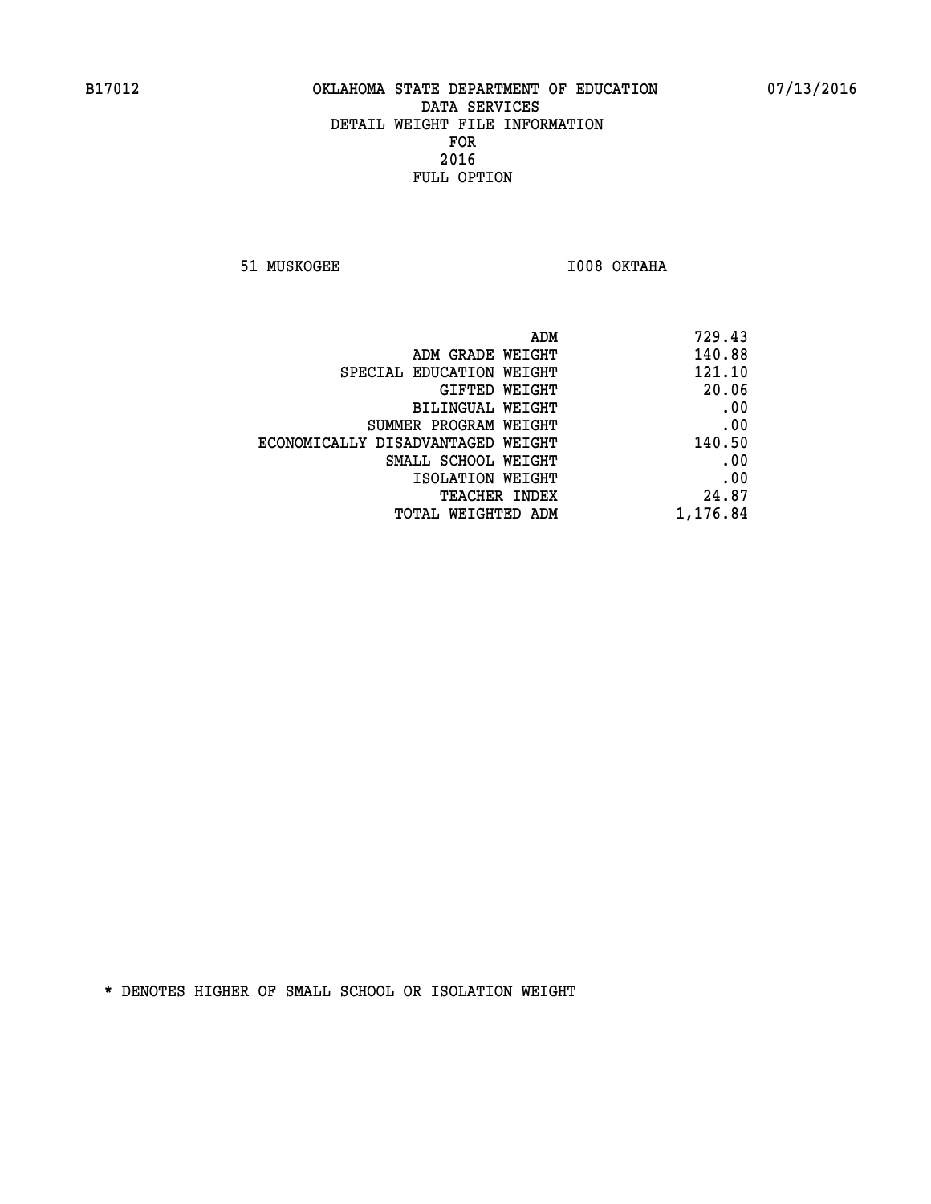B17012 OKLAHOMA STATE DEPARTMENT OF EDUCATION 07/13/2016

DATA SERVICES
DETAIL WEIGHT FILE INFORMATION
FOR
2016
FULL OPTION

51 MUSKOGEE I008 OKTAHA

| | |
|---|---|
| ADM | 729.43 |
| ADM GRADE WEIGHT | 140.88 |
| SPECIAL EDUCATION WEIGHT | 121.10 |
| GIFTED WEIGHT | 20.06 |
| BILINGUAL WEIGHT | .00 |
| SUMMER PROGRAM WEIGHT | .00 |
| ECONOMICALLY DISADVANTAGED WEIGHT | 140.50 |
| SMALL SCHOOL WEIGHT | .00 |
| ISOLATION WEIGHT | .00 |
| TEACHER INDEX | 24.87 |
| TOTAL WEIGHTED ADM | 1,176.84 |

* DENOTES HIGHER OF SMALL SCHOOL OR ISOLATION WEIGHT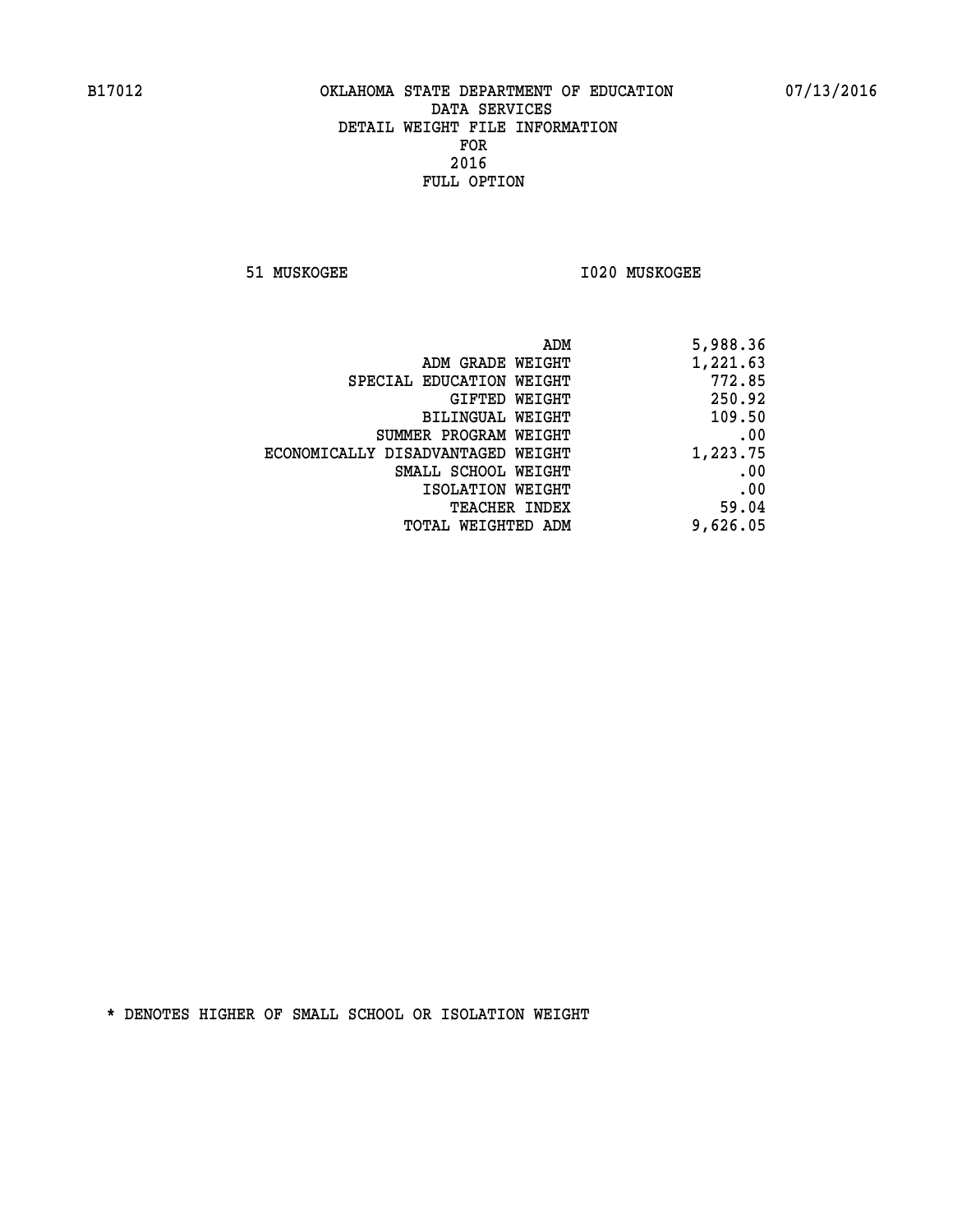B17012 OKLAHOMA STATE DEPARTMENT OF EDUCATION 07/13/2016

DATA SERVICES
DETAIL WEIGHT FILE INFORMATION
FOR
2016
FULL OPTION

51 MUSKOGEE I020 MUSKOGEE

| | |
|---|---|
| ADM | 5,988.36 |
| ADM GRADE WEIGHT | 1,221.63 |
| SPECIAL EDUCATION WEIGHT | 772.85 |
| GIFTED WEIGHT | 250.92 |
| BILINGUAL WEIGHT | 109.50 |
| SUMMER PROGRAM WEIGHT | .00 |
| ECONOMICALLY DISADVANTAGED WEIGHT | 1,223.75 |
| SMALL SCHOOL WEIGHT | .00 |
| ISOLATION WEIGHT | .00 |
| TEACHER INDEX | 59.04 |
| TOTAL WEIGHTED ADM | 9,626.05 |

* DENOTES HIGHER OF SMALL SCHOOL OR ISOLATION WEIGHT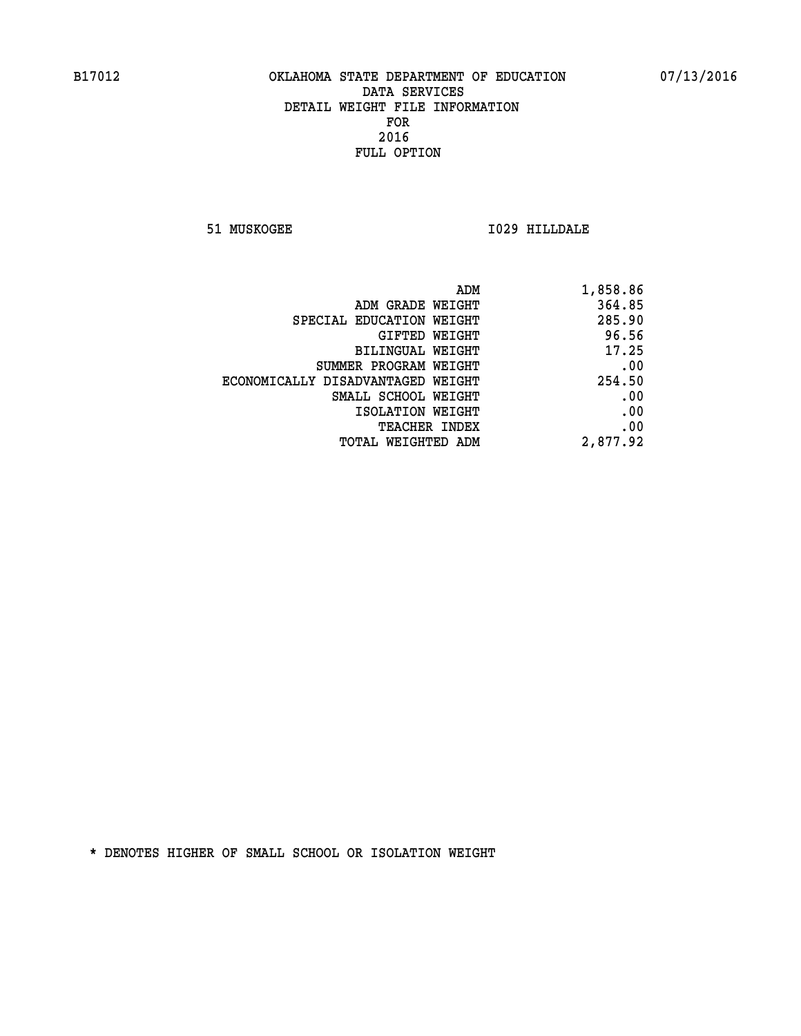B17012 OKLAHOMA STATE DEPARTMENT OF EDUCATION 07/13/2016

DATA SERVICES
DETAIL WEIGHT FILE INFORMATION
FOR
2016
FULL OPTION

51 MUSKOGEE I029 HILLDALE

| | |
|---|---|
| ADM | 1,858.86 |
| ADM GRADE WEIGHT | 364.85 |
| SPECIAL EDUCATION WEIGHT | 285.90 |
| GIFTED WEIGHT | 96.56 |
| BILINGUAL WEIGHT | 17.25 |
| SUMMER PROGRAM WEIGHT | .00 |
| ECONOMICALLY DISADVANTAGED WEIGHT | 254.50 |
| SMALL SCHOOL WEIGHT | .00 |
| ISOLATION WEIGHT | .00 |
| TEACHER INDEX | .00 |
| TOTAL WEIGHTED ADM | 2,877.92 |

* DENOTES HIGHER OF SMALL SCHOOL OR ISOLATION WEIGHT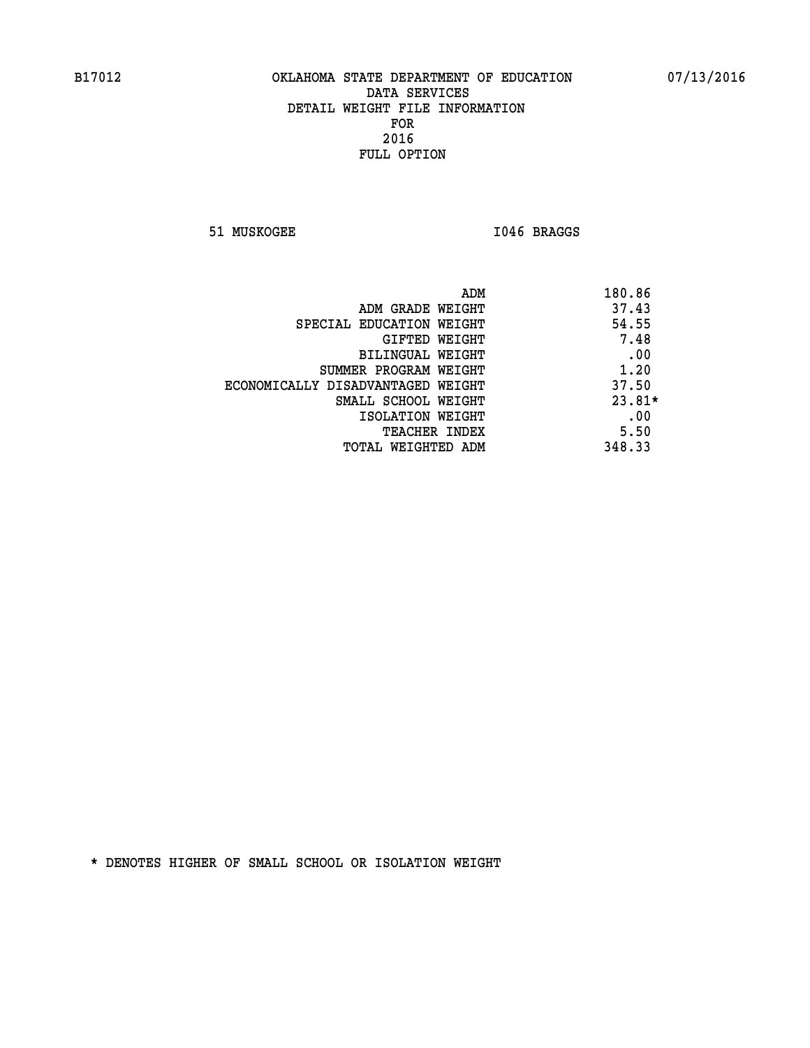B17012 OKLAHOMA STATE DEPARTMENT OF EDUCATION 07/13/2016

DATA SERVICES
DETAIL WEIGHT FILE INFORMATION
FOR
2016
FULL OPTION

51 MUSKOGEE I046 BRAGGS

| | |
|---|---|
| ADM | 180.86 |
| ADM GRADE WEIGHT | 37.43 |
| SPECIAL EDUCATION WEIGHT | 54.55 |
| GIFTED WEIGHT | 7.48 |
| BILINGUAL WEIGHT | .00 |
| SUMMER PROGRAM WEIGHT | 1.20 |
| ECONOMICALLY DISADVANTAGED WEIGHT | 37.50 |
| SMALL SCHOOL WEIGHT | 23.81* |
| ISOLATION WEIGHT | .00 |
| TEACHER INDEX | 5.50 |
| TOTAL WEIGHTED ADM | 348.33 |

* DENOTES HIGHER OF SMALL SCHOOL OR ISOLATION WEIGHT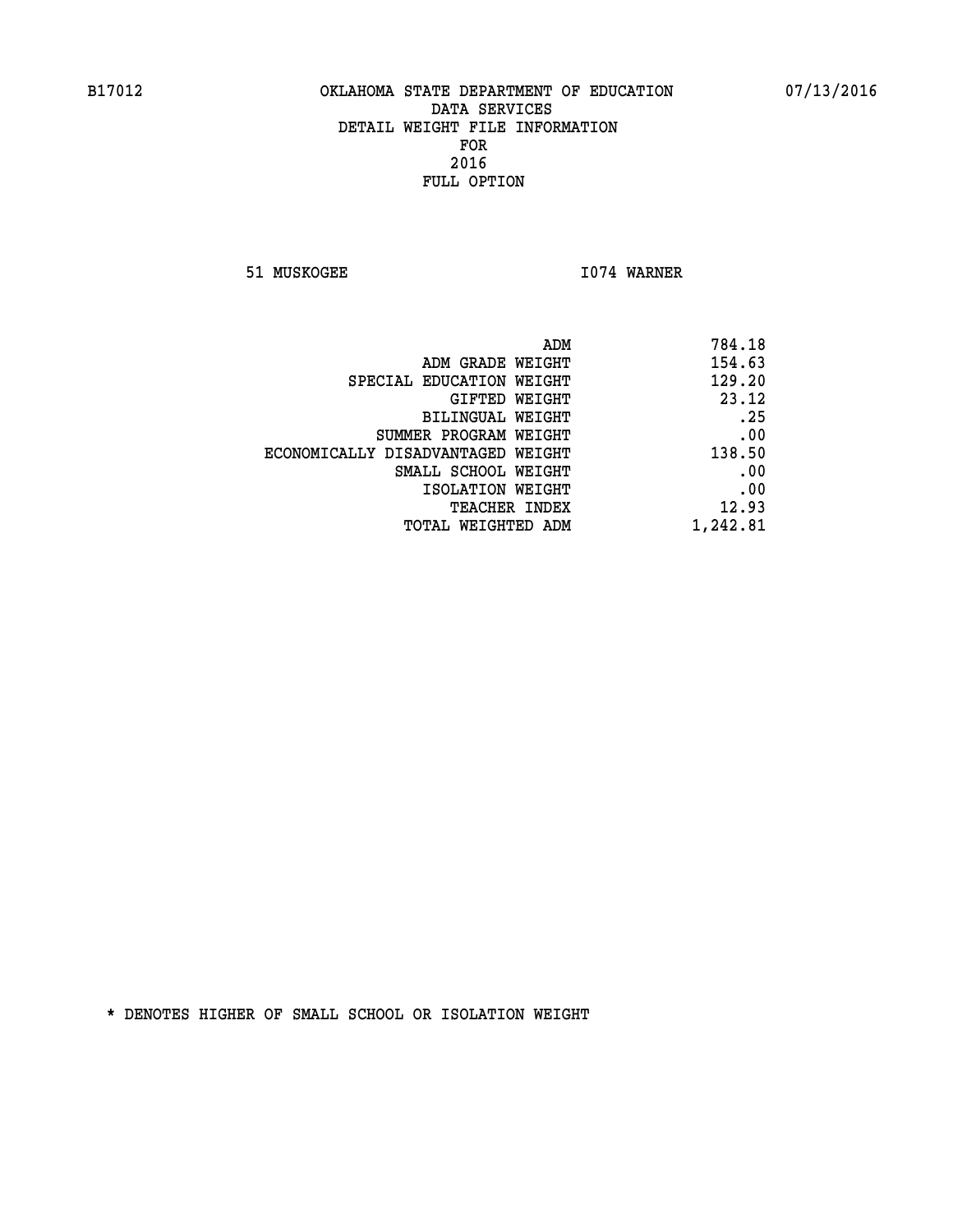B17012 OKLAHOMA STATE DEPARTMENT OF EDUCATION 07/13/2016

DATA SERVICES
DETAIL WEIGHT FILE INFORMATION
FOR
2016
FULL OPTION

51 MUSKOGEE I074 WARNER

| | |
|---|---|
| ADM | 784.18 |
| ADM GRADE WEIGHT | 154.63 |
| SPECIAL EDUCATION WEIGHT | 129.20 |
| GIFTED WEIGHT | 23.12 |
| BILINGUAL WEIGHT | .25 |
| SUMMER PROGRAM WEIGHT | .00 |
| ECONOMICALLY DISADVANTAGED WEIGHT | 138.50 |
| SMALL SCHOOL WEIGHT | .00 |
| ISOLATION WEIGHT | .00 |
| TEACHER INDEX | 12.93 |
| TOTAL WEIGHTED ADM | 1,242.81 |

* DENOTES HIGHER OF SMALL SCHOOL OR ISOLATION WEIGHT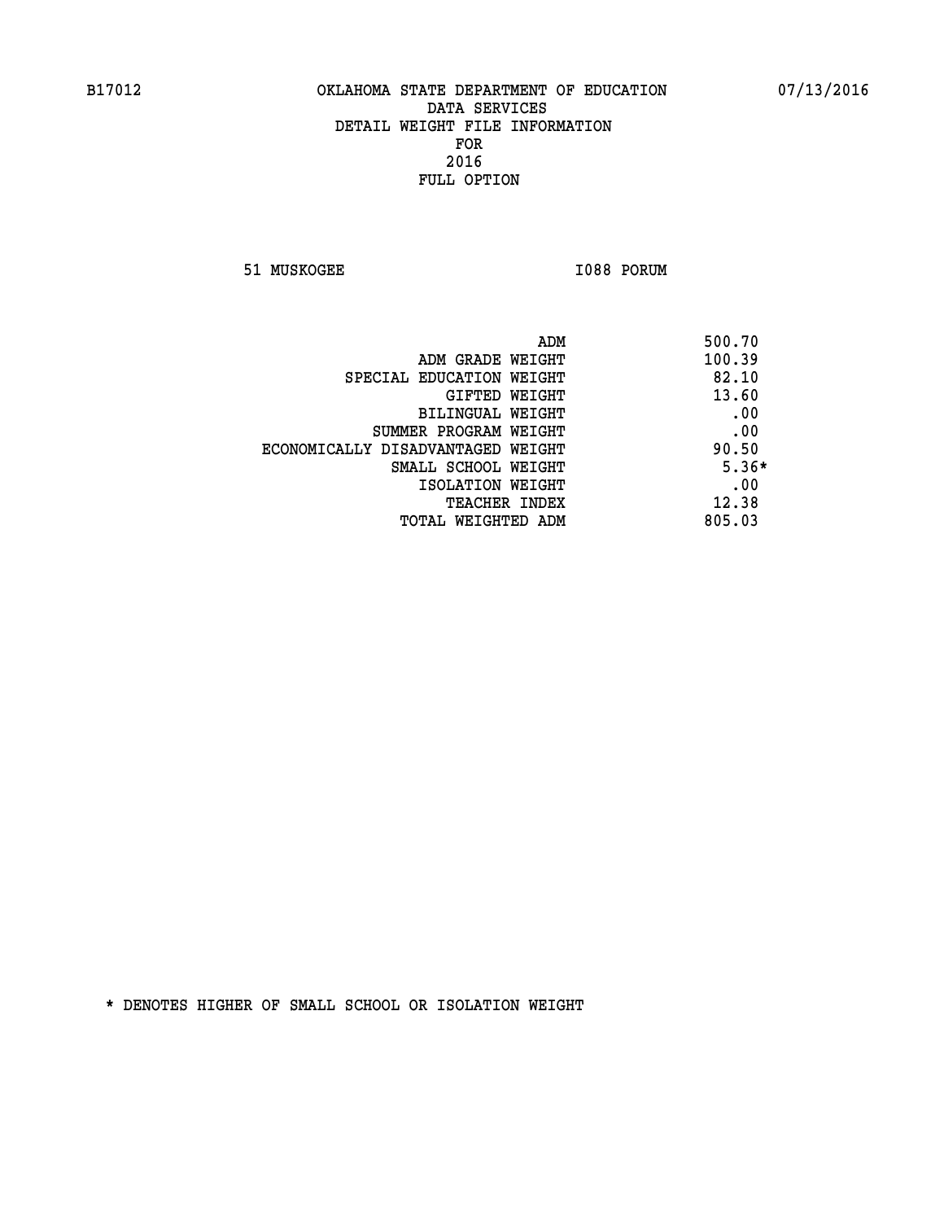B17012 OKLAHOMA STATE DEPARTMENT OF EDUCATION 07/13/2016

DATA SERVICES
DETAIL WEIGHT FILE INFORMATION
FOR
2016
FULL OPTION

51 MUSKOGEE I088 PORUM

| | |
|---|---|
| ADM | 500.70 |
| ADM GRADE WEIGHT | 100.39 |
| SPECIAL EDUCATION WEIGHT | 82.10 |
| GIFTED WEIGHT | 13.60 |
| BILINGUAL WEIGHT | .00 |
| SUMMER PROGRAM WEIGHT | .00 |
| ECONOMICALLY DISADVANTAGED WEIGHT | 90.50 |
| SMALL SCHOOL WEIGHT | 5.36* |
| ISOLATION WEIGHT | .00 |
| TEACHER INDEX | 12.38 |
| TOTAL WEIGHTED ADM | 805.03 |

* DENOTES HIGHER OF SMALL SCHOOL OR ISOLATION WEIGHT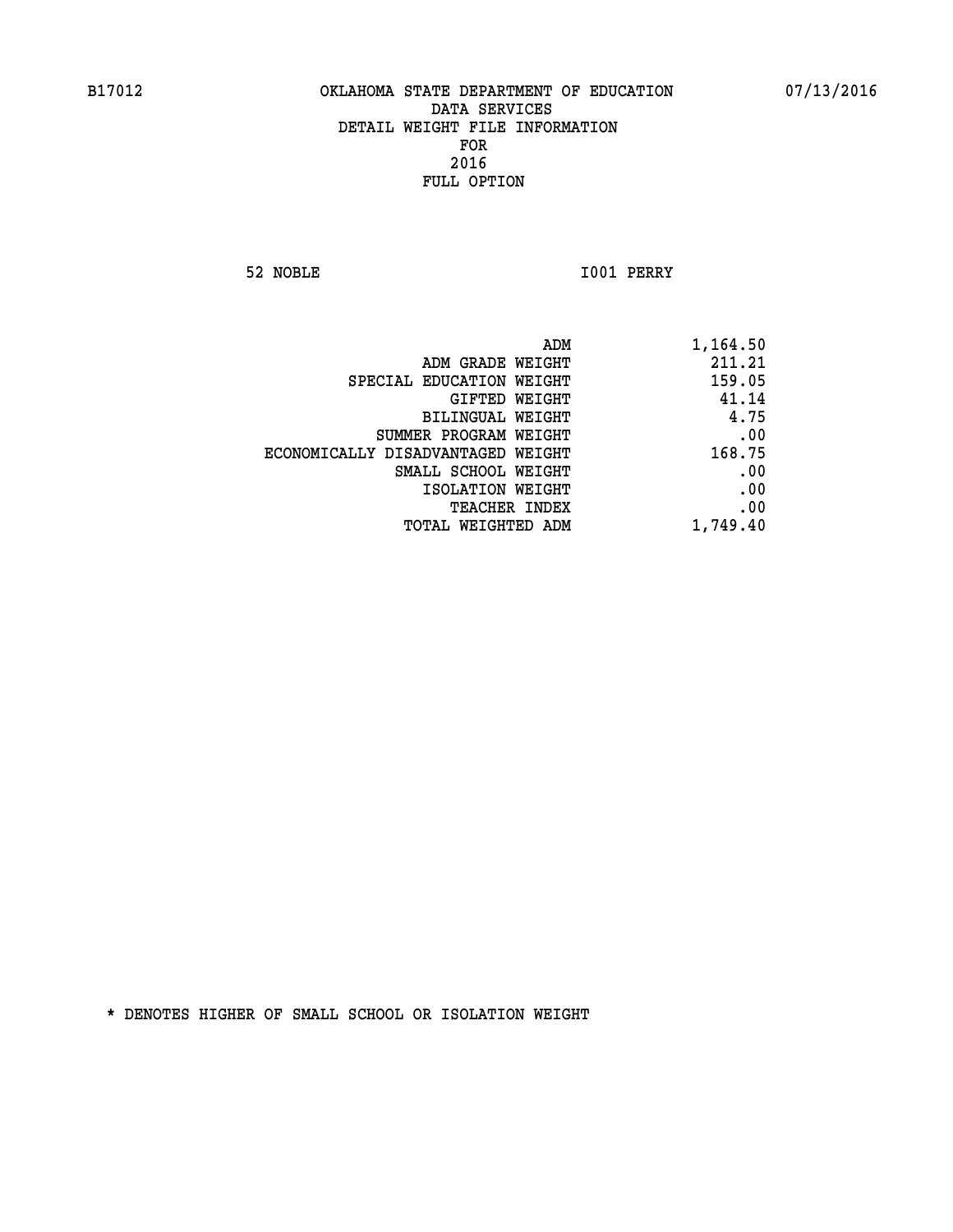B17012 OKLAHOMA STATE DEPARTMENT OF EDUCATION 07/13/2016

DATA SERVICES
DETAIL WEIGHT FILE INFORMATION
FOR
2016
FULL OPTION

52 NOBLE I001 PERRY

| | |
|---|---|
| ADM | 1,164.50 |
| ADM GRADE WEIGHT | 211.21 |
| SPECIAL EDUCATION WEIGHT | 159.05 |
| GIFTED WEIGHT | 41.14 |
| BILINGUAL WEIGHT | 4.75 |
| SUMMER PROGRAM WEIGHT | .00 |
| ECONOMICALLY DISADVANTAGED WEIGHT | 168.75 |
| SMALL SCHOOL WEIGHT | .00 |
| ISOLATION WEIGHT | .00 |
| TEACHER INDEX | .00 |
| TOTAL WEIGHTED ADM | 1,749.40 |

* DENOTES HIGHER OF SMALL SCHOOL OR ISOLATION WEIGHT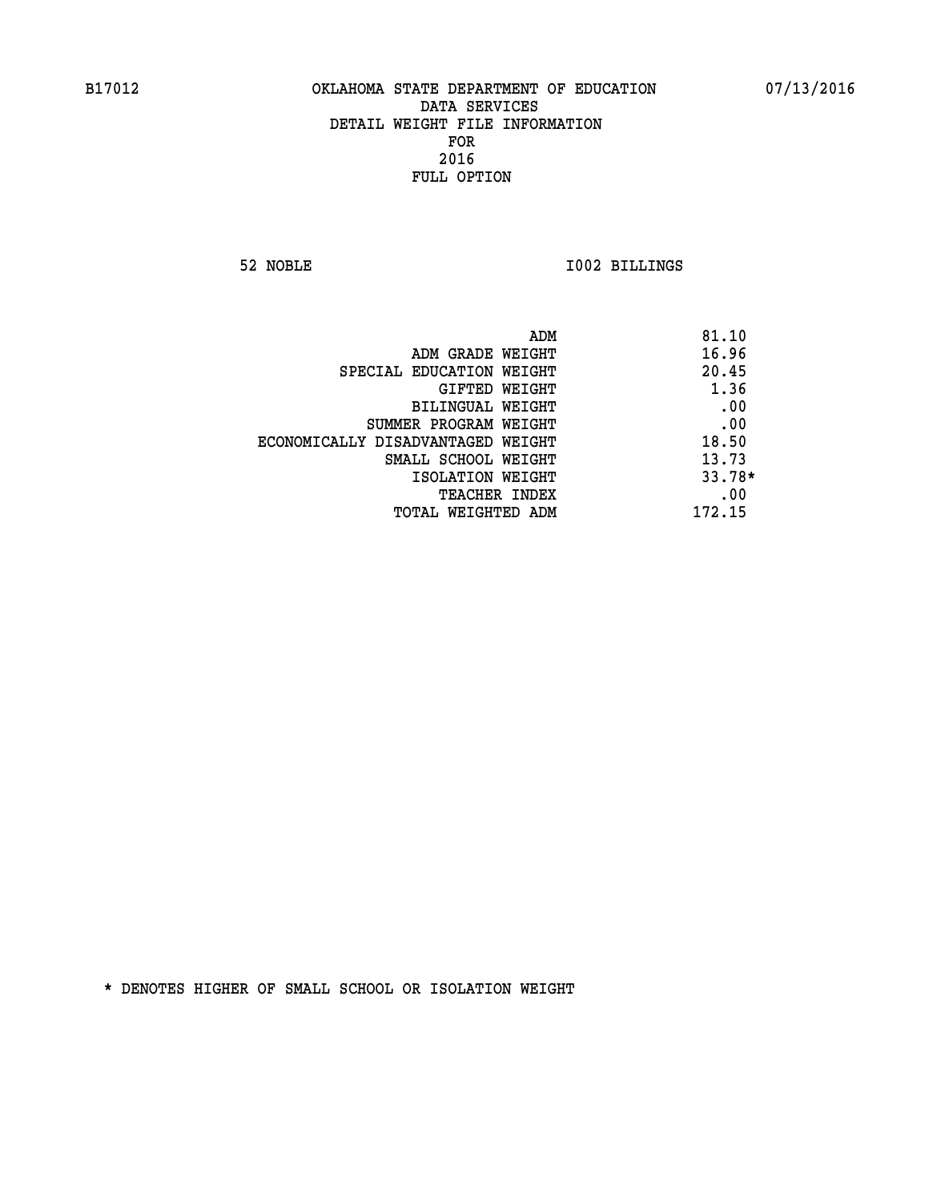B17012 OKLAHOMA STATE DEPARTMENT OF EDUCATION 07/13/2016

DATA SERVICES
DETAIL WEIGHT FILE INFORMATION
FOR
2016
FULL OPTION

52 NOBLE I002 BILLINGS

| | |
|---|---|
| ADM | 81.10 |
| ADM GRADE WEIGHT | 16.96 |
| SPECIAL EDUCATION WEIGHT | 20.45 |
| GIFTED WEIGHT | 1.36 |
| BILINGUAL WEIGHT | .00 |
| SUMMER PROGRAM WEIGHT | .00 |
| ECONOMICALLY DISADVANTAGED WEIGHT | 18.50 |
| SMALL SCHOOL WEIGHT | 13.73 |
| ISOLATION WEIGHT | 33.78* |
| TEACHER INDEX | .00 |
| TOTAL WEIGHTED ADM | 172.15 |

* DENOTES HIGHER OF SMALL SCHOOL OR ISOLATION WEIGHT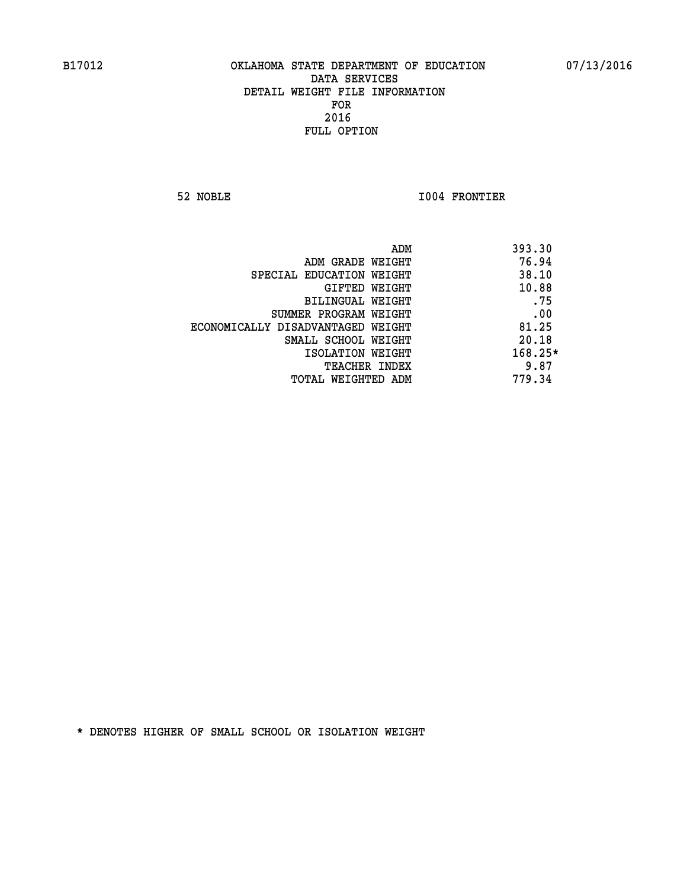B17012 OKLAHOMA STATE DEPARTMENT OF EDUCATION 07/13/2016

DATA SERVICES
DETAIL WEIGHT FILE INFORMATION
FOR
2016
FULL OPTION

52 NOBLE I004 FRONTIER

| | |
|---|---|
| ADM | 393.30 |
| ADM GRADE WEIGHT | 76.94 |
| SPECIAL EDUCATION WEIGHT | 38.10 |
| GIFTED WEIGHT | 10.88 |
| BILINGUAL WEIGHT | .75 |
| SUMMER PROGRAM WEIGHT | .00 |
| ECONOMICALLY DISADVANTAGED WEIGHT | 81.25 |
| SMALL SCHOOL WEIGHT | 20.18 |
| ISOLATION WEIGHT | 168.25* |
| TEACHER INDEX | 9.87 |
| TOTAL WEIGHTED ADM | 779.34 |

* DENOTES HIGHER OF SMALL SCHOOL OR ISOLATION WEIGHT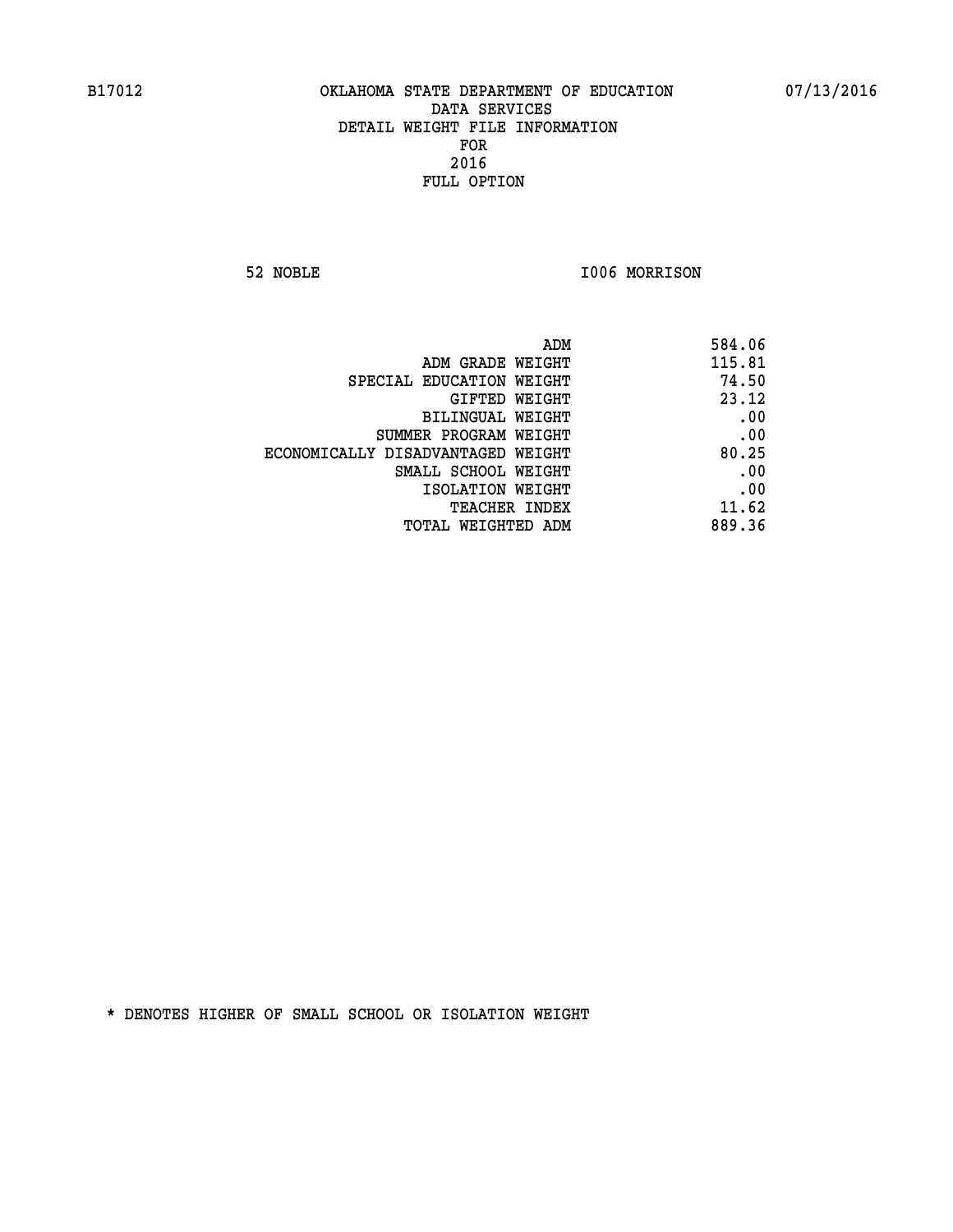B17012 OKLAHOMA STATE DEPARTMENT OF EDUCATION 07/13/2016

DATA SERVICES
DETAIL WEIGHT FILE INFORMATION
FOR
2016
FULL OPTION

52 NOBLE I006 MORRISON

| | |
|---|---|
| ADM | 584.06 |
| ADM GRADE WEIGHT | 115.81 |
| SPECIAL EDUCATION WEIGHT | 74.50 |
| GIFTED WEIGHT | 23.12 |
| BILINGUAL WEIGHT | .00 |
| SUMMER PROGRAM WEIGHT | .00 |
| ECONOMICALLY DISADVANTAGED WEIGHT | 80.25 |
| SMALL SCHOOL WEIGHT | .00 |
| ISOLATION WEIGHT | .00 |
| TEACHER INDEX | 11.62 |
| TOTAL WEIGHTED ADM | 889.36 |

* DENOTES HIGHER OF SMALL SCHOOL OR ISOLATION WEIGHT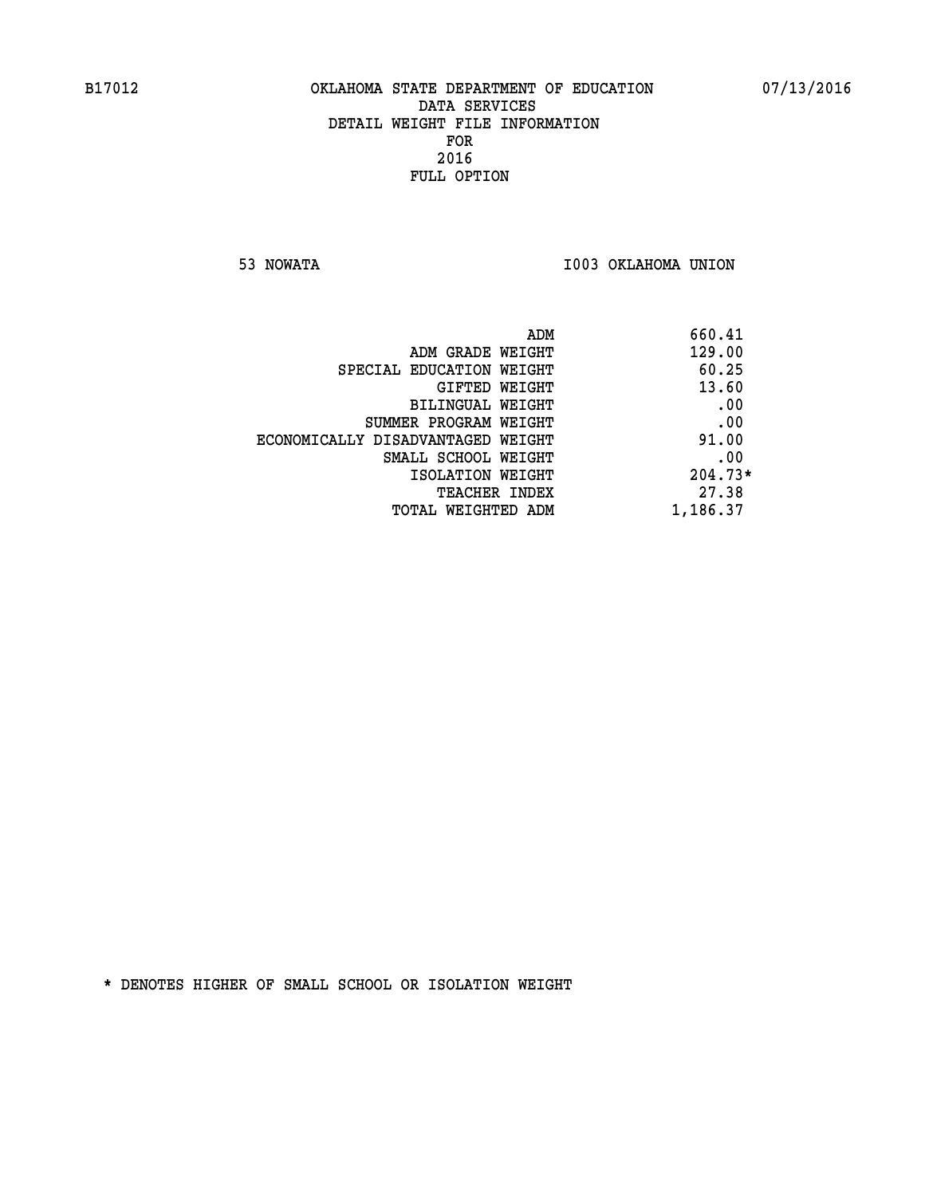B17012 OKLAHOMA STATE DEPARTMENT OF EDUCATION 07/13/2016

DATA SERVICES
DETAIL WEIGHT FILE INFORMATION
FOR
2016
FULL OPTION

53 NOWATA I003 OKLAHOMA UNION

| | |
|---|---|
| ADM | 660.41 |
| ADM GRADE WEIGHT | 129.00 |
| SPECIAL EDUCATION WEIGHT | 60.25 |
| GIFTED WEIGHT | 13.60 |
| BILINGUAL WEIGHT | .00 |
| SUMMER PROGRAM WEIGHT | .00 |
| ECONOMICALLY DISADVANTAGED WEIGHT | 91.00 |
| SMALL SCHOOL WEIGHT | .00 |
| ISOLATION WEIGHT | 204.73* |
| TEACHER INDEX | 27.38 |
| TOTAL WEIGHTED ADM | 1,186.37 |

* DENOTES HIGHER OF SMALL SCHOOL OR ISOLATION WEIGHT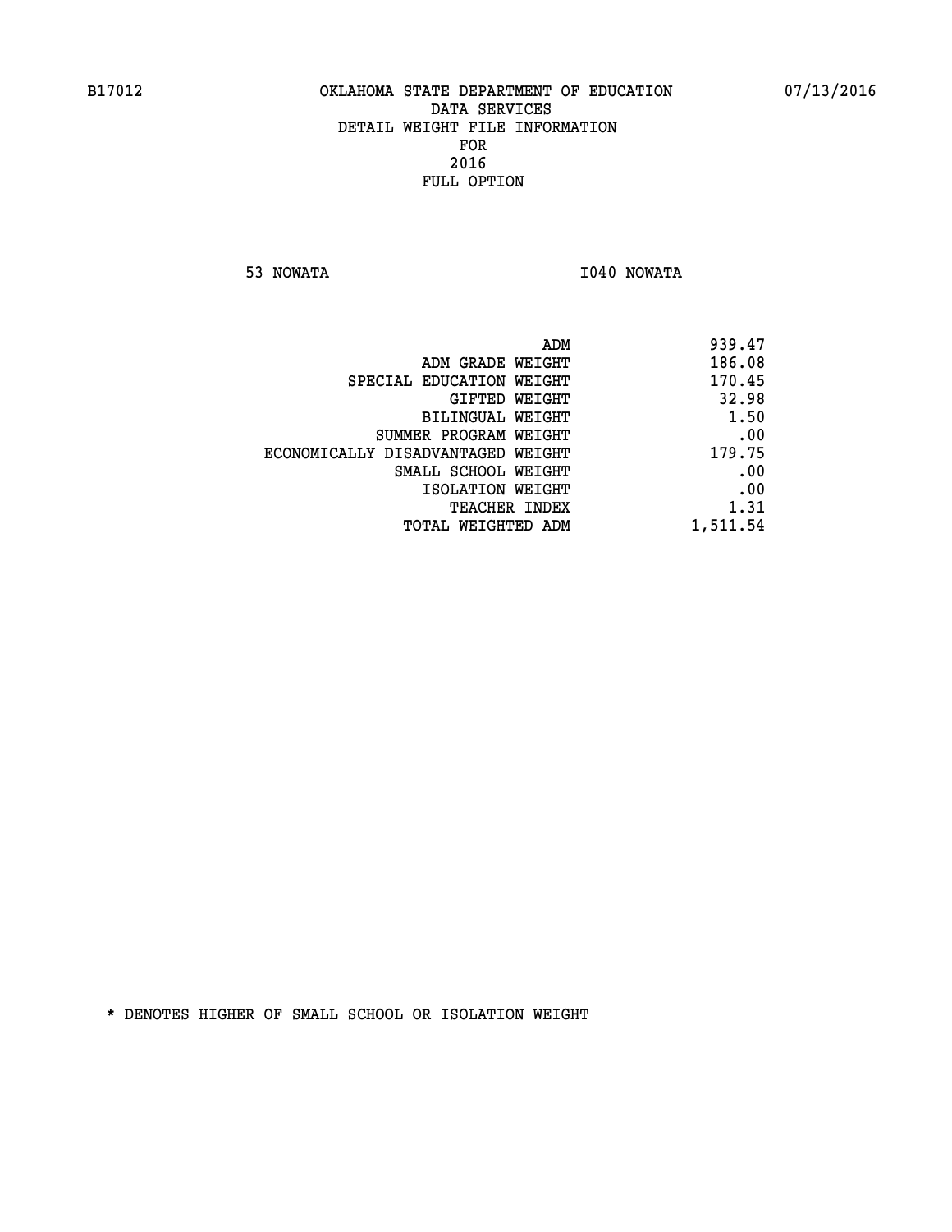B17012 OKLAHOMA STATE DEPARTMENT OF EDUCATION 07/13/2016

DATA SERVICES
DETAIL WEIGHT FILE INFORMATION
FOR
2016
FULL OPTION

53 NOWATA I040 NOWATA

| | |
|---|---|
| ADM | 939.47 |
| ADM GRADE WEIGHT | 186.08 |
| SPECIAL EDUCATION WEIGHT | 170.45 |
| GIFTED WEIGHT | 32.98 |
| BILINGUAL WEIGHT | 1.50 |
| SUMMER PROGRAM WEIGHT | .00 |
| ECONOMICALLY DISADVANTAGED WEIGHT | 179.75 |
| SMALL SCHOOL WEIGHT | .00 |
| ISOLATION WEIGHT | .00 |
| TEACHER INDEX | 1.31 |
| TOTAL WEIGHTED ADM | 1,511.54 |

* DENOTES HIGHER OF SMALL SCHOOL OR ISOLATION WEIGHT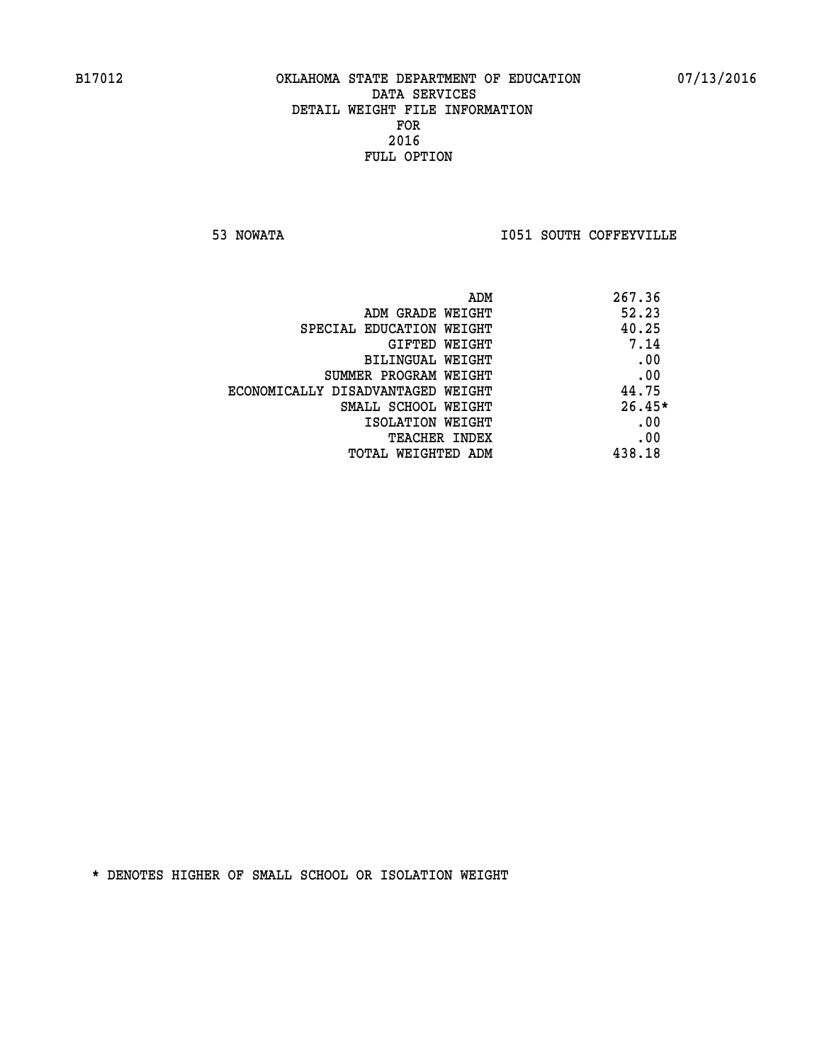B17012 OKLAHOMA STATE DEPARTMENT OF EDUCATION 07/13/2016

DATA SERVICES
DETAIL WEIGHT FILE INFORMATION
FOR
2016
FULL OPTION

53 NOWATA I051 SOUTH COFFEYVILLE

| | |
|---|---|
| ADM | 267.36 |
| ADM GRADE WEIGHT | 52.23 |
| SPECIAL EDUCATION WEIGHT | 40.25 |
| GIFTED WEIGHT | 7.14 |
| BILINGUAL WEIGHT | .00 |
| SUMMER PROGRAM WEIGHT | .00 |
| ECONOMICALLY DISADVANTAGED WEIGHT | 44.75 |
| SMALL SCHOOL WEIGHT | 26.45* |
| ISOLATION WEIGHT | .00 |
| TEACHER INDEX | .00 |
| TOTAL WEIGHTED ADM | 438.18 |

* DENOTES HIGHER OF SMALL SCHOOL OR ISOLATION WEIGHT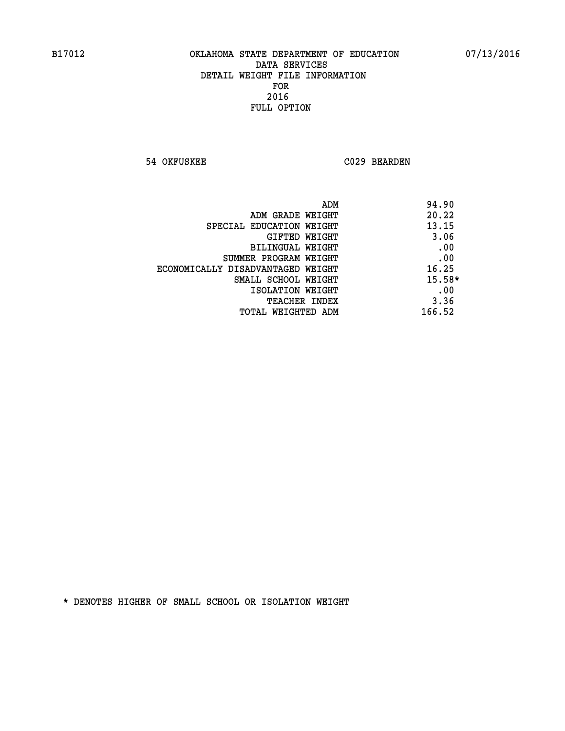B17012 OKLAHOMA STATE DEPARTMENT OF EDUCATION 07/13/2016

DATA SERVICES
DETAIL WEIGHT FILE INFORMATION
FOR
2016
FULL OPTION

54 OKFUSKEE C029 BEARDEN

| | |
|---|---|
| ADM | 94.90 |
| ADM GRADE WEIGHT | 20.22 |
| SPECIAL EDUCATION WEIGHT | 13.15 |
| GIFTED WEIGHT | 3.06 |
| BILINGUAL WEIGHT | .00 |
| SUMMER PROGRAM WEIGHT | .00 |
| ECONOMICALLY DISADVANTAGED WEIGHT | 16.25 |
| SMALL SCHOOL WEIGHT | 15.58* |
| ISOLATION WEIGHT | .00 |
| TEACHER INDEX | 3.36 |
| TOTAL WEIGHTED ADM | 166.52 |

* DENOTES HIGHER OF SMALL SCHOOL OR ISOLATION WEIGHT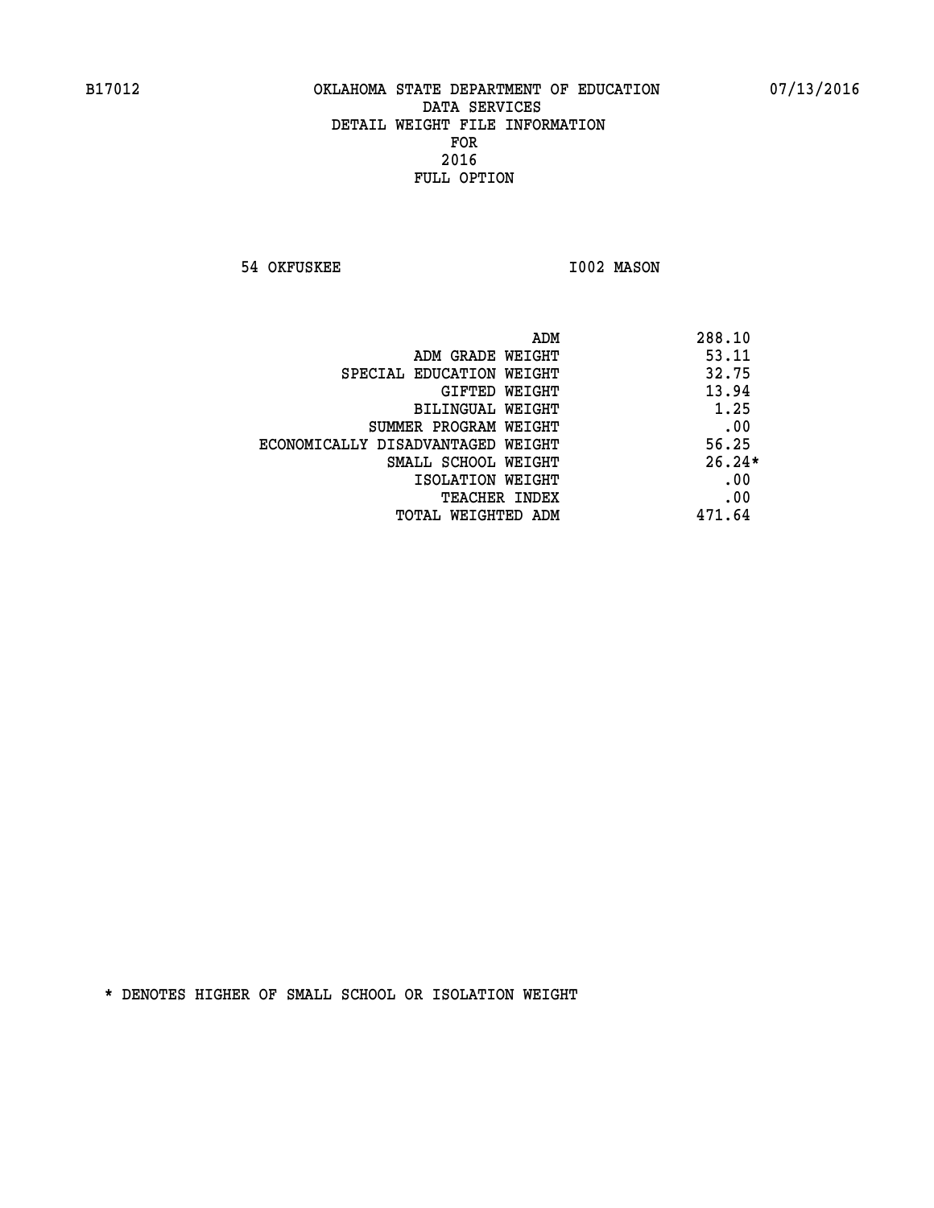B17012 OKLAHOMA STATE DEPARTMENT OF EDUCATION 07/13/2016

DATA SERVICES

DETAIL WEIGHT FILE INFORMATION

FOR

2016

FULL OPTION

54 OKFUSKEE I002 MASON

| | |
|---|---|
| ADM | 288.10 |
| ADM GRADE WEIGHT | 53.11 |
| SPECIAL EDUCATION WEIGHT | 32.75 |
| GIFTED WEIGHT | 13.94 |
| BILINGUAL WEIGHT | 1.25 |
| SUMMER PROGRAM WEIGHT | .00 |
| ECONOMICALLY DISADVANTAGED WEIGHT | 56.25 |
| SMALL SCHOOL WEIGHT | 26.24* |
| ISOLATION WEIGHT | .00 |
| TEACHER INDEX | .00 |
| TOTAL WEIGHTED ADM | 471.64 |

* DENOTES HIGHER OF SMALL SCHOOL OR ISOLATION WEIGHT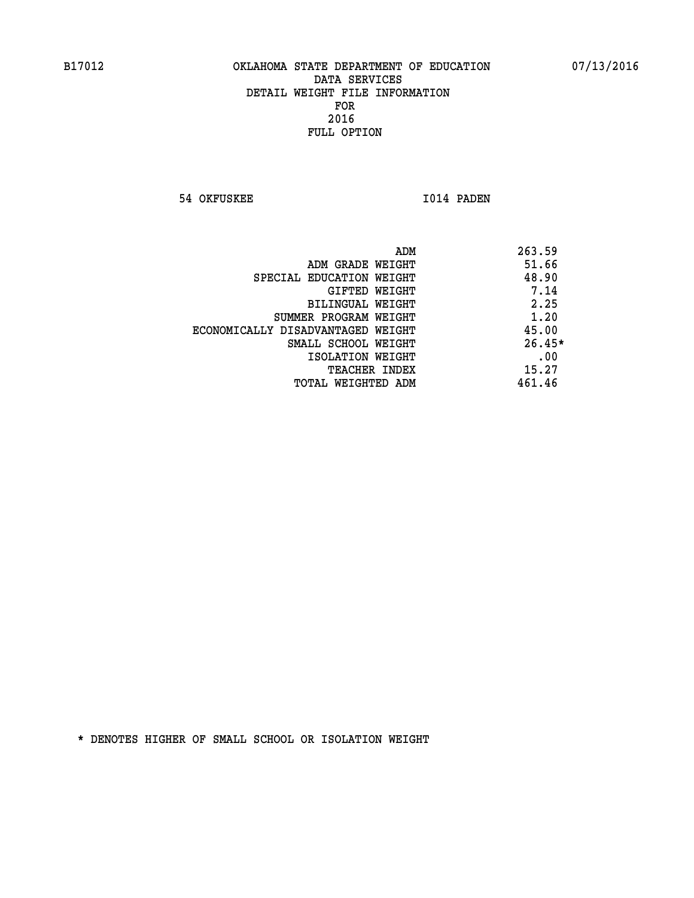B17012 OKLAHOMA STATE DEPARTMENT OF EDUCATION 07/13/2016

DATA SERVICES
DETAIL WEIGHT FILE INFORMATION
FOR
2016
FULL OPTION

54 OKFUSKEE I014 PADEN

| | |
|---|---|
| ADM | 263.59 |
| ADM GRADE WEIGHT | 51.66 |
| SPECIAL EDUCATION WEIGHT | 48.90 |
| GIFTED WEIGHT | 7.14 |
| BILINGUAL WEIGHT | 2.25 |
| SUMMER PROGRAM WEIGHT | 1.20 |
| ECONOMICALLY DISADVANTAGED WEIGHT | 45.00 |
| SMALL SCHOOL WEIGHT | 26.45* |
| ISOLATION WEIGHT | .00 |
| TEACHER INDEX | 15.27 |
| TOTAL WEIGHTED ADM | 461.46 |

* DENOTES HIGHER OF SMALL SCHOOL OR ISOLATION WEIGHT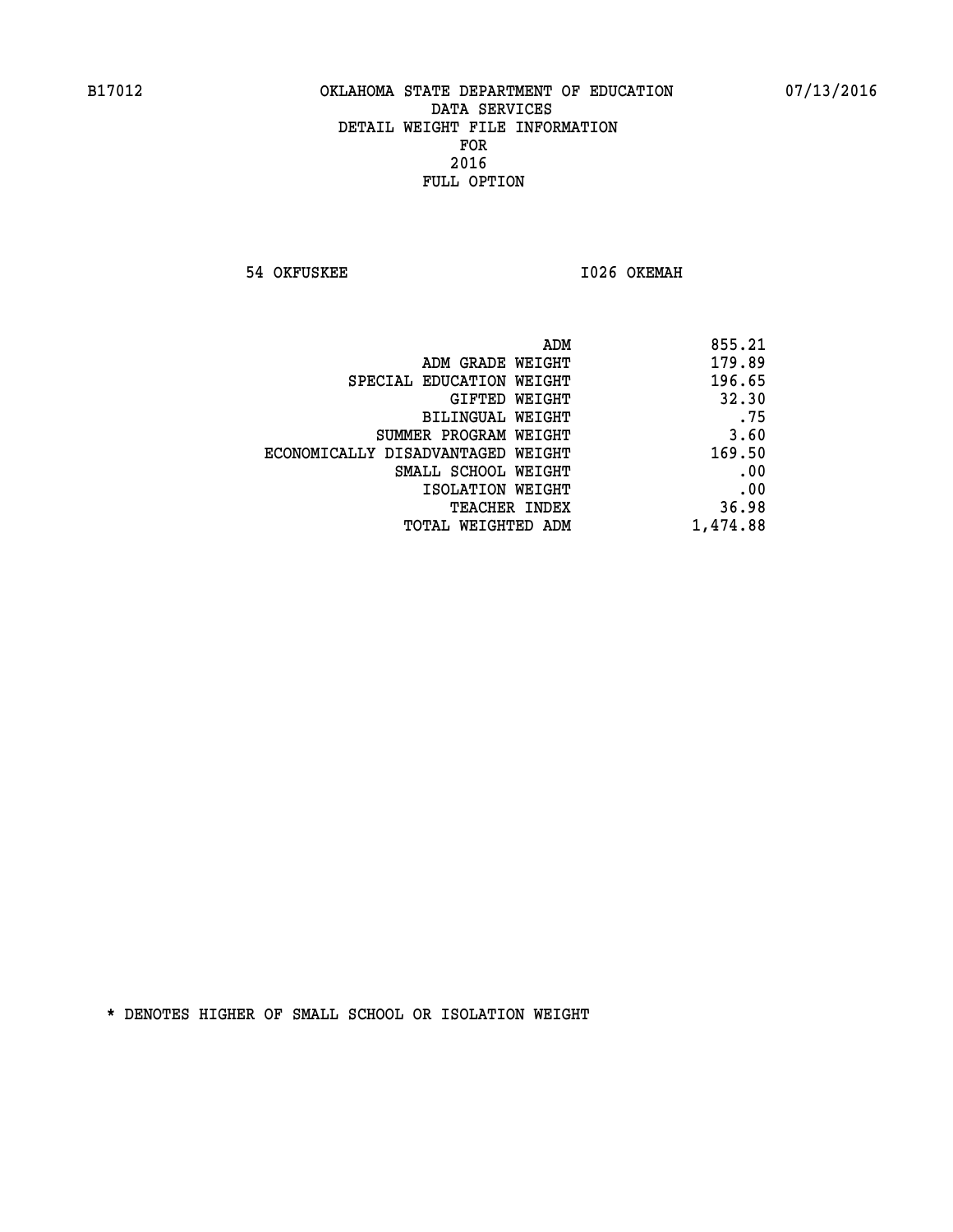B17012 OKLAHOMA STATE DEPARTMENT OF EDUCATION 07/13/2016

DATA SERVICES
DETAIL WEIGHT FILE INFORMATION
FOR
2016
FULL OPTION

54 OKFUSKEE I026 OKEMAH

| | |
|---|---|
| ADM | 855.21 |
| ADM GRADE WEIGHT | 179.89 |
| SPECIAL EDUCATION WEIGHT | 196.65 |
| GIFTED WEIGHT | 32.30 |
| BILINGUAL WEIGHT | .75 |
| SUMMER PROGRAM WEIGHT | 3.60 |
| ECONOMICALLY DISADVANTAGED WEIGHT | 169.50 |
| SMALL SCHOOL WEIGHT | .00 |
| ISOLATION WEIGHT | .00 |
| TEACHER INDEX | 36.98 |
| TOTAL WEIGHTED ADM | 1,474.88 |

* DENOTES HIGHER OF SMALL SCHOOL OR ISOLATION WEIGHT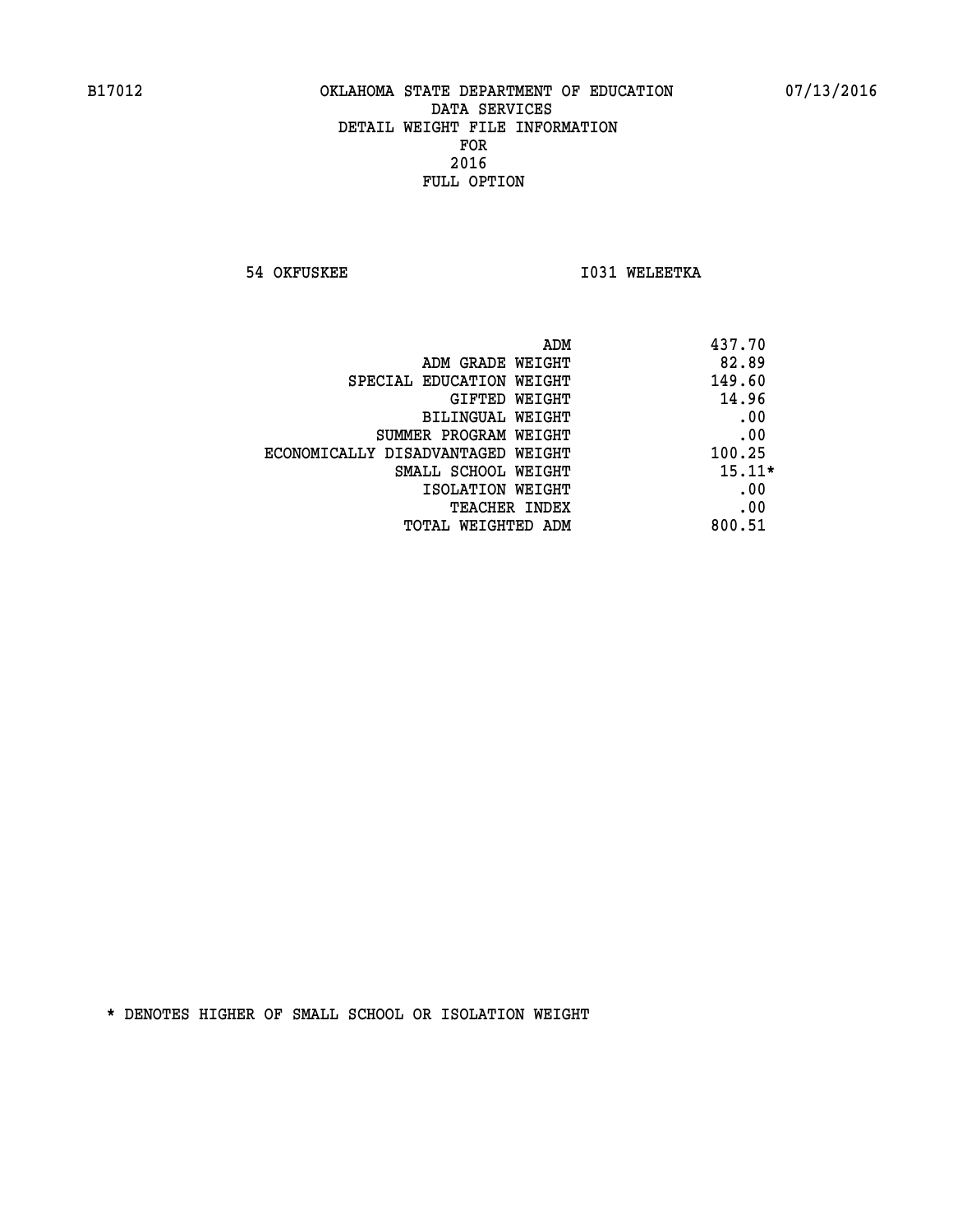B17012 OKLAHOMA STATE DEPARTMENT OF EDUCATION 07/13/2016

DATA SERVICES
DETAIL WEIGHT FILE INFORMATION
FOR
2016
FULL OPTION

54 OKFUSKEE I031 WELEETKA

| | |
|---|---|
| ADM | 437.70 |
| ADM GRADE WEIGHT | 82.89 |
| SPECIAL EDUCATION WEIGHT | 149.60 |
| GIFTED WEIGHT | 14.96 |
| BILINGUAL WEIGHT | .00 |
| SUMMER PROGRAM WEIGHT | .00 |
| ECONOMICALLY DISADVANTAGED WEIGHT | 100.25 |
| SMALL SCHOOL WEIGHT | 15.11* |
| ISOLATION WEIGHT | .00 |
| TEACHER INDEX | .00 |
| TOTAL WEIGHTED ADM | 800.51 |

* DENOTES HIGHER OF SMALL SCHOOL OR ISOLATION WEIGHT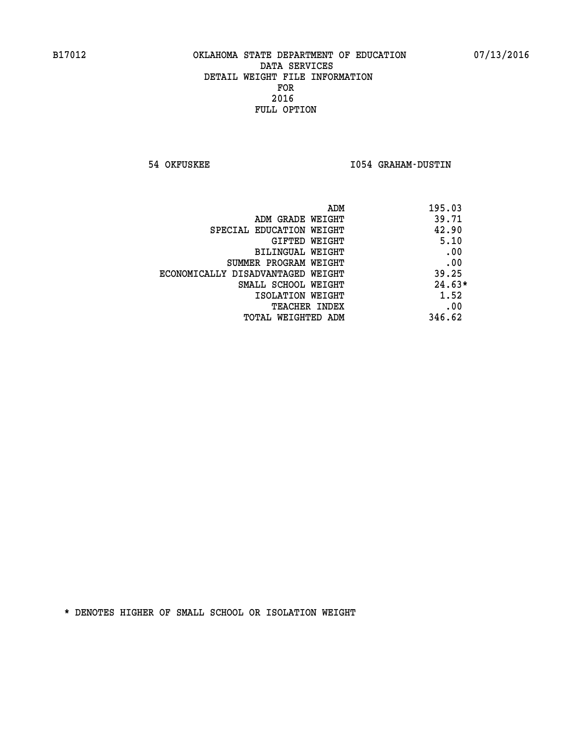B17012 OKLAHOMA STATE DEPARTMENT OF EDUCATION 07/13/2016

DATA SERVICES
DETAIL WEIGHT FILE INFORMATION
FOR
2016
FULL OPTION

54 OKFUSKEE I054 GRAHAM-DUSTIN

| | |
|---|---|
| ADM | 195.03 |
| ADM GRADE WEIGHT | 39.71 |
| SPECIAL EDUCATION WEIGHT | 42.90 |
| GIFTED WEIGHT | 5.10 |
| BILINGUAL WEIGHT | .00 |
| SUMMER PROGRAM WEIGHT | .00 |
| ECONOMICALLY DISADVANTAGED WEIGHT | 39.25 |
| SMALL SCHOOL WEIGHT | 24.63* |
| ISOLATION WEIGHT | 1.52 |
| TEACHER INDEX | .00 |
| TOTAL WEIGHTED ADM | 346.62 |

* DENOTES HIGHER OF SMALL SCHOOL OR ISOLATION WEIGHT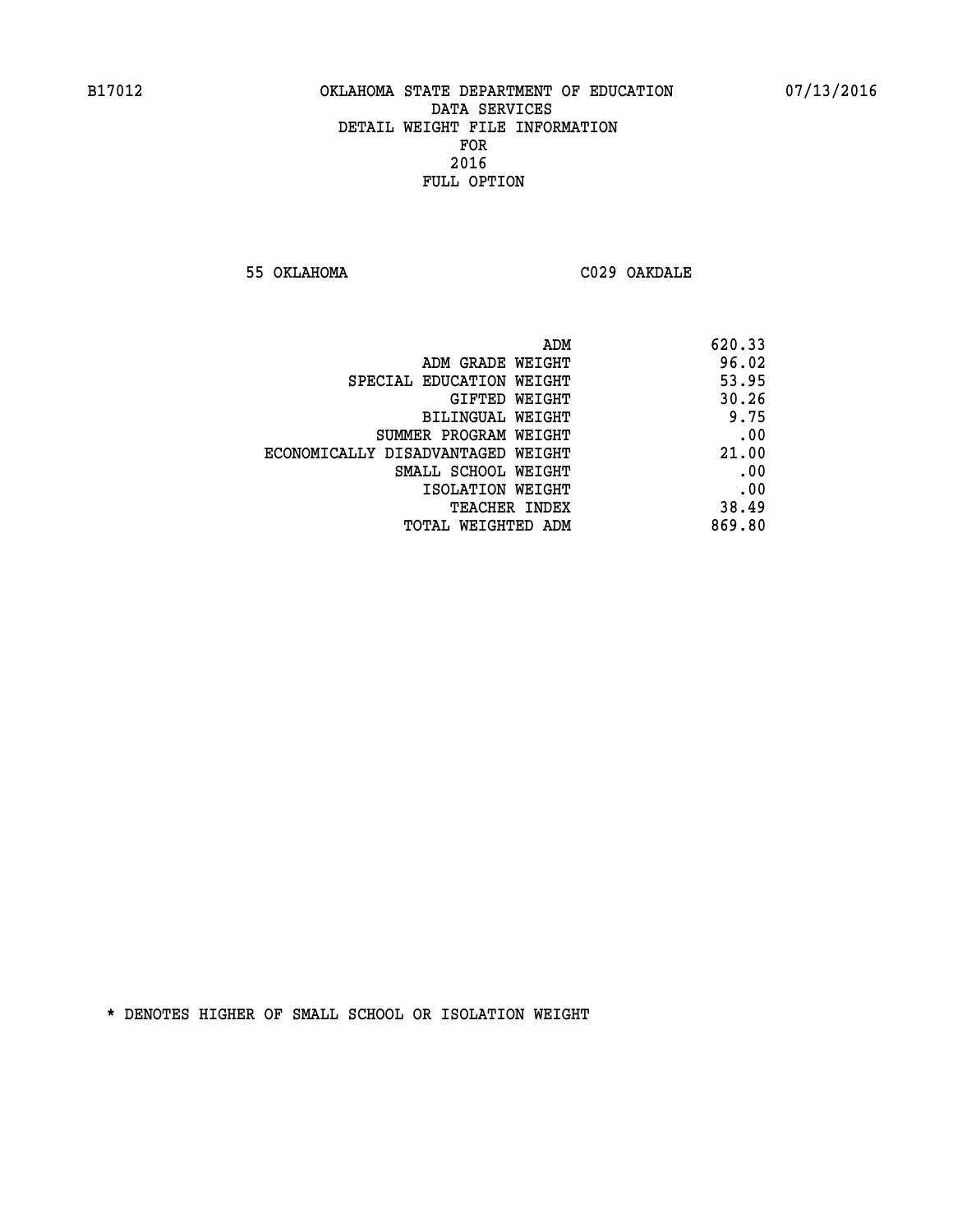B17012 OKLAHOMA STATE DEPARTMENT OF EDUCATION 07/13/2016

DATA SERVICES
DETAIL WEIGHT FILE INFORMATION
FOR
2016
FULL OPTION

55 OKLAHOMA C029 OAKDALE

| | |
|---|---|
| ADM | 620.33 |
| ADM GRADE WEIGHT | 96.02 |
| SPECIAL EDUCATION WEIGHT | 53.95 |
| GIFTED WEIGHT | 30.26 |
| BILINGUAL WEIGHT | 9.75 |
| SUMMER PROGRAM WEIGHT | .00 |
| ECONOMICALLY DISADVANTAGED WEIGHT | 21.00 |
| SMALL SCHOOL WEIGHT | .00 |
| ISOLATION WEIGHT | .00 |
| TEACHER INDEX | 38.49 |
| TOTAL WEIGHTED ADM | 869.80 |

* DENOTES HIGHER OF SMALL SCHOOL OR ISOLATION WEIGHT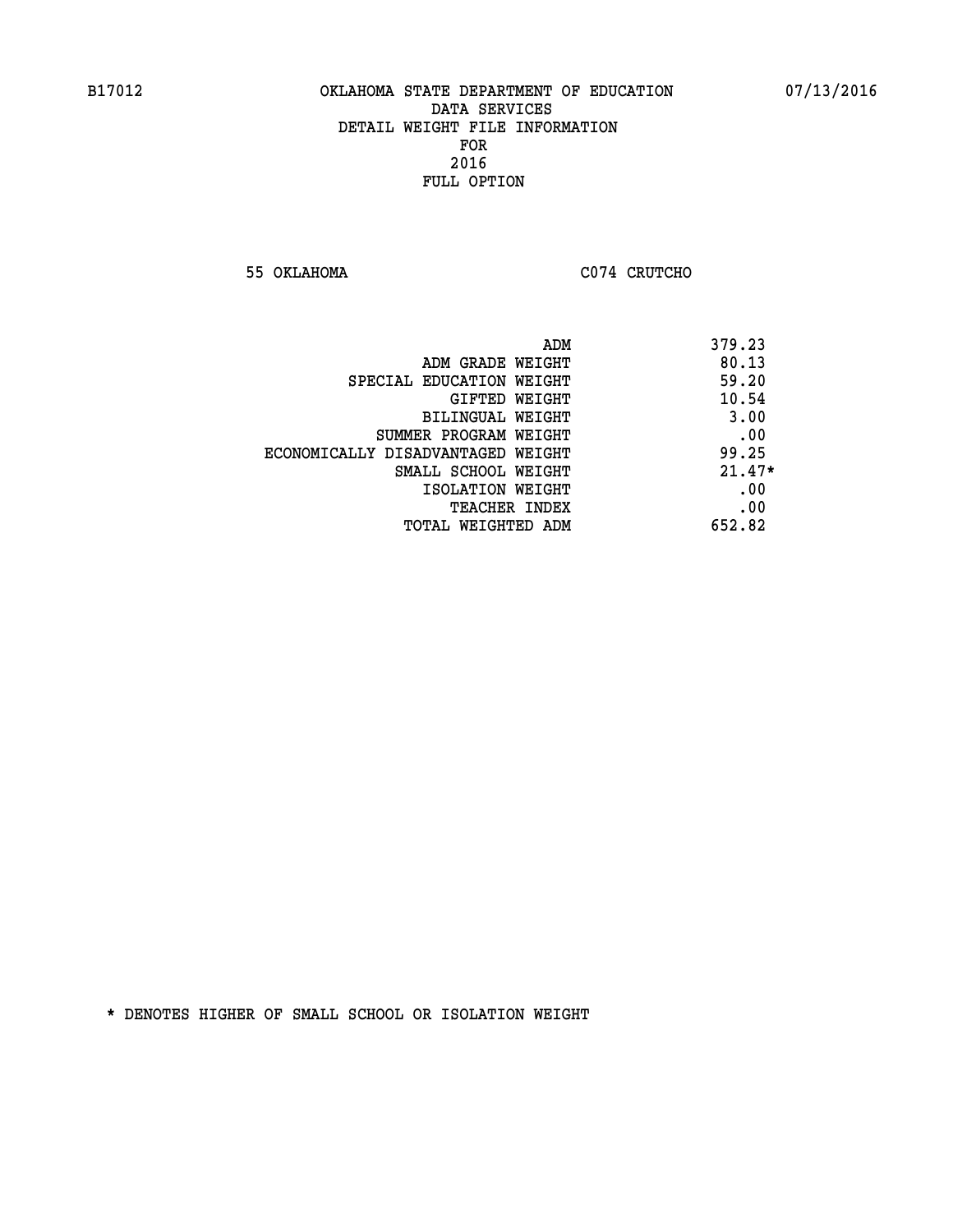B17012 OKLAHOMA STATE DEPARTMENT OF EDUCATION 07/13/2016

DATA SERVICES
DETAIL WEIGHT FILE INFORMATION
FOR
2016
FULL OPTION

55 OKLAHOMA C074 CRUTCHO

| | |
|---|---|
| ADM | 379.23 |
| ADM GRADE WEIGHT | 80.13 |
| SPECIAL EDUCATION WEIGHT | 59.20 |
| GIFTED WEIGHT | 10.54 |
| BILINGUAL WEIGHT | 3.00 |
| SUMMER PROGRAM WEIGHT | .00 |
| ECONOMICALLY DISADVANTAGED WEIGHT | 99.25 |
| SMALL SCHOOL WEIGHT | 21.47* |
| ISOLATION WEIGHT | .00 |
| TEACHER INDEX | .00 |
| TOTAL WEIGHTED ADM | 652.82 |

* DENOTES HIGHER OF SMALL SCHOOL OR ISOLATION WEIGHT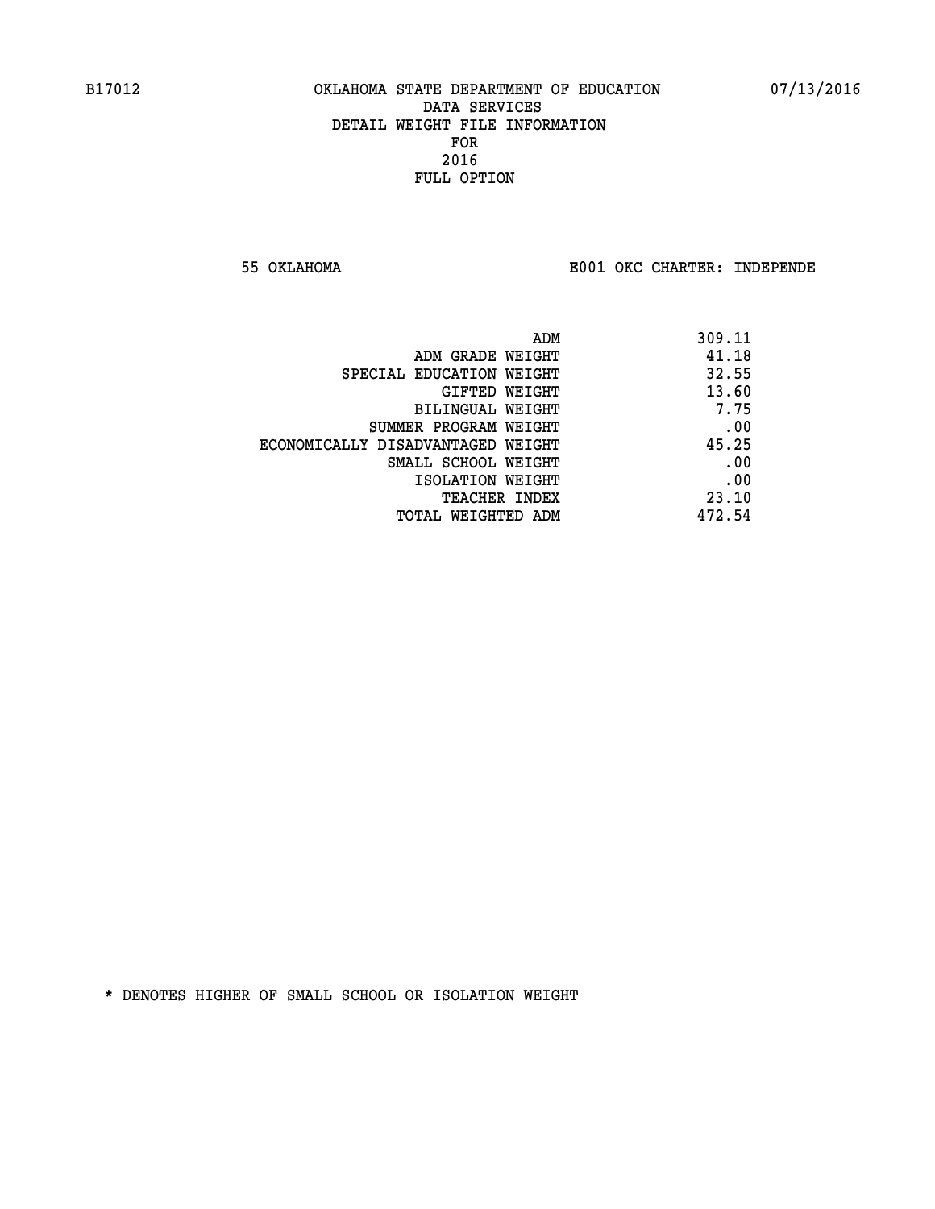B17012 OKLAHOMA STATE DEPARTMENT OF EDUCATION 07/13/2016

DATA SERVICES
DETAIL WEIGHT FILE INFORMATION
FOR
2016
FULL OPTION

55 OKLAHOMA E001 OKC CHARTER: INDEPENDE

| | |
|---|---|
| ADM | 309.11 |
| ADM GRADE WEIGHT | 41.18 |
| SPECIAL EDUCATION WEIGHT | 32.55 |
| GIFTED WEIGHT | 13.60 |
| BILINGUAL WEIGHT | 7.75 |
| SUMMER PROGRAM WEIGHT | .00 |
| ECONOMICALLY DISADVANTAGED WEIGHT | 45.25 |
| SMALL SCHOOL WEIGHT | .00 |
| ISOLATION WEIGHT | .00 |
| TEACHER INDEX | 23.10 |
| TOTAL WEIGHTED ADM | 472.54 |

* DENOTES HIGHER OF SMALL SCHOOL OR ISOLATION WEIGHT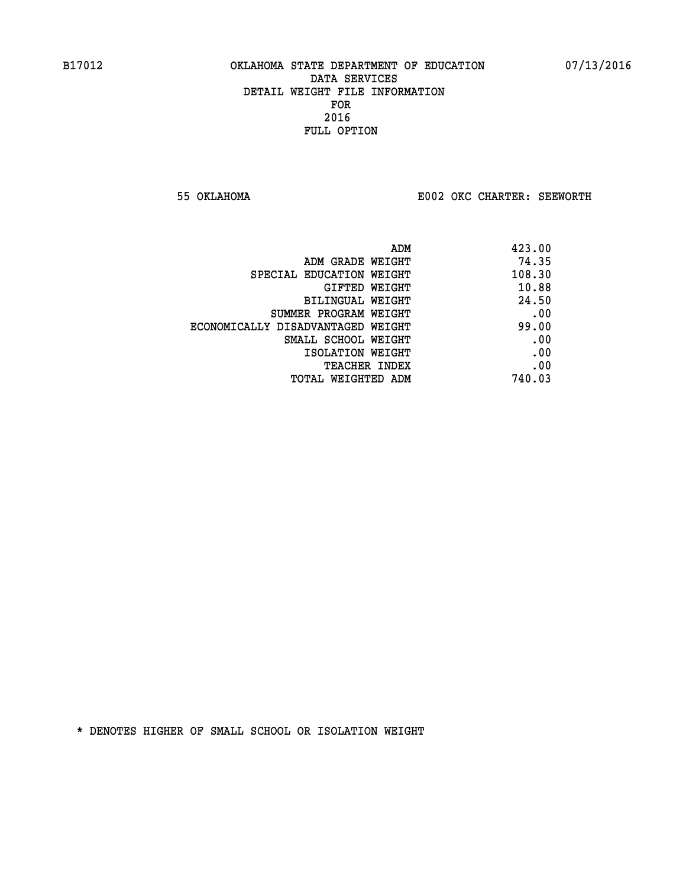B17012 OKLAHOMA STATE DEPARTMENT OF EDUCATION 07/13/2016

DATA SERVICES

DETAIL WEIGHT FILE INFORMATION

FOR

2016

FULL OPTION

55 OKLAHOMA E002 OKC CHARTER: SEEWORTH

| | |
|---|---|
| ADM | 423.00 |
| ADM GRADE WEIGHT | 74.35 |
| SPECIAL EDUCATION WEIGHT | 108.30 |
| GIFTED WEIGHT | 10.88 |
| BILINGUAL WEIGHT | 24.50 |
| SUMMER PROGRAM WEIGHT | .00 |
| ECONOMICALLY DISADVANTAGED WEIGHT | 99.00 |
| SMALL SCHOOL WEIGHT | .00 |
| ISOLATION WEIGHT | .00 |
| TEACHER INDEX | .00 |
| TOTAL WEIGHTED ADM | 740.03 |

* DENOTES HIGHER OF SMALL SCHOOL OR ISOLATION WEIGHT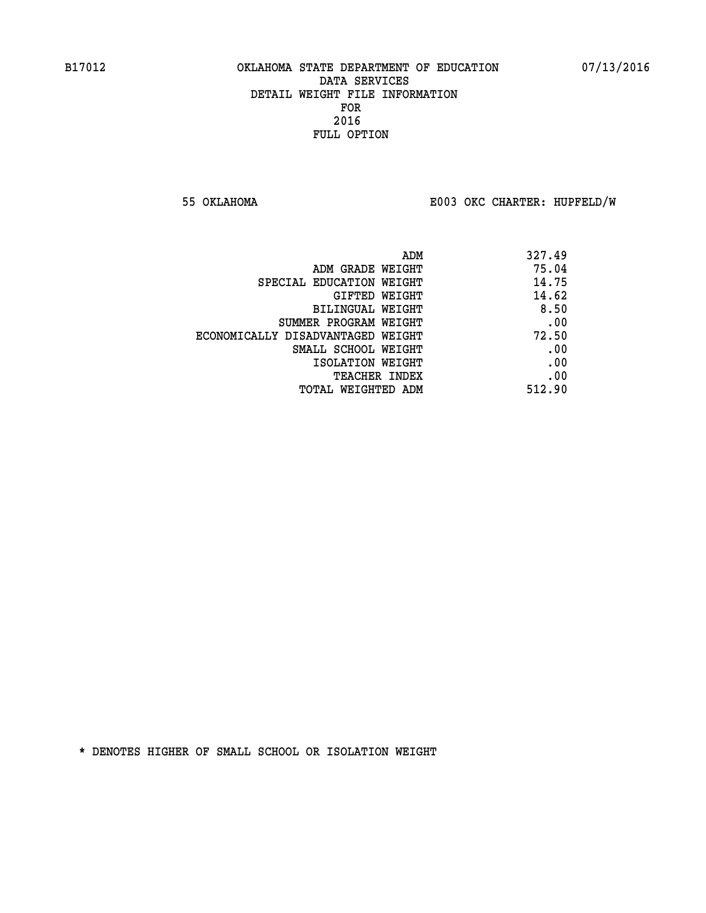B17012 OKLAHOMA STATE DEPARTMENT OF EDUCATION 07/13/2016

DATA SERVICES
DETAIL WEIGHT FILE INFORMATION
FOR
2016
FULL OPTION

55 OKLAHOMA E003 OKC CHARTER: HUPFELD/W

| | |
|---|---|
| ADM | 327.49 |
| ADM GRADE WEIGHT | 75.04 |
| SPECIAL EDUCATION WEIGHT | 14.75 |
| GIFTED WEIGHT | 14.62 |
| BILINGUAL WEIGHT | 8.50 |
| SUMMER PROGRAM WEIGHT | .00 |
| ECONOMICALLY DISADVANTAGED WEIGHT | 72.50 |
| SMALL SCHOOL WEIGHT | .00 |
| ISOLATION WEIGHT | .00 |
| TEACHER INDEX | .00 |
| TOTAL WEIGHTED ADM | 512.90 |

* DENOTES HIGHER OF SMALL SCHOOL OR ISOLATION WEIGHT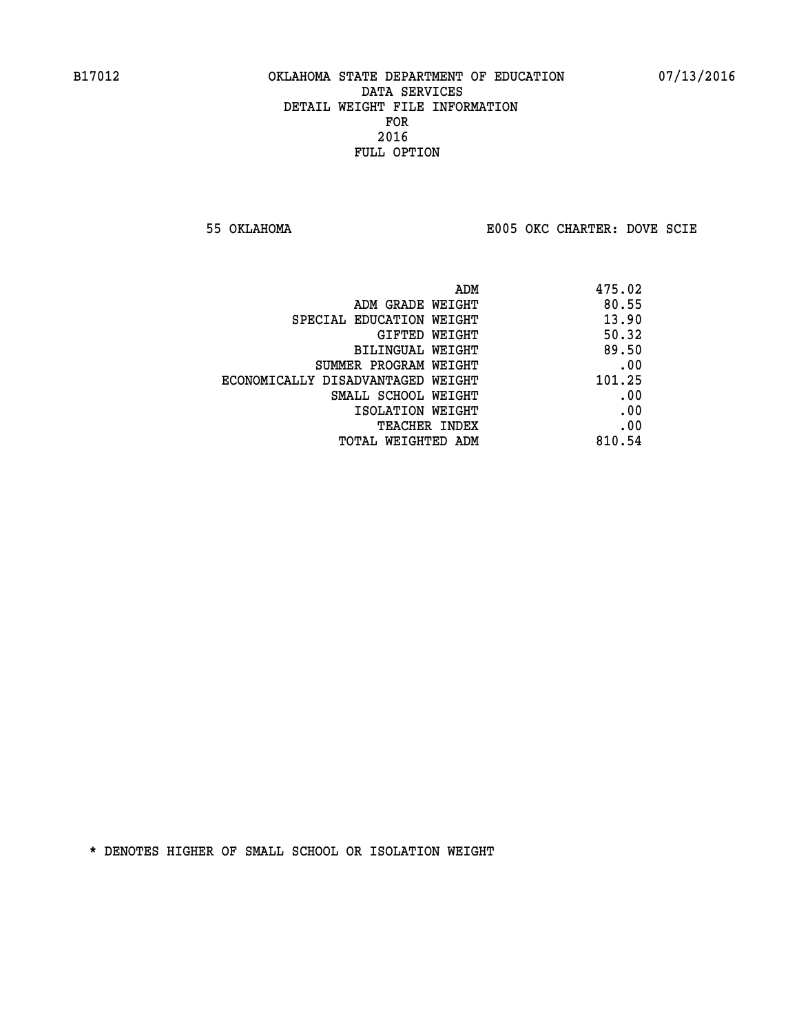B17012 OKLAHOMA STATE DEPARTMENT OF EDUCATION 07/13/2016

DATA SERVICES

DETAIL WEIGHT FILE INFORMATION

FOR

2016

FULL OPTION

55 OKLAHOMA E005 OKC CHARTER: DOVE SCIE

| | |
|---|---|
| ADM | 475.02 |
| ADM GRADE WEIGHT | 80.55 |
| SPECIAL EDUCATION WEIGHT | 13.90 |
| GIFTED WEIGHT | 50.32 |
| BILINGUAL WEIGHT | 89.50 |
| SUMMER PROGRAM WEIGHT | .00 |
| ECONOMICALLY DISADVANTAGED WEIGHT | 101.25 |
| SMALL SCHOOL WEIGHT | .00 |
| ISOLATION WEIGHT | .00 |
| TEACHER INDEX | .00 |
| TOTAL WEIGHTED ADM | 810.54 |

* DENOTES HIGHER OF SMALL SCHOOL OR ISOLATION WEIGHT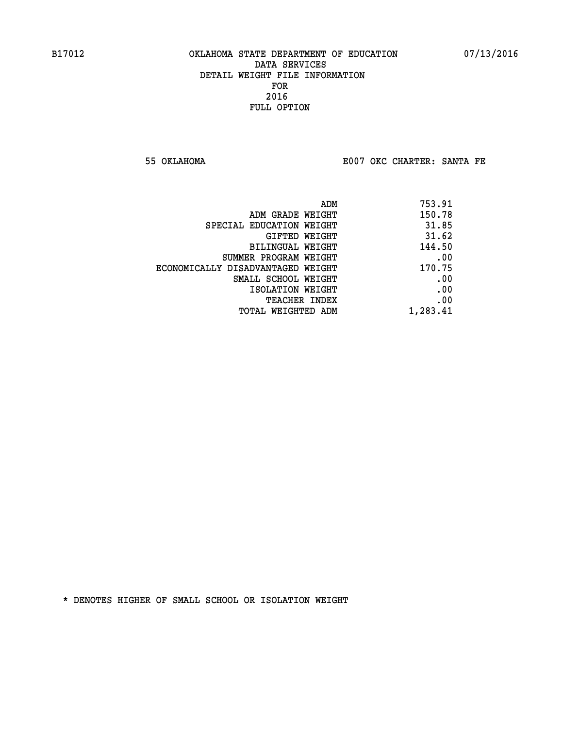B17012 OKLAHOMA STATE DEPARTMENT OF EDUCATION 07/13/2016
DATA SERVICES
DETAIL WEIGHT FILE INFORMATION
FOR
2016
FULL OPTION

55 OKLAHOMA E007 OKC CHARTER: SANTA FE

| | |
|---|---|
| ADM | 753.91 |
| ADM GRADE WEIGHT | 150.78 |
| SPECIAL EDUCATION WEIGHT | 31.85 |
| GIFTED WEIGHT | 31.62 |
| BILINGUAL WEIGHT | 144.50 |
| SUMMER PROGRAM WEIGHT | .00 |
| ECONOMICALLY DISADVANTAGED WEIGHT | 170.75 |
| SMALL SCHOOL WEIGHT | .00 |
| ISOLATION WEIGHT | .00 |
| TEACHER INDEX | .00 |
| TOTAL WEIGHTED ADM | 1,283.41 |

* DENOTES HIGHER OF SMALL SCHOOL OR ISOLATION WEIGHT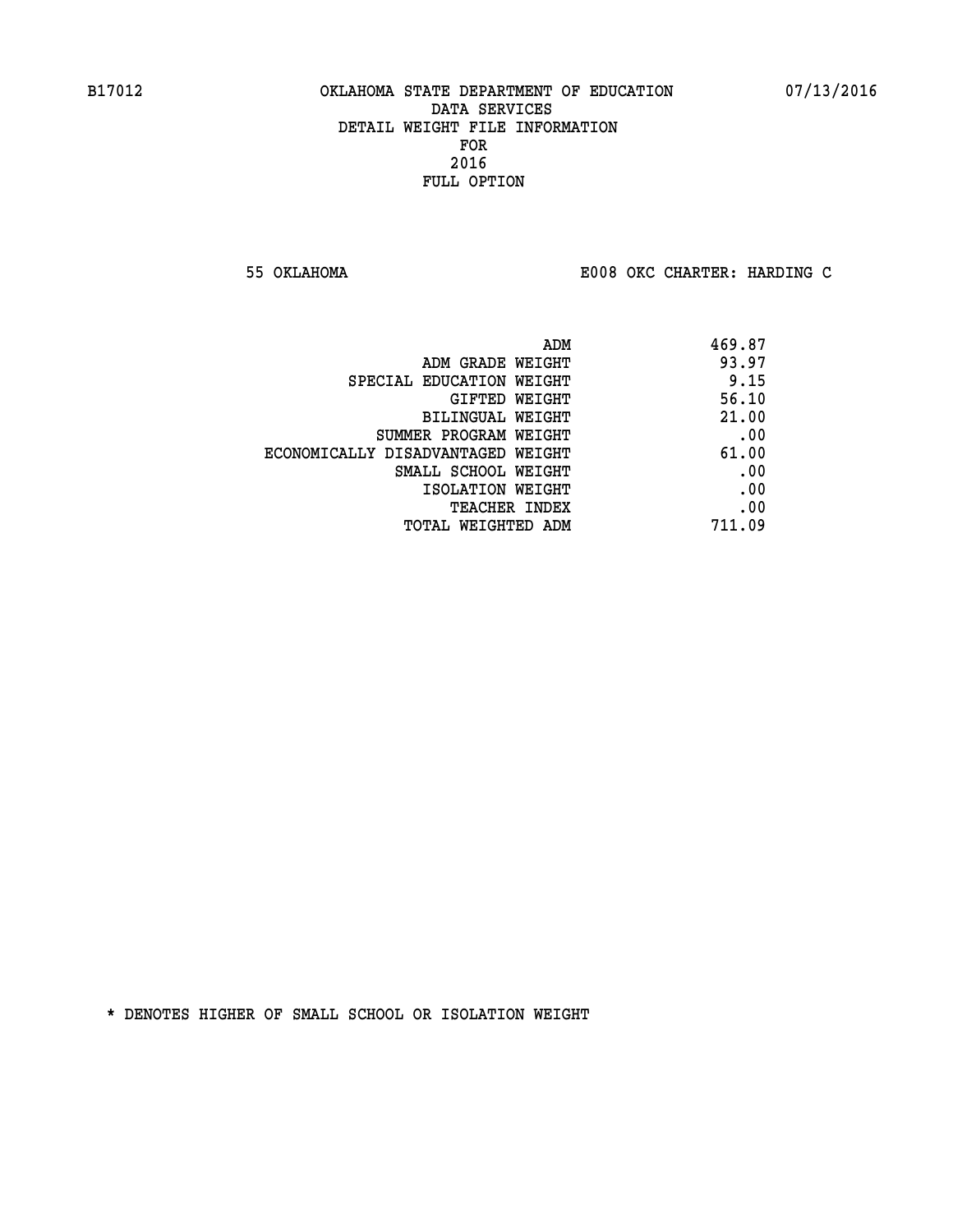B17012 OKLAHOMA STATE DEPARTMENT OF EDUCATION 07/13/2016

DATA SERVICES

DETAIL WEIGHT FILE INFORMATION

FOR

2016

FULL OPTION

55 OKLAHOMA E008 OKC CHARTER: HARDING C

| | |
|---|---|
| ADM | 469.87 |
| ADM GRADE WEIGHT | 93.97 |
| SPECIAL EDUCATION WEIGHT | 9.15 |
| GIFTED WEIGHT | 56.10 |
| BILINGUAL WEIGHT | 21.00 |
| SUMMER PROGRAM WEIGHT | .00 |
| ECONOMICALLY DISADVANTAGED WEIGHT | 61.00 |
| SMALL SCHOOL WEIGHT | .00 |
| ISOLATION WEIGHT | .00 |
| TEACHER INDEX | .00 |
| TOTAL WEIGHTED ADM | 711.09 |

* DENOTES HIGHER OF SMALL SCHOOL OR ISOLATION WEIGHT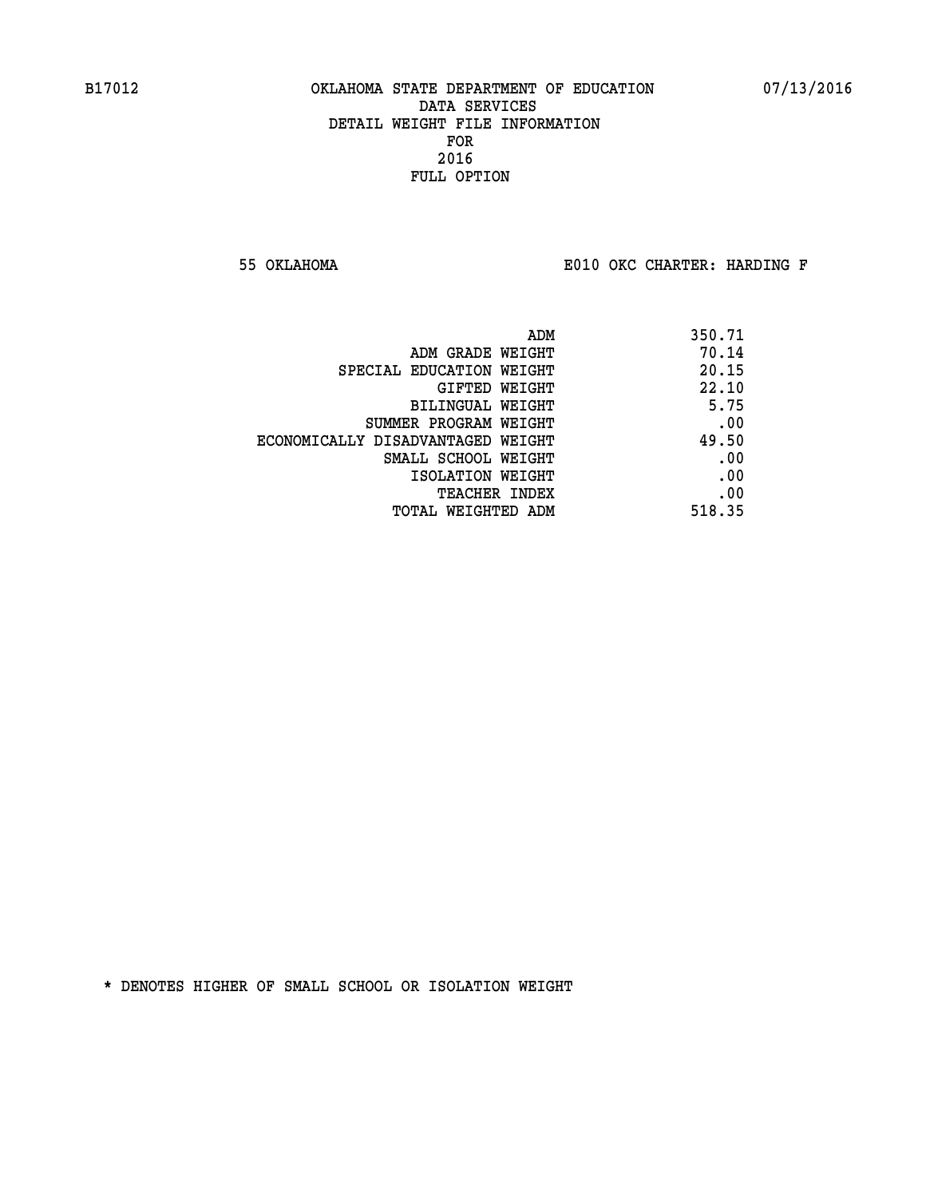B17012 OKLAHOMA STATE DEPARTMENT OF EDUCATION 07/13/2016

DATA SERVICES
DETAIL WEIGHT FILE INFORMATION
FOR
2016
FULL OPTION

55 OKLAHOMA E010 OKC CHARTER: HARDING F

| | |
|---|---|
| ADM | 350.71 |
| ADM GRADE WEIGHT | 70.14 |
| SPECIAL EDUCATION WEIGHT | 20.15 |
| GIFTED WEIGHT | 22.10 |
| BILINGUAL WEIGHT | 5.75 |
| SUMMER PROGRAM WEIGHT | .00 |
| ECONOMICALLY DISADVANTAGED WEIGHT | 49.50 |
| SMALL SCHOOL WEIGHT | .00 |
| ISOLATION WEIGHT | .00 |
| TEACHER INDEX | .00 |
| TOTAL WEIGHTED ADM | 518.35 |

* DENOTES HIGHER OF SMALL SCHOOL OR ISOLATION WEIGHT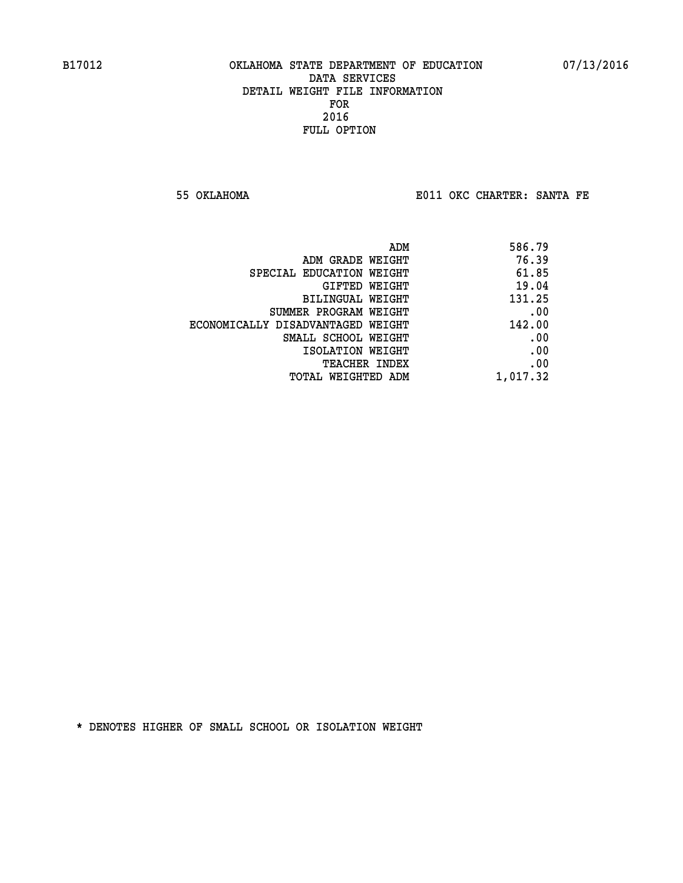B17012 OKLAHOMA STATE DEPARTMENT OF EDUCATION 07/13/2016
DATA SERVICES
DETAIL WEIGHT FILE INFORMATION
FOR
2016
FULL OPTION

55 OKLAHOMA E011 OKC CHARTER: SANTA FE

| | |
|---|---|
| ADM | 586.79 |
| ADM GRADE WEIGHT | 76.39 |
| SPECIAL EDUCATION WEIGHT | 61.85 |
| GIFTED WEIGHT | 19.04 |
| BILINGUAL WEIGHT | 131.25 |
| SUMMER PROGRAM WEIGHT | .00 |
| ECONOMICALLY DISADVANTAGED WEIGHT | 142.00 |
| SMALL SCHOOL WEIGHT | .00 |
| ISOLATION WEIGHT | .00 |
| TEACHER INDEX | .00 |
| TOTAL WEIGHTED ADM | 1,017.32 |

* DENOTES HIGHER OF SMALL SCHOOL OR ISOLATION WEIGHT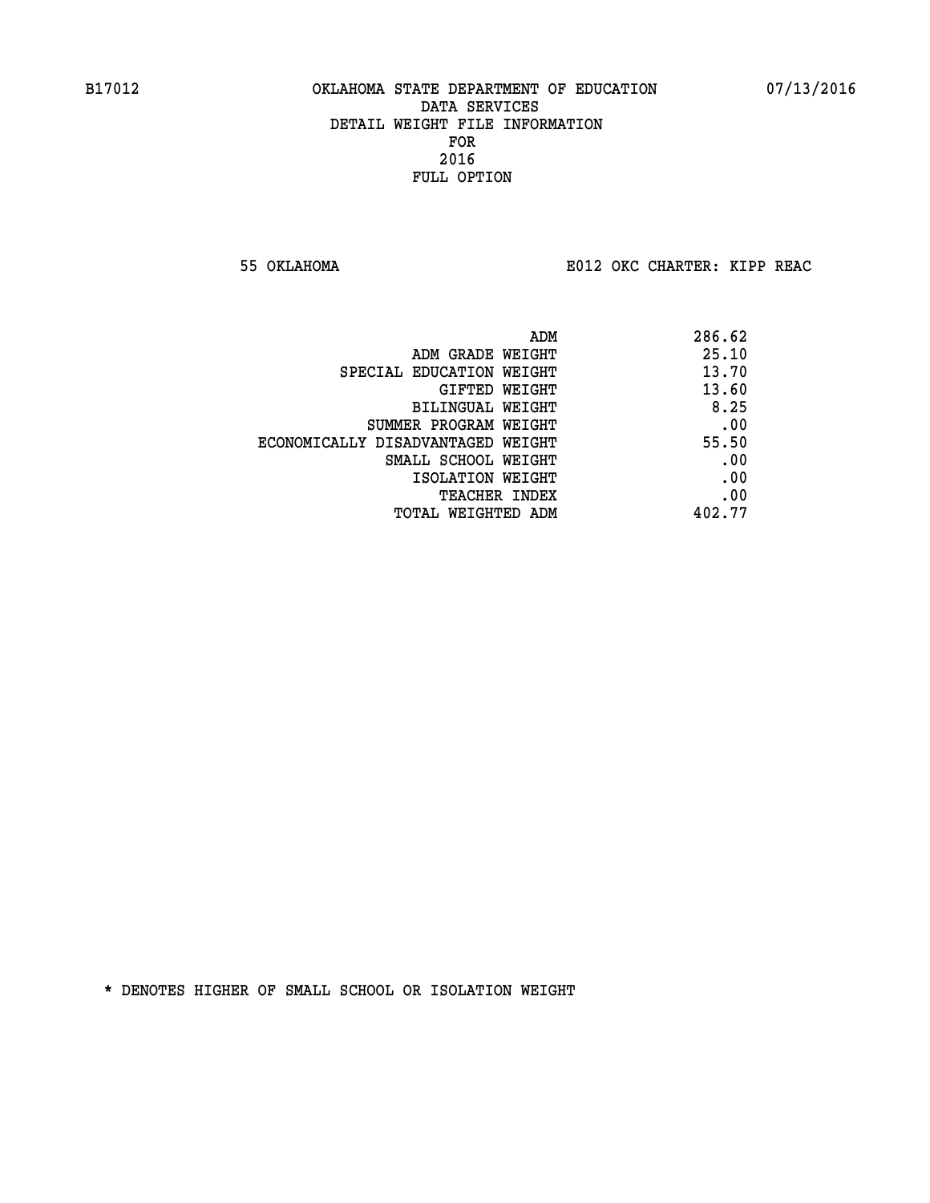B17012 OKLAHOMA STATE DEPARTMENT OF EDUCATION 07/13/2016

DATA SERVICES
DETAIL WEIGHT FILE INFORMATION
FOR
2016
FULL OPTION

55 OKLAHOMA E012 OKC CHARTER: KIPP REAC

| | |
|---|---|
| ADM | 286.62 |
| ADM GRADE WEIGHT | 25.10 |
| SPECIAL EDUCATION WEIGHT | 13.70 |
| GIFTED WEIGHT | 13.60 |
| BILINGUAL WEIGHT | 8.25 |
| SUMMER PROGRAM WEIGHT | .00 |
| ECONOMICALLY DISADVANTAGED WEIGHT | 55.50 |
| SMALL SCHOOL WEIGHT | .00 |
| ISOLATION WEIGHT | .00 |
| TEACHER INDEX | .00 |
| TOTAL WEIGHTED ADM | 402.77 |

* DENOTES HIGHER OF SMALL SCHOOL OR ISOLATION WEIGHT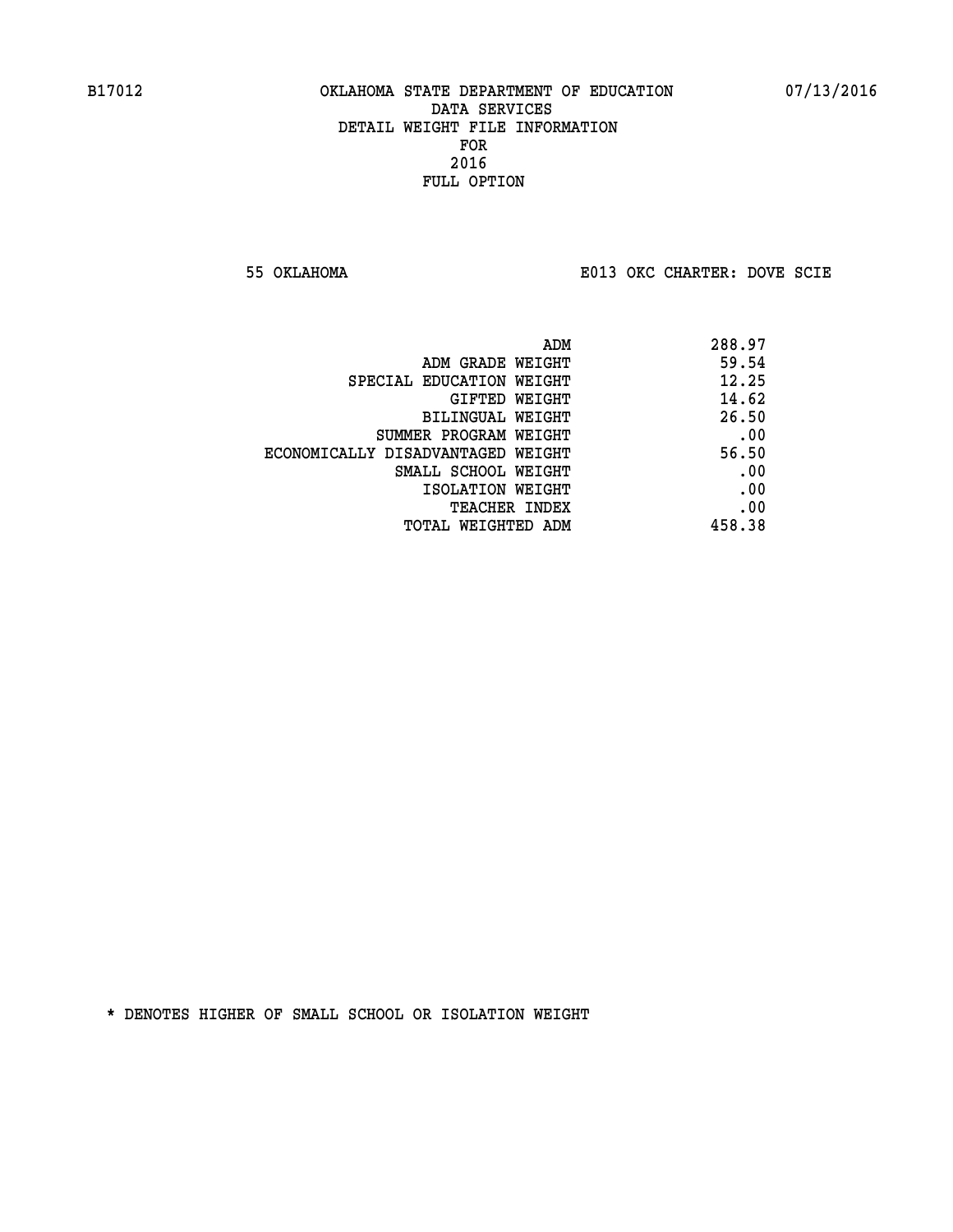B17012 OKLAHOMA STATE DEPARTMENT OF EDUCATION 07/13/2016

DATA SERVICES
DETAIL WEIGHT FILE INFORMATION
FOR
2016
FULL OPTION

55 OKLAHOMA E013 OKC CHARTER: DOVE SCIE

| | |
|---|---|
| ADM | 288.97 |
| ADM GRADE WEIGHT | 59.54 |
| SPECIAL EDUCATION WEIGHT | 12.25 |
| GIFTED WEIGHT | 14.62 |
| BILINGUAL WEIGHT | 26.50 |
| SUMMER PROGRAM WEIGHT | .00 |
| ECONOMICALLY DISADVANTAGED WEIGHT | 56.50 |
| SMALL SCHOOL WEIGHT | .00 |
| ISOLATION WEIGHT | .00 |
| TEACHER INDEX | .00 |
| TOTAL WEIGHTED ADM | 458.38 |

* DENOTES HIGHER OF SMALL SCHOOL OR ISOLATION WEIGHT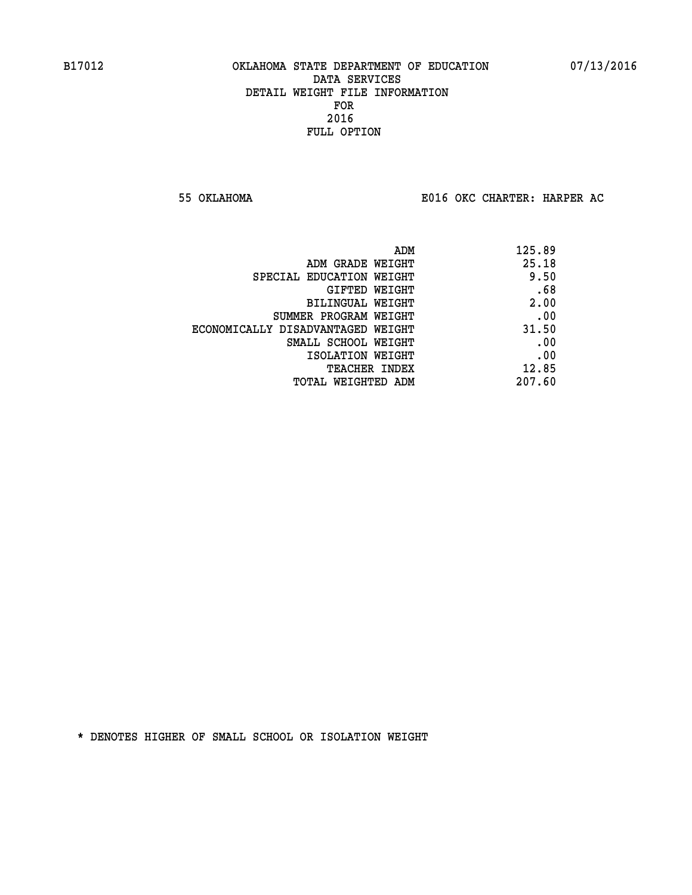B17012 OKLAHOMA STATE DEPARTMENT OF EDUCATION 07/13/2016

DATA SERVICES
DETAIL WEIGHT FILE INFORMATION
FOR
2016
FULL OPTION

55 OKLAHOMA E016 OKC CHARTER: HARPER AC

| | |
|---|---|
| ADM | 125.89 |
| ADM GRADE WEIGHT | 25.18 |
| SPECIAL EDUCATION WEIGHT | 9.50 |
| GIFTED WEIGHT | .68 |
| BILINGUAL WEIGHT | 2.00 |
| SUMMER PROGRAM WEIGHT | .00 |
| ECONOMICALLY DISADVANTAGED WEIGHT | 31.50 |
| SMALL SCHOOL WEIGHT | .00 |
| ISOLATION WEIGHT | .00 |
| TEACHER INDEX | 12.85 |
| TOTAL WEIGHTED ADM | 207.60 |

* DENOTES HIGHER OF SMALL SCHOOL OR ISOLATION WEIGHT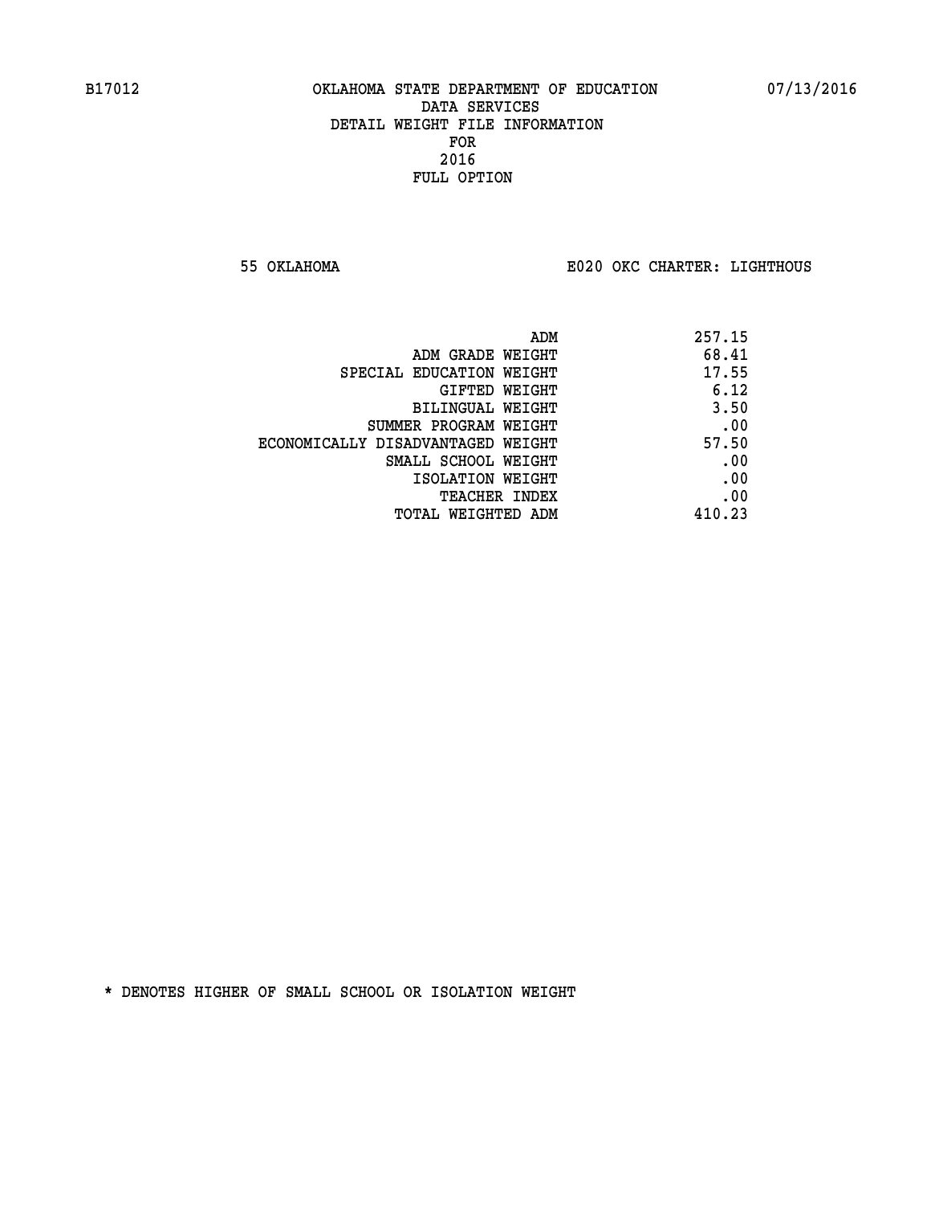B17012 OKLAHOMA STATE DEPARTMENT OF EDUCATION 07/13/2016

DATA SERVICES
DETAIL WEIGHT FILE INFORMATION
FOR
2016
FULL OPTION

55 OKLAHOMA E020 OKC CHARTER: LIGHTHOUS

| | |
|---|---|
| ADM | 257.15 |
| ADM GRADE WEIGHT | 68.41 |
| SPECIAL EDUCATION WEIGHT | 17.55 |
| GIFTED WEIGHT | 6.12 |
| BILINGUAL WEIGHT | 3.50 |
| SUMMER PROGRAM WEIGHT | .00 |
| ECONOMICALLY DISADVANTAGED WEIGHT | 57.50 |
| SMALL SCHOOL WEIGHT | .00 |
| ISOLATION WEIGHT | .00 |
| TEACHER INDEX | .00 |
| TOTAL WEIGHTED ADM | 410.23 |

* DENOTES HIGHER OF SMALL SCHOOL OR ISOLATION WEIGHT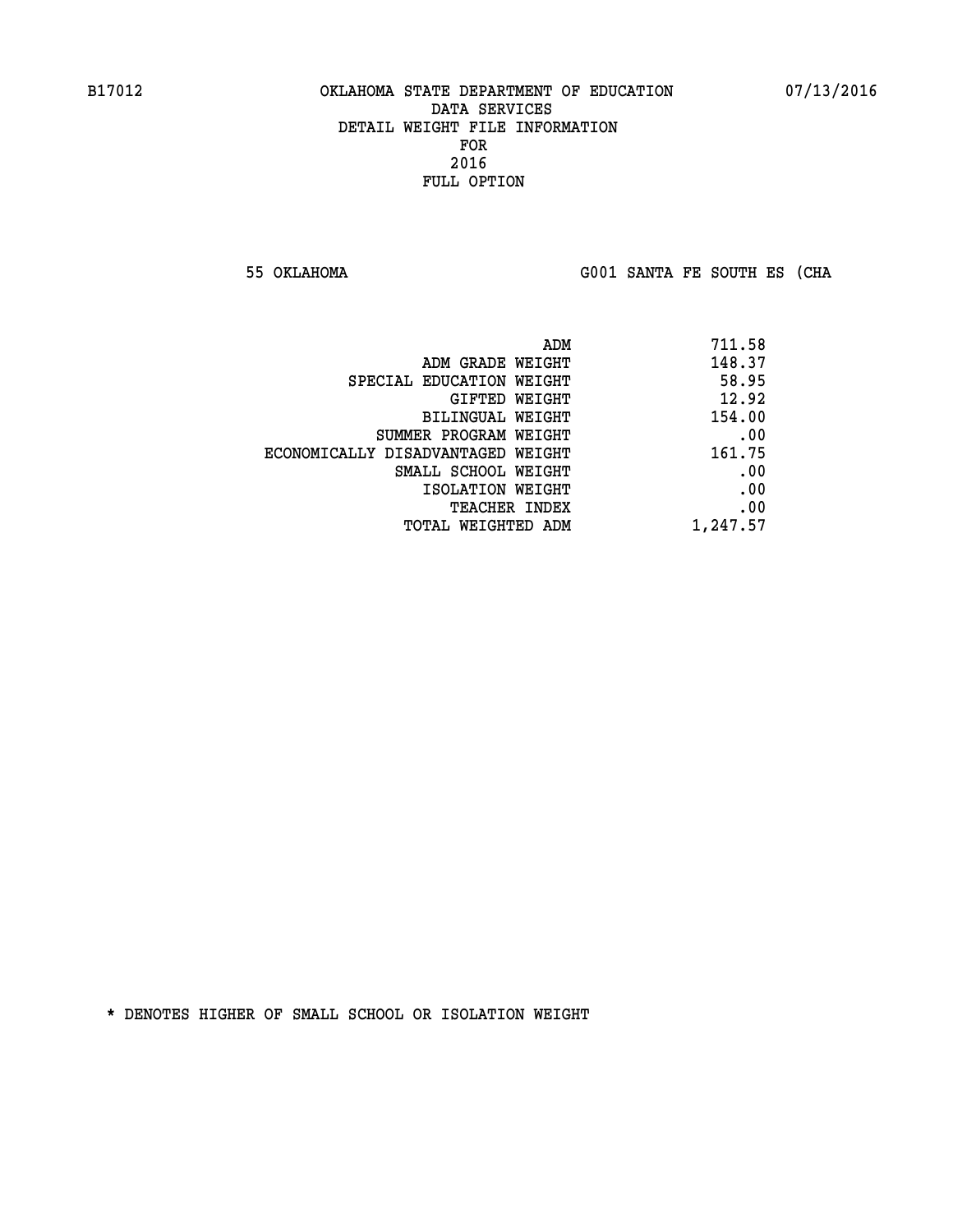B17012 OKLAHOMA STATE DEPARTMENT OF EDUCATION 07/13/2016
DATA SERVICES
DETAIL WEIGHT FILE INFORMATION
FOR
2016
FULL OPTION

55 OKLAHOMA G001 SANTA FE SOUTH ES (CHA

| | |
|---|---|
| ADM | 711.58 |
| ADM GRADE WEIGHT | 148.37 |
| SPECIAL EDUCATION WEIGHT | 58.95 |
| GIFTED WEIGHT | 12.92 |
| BILINGUAL WEIGHT | 154.00 |
| SUMMER PROGRAM WEIGHT | .00 |
| ECONOMICALLY DISADVANTAGED WEIGHT | 161.75 |
| SMALL SCHOOL WEIGHT | .00 |
| ISOLATION WEIGHT | .00 |
| TEACHER INDEX | .00 |
| TOTAL WEIGHTED ADM | 1,247.57 |

* DENOTES HIGHER OF SMALL SCHOOL OR ISOLATION WEIGHT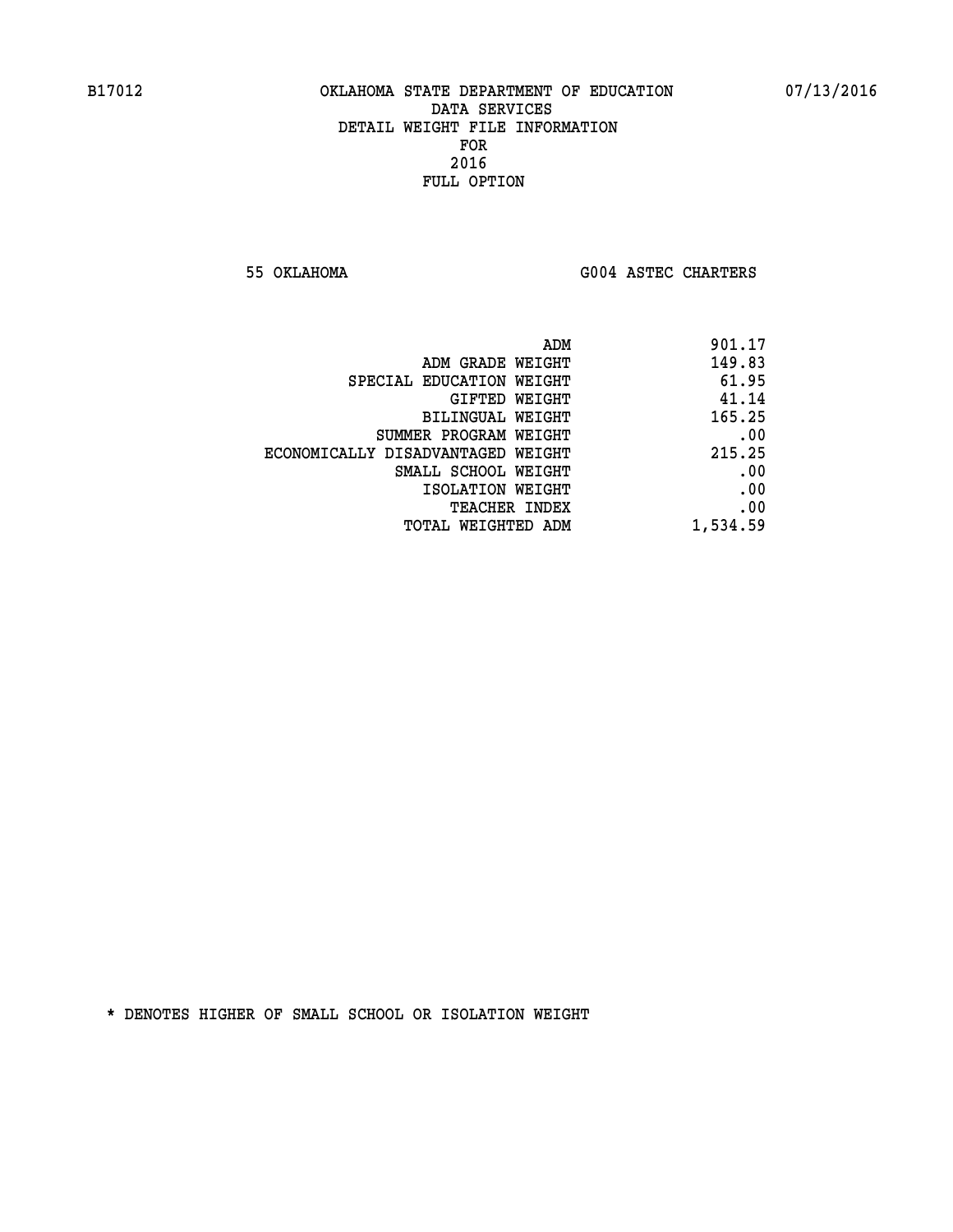B17012 OKLAHOMA STATE DEPARTMENT OF EDUCATION 07/13/2016
DATA SERVICES
DETAIL WEIGHT FILE INFORMATION
FOR
2016
FULL OPTION

55 OKLAHOMA G004 ASTEC CHARTERS

| | |
|---|---|
| ADM | 901.17 |
| ADM GRADE WEIGHT | 149.83 |
| SPECIAL EDUCATION WEIGHT | 61.95 |
| GIFTED WEIGHT | 41.14 |
| BILINGUAL WEIGHT | 165.25 |
| SUMMER PROGRAM WEIGHT | .00 |
| ECONOMICALLY DISADVANTAGED WEIGHT | 215.25 |
| SMALL SCHOOL WEIGHT | .00 |
| ISOLATION WEIGHT | .00 |
| TEACHER INDEX | .00 |
| TOTAL WEIGHTED ADM | 1,534.59 |

* DENOTES HIGHER OF SMALL SCHOOL OR ISOLATION WEIGHT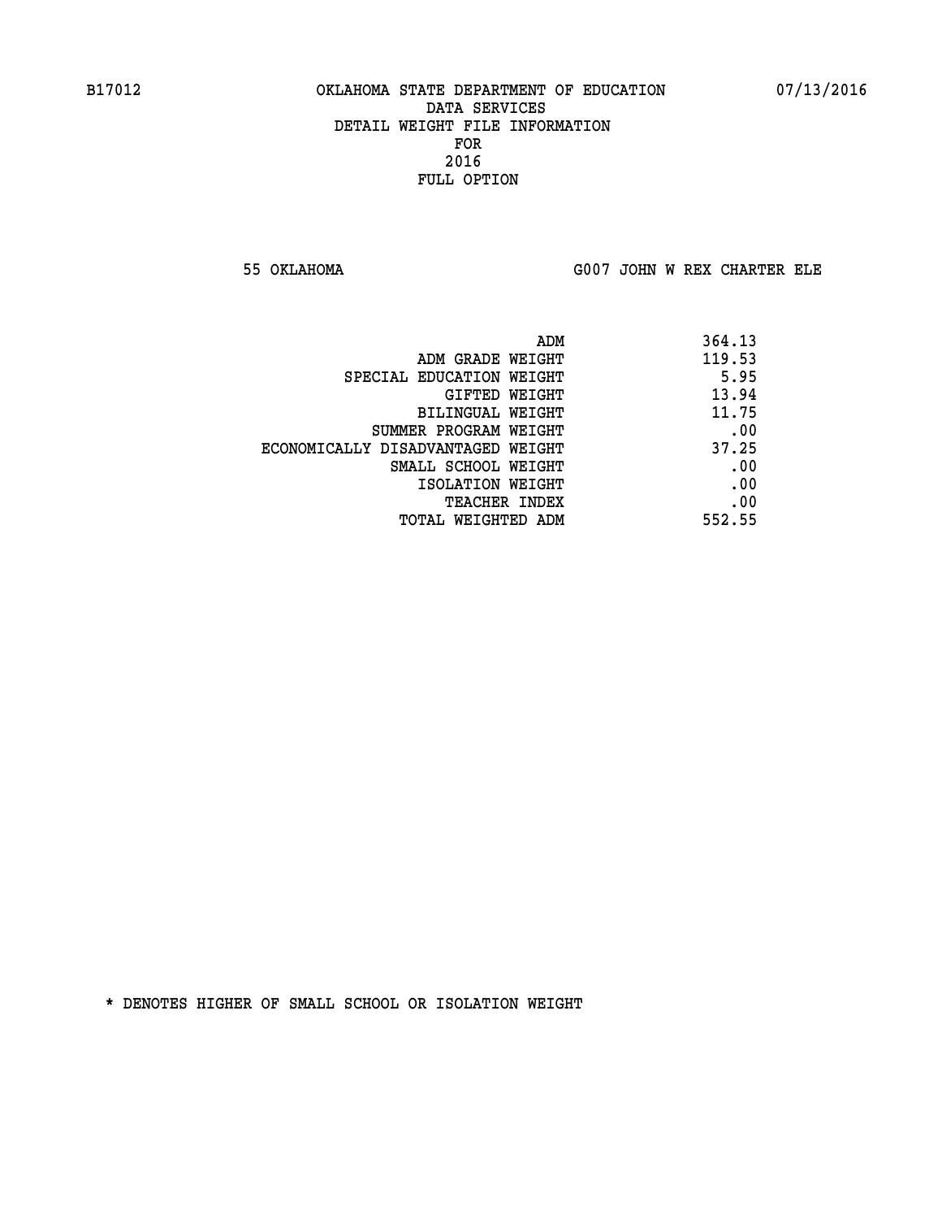B17012 OKLAHOMA STATE DEPARTMENT OF EDUCATION 07/13/2016

DATA SERVICES
DETAIL WEIGHT FILE INFORMATION
FOR
2016
FULL OPTION

55 OKLAHOMA G007 JOHN W REX CHARTER ELE

| | |
|---|---|
| ADM | 364.13 |
| ADM GRADE WEIGHT | 119.53 |
| SPECIAL EDUCATION WEIGHT | 5.95 |
| GIFTED WEIGHT | 13.94 |
| BILINGUAL WEIGHT | 11.75 |
| SUMMER PROGRAM WEIGHT | .00 |
| ECONOMICALLY DISADVANTAGED WEIGHT | 37.25 |
| SMALL SCHOOL WEIGHT | .00 |
| ISOLATION WEIGHT | .00 |
| TEACHER INDEX | .00 |
| TOTAL WEIGHTED ADM | 552.55 |

* DENOTES HIGHER OF SMALL SCHOOL OR ISOLATION WEIGHT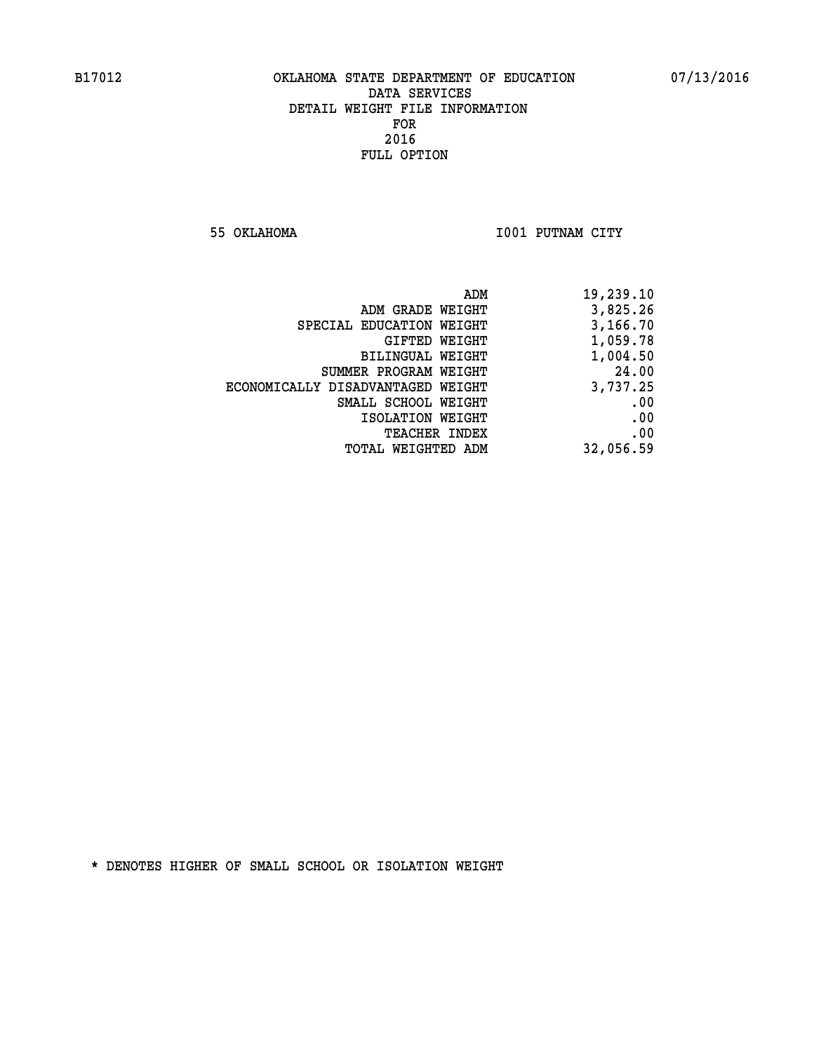B17012 OKLAHOMA STATE DEPARTMENT OF EDUCATION 07/13/2016

DATA SERVICES
DETAIL WEIGHT FILE INFORMATION
FOR
2016
FULL OPTION

55 OKLAHOMA I001 PUTNAM CITY

| | |
|---|---|
| ADM | 19,239.10 |
| ADM GRADE WEIGHT | 3,825.26 |
| SPECIAL EDUCATION WEIGHT | 3,166.70 |
| GIFTED WEIGHT | 1,059.78 |
| BILINGUAL WEIGHT | 1,004.50 |
| SUMMER PROGRAM WEIGHT | 24.00 |
| ECONOMICALLY DISADVANTAGED WEIGHT | 3,737.25 |
| SMALL SCHOOL WEIGHT | .00 |
| ISOLATION WEIGHT | .00 |
| TEACHER INDEX | .00 |
| TOTAL WEIGHTED ADM | 32,056.59 |

* DENOTES HIGHER OF SMALL SCHOOL OR ISOLATION WEIGHT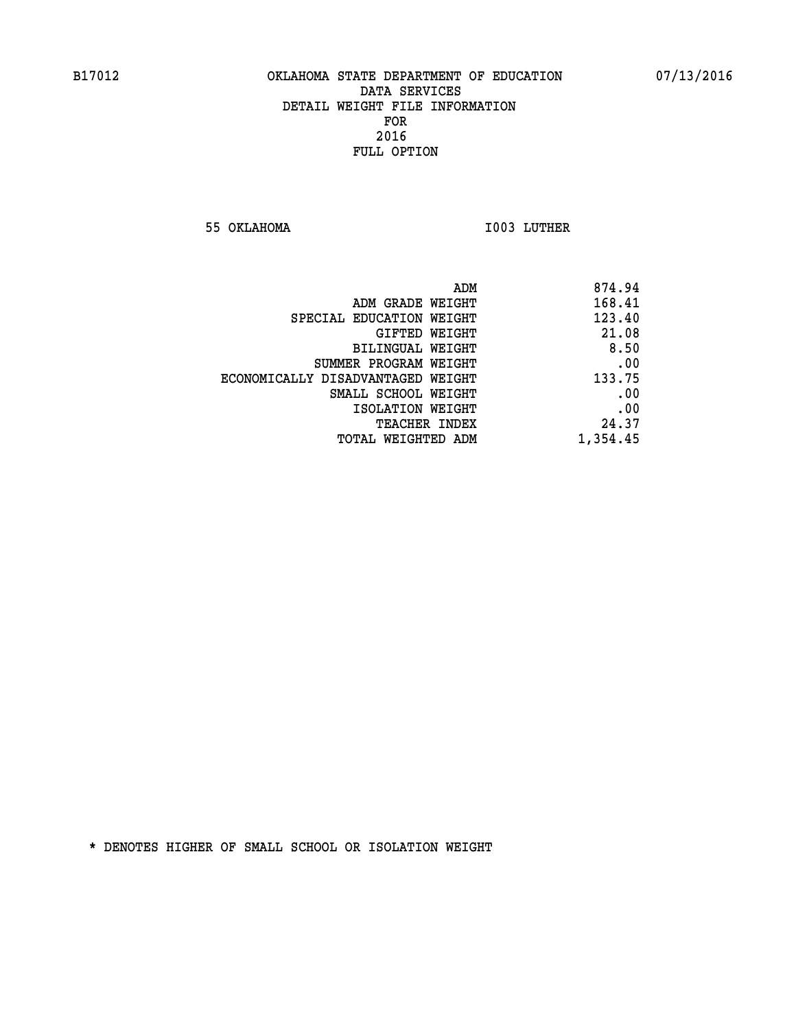# OKLAHOMA STATE DEPARTMENT OF EDUCATION
## DATA SERVICES
## DETAIL WEIGHT FILE INFORMATION
## FOR
## 2016
## FULL OPTION

55 OKLAHOMA I003 LUTHER

| | |
|---|---:|
| ADM | 874.94 |
| ADM GRADE WEIGHT | 168.41 |
| SPECIAL EDUCATION WEIGHT | 123.40 |
| GIFTED WEIGHT | 21.08 |
| BILINGUAL WEIGHT | 8.50 |
| SUMMER PROGRAM WEIGHT | .00 |
| ECONOMICALLY DISADVANTAGED WEIGHT | 133.75 |
| SMALL SCHOOL WEIGHT | .00 |
| ISOLATION WEIGHT | .00 |
| TEACHER INDEX | 24.37 |
| TOTAL WEIGHTED ADM | 1,354.45 |

* DENOTES HIGHER OF SMALL SCHOOL OR ISOLATION WEIGHT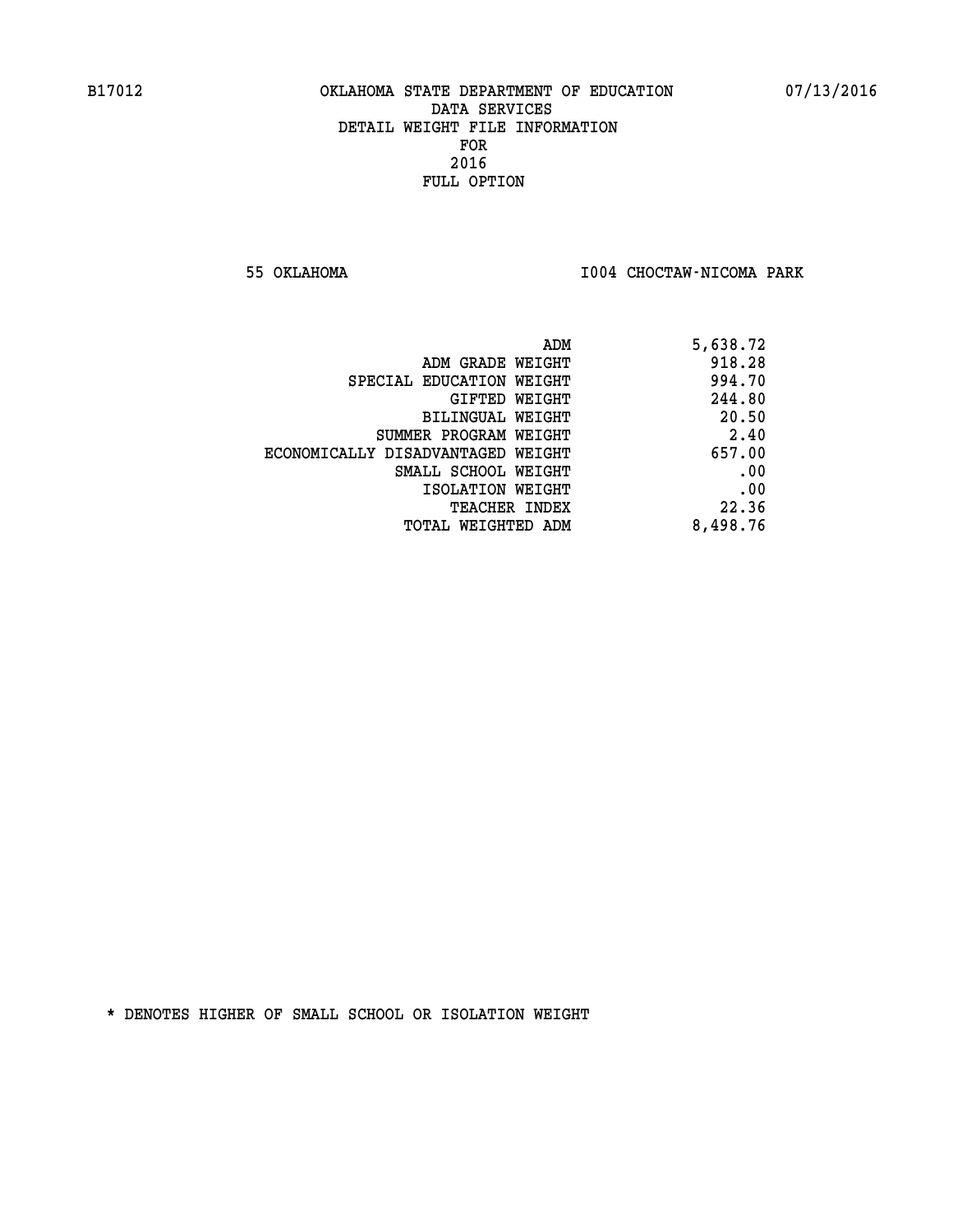B17012 OKLAHOMA STATE DEPARTMENT OF EDUCATION 07/13/2016

DATA SERVICES
DETAIL WEIGHT FILE INFORMATION
FOR
2016
FULL OPTION

55 OKLAHOMA I004 CHOCTAW-NICOMA PARK

| | |
|---|---|
| ADM | 5,638.72 |
| ADM GRADE WEIGHT | 918.28 |
| SPECIAL EDUCATION WEIGHT | 994.70 |
| GIFTED WEIGHT | 244.80 |
| BILINGUAL WEIGHT | 20.50 |
| SUMMER PROGRAM WEIGHT | 2.40 |
| ECONOMICALLY DISADVANTAGED WEIGHT | 657.00 |
| SMALL SCHOOL WEIGHT | .00 |
| ISOLATION WEIGHT | .00 |
| TEACHER INDEX | 22.36 |
| TOTAL WEIGHTED ADM | 8,498.76 |

* DENOTES HIGHER OF SMALL SCHOOL OR ISOLATION WEIGHT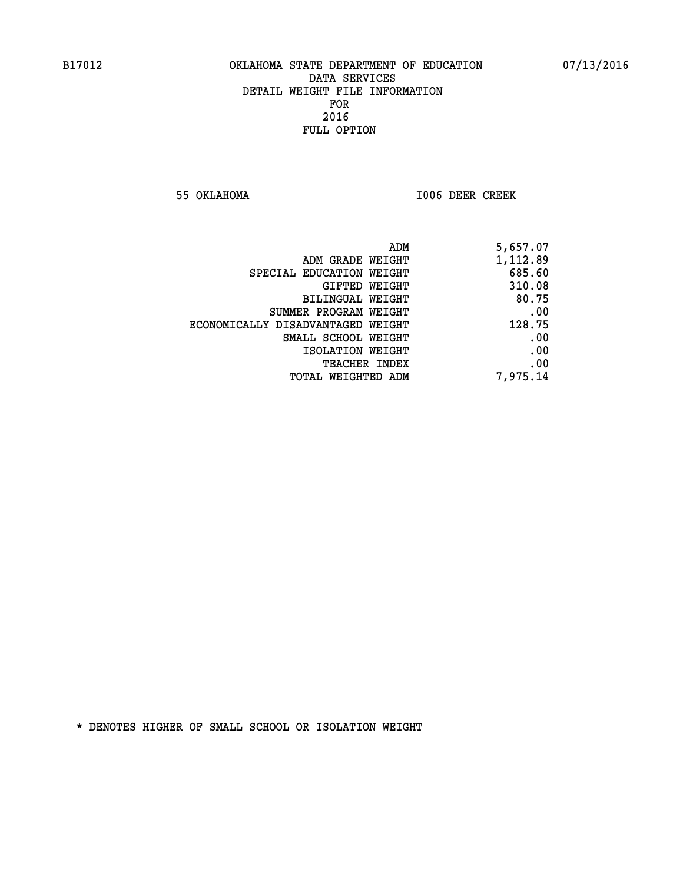B17012 OKLAHOMA STATE DEPARTMENT OF EDUCATION 07/13/2016

DATA SERVICES
DETAIL WEIGHT FILE INFORMATION
FOR
2016
FULL OPTION

55 OKLAHOMA I006 DEER CREEK

| | |
|---|---|
| ADM | 5,657.07 |
| ADM GRADE WEIGHT | 1,112.89 |
| SPECIAL EDUCATION WEIGHT | 685.60 |
| GIFTED WEIGHT | 310.08 |
| BILINGUAL WEIGHT | 80.75 |
| SUMMER PROGRAM WEIGHT | .00 |
| ECONOMICALLY DISADVANTAGED WEIGHT | 128.75 |
| SMALL SCHOOL WEIGHT | .00 |
| ISOLATION WEIGHT | .00 |
| TEACHER INDEX | .00 |
| TOTAL WEIGHTED ADM | 7,975.14 |

* DENOTES HIGHER OF SMALL SCHOOL OR ISOLATION WEIGHT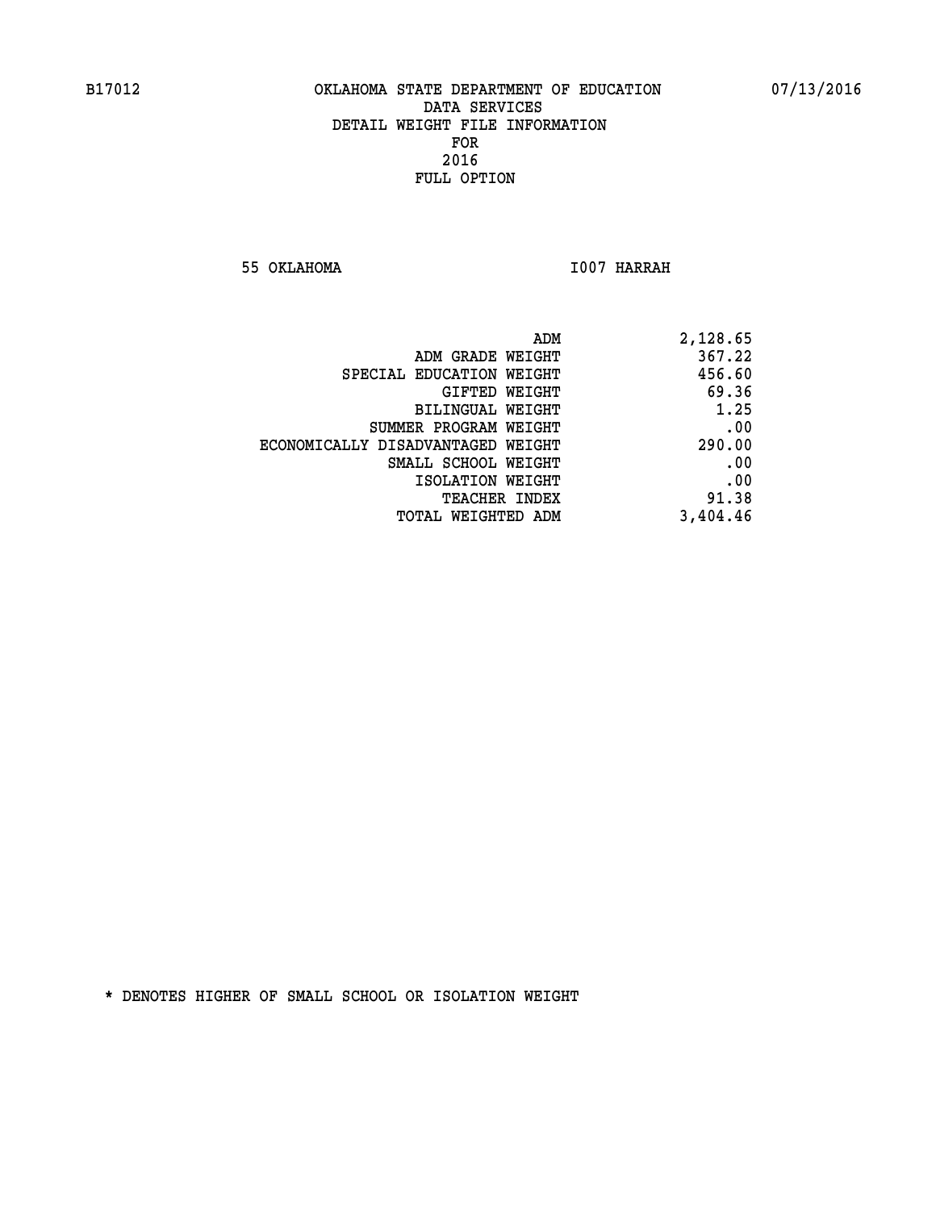B17012 OKLAHOMA STATE DEPARTMENT OF EDUCATION 07/13/2016

DATA SERVICES

DETAIL WEIGHT FILE INFORMATION

FOR

2016

FULL OPTION

55 OKLAHOMA I007 HARRAH

| | |
|---|---|
| ADM | 2,128.65 |
| ADM GRADE WEIGHT | 367.22 |
| SPECIAL EDUCATION WEIGHT | 456.60 |
| GIFTED WEIGHT | 69.36 |
| BILINGUAL WEIGHT | 1.25 |
| SUMMER PROGRAM WEIGHT | .00 |
| ECONOMICALLY DISADVANTAGED WEIGHT | 290.00 |
| SMALL SCHOOL WEIGHT | .00 |
| ISOLATION WEIGHT | .00 |
| TEACHER INDEX | 91.38 |
| TOTAL WEIGHTED ADM | 3,404.46 |

* DENOTES HIGHER OF SMALL SCHOOL OR ISOLATION WEIGHT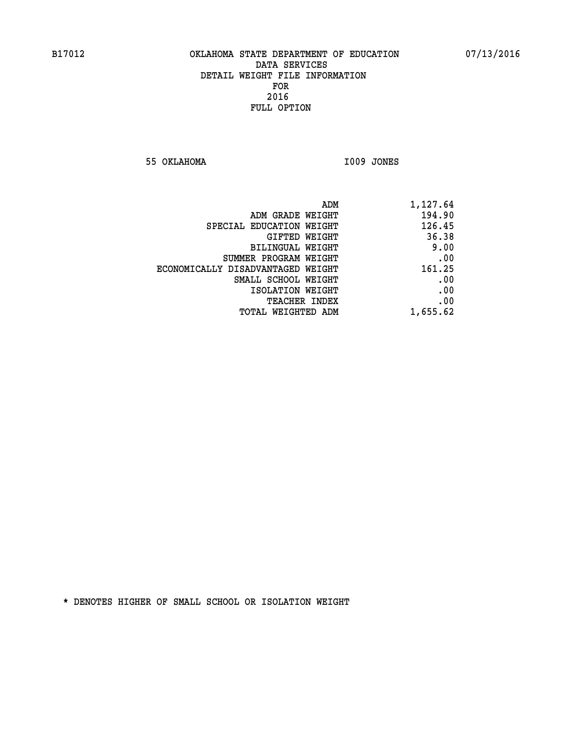B17012 OKLAHOMA STATE DEPARTMENT OF EDUCATION 07/13/2016

DATA SERVICES
DETAIL WEIGHT FILE INFORMATION
FOR
2016
FULL OPTION

55 OKLAHOMA I009 JONES

| | |
|---|---|
| ADM | 1,127.64 |
| ADM GRADE WEIGHT | 194.90 |
| SPECIAL EDUCATION WEIGHT | 126.45 |
| GIFTED WEIGHT | 36.38 |
| BILINGUAL WEIGHT | 9.00 |
| SUMMER PROGRAM WEIGHT | .00 |
| ECONOMICALLY DISADVANTAGED WEIGHT | 161.25 |
| SMALL SCHOOL WEIGHT | .00 |
| ISOLATION WEIGHT | .00 |
| TEACHER INDEX | .00 |
| TOTAL WEIGHTED ADM | 1,655.62 |

* DENOTES HIGHER OF SMALL SCHOOL OR ISOLATION WEIGHT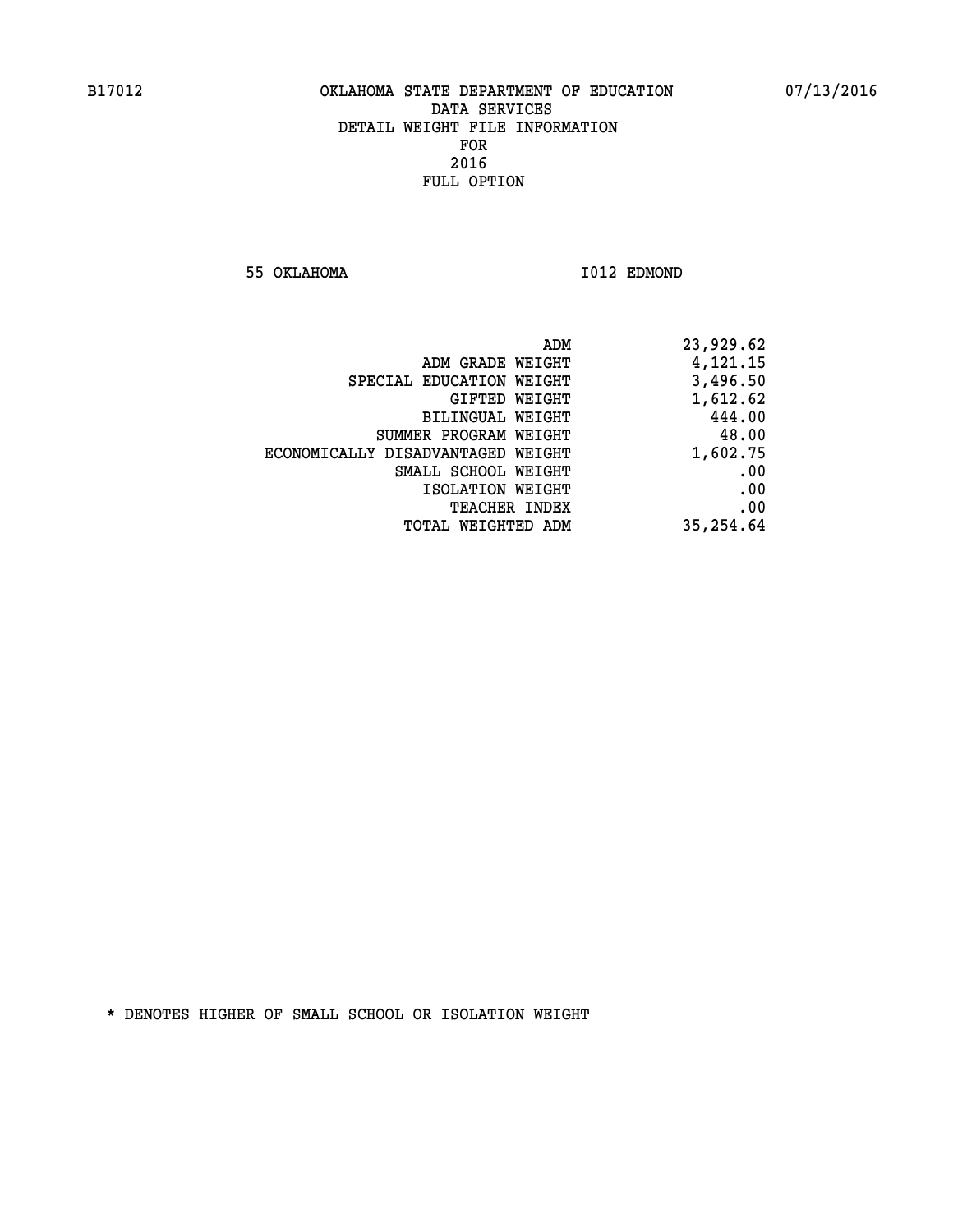B17012 OKLAHOMA STATE DEPARTMENT OF EDUCATION 07/13/2016

DATA SERVICES
DETAIL WEIGHT FILE INFORMATION
FOR
2016
FULL OPTION

55 OKLAHOMA I012 EDMOND

| | |
|---|---|
| ADM | 23,929.62 |
| ADM GRADE WEIGHT | 4,121.15 |
| SPECIAL EDUCATION WEIGHT | 3,496.50 |
| GIFTED WEIGHT | 1,612.62 |
| BILINGUAL WEIGHT | 444.00 |
| SUMMER PROGRAM WEIGHT | 48.00 |
| ECONOMICALLY DISADVANTAGED WEIGHT | 1,602.75 |
| SMALL SCHOOL WEIGHT | .00 |
| ISOLATION WEIGHT | .00 |
| TEACHER INDEX | .00 |
| TOTAL WEIGHTED ADM | 35,254.64 |

* DENOTES HIGHER OF SMALL SCHOOL OR ISOLATION WEIGHT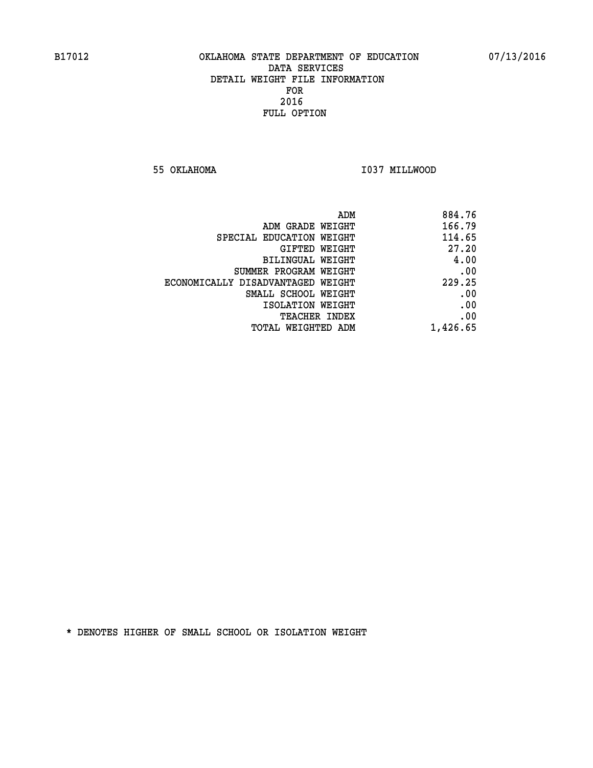B17012 OKLAHOMA STATE DEPARTMENT OF EDUCATION 07/13/2016

DATA SERVICES

DETAIL WEIGHT FILE INFORMATION

FOR

2016

FULL OPTION

55 OKLAHOMA I037 MILLWOOD

| | |
|---|---|
| ADM | 884.76 |
| ADM GRADE WEIGHT | 166.79 |
| SPECIAL EDUCATION WEIGHT | 114.65 |
| GIFTED WEIGHT | 27.20 |
| BILINGUAL WEIGHT | 4.00 |
| SUMMER PROGRAM WEIGHT | .00 |
| ECONOMICALLY DISADVANTAGED WEIGHT | 229.25 |
| SMALL SCHOOL WEIGHT | .00 |
| ISOLATION WEIGHT | .00 |
| TEACHER INDEX | .00 |
| TOTAL WEIGHTED ADM | 1,426.65 |

* DENOTES HIGHER OF SMALL SCHOOL OR ISOLATION WEIGHT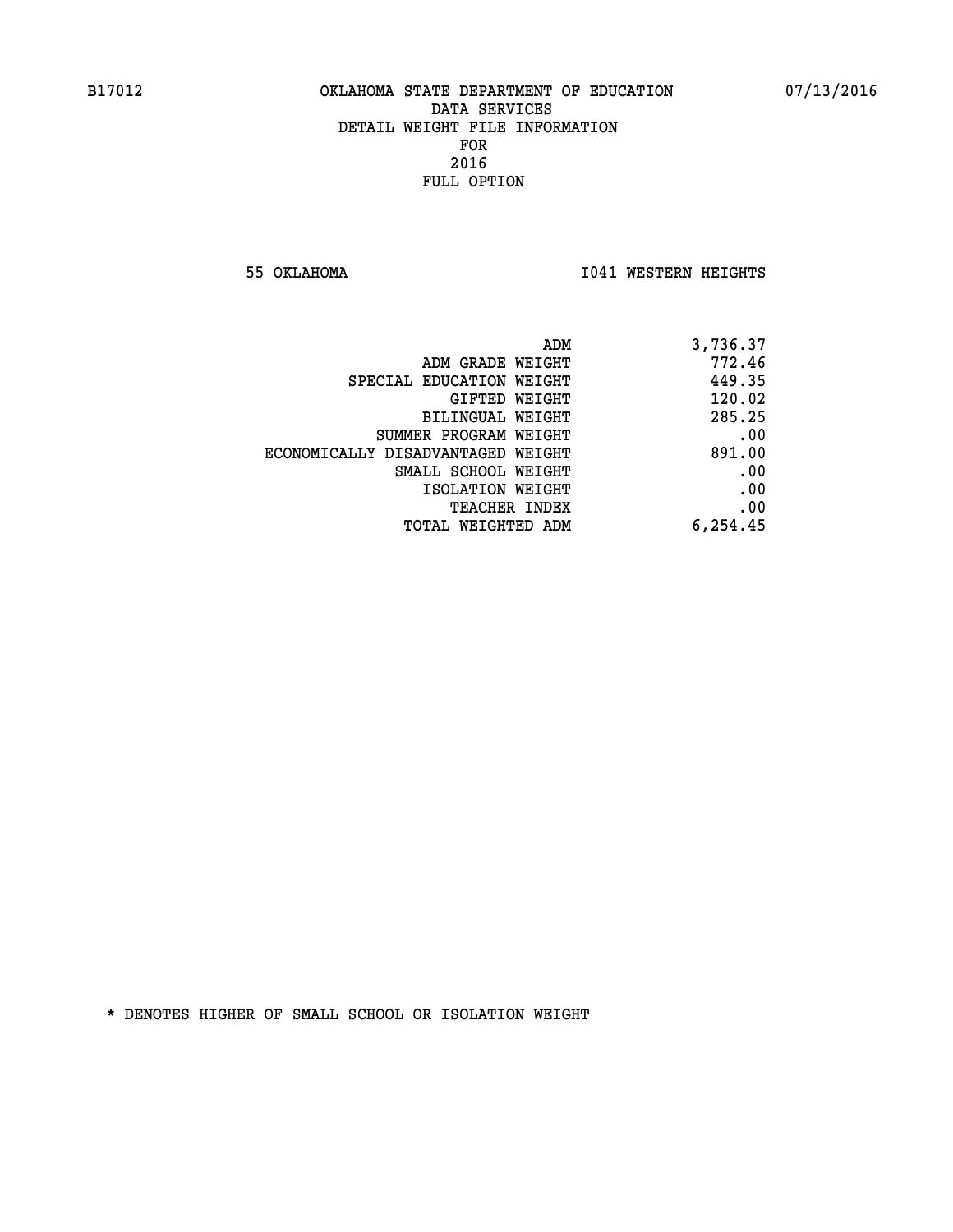B17012 OKLAHOMA STATE DEPARTMENT OF EDUCATION 07/13/2016

DATA SERVICES
DETAIL WEIGHT FILE INFORMATION
FOR
2016
FULL OPTION

55 OKLAHOMA I041 WESTERN HEIGHTS

| | |
|---|---|
| ADM | 3,736.37 |
| ADM GRADE WEIGHT | 772.46 |
| SPECIAL EDUCATION WEIGHT | 449.35 |
| GIFTED WEIGHT | 120.02 |
| BILINGUAL WEIGHT | 285.25 |
| SUMMER PROGRAM WEIGHT | .00 |
| ECONOMICALLY DISADVANTAGED WEIGHT | 891.00 |
| SMALL SCHOOL WEIGHT | .00 |
| ISOLATION WEIGHT | .00 |
| TEACHER INDEX | .00 |
| TOTAL WEIGHTED ADM | 6,254.45 |

* DENOTES HIGHER OF SMALL SCHOOL OR ISOLATION WEIGHT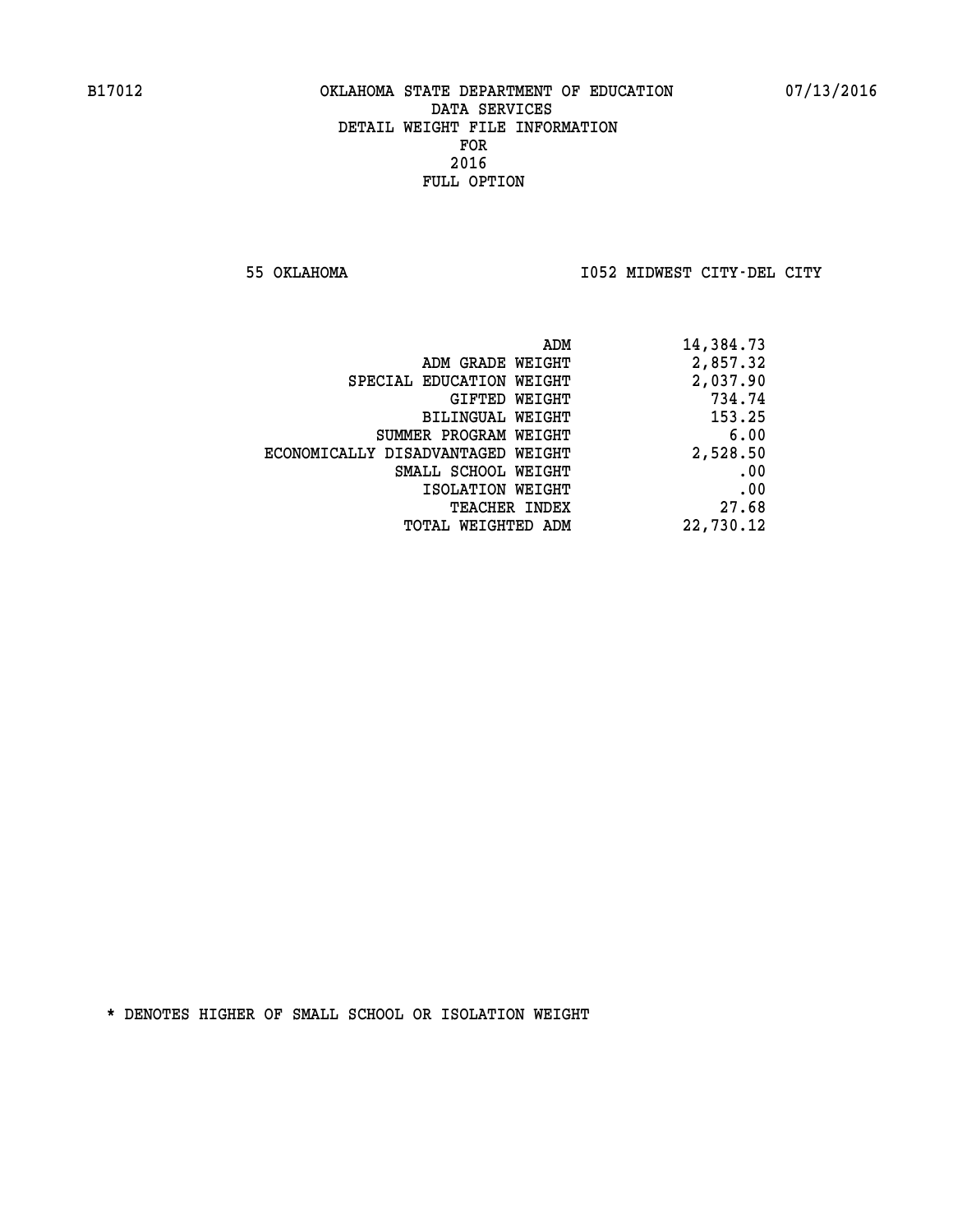B17012 OKLAHOMA STATE DEPARTMENT OF EDUCATION 07/13/2016

DATA SERVICES
DETAIL WEIGHT FILE INFORMATION
FOR
2016
FULL OPTION

55 OKLAHOMA I052 MIDWEST CITY-DEL CITY

| | |
|---|---|
| ADM | 14,384.73 |
| ADM GRADE WEIGHT | 2,857.32 |
| SPECIAL EDUCATION WEIGHT | 2,037.90 |
| GIFTED WEIGHT | 734.74 |
| BILINGUAL WEIGHT | 153.25 |
| SUMMER PROGRAM WEIGHT | 6.00 |
| ECONOMICALLY DISADVANTAGED WEIGHT | 2,528.50 |
| SMALL SCHOOL WEIGHT | .00 |
| ISOLATION WEIGHT | .00 |
| TEACHER INDEX | 27.68 |
| TOTAL WEIGHTED ADM | 22,730.12 |

* DENOTES HIGHER OF SMALL SCHOOL OR ISOLATION WEIGHT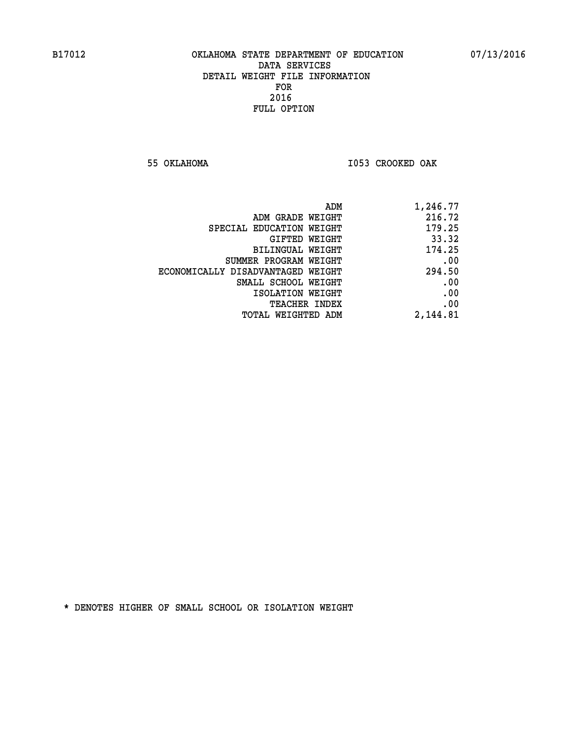B17012 OKLAHOMA STATE DEPARTMENT OF EDUCATION 07/13/2016
DATA SERVICES
DETAIL WEIGHT FILE INFORMATION
FOR
2016
FULL OPTION

55 OKLAHOMA I053 CROOKED OAK

| | |
|---|---|
| ADM | 1,246.77 |
| ADM GRADE WEIGHT | 216.72 |
| SPECIAL EDUCATION WEIGHT | 179.25 |
| GIFTED WEIGHT | 33.32 |
| BILINGUAL WEIGHT | 174.25 |
| SUMMER PROGRAM WEIGHT | .00 |
| ECONOMICALLY DISADVANTAGED WEIGHT | 294.50 |
| SMALL SCHOOL WEIGHT | .00 |
| ISOLATION WEIGHT | .00 |
| TEACHER INDEX | .00 |
| TOTAL WEIGHTED ADM | 2,144.81 |

* DENOTES HIGHER OF SMALL SCHOOL OR ISOLATION WEIGHT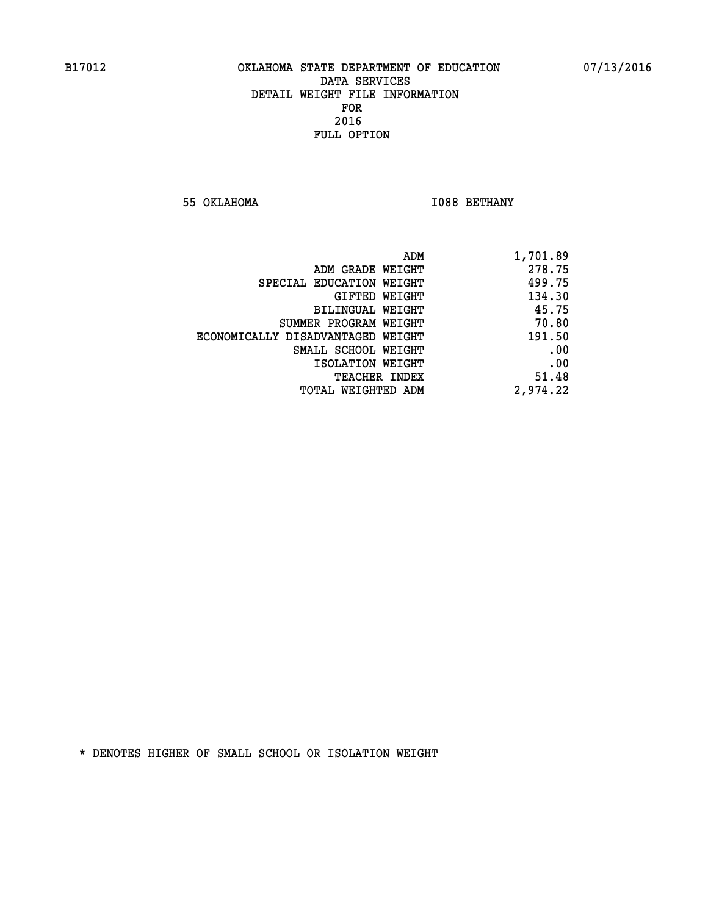B17012 OKLAHOMA STATE DEPARTMENT OF EDUCATION 07/13/2016

DATA SERVICES
DETAIL WEIGHT FILE INFORMATION
FOR
2016
FULL OPTION

55 OKLAHOMA I088 BETHANY

| | |
|---|---|
| ADM | 1,701.89 |
| ADM GRADE WEIGHT | 278.75 |
| SPECIAL EDUCATION WEIGHT | 499.75 |
| GIFTED WEIGHT | 134.30 |
| BILINGUAL WEIGHT | 45.75 |
| SUMMER PROGRAM WEIGHT | 70.80 |
| ECONOMICALLY DISADVANTAGED WEIGHT | 191.50 |
| SMALL SCHOOL WEIGHT | .00 |
| ISOLATION WEIGHT | .00 |
| TEACHER INDEX | 51.48 |
| TOTAL WEIGHTED ADM | 2,974.22 |

* DENOTES HIGHER OF SMALL SCHOOL OR ISOLATION WEIGHT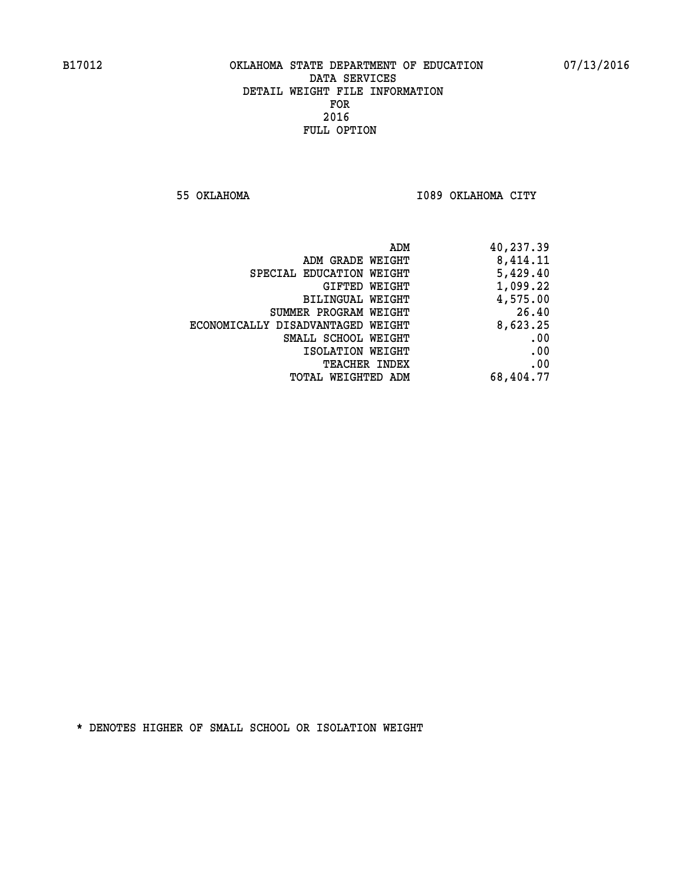B17012 OKLAHOMA STATE DEPARTMENT OF EDUCATION 07/13/2016

DATA SERVICES
DETAIL WEIGHT FILE INFORMATION
FOR
2016
FULL OPTION

55 OKLAHOMA I089 OKLAHOMA CITY

| | |
|---|---|
| ADM | 40,237.39 |
| ADM GRADE WEIGHT | 8,414.11 |
| SPECIAL EDUCATION WEIGHT | 5,429.40 |
| GIFTED WEIGHT | 1,099.22 |
| BILINGUAL WEIGHT | 4,575.00 |
| SUMMER PROGRAM WEIGHT | 26.40 |
| ECONOMICALLY DISADVANTAGED WEIGHT | 8,623.25 |
| SMALL SCHOOL WEIGHT | .00 |
| ISOLATION WEIGHT | .00 |
| TEACHER INDEX | .00 |
| TOTAL WEIGHTED ADM | 68,404.77 |

* DENOTES HIGHER OF SMALL SCHOOL OR ISOLATION WEIGHT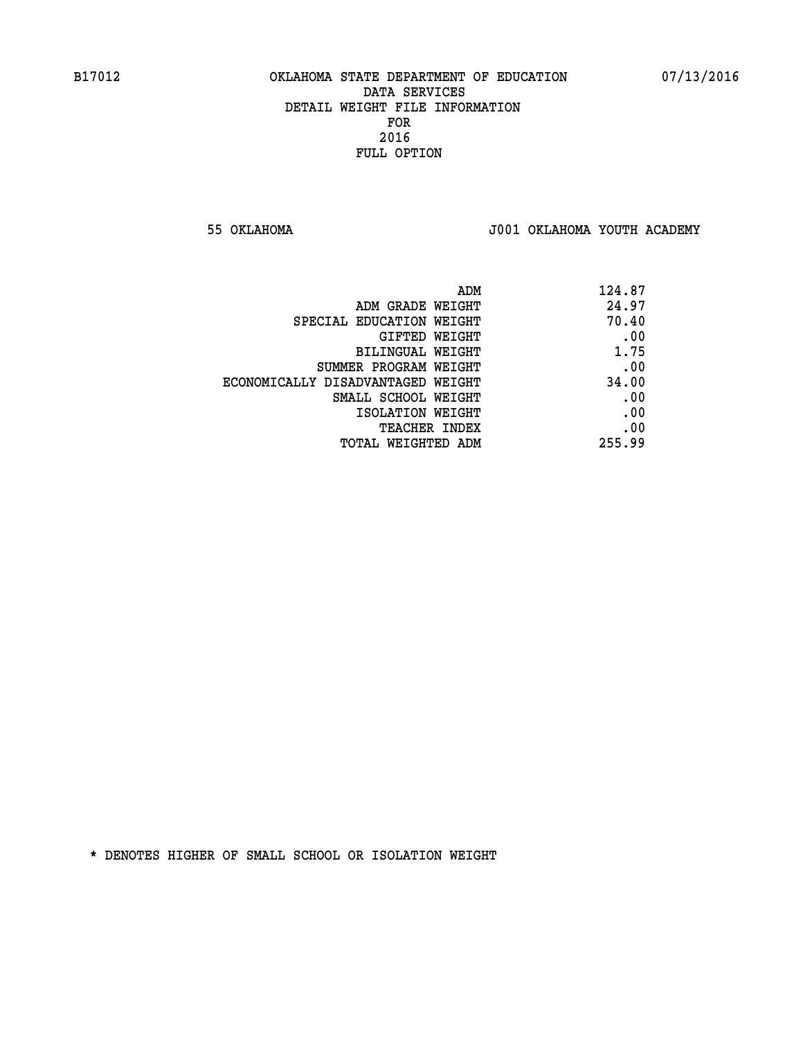B17012 OKLAHOMA STATE DEPARTMENT OF EDUCATION 07/13/2016
DATA SERVICES
DETAIL WEIGHT FILE INFORMATION
FOR
2016
FULL OPTION

55 OKLAHOMA J001 OKLAHOMA YOUTH ACADEMY

| | |
|---|---|
| ADM | 124.87 |
| ADM GRADE WEIGHT | 24.97 |
| SPECIAL EDUCATION WEIGHT | 70.40 |
| GIFTED WEIGHT | .00 |
| BILINGUAL WEIGHT | 1.75 |
| SUMMER PROGRAM WEIGHT | .00 |
| ECONOMICALLY DISADVANTAGED WEIGHT | 34.00 |
| SMALL SCHOOL WEIGHT | .00 |
| ISOLATION WEIGHT | .00 |
| TEACHER INDEX | .00 |
| TOTAL WEIGHTED ADM | 255.99 |

* DENOTES HIGHER OF SMALL SCHOOL OR ISOLATION WEIGHT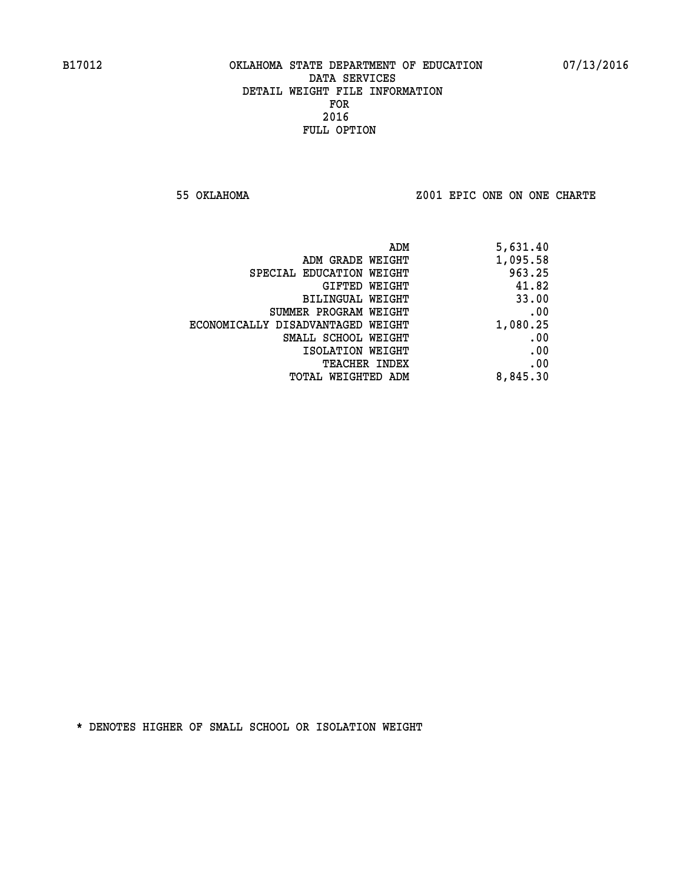B17012 OKLAHOMA STATE DEPARTMENT OF EDUCATION 07/13/2016

DATA SERVICES
DETAIL WEIGHT FILE INFORMATION
FOR
2016
FULL OPTION

55 OKLAHOMA Z001 EPIC ONE ON ONE CHARTE

| | |
|---|---|
| ADM | 5,631.40 |
| ADM GRADE WEIGHT | 1,095.58 |
| SPECIAL EDUCATION WEIGHT | 963.25 |
| GIFTED WEIGHT | 41.82 |
| BILINGUAL WEIGHT | 33.00 |
| SUMMER PROGRAM WEIGHT | .00 |
| ECONOMICALLY DISADVANTAGED WEIGHT | 1,080.25 |
| SMALL SCHOOL WEIGHT | .00 |
| ISOLATION WEIGHT | .00 |
| TEACHER INDEX | .00 |
| TOTAL WEIGHTED ADM | 8,845.30 |

* DENOTES HIGHER OF SMALL SCHOOL OR ISOLATION WEIGHT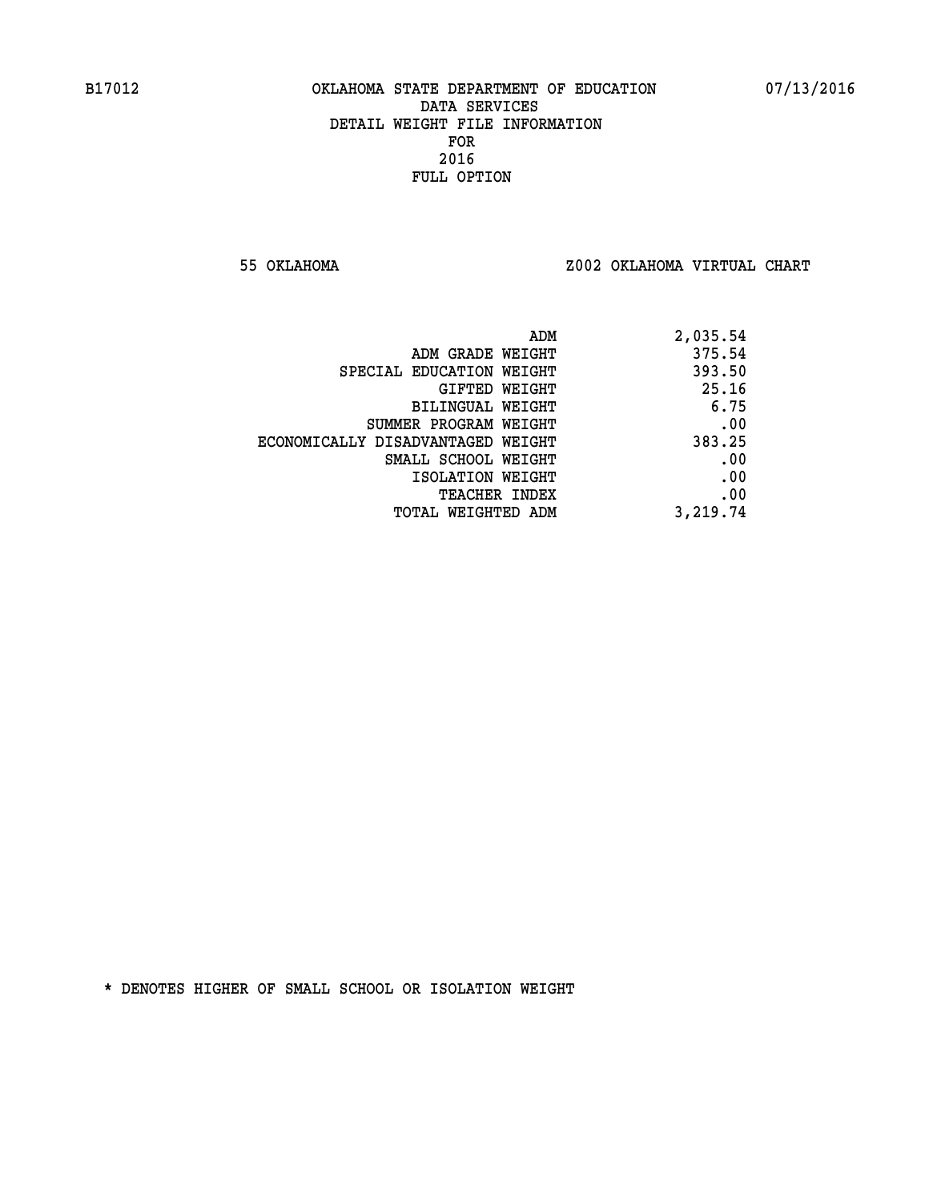B17012 OKLAHOMA STATE DEPARTMENT OF EDUCATION 07/13/2016

DATA SERVICES

DETAIL WEIGHT FILE INFORMATION

FOR

2016

FULL OPTION

55 OKLAHOMA Z002 OKLAHOMA VIRTUAL CHART

| | |
|---|---|
| ADM | 2,035.54 |
| ADM GRADE WEIGHT | 375.54 |
| SPECIAL EDUCATION WEIGHT | 393.50 |
| GIFTED WEIGHT | 25.16 |
| BILINGUAL WEIGHT | 6.75 |
| SUMMER PROGRAM WEIGHT | .00 |
| ECONOMICALLY DISADVANTAGED WEIGHT | 383.25 |
| SMALL SCHOOL WEIGHT | .00 |
| ISOLATION WEIGHT | .00 |
| TEACHER INDEX | .00 |
| TOTAL WEIGHTED ADM | 3,219.74 |

* DENOTES HIGHER OF SMALL SCHOOL OR ISOLATION WEIGHT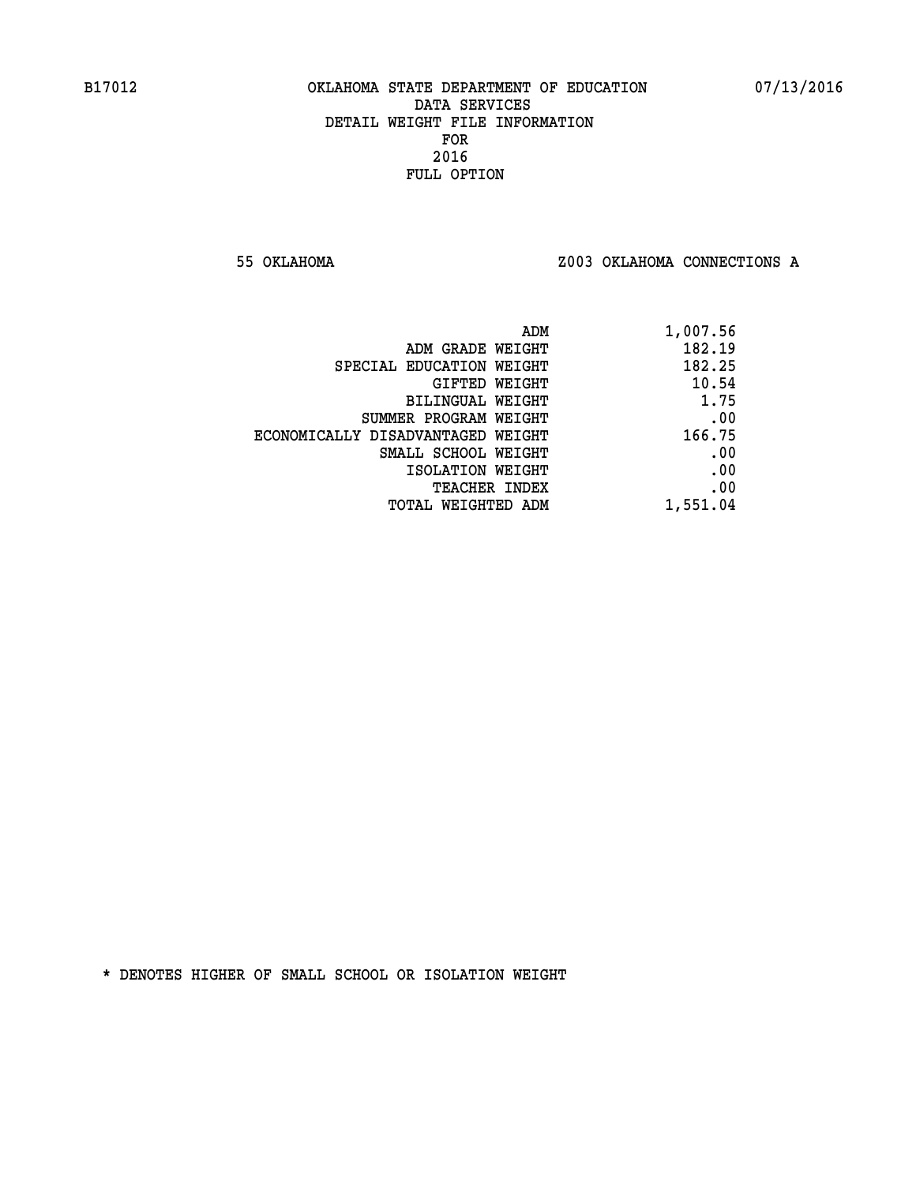B17012 OKLAHOMA STATE DEPARTMENT OF EDUCATION 07/13/2016

DATA SERVICES
DETAIL WEIGHT FILE INFORMATION
FOR
2016
FULL OPTION

55 OKLAHOMA Z003 OKLAHOMA CONNECTIONS A

| | |
|---|---|
| ADM | 1,007.56 |
| ADM GRADE WEIGHT | 182.19 |
| SPECIAL EDUCATION WEIGHT | 182.25 |
| GIFTED WEIGHT | 10.54 |
| BILINGUAL WEIGHT | 1.75 |
| SUMMER PROGRAM WEIGHT | .00 |
| ECONOMICALLY DISADVANTAGED WEIGHT | 166.75 |
| SMALL SCHOOL WEIGHT | .00 |
| ISOLATION WEIGHT | .00 |
| TEACHER INDEX | .00 |
| TOTAL WEIGHTED ADM | 1,551.04 |

* DENOTES HIGHER OF SMALL SCHOOL OR ISOLATION WEIGHT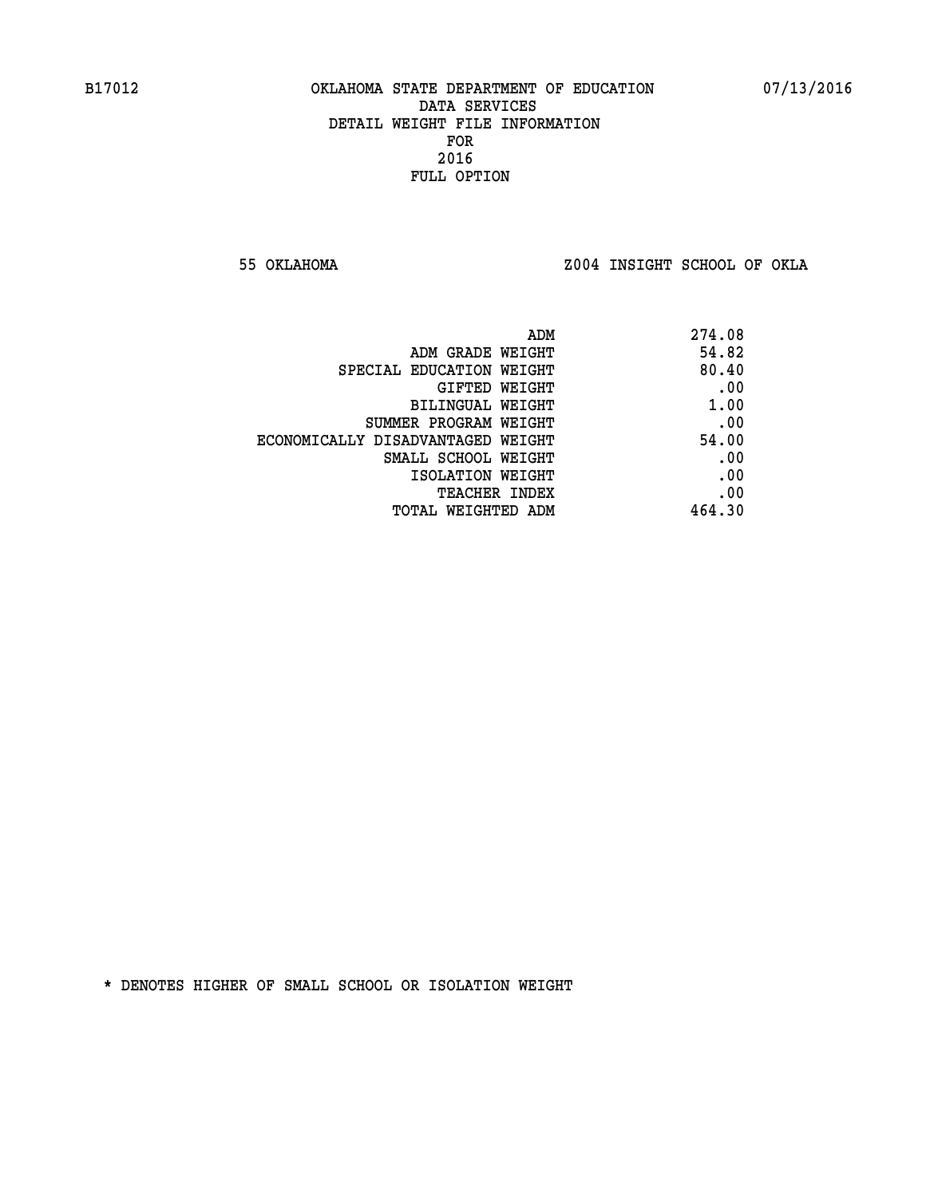B17012 OKLAHOMA STATE DEPARTMENT OF EDUCATION 07/13/2016

DATA SERVICES
DETAIL WEIGHT FILE INFORMATION
FOR
2016
FULL OPTION

55 OKLAHOMA Z004 INSIGHT SCHOOL OF OKLA

| | |
|---|---|
| ADM | 274.08 |
| ADM GRADE WEIGHT | 54.82 |
| SPECIAL EDUCATION WEIGHT | 80.40 |
| GIFTED WEIGHT | .00 |
| BILINGUAL WEIGHT | 1.00 |
| SUMMER PROGRAM WEIGHT | .00 |
| ECONOMICALLY DISADVANTAGED WEIGHT | 54.00 |
| SMALL SCHOOL WEIGHT | .00 |
| ISOLATION WEIGHT | .00 |
| TEACHER INDEX | .00 |
| TOTAL WEIGHTED ADM | 464.30 |

* DENOTES HIGHER OF SMALL SCHOOL OR ISOLATION WEIGHT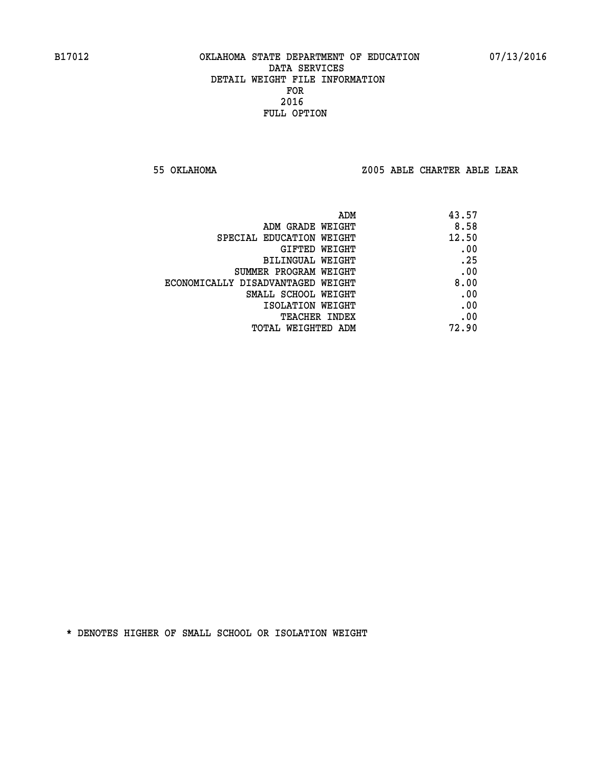B17012 OKLAHOMA STATE DEPARTMENT OF EDUCATION 07/13/2016

DATA SERVICES
DETAIL WEIGHT FILE INFORMATION
FOR
2016
FULL OPTION

55 OKLAHOMA Z005 ABLE CHARTER ABLE LEAR

| | |
|---|---|
| ADM | 43.57 |
| ADM GRADE WEIGHT | 8.58 |
| SPECIAL EDUCATION WEIGHT | 12.50 |
| GIFTED WEIGHT | .00 |
| BILINGUAL WEIGHT | .25 |
| SUMMER PROGRAM WEIGHT | .00 |
| ECONOMICALLY DISADVANTAGED WEIGHT | 8.00 |
| SMALL SCHOOL WEIGHT | .00 |
| ISOLATION WEIGHT | .00 |
| TEACHER INDEX | .00 |
| TOTAL WEIGHTED ADM | 72.90 |

* DENOTES HIGHER OF SMALL SCHOOL OR ISOLATION WEIGHT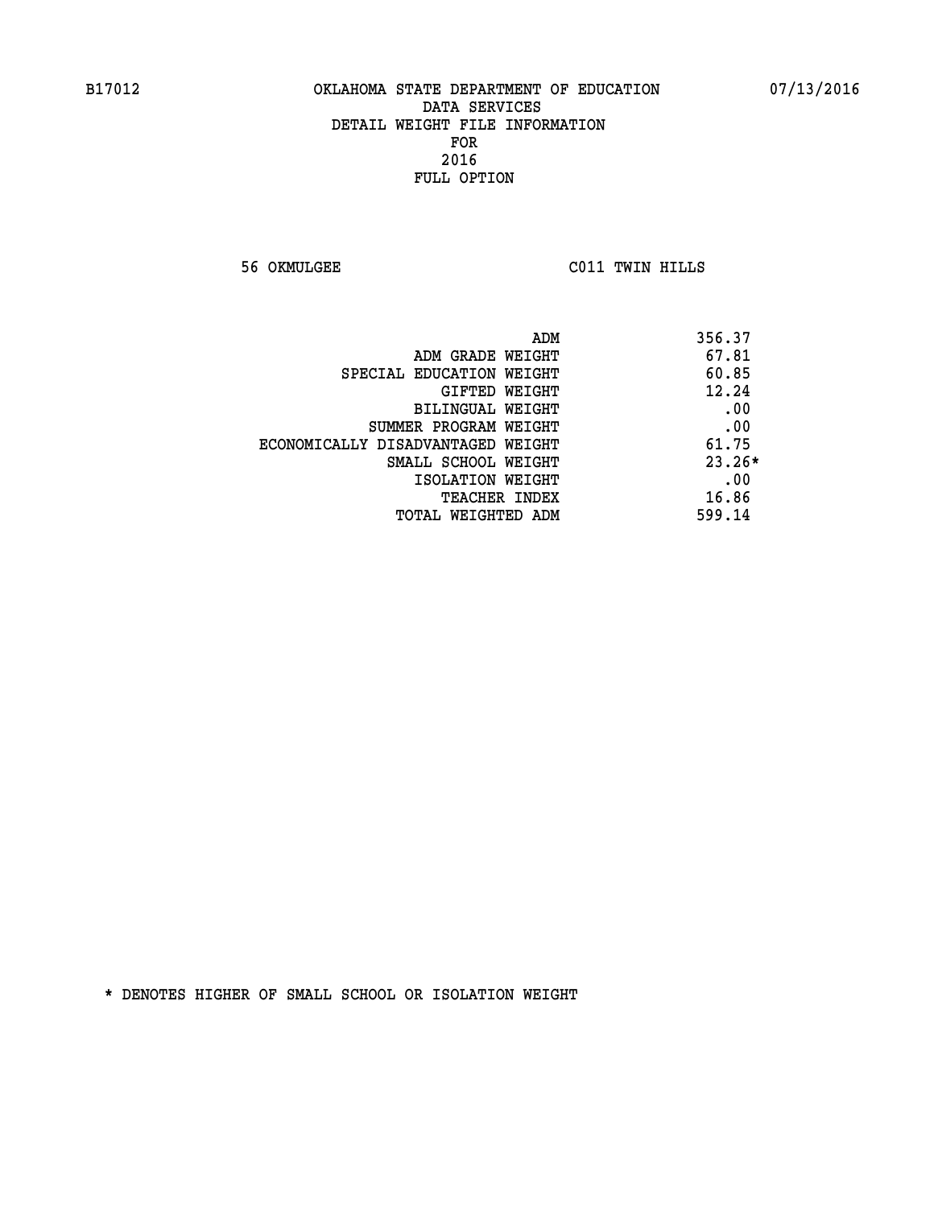B17012 OKLAHOMA STATE DEPARTMENT OF EDUCATION 07/13/2016
DATA SERVICES
DETAIL WEIGHT FILE INFORMATION
FOR
2016
FULL OPTION

56 OKMULGEE C011 TWIN HILLS

| | |
|---|---|
| ADM | 356.37 |
| ADM GRADE WEIGHT | 67.81 |
| SPECIAL EDUCATION WEIGHT | 60.85 |
| GIFTED WEIGHT | 12.24 |
| BILINGUAL WEIGHT | .00 |
| SUMMER PROGRAM WEIGHT | .00 |
| ECONOMICALLY DISADVANTAGED WEIGHT | 61.75 |
| SMALL SCHOOL WEIGHT | 23.26* |
| ISOLATION WEIGHT | .00 |
| TEACHER INDEX | 16.86 |
| TOTAL WEIGHTED ADM | 599.14 |

* DENOTES HIGHER OF SMALL SCHOOL OR ISOLATION WEIGHT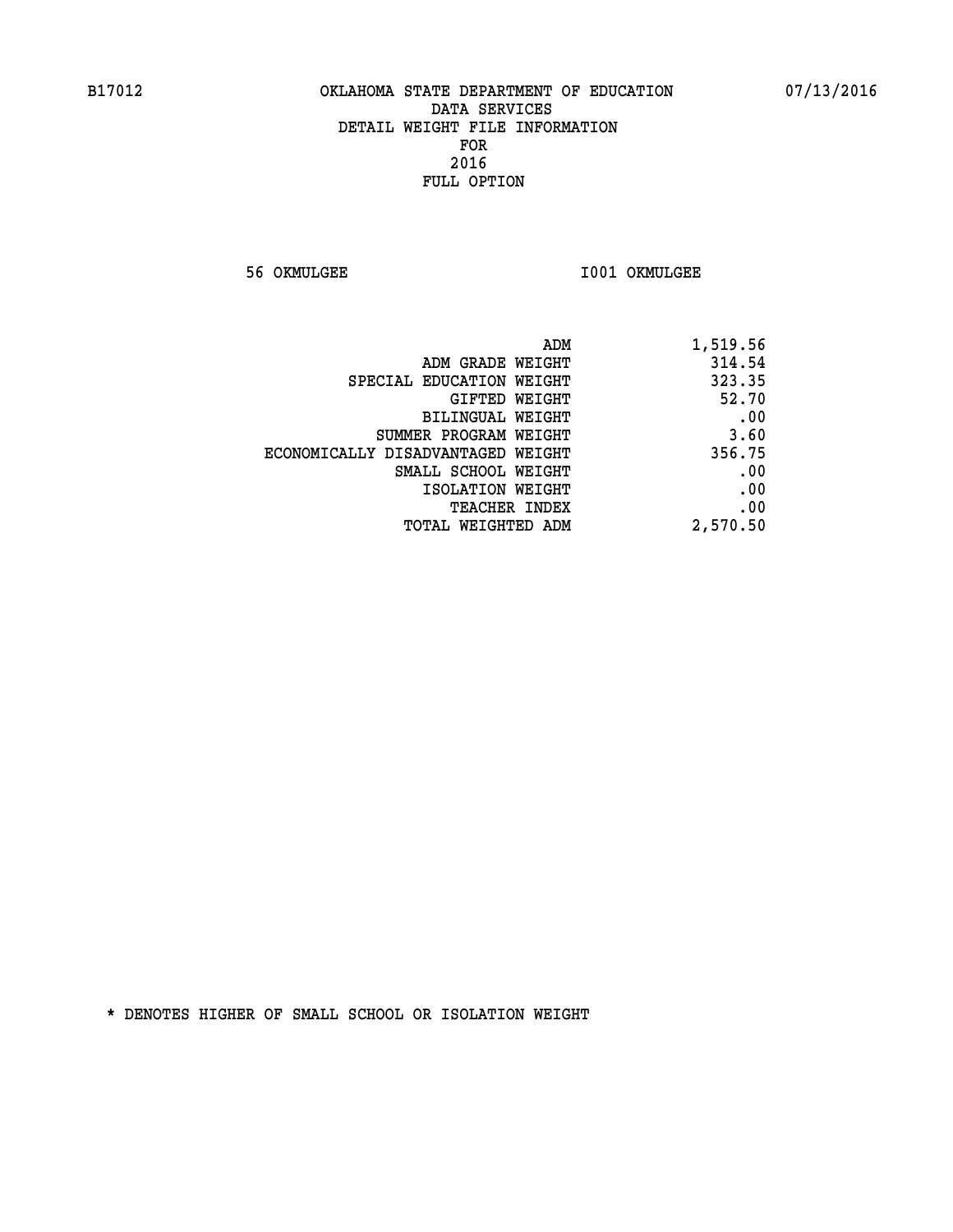B17012 OKLAHOMA STATE DEPARTMENT OF EDUCATION 07/13/2016

DATA SERVICES
DETAIL WEIGHT FILE INFORMATION
FOR
2016
FULL OPTION

56 OKMULGEE I001 OKMULGEE

| | |
|---|---|
| ADM | 1,519.56 |
| ADM GRADE WEIGHT | 314.54 |
| SPECIAL EDUCATION WEIGHT | 323.35 |
| GIFTED WEIGHT | 52.70 |
| BILINGUAL WEIGHT | .00 |
| SUMMER PROGRAM WEIGHT | 3.60 |
| ECONOMICALLY DISADVANTAGED WEIGHT | 356.75 |
| SMALL SCHOOL WEIGHT | .00 |
| ISOLATION WEIGHT | .00 |
| TEACHER INDEX | .00 |
| TOTAL WEIGHTED ADM | 2,570.50 |

* DENOTES HIGHER OF SMALL SCHOOL OR ISOLATION WEIGHT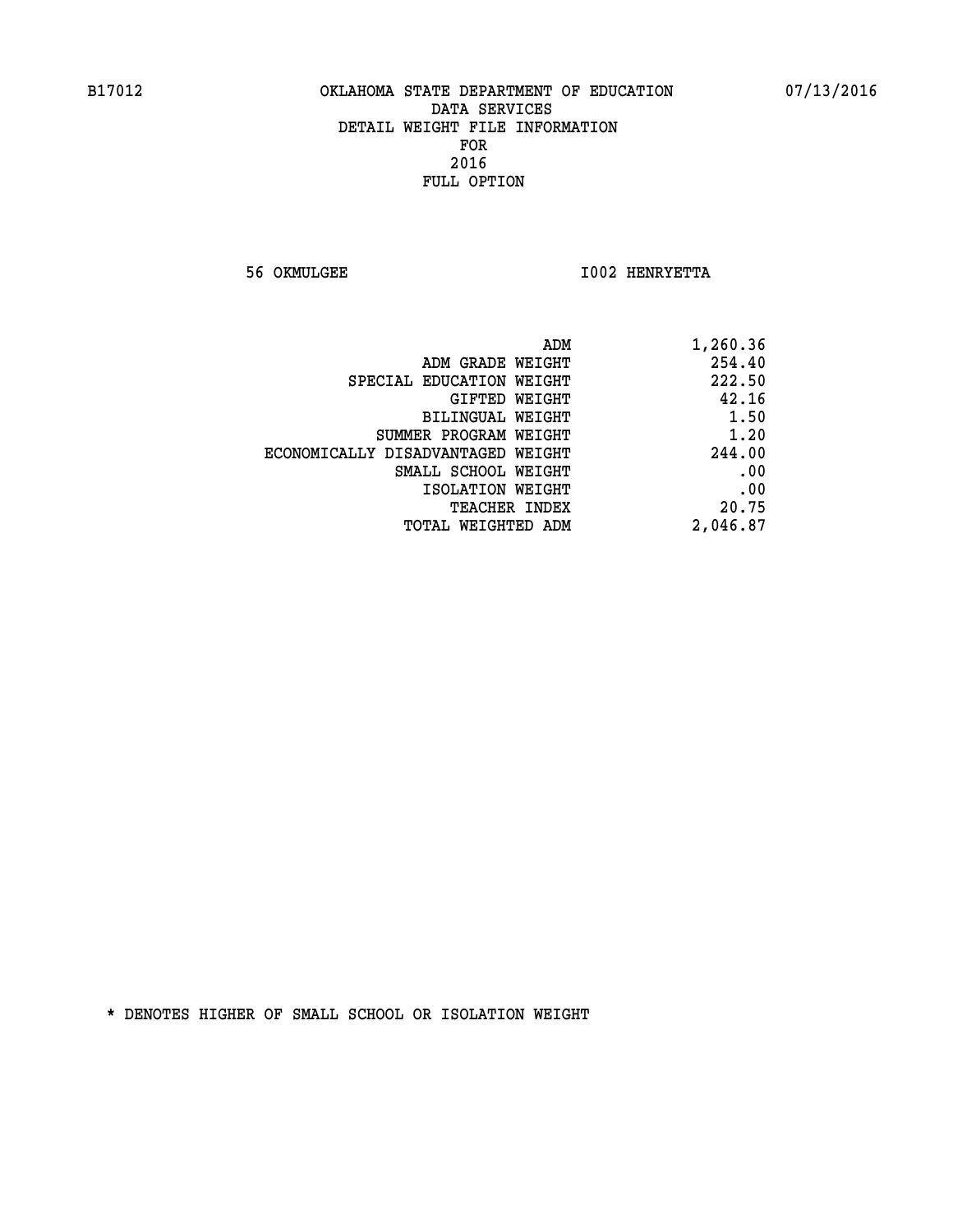B17012 OKLAHOMA STATE DEPARTMENT OF EDUCATION 07/13/2016

DATA SERVICES
DETAIL WEIGHT FILE INFORMATION
FOR
2016
FULL OPTION

56 OKMULGEE I002 HENRYETTA

| | |
|---|---|
| ADM | 1,260.36 |
| ADM GRADE WEIGHT | 254.40 |
| SPECIAL EDUCATION WEIGHT | 222.50 |
| GIFTED WEIGHT | 42.16 |
| BILINGUAL WEIGHT | 1.50 |
| SUMMER PROGRAM WEIGHT | 1.20 |
| ECONOMICALLY DISADVANTAGED WEIGHT | 244.00 |
| SMALL SCHOOL WEIGHT | .00 |
| ISOLATION WEIGHT | .00 |
| TEACHER INDEX | 20.75 |
| TOTAL WEIGHTED ADM | 2,046.87 |

* DENOTES HIGHER OF SMALL SCHOOL OR ISOLATION WEIGHT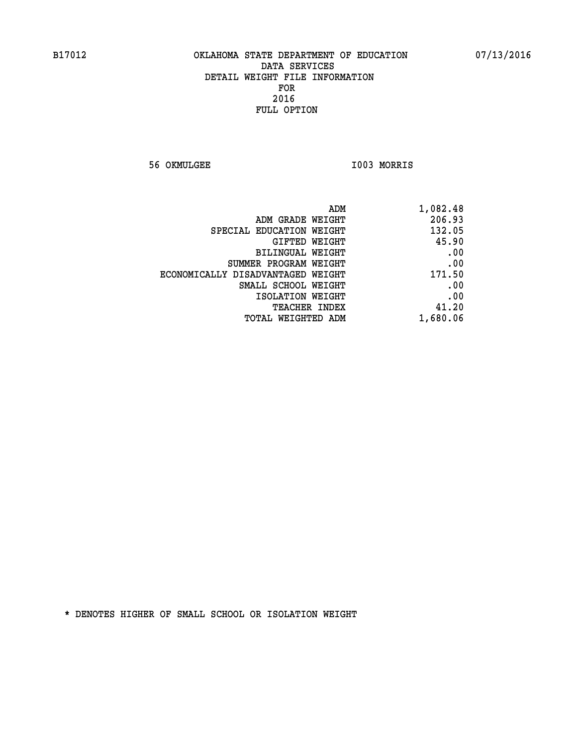B17012 OKLAHOMA STATE DEPARTMENT OF EDUCATION 07/13/2016

DATA SERVICES
DETAIL WEIGHT FILE INFORMATION
FOR
2016
FULL OPTION

56 OKMULGEE I003 MORRIS

| | |
|---|---|
| ADM | 1,082.48 |
| ADM GRADE WEIGHT | 206.93 |
| SPECIAL EDUCATION WEIGHT | 132.05 |
| GIFTED WEIGHT | 45.90 |
| BILINGUAL WEIGHT | .00 |
| SUMMER PROGRAM WEIGHT | .00 |
| ECONOMICALLY DISADVANTAGED WEIGHT | 171.50 |
| SMALL SCHOOL WEIGHT | .00 |
| ISOLATION WEIGHT | .00 |
| TEACHER INDEX | 41.20 |
| TOTAL WEIGHTED ADM | 1,680.06 |

* DENOTES HIGHER OF SMALL SCHOOL OR ISOLATION WEIGHT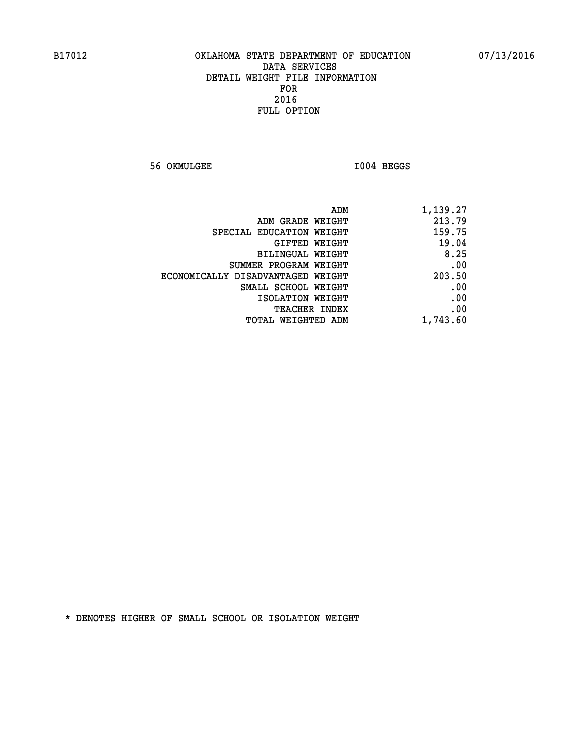B17012 OKLAHOMA STATE DEPARTMENT OF EDUCATION 07/13/2016

DATA SERVICES
DETAIL WEIGHT FILE INFORMATION
FOR
2016
FULL OPTION

56 OKMULGEE I004 BEGGS

| | |
|---|---|
| ADM | 1,139.27 |
| ADM GRADE WEIGHT | 213.79 |
| SPECIAL EDUCATION WEIGHT | 159.75 |
| GIFTED WEIGHT | 19.04 |
| BILINGUAL WEIGHT | 8.25 |
| SUMMER PROGRAM WEIGHT | .00 |
| ECONOMICALLY DISADVANTAGED WEIGHT | 203.50 |
| SMALL SCHOOL WEIGHT | .00 |
| ISOLATION WEIGHT | .00 |
| TEACHER INDEX | .00 |
| TOTAL WEIGHTED ADM | 1,743.60 |

* DENOTES HIGHER OF SMALL SCHOOL OR ISOLATION WEIGHT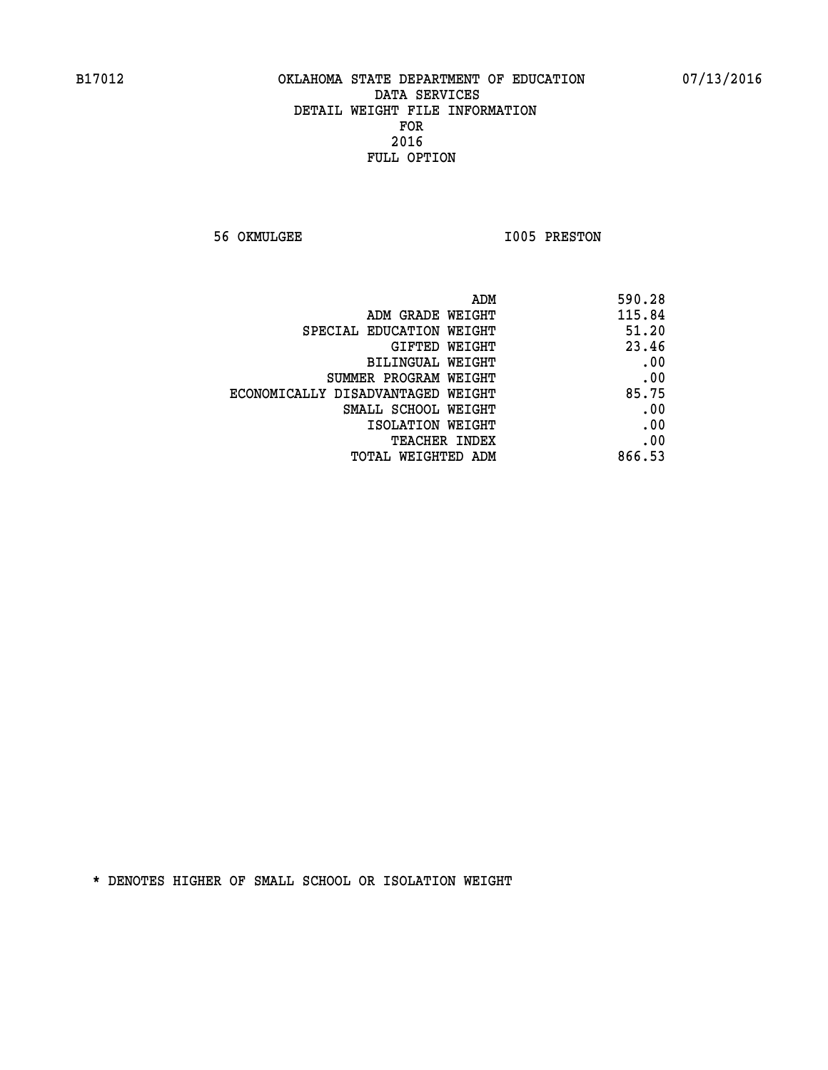B17012 OKLAHOMA STATE DEPARTMENT OF EDUCATION 07/13/2016

DATA SERVICES
DETAIL WEIGHT FILE INFORMATION
FOR
2016
FULL OPTION

56 OKMULGEE I005 PRESTON

| | |
|---|---|
| ADM | 590.28 |
| ADM GRADE WEIGHT | 115.84 |
| SPECIAL EDUCATION WEIGHT | 51.20 |
| GIFTED WEIGHT | 23.46 |
| BILINGUAL WEIGHT | .00 |
| SUMMER PROGRAM WEIGHT | .00 |
| ECONOMICALLY DISADVANTAGED WEIGHT | 85.75 |
| SMALL SCHOOL WEIGHT | .00 |
| ISOLATION WEIGHT | .00 |
| TEACHER INDEX | .00 |
| TOTAL WEIGHTED ADM | 866.53 |

* DENOTES HIGHER OF SMALL SCHOOL OR ISOLATION WEIGHT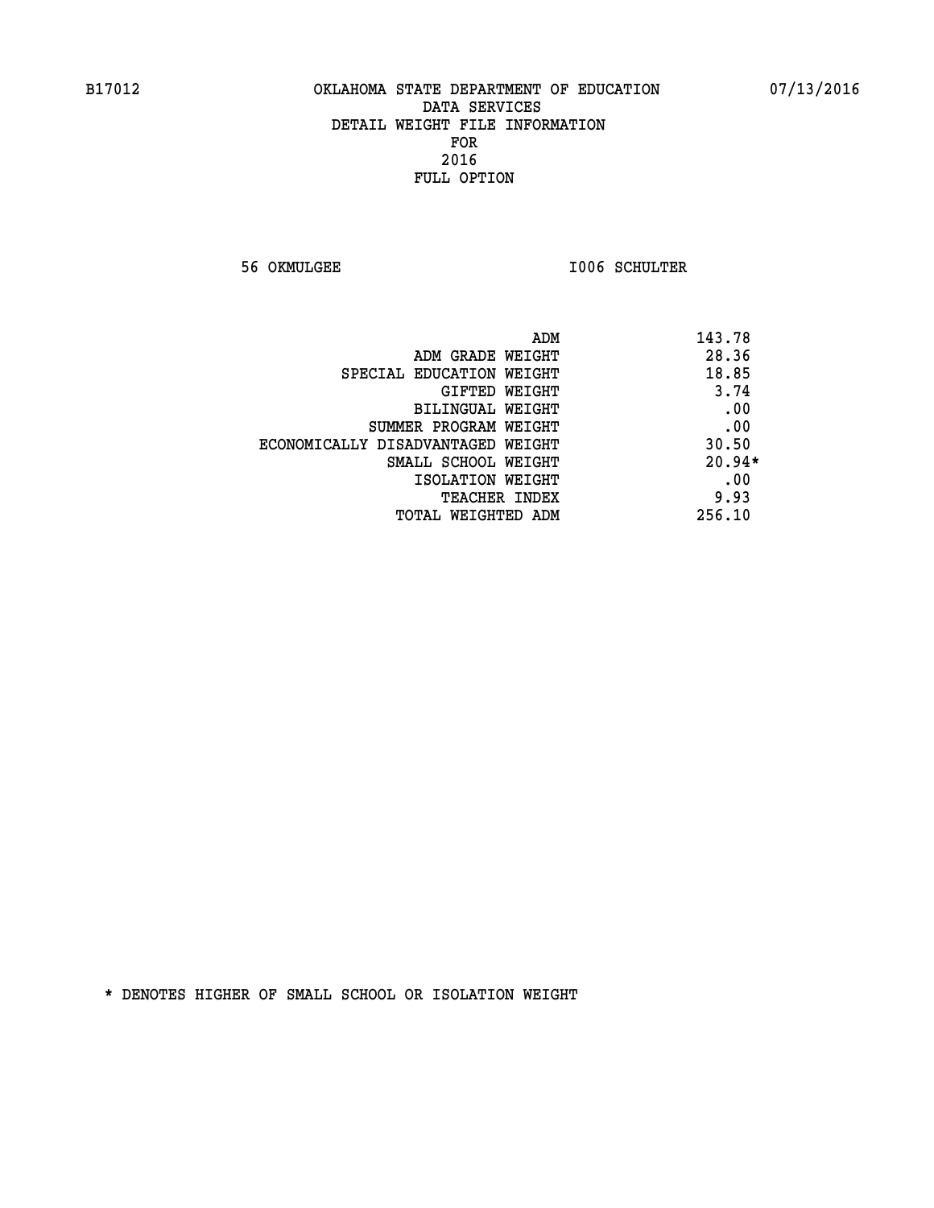B17012 OKLAHOMA STATE DEPARTMENT OF EDUCATION 07/13/2016

DATA SERVICES
DETAIL WEIGHT FILE INFORMATION
FOR
2016
FULL OPTION

56 OKMULGEE I006 SCHULTER

| | |
|---|---|
| ADM | 143.78 |
| ADM GRADE WEIGHT | 28.36 |
| SPECIAL EDUCATION WEIGHT | 18.85 |
| GIFTED WEIGHT | 3.74 |
| BILINGUAL WEIGHT | .00 |
| SUMMER PROGRAM WEIGHT | .00 |
| ECONOMICALLY DISADVANTAGED WEIGHT | 30.50 |
| SMALL SCHOOL WEIGHT | 20.94* |
| ISOLATION WEIGHT | .00 |
| TEACHER INDEX | 9.93 |
| TOTAL WEIGHTED ADM | 256.10 |

* DENOTES HIGHER OF SMALL SCHOOL OR ISOLATION WEIGHT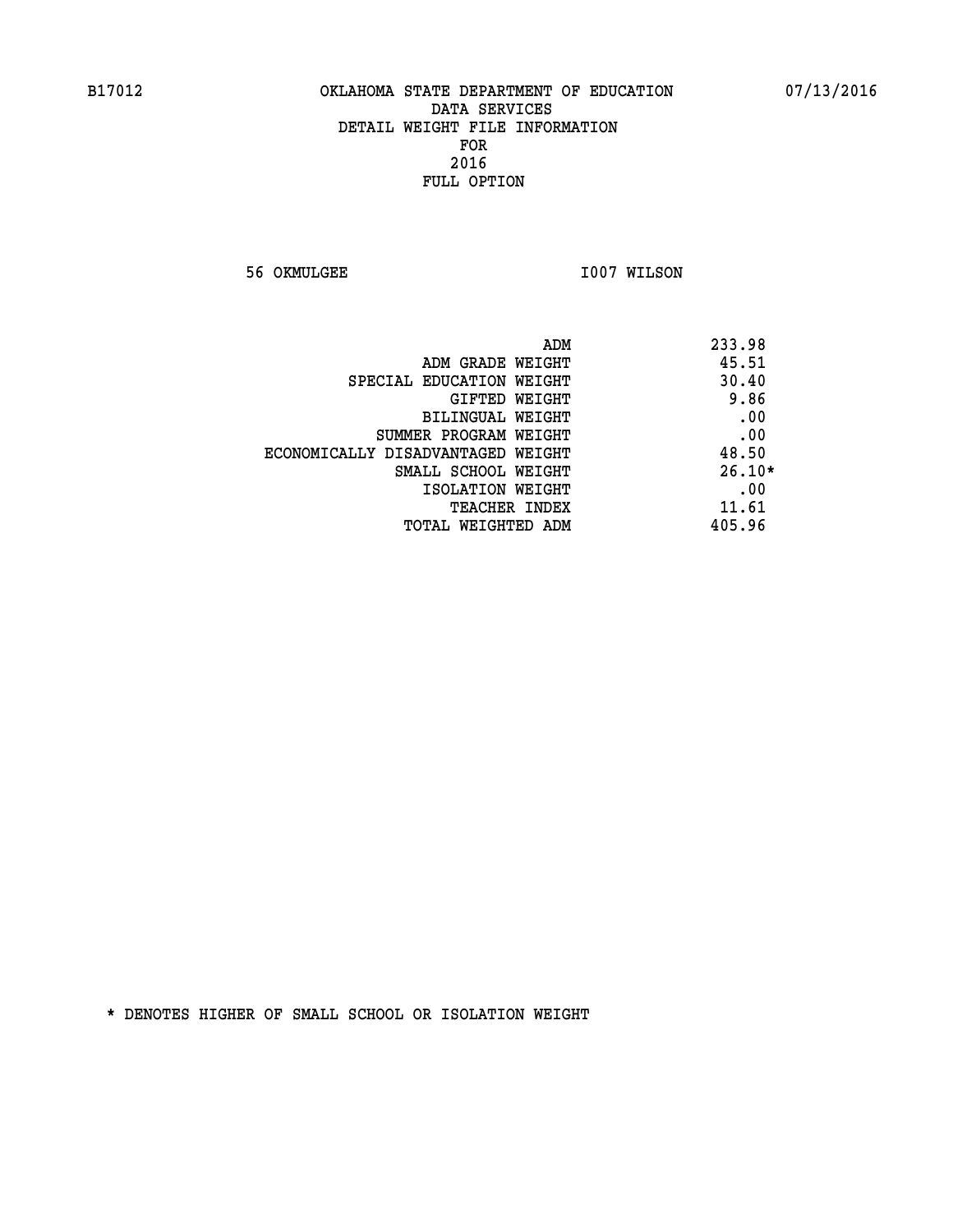B17012 OKLAHOMA STATE DEPARTMENT OF EDUCATION 07/13/2016

DATA SERVICES
DETAIL WEIGHT FILE INFORMATION
FOR
2016
FULL OPTION

56 OKMULGEE I007 WILSON

| | |
|---|---|
| ADM | 233.98 |
| ADM GRADE WEIGHT | 45.51 |
| SPECIAL EDUCATION WEIGHT | 30.40 |
| GIFTED WEIGHT | 9.86 |
| BILINGUAL WEIGHT | .00 |
| SUMMER PROGRAM WEIGHT | .00 |
| ECONOMICALLY DISADVANTAGED WEIGHT | 48.50 |
| SMALL SCHOOL WEIGHT | 26.10* |
| ISOLATION WEIGHT | .00 |
| TEACHER INDEX | 11.61 |
| TOTAL WEIGHTED ADM | 405.96 |

* DENOTES HIGHER OF SMALL SCHOOL OR ISOLATION WEIGHT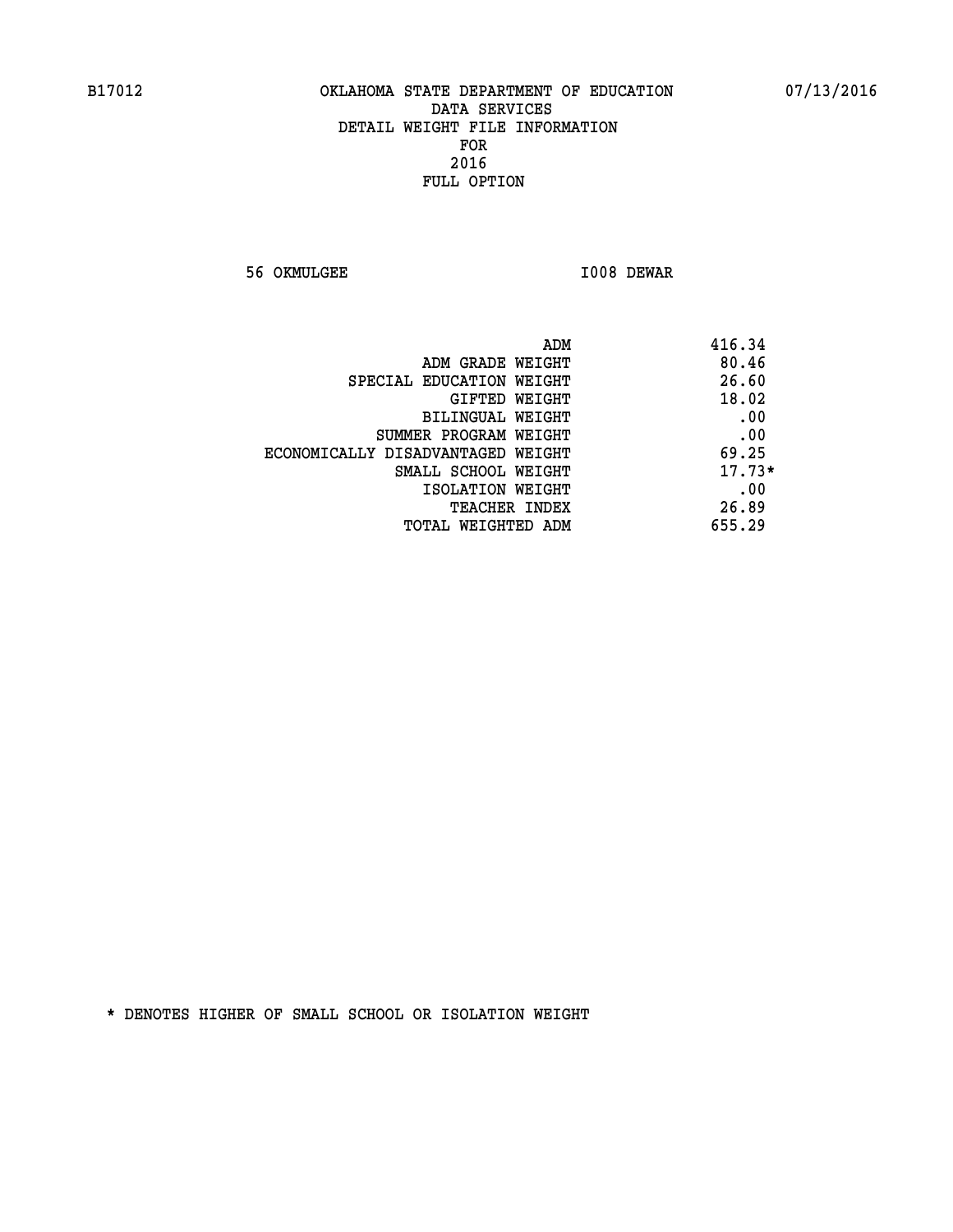B17012 OKLAHOMA STATE DEPARTMENT OF EDUCATION 07/13/2016

DATA SERVICES
DETAIL WEIGHT FILE INFORMATION
FOR
2016
FULL OPTION

56 OKMULGEE I008 DEWAR

| | |
|---|---|
| ADM | 416.34 |
| ADM GRADE WEIGHT | 80.46 |
| SPECIAL EDUCATION WEIGHT | 26.60 |
| GIFTED WEIGHT | 18.02 |
| BILINGUAL WEIGHT | .00 |
| SUMMER PROGRAM WEIGHT | .00 |
| ECONOMICALLY DISADVANTAGED WEIGHT | 69.25 |
| SMALL SCHOOL WEIGHT | 17.73* |
| ISOLATION WEIGHT | .00 |
| TEACHER INDEX | 26.89 |
| TOTAL WEIGHTED ADM | 655.29 |

* DENOTES HIGHER OF SMALL SCHOOL OR ISOLATION WEIGHT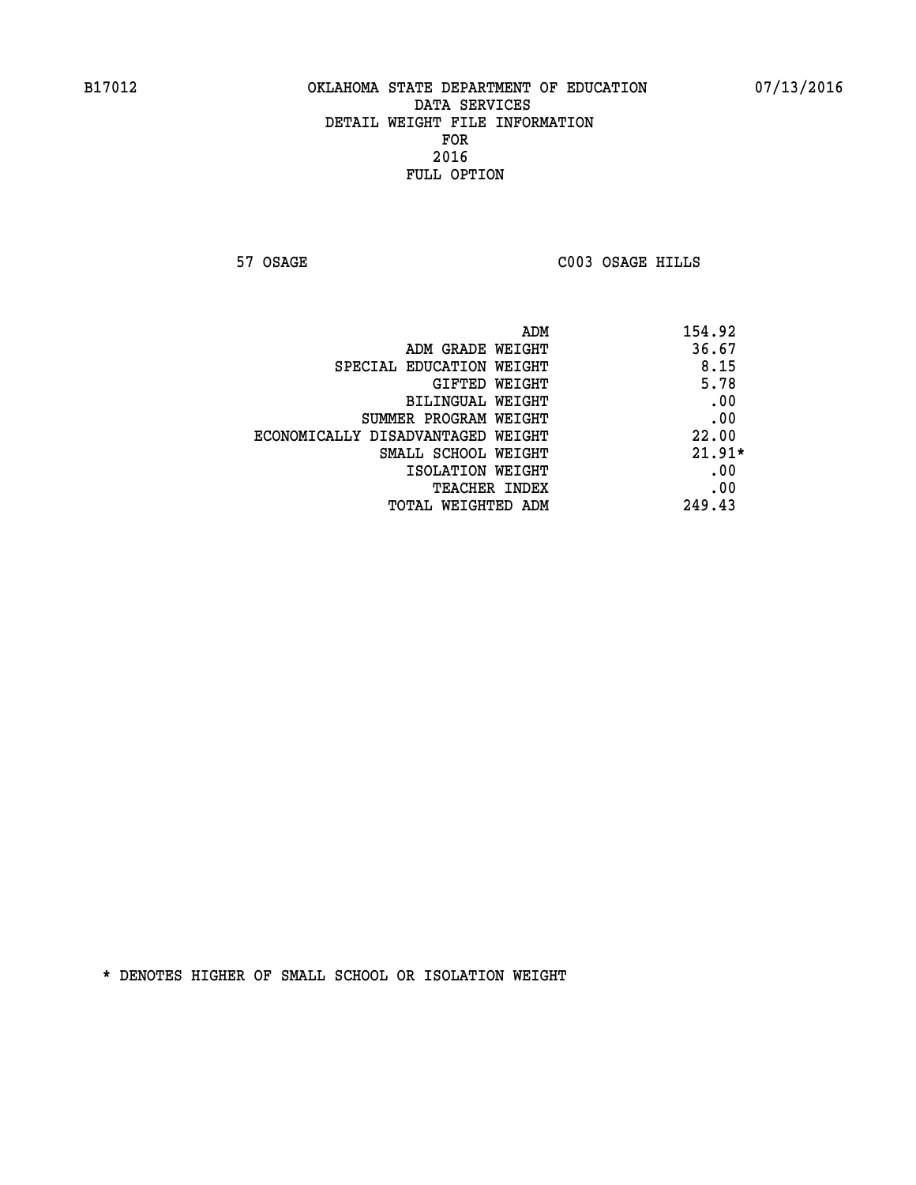B17012 OKLAHOMA STATE DEPARTMENT OF EDUCATION 07/13/2016

DATA SERVICES
DETAIL WEIGHT FILE INFORMATION
FOR
2016
FULL OPTION

57 OSAGE C003 OSAGE HILLS

| | |
|---|---|
| ADM | 154.92 |
| ADM GRADE WEIGHT | 36.67 |
| SPECIAL EDUCATION WEIGHT | 8.15 |
| GIFTED WEIGHT | 5.78 |
| BILINGUAL WEIGHT | .00 |
| SUMMER PROGRAM WEIGHT | .00 |
| ECONOMICALLY DISADVANTAGED WEIGHT | 22.00 |
| SMALL SCHOOL WEIGHT | 21.91* |
| ISOLATION WEIGHT | .00 |
| TEACHER INDEX | .00 |
| TOTAL WEIGHTED ADM | 249.43 |

* DENOTES HIGHER OF SMALL SCHOOL OR ISOLATION WEIGHT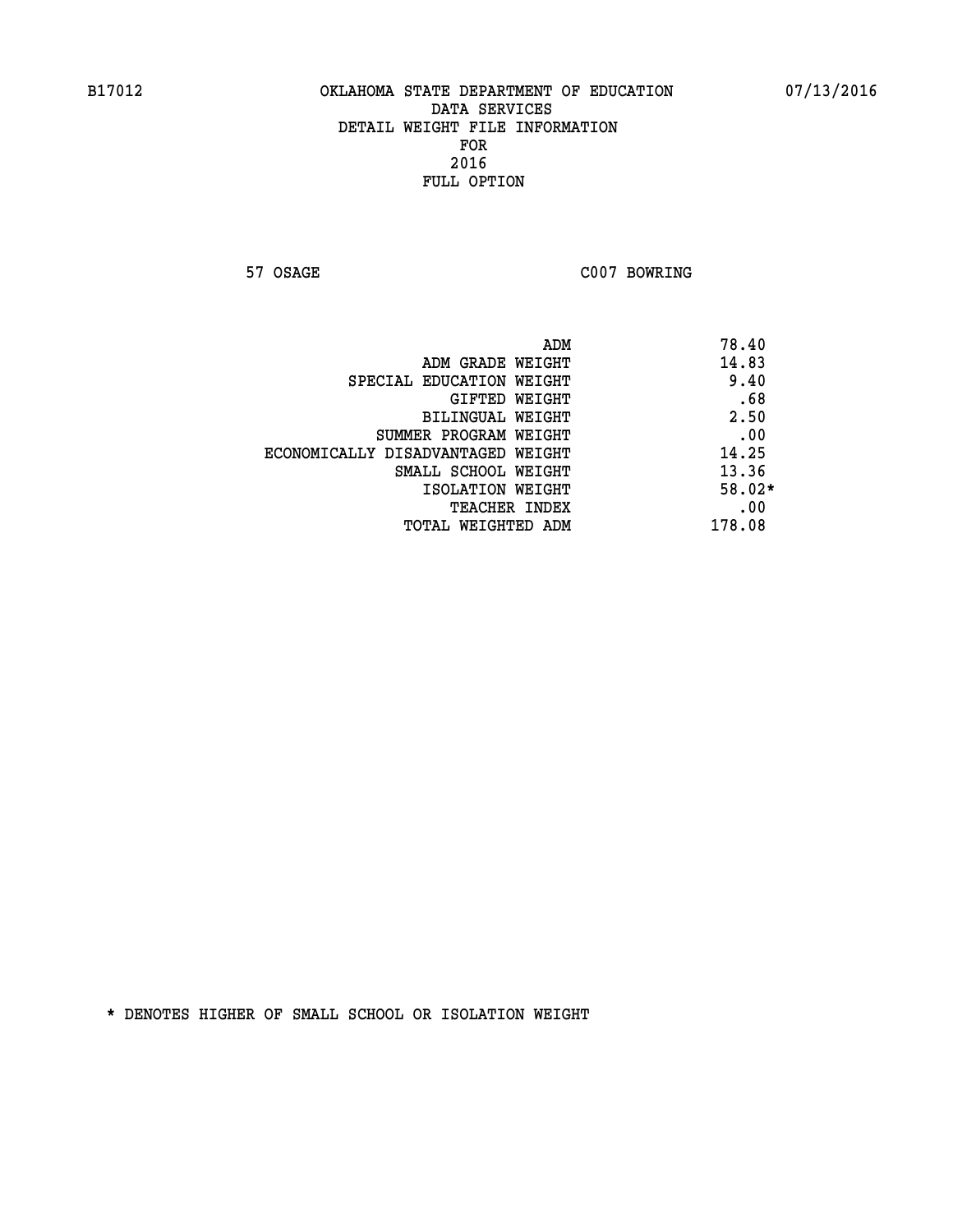B17012 OKLAHOMA STATE DEPARTMENT OF EDUCATION 07/13/2016

DATA SERVICES
DETAIL WEIGHT FILE INFORMATION
FOR
2016
FULL OPTION

57 OSAGE C007 BOWRING

| | |
|---|---|
| ADM | 78.40 |
| ADM GRADE WEIGHT | 14.83 |
| SPECIAL EDUCATION WEIGHT | 9.40 |
| GIFTED WEIGHT | .68 |
| BILINGUAL WEIGHT | 2.50 |
| SUMMER PROGRAM WEIGHT | .00 |
| ECONOMICALLY DISADVANTAGED WEIGHT | 14.25 |
| SMALL SCHOOL WEIGHT | 13.36 |
| ISOLATION WEIGHT | 58.02* |
| TEACHER INDEX | .00 |
| TOTAL WEIGHTED ADM | 178.08 |

* DENOTES HIGHER OF SMALL SCHOOL OR ISOLATION WEIGHT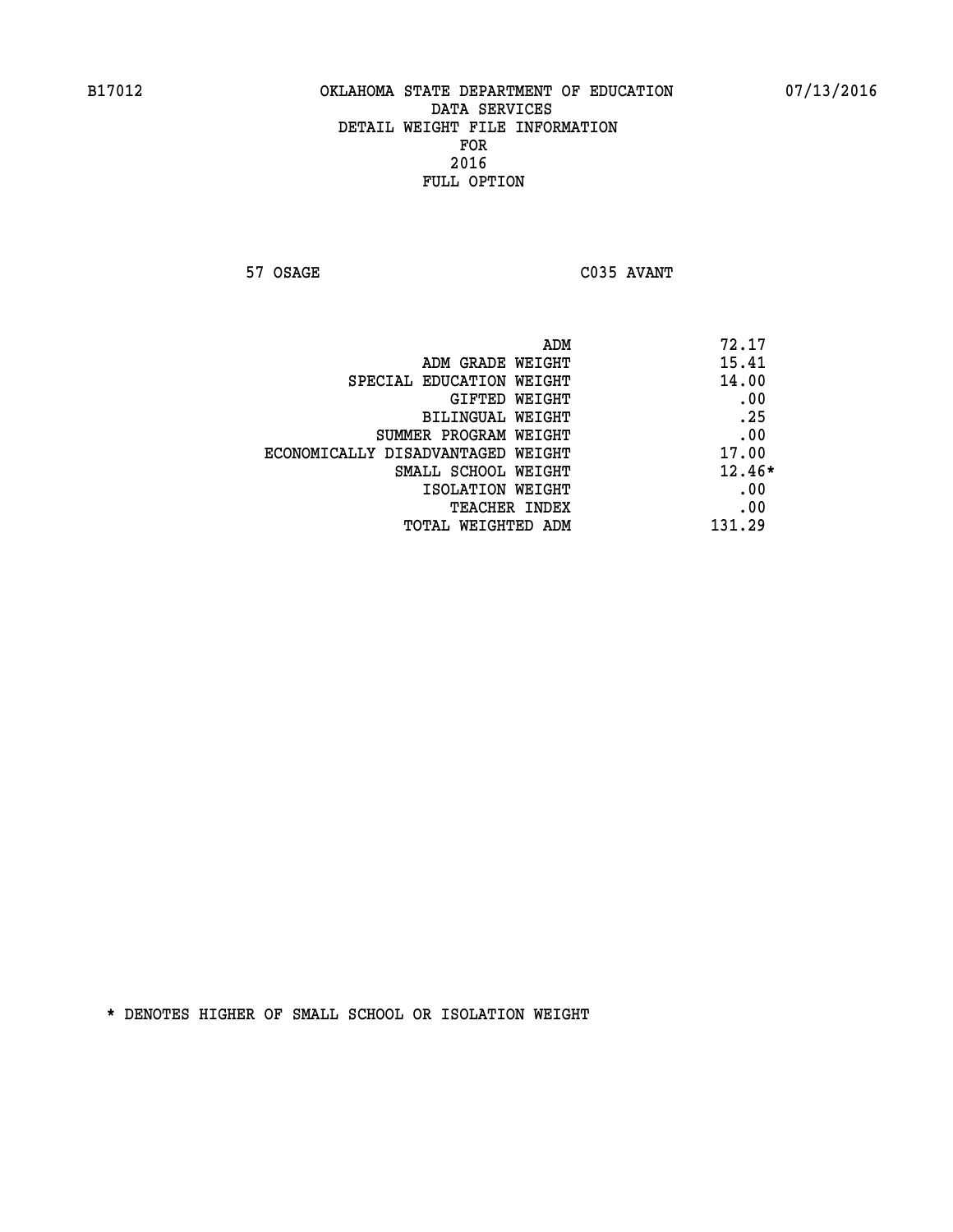B17012 OKLAHOMA STATE DEPARTMENT OF EDUCATION 07/13/2016
DATA SERVICES
DETAIL WEIGHT FILE INFORMATION
FOR
2016
FULL OPTION

57 OSAGE C035 AVANT

| | |
|---|---|
| ADM | 72.17 |
| ADM GRADE WEIGHT | 15.41 |
| SPECIAL EDUCATION WEIGHT | 14.00 |
| GIFTED WEIGHT | .00 |
| BILINGUAL WEIGHT | .25 |
| SUMMER PROGRAM WEIGHT | .00 |
| ECONOMICALLY DISADVANTAGED WEIGHT | 17.00 |
| SMALL SCHOOL WEIGHT | 12.46* |
| ISOLATION WEIGHT | .00 |
| TEACHER INDEX | .00 |
| TOTAL WEIGHTED ADM | 131.29 |

* DENOTES HIGHER OF SMALL SCHOOL OR ISOLATION WEIGHT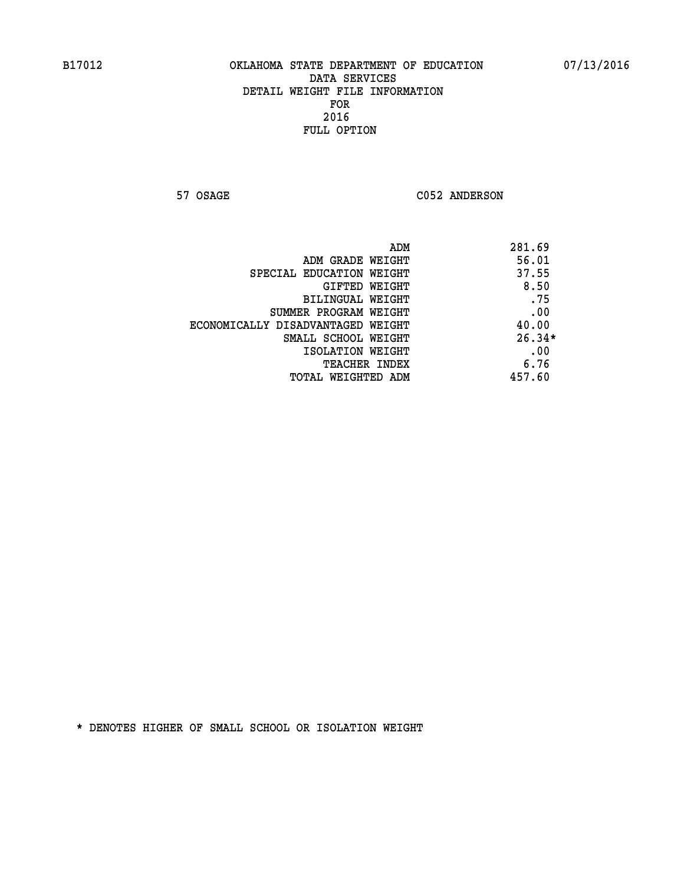B17012 OKLAHOMA STATE DEPARTMENT OF EDUCATION 07/13/2016

DATA SERVICES
DETAIL WEIGHT FILE INFORMATION
FOR
2016
FULL OPTION

57 OSAGE C052 ANDERSON

| | |
|---|---|
| ADM | 281.69 |
| ADM GRADE WEIGHT | 56.01 |
| SPECIAL EDUCATION WEIGHT | 37.55 |
| GIFTED WEIGHT | 8.50 |
| BILINGUAL WEIGHT | .75 |
| SUMMER PROGRAM WEIGHT | .00 |
| ECONOMICALLY DISADVANTAGED WEIGHT | 40.00 |
| SMALL SCHOOL WEIGHT | 26.34* |
| ISOLATION WEIGHT | .00 |
| TEACHER INDEX | 6.76 |
| TOTAL WEIGHTED ADM | 457.60 |

* DENOTES HIGHER OF SMALL SCHOOL OR ISOLATION WEIGHT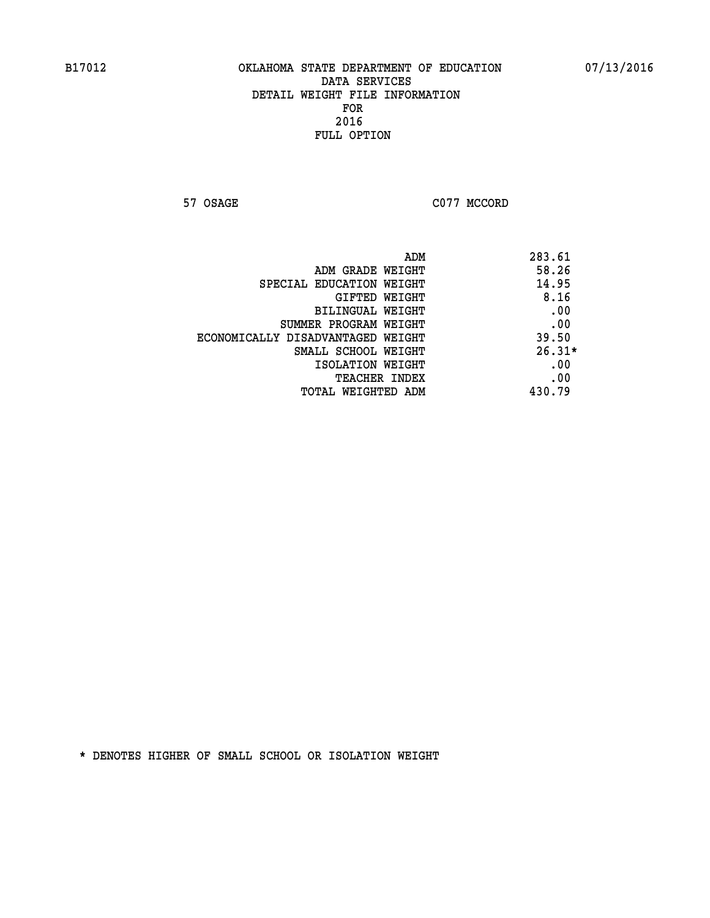B17012 OKLAHOMA STATE DEPARTMENT OF EDUCATION 07/13/2016

DATA SERVICES
DETAIL WEIGHT FILE INFORMATION
FOR
2016
FULL OPTION

57 OSAGE C077 MCCORD

| | |
|---|---|
| ADM | 283.61 |
| ADM GRADE WEIGHT | 58.26 |
| SPECIAL EDUCATION WEIGHT | 14.95 |
| GIFTED WEIGHT | 8.16 |
| BILINGUAL WEIGHT | .00 |
| SUMMER PROGRAM WEIGHT | .00 |
| ECONOMICALLY DISADVANTAGED WEIGHT | 39.50 |
| SMALL SCHOOL WEIGHT | 26.31* |
| ISOLATION WEIGHT | .00 |
| TEACHER INDEX | .00 |
| TOTAL WEIGHTED ADM | 430.79 |

* DENOTES HIGHER OF SMALL SCHOOL OR ISOLATION WEIGHT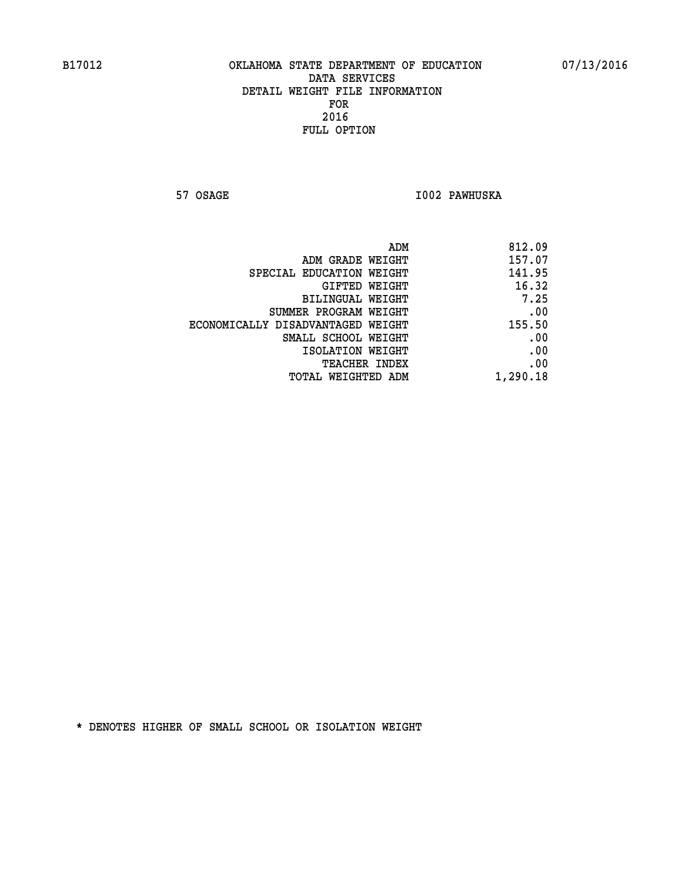B17012 OKLAHOMA STATE DEPARTMENT OF EDUCATION 07/13/2016

DATA SERVICES
DETAIL WEIGHT FILE INFORMATION
FOR
2016
FULL OPTION

57 OSAGE I002 PAWHUSKA

| | |
|---|---|
| ADM | 812.09 |
| ADM GRADE WEIGHT | 157.07 |
| SPECIAL EDUCATION WEIGHT | 141.95 |
| GIFTED WEIGHT | 16.32 |
| BILINGUAL WEIGHT | 7.25 |
| SUMMER PROGRAM WEIGHT | .00 |
| ECONOMICALLY DISADVANTAGED WEIGHT | 155.50 |
| SMALL SCHOOL WEIGHT | .00 |
| ISOLATION WEIGHT | .00 |
| TEACHER INDEX | .00 |
| TOTAL WEIGHTED ADM | 1,290.18 |

* DENOTES HIGHER OF SMALL SCHOOL OR ISOLATION WEIGHT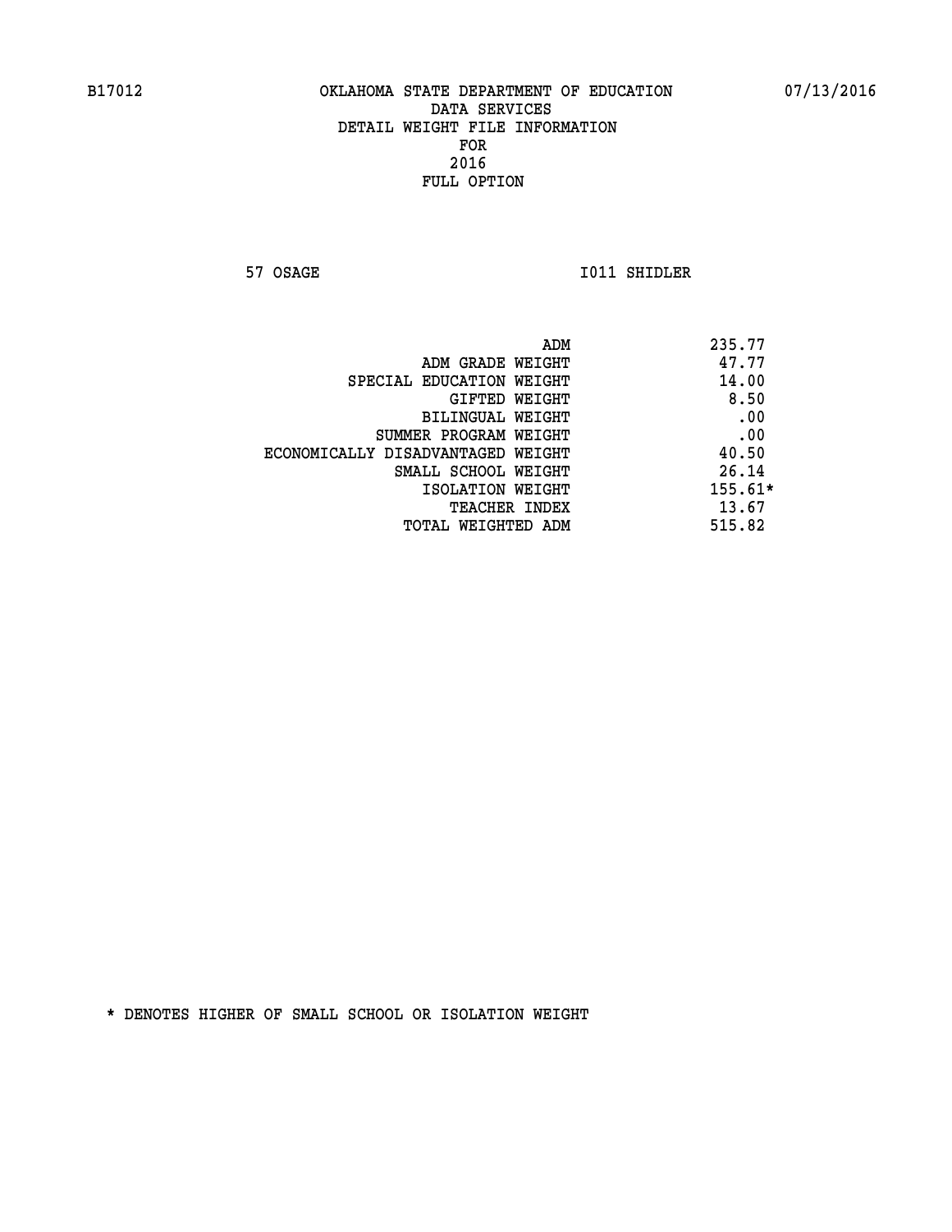OKLAHOMA STATE DEPARTMENT OF EDUCATION
DATA SERVICES
DETAIL WEIGHT FILE INFORMATION
FOR
2016
FULL OPTION

57 OSAGE　　　　I011 SHIDLER

| | |
|---|---|
| ADM | 235.77 |
| ADM GRADE WEIGHT | 47.77 |
| SPECIAL EDUCATION WEIGHT | 14.00 |
| GIFTED WEIGHT | 8.50 |
| BILINGUAL WEIGHT | .00 |
| SUMMER PROGRAM WEIGHT | .00 |
| ECONOMICALLY DISADVANTAGED WEIGHT | 40.50 |
| SMALL SCHOOL WEIGHT | 26.14 |
| ISOLATION WEIGHT | 155.61* |
| TEACHER INDEX | 13.67 |
| TOTAL WEIGHTED ADM | 515.82 |

* DENOTES HIGHER OF SMALL SCHOOL OR ISOLATION WEIGHT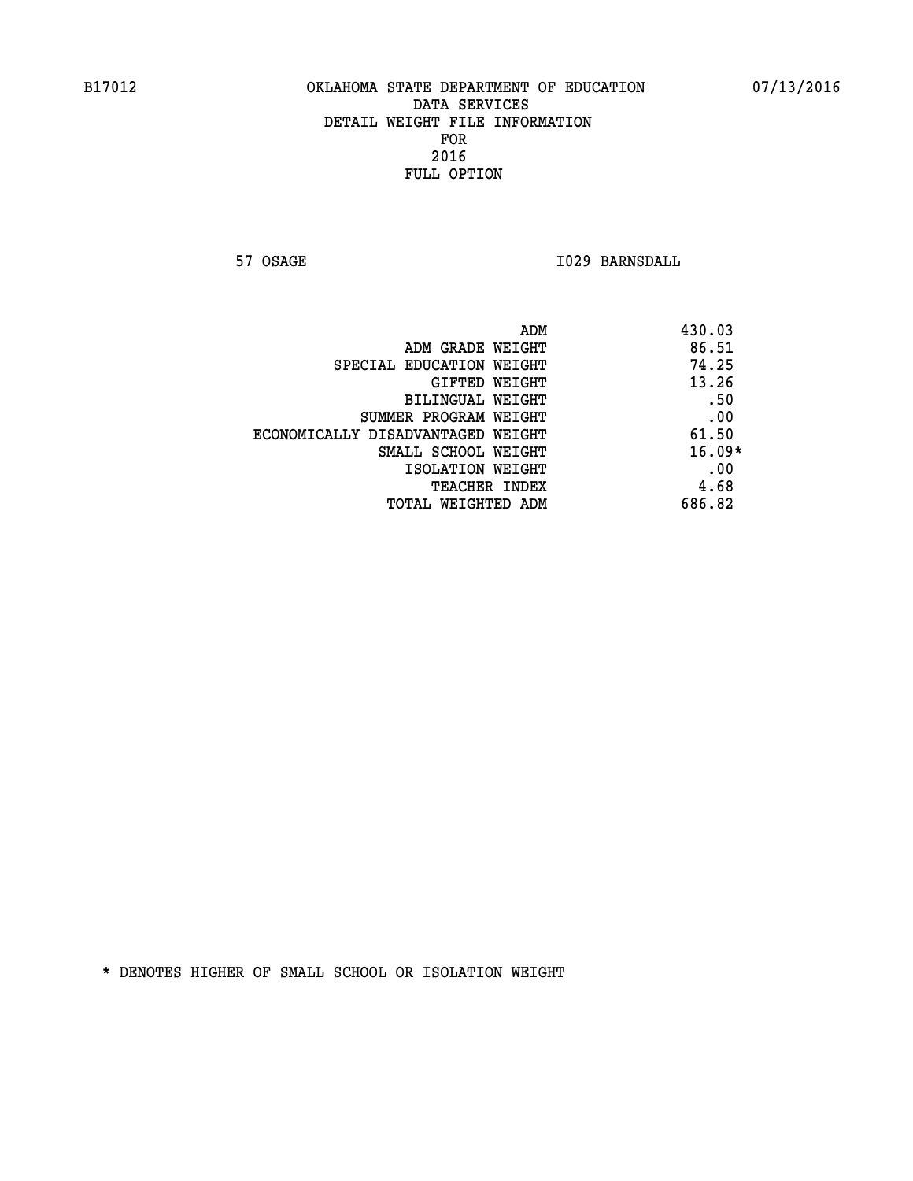B17012 OKLAHOMA STATE DEPARTMENT OF EDUCATION 07/13/2016

DATA SERVICES
DETAIL WEIGHT FILE INFORMATION
FOR
2016
FULL OPTION

57 OSAGE I029 BARNSDALL

| | |
|---|---|
| ADM | 430.03 |
| ADM GRADE WEIGHT | 86.51 |
| SPECIAL EDUCATION WEIGHT | 74.25 |
| GIFTED WEIGHT | 13.26 |
| BILINGUAL WEIGHT | .50 |
| SUMMER PROGRAM WEIGHT | .00 |
| ECONOMICALLY DISADVANTAGED WEIGHT | 61.50 |
| SMALL SCHOOL WEIGHT | 16.09* |
| ISOLATION WEIGHT | .00 |
| TEACHER INDEX | 4.68 |
| TOTAL WEIGHTED ADM | 686.82 |

* DENOTES HIGHER OF SMALL SCHOOL OR ISOLATION WEIGHT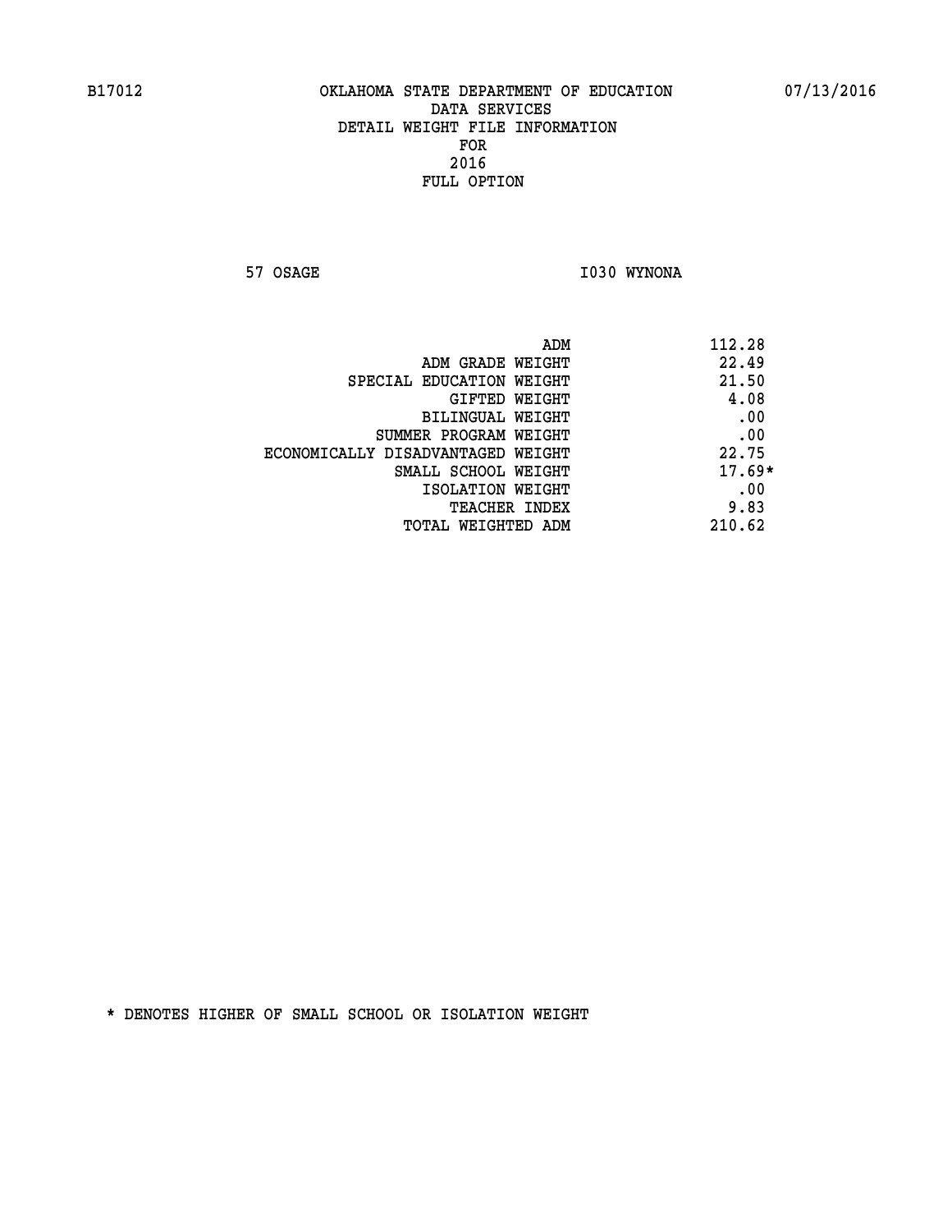B17012 OKLAHOMA STATE DEPARTMENT OF EDUCATION 07/13/2016

DATA SERVICES
DETAIL WEIGHT FILE INFORMATION
FOR
2016
FULL OPTION

57 OSAGE I030 WYNONA

| | |
|---|---|
| ADM | 112.28 |
| ADM GRADE WEIGHT | 22.49 |
| SPECIAL EDUCATION WEIGHT | 21.50 |
| GIFTED WEIGHT | 4.08 |
| BILINGUAL WEIGHT | .00 |
| SUMMER PROGRAM WEIGHT | .00 |
| ECONOMICALLY DISADVANTAGED WEIGHT | 22.75 |
| SMALL SCHOOL WEIGHT | 17.69* |
| ISOLATION WEIGHT | .00 |
| TEACHER INDEX | 9.83 |
| TOTAL WEIGHTED ADM | 210.62 |

* DENOTES HIGHER OF SMALL SCHOOL OR ISOLATION WEIGHT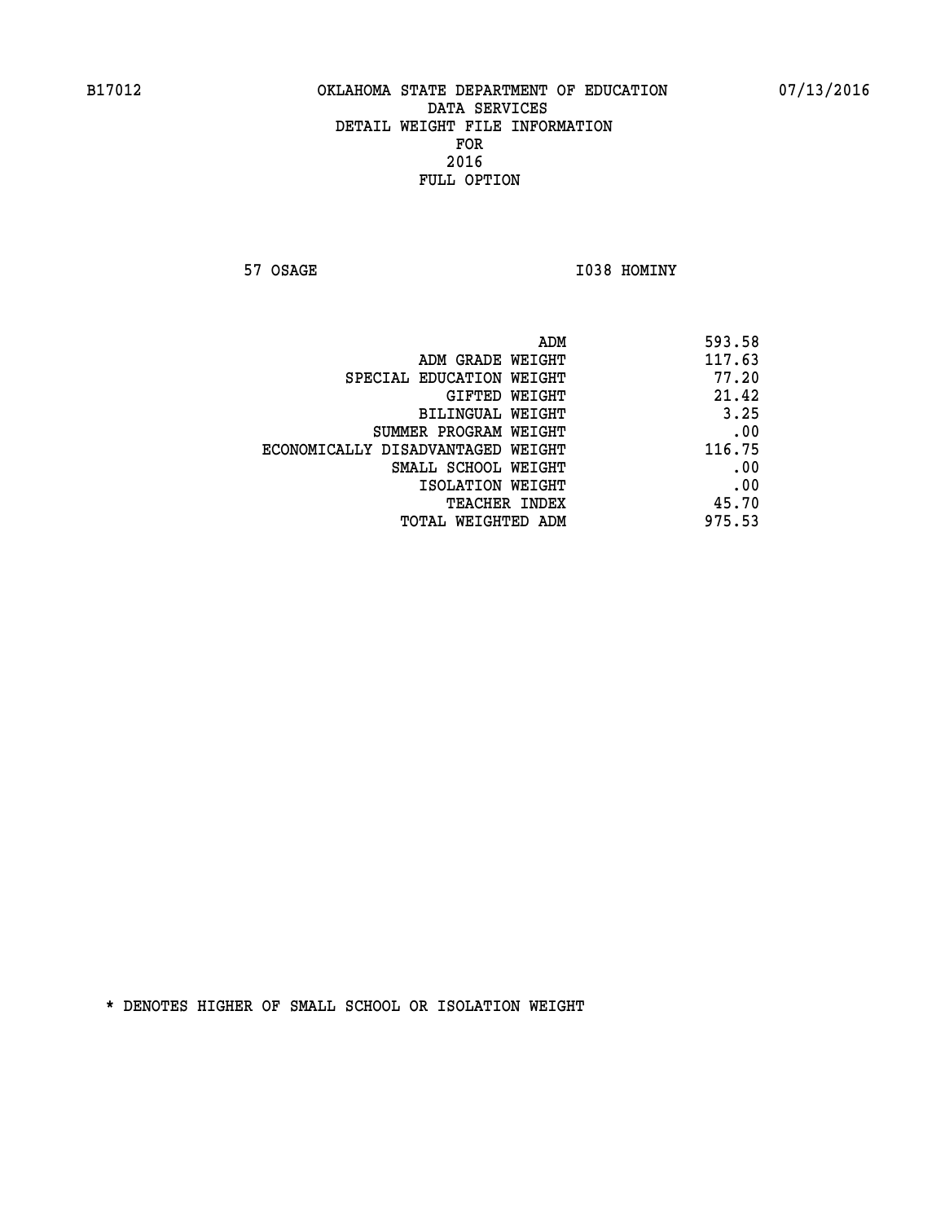B17012 OKLAHOMA STATE DEPARTMENT OF EDUCATION 07/13/2016

DATA SERVICES
DETAIL WEIGHT FILE INFORMATION
FOR
2016
FULL OPTION

57 OSAGE I038 HOMINY

| | |
|---|---|
| ADM | 593.58 |
| ADM GRADE WEIGHT | 117.63 |
| SPECIAL EDUCATION WEIGHT | 77.20 |
| GIFTED WEIGHT | 21.42 |
| BILINGUAL WEIGHT | 3.25 |
| SUMMER PROGRAM WEIGHT | .00 |
| ECONOMICALLY DISADVANTAGED WEIGHT | 116.75 |
| SMALL SCHOOL WEIGHT | .00 |
| ISOLATION WEIGHT | .00 |
| TEACHER INDEX | 45.70 |
| TOTAL WEIGHTED ADM | 975.53 |

* DENOTES HIGHER OF SMALL SCHOOL OR ISOLATION WEIGHT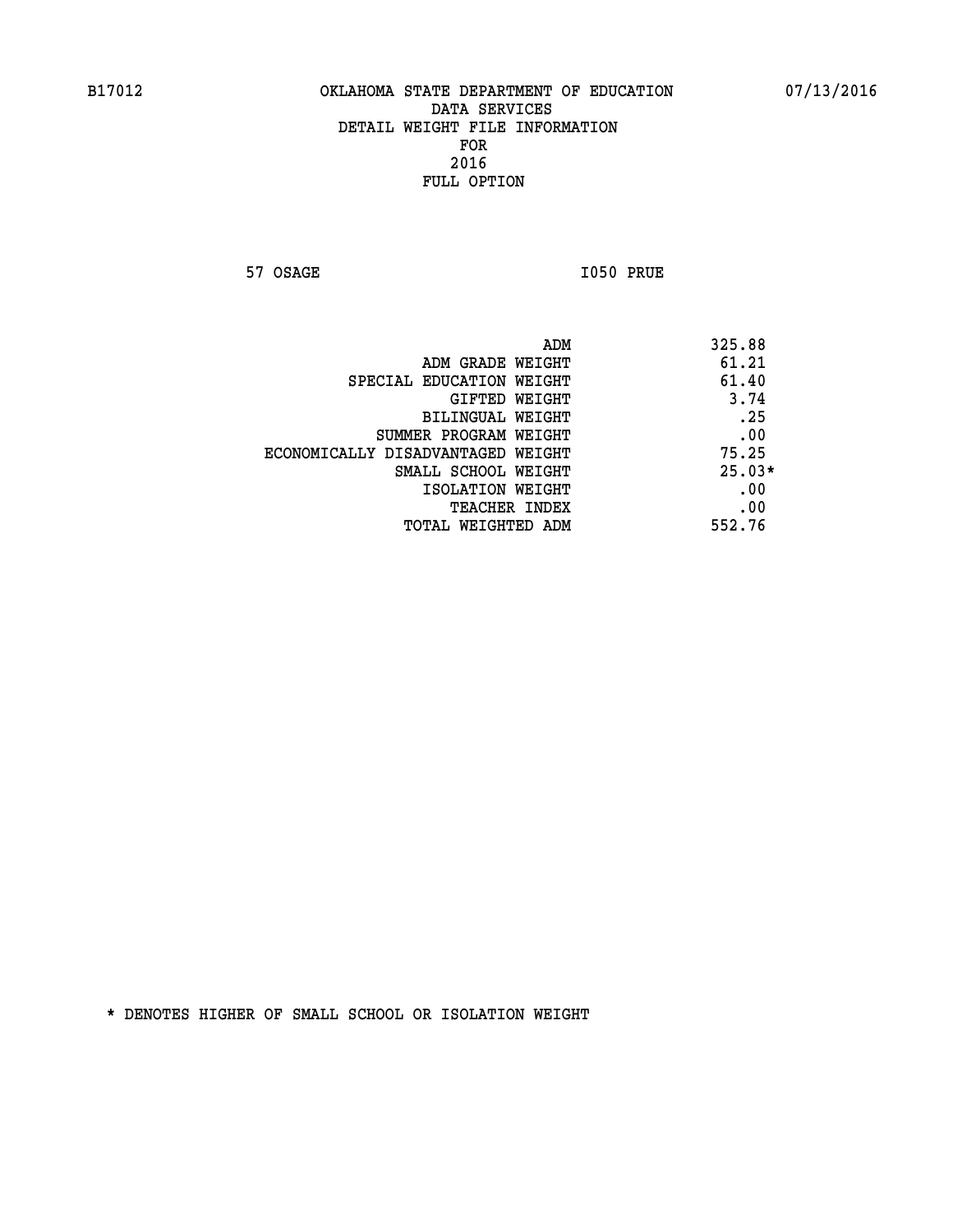B17012 OKLAHOMA STATE DEPARTMENT OF EDUCATION 07/13/2016
DATA SERVICES
DETAIL WEIGHT FILE INFORMATION
FOR
2016
FULL OPTION

57 OSAGE I050 PRUE

| | |
|---|---|
| ADM | 325.88 |
| ADM GRADE WEIGHT | 61.21 |
| SPECIAL EDUCATION WEIGHT | 61.40 |
| GIFTED WEIGHT | 3.74 |
| BILINGUAL WEIGHT | .25 |
| SUMMER PROGRAM WEIGHT | .00 |
| ECONOMICALLY DISADVANTAGED WEIGHT | 75.25 |
| SMALL SCHOOL WEIGHT | 25.03* |
| ISOLATION WEIGHT | .00 |
| TEACHER INDEX | .00 |
| TOTAL WEIGHTED ADM | 552.76 |

* DENOTES HIGHER OF SMALL SCHOOL OR ISOLATION WEIGHT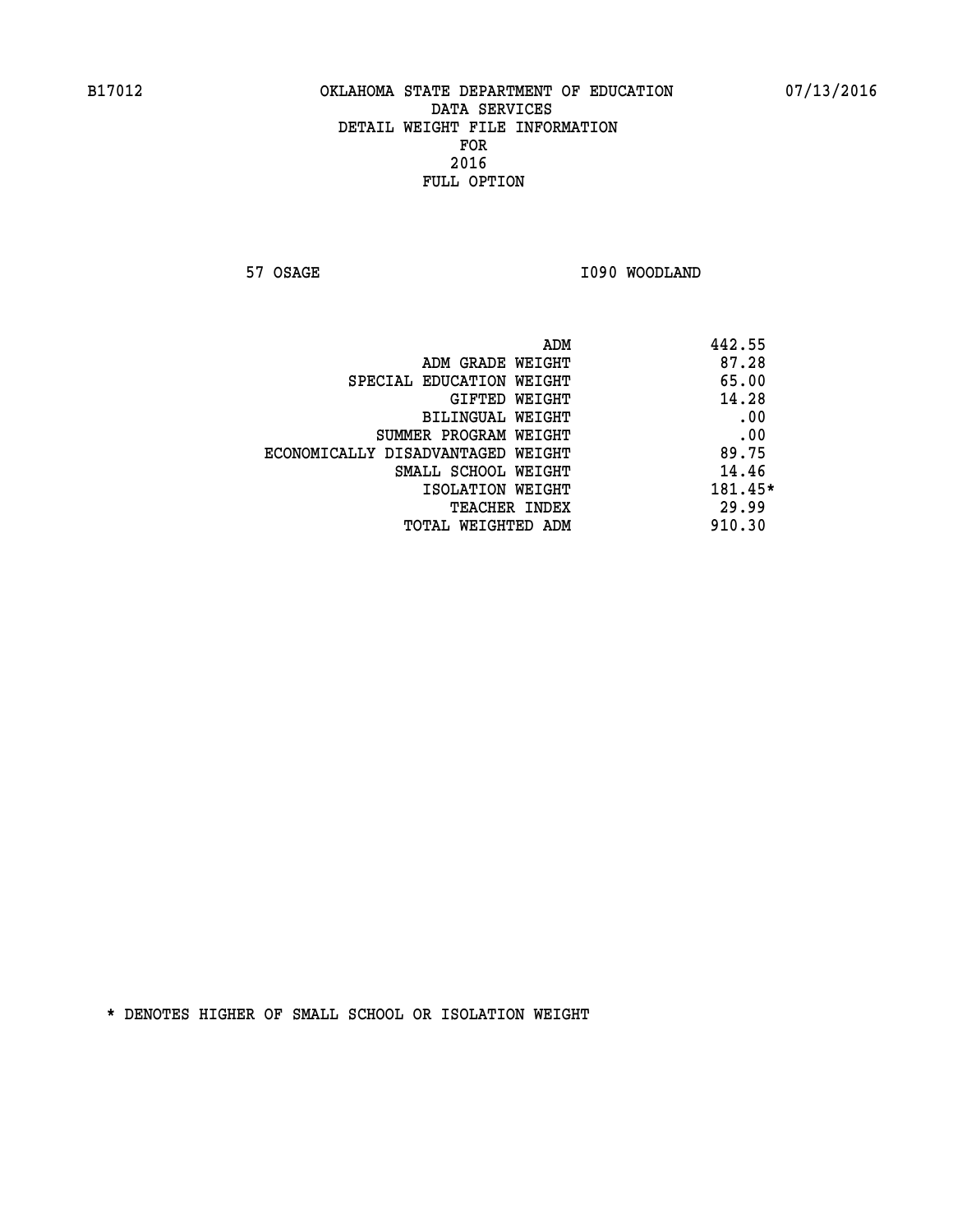B17012 OKLAHOMA STATE DEPARTMENT OF EDUCATION 07/13/2016

DATA SERVICES

DETAIL WEIGHT FILE INFORMATION

FOR

2016

FULL OPTION

57 OSAGE I090 WOODLAND

| | |
|---|---|
| ADM | 442.55 |
| ADM GRADE WEIGHT | 87.28 |
| SPECIAL EDUCATION WEIGHT | 65.00 |
| GIFTED WEIGHT | 14.28 |
| BILINGUAL WEIGHT | .00 |
| SUMMER PROGRAM WEIGHT | .00 |
| ECONOMICALLY DISADVANTAGED WEIGHT | 89.75 |
| SMALL SCHOOL WEIGHT | 14.46 |
| ISOLATION WEIGHT | 181.45* |
| TEACHER INDEX | 29.99 |
| TOTAL WEIGHTED ADM | 910.30 |

* DENOTES HIGHER OF SMALL SCHOOL OR ISOLATION WEIGHT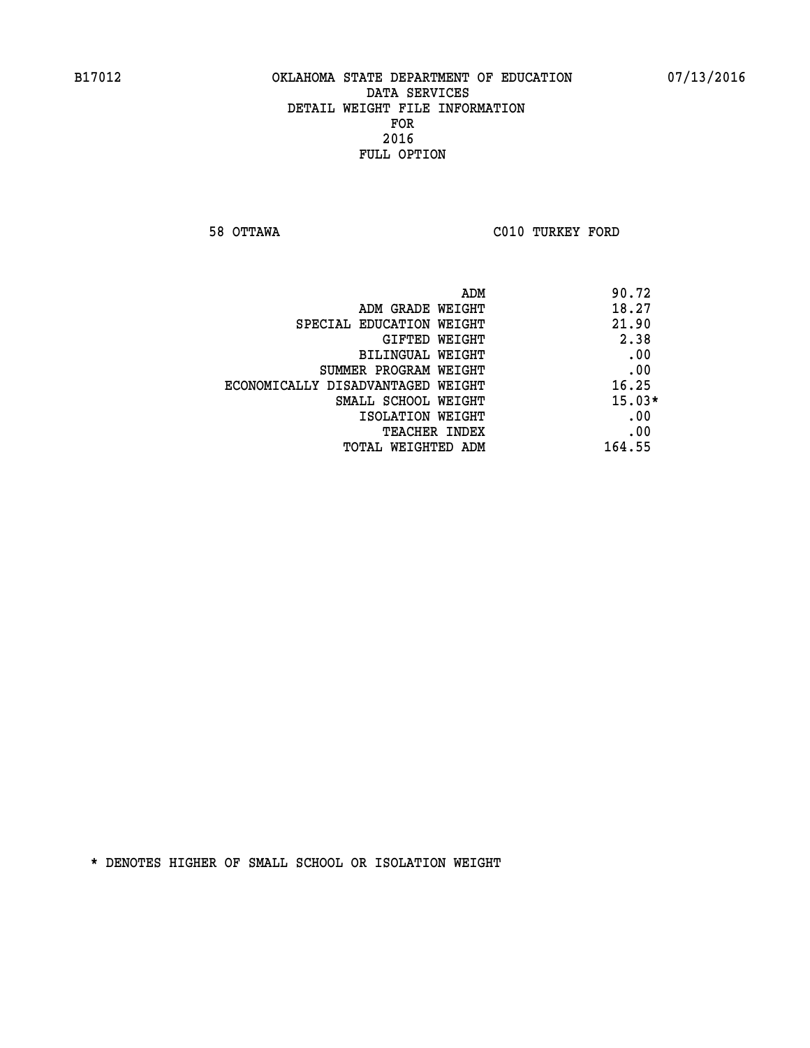B17012 OKLAHOMA STATE DEPARTMENT OF EDUCATION 07/13/2016

DATA SERVICES
DETAIL WEIGHT FILE INFORMATION
FOR
2016
FULL OPTION

58 OTTAWA C010 TURKEY FORD

| | |
|---|---|
| ADM | 90.72 |
| ADM GRADE WEIGHT | 18.27 |
| SPECIAL EDUCATION WEIGHT | 21.90 |
| GIFTED WEIGHT | 2.38 |
| BILINGUAL WEIGHT | .00 |
| SUMMER PROGRAM WEIGHT | .00 |
| ECONOMICALLY DISADVANTAGED WEIGHT | 16.25 |
| SMALL SCHOOL WEIGHT | 15.03* |
| ISOLATION WEIGHT | .00 |
| TEACHER INDEX | .00 |
| TOTAL WEIGHTED ADM | 164.55 |

* DENOTES HIGHER OF SMALL SCHOOL OR ISOLATION WEIGHT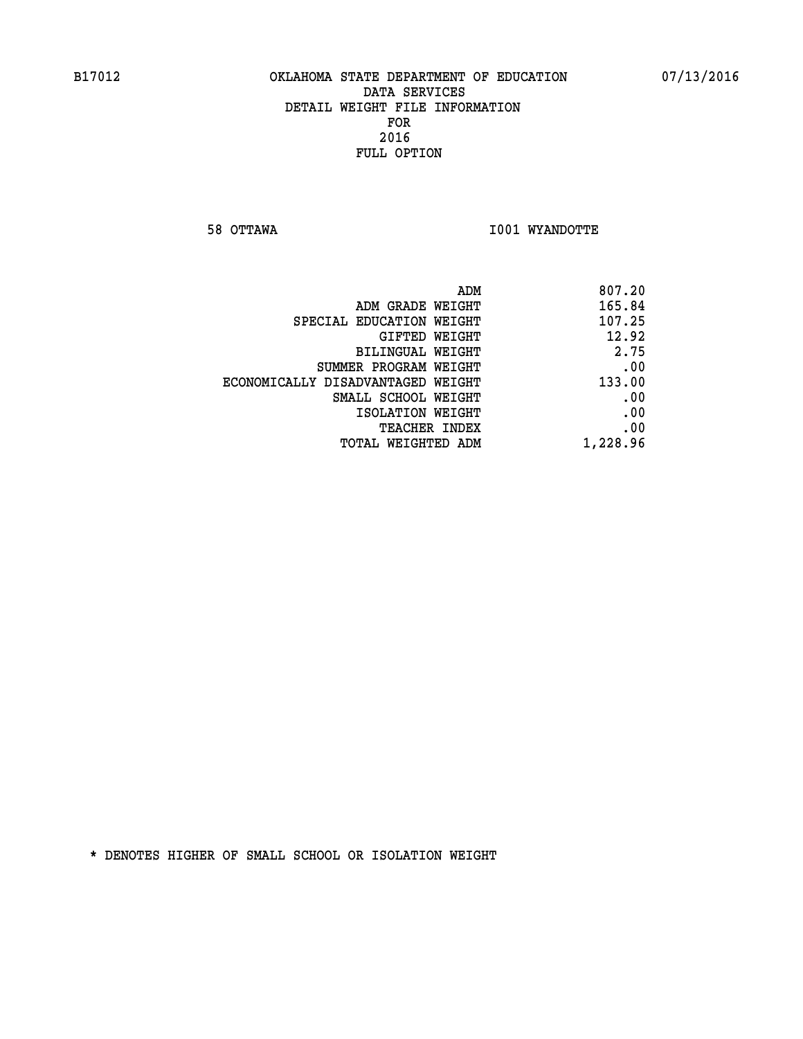B17012 OKLAHOMA STATE DEPARTMENT OF EDUCATION 07/13/2016

DATA SERVICES
DETAIL WEIGHT FILE INFORMATION
FOR
2016
FULL OPTION

58 OTTAWA I001 WYANDOTTE

| | |
|---|---|
| ADM | 807.20 |
| ADM GRADE WEIGHT | 165.84 |
| SPECIAL EDUCATION WEIGHT | 107.25 |
| GIFTED WEIGHT | 12.92 |
| BILINGUAL WEIGHT | 2.75 |
| SUMMER PROGRAM WEIGHT | .00 |
| ECONOMICALLY DISADVANTAGED WEIGHT | 133.00 |
| SMALL SCHOOL WEIGHT | .00 |
| ISOLATION WEIGHT | .00 |
| TEACHER INDEX | .00 |
| TOTAL WEIGHTED ADM | 1,228.96 |

* DENOTES HIGHER OF SMALL SCHOOL OR ISOLATION WEIGHT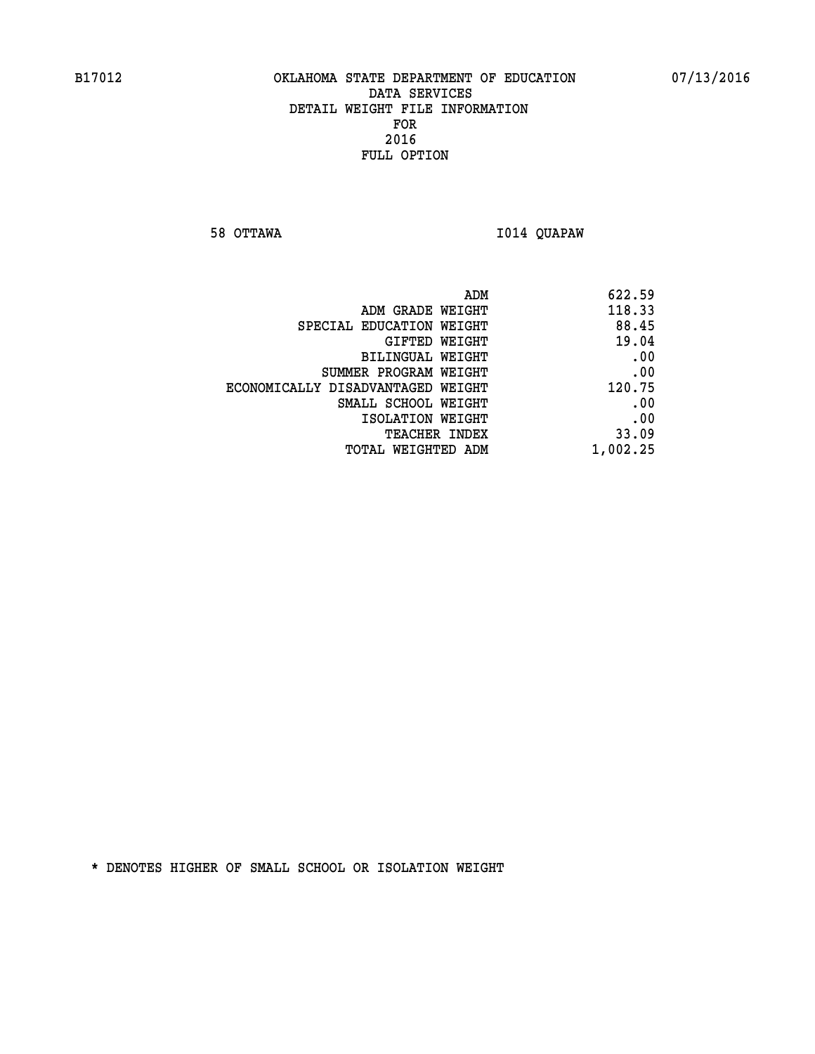B17012 OKLAHOMA STATE DEPARTMENT OF EDUCATION 07/13/2016

DATA SERVICES
DETAIL WEIGHT FILE INFORMATION
FOR
2016
FULL OPTION

58 OTTAWA I014 QUAPAW

| | |
|---|---|
| ADM | 622.59 |
| ADM GRADE WEIGHT | 118.33 |
| SPECIAL EDUCATION WEIGHT | 88.45 |
| GIFTED WEIGHT | 19.04 |
| BILINGUAL WEIGHT | .00 |
| SUMMER PROGRAM WEIGHT | .00 |
| ECONOMICALLY DISADVANTAGED WEIGHT | 120.75 |
| SMALL SCHOOL WEIGHT | .00 |
| ISOLATION WEIGHT | .00 |
| TEACHER INDEX | 33.09 |
| TOTAL WEIGHTED ADM | 1,002.25 |

* DENOTES HIGHER OF SMALL SCHOOL OR ISOLATION WEIGHT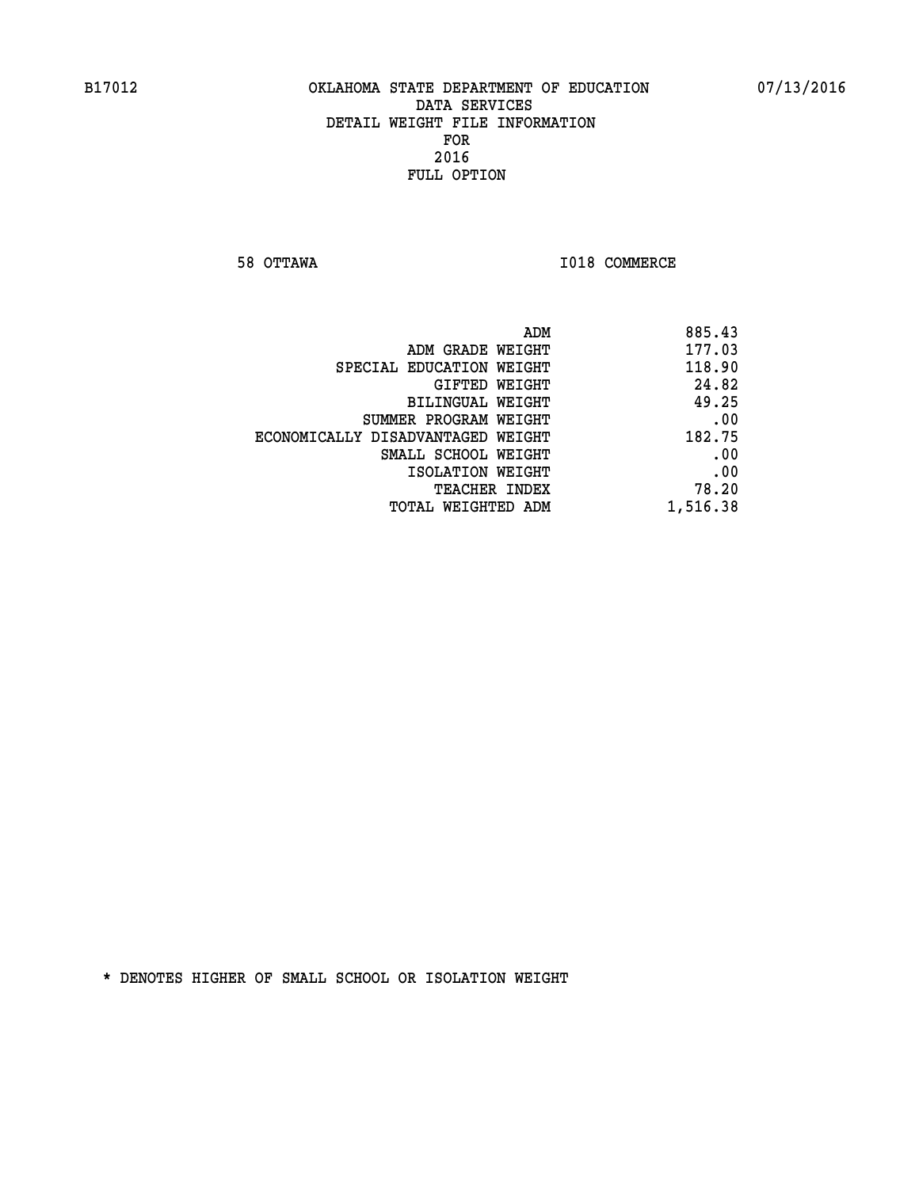B17012 OKLAHOMA STATE DEPARTMENT OF EDUCATION 07/13/2016

DATA SERVICES
DETAIL WEIGHT FILE INFORMATION
FOR
2016
FULL OPTION

58 OTTAWA I018 COMMERCE

| | |
|---|---|
| ADM | 885.43 |
| ADM GRADE WEIGHT | 177.03 |
| SPECIAL EDUCATION WEIGHT | 118.90 |
| GIFTED WEIGHT | 24.82 |
| BILINGUAL WEIGHT | 49.25 |
| SUMMER PROGRAM WEIGHT | .00 |
| ECONOMICALLY DISADVANTAGED WEIGHT | 182.75 |
| SMALL SCHOOL WEIGHT | .00 |
| ISOLATION WEIGHT | .00 |
| TEACHER INDEX | 78.20 |
| TOTAL WEIGHTED ADM | 1,516.38 |

* DENOTES HIGHER OF SMALL SCHOOL OR ISOLATION WEIGHT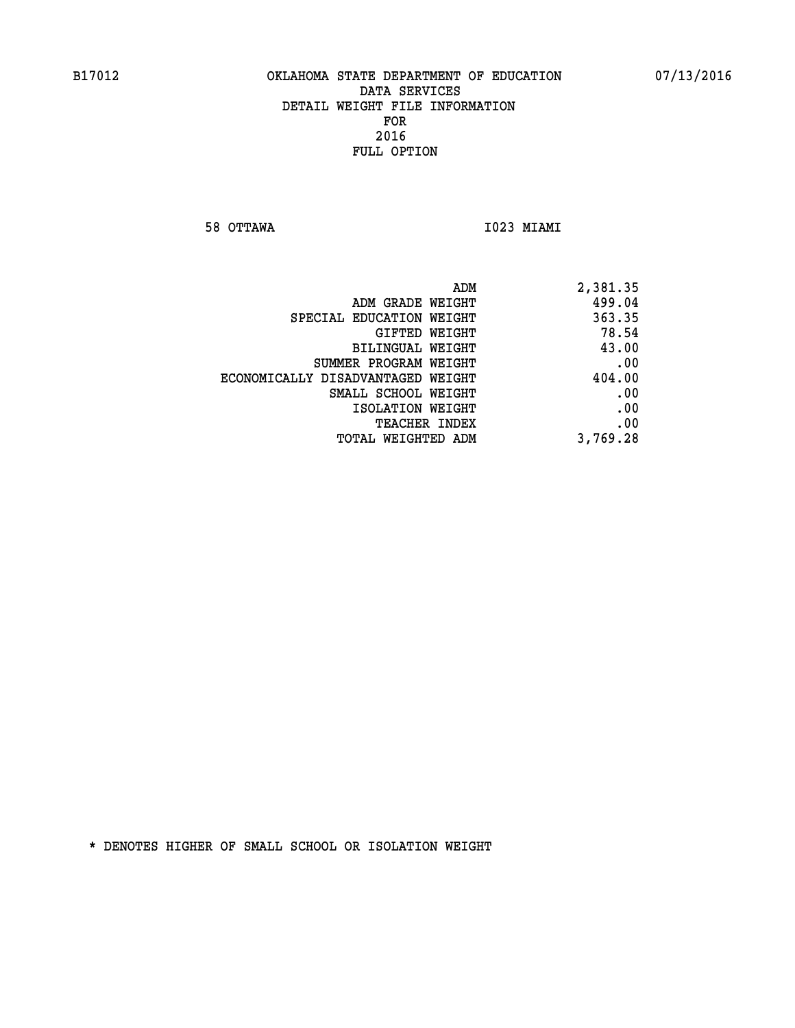B17012 OKLAHOMA STATE DEPARTMENT OF EDUCATION 07/13/2016

DATA SERVICES
DETAIL WEIGHT FILE INFORMATION
FOR
2016
FULL OPTION

58 OTTAWA I023 MIAMI

| | |
|---|---|
| ADM | 2,381.35 |
| ADM GRADE WEIGHT | 499.04 |
| SPECIAL EDUCATION WEIGHT | 363.35 |
| GIFTED WEIGHT | 78.54 |
| BILINGUAL WEIGHT | 43.00 |
| SUMMER PROGRAM WEIGHT | .00 |
| ECONOMICALLY DISADVANTAGED WEIGHT | 404.00 |
| SMALL SCHOOL WEIGHT | .00 |
| ISOLATION WEIGHT | .00 |
| TEACHER INDEX | .00 |
| TOTAL WEIGHTED ADM | 3,769.28 |

* DENOTES HIGHER OF SMALL SCHOOL OR ISOLATION WEIGHT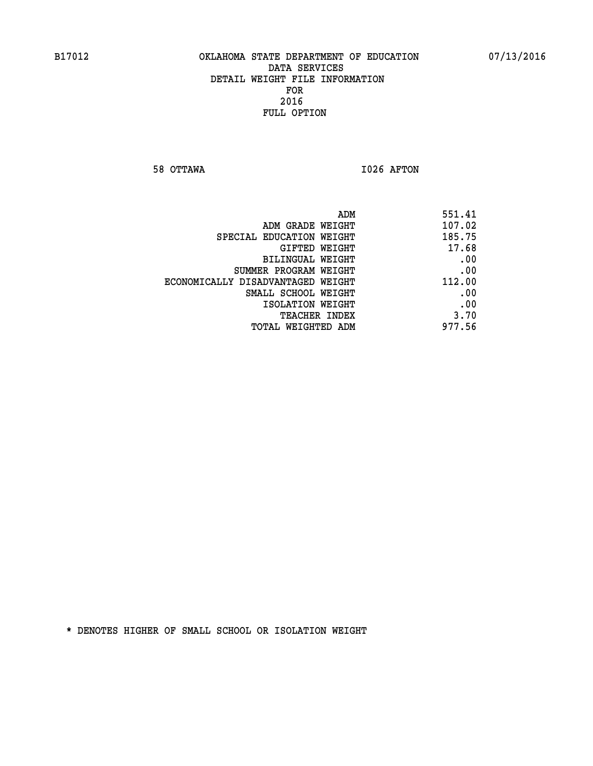B17012 OKLAHOMA STATE DEPARTMENT OF EDUCATION 07/13/2016

DATA SERVICES
DETAIL WEIGHT FILE INFORMATION
FOR
2016
FULL OPTION

58 OTTAWA I026 AFTON

| | |
|---|---|
| ADM | 551.41 |
| ADM GRADE WEIGHT | 107.02 |
| SPECIAL EDUCATION WEIGHT | 185.75 |
| GIFTED WEIGHT | 17.68 |
| BILINGUAL WEIGHT | .00 |
| SUMMER PROGRAM WEIGHT | .00 |
| ECONOMICALLY DISADVANTAGED WEIGHT | 112.00 |
| SMALL SCHOOL WEIGHT | .00 |
| ISOLATION WEIGHT | .00 |
| TEACHER INDEX | 3.70 |
| TOTAL WEIGHTED ADM | 977.56 |

* DENOTES HIGHER OF SMALL SCHOOL OR ISOLATION WEIGHT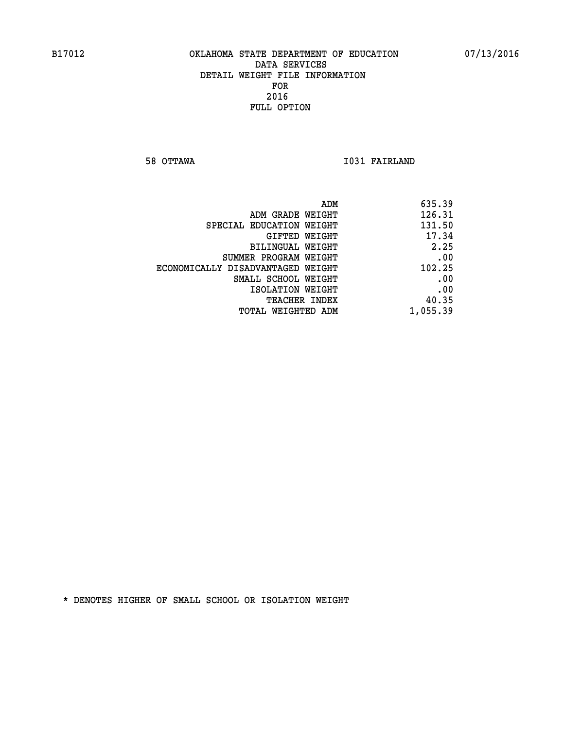B17012 OKLAHOMA STATE DEPARTMENT OF EDUCATION 07/13/2016

DATA SERVICES
DETAIL WEIGHT FILE INFORMATION
FOR
2016
FULL OPTION

58 OTTAWA I031 FAIRLAND

| | |
|---|---|
| ADM | 635.39 |
| ADM GRADE WEIGHT | 126.31 |
| SPECIAL EDUCATION WEIGHT | 131.50 |
| GIFTED WEIGHT | 17.34 |
| BILINGUAL WEIGHT | 2.25 |
| SUMMER PROGRAM WEIGHT | .00 |
| ECONOMICALLY DISADVANTAGED WEIGHT | 102.25 |
| SMALL SCHOOL WEIGHT | .00 |
| ISOLATION WEIGHT | .00 |
| TEACHER INDEX | 40.35 |
| TOTAL WEIGHTED ADM | 1,055.39 |

* DENOTES HIGHER OF SMALL SCHOOL OR ISOLATION WEIGHT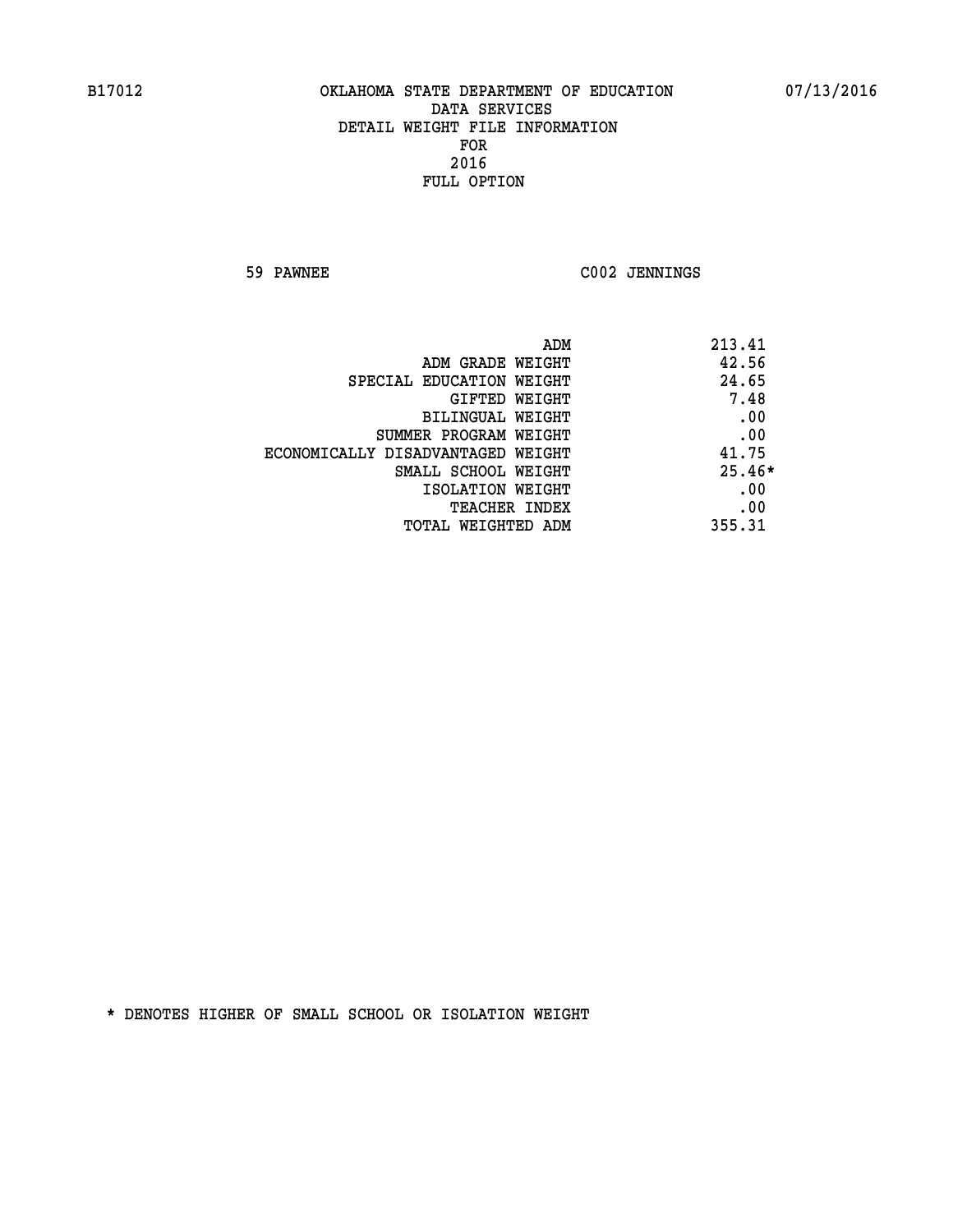B17012 OKLAHOMA STATE DEPARTMENT OF EDUCATION 07/13/2016

DATA SERVICES
DETAIL WEIGHT FILE INFORMATION
FOR
2016
FULL OPTION

59 PAWNEE C002 JENNINGS

| | |
|---|---|
| ADM | 213.41 |
| ADM GRADE WEIGHT | 42.56 |
| SPECIAL EDUCATION WEIGHT | 24.65 |
| GIFTED WEIGHT | 7.48 |
| BILINGUAL WEIGHT | .00 |
| SUMMER PROGRAM WEIGHT | .00 |
| ECONOMICALLY DISADVANTAGED WEIGHT | 41.75 |
| SMALL SCHOOL WEIGHT | 25.46* |
| ISOLATION WEIGHT | .00 |
| TEACHER INDEX | .00 |
| TOTAL WEIGHTED ADM | 355.31 |

* DENOTES HIGHER OF SMALL SCHOOL OR ISOLATION WEIGHT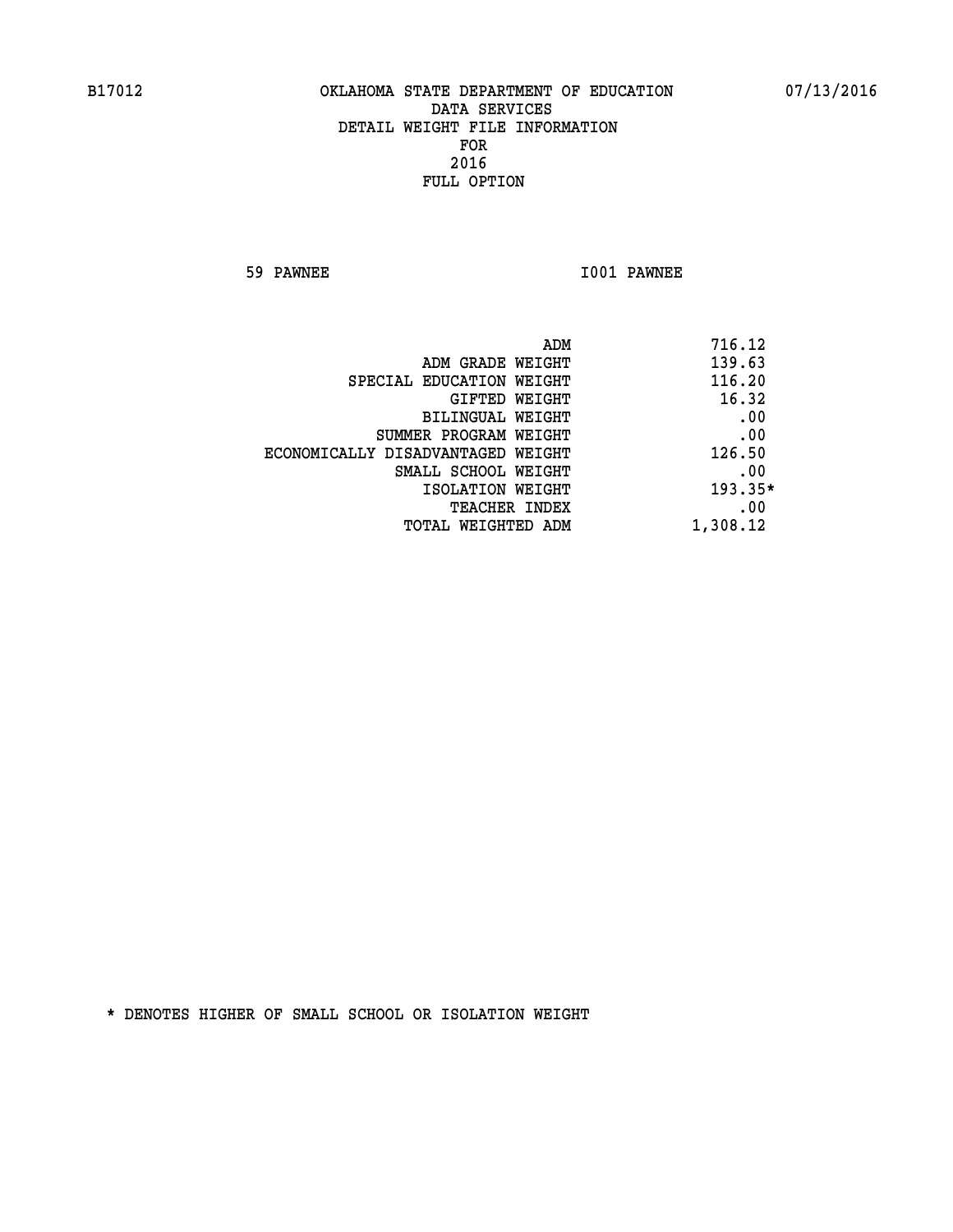B17012 OKLAHOMA STATE DEPARTMENT OF EDUCATION 07/13/2016

DATA SERVICES
DETAIL WEIGHT FILE INFORMATION
FOR
2016
FULL OPTION

59 PAWNEE I001 PAWNEE

| | |
|---|---|
| ADM | 716.12 |
| ADM GRADE WEIGHT | 139.63 |
| SPECIAL EDUCATION WEIGHT | 116.20 |
| GIFTED WEIGHT | 16.32 |
| BILINGUAL WEIGHT | .00 |
| SUMMER PROGRAM WEIGHT | .00 |
| ECONOMICALLY DISADVANTAGED WEIGHT | 126.50 |
| SMALL SCHOOL WEIGHT | .00 |
| ISOLATION WEIGHT | 193.35* |
| TEACHER INDEX | .00 |
| TOTAL WEIGHTED ADM | 1,308.12 |

* DENOTES HIGHER OF SMALL SCHOOL OR ISOLATION WEIGHT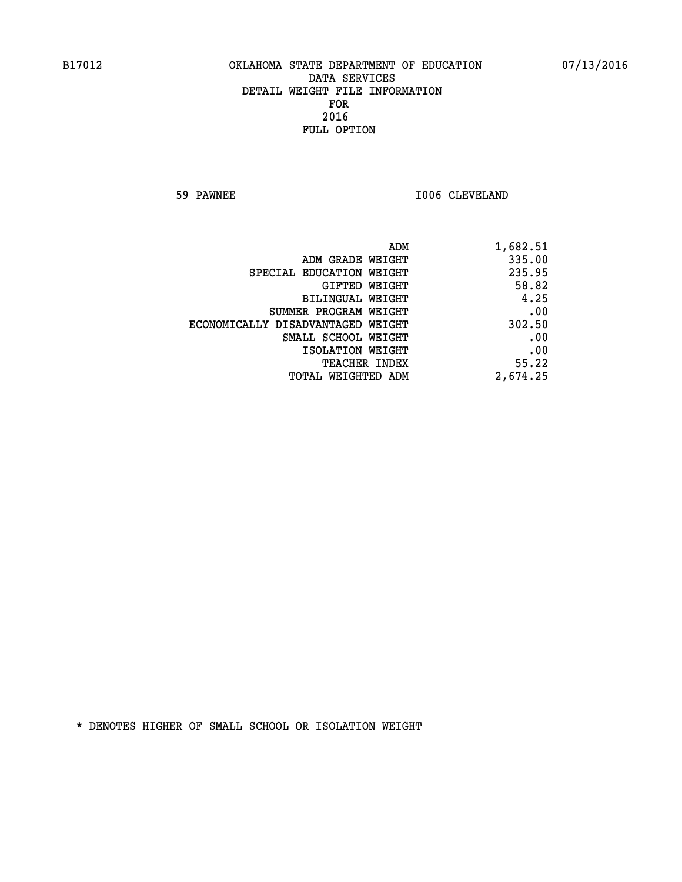B17012 OKLAHOMA STATE DEPARTMENT OF EDUCATION 07/13/2016

DATA SERVICES
DETAIL WEIGHT FILE INFORMATION
FOR
2016
FULL OPTION

59 PAWNEE I006 CLEVELAND

| | |
|---|---|
| ADM | 1,682.51 |
| ADM GRADE WEIGHT | 335.00 |
| SPECIAL EDUCATION WEIGHT | 235.95 |
| GIFTED WEIGHT | 58.82 |
| BILINGUAL WEIGHT | 4.25 |
| SUMMER PROGRAM WEIGHT | .00 |
| ECONOMICALLY DISADVANTAGED WEIGHT | 302.50 |
| SMALL SCHOOL WEIGHT | .00 |
| ISOLATION WEIGHT | .00 |
| TEACHER INDEX | 55.22 |
| TOTAL WEIGHTED ADM | 2,674.25 |

* DENOTES HIGHER OF SMALL SCHOOL OR ISOLATION WEIGHT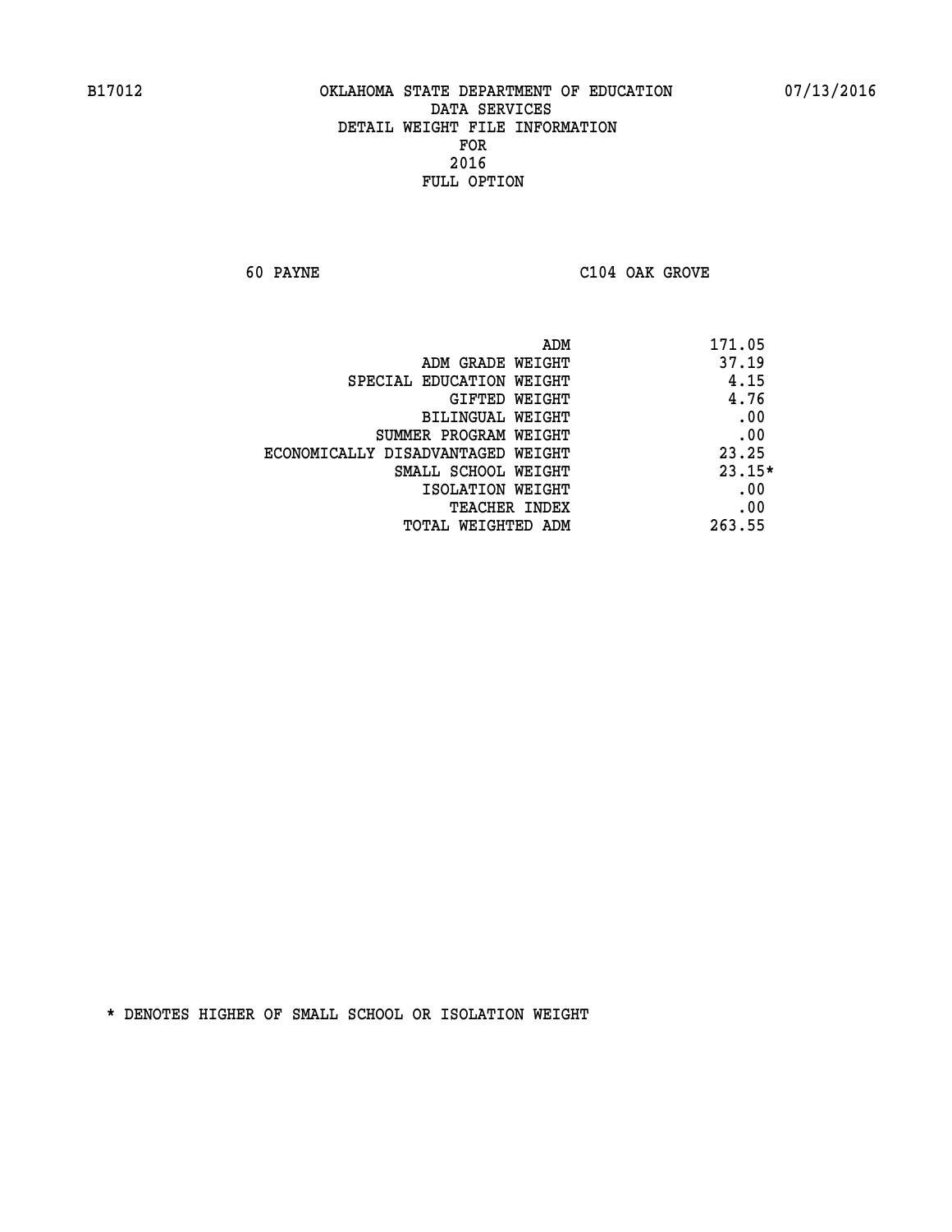B17012 OKLAHOMA STATE DEPARTMENT OF EDUCATION 07/13/2016

DATA SERVICES

DETAIL WEIGHT FILE INFORMATION

FOR

2016

FULL OPTION

60 PAYNE C104 OAK GROVE

| | |
|---|---|
| ADM | 171.05 |
| ADM GRADE WEIGHT | 37.19 |
| SPECIAL EDUCATION WEIGHT | 4.15 |
| GIFTED WEIGHT | 4.76 |
| BILINGUAL WEIGHT | .00 |
| SUMMER PROGRAM WEIGHT | .00 |
| ECONOMICALLY DISADVANTAGED WEIGHT | 23.25 |
| SMALL SCHOOL WEIGHT | 23.15* |
| ISOLATION WEIGHT | .00 |
| TEACHER INDEX | .00 |
| TOTAL WEIGHTED ADM | 263.55 |

* DENOTES HIGHER OF SMALL SCHOOL OR ISOLATION WEIGHT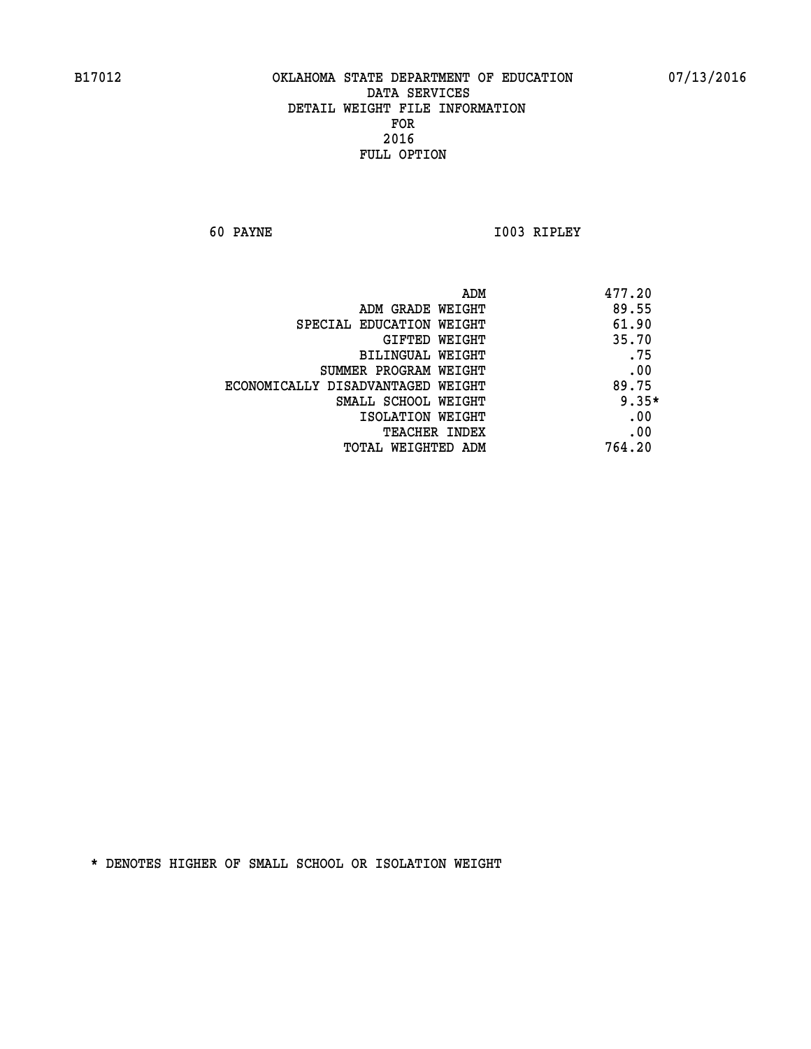B17012 OKLAHOMA STATE DEPARTMENT OF EDUCATION 07/13/2016

DATA SERVICES
DETAIL WEIGHT FILE INFORMATION
FOR
2016
FULL OPTION

60 PAYNE I003 RIPLEY

| | |
|---|---|
| ADM | 477.20 |
| ADM GRADE WEIGHT | 89.55 |
| SPECIAL EDUCATION WEIGHT | 61.90 |
| GIFTED WEIGHT | 35.70 |
| BILINGUAL WEIGHT | .75 |
| SUMMER PROGRAM WEIGHT | .00 |
| ECONOMICALLY DISADVANTAGED WEIGHT | 89.75 |
| SMALL SCHOOL WEIGHT | 9.35* |
| ISOLATION WEIGHT | .00 |
| TEACHER INDEX | .00 |
| TOTAL WEIGHTED ADM | 764.20 |

* DENOTES HIGHER OF SMALL SCHOOL OR ISOLATION WEIGHT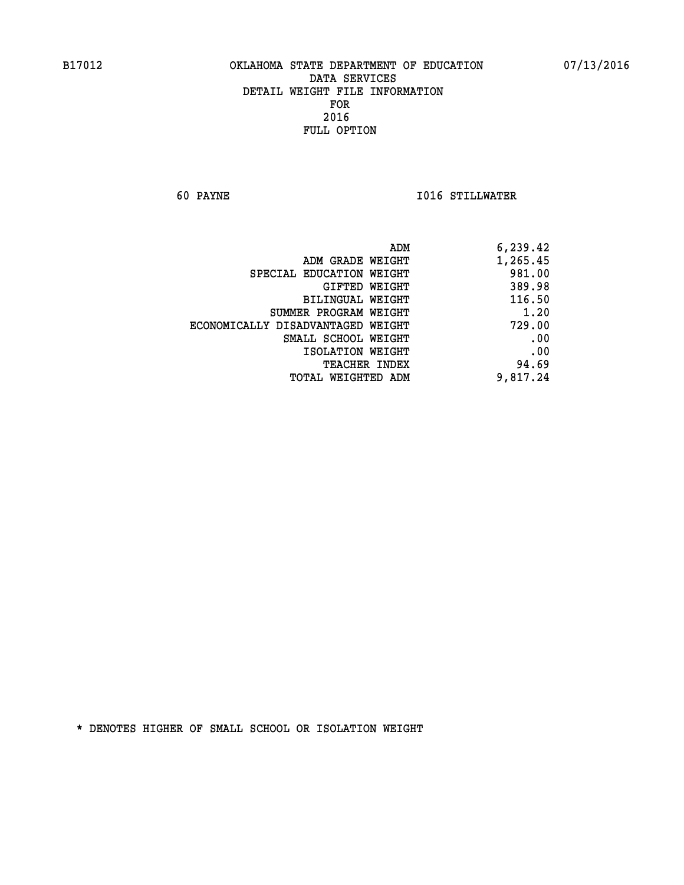B17012 OKLAHOMA STATE DEPARTMENT OF EDUCATION 07/13/2016

DATA SERVICES
DETAIL WEIGHT FILE INFORMATION
FOR
2016
FULL OPTION

60 PAYNE I016 STILLWATER

| | |
|---|---|
| ADM | 6,239.42 |
| ADM GRADE WEIGHT | 1,265.45 |
| SPECIAL EDUCATION WEIGHT | 981.00 |
| GIFTED WEIGHT | 389.98 |
| BILINGUAL WEIGHT | 116.50 |
| SUMMER PROGRAM WEIGHT | 1.20 |
| ECONOMICALLY DISADVANTAGED WEIGHT | 729.00 |
| SMALL SCHOOL WEIGHT | .00 |
| ISOLATION WEIGHT | .00 |
| TEACHER INDEX | 94.69 |
| TOTAL WEIGHTED ADM | 9,817.24 |

* DENOTES HIGHER OF SMALL SCHOOL OR ISOLATION WEIGHT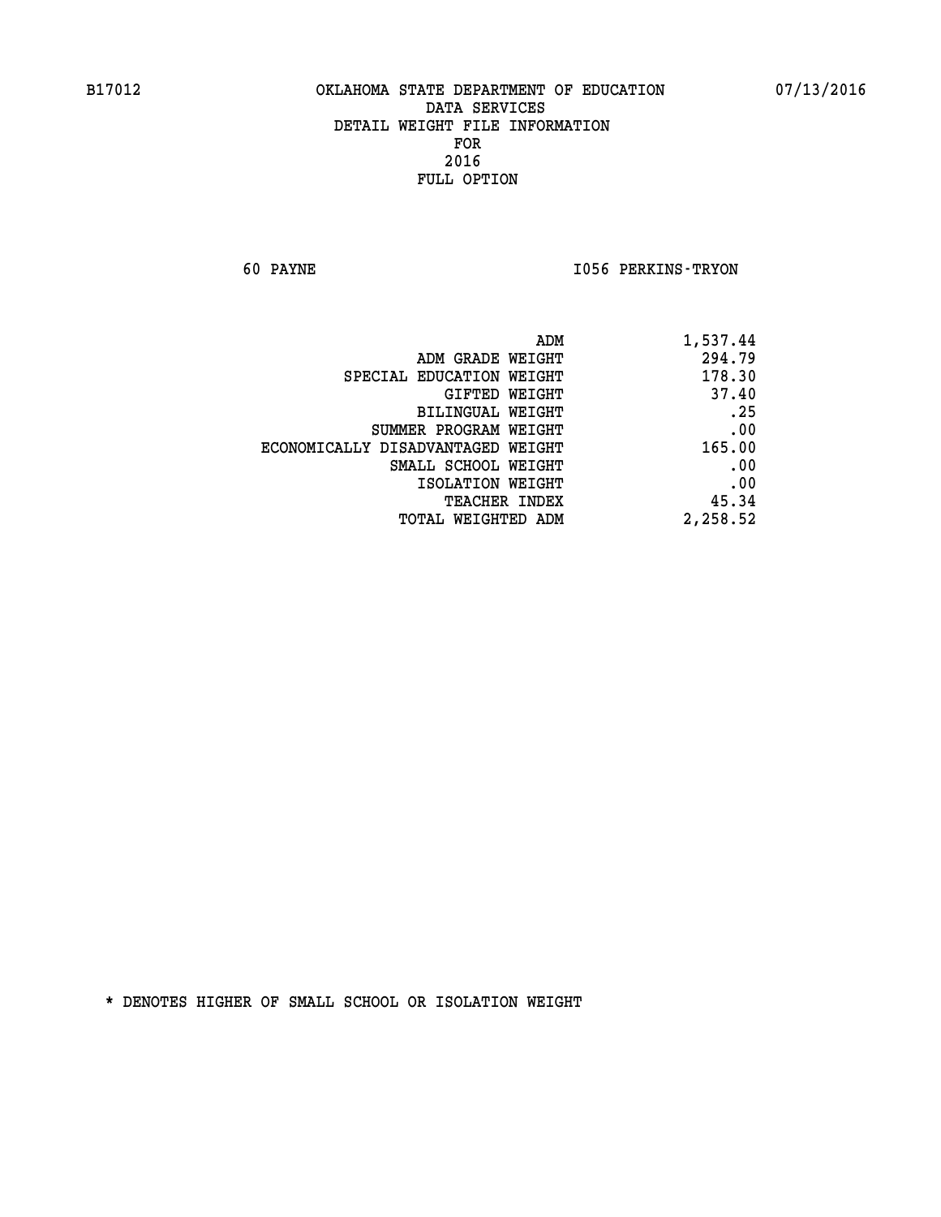B17012 OKLAHOMA STATE DEPARTMENT OF EDUCATION 07/13/2016

DATA SERVICES
DETAIL WEIGHT FILE INFORMATION
FOR
2016
FULL OPTION

60 PAYNE I056 PERKINS-TRYON

| | |
|---|---|
| ADM | 1,537.44 |
| ADM GRADE WEIGHT | 294.79 |
| SPECIAL EDUCATION WEIGHT | 178.30 |
| GIFTED WEIGHT | 37.40 |
| BILINGUAL WEIGHT | .25 |
| SUMMER PROGRAM WEIGHT | .00 |
| ECONOMICALLY DISADVANTAGED WEIGHT | 165.00 |
| SMALL SCHOOL WEIGHT | .00 |
| ISOLATION WEIGHT | .00 |
| TEACHER INDEX | 45.34 |
| TOTAL WEIGHTED ADM | 2,258.52 |

* DENOTES HIGHER OF SMALL SCHOOL OR ISOLATION WEIGHT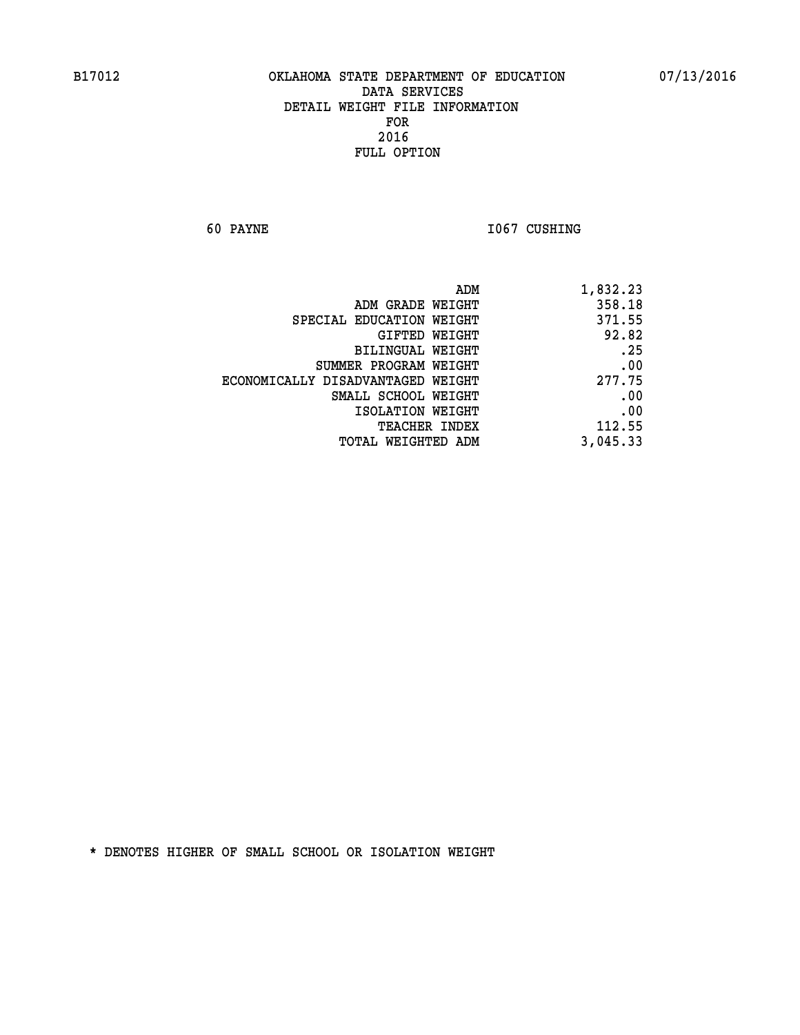B17012 OKLAHOMA STATE DEPARTMENT OF EDUCATION 07/13/2016

DATA SERVICES

DETAIL WEIGHT FILE INFORMATION

FOR

2016

FULL OPTION

60 PAYNE I067 CUSHING

| | |
|---|---|
| ADM | 1,832.23 |
| ADM GRADE WEIGHT | 358.18 |
| SPECIAL EDUCATION WEIGHT | 371.55 |
| GIFTED WEIGHT | 92.82 |
| BILINGUAL WEIGHT | .25 |
| SUMMER PROGRAM WEIGHT | .00 |
| ECONOMICALLY DISADVANTAGED WEIGHT | 277.75 |
| SMALL SCHOOL WEIGHT | .00 |
| ISOLATION WEIGHT | .00 |
| TEACHER INDEX | 112.55 |
| TOTAL WEIGHTED ADM | 3,045.33 |

* DENOTES HIGHER OF SMALL SCHOOL OR ISOLATION WEIGHT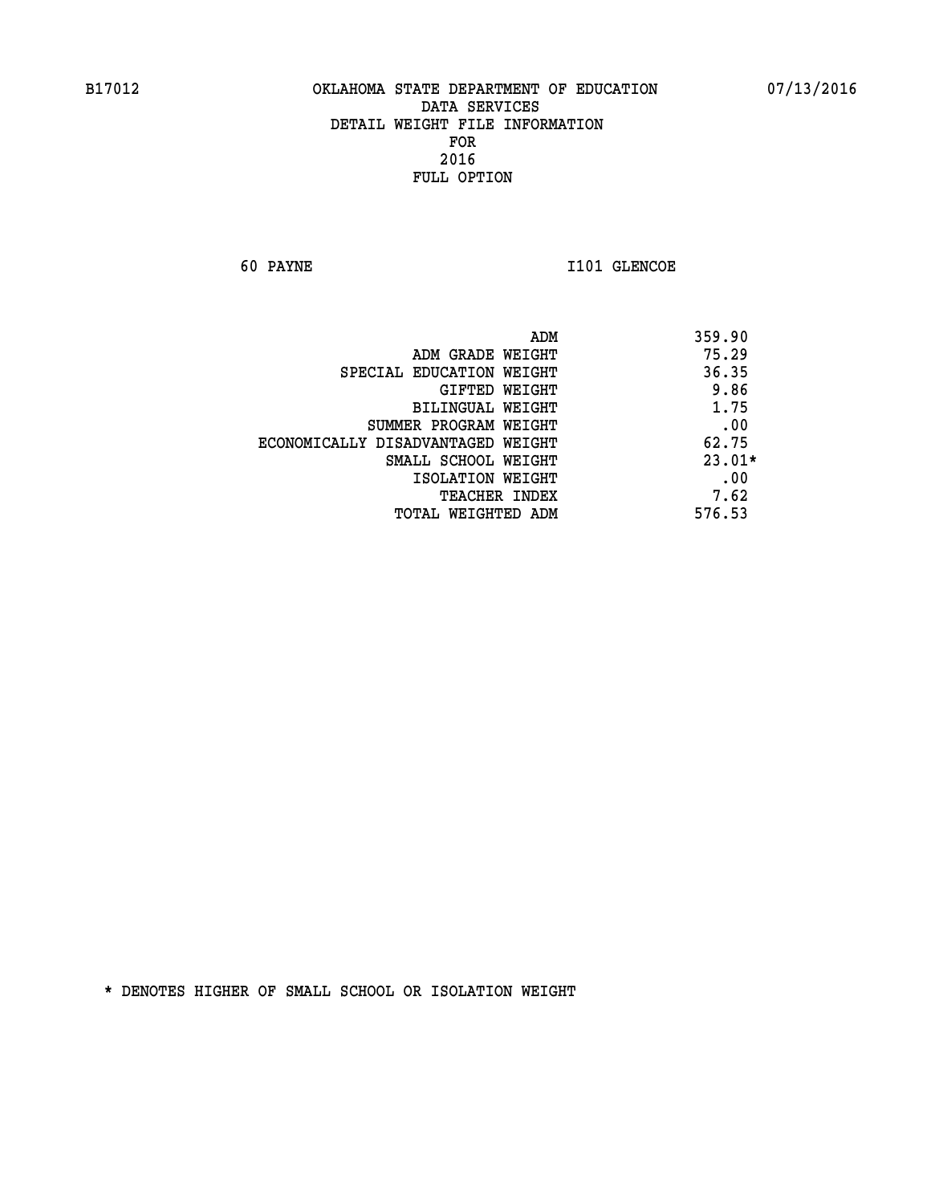OKLAHOMA STATE DEPARTMENT OF EDUCATION
DATA SERVICES
DETAIL WEIGHT FILE INFORMATION
FOR
2016
FULL OPTION

60 PAYNE I101 GLENCOE

| | |
|---|---|
| ADM | 359.90 |
| ADM GRADE WEIGHT | 75.29 |
| SPECIAL EDUCATION WEIGHT | 36.35 |
| GIFTED WEIGHT | 9.86 |
| BILINGUAL WEIGHT | 1.75 |
| SUMMER PROGRAM WEIGHT | .00 |
| ECONOMICALLY DISADVANTAGED WEIGHT | 62.75 |
| SMALL SCHOOL WEIGHT | 23.01* |
| ISOLATION WEIGHT | .00 |
| TEACHER INDEX | 7.62 |
| TOTAL WEIGHTED ADM | 576.53 |

* DENOTES HIGHER OF SMALL SCHOOL OR ISOLATION WEIGHT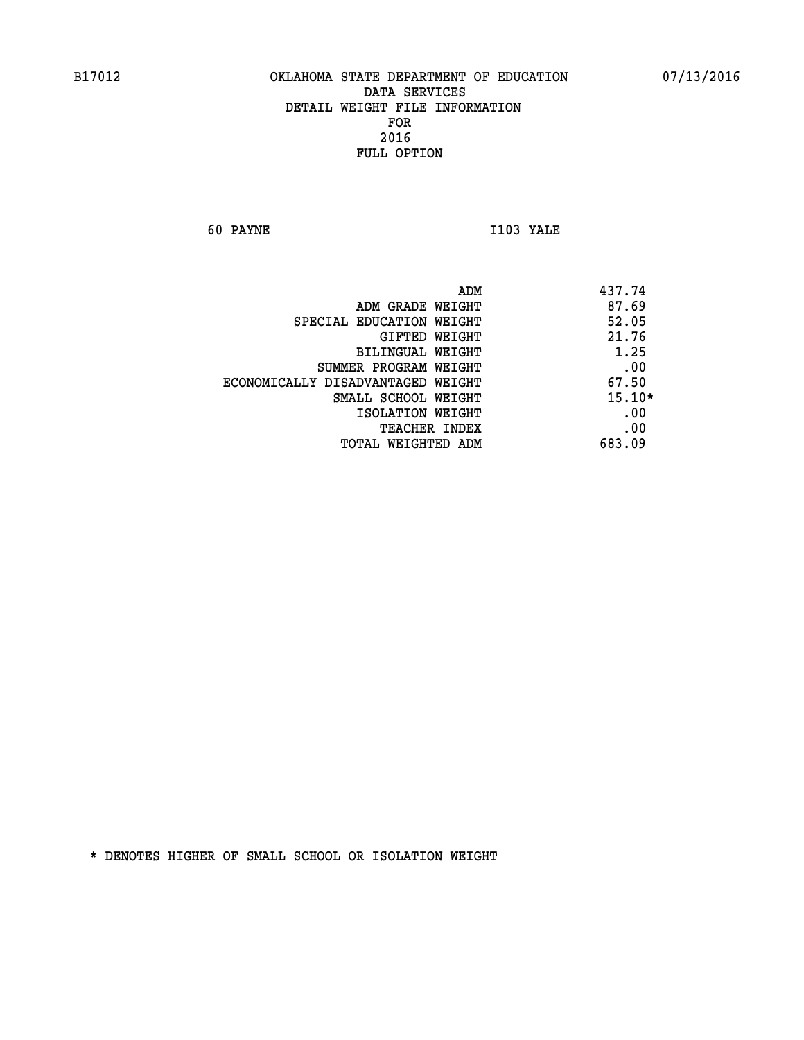B17012 OKLAHOMA STATE DEPARTMENT OF EDUCATION 07/13/2016

DATA SERVICES
DETAIL WEIGHT FILE INFORMATION
FOR
2016
FULL OPTION

60 PAYNE I103 YALE

| | |
|---|---|
| ADM | 437.74 |
| ADM GRADE WEIGHT | 87.69 |
| SPECIAL EDUCATION WEIGHT | 52.05 |
| GIFTED WEIGHT | 21.76 |
| BILINGUAL WEIGHT | 1.25 |
| SUMMER PROGRAM WEIGHT | .00 |
| ECONOMICALLY DISADVANTAGED WEIGHT | 67.50 |
| SMALL SCHOOL WEIGHT | 15.10* |
| ISOLATION WEIGHT | .00 |
| TEACHER INDEX | .00 |
| TOTAL WEIGHTED ADM | 683.09 |

* DENOTES HIGHER OF SMALL SCHOOL OR ISOLATION WEIGHT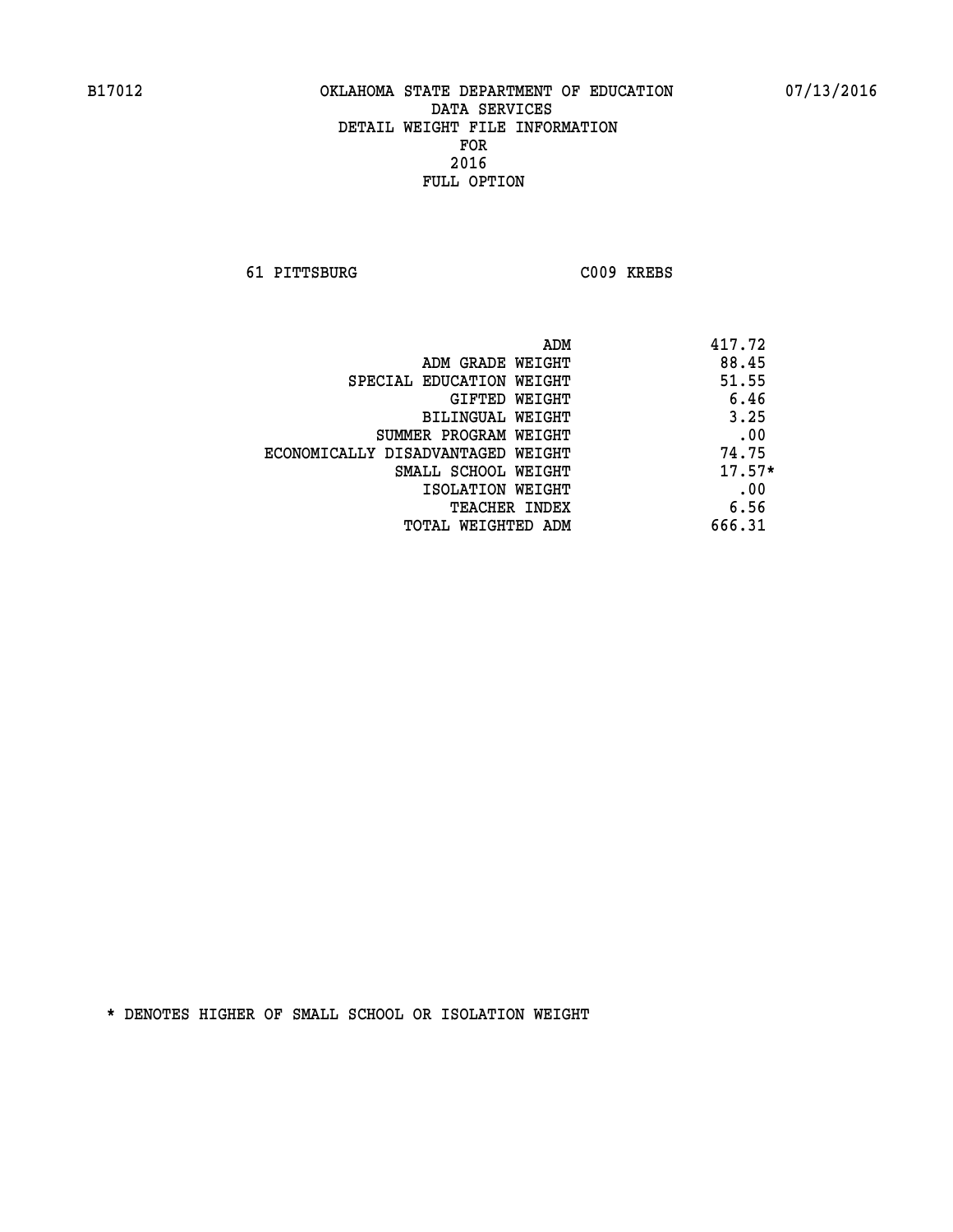B17012 OKLAHOMA STATE DEPARTMENT OF EDUCATION 07/13/2016

DATA SERVICES
DETAIL WEIGHT FILE INFORMATION
FOR
2016
FULL OPTION

61 PITTSBURG C009 KREBS

| | |
|---|---|
| ADM | 417.72 |
| ADM GRADE WEIGHT | 88.45 |
| SPECIAL EDUCATION WEIGHT | 51.55 |
| GIFTED WEIGHT | 6.46 |
| BILINGUAL WEIGHT | 3.25 |
| SUMMER PROGRAM WEIGHT | .00 |
| ECONOMICALLY DISADVANTAGED WEIGHT | 74.75 |
| SMALL SCHOOL WEIGHT | 17.57* |
| ISOLATION WEIGHT | .00 |
| TEACHER INDEX | 6.56 |
| TOTAL WEIGHTED ADM | 666.31 |

* DENOTES HIGHER OF SMALL SCHOOL OR ISOLATION WEIGHT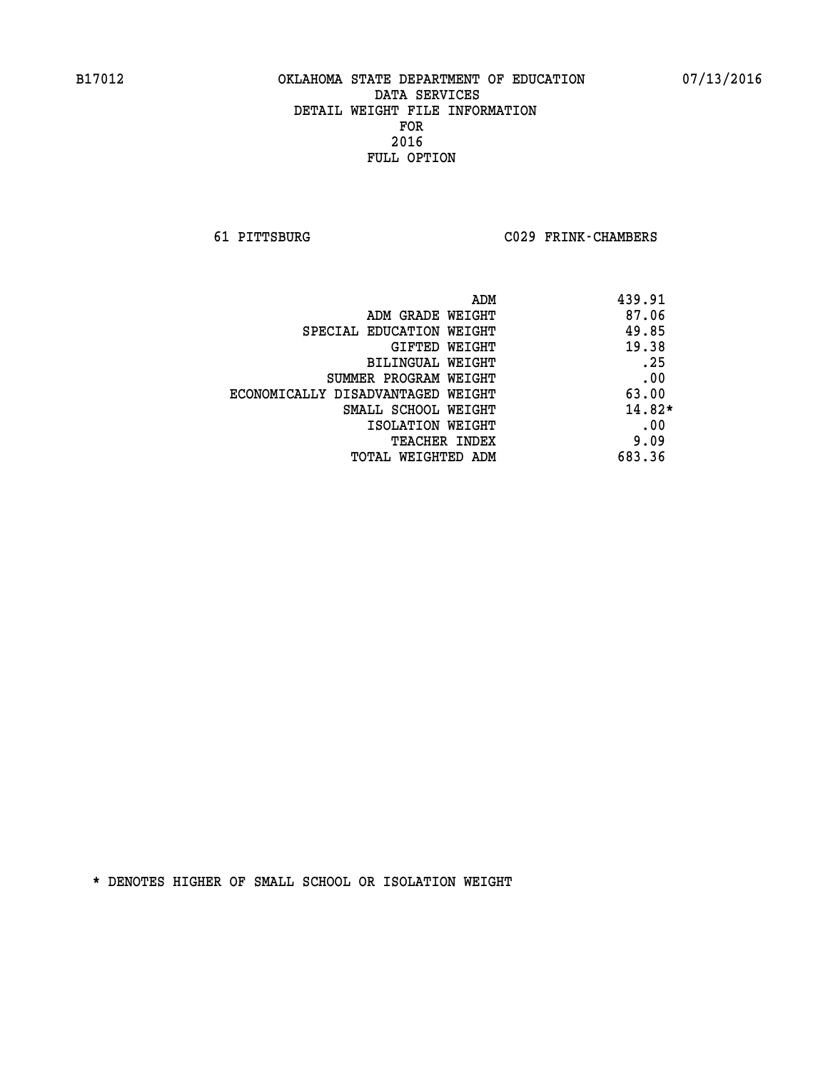# OKLAHOMA STATE DEPARTMENT OF EDUCATION
## DATA SERVICES
## DETAIL WEIGHT FILE INFORMATION
## FOR
## 2016
## FULL OPTION

61 PITTSBURG C029 FRINK-CHAMBERS

| | |
|---|---|
| ADM | 439.91 |
| ADM GRADE WEIGHT | 87.06 |
| SPECIAL EDUCATION WEIGHT | 49.85 |
| GIFTED WEIGHT | 19.38 |
| BILINGUAL WEIGHT | .25 |
| SUMMER PROGRAM WEIGHT | .00 |
| ECONOMICALLY DISADVANTAGED WEIGHT | 63.00 |
| SMALL SCHOOL WEIGHT | 14.82* |
| ISOLATION WEIGHT | .00 |
| TEACHER INDEX | 9.09 |
| TOTAL WEIGHTED ADM | 683.36 |

* DENOTES HIGHER OF SMALL SCHOOL OR ISOLATION WEIGHT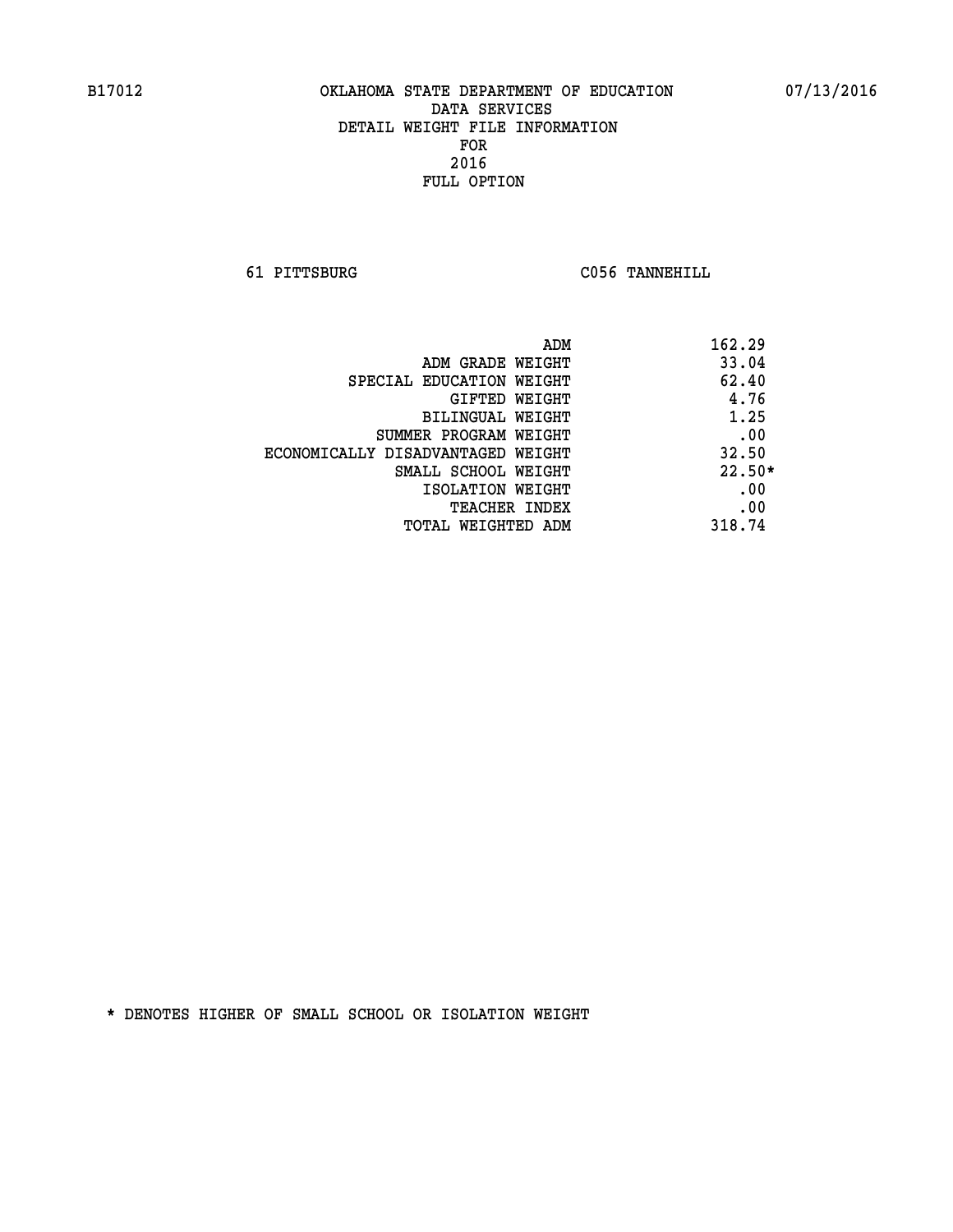B17012 OKLAHOMA STATE DEPARTMENT OF EDUCATION 07/13/2016

DATA SERVICES
DETAIL WEIGHT FILE INFORMATION
FOR
2016
FULL OPTION

61 PITTSBURG C056 TANNEHILL

| | |
|---|---|
| ADM | 162.29 |
| ADM GRADE WEIGHT | 33.04 |
| SPECIAL EDUCATION WEIGHT | 62.40 |
| GIFTED WEIGHT | 4.76 |
| BILINGUAL WEIGHT | 1.25 |
| SUMMER PROGRAM WEIGHT | .00 |
| ECONOMICALLY DISADVANTAGED WEIGHT | 32.50 |
| SMALL SCHOOL WEIGHT | 22.50* |
| ISOLATION WEIGHT | .00 |
| TEACHER INDEX | .00 |
| TOTAL WEIGHTED ADM | 318.74 |

* DENOTES HIGHER OF SMALL SCHOOL OR ISOLATION WEIGHT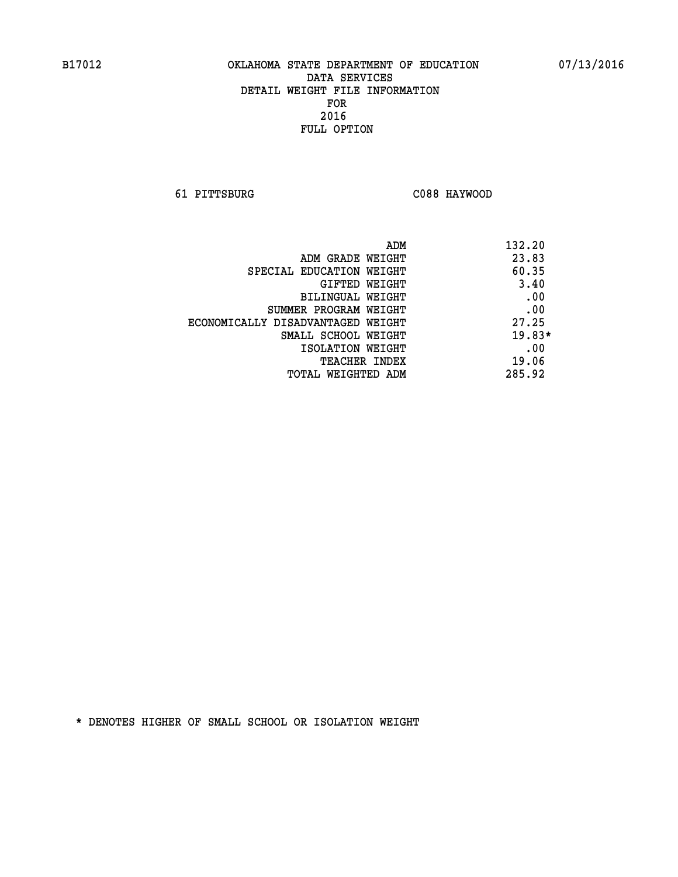B17012 OKLAHOMA STATE DEPARTMENT OF EDUCATION 07/13/2016

DATA SERVICES

DETAIL WEIGHT FILE INFORMATION

FOR

2016

FULL OPTION

61 PITTSBURG C088 HAYWOOD

| | |
|---|---|
| ADM | 132.20 |
| ADM GRADE WEIGHT | 23.83 |
| SPECIAL EDUCATION WEIGHT | 60.35 |
| GIFTED WEIGHT | 3.40 |
| BILINGUAL WEIGHT | .00 |
| SUMMER PROGRAM WEIGHT | .00 |
| ECONOMICALLY DISADVANTAGED WEIGHT | 27.25 |
| SMALL SCHOOL WEIGHT | 19.83* |
| ISOLATION WEIGHT | .00 |
| TEACHER INDEX | 19.06 |
| TOTAL WEIGHTED ADM | 285.92 |

* DENOTES HIGHER OF SMALL SCHOOL OR ISOLATION WEIGHT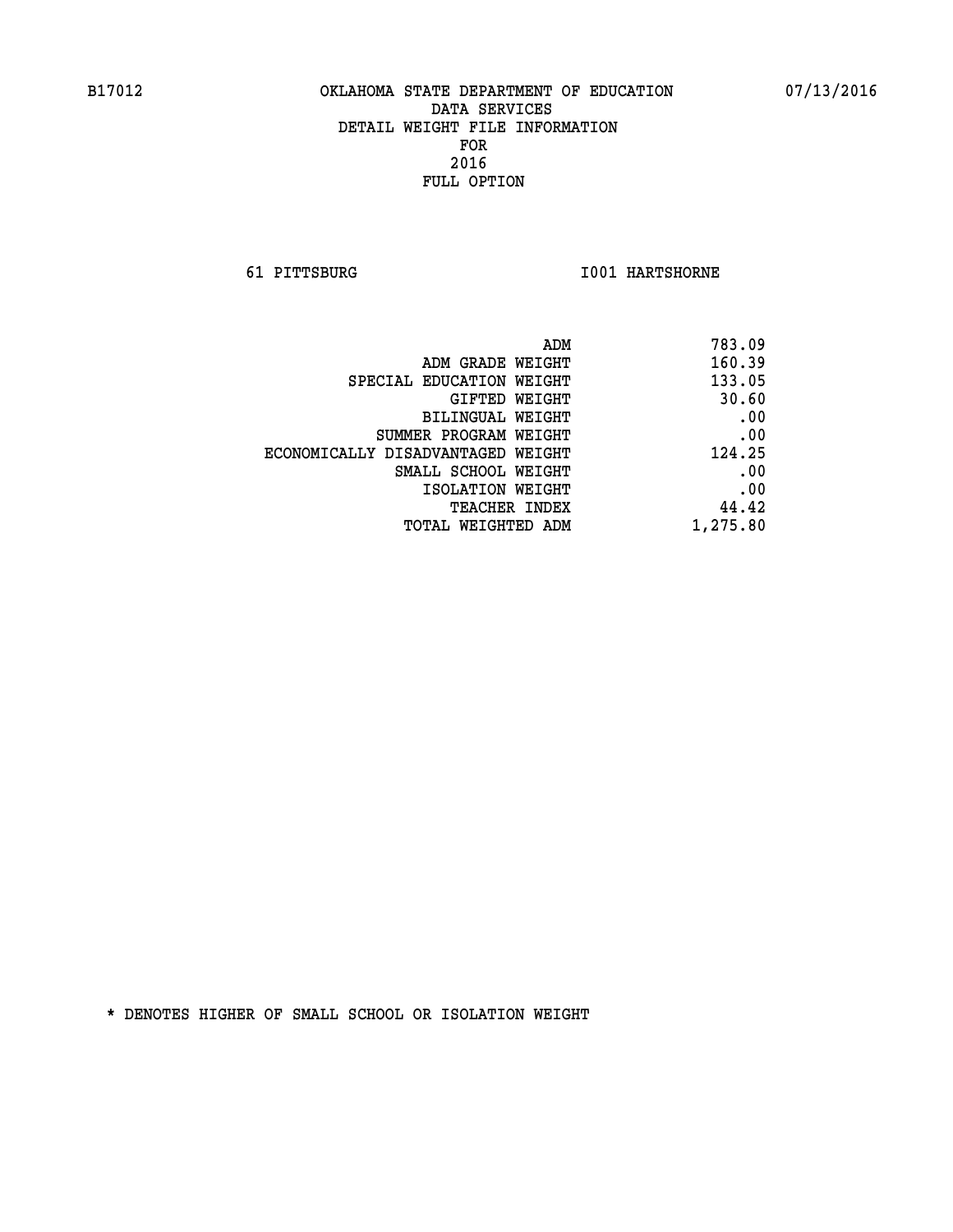B17012 OKLAHOMA STATE DEPARTMENT OF EDUCATION 07/13/2016

DATA SERVICES
DETAIL WEIGHT FILE INFORMATION
FOR
2016
FULL OPTION

61 PITTSBURG I001 HARTSHORNE

| | |
|---|---|
| ADM | 783.09 |
| ADM GRADE WEIGHT | 160.39 |
| SPECIAL EDUCATION WEIGHT | 133.05 |
| GIFTED WEIGHT | 30.60 |
| BILINGUAL WEIGHT | .00 |
| SUMMER PROGRAM WEIGHT | .00 |
| ECONOMICALLY DISADVANTAGED WEIGHT | 124.25 |
| SMALL SCHOOL WEIGHT | .00 |
| ISOLATION WEIGHT | .00 |
| TEACHER INDEX | 44.42 |
| TOTAL WEIGHTED ADM | 1,275.80 |

* DENOTES HIGHER OF SMALL SCHOOL OR ISOLATION WEIGHT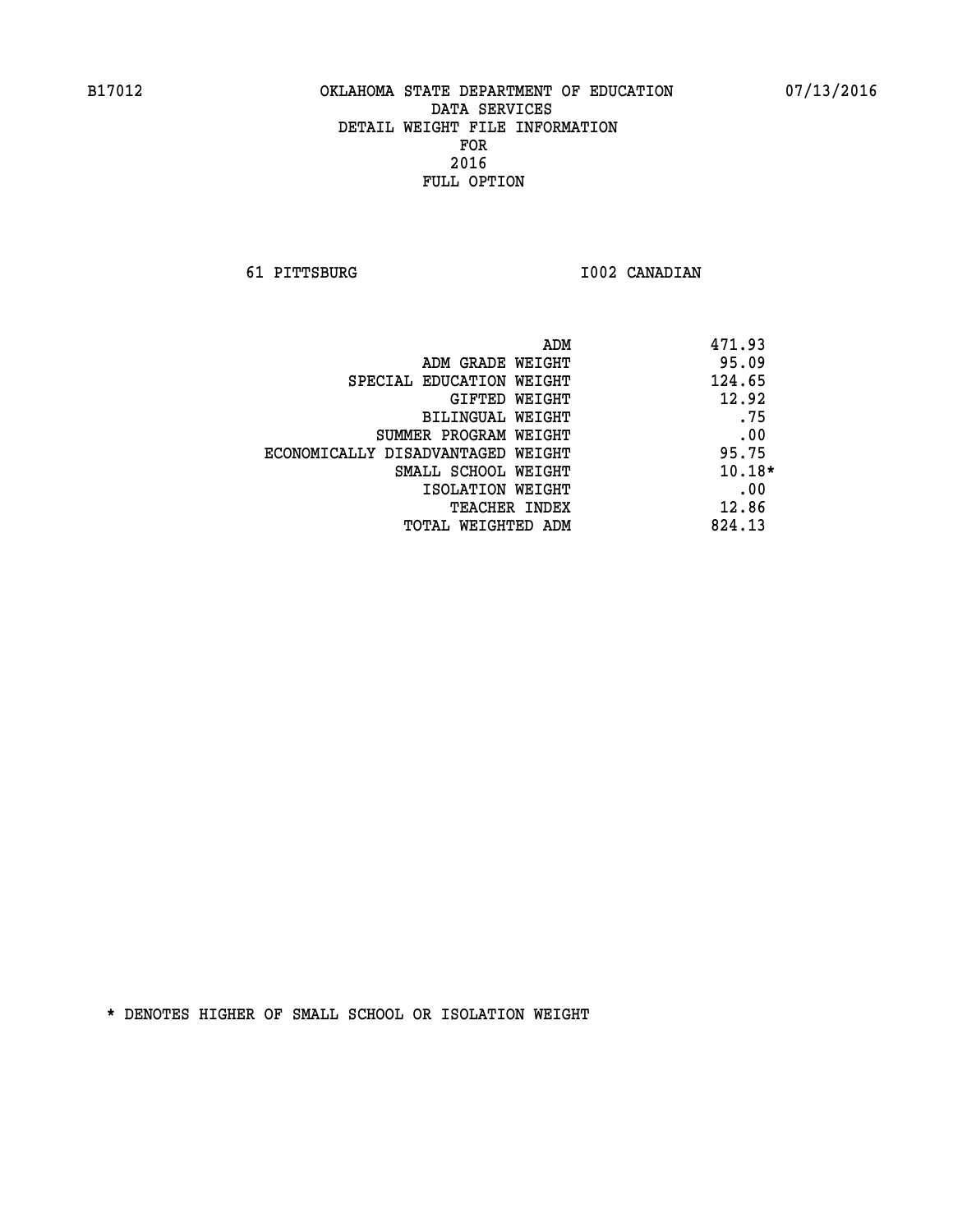B17012 OKLAHOMA STATE DEPARTMENT OF EDUCATION 07/13/2016

DATA SERVICES
DETAIL WEIGHT FILE INFORMATION
FOR
2016
FULL OPTION

61 PITTSBURG I002 CANADIAN

| | |
|---|---|
| ADM | 471.93 |
| ADM GRADE WEIGHT | 95.09 |
| SPECIAL EDUCATION WEIGHT | 124.65 |
| GIFTED WEIGHT | 12.92 |
| BILINGUAL WEIGHT | .75 |
| SUMMER PROGRAM WEIGHT | .00 |
| ECONOMICALLY DISADVANTAGED WEIGHT | 95.75 |
| SMALL SCHOOL WEIGHT | 10.18* |
| ISOLATION WEIGHT | .00 |
| TEACHER INDEX | 12.86 |
| TOTAL WEIGHTED ADM | 824.13 |

* DENOTES HIGHER OF SMALL SCHOOL OR ISOLATION WEIGHT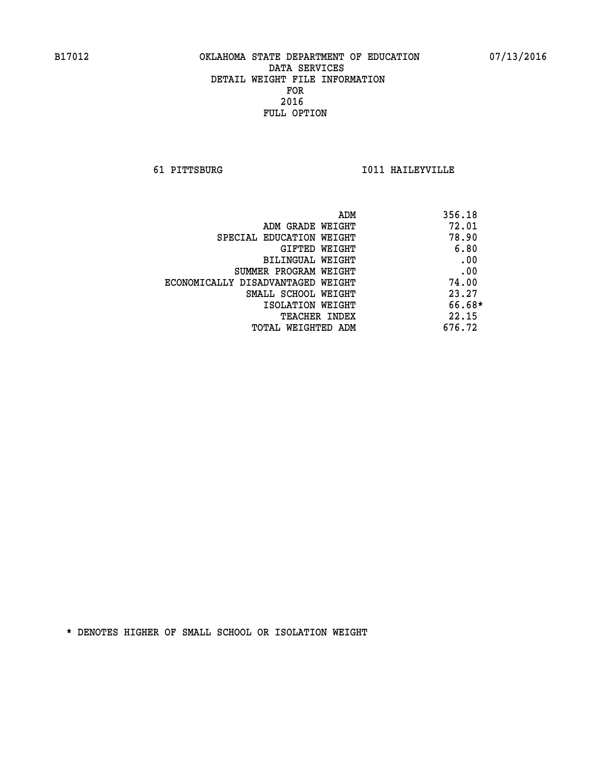B17012 OKLAHOMA STATE DEPARTMENT OF EDUCATION 07/13/2016
DATA SERVICES
DETAIL WEIGHT FILE INFORMATION
FOR
2016
FULL OPTION

61 PITTSBURG I011 HAILEYVILLE

| | |
|---|---|
| ADM | 356.18 |
| ADM GRADE WEIGHT | 72.01 |
| SPECIAL EDUCATION WEIGHT | 78.90 |
| GIFTED WEIGHT | 6.80 |
| BILINGUAL WEIGHT | .00 |
| SUMMER PROGRAM WEIGHT | .00 |
| ECONOMICALLY DISADVANTAGED WEIGHT | 74.00 |
| SMALL SCHOOL WEIGHT | 23.27 |
| ISOLATION WEIGHT | 66.68* |
| TEACHER INDEX | 22.15 |
| TOTAL WEIGHTED ADM | 676.72 |

* DENOTES HIGHER OF SMALL SCHOOL OR ISOLATION WEIGHT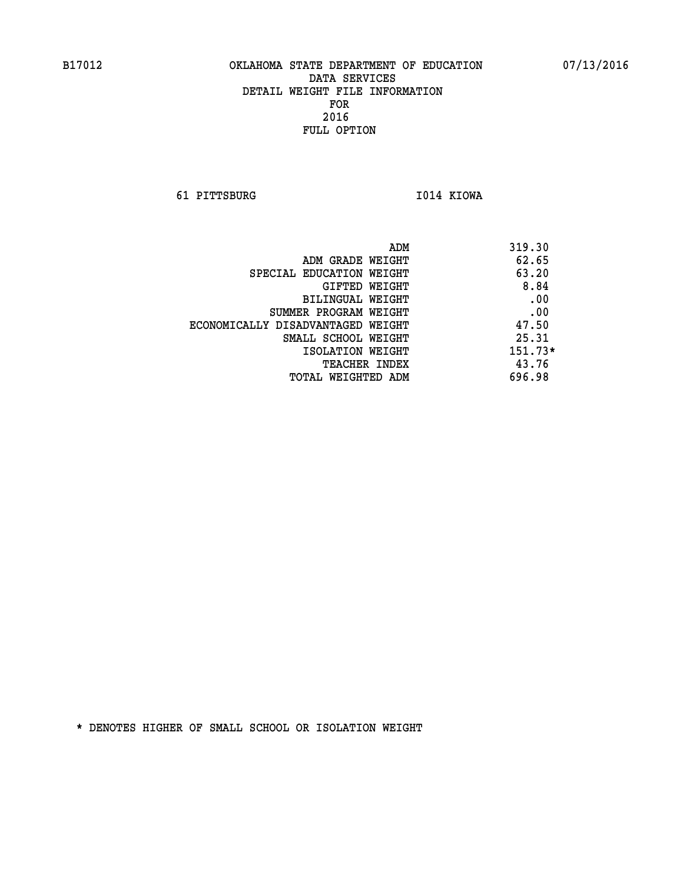B17012 OKLAHOMA STATE DEPARTMENT OF EDUCATION 07/13/2016

DATA SERVICES
DETAIL WEIGHT FILE INFORMATION
FOR
2016
FULL OPTION

61 PITTSBURG I014 KIOWA

| | |
|---|---|
| ADM | 319.30 |
| ADM GRADE WEIGHT | 62.65 |
| SPECIAL EDUCATION WEIGHT | 63.20 |
| GIFTED WEIGHT | 8.84 |
| BILINGUAL WEIGHT | .00 |
| SUMMER PROGRAM WEIGHT | .00 |
| ECONOMICALLY DISADVANTAGED WEIGHT | 47.50 |
| SMALL SCHOOL WEIGHT | 25.31 |
| ISOLATION WEIGHT | 151.73* |
| TEACHER INDEX | 43.76 |
| TOTAL WEIGHTED ADM | 696.98 |

* DENOTES HIGHER OF SMALL SCHOOL OR ISOLATION WEIGHT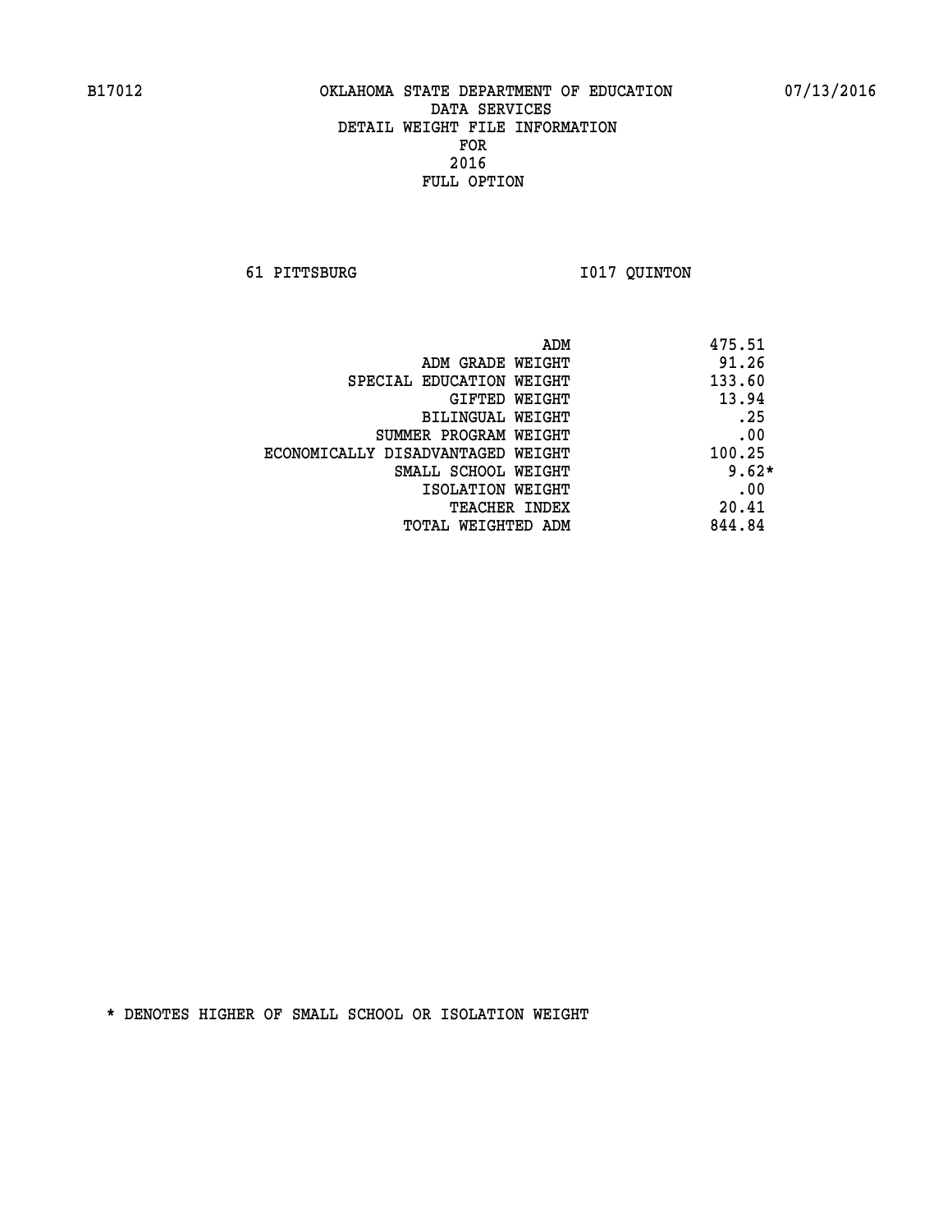B17012 OKLAHOMA STATE DEPARTMENT OF EDUCATION 07/13/2016

DATA SERVICES
DETAIL WEIGHT FILE INFORMATION
FOR
2016
FULL OPTION

61 PITTSBURG I017 QUINTON

| | |
|---|---|
| ADM | 475.51 |
| ADM GRADE WEIGHT | 91.26 |
| SPECIAL EDUCATION WEIGHT | 133.60 |
| GIFTED WEIGHT | 13.94 |
| BILINGUAL WEIGHT | .25 |
| SUMMER PROGRAM WEIGHT | .00 |
| ECONOMICALLY DISADVANTAGED WEIGHT | 100.25 |
| SMALL SCHOOL WEIGHT | 9.62* |
| ISOLATION WEIGHT | .00 |
| TEACHER INDEX | 20.41 |
| TOTAL WEIGHTED ADM | 844.84 |

* DENOTES HIGHER OF SMALL SCHOOL OR ISOLATION WEIGHT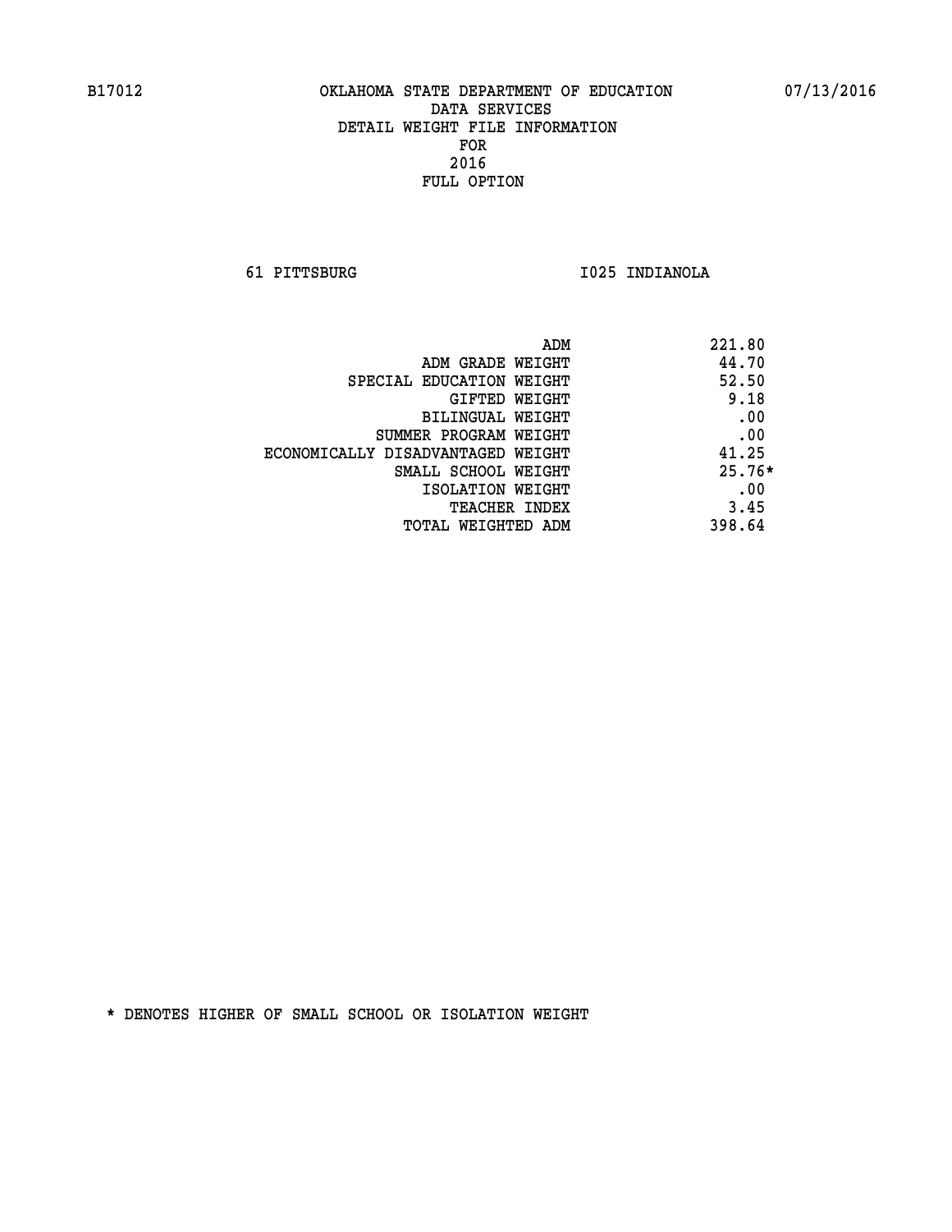B17012 OKLAHOMA STATE DEPARTMENT OF EDUCATION 07/13/2016

DATA SERVICES
DETAIL WEIGHT FILE INFORMATION
FOR
2016
FULL OPTION

61 PITTSBURG I025 INDIANOLA

| | |
|---|---|
| ADM | 221.80 |
| ADM GRADE WEIGHT | 44.70 |
| SPECIAL EDUCATION WEIGHT | 52.50 |
| GIFTED WEIGHT | 9.18 |
| BILINGUAL WEIGHT | .00 |
| SUMMER PROGRAM WEIGHT | .00 |
| ECONOMICALLY DISADVANTAGED WEIGHT | 41.25 |
| SMALL SCHOOL WEIGHT | 25.76* |
| ISOLATION WEIGHT | .00 |
| TEACHER INDEX | 3.45 |
| TOTAL WEIGHTED ADM | 398.64 |

* DENOTES HIGHER OF SMALL SCHOOL OR ISOLATION WEIGHT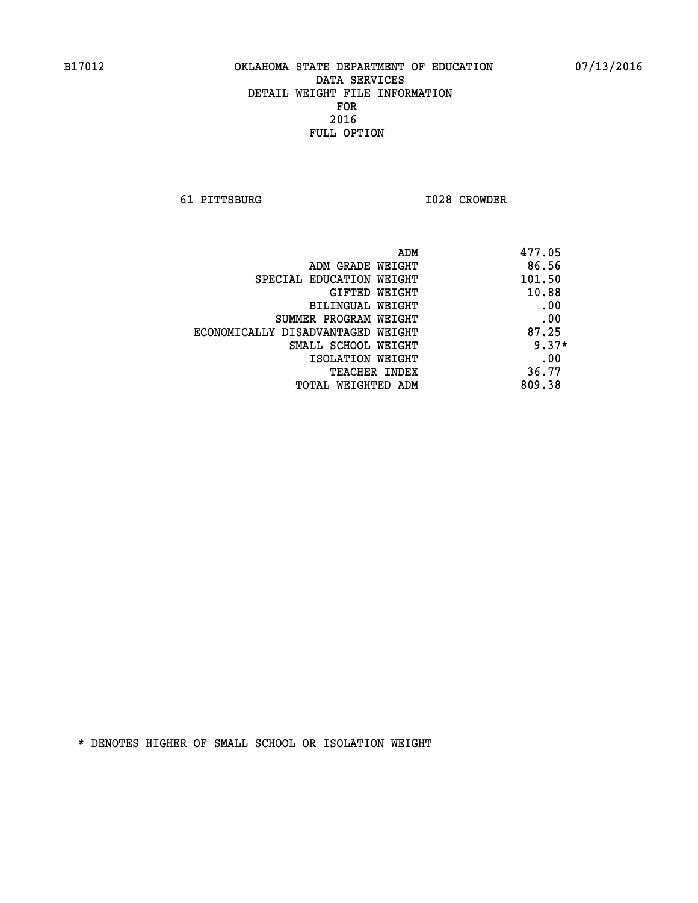B17012 OKLAHOMA STATE DEPARTMENT OF EDUCATION 07/13/2016

DATA SERVICES
DETAIL WEIGHT FILE INFORMATION
FOR
2016
FULL OPTION

61 PITTSBURG I028 CROWDER

| | |
|---|---|
| ADM | 477.05 |
| ADM GRADE WEIGHT | 86.56 |
| SPECIAL EDUCATION WEIGHT | 101.50 |
| GIFTED WEIGHT | 10.88 |
| BILINGUAL WEIGHT | .00 |
| SUMMER PROGRAM WEIGHT | .00 |
| ECONOMICALLY DISADVANTAGED WEIGHT | 87.25 |
| SMALL SCHOOL WEIGHT | 9.37* |
| ISOLATION WEIGHT | .00 |
| TEACHER INDEX | 36.77 |
| TOTAL WEIGHTED ADM | 809.38 |

* DENOTES HIGHER OF SMALL SCHOOL OR ISOLATION WEIGHT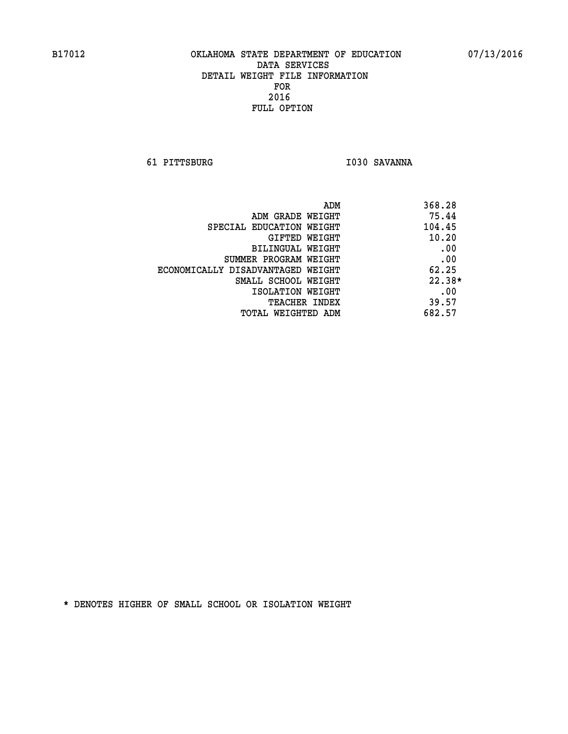# OKLAHOMA STATE DEPARTMENT OF EDUCATION
## DATA SERVICES
## DETAIL WEIGHT FILE INFORMATION
## FOR
## 2016
## FULL OPTION

61 PITTSBURG I030 SAVANNA

| | |
|---|---|
| ADM | 368.28 |
| ADM GRADE WEIGHT | 75.44 |
| SPECIAL EDUCATION WEIGHT | 104.45 |
| GIFTED WEIGHT | 10.20 |
| BILINGUAL WEIGHT | .00 |
| SUMMER PROGRAM WEIGHT | .00 |
| ECONOMICALLY DISADVANTAGED WEIGHT | 62.25 |
| SMALL SCHOOL WEIGHT | 22.38* |
| ISOLATION WEIGHT | .00 |
| TEACHER INDEX | 39.57 |
| TOTAL WEIGHTED ADM | 682.57 |

* DENOTES HIGHER OF SMALL SCHOOL OR ISOLATION WEIGHT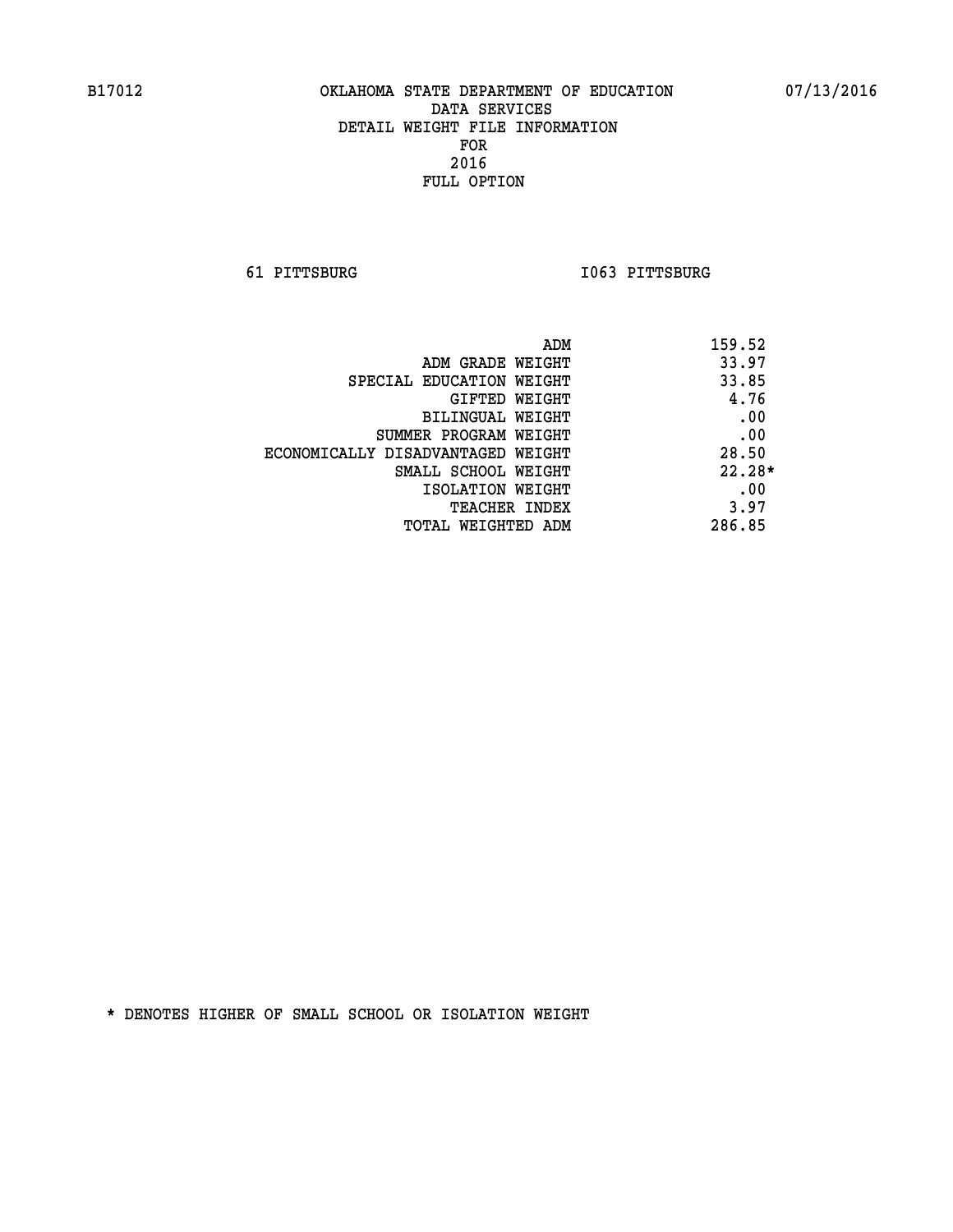B17012 OKLAHOMA STATE DEPARTMENT OF EDUCATION 07/13/2016

DATA SERVICES
DETAIL WEIGHT FILE INFORMATION
FOR
2016
FULL OPTION

61 PITTSBURG I063 PITTSBURG

| | |
|---|---|
| ADM | 159.52 |
| ADM GRADE WEIGHT | 33.97 |
| SPECIAL EDUCATION WEIGHT | 33.85 |
| GIFTED WEIGHT | 4.76 |
| BILINGUAL WEIGHT | .00 |
| SUMMER PROGRAM WEIGHT | .00 |
| ECONOMICALLY DISADVANTAGED WEIGHT | 28.50 |
| SMALL SCHOOL WEIGHT | 22.28* |
| ISOLATION WEIGHT | .00 |
| TEACHER INDEX | 3.97 |
| TOTAL WEIGHTED ADM | 286.85 |

* DENOTES HIGHER OF SMALL SCHOOL OR ISOLATION WEIGHT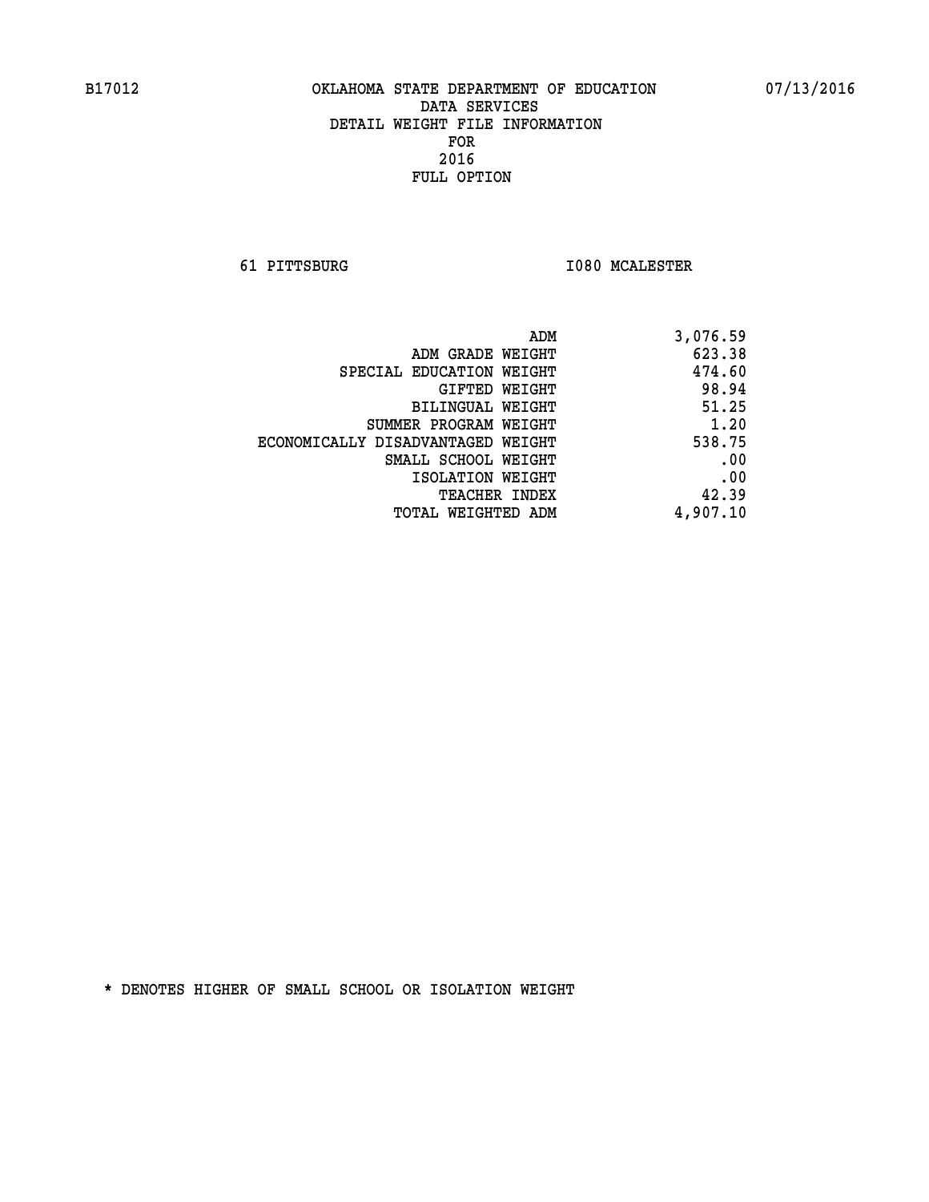B17012 OKLAHOMA STATE DEPARTMENT OF EDUCATION 07/13/2016

DATA SERVICES
DETAIL WEIGHT FILE INFORMATION
FOR
2016
FULL OPTION

61 PITTSBURG I080 MCALESTER

| | |
|---|---|
| ADM | 3,076.59 |
| ADM GRADE WEIGHT | 623.38 |
| SPECIAL EDUCATION WEIGHT | 474.60 |
| GIFTED WEIGHT | 98.94 |
| BILINGUAL WEIGHT | 51.25 |
| SUMMER PROGRAM WEIGHT | 1.20 |
| ECONOMICALLY DISADVANTAGED WEIGHT | 538.75 |
| SMALL SCHOOL WEIGHT | .00 |
| ISOLATION WEIGHT | .00 |
| TEACHER INDEX | 42.39 |
| TOTAL WEIGHTED ADM | 4,907.10 |

* DENOTES HIGHER OF SMALL SCHOOL OR ISOLATION WEIGHT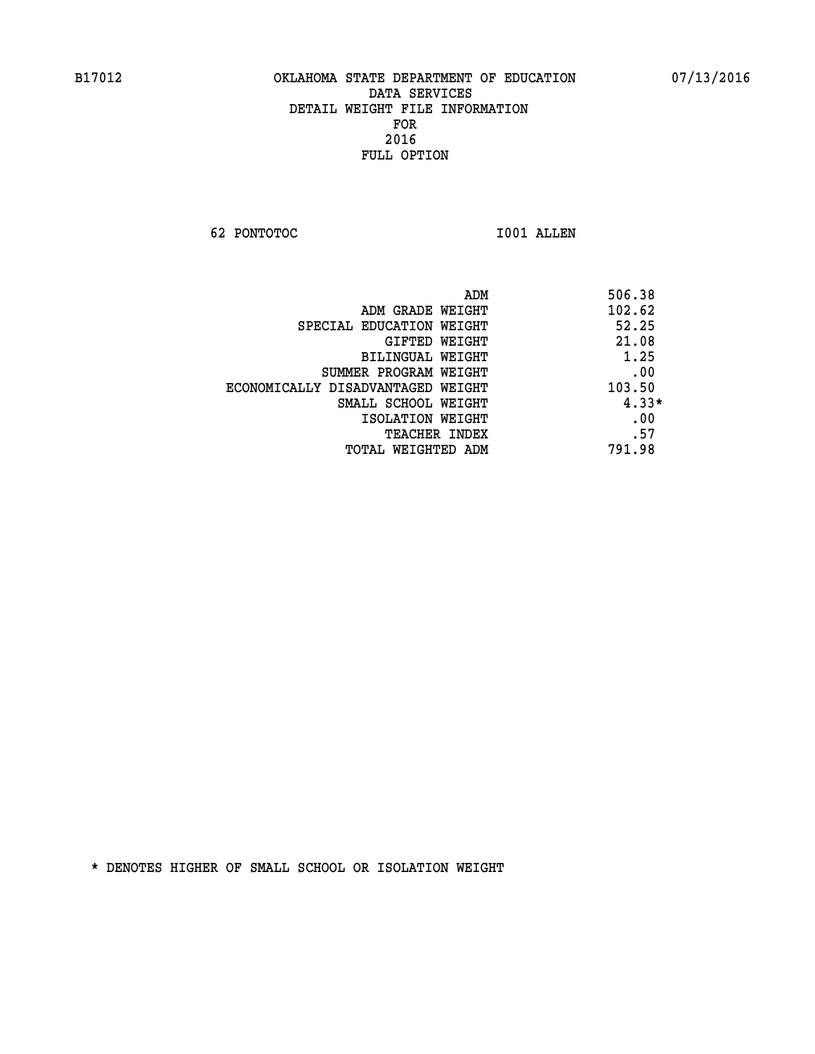B17012 OKLAHOMA STATE DEPARTMENT OF EDUCATION 07/13/2016

DATA SERVICES
DETAIL WEIGHT FILE INFORMATION
FOR
2016
FULL OPTION

62 PONTOTOC I001 ALLEN

| | |
|---|---|
| ADM | 506.38 |
| ADM GRADE WEIGHT | 102.62 |
| SPECIAL EDUCATION WEIGHT | 52.25 |
| GIFTED WEIGHT | 21.08 |
| BILINGUAL WEIGHT | 1.25 |
| SUMMER PROGRAM WEIGHT | .00 |
| ECONOMICALLY DISADVANTAGED WEIGHT | 103.50 |
| SMALL SCHOOL WEIGHT | 4.33* |
| ISOLATION WEIGHT | .00 |
| TEACHER INDEX | .57 |
| TOTAL WEIGHTED ADM | 791.98 |

* DENOTES HIGHER OF SMALL SCHOOL OR ISOLATION WEIGHT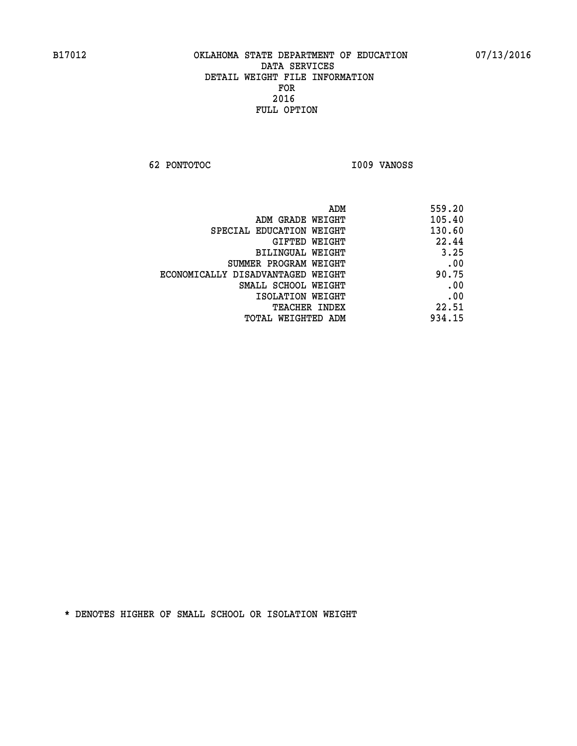B17012 OKLAHOMA STATE DEPARTMENT OF EDUCATION 07/13/2016

DATA SERVICES
DETAIL WEIGHT FILE INFORMATION
FOR
2016
FULL OPTION

62 PONTOTOC I009 VANOSS

| | |
|---|---|
| ADM | 559.20 |
| ADM GRADE WEIGHT | 105.40 |
| SPECIAL EDUCATION WEIGHT | 130.60 |
| GIFTED WEIGHT | 22.44 |
| BILINGUAL WEIGHT | 3.25 |
| SUMMER PROGRAM WEIGHT | .00 |
| ECONOMICALLY DISADVANTAGED WEIGHT | 90.75 |
| SMALL SCHOOL WEIGHT | .00 |
| ISOLATION WEIGHT | .00 |
| TEACHER INDEX | 22.51 |
| TOTAL WEIGHTED ADM | 934.15 |

* DENOTES HIGHER OF SMALL SCHOOL OR ISOLATION WEIGHT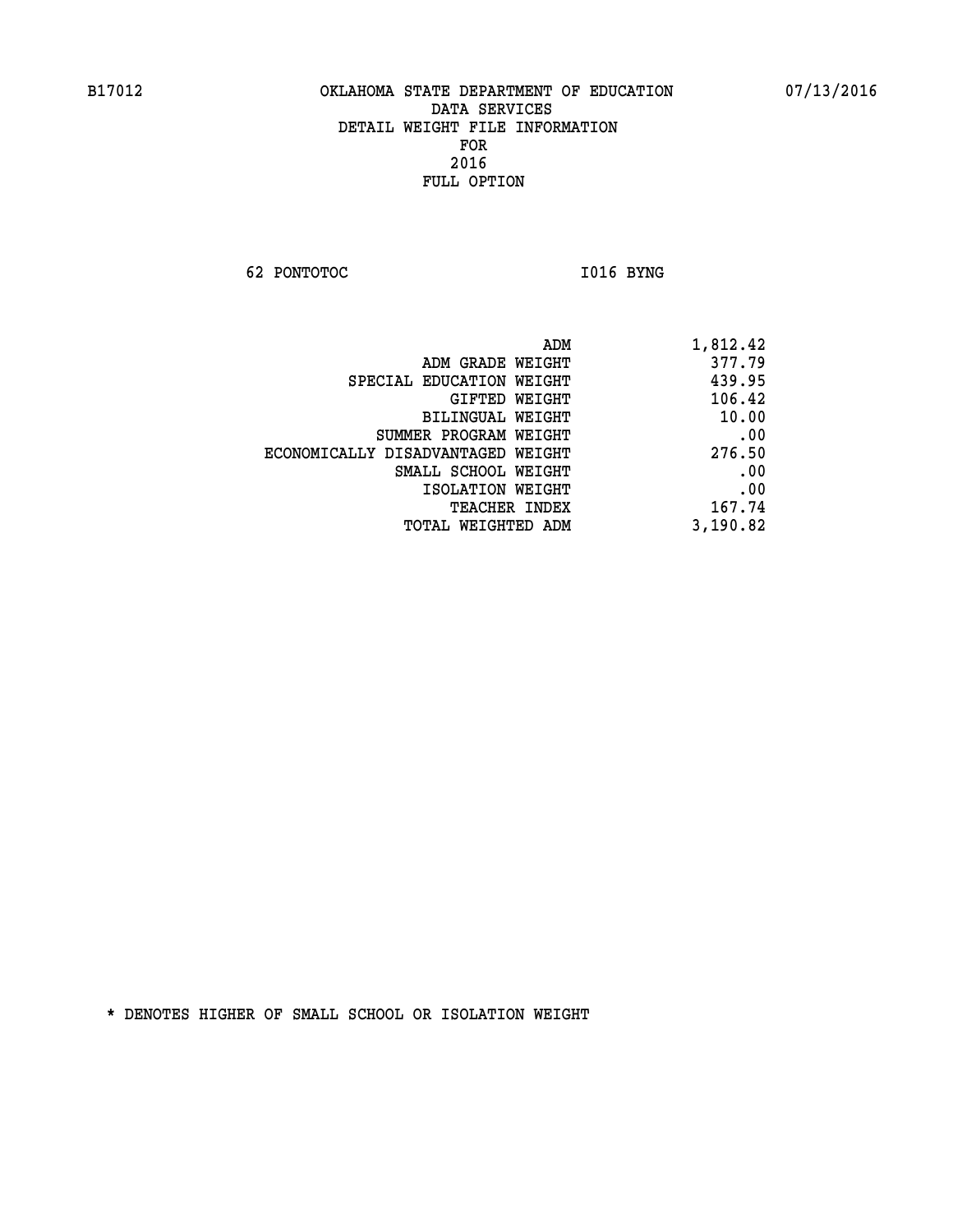B17012 OKLAHOMA STATE DEPARTMENT OF EDUCATION 07/13/2016

DATA SERVICES
DETAIL WEIGHT FILE INFORMATION
FOR
2016
FULL OPTION

62 PONTOTOC I016 BYNG

| | |
|---|---|
| ADM | 1,812.42 |
| ADM GRADE WEIGHT | 377.79 |
| SPECIAL EDUCATION WEIGHT | 439.95 |
| GIFTED WEIGHT | 106.42 |
| BILINGUAL WEIGHT | 10.00 |
| SUMMER PROGRAM WEIGHT | .00 |
| ECONOMICALLY DISADVANTAGED WEIGHT | 276.50 |
| SMALL SCHOOL WEIGHT | .00 |
| ISOLATION WEIGHT | .00 |
| TEACHER INDEX | 167.74 |
| TOTAL WEIGHTED ADM | 3,190.82 |

* DENOTES HIGHER OF SMALL SCHOOL OR ISOLATION WEIGHT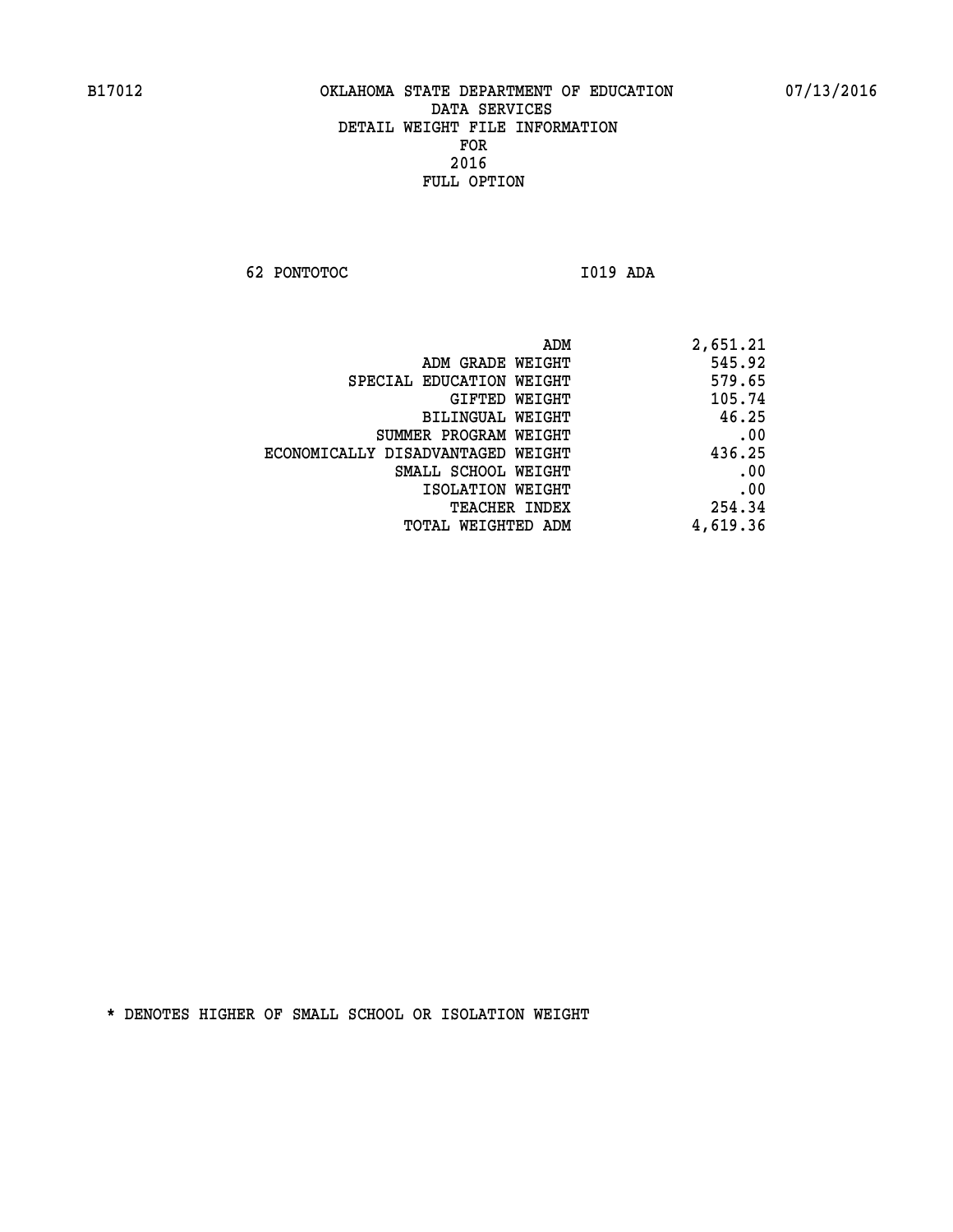B17012 OKLAHOMA STATE DEPARTMENT OF EDUCATION 07/13/2016

DATA SERVICES

DETAIL WEIGHT FILE INFORMATION

FOR

2016

FULL OPTION

62 PONTOTOC I019 ADA

| | |
|---|---|
| ADM | 2,651.21 |
| ADM GRADE WEIGHT | 545.92 |
| SPECIAL EDUCATION WEIGHT | 579.65 |
| GIFTED WEIGHT | 105.74 |
| BILINGUAL WEIGHT | 46.25 |
| SUMMER PROGRAM WEIGHT | .00 |
| ECONOMICALLY DISADVANTAGED WEIGHT | 436.25 |
| SMALL SCHOOL WEIGHT | .00 |
| ISOLATION WEIGHT | .00 |
| TEACHER INDEX | 254.34 |
| TOTAL WEIGHTED ADM | 4,619.36 |

* DENOTES HIGHER OF SMALL SCHOOL OR ISOLATION WEIGHT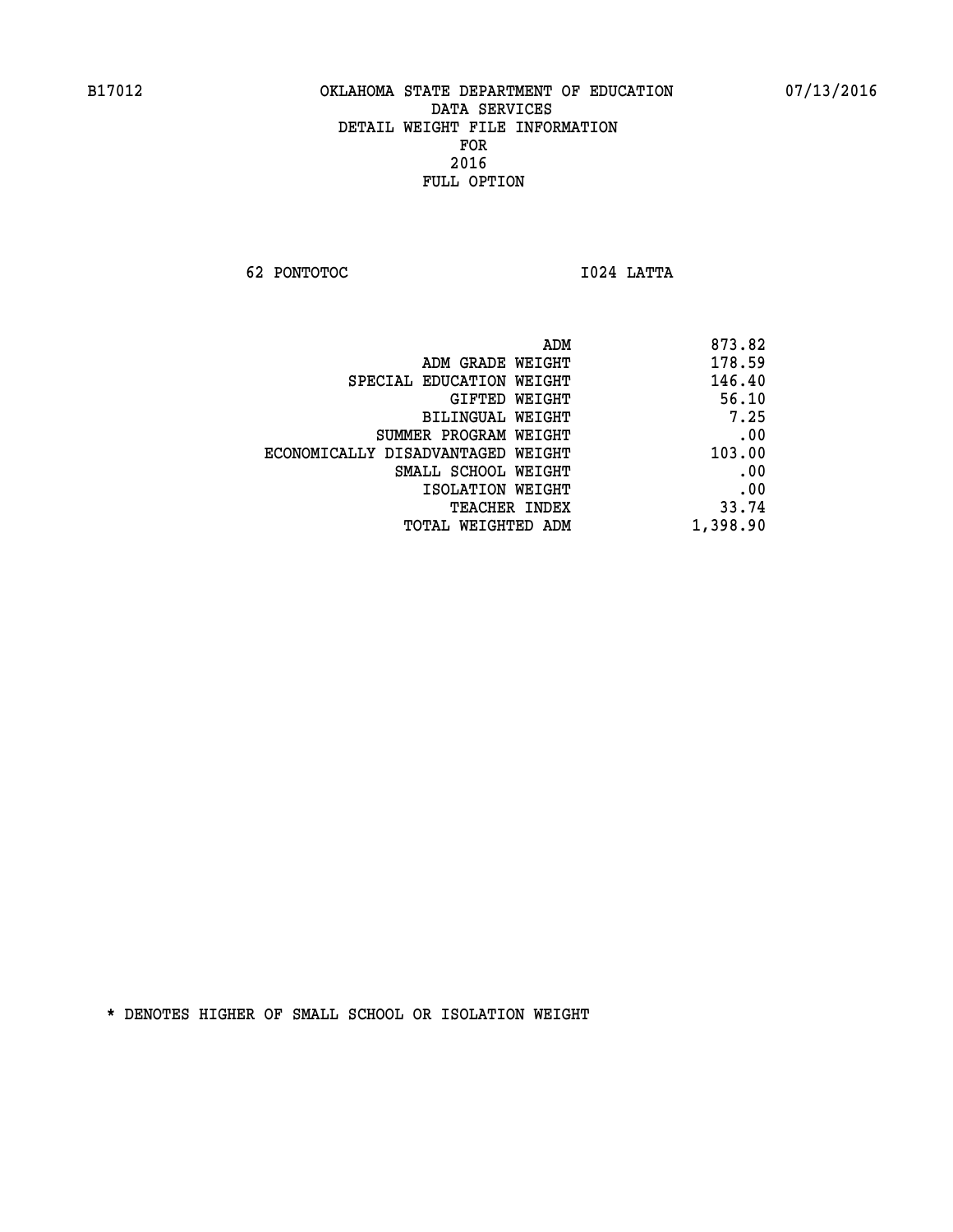B17012 OKLAHOMA STATE DEPARTMENT OF EDUCATION 07/13/2016

DATA SERVICES
DETAIL WEIGHT FILE INFORMATION
FOR
2016
FULL OPTION

62 PONTOTOC I024 LATTA

| | |
|---|---|
| ADM | 873.82 |
| ADM GRADE WEIGHT | 178.59 |
| SPECIAL EDUCATION WEIGHT | 146.40 |
| GIFTED WEIGHT | 56.10 |
| BILINGUAL WEIGHT | 7.25 |
| SUMMER PROGRAM WEIGHT | .00 |
| ECONOMICALLY DISADVANTAGED WEIGHT | 103.00 |
| SMALL SCHOOL WEIGHT | .00 |
| ISOLATION WEIGHT | .00 |
| TEACHER INDEX | 33.74 |
| TOTAL WEIGHTED ADM | 1,398.90 |

* DENOTES HIGHER OF SMALL SCHOOL OR ISOLATION WEIGHT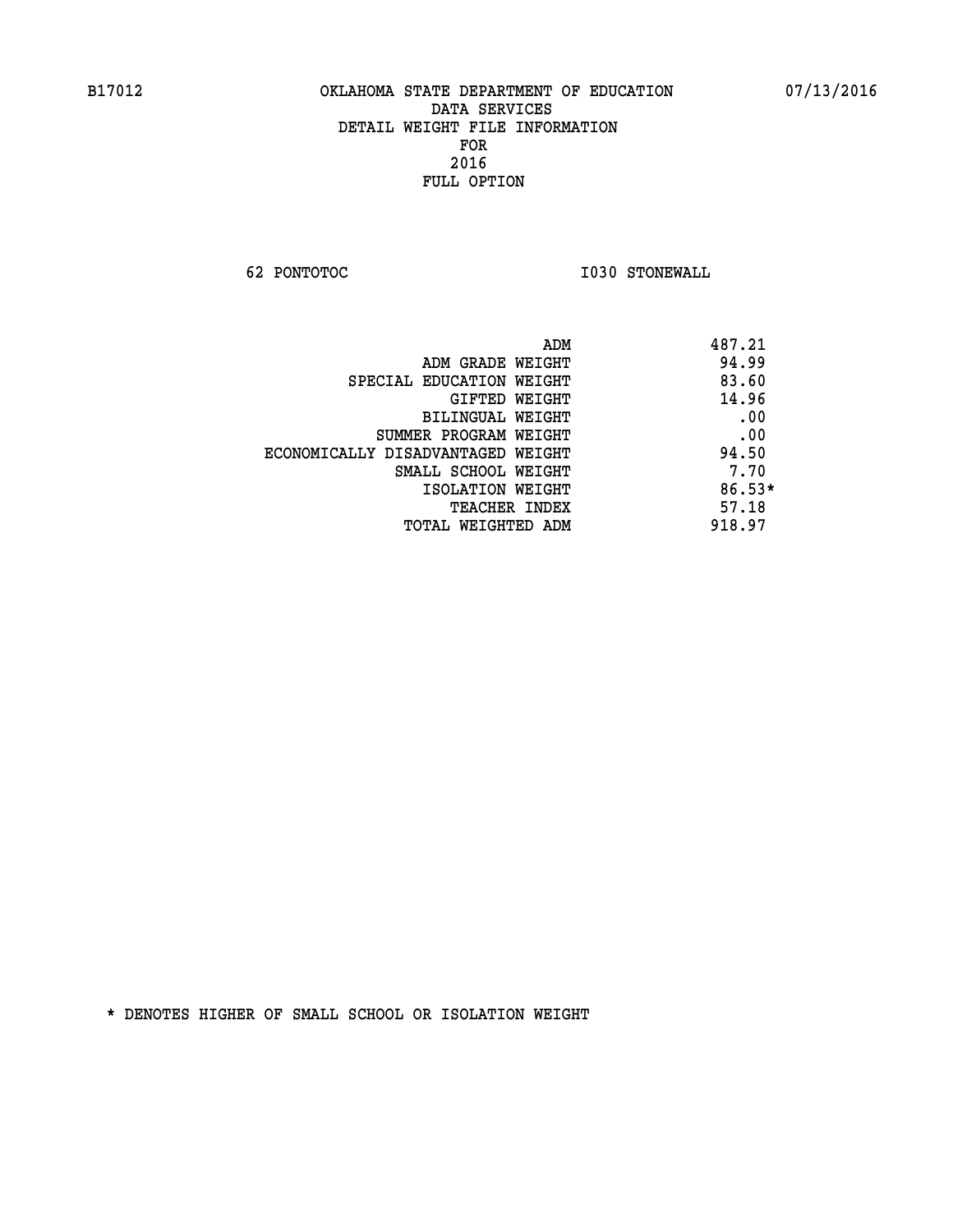B17012 OKLAHOMA STATE DEPARTMENT OF EDUCATION 07/13/2016

DATA SERVICES
DETAIL WEIGHT FILE INFORMATION
FOR
2016
FULL OPTION

62 PONTOTOC I030 STONEWALL

| | |
|---|---|
| ADM | 487.21 |
| ADM GRADE WEIGHT | 94.99 |
| SPECIAL EDUCATION WEIGHT | 83.60 |
| GIFTED WEIGHT | 14.96 |
| BILINGUAL WEIGHT | .00 |
| SUMMER PROGRAM WEIGHT | .00 |
| ECONOMICALLY DISADVANTAGED WEIGHT | 94.50 |
| SMALL SCHOOL WEIGHT | 7.70 |
| ISOLATION WEIGHT | 86.53* |
| TEACHER INDEX | 57.18 |
| TOTAL WEIGHTED ADM | 918.97 |

* DENOTES HIGHER OF SMALL SCHOOL OR ISOLATION WEIGHT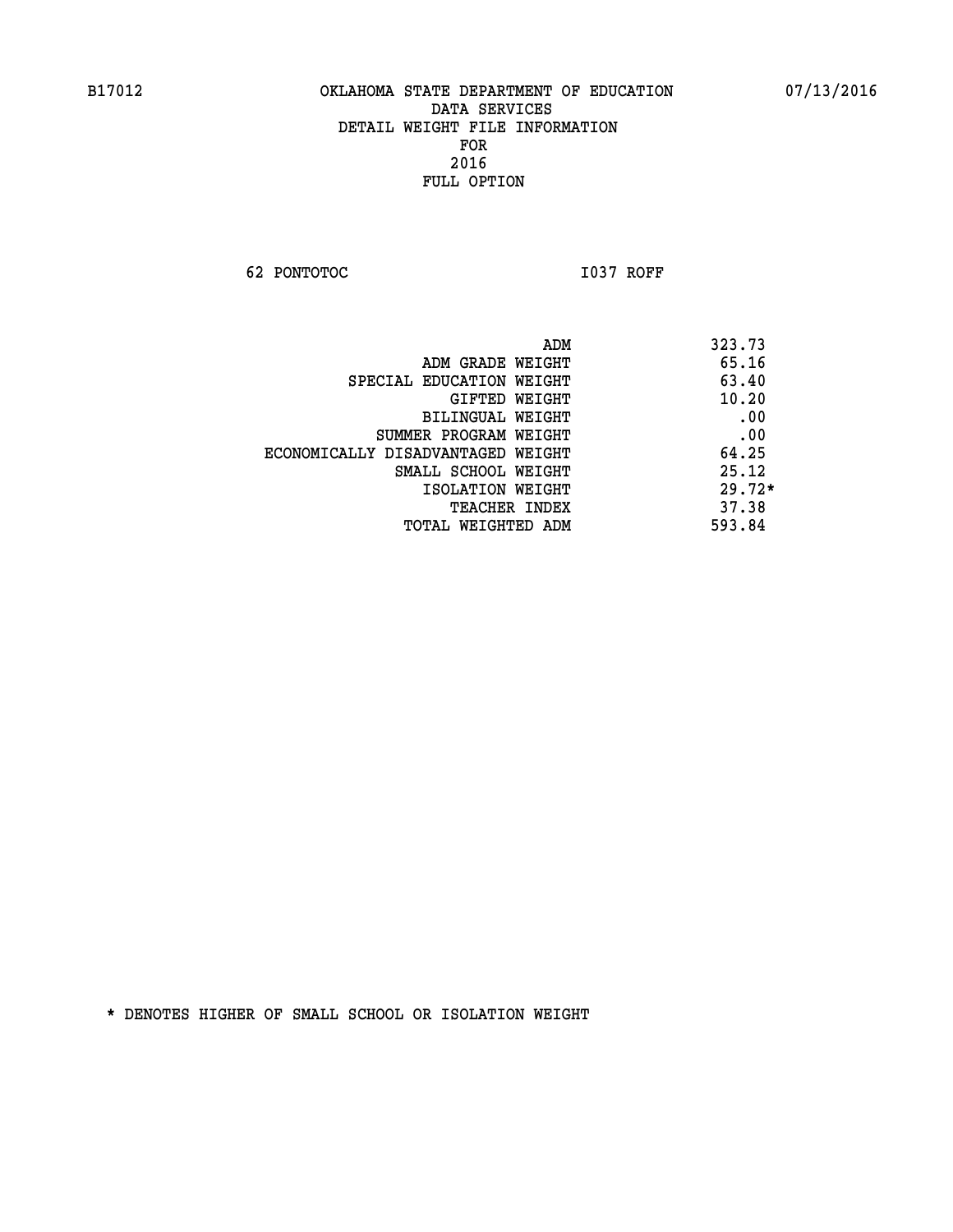B17012 OKLAHOMA STATE DEPARTMENT OF EDUCATION 07/13/2016

DATA SERVICES
DETAIL WEIGHT FILE INFORMATION
FOR
2016
FULL OPTION

62 PONTOTOC I037 ROFF

| | |
|---|---|
| ADM | 323.73 |
| ADM GRADE WEIGHT | 65.16 |
| SPECIAL EDUCATION WEIGHT | 63.40 |
| GIFTED WEIGHT | 10.20 |
| BILINGUAL WEIGHT | .00 |
| SUMMER PROGRAM WEIGHT | .00 |
| ECONOMICALLY DISADVANTAGED WEIGHT | 64.25 |
| SMALL SCHOOL WEIGHT | 25.12 |
| ISOLATION WEIGHT | 29.72* |
| TEACHER INDEX | 37.38 |
| TOTAL WEIGHTED ADM | 593.84 |

* DENOTES HIGHER OF SMALL SCHOOL OR ISOLATION WEIGHT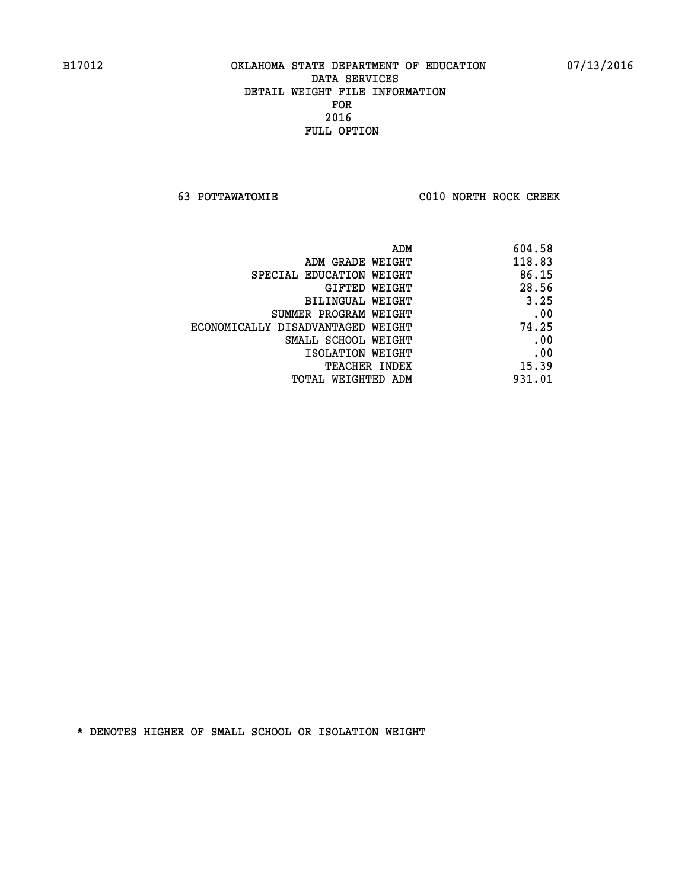B17012 OKLAHOMA STATE DEPARTMENT OF EDUCATION 07/13/2016

DATA SERVICES
DETAIL WEIGHT FILE INFORMATION
FOR
2016
FULL OPTION

63 POTTAWATOMIE C010 NORTH ROCK CREEK

| | |
|---|---|
| ADM | 604.58 |
| ADM GRADE WEIGHT | 118.83 |
| SPECIAL EDUCATION WEIGHT | 86.15 |
| GIFTED WEIGHT | 28.56 |
| BILINGUAL WEIGHT | 3.25 |
| SUMMER PROGRAM WEIGHT | .00 |
| ECONOMICALLY DISADVANTAGED WEIGHT | 74.25 |
| SMALL SCHOOL WEIGHT | .00 |
| ISOLATION WEIGHT | .00 |
| TEACHER INDEX | 15.39 |
| TOTAL WEIGHTED ADM | 931.01 |

* DENOTES HIGHER OF SMALL SCHOOL OR ISOLATION WEIGHT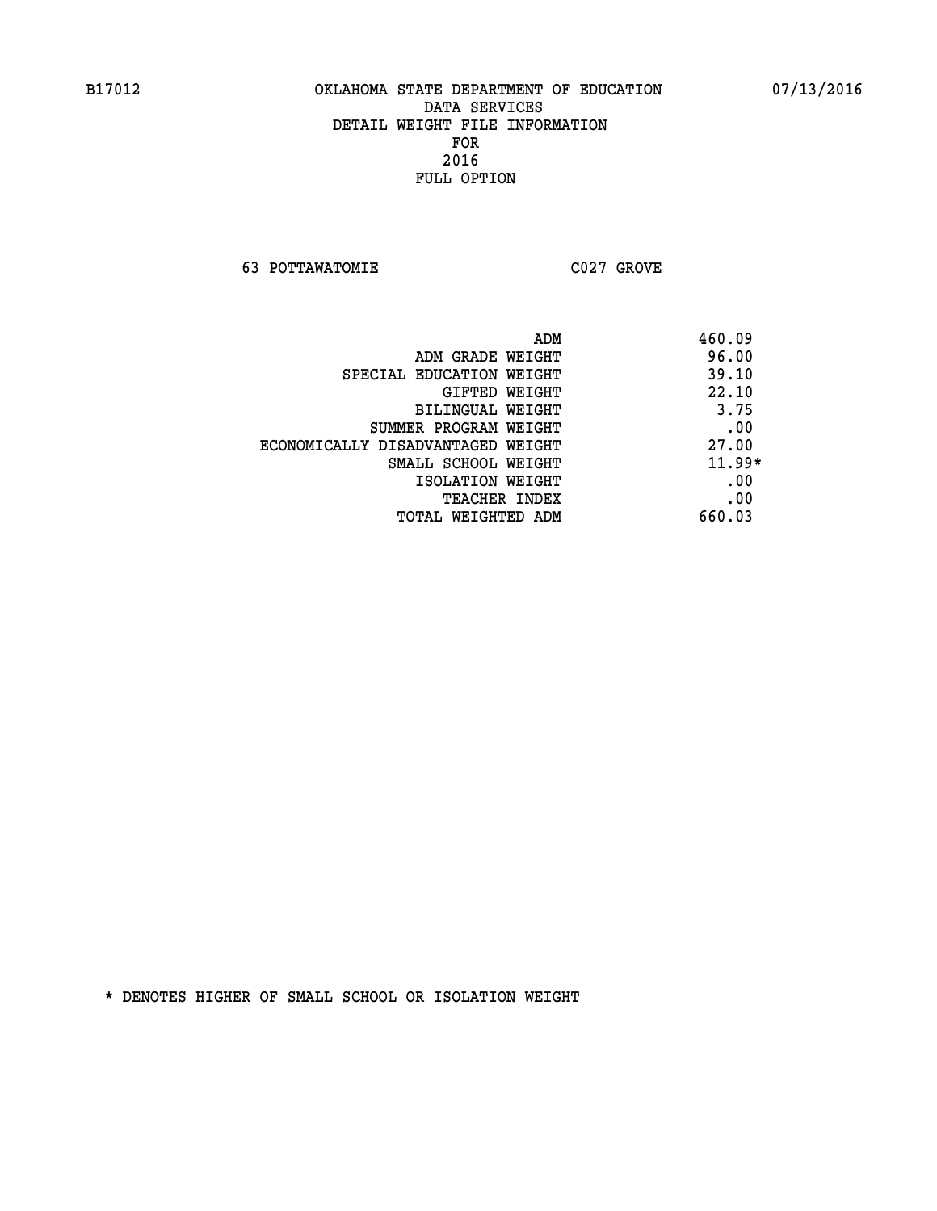B17012 OKLAHOMA STATE DEPARTMENT OF EDUCATION 07/13/2016

DATA SERVICES
DETAIL WEIGHT FILE INFORMATION
FOR
2016
FULL OPTION

63 POTTAWATOMIE C027 GROVE

| | |
|---|---|
| ADM | 460.09 |
| ADM GRADE WEIGHT | 96.00 |
| SPECIAL EDUCATION WEIGHT | 39.10 |
| GIFTED WEIGHT | 22.10 |
| BILINGUAL WEIGHT | 3.75 |
| SUMMER PROGRAM WEIGHT | .00 |
| ECONOMICALLY DISADVANTAGED WEIGHT | 27.00 |
| SMALL SCHOOL WEIGHT | 11.99* |
| ISOLATION WEIGHT | .00 |
| TEACHER INDEX | .00 |
| TOTAL WEIGHTED ADM | 660.03 |

* DENOTES HIGHER OF SMALL SCHOOL OR ISOLATION WEIGHT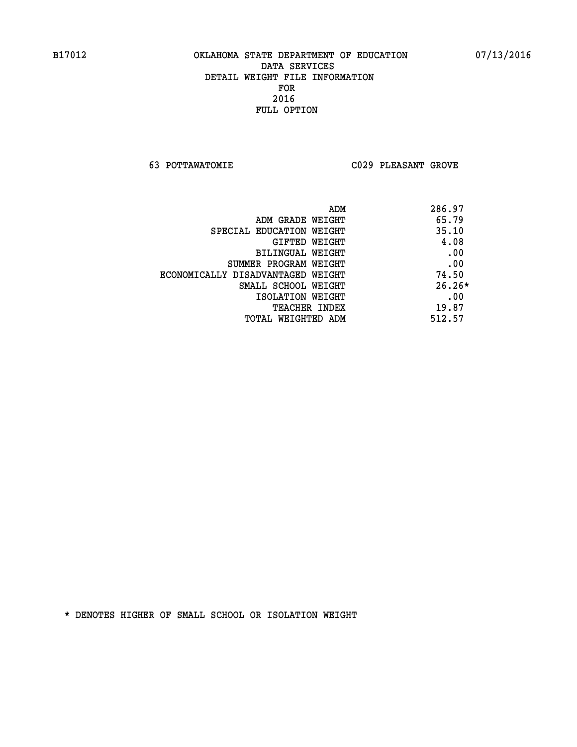B17012 OKLAHOMA STATE DEPARTMENT OF EDUCATION 07/13/2016

DATA SERVICES
DETAIL WEIGHT FILE INFORMATION
FOR
2016
FULL OPTION

63 POTTAWATOMIE C029 PLEASANT GROVE

| | |
|---|---|
| ADM | 286.97 |
| ADM GRADE WEIGHT | 65.79 |
| SPECIAL EDUCATION WEIGHT | 35.10 |
| GIFTED WEIGHT | 4.08 |
| BILINGUAL WEIGHT | .00 |
| SUMMER PROGRAM WEIGHT | .00 |
| ECONOMICALLY DISADVANTAGED WEIGHT | 74.50 |
| SMALL SCHOOL WEIGHT | 26.26* |
| ISOLATION WEIGHT | .00 |
| TEACHER INDEX | 19.87 |
| TOTAL WEIGHTED ADM | 512.57 |

* DENOTES HIGHER OF SMALL SCHOOL OR ISOLATION WEIGHT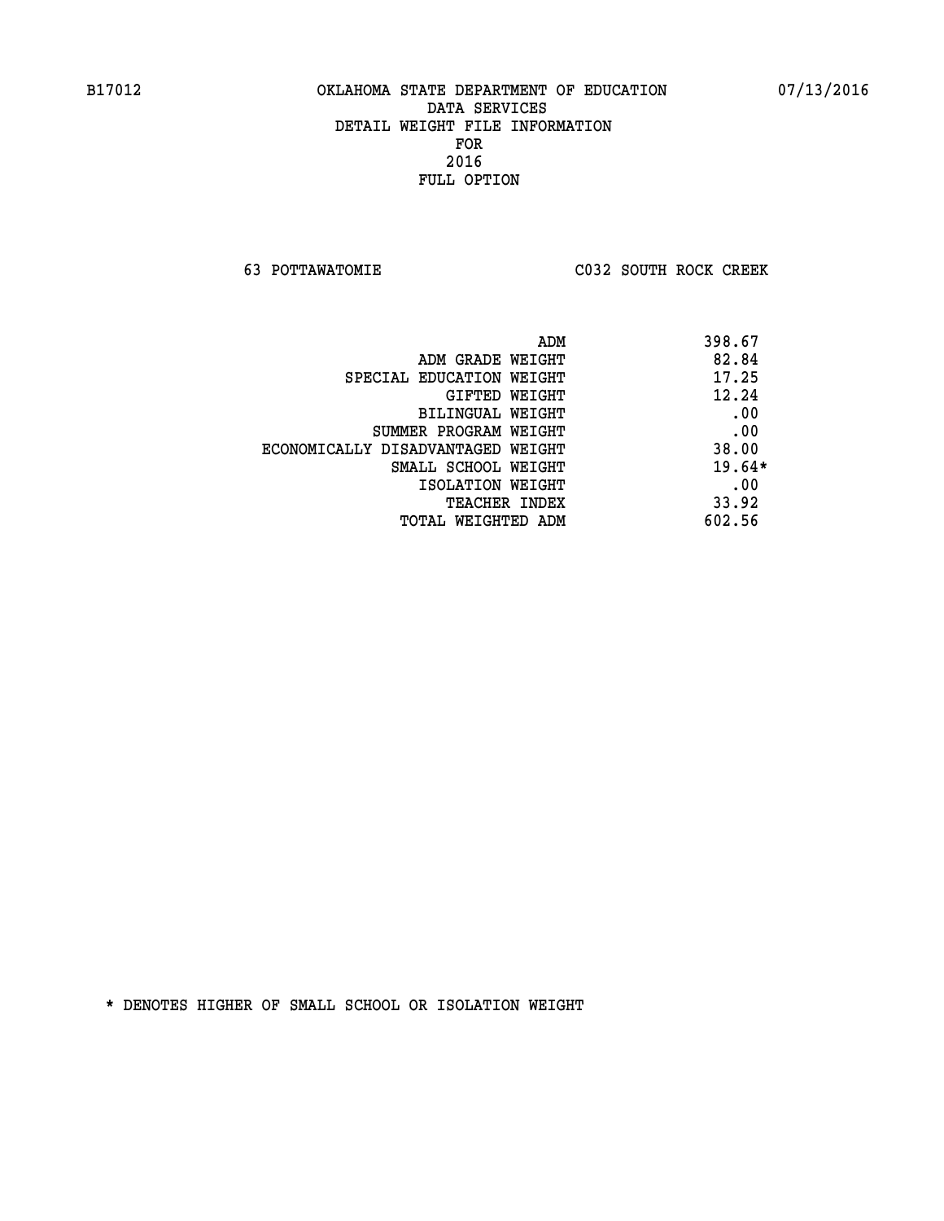B17012 OKLAHOMA STATE DEPARTMENT OF EDUCATION 07/13/2016

DATA SERVICES
DETAIL WEIGHT FILE INFORMATION
FOR
2016
FULL OPTION

63 POTTAWATOMIE C032 SOUTH ROCK CREEK

| | |
|---|---|
| ADM | 398.67 |
| ADM GRADE WEIGHT | 82.84 |
| SPECIAL EDUCATION WEIGHT | 17.25 |
| GIFTED WEIGHT | 12.24 |
| BILINGUAL WEIGHT | .00 |
| SUMMER PROGRAM WEIGHT | .00 |
| ECONOMICALLY DISADVANTAGED WEIGHT | 38.00 |
| SMALL SCHOOL WEIGHT | 19.64* |
| ISOLATION WEIGHT | .00 |
| TEACHER INDEX | 33.92 |
| TOTAL WEIGHTED ADM | 602.56 |

* DENOTES HIGHER OF SMALL SCHOOL OR ISOLATION WEIGHT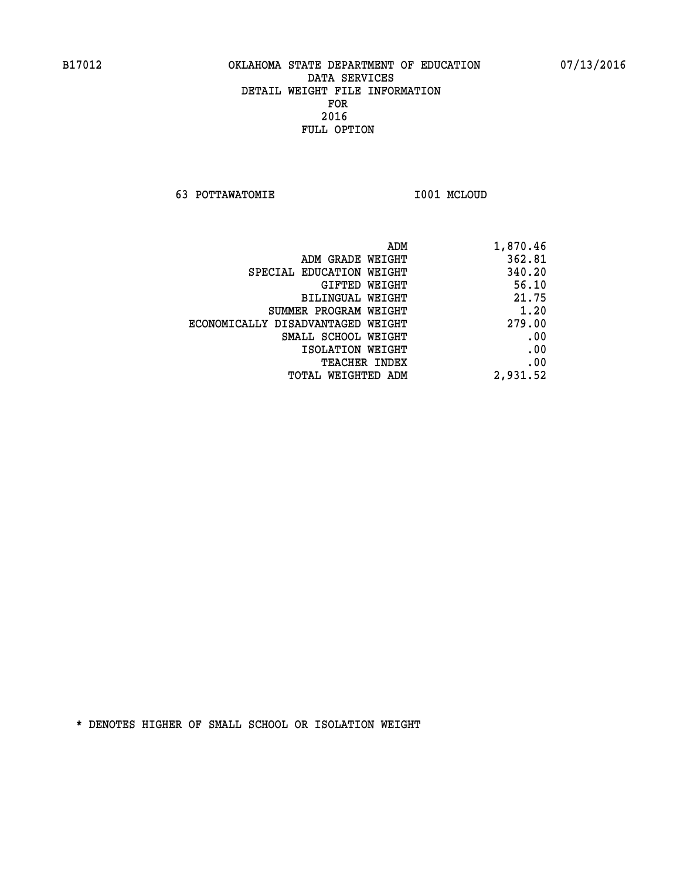B17012 OKLAHOMA STATE DEPARTMENT OF EDUCATION 07/13/2016

DATA SERVICES
DETAIL WEIGHT FILE INFORMATION
FOR
2016
FULL OPTION

63 POTTAWATOMIE I001 MCLOUD

| | |
|---|---|
| ADM | 1,870.46 |
| ADM GRADE WEIGHT | 362.81 |
| SPECIAL EDUCATION WEIGHT | 340.20 |
| GIFTED WEIGHT | 56.10 |
| BILINGUAL WEIGHT | 21.75 |
| SUMMER PROGRAM WEIGHT | 1.20 |
| ECONOMICALLY DISADVANTAGED WEIGHT | 279.00 |
| SMALL SCHOOL WEIGHT | .00 |
| ISOLATION WEIGHT | .00 |
| TEACHER INDEX | .00 |
| TOTAL WEIGHTED ADM | 2,931.52 |

* DENOTES HIGHER OF SMALL SCHOOL OR ISOLATION WEIGHT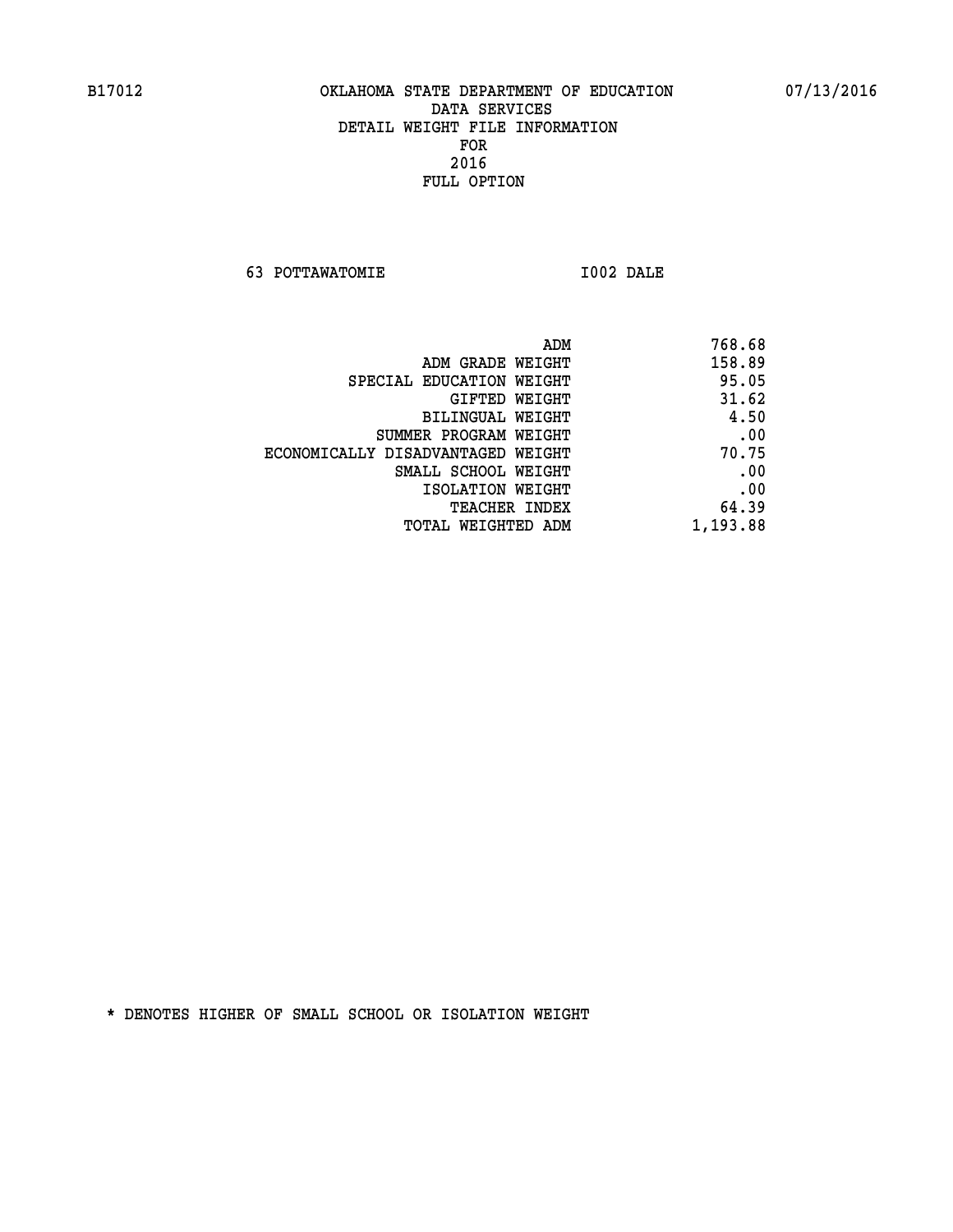B17012 OKLAHOMA STATE DEPARTMENT OF EDUCATION 07/13/2016

DATA SERVICES
DETAIL WEIGHT FILE INFORMATION
FOR
2016
FULL OPTION

63 POTTAWATOMIE I002 DALE

| | |
|---|---|
| ADM | 768.68 |
| ADM GRADE WEIGHT | 158.89 |
| SPECIAL EDUCATION WEIGHT | 95.05 |
| GIFTED WEIGHT | 31.62 |
| BILINGUAL WEIGHT | 4.50 |
| SUMMER PROGRAM WEIGHT | .00 |
| ECONOMICALLY DISADVANTAGED WEIGHT | 70.75 |
| SMALL SCHOOL WEIGHT | .00 |
| ISOLATION WEIGHT | .00 |
| TEACHER INDEX | 64.39 |
| TOTAL WEIGHTED ADM | 1,193.88 |

* DENOTES HIGHER OF SMALL SCHOOL OR ISOLATION WEIGHT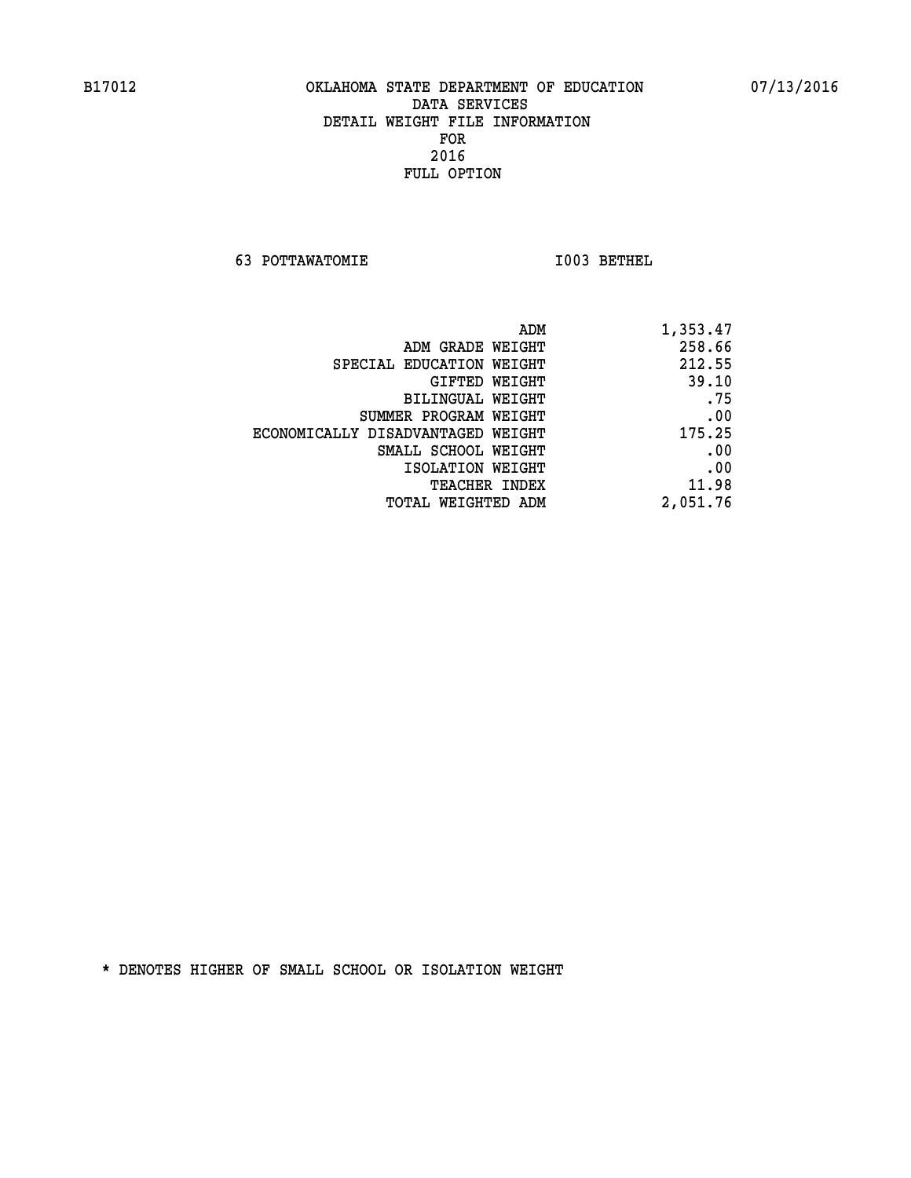B17012 OKLAHOMA STATE DEPARTMENT OF EDUCATION 07/13/2016

DATA SERVICES
DETAIL WEIGHT FILE INFORMATION
FOR
2016
FULL OPTION

63 POTTAWATOMIE I003 BETHEL

| | |
|---|---|
| ADM | 1,353.47 |
| ADM GRADE WEIGHT | 258.66 |
| SPECIAL EDUCATION WEIGHT | 212.55 |
| GIFTED WEIGHT | 39.10 |
| BILINGUAL WEIGHT | .75 |
| SUMMER PROGRAM WEIGHT | .00 |
| ECONOMICALLY DISADVANTAGED WEIGHT | 175.25 |
| SMALL SCHOOL WEIGHT | .00 |
| ISOLATION WEIGHT | .00 |
| TEACHER INDEX | 11.98 |
| TOTAL WEIGHTED ADM | 2,051.76 |

* DENOTES HIGHER OF SMALL SCHOOL OR ISOLATION WEIGHT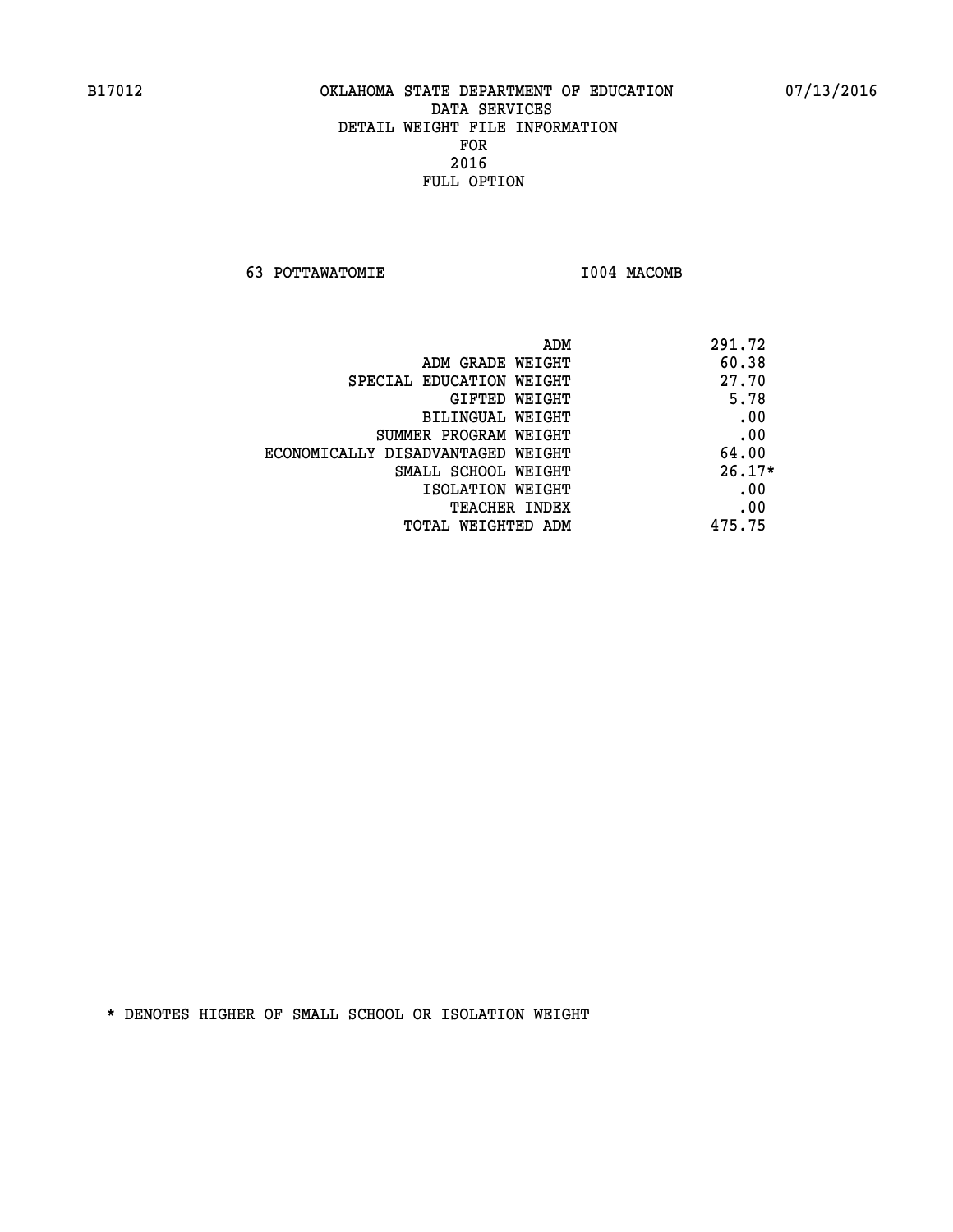B17012 OKLAHOMA STATE DEPARTMENT OF EDUCATION 07/13/2016

DATA SERVICES
DETAIL WEIGHT FILE INFORMATION
FOR
2016
FULL OPTION

63 POTTAWATOMIE I004 MACOMB

| | |
|---|---|
| ADM | 291.72 |
| ADM GRADE WEIGHT | 60.38 |
| SPECIAL EDUCATION WEIGHT | 27.70 |
| GIFTED WEIGHT | 5.78 |
| BILINGUAL WEIGHT | .00 |
| SUMMER PROGRAM WEIGHT | .00 |
| ECONOMICALLY DISADVANTAGED WEIGHT | 64.00 |
| SMALL SCHOOL WEIGHT | 26.17* |
| ISOLATION WEIGHT | .00 |
| TEACHER INDEX | .00 |
| TOTAL WEIGHTED ADM | 475.75 |

* DENOTES HIGHER OF SMALL SCHOOL OR ISOLATION WEIGHT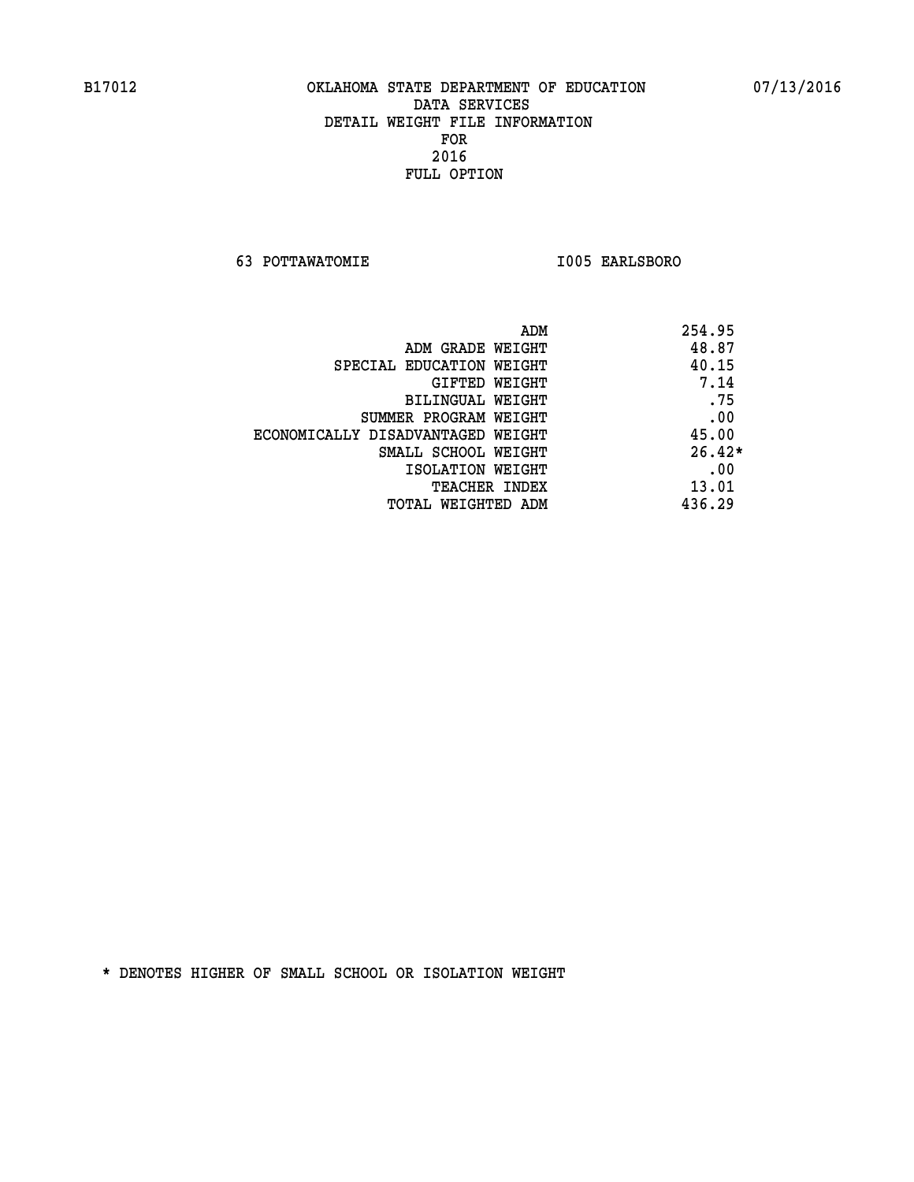B17012 OKLAHOMA STATE DEPARTMENT OF EDUCATION 07/13/2016

DATA SERVICES
DETAIL WEIGHT FILE INFORMATION
FOR
2016
FULL OPTION

63 POTTAWATOMIE I005 EARLSBORO

| | |
|---|---|
| ADM | 254.95 |
| ADM GRADE WEIGHT | 48.87 |
| SPECIAL EDUCATION WEIGHT | 40.15 |
| GIFTED WEIGHT | 7.14 |
| BILINGUAL WEIGHT | .75 |
| SUMMER PROGRAM WEIGHT | .00 |
| ECONOMICALLY DISADVANTAGED WEIGHT | 45.00 |
| SMALL SCHOOL WEIGHT | 26.42* |
| ISOLATION WEIGHT | .00 |
| TEACHER INDEX | 13.01 |
| TOTAL WEIGHTED ADM | 436.29 |

* DENOTES HIGHER OF SMALL SCHOOL OR ISOLATION WEIGHT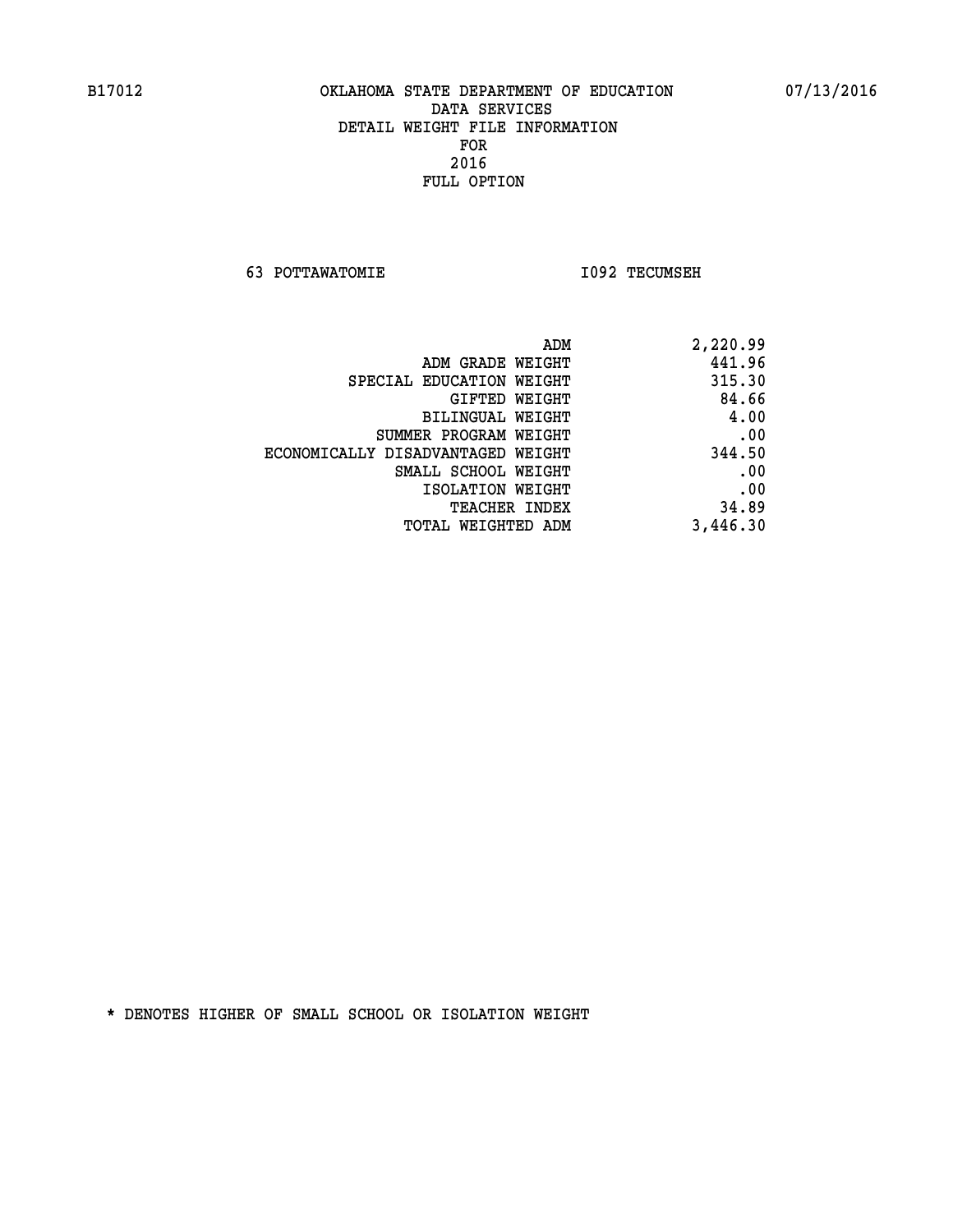B17012 OKLAHOMA STATE DEPARTMENT OF EDUCATION 07/13/2016

DATA SERVICES
DETAIL WEIGHT FILE INFORMATION
FOR
2016
FULL OPTION

63 POTTAWATOMIE I092 TECUMSEH

| | |
|---|---|
| ADM | 2,220.99 |
| ADM GRADE WEIGHT | 441.96 |
| SPECIAL EDUCATION WEIGHT | 315.30 |
| GIFTED WEIGHT | 84.66 |
| BILINGUAL WEIGHT | 4.00 |
| SUMMER PROGRAM WEIGHT | .00 |
| ECONOMICALLY DISADVANTAGED WEIGHT | 344.50 |
| SMALL SCHOOL WEIGHT | .00 |
| ISOLATION WEIGHT | .00 |
| TEACHER INDEX | 34.89 |
| TOTAL WEIGHTED ADM | 3,446.30 |

* DENOTES HIGHER OF SMALL SCHOOL OR ISOLATION WEIGHT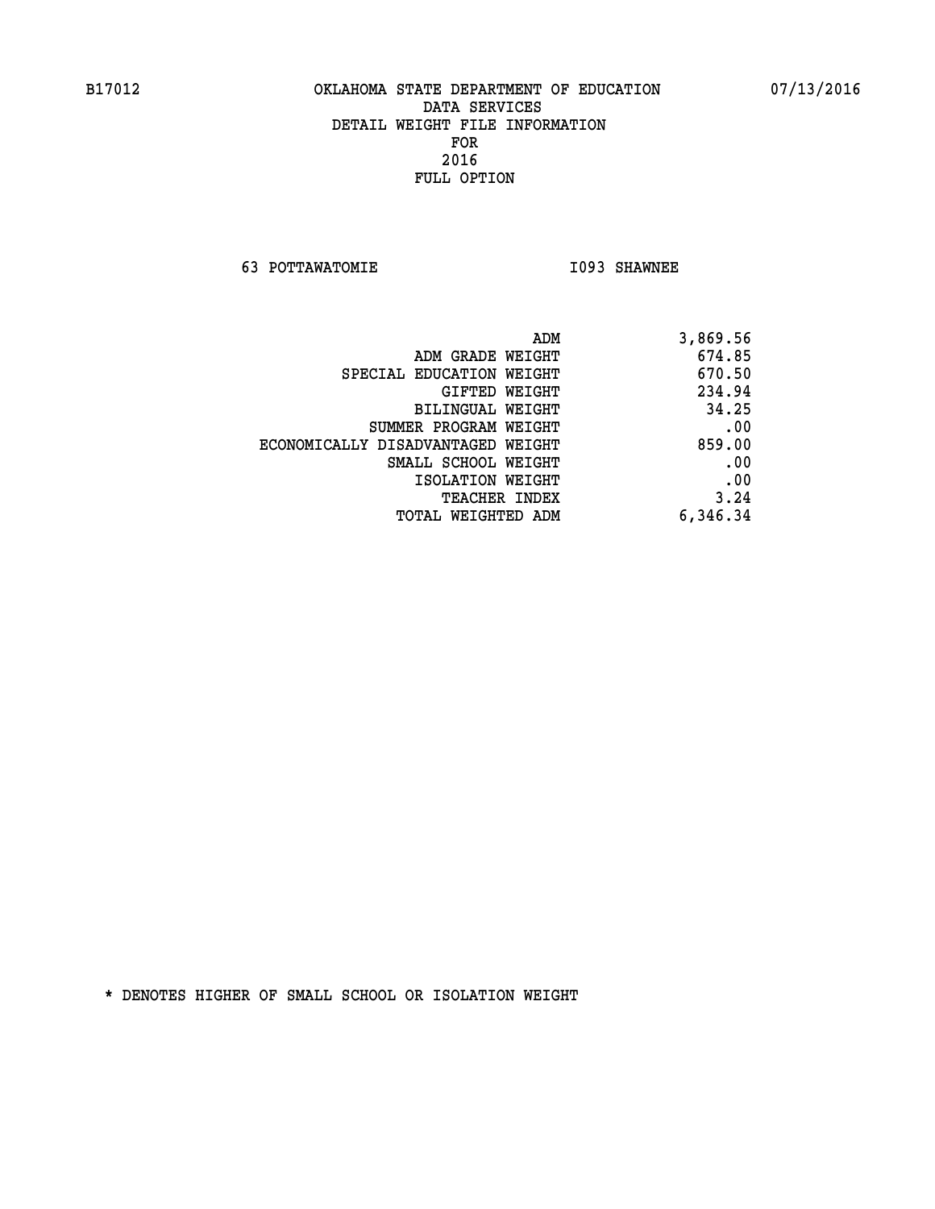B17012 OKLAHOMA STATE DEPARTMENT OF EDUCATION 07/13/2016

DATA SERVICES
DETAIL WEIGHT FILE INFORMATION
FOR
2016
FULL OPTION

63 POTTAWATOMIE I093 SHAWNEE

| | |
|---|---|
| ADM | 3,869.56 |
| ADM GRADE WEIGHT | 674.85 |
| SPECIAL EDUCATION WEIGHT | 670.50 |
| GIFTED WEIGHT | 234.94 |
| BILINGUAL WEIGHT | 34.25 |
| SUMMER PROGRAM WEIGHT | .00 |
| ECONOMICALLY DISADVANTAGED WEIGHT | 859.00 |
| SMALL SCHOOL WEIGHT | .00 |
| ISOLATION WEIGHT | .00 |
| TEACHER INDEX | 3.24 |
| TOTAL WEIGHTED ADM | 6,346.34 |

* DENOTES HIGHER OF SMALL SCHOOL OR ISOLATION WEIGHT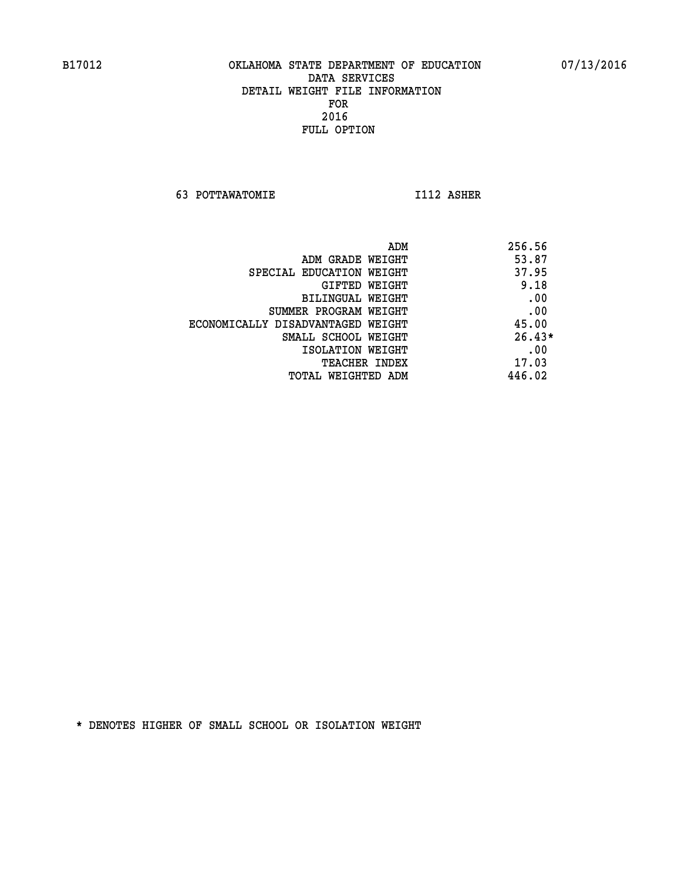OKLAHOMA STATE DEPARTMENT OF EDUCATION
DATA SERVICES
DETAIL WEIGHT FILE INFORMATION
FOR
2016
FULL OPTION

63 POTTAWATOMIE I112 ASHER

| | |
|---|---|
| ADM | 256.56 |
| ADM GRADE WEIGHT | 53.87 |
| SPECIAL EDUCATION WEIGHT | 37.95 |
| GIFTED WEIGHT | 9.18 |
| BILINGUAL WEIGHT | .00 |
| SUMMER PROGRAM WEIGHT | .00 |
| ECONOMICALLY DISADVANTAGED WEIGHT | 45.00 |
| SMALL SCHOOL WEIGHT | 26.43* |
| ISOLATION WEIGHT | .00 |
| TEACHER INDEX | 17.03 |
| TOTAL WEIGHTED ADM | 446.02 |

* DENOTES HIGHER OF SMALL SCHOOL OR ISOLATION WEIGHT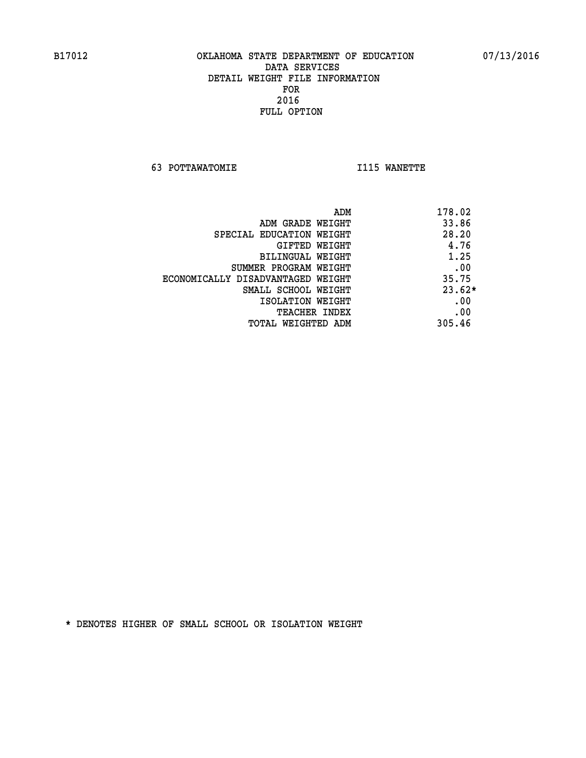B17012 OKLAHOMA STATE DEPARTMENT OF EDUCATION 07/13/2016

DATA SERVICES
DETAIL WEIGHT FILE INFORMATION
FOR
2016
FULL OPTION

63 POTTAWATOMIE I115 WANETTE

| | |
|---|---|
| ADM | 178.02 |
| ADM GRADE WEIGHT | 33.86 |
| SPECIAL EDUCATION WEIGHT | 28.20 |
| GIFTED WEIGHT | 4.76 |
| BILINGUAL WEIGHT | 1.25 |
| SUMMER PROGRAM WEIGHT | .00 |
| ECONOMICALLY DISADVANTAGED WEIGHT | 35.75 |
| SMALL SCHOOL WEIGHT | 23.62* |
| ISOLATION WEIGHT | .00 |
| TEACHER INDEX | .00 |
| TOTAL WEIGHTED ADM | 305.46 |

* DENOTES HIGHER OF SMALL SCHOOL OR ISOLATION WEIGHT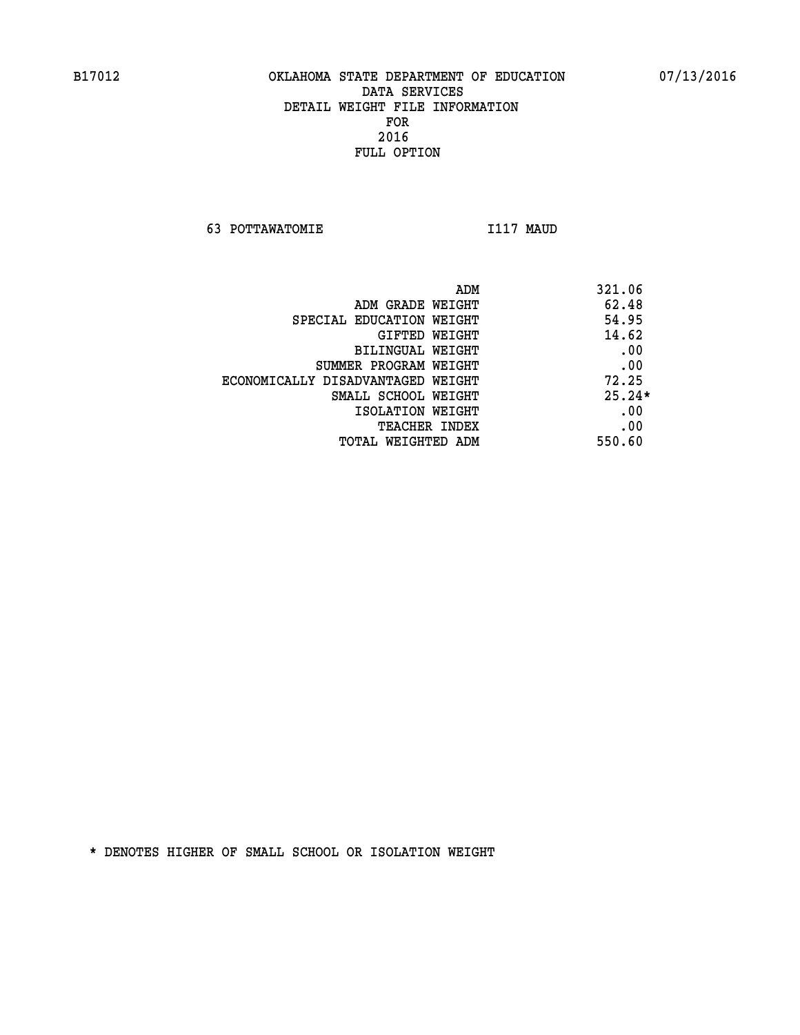B17012 OKLAHOMA STATE DEPARTMENT OF EDUCATION 07/13/2016

DATA SERVICES
DETAIL WEIGHT FILE INFORMATION
FOR
2016
FULL OPTION

63 POTTAWATOMIE I117 MAUD

| | |
|---|---|
| ADM | 321.06 |
| ADM GRADE WEIGHT | 62.48 |
| SPECIAL EDUCATION WEIGHT | 54.95 |
| GIFTED WEIGHT | 14.62 |
| BILINGUAL WEIGHT | .00 |
| SUMMER PROGRAM WEIGHT | .00 |
| ECONOMICALLY DISADVANTAGED WEIGHT | 72.25 |
| SMALL SCHOOL WEIGHT | 25.24* |
| ISOLATION WEIGHT | .00 |
| TEACHER INDEX | .00 |
| TOTAL WEIGHTED ADM | 550.60 |

* DENOTES HIGHER OF SMALL SCHOOL OR ISOLATION WEIGHT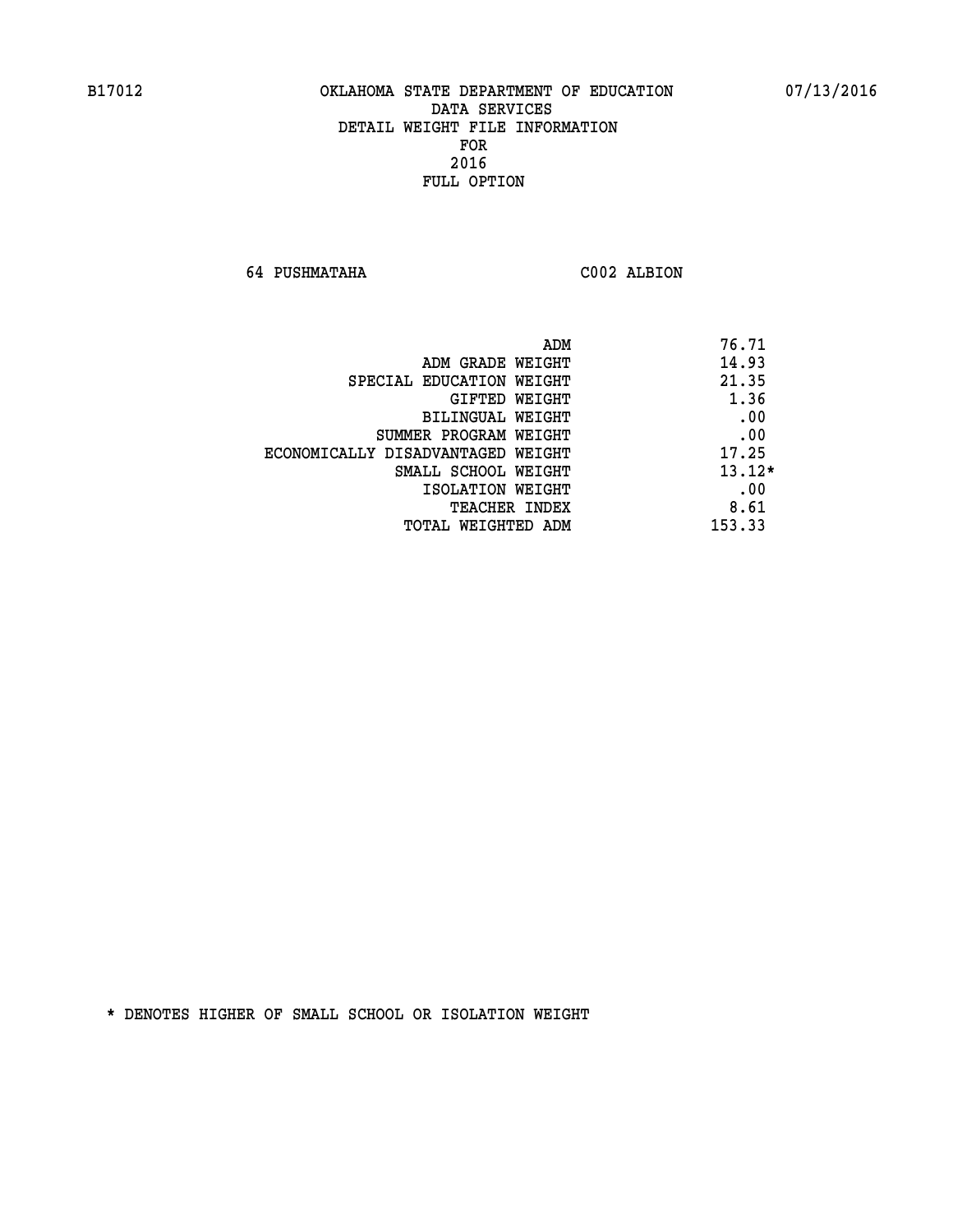B17012 OKLAHOMA STATE DEPARTMENT OF EDUCATION 07/13/2016

DATA SERVICES
DETAIL WEIGHT FILE INFORMATION
FOR
2016
FULL OPTION

64 PUSHMATAHA C002 ALBION

| | |
|---|---|
| ADM | 76.71 |
| ADM GRADE WEIGHT | 14.93 |
| SPECIAL EDUCATION WEIGHT | 21.35 |
| GIFTED WEIGHT | 1.36 |
| BILINGUAL WEIGHT | .00 |
| SUMMER PROGRAM WEIGHT | .00 |
| ECONOMICALLY DISADVANTAGED WEIGHT | 17.25 |
| SMALL SCHOOL WEIGHT | 13.12* |
| ISOLATION WEIGHT | .00 |
| TEACHER INDEX | 8.61 |
| TOTAL WEIGHTED ADM | 153.33 |

* DENOTES HIGHER OF SMALL SCHOOL OR ISOLATION WEIGHT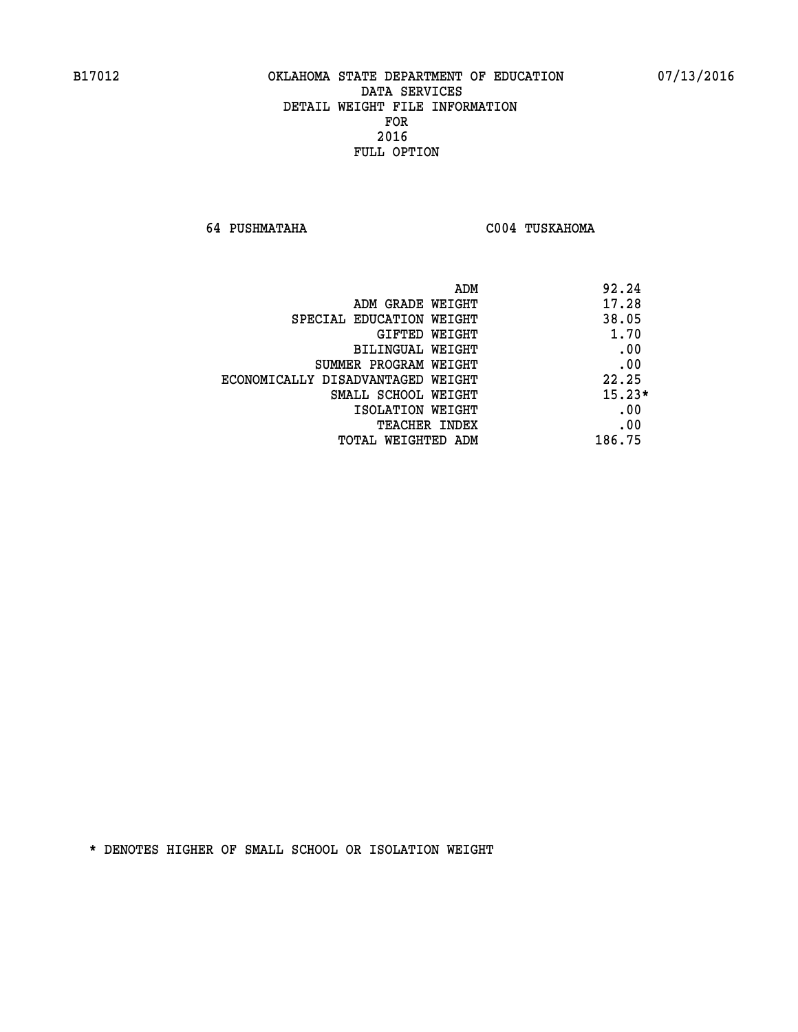B17012 OKLAHOMA STATE DEPARTMENT OF EDUCATION 07/13/2016

DATA SERVICES
DETAIL WEIGHT FILE INFORMATION
FOR
2016
FULL OPTION

64 PUSHMATAHA C004 TUSKAHOMA

| | |
|---|---|
| ADM | 92.24 |
| ADM GRADE WEIGHT | 17.28 |
| SPECIAL EDUCATION WEIGHT | 38.05 |
| GIFTED WEIGHT | 1.70 |
| BILINGUAL WEIGHT | .00 |
| SUMMER PROGRAM WEIGHT | .00 |
| ECONOMICALLY DISADVANTAGED WEIGHT | 22.25 |
| SMALL SCHOOL WEIGHT | 15.23* |
| ISOLATION WEIGHT | .00 |
| TEACHER INDEX | .00 |
| TOTAL WEIGHTED ADM | 186.75 |

* DENOTES HIGHER OF SMALL SCHOOL OR ISOLATION WEIGHT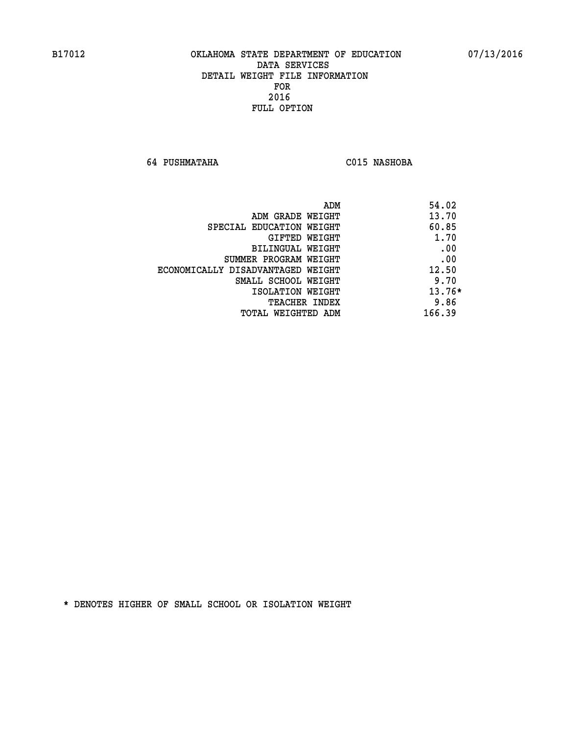B17012 OKLAHOMA STATE DEPARTMENT OF EDUCATION 07/13/2016

DATA SERVICES
DETAIL WEIGHT FILE INFORMATION
FOR
2016
FULL OPTION

64 PUSHMATAHA C015 NASHOBA

| | |
|---|---|
| ADM | 54.02 |
| ADM GRADE WEIGHT | 13.70 |
| SPECIAL EDUCATION WEIGHT | 60.85 |
| GIFTED WEIGHT | 1.70 |
| BILINGUAL WEIGHT | .00 |
| SUMMER PROGRAM WEIGHT | .00 |
| ECONOMICALLY DISADVANTAGED WEIGHT | 12.50 |
| SMALL SCHOOL WEIGHT | 9.70 |
| ISOLATION WEIGHT | 13.76* |
| TEACHER INDEX | 9.86 |
| TOTAL WEIGHTED ADM | 166.39 |

* DENOTES HIGHER OF SMALL SCHOOL OR ISOLATION WEIGHT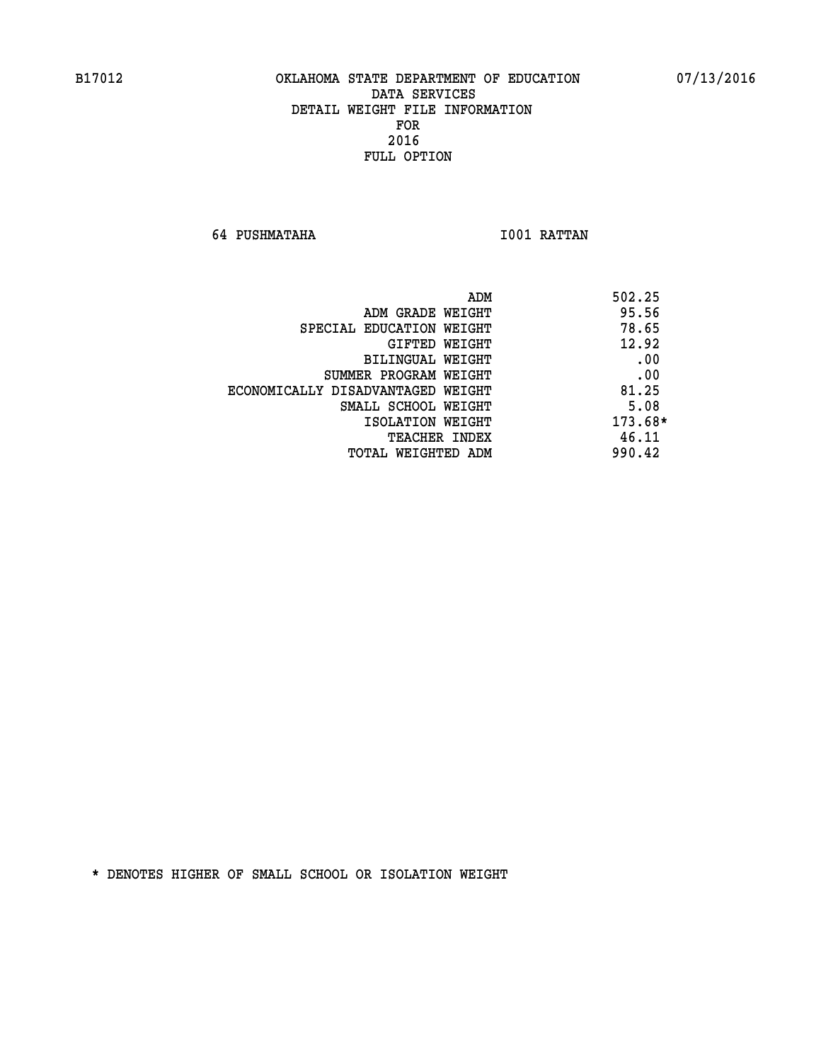B17012 OKLAHOMA STATE DEPARTMENT OF EDUCATION 07/13/2016

DATA SERVICES
DETAIL WEIGHT FILE INFORMATION
FOR
2016
FULL OPTION

64 PUSHMATAHA I001 RATTAN

| | |
|---|---|
| ADM | 502.25 |
| ADM GRADE WEIGHT | 95.56 |
| SPECIAL EDUCATION WEIGHT | 78.65 |
| GIFTED WEIGHT | 12.92 |
| BILINGUAL WEIGHT | .00 |
| SUMMER PROGRAM WEIGHT | .00 |
| ECONOMICALLY DISADVANTAGED WEIGHT | 81.25 |
| SMALL SCHOOL WEIGHT | 5.08 |
| ISOLATION WEIGHT | 173.68* |
| TEACHER INDEX | 46.11 |
| TOTAL WEIGHTED ADM | 990.42 |

* DENOTES HIGHER OF SMALL SCHOOL OR ISOLATION WEIGHT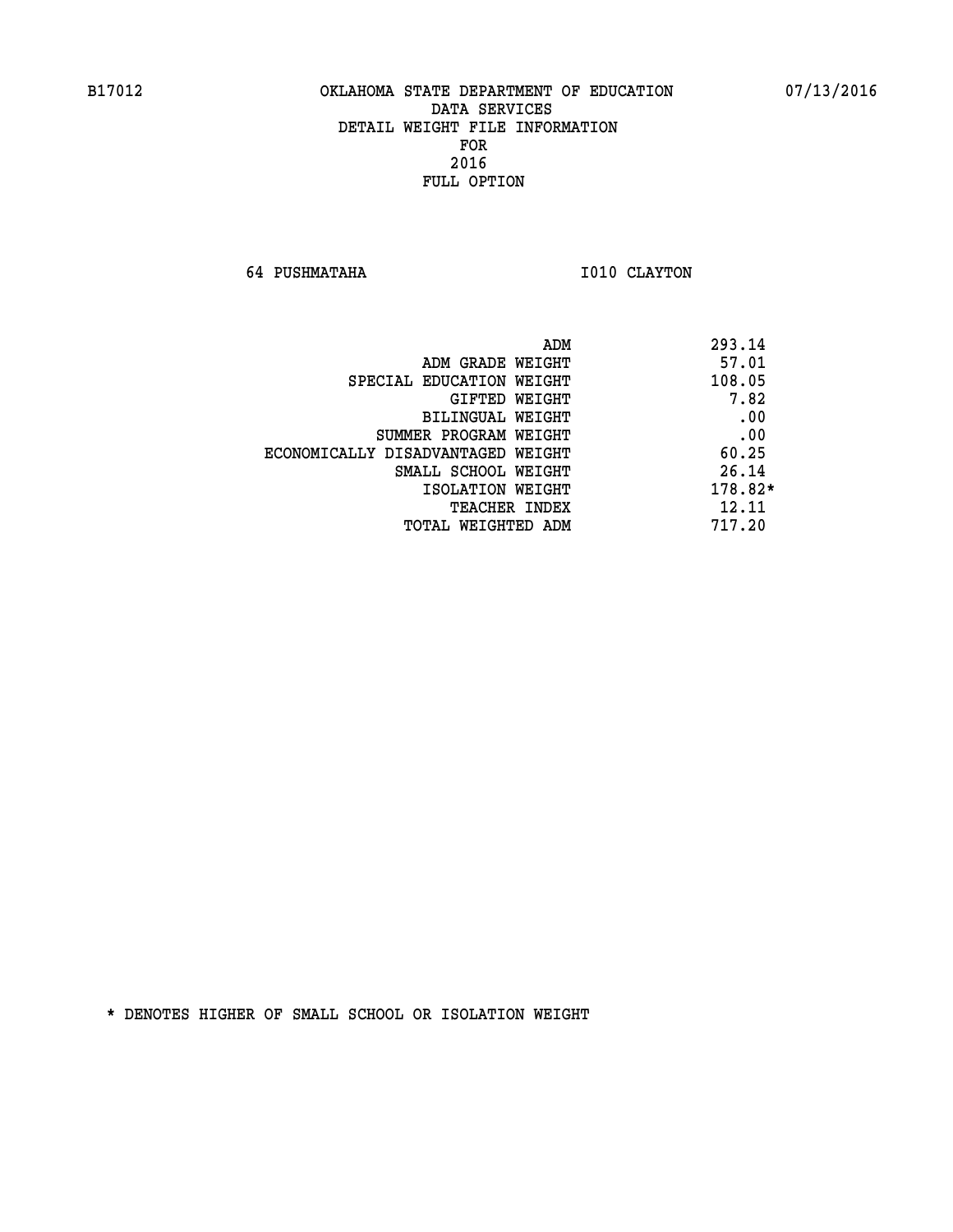B17012 OKLAHOMA STATE DEPARTMENT OF EDUCATION 07/13/2016

DATA SERVICES
DETAIL WEIGHT FILE INFORMATION
FOR
2016
FULL OPTION

64 PUSHMATAHA I010 CLAYTON

| | |
|---|---|
| ADM | 293.14 |
| ADM GRADE WEIGHT | 57.01 |
| SPECIAL EDUCATION WEIGHT | 108.05 |
| GIFTED WEIGHT | 7.82 |
| BILINGUAL WEIGHT | .00 |
| SUMMER PROGRAM WEIGHT | .00 |
| ECONOMICALLY DISADVANTAGED WEIGHT | 60.25 |
| SMALL SCHOOL WEIGHT | 26.14 |
| ISOLATION WEIGHT | 178.82* |
| TEACHER INDEX | 12.11 |
| TOTAL WEIGHTED ADM | 717.20 |

* DENOTES HIGHER OF SMALL SCHOOL OR ISOLATION WEIGHT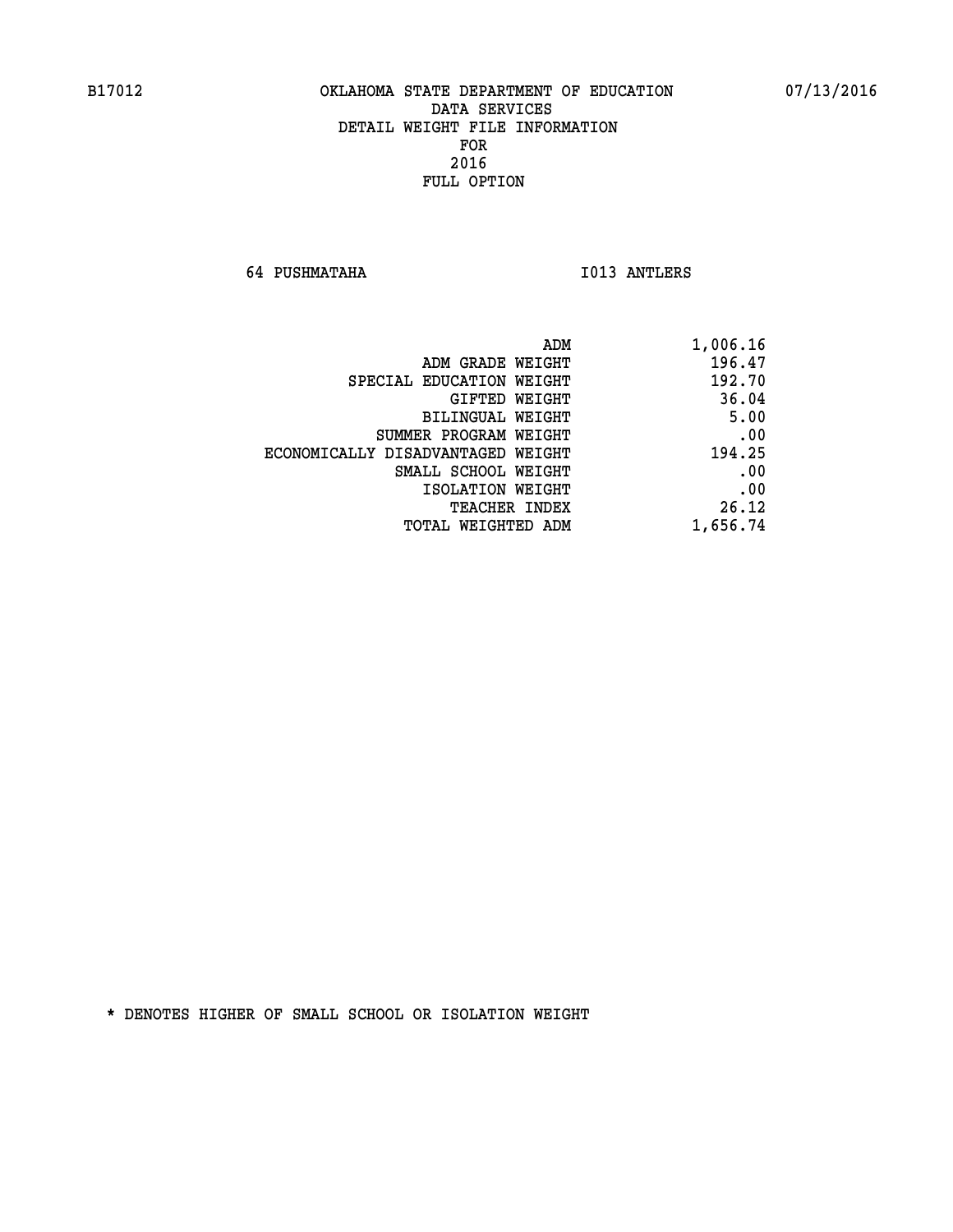B17012 OKLAHOMA STATE DEPARTMENT OF EDUCATION 07/13/2016

DATA SERVICES
DETAIL WEIGHT FILE INFORMATION
FOR
2016
FULL OPTION

64 PUSHMATAHA I013 ANTLERS

| | |
|---|---|
| ADM | 1,006.16 |
| ADM GRADE WEIGHT | 196.47 |
| SPECIAL EDUCATION WEIGHT | 192.70 |
| GIFTED WEIGHT | 36.04 |
| BILINGUAL WEIGHT | 5.00 |
| SUMMER PROGRAM WEIGHT | .00 |
| ECONOMICALLY DISADVANTAGED WEIGHT | 194.25 |
| SMALL SCHOOL WEIGHT | .00 |
| ISOLATION WEIGHT | .00 |
| TEACHER INDEX | 26.12 |
| TOTAL WEIGHTED ADM | 1,656.74 |

* DENOTES HIGHER OF SMALL SCHOOL OR ISOLATION WEIGHT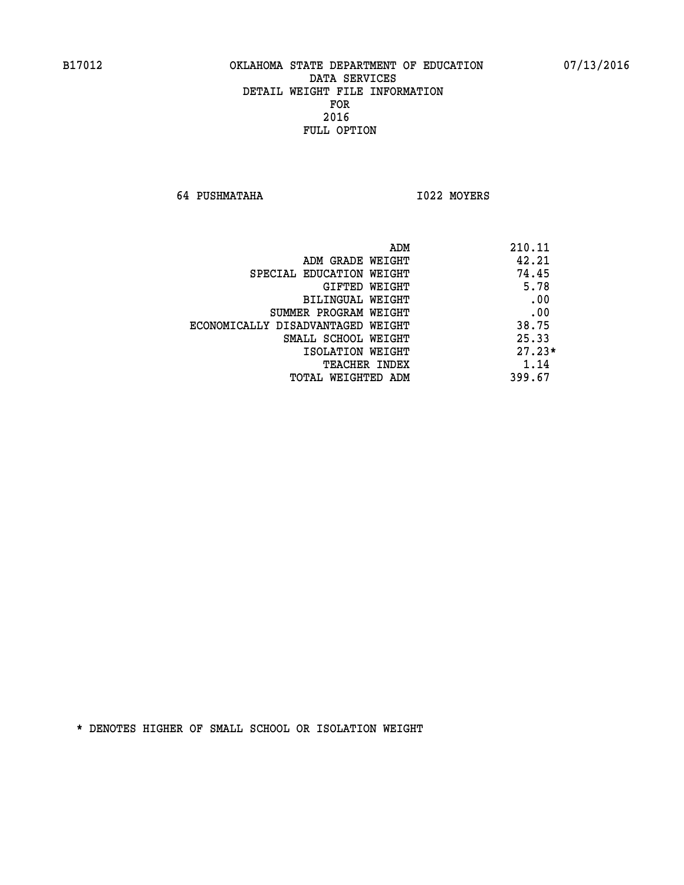B17012 OKLAHOMA STATE DEPARTMENT OF EDUCATION 07/13/2016

DATA SERVICES
DETAIL WEIGHT FILE INFORMATION
FOR
2016
FULL OPTION

64 PUSHMATAHA I022 MOYERS

| | |
|---|---|
| ADM | 210.11 |
| ADM GRADE WEIGHT | 42.21 |
| SPECIAL EDUCATION WEIGHT | 74.45 |
| GIFTED WEIGHT | 5.78 |
| BILINGUAL WEIGHT | .00 |
| SUMMER PROGRAM WEIGHT | .00 |
| ECONOMICALLY DISADVANTAGED WEIGHT | 38.75 |
| SMALL SCHOOL WEIGHT | 25.33 |
| ISOLATION WEIGHT | 27.23* |
| TEACHER INDEX | 1.14 |
| TOTAL WEIGHTED ADM | 399.67 |

* DENOTES HIGHER OF SMALL SCHOOL OR ISOLATION WEIGHT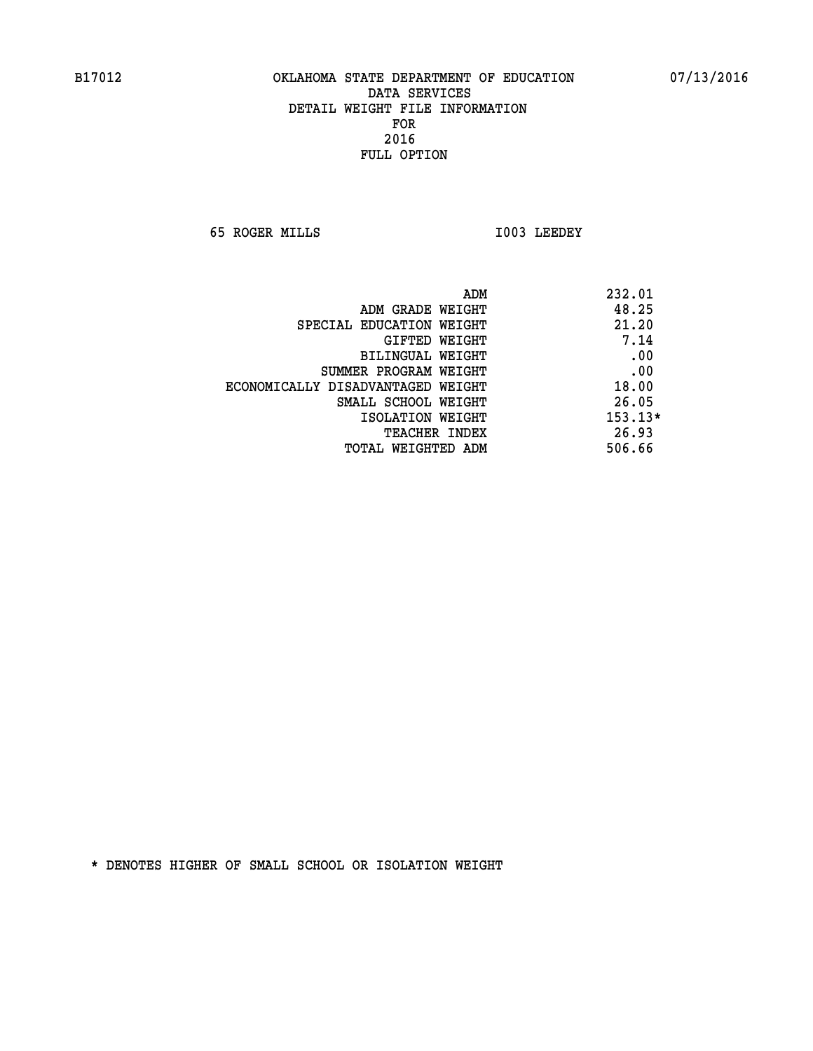B17012 OKLAHOMA STATE DEPARTMENT OF EDUCATION 07/13/2016

DATA SERVICES
DETAIL WEIGHT FILE INFORMATION
FOR
2016
FULL OPTION

65 ROGER MILLS I003 LEEDEY

| | |
|---|---|
| ADM | 232.01 |
| ADM GRADE WEIGHT | 48.25 |
| SPECIAL EDUCATION WEIGHT | 21.20 |
| GIFTED WEIGHT | 7.14 |
| BILINGUAL WEIGHT | .00 |
| SUMMER PROGRAM WEIGHT | .00 |
| ECONOMICALLY DISADVANTAGED WEIGHT | 18.00 |
| SMALL SCHOOL WEIGHT | 26.05 |
| ISOLATION WEIGHT | 153.13* |
| TEACHER INDEX | 26.93 |
| TOTAL WEIGHTED ADM | 506.66 |

* DENOTES HIGHER OF SMALL SCHOOL OR ISOLATION WEIGHT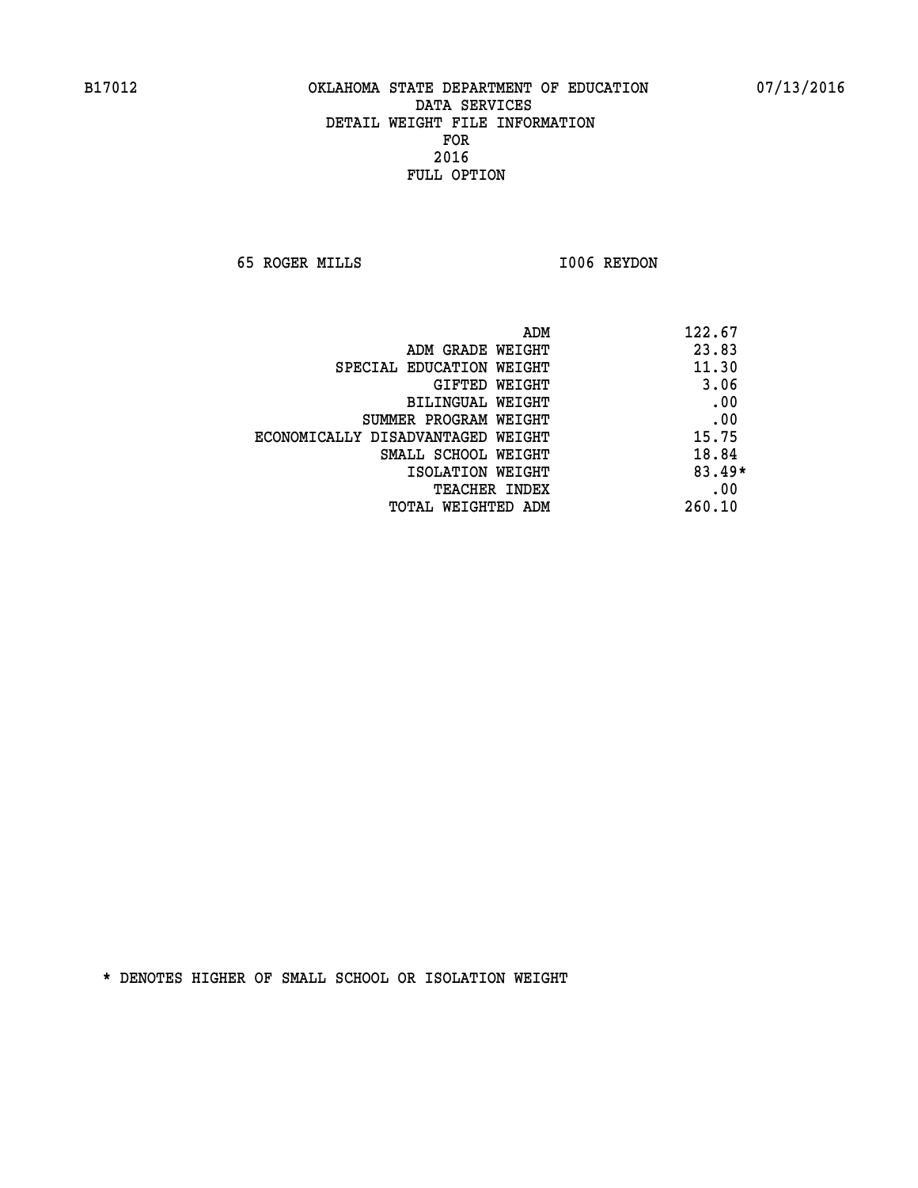B17012 OKLAHOMA STATE DEPARTMENT OF EDUCATION 07/13/2016

DATA SERVICES
DETAIL WEIGHT FILE INFORMATION
FOR
2016
FULL OPTION

65 ROGER MILLS I006 REYDON

| | |
|---|---|
| ADM | 122.67 |
| ADM GRADE WEIGHT | 23.83 |
| SPECIAL EDUCATION WEIGHT | 11.30 |
| GIFTED WEIGHT | 3.06 |
| BILINGUAL WEIGHT | .00 |
| SUMMER PROGRAM WEIGHT | .00 |
| ECONOMICALLY DISADVANTAGED WEIGHT | 15.75 |
| SMALL SCHOOL WEIGHT | 18.84 |
| ISOLATION WEIGHT | 83.49* |
| TEACHER INDEX | .00 |
| TOTAL WEIGHTED ADM | 260.10 |

* DENOTES HIGHER OF SMALL SCHOOL OR ISOLATION WEIGHT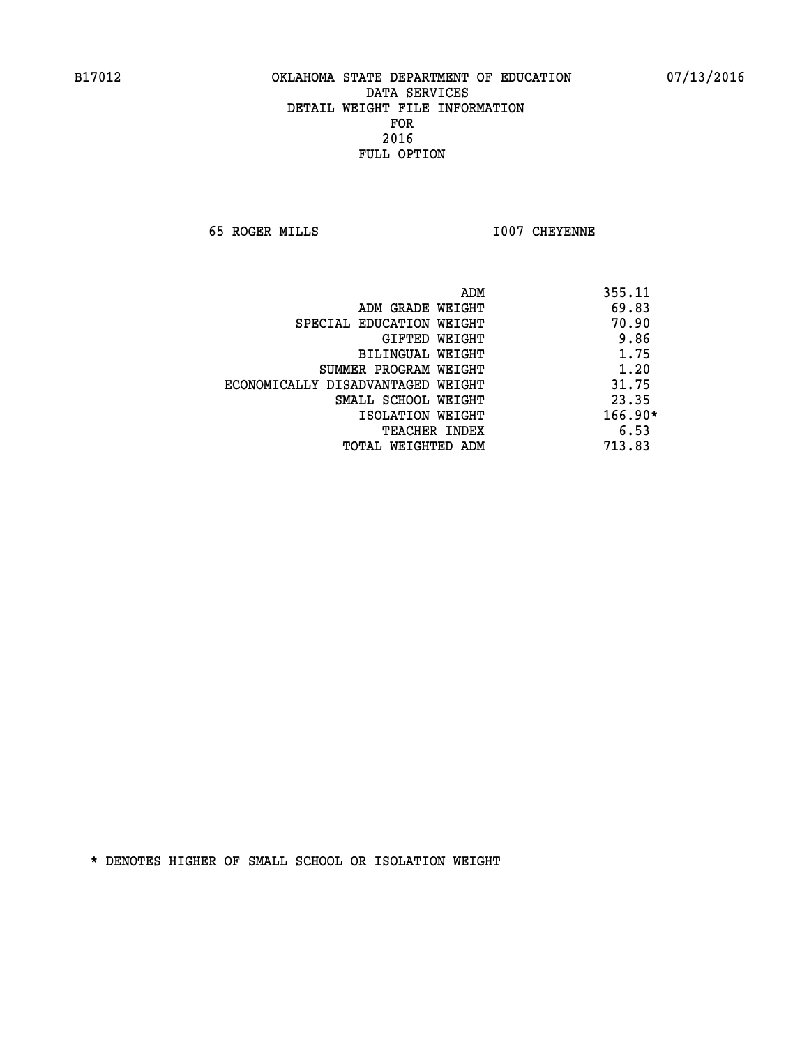B17012 OKLAHOMA STATE DEPARTMENT OF EDUCATION 07/13/2016

DATA SERVICES
DETAIL WEIGHT FILE INFORMATION
FOR
2016
FULL OPTION

65 ROGER MILLS I007 CHEYENNE

| | |
|---|---|
| ADM | 355.11 |
| ADM GRADE WEIGHT | 69.83 |
| SPECIAL EDUCATION WEIGHT | 70.90 |
| GIFTED WEIGHT | 9.86 |
| BILINGUAL WEIGHT | 1.75 |
| SUMMER PROGRAM WEIGHT | 1.20 |
| ECONOMICALLY DISADVANTAGED WEIGHT | 31.75 |
| SMALL SCHOOL WEIGHT | 23.35 |
| ISOLATION WEIGHT | 166.90* |
| TEACHER INDEX | 6.53 |
| TOTAL WEIGHTED ADM | 713.83 |

* DENOTES HIGHER OF SMALL SCHOOL OR ISOLATION WEIGHT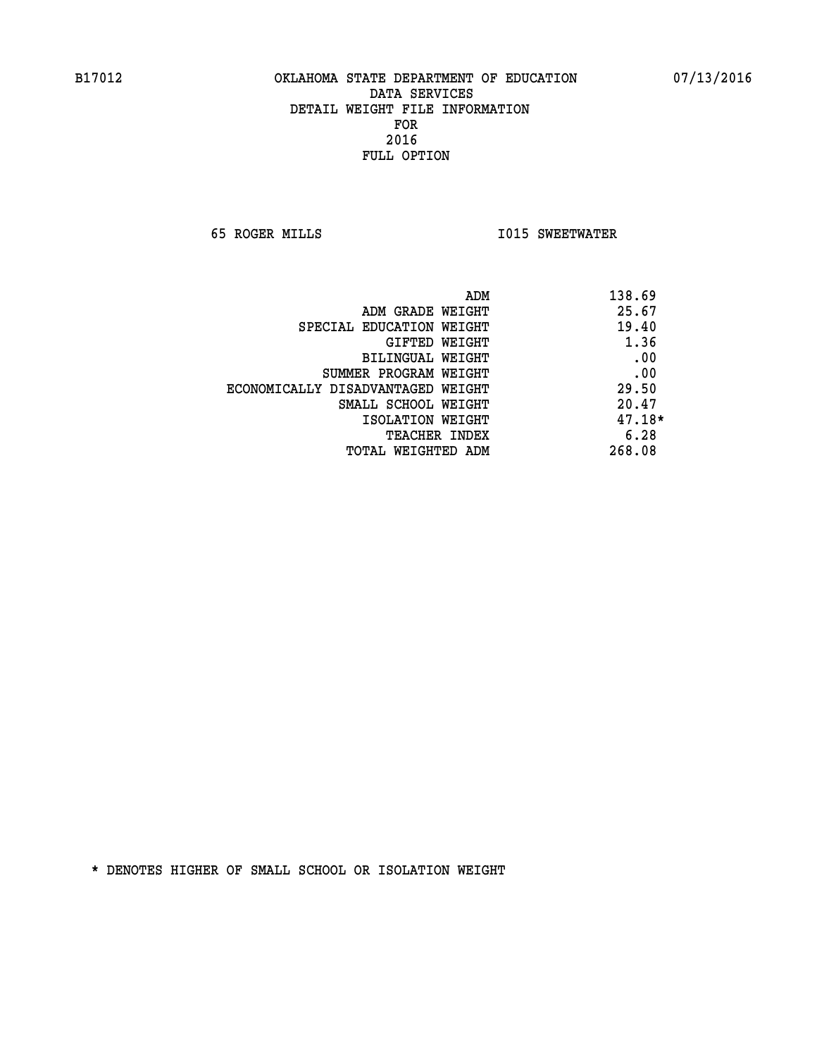B17012 OKLAHOMA STATE DEPARTMENT OF EDUCATION 07/13/2016

DATA SERVICES
DETAIL WEIGHT FILE INFORMATION
FOR
2016
FULL OPTION

65 ROGER MILLS I015 SWEETWATER

| | |
|---|---|
| ADM | 138.69 |
| ADM GRADE WEIGHT | 25.67 |
| SPECIAL EDUCATION WEIGHT | 19.40 |
| GIFTED WEIGHT | 1.36 |
| BILINGUAL WEIGHT | .00 |
| SUMMER PROGRAM WEIGHT | .00 |
| ECONOMICALLY DISADVANTAGED WEIGHT | 29.50 |
| SMALL SCHOOL WEIGHT | 20.47 |
| ISOLATION WEIGHT | 47.18* |
| TEACHER INDEX | 6.28 |
| TOTAL WEIGHTED ADM | 268.08 |

* DENOTES HIGHER OF SMALL SCHOOL OR ISOLATION WEIGHT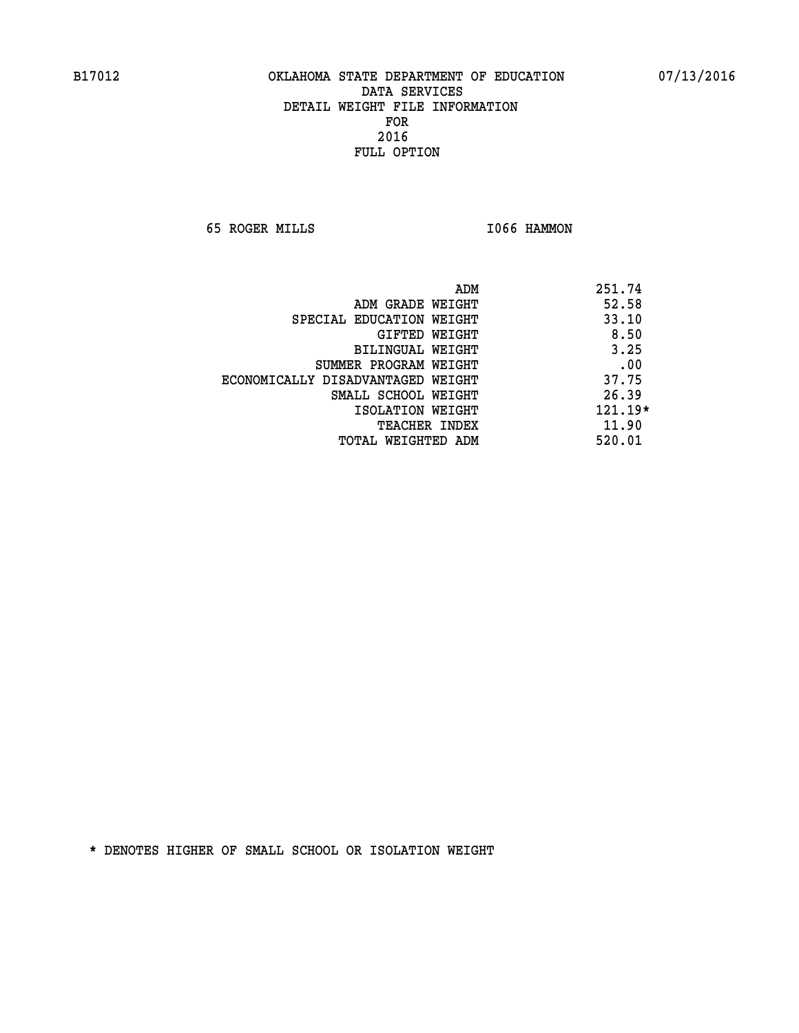B17012 OKLAHOMA STATE DEPARTMENT OF EDUCATION 07/13/2016

DATA SERVICES
DETAIL WEIGHT FILE INFORMATION
FOR
2016
FULL OPTION

65 ROGER MILLS I066 HAMMON

| | |
|---|---|
| ADM | 251.74 |
| ADM GRADE WEIGHT | 52.58 |
| SPECIAL EDUCATION WEIGHT | 33.10 |
| GIFTED WEIGHT | 8.50 |
| BILINGUAL WEIGHT | 3.25 |
| SUMMER PROGRAM WEIGHT | .00 |
| ECONOMICALLY DISADVANTAGED WEIGHT | 37.75 |
| SMALL SCHOOL WEIGHT | 26.39 |
| ISOLATION WEIGHT | 121.19* |
| TEACHER INDEX | 11.90 |
| TOTAL WEIGHTED ADM | 520.01 |

* DENOTES HIGHER OF SMALL SCHOOL OR ISOLATION WEIGHT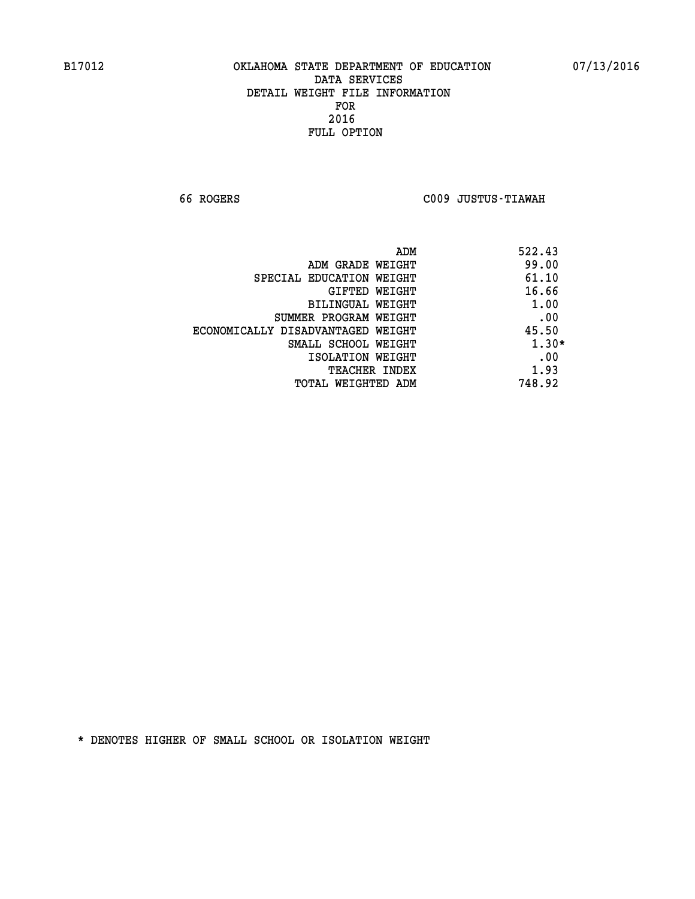B17012 OKLAHOMA STATE DEPARTMENT OF EDUCATION 07/13/2016

DATA SERVICES
DETAIL WEIGHT FILE INFORMATION
FOR
2016
FULL OPTION

66 ROGERS C009 JUSTUS-TIAWAH

| | |
|---|---|
| ADM | 522.43 |
| ADM GRADE WEIGHT | 99.00 |
| SPECIAL EDUCATION WEIGHT | 61.10 |
| GIFTED WEIGHT | 16.66 |
| BILINGUAL WEIGHT | 1.00 |
| SUMMER PROGRAM WEIGHT | .00 |
| ECONOMICALLY DISADVANTAGED WEIGHT | 45.50 |
| SMALL SCHOOL WEIGHT | 1.30* |
| ISOLATION WEIGHT | .00 |
| TEACHER INDEX | 1.93 |
| TOTAL WEIGHTED ADM | 748.92 |

* DENOTES HIGHER OF SMALL SCHOOL OR ISOLATION WEIGHT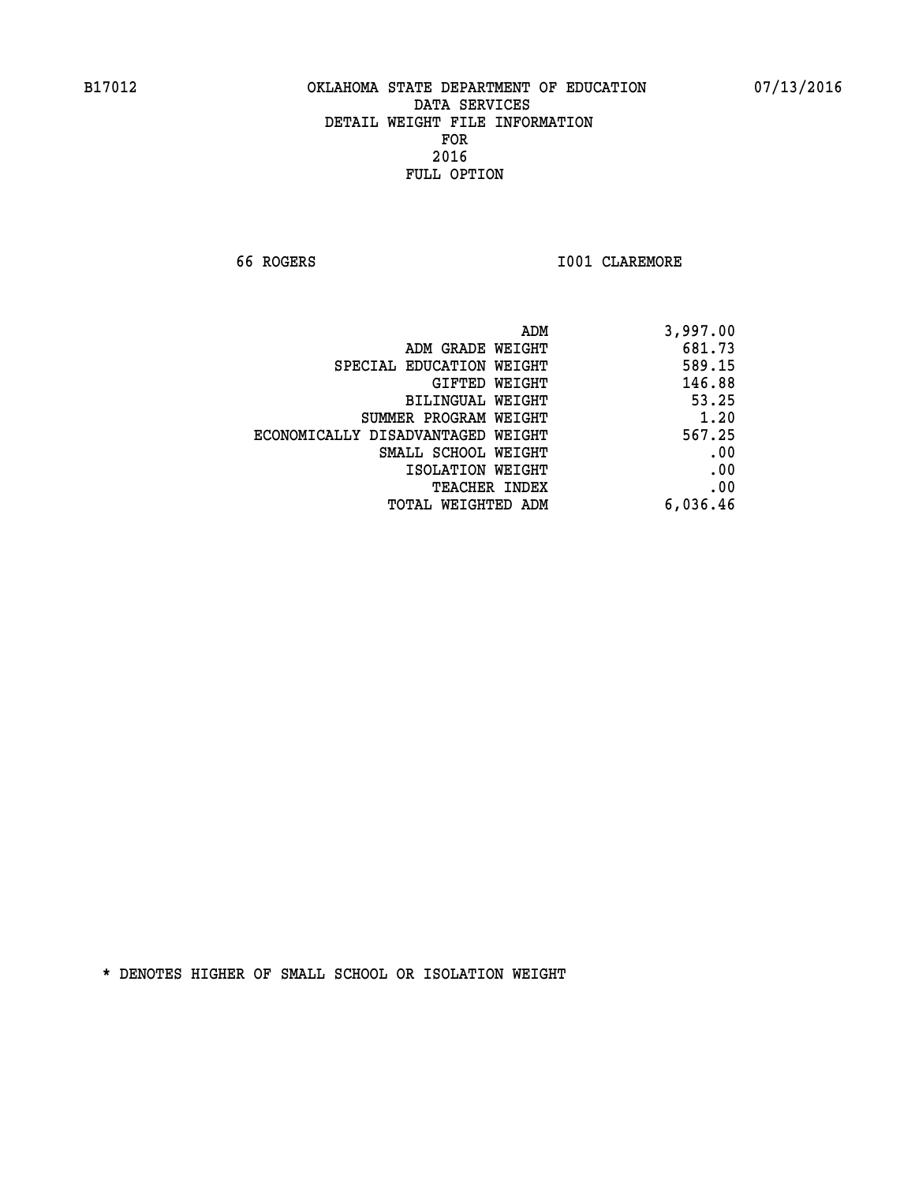B17012 OKLAHOMA STATE DEPARTMENT OF EDUCATION 07/13/2016

DATA SERVICES
DETAIL WEIGHT FILE INFORMATION
FOR
2016
FULL OPTION

66 ROGERS I001 CLAREMORE

| | |
|---|---|
| ADM | 3,997.00 |
| ADM GRADE WEIGHT | 681.73 |
| SPECIAL EDUCATION WEIGHT | 589.15 |
| GIFTED WEIGHT | 146.88 |
| BILINGUAL WEIGHT | 53.25 |
| SUMMER PROGRAM WEIGHT | 1.20 |
| ECONOMICALLY DISADVANTAGED WEIGHT | 567.25 |
| SMALL SCHOOL WEIGHT | .00 |
| ISOLATION WEIGHT | .00 |
| TEACHER INDEX | .00 |
| TOTAL WEIGHTED ADM | 6,036.46 |

* DENOTES HIGHER OF SMALL SCHOOL OR ISOLATION WEIGHT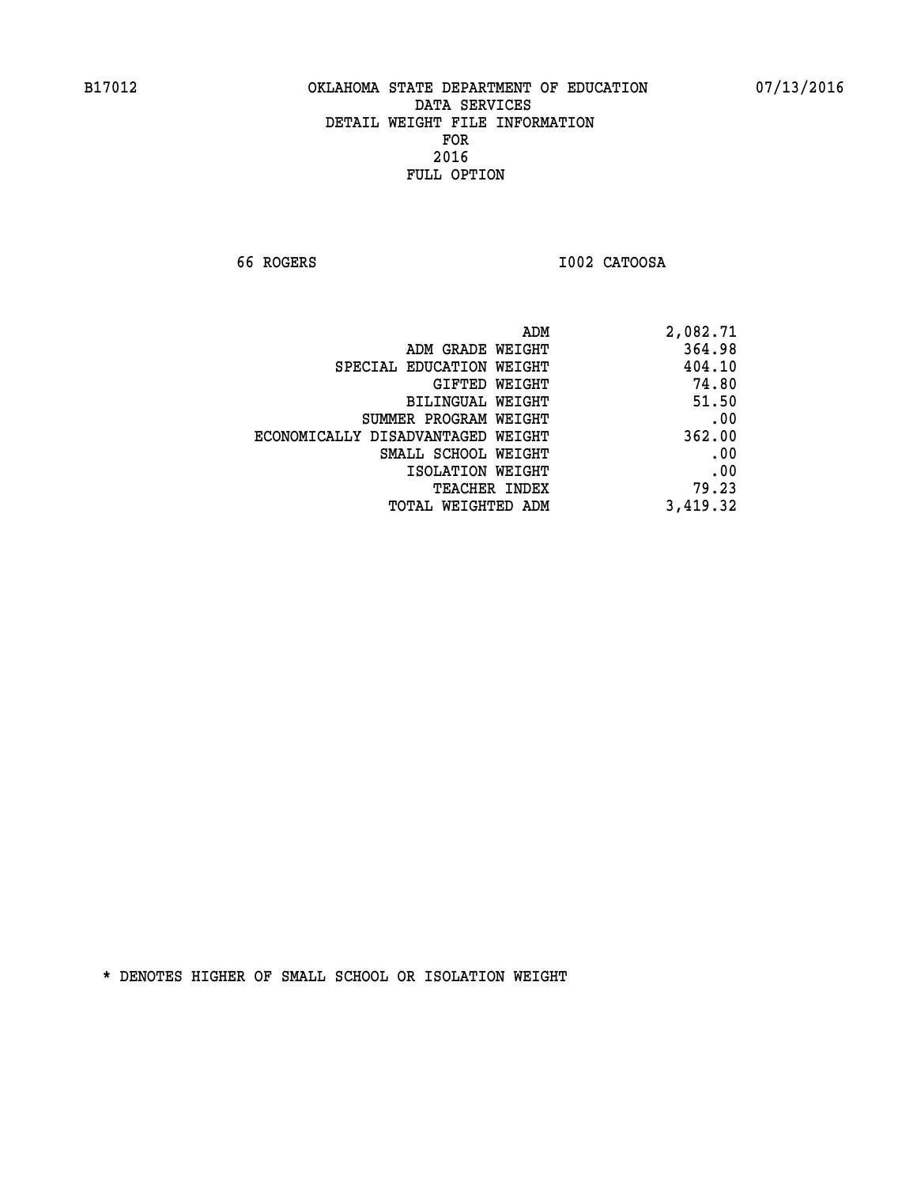B17012 OKLAHOMA STATE DEPARTMENT OF EDUCATION 07/13/2016

DATA SERVICES
DETAIL WEIGHT FILE INFORMATION
FOR
2016
FULL OPTION

66 ROGERS I002 CATOOSA

| | |
|---|---|
| ADM | 2,082.71 |
| ADM GRADE WEIGHT | 364.98 |
| SPECIAL EDUCATION WEIGHT | 404.10 |
| GIFTED WEIGHT | 74.80 |
| BILINGUAL WEIGHT | 51.50 |
| SUMMER PROGRAM WEIGHT | .00 |
| ECONOMICALLY DISADVANTAGED WEIGHT | 362.00 |
| SMALL SCHOOL WEIGHT | .00 |
| ISOLATION WEIGHT | .00 |
| TEACHER INDEX | 79.23 |
| TOTAL WEIGHTED ADM | 3,419.32 |

* DENOTES HIGHER OF SMALL SCHOOL OR ISOLATION WEIGHT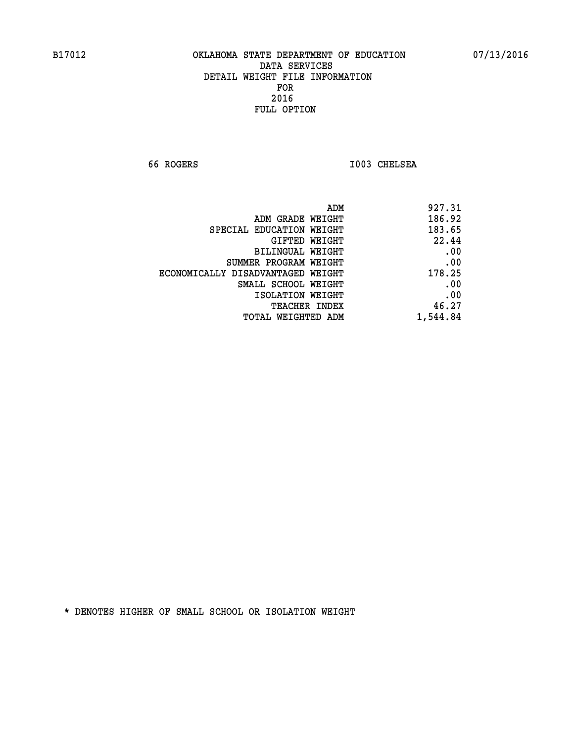B17012 OKLAHOMA STATE DEPARTMENT OF EDUCATION 07/13/2016

DATA SERVICES
DETAIL WEIGHT FILE INFORMATION
FOR
2016
FULL OPTION

66 ROGERS I003 CHELSEA

| | |
|---|---|
| ADM | 927.31 |
| ADM GRADE WEIGHT | 186.92 |
| SPECIAL EDUCATION WEIGHT | 183.65 |
| GIFTED WEIGHT | 22.44 |
| BILINGUAL WEIGHT | .00 |
| SUMMER PROGRAM WEIGHT | .00 |
| ECONOMICALLY DISADVANTAGED WEIGHT | 178.25 |
| SMALL SCHOOL WEIGHT | .00 |
| ISOLATION WEIGHT | .00 |
| TEACHER INDEX | 46.27 |
| TOTAL WEIGHTED ADM | 1,544.84 |

* DENOTES HIGHER OF SMALL SCHOOL OR ISOLATION WEIGHT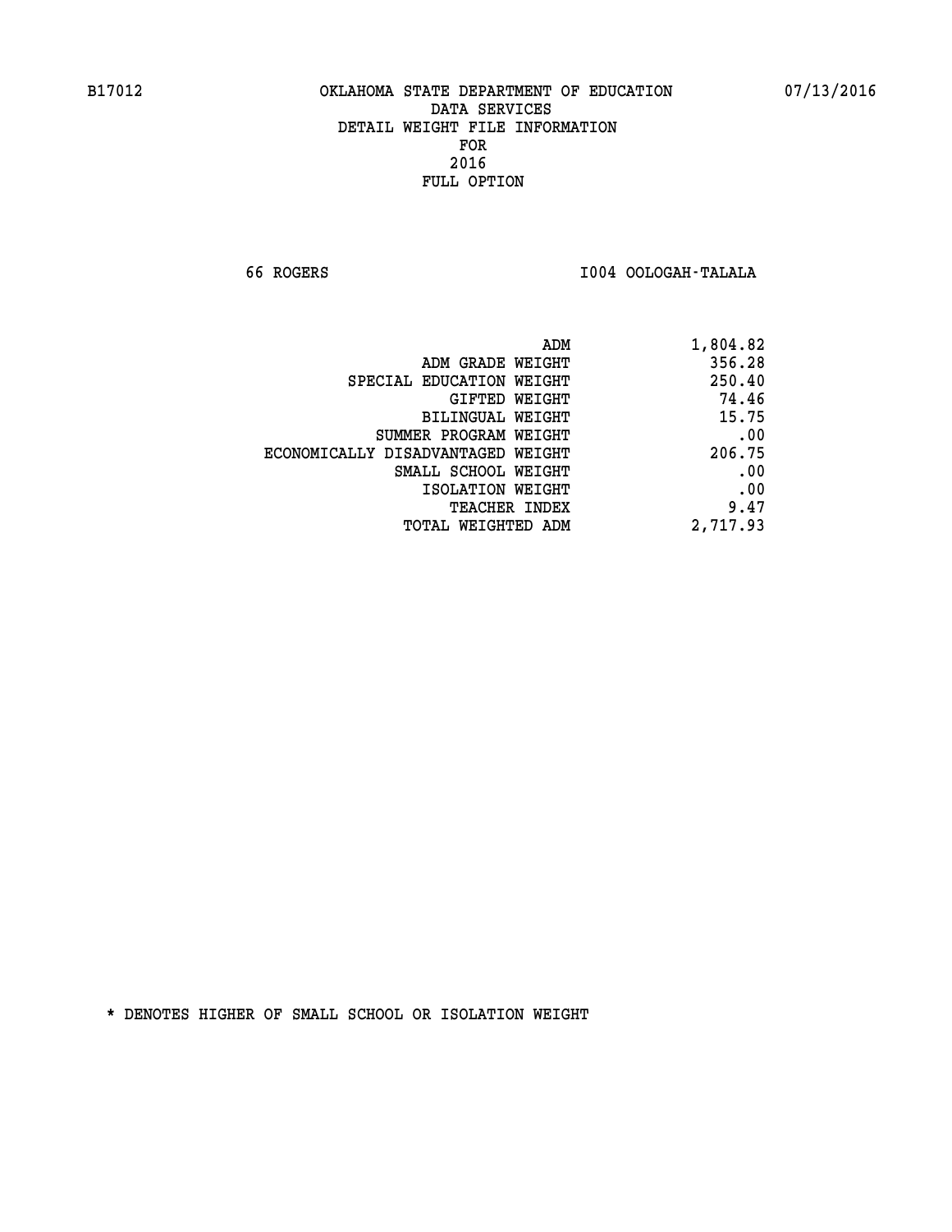B17012 OKLAHOMA STATE DEPARTMENT OF EDUCATION 07/13/2016

DATA SERVICES
DETAIL WEIGHT FILE INFORMATION
FOR
2016
FULL OPTION

66 ROGERS I004 OOLOGAH-TALALA

| | |
|---|---|
| ADM | 1,804.82 |
| ADM GRADE WEIGHT | 356.28 |
| SPECIAL EDUCATION WEIGHT | 250.40 |
| GIFTED WEIGHT | 74.46 |
| BILINGUAL WEIGHT | 15.75 |
| SUMMER PROGRAM WEIGHT | .00 |
| ECONOMICALLY DISADVANTAGED WEIGHT | 206.75 |
| SMALL SCHOOL WEIGHT | .00 |
| ISOLATION WEIGHT | .00 |
| TEACHER INDEX | 9.47 |
| TOTAL WEIGHTED ADM | 2,717.93 |

* DENOTES HIGHER OF SMALL SCHOOL OR ISOLATION WEIGHT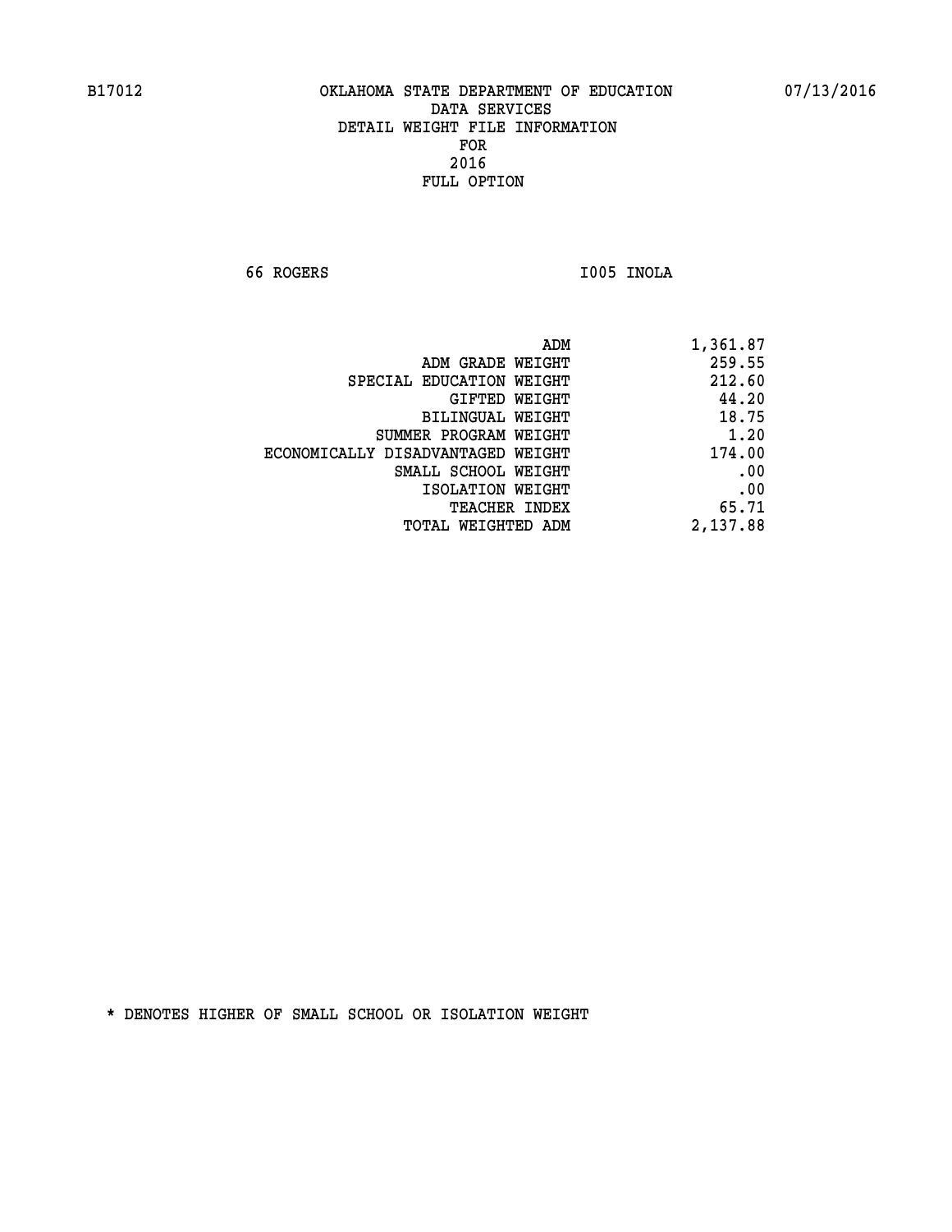B17012 OKLAHOMA STATE DEPARTMENT OF EDUCATION 07/13/2016

DATA SERVICES

DETAIL WEIGHT FILE INFORMATION

FOR

2016

FULL OPTION

66 ROGERS I005 INOLA

| | |
|---|---|
| ADM | 1,361.87 |
| ADM GRADE WEIGHT | 259.55 |
| SPECIAL EDUCATION WEIGHT | 212.60 |
| GIFTED WEIGHT | 44.20 |
| BILINGUAL WEIGHT | 18.75 |
| SUMMER PROGRAM WEIGHT | 1.20 |
| ECONOMICALLY DISADVANTAGED WEIGHT | 174.00 |
| SMALL SCHOOL WEIGHT | .00 |
| ISOLATION WEIGHT | .00 |
| TEACHER INDEX | 65.71 |
| TOTAL WEIGHTED ADM | 2,137.88 |

* DENOTES HIGHER OF SMALL SCHOOL OR ISOLATION WEIGHT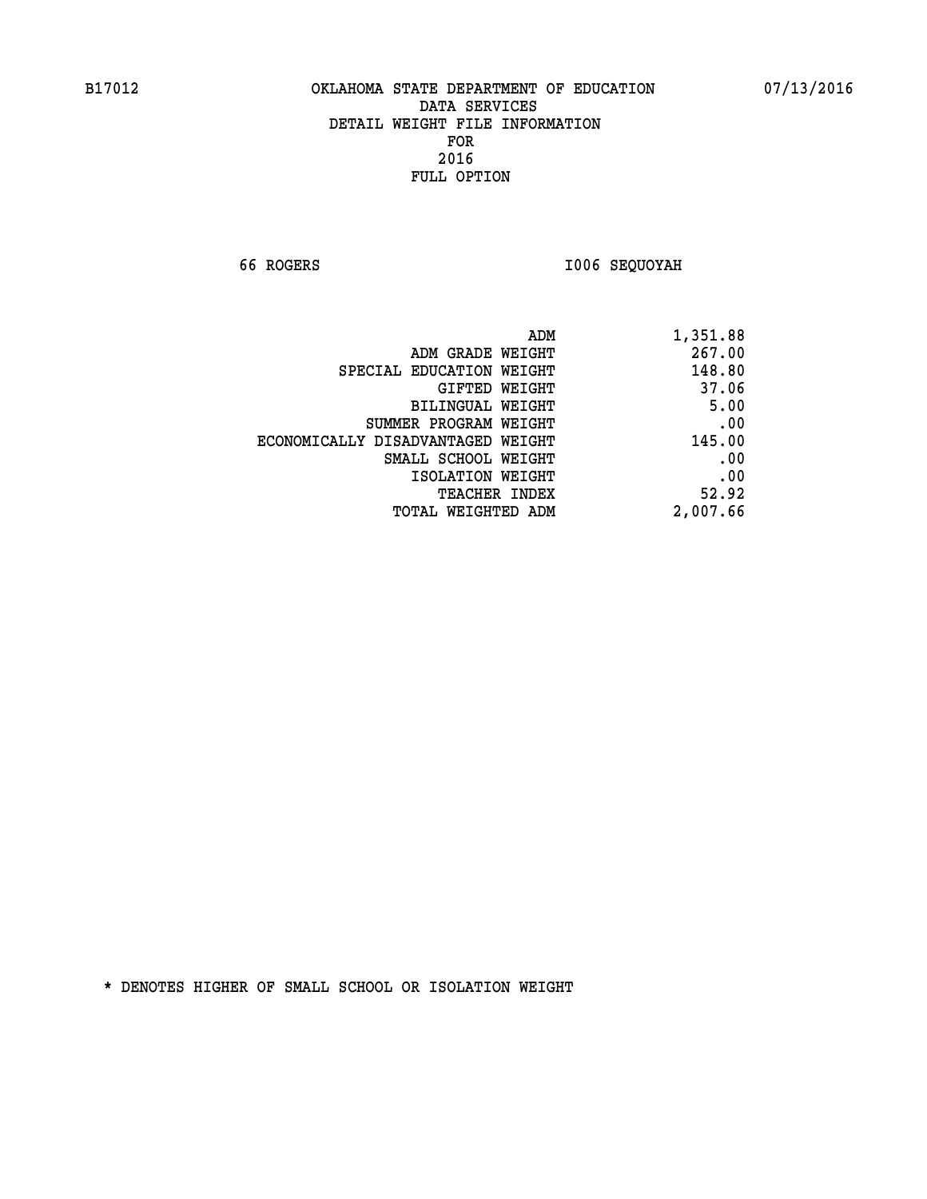B17012 OKLAHOMA STATE DEPARTMENT OF EDUCATION 07/13/2016

DATA SERVICES
DETAIL WEIGHT FILE INFORMATION
FOR
2016
FULL OPTION

66 ROGERS I006 SEQUOYAH

| | |
|---|---|
| ADM | 1,351.88 |
| ADM GRADE WEIGHT | 267.00 |
| SPECIAL EDUCATION WEIGHT | 148.80 |
| GIFTED WEIGHT | 37.06 |
| BILINGUAL WEIGHT | 5.00 |
| SUMMER PROGRAM WEIGHT | .00 |
| ECONOMICALLY DISADVANTAGED WEIGHT | 145.00 |
| SMALL SCHOOL WEIGHT | .00 |
| ISOLATION WEIGHT | .00 |
| TEACHER INDEX | 52.92 |
| TOTAL WEIGHTED ADM | 2,007.66 |

* DENOTES HIGHER OF SMALL SCHOOL OR ISOLATION WEIGHT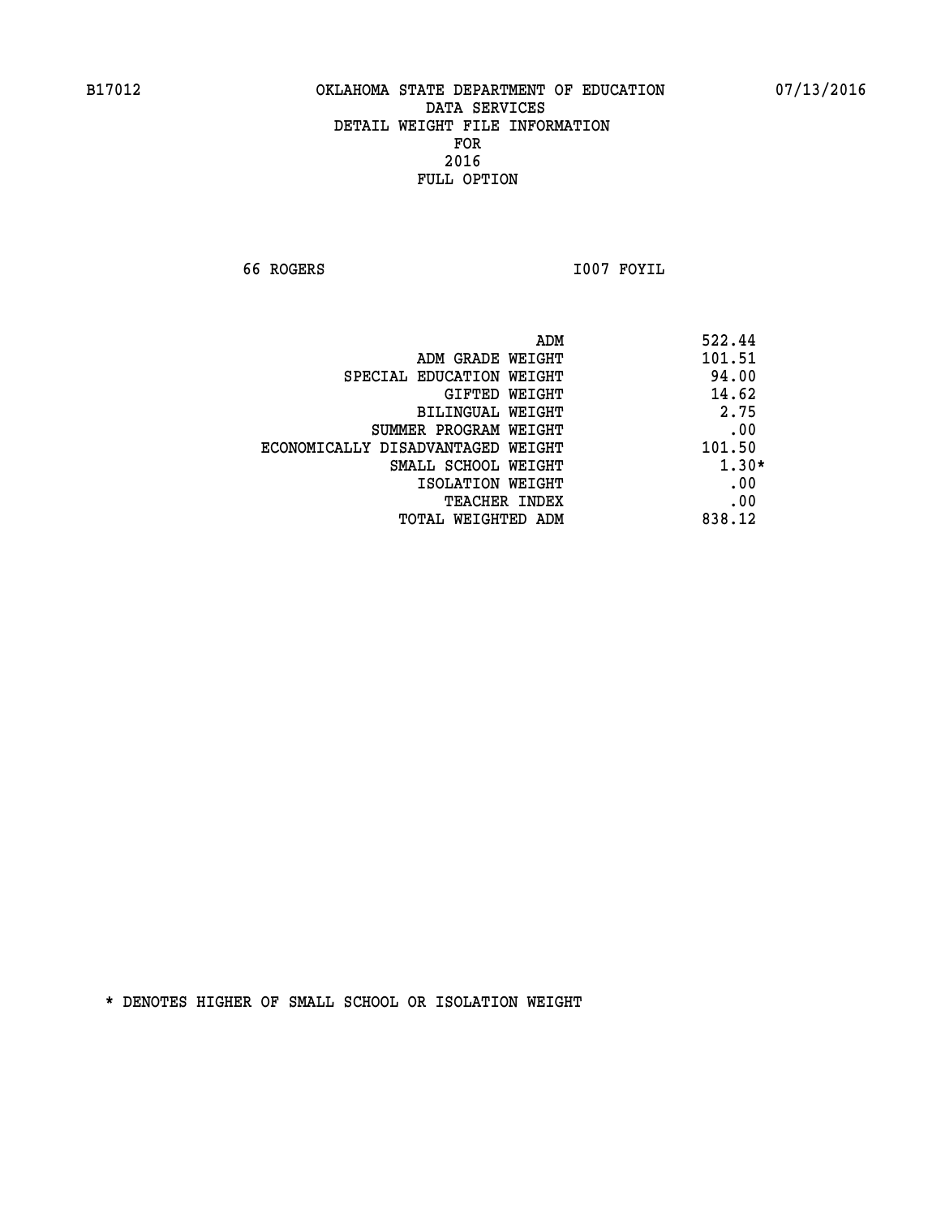B17012 OKLAHOMA STATE DEPARTMENT OF EDUCATION 07/13/2016

DATA SERVICES
DETAIL WEIGHT FILE INFORMATION
FOR
2016
FULL OPTION

66 ROGERS I007 FOYIL

| | |
|---|---|
| ADM | 522.44 |
| ADM GRADE WEIGHT | 101.51 |
| SPECIAL EDUCATION WEIGHT | 94.00 |
| GIFTED WEIGHT | 14.62 |
| BILINGUAL WEIGHT | 2.75 |
| SUMMER PROGRAM WEIGHT | .00 |
| ECONOMICALLY DISADVANTAGED WEIGHT | 101.50 |
| SMALL SCHOOL WEIGHT | 1.30* |
| ISOLATION WEIGHT | .00 |
| TEACHER INDEX | .00 |
| TOTAL WEIGHTED ADM | 838.12 |

* DENOTES HIGHER OF SMALL SCHOOL OR ISOLATION WEIGHT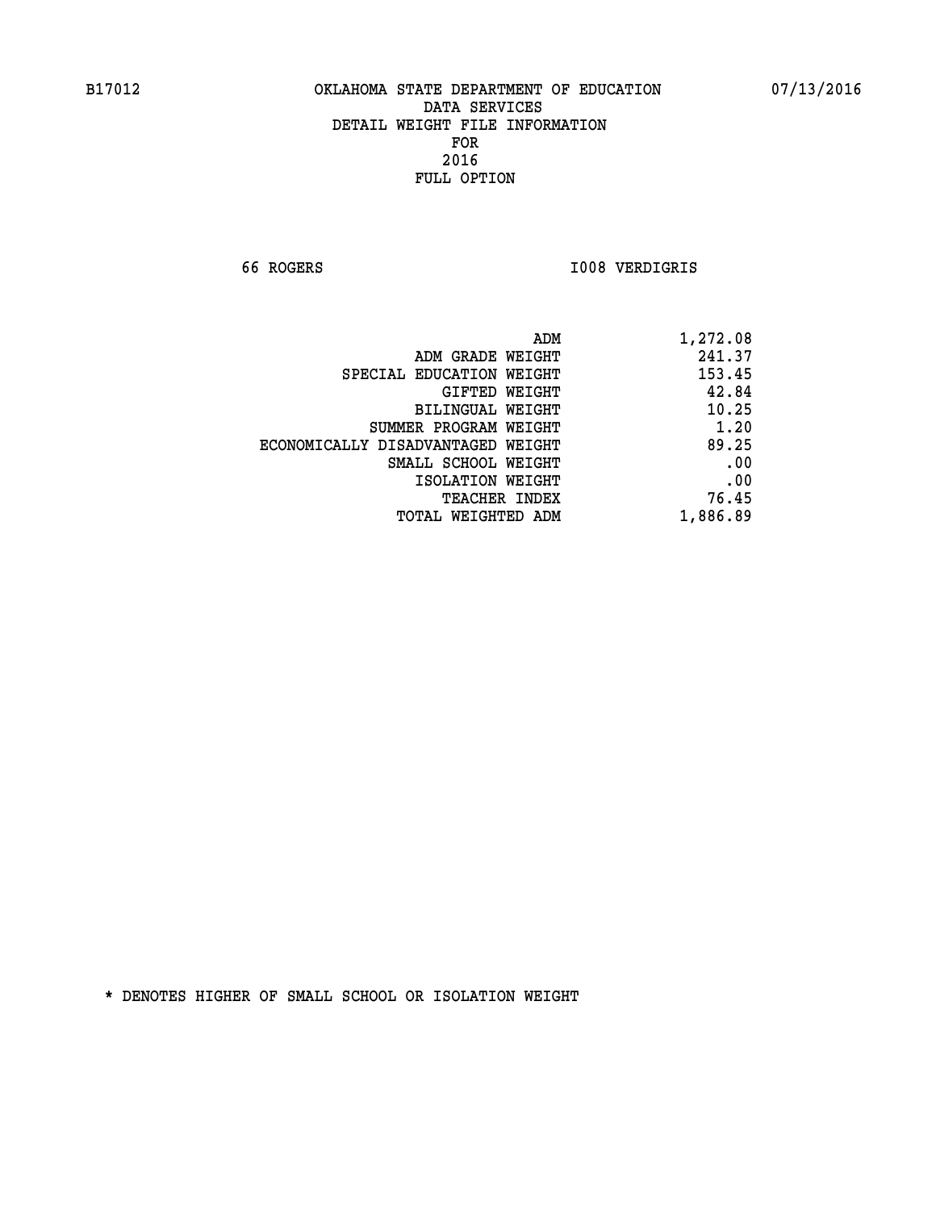B17012 OKLAHOMA STATE DEPARTMENT OF EDUCATION 07/13/2016

DATA SERVICES

DETAIL WEIGHT FILE INFORMATION

FOR

2016

FULL OPTION

66 ROGERS I008 VERDIGRIS

| | |
|---|---|
| ADM | 1,272.08 |
| ADM GRADE WEIGHT | 241.37 |
| SPECIAL EDUCATION WEIGHT | 153.45 |
| GIFTED WEIGHT | 42.84 |
| BILINGUAL WEIGHT | 10.25 |
| SUMMER PROGRAM WEIGHT | 1.20 |
| ECONOMICALLY DISADVANTAGED WEIGHT | 89.25 |
| SMALL SCHOOL WEIGHT | .00 |
| ISOLATION WEIGHT | .00 |
| TEACHER INDEX | 76.45 |
| TOTAL WEIGHTED ADM | 1,886.89 |

* DENOTES HIGHER OF SMALL SCHOOL OR ISOLATION WEIGHT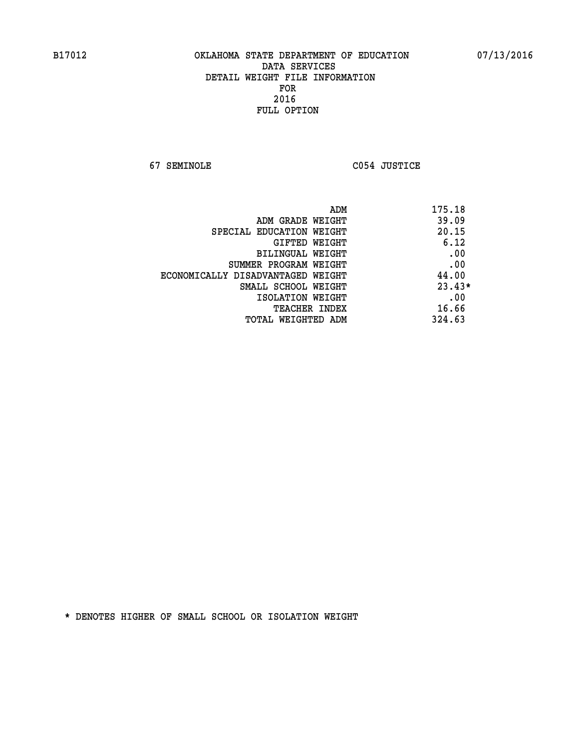B17012 OKLAHOMA STATE DEPARTMENT OF EDUCATION 07/13/2016

DATA SERVICES
DETAIL WEIGHT FILE INFORMATION
FOR
2016
FULL OPTION

67 SEMINOLE C054 JUSTICE

| | |
|---|---|
| ADM | 175.18 |
| ADM GRADE WEIGHT | 39.09 |
| SPECIAL EDUCATION WEIGHT | 20.15 |
| GIFTED WEIGHT | 6.12 |
| BILINGUAL WEIGHT | .00 |
| SUMMER PROGRAM WEIGHT | .00 |
| ECONOMICALLY DISADVANTAGED WEIGHT | 44.00 |
| SMALL SCHOOL WEIGHT | 23.43* |
| ISOLATION WEIGHT | .00 |
| TEACHER INDEX | 16.66 |
| TOTAL WEIGHTED ADM | 324.63 |

* DENOTES HIGHER OF SMALL SCHOOL OR ISOLATION WEIGHT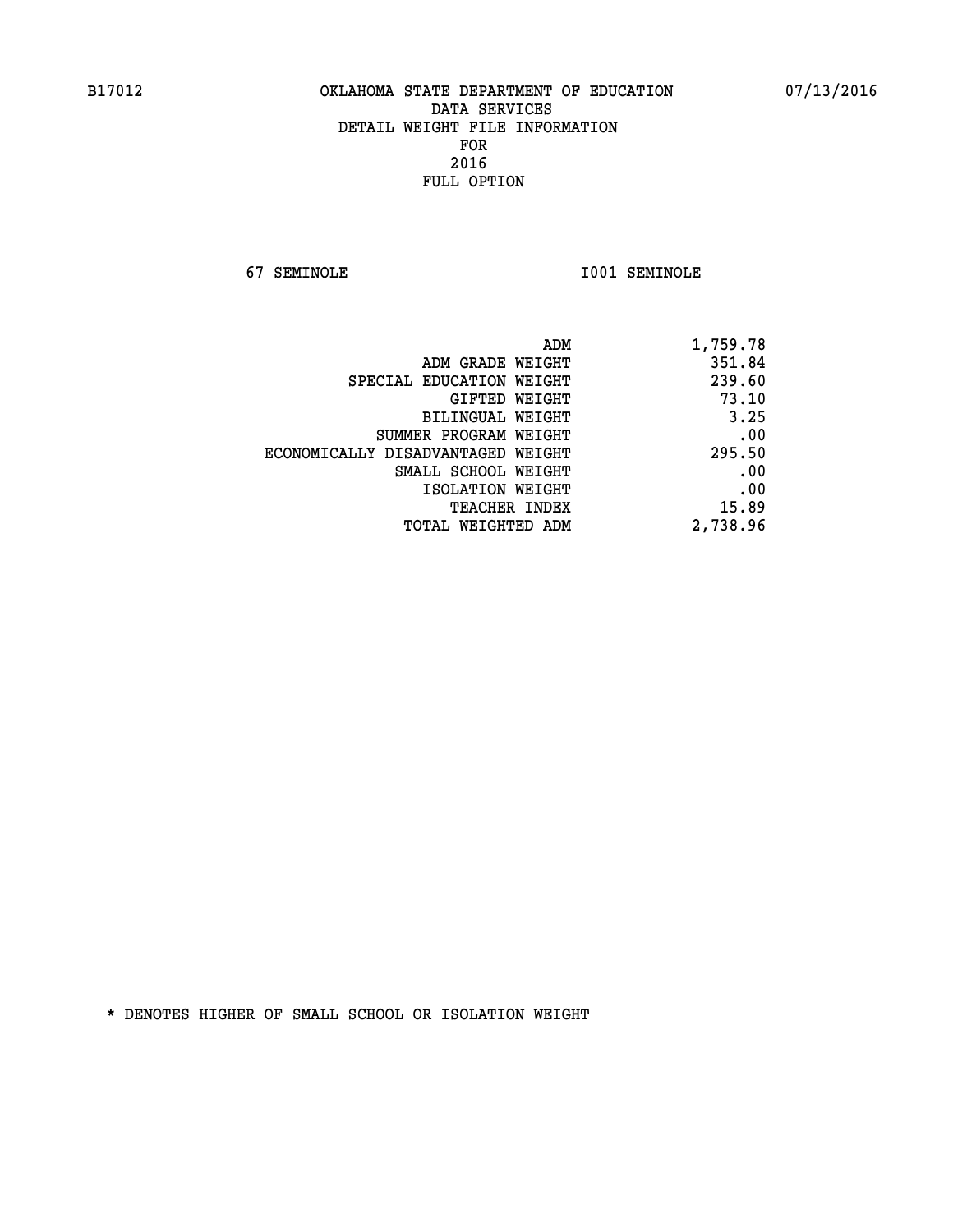B17012 OKLAHOMA STATE DEPARTMENT OF EDUCATION 07/13/2016

DATA SERVICES
DETAIL WEIGHT FILE INFORMATION
FOR
2016
FULL OPTION

67 SEMINOLE I001 SEMINOLE

| | |
|---|---|
| ADM | 1,759.78 |
| ADM GRADE WEIGHT | 351.84 |
| SPECIAL EDUCATION WEIGHT | 239.60 |
| GIFTED WEIGHT | 73.10 |
| BILINGUAL WEIGHT | 3.25 |
| SUMMER PROGRAM WEIGHT | .00 |
| ECONOMICALLY DISADVANTAGED WEIGHT | 295.50 |
| SMALL SCHOOL WEIGHT | .00 |
| ISOLATION WEIGHT | .00 |
| TEACHER INDEX | 15.89 |
| TOTAL WEIGHTED ADM | 2,738.96 |

* DENOTES HIGHER OF SMALL SCHOOL OR ISOLATION WEIGHT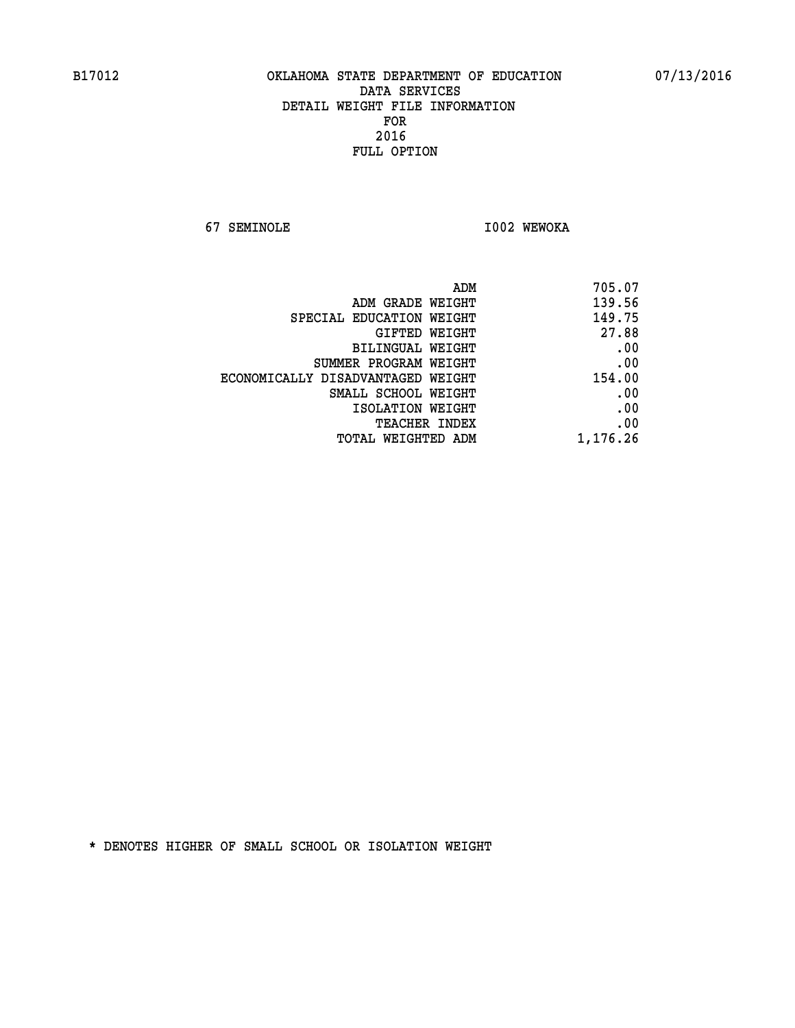B17012 OKLAHOMA STATE DEPARTMENT OF EDUCATION 07/13/2016

DATA SERVICES

DETAIL WEIGHT FILE INFORMATION

FOR

2016

FULL OPTION

67 SEMINOLE I002 WEWOKA

| | |
|---|---|
| ADM | 705.07 |
| ADM GRADE WEIGHT | 139.56 |
| SPECIAL EDUCATION WEIGHT | 149.75 |
| GIFTED WEIGHT | 27.88 |
| BILINGUAL WEIGHT | .00 |
| SUMMER PROGRAM WEIGHT | .00 |
| ECONOMICALLY DISADVANTAGED WEIGHT | 154.00 |
| SMALL SCHOOL WEIGHT | .00 |
| ISOLATION WEIGHT | .00 |
| TEACHER INDEX | .00 |
| TOTAL WEIGHTED ADM | 1,176.26 |

* DENOTES HIGHER OF SMALL SCHOOL OR ISOLATION WEIGHT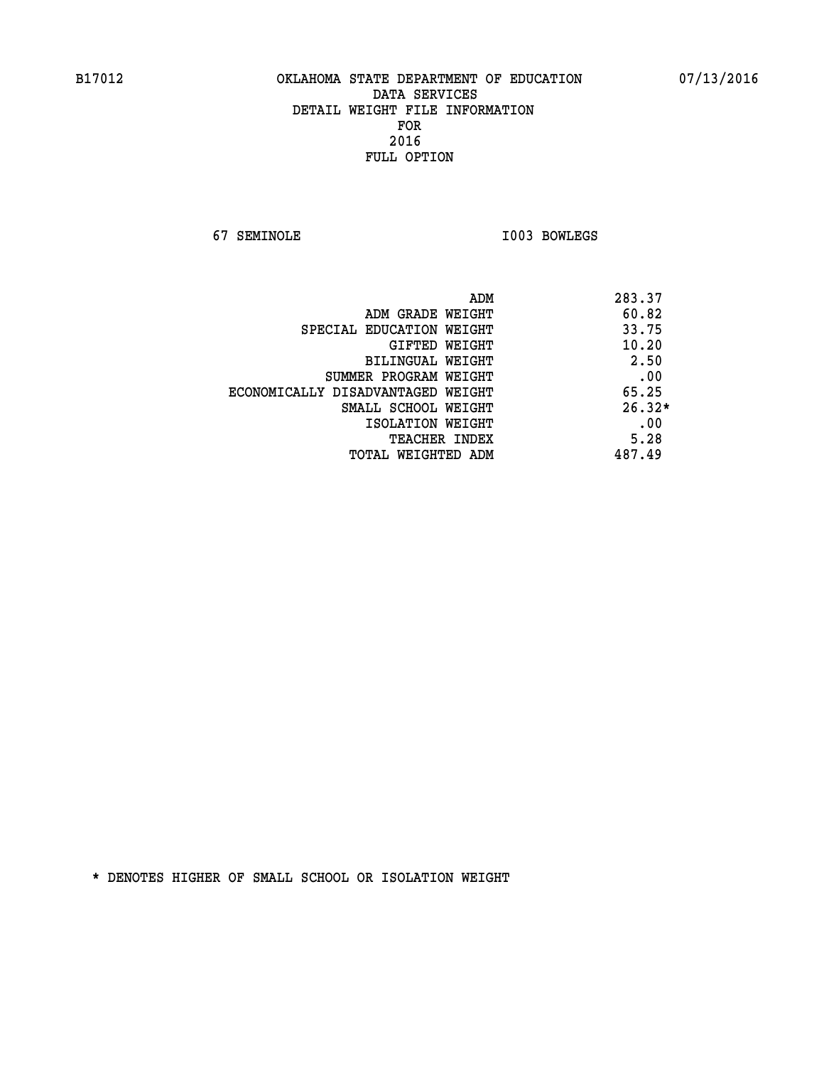B17012 OKLAHOMA STATE DEPARTMENT OF EDUCATION 07/13/2016

DATA SERVICES
DETAIL WEIGHT FILE INFORMATION
FOR
2016
FULL OPTION

67 SEMINOLE I003 BOWLEGS

| | |
|---|---|
| ADM | 283.37 |
| ADM GRADE WEIGHT | 60.82 |
| SPECIAL EDUCATION WEIGHT | 33.75 |
| GIFTED WEIGHT | 10.20 |
| BILINGUAL WEIGHT | 2.50 |
| SUMMER PROGRAM WEIGHT | .00 |
| ECONOMICALLY DISADVANTAGED WEIGHT | 65.25 |
| SMALL SCHOOL WEIGHT | 26.32* |
| ISOLATION WEIGHT | .00 |
| TEACHER INDEX | 5.28 |
| TOTAL WEIGHTED ADM | 487.49 |

* DENOTES HIGHER OF SMALL SCHOOL OR ISOLATION WEIGHT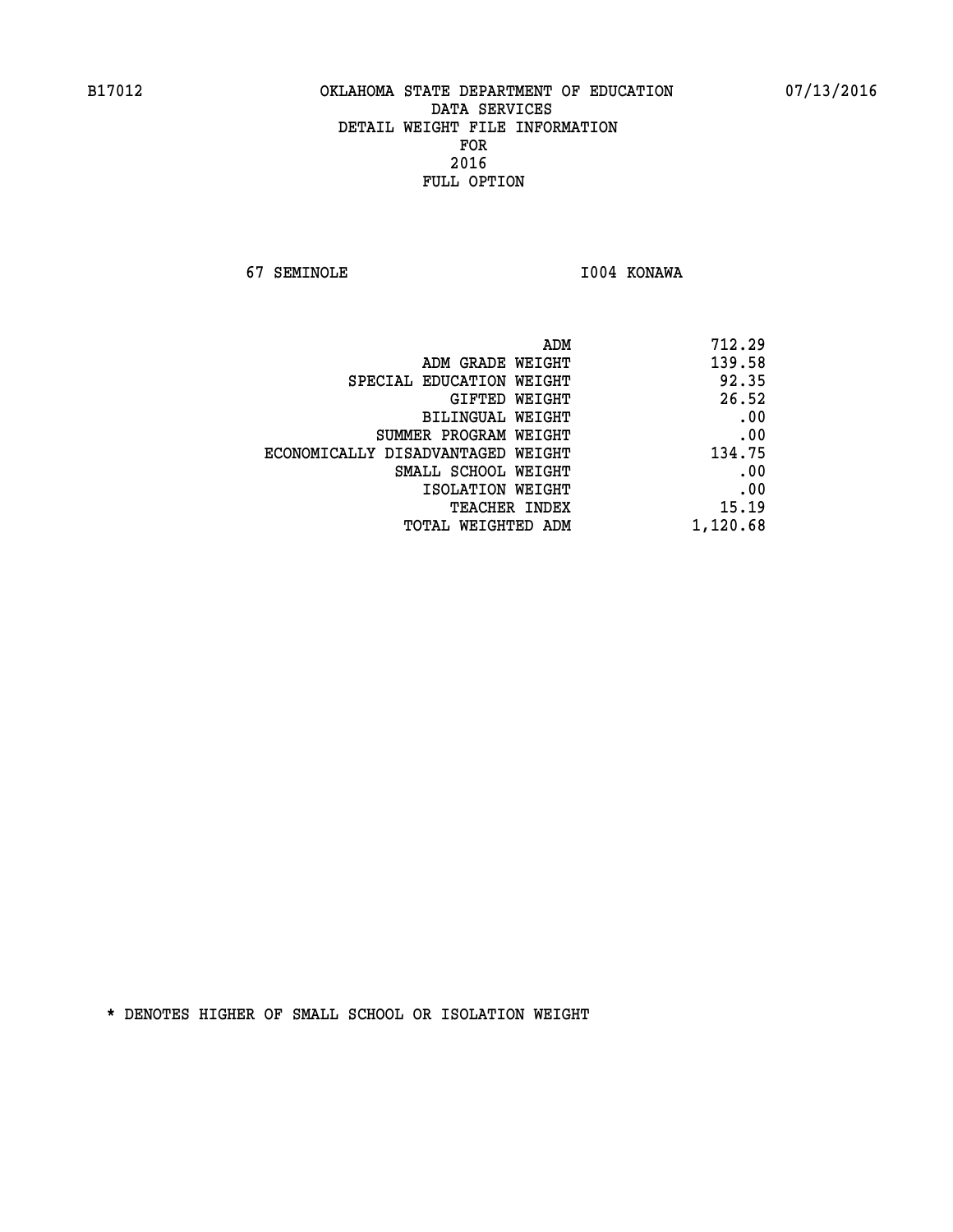B17012 OKLAHOMA STATE DEPARTMENT OF EDUCATION 07/13/2016

DATA SERVICES
DETAIL WEIGHT FILE INFORMATION
FOR
2016
FULL OPTION

67 SEMINOLE I004 KONAWA

| | |
|---|---|
| ADM | 712.29 |
| ADM GRADE WEIGHT | 139.58 |
| SPECIAL EDUCATION WEIGHT | 92.35 |
| GIFTED WEIGHT | 26.52 |
| BILINGUAL WEIGHT | .00 |
| SUMMER PROGRAM WEIGHT | .00 |
| ECONOMICALLY DISADVANTAGED WEIGHT | 134.75 |
| SMALL SCHOOL WEIGHT | .00 |
| ISOLATION WEIGHT | .00 |
| TEACHER INDEX | 15.19 |
| TOTAL WEIGHTED ADM | 1,120.68 |

* DENOTES HIGHER OF SMALL SCHOOL OR ISOLATION WEIGHT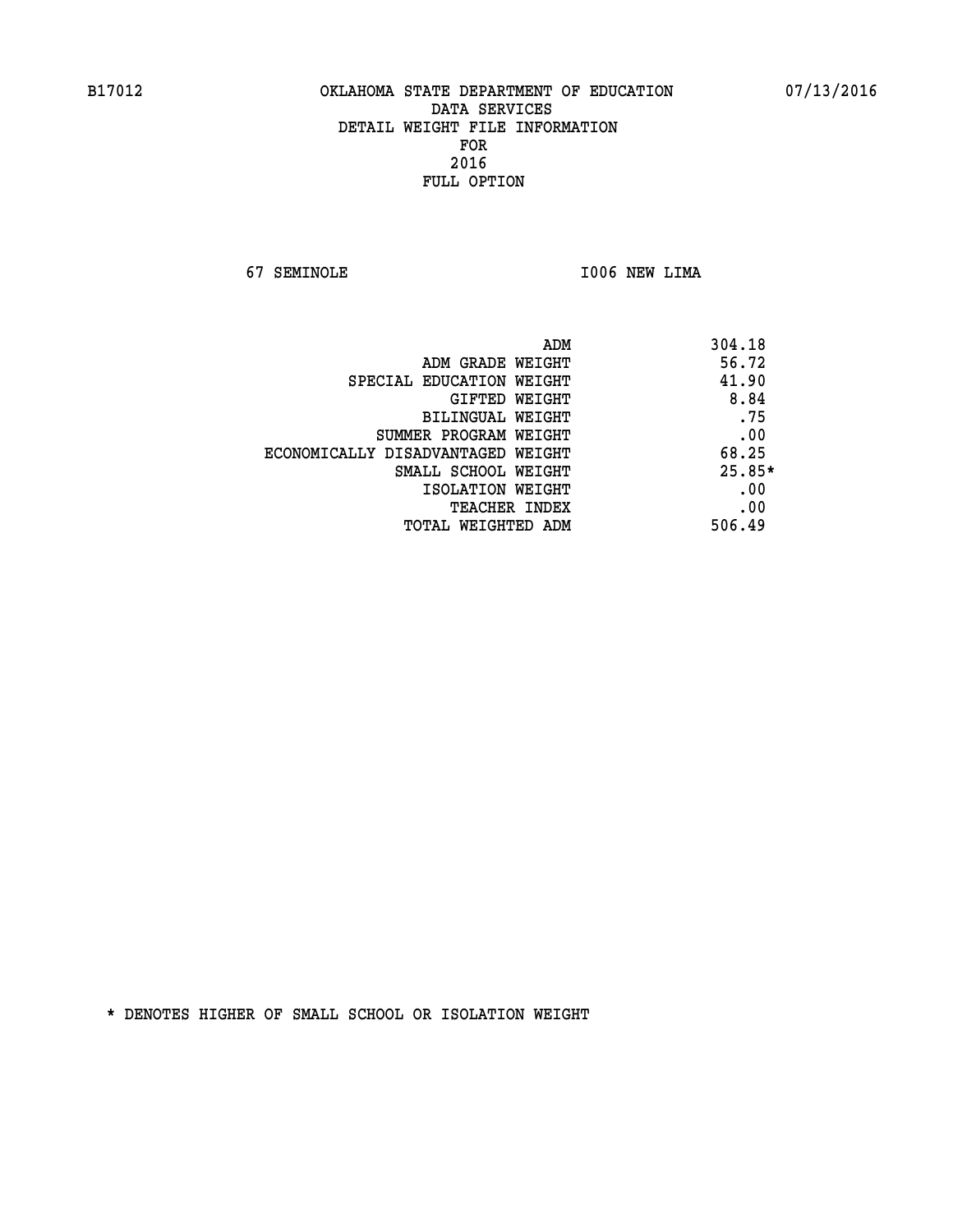B17012 OKLAHOMA STATE DEPARTMENT OF EDUCATION 07/13/2016

DATA SERVICES
DETAIL WEIGHT FILE INFORMATION
FOR
2016
FULL OPTION

67 SEMINOLE I006 NEW LIMA

| | |
|---|---|
| ADM | 304.18 |
| ADM GRADE WEIGHT | 56.72 |
| SPECIAL EDUCATION WEIGHT | 41.90 |
| GIFTED WEIGHT | 8.84 |
| BILINGUAL WEIGHT | .75 |
| SUMMER PROGRAM WEIGHT | .00 |
| ECONOMICALLY DISADVANTAGED WEIGHT | 68.25 |
| SMALL SCHOOL WEIGHT | 25.85* |
| ISOLATION WEIGHT | .00 |
| TEACHER INDEX | .00 |
| TOTAL WEIGHTED ADM | 506.49 |

* DENOTES HIGHER OF SMALL SCHOOL OR ISOLATION WEIGHT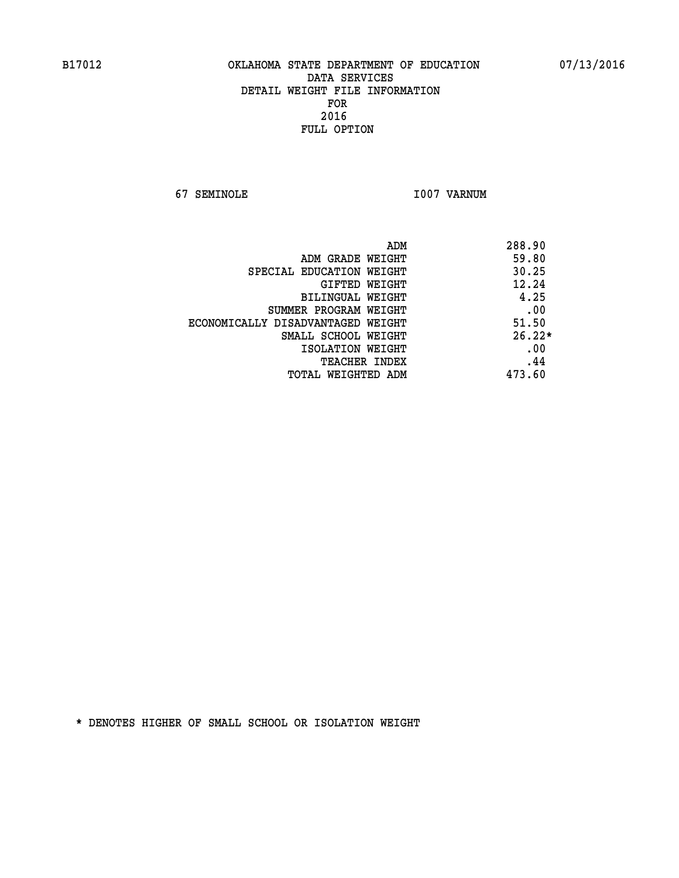B17012 OKLAHOMA STATE DEPARTMENT OF EDUCATION 07/13/2016

DATA SERVICES
DETAIL WEIGHT FILE INFORMATION
FOR
2016
FULL OPTION

67 SEMINOLE I007 VARNUM

| | |
|---|---|
| ADM | 288.90 |
| ADM GRADE WEIGHT | 59.80 |
| SPECIAL EDUCATION WEIGHT | 30.25 |
| GIFTED WEIGHT | 12.24 |
| BILINGUAL WEIGHT | 4.25 |
| SUMMER PROGRAM WEIGHT | .00 |
| ECONOMICALLY DISADVANTAGED WEIGHT | 51.50 |
| SMALL SCHOOL WEIGHT | 26.22* |
| ISOLATION WEIGHT | .00 |
| TEACHER INDEX | .44 |
| TOTAL WEIGHTED ADM | 473.60 |

* DENOTES HIGHER OF SMALL SCHOOL OR ISOLATION WEIGHT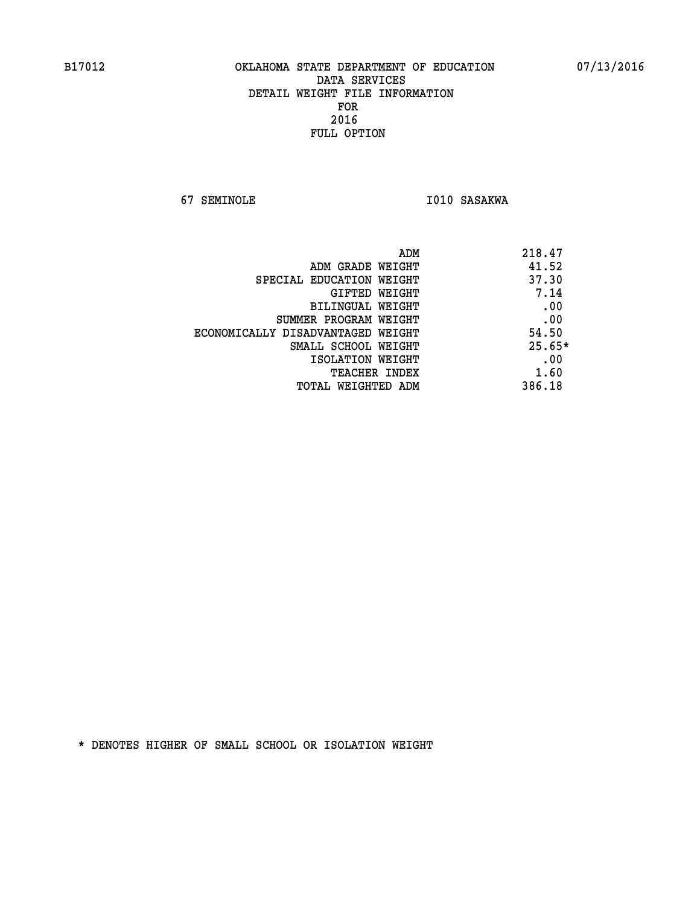B17012 OKLAHOMA STATE DEPARTMENT OF EDUCATION 07/13/2016

DATA SERVICES
DETAIL WEIGHT FILE INFORMATION
FOR
2016
FULL OPTION

67 SEMINOLE I010 SASAKWA

| | |
|---|---|
| ADM | 218.47 |
| ADM GRADE WEIGHT | 41.52 |
| SPECIAL EDUCATION WEIGHT | 37.30 |
| GIFTED WEIGHT | 7.14 |
| BILINGUAL WEIGHT | .00 |
| SUMMER PROGRAM WEIGHT | .00 |
| ECONOMICALLY DISADVANTAGED WEIGHT | 54.50 |
| SMALL SCHOOL WEIGHT | 25.65* |
| ISOLATION WEIGHT | .00 |
| TEACHER INDEX | 1.60 |
| TOTAL WEIGHTED ADM | 386.18 |

* DENOTES HIGHER OF SMALL SCHOOL OR ISOLATION WEIGHT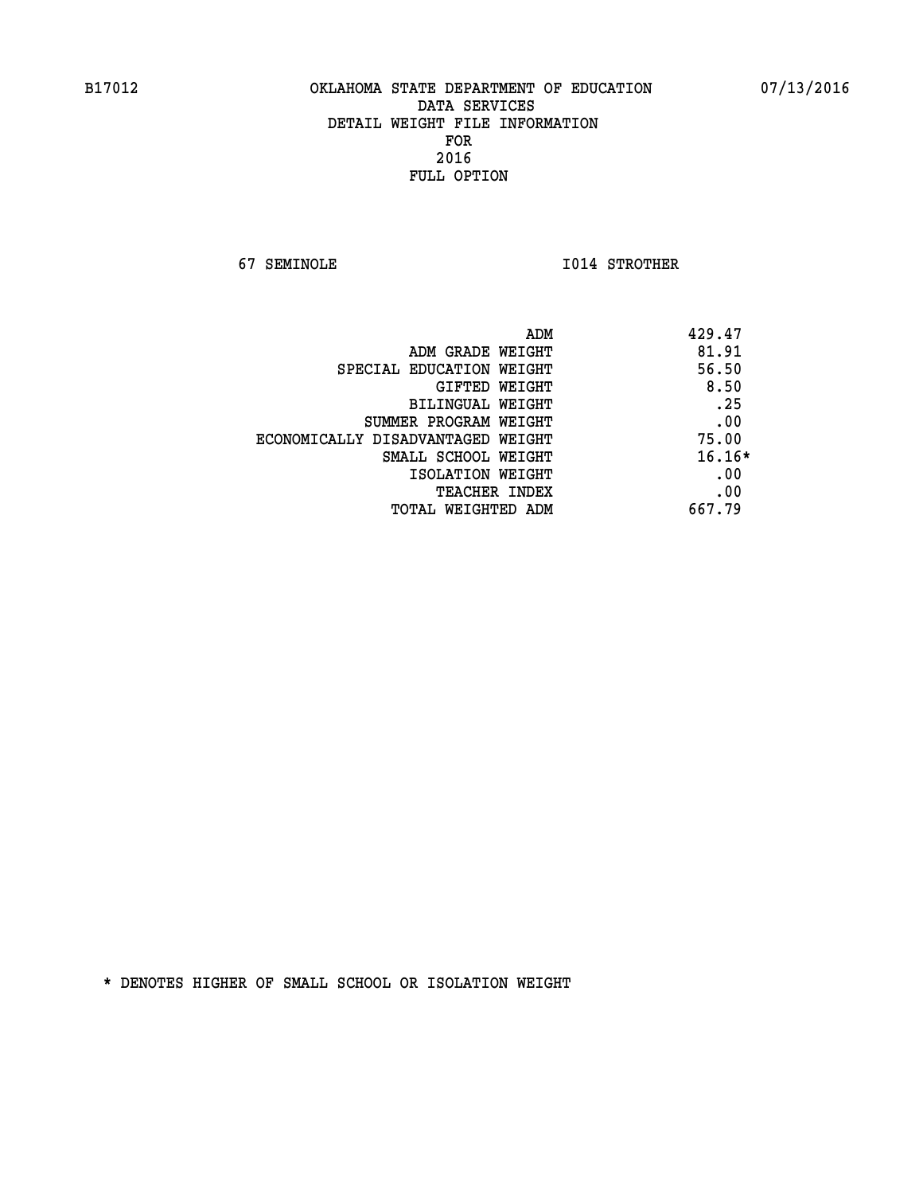B17012 OKLAHOMA STATE DEPARTMENT OF EDUCATION 07/13/2016

DATA SERVICES
DETAIL WEIGHT FILE INFORMATION
FOR
2016
FULL OPTION

67 SEMINOLE I014 STROTHER

| | |
|---|---|
| ADM | 429.47 |
| ADM GRADE WEIGHT | 81.91 |
| SPECIAL EDUCATION WEIGHT | 56.50 |
| GIFTED WEIGHT | 8.50 |
| BILINGUAL WEIGHT | .25 |
| SUMMER PROGRAM WEIGHT | .00 |
| ECONOMICALLY DISADVANTAGED WEIGHT | 75.00 |
| SMALL SCHOOL WEIGHT | 16.16* |
| ISOLATION WEIGHT | .00 |
| TEACHER INDEX | .00 |
| TOTAL WEIGHTED ADM | 667.79 |

* DENOTES HIGHER OF SMALL SCHOOL OR ISOLATION WEIGHT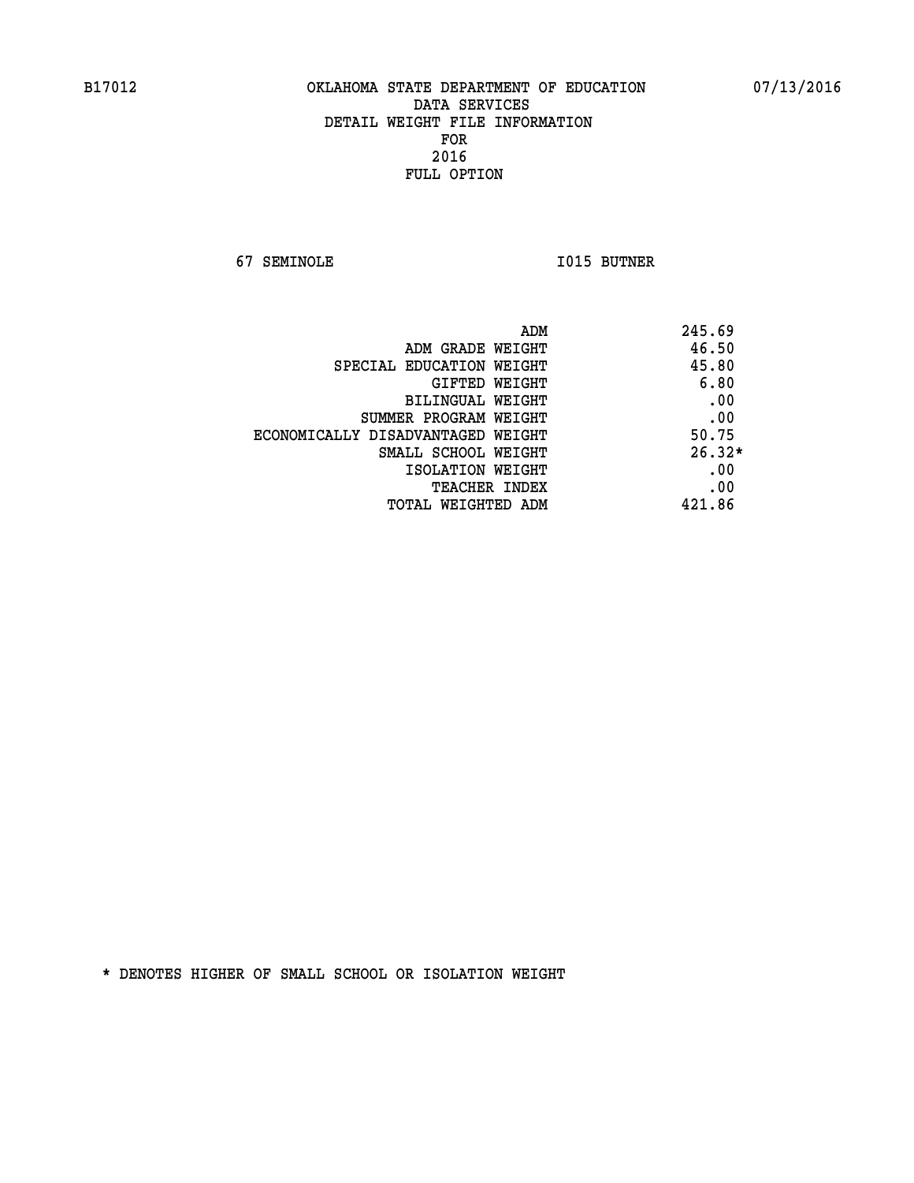B17012 OKLAHOMA STATE DEPARTMENT OF EDUCATION 07/13/2016

DATA SERVICES
DETAIL WEIGHT FILE INFORMATION
FOR
2016
FULL OPTION

67 SEMINOLE I015 BUTNER

| | |
|---|---|
| ADM | 245.69 |
| ADM GRADE WEIGHT | 46.50 |
| SPECIAL EDUCATION WEIGHT | 45.80 |
| GIFTED WEIGHT | 6.80 |
| BILINGUAL WEIGHT | .00 |
| SUMMER PROGRAM WEIGHT | .00 |
| ECONOMICALLY DISADVANTAGED WEIGHT | 50.75 |
| SMALL SCHOOL WEIGHT | 26.32* |
| ISOLATION WEIGHT | .00 |
| TEACHER INDEX | .00 |
| TOTAL WEIGHTED ADM | 421.86 |

* DENOTES HIGHER OF SMALL SCHOOL OR ISOLATION WEIGHT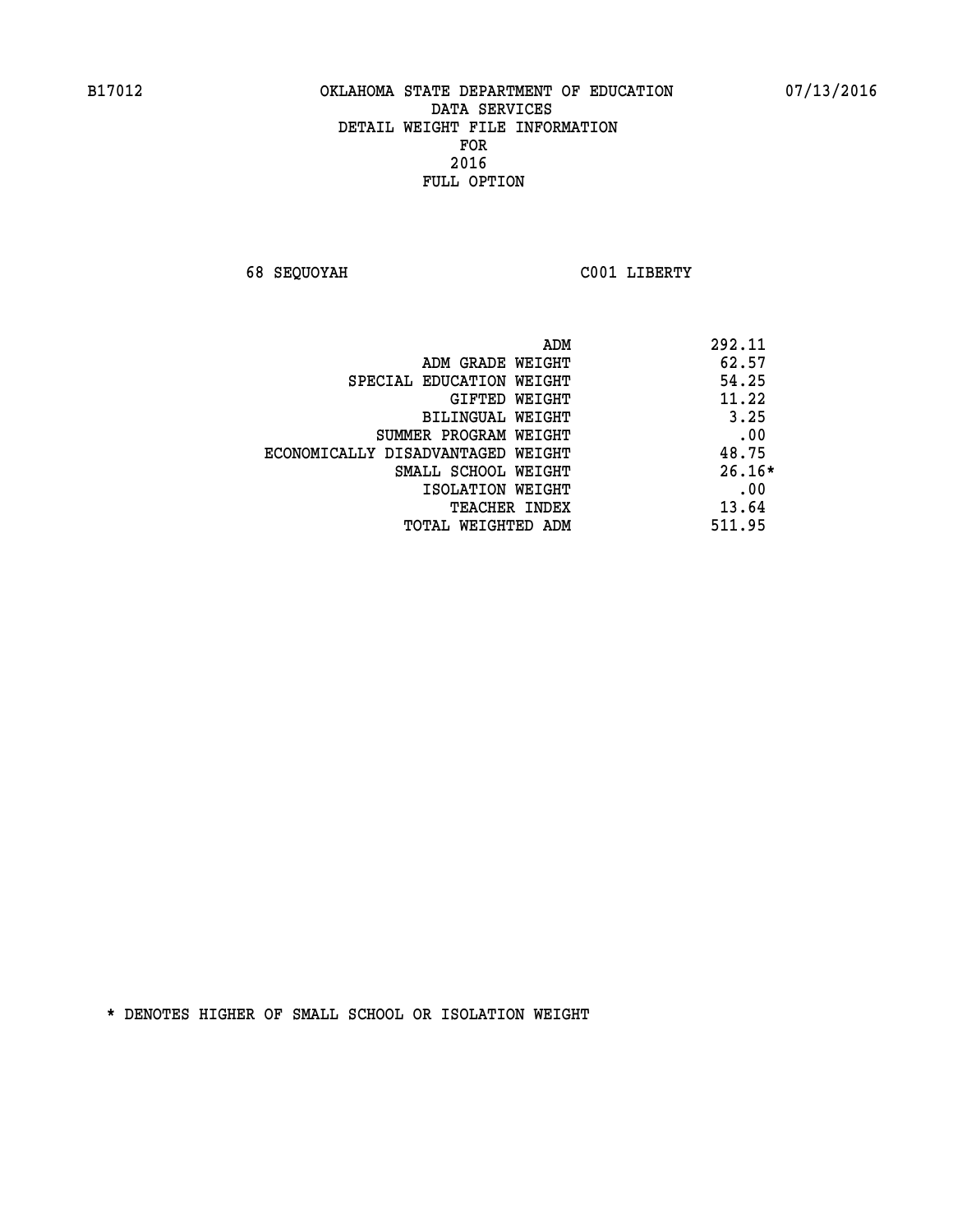B17012 OKLAHOMA STATE DEPARTMENT OF EDUCATION 07/13/2016

DATA SERVICES

DETAIL WEIGHT FILE INFORMATION

FOR

2016

FULL OPTION

68 SEQUOYAH C001 LIBERTY

| | |
|---|---|
| ADM | 292.11 |
| ADM GRADE WEIGHT | 62.57 |
| SPECIAL EDUCATION WEIGHT | 54.25 |
| GIFTED WEIGHT | 11.22 |
| BILINGUAL WEIGHT | 3.25 |
| SUMMER PROGRAM WEIGHT | .00 |
| ECONOMICALLY DISADVANTAGED WEIGHT | 48.75 |
| SMALL SCHOOL WEIGHT | 26.16* |
| ISOLATION WEIGHT | .00 |
| TEACHER INDEX | 13.64 |
| TOTAL WEIGHTED ADM | 511.95 |

* DENOTES HIGHER OF SMALL SCHOOL OR ISOLATION WEIGHT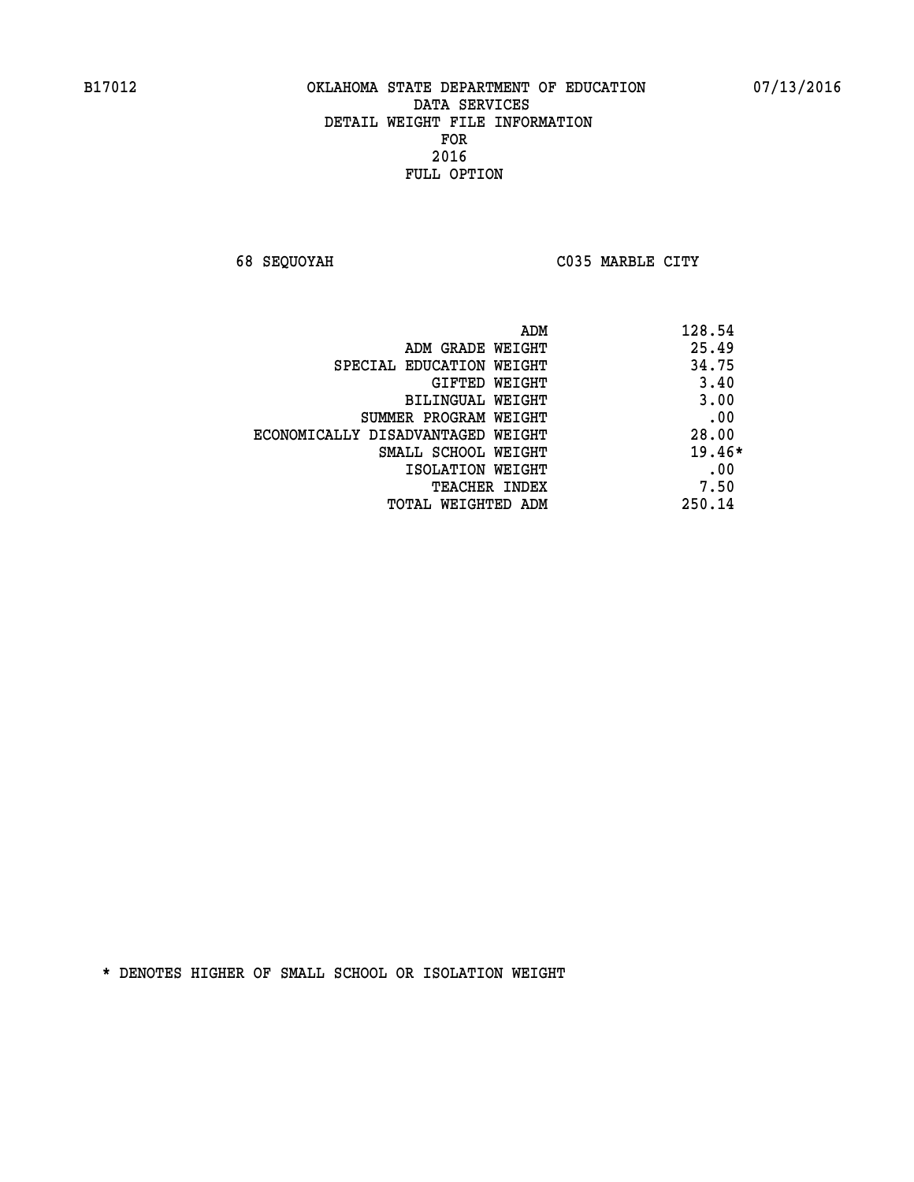B17012 OKLAHOMA STATE DEPARTMENT OF EDUCATION 07/13/2016

DATA SERVICES
DETAIL WEIGHT FILE INFORMATION
FOR
2016
FULL OPTION

68 SEQUOYAH C035 MARBLE CITY

| | |
|---|---|
| ADM | 128.54 |
| ADM GRADE WEIGHT | 25.49 |
| SPECIAL EDUCATION WEIGHT | 34.75 |
| GIFTED WEIGHT | 3.40 |
| BILINGUAL WEIGHT | 3.00 |
| SUMMER PROGRAM WEIGHT | .00 |
| ECONOMICALLY DISADVANTAGED WEIGHT | 28.00 |
| SMALL SCHOOL WEIGHT | 19.46* |
| ISOLATION WEIGHT | .00 |
| TEACHER INDEX | 7.50 |
| TOTAL WEIGHTED ADM | 250.14 |

* DENOTES HIGHER OF SMALL SCHOOL OR ISOLATION WEIGHT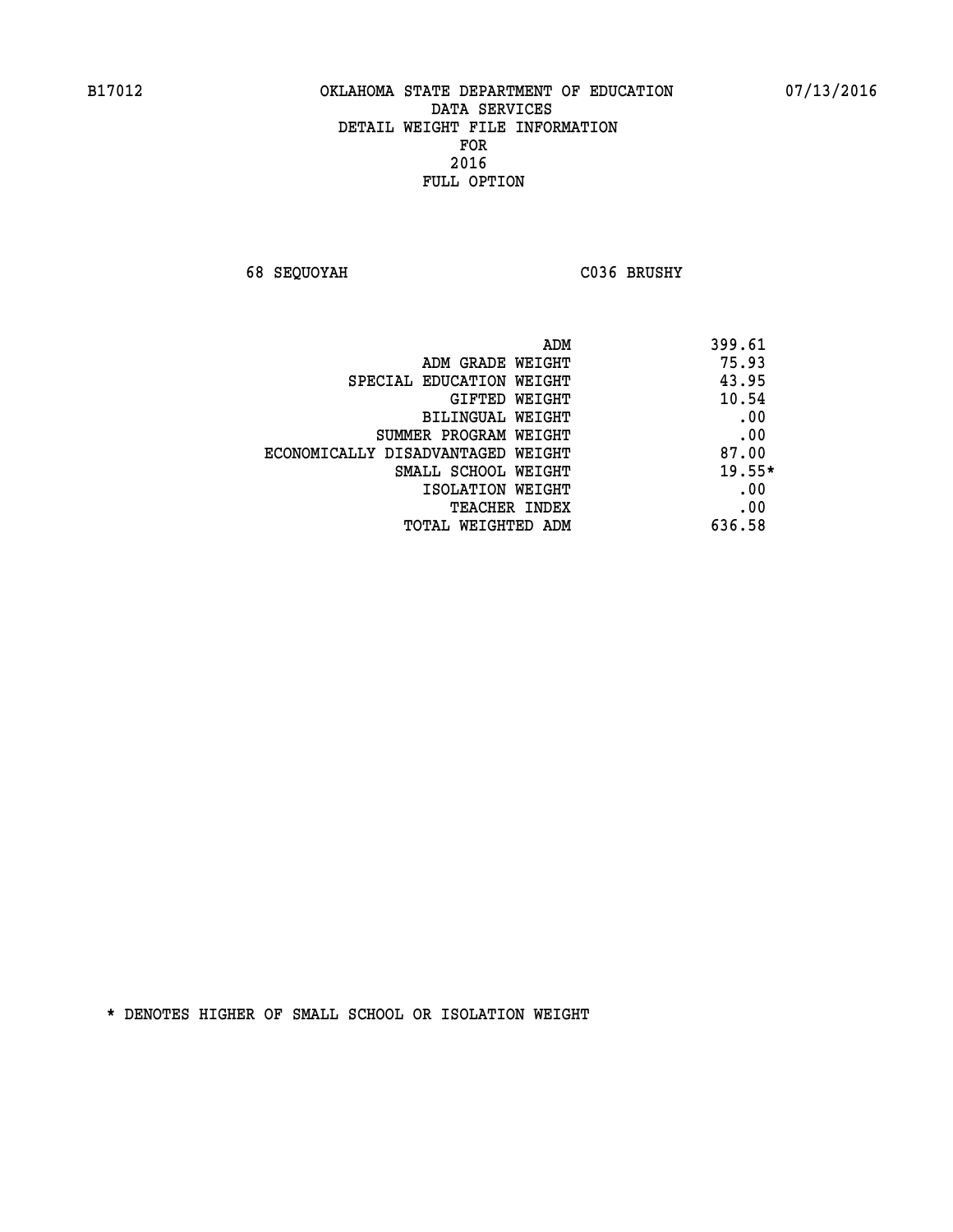B17012 OKLAHOMA STATE DEPARTMENT OF EDUCATION 07/13/2016
DATA SERVICES
DETAIL WEIGHT FILE INFORMATION
FOR
2016
FULL OPTION

68 SEQUOYAH C036 BRUSHY

| | |
|---|---|
| ADM | 399.61 |
| ADM GRADE WEIGHT | 75.93 |
| SPECIAL EDUCATION WEIGHT | 43.95 |
| GIFTED WEIGHT | 10.54 |
| BILINGUAL WEIGHT | .00 |
| SUMMER PROGRAM WEIGHT | .00 |
| ECONOMICALLY DISADVANTAGED WEIGHT | 87.00 |
| SMALL SCHOOL WEIGHT | 19.55* |
| ISOLATION WEIGHT | .00 |
| TEACHER INDEX | .00 |
| TOTAL WEIGHTED ADM | 636.58 |

* DENOTES HIGHER OF SMALL SCHOOL OR ISOLATION WEIGHT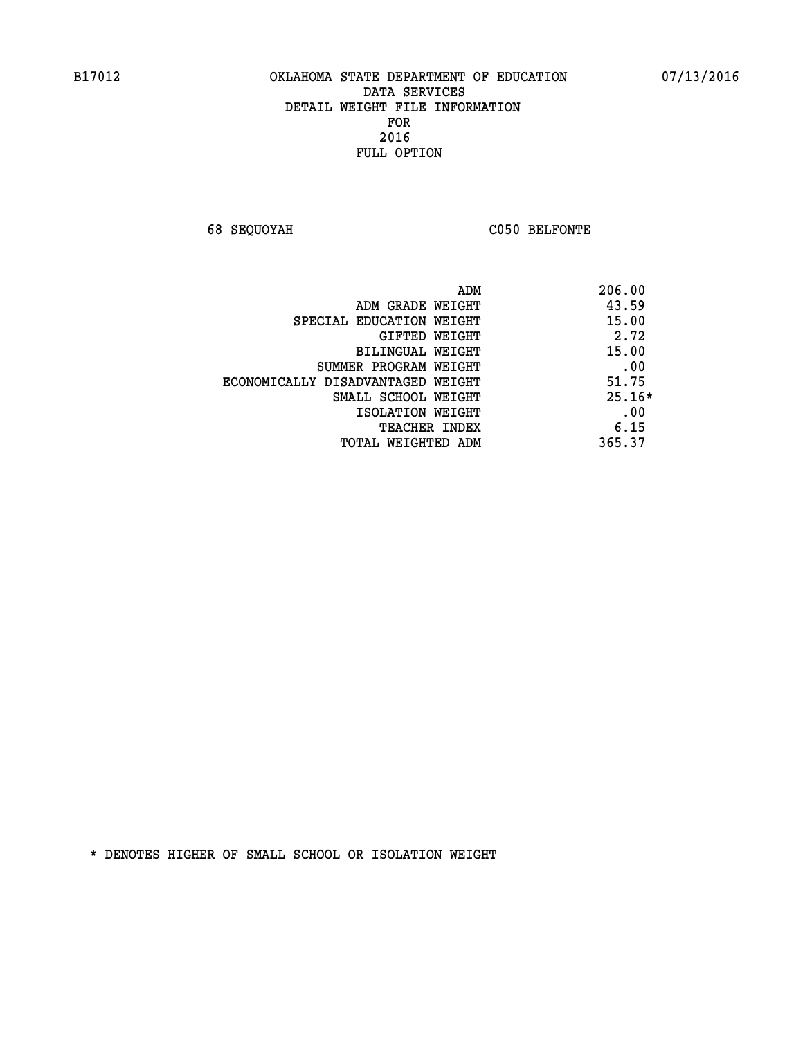B17012 OKLAHOMA STATE DEPARTMENT OF EDUCATION 07/13/2016

DATA SERVICES
DETAIL WEIGHT FILE INFORMATION
FOR
2016
FULL OPTION

68 SEQUOYAH C050 BELFONTE

| | |
|---|---|
| ADM | 206.00 |
| ADM GRADE WEIGHT | 43.59 |
| SPECIAL EDUCATION WEIGHT | 15.00 |
| GIFTED WEIGHT | 2.72 |
| BILINGUAL WEIGHT | 15.00 |
| SUMMER PROGRAM WEIGHT | .00 |
| ECONOMICALLY DISADVANTAGED WEIGHT | 51.75 |
| SMALL SCHOOL WEIGHT | 25.16* |
| ISOLATION WEIGHT | .00 |
| TEACHER INDEX | 6.15 |
| TOTAL WEIGHTED ADM | 365.37 |

* DENOTES HIGHER OF SMALL SCHOOL OR ISOLATION WEIGHT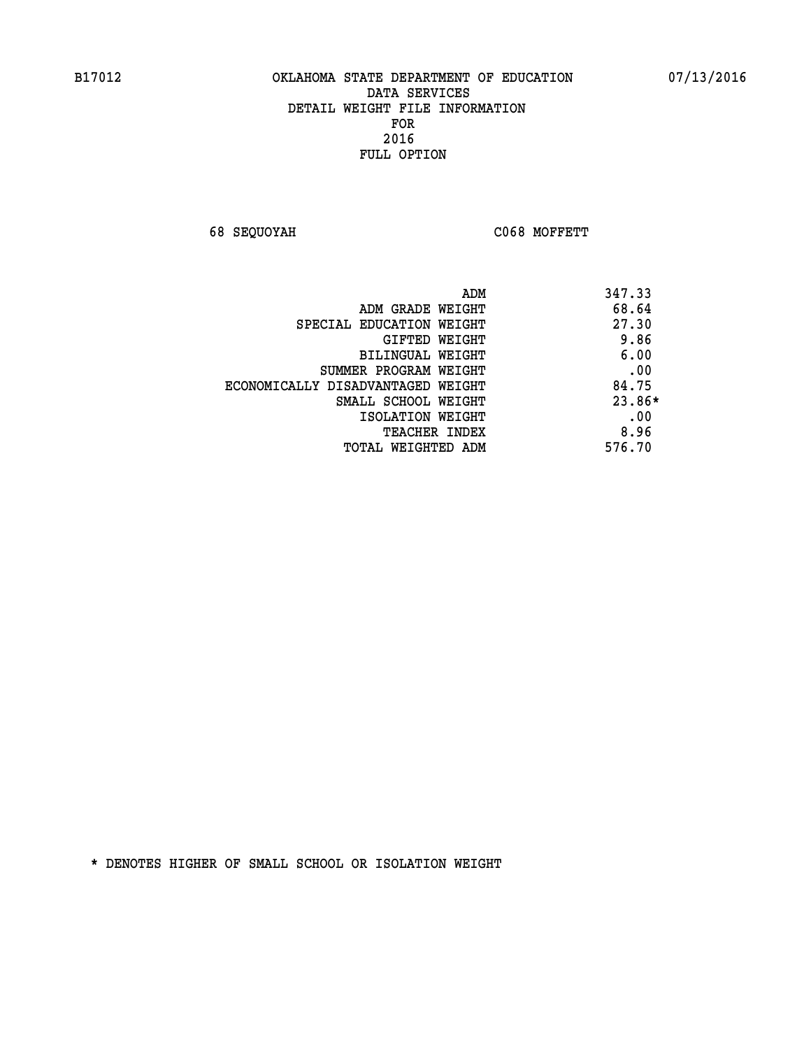B17012 OKLAHOMA STATE DEPARTMENT OF EDUCATION 07/13/2016

DATA SERVICES
DETAIL WEIGHT FILE INFORMATION
FOR
2016
FULL OPTION

68 SEQUOYAH C068 MOFFETT

| | |
|---|---|
| ADM | 347.33 |
| ADM GRADE WEIGHT | 68.64 |
| SPECIAL EDUCATION WEIGHT | 27.30 |
| GIFTED WEIGHT | 9.86 |
| BILINGUAL WEIGHT | 6.00 |
| SUMMER PROGRAM WEIGHT | .00 |
| ECONOMICALLY DISADVANTAGED WEIGHT | 84.75 |
| SMALL SCHOOL WEIGHT | 23.86* |
| ISOLATION WEIGHT | .00 |
| TEACHER INDEX | 8.96 |
| TOTAL WEIGHTED ADM | 576.70 |

* DENOTES HIGHER OF SMALL SCHOOL OR ISOLATION WEIGHT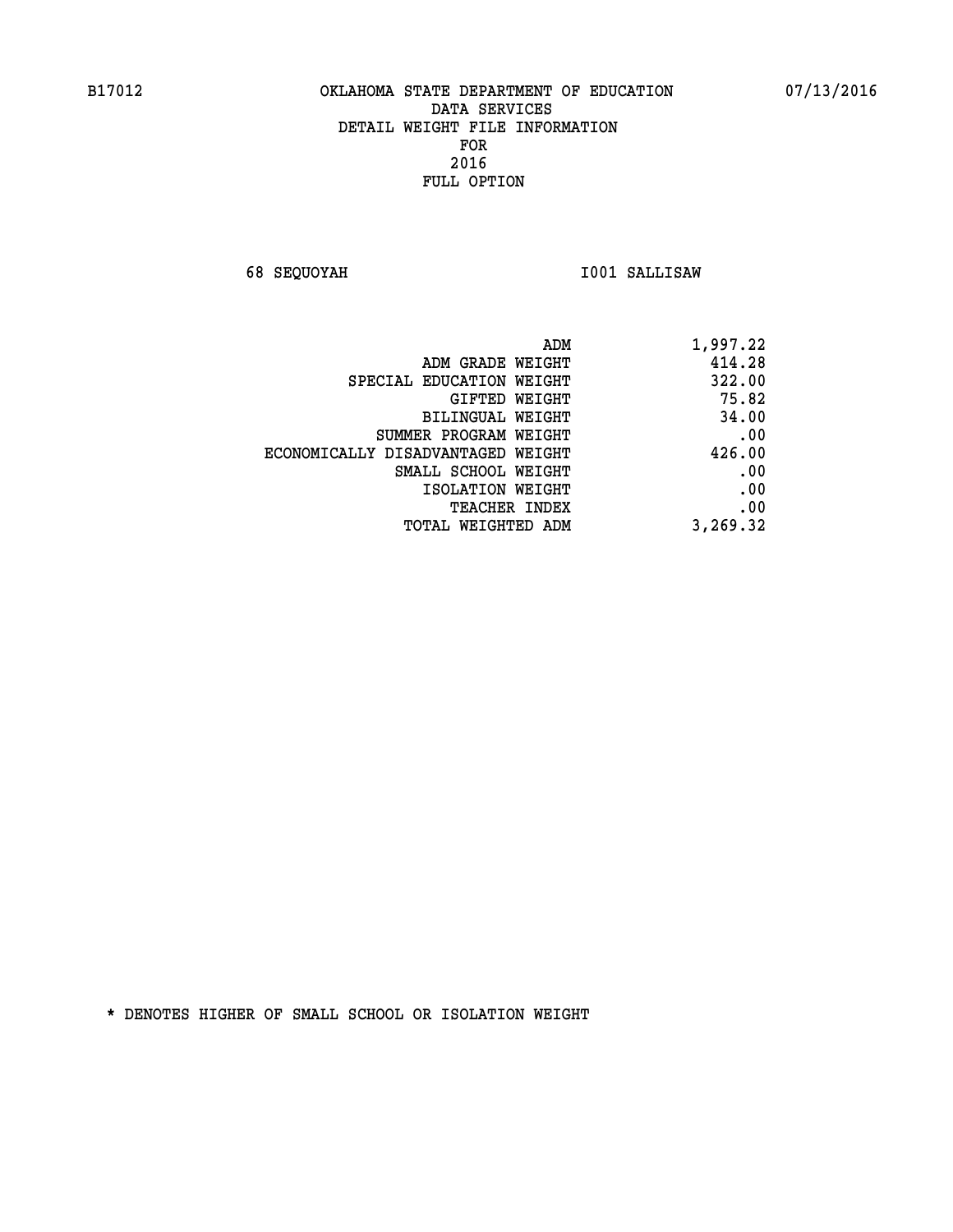B17012 OKLAHOMA STATE DEPARTMENT OF EDUCATION 07/13/2016

DATA SERVICES
DETAIL WEIGHT FILE INFORMATION
FOR
2016
FULL OPTION

68 SEQUOYAH I001 SALLISAW

| | |
|---|---|
| ADM | 1,997.22 |
| ADM GRADE WEIGHT | 414.28 |
| SPECIAL EDUCATION WEIGHT | 322.00 |
| GIFTED WEIGHT | 75.82 |
| BILINGUAL WEIGHT | 34.00 |
| SUMMER PROGRAM WEIGHT | .00 |
| ECONOMICALLY DISADVANTAGED WEIGHT | 426.00 |
| SMALL SCHOOL WEIGHT | .00 |
| ISOLATION WEIGHT | .00 |
| TEACHER INDEX | .00 |
| TOTAL WEIGHTED ADM | 3,269.32 |

* DENOTES HIGHER OF SMALL SCHOOL OR ISOLATION WEIGHT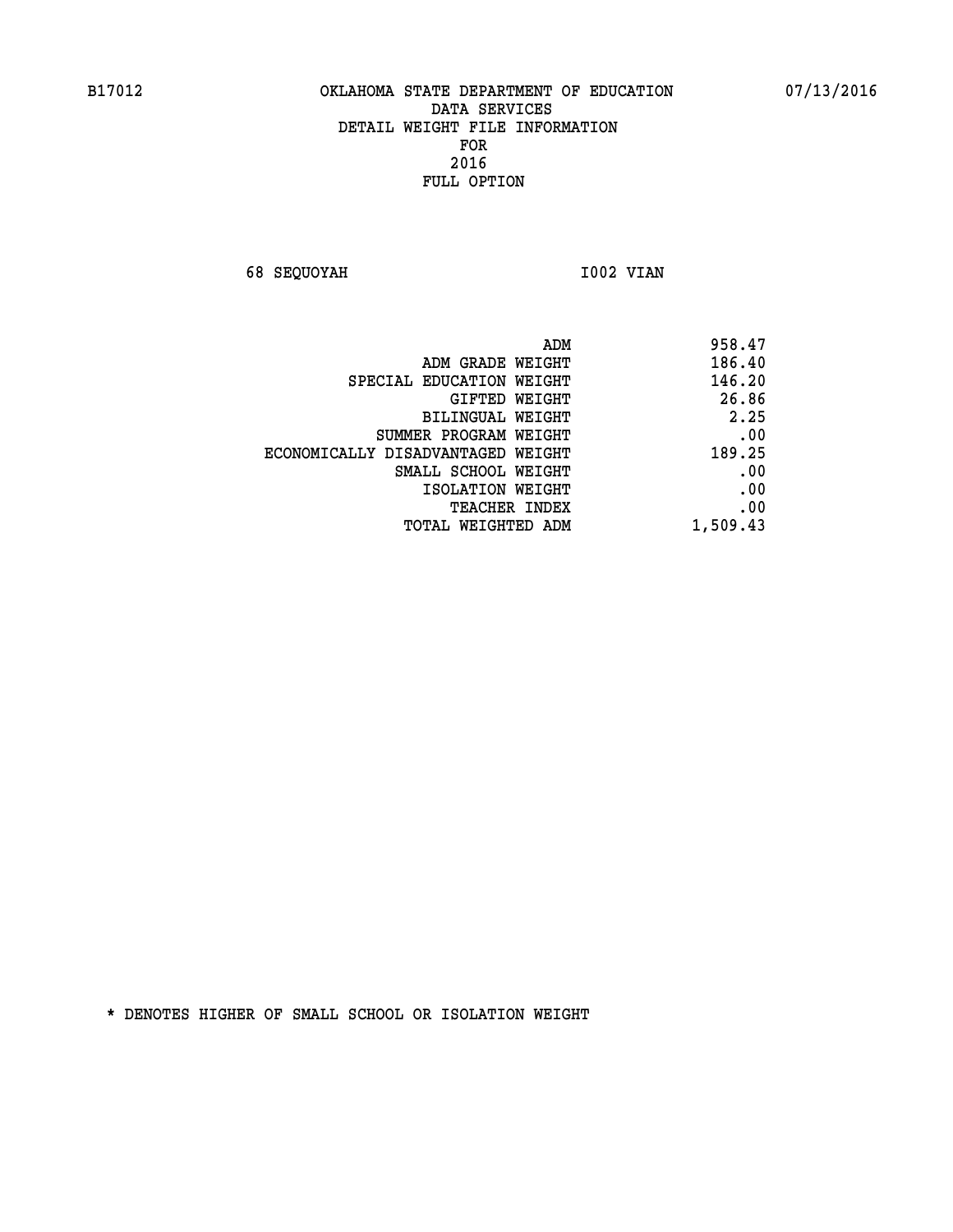B17012 OKLAHOMA STATE DEPARTMENT OF EDUCATION 07/13/2016

DATA SERVICES
DETAIL WEIGHT FILE INFORMATION
FOR
2016
FULL OPTION

68 SEQUOYAH I002 VIAN

| | |
|---|---|
| ADM | 958.47 |
| ADM GRADE WEIGHT | 186.40 |
| SPECIAL EDUCATION WEIGHT | 146.20 |
| GIFTED WEIGHT | 26.86 |
| BILINGUAL WEIGHT | 2.25 |
| SUMMER PROGRAM WEIGHT | .00 |
| ECONOMICALLY DISADVANTAGED WEIGHT | 189.25 |
| SMALL SCHOOL WEIGHT | .00 |
| ISOLATION WEIGHT | .00 |
| TEACHER INDEX | .00 |
| TOTAL WEIGHTED ADM | 1,509.43 |

* DENOTES HIGHER OF SMALL SCHOOL OR ISOLATION WEIGHT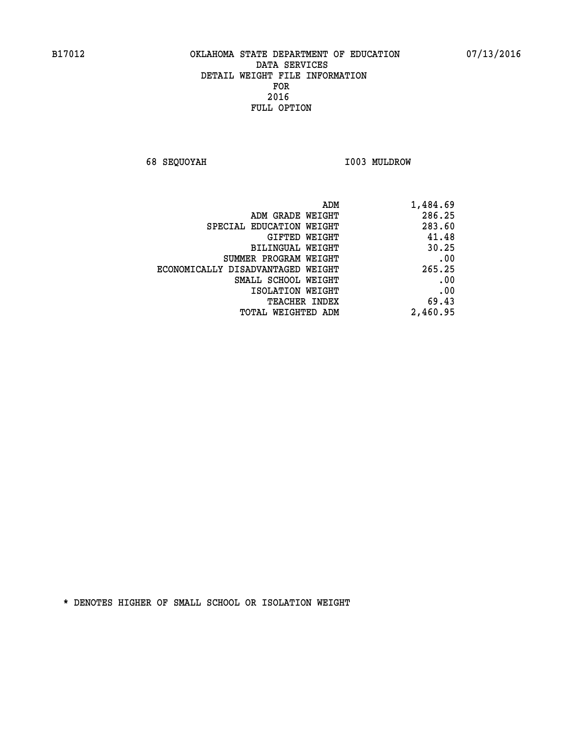B17012 OKLAHOMA STATE DEPARTMENT OF EDUCATION 07/13/2016

DATA SERVICES
DETAIL WEIGHT FILE INFORMATION
FOR
2016
FULL OPTION

68 SEQUOYAH I003 MULDROW

| | |
|---|---|
| ADM | 1,484.69 |
| ADM GRADE WEIGHT | 286.25 |
| SPECIAL EDUCATION WEIGHT | 283.60 |
| GIFTED WEIGHT | 41.48 |
| BILINGUAL WEIGHT | 30.25 |
| SUMMER PROGRAM WEIGHT | .00 |
| ECONOMICALLY DISADVANTAGED WEIGHT | 265.25 |
| SMALL SCHOOL WEIGHT | .00 |
| ISOLATION WEIGHT | .00 |
| TEACHER INDEX | 69.43 |
| TOTAL WEIGHTED ADM | 2,460.95 |

* DENOTES HIGHER OF SMALL SCHOOL OR ISOLATION WEIGHT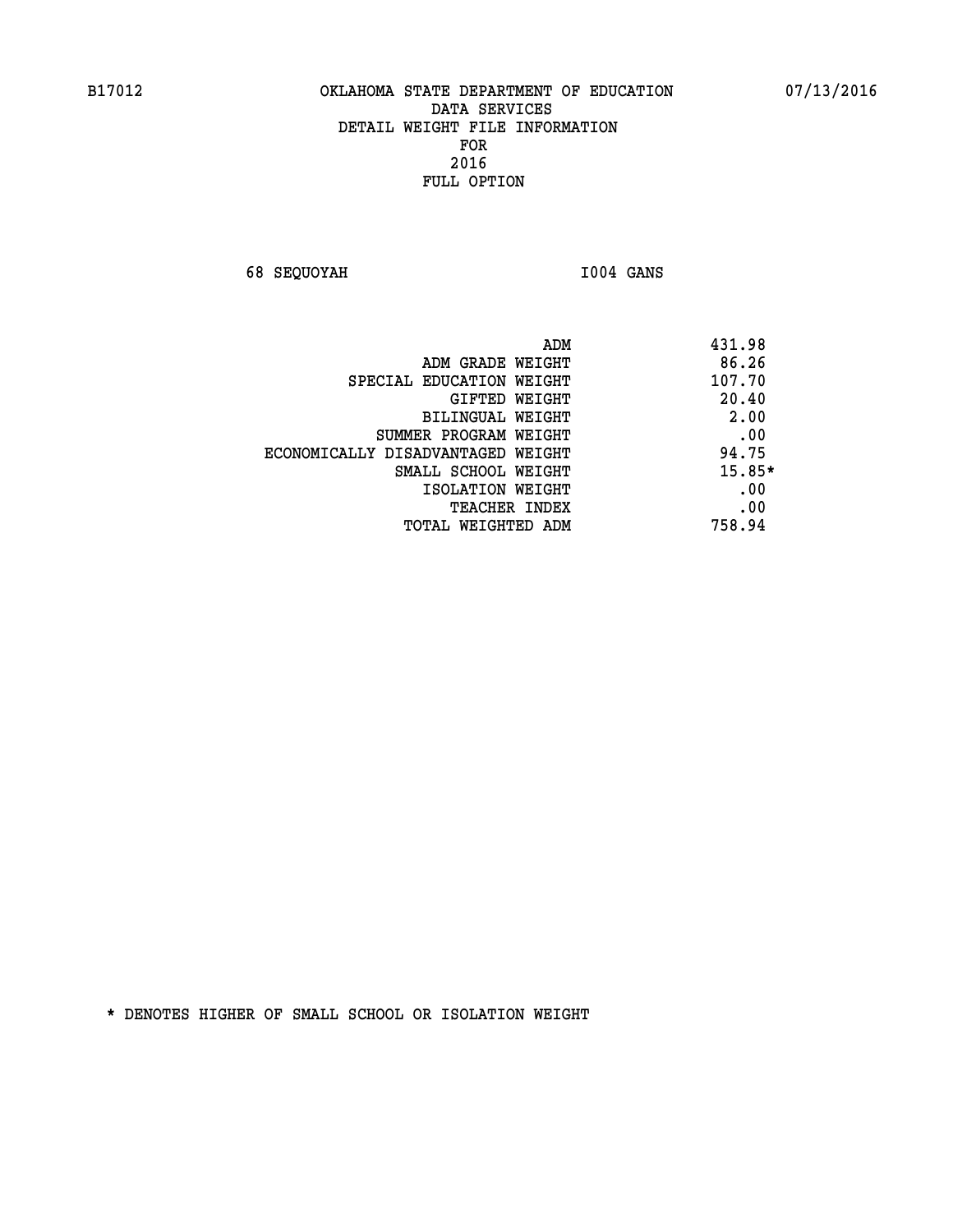B17012 OKLAHOMA STATE DEPARTMENT OF EDUCATION 07/13/2016

DATA SERVICES
DETAIL WEIGHT FILE INFORMATION
FOR
2016
FULL OPTION

68 SEQUOYAH I004 GANS

| | |
|---|---|
| ADM | 431.98 |
| ADM GRADE WEIGHT | 86.26 |
| SPECIAL EDUCATION WEIGHT | 107.70 |
| GIFTED WEIGHT | 20.40 |
| BILINGUAL WEIGHT | 2.00 |
| SUMMER PROGRAM WEIGHT | .00 |
| ECONOMICALLY DISADVANTAGED WEIGHT | 94.75 |
| SMALL SCHOOL WEIGHT | 15.85* |
| ISOLATION WEIGHT | .00 |
| TEACHER INDEX | .00 |
| TOTAL WEIGHTED ADM | 758.94 |

* DENOTES HIGHER OF SMALL SCHOOL OR ISOLATION WEIGHT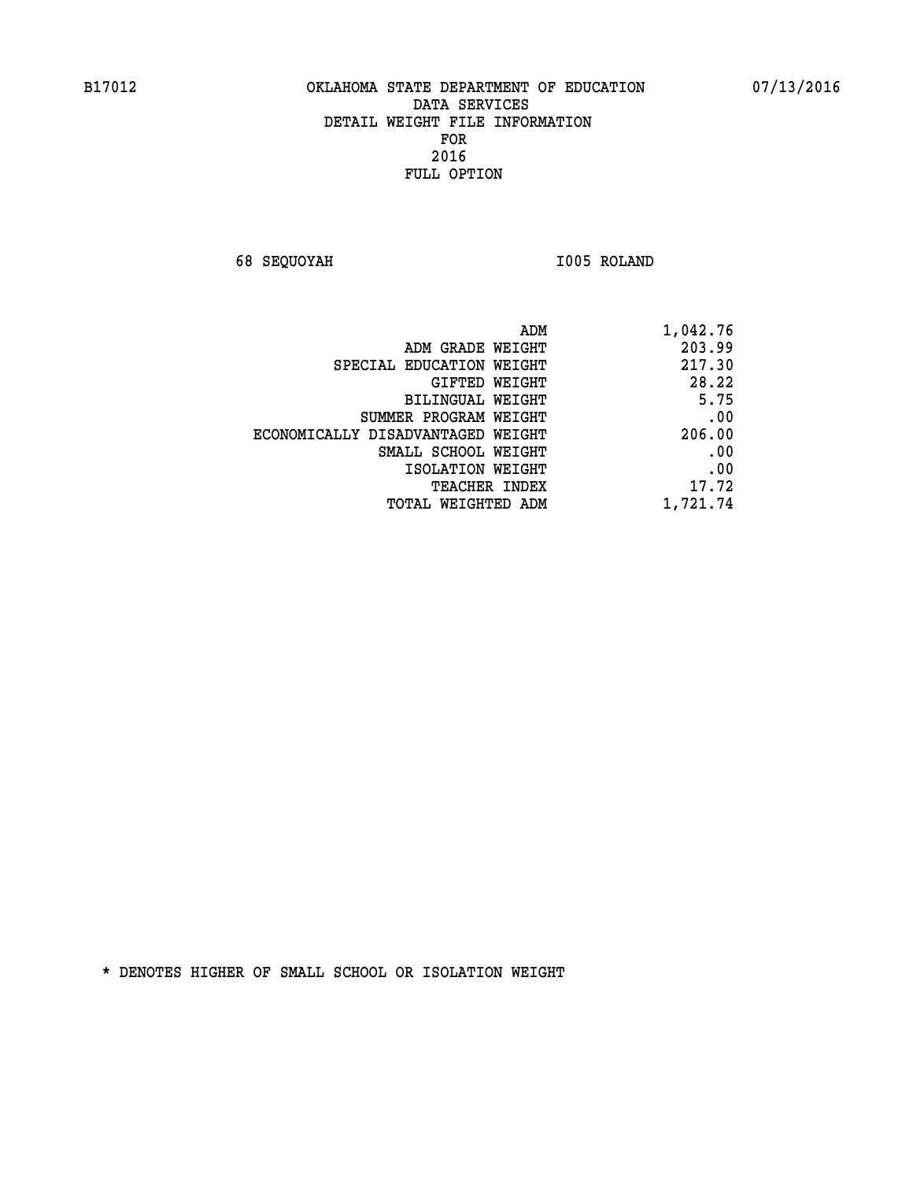B17012 OKLAHOMA STATE DEPARTMENT OF EDUCATION 07/13/2016

DATA SERVICES
DETAIL WEIGHT FILE INFORMATION
FOR
2016
FULL OPTION

68 SEQUOYAH I005 ROLAND

| | |
|---|---|
| ADM | 1,042.76 |
| ADM GRADE WEIGHT | 203.99 |
| SPECIAL EDUCATION WEIGHT | 217.30 |
| GIFTED WEIGHT | 28.22 |
| BILINGUAL WEIGHT | 5.75 |
| SUMMER PROGRAM WEIGHT | .00 |
| ECONOMICALLY DISADVANTAGED WEIGHT | 206.00 |
| SMALL SCHOOL WEIGHT | .00 |
| ISOLATION WEIGHT | .00 |
| TEACHER INDEX | 17.72 |
| TOTAL WEIGHTED ADM | 1,721.74 |

* DENOTES HIGHER OF SMALL SCHOOL OR ISOLATION WEIGHT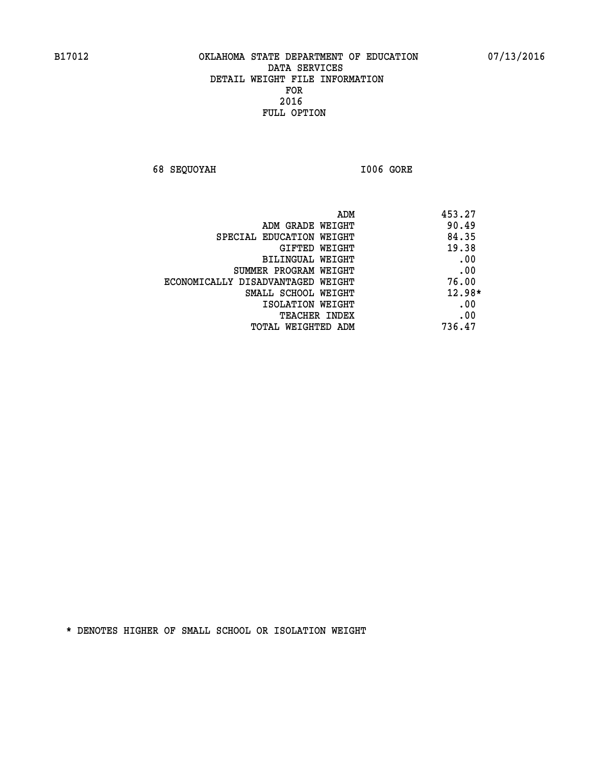B17012 OKLAHOMA STATE DEPARTMENT OF EDUCATION 07/13/2016

DATA SERVICES
DETAIL WEIGHT FILE INFORMATION
FOR
2016
FULL OPTION

68 SEQUOYAH I006 GORE

| | |
|---|---|
| ADM | 453.27 |
| ADM GRADE WEIGHT | 90.49 |
| SPECIAL EDUCATION WEIGHT | 84.35 |
| GIFTED WEIGHT | 19.38 |
| BILINGUAL WEIGHT | .00 |
| SUMMER PROGRAM WEIGHT | .00 |
| ECONOMICALLY DISADVANTAGED WEIGHT | 76.00 |
| SMALL SCHOOL WEIGHT | 12.98* |
| ISOLATION WEIGHT | .00 |
| TEACHER INDEX | .00 |
| TOTAL WEIGHTED ADM | 736.47 |

* DENOTES HIGHER OF SMALL SCHOOL OR ISOLATION WEIGHT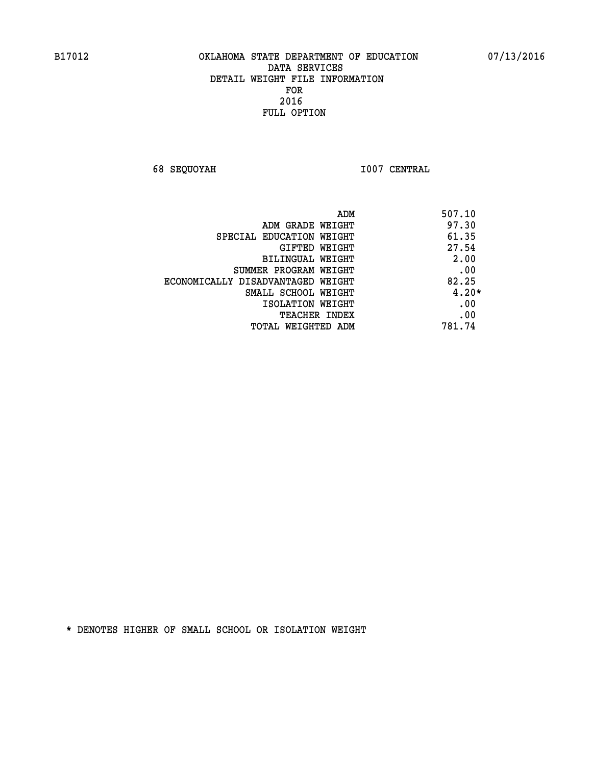B17012 OKLAHOMA STATE DEPARTMENT OF EDUCATION 07/13/2016

DATA SERVICES
DETAIL WEIGHT FILE INFORMATION
FOR
2016
FULL OPTION

68 SEQUOYAH I007 CENTRAL

| | |
|---|---|
| ADM | 507.10 |
| ADM GRADE WEIGHT | 97.30 |
| SPECIAL EDUCATION WEIGHT | 61.35 |
| GIFTED WEIGHT | 27.54 |
| BILINGUAL WEIGHT | 2.00 |
| SUMMER PROGRAM WEIGHT | .00 |
| ECONOMICALLY DISADVANTAGED WEIGHT | 82.25 |
| SMALL SCHOOL WEIGHT | 4.20* |
| ISOLATION WEIGHT | .00 |
| TEACHER INDEX | .00 |
| TOTAL WEIGHTED ADM | 781.74 |

* DENOTES HIGHER OF SMALL SCHOOL OR ISOLATION WEIGHT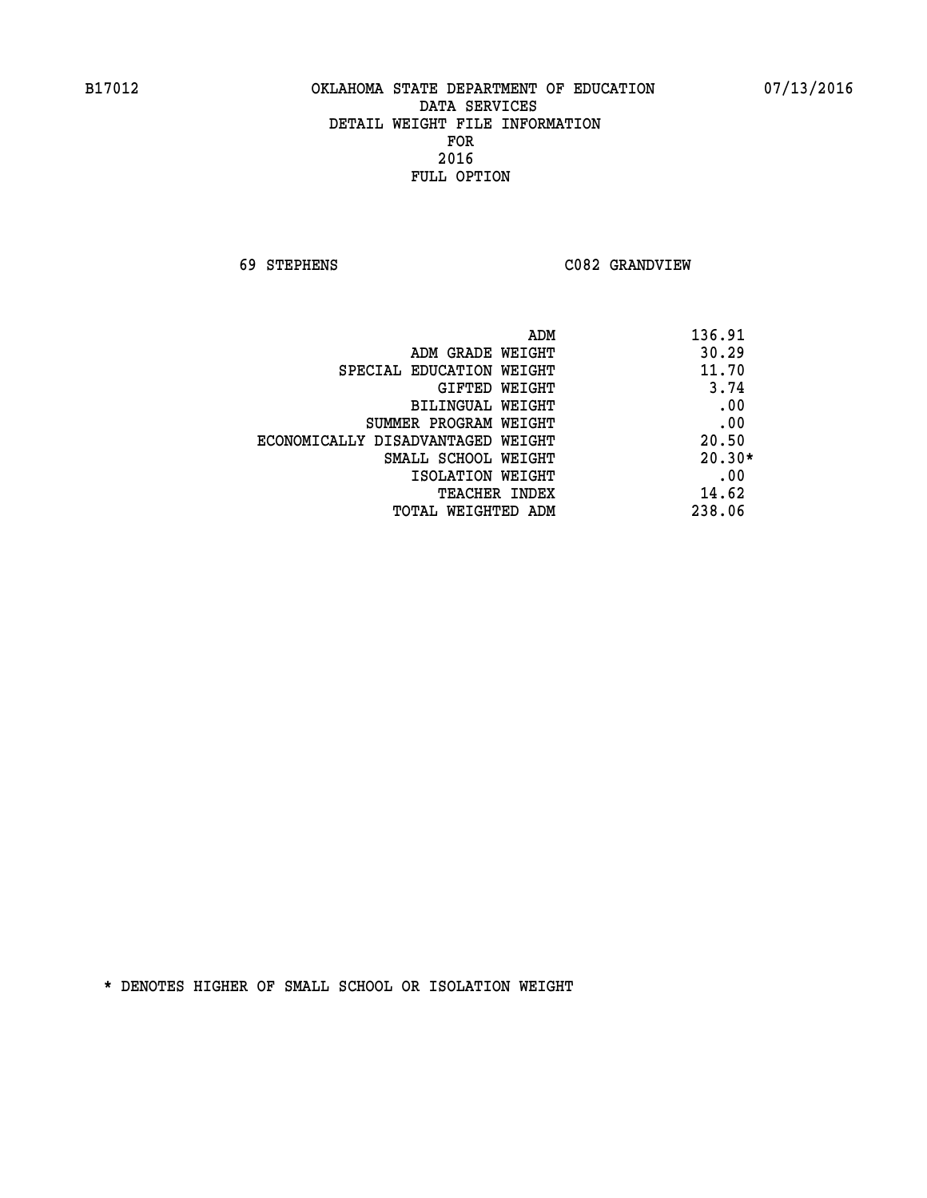B17012 OKLAHOMA STATE DEPARTMENT OF EDUCATION 07/13/2016

DATA SERVICES
DETAIL WEIGHT FILE INFORMATION
FOR
2016
FULL OPTION

69 STEPHENS C082 GRANDVIEW

| | |
|---|---|
| ADM | 136.91 |
| ADM GRADE WEIGHT | 30.29 |
| SPECIAL EDUCATION WEIGHT | 11.70 |
| GIFTED WEIGHT | 3.74 |
| BILINGUAL WEIGHT | .00 |
| SUMMER PROGRAM WEIGHT | .00 |
| ECONOMICALLY DISADVANTAGED WEIGHT | 20.50 |
| SMALL SCHOOL WEIGHT | 20.30* |
| ISOLATION WEIGHT | .00 |
| TEACHER INDEX | 14.62 |
| TOTAL WEIGHTED ADM | 238.06 |

* DENOTES HIGHER OF SMALL SCHOOL OR ISOLATION WEIGHT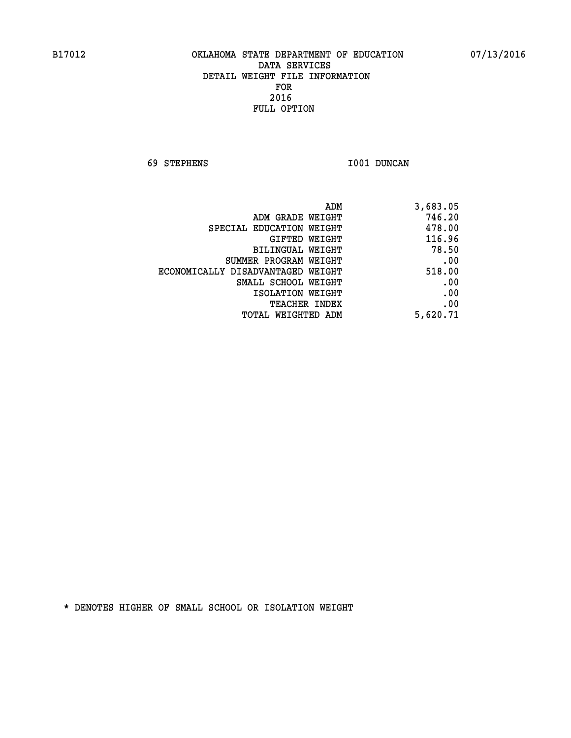B17012 OKLAHOMA STATE DEPARTMENT OF EDUCATION 07/13/2016

DATA SERVICES

DETAIL WEIGHT FILE INFORMATION

FOR

2016

FULL OPTION

69 STEPHENS I001 DUNCAN

| | |
|---|---|
| ADM | 3,683.05 |
| ADM GRADE WEIGHT | 746.20 |
| SPECIAL EDUCATION WEIGHT | 478.00 |
| GIFTED WEIGHT | 116.96 |
| BILINGUAL WEIGHT | 78.50 |
| SUMMER PROGRAM WEIGHT | .00 |
| ECONOMICALLY DISADVANTAGED WEIGHT | 518.00 |
| SMALL SCHOOL WEIGHT | .00 |
| ISOLATION WEIGHT | .00 |
| TEACHER INDEX | .00 |
| TOTAL WEIGHTED ADM | 5,620.71 |

* DENOTES HIGHER OF SMALL SCHOOL OR ISOLATION WEIGHT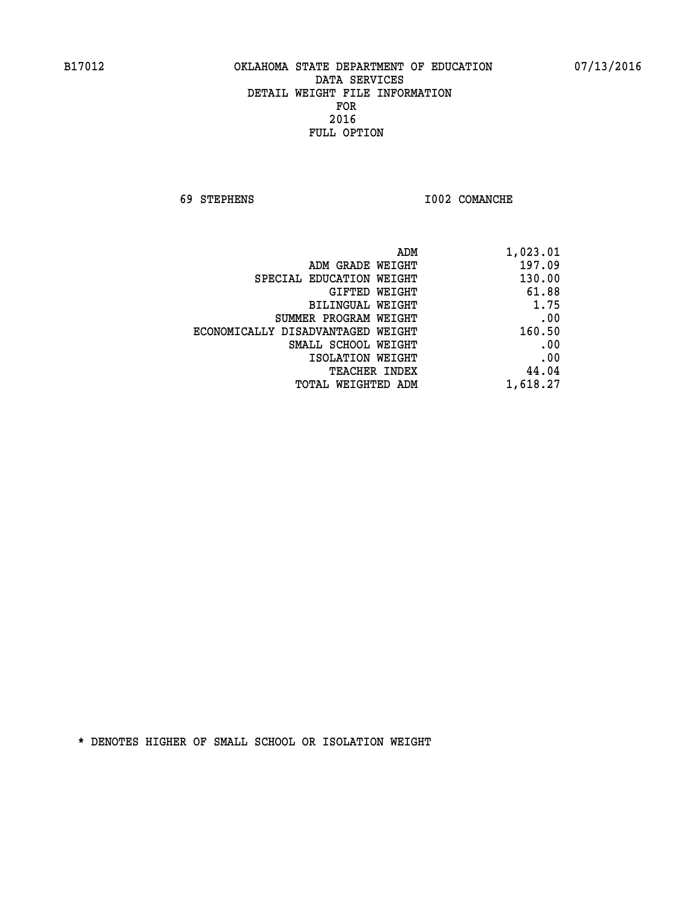B17012 OKLAHOMA STATE DEPARTMENT OF EDUCATION 07/13/2016

DATA SERVICES
DETAIL WEIGHT FILE INFORMATION
FOR
2016
FULL OPTION

69 STEPHENS I002 COMANCHE

| | |
|---|---|
| ADM | 1,023.01 |
| ADM GRADE WEIGHT | 197.09 |
| SPECIAL EDUCATION WEIGHT | 130.00 |
| GIFTED WEIGHT | 61.88 |
| BILINGUAL WEIGHT | 1.75 |
| SUMMER PROGRAM WEIGHT | .00 |
| ECONOMICALLY DISADVANTAGED WEIGHT | 160.50 |
| SMALL SCHOOL WEIGHT | .00 |
| ISOLATION WEIGHT | .00 |
| TEACHER INDEX | 44.04 |
| TOTAL WEIGHTED ADM | 1,618.27 |

* DENOTES HIGHER OF SMALL SCHOOL OR ISOLATION WEIGHT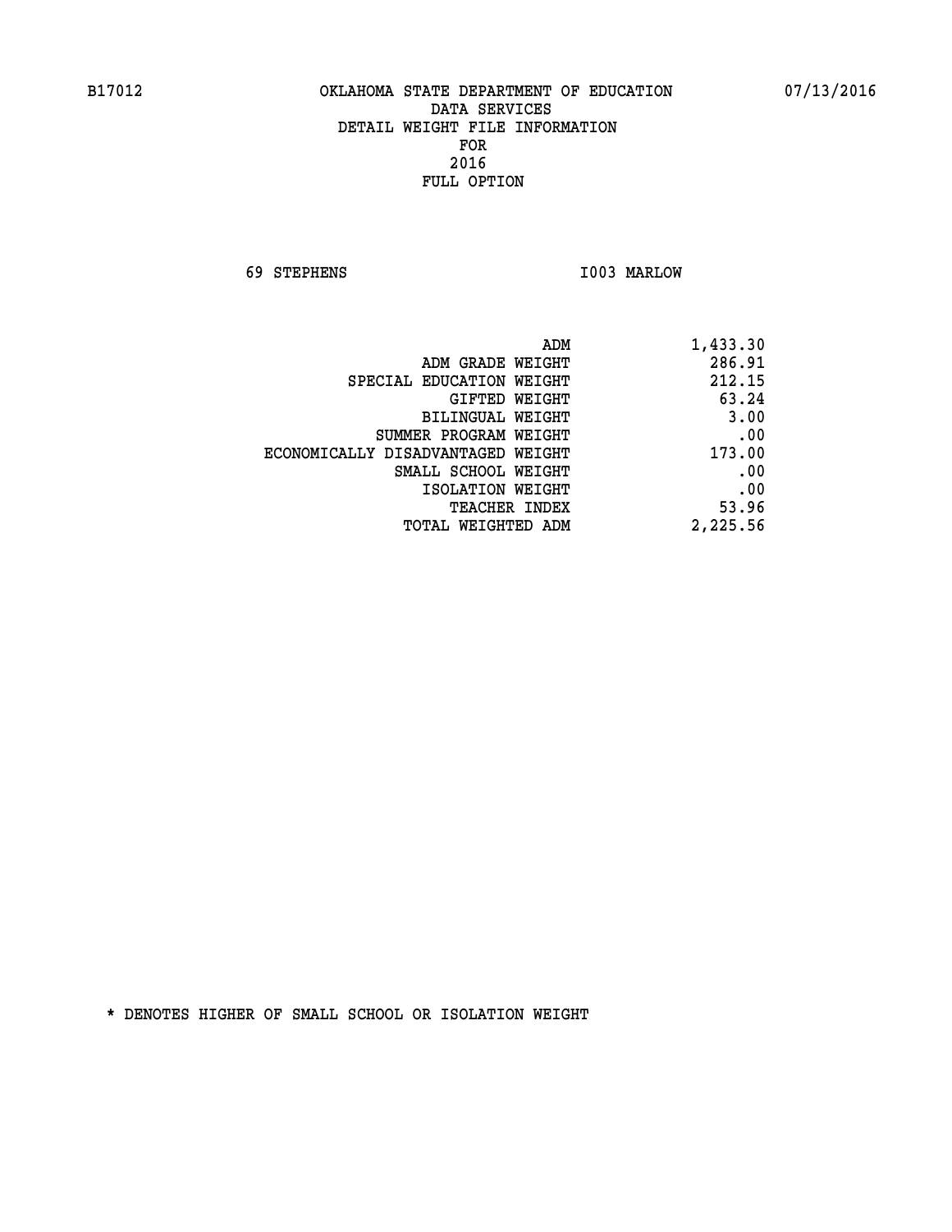B17012 OKLAHOMA STATE DEPARTMENT OF EDUCATION 07/13/2016

DATA SERVICES
DETAIL WEIGHT FILE INFORMATION
FOR
2016
FULL OPTION

69 STEPHENS I003 MARLOW

| | |
|---|---|
| ADM | 1,433.30 |
| ADM GRADE WEIGHT | 286.91 |
| SPECIAL EDUCATION WEIGHT | 212.15 |
| GIFTED WEIGHT | 63.24 |
| BILINGUAL WEIGHT | 3.00 |
| SUMMER PROGRAM WEIGHT | .00 |
| ECONOMICALLY DISADVANTAGED WEIGHT | 173.00 |
| SMALL SCHOOL WEIGHT | .00 |
| ISOLATION WEIGHT | .00 |
| TEACHER INDEX | 53.96 |
| TOTAL WEIGHTED ADM | 2,225.56 |

* DENOTES HIGHER OF SMALL SCHOOL OR ISOLATION WEIGHT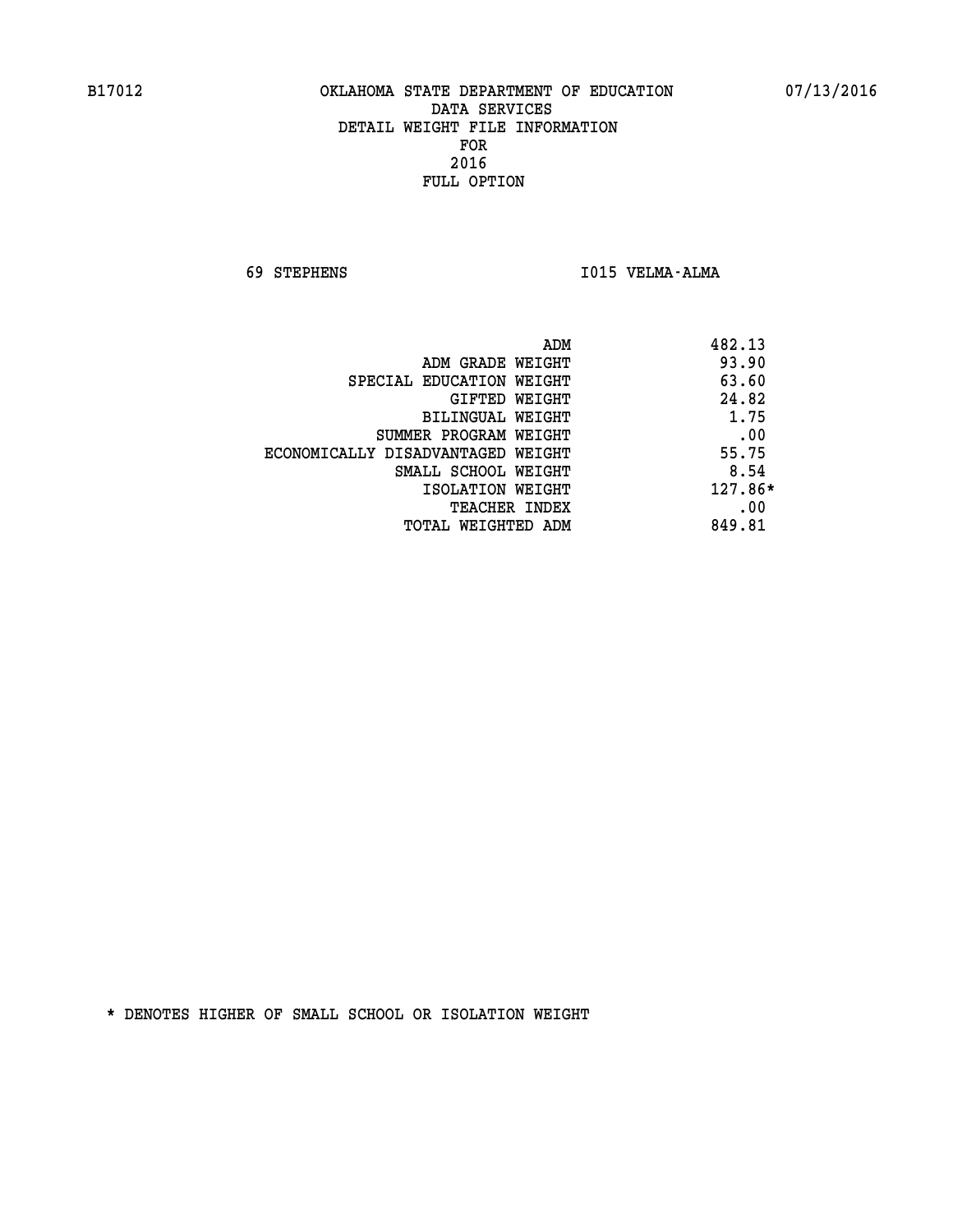B17012 OKLAHOMA STATE DEPARTMENT OF EDUCATION 07/13/2016

DATA SERVICES
DETAIL WEIGHT FILE INFORMATION
FOR
2016
FULL OPTION

69 STEPHENS I015 VELMA-ALMA

| | |
|---|---|
| ADM | 482.13 |
| ADM GRADE WEIGHT | 93.90 |
| SPECIAL EDUCATION WEIGHT | 63.60 |
| GIFTED WEIGHT | 24.82 |
| BILINGUAL WEIGHT | 1.75 |
| SUMMER PROGRAM WEIGHT | .00 |
| ECONOMICALLY DISADVANTAGED WEIGHT | 55.75 |
| SMALL SCHOOL WEIGHT | 8.54 |
| ISOLATION WEIGHT | 127.86* |
| TEACHER INDEX | .00 |
| TOTAL WEIGHTED ADM | 849.81 |

* DENOTES HIGHER OF SMALL SCHOOL OR ISOLATION WEIGHT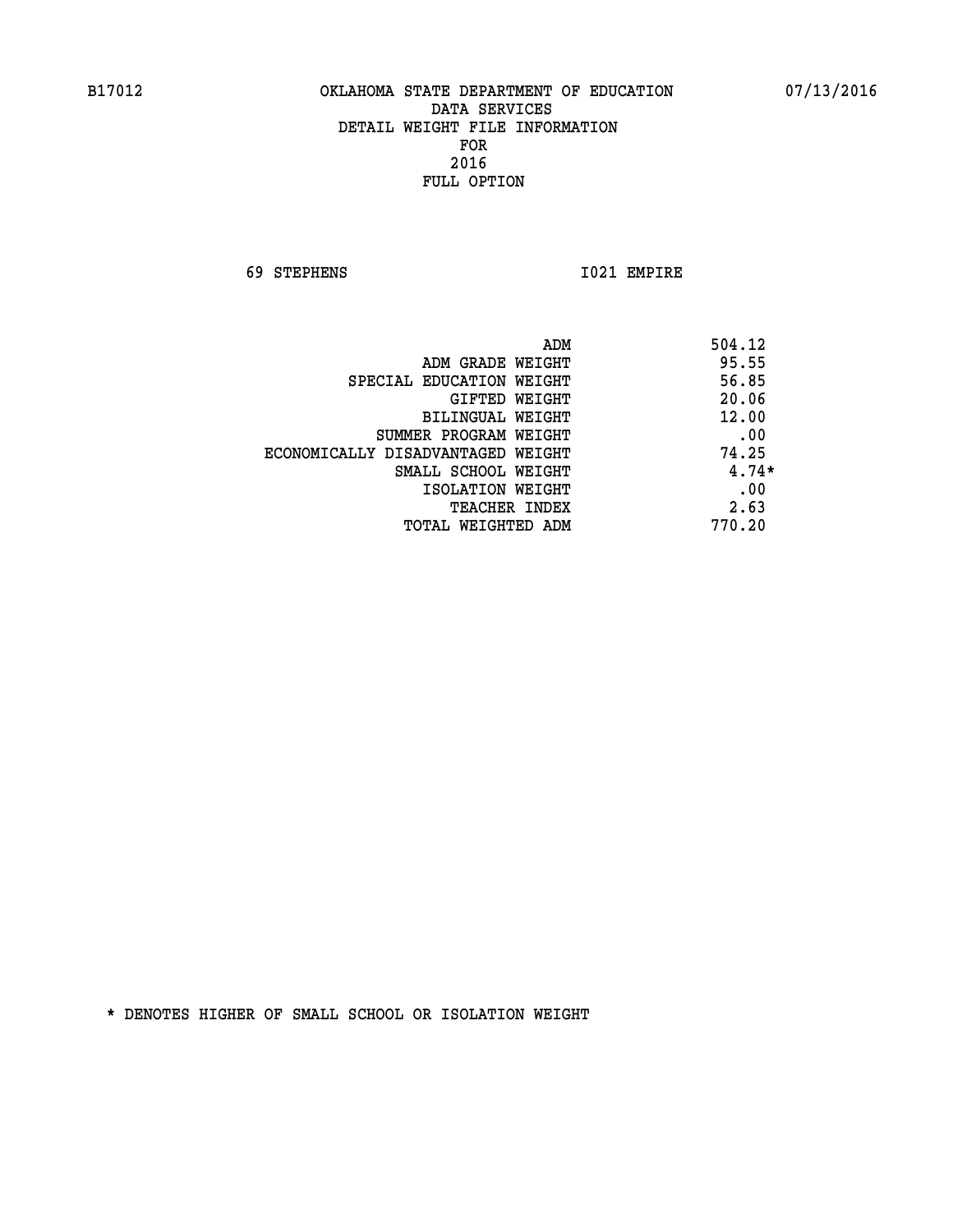B17012 OKLAHOMA STATE DEPARTMENT OF EDUCATION 07/13/2016

DATA SERVICES
DETAIL WEIGHT FILE INFORMATION
FOR
2016
FULL OPTION

69 STEPHENS I021 EMPIRE

| | |
|---|---|
| ADM | 504.12 |
| ADM GRADE WEIGHT | 95.55 |
| SPECIAL EDUCATION WEIGHT | 56.85 |
| GIFTED WEIGHT | 20.06 |
| BILINGUAL WEIGHT | 12.00 |
| SUMMER PROGRAM WEIGHT | .00 |
| ECONOMICALLY DISADVANTAGED WEIGHT | 74.25 |
| SMALL SCHOOL WEIGHT | 4.74* |
| ISOLATION WEIGHT | .00 |
| TEACHER INDEX | 2.63 |
| TOTAL WEIGHTED ADM | 770.20 |

* DENOTES HIGHER OF SMALL SCHOOL OR ISOLATION WEIGHT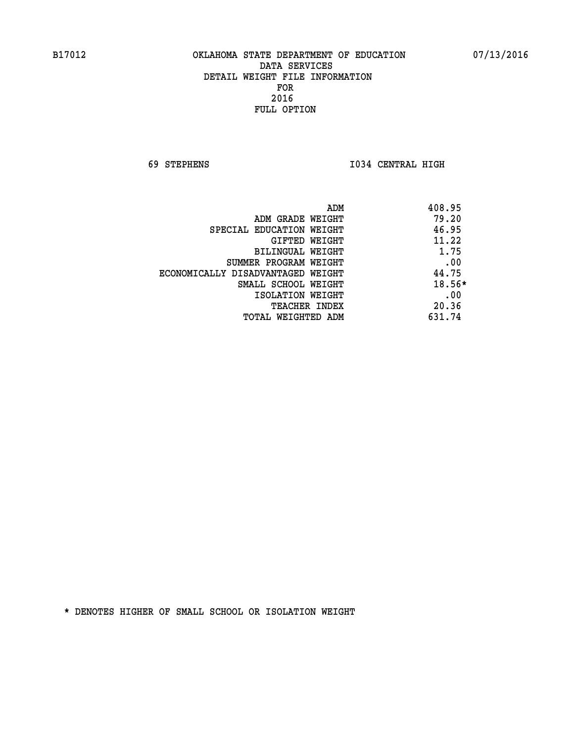B17012 OKLAHOMA STATE DEPARTMENT OF EDUCATION 07/13/2016

DATA SERVICES
DETAIL WEIGHT FILE INFORMATION
FOR
2016
FULL OPTION

69 STEPHENS I034 CENTRAL HIGH

| | |
|---|---|
| ADM | 408.95 |
| ADM GRADE WEIGHT | 79.20 |
| SPECIAL EDUCATION WEIGHT | 46.95 |
| GIFTED WEIGHT | 11.22 |
| BILINGUAL WEIGHT | 1.75 |
| SUMMER PROGRAM WEIGHT | .00 |
| ECONOMICALLY DISADVANTAGED WEIGHT | 44.75 |
| SMALL SCHOOL WEIGHT | 18.56* |
| ISOLATION WEIGHT | .00 |
| TEACHER INDEX | 20.36 |
| TOTAL WEIGHTED ADM | 631.74 |

* DENOTES HIGHER OF SMALL SCHOOL OR ISOLATION WEIGHT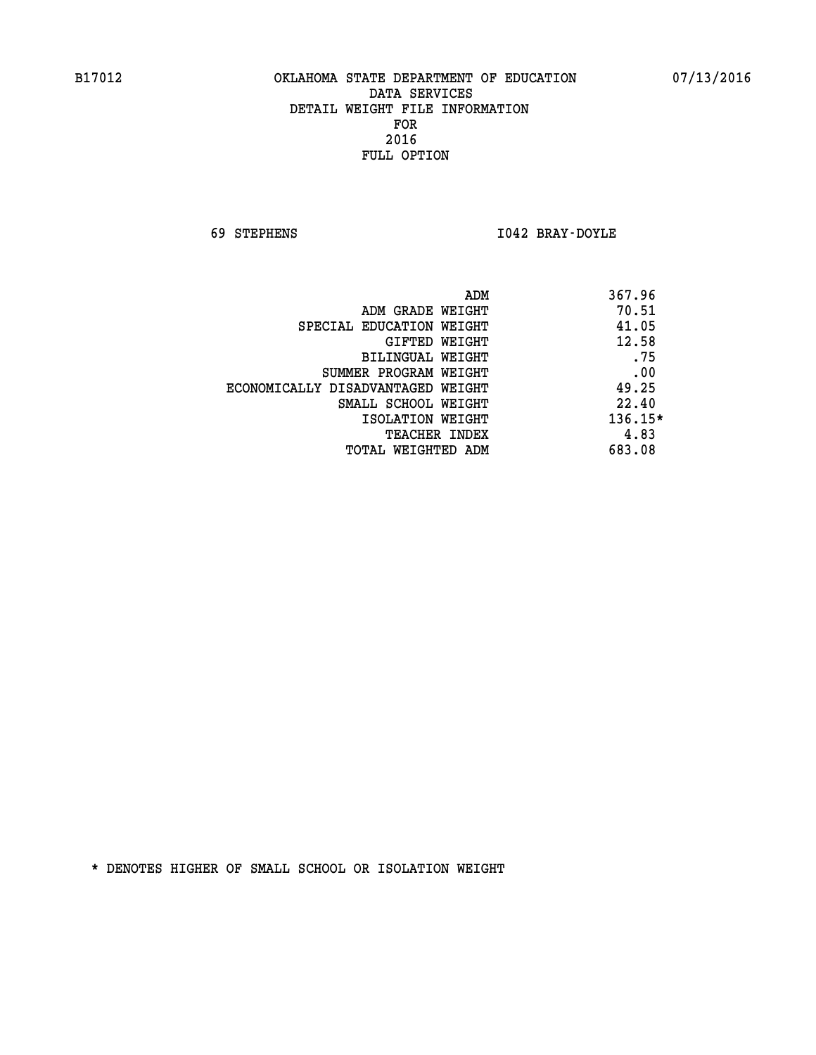B17012 OKLAHOMA STATE DEPARTMENT OF EDUCATION 07/13/2016
DATA SERVICES
DETAIL WEIGHT FILE INFORMATION
FOR
2016
FULL OPTION

69 STEPHENS I042 BRAY-DOYLE

| | |
|---|---|
| ADM | 367.96 |
| ADM GRADE WEIGHT | 70.51 |
| SPECIAL EDUCATION WEIGHT | 41.05 |
| GIFTED WEIGHT | 12.58 |
| BILINGUAL WEIGHT | .75 |
| SUMMER PROGRAM WEIGHT | .00 |
| ECONOMICALLY DISADVANTAGED WEIGHT | 49.25 |
| SMALL SCHOOL WEIGHT | 22.40 |
| ISOLATION WEIGHT | 136.15* |
| TEACHER INDEX | 4.83 |
| TOTAL WEIGHTED ADM | 683.08 |

* DENOTES HIGHER OF SMALL SCHOOL OR ISOLATION WEIGHT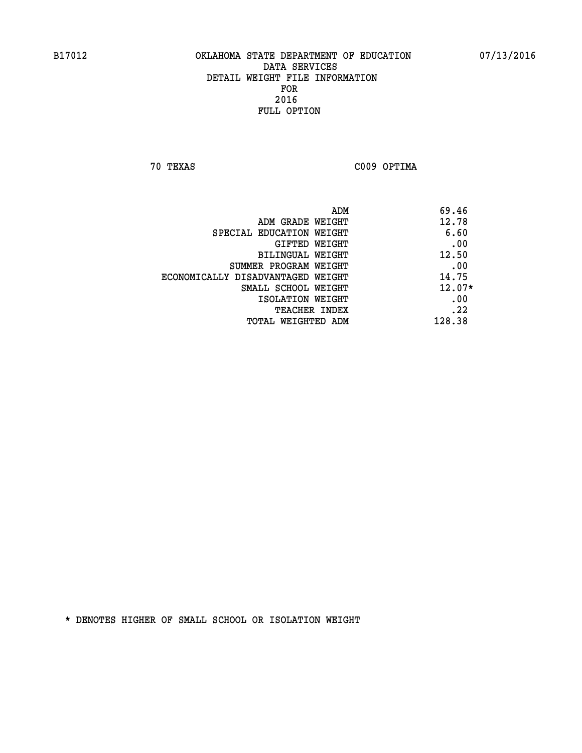B17012 OKLAHOMA STATE DEPARTMENT OF EDUCATION 07/13/2016

DATA SERVICES
DETAIL WEIGHT FILE INFORMATION
FOR
2016
FULL OPTION

70 TEXAS C009 OPTIMA

| | |
|---|---|
| ADM | 69.46 |
| ADM GRADE WEIGHT | 12.78 |
| SPECIAL EDUCATION WEIGHT | 6.60 |
| GIFTED WEIGHT | .00 |
| BILINGUAL WEIGHT | 12.50 |
| SUMMER PROGRAM WEIGHT | .00 |
| ECONOMICALLY DISADVANTAGED WEIGHT | 14.75 |
| SMALL SCHOOL WEIGHT | 12.07* |
| ISOLATION WEIGHT | .00 |
| TEACHER INDEX | .22 |
| TOTAL WEIGHTED ADM | 128.38 |

* DENOTES HIGHER OF SMALL SCHOOL OR ISOLATION WEIGHT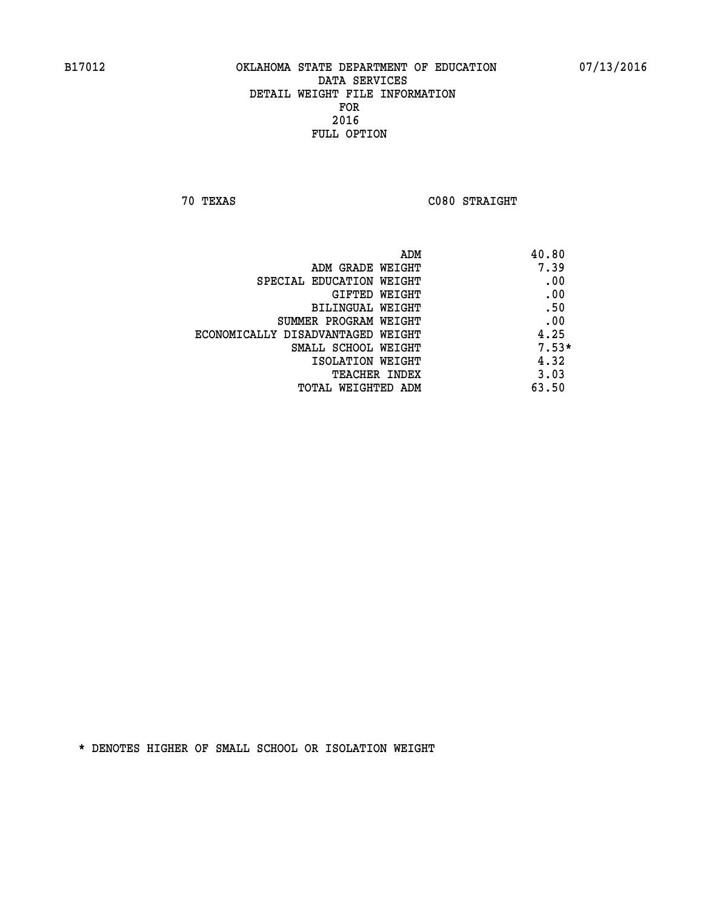B17012 OKLAHOMA STATE DEPARTMENT OF EDUCATION 07/13/2016

DATA SERVICES
DETAIL WEIGHT FILE INFORMATION
FOR
2016
FULL OPTION

70 TEXAS C080 STRAIGHT

| | |
|---|---|
| ADM | 40.80 |
| ADM GRADE WEIGHT | 7.39 |
| SPECIAL EDUCATION WEIGHT | .00 |
| GIFTED WEIGHT | .00 |
| BILINGUAL WEIGHT | .50 |
| SUMMER PROGRAM WEIGHT | .00 |
| ECONOMICALLY DISADVANTAGED WEIGHT | 4.25 |
| SMALL SCHOOL WEIGHT | 7.53* |
| ISOLATION WEIGHT | 4.32 |
| TEACHER INDEX | 3.03 |
| TOTAL WEIGHTED ADM | 63.50 |

* DENOTES HIGHER OF SMALL SCHOOL OR ISOLATION WEIGHT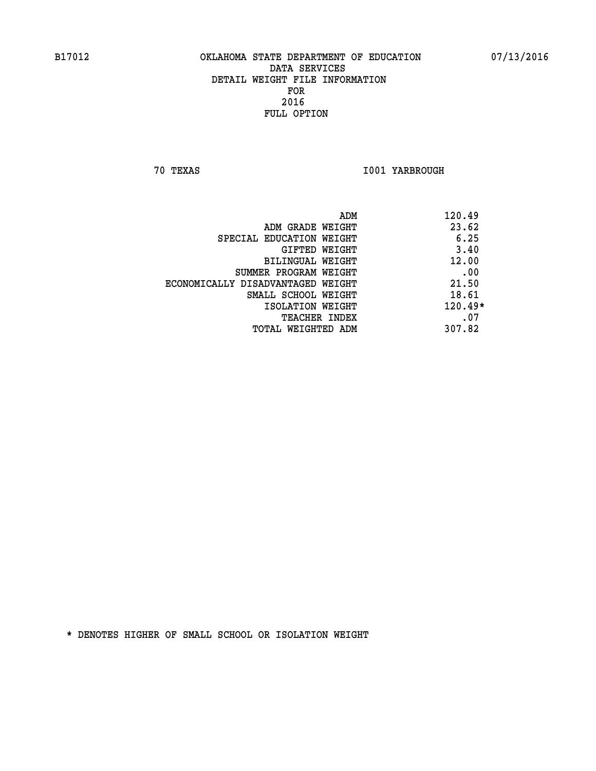B17012 OKLAHOMA STATE DEPARTMENT OF EDUCATION 07/13/2016

DATA SERVICES
DETAIL WEIGHT FILE INFORMATION
FOR
2016
FULL OPTION

70 TEXAS I001 YARBROUGH

| | |
|---|---|
| ADM | 120.49 |
| ADM GRADE WEIGHT | 23.62 |
| SPECIAL EDUCATION WEIGHT | 6.25 |
| GIFTED WEIGHT | 3.40 |
| BILINGUAL WEIGHT | 12.00 |
| SUMMER PROGRAM WEIGHT | .00 |
| ECONOMICALLY DISADVANTAGED WEIGHT | 21.50 |
| SMALL SCHOOL WEIGHT | 18.61 |
| ISOLATION WEIGHT | 120.49* |
| TEACHER INDEX | .07 |
| TOTAL WEIGHTED ADM | 307.82 |

* DENOTES HIGHER OF SMALL SCHOOL OR ISOLATION WEIGHT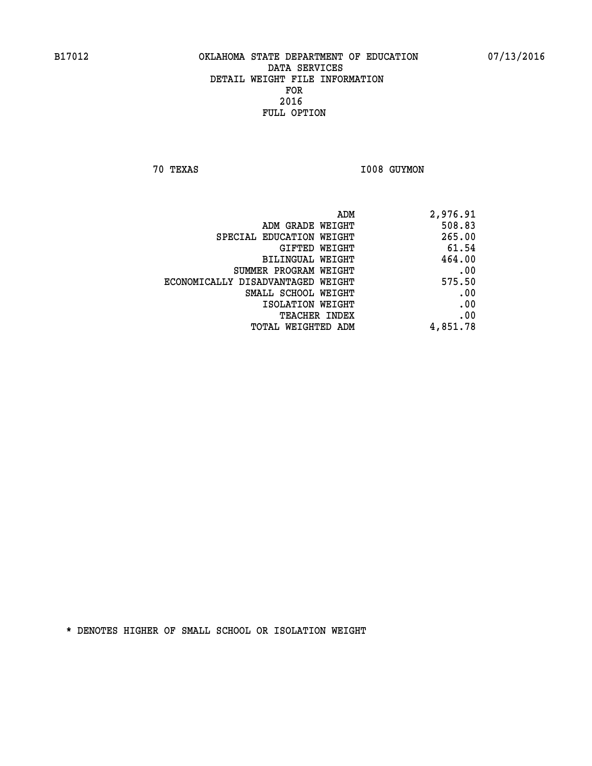B17012 OKLAHOMA STATE DEPARTMENT OF EDUCATION 07/13/2016

DATA SERVICES
DETAIL WEIGHT FILE INFORMATION
FOR
2016
FULL OPTION

70 TEXAS I008 GUYMON

| | |
|---|---|
| ADM | 2,976.91 |
| ADM GRADE WEIGHT | 508.83 |
| SPECIAL EDUCATION WEIGHT | 265.00 |
| GIFTED WEIGHT | 61.54 |
| BILINGUAL WEIGHT | 464.00 |
| SUMMER PROGRAM WEIGHT | .00 |
| ECONOMICALLY DISADVANTAGED WEIGHT | 575.50 |
| SMALL SCHOOL WEIGHT | .00 |
| ISOLATION WEIGHT | .00 |
| TEACHER INDEX | .00 |
| TOTAL WEIGHTED ADM | 4,851.78 |

* DENOTES HIGHER OF SMALL SCHOOL OR ISOLATION WEIGHT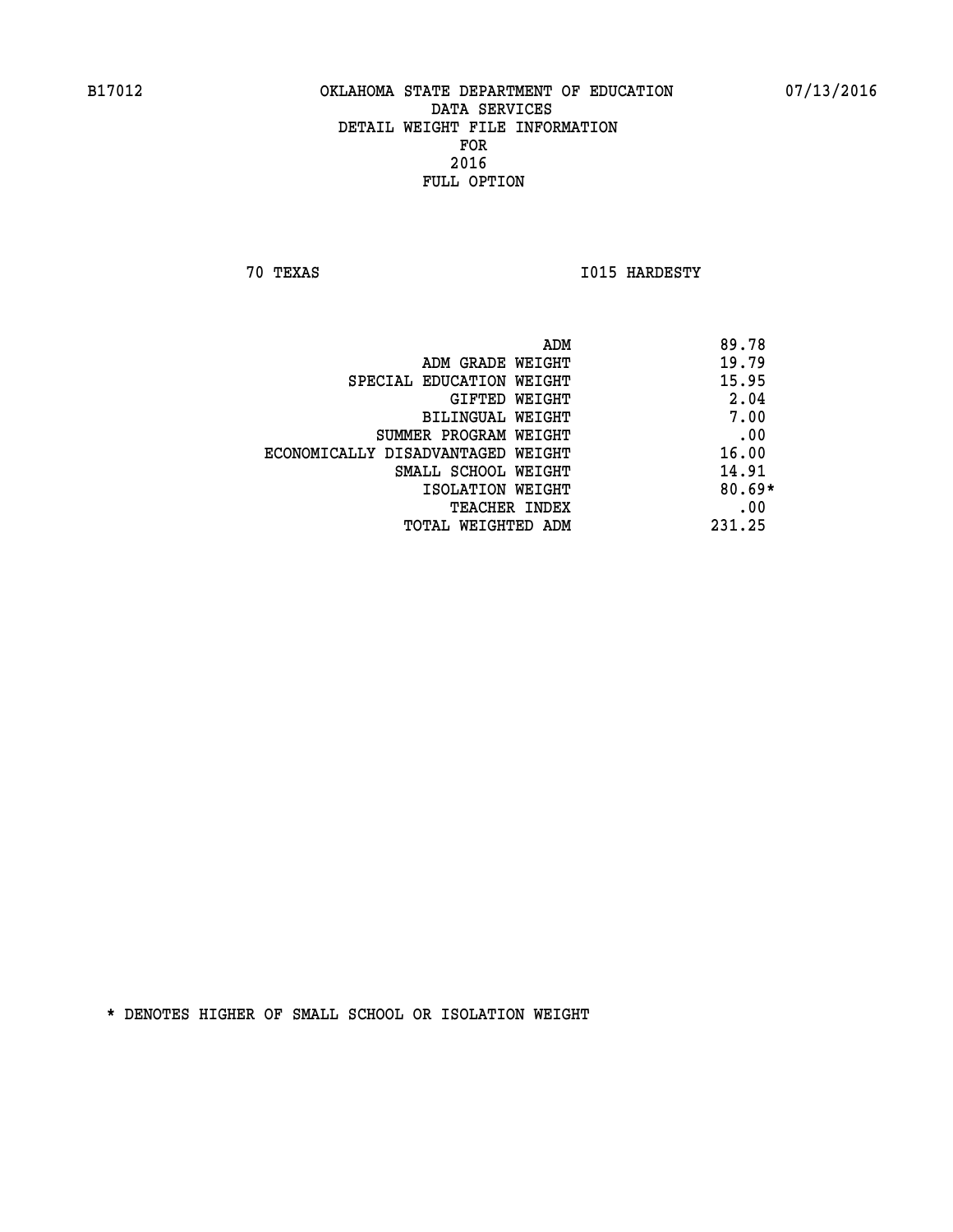B17012 OKLAHOMA STATE DEPARTMENT OF EDUCATION 07/13/2016

DATA SERVICES
DETAIL WEIGHT FILE INFORMATION
FOR
2016
FULL OPTION

70 TEXAS I015 HARDESTY

| | |
|---|---|
| ADM | 89.78 |
| ADM GRADE WEIGHT | 19.79 |
| SPECIAL EDUCATION WEIGHT | 15.95 |
| GIFTED WEIGHT | 2.04 |
| BILINGUAL WEIGHT | 7.00 |
| SUMMER PROGRAM WEIGHT | .00 |
| ECONOMICALLY DISADVANTAGED WEIGHT | 16.00 |
| SMALL SCHOOL WEIGHT | 14.91 |
| ISOLATION WEIGHT | 80.69* |
| TEACHER INDEX | .00 |
| TOTAL WEIGHTED ADM | 231.25 |

* DENOTES HIGHER OF SMALL SCHOOL OR ISOLATION WEIGHT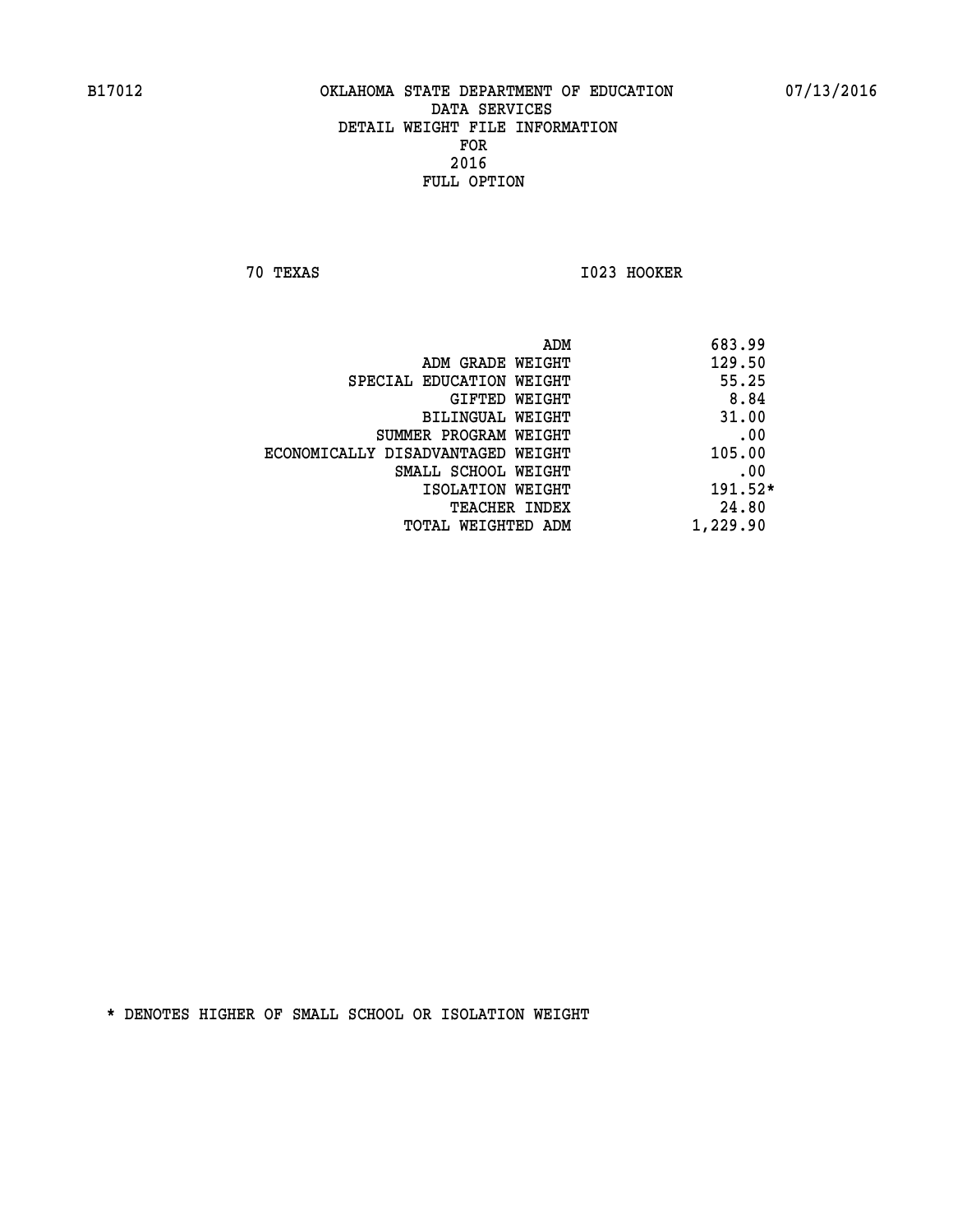B17012 OKLAHOMA STATE DEPARTMENT OF EDUCATION 07/13/2016

DATA SERVICES
DETAIL WEIGHT FILE INFORMATION
FOR
2016
FULL OPTION

70 TEXAS I023 HOOKER

| | |
|---|---|
| ADM | 683.99 |
| ADM GRADE WEIGHT | 129.50 |
| SPECIAL EDUCATION WEIGHT | 55.25 |
| GIFTED WEIGHT | 8.84 |
| BILINGUAL WEIGHT | 31.00 |
| SUMMER PROGRAM WEIGHT | .00 |
| ECONOMICALLY DISADVANTAGED WEIGHT | 105.00 |
| SMALL SCHOOL WEIGHT | .00 |
| ISOLATION WEIGHT | 191.52* |
| TEACHER INDEX | 24.80 |
| TOTAL WEIGHTED ADM | 1,229.90 |

* DENOTES HIGHER OF SMALL SCHOOL OR ISOLATION WEIGHT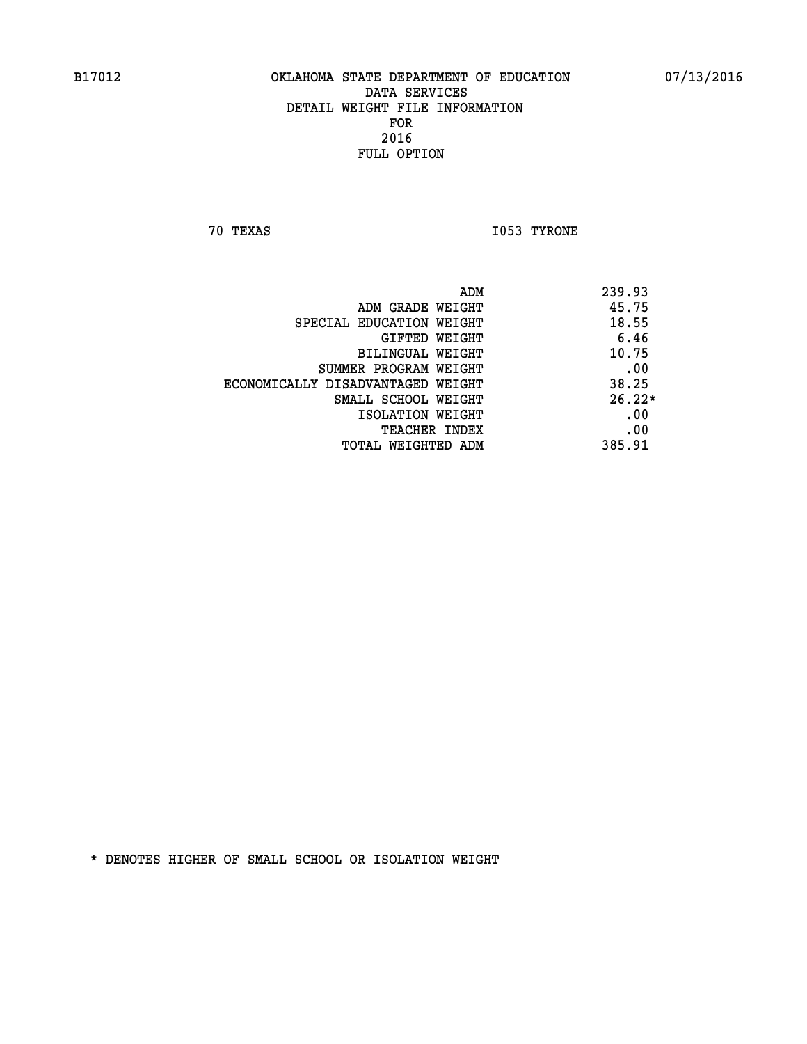B17012 OKLAHOMA STATE DEPARTMENT OF EDUCATION 07/13/2016

DATA SERVICES
DETAIL WEIGHT FILE INFORMATION
FOR
2016
FULL OPTION

70 TEXAS I053 TYRONE

| | |
|---|---|
| ADM | 239.93 |
| ADM GRADE WEIGHT | 45.75 |
| SPECIAL EDUCATION WEIGHT | 18.55 |
| GIFTED WEIGHT | 6.46 |
| BILINGUAL WEIGHT | 10.75 |
| SUMMER PROGRAM WEIGHT | .00 |
| ECONOMICALLY DISADVANTAGED WEIGHT | 38.25 |
| SMALL SCHOOL WEIGHT | 26.22* |
| ISOLATION WEIGHT | .00 |
| TEACHER INDEX | .00 |
| TOTAL WEIGHTED ADM | 385.91 |

* DENOTES HIGHER OF SMALL SCHOOL OR ISOLATION WEIGHT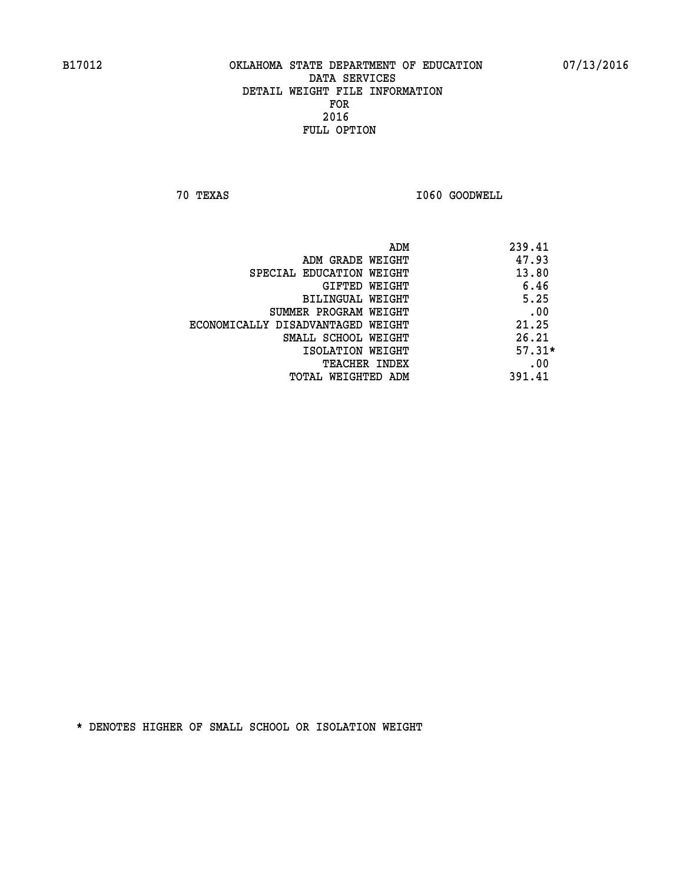B17012 OKLAHOMA STATE DEPARTMENT OF EDUCATION 07/13/2016

DATA SERVICES
DETAIL WEIGHT FILE INFORMATION
FOR
2016
FULL OPTION

70 TEXAS I060 GOODWELL

| | |
|---|---|
| ADM | 239.41 |
| ADM GRADE WEIGHT | 47.93 |
| SPECIAL EDUCATION WEIGHT | 13.80 |
| GIFTED WEIGHT | 6.46 |
| BILINGUAL WEIGHT | 5.25 |
| SUMMER PROGRAM WEIGHT | .00 |
| ECONOMICALLY DISADVANTAGED WEIGHT | 21.25 |
| SMALL SCHOOL WEIGHT | 26.21 |
| ISOLATION WEIGHT | 57.31* |
| TEACHER INDEX | .00 |
| TOTAL WEIGHTED ADM | 391.41 |

* DENOTES HIGHER OF SMALL SCHOOL OR ISOLATION WEIGHT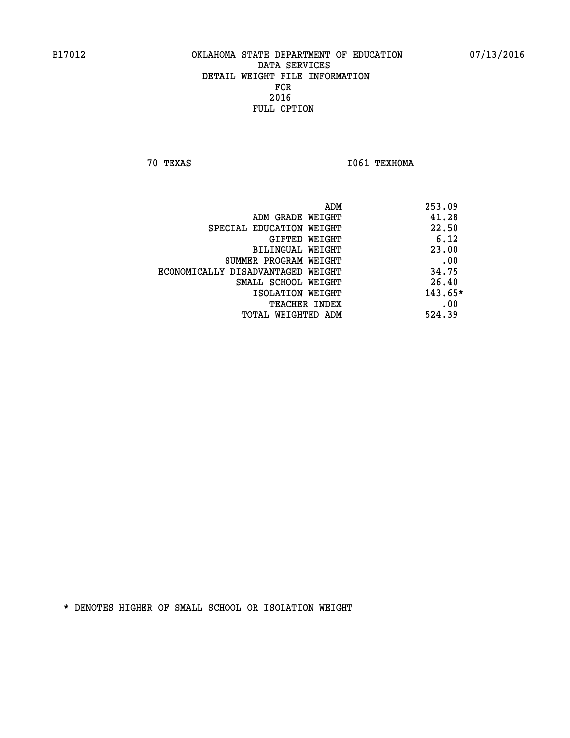B17012 OKLAHOMA STATE DEPARTMENT OF EDUCATION 07/13/2016

DATA SERVICES
DETAIL WEIGHT FILE INFORMATION
FOR
2016
FULL OPTION

70 TEXAS I061 TEXHOMA

| | |
|---|---|
| ADM | 253.09 |
| ADM GRADE WEIGHT | 41.28 |
| SPECIAL EDUCATION WEIGHT | 22.50 |
| GIFTED WEIGHT | 6.12 |
| BILINGUAL WEIGHT | 23.00 |
| SUMMER PROGRAM WEIGHT | .00 |
| ECONOMICALLY DISADVANTAGED WEIGHT | 34.75 |
| SMALL SCHOOL WEIGHT | 26.40 |
| ISOLATION WEIGHT | 143.65* |
| TEACHER INDEX | .00 |
| TOTAL WEIGHTED ADM | 524.39 |

* DENOTES HIGHER OF SMALL SCHOOL OR ISOLATION WEIGHT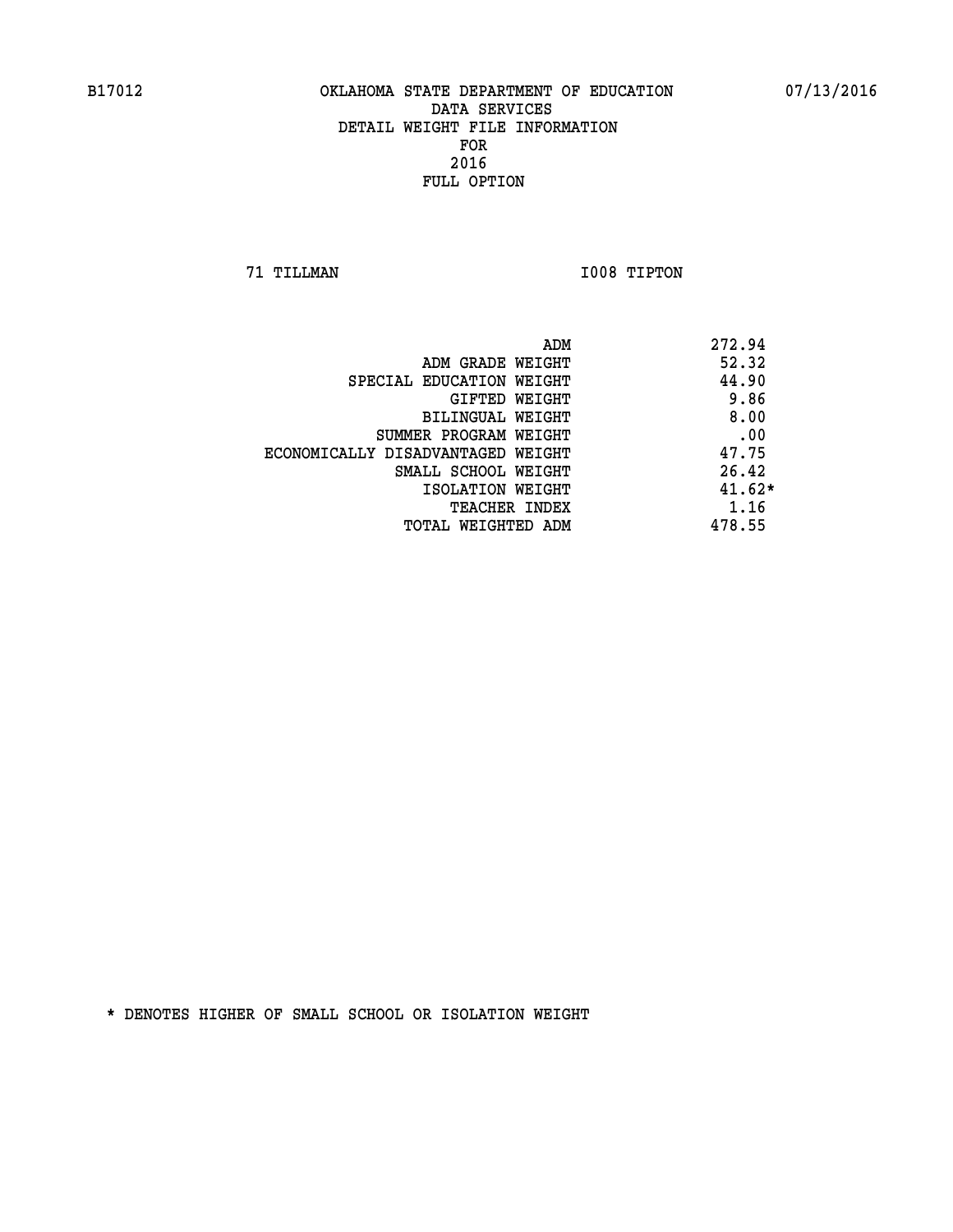B17012 OKLAHOMA STATE DEPARTMENT OF EDUCATION 07/13/2016
DATA SERVICES
DETAIL WEIGHT FILE INFORMATION
FOR
2016
FULL OPTION

71 TILLMAN I008 TIPTON

| | |
|---|---|
| ADM | 272.94 |
| ADM GRADE WEIGHT | 52.32 |
| SPECIAL EDUCATION WEIGHT | 44.90 |
| GIFTED WEIGHT | 9.86 |
| BILINGUAL WEIGHT | 8.00 |
| SUMMER PROGRAM WEIGHT | .00 |
| ECONOMICALLY DISADVANTAGED WEIGHT | 47.75 |
| SMALL SCHOOL WEIGHT | 26.42 |
| ISOLATION WEIGHT | 41.62* |
| TEACHER INDEX | 1.16 |
| TOTAL WEIGHTED ADM | 478.55 |

* DENOTES HIGHER OF SMALL SCHOOL OR ISOLATION WEIGHT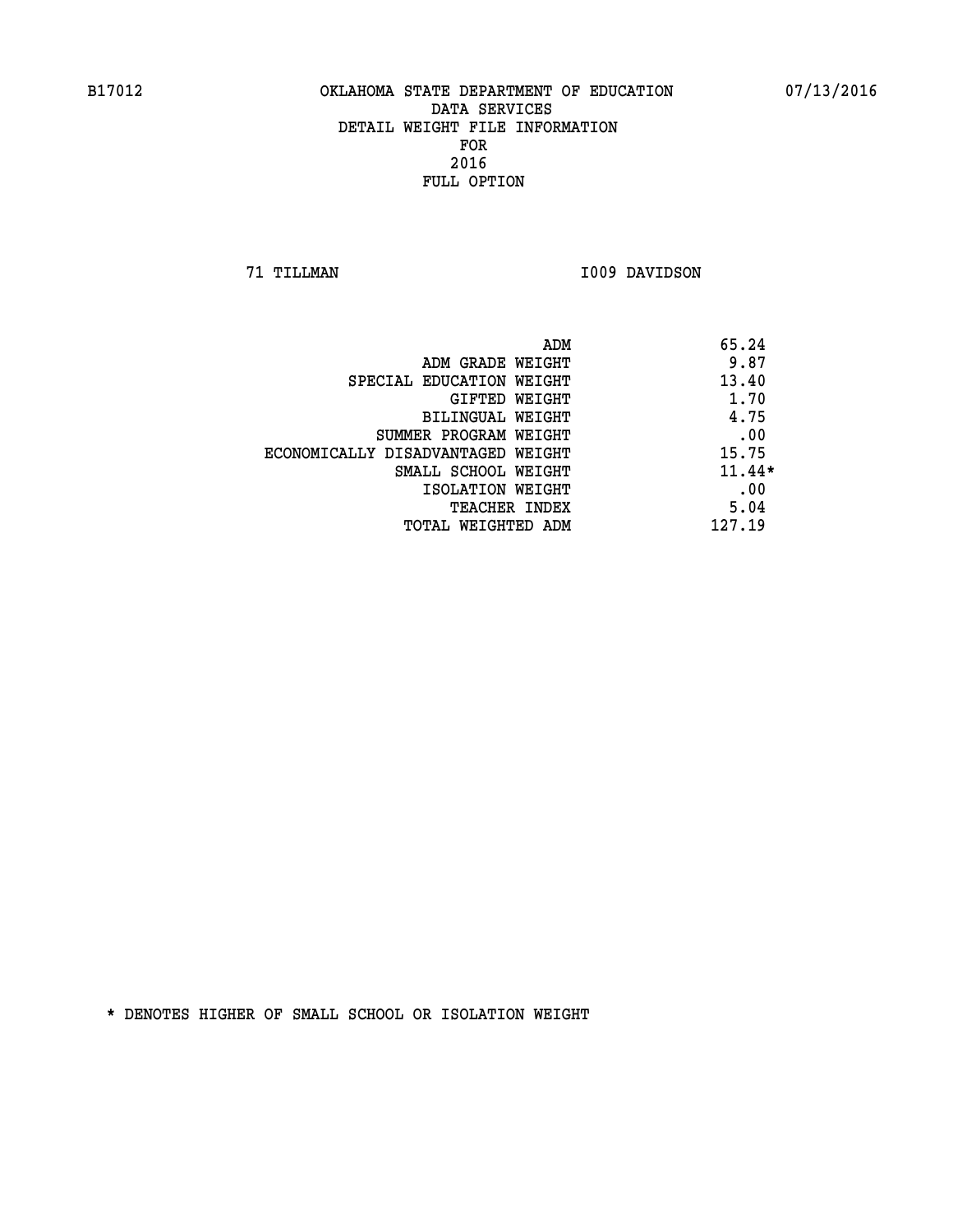B17012 OKLAHOMA STATE DEPARTMENT OF EDUCATION 07/13/2016

DATA SERVICES

DETAIL WEIGHT FILE INFORMATION

FOR

2016

FULL OPTION

71 TILLMAN I009 DAVIDSON

| | |
|---|---|
| ADM | 65.24 |
| ADM GRADE WEIGHT | 9.87 |
| SPECIAL EDUCATION WEIGHT | 13.40 |
| GIFTED WEIGHT | 1.70 |
| BILINGUAL WEIGHT | 4.75 |
| SUMMER PROGRAM WEIGHT | .00 |
| ECONOMICALLY DISADVANTAGED WEIGHT | 15.75 |
| SMALL SCHOOL WEIGHT | 11.44* |
| ISOLATION WEIGHT | .00 |
| TEACHER INDEX | 5.04 |
| TOTAL WEIGHTED ADM | 127.19 |

* DENOTES HIGHER OF SMALL SCHOOL OR ISOLATION WEIGHT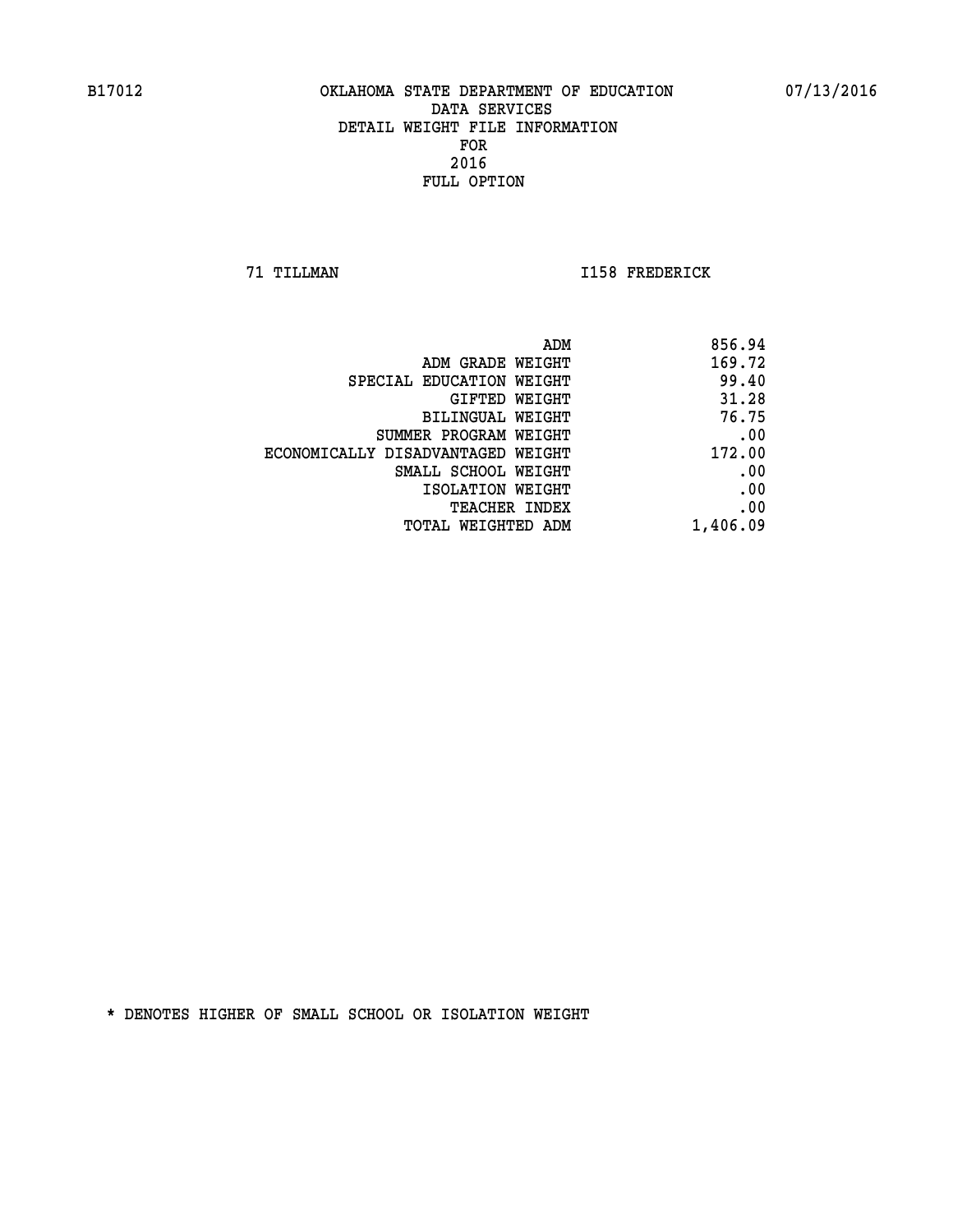B17012 OKLAHOMA STATE DEPARTMENT OF EDUCATION 07/13/2016

DATA SERVICES
DETAIL WEIGHT FILE INFORMATION
FOR
2016
FULL OPTION

71 TILLMAN I158 FREDERICK

| | |
|---|---|
| ADM | 856.94 |
| ADM GRADE WEIGHT | 169.72 |
| SPECIAL EDUCATION WEIGHT | 99.40 |
| GIFTED WEIGHT | 31.28 |
| BILINGUAL WEIGHT | 76.75 |
| SUMMER PROGRAM WEIGHT | .00 |
| ECONOMICALLY DISADVANTAGED WEIGHT | 172.00 |
| SMALL SCHOOL WEIGHT | .00 |
| ISOLATION WEIGHT | .00 |
| TEACHER INDEX | .00 |
| TOTAL WEIGHTED ADM | 1,406.09 |

* DENOTES HIGHER OF SMALL SCHOOL OR ISOLATION WEIGHT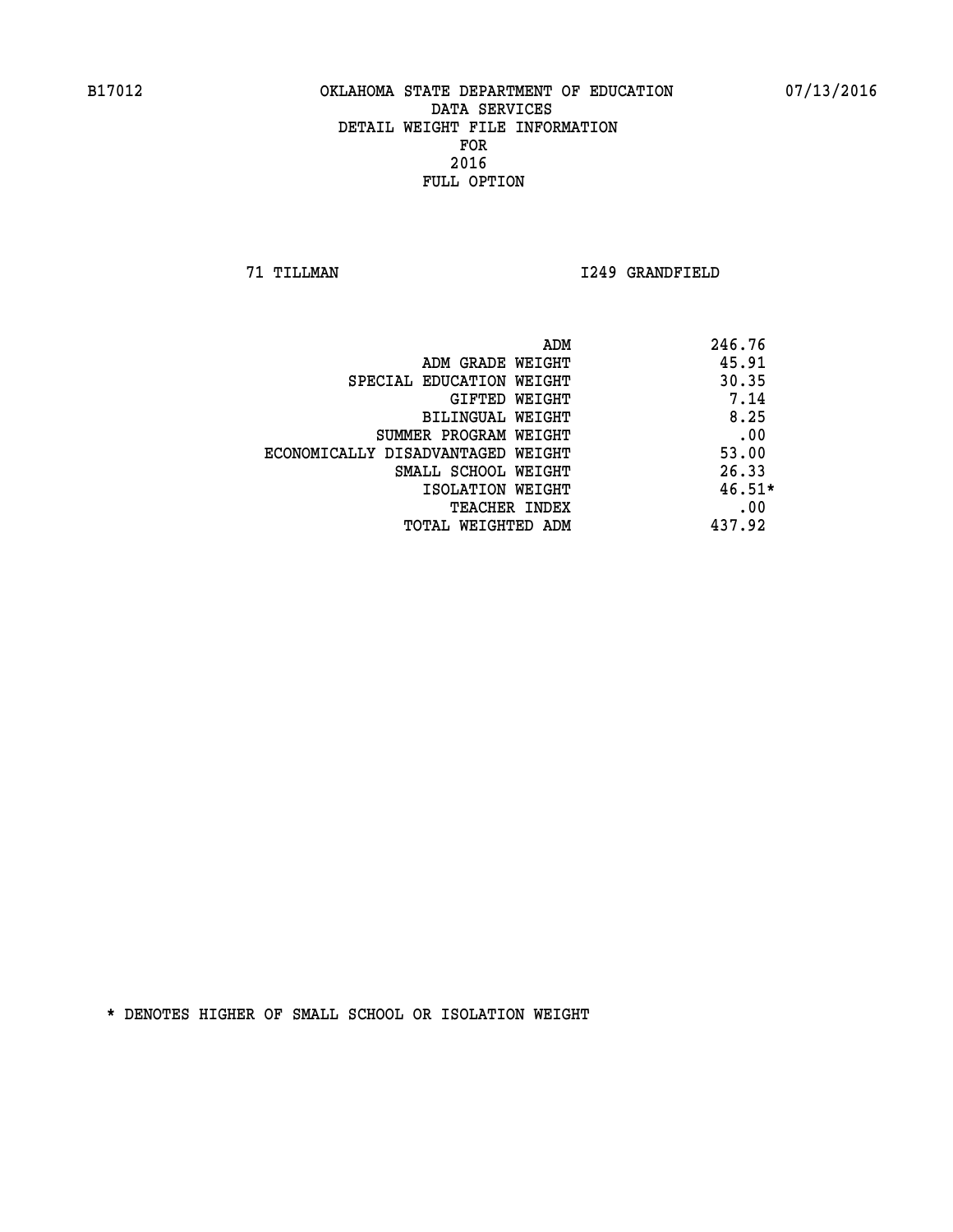B17012 OKLAHOMA STATE DEPARTMENT OF EDUCATION 07/13/2016

DATA SERVICES
DETAIL WEIGHT FILE INFORMATION
FOR
2016
FULL OPTION

71 TILLMAN I249 GRANDFIELD

| | |
|---|---|
| ADM | 246.76 |
| ADM GRADE WEIGHT | 45.91 |
| SPECIAL EDUCATION WEIGHT | 30.35 |
| GIFTED WEIGHT | 7.14 |
| BILINGUAL WEIGHT | 8.25 |
| SUMMER PROGRAM WEIGHT | .00 |
| ECONOMICALLY DISADVANTAGED WEIGHT | 53.00 |
| SMALL SCHOOL WEIGHT | 26.33 |
| ISOLATION WEIGHT | 46.51* |
| TEACHER INDEX | .00 |
| TOTAL WEIGHTED ADM | 437.92 |

* DENOTES HIGHER OF SMALL SCHOOL OR ISOLATION WEIGHT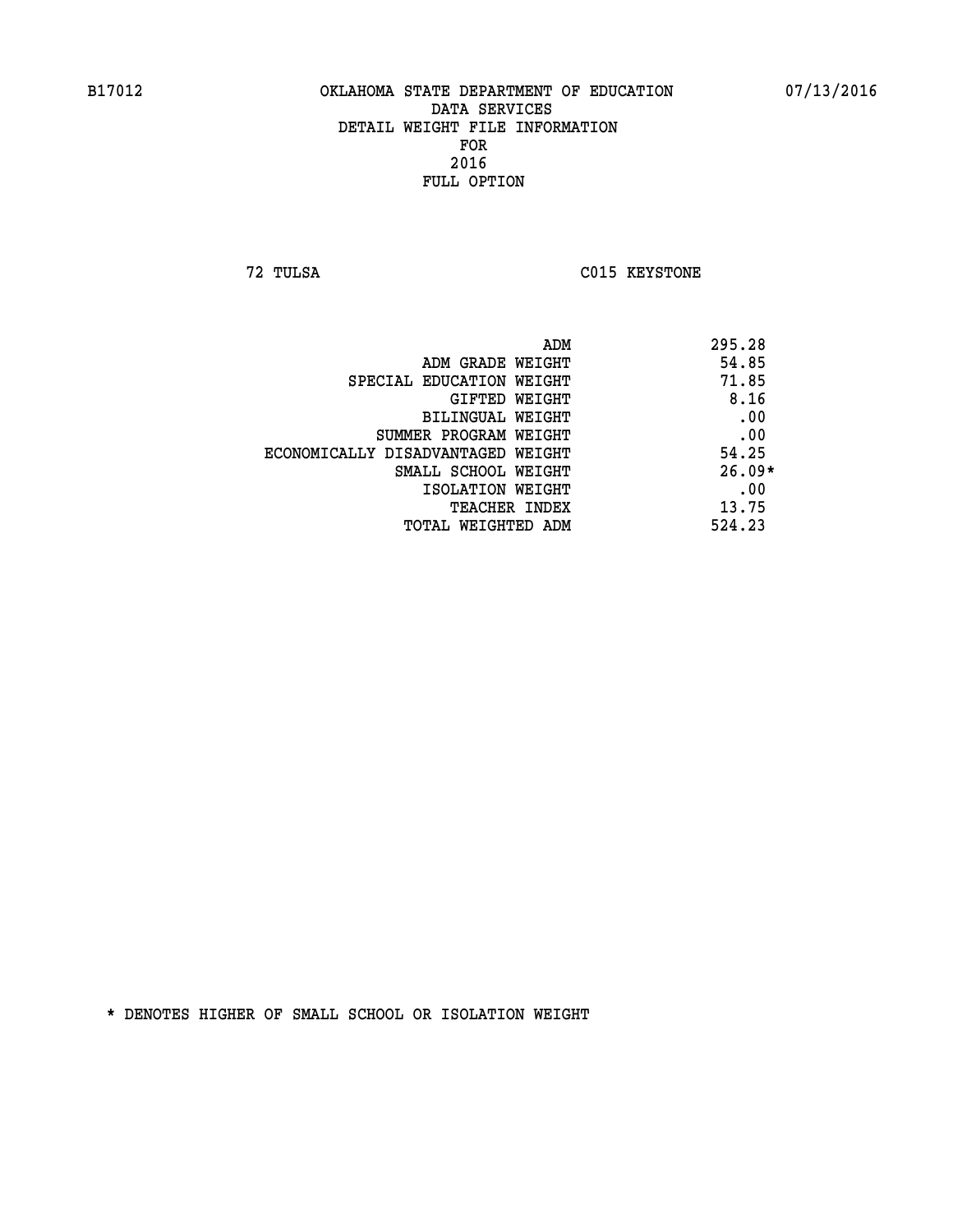B17012 OKLAHOMA STATE DEPARTMENT OF EDUCATION 07/13/2016

DATA SERVICES
DETAIL WEIGHT FILE INFORMATION
FOR
2016
FULL OPTION

72 TULSA C015 KEYSTONE

| | |
|---|---|
| ADM | 295.28 |
| ADM GRADE WEIGHT | 54.85 |
| SPECIAL EDUCATION WEIGHT | 71.85 |
| GIFTED WEIGHT | 8.16 |
| BILINGUAL WEIGHT | .00 |
| SUMMER PROGRAM WEIGHT | .00 |
| ECONOMICALLY DISADVANTAGED WEIGHT | 54.25 |
| SMALL SCHOOL WEIGHT | 26.09* |
| ISOLATION WEIGHT | .00 |
| TEACHER INDEX | 13.75 |
| TOTAL WEIGHTED ADM | 524.23 |

* DENOTES HIGHER OF SMALL SCHOOL OR ISOLATION WEIGHT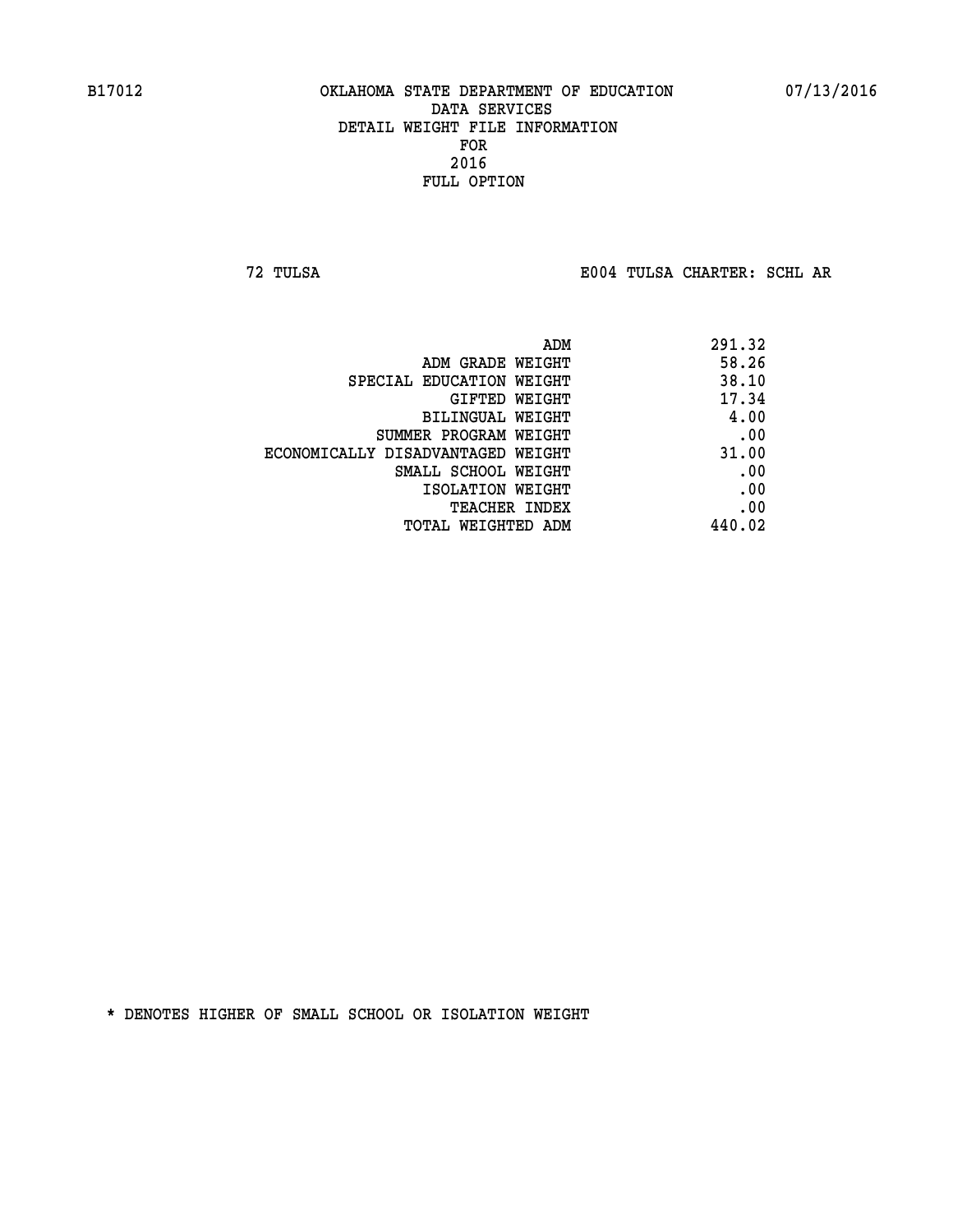B17012 OKLAHOMA STATE DEPARTMENT OF EDUCATION 07/13/2016
DATA SERVICES
DETAIL WEIGHT FILE INFORMATION
FOR
2016
FULL OPTION

72 TULSA E004 TULSA CHARTER: SCHL AR

| | |
|---|---|
| ADM | 291.32 |
| ADM GRADE WEIGHT | 58.26 |
| SPECIAL EDUCATION WEIGHT | 38.10 |
| GIFTED WEIGHT | 17.34 |
| BILINGUAL WEIGHT | 4.00 |
| SUMMER PROGRAM WEIGHT | .00 |
| ECONOMICALLY DISADVANTAGED WEIGHT | 31.00 |
| SMALL SCHOOL WEIGHT | .00 |
| ISOLATION WEIGHT | .00 |
| TEACHER INDEX | .00 |
| TOTAL WEIGHTED ADM | 440.02 |

* DENOTES HIGHER OF SMALL SCHOOL OR ISOLATION WEIGHT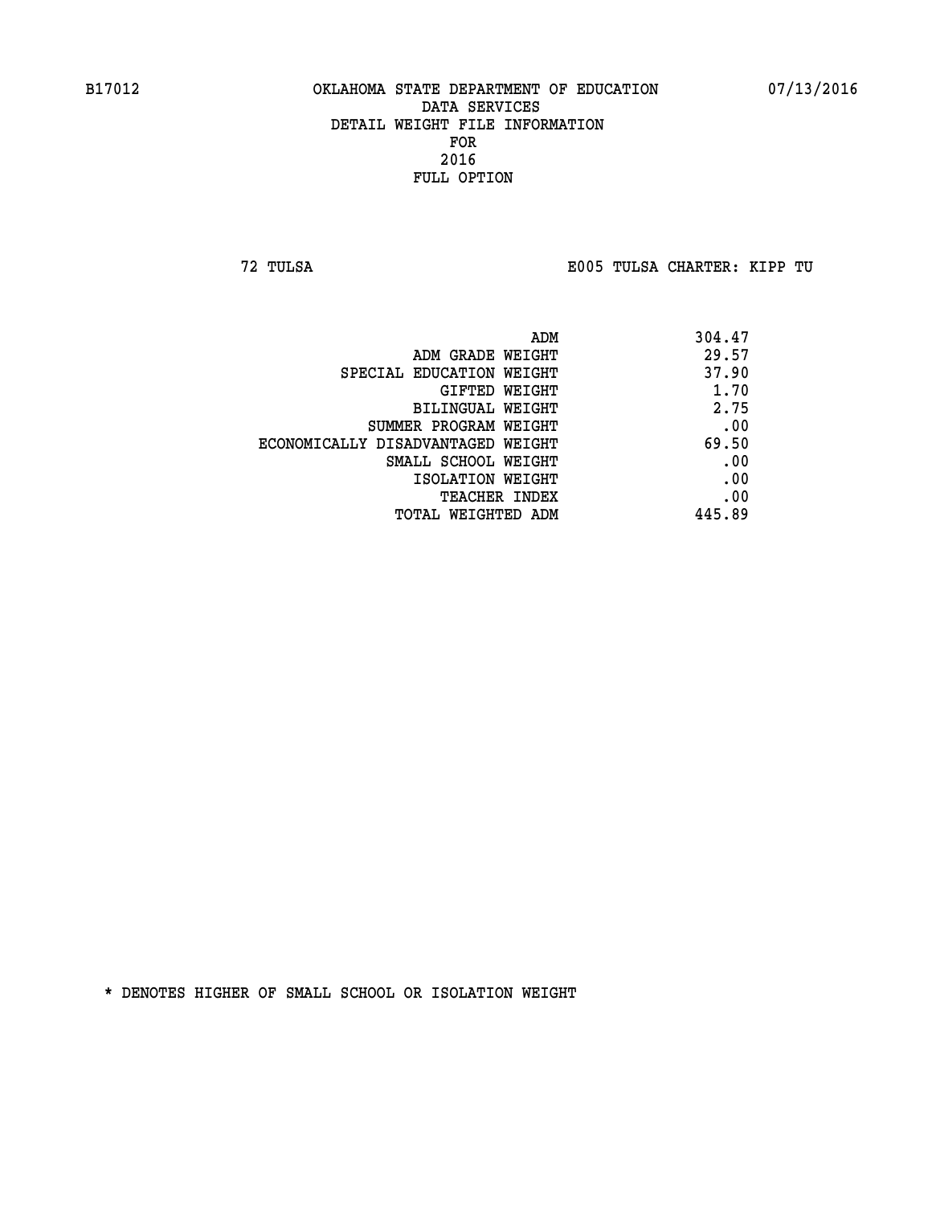B17012 OKLAHOMA STATE DEPARTMENT OF EDUCATION 07/13/2016

DATA SERVICES
DETAIL WEIGHT FILE INFORMATION
FOR
2016
FULL OPTION

72 TULSA E005 TULSA CHARTER: KIPP TU

| | |
|---|---|
| ADM | 304.47 |
| ADM GRADE WEIGHT | 29.57 |
| SPECIAL EDUCATION WEIGHT | 37.90 |
| GIFTED WEIGHT | 1.70 |
| BILINGUAL WEIGHT | 2.75 |
| SUMMER PROGRAM WEIGHT | .00 |
| ECONOMICALLY DISADVANTAGED WEIGHT | 69.50 |
| SMALL SCHOOL WEIGHT | .00 |
| ISOLATION WEIGHT | .00 |
| TEACHER INDEX | .00 |
| TOTAL WEIGHTED ADM | 445.89 |

* DENOTES HIGHER OF SMALL SCHOOL OR ISOLATION WEIGHT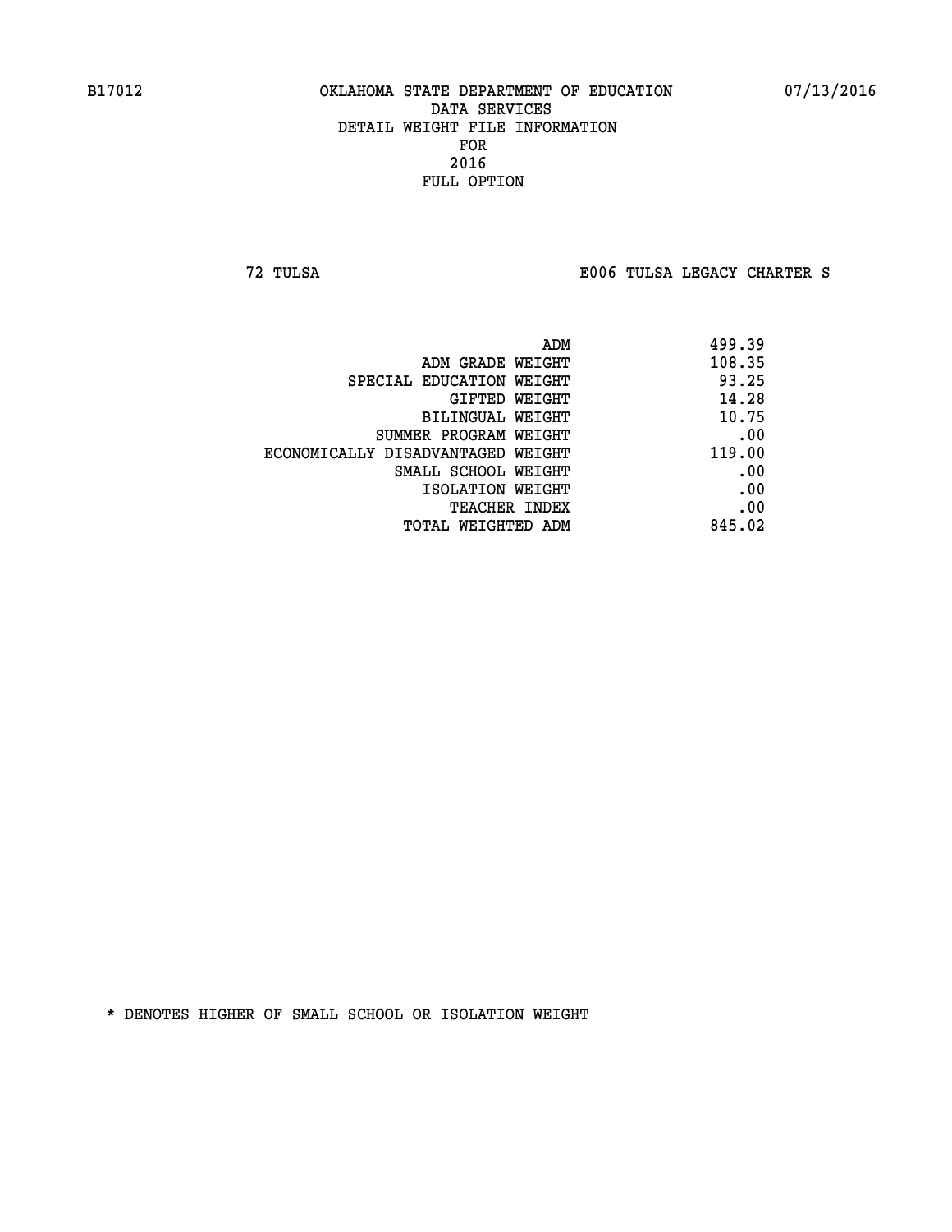B17012 OKLAHOMA STATE DEPARTMENT OF EDUCATION 07/13/2016

DATA SERVICES
DETAIL WEIGHT FILE INFORMATION
FOR
2016
FULL OPTION

72 TULSA E006 TULSA LEGACY CHARTER S

| | |
|---|---|
| ADM | 499.39 |
| ADM GRADE WEIGHT | 108.35 |
| SPECIAL EDUCATION WEIGHT | 93.25 |
| GIFTED WEIGHT | 14.28 |
| BILINGUAL WEIGHT | 10.75 |
| SUMMER PROGRAM WEIGHT | .00 |
| ECONOMICALLY DISADVANTAGED WEIGHT | 119.00 |
| SMALL SCHOOL WEIGHT | .00 |
| ISOLATION WEIGHT | .00 |
| TEACHER INDEX | .00 |
| TOTAL WEIGHTED ADM | 845.02 |

* DENOTES HIGHER OF SMALL SCHOOL OR ISOLATION WEIGHT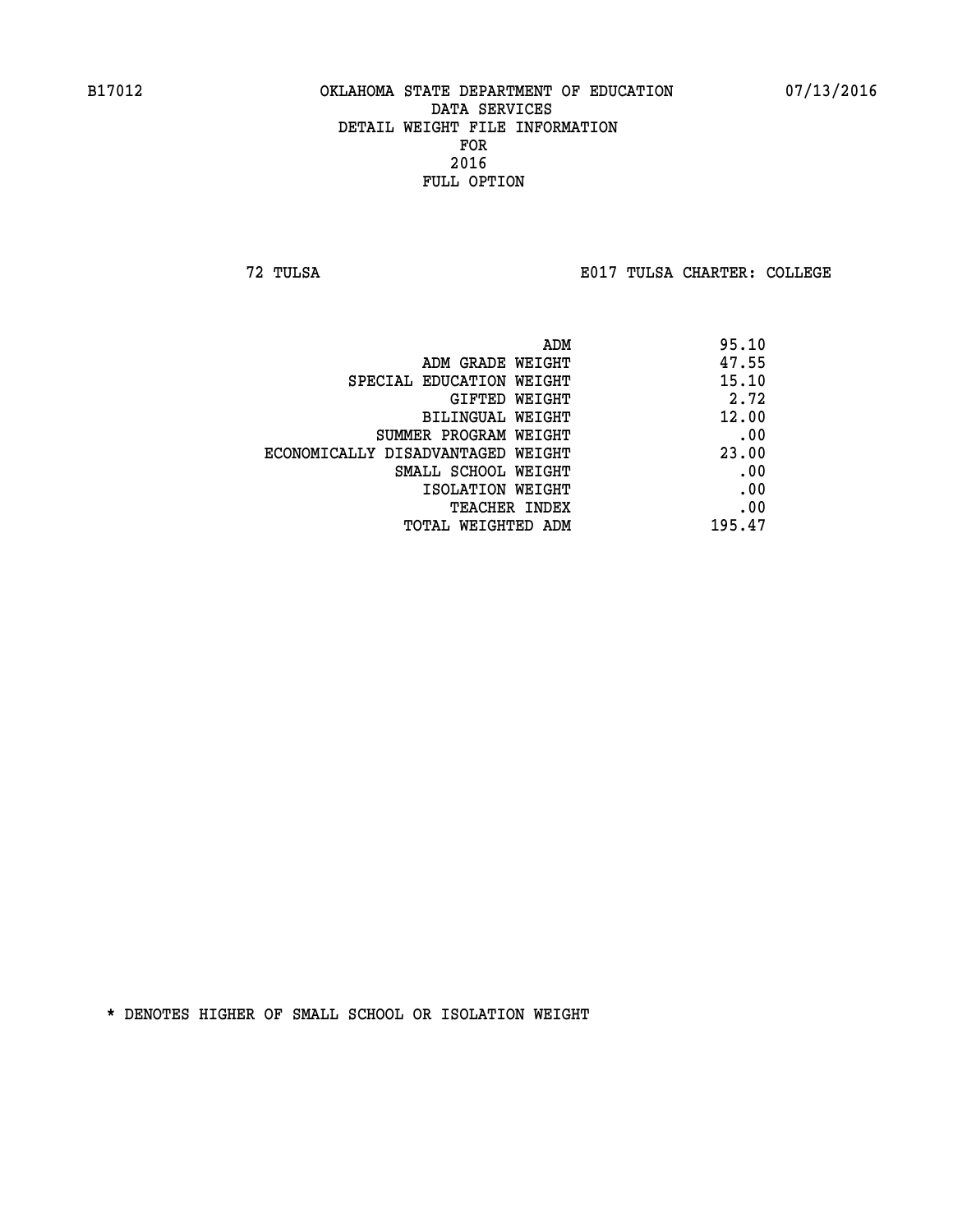B17012 OKLAHOMA STATE DEPARTMENT OF EDUCATION 07/13/2016

DATA SERVICES
DETAIL WEIGHT FILE INFORMATION
FOR
2016
FULL OPTION

72 TULSA E017 TULSA CHARTER: COLLEGE

| | |
|---|---|
| ADM | 95.10 |
| ADM GRADE WEIGHT | 47.55 |
| SPECIAL EDUCATION WEIGHT | 15.10 |
| GIFTED WEIGHT | 2.72 |
| BILINGUAL WEIGHT | 12.00 |
| SUMMER PROGRAM WEIGHT | .00 |
| ECONOMICALLY DISADVANTAGED WEIGHT | 23.00 |
| SMALL SCHOOL WEIGHT | .00 |
| ISOLATION WEIGHT | .00 |
| TEACHER INDEX | .00 |
| TOTAL WEIGHTED ADM | 195.47 |

* DENOTES HIGHER OF SMALL SCHOOL OR ISOLATION WEIGHT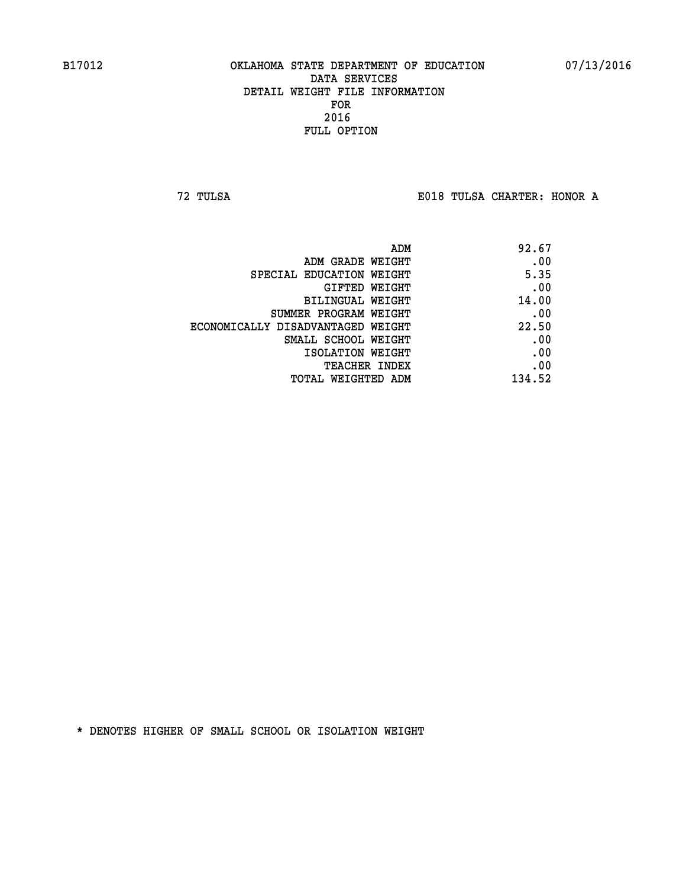B17012 OKLAHOMA STATE DEPARTMENT OF EDUCATION 07/13/2016

DATA SERVICES
DETAIL WEIGHT FILE INFORMATION
FOR
2016
FULL OPTION

72 TULSA E018 TULSA CHARTER: HONOR A

| | |
|---|---|
| ADM | 92.67 |
| ADM GRADE WEIGHT | .00 |
| SPECIAL EDUCATION WEIGHT | 5.35 |
| GIFTED WEIGHT | .00 |
| BILINGUAL WEIGHT | 14.00 |
| SUMMER PROGRAM WEIGHT | .00 |
| ECONOMICALLY DISADVANTAGED WEIGHT | 22.50 |
| SMALL SCHOOL WEIGHT | .00 |
| ISOLATION WEIGHT | .00 |
| TEACHER INDEX | .00 |
| TOTAL WEIGHTED ADM | 134.52 |

* DENOTES HIGHER OF SMALL SCHOOL OR ISOLATION WEIGHT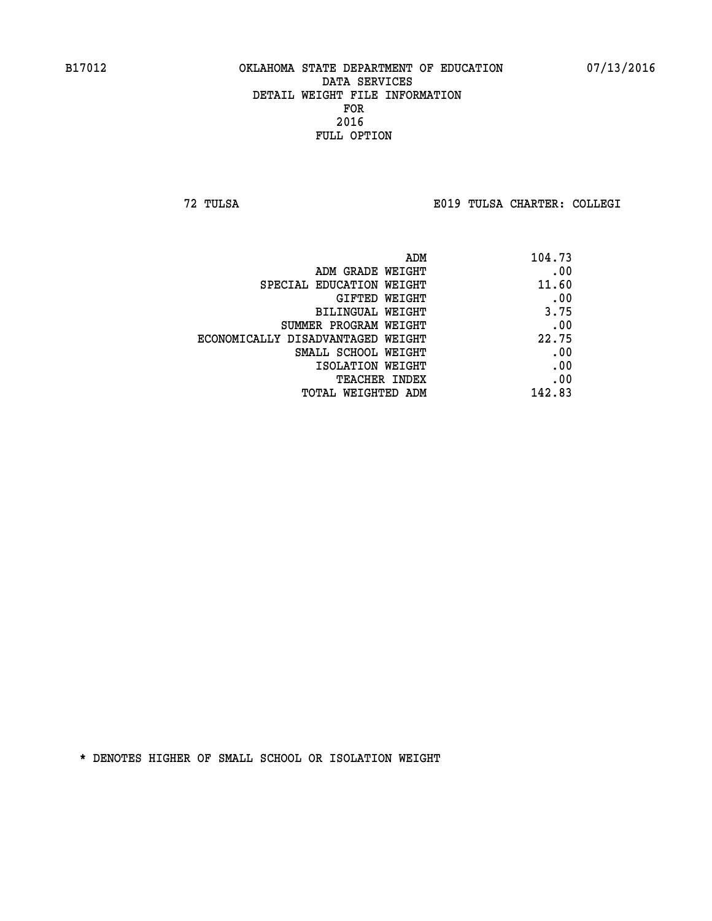B17012 OKLAHOMA STATE DEPARTMENT OF EDUCATION 07/13/2016

DATA SERVICES
DETAIL WEIGHT FILE INFORMATION
FOR
2016
FULL OPTION

72 TULSA E019 TULSA CHARTER: COLLEGI

| | |
|---|---|
| ADM | 104.73 |
| ADM GRADE WEIGHT | .00 |
| SPECIAL EDUCATION WEIGHT | 11.60 |
| GIFTED WEIGHT | .00 |
| BILINGUAL WEIGHT | 3.75 |
| SUMMER PROGRAM WEIGHT | .00 |
| ECONOMICALLY DISADVANTAGED WEIGHT | 22.75 |
| SMALL SCHOOL WEIGHT | .00 |
| ISOLATION WEIGHT | .00 |
| TEACHER INDEX | .00 |
| TOTAL WEIGHTED ADM | 142.83 |

* DENOTES HIGHER OF SMALL SCHOOL OR ISOLATION WEIGHT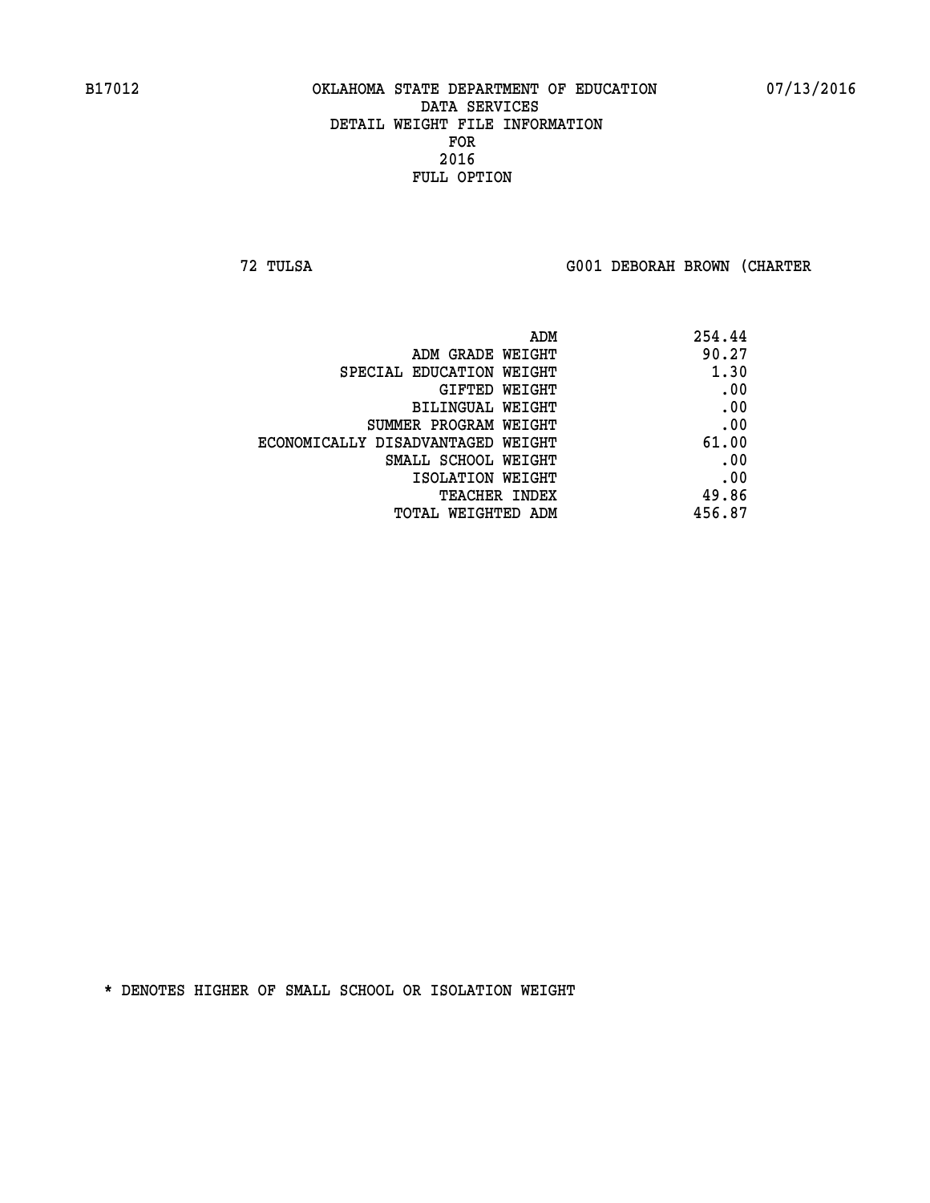B17012 OKLAHOMA STATE DEPARTMENT OF EDUCATION 07/13/2016
DATA SERVICES
DETAIL WEIGHT FILE INFORMATION
FOR
2016
FULL OPTION

72 TULSA G001 DEBORAH BROWN (CHARTER

| | |
|---|---|
| ADM | 254.44 |
| ADM GRADE WEIGHT | 90.27 |
| SPECIAL EDUCATION WEIGHT | 1.30 |
| GIFTED WEIGHT | .00 |
| BILINGUAL WEIGHT | .00 |
| SUMMER PROGRAM WEIGHT | .00 |
| ECONOMICALLY DISADVANTAGED WEIGHT | 61.00 |
| SMALL SCHOOL WEIGHT | .00 |
| ISOLATION WEIGHT | .00 |
| TEACHER INDEX | 49.86 |
| TOTAL WEIGHTED ADM | 456.87 |

* DENOTES HIGHER OF SMALL SCHOOL OR ISOLATION WEIGHT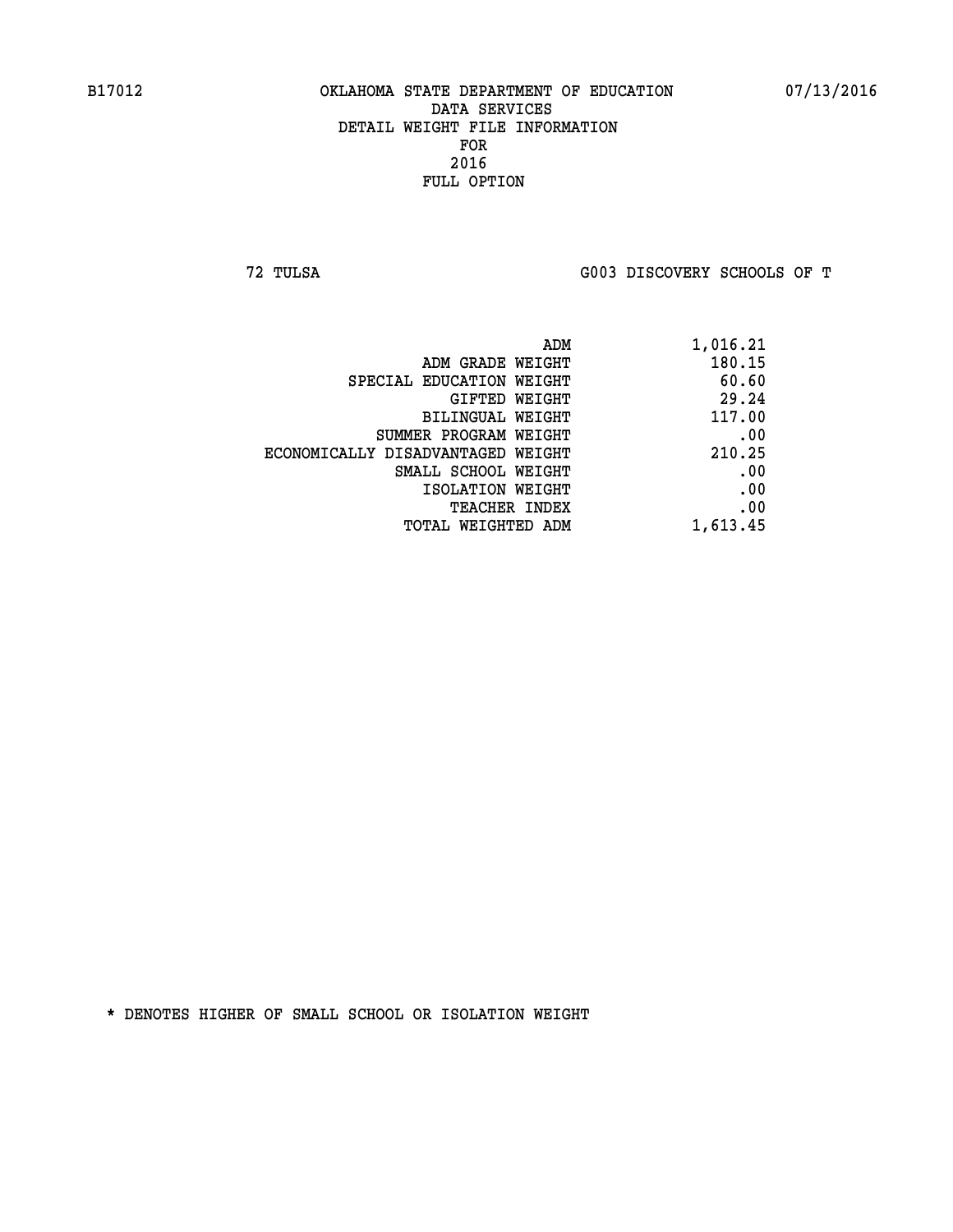B17012 OKLAHOMA STATE DEPARTMENT OF EDUCATION 07/13/2016

DATA SERVICES
DETAIL WEIGHT FILE INFORMATION
FOR
2016
FULL OPTION

72 TULSA G003 DISCOVERY SCHOOLS OF T

| | |
|---|---|
| ADM | 1,016.21 |
| ADM GRADE WEIGHT | 180.15 |
| SPECIAL EDUCATION WEIGHT | 60.60 |
| GIFTED WEIGHT | 29.24 |
| BILINGUAL WEIGHT | 117.00 |
| SUMMER PROGRAM WEIGHT | .00 |
| ECONOMICALLY DISADVANTAGED WEIGHT | 210.25 |
| SMALL SCHOOL WEIGHT | .00 |
| ISOLATION WEIGHT | .00 |
| TEACHER INDEX | .00 |
| TOTAL WEIGHTED ADM | 1,613.45 |

* DENOTES HIGHER OF SMALL SCHOOL OR ISOLATION WEIGHT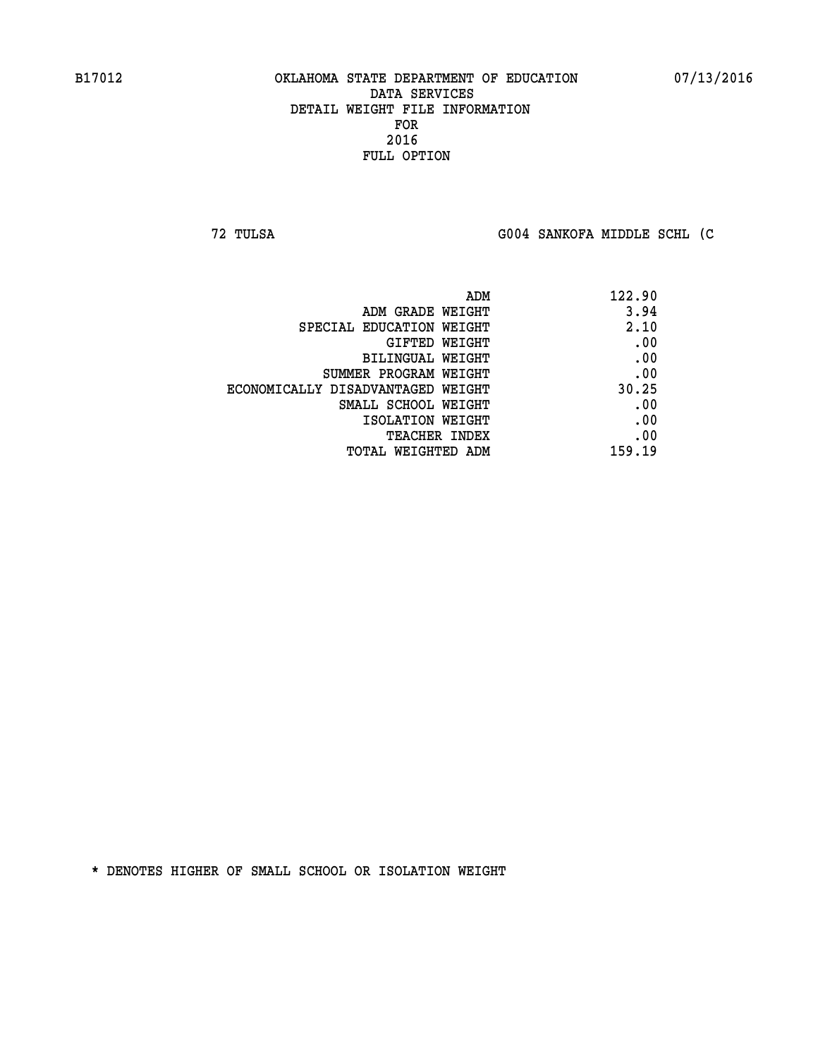B17012 OKLAHOMA STATE DEPARTMENT OF EDUCATION 07/13/2016

DATA SERVICES
DETAIL WEIGHT FILE INFORMATION
FOR
2016
FULL OPTION

72 TULSA G004 SANKOFA MIDDLE SCHL (C

| | |
|---|---|
| ADM | 122.90 |
| ADM GRADE WEIGHT | 3.94 |
| SPECIAL EDUCATION WEIGHT | 2.10 |
| GIFTED WEIGHT | .00 |
| BILINGUAL WEIGHT | .00 |
| SUMMER PROGRAM WEIGHT | .00 |
| ECONOMICALLY DISADVANTAGED WEIGHT | 30.25 |
| SMALL SCHOOL WEIGHT | .00 |
| ISOLATION WEIGHT | .00 |
| TEACHER INDEX | .00 |
| TOTAL WEIGHTED ADM | 159.19 |

* DENOTES HIGHER OF SMALL SCHOOL OR ISOLATION WEIGHT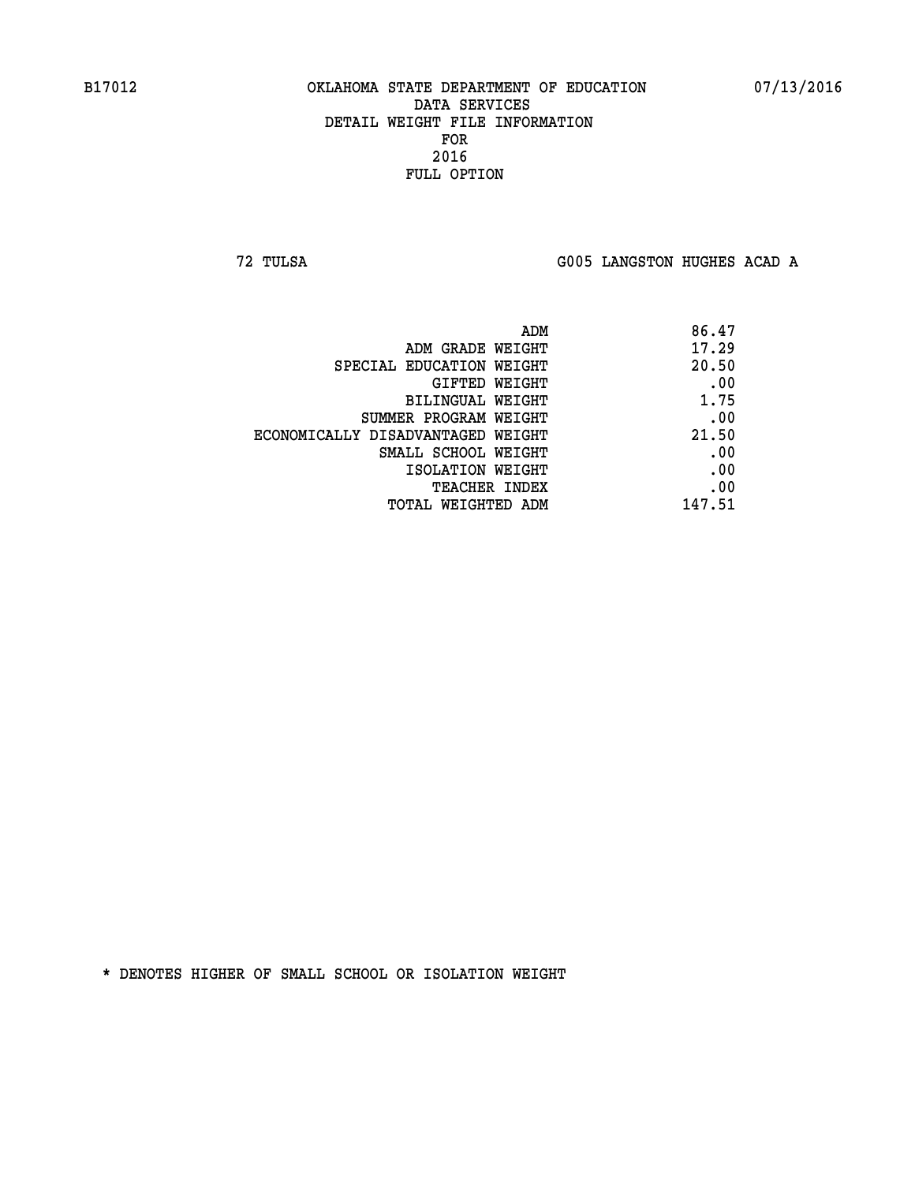B17012 OKLAHOMA STATE DEPARTMENT OF EDUCATION 07/13/2016

DATA SERVICES
DETAIL WEIGHT FILE INFORMATION
FOR
2016
FULL OPTION

72 TULSA G005 LANGSTON HUGHES ACAD A

| | |
|---|---|
| ADM | 86.47 |
| ADM GRADE WEIGHT | 17.29 |
| SPECIAL EDUCATION WEIGHT | 20.50 |
| GIFTED WEIGHT | .00 |
| BILINGUAL WEIGHT | 1.75 |
| SUMMER PROGRAM WEIGHT | .00 |
| ECONOMICALLY DISADVANTAGED WEIGHT | 21.50 |
| SMALL SCHOOL WEIGHT | .00 |
| ISOLATION WEIGHT | .00 |
| TEACHER INDEX | .00 |
| TOTAL WEIGHTED ADM | 147.51 |

* DENOTES HIGHER OF SMALL SCHOOL OR ISOLATION WEIGHT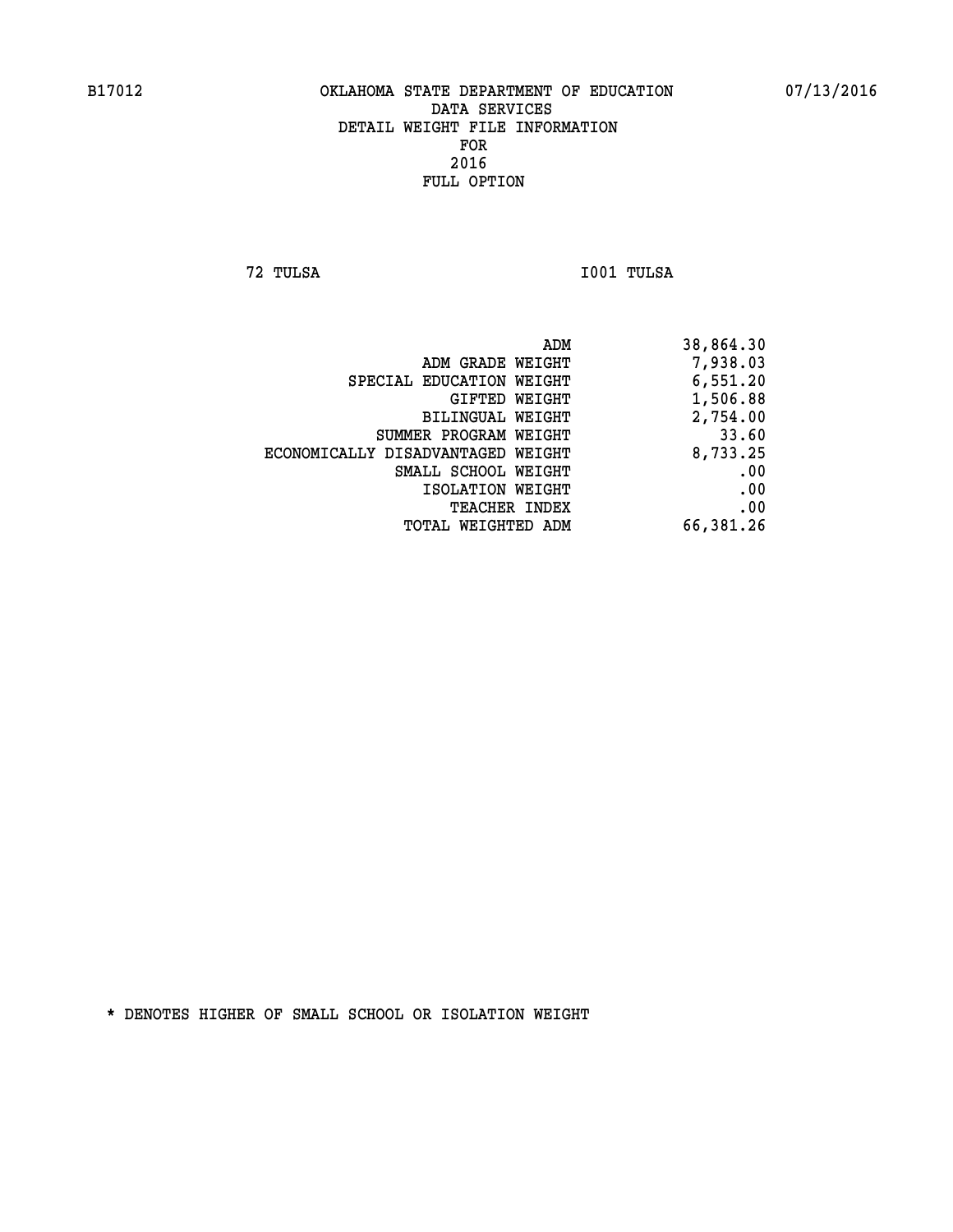OKLAHOMA STATE DEPARTMENT OF EDUCATION
DATA SERVICES
DETAIL WEIGHT FILE INFORMATION
FOR
2016
FULL OPTION

72 TULSA I001 TULSA

| | |
|---|---|
| ADM | 38,864.30 |
| ADM GRADE WEIGHT | 7,938.03 |
| SPECIAL EDUCATION WEIGHT | 6,551.20 |
| GIFTED WEIGHT | 1,506.88 |
| BILINGUAL WEIGHT | 2,754.00 |
| SUMMER PROGRAM WEIGHT | 33.60 |
| ECONOMICALLY DISADVANTAGED WEIGHT | 8,733.25 |
| SMALL SCHOOL WEIGHT | .00 |
| ISOLATION WEIGHT | .00 |
| TEACHER INDEX | .00 |
| TOTAL WEIGHTED ADM | 66,381.26 |

* DENOTES HIGHER OF SMALL SCHOOL OR ISOLATION WEIGHT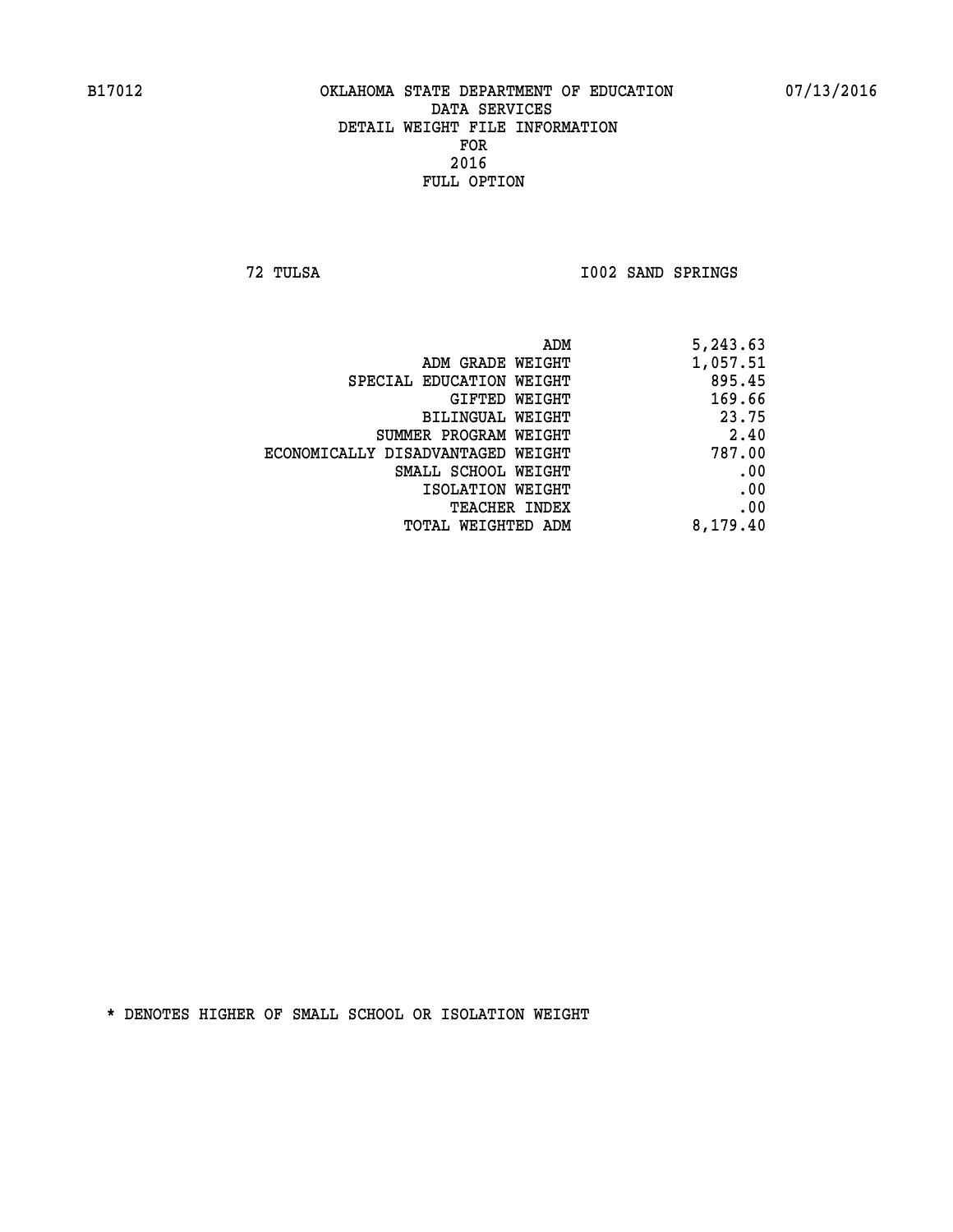B17012 OKLAHOMA STATE DEPARTMENT OF EDUCATION 07/13/2016

DATA SERVICES

DETAIL WEIGHT FILE INFORMATION

FOR

2016

FULL OPTION

72 TULSA I002 SAND SPRINGS

| | |
|---|---|
| ADM | 5,243.63 |
| ADM GRADE WEIGHT | 1,057.51 |
| SPECIAL EDUCATION WEIGHT | 895.45 |
| GIFTED WEIGHT | 169.66 |
| BILINGUAL WEIGHT | 23.75 |
| SUMMER PROGRAM WEIGHT | 2.40 |
| ECONOMICALLY DISADVANTAGED WEIGHT | 787.00 |
| SMALL SCHOOL WEIGHT | .00 |
| ISOLATION WEIGHT | .00 |
| TEACHER INDEX | .00 |
| TOTAL WEIGHTED ADM | 8,179.40 |

* DENOTES HIGHER OF SMALL SCHOOL OR ISOLATION WEIGHT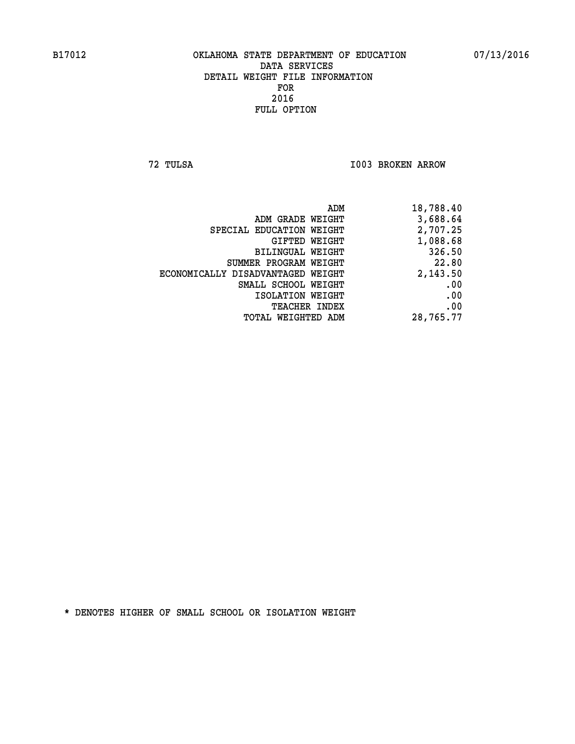B17012 OKLAHOMA STATE DEPARTMENT OF EDUCATION 07/13/2016

DATA SERVICES
DETAIL WEIGHT FILE INFORMATION
FOR
2016
FULL OPTION

72 TULSA I003 BROKEN ARROW

| | |
|---|---|
| ADM | 18,788.40 |
| ADM GRADE WEIGHT | 3,688.64 |
| SPECIAL EDUCATION WEIGHT | 2,707.25 |
| GIFTED WEIGHT | 1,088.68 |
| BILINGUAL WEIGHT | 326.50 |
| SUMMER PROGRAM WEIGHT | 22.80 |
| ECONOMICALLY DISADVANTAGED WEIGHT | 2,143.50 |
| SMALL SCHOOL WEIGHT | .00 |
| ISOLATION WEIGHT | .00 |
| TEACHER INDEX | .00 |
| TOTAL WEIGHTED ADM | 28,765.77 |

* DENOTES HIGHER OF SMALL SCHOOL OR ISOLATION WEIGHT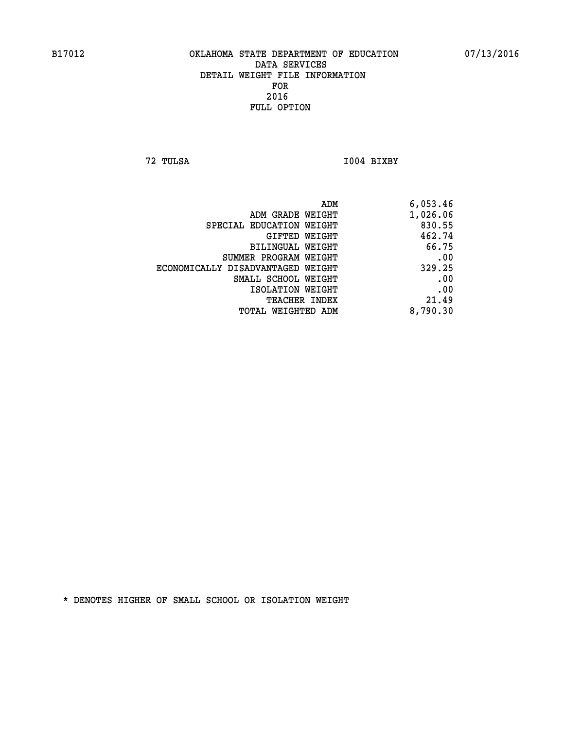B17012 OKLAHOMA STATE DEPARTMENT OF EDUCATION 07/13/2016

DATA SERVICES
DETAIL WEIGHT FILE INFORMATION
FOR
2016
FULL OPTION

72 TULSA I004 BIXBY

| | |
|---|---|
| ADM | 6,053.46 |
| ADM GRADE WEIGHT | 1,026.06 |
| SPECIAL EDUCATION WEIGHT | 830.55 |
| GIFTED WEIGHT | 462.74 |
| BILINGUAL WEIGHT | 66.75 |
| SUMMER PROGRAM WEIGHT | .00 |
| ECONOMICALLY DISADVANTAGED WEIGHT | 329.25 |
| SMALL SCHOOL WEIGHT | .00 |
| ISOLATION WEIGHT | .00 |
| TEACHER INDEX | 21.49 |
| TOTAL WEIGHTED ADM | 8,790.30 |

* DENOTES HIGHER OF SMALL SCHOOL OR ISOLATION WEIGHT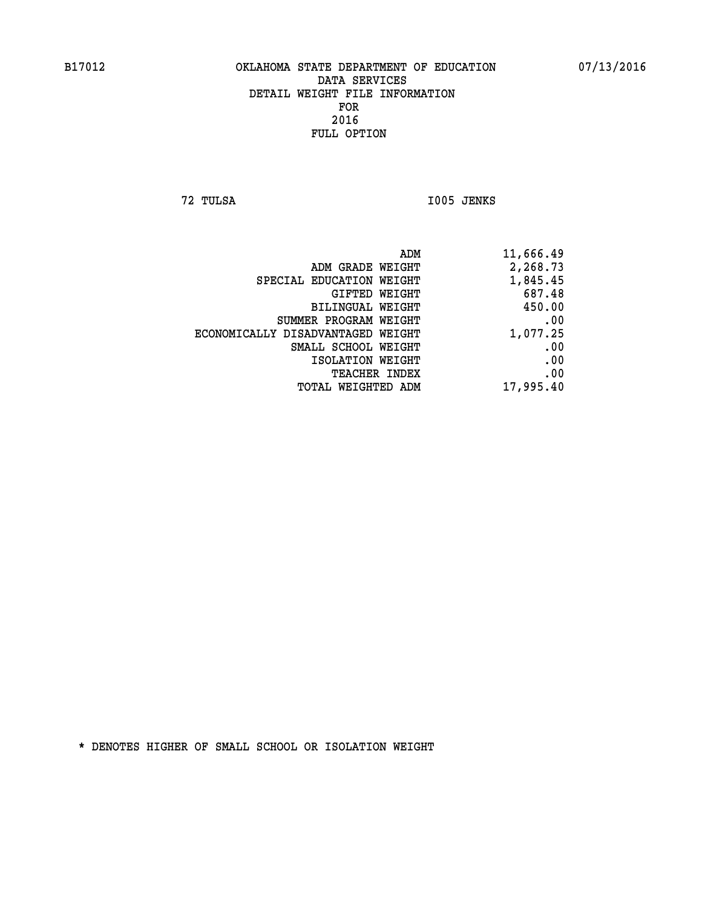B17012 OKLAHOMA STATE DEPARTMENT OF EDUCATION 07/13/2016

DATA SERVICES
DETAIL WEIGHT FILE INFORMATION
FOR
2016
FULL OPTION

72 TULSA I005 JENKS

| | |
|---|---|
| ADM | 11,666.49 |
| ADM GRADE WEIGHT | 2,268.73 |
| SPECIAL EDUCATION WEIGHT | 1,845.45 |
| GIFTED WEIGHT | 687.48 |
| BILINGUAL WEIGHT | 450.00 |
| SUMMER PROGRAM WEIGHT | .00 |
| ECONOMICALLY DISADVANTAGED WEIGHT | 1,077.25 |
| SMALL SCHOOL WEIGHT | .00 |
| ISOLATION WEIGHT | .00 |
| TEACHER INDEX | .00 |
| TOTAL WEIGHTED ADM | 17,995.40 |

* DENOTES HIGHER OF SMALL SCHOOL OR ISOLATION WEIGHT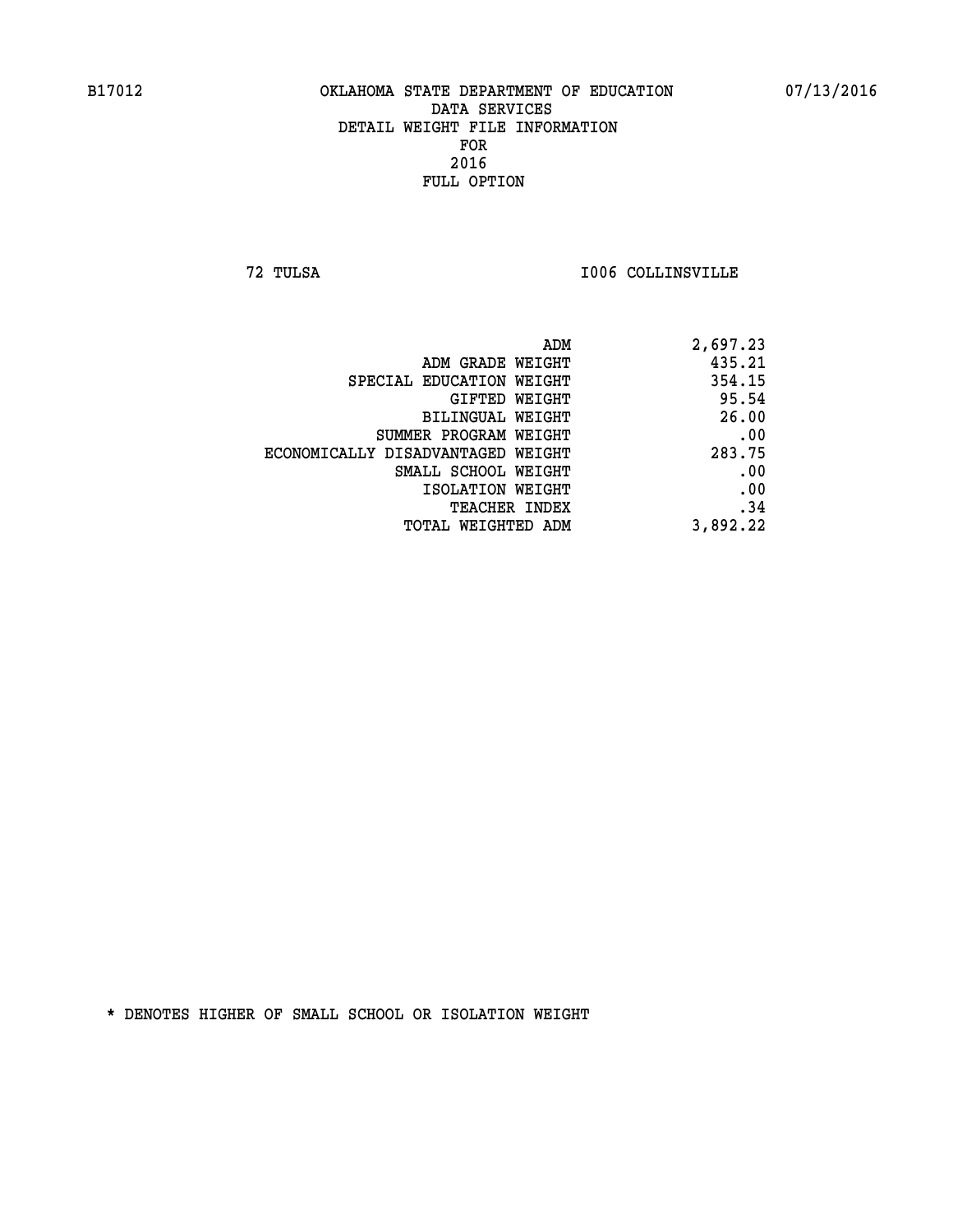B17012 OKLAHOMA STATE DEPARTMENT OF EDUCATION 07/13/2016

DATA SERVICES

DETAIL WEIGHT FILE INFORMATION

FOR

2016

FULL OPTION

72 TULSA I006 COLLINSVILLE

| | |
|---|---|
| ADM | 2,697.23 |
| ADM GRADE WEIGHT | 435.21 |
| SPECIAL EDUCATION WEIGHT | 354.15 |
| GIFTED WEIGHT | 95.54 |
| BILINGUAL WEIGHT | 26.00 |
| SUMMER PROGRAM WEIGHT | .00 |
| ECONOMICALLY DISADVANTAGED WEIGHT | 283.75 |
| SMALL SCHOOL WEIGHT | .00 |
| ISOLATION WEIGHT | .00 |
| TEACHER INDEX | .34 |
| TOTAL WEIGHTED ADM | 3,892.22 |

* DENOTES HIGHER OF SMALL SCHOOL OR ISOLATION WEIGHT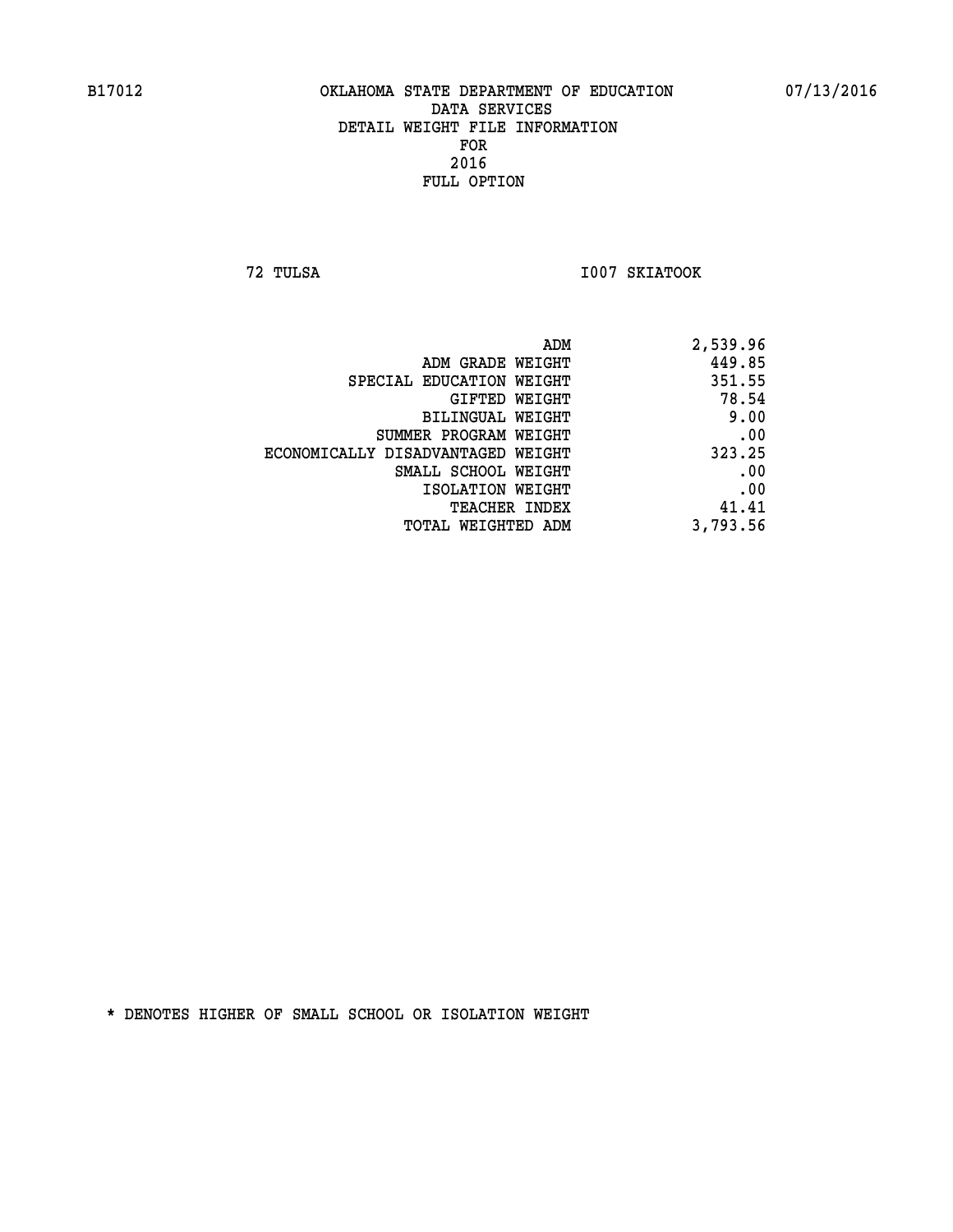B17012 OKLAHOMA STATE DEPARTMENT OF EDUCATION 07/13/2016

DATA SERVICES
DETAIL WEIGHT FILE INFORMATION
FOR
2016
FULL OPTION

72 TULSA I007 SKIATOOK

| | |
|---|---|
| ADM | 2,539.96 |
| ADM GRADE WEIGHT | 449.85 |
| SPECIAL EDUCATION WEIGHT | 351.55 |
| GIFTED WEIGHT | 78.54 |
| BILINGUAL WEIGHT | 9.00 |
| SUMMER PROGRAM WEIGHT | .00 |
| ECONOMICALLY DISADVANTAGED WEIGHT | 323.25 |
| SMALL SCHOOL WEIGHT | .00 |
| ISOLATION WEIGHT | .00 |
| TEACHER INDEX | 41.41 |
| TOTAL WEIGHTED ADM | 3,793.56 |

* DENOTES HIGHER OF SMALL SCHOOL OR ISOLATION WEIGHT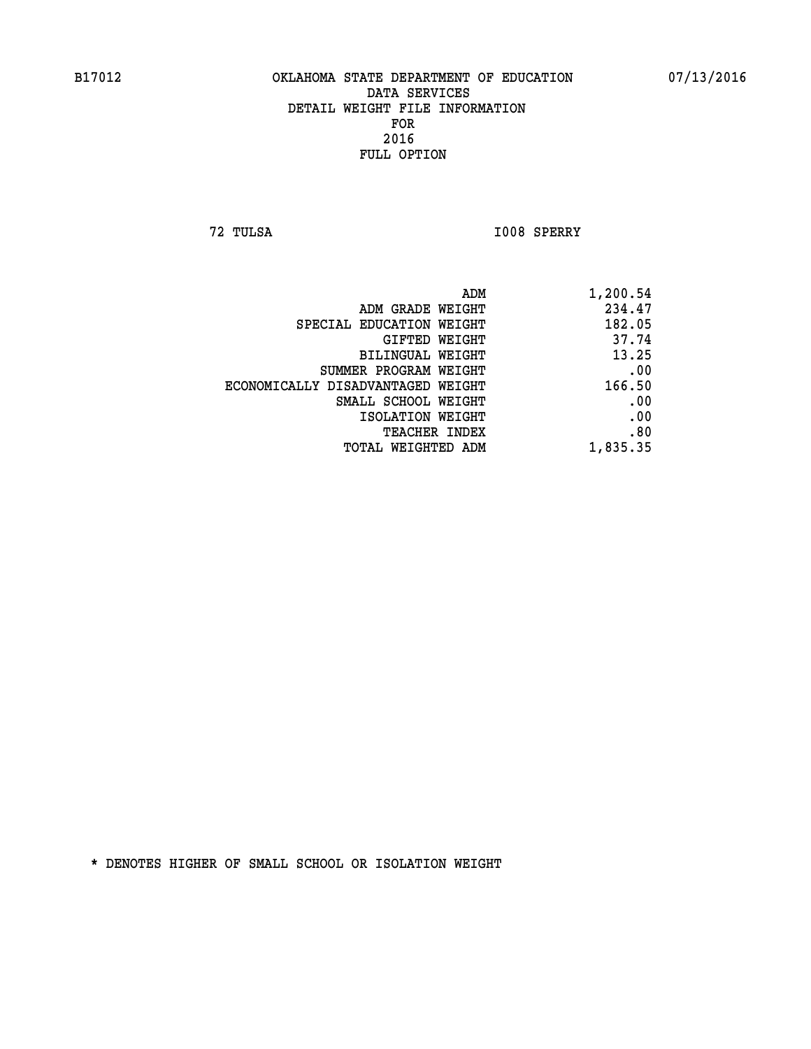OKLAHOMA STATE DEPARTMENT OF EDUCATION
DATA SERVICES
DETAIL WEIGHT FILE INFORMATION
FOR
2016
FULL OPTION

72 TULSA I008 SPERRY

| | |
|---|---|
| ADM | 1,200.54 |
| ADM GRADE WEIGHT | 234.47 |
| SPECIAL EDUCATION WEIGHT | 182.05 |
| GIFTED WEIGHT | 37.74 |
| BILINGUAL WEIGHT | 13.25 |
| SUMMER PROGRAM WEIGHT | .00 |
| ECONOMICALLY DISADVANTAGED WEIGHT | 166.50 |
| SMALL SCHOOL WEIGHT | .00 |
| ISOLATION WEIGHT | .00 |
| TEACHER INDEX | .80 |
| TOTAL WEIGHTED ADM | 1,835.35 |

* DENOTES HIGHER OF SMALL SCHOOL OR ISOLATION WEIGHT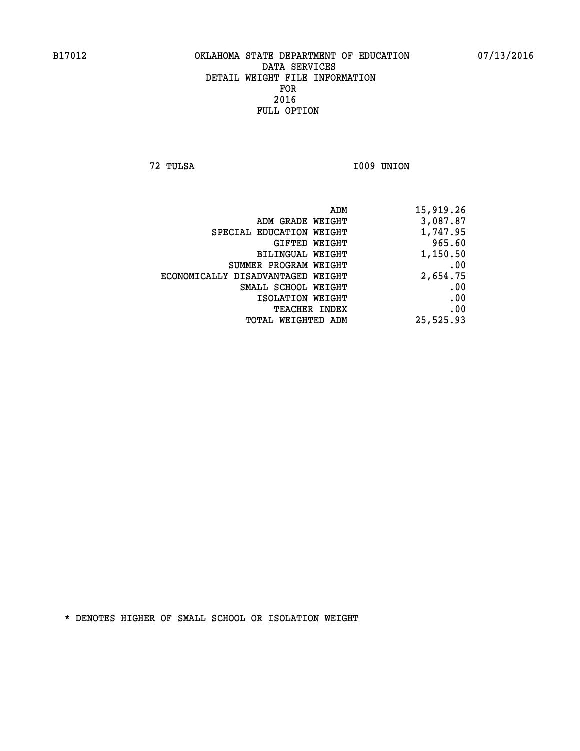B17012 OKLAHOMA STATE DEPARTMENT OF EDUCATION 07/13/2016

DATA SERVICES

DETAIL WEIGHT FILE INFORMATION

FOR

2016

FULL OPTION

72 TULSA I009 UNION

| | |
|---|---|
| ADM | 15,919.26 |
| ADM GRADE WEIGHT | 3,087.87 |
| SPECIAL EDUCATION WEIGHT | 1,747.95 |
| GIFTED WEIGHT | 965.60 |
| BILINGUAL WEIGHT | 1,150.50 |
| SUMMER PROGRAM WEIGHT | .00 |
| ECONOMICALLY DISADVANTAGED WEIGHT | 2,654.75 |
| SMALL SCHOOL WEIGHT | .00 |
| ISOLATION WEIGHT | .00 |
| TEACHER INDEX | .00 |
| TOTAL WEIGHTED ADM | 25,525.93 |

* DENOTES HIGHER OF SMALL SCHOOL OR ISOLATION WEIGHT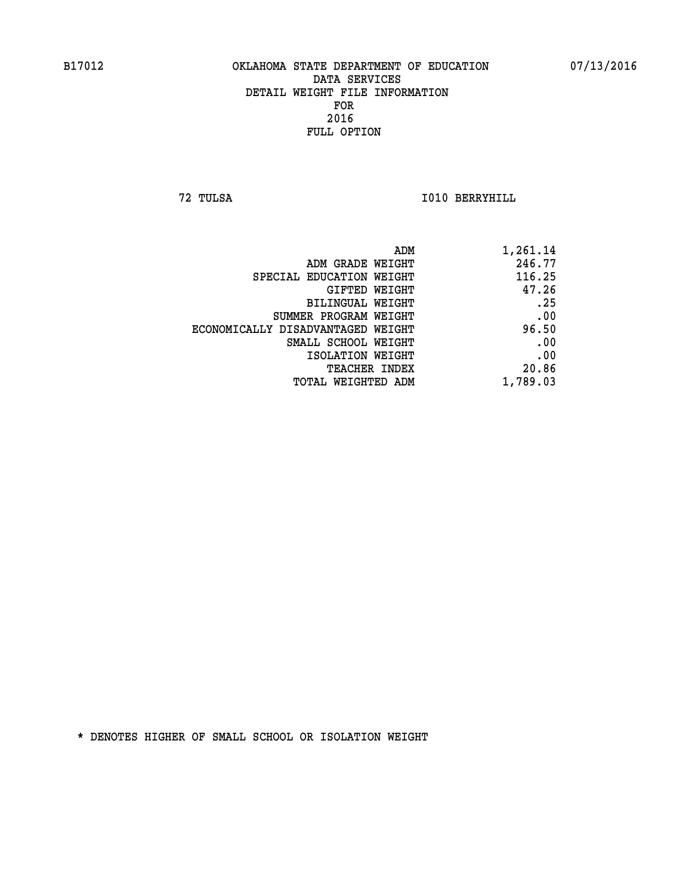B17012 OKLAHOMA STATE DEPARTMENT OF EDUCATION 07/13/2016

DATA SERVICES
DETAIL WEIGHT FILE INFORMATION
FOR
2016
FULL OPTION

72 TULSA I010 BERRYHILL

| | |
|---|---|
| ADM | 1,261.14 |
| ADM GRADE WEIGHT | 246.77 |
| SPECIAL EDUCATION WEIGHT | 116.25 |
| GIFTED WEIGHT | 47.26 |
| BILINGUAL WEIGHT | .25 |
| SUMMER PROGRAM WEIGHT | .00 |
| ECONOMICALLY DISADVANTAGED WEIGHT | 96.50 |
| SMALL SCHOOL WEIGHT | .00 |
| ISOLATION WEIGHT | .00 |
| TEACHER INDEX | 20.86 |
| TOTAL WEIGHTED ADM | 1,789.03 |

* DENOTES HIGHER OF SMALL SCHOOL OR ISOLATION WEIGHT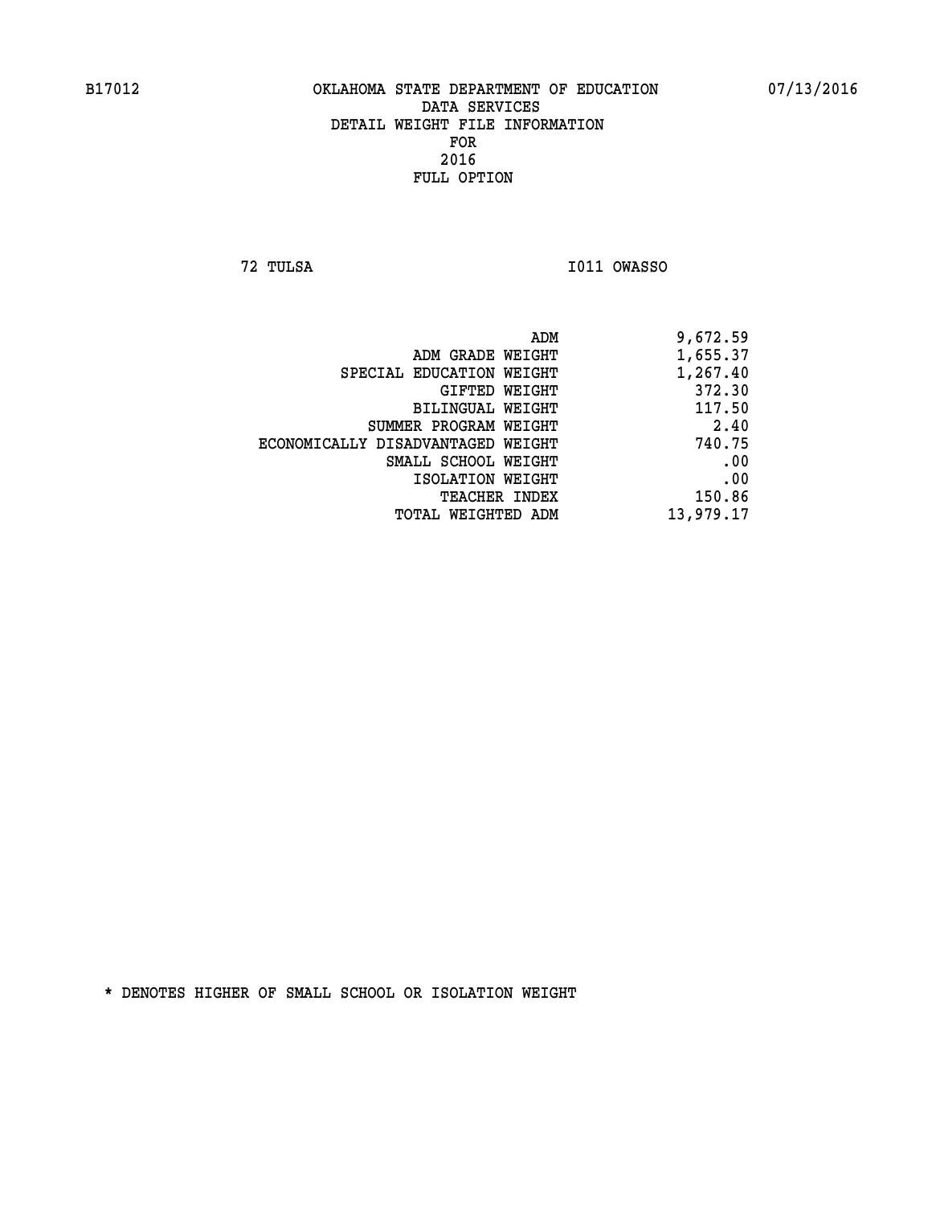B17012 OKLAHOMA STATE DEPARTMENT OF EDUCATION 07/13/2016

DATA SERVICES
DETAIL WEIGHT FILE INFORMATION
FOR
2016
FULL OPTION

72 TULSA I011 OWASSO

| | |
|---|---|
| ADM | 9,672.59 |
| ADM GRADE WEIGHT | 1,655.37 |
| SPECIAL EDUCATION WEIGHT | 1,267.40 |
| GIFTED WEIGHT | 372.30 |
| BILINGUAL WEIGHT | 117.50 |
| SUMMER PROGRAM WEIGHT | 2.40 |
| ECONOMICALLY DISADVANTAGED WEIGHT | 740.75 |
| SMALL SCHOOL WEIGHT | .00 |
| ISOLATION WEIGHT | .00 |
| TEACHER INDEX | 150.86 |
| TOTAL WEIGHTED ADM | 13,979.17 |

* DENOTES HIGHER OF SMALL SCHOOL OR ISOLATION WEIGHT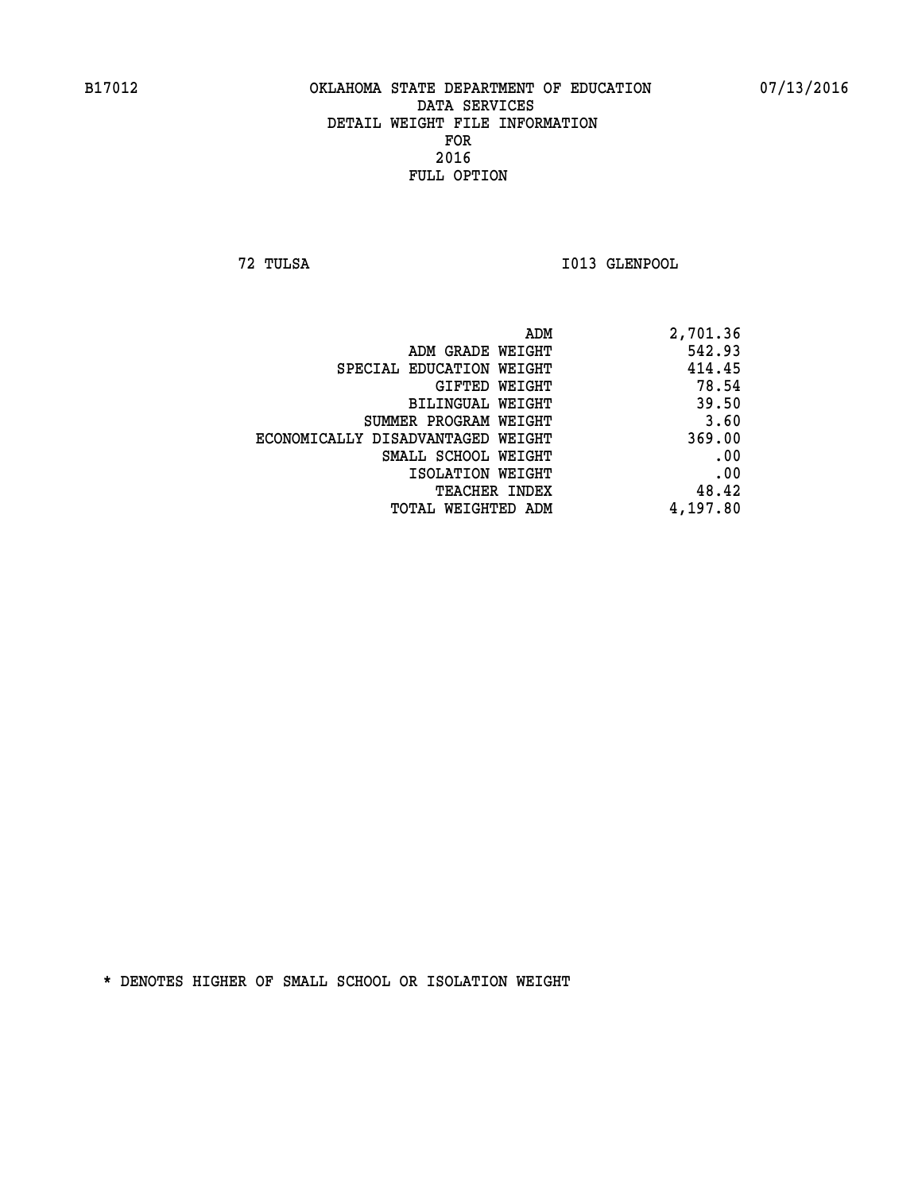B17012 OKLAHOMA STATE DEPARTMENT OF EDUCATION 07/13/2016

DATA SERVICES
DETAIL WEIGHT FILE INFORMATION
FOR
2016
FULL OPTION

72 TULSA I013 GLENPOOL

| | |
|---|---|
| ADM | 2,701.36 |
| ADM GRADE WEIGHT | 542.93 |
| SPECIAL EDUCATION WEIGHT | 414.45 |
| GIFTED WEIGHT | 78.54 |
| BILINGUAL WEIGHT | 39.50 |
| SUMMER PROGRAM WEIGHT | 3.60 |
| ECONOMICALLY DISADVANTAGED WEIGHT | 369.00 |
| SMALL SCHOOL WEIGHT | .00 |
| ISOLATION WEIGHT | .00 |
| TEACHER INDEX | 48.42 |
| TOTAL WEIGHTED ADM | 4,197.80 |

* DENOTES HIGHER OF SMALL SCHOOL OR ISOLATION WEIGHT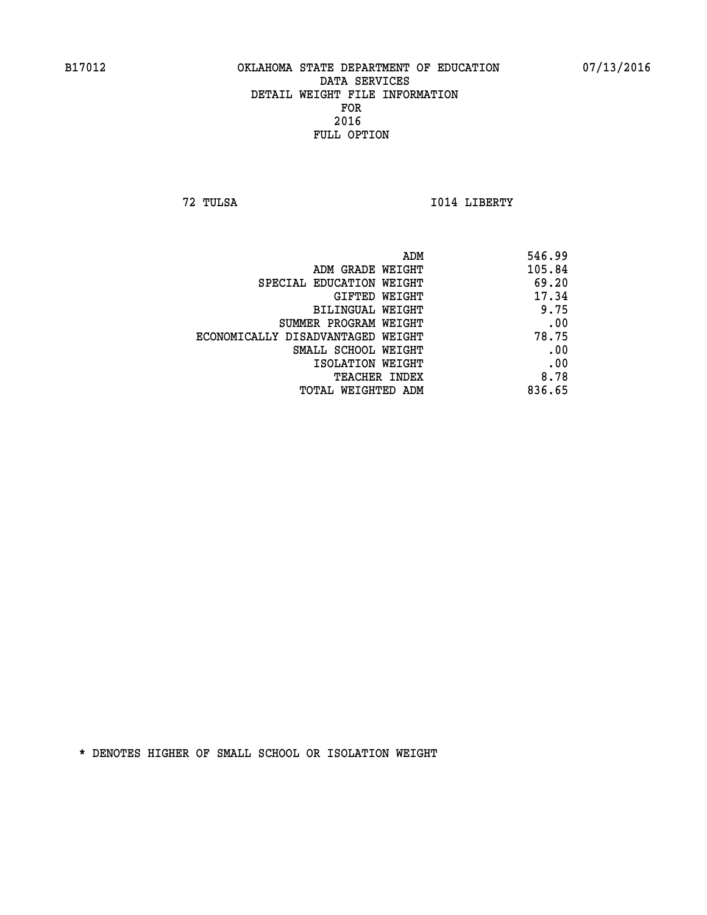B17012 OKLAHOMA STATE DEPARTMENT OF EDUCATION 07/13/2016

DATA SERVICES
DETAIL WEIGHT FILE INFORMATION
FOR
2016
FULL OPTION

72 TULSA I014 LIBERTY

| | |
|---|---|
| ADM | 546.99 |
| ADM GRADE WEIGHT | 105.84 |
| SPECIAL EDUCATION WEIGHT | 69.20 |
| GIFTED WEIGHT | 17.34 |
| BILINGUAL WEIGHT | 9.75 |
| SUMMER PROGRAM WEIGHT | .00 |
| ECONOMICALLY DISADVANTAGED WEIGHT | 78.75 |
| SMALL SCHOOL WEIGHT | .00 |
| ISOLATION WEIGHT | .00 |
| TEACHER INDEX | 8.78 |
| TOTAL WEIGHTED ADM | 836.65 |

* DENOTES HIGHER OF SMALL SCHOOL OR ISOLATION WEIGHT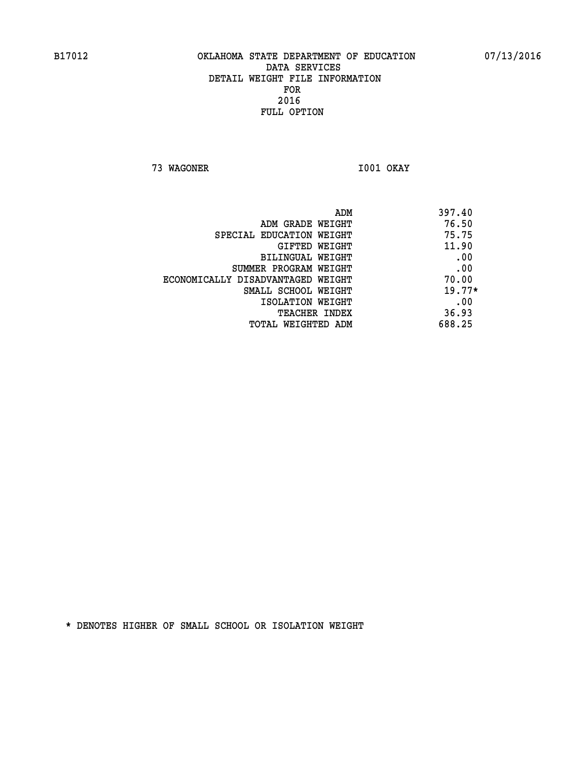B17012 OKLAHOMA STATE DEPARTMENT OF EDUCATION 07/13/2016
DATA SERVICES
DETAIL WEIGHT FILE INFORMATION
FOR
2016
FULL OPTION

73 WAGONER I001 OKAY

| | |
|---|---|
| ADM | 397.40 |
| ADM GRADE WEIGHT | 76.50 |
| SPECIAL EDUCATION WEIGHT | 75.75 |
| GIFTED WEIGHT | 11.90 |
| BILINGUAL WEIGHT | .00 |
| SUMMER PROGRAM WEIGHT | .00 |
| ECONOMICALLY DISADVANTAGED WEIGHT | 70.00 |
| SMALL SCHOOL WEIGHT | 19.77* |
| ISOLATION WEIGHT | .00 |
| TEACHER INDEX | 36.93 |
| TOTAL WEIGHTED ADM | 688.25 |

* DENOTES HIGHER OF SMALL SCHOOL OR ISOLATION WEIGHT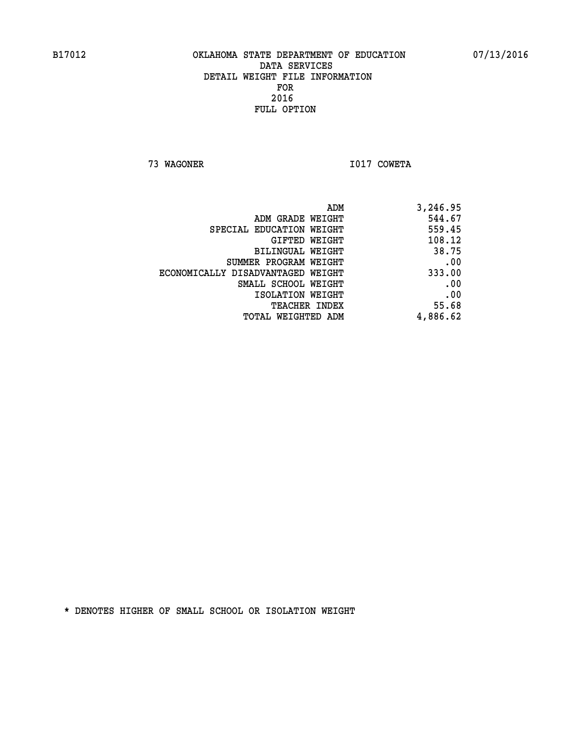B17012 OKLAHOMA STATE DEPARTMENT OF EDUCATION 07/13/2016

DATA SERVICES
DETAIL WEIGHT FILE INFORMATION
FOR
2016
FULL OPTION

73 WAGONER I017 COWETA

| | |
|---|---|
| ADM | 3,246.95 |
| ADM GRADE WEIGHT | 544.67 |
| SPECIAL EDUCATION WEIGHT | 559.45 |
| GIFTED WEIGHT | 108.12 |
| BILINGUAL WEIGHT | 38.75 |
| SUMMER PROGRAM WEIGHT | .00 |
| ECONOMICALLY DISADVANTAGED WEIGHT | 333.00 |
| SMALL SCHOOL WEIGHT | .00 |
| ISOLATION WEIGHT | .00 |
| TEACHER INDEX | 55.68 |
| TOTAL WEIGHTED ADM | 4,886.62 |

* DENOTES HIGHER OF SMALL SCHOOL OR ISOLATION WEIGHT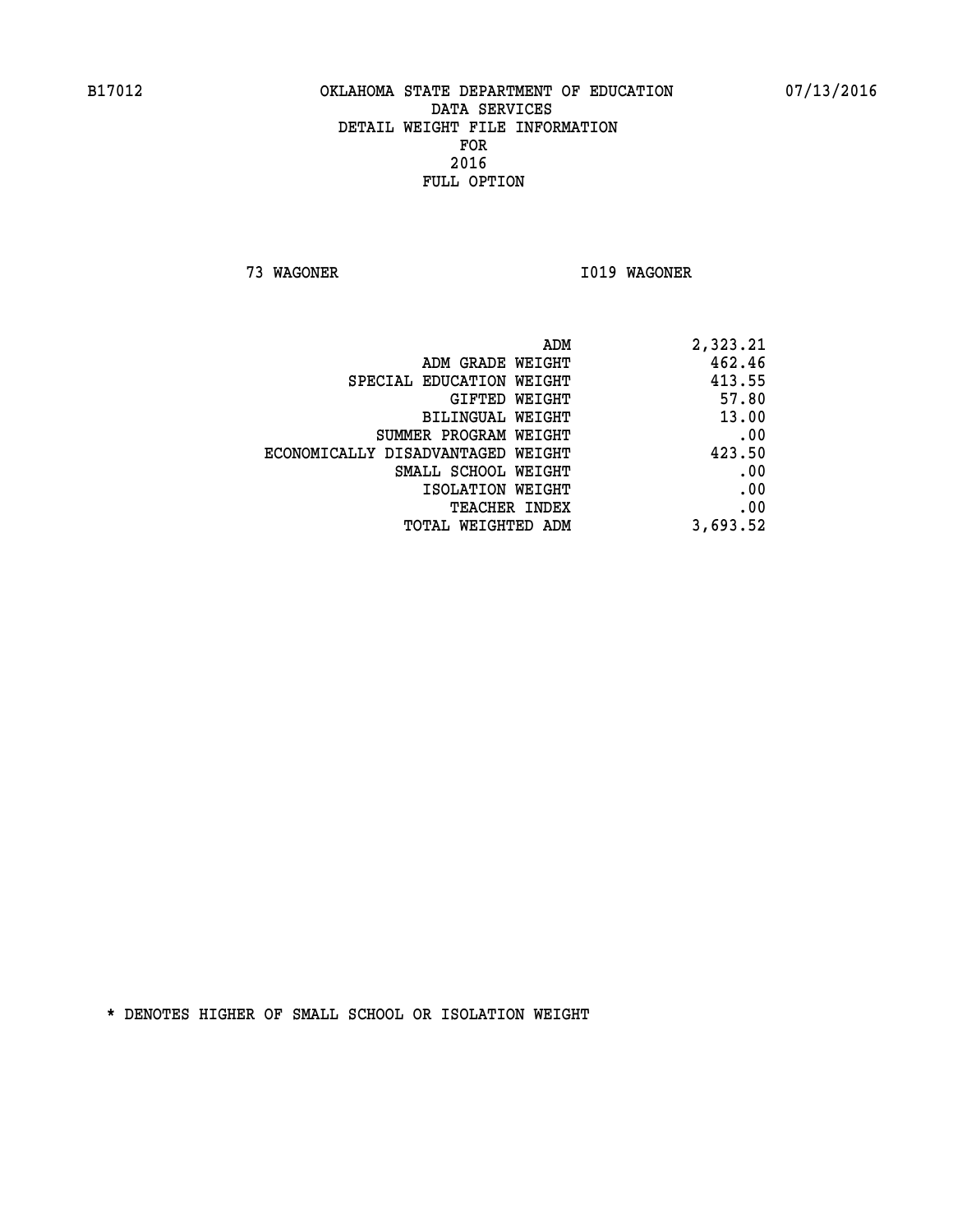B17012 OKLAHOMA STATE DEPARTMENT OF EDUCATION 07/13/2016

DATA SERVICES
DETAIL WEIGHT FILE INFORMATION
FOR
2016
FULL OPTION

73 WAGONER I019 WAGONER

| | |
|---|---|
| ADM | 2,323.21 |
| ADM GRADE WEIGHT | 462.46 |
| SPECIAL EDUCATION WEIGHT | 413.55 |
| GIFTED WEIGHT | 57.80 |
| BILINGUAL WEIGHT | 13.00 |
| SUMMER PROGRAM WEIGHT | .00 |
| ECONOMICALLY DISADVANTAGED WEIGHT | 423.50 |
| SMALL SCHOOL WEIGHT | .00 |
| ISOLATION WEIGHT | .00 |
| TEACHER INDEX | .00 |
| TOTAL WEIGHTED ADM | 3,693.52 |

* DENOTES HIGHER OF SMALL SCHOOL OR ISOLATION WEIGHT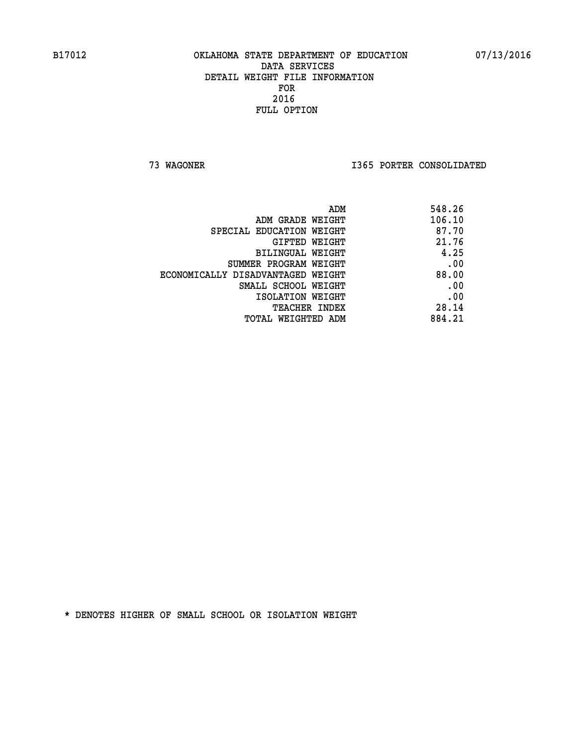B17012 OKLAHOMA STATE DEPARTMENT OF EDUCATION 07/13/2016

DATA SERVICES
DETAIL WEIGHT FILE INFORMATION
FOR
2016
FULL OPTION

73 WAGONER I365 PORTER CONSOLIDATED

| | |
|---|---|
| ADM | 548.26 |
| ADM GRADE WEIGHT | 106.10 |
| SPECIAL EDUCATION WEIGHT | 87.70 |
| GIFTED WEIGHT | 21.76 |
| BILINGUAL WEIGHT | 4.25 |
| SUMMER PROGRAM WEIGHT | .00 |
| ECONOMICALLY DISADVANTAGED WEIGHT | 88.00 |
| SMALL SCHOOL WEIGHT | .00 |
| ISOLATION WEIGHT | .00 |
| TEACHER INDEX | 28.14 |
| TOTAL WEIGHTED ADM | 884.21 |

* DENOTES HIGHER OF SMALL SCHOOL OR ISOLATION WEIGHT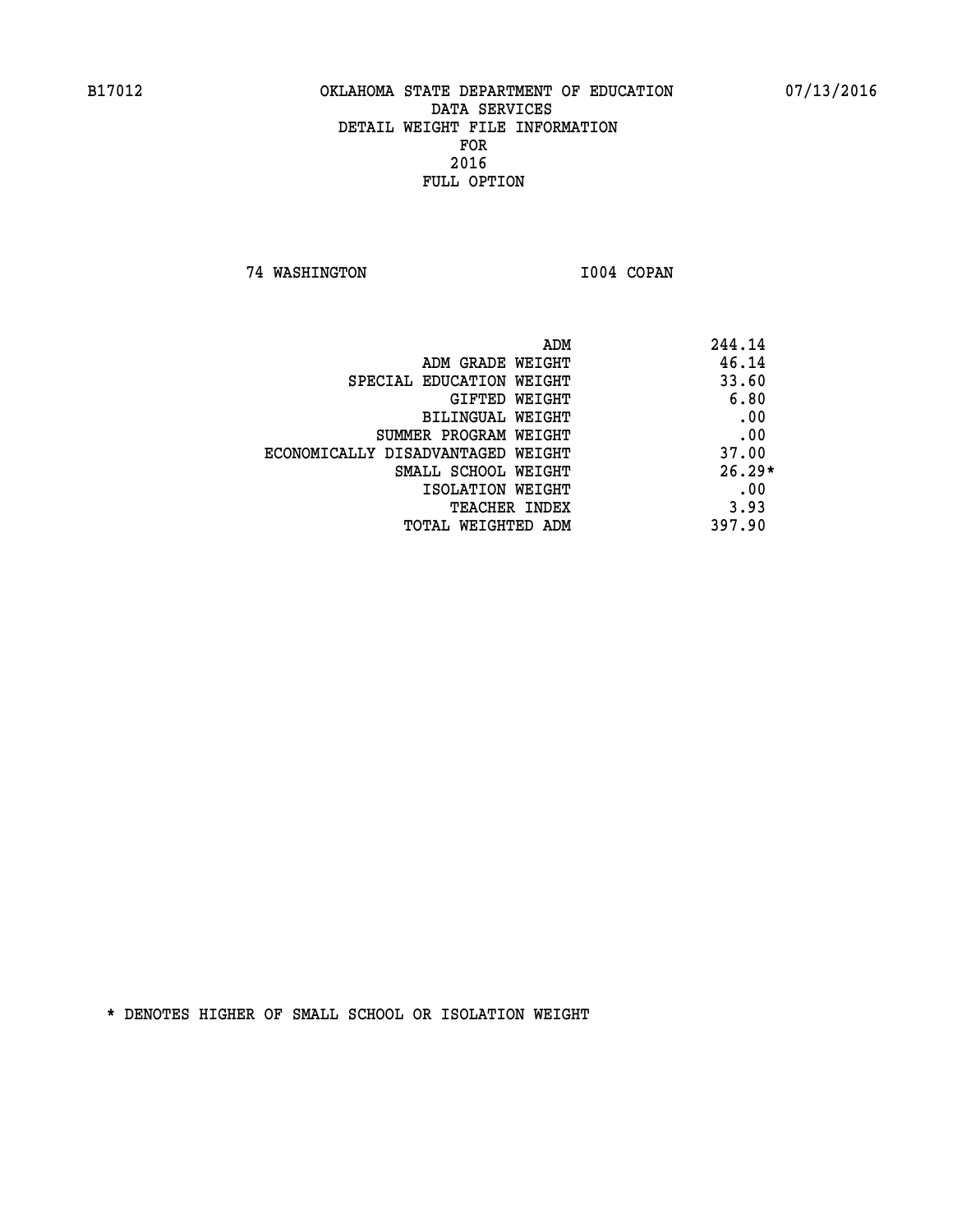B17012 OKLAHOMA STATE DEPARTMENT OF EDUCATION 07/13/2016

DATA SERVICES
DETAIL WEIGHT FILE INFORMATION
FOR
2016
FULL OPTION

74 WASHINGTON I004 COPAN

| | |
|---|---|
| ADM | 244.14 |
| ADM GRADE WEIGHT | 46.14 |
| SPECIAL EDUCATION WEIGHT | 33.60 |
| GIFTED WEIGHT | 6.80 |
| BILINGUAL WEIGHT | .00 |
| SUMMER PROGRAM WEIGHT | .00 |
| ECONOMICALLY DISADVANTAGED WEIGHT | 37.00 |
| SMALL SCHOOL WEIGHT | 26.29* |
| ISOLATION WEIGHT | .00 |
| TEACHER INDEX | 3.93 |
| TOTAL WEIGHTED ADM | 397.90 |

* DENOTES HIGHER OF SMALL SCHOOL OR ISOLATION WEIGHT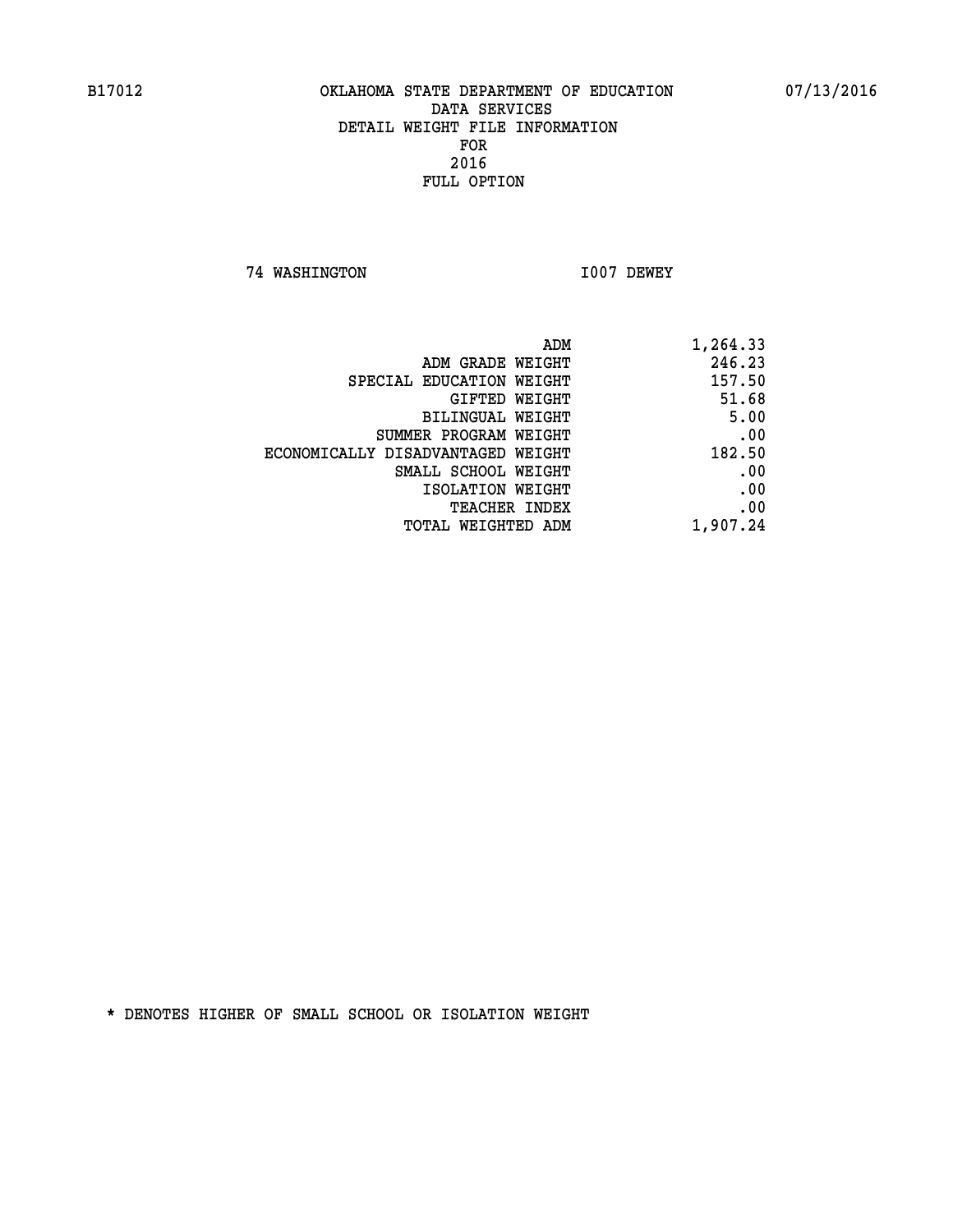B17012 OKLAHOMA STATE DEPARTMENT OF EDUCATION 07/13/2016

DATA SERVICES
DETAIL WEIGHT FILE INFORMATION
FOR
2016
FULL OPTION

74 WASHINGTON I007 DEWEY

| | |
|---|---|
| ADM | 1,264.33 |
| ADM GRADE WEIGHT | 246.23 |
| SPECIAL EDUCATION WEIGHT | 157.50 |
| GIFTED WEIGHT | 51.68 |
| BILINGUAL WEIGHT | 5.00 |
| SUMMER PROGRAM WEIGHT | .00 |
| ECONOMICALLY DISADVANTAGED WEIGHT | 182.50 |
| SMALL SCHOOL WEIGHT | .00 |
| ISOLATION WEIGHT | .00 |
| TEACHER INDEX | .00 |
| TOTAL WEIGHTED ADM | 1,907.24 |

* DENOTES HIGHER OF SMALL SCHOOL OR ISOLATION WEIGHT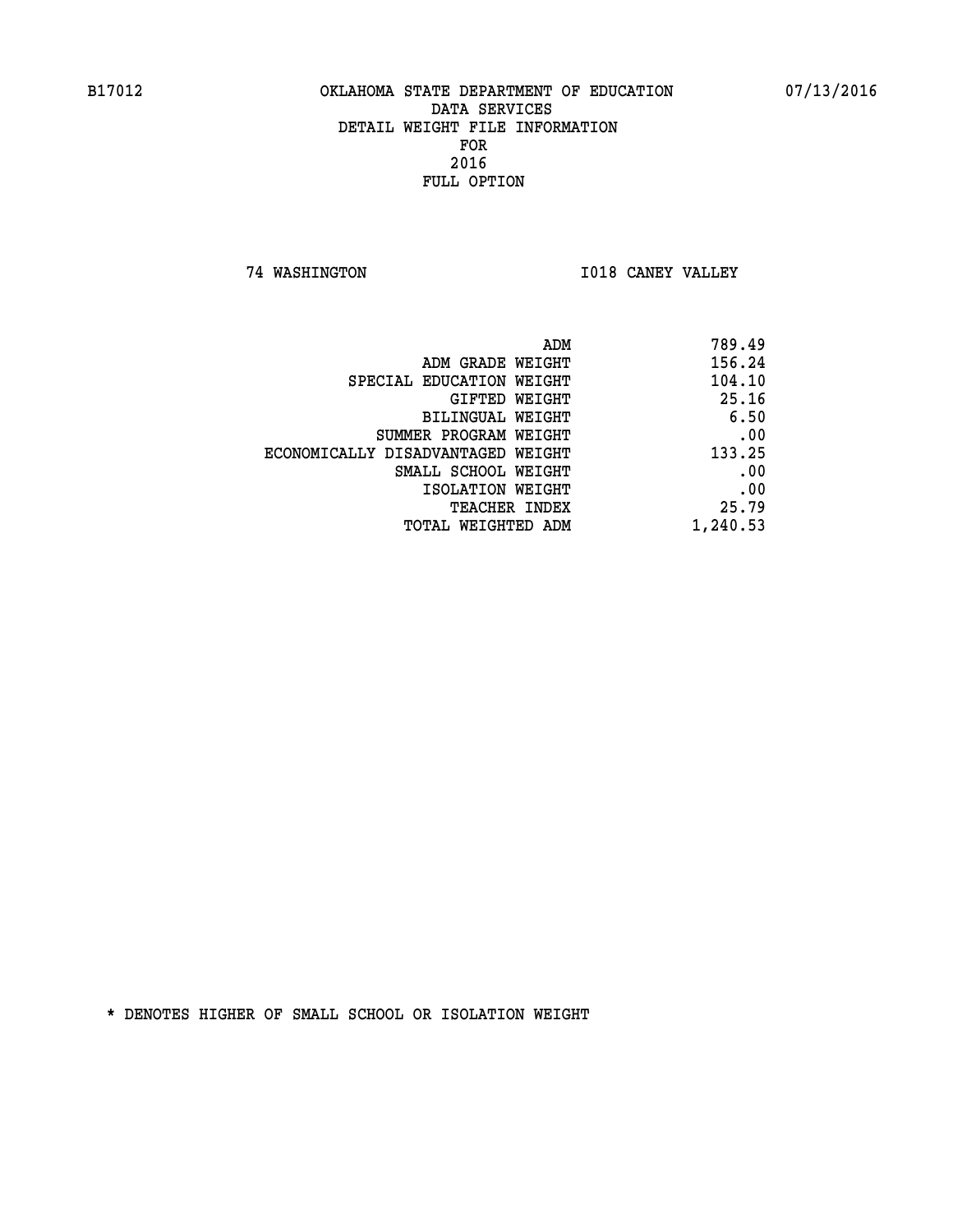B17012 OKLAHOMA STATE DEPARTMENT OF EDUCATION 07/13/2016
DATA SERVICES
DETAIL WEIGHT FILE INFORMATION
FOR
2016
FULL OPTION

74 WASHINGTON I018 CANEY VALLEY

| | |
|---|---|
| ADM | 789.49 |
| ADM GRADE WEIGHT | 156.24 |
| SPECIAL EDUCATION WEIGHT | 104.10 |
| GIFTED WEIGHT | 25.16 |
| BILINGUAL WEIGHT | 6.50 |
| SUMMER PROGRAM WEIGHT | .00 |
| ECONOMICALLY DISADVANTAGED WEIGHT | 133.25 |
| SMALL SCHOOL WEIGHT | .00 |
| ISOLATION WEIGHT | .00 |
| TEACHER INDEX | 25.79 |
| TOTAL WEIGHTED ADM | 1,240.53 |

* DENOTES HIGHER OF SMALL SCHOOL OR ISOLATION WEIGHT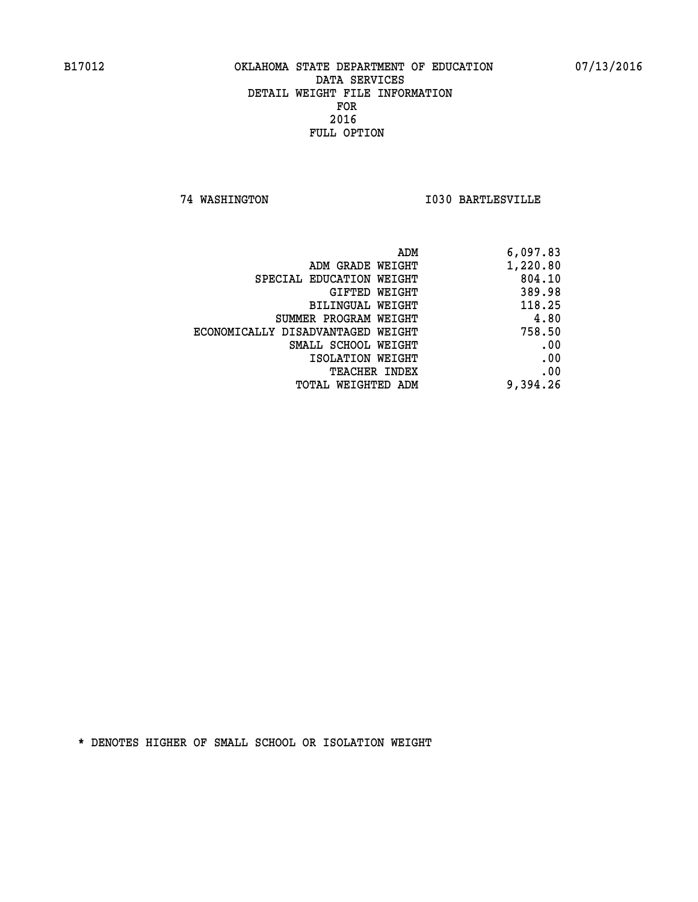B17012 OKLAHOMA STATE DEPARTMENT OF EDUCATION 07/13/2016

DATA SERVICES
DETAIL WEIGHT FILE INFORMATION
FOR
2016
FULL OPTION

74 WASHINGTON I030 BARTLESVILLE

| | |
|---|---|
| ADM | 6,097.83 |
| ADM GRADE WEIGHT | 1,220.80 |
| SPECIAL EDUCATION WEIGHT | 804.10 |
| GIFTED WEIGHT | 389.98 |
| BILINGUAL WEIGHT | 118.25 |
| SUMMER PROGRAM WEIGHT | 4.80 |
| ECONOMICALLY DISADVANTAGED WEIGHT | 758.50 |
| SMALL SCHOOL WEIGHT | .00 |
| ISOLATION WEIGHT | .00 |
| TEACHER INDEX | .00 |
| TOTAL WEIGHTED ADM | 9,394.26 |

* DENOTES HIGHER OF SMALL SCHOOL OR ISOLATION WEIGHT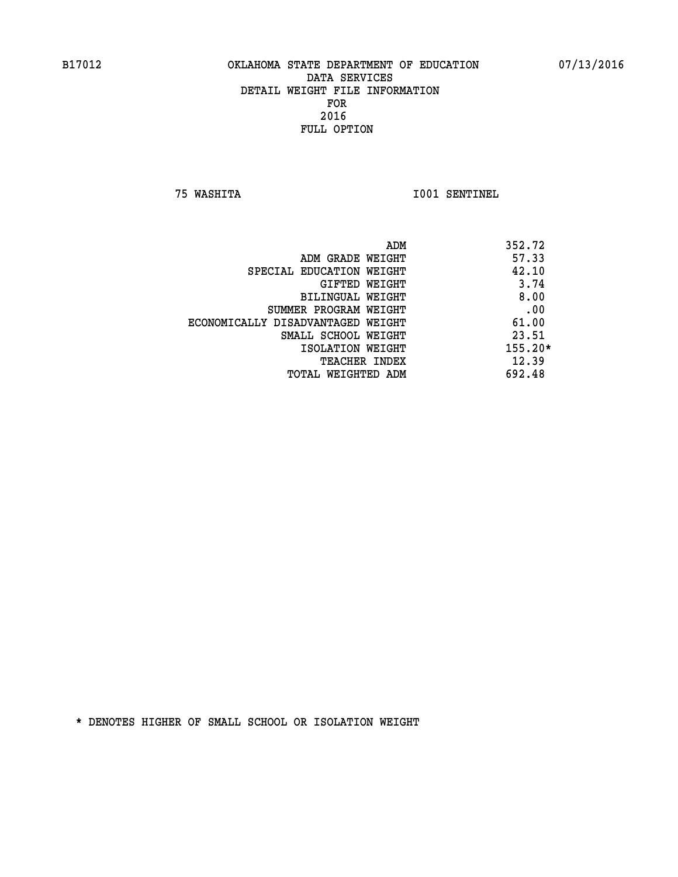B17012 OKLAHOMA STATE DEPARTMENT OF EDUCATION 07/13/2016

DATA SERVICES
DETAIL WEIGHT FILE INFORMATION
FOR
2016
FULL OPTION

75 WASHITA I001 SENTINEL

| | |
|---|---|
| ADM | 352.72 |
| ADM GRADE WEIGHT | 57.33 |
| SPECIAL EDUCATION WEIGHT | 42.10 |
| GIFTED WEIGHT | 3.74 |
| BILINGUAL WEIGHT | 8.00 |
| SUMMER PROGRAM WEIGHT | .00 |
| ECONOMICALLY DISADVANTAGED WEIGHT | 61.00 |
| SMALL SCHOOL WEIGHT | 23.51 |
| ISOLATION WEIGHT | 155.20* |
| TEACHER INDEX | 12.39 |
| TOTAL WEIGHTED ADM | 692.48 |

* DENOTES HIGHER OF SMALL SCHOOL OR ISOLATION WEIGHT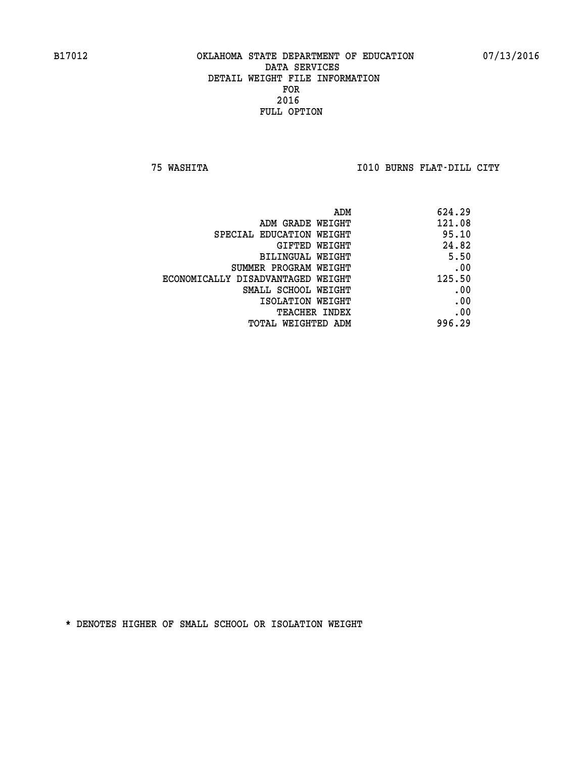B17012 OKLAHOMA STATE DEPARTMENT OF EDUCATION 07/13/2016

DATA SERVICES
DETAIL WEIGHT FILE INFORMATION
FOR
2016
FULL OPTION

75 WASHITA I010 BURNS FLAT-DILL CITY

| | |
|---|---|
| ADM | 624.29 |
| ADM GRADE WEIGHT | 121.08 |
| SPECIAL EDUCATION WEIGHT | 95.10 |
| GIFTED WEIGHT | 24.82 |
| BILINGUAL WEIGHT | 5.50 |
| SUMMER PROGRAM WEIGHT | .00 |
| ECONOMICALLY DISADVANTAGED WEIGHT | 125.50 |
| SMALL SCHOOL WEIGHT | .00 |
| ISOLATION WEIGHT | .00 |
| TEACHER INDEX | .00 |
| TOTAL WEIGHTED ADM | 996.29 |

* DENOTES HIGHER OF SMALL SCHOOL OR ISOLATION WEIGHT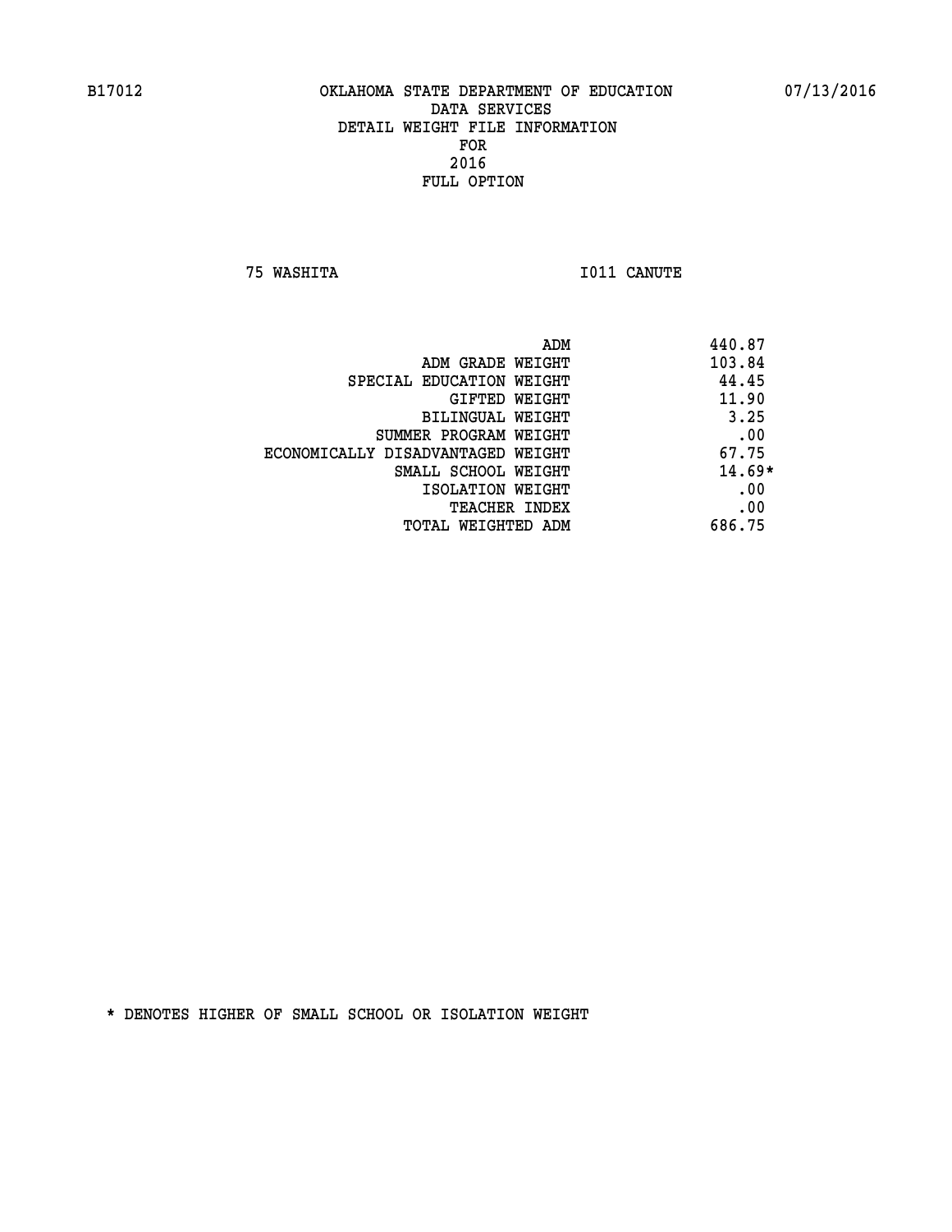B17012 OKLAHOMA STATE DEPARTMENT OF EDUCATION 07/13/2016

DATA SERVICES
DETAIL WEIGHT FILE INFORMATION
FOR
2016
FULL OPTION

75 WASHITA I011 CANUTE

| | |
|---|---|
| ADM | 440.87 |
| ADM GRADE WEIGHT | 103.84 |
| SPECIAL EDUCATION WEIGHT | 44.45 |
| GIFTED WEIGHT | 11.90 |
| BILINGUAL WEIGHT | 3.25 |
| SUMMER PROGRAM WEIGHT | .00 |
| ECONOMICALLY DISADVANTAGED WEIGHT | 67.75 |
| SMALL SCHOOL WEIGHT | 14.69* |
| ISOLATION WEIGHT | .00 |
| TEACHER INDEX | .00 |
| TOTAL WEIGHTED ADM | 686.75 |

* DENOTES HIGHER OF SMALL SCHOOL OR ISOLATION WEIGHT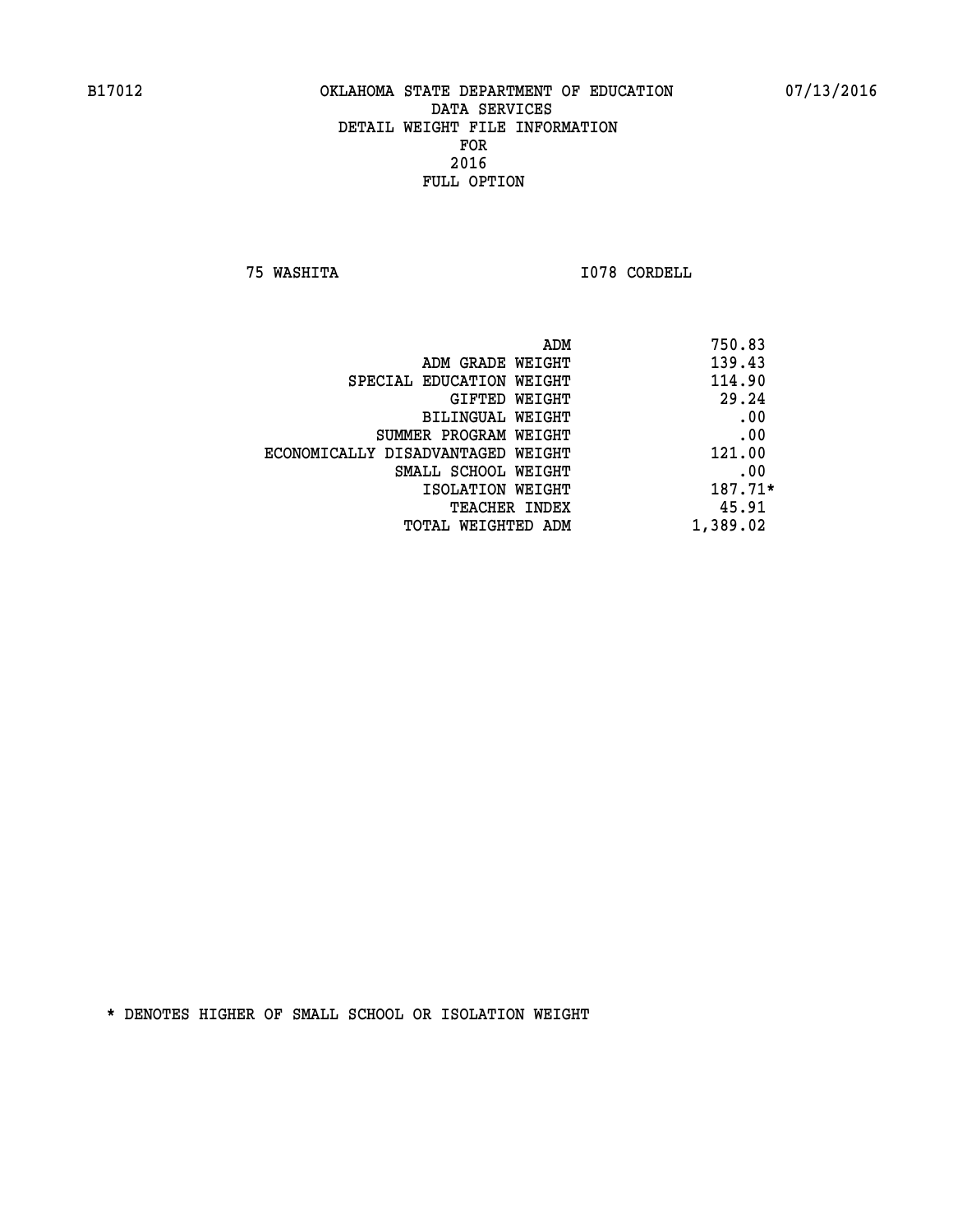B17012 OKLAHOMA STATE DEPARTMENT OF EDUCATION 07/13/2016

DATA SERVICES
DETAIL WEIGHT FILE INFORMATION
FOR
2016
FULL OPTION

75 WASHITA I078 CORDELL

| | |
|---|---|
| ADM | 750.83 |
| ADM GRADE WEIGHT | 139.43 |
| SPECIAL EDUCATION WEIGHT | 114.90 |
| GIFTED WEIGHT | 29.24 |
| BILINGUAL WEIGHT | .00 |
| SUMMER PROGRAM WEIGHT | .00 |
| ECONOMICALLY DISADVANTAGED WEIGHT | 121.00 |
| SMALL SCHOOL WEIGHT | .00 |
| ISOLATION WEIGHT | 187.71* |
| TEACHER INDEX | 45.91 |
| TOTAL WEIGHTED ADM | 1,389.02 |

* DENOTES HIGHER OF SMALL SCHOOL OR ISOLATION WEIGHT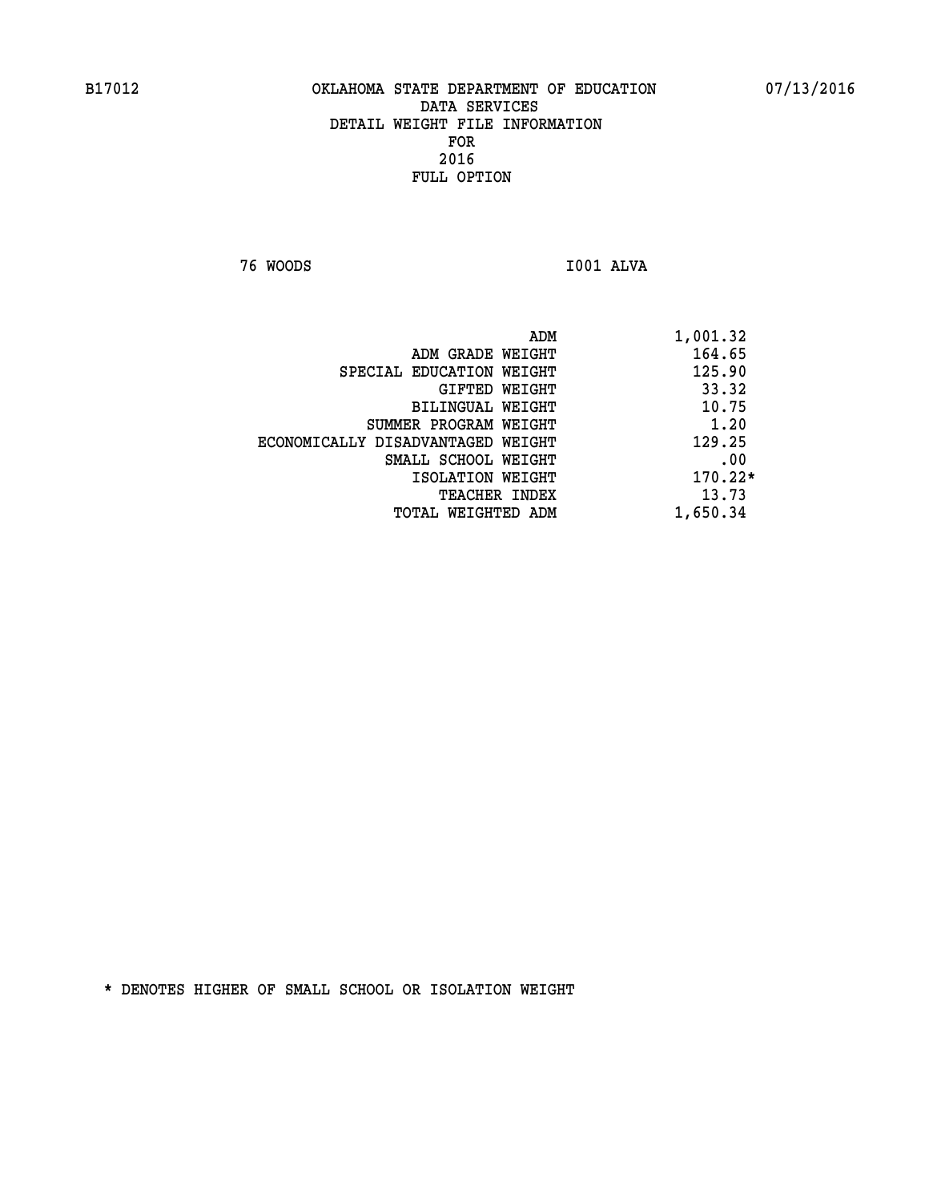B17012 OKLAHOMA STATE DEPARTMENT OF EDUCATION 07/13/2016

DATA SERVICES
DETAIL WEIGHT FILE INFORMATION
FOR
2016
FULL OPTION

76 WOODS I001 ALVA

| | |
|---|---|
| ADM | 1,001.32 |
| ADM GRADE WEIGHT | 164.65 |
| SPECIAL EDUCATION WEIGHT | 125.90 |
| GIFTED WEIGHT | 33.32 |
| BILINGUAL WEIGHT | 10.75 |
| SUMMER PROGRAM WEIGHT | 1.20 |
| ECONOMICALLY DISADVANTAGED WEIGHT | 129.25 |
| SMALL SCHOOL WEIGHT | .00 |
| ISOLATION WEIGHT | 170.22* |
| TEACHER INDEX | 13.73 |
| TOTAL WEIGHTED ADM | 1,650.34 |

* DENOTES HIGHER OF SMALL SCHOOL OR ISOLATION WEIGHT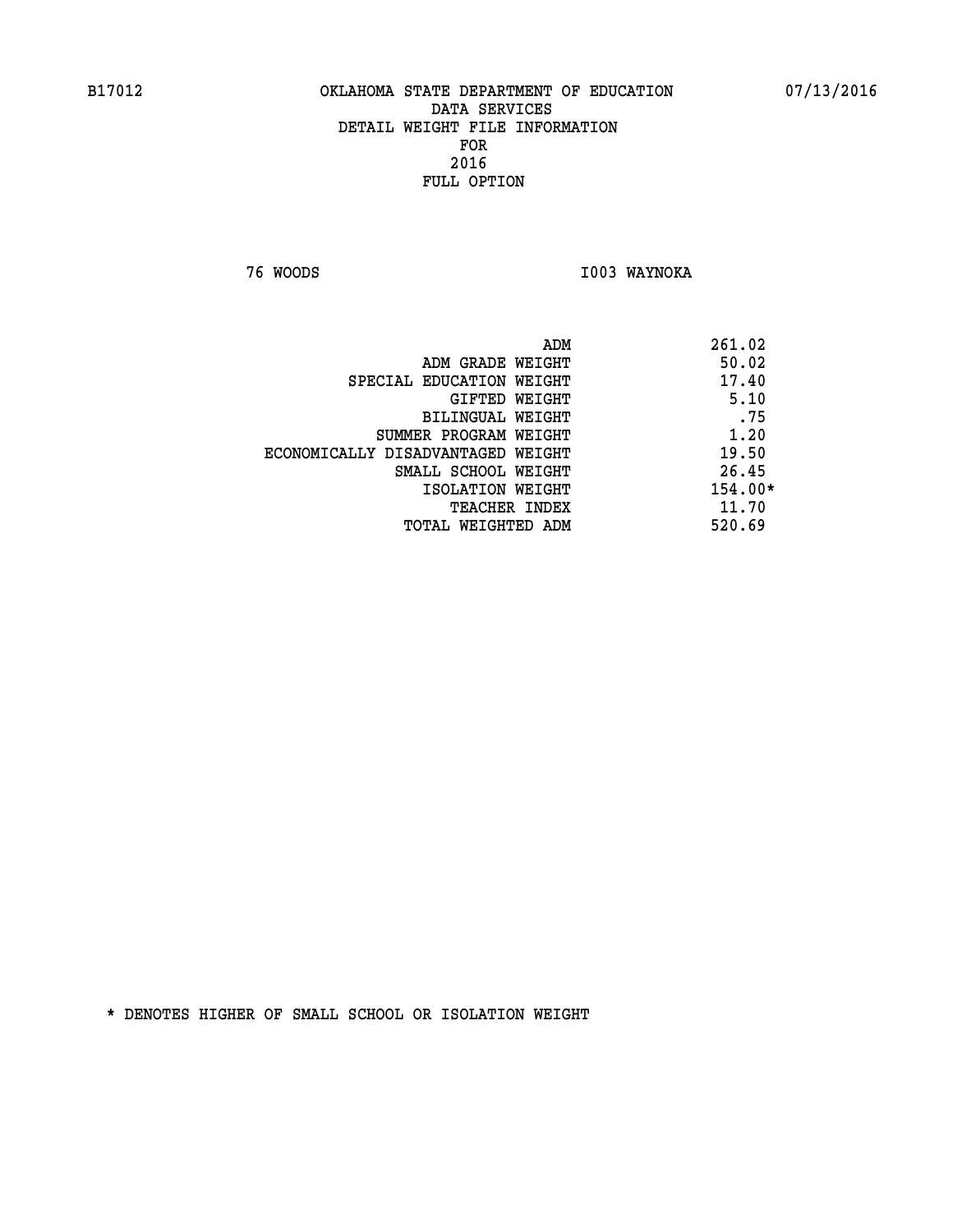OKLAHOMA STATE DEPARTMENT OF EDUCATION
DATA SERVICES
DETAIL WEIGHT FILE INFORMATION
FOR
2016
FULL OPTION

76 WOODS I003 WAYNOKA

| | |
|---|---|
| ADM | 261.02 |
| ADM GRADE WEIGHT | 50.02 |
| SPECIAL EDUCATION WEIGHT | 17.40 |
| GIFTED WEIGHT | 5.10 |
| BILINGUAL WEIGHT | .75 |
| SUMMER PROGRAM WEIGHT | 1.20 |
| ECONOMICALLY DISADVANTAGED WEIGHT | 19.50 |
| SMALL SCHOOL WEIGHT | 26.45 |
| ISOLATION WEIGHT | 154.00* |
| TEACHER INDEX | 11.70 |
| TOTAL WEIGHTED ADM | 520.69 |

* DENOTES HIGHER OF SMALL SCHOOL OR ISOLATION WEIGHT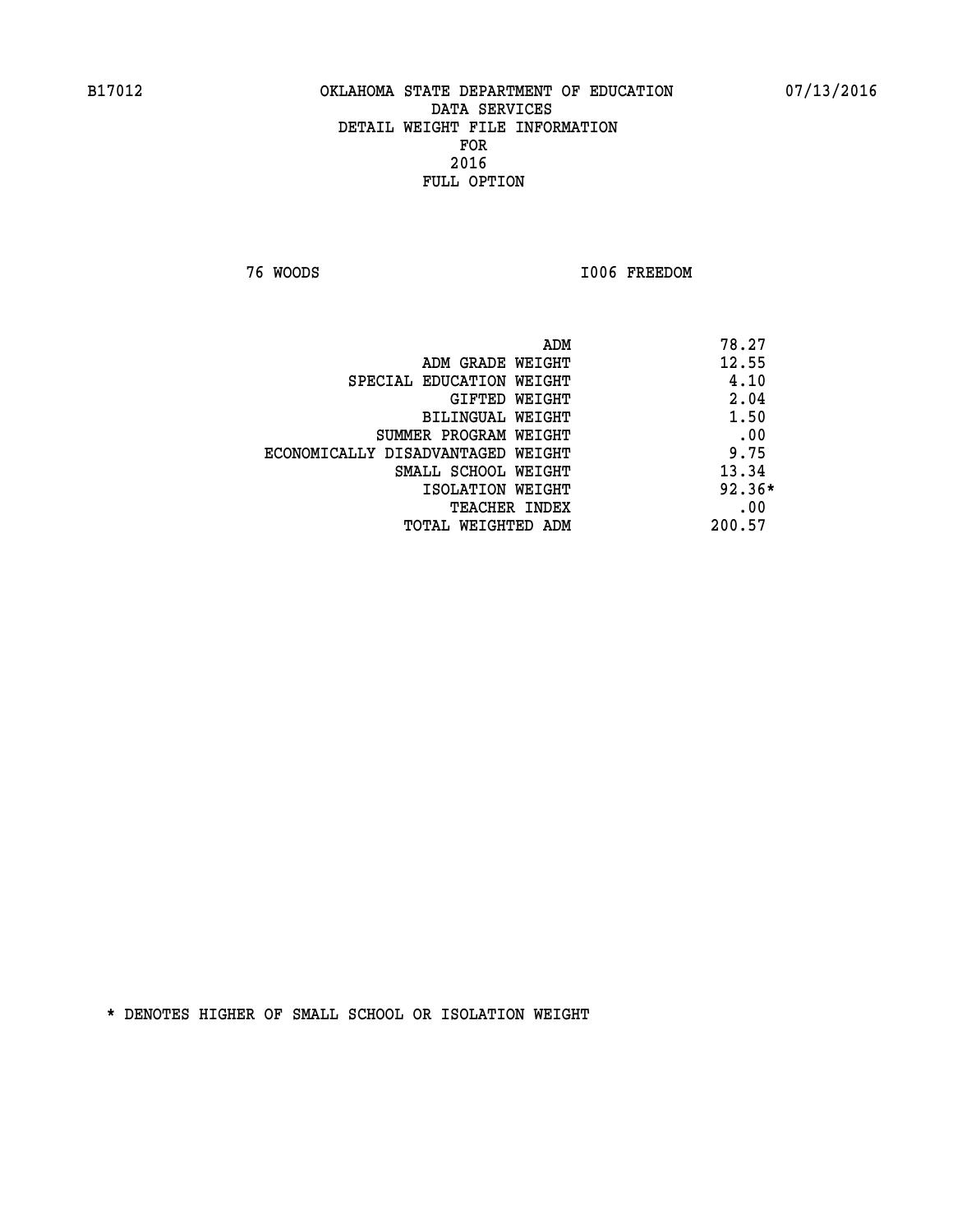B17012 OKLAHOMA STATE DEPARTMENT OF EDUCATION 07/13/2016

DATA SERVICES
DETAIL WEIGHT FILE INFORMATION
FOR
2016
FULL OPTION

76 WOODS I006 FREEDOM

| | |
|---|---|
| ADM | 78.27 |
| ADM GRADE WEIGHT | 12.55 |
| SPECIAL EDUCATION WEIGHT | 4.10 |
| GIFTED WEIGHT | 2.04 |
| BILINGUAL WEIGHT | 1.50 |
| SUMMER PROGRAM WEIGHT | .00 |
| ECONOMICALLY DISADVANTAGED WEIGHT | 9.75 |
| SMALL SCHOOL WEIGHT | 13.34 |
| ISOLATION WEIGHT | 92.36* |
| TEACHER INDEX | .00 |
| TOTAL WEIGHTED ADM | 200.57 |

* DENOTES HIGHER OF SMALL SCHOOL OR ISOLATION WEIGHT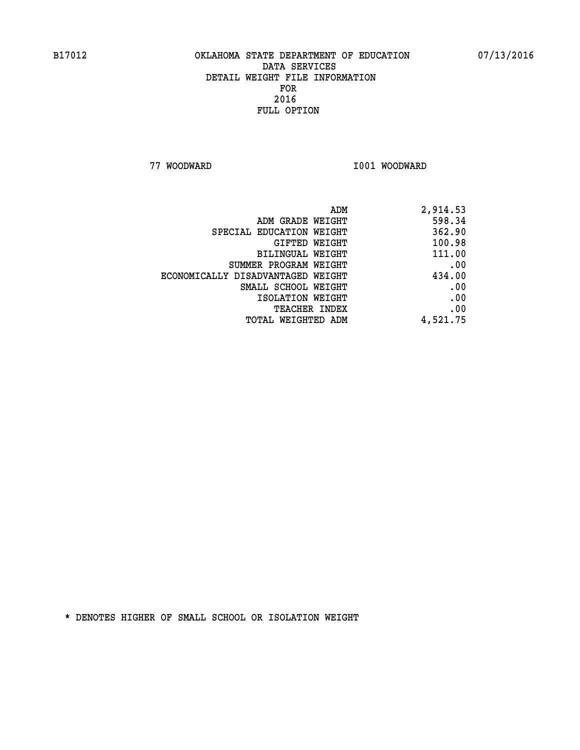B17012 OKLAHOMA STATE DEPARTMENT OF EDUCATION 07/13/2016

DATA SERVICES
DETAIL WEIGHT FILE INFORMATION
FOR
2016
FULL OPTION

77 WOODWARD I001 WOODWARD

| | |
|---|---|
| ADM | 2,914.53 |
| ADM GRADE WEIGHT | 598.34 |
| SPECIAL EDUCATION WEIGHT | 362.90 |
| GIFTED WEIGHT | 100.98 |
| BILINGUAL WEIGHT | 111.00 |
| SUMMER PROGRAM WEIGHT | .00 |
| ECONOMICALLY DISADVANTAGED WEIGHT | 434.00 |
| SMALL SCHOOL WEIGHT | .00 |
| ISOLATION WEIGHT | .00 |
| TEACHER INDEX | .00 |
| TOTAL WEIGHTED ADM | 4,521.75 |

* DENOTES HIGHER OF SMALL SCHOOL OR ISOLATION WEIGHT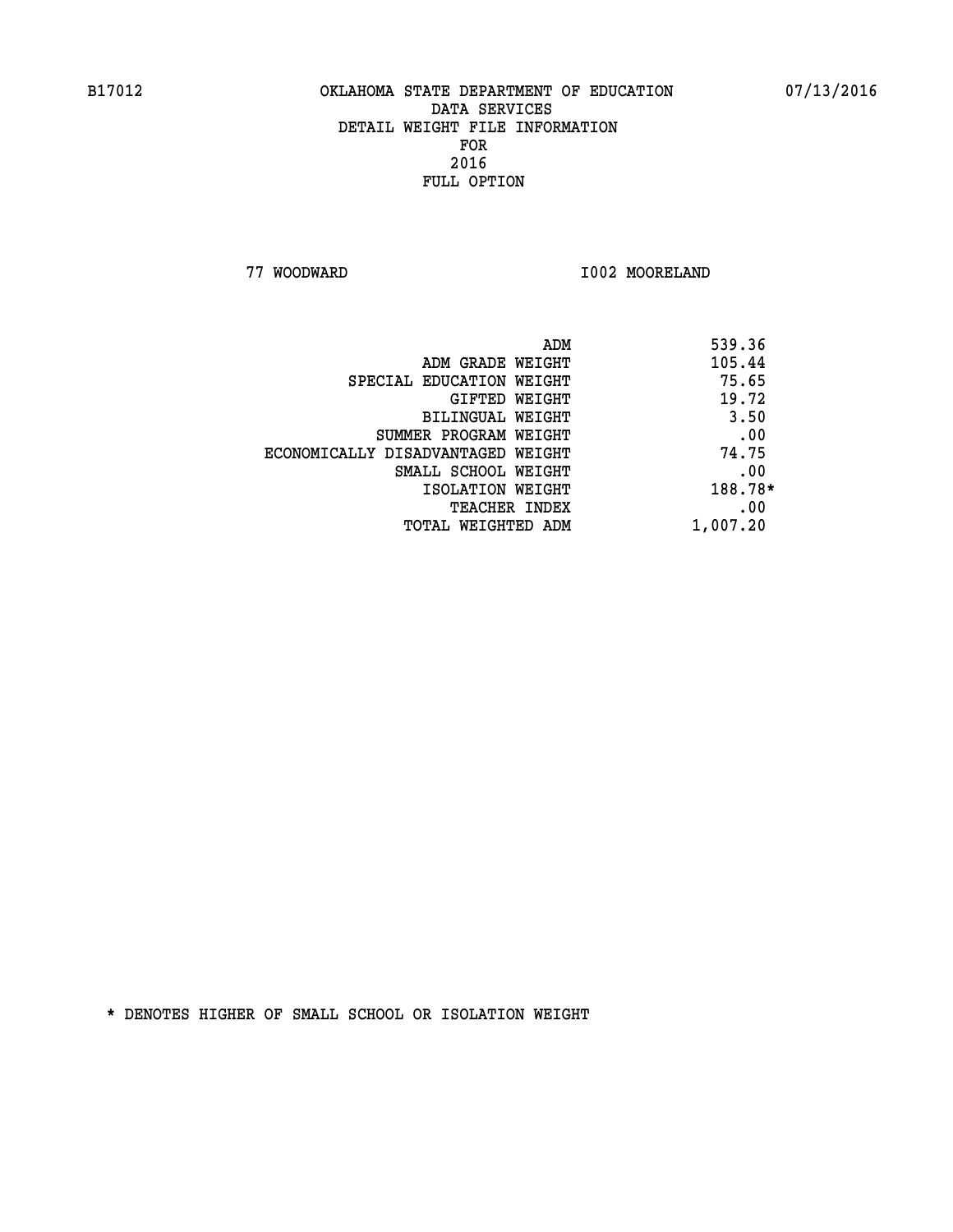B17012 OKLAHOMA STATE DEPARTMENT OF EDUCATION 07/13/2016

DATA SERVICES
DETAIL WEIGHT FILE INFORMATION
FOR
2016
FULL OPTION

77 WOODWARD I002 MOORELAND

| | |
|---|---|
| ADM | 539.36 |
| ADM GRADE WEIGHT | 105.44 |
| SPECIAL EDUCATION WEIGHT | 75.65 |
| GIFTED WEIGHT | 19.72 |
| BILINGUAL WEIGHT | 3.50 |
| SUMMER PROGRAM WEIGHT | .00 |
| ECONOMICALLY DISADVANTAGED WEIGHT | 74.75 |
| SMALL SCHOOL WEIGHT | .00 |
| ISOLATION WEIGHT | 188.78* |
| TEACHER INDEX | .00 |
| TOTAL WEIGHTED ADM | 1,007.20 |

* DENOTES HIGHER OF SMALL SCHOOL OR ISOLATION WEIGHT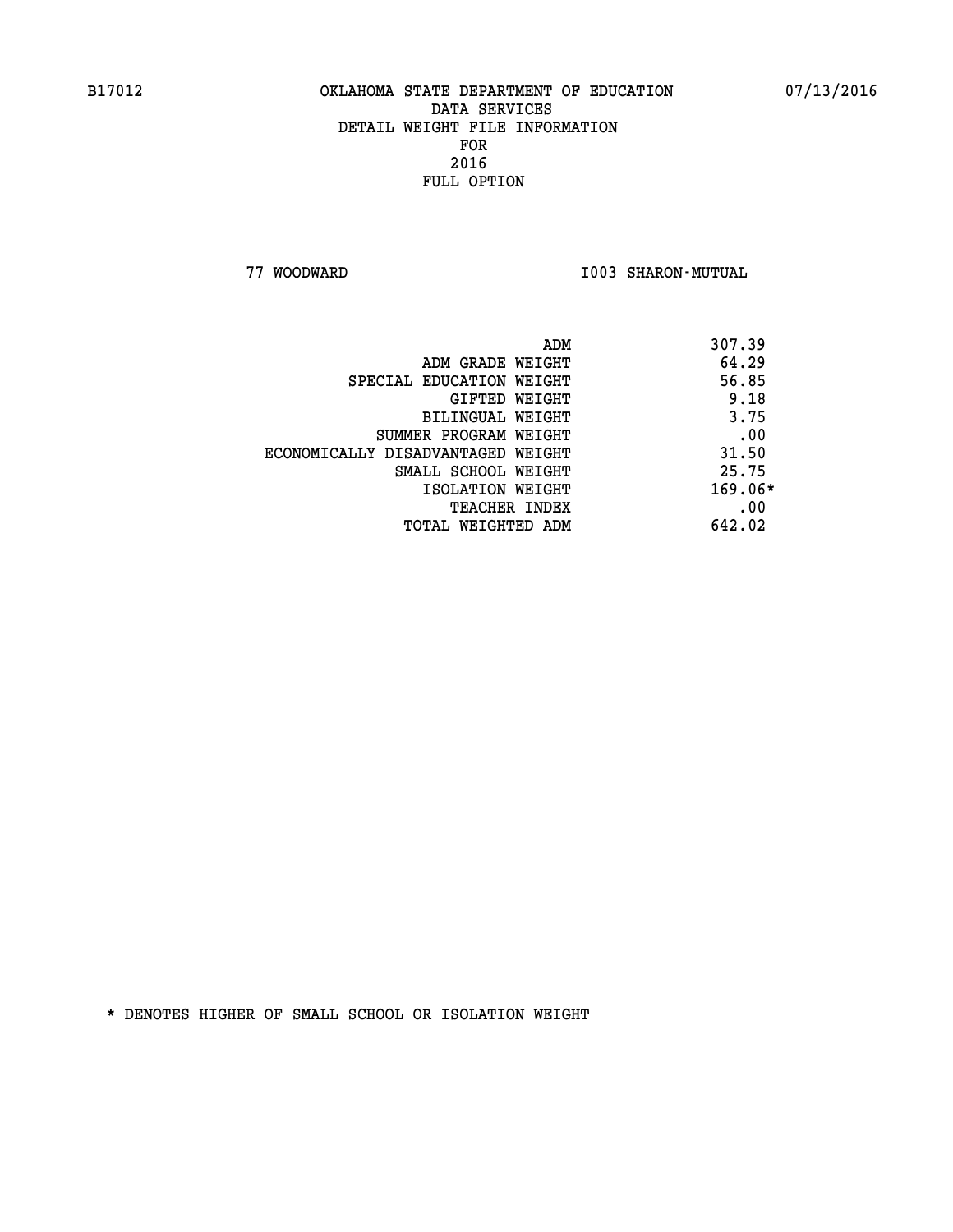B17012 OKLAHOMA STATE DEPARTMENT OF EDUCATION 07/13/2016

DATA SERVICES
DETAIL WEIGHT FILE INFORMATION
FOR
2016
FULL OPTION

77 WOODWARD I003 SHARON-MUTUAL

| | |
|---|---|
| ADM | 307.39 |
| ADM GRADE WEIGHT | 64.29 |
| SPECIAL EDUCATION WEIGHT | 56.85 |
| GIFTED WEIGHT | 9.18 |
| BILINGUAL WEIGHT | 3.75 |
| SUMMER PROGRAM WEIGHT | .00 |
| ECONOMICALLY DISADVANTAGED WEIGHT | 31.50 |
| SMALL SCHOOL WEIGHT | 25.75 |
| ISOLATION WEIGHT | 169.06* |
| TEACHER INDEX | .00 |
| TOTAL WEIGHTED ADM | 642.02 |

* DENOTES HIGHER OF SMALL SCHOOL OR ISOLATION WEIGHT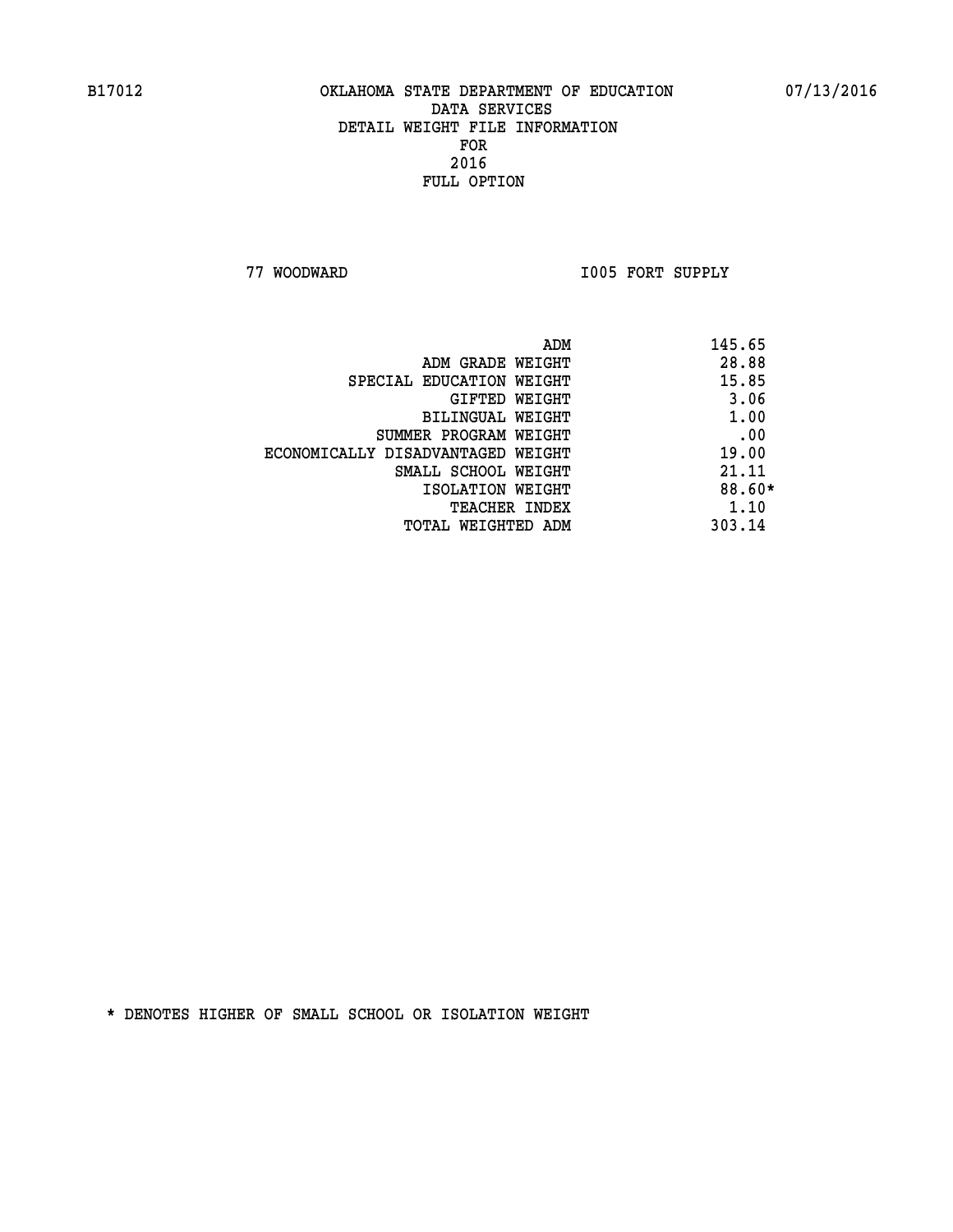B17012 OKLAHOMA STATE DEPARTMENT OF EDUCATION 07/13/2016

DATA SERVICES
DETAIL WEIGHT FILE INFORMATION
FOR
2016
FULL OPTION

77 WOODWARD I005 FORT SUPPLY

| | |
|---|---|
| ADM | 145.65 |
| ADM GRADE WEIGHT | 28.88 |
| SPECIAL EDUCATION WEIGHT | 15.85 |
| GIFTED WEIGHT | 3.06 |
| BILINGUAL WEIGHT | 1.00 |
| SUMMER PROGRAM WEIGHT | .00 |
| ECONOMICALLY DISADVANTAGED WEIGHT | 19.00 |
| SMALL SCHOOL WEIGHT | 21.11 |
| ISOLATION WEIGHT | 88.60* |
| TEACHER INDEX | 1.10 |
| TOTAL WEIGHTED ADM | 303.14 |

* DENOTES HIGHER OF SMALL SCHOOL OR ISOLATION WEIGHT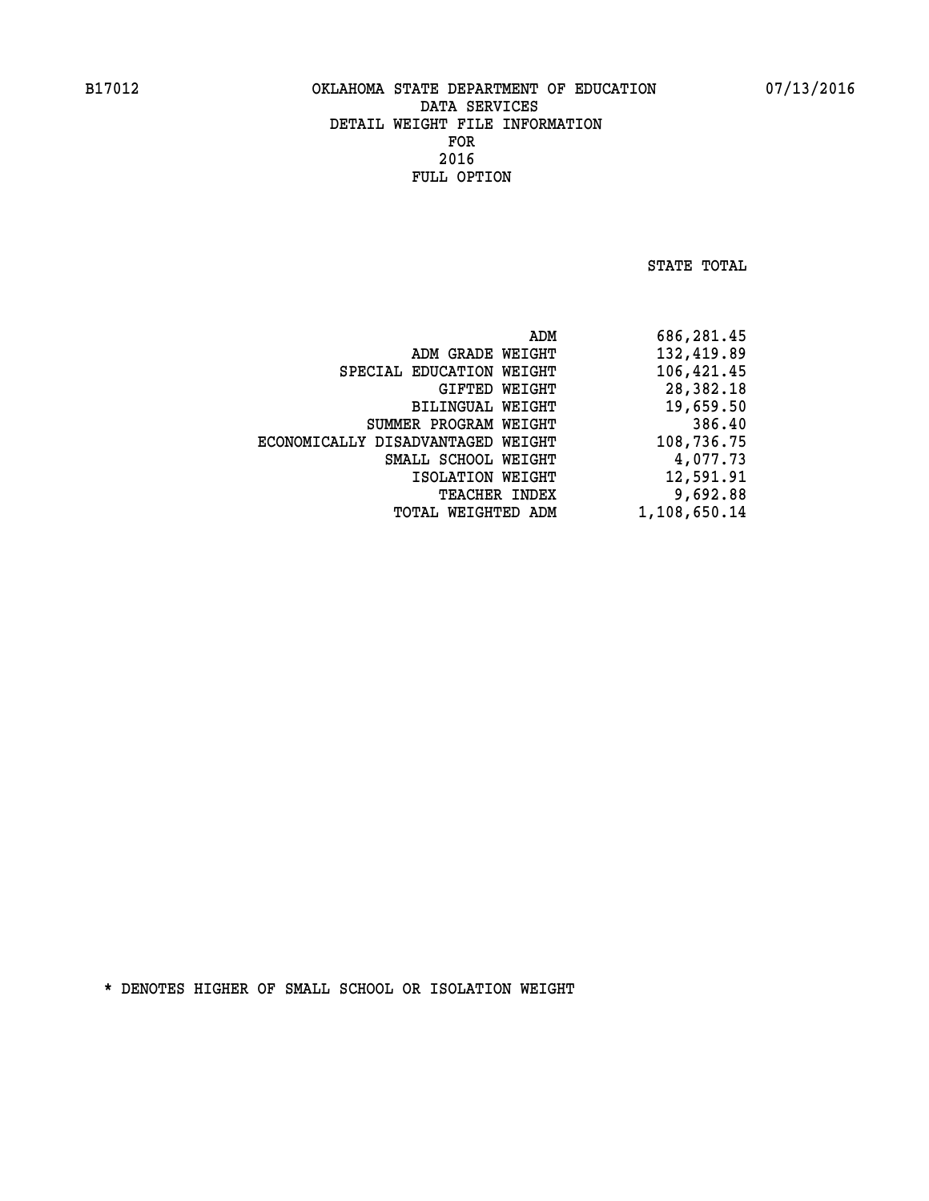B17012 OKLAHOMA STATE DEPARTMENT OF EDUCATION 07/13/2016

DATA SERVICES
DETAIL WEIGHT FILE INFORMATION
FOR
2016
FULL OPTION

STATE TOTAL

| | |
|---|---|
| ADM | 686,281.45 |
| ADM GRADE WEIGHT | 132,419.89 |
| SPECIAL EDUCATION WEIGHT | 106,421.45 |
| GIFTED WEIGHT | 28,382.18 |
| BILINGUAL WEIGHT | 19,659.50 |
| SUMMER PROGRAM WEIGHT | 386.40 |
| ECONOMICALLY DISADVANTAGED WEIGHT | 108,736.75 |
| SMALL SCHOOL WEIGHT | 4,077.73 |
| ISOLATION WEIGHT | 12,591.91 |
| TEACHER INDEX | 9,692.88 |
| TOTAL WEIGHTED ADM | 1,108,650.14 |

* DENOTES HIGHER OF SMALL SCHOOL OR ISOLATION WEIGHT